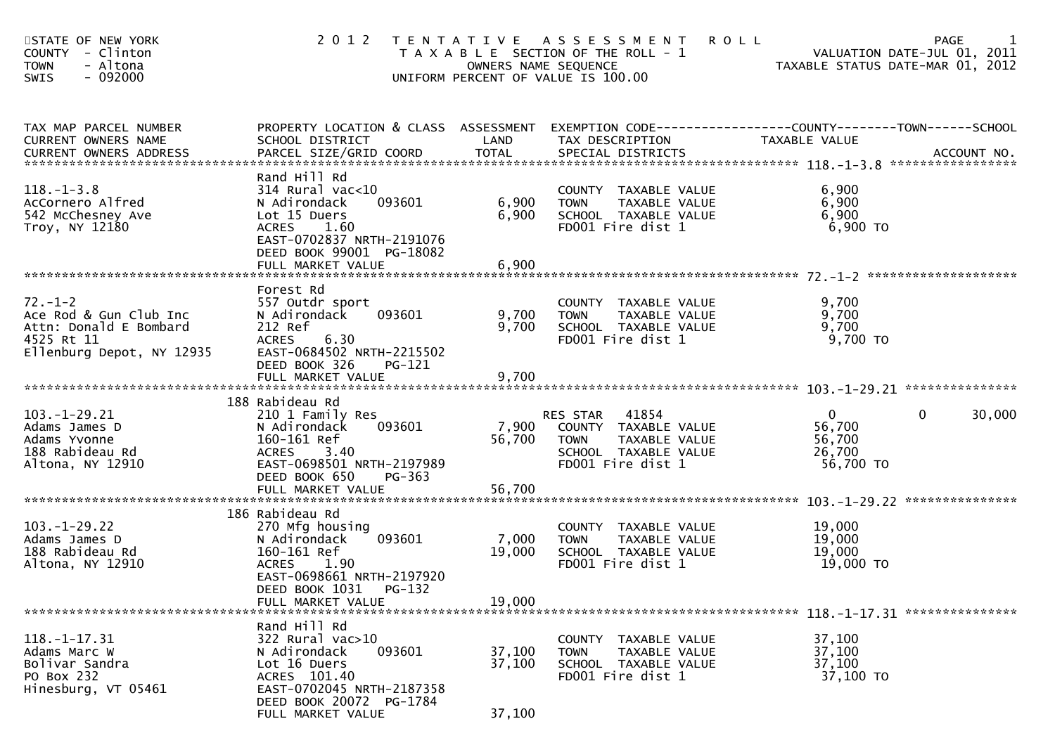STATE OF NEW YORK
COUNTY - Clinton
TOWN - Altona
SWIS - 092000

# 2012 TENTATIVE ASSESSMENT ROLL

TAXABLE SECTION OF THE ROLL - 1
OWNERS NAME SEQUENCE
UNIFORM PERCENT OF VALUE IS 100.00

VALUATION DATE-JUL 01, 2011
TAXABLE STATUS DATE-MAR 01, 2012

| TAX MAP PARCEL NUMBER / CURRENT OWNERS NAME / CURRENT OWNERS ADDRESS | PROPERTY LOCATION & CLASS / SCHOOL DISTRICT / PARCEL SIZE/GRID COORD | ASSESSMENT LAND | ASSESSMENT TOTAL | EXEMPTION CODE / TAX DESCRIPTION / SPECIAL DISTRICTS | COUNTY TAXABLE VALUE | TOWN | SCHOOL / ACCOUNT NO. |
|---|---|---|---|---|---|---|---|
| 118.-1-3.8 | Rand Hill Rd | | | | | | |
| AcCornero Alfred | 314 Rural vac<10 | | | COUNTY TAXABLE VALUE | 6,900 | | |
| 542 McChesney Ave | N Adirondack 093601 | 6,900 | | TOWN TAXABLE VALUE | 6,900 | | |
| Troy, NY 12180 | Lot 15 Duers | | 6,900 | SCHOOL TAXABLE VALUE | 6,900 | | |
| | ACRES 1.60 | | | FD001 Fire dist 1 | 6,900 TO | | |
| | EAST-0702837 NRTH-2191076 | | | | | | |
| | DEED BOOK 99001 PG-18082 | | | | | | |
| | FULL MARKET VALUE | | 6,900 | | | | |
| 72.-1-2 | Forest Rd | | | | | | |
| Ace Rod & Gun Club Inc | 557 Outdr sport | | | COUNTY TAXABLE VALUE | 9,700 | | |
| Attn: Donald E Bombard | N Adirondack 093601 | 9,700 | | TOWN TAXABLE VALUE | 9,700 | | |
| 4525 Rt 11 | 212 Ref | | 9,700 | SCHOOL TAXABLE VALUE | 9,700 | | |
| Ellenburg Depot, NY 12935 | ACRES 6.30 | | | FD001 Fire dist 1 | 9,700 TO | | |
| | EAST-0684502 NRTH-2215502 | | | | | | |
| | DEED BOOK 326 PG-121 | | | | | | |
| | FULL MARKET VALUE | | 9,700 | | | | |
| 103.-1-29.21 | 188 Rabideau Rd | | | | | | |
| Adams James D | 210 1 Family Res | | | RES STAR 41854 | 0 | 0 | 30,000 |
| Adams Yvonne | N Adirondack 093601 | 7,900 | | COUNTY TAXABLE VALUE | 56,700 | | |
| 188 Rabideau Rd | 160-161 Ref | | 56,700 | TOWN TAXABLE VALUE | 56,700 | | |
| Altona, NY 12910 | ACRES 3.40 | | | SCHOOL TAXABLE VALUE | 26,700 | | |
| | EAST-0698501 NRTH-2197989 | | | FD001 Fire dist 1 | 56,700 TO | | |
| | DEED BOOK 650 PG-363 | | | | | | |
| | FULL MARKET VALUE | | 56,700 | | | | |
| 103.-1-29.22 | 186 Rabideau Rd | | | | | | |
| Adams James D | 270 Mfg housing | | | COUNTY TAXABLE VALUE | 19,000 | | |
| 188 Rabideau Rd | N Adirondack 093601 | 7,000 | | TOWN TAXABLE VALUE | 19,000 | | |
| Altona, NY 12910 | 160-161 Ref | | 19,000 | SCHOOL TAXABLE VALUE | 19,000 | | |
| | ACRES 1.90 | | | FD001 Fire dist 1 | 19,000 TO | | |
| | EAST-0698661 NRTH-2197920 | | | | | | |
| | DEED BOOK 1031 PG-132 | | | | | | |
| | FULL MARKET VALUE | | 19,000 | | | | |
| 118.-1-17.31 | Rand Hill Rd | | | | | | |
| Adams Marc W | 322 Rural vac>10 | | | COUNTY TAXABLE VALUE | 37,100 | | |
| Bolivar Sandra | N Adirondack 093601 | 37,100 | | TOWN TAXABLE VALUE | 37,100 | | |
| PO Box 232 | Lot 16 Duers | | 37,100 | SCHOOL TAXABLE VALUE | 37,100 | | |
| Hinesburg, VT 05461 | ACRES 101.40 | | | FD001 Fire dist 1 | 37,100 TO | | |
| | EAST-0702045 NRTH-2187358 | | | | | | |
| | DEED BOOK 20072 PG-1784 | | | | | | |
| | FULL MARKET VALUE | | 37,100 | | | | |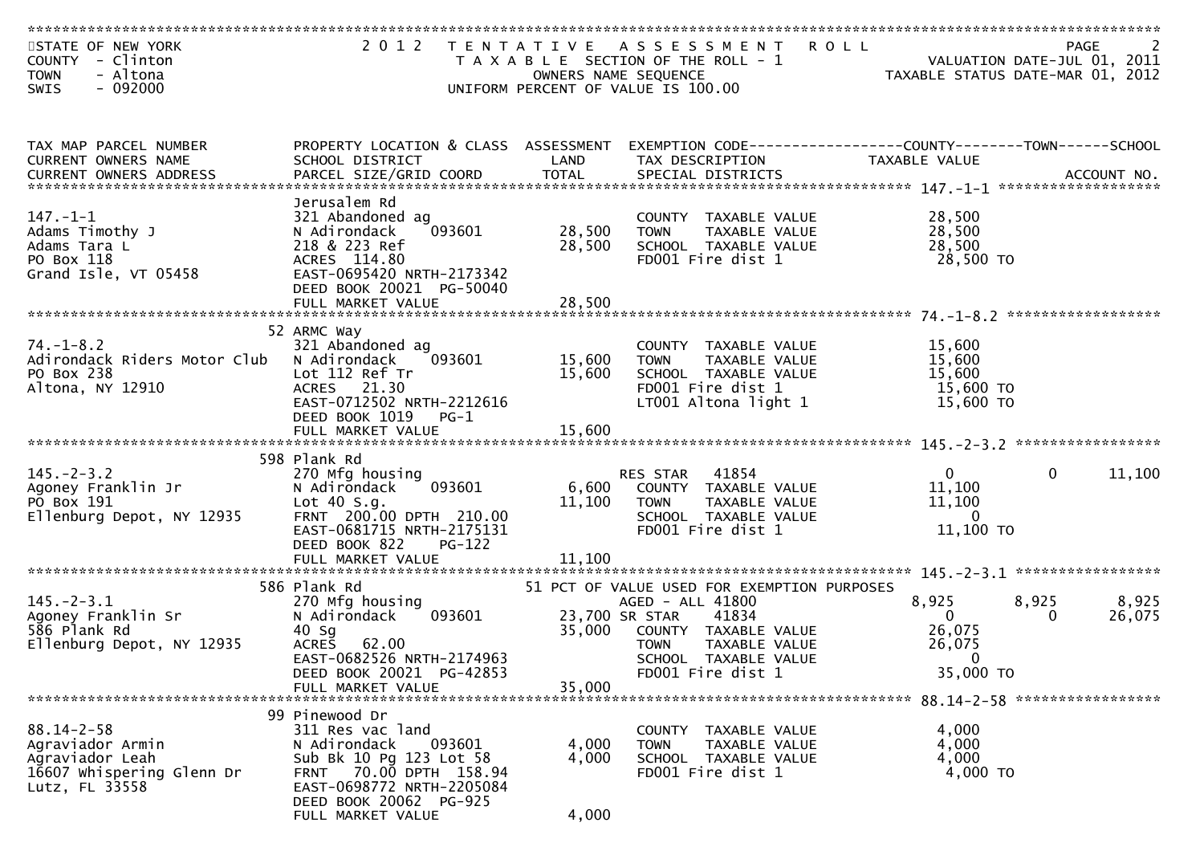STATE OF NEW YORK
COUNTY - Clinton
TOWN - Altona
SWIS - 092000

**2012 TENTATIVE ASSESSMENT ROLL**
TAXABLE SECTION OF THE ROLL - 1
OWNERS NAME SEQUENCE
UNIFORM PERCENT OF VALUE IS 100.00

VALUATION DATE-JUL 01, 2011
TAXABLE STATUS DATE-MAR 01, 2012

| TAX MAP PARCEL NUMBER / CURRENT OWNERS NAME / CURRENT OWNERS ADDRESS | PROPERTY LOCATION & CLASS / SCHOOL DISTRICT / PARCEL SIZE/GRID COORD | ASSESSMENT LAND | ASSESSMENT TOTAL | EXEMPTION CODE / TAX DESCRIPTION / SPECIAL DISTRICTS | COUNTY TAXABLE VALUE | TOWN | SCHOOL | ACCOUNT NO. |
|---|---|---|---|---|---|---|---|---|
| **147.-1-1** | Jerusalem Rd | | | | | | | |
| 147.-1-1 | 321 Abandoned ag | | | COUNTY TAXABLE VALUE | 28,500 | | | |
| Adams Timothy J | N Adirondack 093601 | 28,500 | | TOWN TAXABLE VALUE | 28,500 | | | |
| Adams Tara L | 218 & 223 Ref | | 28,500 | SCHOOL TAXABLE VALUE | 28,500 | | | |
| PO Box 118 | ACRES 114.80 | | | FD001 Fire dist 1 | 28,500 TO | | | |
| Grand Isle, VT 05458 | EAST-0695420 NRTH-2173342 | | | | | | | |
| | DEED BOOK 20021 PG-50040 | | | | | | | |
| | FULL MARKET VALUE | | 28,500 | | | | | |
| **74.-1-8.2** | 52 ARMC Way | | | | | | | |
| 74.-1-8.2 | 321 Abandoned ag | | | COUNTY TAXABLE VALUE | 15,600 | | | |
| Adirondack Riders Motor Club | N Adirondack 093601 | 15,600 | | TOWN TAXABLE VALUE | 15,600 | | | |
| PO Box 238 | Lot 112 Ref Tr | | 15,600 | SCHOOL TAXABLE VALUE | 15,600 | | | |
| Altona, NY 12910 | ACRES 21.30 | | | FD001 Fire dist 1 | 15,600 TO | | | |
| | EAST-0712502 NRTH-2212616 | | | LT001 Altona light 1 | 15,600 TO | | | |
| | DEED BOOK 1019 PG-1 | | | | | | | |
| | FULL MARKET VALUE | | 15,600 | | | | | |
| **145.-2-3.2** | 598 Plank Rd | | | | | | | |
| 145.-2-3.2 | 270 Mfg housing | | | RES STAR 41854 | 0 | 0 | 11,100 | |
| Agoney Franklin Jr | N Adirondack 093601 | 6,600 | | COUNTY TAXABLE VALUE | 11,100 | | | |
| PO Box 191 | Lot 40 S.g. | | 11,100 | TOWN TAXABLE VALUE | 11,100 | | | |
| Ellenburg Depot, NY 12935 | FRNT 200.00 DPTH 210.00 | | | SCHOOL TAXABLE VALUE | 0 | | | |
| | EAST-0681715 NRTH-2175131 | | | FD001 Fire dist 1 | 11,100 TO | | | |
| | DEED BOOK 822 PG-122 | | | | | | | |
| | FULL MARKET VALUE | | 11,100 | | | | | |
| **145.-2-3.1** | 586 Plank Rd | | | 51 PCT OF VALUE USED FOR EXEMPTION PURPOSES | | | | |
| 145.-2-3.1 | 270 Mfg housing | | | AGED - ALL 41800 | 8,925 | 8,925 | 8,925 | |
| Agoney Franklin Sr | N Adirondack 093601 | 23,700 | | SR STAR 41834 | 0 | 0 | 26,075 | |
| 586 Plank Rd | 40 Sg | | 35,000 | COUNTY TAXABLE VALUE | 26,075 | | | |
| Ellenburg Depot, NY 12935 | ACRES 62.00 | | | TOWN TAXABLE VALUE | 26,075 | | | |
| | EAST-0682526 NRTH-2174963 | | | SCHOOL TAXABLE VALUE | 0 | | | |
| | DEED BOOK 20021 PG-42853 | | | FD001 Fire dist 1 | 35,000 TO | | | |
| | FULL MARKET VALUE | | 35,000 | | | | | |
| **88.14-2-58** | 99 Pinewood Dr | | | | | | | |
| 88.14-2-58 | 311 Res vac land | | | COUNTY TAXABLE VALUE | 4,000 | | | |
| Agraviador Armin | N Adirondack 093601 | 4,000 | | TOWN TAXABLE VALUE | 4,000 | | | |
| Agraviador Leah | Sub Bk 10 Pg 123 Lot 58 | | 4,000 | SCHOOL TAXABLE VALUE | 4,000 | | | |
| 16607 Whispering Glenn Dr | FRNT 70.00 DPTH 158.94 | | | FD001 Fire dist 1 | 4,000 TO | | | |
| Lutz, FL 33558 | EAST-0698772 NRTH-2205084 | | | | | | | |
| | DEED BOOK 20062 PG-925 | | | | | | | |
| | FULL MARKET VALUE | | 4,000 | | | | | |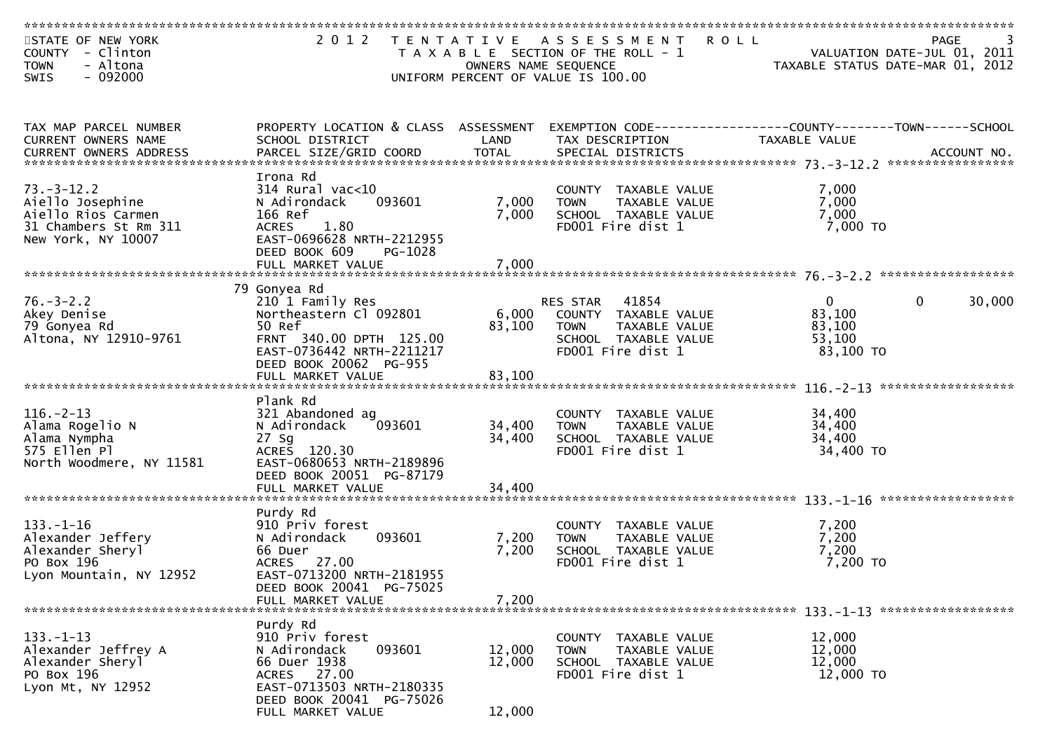STATE OF NEW YORK
COUNTY - Clinton
TOWN - Altona
SWIS - 092000

2012 TENTATIVE ASSESSMENT ROLL
TAXABLE SECTION OF THE ROLL - 1
OWNERS NAME SEQUENCE
UNIFORM PERCENT OF VALUE IS 100.00

VALUATION DATE-JUL 01, 2011
TAXABLE STATUS DATE-MAR 01, 2012

| TAX MAP PARCEL NUMBER / CURRENT OWNERS NAME / CURRENT OWNERS ADDRESS | PROPERTY LOCATION & CLASS / SCHOOL DISTRICT / PARCEL SIZE/GRID COORD | ASSESSMENT LAND | ASSESSMENT TOTAL | EXEMPTION CODE / TAX DESCRIPTION / SPECIAL DISTRICTS | COUNTY TAXABLE VALUE | TOWN | SCHOOL / ACCOUNT NO. |
|---|---|---|---|---|---|---|---|
| **73.-3-12.2** | Irona Rd | | | | | | |
| 73.-3-12.2 | 314 Rural vac<10 | | | COUNTY TAXABLE VALUE | 7,000 | | |
| Aiello Josephine | N Adirondack 093601 | 7,000 | | TOWN TAXABLE VALUE | 7,000 | | |
| Aiello Rios Carmen | 166 Ref | | 7,000 | SCHOOL TAXABLE VALUE | 7,000 | | |
| 31 Chambers St Rm 311 | ACRES 1.80 | | | FD001 Fire dist 1 | 7,000 TO | | |
| New York, NY 10007 | EAST-0696628 NRTH-2212955 | | | | | | |
| | DEED BOOK 609 PG-1028 | | | | | | |
| | FULL MARKET VALUE | | 7,000 | | | | |
| **76.-3-2.2** | 79 Gonyea Rd | | | | | | |
| 76.-3-2.2 | 210 1 Family Res | | | RES STAR 41854 | 0 | 0 | 30,000 |
| Akey Denise | Northeastern Cl 092801 | 6,000 | | COUNTY TAXABLE VALUE | 83,100 | | |
| 79 Gonyea Rd | 50 Ref | | 83,100 | TOWN TAXABLE VALUE | 83,100 | | |
| Altona, NY 12910-9761 | FRNT 340.00 DPTH 125.00 | | | SCHOOL TAXABLE VALUE | 53,100 | | |
| | EAST-0736442 NRTH-2211217 | | | FD001 Fire dist 1 | 83,100 TO | | |
| | DEED BOOK 20062 PG-955 | | | | | | |
| | FULL MARKET VALUE | | 83,100 | | | | |
| **116.-2-13** | Plank Rd | | | | | | |
| 116.-2-13 | 321 Abandoned ag | | | COUNTY TAXABLE VALUE | 34,400 | | |
| Alama Rogelio N | N Adirondack 093601 | 34,400 | | TOWN TAXABLE VALUE | 34,400 | | |
| Alama Nympha | 27 Sg | | 34,400 | SCHOOL TAXABLE VALUE | 34,400 | | |
| 575 Ellen Pl | ACRES 120.30 | | | FD001 Fire dist 1 | 34,400 TO | | |
| North Woodmere, NY 11581 | EAST-0680653 NRTH-2189896 | | | | | | |
| | DEED BOOK 20051 PG-87179 | | | | | | |
| | FULL MARKET VALUE | | 34,400 | | | | |
| **133.-1-16** | Purdy Rd | | | | | | |
| 133.-1-16 | 910 Priv forest | | | COUNTY TAXABLE VALUE | 7,200 | | |
| Alexander Jeffery | N Adirondack 093601 | 7,200 | | TOWN TAXABLE VALUE | 7,200 | | |
| Alexander Sheryl | 66 Duer | | 7,200 | SCHOOL TAXABLE VALUE | 7,200 | | |
| PO Box 196 | ACRES 27.00 | | | FD001 Fire dist 1 | 7,200 TO | | |
| Lyon Mountain, NY 12952 | EAST-0713200 NRTH-2181955 | | | | | | |
| | DEED BOOK 20041 PG-75025 | | | | | | |
| | FULL MARKET VALUE | | 7,200 | | | | |
| **133.-1-13** | Purdy Rd | | | | | | |
| 133.-1-13 | 910 Priv forest | | | COUNTY TAXABLE VALUE | 12,000 | | |
| Alexander Jeffrey A | N Adirondack 093601 | 12,000 | | TOWN TAXABLE VALUE | 12,000 | | |
| Alexander Sheryl | 66 Duer 1938 | | 12,000 | SCHOOL TAXABLE VALUE | 12,000 | | |
| PO Box 196 | ACRES 27.00 | | | FD001 Fire dist 1 | 12,000 TO | | |
| Lyon Mt, NY 12952 | EAST-0713503 NRTH-2180335 | | | | | | |
| | DEED BOOK 20041 PG-75026 | | | | | | |
| | FULL MARKET VALUE | | 12,000 | | | | |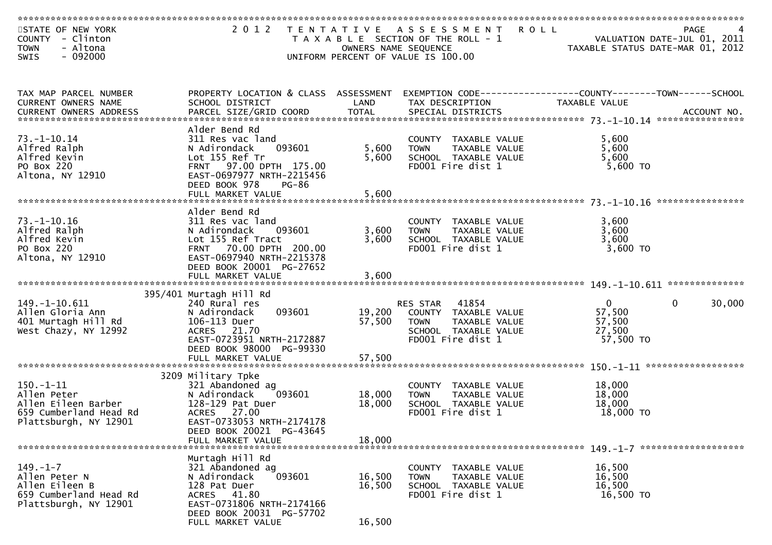STATE OF NEW YORK
COUNTY - Clinton
TOWN - Altona
SWIS - 092000

**2012 TENTATIVE ASSESSMENT ROLL**
TAXABLE SECTION OF THE ROLL - 1
OWNERS NAME SEQUENCE
UNIFORM PERCENT OF VALUE IS 100.00

VALUATION DATE-JUL 01, 2011
TAXABLE STATUS DATE-MAR 01, 2012

| TAX MAP PARCEL NUMBER / CURRENT OWNERS NAME / CURRENT OWNERS ADDRESS | PROPERTY LOCATION & CLASS / SCHOOL DISTRICT / PARCEL SIZE/GRID COORD | LAND | ASSESSMENT TOTAL | EXEMPTION CODE / TAX DESCRIPTION / SPECIAL DISTRICTS | COUNTY TAXABLE VALUE | TOWN | SCHOOL | ACCOUNT NO. |
|---|---|---|---|---|---|---|---|---|
| **73.-1-10.14** | Alder Bend Rd | | | | | | | |
| 73.-1-10.14 | 311 Res vac land | | | COUNTY TAXABLE VALUE | 5,600 | | | |
| Alfred Ralph | N Adirondack 093601 | 5,600 | | TOWN TAXABLE VALUE | 5,600 | | | |
| Alfred Kevin | Lot 155 Ref Tr | | 5,600 | SCHOOL TAXABLE VALUE | 5,600 | | | |
| PO Box 220 | FRNT 97.00 DPTH 175.00 | | | FD001 Fire dist 1 | 5,600 TO | | | |
| Altona, NY 12910 | EAST-0697977 NRTH-2215456 | | | | | | | |
| | DEED BOOK 978 PG-86 | | | | | | | |
| | FULL MARKET VALUE | | 5,600 | | | | | |
| **73.-1-10.16** | Alder Bend Rd | | | | | | | |
| 73.-1-10.16 | 311 Res vac land | | | COUNTY TAXABLE VALUE | 3,600 | | | |
| Alfred Ralph | N Adirondack 093601 | 3,600 | | TOWN TAXABLE VALUE | 3,600 | | | |
| Alfred Kevin | Lot 155 Ref Tract | | 3,600 | SCHOOL TAXABLE VALUE | 3,600 | | | |
| PO Box 220 | FRNT 70.00 DPTH 200.00 | | | FD001 Fire dist 1 | 3,600 TO | | | |
| Altona, NY 12910 | EAST-0697940 NRTH-2215378 | | | | | | | |
| | DEED BOOK 20001 PG-27652 | | | | | | | |
| | FULL MARKET VALUE | | 3,600 | | | | | |
| **149.-1-10.611** | 395/401 Murtagh Hill Rd | | | | | | | |
| 149.-1-10.611 | 240 Rural res | | | RES STAR 41854 | 0 | 0 | 30,000 | |
| Allen Gloria Ann | N Adirondack 093601 | 19,200 | | COUNTY TAXABLE VALUE | 57,500 | | | |
| 401 Murtagh Hill Rd | 106-113 Duer | | 57,500 | TOWN TAXABLE VALUE | 57,500 | | | |
| West Chazy, NY 12992 | ACRES 21.70 | | | SCHOOL TAXABLE VALUE | 27,500 | | | |
| | EAST-0723951 NRTH-2172887 | | | FD001 Fire dist 1 | 57,500 TO | | | |
| | DEED BOOK 98000 PG-99330 | | | | | | | |
| | FULL MARKET VALUE | | 57,500 | | | | | |
| **150.-1-11** | 3209 Military Tpke | | | | | | | |
| 150.-1-11 | 321 Abandoned ag | | | COUNTY TAXABLE VALUE | 18,000 | | | |
| Allen Peter | N Adirondack 093601 | 18,000 | | TOWN TAXABLE VALUE | 18,000 | | | |
| Allen Eileen Barber | 128-129 Pat Duer | | 18,000 | SCHOOL TAXABLE VALUE | 18,000 | | | |
| 659 Cumberland Head Rd | ACRES 27.00 | | | FD001 Fire dist 1 | 18,000 TO | | | |
| Plattsburgh, NY 12901 | EAST-0733053 NRTH-2174178 | | | | | | | |
| | DEED BOOK 20021 PG-43645 | | | | | | | |
| | FULL MARKET VALUE | | 18,000 | | | | | |
| **149.-1-7** | Murtagh Hill Rd | | | | | | | |
| 149.-1-7 | 321 Abandoned ag | | | COUNTY TAXABLE VALUE | 16,500 | | | |
| Allen Peter N | N Adirondack 093601 | 16,500 | | TOWN TAXABLE VALUE | 16,500 | | | |
| Allen Eileen B | 128 Pat Duer | | 16,500 | SCHOOL TAXABLE VALUE | 16,500 | | | |
| 659 Cumberland Head Rd | ACRES 41.80 | | | FD001 Fire dist 1 | 16,500 TO | | | |
| Plattsburgh, NY 12901 | EAST-0731806 NRTH-2174166 | | | | | | | |
| | DEED BOOK 20031 PG-57702 | | | | | | | |
| | FULL MARKET VALUE | | 16,500 | | | | | |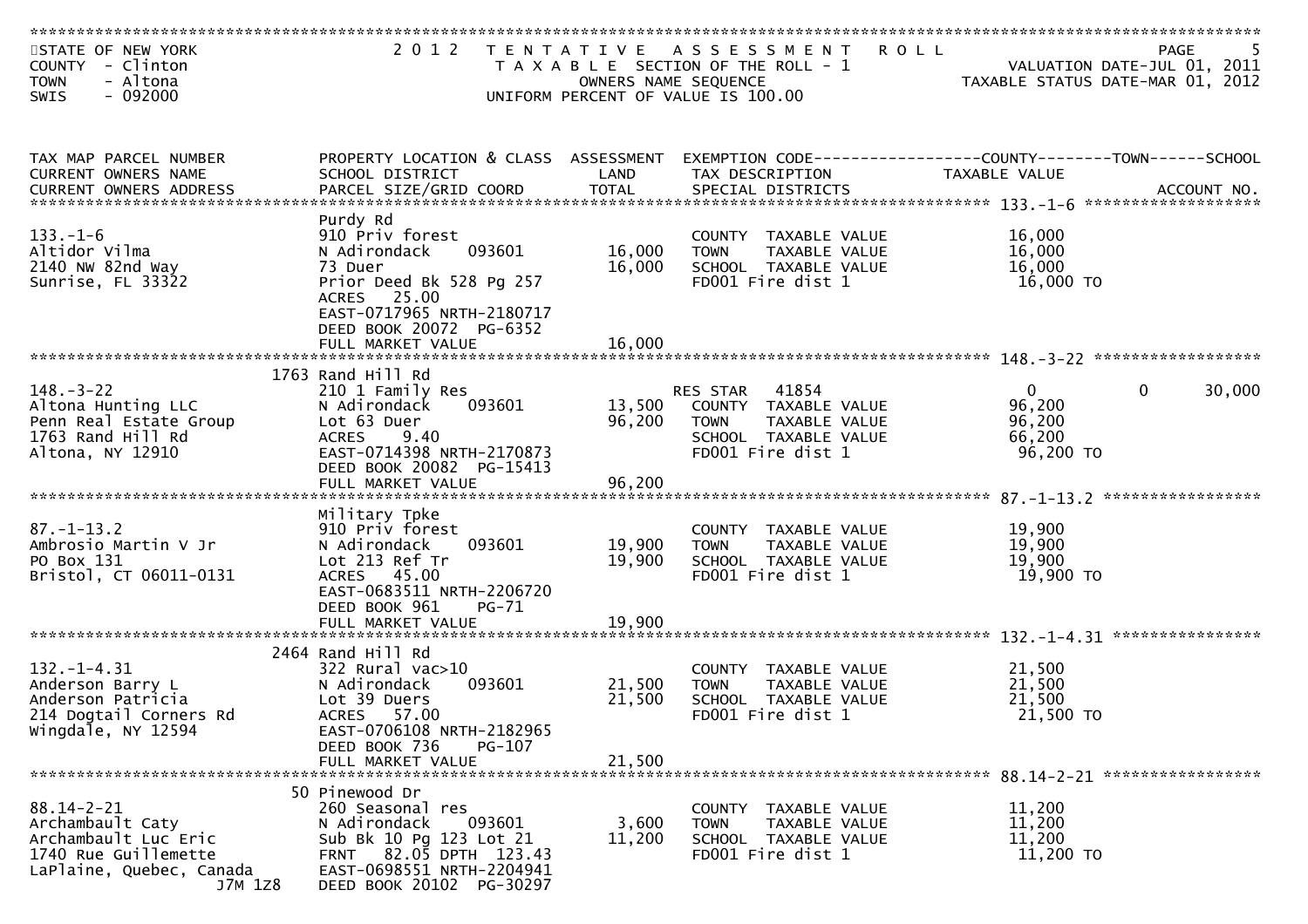STATE OF NEW YORK
COUNTY - Clinton
TOWN - Altona
SWIS - 092000

2012 TENTATIVE ASSESSMENT ROLL
TAXABLE SECTION OF THE ROLL - 1
OWNERS NAME SEQUENCE
UNIFORM PERCENT OF VALUE IS 100.00

VALUATION DATE-JUL 01, 2011
TAXABLE STATUS DATE-MAR 01, 2012

| TAX MAP PARCEL NUMBER / CURRENT OWNERS NAME / CURRENT OWNERS ADDRESS | PROPERTY LOCATION & CLASS / SCHOOL DISTRICT / PARCEL SIZE/GRID COORD | ASSESSMENT LAND | TOTAL | EXEMPTION CODE / TAX DESCRIPTION / SPECIAL DISTRICTS | COUNTY TAXABLE VALUE | TOWN | SCHOOL | ACCOUNT NO. |
|---|---|---|---|---|---|---|---|---|
| **133.-1-6** | Purdy Rd | | | | | | | |
| 133.-1-6 | 910 Priv forest | | | COUNTY TAXABLE VALUE | 16,000 | | | |
| Altidor Vilma | N Adirondack 093601 | 16,000 | | TOWN TAXABLE VALUE | 16,000 | | | |
| 2140 NW 82nd Way | 73 Duer | | 16,000 | SCHOOL TAXABLE VALUE | 16,000 | | | |
| Sunrise, FL 33322 | Prior Deed Bk 528 Pg 257 | | | FD001 Fire dist 1 | 16,000 TO | | | |
| | ACRES 25.00 | | | | | | | |
| | EAST-0717965 NRTH-2180717 | | | | | | | |
| | DEED BOOK 20072 PG-6352 | | | | | | | |
| | FULL MARKET VALUE | | 16,000 | | | | | |
| **148.-3-22** | 1763 Rand Hill Rd | | | | | | | |
| 148.-3-22 | 210 1 Family Res | | | RES STAR 41854 | 0 | 0 | 30,000 | |
| Altona Hunting LLC | N Adirondack 093601 | 13,500 | | COUNTY TAXABLE VALUE | 96,200 | | | |
| Penn Real Estate Group | Lot 63 Duer | | 96,200 | TOWN TAXABLE VALUE | 96,200 | | | |
| 1763 Rand Hill Rd | ACRES 9.40 | | | SCHOOL TAXABLE VALUE | 66,200 | | | |
| Altona, NY 12910 | EAST-0714398 NRTH-2170873 | | | FD001 Fire dist 1 | 96,200 TO | | | |
| | DEED BOOK 20082 PG-15413 | | | | | | | |
| | FULL MARKET VALUE | | 96,200 | | | | | |
| **87.-1-13.2** | Military Tpke | | | | | | | |
| 87.-1-13.2 | 910 Priv forest | | | COUNTY TAXABLE VALUE | 19,900 | | | |
| Ambrosio Martin V Jr | N Adirondack 093601 | 19,900 | | TOWN TAXABLE VALUE | 19,900 | | | |
| PO Box 131 | Lot 213 Ref Tr | | 19,900 | SCHOOL TAXABLE VALUE | 19,900 | | | |
| Bristol, CT 06011-0131 | ACRES 45.00 | | | FD001 Fire dist 1 | 19,900 TO | | | |
| | EAST-0683511 NRTH-2206720 | | | | | | | |
| | DEED BOOK 961 PG-71 | | | | | | | |
| | FULL MARKET VALUE | | 19,900 | | | | | |
| **132.-1-4.31** | 2464 Rand Hill Rd | | | | | | | |
| 132.-1-4.31 | 322 Rural vac>10 | | | COUNTY TAXABLE VALUE | 21,500 | | | |
| Anderson Barry L | N Adirondack 093601 | 21,500 | | TOWN TAXABLE VALUE | 21,500 | | | |
| Anderson Patricia | Lot 39 Duers | | 21,500 | SCHOOL TAXABLE VALUE | 21,500 | | | |
| 214 Dogtail Corners Rd | ACRES 57.00 | | | FD001 Fire dist 1 | 21,500 TO | | | |
| Wingdale, NY 12594 | EAST-0706108 NRTH-2182965 | | | | | | | |
| | DEED BOOK 736 PG-107 | | | | | | | |
| | FULL MARKET VALUE | | 21,500 | | | | | |
| **88.14-2-21** | 50 Pinewood Dr | | | | | | | |
| 88.14-2-21 | 260 Seasonal res | | | COUNTY TAXABLE VALUE | 11,200 | | | |
| Archambault Caty | N Adirondack 093601 | 3,600 | | TOWN TAXABLE VALUE | 11,200 | | | |
| Archambault Luc Eric | Sub Bk 10 Pg 123 Lot 21 | | 11,200 | SCHOOL TAXABLE VALUE | 11,200 | | | |
| 1740 Rue Guillemette | FRNT 82.05 DPTH 123.43 | | | FD001 Fire dist 1 | 11,200 TO | | | |
| LaPlaine, Quebec, Canada J7M 1Z8 | EAST-0698551 NRTH-2204941 | | | | | | | |
| | DEED BOOK 20102 PG-30297 | | | | | | | |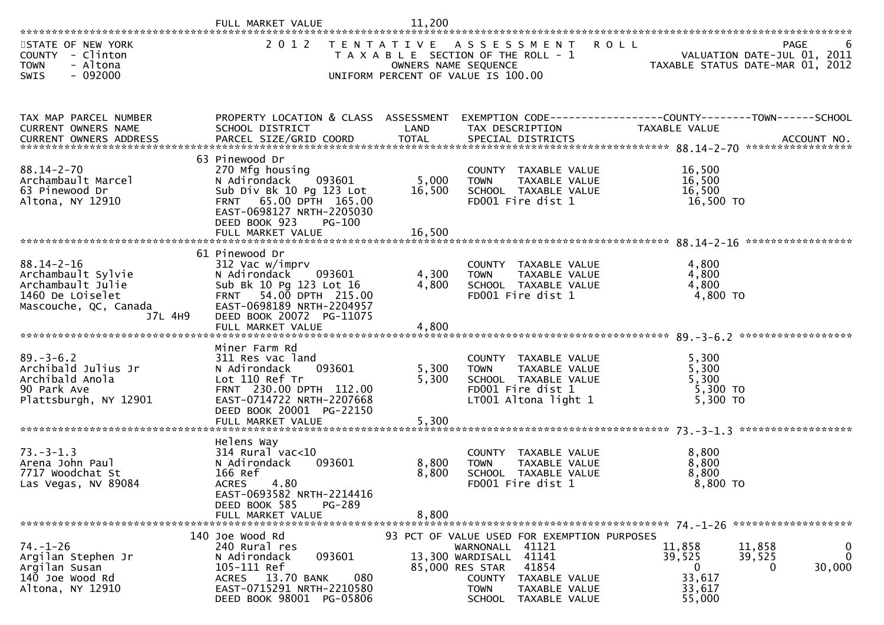FULL MARKET VALUE 11,200

STATE OF NEW YORK
COUNTY - Clinton
TOWN - Altona
SWIS - 092000

2012 TENTATIVE ASSESSMENT ROLL
TAXABLE SECTION OF THE ROLL - 1
OWNERS NAME SEQUENCE
UNIFORM PERCENT OF VALUE IS 100.00

VALUATION DATE-JUL 01, 2011
TAXABLE STATUS DATE-MAR 01, 2012

| TAX MAP PARCEL NUMBER / CURRENT OWNERS NAME / CURRENT OWNERS ADDRESS | PROPERTY LOCATION & CLASS / SCHOOL DISTRICT / PARCEL SIZE/GRID COORD | ASSESSMENT LAND | ASSESSMENT TOTAL | EXEMPTION CODE / TAX DESCRIPTION / SPECIAL DISTRICTS | COUNTY TAXABLE VALUE | TOWN | SCHOOL |
|---|---|---|---|---|---|---|---|
| **88.14-2-70** | 63 Pinewood Dr | | | | | | |
| 88.14-2-70 | 270 Mfg housing | | | COUNTY TAXABLE VALUE | 16,500 | | |
| Archambault Marcel | N Adirondack 093601 | 5,000 | | TOWN TAXABLE VALUE | 16,500 | | |
| 63 Pinewood Dr | Sub Div Bk 10 Pg 123 Lot | | 16,500 | SCHOOL TAXABLE VALUE | 16,500 | | |
| Altona, NY 12910 | FRNT 65.00 DPTH 165.00 | | | FD001 Fire dist 1 | 16,500 TO | | |
| | EAST-0698127 NRTH-2205030 | | | | | | |
| | DEED BOOK 923 PG-100 | | | | | | |
| | FULL MARKET VALUE | | 16,500 | | | | |
| **88.14-2-16** | 61 Pinewood Dr | | | | | | |
| 88.14-2-16 | 312 Vac w/imprv | | | COUNTY TAXABLE VALUE | 4,800 | | |
| Archambault Sylvie | N Adirondack 093601 | 4,300 | | TOWN TAXABLE VALUE | 4,800 | | |
| Archambault Julie | Sub Bk 10 Pg 123 Lot 16 | | 4,800 | SCHOOL TAXABLE VALUE | 4,800 | | |
| 1460 De LOiselet | FRNT 54.00 DPTH 215.00 | | | FD001 Fire dist 1 | 4,800 TO | | |
| Mascouche, QC, Canada | EAST-0698189 NRTH-2204957 | | | | | | |
| J7L 4H9 | DEED BOOK 20072 PG-11075 | | | | | | |
| | FULL MARKET VALUE | | 4,800 | | | | |
| **89.-3-6.2** | Miner Farm Rd | | | | | | |
| 89.-3-6.2 | 311 Res vac land | | | COUNTY TAXABLE VALUE | 5,300 | | |
| Archibald Julius Jr | N Adirondack 093601 | 5,300 | | TOWN TAXABLE VALUE | 5,300 | | |
| Archibald Anola | Lot 110 Ref Tr | | 5,300 | SCHOOL TAXABLE VALUE | 5,300 | | |
| 90 Park Ave | FRNT 230.00 DPTH 112.00 | | | FD001 Fire dist 1 | 5,300 TO | | |
| Plattsburgh, NY 12901 | EAST-0714722 NRTH-2207668 | | | LT001 Altona light 1 | 5,300 TO | | |
| | DEED BOOK 20001 PG-22150 | | | | | | |
| | FULL MARKET VALUE | | 5,300 | | | | |
| **73.-3-1.3** | Helens Way | | | | | | |
| 73.-3-1.3 | 314 Rural vac<10 | | | COUNTY TAXABLE VALUE | 8,800 | | |
| Arena John Paul | N Adirondack 093601 | 8,800 | | TOWN TAXABLE VALUE | 8,800 | | |
| 7717 Woodchat St | 166 Ref | | 8,800 | SCHOOL TAXABLE VALUE | 8,800 | | |
| Las Vegas, NV 89084 | ACRES 4.80 | | | FD001 Fire dist 1 | 8,800 TO | | |
| | EAST-0693582 NRTH-2214416 | | | | | | |
| | DEED BOOK 585 PG-289 | | | | | | |
| | FULL MARKET VALUE | | 8,800 | | | | |
| **74.-1-26** | 140 Joe Wood Rd | | | 93 PCT OF VALUE USED FOR EXEMPTION PURPOSES | | | |
| 74.-1-26 | 240 Rural res | | | WARNONALL 41121 | 11,858 | 11,858 | 0 |
| Argilan Stephen Jr | N Adirondack 093601 | 13,300 | | WARDISALL 41141 | 39,525 | 39,525 | 0 |
| Argilan Susan | 105-111 Ref | | 85,000 | RES STAR 41854 | 0 | 0 | 30,000 |
| 140 Joe Wood Rd | ACRES 13.70 BANK 080 | | | COUNTY TAXABLE VALUE | 33,617 | | |
| Altona, NY 12910 | EAST-0715291 NRTH-2210580 | | | TOWN TAXABLE VALUE | 33,617 | | |
| | DEED BOOK 98001 PG-05806 | | | SCHOOL TAXABLE VALUE | 55,000 | | |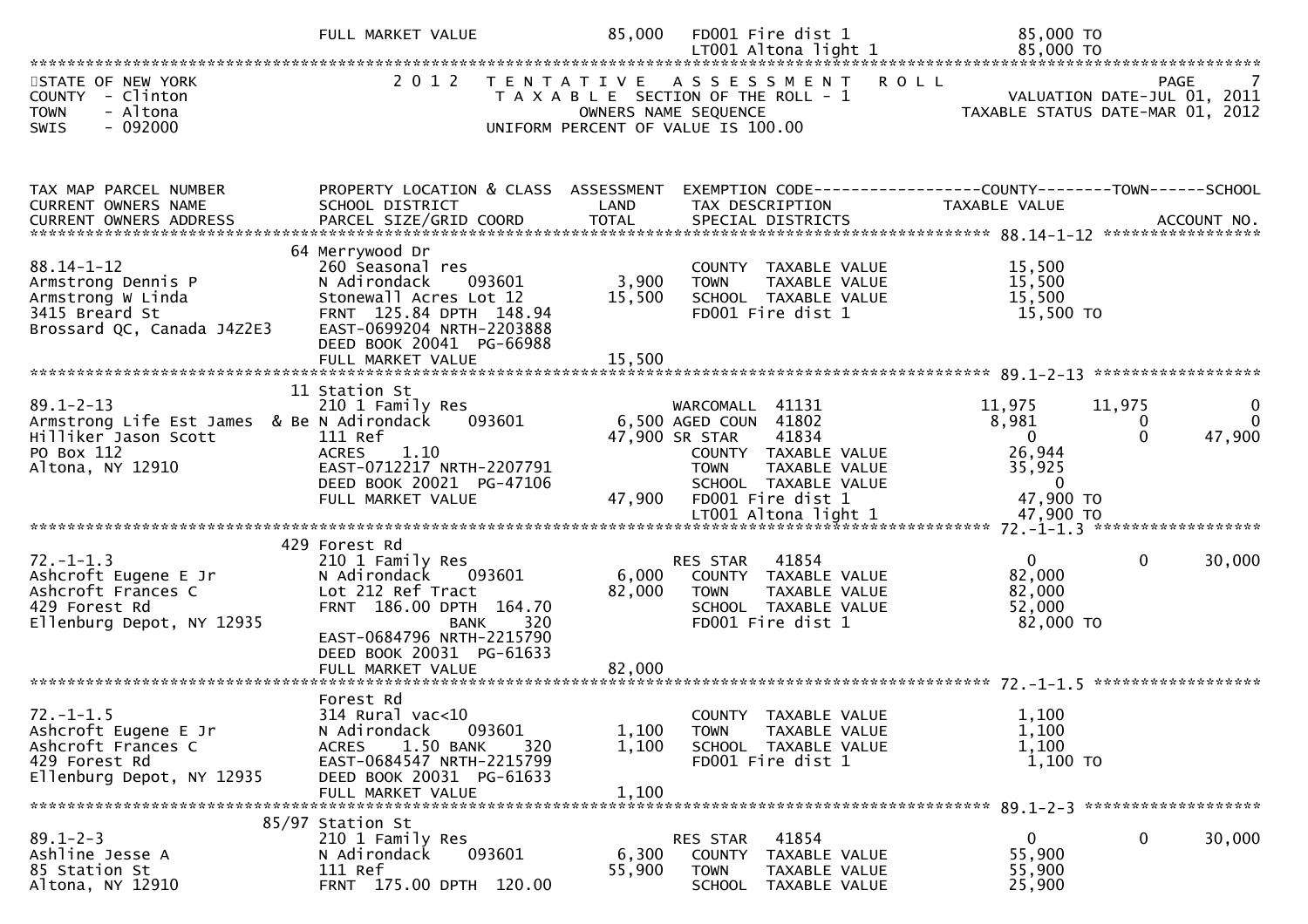| | FULL MARKET VALUE | 85,000 | FD001 Fire dist 1 | 85,000 TO | | |
|---|---|---|---|---|---|---|
| | | | LT001 Altona light 1 | 85,000 TO | | |

STATE OF NEW YORK
COUNTY - Clinton
TOWN - Altona
SWIS - 092000

2012 TENTATIVE ASSESSMENT ROLL
TAXABLE SECTION OF THE ROLL - 1
OWNERS NAME SEQUENCE
UNIFORM PERCENT OF VALUE IS 100.00

VALUATION DATE-JUL 01, 2011
TAXABLE STATUS DATE-MAR 01, 2012

| TAX MAP PARCEL NUMBER / CURRENT OWNERS NAME / CURRENT OWNERS ADDRESS | PROPERTY LOCATION & CLASS / SCHOOL DISTRICT / PARCEL SIZE/GRID COORD | ASSESSMENT LAND / TOTAL | EXEMPTION CODE / TAX DESCRIPTION / SPECIAL DISTRICTS | COUNTY TAXABLE VALUE | TOWN | SCHOOL / ACCOUNT NO. |
|---|---|---|---|---|---|---|
| **88.14-1-12** | 64 Merrywood Dr | | | | | |
| 88.14-1-12 | 260 Seasonal res | | COUNTY TAXABLE VALUE | 15,500 | | |
| Armstrong Dennis P | N Adirondack 093601 | 3,900 | TOWN TAXABLE VALUE | 15,500 | | |
| Armstrong W Linda | Stonewall Acres Lot 12 | 15,500 | SCHOOL TAXABLE VALUE | 15,500 | | |
| 3415 Breard St | FRNT 125.84 DPTH 148.94 | | FD001 Fire dist 1 | 15,500 TO | | |
| Brossard QC, Canada J4Z2E3 | EAST-0699204 NRTH-2203888 | | | | | |
| | DEED BOOK 20041 PG-66988 | | | | | |
| | FULL MARKET VALUE | 15,500 | | | | |
| **89.1-2-13** | 11 Station St | | | | | |
| 89.1-2-13 | 210 1 Family Res | | WARCOMALL 41131 | 11,975 | 11,975 | 0 |
| Armstrong Life Est James & Be | N Adirondack 093601 | 6,500 | AGED COUN 41802 | 8,981 | 0 | 0 |
| Hilliker Jason Scott | 111 Ref | 47,900 | SR STAR 41834 | 0 | 0 | 47,900 |
| PO Box 112 | ACRES 1.10 | | COUNTY TAXABLE VALUE | 26,944 | | |
| Altona, NY 12910 | EAST-0712217 NRTH-2207791 | | TOWN TAXABLE VALUE | 35,925 | | |
| | DEED BOOK 20021 PG-47106 | | SCHOOL TAXABLE VALUE | 0 | | |
| | FULL MARKET VALUE | 47,900 | FD001 Fire dist 1 | 47,900 TO | | |
| | | | LT001 Altona light 1 | 47,900 TO | | |
| **72.-1-1.3** | 429 Forest Rd | | | | | |
| 72.-1-1.3 | 210 1 Family Res | | RES STAR 41854 | 0 | 0 | 30,000 |
| Ashcroft Eugene E Jr | N Adirondack 093601 | 6,000 | COUNTY TAXABLE VALUE | 82,000 | | |
| Ashcroft Frances C | Lot 212 Ref Tract | 82,000 | TOWN TAXABLE VALUE | 82,000 | | |
| 429 Forest Rd | FRNT 186.00 DPTH 164.70 | | SCHOOL TAXABLE VALUE | 52,000 | | |
| Ellenburg Depot, NY 12935 | BANK 320 | | FD001 Fire dist 1 | 82,000 TO | | |
| | EAST-0684796 NRTH-2215790 | | | | | |
| | DEED BOOK 20031 PG-61633 | | | | | |
| | FULL MARKET VALUE | 82,000 | | | | |
| **72.-1-1.5** | Forest Rd | | | | | |
| 72.-1-1.5 | 314 Rural vac<10 | | COUNTY TAXABLE VALUE | 1,100 | | |
| Ashcroft Eugene E Jr | N Adirondack 093601 | 1,100 | TOWN TAXABLE VALUE | 1,100 | | |
| Ashcroft Frances C | ACRES 1.50 BANK 320 | 1,100 | SCHOOL TAXABLE VALUE | 1,100 | | |
| 429 Forest Rd | EAST-0684547 NRTH-2215799 | | FD001 Fire dist 1 | 1,100 TO | | |
| Ellenburg Depot, NY 12935 | DEED BOOK 20031 PG-61633 | | | | | |
| | FULL MARKET VALUE | 1,100 | | | | |
| **89.1-2-3** | 85/97 Station St | | | | | |
| 89.1-2-3 | 210 1 Family Res | | RES STAR 41854 | 0 | 0 | 30,000 |
| Ashline Jesse A | N Adirondack 093601 | 6,300 | COUNTY TAXABLE VALUE | 55,900 | | |
| 85 Station St | 111 Ref | 55,900 | TOWN TAXABLE VALUE | 55,900 | | |
| Altona, NY 12910 | FRNT 175.00 DPTH 120.00 | | SCHOOL TAXABLE VALUE | 25,900 | | |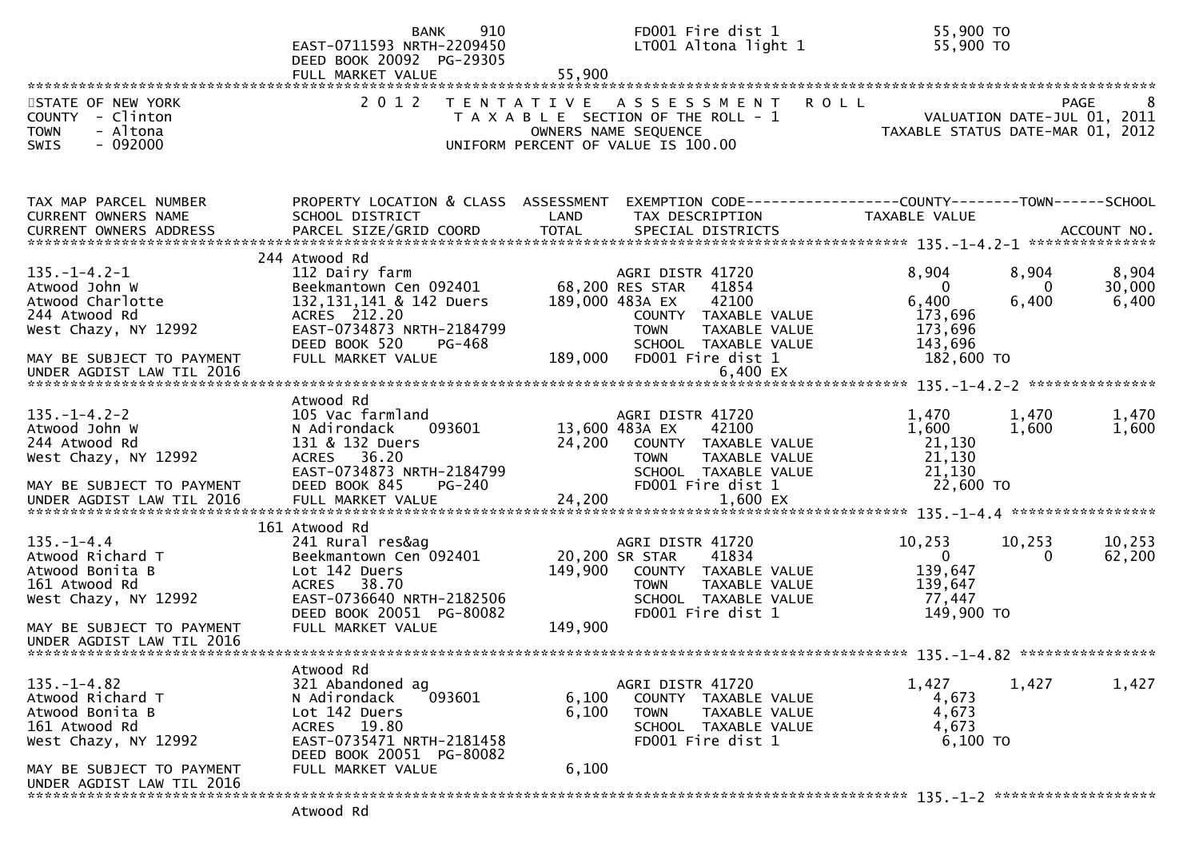```
                                BANK     910                FD001 Fire dist 1                 55,900 TO
                              EAST-0711593 NRTH-2209450      LT001 Altona light 1              55,900 TO
                              DEED BOOK 20092  PG-29305
                              FULL MARKET VALUE         55,900
******************************************************************************************************************************
STATE OF NEW YORK               2 0 1 2   T E N T A T I V E   A S S E S S M E N T   R O L L                           PAGE    8
COUNTY  - Clinton                     T A X A B L E  SECTION OF THE ROLL - 1                   VALUATION DATE-JUL 01, 2011
TOWN    - Altona                               OWNERS NAME SEQUENCE                          TAXABLE STATUS DATE-MAR 01, 2012
SWIS    - 092000                         UNIFORM PERCENT OF VALUE IS 100.00


TAX MAP PARCEL NUMBER          PROPERTY LOCATION & CLASS  ASSESSMENT  EXEMPTION CODE------------------COUNTY--------TOWN------SCHOOL
CURRENT OWNERS NAME            SCHOOL DISTRICT               LAND      TAX DESCRIPTION              TAXABLE VALUE
CURRENT OWNERS ADDRESS         PARCEL SIZE/GRID COORD        TOTAL     SPECIAL DISTRICTS                                    ACCOUNT NO.
******************************************************************************************************* 135.-1-4.2-1 ***************
                            244 Atwood Rd
135.-1-4.2-1                 112 Dairy farm                          AGRI DISTR 41720             8,904       8,904        8,904
Atwood John W                Beekmantown Cen 092401       68,200 RES STAR     41854                   0           0       30,000
Atwood Charlotte             132,131,141 & 142 Duers     189,000 483A EX      42100               6,400       6,400        6,400
244 Atwood Rd                ACRES  212.20                           COUNTY  TAXABLE VALUE          173,696
West Chazy, NY 12992         EAST-0734873 NRTH-2184799               TOWN    TAXABLE VALUE          173,696
                             DEED BOOK 520     PG-468                SCHOOL  TAXABLE VALUE          143,696
MAY BE SUBJECT TO PAYMENT    FULL MARKET VALUE           189,000    FD001 Fire dist 1             182,600 TO
UNDER AGDIST LAW TIL 2016                                                     6,400 EX
******************************************************************************************************* 135.-1-4.2-2 ***************
                            Atwood Rd
135.-1-4.2-2                 105 Vac farmland                        AGRI DISTR 41720             1,470       1,470        1,470
Atwood John W                N Adirondack     093601      13,600 483A EX      42100               1,600       1,600        1,600
244 Atwood Rd                131 & 132 Duers              24,200    COUNTY  TAXABLE VALUE           21,130
West Chazy, NY 12992         ACRES   36.20                           TOWN    TAXABLE VALUE           21,130
                             EAST-0734873 NRTH-2184799               SCHOOL  TAXABLE VALUE           21,130
MAY BE SUBJECT TO PAYMENT    DEED BOOK 845     PG-240                FD001 Fire dist 1              22,600 TO
UNDER AGDIST LAW TIL 2016    FULL MARKET VALUE            24,200                1,600 EX
******************************************************************************************************* 135.-1-4.4 *****************
                            161 Atwood Rd
135.-1-4.4                   241 Rural res&ag                        AGRI DISTR 41720            10,253      10,253       10,253
Atwood Richard T             Beekmantown Cen 092401       20,200 SR STAR      41834                   0           0       62,200
Atwood Bonita B              Lot 142 Duers               149,900    COUNTY  TAXABLE VALUE          139,647
161 Atwood Rd                ACRES   38.70                           TOWN    TAXABLE VALUE          139,647
West Chazy, NY 12992         EAST-0736640 NRTH-2182506               SCHOOL  TAXABLE VALUE           77,447
                             DEED BOOK 20051  PG-80082               FD001 Fire dist 1             149,900 TO
MAY BE SUBJECT TO PAYMENT    FULL MARKET VALUE           149,900
UNDER AGDIST LAW TIL 2016
******************************************************************************************************* 135.-1-4.82 ****************
                            Atwood Rd
135.-1-4.82                  321 Abandoned ag                        AGRI DISTR 41720             1,427       1,427        1,427
Atwood Richard T             N Adirondack     093601       6,100    COUNTY  TAXABLE VALUE            4,673
Atwood Bonita B              Lot 142 Duers                 6,100    TOWN    TAXABLE VALUE            4,673
161 Atwood Rd                ACRES   19.80                           SCHOOL  TAXABLE VALUE            4,673
West Chazy, NY 12992         EAST-0735471 NRTH-2181458               FD001 Fire dist 1               6,100 TO
                             DEED BOOK 20051  PG-80082
MAY BE SUBJECT TO PAYMENT    FULL MARKET VALUE             6,100
UNDER AGDIST LAW TIL 2016
******************************************************************************************************* 135.-1-2 *******************
                            Atwood Rd
```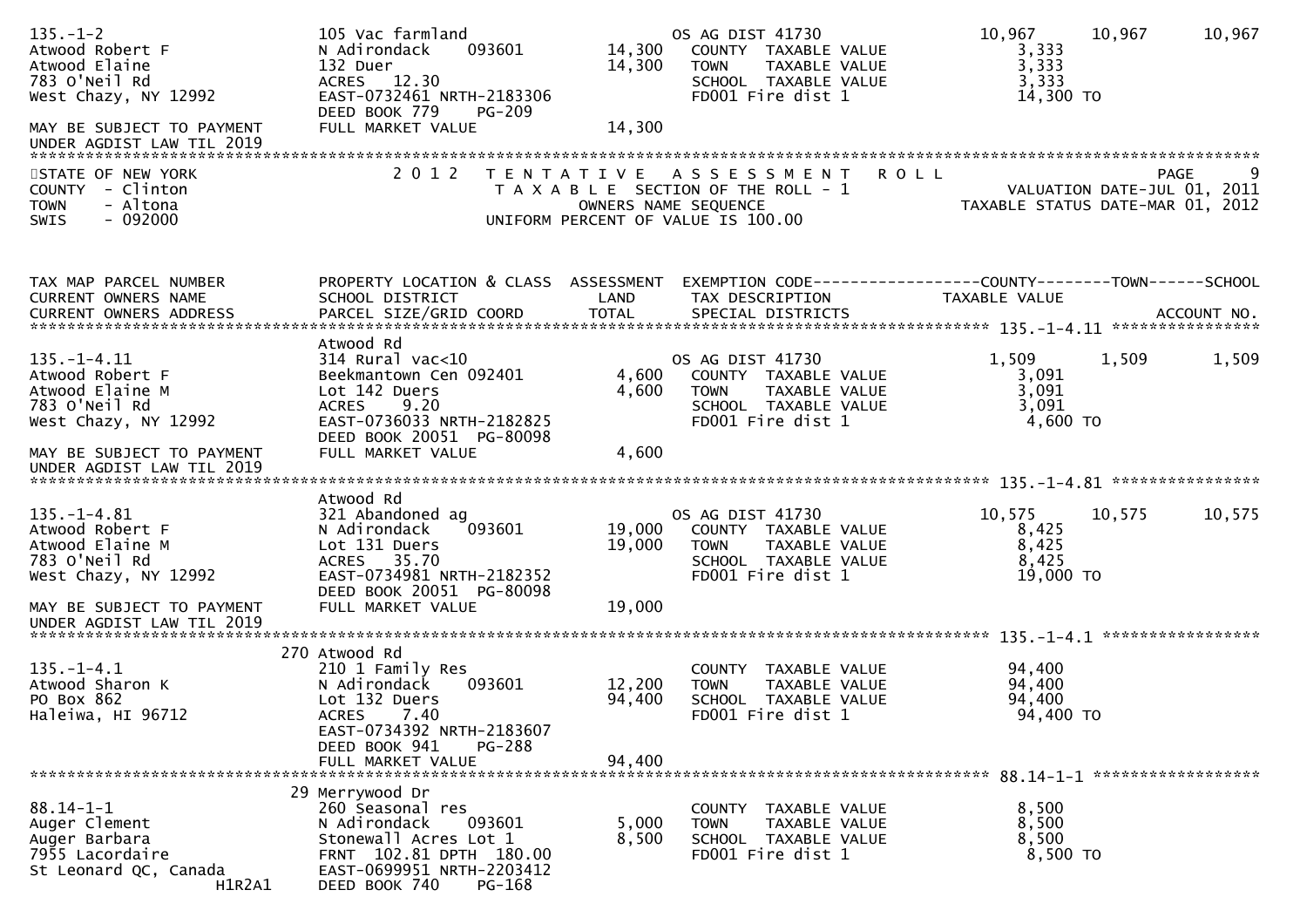```
135.-1-2                    105 Vac farmland                  OS AG DIST 41730            10,967     10,967     10,967
Atwood Robert F             N Adirondack    093601    14,300   COUNTY  TAXABLE VALUE        3,333
Atwood Elaine               132 Duer                  14,300   TOWN    TAXABLE VALUE        3,333
783 O'Neil Rd               ACRES  12.30                       SCHOOL  TAXABLE VALUE        3,333
West Chazy, NY 12992        EAST-0732461 NRTH-2183306          FD001 Fire dist 1           14,300 TO
                            DEED BOOK 779    PG-209
MAY BE SUBJECT TO PAYMENT   FULL MARKET VALUE         14,300
UNDER AGDIST LAW TIL 2019
******************************************************************************************************************************
STATE OF NEW YORK                 2 0 1 2   T E N T A T I V E   A S S E S S M E N T   R O L L                      PAGE     9
COUNTY  - Clinton                     T A X A B L E  SECTION OF THE ROLL - 1                  VALUATION DATE-JUL 01, 2011
TOWN    - Altona                             OWNERS NAME SEQUENCE                          TAXABLE STATUS DATE-MAR 01, 2012
SWIS    - 092000                       UNIFORM PERCENT OF VALUE IS 100.00


TAX MAP PARCEL NUMBER       PROPERTY LOCATION & CLASS  ASSESSMENT  EXEMPTION CODE------------------COUNTY--------TOWN------SCHOOL
CURRENT OWNERS NAME         SCHOOL DISTRICT               LAND     TAX DESCRIPTION             TAXABLE VALUE
CURRENT OWNERS ADDRESS      PARCEL SIZE/GRID COORD       TOTAL     SPECIAL DISTRICTS                                  ACCOUNT NO.
****************************************************************************************** 135.-1-4.11 ****************
                            Atwood Rd
135.-1-4.11                 314 Rural vac<10                   OS AG DIST 41730             1,509      1,509      1,509
Atwood Robert F             Beekmantown Cen 092401     4,600   COUNTY  TAXABLE VALUE        3,091
Atwood Elaine M             Lot 142 Duers              4,600   TOWN    TAXABLE VALUE        3,091
783 O'Neil Rd               ACRES   9.20                       SCHOOL  TAXABLE VALUE        3,091
West Chazy, NY 12992        EAST-0736033 NRTH-2182825          FD001 Fire dist 1            4,600 TO
                            DEED BOOK 20051  PG-80098
MAY BE SUBJECT TO PAYMENT   FULL MARKET VALUE          4,600
UNDER AGDIST LAW TIL 2019
****************************************************************************************** 135.-1-4.81 ****************
                            Atwood Rd
135.-1-4.81                 321 Abandoned ag                   OS AG DIST 41730            10,575     10,575     10,575
Atwood Robert F             N Adirondack    093601    19,000   COUNTY  TAXABLE VALUE        8,425
Atwood Elaine M             Lot 131 Duers             19,000   TOWN    TAXABLE VALUE        8,425
783 O'Neil Rd               ACRES  35.70                       SCHOOL  TAXABLE VALUE        8,425
West Chazy, NY 12992        EAST-0734981 NRTH-2182352          FD001 Fire dist 1           19,000 TO
                            DEED BOOK 20051  PG-80098
MAY BE SUBJECT TO PAYMENT   FULL MARKET VALUE         19,000
UNDER AGDIST LAW TIL 2019
****************************************************************************************** 135.-1-4.1 *****************
                        270 Atwood Rd
135.-1-4.1                  210 1 Family Res                   COUNTY  TAXABLE VALUE       94,400
Atwood Sharon K             N Adirondack    093601    12,200   TOWN    TAXABLE VALUE       94,400
PO Box 862                  Lot 132 Duers             94,400   SCHOOL  TAXABLE VALUE       94,400
Haleiwa, HI 96712           ACRES   7.40                       FD001 Fire dist 1           94,400 TO
                            EAST-0734392 NRTH-2183607
                            DEED BOOK 941    PG-288
                            FULL MARKET VALUE         94,400
****************************************************************************************** 88.14-1-1 ******************
                         29 Merrywood Dr
88.14-1-1                   260 Seasonal res                   COUNTY  TAXABLE VALUE        8,500
Auger Clement               N Adirondack    093601     5,000   TOWN    TAXABLE VALUE        8,500
Auger Barbara               Stonewall Acres Lot 1      8,500   SCHOOL  TAXABLE VALUE        8,500
7955 Lacordaire             FRNT 102.81 DPTH 180.00            FD001 Fire dist 1            8,500 TO
St Leonard QC, Canada       EAST-0699951 NRTH-2203412
                  H1R2A1    DEED BOOK 740    PG-168
```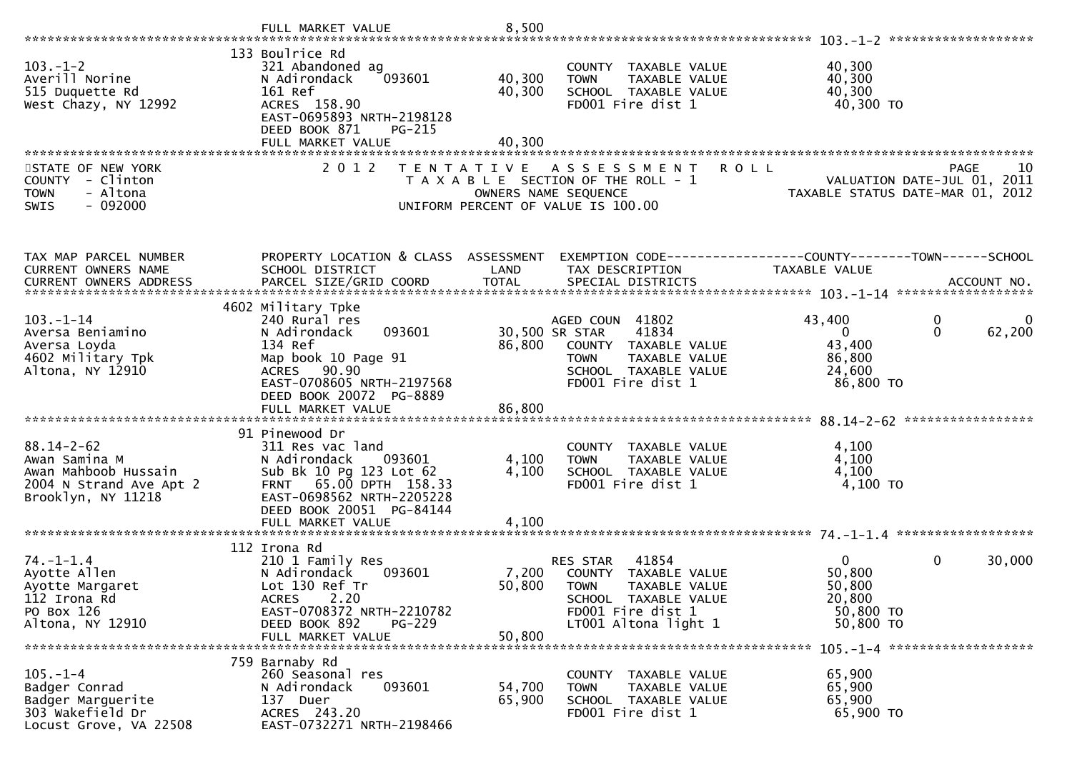FULL MARKET VALUE 8,500

**103.-1-2**

| | | | | |
|---|---|---|---|---|
| 103.-1-2 | 133 Boulrice Rd | | | |
| Averill Norine | 321 Abandoned ag | | COUNTY TAXABLE VALUE | 40,300 |
| 515 Duquette Rd | N Adirondack 093601 | 40,300 | TOWN TAXABLE VALUE | 40,300 |
| West Chazy, NY 12992 | 161 Ref | 40,300 | SCHOOL TAXABLE VALUE | 40,300 |
| | ACRES 158.90 | | FD001 Fire dist 1 | 40,300 TO |
| | EAST-0695893 NRTH-2198128 | | | |
| | DEED BOOK 871 PG-215 | | | |
| | FULL MARKET VALUE | 40,300 | | |

STATE OF NEW YORK
COUNTY - Clinton
TOWN - Altona
SWIS - 092000

2012 TENTATIVE ASSESSMENT ROLL
TAXABLE SECTION OF THE ROLL - 1
OWNERS NAME SEQUENCE
UNIFORM PERCENT OF VALUE IS 100.00

VALUATION DATE-JUL 01, 2011
TAXABLE STATUS DATE-MAR 01, 2012

| TAX MAP PARCEL NUMBER / CURRENT OWNERS NAME / CURRENT OWNERS ADDRESS | PROPERTY LOCATION & CLASS / SCHOOL DISTRICT / PARCEL SIZE/GRID COORD | ASSESSMENT LAND / TOTAL | EXEMPTION CODE / TAX DESCRIPTION / SPECIAL DISTRICTS | COUNTY TAXABLE VALUE | TOWN | SCHOOL / ACCOUNT NO. |
|---|---|---|---|---|---|---|
| **103.-1-14** | 4602 Military Tpke | | | | | |
| 103.-1-14 | 240 Rural res | | AGED COUN 41802 | 43,400 | 0 | 0 |
| Aversa Beniamino | N Adirondack 093601 | 30,500 | SR STAR 41834 | 0 | 0 | 62,200 |
| Aversa Loyda | 134 Ref | 86,800 | COUNTY TAXABLE VALUE | 43,400 | | |
| 4602 Military Tpk | Map book 10 Page 91 | | TOWN TAXABLE VALUE | 86,800 | | |
| Altona, NY 12910 | ACRES 90.90 | | SCHOOL TAXABLE VALUE | 24,600 | | |
| | EAST-0708605 NRTH-2197568 | | FD001 Fire dist 1 | 86,800 TO | | |
| | DEED BOOK 20072 PG-8889 | | | | | |
| | FULL MARKET VALUE | 86,800 | | | | |
| **88.14-2-62** | 91 Pinewood Dr | | | | | |
| 88.14-2-62 | 311 Res vac land | | COUNTY TAXABLE VALUE | 4,100 | | |
| Awan Samina M | N Adirondack 093601 | 4,100 | TOWN TAXABLE VALUE | 4,100 | | |
| Awan Mahboob Hussain | Sub Bk 10 Pg 123 Lot 62 | 4,100 | SCHOOL TAXABLE VALUE | 4,100 | | |
| 2004 N Strand Ave Apt 2 | FRNT 65.00 DPTH 158.33 | | FD001 Fire dist 1 | 4,100 TO | | |
| Brooklyn, NY 11218 | EAST-0698562 NRTH-2205228 | | | | | |
| | DEED BOOK 20051 PG-84144 | | | | | |
| | FULL MARKET VALUE | 4,100 | | | | |
| **74.-1-1.4** | 112 Irona Rd | | | | | |
| 74.-1-1.4 | 210 1 Family Res | | RES STAR 41854 | 0 | 0 | 30,000 |
| Ayotte Allen | N Adirondack 093601 | 7,200 | COUNTY TAXABLE VALUE | 50,800 | | |
| Ayotte Margaret | Lot 130 Ref Tr | 50,800 | TOWN TAXABLE VALUE | 50,800 | | |
| 112 Irona Rd | ACRES 2.20 | | SCHOOL TAXABLE VALUE | 20,800 | | |
| PO Box 126 | EAST-0708372 NRTH-2210782 | | FD001 Fire dist 1 | 50,800 TO | | |
| Altona, NY 12910 | DEED BOOK 892 PG-229 | | LT001 Altona light 1 | 50,800 TO | | |
| | FULL MARKET VALUE | 50,800 | | | | |
| **105.-1-4** | 759 Barnaby Rd | | | | | |
| 105.-1-4 | 260 Seasonal res | | COUNTY TAXABLE VALUE | 65,900 | | |
| Badger Conrad | N Adirondack 093601 | 54,700 | TOWN TAXABLE VALUE | 65,900 | | |
| Badger Marguerite | 137 Duer | 65,900 | SCHOOL TAXABLE VALUE | 65,900 | | |
| 303 Wakefield Dr | ACRES 243.20 | | FD001 Fire dist 1 | 65,900 TO | | |
| Locust Grove, VA 22508 | EAST-0732271 NRTH-2198466 | | | | | |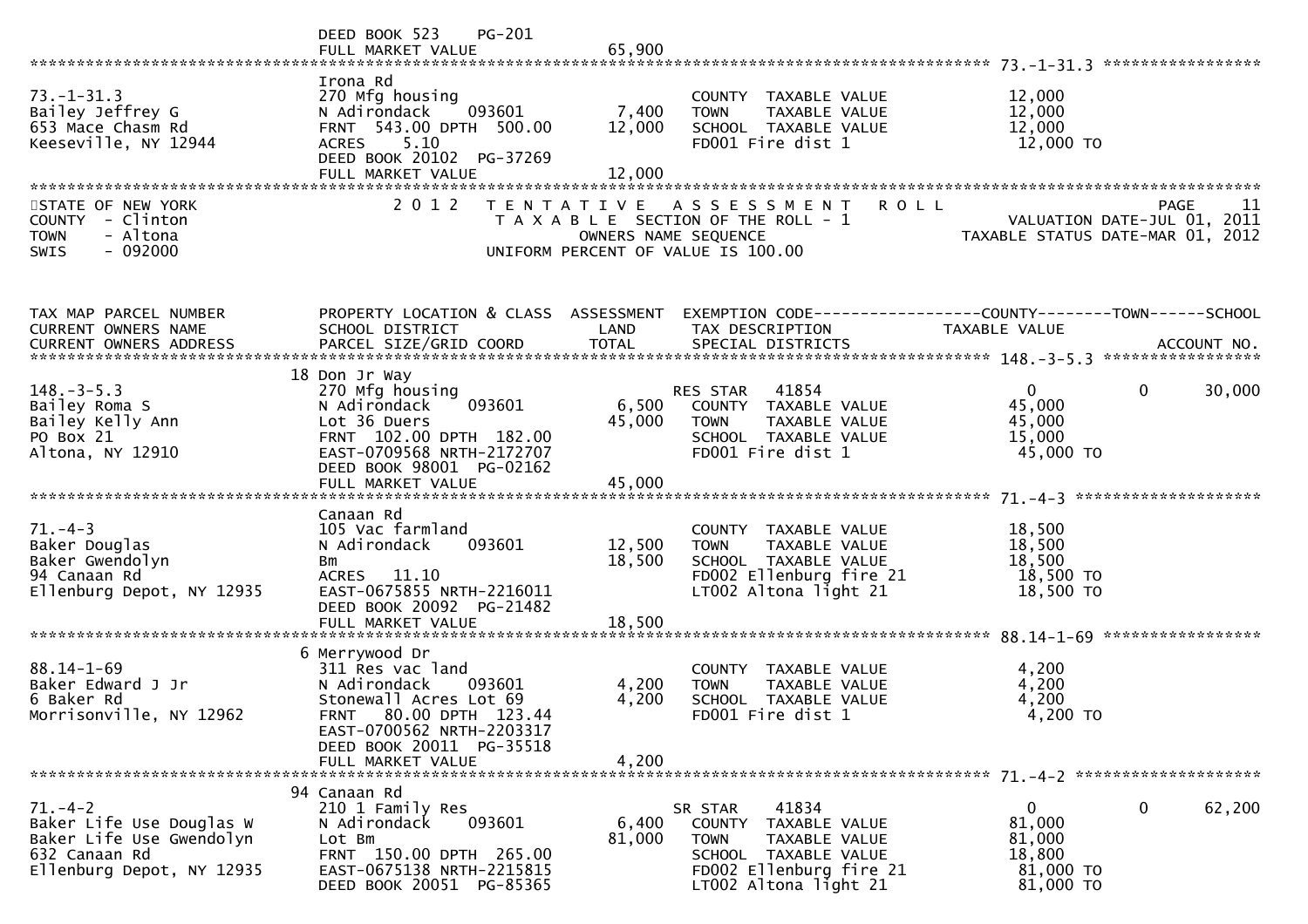DEED BOOK 523 PG-201
FULL MARKET VALUE 65,900

******************************************************************************************************* 73.-1-31.3 *****************

| TAX MAP PARCEL NUMBER / CURRENT OWNERS NAME / CURRENT OWNERS ADDRESS | PROPERTY LOCATION & CLASS / SCHOOL DISTRICT / PARCEL SIZE/GRID COORD | ASSESSMENT LAND | TOTAL | EXEMPTION CODE / TAX DESCRIPTION / SPECIAL DISTRICTS | COUNTY TAXABLE VALUE | TOWN | SCHOOL |
|---|---|---|---|---|---|---|---|
| 73.-1-31.3 | Irona Rd | | | | | | |
| Bailey Jeffrey G | 270 Mfg housing | | | COUNTY TAXABLE VALUE | 12,000 | | |
| 653 Mace Chasm Rd | N Adirondack 093601 | 7,400 | | TOWN TAXABLE VALUE | 12,000 | | |
| Keeseville, NY 12944 | FRNT 543.00 DPTH 500.00 | | 12,000 | SCHOOL TAXABLE VALUE | 12,000 | | |
| | ACRES 5.10 | | | FD001 Fire dist 1 | 12,000 TO | | |
| | DEED BOOK 20102 PG-37269 | | | | | | |
| | FULL MARKET VALUE | | 12,000 | | | | |

STATE OF NEW YORK
COUNTY - Clinton
TOWN - Altona
SWIS - 092000

2012 TENTATIVE ASSESSMENT ROLL
TAXABLE SECTION OF THE ROLL - 1
OWNERS NAME SEQUENCE
UNIFORM PERCENT OF VALUE IS 100.00

VALUATION DATE-JUL 01, 2011
TAXABLE STATUS DATE-MAR 01, 2012

| TAX MAP PARCEL NUMBER / CURRENT OWNERS NAME / CURRENT OWNERS ADDRESS | PROPERTY LOCATION & CLASS / SCHOOL DISTRICT / PARCEL SIZE/GRID COORD | ASSESSMENT LAND | TOTAL | EXEMPTION CODE / TAX DESCRIPTION / SPECIAL DISTRICTS | COUNTY TAXABLE VALUE | TOWN | SCHOOL / ACCOUNT NO. |
|---|---|---|---|---|---|---|---|
| 148.-3-5.3 | 18 Don Jr Way | | | | | | |
| 148.-3-5.3 | 270 Mfg housing | | | RES STAR 41854 | 0 | 0 | 30,000 |
| Bailey Roma S | N Adirondack 093601 | 6,500 | | COUNTY TAXABLE VALUE | 45,000 | | |
| Bailey Kelly Ann | Lot 36 Duers | | 45,000 | TOWN TAXABLE VALUE | 45,000 | | |
| PO Box 21 | FRNT 102.00 DPTH 182.00 | | | SCHOOL TAXABLE VALUE | 15,000 | | |
| Altona, NY 12910 | EAST-0709568 NRTH-2172707 | | | FD001 Fire dist 1 | 45,000 TO | | |
| | DEED BOOK 98001 PG-02162 | | | | | | |
| | FULL MARKET VALUE | | 45,000 | | | | |
| 71.-4-3 | Canaan Rd | | | | | | |
| 71.-4-3 | 105 Vac farmland | | | COUNTY TAXABLE VALUE | 18,500 | | |
| Baker Douglas | N Adirondack 093601 | 12,500 | | TOWN TAXABLE VALUE | 18,500 | | |
| Baker Gwendolyn | Bm | | 18,500 | SCHOOL TAXABLE VALUE | 18,500 | | |
| 94 Canaan Rd | ACRES 11.10 | | | FD002 Ellenburg fire 21 | 18,500 TO | | |
| Ellenburg Depot, NY 12935 | EAST-0675855 NRTH-2216011 | | | LT002 Altona light 21 | 18,500 TO | | |
| | DEED BOOK 20092 PG-21482 | | | | | | |
| | FULL MARKET VALUE | | 18,500 | | | | |
| 88.14-1-69 | 6 Merrywood Dr | | | | | | |
| 88.14-1-69 | 311 Res vac land | | | COUNTY TAXABLE VALUE | 4,200 | | |
| Baker Edward J Jr | N Adirondack 093601 | 4,200 | | TOWN TAXABLE VALUE | 4,200 | | |
| 6 Baker Rd | Stonewall Acres Lot 69 | | 4,200 | SCHOOL TAXABLE VALUE | 4,200 | | |
| Morrisonville, NY 12962 | FRNT 80.00 DPTH 123.44 | | | FD001 Fire dist 1 | 4,200 TO | | |
| | EAST-0700562 NRTH-2203317 | | | | | | |
| | DEED BOOK 20011 PG-35518 | | | | | | |
| | FULL MARKET VALUE | | 4,200 | | | | |
| 71.-4-2 | 94 Canaan Rd | | | | | | |
| 71.-4-2 | 210 1 Family Res | | | SR STAR 41834 | 0 | 0 | 62,200 |
| Baker Life Use Douglas W | N Adirondack 093601 | 6,400 | | COUNTY TAXABLE VALUE | 81,000 | | |
| Baker Life Use Gwendolyn | Lot Bm | | 81,000 | TOWN TAXABLE VALUE | 81,000 | | |
| 632 Canaan Rd | FRNT 150.00 DPTH 265.00 | | | SCHOOL TAXABLE VALUE | 18,800 | | |
| Ellenburg Depot, NY 12935 | EAST-0675138 NRTH-2215815 | | | FD002 Ellenburg fire 21 | 81,000 TO | | |
| | DEED BOOK 20051 PG-85365 | | | LT002 Altona light 21 | 81,000 TO | | |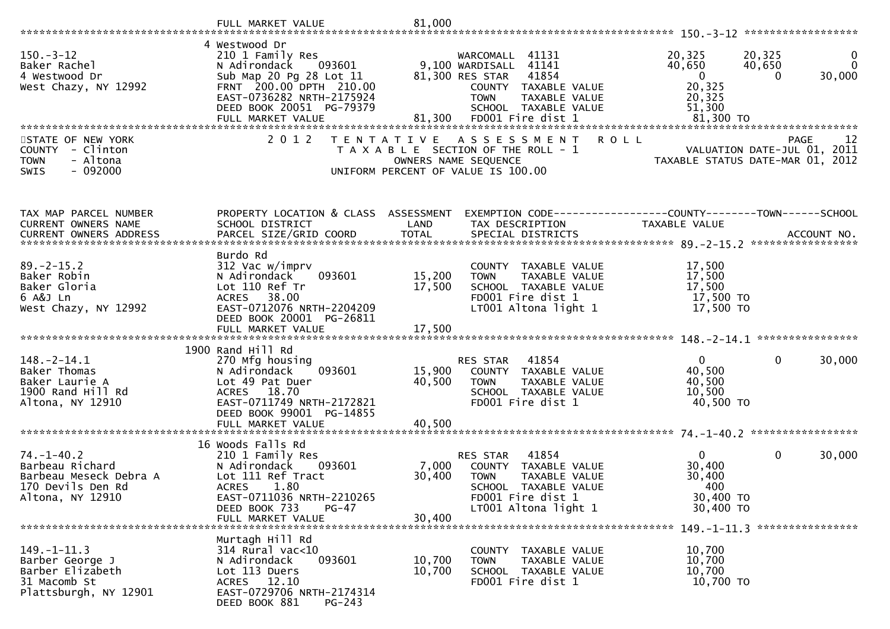FULL MARKET VALUE 81,000

## 150.-3-12

| | | | | | COUNTY | TOWN | SCHOOL |
|---|---|---|---|---|---|---|---|
| 150.-3-12 | 4 Westwood Dr | | | | | | |
| Baker Rachel | 210 1 Family Res | | WARCOMALL 41131 | | 20,325 | 20,325 | 0 |
| 4 Westwood Dr | N Adirondack 093601 | 9,100 | WARDISALL 41141 | | 40,650 | 40,650 | 0 |
| West Chazy, NY 12992 | Sub Map 20 Pg 28 Lot 11 | 81,300 | RES STAR 41854 | | 0 | 0 | 30,000 |
| | FRNT 200.00 DPTH 210.00 | | COUNTY TAXABLE VALUE | | 20,325 | | |
| | EAST-0736282 NRTH-2175924 | | TOWN TAXABLE VALUE | | 20,325 | | |
| | DEED BOOK 20051 PG-79379 | | SCHOOL TAXABLE VALUE | | 51,300 | | |
| | FULL MARKET VALUE | 81,300 | FD001 Fire dist 1 | | 81,300 TO | | |

STATE OF NEW YORK
COUNTY - Clinton
TOWN - Altona
SWIS - 092000

2012 TENTATIVE ASSESSMENT ROLL
TAXABLE SECTION OF THE ROLL - 1
OWNERS NAME SEQUENCE
UNIFORM PERCENT OF VALUE IS 100.00

VALUATION DATE-JUL 01, 2011
TAXABLE STATUS DATE-MAR 01, 2012

| TAX MAP PARCEL NUMBER / CURRENT OWNERS NAME / CURRENT OWNERS ADDRESS | PROPERTY LOCATION & CLASS / SCHOOL DISTRICT / PARCEL SIZE/GRID COORD | ASSESSMENT LAND / TOTAL | EXEMPTION CODE / TAX DESCRIPTION / SPECIAL DISTRICTS | COUNTY TAXABLE VALUE | TOWN | SCHOOL / ACCOUNT NO. |
|---|---|---|---|---|---|---|
| **89.-2-15.2** | Burdo Rd | | | | | |
| 89.-2-15.2 | 312 Vac w/imprv | | COUNTY TAXABLE VALUE | 17,500 | | |
| Baker Robin | N Adirondack 093601 | 15,200 | TOWN TAXABLE VALUE | 17,500 | | |
| Baker Gloria | Lot 110 Ref Tr | 17,500 | SCHOOL TAXABLE VALUE | 17,500 | | |
| 6 A&J Ln | ACRES 38.00 | | FD001 Fire dist 1 | 17,500 TO | | |
| West Chazy, NY 12992 | EAST-0712076 NRTH-2204209 | | LT001 Altona light 1 | 17,500 TO | | |
| | DEED BOOK 20001 PG-26811 | | | | | |
| | FULL MARKET VALUE | 17,500 | | | | |
| **148.-2-14.1** | 1900 Rand Hill Rd | | | | | |
| 148.-2-14.1 | 270 Mfg housing | | RES STAR 41854 | 0 | 0 | 30,000 |
| Baker Thomas | N Adirondack 093601 | 15,900 | COUNTY TAXABLE VALUE | 40,500 | | |
| Baker Laurie A | Lot 49 Pat Duer | 40,500 | TOWN TAXABLE VALUE | 40,500 | | |
| 1900 Rand Hill Rd | ACRES 18.70 | | SCHOOL TAXABLE VALUE | 10,500 | | |
| Altona, NY 12910 | EAST-0711749 NRTH-2172821 | | FD001 Fire dist 1 | 40,500 TO | | |
| | DEED BOOK 99001 PG-14855 | | | | | |
| | FULL MARKET VALUE | 40,500 | | | | |
| **74.-1-40.2** | 16 Woods Falls Rd | | | | | |
| 74.-1-40.2 | 210 1 Family Res | | RES STAR 41854 | 0 | 0 | 30,000 |
| Barbeau Richard | N Adirondack 093601 | 7,000 | COUNTY TAXABLE VALUE | 30,400 | | |
| Barbeau Meseck Debra A | Lot 111 Ref Tract | 30,400 | TOWN TAXABLE VALUE | 30,400 | | |
| 170 Devils Den Rd | ACRES 1.80 | | SCHOOL TAXABLE VALUE | 400 | | |
| Altona, NY 12910 | EAST-0711036 NRTH-2210265 | | FD001 Fire dist 1 | 30,400 TO | | |
| | DEED BOOK 733 PG-47 | | LT001 Altona light 1 | 30,400 TO | | |
| | FULL MARKET VALUE | 30,400 | | | | |
| **149.-1-11.3** | Murtagh Hill Rd | | | | | |
| 149.-1-11.3 | 314 Rural vac<10 | | COUNTY TAXABLE VALUE | 10,700 | | |
| Barber George J | N Adirondack 093601 | 10,700 | TOWN TAXABLE VALUE | 10,700 | | |
| Barber Elizabeth | Lot 113 Duers | 10,700 | SCHOOL TAXABLE VALUE | 10,700 | | |
| 31 Macomb St | ACRES 12.10 | | FD001 Fire dist 1 | 10,700 TO | | |
| Plattsburgh, NY 12901 | EAST-0729706 NRTH-2174314 | | | | | |
| | DEED BOOK 881 PG-243 | | | | | |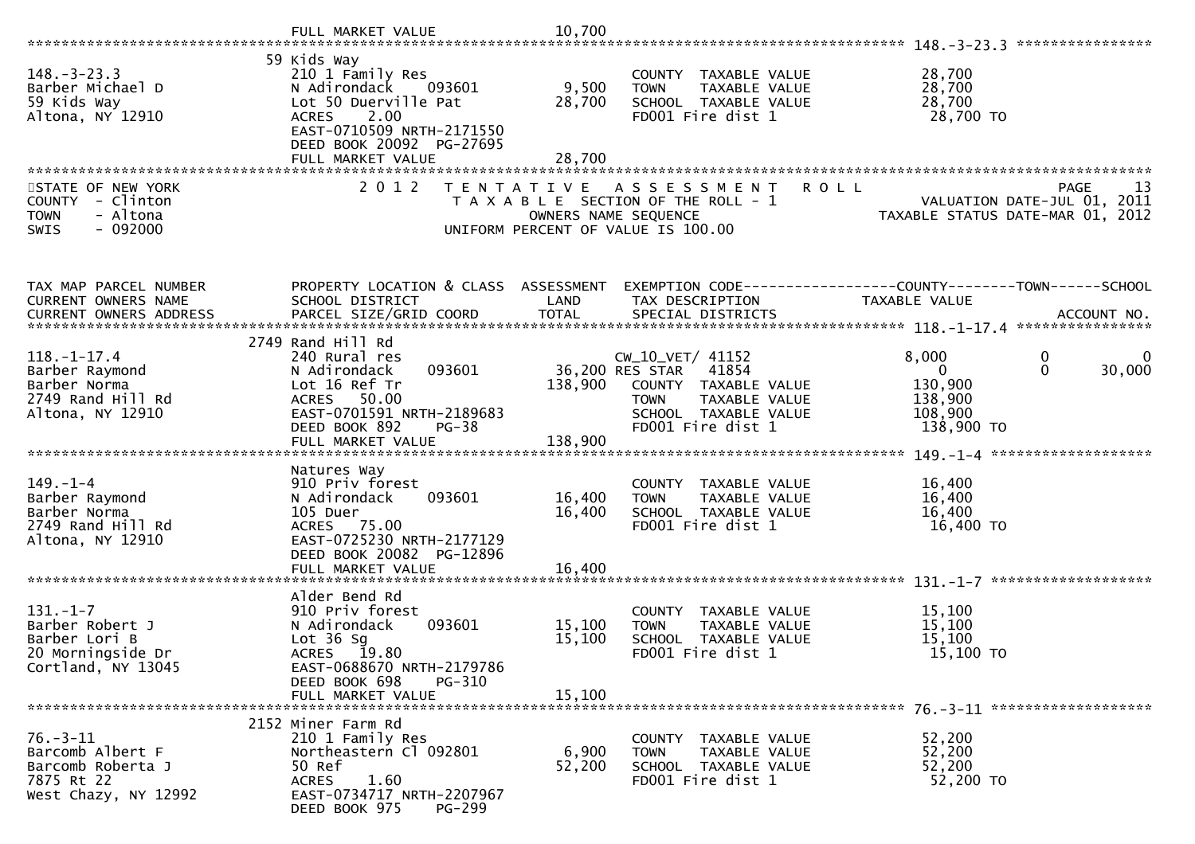| | FULL MARKET VALUE | 10,700 | | |
|---|---|---|---|---|

**148.-3-23.3**

| | | | | |
|---|---|---|---|---|
| 148.-3-23.3 | 59 Kids Way | | | |
| Barber Michael D | 210 1 Family Res | | COUNTY TAXABLE VALUE | 28,700 |
| 59 Kids Way | N Adirondack 093601 | 9,500 | TOWN TAXABLE VALUE | 28,700 |
| Altona, NY 12910 | Lot 50 Duerville Pat | 28,700 | SCHOOL TAXABLE VALUE | 28,700 |
| | ACRES 2.00 | | FD001 Fire dist 1 | 28,700 TO |
| | EAST-0710509 NRTH-2171550 | | | |
| | DEED BOOK 20092 PG-27695 | | | |
| | FULL MARKET VALUE | 28,700 | | |

STATE OF NEW YORK
COUNTY - Clinton
TOWN - Altona
SWIS - 092000

2012 TENTATIVE ASSESSMENT ROLL
TAXABLE SECTION OF THE ROLL - 1
OWNERS NAME SEQUENCE
UNIFORM PERCENT OF VALUE IS 100.00

VALUATION DATE-JUL 01, 2011
TAXABLE STATUS DATE-MAR 01, 2012

| TAX MAP PARCEL NUMBER / CURRENT OWNERS NAME / CURRENT OWNERS ADDRESS | PROPERTY LOCATION & CLASS / SCHOOL DISTRICT / PARCEL SIZE/GRID COORD | ASSESSMENT LAND / TOTAL | EXEMPTION CODE / TAX DESCRIPTION / SPECIAL DISTRICTS | COUNTY TAXABLE VALUE | TOWN | SCHOOL / ACCOUNT NO. |
|---|---|---|---|---|---|---|
| **118.-1-17.4** | | | | | | |
| 118.-1-17.4 | 2749 Rand Hill Rd | | | | | |
| Barber Raymond | 240 Rural res | | CW_10_VET/ 41152 | 8,000 | 0 | 0 |
| Barber Norma | N Adirondack 093601 | 36,200 | RES STAR 41854 | 0 | 0 | 30,000 |
| 2749 Rand Hill Rd | Lot 16 Ref Tr | 138,900 | COUNTY TAXABLE VALUE | 130,900 | | |
| Altona, NY 12910 | ACRES 50.00 | | TOWN TAXABLE VALUE | 138,900 | | |
| | EAST-0701591 NRTH-2189683 | | SCHOOL TAXABLE VALUE | 108,900 | | |
| | DEED BOOK 892 PG-38 | | FD001 Fire dist 1 | 138,900 TO | | |
| | FULL MARKET VALUE | 138,900 | | | | |
| **149.-1-4** | | | | | | |
| 149.-1-4 | Natures Way | | | | | |
| Barber Raymond | 910 Priv forest | | COUNTY TAXABLE VALUE | 16,400 | | |
| Barber Norma | N Adirondack 093601 | 16,400 | TOWN TAXABLE VALUE | 16,400 | | |
| 2749 Rand Hill Rd | 105 Duer | 16,400 | SCHOOL TAXABLE VALUE | 16,400 | | |
| Altona, NY 12910 | ACRES 75.00 | | FD001 Fire dist 1 | 16,400 TO | | |
| | EAST-0725230 NRTH-2177129 | | | | | |
| | DEED BOOK 20082 PG-12896 | | | | | |
| | FULL MARKET VALUE | 16,400 | | | | |
| **131.-1-7** | | | | | | |
| 131.-1-7 | Alder Bend Rd | | | | | |
| Barber Robert J | 910 Priv forest | | COUNTY TAXABLE VALUE | 15,100 | | |
| Barber Lori B | N Adirondack 093601 | 15,100 | TOWN TAXABLE VALUE | 15,100 | | |
| 20 Morningside Dr | Lot 36 Sg | 15,100 | SCHOOL TAXABLE VALUE | 15,100 | | |
| Cortland, NY 13045 | ACRES 19.80 | | FD001 Fire dist 1 | 15,100 TO | | |
| | EAST-0688670 NRTH-2179786 | | | | | |
| | DEED BOOK 698 PG-310 | | | | | |
| | FULL MARKET VALUE | 15,100 | | | | |
| **76.-3-11** | | | | | | |
| 76.-3-11 | 2152 Miner Farm Rd | | | | | |
| Barcomb Albert F | 210 1 Family Res | | COUNTY TAXABLE VALUE | 52,200 | | |
| Barcomb Roberta J | Northeastern Cl 092801 | 6,900 | TOWN TAXABLE VALUE | 52,200 | | |
| 7875 Rt 22 | 50 Ref | 52,200 | SCHOOL TAXABLE VALUE | 52,200 | | |
| West Chazy, NY 12992 | ACRES 1.60 | | FD001 Fire dist 1 | 52,200 TO | | |
| | EAST-0734717 NRTH-2207967 | | | | | |
| | DEED BOOK 975 PG-299 | | | | | |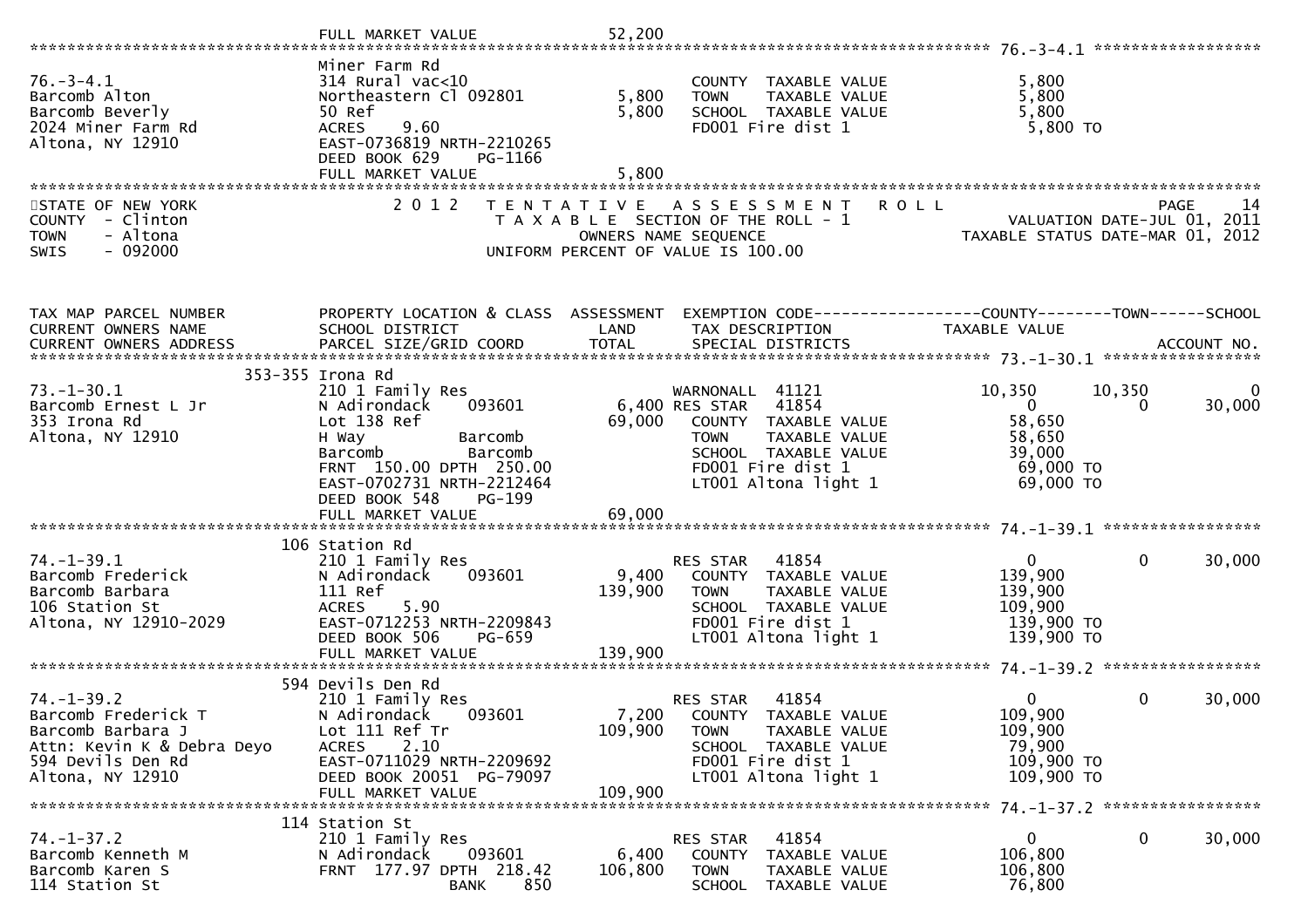FULL MARKET VALUE 52,200

76.-3-4.1

| | | | | |
|---|---|---|---|---|
| 76.-3-4.1 | Miner Farm Rd | | | |
| Barcomb Alton | 314 Rural vac<10 | | COUNTY TAXABLE VALUE | 5,800 |
| Barcomb Beverly | Northeastern Cl 092801 | 5,800 | TOWN TAXABLE VALUE | 5,800 |
| 2024 Miner Farm Rd | 50 Ref | 5,800 | SCHOOL TAXABLE VALUE | 5,800 |
| Altona, NY 12910 | ACRES 9.60 | | FD001 Fire dist 1 | 5,800 TO |
| | EAST-0736819 NRTH-2210265 | | | |
| | DEED BOOK 629 PG-1166 | | | |
| | FULL MARKET VALUE | 5,800 | | |

STATE OF NEW YORK
COUNTY - Clinton
TOWN - Altona
SWIS - 092000

2012 TENTATIVE ASSESSMENT ROLL
TAXABLE SECTION OF THE ROLL - 1
OWNERS NAME SEQUENCE
UNIFORM PERCENT OF VALUE IS 100.00

PAGE 14
VALUATION DATE-JUL 01, 2011
TAXABLE STATUS DATE-MAR 01, 2012

| TAX MAP PARCEL NUMBER / CURRENT OWNERS NAME / CURRENT OWNERS ADDRESS | PROPERTY LOCATION & CLASS / SCHOOL DISTRICT / PARCEL SIZE/GRID COORD | ASSESSMENT LAND / TOTAL | EXEMPTION CODE / TAX DESCRIPTION / SPECIAL DISTRICTS | COUNTY TAXABLE VALUE | TOWN | SCHOOL / ACCOUNT NO. |
|---|---|---|---|---|---|---|
| **73.-1-30.1** | 353-355 Irona Rd | | | | | |
| 73.-1-30.1 | 210 1 Family Res | | WARNONALL 41121 | 10,350 | 10,350 | 0 |
| Barcomb Ernest L Jr | N Adirondack 093601 | 6,400 | RES STAR 41854 | 0 | 0 | 30,000 |
| 353 Irona Rd | Lot 138 Ref | 69,000 | COUNTY TAXABLE VALUE | 58,650 | | |
| Altona, NY 12910 | H Way Barcomb | | TOWN TAXABLE VALUE | 58,650 | | |
| | Barcomb Barcomb | | SCHOOL TAXABLE VALUE | 39,000 | | |
| | FRNT 150.00 DPTH 250.00 | | FD001 Fire dist 1 | 69,000 TO | | |
| | EAST-0702731 NRTH-2212464 | | LT001 Altona light 1 | 69,000 TO | | |
| | DEED BOOK 548 PG-199 | | | | | |
| | FULL MARKET VALUE | 69,000 | | | | |
| **74.-1-39.1** | 106 Station Rd | | | | | |
| 74.-1-39.1 | 210 1 Family Res | | RES STAR 41854 | 0 | 0 | 30,000 |
| Barcomb Frederick | N Adirondack 093601 | 9,400 | COUNTY TAXABLE VALUE | 139,900 | | |
| Barcomb Barbara | 111 Ref | 139,900 | TOWN TAXABLE VALUE | 139,900 | | |
| 106 Station St | ACRES 5.90 | | SCHOOL TAXABLE VALUE | 109,900 | | |
| Altona, NY 12910-2029 | EAST-0712253 NRTH-2209843 | | FD001 Fire dist 1 | 139,900 TO | | |
| | DEED BOOK 506 PG-659 | | LT001 Altona light 1 | 139,900 TO | | |
| | FULL MARKET VALUE | 139,900 | | | | |
| **74.-1-39.2** | 594 Devils Den Rd | | | | | |
| 74.-1-39.2 | 210 1 Family Res | | RES STAR 41854 | 0 | 0 | 30,000 |
| Barcomb Frederick T | N Adirondack 093601 | 7,200 | COUNTY TAXABLE VALUE | 109,900 | | |
| Barcomb Barbara J | Lot 111 Ref Tr | 109,900 | TOWN TAXABLE VALUE | 109,900 | | |
| Attn: Kevin K & Debra Deyo | ACRES 2.10 | | SCHOOL TAXABLE VALUE | 79,900 | | |
| 594 Devils Den Rd | EAST-0711029 NRTH-2209692 | | FD001 Fire dist 1 | 109,900 TO | | |
| Altona, NY 12910 | DEED BOOK 20051 PG-79097 | | LT001 Altona light 1 | 109,900 TO | | |
| | FULL MARKET VALUE | 109,900 | | | | |
| **74.-1-37.2** | 114 Station St | | | | | |
| 74.-1-37.2 | 210 1 Family Res | | RES STAR 41854 | 0 | 0 | 30,000 |
| Barcomb Kenneth M | N Adirondack 093601 | 6,400 | COUNTY TAXABLE VALUE | 106,800 | | |
| Barcomb Karen S | FRNT 177.97 DPTH 218.42 | 106,800 | TOWN TAXABLE VALUE | 106,800 | | |
| 114 Station St | BANK 850 | | SCHOOL TAXABLE VALUE | 76,800 | | |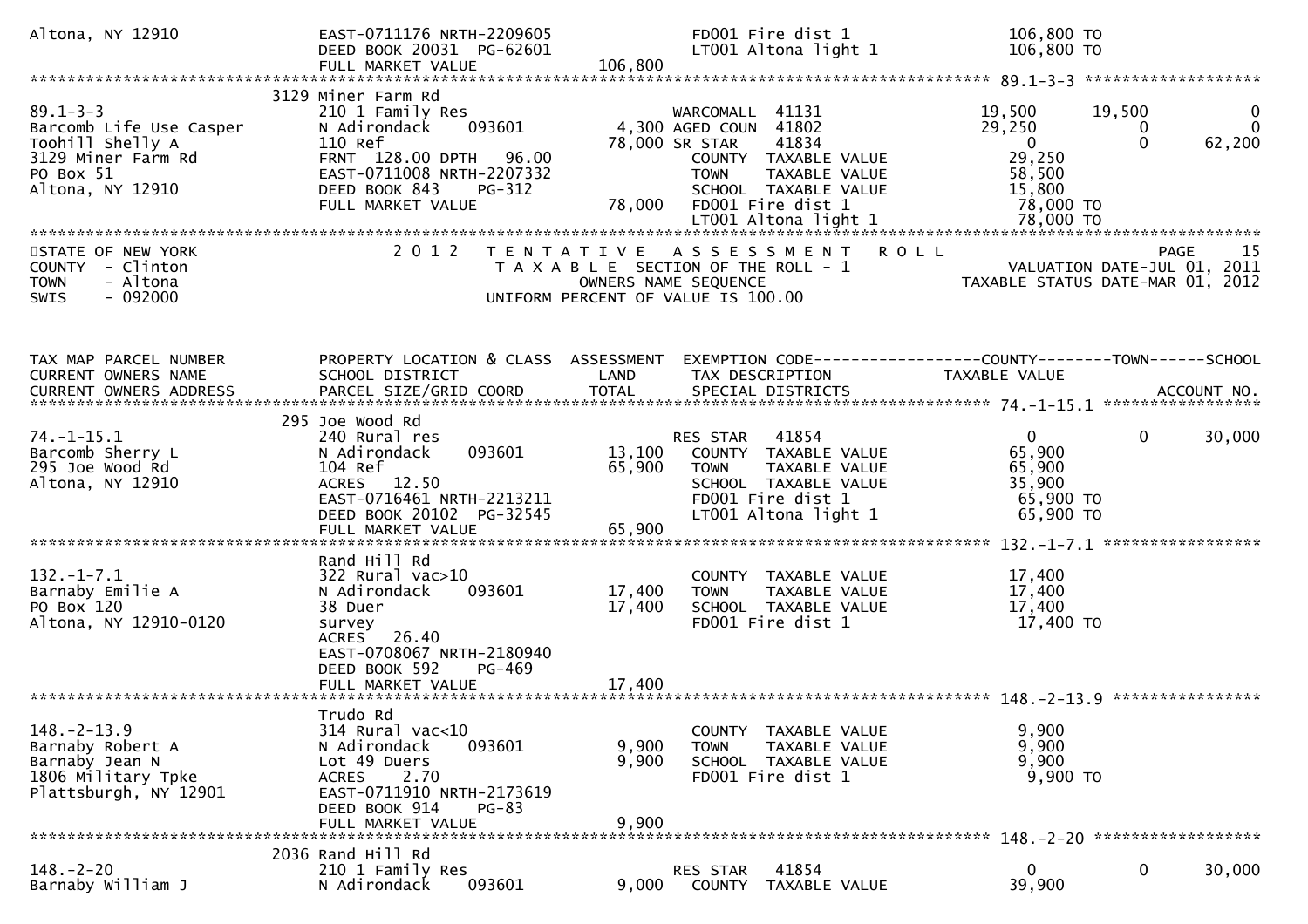```
Altona, NY 12910             EAST-0711176 NRTH-2209605              FD001 Fire dist 1              106,800 TO
                             DEED BOOK 20031  PG-62601               LT001 Altona light 1           106,800 TO
                             FULL MARKET VALUE              106,800
******************************************************************************************************* 89.1-3-3 ******************
                           3129 Miner Farm Rd
89.1-3-3                     210 1 Family Res                  WARCOMALL  41131              19,500      19,500            0
Barcomb Life Use Casper      N Adirondack    093601       4,300 AGED COUN  41802              29,250           0            0
Toohill Shelly A             110 Ref                     78,000 SR STAR    41834                   0           0       62,200
3129 Miner Farm Rd           FRNT  128.00 DPTH   96.00            COUNTY  TAXABLE VALUE        29,250
PO Box 51                    EAST-0711008 NRTH-2207332            TOWN    TAXABLE VALUE        58,500
Altona, NY 12910             DEED BOOK 843    PG-312              SCHOOL  TAXABLE VALUE        15,800
                             FULL MARKET VALUE               78,000  FD001 Fire dist 1             78,000 TO
                                                                     LT001 Altona light 1          78,000 TO
************************************************************************************************************************************
STATE OF NEW YORK                 2 0 1 2   T E N T A T I V E   A S S E S S M E N T   R O L L                          PAGE    15
COUNTY  - Clinton                           T A X A B L E  SECTION OF THE ROLL - 1                     VALUATION DATE-JUL 01, 2011
TOWN    - Altona                                  OWNERS NAME SEQUENCE                             TAXABLE STATUS DATE-MAR 01, 2012
SWIS    - 092000                           UNIFORM PERCENT OF VALUE IS 100.00


TAX MAP PARCEL NUMBER        PROPERTY LOCATION & CLASS  ASSESSMENT  EXEMPTION CODE------------------COUNTY--------TOWN------SCHOOL
CURRENT OWNERS NAME          SCHOOL DISTRICT               LAND      TAX DESCRIPTION               TAXABLE VALUE
CURRENT OWNERS ADDRESS       PARCEL SIZE/GRID COORD        TOTAL     SPECIAL DISTRICTS                                  ACCOUNT NO.
******************************************************************************************************* 74.-1-15.1 ****************
                           295 Joe Wood Rd
74.-1-15.1                   240 Rural res                     RES STAR   41854                    0           0       30,000
Barcomb Sherry L             N Adirondack    093601      13,100   COUNTY  TAXABLE VALUE        65,900
295 Joe Wood Rd              104 Ref                     65,900   TOWN    TAXABLE VALUE        65,900
Altona, NY 12910             ACRES   12.50                        SCHOOL  TAXABLE VALUE        35,900
                             EAST-0716461 NRTH-2213211            FD001 Fire dist 1             65,900 TO
                             DEED BOOK 20102  PG-32545            LT001 Altona light 1          65,900 TO
                             FULL MARKET VALUE               65,900
******************************************************************************************************* 132.-1-7.1 ****************
                             Rand Hill Rd
132.-1-7.1                   322 Rural vac>10                     COUNTY  TAXABLE VALUE        17,400
Barnaby Emilie A             N Adirondack    093601      17,400   TOWN    TAXABLE VALUE        17,400
PO Box 120                   38 Duer                     17,400   SCHOOL  TAXABLE VALUE        17,400
Altona, NY 12910-0120        survey                               FD001 Fire dist 1             17,400 TO
                             ACRES   26.40
                             EAST-0708067 NRTH-2180940
                             DEED BOOK 592    PG-469
                             FULL MARKET VALUE               17,400
******************************************************************************************************* 148.-2-13.9 ***************
                             Trudo Rd
148.-2-13.9                  314 Rural vac<10                     COUNTY  TAXABLE VALUE         9,900
Barnaby Robert A             N Adirondack    093601       9,900   TOWN    TAXABLE VALUE         9,900
Barnaby Jean N               Lot 49 Duers                 9,900   SCHOOL  TAXABLE VALUE         9,900
1806 Military Tpke           ACRES    2.70                        FD001 Fire dist 1              9,900 TO
Plattsburgh, NY 12901        EAST-0711910 NRTH-2173619
                             DEED BOOK 914    PG-83
                             FULL MARKET VALUE                9,900
******************************************************************************************************* 148.-2-20 *****************
                           2036 Rand Hill Rd
148.-2-20                    210 1 Family Res                  RES STAR   41854                    0           0       30,000
Barnaby William J            N Adirondack    093601       9,000   COUNTY  TAXABLE VALUE        39,900
```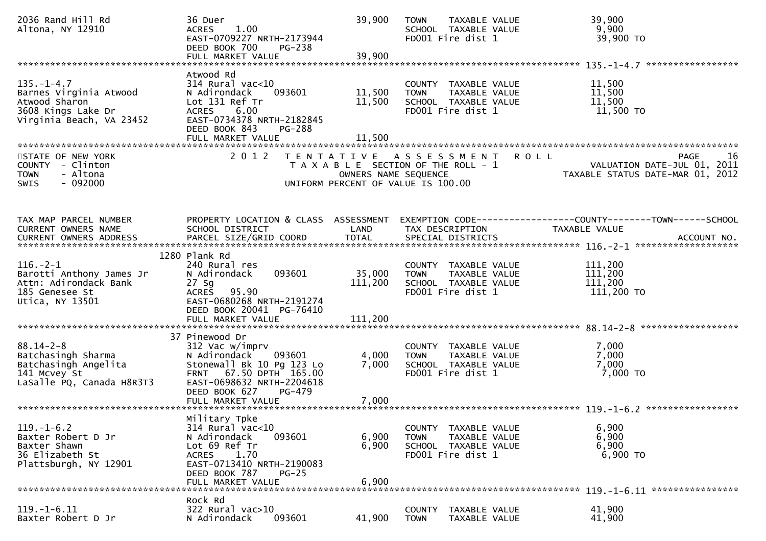2036 Rand Hill Rd | 36 Duer | 39,900 | TOWN TAXABLE VALUE | 39,900
Altona, NY 12910 | ACRES 1.00 | | SCHOOL TAXABLE VALUE | 9,900
| EAST-0709227 NRTH-2173944 | | FD001 Fire dist 1 | 39,900 TO
| DEED BOOK 700 PG-238
| FULL MARKET VALUE | 39,900

**135.-1-4.7**

| | | | | |
|---|---|---|---|---|
| | Atwood Rd | | | |
| 135.-1-4.7 | 314 Rural vac<10 | | COUNTY TAXABLE VALUE | 11,500 |
| Barnes Virginia Atwood | N Adirondack 093601 | 11,500 | TOWN TAXABLE VALUE | 11,500 |
| Atwood Sharon | Lot 131 Ref Tr | 11,500 | SCHOOL TAXABLE VALUE | 11,500 |
| 3608 Kings Lake Dr | ACRES 6.00 | | FD001 Fire dist 1 | 11,500 TO |
| Virginia Beach, VA 23452 | EAST-0734378 NRTH-2182845 | | | |
| | DEED BOOK 843 PG-288 | | | |
| | FULL MARKET VALUE | 11,500 | | |

STATE OF NEW YORK — 2012 TENTATIVE ASSESSMENT ROLL
COUNTY - Clinton — TAXABLE SECTION OF THE ROLL - 1 — VALUATION DATE-JUL 01, 2011
TOWN - Altona — OWNERS NAME SEQUENCE — TAXABLE STATUS DATE-MAR 01, 2012
SWIS - 092000 — UNIFORM PERCENT OF VALUE IS 100.00

| TAX MAP PARCEL NUMBER / CURRENT OWNERS NAME / CURRENT OWNERS ADDRESS | PROPERTY LOCATION & CLASS / SCHOOL DISTRICT / PARCEL SIZE/GRID COORD | ASSESSMENT LAND / TOTAL | EXEMPTION CODE / TAX DESCRIPTION / SPECIAL DISTRICTS | COUNTY--TOWN--SCHOOL TAXABLE VALUE / ACCOUNT NO. |
|---|---|---|---|---|
| **116.-2-1** | | | | |
| | 1280 Plank Rd | | | |
| 116.-2-1 | 240 Rural res | | COUNTY TAXABLE VALUE | 111,200 |
| Barotti Anthony James Jr | N Adirondack 093601 | 35,000 | TOWN TAXABLE VALUE | 111,200 |
| Attn: Adirondack Bank | 27 Sg | 111,200 | SCHOOL TAXABLE VALUE | 111,200 |
| 185 Genesee St | ACRES 95.90 | | FD001 Fire dist 1 | 111,200 TO |
| Utica, NY 13501 | EAST-0680268 NRTH-2191274 | | | |
| | DEED BOOK 20041 PG-76410 | | | |
| | FULL MARKET VALUE | 111,200 | | |
| **88.14-2-8** | | | | |
| | 37 Pinewood Dr | | | |
| 88.14-2-8 | 312 Vac w/imprv | | COUNTY TAXABLE VALUE | 7,000 |
| Batchasingh Sharma | N Adirondack 093601 | 4,000 | TOWN TAXABLE VALUE | 7,000 |
| Batchasingh Angelita | Stonewall Bk 10 Pg 123 Lo | 7,000 | SCHOOL TAXABLE VALUE | 7,000 |
| 141 Mcvey St | FRNT 67.50 DPTH 165.00 | | FD001 Fire dist 1 | 7,000 TO |
| LaSalle PQ, Canada H8R3T3 | EAST-0698632 NRTH-2204618 | | | |
| | DEED BOOK 627 PG-479 | | | |
| | FULL MARKET VALUE | 7,000 | | |
| **119.-1-6.2** | | | | |
| | Military Tpke | | | |
| 119.-1-6.2 | 314 Rural vac<10 | | COUNTY TAXABLE VALUE | 6,900 |
| Baxter Robert D Jr | N Adirondack 093601 | 6,900 | TOWN TAXABLE VALUE | 6,900 |
| Baxter Shawn | Lot 69 Ref Tr | 6,900 | SCHOOL TAXABLE VALUE | 6,900 |
| 36 Elizabeth St | ACRES 1.70 | | FD001 Fire dist 1 | 6,900 TO |
| Plattsburgh, NY 12901 | EAST-0713410 NRTH-2190083 | | | |
| | DEED BOOK 787 PG-25 | | | |
| | FULL MARKET VALUE | 6,900 | | |
| **119.-1-6.11** | | | | |
| | Rock Rd | | | |
| 119.-1-6.11 | 322 Rural vac>10 | | COUNTY TAXABLE VALUE | 41,900 |
| Baxter Robert D Jr | N Adirondack 093601 | 41,900 | TOWN TAXABLE VALUE | 41,900 |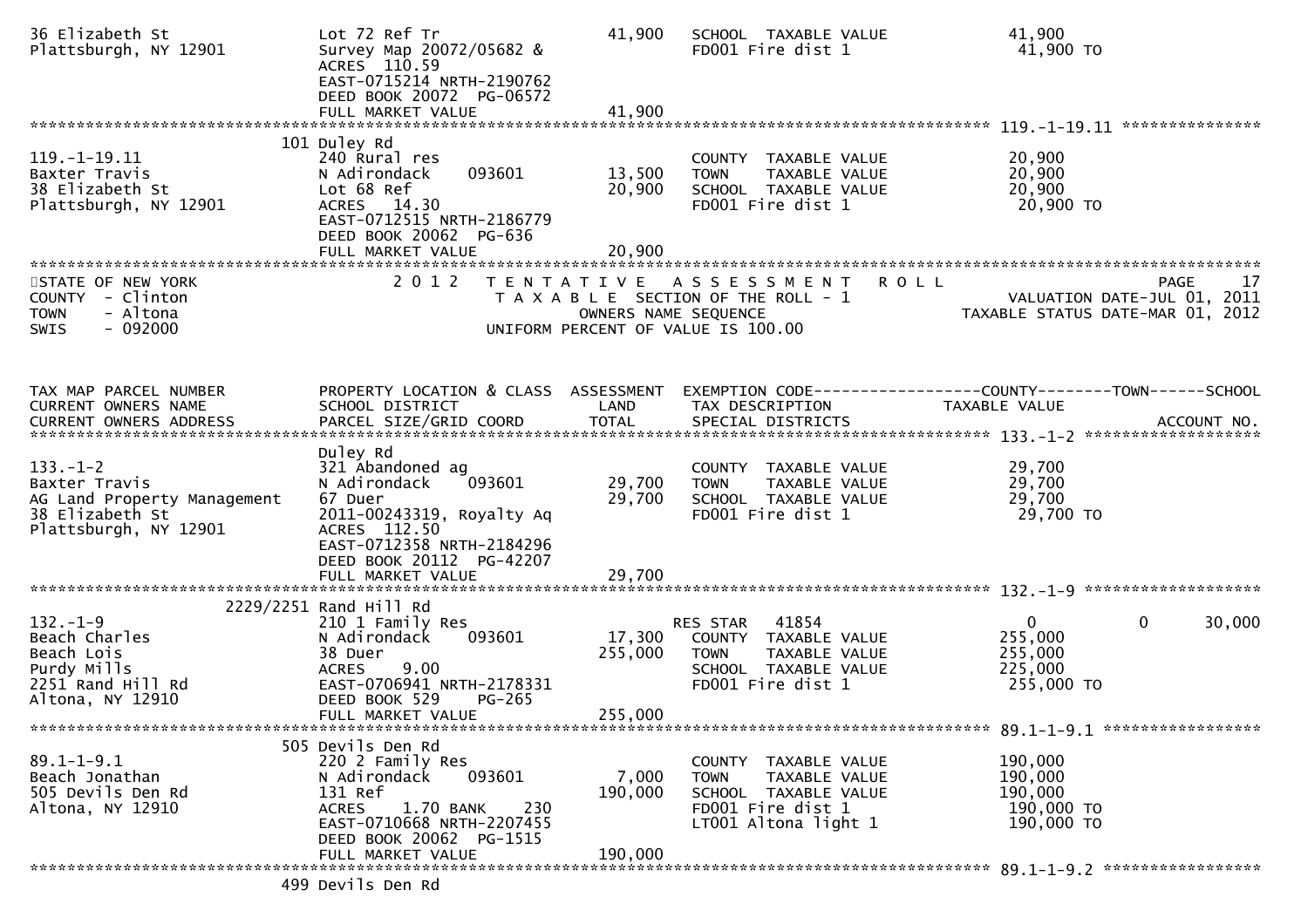```
36 Elizabeth St               Lot 72 Ref Tr                       41,900    SCHOOL  TAXABLE VALUE              41,900
Plattsburgh, NY 12901         Survey Map 20072/05682 &                      FD001 Fire dist 1                   41,900 TO
                              ACRES 110.59
                              EAST-0715214 NRTH-2190762
                              DEED BOOK 20072  PG-06572
                              FULL MARKET VALUE                   41,900
******************************************************************************************************* 119.-1-19.11 ***************
                          101 Duley Rd
119.-1-19.11                  240 Rural res                                 COUNTY  TAXABLE VALUE              20,900
Baxter Travis                 N Adirondack     093601             13,500    TOWN    TAXABLE VALUE              20,900
38 Elizabeth St               Lot 68 Ref                          20,900    SCHOOL  TAXABLE VALUE              20,900
Plattsburgh, NY 12901         ACRES  14.30                                  FD001 Fire dist 1                   20,900 TO
                              EAST-0712515 NRTH-2186779
                              DEED BOOK 20062  PG-636
                              FULL MARKET VALUE                   20,900
************************************************************************************************************************************
STATE OF NEW YORK                 2 0 1 2   T E N T A T I V E   A S S E S S M E N T   R O L L                              PAGE    17
COUNTY  - Clinton                          T A X A B L E  SECTION OF THE ROLL - 1                    VALUATION DATE-JUL 01, 2011
TOWN    - Altona                                  OWNERS NAME SEQUENCE                          TAXABLE STATUS DATE-MAR 01, 2012
SWIS    - 092000                         UNIFORM PERCENT OF VALUE IS 100.00


TAX MAP PARCEL NUMBER         PROPERTY LOCATION & CLASS  ASSESSMENT  EXEMPTION CODE------------------COUNTY--------TOWN------SCHOOL
CURRENT OWNERS NAME           SCHOOL DISTRICT               LAND      TAX DESCRIPTION               TAXABLE VALUE
CURRENT OWNERS ADDRESS        PARCEL SIZE/GRID COORD        TOTAL     SPECIAL DISTRICTS                                 ACCOUNT NO.
************************************************************************************************************ 133.-1-2 *******************
                              Duley Rd
133.-1-2                      321 Abandoned ag                              COUNTY  TAXABLE VALUE              29,700
Baxter Travis                 N Adirondack     093601             29,700    TOWN    TAXABLE VALUE              29,700
AG Land Property Management   67 Duer                             29,700    SCHOOL  TAXABLE VALUE              29,700
38 Elizabeth St               2011-00243319, Royalty Aq                     FD001 Fire dist 1                   29,700 TO
Plattsburgh, NY 12901         ACRES 112.50
                              EAST-0712358 NRTH-2184296
                              DEED BOOK 20112  PG-42207
                              FULL MARKET VALUE                   29,700
************************************************************************************************************ 132.-1-9 *******************
                    2229/2251 Rand Hill Rd
132.-1-9                      210 1 Family Res                              RES STAR   41854                    0             0     30,000
Beach Charles                 N Adirondack     093601             17,300    COUNTY  TAXABLE VALUE             255,000
Beach Lois                    38 Duer                            255,000    TOWN    TAXABLE VALUE             255,000
Purdy Mills                   ACRES    9.00                                 SCHOOL  TAXABLE VALUE             225,000
2251 Rand Hill Rd             EAST-0706941 NRTH-2178331                     FD001 Fire dist 1                  255,000 TO
Altona, NY 12910              DEED BOOK 529    PG-265
                              FULL MARKET VALUE                  255,000
************************************************************************************************************ 89.1-1-9.1 *****************
                          505 Devils Den Rd
89.1-1-9.1                    220 2 Family Res                              COUNTY  TAXABLE VALUE             190,000
Beach Jonathan                N Adirondack     093601              7,000    TOWN    TAXABLE VALUE             190,000
505 Devils Den Rd             131 Ref                            190,000    SCHOOL  TAXABLE VALUE             190,000
Altona, NY 12910              ACRES    1.70 BANK     230                    FD001 Fire dist 1                  190,000 TO
                              EAST-0710668 NRTH-2207455                     LT001 Altona light 1               190,000 TO
                              DEED BOOK 20062  PG-1515
                              FULL MARKET VALUE                  190,000
************************************************************************************************************ 89.1-1-9.2 *****************
                          499 Devils Den Rd
```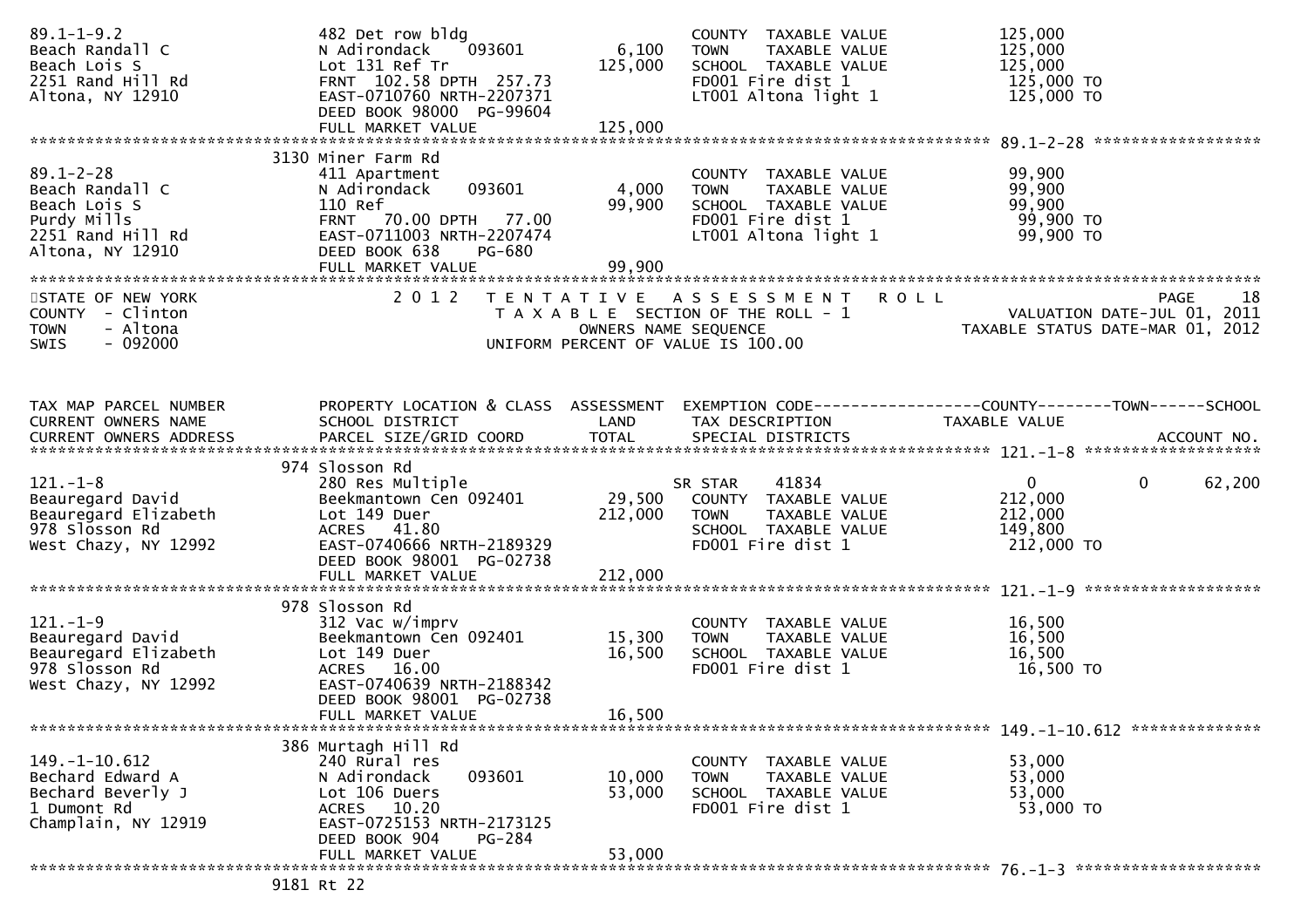| TAX MAP PARCEL NUMBER / CURRENT OWNERS NAME / CURRENT OWNERS ADDRESS | PROPERTY LOCATION & CLASS / SCHOOL DISTRICT / PARCEL SIZE/GRID COORD | ASSESSMENT LAND | ASSESSMENT TOTAL | EXEMPTION CODE / TAX DESCRIPTION / SPECIAL DISTRICTS | COUNTY TAXABLE VALUE | TOWN | SCHOOL | ACCOUNT NO. |
|---|---|---|---|---|---|---|---|---|
| 89.1-1-9.2<br>Beach Randall C<br>Beach Lois S<br>2251 Rand Hill Rd<br>Altona, NY 12910 | 482 Det row bldg<br>N Adirondack 093601<br>Lot 131 Ref Tr<br>FRNT 102.58 DPTH 257.73<br>EAST-0710760 NRTH-2207371<br>DEED BOOK 98000 PG-99604<br>FULL MARKET VALUE | 6,100 | 125,000<br><br><br><br><br><br>125,000 | COUNTY TAXABLE VALUE<br>TOWN TAXABLE VALUE<br>SCHOOL TAXABLE VALUE<br>FD001 Fire dist 1<br>LT001 Altona light 1 | 125,000<br>125,000<br>125,000<br>125,000 TO<br>125,000 TO | | | |
| 89.1-2-28<br>Beach Randall C<br>Beach Lois S<br>Purdy Mills<br>2251 Rand Hill Rd<br>Altona, NY 12910 | 3130 Miner Farm Rd<br>411 Apartment<br>N Adirondack 093601<br>110 Ref<br>FRNT 70.00 DPTH 77.00<br>EAST-0711003 NRTH-2207474<br>DEED BOOK 638 PG-680<br>FULL MARKET VALUE | 4,000 | 99,900<br><br><br><br><br><br>99,900 | COUNTY TAXABLE VALUE<br>TOWN TAXABLE VALUE<br>SCHOOL TAXABLE VALUE<br>FD001 Fire dist 1<br>LT001 Altona light 1 | 99,900<br>99,900<br>99,900<br>99,900 TO<br>99,900 TO | | | |

STATE OF NEW YORK
COUNTY - Clinton
TOWN - Altona
SWIS - 092000

2012 TENTATIVE ASSESSMENT ROLL
TAXABLE SECTION OF THE ROLL - 1
OWNERS NAME SEQUENCE
UNIFORM PERCENT OF VALUE IS 100.00

PAGE 18
VALUATION DATE-JUL 01, 2011
TAXABLE STATUS DATE-MAR 01, 2012

| TAX MAP PARCEL NUMBER / CURRENT OWNERS NAME / CURRENT OWNERS ADDRESS | PROPERTY LOCATION & CLASS / SCHOOL DISTRICT / PARCEL SIZE/GRID COORD | ASSESSMENT LAND | ASSESSMENT TOTAL | EXEMPTION CODE / TAX DESCRIPTION / SPECIAL DISTRICTS | COUNTY TAXABLE VALUE | TOWN | SCHOOL | ACCOUNT NO. |
|---|---|---|---|---|---|---|---|---|
| 121.-1-8<br>Beauregard David<br>Beauregard Elizabeth<br>978 Slosson Rd<br>West Chazy, NY 12992 | 974 Slosson Rd<br>280 Res Multiple<br>Beekmantown Cen 092401<br>Lot 149 Duer<br>ACRES 41.80<br>EAST-0740666 NRTH-2189329<br>DEED BOOK 98001 PG-02738<br>FULL MARKET VALUE | 29,500 | 212,000<br><br><br><br><br><br>212,000 | SR STAR 41834<br>COUNTY TAXABLE VALUE<br>TOWN TAXABLE VALUE<br>SCHOOL TAXABLE VALUE<br>FD001 Fire dist 1 | 0<br>212,000<br>212,000<br>149,800<br>212,000 TO | 0 | 62,200 | |
| 121.-1-9<br>Beauregard David<br>Beauregard Elizabeth<br>978 Slosson Rd<br>West Chazy, NY 12992 | 978 Slosson Rd<br>312 Vac w/imprv<br>Beekmantown Cen 092401<br>Lot 149 Duer<br>ACRES 16.00<br>EAST-0740639 NRTH-2188342<br>DEED BOOK 98001 PG-02738<br>FULL MARKET VALUE | 15,300 | 16,500<br><br><br><br><br><br>16,500 | COUNTY TAXABLE VALUE<br>TOWN TAXABLE VALUE<br>SCHOOL TAXABLE VALUE<br>FD001 Fire dist 1 | 16,500<br>16,500<br>16,500<br>16,500 TO | | | |
| 149.-1-10.612<br>Bechard Edward A<br>Bechard Beverly J<br>1 Dumont Rd<br>Champlain, NY 12919 | 386 Murtagh Hill Rd<br>240 Rural res<br>N Adirondack 093601<br>Lot 106 Duers<br>ACRES 10.20<br>EAST-0725153 NRTH-2173125<br>DEED BOOK 904 PG-284<br>FULL MARKET VALUE | 10,000 | 53,000<br><br><br><br><br><br>53,000 | COUNTY TAXABLE VALUE<br>TOWN TAXABLE VALUE<br>SCHOOL TAXABLE VALUE<br>FD001 Fire dist 1 | 53,000<br>53,000<br>53,000<br>53,000 TO | | | |
| 76.-1-3 | 9181 Rt 22 | | | | | | | |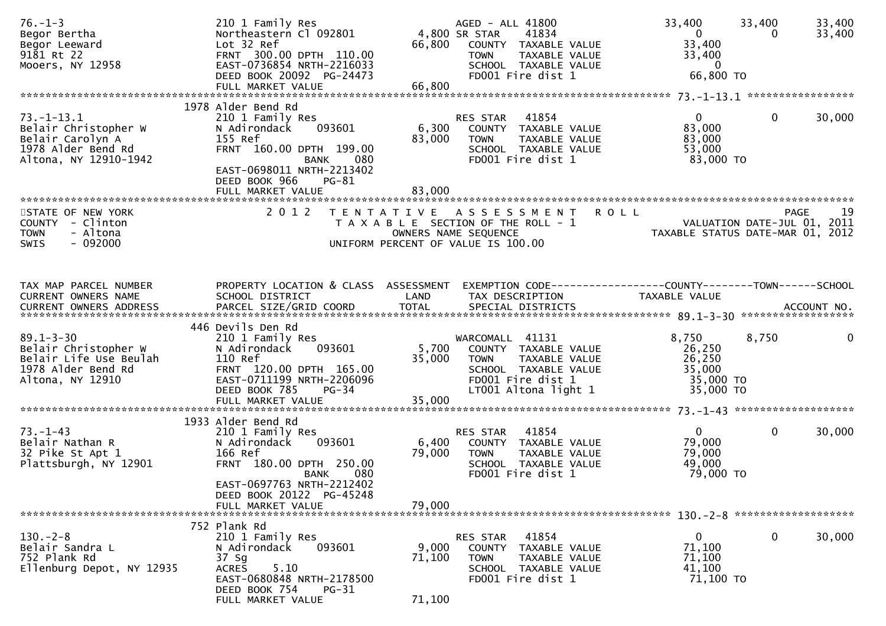| TAX MAP PARCEL NUMBER / CURRENT OWNERS NAME / CURRENT OWNERS ADDRESS | PROPERTY LOCATION & CLASS / SCHOOL DISTRICT / PARCEL SIZE/GRID COORD | ASSESSMENT LAND | ASSESSMENT TOTAL | EXEMPTION CODE / TAX DESCRIPTION / SPECIAL DISTRICTS | COUNTY TAXABLE VALUE | TOWN | SCHOOL |
|---|---|---|---|---|---|---|---|
| 76.-1-3 | 210 1 Family Res | | | AGED - ALL 41800 | 33,400 | 33,400 | 33,400 |
| Begor Bertha | Northeastern Cl 092801 | 4,800 | | SR STAR 41834 | 0 | 0 | 33,400 |
| Begor Leeward | Lot 32 Ref | | 66,800 | COUNTY TAXABLE VALUE | 33,400 | | |
| 9181 Rt 22 | FRNT 300.00 DPTH 110.00 | | | TOWN TAXABLE VALUE | 33,400 | | |
| Mooers, NY 12958 | EAST-0736854 NRTH-2216033 | | | SCHOOL TAXABLE VALUE | 0 | | |
| | DEED BOOK 20092 PG-24473 | | | FD001 Fire dist 1 | 66,800 TO | | |
| | FULL MARKET VALUE | | 66,800 | | | | |
| 73.-1-13.1 | 1978 Alder Bend Rd | | | | | | |
| 73.-1-13.1 | 210 1 Family Res | | | RES STAR 41854 | 0 | 0 | 30,000 |
| Belair Christopher W | N Adirondack 093601 | 6,300 | | COUNTY TAXABLE VALUE | 83,000 | | |
| Belair Carolyn A | 155 Ref | | 83,000 | TOWN TAXABLE VALUE | 83,000 | | |
| 1978 Alder Bend Rd | FRNT 160.00 DPTH 199.00 | | | SCHOOL TAXABLE VALUE | 53,000 | | |
| Altona, NY 12910-1942 | BANK 080 | | | FD001 Fire dist 1 | 83,000 TO | | |
| | EAST-0698011 NRTH-2213402 | | | | | | |
| | DEED BOOK 966 PG-81 | | | | | | |
| | FULL MARKET VALUE | | 83,000 | | | | |

STATE OF NEW YORK
COUNTY - Clinton
TOWN - Altona
SWIS - 092000

2012 TENTATIVE ASSESSMENT ROLL
TAXABLE SECTION OF THE ROLL - 1
OWNERS NAME SEQUENCE
UNIFORM PERCENT OF VALUE IS 100.00

VALUATION DATE-JUL 01, 2011
TAXABLE STATUS DATE-MAR 01, 2012

| TAX MAP PARCEL NUMBER / CURRENT OWNERS NAME / CURRENT OWNERS ADDRESS | PROPERTY LOCATION & CLASS / SCHOOL DISTRICT / PARCEL SIZE/GRID COORD | ASSESSMENT LAND | ASSESSMENT TOTAL | EXEMPTION CODE / TAX DESCRIPTION / SPECIAL DISTRICTS | COUNTY TAXABLE VALUE | TOWN | SCHOOL |
|---|---|---|---|---|---|---|---|
| 89.1-3-30 | 446 Devils Den Rd | | | | | | |
| 89.1-3-30 | 210 1 Family Res | | | WARCOMALL 41131 | 8,750 | 8,750 | 0 |
| Belair Christopher W | N Adirondack 093601 | 5,700 | | COUNTY TAXABLE VALUE | 26,250 | | |
| Belair Life Use Beulah | 110 Ref | | 35,000 | TOWN TAXABLE VALUE | 26,250 | | |
| 1978 Alder Bend Rd | FRNT 120.00 DPTH 165.00 | | | SCHOOL TAXABLE VALUE | 35,000 | | |
| Altona, NY 12910 | EAST-0711199 NRTH-2206096 | | | FD001 Fire dist 1 | 35,000 TO | | |
| | DEED BOOK 785 PG-34 | | | LT001 Altona light 1 | 35,000 TO | | |
| | FULL MARKET VALUE | | 35,000 | | | | |
| 73.-1-43 | 1933 Alder Bend Rd | | | | | | |
| 73.-1-43 | 210 1 Family Res | | | RES STAR 41854 | 0 | 0 | 30,000 |
| Belair Nathan R | N Adirondack 093601 | 6,400 | | COUNTY TAXABLE VALUE | 79,000 | | |
| 32 Pike St Apt 1 | 166 Ref | | 79,000 | TOWN TAXABLE VALUE | 79,000 | | |
| Plattsburgh, NY 12901 | FRNT 180.00 DPTH 250.00 | | | SCHOOL TAXABLE VALUE | 49,000 | | |
| | BANK 080 | | | FD001 Fire dist 1 | 79,000 TO | | |
| | EAST-0697763 NRTH-2212402 | | | | | | |
| | DEED BOOK 20122 PG-45248 | | | | | | |
| | FULL MARKET VALUE | | 79,000 | | | | |
| 130.-2-8 | 752 Plank Rd | | | | | | |
| 130.-2-8 | 210 1 Family Res | | | RES STAR 41854 | 0 | 0 | 30,000 |
| Belair Sandra L | N Adirondack 093601 | 9,000 | | COUNTY TAXABLE VALUE | 71,100 | | |
| 752 Plank Rd | 37 Sg | | 71,100 | TOWN TAXABLE VALUE | 71,100 | | |
| Ellenburg Depot, NY 12935 | ACRES 5.10 | | | SCHOOL TAXABLE VALUE | 41,100 | | |
| | EAST-0680848 NRTH-2178500 | | | FD001 Fire dist 1 | 71,100 TO | | |
| | DEED BOOK 754 PG-31 | | | | | | |
| | FULL MARKET VALUE | | 71,100 | | | | |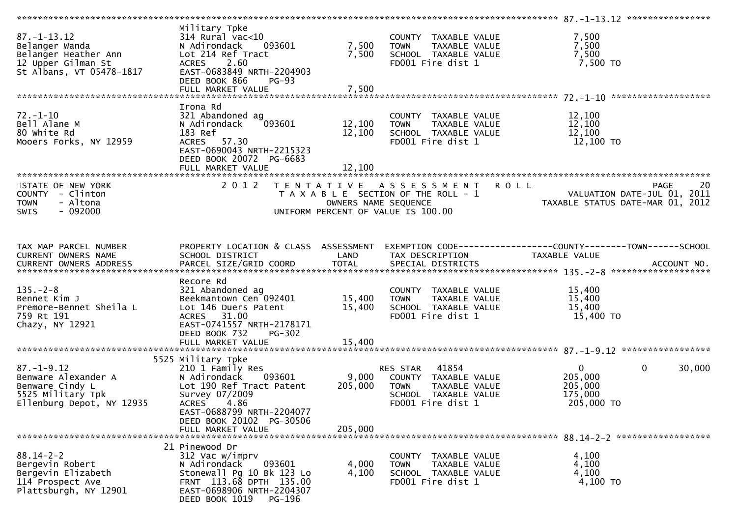| TAX MAP PARCEL NUMBER<br>CURRENT OWNERS NAME<br>CURRENT OWNERS ADDRESS | PROPERTY LOCATION & CLASS<br>SCHOOL DISTRICT<br>PARCEL SIZE/GRID COORD | ASSESSMENT<br>LAND<br>TOTAL | EXEMPTION CODE<br>TAX DESCRIPTION<br>SPECIAL DISTRICTS | COUNTY<br>TAXABLE VALUE | TOWN | SCHOOL<br>ACCOUNT NO. |
|---|---|---|---|---|---|---|
| **87.-1-13.12** | | | | | | |
| 87.-1-13.12 | Military Tpke | | | | | |
| Belanger Wanda | 314 Rural vac<10 | | COUNTY TAXABLE VALUE | 7,500 | | |
| Belanger Heather Ann | N Adirondack 093601 | 7,500 | TOWN TAXABLE VALUE | 7,500 | | |
| 12 Upper Gilman St | Lot 214 Ref Tract | 7,500 | SCHOOL TAXABLE VALUE | 7,500 | | |
| St Albans, VT 05478-1817 | ACRES 2.60 | | FD001 Fire dist 1 | 7,500 TO | | |
| | EAST-0683849 NRTH-2204903 | | | | | |
| | DEED BOOK 866 PG-93 | | | | | |
| | FULL MARKET VALUE | 7,500 | | | | |
| **72.-1-10** | | | | | | |
| 72.-1-10 | Irona Rd | | | | | |
| Bell Alane M | 321 Abandoned ag | | COUNTY TAXABLE VALUE | 12,100 | | |
| 80 White Rd | N Adirondack 093601 | 12,100 | TOWN TAXABLE VALUE | 12,100 | | |
| Mooers Forks, NY 12959 | 183 Ref | 12,100 | SCHOOL TAXABLE VALUE | 12,100 | | |
| | ACRES 57.30 | | FD001 Fire dist 1 | 12,100 TO | | |
| | EAST-0690043 NRTH-2215323 | | | | | |
| | DEED BOOK 20072 PG-6683 | | | | | |
| | FULL MARKET VALUE | 12,100 | | | | |

STATE OF NEW YORK — COUNTY - Clinton — TOWN - Altona — SWIS - 092000

2012 TENTATIVE ASSESSMENT ROLL — TAXABLE SECTION OF THE ROLL - 1 — OWNERS NAME SEQUENCE — UNIFORM PERCENT OF VALUE IS 100.00

VALUATION DATE-JUL 01, 2011 — TAXABLE STATUS DATE-MAR 01, 2012

| TAX MAP PARCEL NUMBER<br>CURRENT OWNERS NAME<br>CURRENT OWNERS ADDRESS | PROPERTY LOCATION & CLASS<br>SCHOOL DISTRICT<br>PARCEL SIZE/GRID COORD | ASSESSMENT<br>LAND<br>TOTAL | EXEMPTION CODE<br>TAX DESCRIPTION<br>SPECIAL DISTRICTS | COUNTY<br>TAXABLE VALUE | TOWN | SCHOOL<br>ACCOUNT NO. |
|---|---|---|---|---|---|---|
| **135.-2-8** | | | | | | |
| 135.-2-8 | Recore Rd | | | | | |
| Bennet Kim J | 321 Abandoned ag | | COUNTY TAXABLE VALUE | 15,400 | | |
| Premore-Bennet Sheila L | Beekmantown Cen 092401 | 15,400 | TOWN TAXABLE VALUE | 15,400 | | |
| 759 Rt 191 | Lot 146 Duers Patent | 15,400 | SCHOOL TAXABLE VALUE | 15,400 | | |
| Chazy, NY 12921 | ACRES 31.00 | | FD001 Fire dist 1 | 15,400 TO | | |
| | EAST-0741557 NRTH-2178171 | | | | | |
| | DEED BOOK 732 PG-302 | | | | | |
| | FULL MARKET VALUE | 15,400 | | | | |
| **87.-1-9.12** | | | | | | |
| 87.-1-9.12 | 5525 Military Tpke | | | | | |
| Benware Alexander A | 210 1 Family Res | | RES STAR 41854 | 0 | 0 | 30,000 |
| Benware Cindy L | N Adirondack 093601 | 9,000 | COUNTY TAXABLE VALUE | 205,000 | | |
| 5525 Military Tpk | Lot 190 Ref Tract Patent | 205,000 | TOWN TAXABLE VALUE | 205,000 | | |
| Ellenburg Depot, NY 12935 | Survey 07/2009 | | SCHOOL TAXABLE VALUE | 175,000 | | |
| | ACRES 4.86 | | FD001 Fire dist 1 | 205,000 TO | | |
| | EAST-0688799 NRTH-2204077 | | | | | |
| | DEED BOOK 20102 PG-30506 | | | | | |
| | FULL MARKET VALUE | 205,000 | | | | |
| **88.14-2-2** | | | | | | |
| 88.14-2-2 | 21 Pinewood Dr | | | | | |
| Bergevin Robert | 312 Vac w/imprv | | COUNTY TAXABLE VALUE | 4,100 | | |
| Bergevin Elizabeth | N Adirondack 093601 | 4,000 | TOWN TAXABLE VALUE | 4,100 | | |
| 114 Prospect Ave | Stonewall Pg 10 Bk 123 Lo | 4,100 | SCHOOL TAXABLE VALUE | 4,100 | | |
| Plattsburgh, NY 12901 | FRNT 113.68 DPTH 135.00 | | FD001 Fire dist 1 | 4,100 TO | | |
| | EAST-0698906 NRTH-2204307 | | | | | |
| | DEED BOOK 1019 PG-196 | | | | | |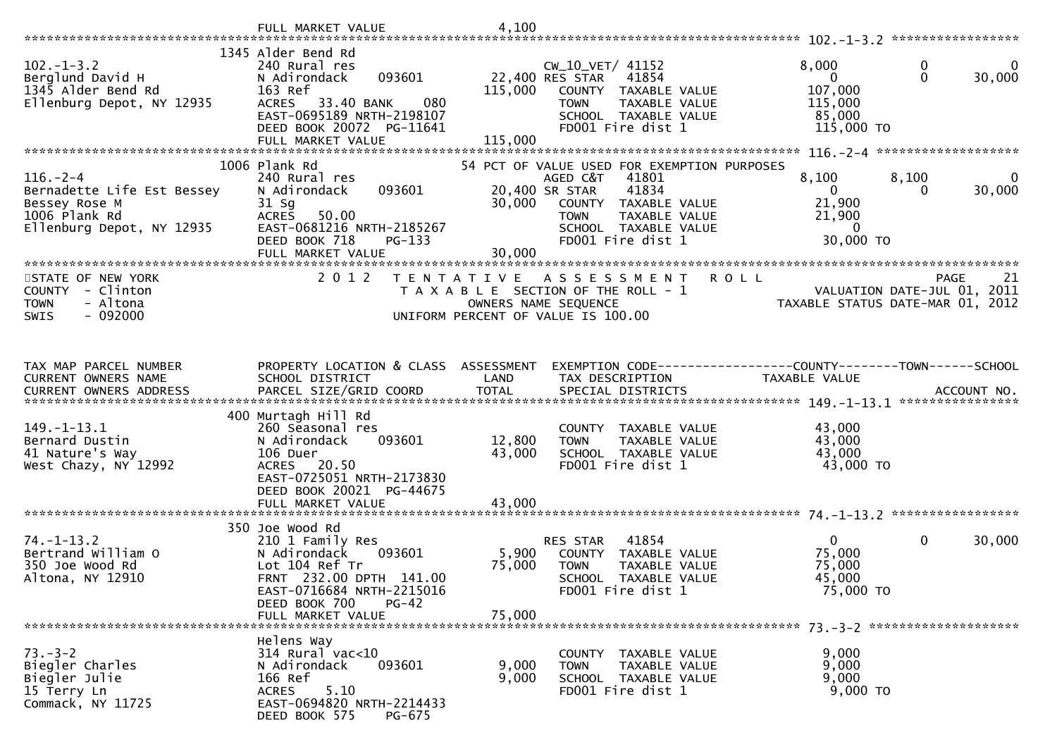FULL MARKET VALUE 4,100

**102.-1-3.2**

| | | | | | | |
|---|---|---|---|---|---|---|
| 102.-1-3.2 | 1345 Alder Bend Rd | | | | | |
| Berglund David H | 240 Rural res | | CW_10_VET/ 41152 | 8,000 | 0 | 0 |
| 1345 Alder Bend Rd | N Adirondack 093601 | 22,400 | RES STAR 41854 | 0 | 0 | 30,000 |
| Ellenburg Depot, NY 12935 | 163 Ref | 115,000 | COUNTY TAXABLE VALUE | 107,000 | | |
| | ACRES 33.40 BANK 080 | | TOWN TAXABLE VALUE | 115,000 | | |
| | EAST-0695189 NRTH-2198107 | | SCHOOL TAXABLE VALUE | 85,000 | | |
| | DEED BOOK 20072 PG-11641 | | FD001 Fire dist 1 | 115,000 TO | | |
| | FULL MARKET VALUE | 115,000 | | | | |

**116.-2-4**

| | | | | | | |
|---|---|---|---|---|---|---|
| 116.-2-4 | 1006 Plank Rd | | 54 PCT OF VALUE USED FOR EXEMPTION PURPOSES | | | |
| Bernadette Life Est Bessey | 240 Rural res | | AGED C&T 41801 | 8,100 | 8,100 | 0 |
| Bessey Rose M | N Adirondack 093601 | 20,400 | SR STAR 41834 | 0 | 0 | 30,000 |
| 1006 Plank Rd | 31 Sg | 30,000 | COUNTY TAXABLE VALUE | 21,900 | | |
| Ellenburg Depot, NY 12935 | ACRES 50.00 | | TOWN TAXABLE VALUE | 21,900 | | |
| | EAST-0681216 NRTH-2185267 | | SCHOOL TAXABLE VALUE | 0 | | |
| | DEED BOOK 718 PG-133 | | FD001 Fire dist 1 | 30,000 TO | | |
| | FULL MARKET VALUE | 30,000 | | | | |

STATE OF NEW YORK — 2012 TENTATIVE ASSESSMENT ROLL — PAGE 21
COUNTY - Clinton — TAXABLE SECTION OF THE ROLL - 1 — VALUATION DATE-JUL 01, 2011
TOWN - Altona — OWNERS NAME SEQUENCE — TAXABLE STATUS DATE-MAR 01, 2012
SWIS - 092000 — UNIFORM PERCENT OF VALUE IS 100.00

| TAX MAP PARCEL NUMBER / CURRENT OWNERS NAME / CURRENT OWNERS ADDRESS | PROPERTY LOCATION & CLASS / SCHOOL DISTRICT / PARCEL SIZE/GRID COORD | ASSESSMENT LAND / TOTAL | EXEMPTION CODE / TAX DESCRIPTION / SPECIAL DISTRICTS | COUNTY TAXABLE VALUE | TOWN | SCHOOL / ACCOUNT NO. |
|---|---|---|---|---|---|---|
| **149.-1-13.1** | 400 Murtagh Hill Rd | | | | | |
| 149.-1-13.1 | 260 Seasonal res | | COUNTY TAXABLE VALUE | 43,000 | | |
| Bernard Dustin | N Adirondack 093601 | 12,800 | TOWN TAXABLE VALUE | 43,000 | | |
| 41 Nature's Way | 106 Duer | 43,000 | SCHOOL TAXABLE VALUE | 43,000 | | |
| West Chazy, NY 12992 | ACRES 20.50 | | FD001 Fire dist 1 | 43,000 TO | | |
| | EAST-0725051 NRTH-2173830 | | | | | |
| | DEED BOOK 20021 PG-44675 | | | | | |
| | FULL MARKET VALUE | 43,000 | | | | |
| **74.-1-13.2** | 350 Joe Wood Rd | | | | | |
| 74.-1-13.2 | 210 1 Family Res | | RES STAR 41854 | 0 | 0 | 30,000 |
| Bertrand William O | N Adirondack 093601 | 5,900 | COUNTY TAXABLE VALUE | 75,000 | | |
| 350 Joe Wood Rd | Lot 104 Ref Tr | 75,000 | TOWN TAXABLE VALUE | 75,000 | | |
| Altona, NY 12910 | FRNT 232.00 DPTH 141.00 | | SCHOOL TAXABLE VALUE | 45,000 | | |
| | EAST-0716684 NRTH-2215016 | | FD001 Fire dist 1 | 75,000 TO | | |
| | DEED BOOK 700 PG-42 | | | | | |
| | FULL MARKET VALUE | 75,000 | | | | |
| **73.-3-2** | Helens Way | | | | | |
| 73.-3-2 | 314 Rural vac<10 | | COUNTY TAXABLE VALUE | 9,000 | | |
| Biegler Charles | N Adirondack 093601 | 9,000 | TOWN TAXABLE VALUE | 9,000 | | |
| Biegler Julie | 166 Ref | 9,000 | SCHOOL TAXABLE VALUE | 9,000 | | |
| 15 Terry Ln | ACRES 5.10 | | FD001 Fire dist 1 | 9,000 TO | | |
| Commack, NY 11725 | EAST-0694820 NRTH-2214433 | | | | | |
| | DEED BOOK 575 PG-675 | | | | | |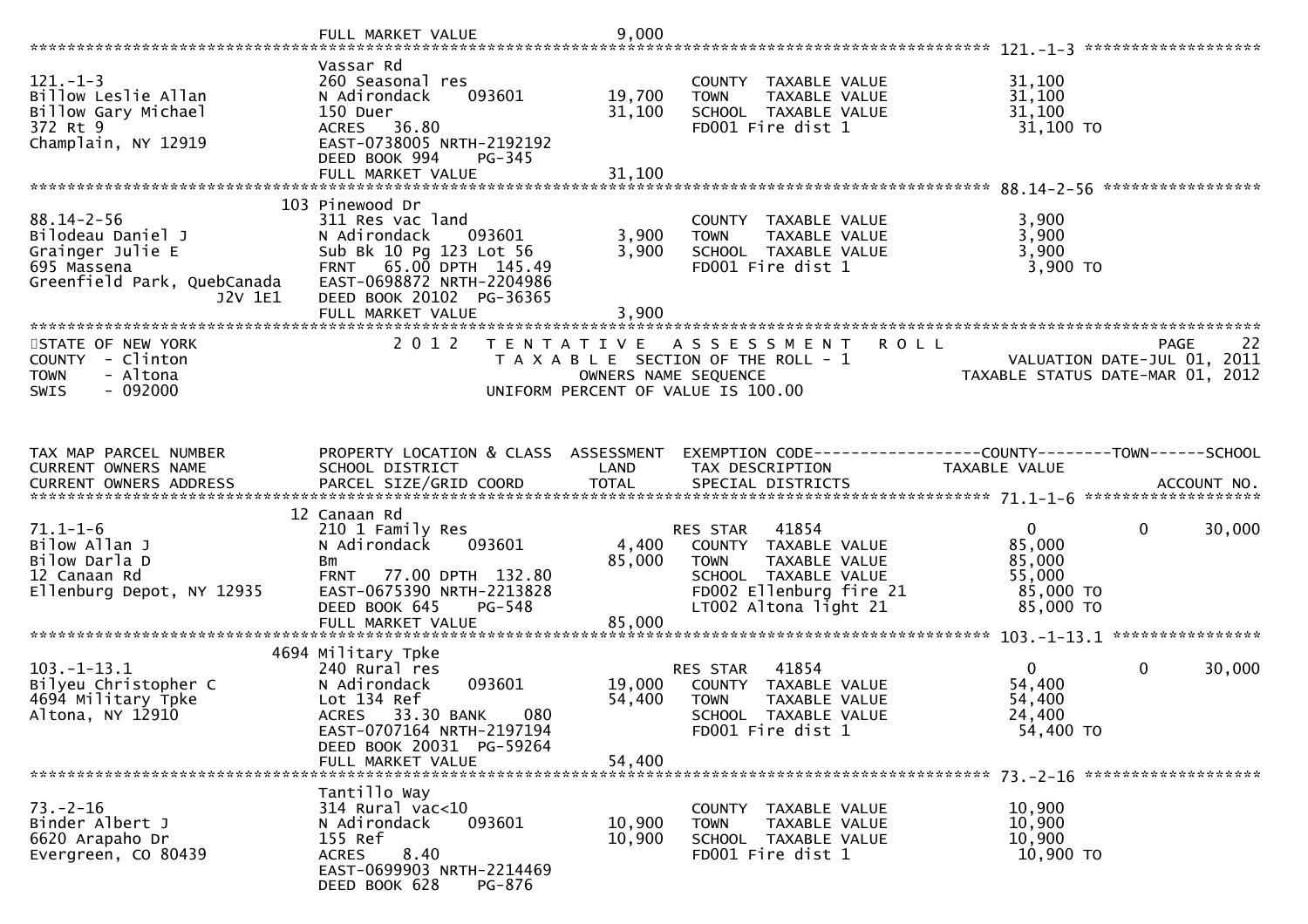```
                              FULL MARKET VALUE               9,000
******************************************************************************************************* 121.-1-3 *******************
                              Vassar Rd
121.-1-3                      260 Seasonal res                          COUNTY  TAXABLE VALUE            31,100
Billow Leslie Allan           N Adirondack      093601       19,700     TOWN    TAXABLE VALUE            31,100
Billow Gary Michael           150 Duer                       31,100     SCHOOL  TAXABLE VALUE            31,100
372 Rt 9                      ACRES   36.80                             FD001 Fire dist 1                 31,100 TO
Champlain, NY 12919           EAST-0738005 NRTH-2192192
                              DEED BOOK 994     PG-345
                              FULL MARKET VALUE              31,100
******************************************************************************************************* 88.14-2-56 *****************
                          103 Pinewood Dr
88.14-2-56                    311 Res vac land                          COUNTY  TAXABLE VALUE             3,900
Bilodeau Daniel J             N Adirondack      093601        3,900     TOWN    TAXABLE VALUE             3,900
Grainger Julie E              Sub Bk 10 Pg 123 Lot 56         3,900     SCHOOL  TAXABLE VALUE             3,900
695 Massena                   FRNT   65.00 DPTH 145.49                  FD001 Fire dist 1                  3,900 TO
Greenfield Park, QuebCanada   EAST-0698872 NRTH-2204986
                   J2V 1E1    DEED BOOK 20102  PG-36365
                              FULL MARKET VALUE               3,900
************************************************************************************************************************************
STATE OF NEW YORK                2 0 1 2   T E N T A T I V E   A S S E S S M E N T   R O L L                          PAGE    22
COUNTY  - Clinton                          T A X A B L E  SECTION OF THE ROLL - 1                       VALUATION DATE-JUL 01, 2011
TOWN    - Altona                                    OWNERS NAME SEQUENCE                           TAXABLE STATUS DATE-MAR 01, 2012
SWIS    - 092000                           UNIFORM PERCENT OF VALUE IS 100.00


TAX MAP PARCEL NUMBER         PROPERTY LOCATION & CLASS  ASSESSMENT  EXEMPTION CODE------------------COUNTY--------TOWN------SCHOOL
CURRENT OWNERS NAME           SCHOOL DISTRICT               LAND      TAX DESCRIPTION               TAXABLE VALUE
CURRENT OWNERS ADDRESS        PARCEL SIZE/GRID COORD        TOTAL     SPECIAL DISTRICTS                                  ACCOUNT NO.
******************************************************************************************************* 71.1-1-6 *******************
                           12 Canaan Rd
71.1-1-6                      210 1 Family Res                          RES STAR   41854                     0           0     30,000
Bilow Allan J                 N Adirondack      093601        4,400     COUNTY  TAXABLE VALUE            85,000
Bilow Darla D                 Bm                             85,000     TOWN    TAXABLE VALUE            85,000
12 Canaan Rd                  FRNT   77.00 DPTH 132.80                  SCHOOL  TAXABLE VALUE            55,000
Ellenburg Depot, NY 12935     EAST-0675390 NRTH-2213828                 FD002 Ellenburg fire 21           85,000 TO
                              DEED BOOK 645     PG-548                  LT002 Altona light 21             85,000 TO
                              FULL MARKET VALUE              85,000
******************************************************************************************************* 103.-1-13.1 ****************
                         4694 Military Tpke
103.-1-13.1                   240 Rural res                             RES STAR   41854                     0           0     30,000
Bilyeu Christopher C          N Adirondack      093601       19,000     COUNTY  TAXABLE VALUE            54,400
4694 Military Tpke            Lot 134 Ref                    54,400     TOWN    TAXABLE VALUE            54,400
Altona, NY 12910              ACRES   33.30 BANK     080                SCHOOL  TAXABLE VALUE            24,400
                              EAST-0707164 NRTH-2197194                 FD001 Fire dist 1                 54,400 TO
                              DEED BOOK 20031  PG-59264
                              FULL MARKET VALUE              54,400
******************************************************************************************************* 73.-2-16 *******************
                              Tantillo Way
73.-2-16                      314 Rural vac<10                          COUNTY  TAXABLE VALUE            10,900
Binder Albert J               N Adirondack      093601       10,900     TOWN    TAXABLE VALUE            10,900
6620 Arapaho Dr               155 Ref                        10,900     SCHOOL  TAXABLE VALUE            10,900
Evergreen, CO 80439           ACRES    8.40                             FD001 Fire dist 1                 10,900 TO
                              EAST-0699903 NRTH-2214469
                              DEED BOOK 628     PG-876
```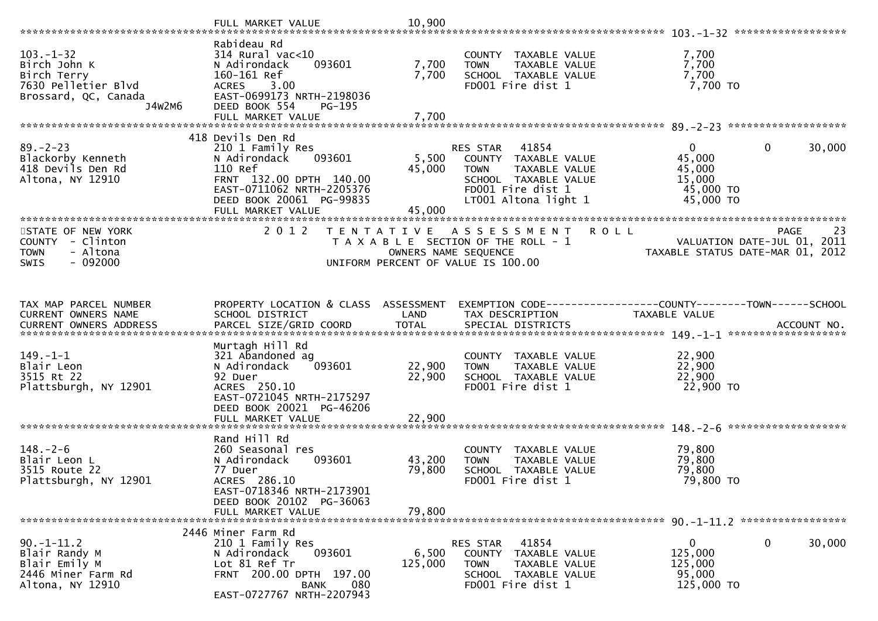FULL MARKET VALUE 10,900

******************************************************************************************************* 103.-1-32 ******************

| Parcel / Owner | Property Location & Class / School District / Parcel Size | Land / Total | Exemption / Tax Description / Special Districts | Taxable Value |
|---|---|---|---|---|
| 103.-1-32 | Rabideau Rd | | | |
| Birch John K | 314 Rural vac<10 | | COUNTY TAXABLE VALUE | 7,700 |
| Birch Terry | N Adirondack 093601 | 7,700 | TOWN TAXABLE VALUE | 7,700 |
| 7630 Pelletier Blvd | 160-161 Ref | 7,700 | SCHOOL TAXABLE VALUE | 7,700 |
| Brossard, QC, Canada J4W2M6 | ACRES 3.00 | | FD001 Fire dist 1 | 7,700 TO |
| | EAST-0699173 NRTH-2198036 | | | |
| | DEED BOOK 554 PG-195 | | | |
| | FULL MARKET VALUE | 7,700 | | |

******************************************************************************************************* 89.-2-23 ******************

| Parcel / Owner | Property Location & Class / School District / Parcel Size | Land / Total | Exemption / Tax Description / Special Districts | County | Town | School |
|---|---|---|---|---|---|---|
| 89.-2-23 | 418 Devils Den Rd | | | | | |
| Blackorby Kenneth | 210 1 Family Res | | RES STAR 41854 | 0 | 0 | 30,000 |
| 418 Devils Den Rd | N Adirondack 093601 | 5,500 | COUNTY TAXABLE VALUE | 45,000 | | |
| Altona, NY 12910 | 110 Ref | 45,000 | TOWN TAXABLE VALUE | 45,000 | | |
| | FRNT 132.00 DPTH 140.00 | | SCHOOL TAXABLE VALUE | 15,000 | | |
| | EAST-0711062 NRTH-2205376 | | FD001 Fire dist 1 | 45,000 TO | | |
| | DEED BOOK 20061 PG-99835 | | LT001 Altona light 1 | 45,000 TO | | |
| | FULL MARKET VALUE | 45,000 | | | | |

STATE OF NEW YORK — COUNTY - Clinton — TOWN - Altona — SWIS - 092000

2012 TENTATIVE ASSESSMENT ROLL — TAXABLE SECTION OF THE ROLL - 1 — OWNERS NAME SEQUENCE — UNIFORM PERCENT OF VALUE IS 100.00

PAGE 23 — VALUATION DATE-JUL 01, 2011 — TAXABLE STATUS DATE-MAR 01, 2012

| TAX MAP PARCEL NUMBER / CURRENT OWNERS NAME / CURRENT OWNERS ADDRESS | PROPERTY LOCATION & CLASS / SCHOOL DISTRICT / PARCEL SIZE/GRID COORD | ASSESSMENT LAND / TOTAL | EXEMPTION CODE / TAX DESCRIPTION / SPECIAL DISTRICTS | COUNTY | TOWN | SCHOOL / ACCOUNT NO. |
|---|---|---|---|---|---|---|
| **149.-1-1** | Murtagh Hill Rd | | | | | |
| 149.-1-1 | 321 Abandoned ag | | COUNTY TAXABLE VALUE | 22,900 | | |
| Blair Leon | N Adirondack 093601 | 22,900 | TOWN TAXABLE VALUE | 22,900 | | |
| 3515 Rt 22 | 92 Duer | 22,900 | SCHOOL TAXABLE VALUE | 22,900 | | |
| Plattsburgh, NY 12901 | ACRES 250.10 | | FD001 Fire dist 1 | 22,900 TO | | |
| | EAST-0721045 NRTH-2175297 | | | | | |
| | DEED BOOK 20021 PG-46206 | | | | | |
| | FULL MARKET VALUE | 22,900 | | | | |
| **148.-2-6** | Rand Hill Rd | | | | | |
| 148.-2-6 | 260 Seasonal res | | COUNTY TAXABLE VALUE | 79,800 | | |
| Blair Leon L | N Adirondack 093601 | 43,200 | TOWN TAXABLE VALUE | 79,800 | | |
| 3515 Route 22 | 77 Duer | 79,800 | SCHOOL TAXABLE VALUE | 79,800 | | |
| Plattsburgh, NY 12901 | ACRES 286.10 | | FD001 Fire dist 1 | 79,800 TO | | |
| | EAST-0718346 NRTH-2173901 | | | | | |
| | DEED BOOK 20102 PG-36063 | | | | | |
| | FULL MARKET VALUE | 79,800 | | | | |
| **90.-1-11.2** | 2446 Miner Farm Rd | | | | | |
| 90.-1-11.2 | 210 1 Family Res | | RES STAR 41854 | 0 | 0 | 30,000 |
| Blair Randy M | N Adirondack 093601 | 6,500 | COUNTY TAXABLE VALUE | 125,000 | | |
| Blair Emily M | Lot 81 Ref Tr | 125,000 | TOWN TAXABLE VALUE | 125,000 | | |
| 2446 Miner Farm Rd | FRNT 200.00 DPTH 197.00 | | SCHOOL TAXABLE VALUE | 95,000 | | |
| Altona, NY 12910 | BANK 080 | | FD001 Fire dist 1 | 125,000 TO | | |
| | EAST-0727767 NRTH-2207943 | | | | | |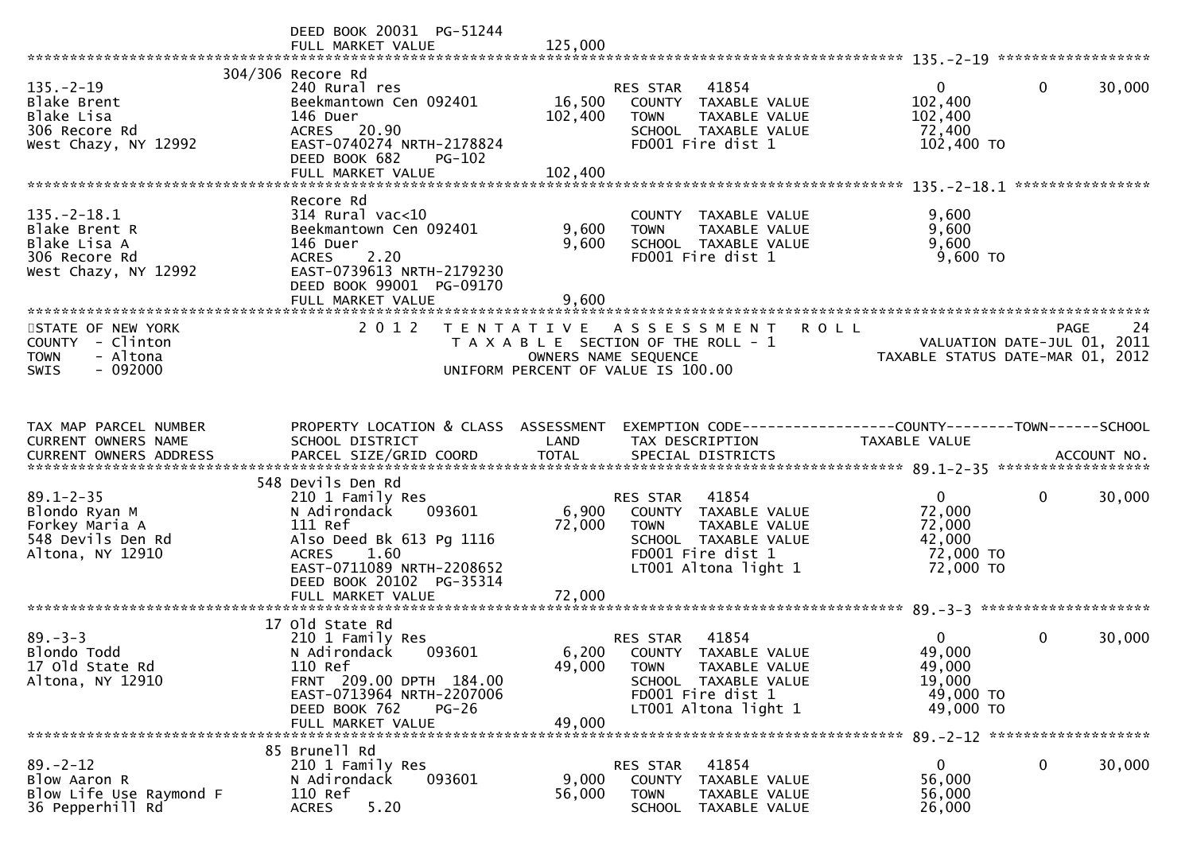```
                              DEED BOOK 20031  PG-51244
                              FULL MARKET VALUE             125,000
******************************************************************************************************* 135.-2-19 ******************
                         304/306 Recore Rd
135.-2-19                     240 Rural res                          RES STAR   41854                     0             0       30,000
Blake Brent                   Beekmantown Cen 092401        16,500     COUNTY  TAXABLE VALUE            102,400
Blake Lisa                    146 Duer                     102,400     TOWN    TAXABLE VALUE            102,400
306 Recore Rd                 ACRES   20.90                            SCHOOL  TAXABLE VALUE             72,400
West Chazy, NY 12992          EAST-0740274 NRTH-2178824                FD001 Fire dist 1                102,400 TO
                              DEED BOOK 682     PG-102
                              FULL MARKET VALUE             102,400
******************************************************************************************************* 135.-2-18.1 ****************
                              Recore Rd
135.-2-18.1                   314 Rural vac<10                         COUNTY  TAXABLE VALUE              9,600
Blake Brent R                 Beekmantown Cen 092401         9,600     TOWN    TAXABLE VALUE              9,600
Blake Lisa A                  146 Duer                       9,600     SCHOOL  TAXABLE VALUE              9,600
306 Recore Rd                 ACRES    2.20                            FD001 Fire dist 1                  9,600 TO
West Chazy, NY 12992          EAST-0739613 NRTH-2179230
                              DEED BOOK 99001  PG-09170
                              FULL MARKET VALUE               9,600
************************************************************************************************************************************
STATE OF NEW YORK                    2 0 1 2   T E N T A T I V E   A S S E S S M E N T   R O L L                          PAGE    24
COUNTY  - Clinton                          T A X A B L E  SECTION OF THE ROLL - 1                         VALUATION DATE-JUL 01, 2011
TOWN    - Altona                                    OWNERS NAME SEQUENCE                             TAXABLE STATUS DATE-MAR 01, 2012
SWIS    - 092000                             UNIFORM PERCENT OF VALUE IS 100.00


TAX MAP PARCEL NUMBER          PROPERTY LOCATION & CLASS  ASSESSMENT  EXEMPTION CODE------------------COUNTY--------TOWN------SCHOOL
CURRENT OWNERS NAME            SCHOOL DISTRICT               LAND      TAX DESCRIPTION             TAXABLE VALUE
CURRENT OWNERS ADDRESS         PARCEL SIZE/GRID COORD        TOTAL     SPECIAL DISTRICTS                                    ACCOUNT NO.
******************************************************************************************************* 89.1-2-35 ******************
                         548 Devils Den Rd
89.1-2-35                     210 1 Family Res                         RES STAR   41854                     0             0       30,000
Blondo Ryan M                 N Adirondack     093601        6,900     COUNTY  TAXABLE VALUE             72,000
Forkey Maria A                111 Ref                       72,000     TOWN    TAXABLE VALUE             72,000
548 Devils Den Rd             Also Deed Bk 613 Pg 1116                 SCHOOL  TAXABLE VALUE             42,000
Altona, NY 12910              ACRES    1.60                            FD001 Fire dist 1                 72,000 TO
                              EAST-0711089 NRTH-2208652                LT001 Altona light 1              72,000 TO
                              DEED BOOK 20102  PG-35314
                              FULL MARKET VALUE              72,000
******************************************************************************************************* 89.-3-3 ********************
                          17 Old State Rd
89.-3-3                       210 1 Family Res                         RES STAR   41854                     0             0       30,000
Blondo Todd                   N Adirondack     093601        6,200     COUNTY  TAXABLE VALUE             49,000
17 Old State Rd               110 Ref                       49,000     TOWN    TAXABLE VALUE             49,000
Altona, NY 12910              FRNT  209.00 DPTH  184.00                SCHOOL  TAXABLE VALUE             19,000
                              EAST-0713964 NRTH-2207006                FD001 Fire dist 1                 49,000 TO
                              DEED BOOK 762     PG-26                  LT001 Altona light 1              49,000 TO
                              FULL MARKET VALUE              49,000
******************************************************************************************************* 89.-2-12 *******************
                          85 Brunell Rd
89.-2-12                      210 1 Family Res                         RES STAR   41854                     0             0       30,000
Blow Aaron R                  N Adirondack     093601        9,000     COUNTY  TAXABLE VALUE             56,000
Blow Life Use Raymond F       110 Ref                       56,000     TOWN    TAXABLE VALUE             56,000
36 Pepperhill Rd              ACRES    5.20                            SCHOOL  TAXABLE VALUE             26,000
```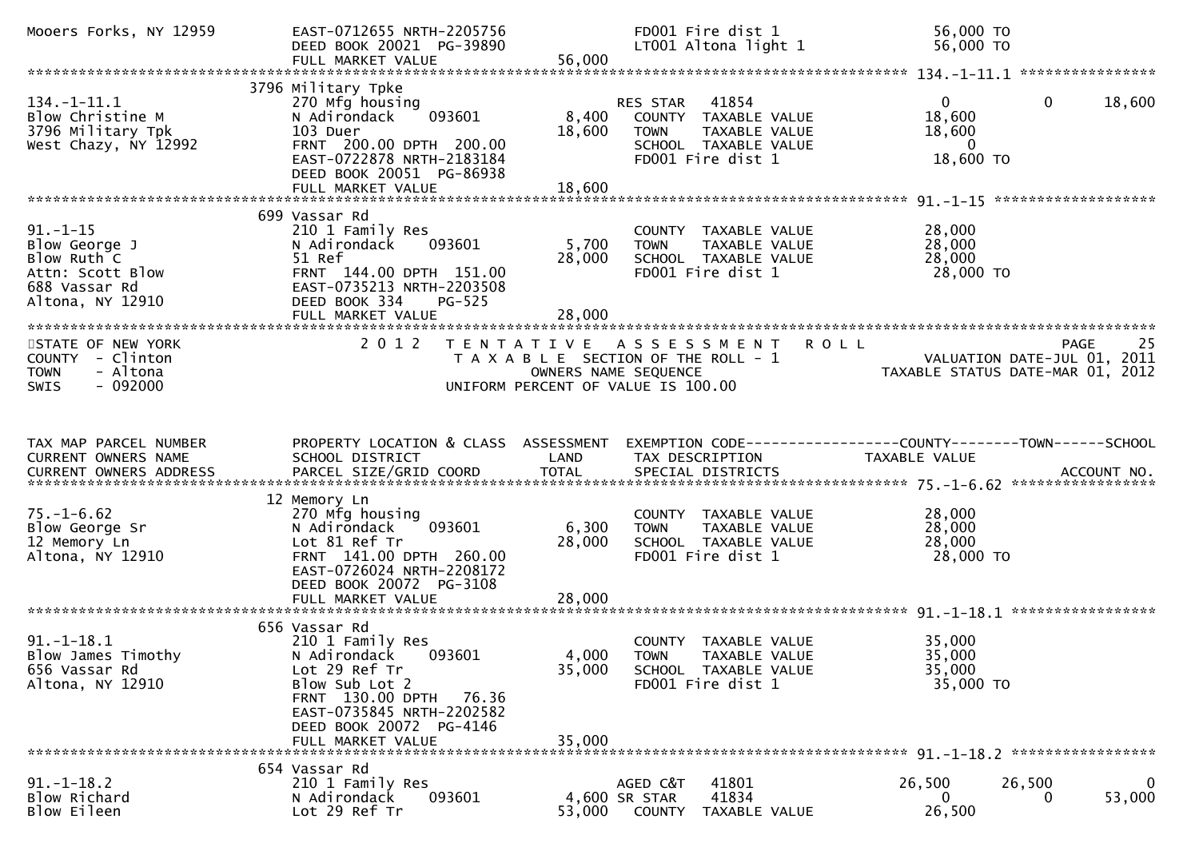```
Mooers Forks, NY 12959         EAST-0712655 NRTH-2205756                  FD001 Fire dist 1                    56,000 TO
                               DEED BOOK 20021  PG-39890                   LT001 Altona light 1                 56,000 TO
                               FULL MARKET VALUE              56,000
******************************************************************************************************* 134.-1-11.1 ****************
                             3796 Military Tpke
134.-1-11.1                    270 Mfg housing                        RES STAR   41854                         0            0       18,600
Blow Christine M               N Adirondack    093601          8,400   COUNTY  TAXABLE VALUE                18,600
3796 Military Tpk              103 Duer                       18,600   TOWN    TAXABLE VALUE                18,600
West Chazy, NY 12992           FRNT 200.00 DPTH 200.00                 SCHOOL  TAXABLE VALUE                     0
                               EAST-0722878 NRTH-2183184               FD001 Fire dist 1                    18,600 TO
                               DEED BOOK 20051  PG-86938
                               FULL MARKET VALUE              18,600
******************************************************************************************************* 91.-1-15 *******************
                             699 Vassar Rd
91.-1-15                       210 1 Family Res                        COUNTY  TAXABLE VALUE                28,000
Blow George J                  N Adirondack    093601          5,700   TOWN    TAXABLE VALUE                28,000
Blow Ruth C                    51 Ref                         28,000   SCHOOL  TAXABLE VALUE                28,000
Attn: Scott Blow               FRNT 144.00 DPTH 151.00                 FD001 Fire dist 1                    28,000 TO
688 Vassar Rd                  EAST-0735213 NRTH-2203508
Altona, NY 12910               DEED BOOK 334    PG-525
                               FULL MARKET VALUE              28,000
************************************************************************************************************************************
STATE OF NEW YORK                  2 0 1 2   T E N T A T I V E   A S S E S S M E N T   R O L L                              PAGE    25
COUNTY  - Clinton                             T A X A B L E SECTION OF THE ROLL - 1                    VALUATION DATE-JUL 01, 2011
TOWN    - Altona                                    OWNERS NAME SEQUENCE                          TAXABLE STATUS DATE-MAR 01, 2012
SWIS    - 092000                            UNIFORM PERCENT OF VALUE IS 100.00


TAX MAP PARCEL NUMBER          PROPERTY LOCATION & CLASS  ASSESSMENT  EXEMPTION CODE------------------COUNTY--------TOWN------SCHOOL
CURRENT OWNERS NAME            SCHOOL DISTRICT               LAND      TAX DESCRIPTION                  TAXABLE VALUE
CURRENT OWNERS ADDRESS         PARCEL SIZE/GRID COORD        TOTAL     SPECIAL DISTRICTS                                  ACCOUNT NO.
******************************************************************************************************* 75.-1-6.62 *****************
                             12 Memory Ln
75.-1-6.62                     270 Mfg housing                         COUNTY  TAXABLE VALUE                28,000
Blow George Sr                 N Adirondack    093601          6,300   TOWN    TAXABLE VALUE                28,000
12 Memory Ln                   Lot 81 Ref Tr                  28,000   SCHOOL  TAXABLE VALUE                28,000
Altona, NY 12910               FRNT 141.00 DPTH 260.00                 FD001 Fire dist 1                    28,000 TO
                               EAST-0726024 NRTH-2208172
                               DEED BOOK 20072  PG-3108
                               FULL MARKET VALUE              28,000
******************************************************************************************************* 91.-1-18.1 *****************
                             656 Vassar Rd
91.-1-18.1                     210 1 Family Res                        COUNTY  TAXABLE VALUE                35,000
Blow James Timothy             N Adirondack    093601          4,000   TOWN    TAXABLE VALUE                35,000
656 Vassar Rd                  Lot 29 Ref Tr                  35,000   SCHOOL  TAXABLE VALUE                35,000
Altona, NY 12910               Blow Sub Lot 2                          FD001 Fire dist 1                    35,000 TO
                               FRNT 130.00 DPTH  76.36
                               EAST-0735845 NRTH-2202582
                               DEED BOOK 20072  PG-4146
                               FULL MARKET VALUE              35,000
******************************************************************************************************* 91.-1-18.2 *****************
                             654 Vassar Rd
91.-1-18.2                     210 1 Family Res                       AGED C&T   41801                    26,500       26,500            0
Blow Richard                   N Adirondack    093601          4,600 SR STAR    41834                         0            0       53,000
Blow Eileen                    Lot 29 Ref Tr                  53,000   COUNTY  TAXABLE VALUE                26,500
```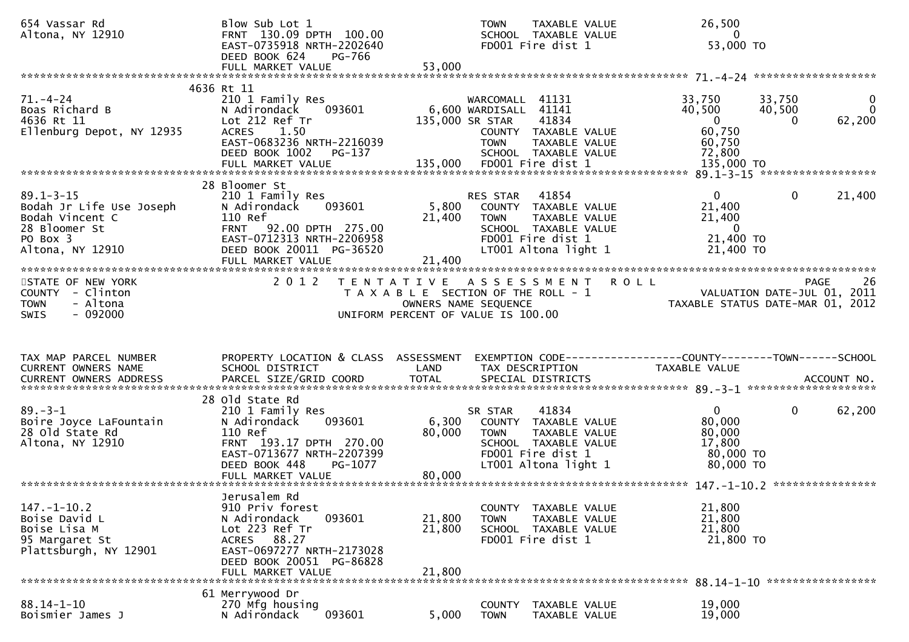```
654 Vassar Rd                  Blow Sub Lot 1                             TOWN    TAXABLE VALUE            26,500
Altona, NY 12910               FRNT 130.09 DPTH 100.00                    SCHOOL  TAXABLE VALUE                 0
                               EAST-0735918 NRTH-2202640                  FD001 Fire dist 1                53,000 TO
                               DEED BOOK 624    PG-766
                               FULL MARKET VALUE                  53,000
******************************************************************************************************* 71.-4-24 ******************
                        4636 Rt 11
71.-4-24                       210 1 Family Res                         WARCOMALL  41131            33,750      33,750           0
Boas Richard B                 N Adirondack    093601            6,600 WARDISALL  41141            40,500      40,500           0
4636 Rt 11                     Lot 212 Ref Tr                  135,000 SR STAR    41834                 0           0      62,200
Ellenburg Depot, NY 12935      ACRES    1.50                             COUNTY  TAXABLE VALUE            60,750
                               EAST-0683236 NRTH-2216039                 TOWN    TAXABLE VALUE            60,750
                               DEED BOOK 1002   PG-137                   SCHOOL  TAXABLE VALUE            72,800
                               FULL MARKET VALUE                 135,000  FD001 Fire dist 1               135,000 TO
******************************************************************************************************* 89.1-3-15 *****************
                        28 Bloomer St
89.1-3-15                      210 1 Family Res                          RES STAR   41854                 0           0      21,400
Bodah Jr Life Use Joseph       N Adirondack    093601            5,800    COUNTY  TAXABLE VALUE            21,400
Bodah Vincent C                110 Ref                          21,400    TOWN    TAXABLE VALUE            21,400
28 Bloomer St                  FRNT  92.00 DPTH 275.00                    SCHOOL  TAXABLE VALUE                 0
PO Box 3                       EAST-0712313 NRTH-2206958                  FD001 Fire dist 1                21,400 TO
Altona, NY 12910               DEED BOOK 20011  PG-36520                  LT001 Altona light 1             21,400 TO
                               FULL MARKET VALUE                  21,400
***********************************************************************************************************************************
STATE OF NEW YORK                2 0 1 2   T E N T A T I V E   A S S E S S M E N T   R O L L                              PAGE    26
COUNTY  - Clinton                      T A X A B L E SECTION OF THE ROLL - 1                          VALUATION DATE-JUL 01, 2011
TOWN    - Altona                               OWNERS NAME SEQUENCE                               TAXABLE STATUS DATE-MAR 01, 2012
SWIS    - 092000                      UNIFORM PERCENT OF VALUE IS 100.00


TAX MAP PARCEL NUMBER          PROPERTY LOCATION & CLASS  ASSESSMENT  EXEMPTION CODE-----------------COUNTY--------TOWN------SCHOOL
CURRENT OWNERS NAME            SCHOOL DISTRICT               LAND      TAX DESCRIPTION             TAXABLE VALUE
CURRENT OWNERS ADDRESS         PARCEL SIZE/GRID COORD        TOTAL     SPECIAL DISTRICTS                                 ACCOUNT NO.
******************************************************************************************************* 89.-3-1 *******************
                        28 Old State Rd
89.-3-1                        210 1 Family Res                          SR STAR    41834                 0           0      62,200
Boire Joyce LaFountain         N Adirondack    093601            6,300    COUNTY  TAXABLE VALUE            80,000
28 Old State Rd                110 Ref                          80,000    TOWN    TAXABLE VALUE            80,000
Altona, NY 12910               FRNT 193.17 DPTH 270.00                    SCHOOL  TAXABLE VALUE            17,800
                               EAST-0713677 NRTH-2207399                  FD001 Fire dist 1                80,000 TO
                               DEED BOOK 448    PG-1077                   LT001 Altona light 1             80,000 TO
                               FULL MARKET VALUE                  80,000
******************************************************************************************************* 147.-1-10.2 ***************
                        Jerusalem Rd
147.-1-10.2                    910 Priv forest                            COUNTY  TAXABLE VALUE            21,800
Boise David L                  N Adirondack    093601           21,800    TOWN    TAXABLE VALUE            21,800
Boise Lisa M                   Lot 223 Ref Tr                   21,800    SCHOOL  TAXABLE VALUE            21,800
95 Margaret St                 ACRES   88.27                              FD001 Fire dist 1                21,800 TO
Plattsburgh, NY 12901          EAST-0697277 NRTH-2173028
                               DEED BOOK 20051  PG-86828
                               FULL MARKET VALUE                  21,800
******************************************************************************************************* 88.14-1-10 ****************
                        61 Merrywood Dr
88.14-1-10                     270 Mfg housing                            COUNTY  TAXABLE VALUE            19,000
Boismier James J               N Adirondack    093601            5,000    TOWN    TAXABLE VALUE            19,000
```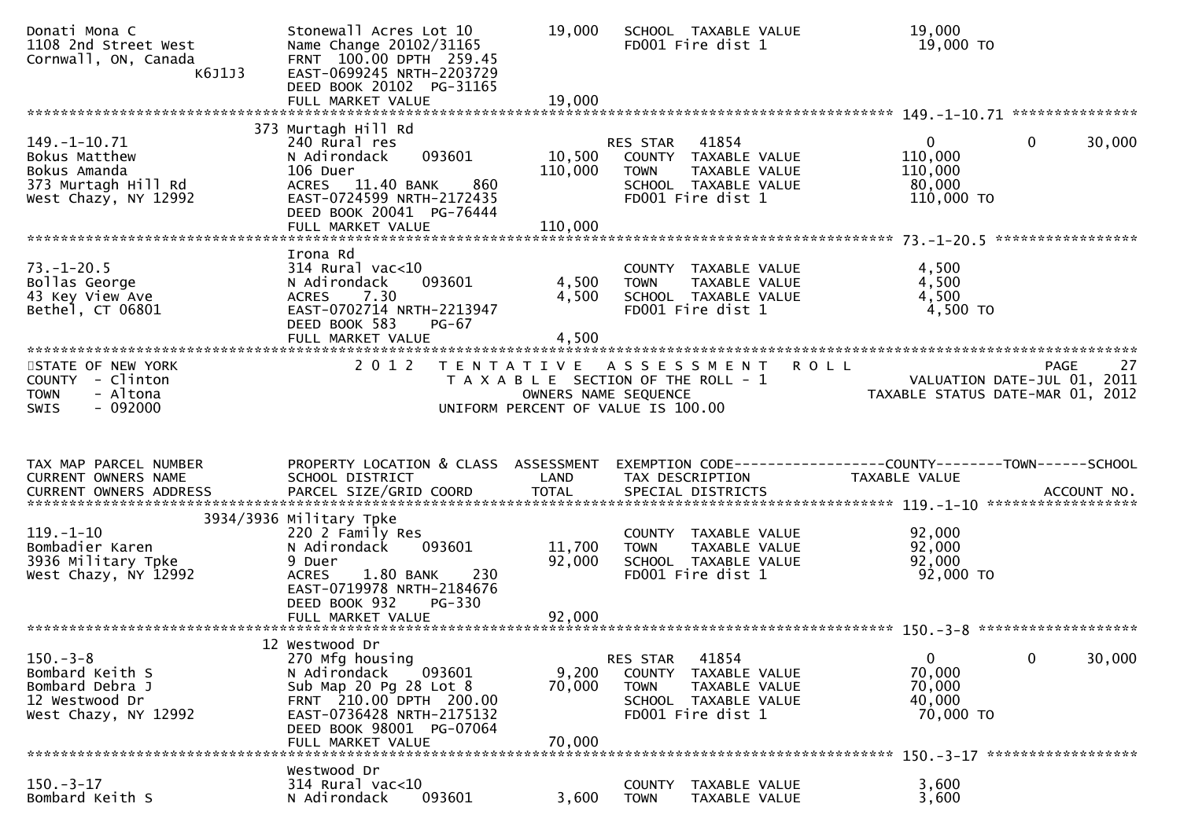```
Donati Mona C                 Stonewall Acres Lot 10           19,000   SCHOOL  TAXABLE VALUE              19,000
1108 2nd Street West          Name Change 20102/31165                   FD001 Fire dist 1                   19,000 TO
Cornwall, ON, Canada          FRNT 100.00 DPTH 259.45
                 K6J1J3       EAST-0699245 NRTH-2203729
                              DEED BOOK 20102  PG-31165
                              FULL MARKET VALUE                 19,000
******************************************************************************************************* 149.-1-10.71 ***************
                        373 Murtagh Hill Rd
149.-1-10.71                  240 Rural res                             RES STAR   41854                   0          0     30,000
Bokus Matthew                 N Adirondack      093601          10,500   COUNTY  TAXABLE VALUE             110,000
Bokus Amanda                  106 Duer                         110,000   TOWN    TAXABLE VALUE             110,000
373 Murtagh Hill Rd           ACRES  11.40 BANK     860                 SCHOOL  TAXABLE VALUE              80,000
West Chazy, NY 12992          EAST-0724599 NRTH-2172435                 FD001 Fire dist 1                  110,000 TO
                              DEED BOOK 20041  PG-76444
                              FULL MARKET VALUE                110,000
******************************************************************************************************* 73.-1-20.5 *****************
                              Irona Rd
73.-1-20.5                    314 Rural vac<10                          COUNTY  TAXABLE VALUE               4,500
Bollas George                 N Adirondack      093601           4,500   TOWN    TAXABLE VALUE               4,500
43 Key View Ave               ACRES    7.30                      4,500   SCHOOL  TAXABLE VALUE               4,500
Bethel, CT 06801              EAST-0702714 NRTH-2213947                 FD001 Fire dist 1                    4,500 TO
                              DEED BOOK 583    PG-67
                              FULL MARKET VALUE                  4,500
************************************************************************************************************************************
STATE OF NEW YORK                  2 0 1 2   T E N T A T I V E   A S S E S S M E N T   R O L L                             PAGE    27
COUNTY  - Clinton                             T A X A B L E  SECTION OF THE ROLL - 1                   VALUATION DATE-JUL 01, 2011
TOWN    - Altona                                    OWNERS NAME SEQUENCE                            TAXABLE STATUS DATE-MAR 01, 2012
SWIS    - 092000                              UNIFORM PERCENT OF VALUE IS 100.00


TAX MAP PARCEL NUMBER         PROPERTY LOCATION & CLASS  ASSESSMENT  EXEMPTION CODE------------------COUNTY--------TOWN------SCHOOL
CURRENT OWNERS NAME           SCHOOL DISTRICT               LAND      TAX DESCRIPTION                 TAXABLE VALUE
CURRENT OWNERS ADDRESS        PARCEL SIZE/GRID COORD        TOTAL     SPECIAL DISTRICTS                                   ACCOUNT NO.
******************************************************************************************************* 119.-1-10 ******************
                    3934/3936 Military Tpke
119.-1-10                     220 2 Family Res                          COUNTY  TAXABLE VALUE              92,000
Bombadier Karen               N Adirondack      093601          11,700   TOWN    TAXABLE VALUE              92,000
3936 Military Tpke            9 Duer                            92,000   SCHOOL  TAXABLE VALUE              92,000
West Chazy, NY 12992          ACRES    1.80 BANK     230                FD001 Fire dist 1                   92,000 TO
                              EAST-0719978 NRTH-2184676
                              DEED BOOK 932    PG-330
                              FULL MARKET VALUE                 92,000
******************************************************************************************************* 150.-3-8 *******************
                        12 Westwood Dr
150.-3-8                      270 Mfg housing                           RES STAR   41854                   0          0     30,000
Bombard Keith S               N Adirondack      093601           9,200   COUNTY  TAXABLE VALUE              70,000
Bombard Debra J               Sub Map 20 Pg 28 Lot 8            70,000   TOWN    TAXABLE VALUE              70,000
12 Westwood Dr                FRNT 210.00 DPTH 200.00                   SCHOOL  TAXABLE VALUE              40,000
West Chazy, NY 12992          EAST-0736428 NRTH-2175132                 FD001 Fire dist 1                   70,000 TO
                              DEED BOOK 98001  PG-07064
                              FULL MARKET VALUE                 70,000
******************************************************************************************************* 150.-3-17 ******************
                              Westwood Dr
150.-3-17                     314 Rural vac<10                          COUNTY  TAXABLE VALUE               3,600
Bombard Keith S               N Adirondack      093601           3,600   TOWN    TAXABLE VALUE               3,600
```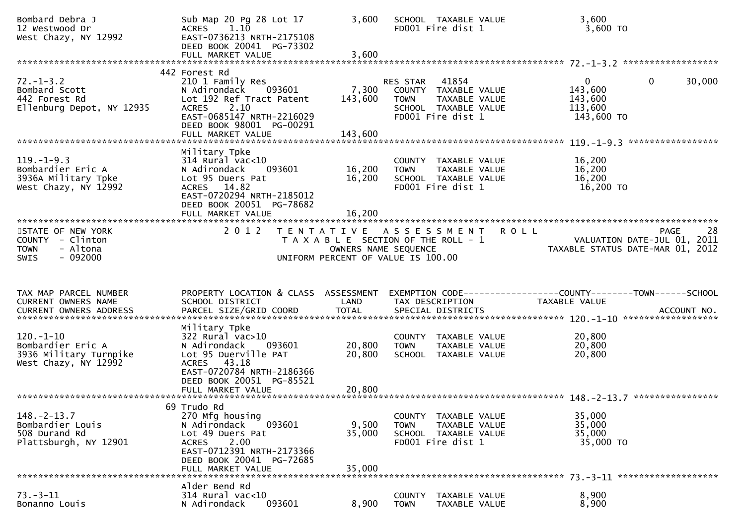```
Bombard Debra J                  Sub Map 20 Pg 28 Lot 17          3,600   SCHOOL  TAXABLE VALUE              3,600
12 Westwood Dr                   ACRES    1.10                            FD001 Fire dist 1                   3,600 TO
West Chazy, NY 12992             EAST-0736213 NRTH-2175108
                                 DEED BOOK 20041  PG-73302
                                 FULL MARKET VALUE                3,600
******************************************************************************************************* 72.-1-3.2 ******************
                              442 Forest Rd
72.-1-3.2                        210 1 Family Res                          RES STAR   41854                     0          0     30,000
Bombard Scott                    N Adirondack     093601          7,300    COUNTY  TAXABLE VALUE            143,600
442 Forest Rd                    Lot 192 Ref Tract Patent       143,600    TOWN    TAXABLE VALUE            143,600
Ellenburg Depot, NY 12935        ACRES    2.10                             SCHOOL  TAXABLE VALUE            113,600
                                 EAST-0685147 NRTH-2216029                 FD001 Fire dist 1                 143,600 TO
                                 DEED BOOK 98001  PG-00291
                                 FULL MARKET VALUE              143,600
******************************************************************************************************* 119.-1-9.3 *****************
                                 Military Tpke
119.-1-9.3                       314 Rural vac<10                          COUNTY  TAXABLE VALUE             16,200
Bombardier Eric A                N Adirondack     093601         16,200    TOWN    TAXABLE VALUE             16,200
3936A Military Tpke              Lot 95 Duers Pat                16,200    SCHOOL  TAXABLE VALUE             16,200
West Chazy, NY 12992             ACRES   14.82                             FD001 Fire dist 1                  16,200 TO
                                 EAST-0720294 NRTH-2185012
                                 DEED BOOK 20051  PG-78682
                                 FULL MARKET VALUE               16,200
************************************************************************************************************************************
STATE OF NEW YORK                2 0 1 2   T E N T A T I V E   A S S E S S M E N T   R O L L                            PAGE     28
COUNTY  - Clinton                          T A X A B L E  SECTION OF THE ROLL - 1                        VALUATION DATE-JUL 01, 2011
TOWN    - Altona                                    OWNERS NAME SEQUENCE                            TAXABLE STATUS DATE-MAR 01, 2012
SWIS    - 092000                           UNIFORM PERCENT OF VALUE IS 100.00


TAX MAP PARCEL NUMBER            PROPERTY LOCATION & CLASS  ASSESSMENT  EXEMPTION CODE------------------COUNTY--------TOWN------SCHOOL
CURRENT OWNERS NAME              SCHOOL DISTRICT               LAND      TAX DESCRIPTION              TAXABLE VALUE
CURRENT OWNERS ADDRESS           PARCEL SIZE/GRID COORD        TOTAL     SPECIAL DISTRICTS                                ACCOUNT NO.
******************************************************************************************************* 120.-1-10 ******************
                                 Military Tpke
120.-1-10                        322 Rural vac>10                          COUNTY  TAXABLE VALUE             20,800
Bombardier Eric A                N Adirondack     093601         20,800    TOWN    TAXABLE VALUE             20,800
3936 Military Turnpike           Lot 95 Duerville PAT            20,800    SCHOOL  TAXABLE VALUE             20,800
West Chazy, NY 12992             ACRES   43.18
                                 EAST-0720784 NRTH-2186366
                                 DEED BOOK 20051  PG-85521
                                 FULL MARKET VALUE               20,800
******************************************************************************************************* 148.-2-13.7 ****************
                              69 Trudo Rd
148.-2-13.7                      270 Mfg housing                           COUNTY  TAXABLE VALUE             35,000
Bombardier Louis                 N Adirondack     093601          9,500    TOWN    TAXABLE VALUE             35,000
508 Durand Rd                    Lot 49 Duers Pat                35,000    SCHOOL  TAXABLE VALUE             35,000
Plattsburgh, NY 12901            ACRES    2.00                             FD001 Fire dist 1                  35,000 TO
                                 EAST-0712391 NRTH-2173366
                                 DEED BOOK 20041  PG-72685
                                 FULL MARKET VALUE               35,000
******************************************************************************************************* 73.-3-11 *******************
                                 Alder Bend Rd
73.-3-11                         314 Rural vac<10                          COUNTY  TAXABLE VALUE              8,900
Bonanno Louis                    N Adirondack     093601          8,900    TOWN    TAXABLE VALUE              8,900
```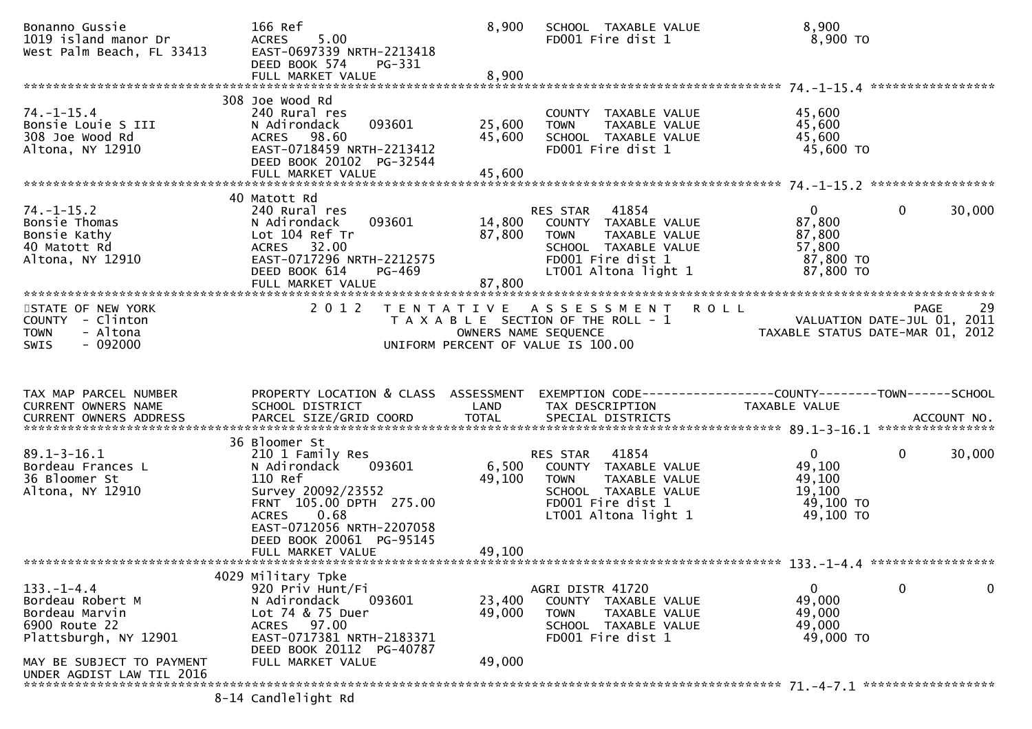```
Bonanno Gussie                  166 Ref                                8,900   SCHOOL  TAXABLE VALUE             8,900
1019 island manor Dr            ACRES    5.00                                  FD001 Fire dist 1                 8,900 TO
West Palm Beach, FL 33413       EAST-0697339 NRTH-2213418
                                DEED BOOK 574    PG-331
                                FULL MARKET VALUE                      8,900
******************************************************************************************************* 74.-1-15.4 *****************
                              308 Joe Wood Rd
74.-1-15.4                      240 Rural res                                  COUNTY  TAXABLE VALUE            45,600
Bonsie Louie S III              N Adirondack     093601               25,600   TOWN    TAXABLE VALUE            45,600
308 Joe Wood Rd                 ACRES   98.60                         45,600   SCHOOL  TAXABLE VALUE            45,600
Altona, NY 12910                EAST-0718459 NRTH-2213412                      FD001 Fire dist 1                45,600 TO
                                DEED BOOK 20102  PG-32544
                                FULL MARKET VALUE                     45,600
******************************************************************************************************* 74.-1-15.2 *****************
                              40 Matott Rd
74.-1-15.2                      240 Rural res                                  RES STAR   41854                      0            0       30,000
Bonsie Thomas                   N Adirondack     093601               14,800   COUNTY  TAXABLE VALUE            87,800
Bonsie Kathy                    Lot 104 Ref Tr                        87,800   TOWN    TAXABLE VALUE            87,800
40 Matott Rd                    ACRES   32.00                                  SCHOOL  TAXABLE VALUE            57,800
Altona, NY 12910                EAST-0717296 NRTH-2212575                      FD001 Fire dist 1                87,800 TO
                                DEED BOOK 614    PG-469                        LT001 Altona light 1             87,800 TO
                                FULL MARKET VALUE                     87,800
************************************************************************************************************************************
STATE OF NEW YORK               2 0 1 2   T E N T A T I V E   A S S E S S M E N T   R O L L                             PAGE      29
COUNTY  - Clinton                         T A X A B L E  SECTION OF THE ROLL - 1                     VALUATION DATE-JUL 01, 2011
TOWN    - Altona                                   OWNERS NAME SEQUENCE                        TAXABLE STATUS DATE-MAR 01, 2012
SWIS    - 092000                          UNIFORM PERCENT OF VALUE IS 100.00


TAX MAP PARCEL NUMBER           PROPERTY LOCATION & CLASS  ASSESSMENT  EXEMPTION CODE------------------COUNTY--------TOWN------SCHOOL
CURRENT OWNERS NAME             SCHOOL DISTRICT               LAND     TAX DESCRIPTION                  TAXABLE VALUE
CURRENT OWNERS ADDRESS          PARCEL SIZE/GRID COORD        TOTAL    SPECIAL DISTRICTS                                      ACCOUNT NO.
******************************************************************************************************* 89.1-3-16.1 ****************
                              36 Bloomer St
89.1-3-16.1                     210 1 Family Res                               RES STAR   41854                      0            0       30,000
Bordeau Frances L               N Adirondack     093601                6,500   COUNTY  TAXABLE VALUE            49,100
36 Bloomer St                   110 Ref                               49,100   TOWN    TAXABLE VALUE            49,100
Altona, NY 12910                Survey 20092/23552                             SCHOOL  TAXABLE VALUE            19,100
                                FRNT  105.00 DPTH  275.00                      FD001 Fire dist 1                49,100 TO
                                ACRES    0.68                                  LT001 Altona light 1             49,100 TO
                                EAST-0712056 NRTH-2207058
                                DEED BOOK 20061  PG-95145
                                FULL MARKET VALUE                     49,100
******************************************************************************************************* 133.-1-4.4 *****************
                              4029 Military Tpke
133.-1-4.4                      920 Priv Hunt/Fi                               AGRI DISTR 41720                      0            0            0
Bordeau Robert M                N Adirondack     093601               23,400   COUNTY  TAXABLE VALUE            49,000
Bordeau Marvin                  Lot 74 & 75 Duer                      49,000   TOWN    TAXABLE VALUE            49,000
6900 Route 22                   ACRES   97.00                                  SCHOOL  TAXABLE VALUE            49,000
Plattsburgh, NY 12901           EAST-0717381 NRTH-2183371                      FD001 Fire dist 1                49,000 TO
                                DEED BOOK 20112  PG-40787
MAY BE SUBJECT TO PAYMENT       FULL MARKET VALUE                     49,000
UNDER AGDIST LAW TIL 2016
******************************************************************************************************* 71.-4-7.1 ******************
                              8-14 Candlelight Rd
```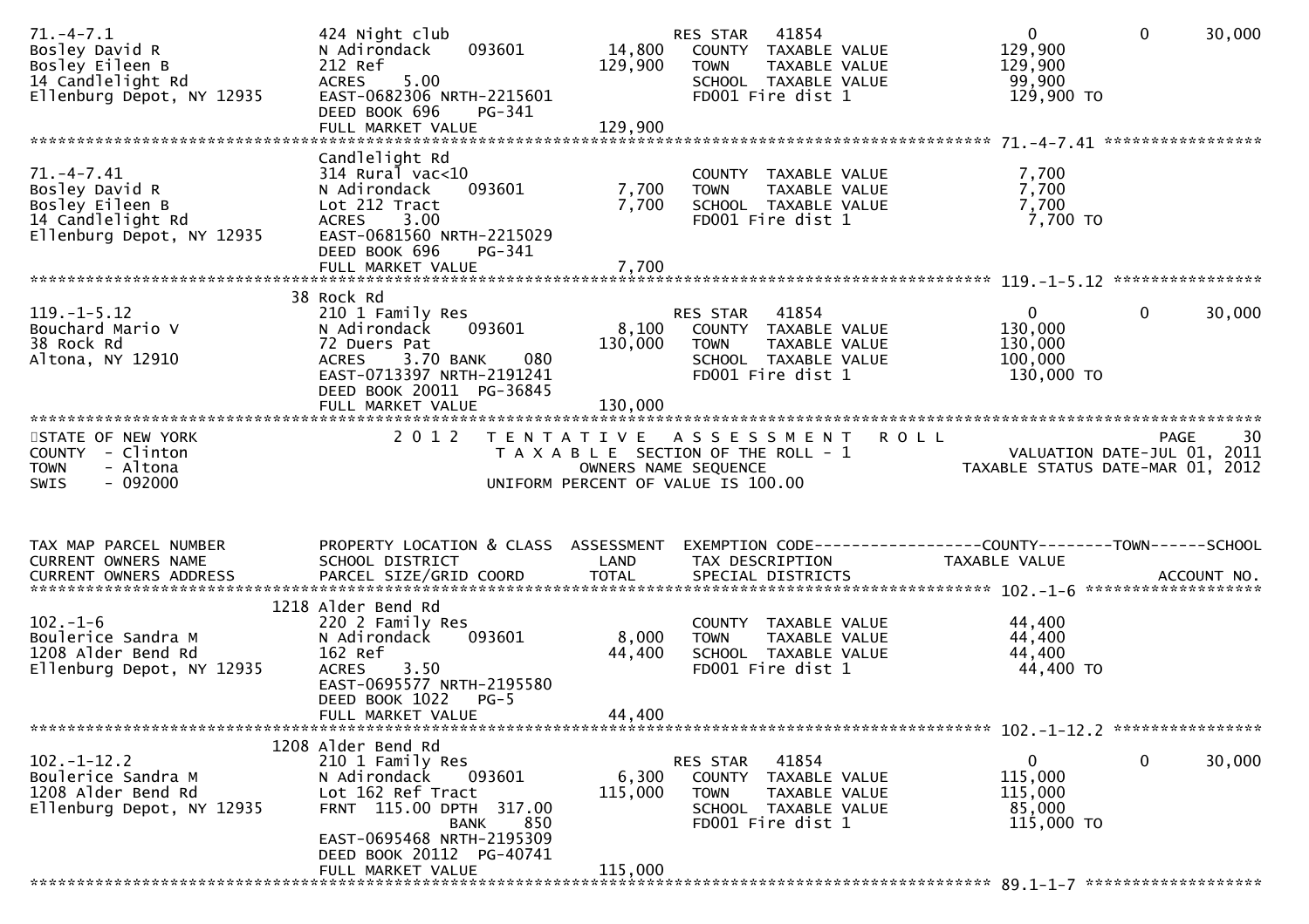```
71.-4-7.1                      424 Night club                        RES STAR   41854                      0            0      30,000
Bosley David R                 N Adirondack     093601       14,800   COUNTY  TAXABLE VALUE           129,900
Bosley Eileen B                212 Ref                      129,900   TOWN    TAXABLE VALUE           129,900
14 Candlelight Rd              ACRES    5.00                          SCHOOL  TAXABLE VALUE            99,900
Ellenburg Depot, NY 12935      EAST-0682306 NRTH-2215601              FD001 Fire dist 1               129,900 TO
                               DEED BOOK 696     PG-341
                               FULL MARKET VALUE            129,900
******************************************************************************************************* 71.-4-7.41 *****************
                               Candlelight Rd
71.-4-7.41                     314 Rural vac<10                      COUNTY  TAXABLE VALUE             7,700
Bosley David R                 N Adirondack     093601        7,700   TOWN    TAXABLE VALUE             7,700
Bosley Eileen B                Lot 212 Tract                  7,700   SCHOOL  TAXABLE VALUE             7,700
14 Candlelight Rd              ACRES    3.00                          FD001 Fire dist 1                 7,700 TO
Ellenburg Depot, NY 12935      EAST-0681560 NRTH-2215029
                               DEED BOOK 696     PG-341
                               FULL MARKET VALUE              7,700
******************************************************************************************************* 119.-1-5.12 ****************
                             38 Rock Rd
119.-1-5.12                    210 1 Family Res                      RES STAR   41854                      0            0      30,000
Bouchard Mario V               N Adirondack     093601        8,100   COUNTY  TAXABLE VALUE           130,000
38 Rock Rd                     72 Duers Pat                 130,000   TOWN    TAXABLE VALUE           130,000
Altona, NY 12910               ACRES    3.70 BANK     080             SCHOOL  TAXABLE VALUE           100,000
                               EAST-0713397 NRTH-2191241              FD001 Fire dist 1               130,000 TO
                               DEED BOOK 20011  PG-36845
                               FULL MARKET VALUE            130,000
************************************************************************************************************************************
STATE OF NEW YORK                 2 0 1 2   T E N T A T I V E   A S S E S S M E N T   R O L L                             PAGE    30
COUNTY  - Clinton                            T A X A B L E  SECTION OF THE ROLL - 1                          VALUATION DATE-JUL 01, 2011
TOWN    - Altona                                    OWNERS NAME SEQUENCE                                  TAXABLE STATUS DATE-MAR 01, 2012
SWIS    - 092000                             UNIFORM PERCENT OF VALUE IS 100.00


TAX MAP PARCEL NUMBER          PROPERTY LOCATION & CLASS  ASSESSMENT  EXEMPTION CODE------------------COUNTY--------TOWN------SCHOOL
CURRENT OWNERS NAME            SCHOOL DISTRICT               LAND      TAX DESCRIPTION                 TAXABLE VALUE
CURRENT OWNERS ADDRESS         PARCEL SIZE/GRID COORD        TOTAL     SPECIAL DISTRICTS                                    ACCOUNT NO.
******************************************************************************************************* 102.-1-6 *******************
                             1218 Alder Bend Rd
102.-1-6                       220 2 Family Res                      COUNTY  TAXABLE VALUE            44,400
Boulerice Sandra M             N Adirondack     093601        8,000   TOWN    TAXABLE VALUE            44,400
1208 Alder Bend Rd             162 Ref                       44,400   SCHOOL  TAXABLE VALUE            44,400
Ellenburg Depot, NY 12935      ACRES    3.50                          FD001 Fire dist 1                44,400 TO
                               EAST-0695577 NRTH-2195580
                               DEED BOOK 1022    PG-5
                               FULL MARKET VALUE             44,400
******************************************************************************************************* 102.-1-12.2 ****************
                             1208 Alder Bend Rd
102.-1-12.2                    210 1 Family Res                      RES STAR   41854                      0            0      30,000
Boulerice Sandra M             N Adirondack     093601        6,300   COUNTY  TAXABLE VALUE           115,000
1208 Alder Bend Rd             Lot 162 Ref Tract            115,000   TOWN    TAXABLE VALUE           115,000
Ellenburg Depot, NY 12935      FRNT 115.00 DPTH 317.00                SCHOOL  TAXABLE VALUE            85,000
                                           BANK     850               FD001 Fire dist 1               115,000 TO
                               EAST-0695468 NRTH-2195309
                               DEED BOOK 20112  PG-40741
                               FULL MARKET VALUE            115,000
******************************************************************************************************* 89.1-1-7 *******************
```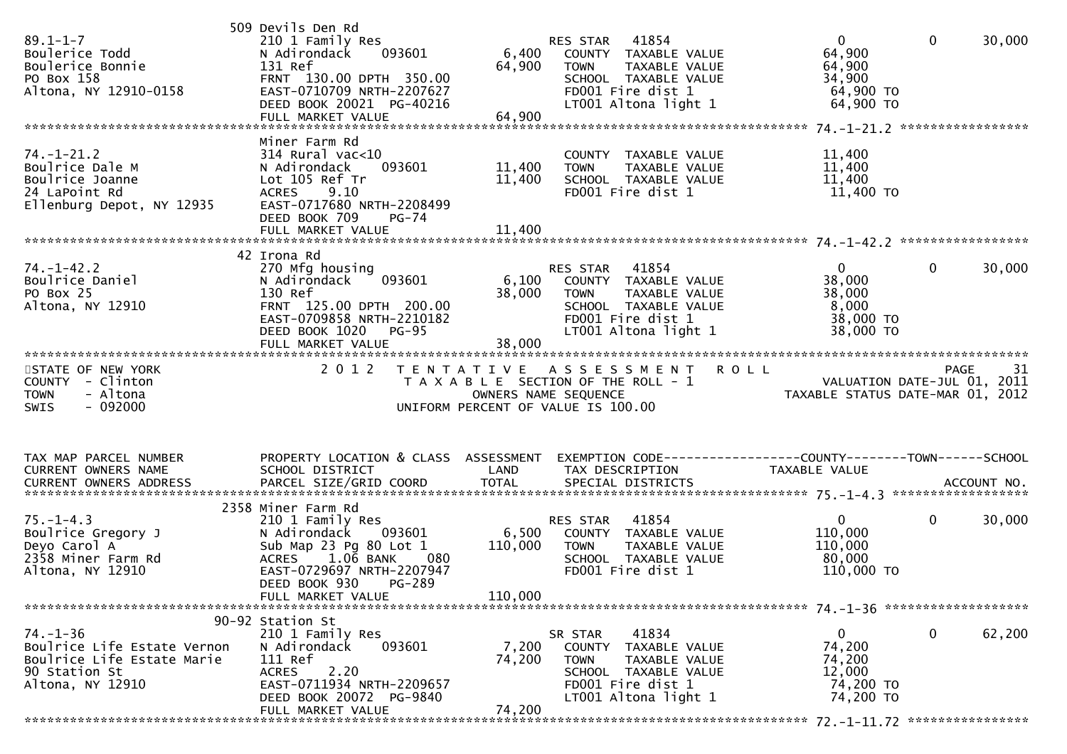| | | | | | | |
|---|---|---|---|---|---|---|
| | 509 Devils Den Rd | | | | | |
| 89.1-1-7 | 210 1 Family Res | | RES STAR 41854 | 0 | 0 | 30,000 |
| Boulerice Todd | N Adirondack 093601 | 6,400 | COUNTY TAXABLE VALUE | 64,900 | | |
| Boulerice Bonnie | 131 Ref | 64,900 | TOWN TAXABLE VALUE | 64,900 | | |
| PO Box 158 | FRNT 130.00 DPTH 350.00 | | SCHOOL TAXABLE VALUE | 34,900 | | |
| Altona, NY 12910-0158 | EAST-0710709 NRTH-2207627 | | FD001 Fire dist 1 | 64,900 TO | | |
| | DEED BOOK 20021 PG-40216 | | LT001 Altona light 1 | 64,900 TO | | |
| | FULL MARKET VALUE | 64,900 | | | | |
| | | | | 74.-1-21.2 | | |
| | Miner Farm Rd | | | | | |
| 74.-1-21.2 | 314 Rural vac<10 | | COUNTY TAXABLE VALUE | 11,400 | | |
| Boulrice Dale M | N Adirondack 093601 | 11,400 | TOWN TAXABLE VALUE | 11,400 | | |
| Boulrice Joanne | Lot 105 Ref Tr | 11,400 | SCHOOL TAXABLE VALUE | 11,400 | | |
| 24 LaPoint Rd | ACRES 9.10 | | FD001 Fire dist 1 | 11,400 TO | | |
| Ellenburg Depot, NY 12935 | EAST-0717680 NRTH-2208499 | | | | | |
| | DEED BOOK 709 PG-74 | | | | | |
| | FULL MARKET VALUE | 11,400 | | | | |
| | | | | 74.-1-42.2 | | |
| | 42 Irona Rd | | | | | |
| 74.-1-42.2 | 270 Mfg housing | | RES STAR 41854 | 0 | 0 | 30,000 |
| Boulrice Daniel | N Adirondack 093601 | 6,100 | COUNTY TAXABLE VALUE | 38,000 | | |
| PO Box 25 | 130 Ref | 38,000 | TOWN TAXABLE VALUE | 38,000 | | |
| Altona, NY 12910 | FRNT 125.00 DPTH 200.00 | | SCHOOL TAXABLE VALUE | 8,000 | | |
| | EAST-0709858 NRTH-2210182 | | FD001 Fire dist 1 | 38,000 TO | | |
| | DEED BOOK 1020 PG-95 | | LT001 Altona light 1 | 38,000 TO | | |
| | FULL MARKET VALUE | 38,000 | | | | |

STATE OF NEW YORK
COUNTY - Clinton
TOWN - Altona
SWIS - 092000

2012 TENTATIVE ASSESSMENT ROLL
TAXABLE SECTION OF THE ROLL - 1
OWNERS NAME SEQUENCE
UNIFORM PERCENT OF VALUE IS 100.00

PAGE 31
VALUATION DATE-JUL 01, 2011
TAXABLE STATUS DATE-MAR 01, 2012

| TAX MAP PARCEL NUMBER / CURRENT OWNERS NAME / CURRENT OWNERS ADDRESS | PROPERTY LOCATION & CLASS / SCHOOL DISTRICT / PARCEL SIZE/GRID COORD | ASSESSMENT LAND / TOTAL | EXEMPTION CODE / TAX DESCRIPTION / SPECIAL DISTRICTS | COUNTY / TAXABLE VALUE | TOWN | SCHOOL / ACCOUNT NO. |
|---|---|---|---|---|---|---|
| | | | | 75.-1-4.3 | | |
| | 2358 Miner Farm Rd | | | | | |
| 75.-1-4.3 | 210 1 Family Res | | RES STAR 41854 | 0 | 0 | 30,000 |
| Boulrice Gregory J | N Adirondack 093601 | 6,500 | COUNTY TAXABLE VALUE | 110,000 | | |
| Deyo Carol A | Sub Map 23 Pg 80 Lot 1 | 110,000 | TOWN TAXABLE VALUE | 110,000 | | |
| 2358 Miner Farm Rd | ACRES 1.06 BANK 080 | | SCHOOL TAXABLE VALUE | 80,000 | | |
| Altona, NY 12910 | EAST-0729697 NRTH-2207947 | | FD001 Fire dist 1 | 110,000 TO | | |
| | DEED BOOK 930 PG-289 | | | | | |
| | FULL MARKET VALUE | 110,000 | | | | |
| | | | | 74.-1-36 | | |
| | 90-92 Station St | | | | | |
| 74.-1-36 | 210 1 Family Res | | SR STAR 41834 | 0 | 0 | 62,200 |
| Boulrice Life Estate Vernon | N Adirondack 093601 | 7,200 | COUNTY TAXABLE VALUE | 74,200 | | |
| Boulrice Life Estate Marie | 111 Ref | 74,200 | TOWN TAXABLE VALUE | 74,200 | | |
| 90 Station St | ACRES 2.20 | | SCHOOL TAXABLE VALUE | 12,000 | | |
| Altona, NY 12910 | EAST-0711934 NRTH-2209657 | | FD001 Fire dist 1 | 74,200 TO | | |
| | DEED BOOK 20072 PG-9840 | | LT001 Altona light 1 | 74,200 TO | | |
| | FULL MARKET VALUE | 74,200 | | | | |
| | | | | 72.-1-11.72 | | |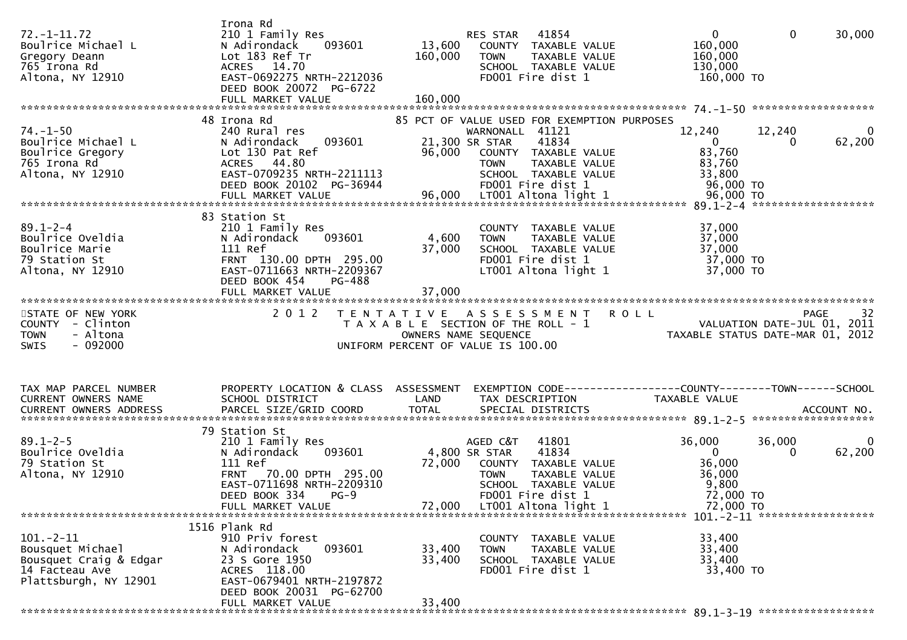```
                              Irona Rd
72.-1-11.72                   210 1 Family Res                     RES STAR   41854                    0           0       30,000
Boulrice Michael L            N Adirondack    093601       13,600    COUNTY  TAXABLE VALUE          160,000
Gregory Deann                 Lot 183 Ref Tr              160,000    TOWN    TAXABLE VALUE          160,000
765 Irona Rd                  ACRES  14.70                           SCHOOL  TAXABLE VALUE          130,000
Altona, NY 12910              EAST-0692275 NRTH-2212036              FD001 Fire dist 1               160,000 TO
                              DEED BOOK 20072  PG-6722
                              FULL MARKET VALUE           160,000
******************************************************************************************************* 74.-1-50 ******************
                            48 Irona Rd                    85 PCT OF VALUE USED FOR EXEMPTION PURPOSES
74.-1-50                      240 Rural res                        WARNONALL  41121               12,240      12,240            0
Boulrice Michael L            N Adirondack    093601       21,300 SR STAR     41834                    0           0       62,200
Boulrice Gregory              Lot 130 Pat Ref              96,000    COUNTY  TAXABLE VALUE           83,760
765 Irona Rd                  ACRES  44.80                           TOWN    TAXABLE VALUE           83,760
Altona, NY 12910              EAST-0709235 NRTH-2211113              SCHOOL  TAXABLE VALUE           33,800
                              DEED BOOK 20102  PG-36944              FD001 Fire dist 1                96,000 TO
                              FULL MARKET VALUE            96,000    LT001 Altona light 1             96,000 TO
******************************************************************************************************* 89.1-2-4 ******************
                            83 Station St
89.1-2-4                      210 1 Family Res                       COUNTY  TAXABLE VALUE           37,000
Boulrice Oveldia              N Adirondack    093601        4,600    TOWN    TAXABLE VALUE           37,000
Boulrice Marie                111 Ref                      37,000    SCHOOL  TAXABLE VALUE           37,000
79 Station St                 FRNT 130.00 DPTH 295.00                FD001 Fire dist 1                37,000 TO
Altona, NY 12910              EAST-0711663 NRTH-2209367              LT001 Altona light 1             37,000 TO
                              DEED BOOK 454    PG-488
                              FULL MARKET VALUE            37,000
************************************************************************************************************************************
STATE OF NEW YORK                 2 0 1 2   T E N T A T I V E   A S S E S S M E N T   R O L L                          PAGE    32
COUNTY  - Clinton                            T A X A B L E  SECTION OF THE ROLL - 1                    VALUATION DATE-JUL 01, 2011
TOWN    - Altona                                    OWNERS NAME SEQUENCE                             TAXABLE STATUS DATE-MAR 01, 2012
SWIS    - 092000                             UNIFORM PERCENT OF VALUE IS 100.00


TAX MAP PARCEL NUMBER         PROPERTY LOCATION & CLASS  ASSESSMENT  EXEMPTION CODE------------------COUNTY--------TOWN------SCHOOL
CURRENT OWNERS NAME           SCHOOL DISTRICT               LAND      TAX DESCRIPTION               TAXABLE VALUE
CURRENT OWNERS ADDRESS        PARCEL SIZE/GRID COORD        TOTAL     SPECIAL DISTRICTS                                 ACCOUNT NO.
******************************************************************************************************* 89.1-2-5 ******************
                            79 Station St
89.1-2-5                      210 1 Family Res                     AGED C&T   41801               36,000      36,000            0
Boulrice Oveldia              N Adirondack    093601        4,800 SR STAR     41834                    0           0       62,200
79 Station St                 111 Ref                      72,000    COUNTY  TAXABLE VALUE           36,000
Altona, NY 12910              FRNT  70.00 DPTH 295.00                TOWN    TAXABLE VALUE           36,000
                              EAST-0711698 NRTH-2209310              SCHOOL  TAXABLE VALUE            9,800
                              DEED BOOK 334    PG-9                  FD001 Fire dist 1                72,000 TO
                              FULL MARKET VALUE            72,000    LT001 Altona light 1             72,000 TO
******************************************************************************************************* 101.-2-11 *****************
                          1516 Plank Rd
101.-2-11                     910 Priv forest                        COUNTY  TAXABLE VALUE           33,400
Bousquet Michael              N Adirondack    093601       33,400    TOWN    TAXABLE VALUE           33,400
Bousquet Craig & Edgar        23 S Gore 1950               33,400    SCHOOL  TAXABLE VALUE           33,400
14 Facteau Ave                ACRES 118.00                           FD001 Fire dist 1                33,400 TO
Plattsburgh, NY 12901         EAST-0679401 NRTH-2197872
                              DEED BOOK 20031  PG-62700
                              FULL MARKET VALUE            33,400
******************************************************************************************************* 89.1-3-19 *****************
```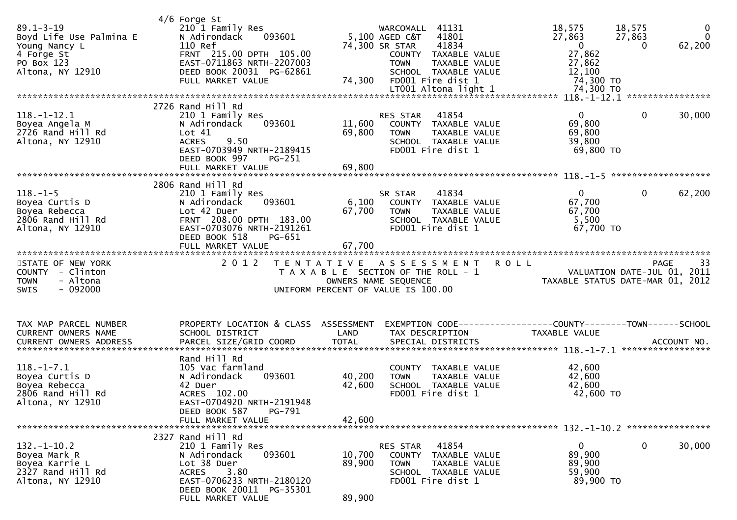| TAX MAP PARCEL NUMBER | PROPERTY LOCATION & CLASS | ASSESSMENT | EXEMPTION CODE------------------COUNTY--------TOWN------SCHOOL | | | |
|---|---|---|---|---|---|---|
| CURRENT OWNERS NAME | SCHOOL DISTRICT | LAND | TAX DESCRIPTION | TAXABLE VALUE | | |
| CURRENT OWNERS ADDRESS | PARCEL SIZE/GRID COORD | TOTAL | SPECIAL DISTRICTS | | | ACCOUNT NO. |
| | 4/6 Forge St | | | | | |
| 89.1-3-19 | 210 1 Family Res | | WARCOMALL 41131 | 18,575 | 18,575 | 0 |
| Boyd Life Use Palmina E | N Adirondack 093601 | 5,100 | AGED C&T 41801 | 27,863 | 27,863 | 0 |
| Young Nancy L | 110 Ref | 74,300 | SR STAR 41834 | 0 | 0 | 62,200 |
| 4 Forge St | FRNT 215.00 DPTH 105.00 | | COUNTY TAXABLE VALUE | 27,862 | | |
| PO Box 123 | EAST-0711863 NRTH-2207003 | | TOWN TAXABLE VALUE | 27,862 | | |
| Altona, NY 12910 | DEED BOOK 20031 PG-62861 | | SCHOOL TAXABLE VALUE | 12,100 | | |
| | FULL MARKET VALUE | 74,300 | FD001 Fire dist 1 | 74,300 TO | | |
| | | | LT001 Altona light 1 | 74,300 TO | | |
| | 2726 Rand Hill Rd | | | | | 118.-1-12.1 |
| 118.-1-12.1 | 210 1 Family Res | | RES STAR 41854 | 0 | 0 | 30,000 |
| Boyea Angela M | N Adirondack 093601 | 11,600 | COUNTY TAXABLE VALUE | 69,800 | | |
| 2726 Rand Hill Rd | Lot 41 | 69,800 | TOWN TAXABLE VALUE | 69,800 | | |
| Altona, NY 12910 | ACRES 9.50 | | SCHOOL TAXABLE VALUE | 39,800 | | |
| | EAST-0703949 NRTH-2189415 | | FD001 Fire dist 1 | 69,800 TO | | |
| | DEED BOOK 997 PG-251 | | | | | |
| | FULL MARKET VALUE | 69,800 | | | | |
| | 2806 Rand Hill Rd | | | | | 118.-1-5 |
| 118.-1-5 | 210 1 Family Res | | SR STAR 41834 | 0 | 0 | 62,200 |
| Boyea Curtis D | N Adirondack 093601 | 6,100 | COUNTY TAXABLE VALUE | 67,700 | | |
| Boyea Rebecca | Lot 42 Duer | 67,700 | TOWN TAXABLE VALUE | 67,700 | | |
| 2806 Rand Hill Rd | FRNT 208.00 DPTH 183.00 | | SCHOOL TAXABLE VALUE | 5,500 | | |
| Altona, NY 12910 | EAST-0703076 NRTH-2191261 | | FD001 Fire dist 1 | 67,700 TO | | |
| | DEED BOOK 518 PG-651 | | | | | |
| | FULL MARKET VALUE | 67,700 | | | | |

STATE OF NEW YORK
COUNTY - Clinton
TOWN - Altona
SWIS - 092000

2012 TENTATIVE ASSESSMENT ROLL
TAXABLE SECTION OF THE ROLL - 1
OWNERS NAME SEQUENCE
UNIFORM PERCENT OF VALUE IS 100.00

VALUATION DATE-JUL 01, 2011
TAXABLE STATUS DATE-MAR 01, 2012

| TAX MAP PARCEL NUMBER | PROPERTY LOCATION & CLASS | ASSESSMENT | EXEMPTION CODE------------------COUNTY--------TOWN------SCHOOL | | | |
|---|---|---|---|---|---|---|
| CURRENT OWNERS NAME | SCHOOL DISTRICT | LAND | TAX DESCRIPTION | TAXABLE VALUE | | |
| CURRENT OWNERS ADDRESS | PARCEL SIZE/GRID COORD | TOTAL | SPECIAL DISTRICTS | | | ACCOUNT NO. |
| | Rand Hill Rd | | | | | 118.-1-7.1 |
| 118.-1-7.1 | 105 Vac farmland | | COUNTY TAXABLE VALUE | 42,600 | | |
| Boyea Curtis D | N Adirondack 093601 | 40,200 | TOWN TAXABLE VALUE | 42,600 | | |
| Boyea Rebecca | 42 Duer | 42,600 | SCHOOL TAXABLE VALUE | 42,600 | | |
| 2806 Rand Hill Rd | ACRES 102.00 | | FD001 Fire dist 1 | 42,600 TO | | |
| Altona, NY 12910 | EAST-0704920 NRTH-2191948 | | | | | |
| | DEED BOOK 587 PG-791 | | | | | |
| | FULL MARKET VALUE | 42,600 | | | | |
| | 2327 Rand Hill Rd | | | | | 132.-1-10.2 |
| 132.-1-10.2 | 210 1 Family Res | | RES STAR 41854 | 0 | 0 | 30,000 |
| Boyea Mark R | N Adirondack 093601 | 10,700 | COUNTY TAXABLE VALUE | 89,900 | | |
| Boyea Karrie L | Lot 38 Duer | 89,900 | TOWN TAXABLE VALUE | 89,900 | | |
| 2327 Rand Hill Rd | ACRES 3.80 | | SCHOOL TAXABLE VALUE | 59,900 | | |
| Altona, NY 12910 | EAST-0706233 NRTH-2180120 | | FD001 Fire dist 1 | 89,900 TO | | |
| | DEED BOOK 20011 PG-35301 | | | | | |
| | FULL MARKET VALUE | 89,900 | | | | |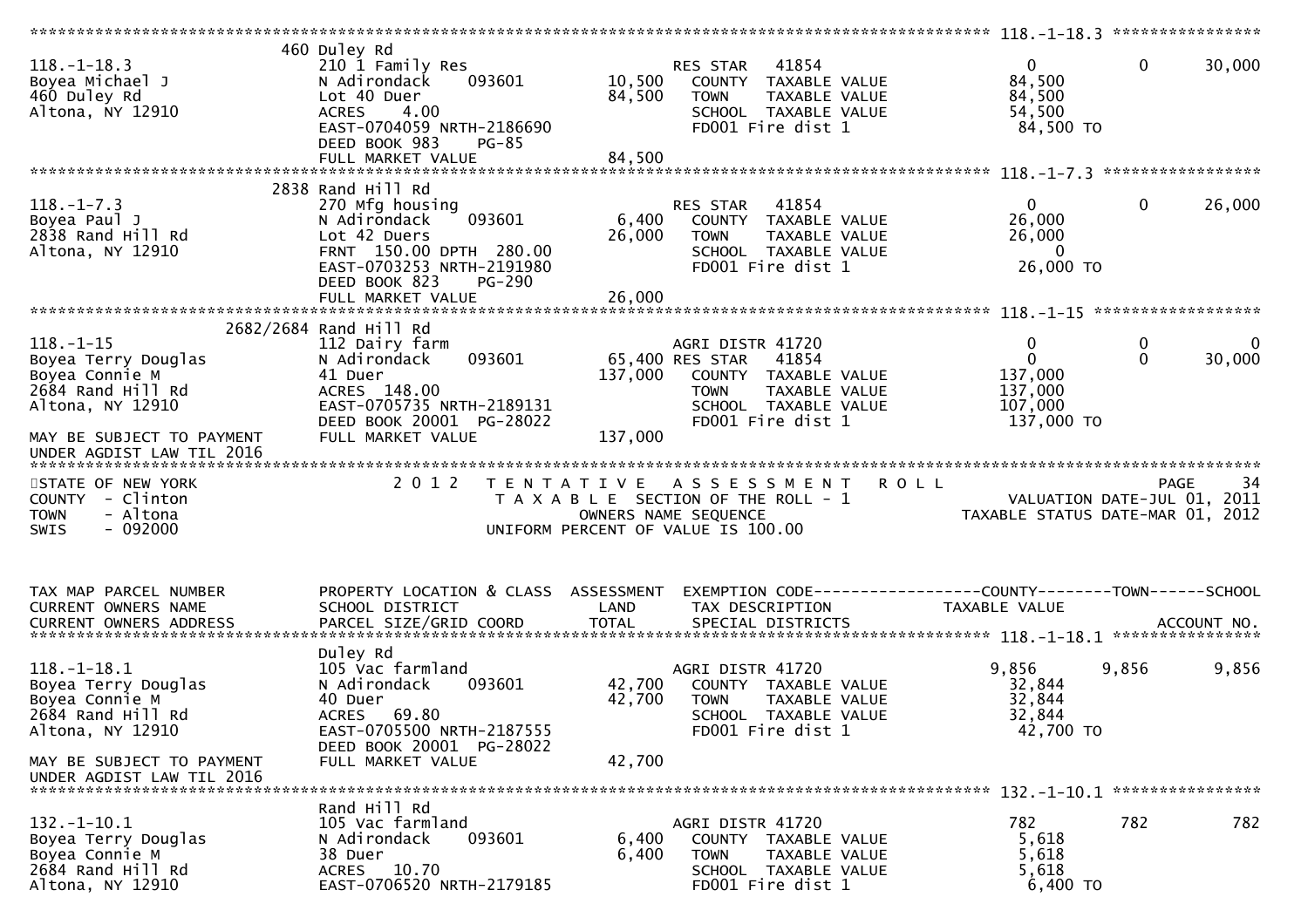```
******************************************************************************************************* 118.-1-18.3 ****************
                            460 Duley Rd
118.-1-18.3                 210 1 Family Res                     RES STAR   41854                        0          0      30,000
Boyea Michael J             N Adirondack     093601      10,500    COUNTY  TAXABLE VALUE             84,500
460 Duley Rd                Lot 40 Duer                  84,500    TOWN    TAXABLE VALUE             84,500
Altona, NY 12910            ACRES    4.00                          SCHOOL  TAXABLE VALUE             54,500
                            EAST-0704059 NRTH-2186690              FD001 Fire dist 1                  84,500 TO
                            DEED BOOK 983    PG-85
                            FULL MARKET VALUE            84,500
******************************************************************************************************* 118.-1-7.3 *****************
                            2838 Rand Hill Rd
118.-1-7.3                  270 Mfg housing                      RES STAR   41854                        0          0      26,000
Boyea Paul J                N Adirondack     093601       6,400    COUNTY  TAXABLE VALUE             26,000
2838 Rand Hill Rd           Lot 42 Duers                 26,000    TOWN    TAXABLE VALUE             26,000
Altona, NY 12910            FRNT 150.00 DPTH 280.00                SCHOOL  TAXABLE VALUE                  0
                            EAST-0703253 NRTH-2191980              FD001 Fire dist 1                  26,000 TO
                            DEED BOOK 823    PG-290
                            FULL MARKET VALUE            26,000
******************************************************************************************************* 118.-1-15 ******************
                       2682/2684 Rand Hill Rd
118.-1-15                   112 Dairy farm                       AGRI DISTR 41720                        0          0           0
Boyea Terry Douglas         N Adirondack     093601      65,400 RES STAR   41854                         0          0      30,000
Boyea Connie M              41 Duer                     137,000    COUNTY  TAXABLE VALUE            137,000
2684 Rand Hill Rd           ACRES  148.00                          TOWN    TAXABLE VALUE            137,000
Altona, NY 12910            EAST-0705735 NRTH-2189131              SCHOOL  TAXABLE VALUE            107,000
                            DEED BOOK 20001  PG-28022              FD001 Fire dist 1                 137,000 TO
MAY BE SUBJECT TO PAYMENT   FULL MARKET VALUE           137,000
UNDER AGDIST LAW TIL 2016
************************************************************************************************************************************
STATE OF NEW YORK                 2 0 1 2   T E N T A T I V E   A S S E S S M E N T   R O L L                               PAGE    34
COUNTY  - Clinton                          T A X A B L E  SECTION OF THE ROLL - 1                     VALUATION DATE-JUL 01, 2011
TOWN    - Altona                                   OWNERS NAME SEQUENCE                              TAXABLE STATUS DATE-MAR 01, 2012
SWIS    - 092000                            UNIFORM PERCENT OF VALUE IS 100.00


TAX MAP PARCEL NUMBER       PROPERTY LOCATION & CLASS  ASSESSMENT  EXEMPTION CODE------------------COUNTY--------TOWN------SCHOOL
CURRENT OWNERS NAME         SCHOOL DISTRICT               LAND      TAX DESCRIPTION                  TAXABLE VALUE
CURRENT OWNERS ADDRESS      PARCEL SIZE/GRID COORD        TOTAL     SPECIAL DISTRICTS                                    ACCOUNT NO.
******************************************************************************************************* 118.-1-18.1 ****************
                            Duley Rd
118.-1-18.1                 105 Vac farmland                     AGRI DISTR 41720                    9,856      9,856       9,856
Boyea Terry Douglas         N Adirondack     093601      42,700    COUNTY  TAXABLE VALUE             32,844
Boyea Connie M              40 Duer                      42,700    TOWN    TAXABLE VALUE             32,844
2684 Rand Hill Rd           ACRES   69.80                          SCHOOL  TAXABLE VALUE             32,844
Altona, NY 12910            EAST-0705500 NRTH-2187555              FD001 Fire dist 1                  42,700 TO
                            DEED BOOK 20001  PG-28022
MAY BE SUBJECT TO PAYMENT   FULL MARKET VALUE            42,700
UNDER AGDIST LAW TIL 2016
******************************************************************************************************* 132.-1-10.1 ****************
                            Rand Hill Rd
132.-1-10.1                 105 Vac farmland                     AGRI DISTR 41720                      782        782         782
Boyea Terry Douglas         N Adirondack     093601       6,400    COUNTY  TAXABLE VALUE              5,618
Boyea Connie M              38 Duer                       6,400    TOWN    TAXABLE VALUE              5,618
2684 Rand Hill Rd           ACRES   10.70                          SCHOOL  TAXABLE VALUE              5,618
Altona, NY 12910            EAST-0706520 NRTH-2179185              FD001 Fire dist 1                   6,400 TO
```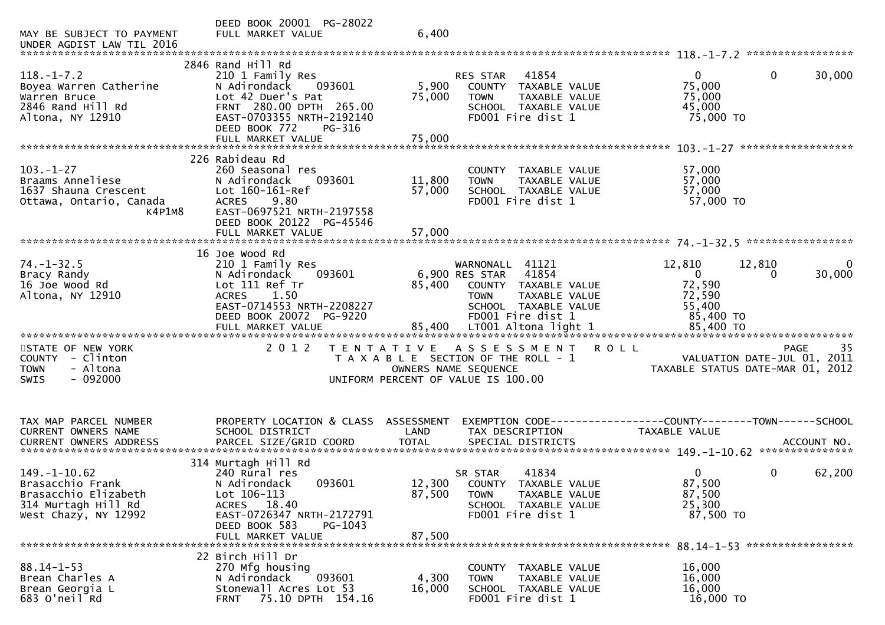```
                                  DEED BOOK 20001  PG-28022
MAY BE SUBJECT TO PAYMENT         FULL MARKET VALUE               6,400
UNDER AGDIST LAW TIL 2016
******************************************************************************************************* 118.-1-7.2 *****************
                                  2846 Rand Hill Rd
118.-1-7.2                        210 1 Family Res                      RES STAR    41854                   0           0      30,000
Boyea Warren Catherine            N Adirondack      093601       5,900    COUNTY  TAXABLE VALUE          75,000
Warren Bruce                      Lot 42 Duer's Pat             75,000    TOWN    TAXABLE VALUE          75,000
2846 Rand Hill Rd                 FRNT 280.00 DPTH 265.00                 SCHOOL  TAXABLE VALUE          45,000
Altona, NY 12910                  EAST-0703355 NRTH-2192140               FD001 Fire dist 1               75,000 TO
                                  DEED BOOK 772    PG-316
                                  FULL MARKET VALUE             75,000
******************************************************************************************************* 103.-1-27 ******************
                                  226 Rabideau Rd
103.-1-27                         260 Seasonal res                        COUNTY  TAXABLE VALUE          57,000
Braams Anneliese                  N Adirondack      093601      11,800    TOWN    TAXABLE VALUE          57,000
1637 Shauna Crescent              Lot 160-161-Ref               57,000    SCHOOL  TAXABLE VALUE          57,000
Ottawa, Ontario, Canada           ACRES    9.80                           FD001 Fire dist 1               57,000 TO
                        K4P1M8    EAST-0697521 NRTH-2197558
                                  DEED BOOK 20122  PG-45546
                                  FULL MARKET VALUE             57,000
******************************************************************************************************* 74.-1-32.5 *****************
                                  16 Joe Wood Rd
74.-1-32.5                        210 1 Family Res                      WARNONALL   41121              12,810      12,810           0
Bracy Randy                       N Adirondack      093601       6,900 RES STAR    41854                   0           0      30,000
16 Joe Wood Rd                    Lot 111 Ref Tr                85,400    COUNTY  TAXABLE VALUE          72,590
Altona, NY 12910                  ACRES    1.50                           TOWN    TAXABLE VALUE          72,590
                                  EAST-0714553 NRTH-2208227               SCHOOL  TAXABLE VALUE          55,400
                                  DEED BOOK 20072  PG-9220                FD001 Fire dist 1               85,400 TO
                                  FULL MARKET VALUE             85,400    LT001 Altona light 1            85,400 TO
************************************************************************************************************************************
STATE OF NEW YORK                 2 0 1 2   T E N T A T I V E   A S S E S S M E N T   R O L L                              PAGE    35
COUNTY  - Clinton                           T A X A B L E  SECTION OF THE ROLL - 1                      VALUATION DATE-JUL 01, 2011
TOWN    - Altona                                  OWNERS NAME SEQUENCE                            TAXABLE STATUS DATE-MAR 01, 2012
SWIS    - 092000                              UNIFORM PERCENT OF VALUE IS 100.00


TAX MAP PARCEL NUMBER             PROPERTY LOCATION & CLASS  ASSESSMENT  EXEMPTION CODE------------------COUNTY--------TOWN------SCHOOL
CURRENT OWNERS NAME               SCHOOL DISTRICT               LAND      TAX DESCRIPTION              TAXABLE VALUE
CURRENT OWNERS ADDRESS            PARCEL SIZE/GRID COORD        TOTAL     SPECIAL DISTRICTS                                   ACCOUNT NO.
******************************************************************************************************* 149.-1-10.62 ***************
                                  314 Murtagh Hill Rd
149.-1-10.62                      240 Rural res                         SR STAR     41834                   0           0      62,200
Brasacchio Frank                  N Adirondack      093601      12,300    COUNTY  TAXABLE VALUE          87,500
Brasacchio Elizabeth              Lot 106-113                   87,500    TOWN    TAXABLE VALUE          87,500
314 Murtagh Hill Rd               ACRES   18.40                           SCHOOL  TAXABLE VALUE          25,300
West Chazy, NY 12992              EAST-0726347 NRTH-2172791               FD001 Fire dist 1               87,500 TO
                                  DEED BOOK 583    PG-1043
                                  FULL MARKET VALUE             87,500
******************************************************************************************************* 88.14-1-53 *****************
                                  22 Birch Hill Dr
88.14-1-53                        270 Mfg housing                         COUNTY  TAXABLE VALUE          16,000
Brean Charles A                   N Adirondack      093601       4,300    TOWN    TAXABLE VALUE          16,000
Brean Georgia L                   Stonewall Acres Lot 53        16,000    SCHOOL  TAXABLE VALUE          16,000
683 O'neil Rd                     FRNT  75.10 DPTH 154.16                 FD001 Fire dist 1               16,000 TO
```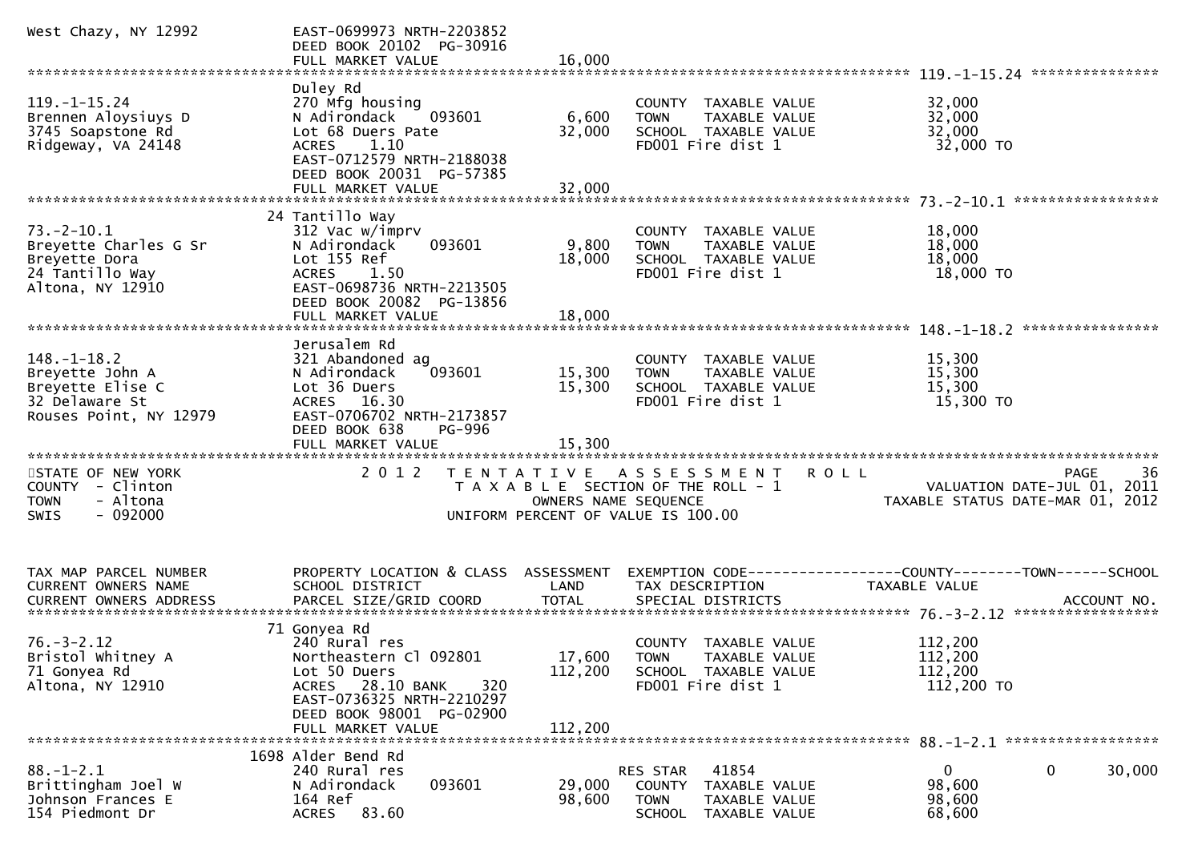```
West Chazy, NY 12992          EAST-0699973 NRTH-2203852
                              DEED BOOK 20102  PG-30916
                              FULL MARKET VALUE              16,000
******************************************************************************************************* 119.-1-15.24 ***************
                              Duley Rd
119.-1-15.24                  270 Mfg housing                         COUNTY  TAXABLE VALUE             32,000
Brennen Aloysiuys D           N Adirondack    093601        6,600     TOWN    TAXABLE VALUE             32,000
3745 Soapstone Rd             Lot 68 Duers Pate            32,000     SCHOOL  TAXABLE VALUE             32,000
Ridgeway, VA 24148            ACRES    1.10                           FD001 Fire dist 1                  32,000 TO
                              EAST-0712579 NRTH-2188038
                              DEED BOOK 20031  PG-57385
                              FULL MARKET VALUE              32,000
******************************************************************************************************* 73.-2-10.1 *****************
                           24 Tantillo Way
73.-2-10.1                    312 Vac w/imprv                         COUNTY  TAXABLE VALUE             18,000
Breyette Charles G Sr         N Adirondack    093601        9,800     TOWN    TAXABLE VALUE             18,000
Breyette Dora                 Lot 155 Ref                  18,000     SCHOOL  TAXABLE VALUE             18,000
24 Tantillo Way               ACRES    1.50                           FD001 Fire dist 1                  18,000 TO
Altona, NY 12910              EAST-0698736 NRTH-2213505
                              DEED BOOK 20082  PG-13856
                              FULL MARKET VALUE              18,000
******************************************************************************************************* 148.-1-18.2 ****************
                              Jerusalem Rd
148.-1-18.2                   321 Abandoned ag                        COUNTY  TAXABLE VALUE             15,300
Breyette John A               N Adirondack    093601       15,300     TOWN    TAXABLE VALUE             15,300
Breyette Elise C              Lot 36 Duers                 15,300     SCHOOL  TAXABLE VALUE             15,300
32 Delaware St                ACRES   16.30                           FD001 Fire dist 1                  15,300 TO
Rouses Point, NY 12979        EAST-0706702 NRTH-2173857
                              DEED BOOK 638    PG-996
                              FULL MARKET VALUE              15,300
************************************************************************************************************************************
STATE OF NEW YORK                  2 0 1 2   T E N T A T I V E   A S S E S S M E N T   R O L L                          PAGE    36
COUNTY  - Clinton                          T A X A B L E  SECTION OF THE ROLL - 1                     VALUATION DATE-JUL 01, 2011
TOWN    - Altona                                 OWNERS NAME SEQUENCE                            TAXABLE STATUS DATE-MAR 01, 2012
SWIS    - 092000                          UNIFORM PERCENT OF VALUE IS 100.00


TAX MAP PARCEL NUMBER         PROPERTY LOCATION & CLASS  ASSESSMENT  EXEMPTION CODE------------------COUNTY--------TOWN------SCHOOL
CURRENT OWNERS NAME           SCHOOL DISTRICT               LAND      TAX DESCRIPTION                 TAXABLE VALUE
CURRENT OWNERS ADDRESS        PARCEL SIZE/GRID COORD        TOTAL     SPECIAL DISTRICTS                                    ACCOUNT NO.
******************************************************************************************************* 76.-3-2.12 *****************
                           71 Gonyea Rd
76.-3-2.12                    240 Rural res                           COUNTY  TAXABLE VALUE            112,200
Bristol Whitney A             Northeastern Cl 092801       17,600     TOWN    TAXABLE VALUE            112,200
71 Gonyea Rd                  Lot 50 Duers                112,200     SCHOOL  TAXABLE VALUE            112,200
Altona, NY 12910              ACRES   28.10 BANK     320              FD001 Fire dist 1                 112,200 TO
                              EAST-0736325 NRTH-2210297
                              DEED BOOK 98001  PG-02900
                              FULL MARKET VALUE             112,200
******************************************************************************************************* 88.-1-2.1 ******************
                         1698 Alder Bend Rd
88.-1-2.1                     240 Rural res                           RES STAR   41854                     0              0     30,000
Brittingham Joel W            N Adirondack    093601       29,000     COUNTY  TAXABLE VALUE             98,600
Johnson Frances E             164 Ref                      98,600     TOWN    TAXABLE VALUE             98,600
154 Piedmont Dr               ACRES   83.60                           SCHOOL  TAXABLE VALUE             68,600
```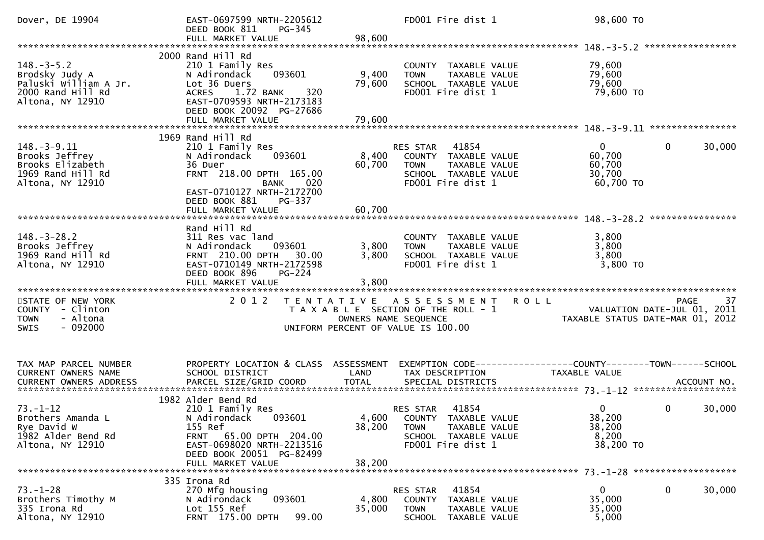```
Dover, DE 19904                EAST-0697599 NRTH-2205612              FD001 Fire dist 1                        98,600 TO
                               DEED BOOK 811    PG-345
                               FULL MARKET VALUE                98,600
******************************************************************************************************* 148.-3-5.2 *****************
                          2000 Rand Hill Rd
148.-3-5.2                     210 1 Family Res                       COUNTY  TAXABLE VALUE                    79,600
Brodsky Judy A                 N Adirondack    093601           9,400  TOWN    TAXABLE VALUE                    79,600
Paluski William A Jr.          Lot 36 Duers                     79,600  SCHOOL  TAXABLE VALUE                    79,600
2000 Rand Hill Rd              ACRES    1.72 BANK    320               FD001 Fire dist 1                        79,600 TO
Altona, NY 12910               EAST-0709593 NRTH-2173183
                               DEED BOOK 20092  PG-27686
                               FULL MARKET VALUE                79,600
******************************************************************************************************* 148.-3-9.11 ****************
                          1969 Rand Hill Rd
148.-3-9.11                    210 1 Family Res                       RES STAR   41854                          0          0      30,000
Brooks Jeffrey                 N Adirondack    093601           8,400  COUNTY  TAXABLE VALUE                    60,700
Brooks Elizabeth               36 Duer                          60,700  TOWN    TAXABLE VALUE                    60,700
1969 Rand Hill Rd              FRNT  218.00 DPTH  165.00               SCHOOL  TAXABLE VALUE                    30,700
Altona, NY 12910                              BANK    020              FD001 Fire dist 1                        60,700 TO
                               EAST-0710127 NRTH-2172700
                               DEED BOOK 881    PG-337
                               FULL MARKET VALUE                60,700
******************************************************************************************************* 148.-3-28.2 ****************
                               Rand Hill Rd
148.-3-28.2                    311 Res vac land                       COUNTY  TAXABLE VALUE                     3,800
Brooks Jeffrey                 N Adirondack    093601           3,800  TOWN    TAXABLE VALUE                     3,800
1969 Rand Hill Rd              FRNT  210.00 DPTH   30.00         3,800  SCHOOL  TAXABLE VALUE                     3,800
Altona, NY 12910               EAST-0710149 NRTH-2172598               FD001 Fire dist 1                         3,800 TO
                               DEED BOOK 896    PG-224
                               FULL MARKET VALUE                 3,800
************************************************************************************************************************************
STATE OF NEW YORK                2 0 1 2   T E N T A T I V E   A S S E S S M E N T   R O L L                          PAGE     37
COUNTY  - Clinton                          T A X A B L E  SECTION OF THE ROLL - 1                      VALUATION DATE-JUL 01, 2011
TOWN    - Altona                                  OWNERS NAME SEQUENCE                          TAXABLE STATUS DATE-MAR 01, 2012
SWIS    - 092000                          UNIFORM PERCENT OF VALUE IS 100.00


TAX MAP PARCEL NUMBER          PROPERTY LOCATION & CLASS  ASSESSMENT  EXEMPTION CODE------------------COUNTY--------TOWN------SCHOOL
CURRENT OWNERS NAME            SCHOOL DISTRICT               LAND      TAX DESCRIPTION            TAXABLE VALUE
CURRENT OWNERS ADDRESS         PARCEL SIZE/GRID COORD        TOTAL     SPECIAL DISTRICTS                                   ACCOUNT NO.
******************************************************************************************************* 73.-1-12 *******************
                          1982 Alder Bend Rd
73.-1-12                       210 1 Family Res                       RES STAR   41854                          0          0      30,000
Brothers Amanda L              N Adirondack    093601           4,600  COUNTY  TAXABLE VALUE                    38,200
Rye David W                    155 Ref                          38,200  TOWN    TAXABLE VALUE                    38,200
1982 Alder Bend Rd             FRNT   65.00 DPTH  204.00               SCHOOL  TAXABLE VALUE                     8,200
Altona, NY 12910               EAST-0698020 NRTH-2213516               FD001 Fire dist 1                        38,200 TO
                               DEED BOOK 20051  PG-82499
                               FULL MARKET VALUE                38,200
******************************************************************************************************* 73.-1-28 *******************
                           335 Irona Rd
73.-1-28                       270 Mfg housing                        RES STAR   41854                          0          0      30,000
Brothers Timothy M             N Adirondack    093601           4,800  COUNTY  TAXABLE VALUE                    35,000
335 Irona Rd                   Lot 155 Ref                      35,000  TOWN    TAXABLE VALUE                    35,000
Altona, NY 12910               FRNT  175.00 DPTH   99.00               SCHOOL  TAXABLE VALUE                     5,000
```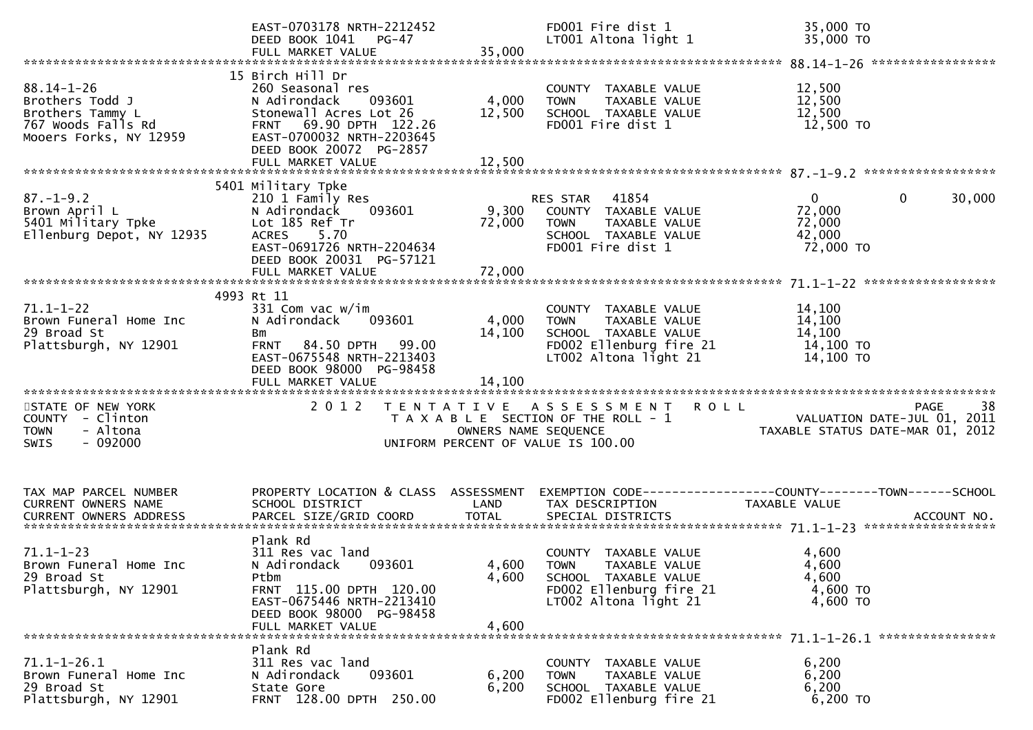```
                              EAST-0703178 NRTH-2212452               FD001 Fire dist 1                   35,000 TO
                              DEED BOOK 1041    PG-47                 LT001 Altona light 1                35,000 TO
                              FULL MARKET VALUE             35,000
******************************************************************************************************* 88.14-1-26 *****************
                           15 Birch Hill Dr
88.14-1-26                    260 Seasonal res                         COUNTY  TAXABLE VALUE           12,500
Brothers Todd J               N Adirondack    093601         4,000     TOWN    TAXABLE VALUE           12,500
Brothers Tammy L              Stonewall Acres Lot 26        12,500     SCHOOL  TAXABLE VALUE           12,500
767 Woods Falls Rd            FRNT   69.90 DPTH 122.26                 FD001 Fire dist 1                12,500 TO
Mooers Forks, NY 12959        EAST-0700032 NRTH-2203645
                              DEED BOOK 20072  PG-2857
                              FULL MARKET VALUE             12,500
******************************************************************************************************* 87.-1-9.2 ******************
                         5401 Military Tpke
87.-1-9.2                     210 1 Family Res                         RES STAR   41854                    0            0       30,000
Brown April L                 N Adirondack    093601         9,300     COUNTY  TAXABLE VALUE           72,000
5401 Military Tpke            Lot 185 Ref Tr                72,000     TOWN    TAXABLE VALUE           72,000
Ellenburg Depot, NY 12935     ACRES     5.70                           SCHOOL  TAXABLE VALUE           42,000
                              EAST-0691726 NRTH-2204634                FD001 Fire dist 1                72,000 TO
                              DEED BOOK 20031  PG-57121
                              FULL MARKET VALUE             72,000
******************************************************************************************************* 71.1-1-22 ******************
                         4993 Rt 11
71.1-1-22                     331 Com vac w/im                         COUNTY  TAXABLE VALUE           14,100
Brown Funeral Home Inc        N Adirondack    093601         4,000     TOWN    TAXABLE VALUE           14,100
29 Broad St                   Bm                            14,100     SCHOOL  TAXABLE VALUE           14,100
Plattsburgh, NY 12901         FRNT   84.50 DPTH   99.00                FD002 Ellenburg fire 21          14,100 TO
                              EAST-0675548 NRTH-2213403                LT002 Altona light 21            14,100 TO
                              DEED BOOK 98000  PG-98458
                              FULL MARKET VALUE             14,100
************************************************************************************************************************************
STATE OF NEW YORK                  2 0 1 2   T E N T A T I V E   A S S E S S M E N T   R O L L                              PAGE    38
COUNTY  - Clinton                              T A X A B L E  SECTION OF THE ROLL - 1                      VALUATION DATE-JUL 01, 2011
TOWN    - Altona                                  OWNERS NAME SEQUENCE                               TAXABLE STATUS DATE-MAR 01, 2012
SWIS    - 092000                              UNIFORM PERCENT OF VALUE IS 100.00


TAX MAP PARCEL NUMBER         PROPERTY LOCATION & CLASS  ASSESSMENT  EXEMPTION CODE------------------COUNTY--------TOWN------SCHOOL
CURRENT OWNERS NAME           SCHOOL DISTRICT               LAND      TAX DESCRIPTION             TAXABLE VALUE
CURRENT OWNERS ADDRESS        PARCEL SIZE/GRID COORD        TOTAL     SPECIAL DISTRICTS                                   ACCOUNT NO.
******************************************************************************************************* 71.1-1-23 ******************
                              Plank Rd
71.1-1-23                     311 Res vac land                         COUNTY  TAXABLE VALUE            4,600
Brown Funeral Home Inc        N Adirondack    093601         4,600     TOWN    TAXABLE VALUE            4,600
29 Broad St                   Ptbm                           4,600     SCHOOL  TAXABLE VALUE            4,600
Plattsburgh, NY 12901         FRNT  115.00 DPTH  120.00                FD002 Ellenburg fire 21           4,600 TO
                              EAST-0675446 NRTH-2213410                LT002 Altona light 21             4,600 TO
                              DEED BOOK 98000  PG-98458
                              FULL MARKET VALUE              4,600
******************************************************************************************************* 71.1-1-26.1 ****************
                              Plank Rd
71.1-1-26.1                   311 Res vac land                         COUNTY  TAXABLE VALUE            6,200
Brown Funeral Home Inc        N Adirondack    093601         6,200     TOWN    TAXABLE VALUE            6,200
29 Broad St                   State Gore                     6,200     SCHOOL  TAXABLE VALUE            6,200
Plattsburgh, NY 12901         FRNT  128.00 DPTH  250.00                FD002 Ellenburg fire 21           6,200 TO
```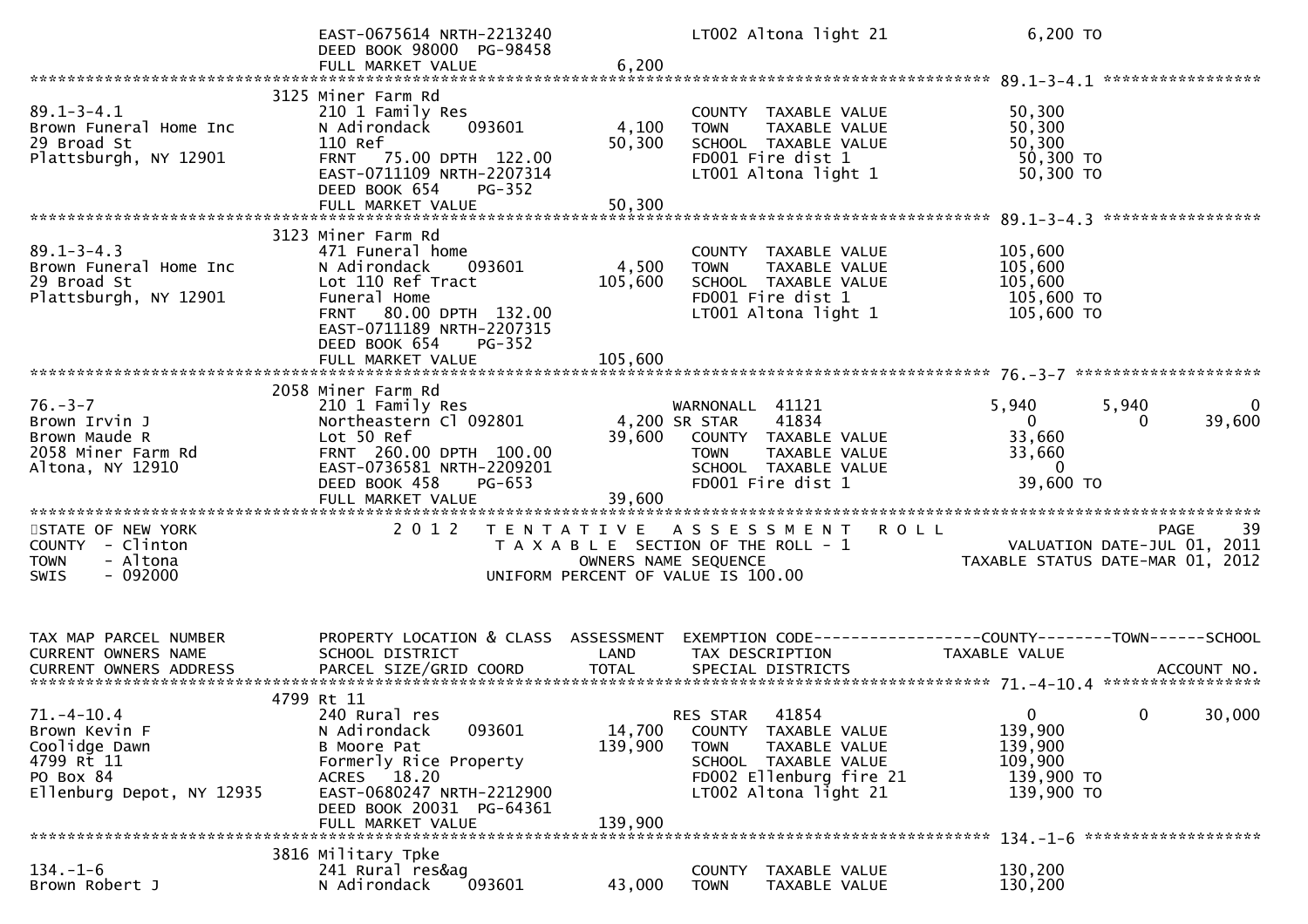```
                              EAST-0675614 NRTH-2213240                  LT002 Altona light 21               6,200 TO
                              DEED BOOK 98000  PG-98458
                              FULL MARKET VALUE              6,200
******************************************************************************************************* 89.1-3-4.1 *****************
                              3125 Miner Farm Rd
89.1-3-4.1                    210 1 Family Res                          COUNTY  TAXABLE VALUE             50,300
Brown Funeral Home Inc        N Adirondack     093601        4,100      TOWN    TAXABLE VALUE             50,300
29 Broad St                   110 Ref                       50,300      SCHOOL  TAXABLE VALUE             50,300
Plattsburgh, NY 12901         FRNT   75.00 DPTH 122.00                  FD001 Fire dist 1                  50,300 TO
                              EAST-0711109 NRTH-2207314                 LT001 Altona light 1               50,300 TO
                              DEED BOOK 654    PG-352
                              FULL MARKET VALUE             50,300
******************************************************************************************************* 89.1-3-4.3 *****************
                              3123 Miner Farm Rd
89.1-3-4.3                    471 Funeral home                          COUNTY  TAXABLE VALUE            105,600
Brown Funeral Home Inc        N Adirondack     093601        4,500      TOWN    TAXABLE VALUE            105,600
29 Broad St                   Lot 110 Ref Tract            105,600      SCHOOL  TAXABLE VALUE            105,600
Plattsburgh, NY 12901         Funeral Home                              FD001 Fire dist 1                 105,600 TO
                              FRNT   80.00 DPTH 132.00                  LT001 Altona light 1              105,600 TO
                              EAST-0711189 NRTH-2207315
                              DEED BOOK 654    PG-352
                              FULL MARKET VALUE            105,600
******************************************************************************************************* 76.-3-7 ********************
                              2058 Miner Farm Rd
76.-3-7                       210 1 Family Res                          WARNONALL  41121               5,940        5,940            0
Brown Irvin J                 Northeastern Cl 092801        4,200 SR STAR      41834                   0            0       39,600
Brown Maude R                 Lot 50 Ref                    39,600      COUNTY  TAXABLE VALUE             33,660
2058 Miner Farm Rd            FRNT  260.00 DPTH 100.00                  TOWN    TAXABLE VALUE             33,660
Altona, NY 12910              EAST-0736581 NRTH-2209201                 SCHOOL  TAXABLE VALUE                  0
                              DEED BOOK 458    PG-653                   FD001 Fire dist 1                  39,600 TO
                              FULL MARKET VALUE             39,600
************************************************************************************************************************************
STATE OF NEW YORK                  2 0 1 2   T E N T A T I V E   A S S E S S M E N T   R O L L                              PAGE    39
COUNTY  - Clinton                            T A X A B L E  SECTION OF THE ROLL - 1                     VALUATION DATE-JUL 01, 2011
TOWN    - Altona                                     OWNERS NAME SEQUENCE                           TAXABLE STATUS DATE-MAR 01, 2012
SWIS    - 092000                               UNIFORM PERCENT OF VALUE IS 100.00


TAX MAP PARCEL NUMBER         PROPERTY LOCATION & CLASS  ASSESSMENT  EXEMPTION CODE------------------COUNTY--------TOWN------SCHOOL
CURRENT OWNERS NAME           SCHOOL DISTRICT               LAND      TAX DESCRIPTION              TAXABLE VALUE
CURRENT OWNERS ADDRESS        PARCEL SIZE/GRID COORD        TOTAL     SPECIAL DISTRICTS                                  ACCOUNT NO.
******************************************************************************************************* 71.-4-10.4 *****************
                              4799 Rt 11
71.-4-10.4                    240 Rural res                             RES STAR   41854                   0            0       30,000
Brown Kevin F                 N Adirondack     093601       14,700      COUNTY  TAXABLE VALUE            139,900
Coolidge Dawn                 B Moore Pat                  139,900      TOWN    TAXABLE VALUE            139,900
4799 Rt 11                    Formerly Rice Property                    SCHOOL  TAXABLE VALUE            109,900
PO Box 84                     ACRES   18.20                             FD002 Ellenburg fire 21           139,900 TO
Ellenburg Depot, NY 12935     EAST-0680247 NRTH-2212900                 LT002 Altona light 21             139,900 TO
                              DEED BOOK 20031  PG-64361
                              FULL MARKET VALUE            139,900
******************************************************************************************************* 134.-1-6 *******************
                              3816 Military Tpke
134.-1-6                      241 Rural res&ag                          COUNTY  TAXABLE VALUE            130,200
Brown Robert J                N Adirondack     093601       43,000      TOWN    TAXABLE VALUE            130,200
```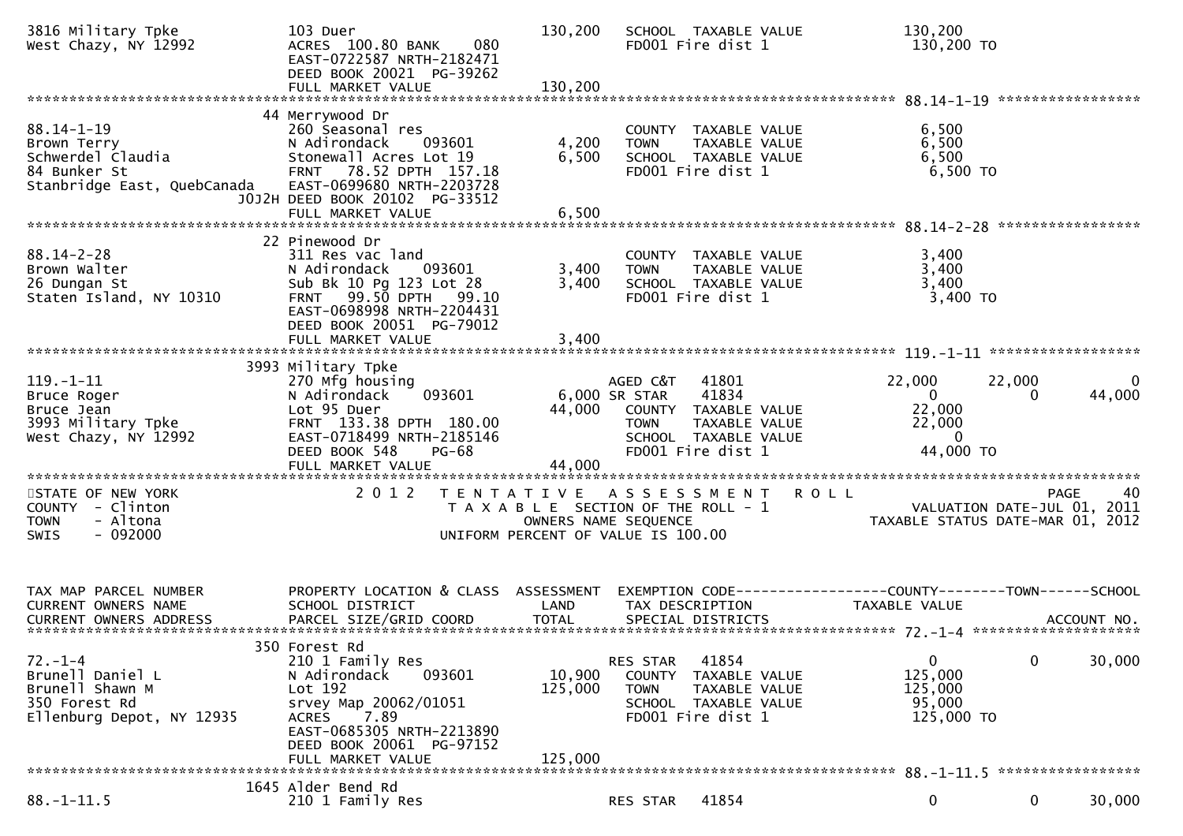```
3816 Military Tpke            103 Duer                        130,200    SCHOOL  TAXABLE VALUE            130,200
West Chazy, NY 12992          ACRES 100.80 BANK     080                  FD001 Fire dist 1                130,200 TO
                              EAST-0722587 NRTH-2182471
                              DEED BOOK 20021  PG-39262
                              FULL MARKET VALUE               130,200
******************************************************************************************************* 88.14-1-19 *****************
                            44 Merrywood Dr
88.14-1-19                    260 Seasonal res                           COUNTY  TAXABLE VALUE              6,500
Brown Terry                   N Adirondack     093601          4,200     TOWN    TAXABLE VALUE              6,500
Schwerdel Claudia             Stonewall Acres Lot 19           6,500     SCHOOL  TAXABLE VALUE              6,500
84 Bunker St                  FRNT   78.52 DPTH  157.18                  FD001 Fire dist 1                  6,500 TO
Stanbridge East, QuebCanada   EAST-0699680 NRTH-2203728
                         J0J2H DEED BOOK 20102  PG-33512
                              FULL MARKET VALUE                6,500
******************************************************************************************************* 88.14-2-28 *****************
                            22 Pinewood Dr
88.14-2-28                    311 Res vac land                           COUNTY  TAXABLE VALUE              3,400
Brown Walter                  N Adirondack     093601          3,400     TOWN    TAXABLE VALUE              3,400
26 Dungan St                  Sub Bk 10 Pg 123 Lot 28          3,400     SCHOOL  TAXABLE VALUE              3,400
Staten Island, NY 10310       FRNT   99.50 DPTH   99.10                  FD001 Fire dist 1                  3,400 TO
                              EAST-0698998 NRTH-2204431
                              DEED BOOK 20051  PG-79012
                              FULL MARKET VALUE                3,400
******************************************************************************************************* 119.-1-11 ******************
                          3993 Military Tpke
119.-1-11                     270 Mfg housing                            AGED C&T   41801              22,000       22,000            0
Bruce Roger                   N Adirondack     093601          6,000 SR STAR    41834                   0            0       44,000
Bruce Jean                    Lot 95 Duer                     44,000     COUNTY  TAXABLE VALUE             22,000
3993 Military Tpke            FRNT  133.38 DPTH  180.00                  TOWN    TAXABLE VALUE             22,000
West Chazy, NY 12992          EAST-0718499 NRTH-2185146                  SCHOOL  TAXABLE VALUE                  0
                              DEED BOOK 548    PG-68                     FD001 Fire dist 1                 44,000 TO
                              FULL MARKET VALUE               44,000
*************************************************************************************************************************************
STATE OF NEW YORK                     2 0 1 2   T E N T A T I V E   A S S E S S M E N T   R O L L                          PAGE    40
COUNTY  - Clinton                           T A X A B L E  SECTION OF THE ROLL - 1                    VALUATION DATE-JUL 01, 2011
TOWN    - Altona                                  OWNERS NAME SEQUENCE                          TAXABLE STATUS DATE-MAR 01, 2012
SWIS    - 092000                          UNIFORM PERCENT OF VALUE IS 100.00


TAX MAP PARCEL NUMBER         PROPERTY LOCATION & CLASS  ASSESSMENT  EXEMPTION CODE------------------COUNTY--------TOWN------SCHOOL
CURRENT OWNERS NAME           SCHOOL DISTRICT               LAND      TAX DESCRIPTION            TAXABLE VALUE
CURRENT OWNERS ADDRESS        PARCEL SIZE/GRID COORD        TOTAL     SPECIAL DISTRICTS                                  ACCOUNT NO.
******************************************************************************************************* 72.-1-4 ********************
                           350 Forest Rd
72.-1-4                       210 1 Family Res                           RES STAR   41854                   0            0       30,000
Brunell Daniel L              N Adirondack     093601         10,900     COUNTY  TAXABLE VALUE            125,000
Brunell Shawn M               Lot 192                        125,000     TOWN    TAXABLE VALUE            125,000
350 Forest Rd                 srvey Map 20062/01051                      SCHOOL  TAXABLE VALUE             95,000
Ellenburg Depot, NY 12935     ACRES    7.89                              FD001 Fire dist 1                125,000 TO
                              EAST-0685305 NRTH-2213890
                              DEED BOOK 20061  PG-97152
                              FULL MARKET VALUE              125,000
******************************************************************************************************* 88.-1-11.5 *****************
                          1645 Alder Bend Rd
88.-1-11.5                    210 1 Family Res                           RES STAR   41854                   0            0       30,000
```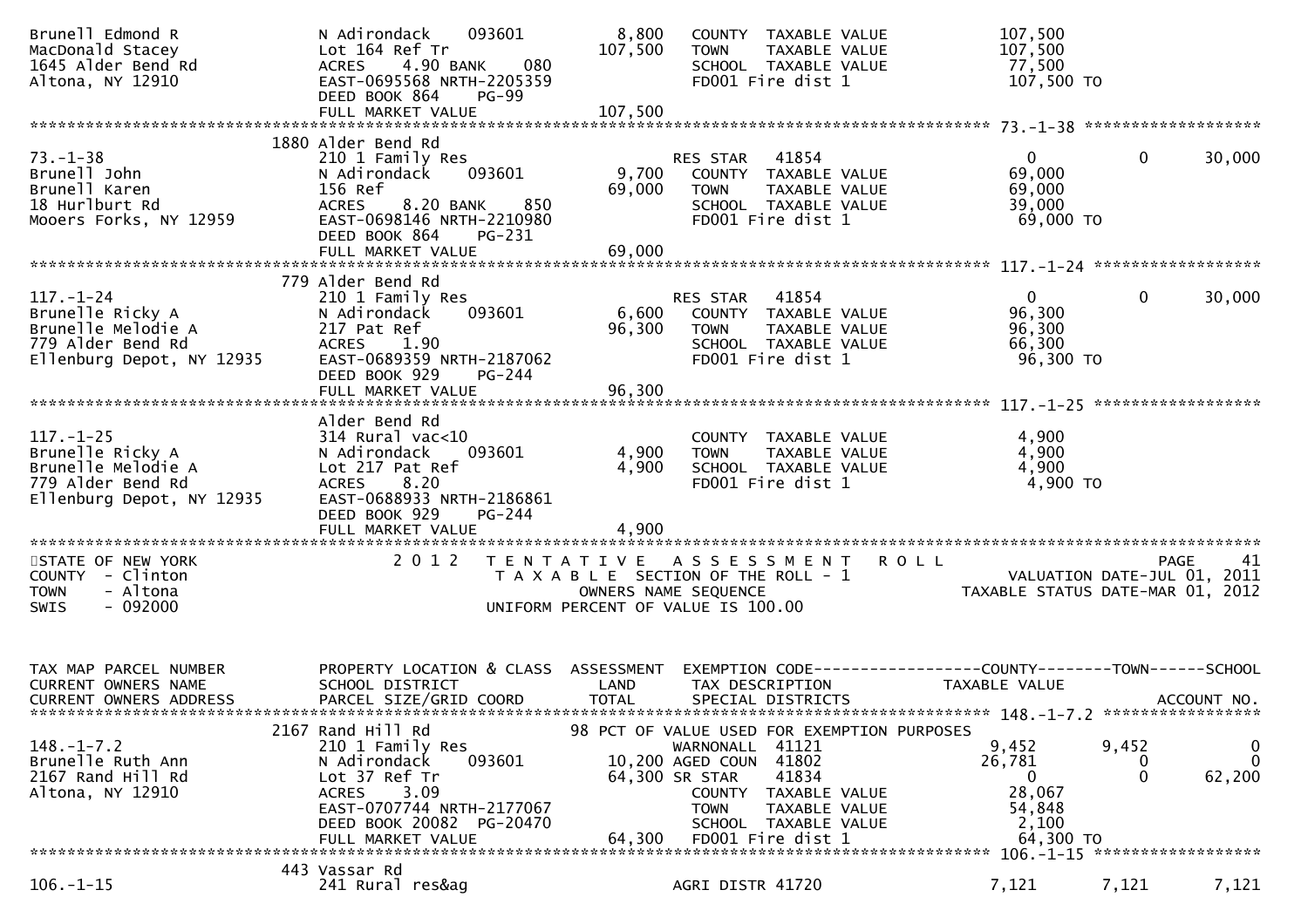```
Brunell Edmond R               N Adirondack     093601          8,800    COUNTY  TAXABLE VALUE             107,500
MacDonald Stacey               Lot 164 Ref Tr                  107,500   TOWN    TAXABLE VALUE             107,500
1645 Alder Bend Rd             ACRES    4.90 BANK     080                SCHOOL  TAXABLE VALUE              77,500
Altona, NY 12910               EAST-0695568 NRTH-2205359                 FD001 Fire dist 1                 107,500 TO
                               DEED BOOK 864     PG-99
                               FULL MARKET VALUE               107,500
******************************************************************************************************* 73.-1-38 ******************
                          1880 Alder Bend Rd
73.-1-38                       210 1 Family Res                          RES STAR   41854                   0           0       30,000
Brunell John                   N Adirondack     093601          9,700    COUNTY  TAXABLE VALUE              69,000
Brunell Karen                  156 Ref                          69,000   TOWN    TAXABLE VALUE              69,000
18 Hurlburt Rd                 ACRES    8.20 BANK     850                SCHOOL  TAXABLE VALUE              39,000
Mooers Forks, NY 12959         EAST-0698146 NRTH-2210980                 FD001 Fire dist 1                  69,000 TO
                               DEED BOOK 864     PG-231
                               FULL MARKET VALUE                69,000
******************************************************************************************************* 117.-1-24 *****************
                           779 Alder Bend Rd
117.-1-24                      210 1 Family Res                          RES STAR   41854                   0           0       30,000
Brunelle Ricky A               N Adirondack     093601          6,600    COUNTY  TAXABLE VALUE              96,300
Brunelle Melodie A             217 Pat Ref                      96,300   TOWN    TAXABLE VALUE              96,300
779 Alder Bend Rd              ACRES    1.90                             SCHOOL  TAXABLE VALUE              66,300
Ellenburg Depot, NY 12935      EAST-0689359 NRTH-2187062                 FD001 Fire dist 1                  96,300 TO
                               DEED BOOK 929     PG-244
                               FULL MARKET VALUE                96,300
******************************************************************************************************* 117.-1-25 *****************
                               Alder Bend Rd
117.-1-25                      314 Rural vac<10                          COUNTY  TAXABLE VALUE               4,900
Brunelle Ricky A               N Adirondack     093601          4,900    TOWN    TAXABLE VALUE               4,900
Brunelle Melodie A             Lot 217 Pat Ref                   4,900   SCHOOL  TAXABLE VALUE               4,900
779 Alder Bend Rd              ACRES    8.20                             FD001 Fire dist 1                   4,900 TO
Ellenburg Depot, NY 12935      EAST-0688933 NRTH-2186861
                               DEED BOOK 929     PG-244
                               FULL MARKET VALUE                 4,900
***********************************************************************************************************************************
STATE OF NEW YORK              2 0 1 2   T E N T A T I V E   A S S E S S M E N T   R O L L                                PAGE    41
COUNTY  - Clinton                         T A X A B L E  SECTION OF THE ROLL - 1                      VALUATION DATE-JUL 01, 2011
TOWN    - Altona                                    OWNERS NAME SEQUENCE                          TAXABLE STATUS DATE-MAR 01, 2012
SWIS    - 092000                              UNIFORM PERCENT OF VALUE IS 100.00


TAX MAP PARCEL NUMBER          PROPERTY LOCATION & CLASS  ASSESSMENT  EXEMPTION CODE------------------COUNTY--------TOWN------SCHOOL
CURRENT OWNERS NAME            SCHOOL DISTRICT               LAND      TAX DESCRIPTION            TAXABLE VALUE
CURRENT OWNERS ADDRESS         PARCEL SIZE/GRID COORD        TOTAL     SPECIAL DISTRICTS                                 ACCOUNT NO.
******************************************************************************************************* 148.-1-7.2 ****************
                          2167 Rand Hill Rd                      98 PCT OF VALUE USED FOR EXEMPTION PURPOSES
148.-1-7.2                     210 1 Family Res                          WARNONALL  41121               9,452       9,452            0
Brunelle Ruth Ann              N Adirondack     093601         10,200 AGED COUN  41802                 26,781           0            0
2167 Rand Hill Rd              Lot 37 Ref Tr                   64,300 SR STAR    41834                      0           0       62,200
Altona, NY 12910               ACRES    3.09                             COUNTY  TAXABLE VALUE              28,067
                               EAST-0707744 NRTH-2177067                 TOWN    TAXABLE VALUE              54,848
                               DEED BOOK 20082   PG-20470                SCHOOL  TAXABLE VALUE               2,100
                               FULL MARKET VALUE                64,300   FD001 Fire dist 1                  64,300 TO
******************************************************************************************************* 106.-1-15 *****************
                           443 Vassar Rd
106.-1-15                      241 Rural res&ag                          AGRI DISTR 41720                   7,121       7,121        7,121
```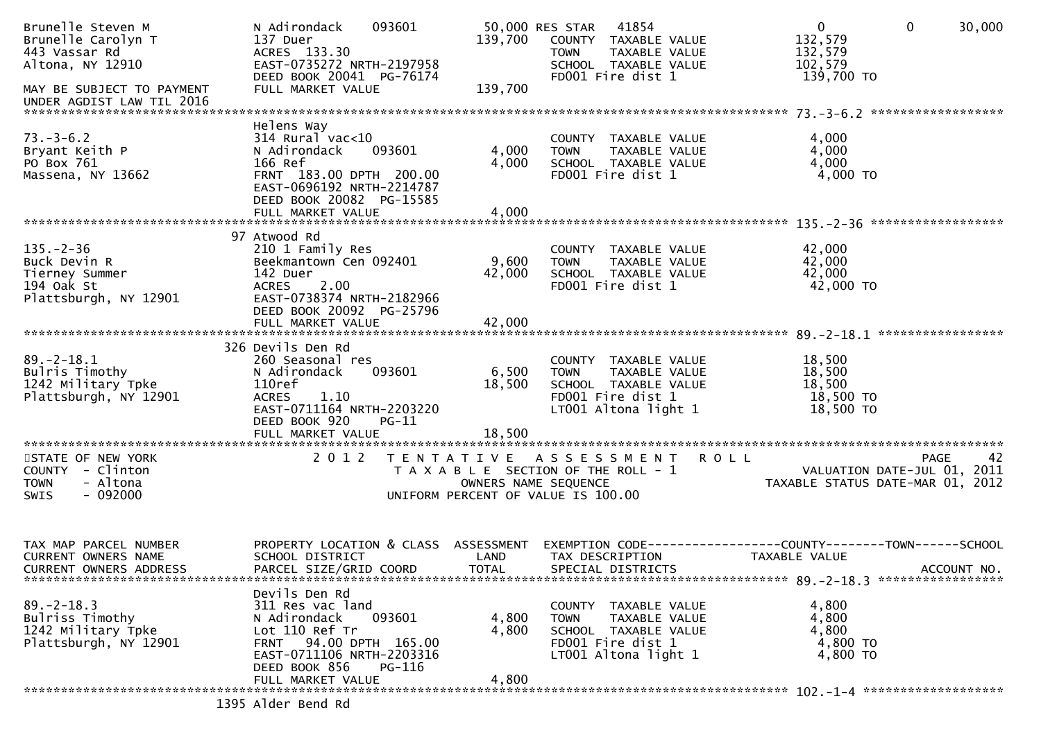```
Brunelle Steven M             N Adirondack    093601        50,000 RES STAR   41854                    0           0       30,000
Brunelle Carolyn T            137 Duer                     139,700   COUNTY  TAXABLE VALUE            132,579
443 Vassar Rd                 ACRES  133.30                          TOWN    TAXABLE VALUE            132,579
Altona, NY 12910              EAST-0735272 NRTH-2197958              SCHOOL  TAXABLE VALUE            102,579
                              DEED BOOK 20041  PG-76174              FD001 Fire dist 1                 139,700 TO
MAY BE SUBJECT TO PAYMENT     FULL MARKET VALUE            139,700
UNDER AGDIST LAW TIL 2016
******************************************************************************************************* 73.-3-6.2 *****************
                              Helens Way
73.-3-6.2                     314 Rural vac<10                       COUNTY  TAXABLE VALUE              4,000
Bryant Keith P                N Adirondack    093601         4,000   TOWN    TAXABLE VALUE              4,000
PO Box 761                    166 Ref                        4,000   SCHOOL  TAXABLE VALUE              4,000
Massena, NY 13662             FRNT 183.00 DPTH 200.00                FD001 Fire dist 1                   4,000 TO
                              EAST-0696192 NRTH-2214787
                              DEED BOOK 20082  PG-15585
                              FULL MARKET VALUE              4,000
******************************************************************************************************* 135.-2-36 *****************
                           97 Atwood Rd
135.-2-36                     210 1 Family Res                       COUNTY  TAXABLE VALUE             42,000
Buck Devin R                  Beekmantown Cen 092401         9,600   TOWN    TAXABLE VALUE             42,000
Tierney Summer                142 Duer                      42,000   SCHOOL  TAXABLE VALUE             42,000
194 Oak St                    ACRES    2.00                          FD001 Fire dist 1                  42,000 TO
Plattsburgh, NY 12901         EAST-0738374 NRTH-2182966
                              DEED BOOK 20092  PG-25796
                              FULL MARKET VALUE             42,000
******************************************************************************************************* 89.-2-18.1 ****************
                          326 Devils Den Rd
89.-2-18.1                    260 Seasonal res                       COUNTY  TAXABLE VALUE             18,500
Bulris Timothy                N Adirondack    093601         6,500   TOWN    TAXABLE VALUE             18,500
1242 Military Tpke            110ref                        18,500   SCHOOL  TAXABLE VALUE             18,500
Plattsburgh, NY 12901         ACRES    1.10                          FD001 Fire dist 1                  18,500 TO
                              EAST-0711164 NRTH-2203220              LT001 Altona light 1               18,500 TO
                              DEED BOOK 920    PG-11
                              FULL MARKET VALUE             18,500
************************************************************************************************************************************
STATE OF NEW YORK                  2 0 1 2   T E N T A T I V E   A S S E S S M E N T   R O L L                           PAGE    42
COUNTY  - Clinton                         T A X A B L E  SECTION OF THE ROLL - 1                  VALUATION DATE-JUL 01, 2011
TOWN    - Altona                                  OWNERS NAME SEQUENCE                        TAXABLE STATUS DATE-MAR 01, 2012
SWIS    - 092000                           UNIFORM PERCENT OF VALUE IS 100.00


TAX MAP PARCEL NUMBER         PROPERTY LOCATION & CLASS  ASSESSMENT  EXEMPTION CODE-----------------COUNTY--------TOWN------SCHOOL
CURRENT OWNERS NAME           SCHOOL DISTRICT               LAND     TAX DESCRIPTION              TAXABLE VALUE
CURRENT OWNERS ADDRESS        PARCEL SIZE/GRID COORD        TOTAL    SPECIAL DISTRICTS                                 ACCOUNT NO.
******************************************************************************************************* 89.-2-18.3 ****************
                              Devils Den Rd
89.-2-18.3                    311 Res vac land                       COUNTY  TAXABLE VALUE              4,800
Bulriss Timothy               N Adirondack    093601         4,800   TOWN    TAXABLE VALUE              4,800
1242 Military Tpke            Lot 110 Ref Tr                 4,800   SCHOOL  TAXABLE VALUE              4,800
Plattsburgh, NY 12901         FRNT  94.00 DPTH 165.00                FD001 Fire dist 1                   4,800 TO
                              EAST-0711106 NRTH-2203316              LT001 Altona light 1                4,800 TO
                              DEED BOOK 856    PG-116
                              FULL MARKET VALUE              4,800
******************************************************************************************************* 102.-1-4 ******************
                         1395 Alder Bend Rd
```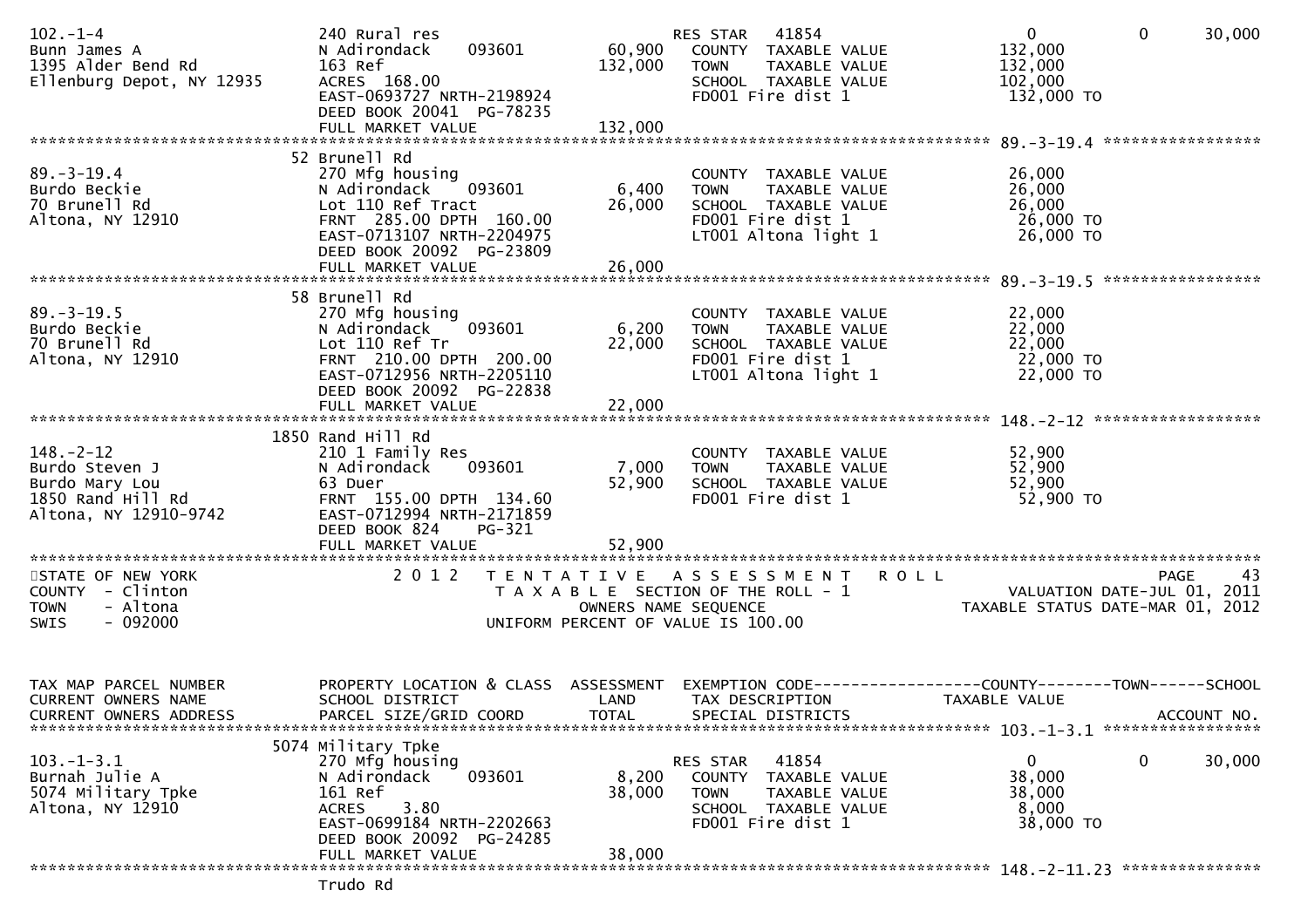```
102.-1-4                         240 Rural res                        RES STAR    41854                    0             0        30,000
Bunn James A                     N Adirondack     093601        60,900   COUNTY  TAXABLE VALUE             132,000
1395 Alder Bend Rd               163 Ref                        132,000   TOWN    TAXABLE VALUE             132,000
Ellenburg Depot, NY 12935        ACRES  168.00                            SCHOOL  TAXABLE VALUE             102,000
                                 EAST-0693727 NRTH-2198924                FD001 Fire dist 1                  132,000 TO
                                 DEED BOOK 20041  PG-78235
                                 FULL MARKET VALUE             132,000
******************************************************************************************************* 89.-3-19.4 *****************
                              52 Brunell Rd
89.-3-19.4                       270 Mfg housing                          COUNTY  TAXABLE VALUE              26,000
Burdo Beckie                     N Adirondack     093601         6,400   TOWN    TAXABLE VALUE              26,000
70 Brunell Rd                    Lot 110 Ref Tract               26,000   SCHOOL  TAXABLE VALUE              26,000
Altona, NY 12910                 FRNT 285.00 DPTH 160.00                  FD001 Fire dist 1                   26,000 TO
                                 EAST-0713107 NRTH-2204975                LT001 Altona light 1                26,000 TO
                                 DEED BOOK 20092  PG-23809
                                 FULL MARKET VALUE              26,000
******************************************************************************************************* 89.-3-19.5 *****************
                              58 Brunell Rd
89.-3-19.5                       270 Mfg housing                          COUNTY  TAXABLE VALUE              22,000
Burdo Beckie                     N Adirondack     093601         6,200   TOWN    TAXABLE VALUE              22,000
70 Brunell Rd                    Lot 110 Ref Tr                  22,000   SCHOOL  TAXABLE VALUE              22,000
Altona, NY 12910                 FRNT 210.00 DPTH 200.00                  FD001 Fire dist 1                   22,000 TO
                                 EAST-0712956 NRTH-2205110                LT001 Altona light 1                22,000 TO
                                 DEED BOOK 20092  PG-22838
                                 FULL MARKET VALUE              22,000
******************************************************************************************************* 148.-2-12 ******************
                            1850 Rand Hill Rd
148.-2-12                        210 1 Family Res                         COUNTY  TAXABLE VALUE              52,900
Burdo Steven J                   N Adirondack     093601         7,000   TOWN    TAXABLE VALUE              52,900
Burdo Mary Lou                   63 Duer                         52,900   SCHOOL  TAXABLE VALUE              52,900
1850 Rand Hill Rd                FRNT 155.00 DPTH 134.60                  FD001 Fire dist 1                   52,900 TO
Altona, NY 12910-9742            EAST-0712994 NRTH-2171859
                                 DEED BOOK 824    PG-321
                                 FULL MARKET VALUE              52,900
************************************************************************************************************************************
STATE OF NEW YORK                2 0 1 2   T E N T A T I V E   A S S E S S M E N T   R O L L                                  PAGE    43
COUNTY  - Clinton                          T A X A B L E  SECTION OF THE ROLL - 1                       VALUATION DATE-JUL 01, 2011
TOWN    - Altona                                   OWNERS NAME SEQUENCE                              TAXABLE STATUS DATE-MAR 01, 2012
SWIS    - 092000                            UNIFORM PERCENT OF VALUE IS 100.00


TAX MAP PARCEL NUMBER            PROPERTY LOCATION & CLASS  ASSESSMENT  EXEMPTION CODE------------------COUNTY--------TOWN------SCHOOL
CURRENT OWNERS NAME              SCHOOL DISTRICT               LAND      TAX DESCRIPTION              TAXABLE VALUE
CURRENT OWNERS ADDRESS           PARCEL SIZE/GRID COORD        TOTAL     SPECIAL DISTRICTS                                 ACCOUNT NO.
******************************************************************************************************* 103.-1-3.1 *****************
                            5074 Military Tpke
103.-1-3.1                       270 Mfg housing                      RES STAR    41854                    0             0        30,000
Burnah Julie A                   N Adirondack     093601         8,200   COUNTY  TAXABLE VALUE              38,000
5074 Military Tpke               161 Ref                         38,000   TOWN    TAXABLE VALUE              38,000
Altona, NY 12910                 ACRES    3.80                            SCHOOL  TAXABLE VALUE               8,000
                                 EAST-0699184 NRTH-2202663                FD001 Fire dist 1                   38,000 TO
                                 DEED BOOK 20092  PG-24285
                                 FULL MARKET VALUE              38,000
******************************************************************************************************* 148.-2-11.23 ***************
                                 Trudo Rd
```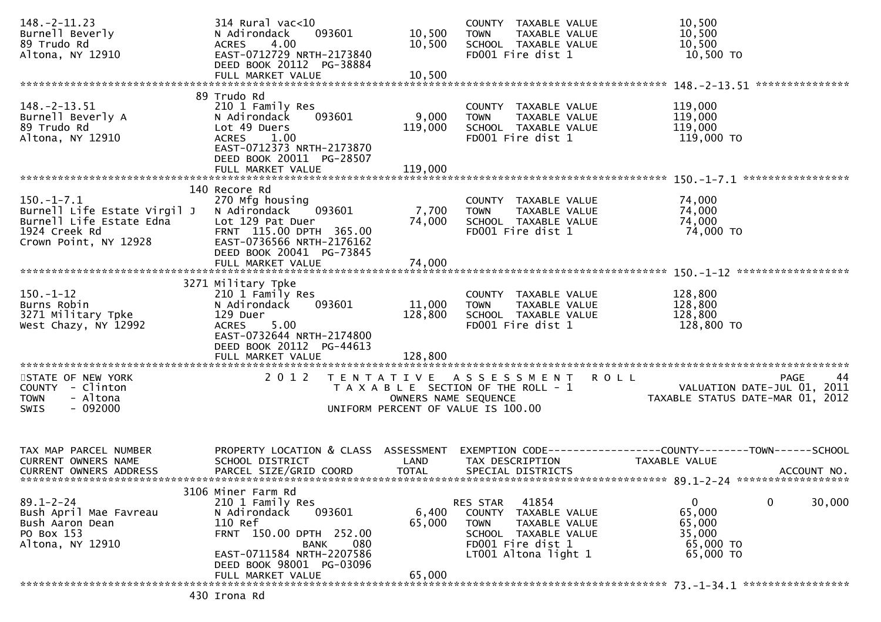```
148.-2-11.23                 314 Rural vac<10                          COUNTY  TAXABLE VALUE            10,500
Burnell Beverly              N Adirondack      093601      10,500      TOWN    TAXABLE VALUE            10,500
89 Trudo Rd                  ACRES    4.00                 10,500      SCHOOL  TAXABLE VALUE            10,500
Altona, NY 12910             EAST-0712729 NRTH-2173840                 FD001 Fire dist 1                 10,500 TO
                             DEED BOOK 20112  PG-38884
                             FULL MARKET VALUE             10,500
******************************************************************************************************* 148.-2-13.51 ***************
                             89 Trudo Rd
148.-2-13.51                 210 1 Family Res                          COUNTY  TAXABLE VALUE           119,000
Burnell Beverly A            N Adirondack      093601       9,000      TOWN    TAXABLE VALUE           119,000
89 Trudo Rd                  Lot 49 Duers                 119,000      SCHOOL  TAXABLE VALUE           119,000
Altona, NY 12910             ACRES    1.00                             FD001 Fire dist 1                119,000 TO
                             EAST-0712373 NRTH-2173870
                             DEED BOOK 20011  PG-28507
                             FULL MARKET VALUE            119,000
******************************************************************************************************* 150.-1-7.1 *****************
                             140 Recore Rd
150.-1-7.1                   270 Mfg housing                           COUNTY  TAXABLE VALUE            74,000
Burnell Life Estate Virgil J N Adirondack      093601       7,700      TOWN    TAXABLE VALUE            74,000
Burnell Life Estate Edna     Lot 129 Pat Duer              74,000      SCHOOL  TAXABLE VALUE            74,000
1924 Creek Rd                FRNT  115.00 DPTH  365.00                 FD001 Fire dist 1                 74,000 TO
Crown Point, NY 12928        EAST-0736566 NRTH-2176162
                             DEED BOOK 20041  PG-73845
                             FULL MARKET VALUE             74,000
******************************************************************************************************* 150.-1-12 ******************
                             3271 Military Tpke
150.-1-12                    210 1 Family Res                          COUNTY  TAXABLE VALUE           128,800
Burns Robin                  N Adirondack      093601      11,000      TOWN    TAXABLE VALUE           128,800
3271 Military Tpke           129 Duer                     128,800      SCHOOL  TAXABLE VALUE           128,800
West Chazy, NY 12992         ACRES    5.00                             FD001 Fire dist 1                128,800 TO
                             EAST-0732644 NRTH-2174800
                             DEED BOOK 20112  PG-44613
                             FULL MARKET VALUE            128,800
************************************************************************************************************************************
STATE OF NEW YORK            2 0 1 2   T E N T A T I V E   A S S E S S M E N T   R O L L                              PAGE    44
COUNTY  - Clinton                      T A X A B L E  SECTION OF THE ROLL - 1                     VALUATION DATE-JUL 01, 2011
TOWN    - Altona                              OWNERS NAME SEQUENCE                              TAXABLE STATUS DATE-MAR 01, 2012
SWIS    - 092000                       UNIFORM PERCENT OF VALUE IS 100.00


TAX MAP PARCEL NUMBER        PROPERTY LOCATION & CLASS  ASSESSMENT  EXEMPTION CODE------------------COUNTY--------TOWN------SCHOOL
CURRENT OWNERS NAME          SCHOOL DISTRICT               LAND      TAX DESCRIPTION            TAXABLE VALUE
CURRENT OWNERS ADDRESS       PARCEL SIZE/GRID COORD        TOTAL     SPECIAL DISTRICTS                                   ACCOUNT NO.
******************************************************************************************************* 89.1-2-24 ******************
                             3106 Miner Farm Rd
89.1-2-24                    210 1 Family Res                        RES STAR    41854                   0              0     30,000
Bush April Mae Favreau       N Adirondack      093601       6,400      COUNTY  TAXABLE VALUE            65,000
Bush Aaron Dean              110 Ref                       65,000      TOWN    TAXABLE VALUE            65,000
PO Box 153                   FRNT  150.00 DPTH  252.00                 SCHOOL  TAXABLE VALUE            35,000
Altona, NY 12910                          BANK     080                 FD001 Fire dist 1                 65,000 TO
                             EAST-0711584 NRTH-2207586                 LT001 Altona light 1              65,000 TO
                             DEED BOOK 98001  PG-03096
                             FULL MARKET VALUE             65,000
******************************************************************************************************* 73.-1-34.1 *****************
                             430 Irona Rd
```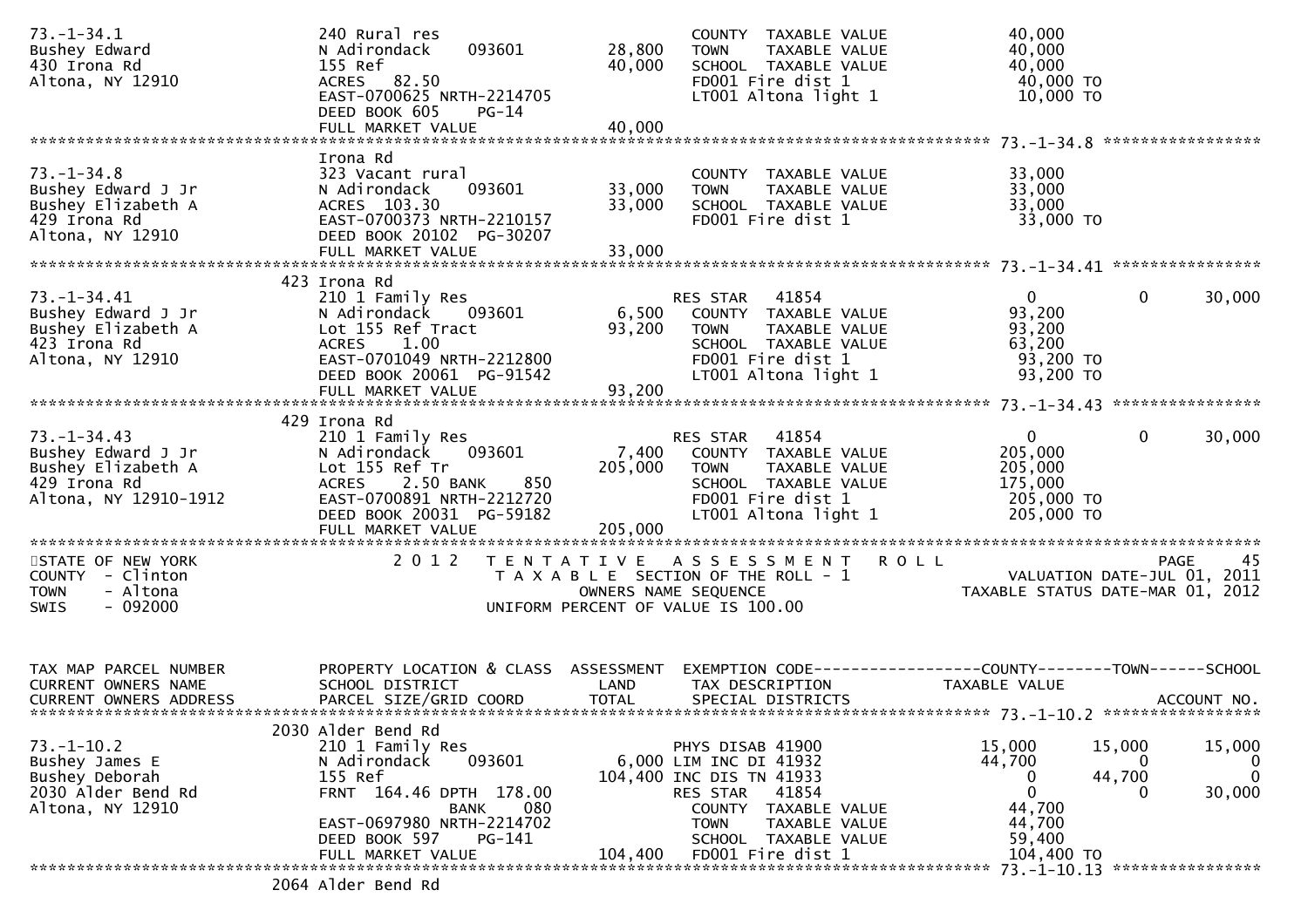```
73.-1-34.1                  240 Rural res                        COUNTY  TAXABLE VALUE            40,000
Bushey Edward               N Adirondack    093601      28,800   TOWN    TAXABLE VALUE            40,000
430 Irona Rd                155 Ref                     40,000   SCHOOL  TAXABLE VALUE            40,000
Altona, NY 12910            ACRES   82.50                        FD001 Fire dist 1                 40,000 TO
                            EAST-0700625 NRTH-2214705            LT001 Altona light 1              10,000 TO
                            DEED BOOK 605     PG-14
                            FULL MARKET VALUE           40,000
******************************************************************************************************* 73.-1-34.8 *****************
                            Irona Rd
73.-1-34.8                  323 Vacant rural                     COUNTY  TAXABLE VALUE            33,000
Bushey Edward J Jr          N Adirondack    093601      33,000   TOWN    TAXABLE VALUE            33,000
Bushey Elizabeth A          ACRES  103.30               33,000   SCHOOL  TAXABLE VALUE            33,000
429 Irona Rd                EAST-0700373 NRTH-2210157            FD001 Fire dist 1                 33,000 TO
Altona, NY 12910            DEED BOOK 20102  PG-30207
                            FULL MARKET VALUE           33,000
******************************************************************************************************* 73.-1-34.41 ****************
                        423 Irona Rd
73.-1-34.41                 210 1 Family Res                     RES STAR   41854                  0           0        30,000
Bushey Edward J Jr          N Adirondack    093601       6,500   COUNTY  TAXABLE VALUE            93,200
Bushey Elizabeth A          Lot 155 Ref Tract           93,200   TOWN    TAXABLE VALUE            93,200
423 Irona Rd                ACRES    1.00                        SCHOOL  TAXABLE VALUE            63,200
Altona, NY 12910            EAST-0701049 NRTH-2212800            FD001 Fire dist 1                 93,200 TO
                            DEED BOOK 20061  PG-91542            LT001 Altona light 1              93,200 TO
                            FULL MARKET VALUE           93,200
******************************************************************************************************* 73.-1-34.43 ****************
                        429 Irona Rd
73.-1-34.43                 210 1 Family Res                     RES STAR   41854                  0           0        30,000
Bushey Edward J Jr          N Adirondack    093601       7,400   COUNTY  TAXABLE VALUE           205,000
Bushey Elizabeth A          Lot 155 Ref Tr             205,000   TOWN    TAXABLE VALUE           205,000
429 Irona Rd                ACRES    2.50 BANK     850           SCHOOL  TAXABLE VALUE           175,000
Altona, NY 12910-1912       EAST-0700891 NRTH-2212720            FD001 Fire dist 1                205,000 TO
                            DEED BOOK 20031  PG-59182            LT001 Altona light 1             205,000 TO
                            FULL MARKET VALUE          205,000
************************************************************************************************************************************
STATE OF NEW YORK               2 0 1 2   T E N T A T I V E   A S S E S S M E N T   R O L L                              PAGE    45
COUNTY  - Clinton                          T A X A B L E  SECTION OF THE ROLL - 1                   VALUATION DATE-JUL 01, 2011
TOWN    - Altona                                  OWNERS NAME SEQUENCE                           TAXABLE STATUS DATE-MAR 01, 2012
SWIS    - 092000                           UNIFORM PERCENT OF VALUE IS 100.00


TAX MAP PARCEL NUMBER       PROPERTY LOCATION & CLASS  ASSESSMENT  EXEMPTION CODE------------------COUNTY--------TOWN------SCHOOL
CURRENT OWNERS NAME         SCHOOL DISTRICT               LAND      TAX DESCRIPTION            TAXABLE VALUE
CURRENT OWNERS ADDRESS      PARCEL SIZE/GRID COORD       TOTAL      SPECIAL DISTRICTS                                 ACCOUNT NO.
******************************************************************************************************* 73.-1-10.2 *****************
                        2030 Alder Bend Rd
73.-1-10.2                  210 1 Family Res                     PHYS DISAB 41900               15,000      15,000      15,000
Bushey James E              N Adirondack    093601       6,000 LIM INC DI 41932                 44,700           0           0
Bushey Deborah              155 Ref                    104,400 INC DIS TN 41933                      0      44,700           0
2030 Alder Bend Rd          FRNT 164.46 DPTH 178.00              RES STAR   41854                    0           0      30,000
Altona, NY 12910                         BANK     080            COUNTY  TAXABLE VALUE            44,700
                            EAST-0697980 NRTH-2214702            TOWN    TAXABLE VALUE            44,700
                            DEED BOOK 597     PG-141             SCHOOL  TAXABLE VALUE            59,400
                            FULL MARKET VALUE          104,400   FD001 Fire dist 1               104,400 TO
******************************************************************************************************* 73.-1-10.13 ****************
                        2064 Alder Bend Rd
```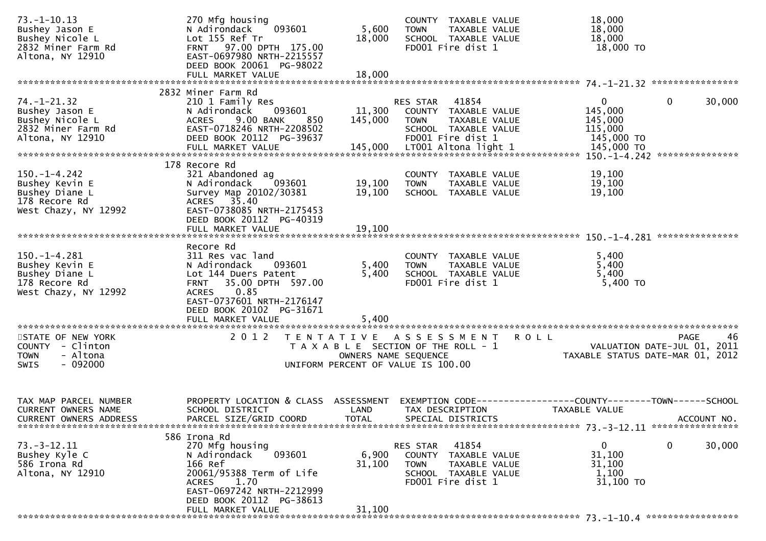```
73.-1-10.13                   270 Mfg housing                        COUNTY  TAXABLE VALUE             18,000
Bushey Jason E                N Adirondack    093601        5,600    TOWN    TAXABLE VALUE             18,000
Bushey Nicole L               Lot 155 Ref Tr               18,000    SCHOOL  TAXABLE VALUE             18,000
2832 Miner Farm Rd            FRNT   97.00 DPTH 175.00               FD001 Fire dist 1                  18,000 TO
Altona, NY 12910              EAST-0697980 NRTH-2215557
                              DEED BOOK 20061  PG-98022
                              FULL MARKET VALUE            18,000
******************************************************************************************************* 74.-1-21.32 ****************
                           2832 Miner Farm Rd
74.-1-21.32                   210 1 Family Res                       RES STAR   41854                0              0         30,000
Bushey Jason E                N Adirondack    093601       11,300    COUNTY  TAXABLE VALUE            145,000
Bushey Nicole L               ACRES    9.00 BANK     850  145,000    TOWN    TAXABLE VALUE            145,000
2832 Miner Farm Rd            EAST-0718246 NRTH-2208502              SCHOOL  TAXABLE VALUE            115,000
Altona, NY 12910              DEED BOOK 20112  PG-39637              FD001 Fire dist 1                 145,000 TO
                              FULL MARKET VALUE           145,000    LT001 Altona light 1              145,000 TO
******************************************************************************************************* 150.-1-4.242 ***************
                           178 Recore Rd
150.-1-4.242                  321 Abandoned ag                       COUNTY  TAXABLE VALUE             19,100
Bushey Kevin E                N Adirondack    093601       19,100    TOWN    TAXABLE VALUE             19,100
Bushey Diane L                Survey Map 20102/30381       19,100    SCHOOL  TAXABLE VALUE             19,100
178 Recore Rd                 ACRES   35.40
West Chazy, NY 12992          EAST-0738085 NRTH-2175453
                              DEED BOOK 20112  PG-40319
                              FULL MARKET VALUE            19,100
******************************************************************************************************* 150.-1-4.281 ***************
                              Recore Rd
150.-1-4.281                  311 Res vac land                       COUNTY  TAXABLE VALUE              5,400
Bushey Kevin E                N Adirondack    093601        5,400    TOWN    TAXABLE VALUE              5,400
Bushey Diane L                Lot 144 Duers Patent          5,400    SCHOOL  TAXABLE VALUE              5,400
178 Recore Rd                 FRNT   35.00 DPTH 597.00               FD001 Fire dist 1                   5,400 TO
West Chazy, NY 12992          ACRES    0.85
                              EAST-0737601 NRTH-2176147
                              DEED BOOK 20102  PG-31671
                              FULL MARKET VALUE             5,400
************************************************************************************************************************************
STATE OF NEW YORK                    2 0 1 2   T E N T A T I V E   A S S E S S M E N T   R O L L                          PAGE    46
COUNTY  - Clinton                              T A X A B L E  SECTION OF THE ROLL - 1                 VALUATION DATE-JUL 01, 2011
TOWN    - Altona                                     OWNERS NAME SEQUENCE                        TAXABLE STATUS DATE-MAR 01, 2012
SWIS    - 092000                               UNIFORM PERCENT OF VALUE IS 100.00


TAX MAP PARCEL NUMBER         PROPERTY LOCATION & CLASS  ASSESSMENT  EXEMPTION CODE------------------COUNTY--------TOWN------SCHOOL
CURRENT OWNERS NAME           SCHOOL DISTRICT               LAND     TAX DESCRIPTION                 TAXABLE VALUE
CURRENT OWNERS ADDRESS        PARCEL SIZE/GRID COORD        TOTAL    SPECIAL DISTRICTS                                     ACCOUNT NO.
******************************************************************************************************* 73.-3-12.11 ****************
                           586 Irona Rd
73.-3-12.11                   270 Mfg housing                        RES STAR   41854                0              0         30,000
Bushey Kyle C                 N Adirondack    093601        6,900    COUNTY  TAXABLE VALUE             31,100
586 Irona Rd                  166 Ref                      31,100    TOWN    TAXABLE VALUE             31,100
Altona, NY 12910              20061/95388 Term of Life               SCHOOL  TAXABLE VALUE              1,100
                              ACRES    1.70                          FD001 Fire dist 1                  31,100 TO
                              EAST-0697242 NRTH-2212999
                              DEED BOOK 20112  PG-38613
                              FULL MARKET VALUE            31,100
******************************************************************************************************* 73.-1-10.4 *****************
```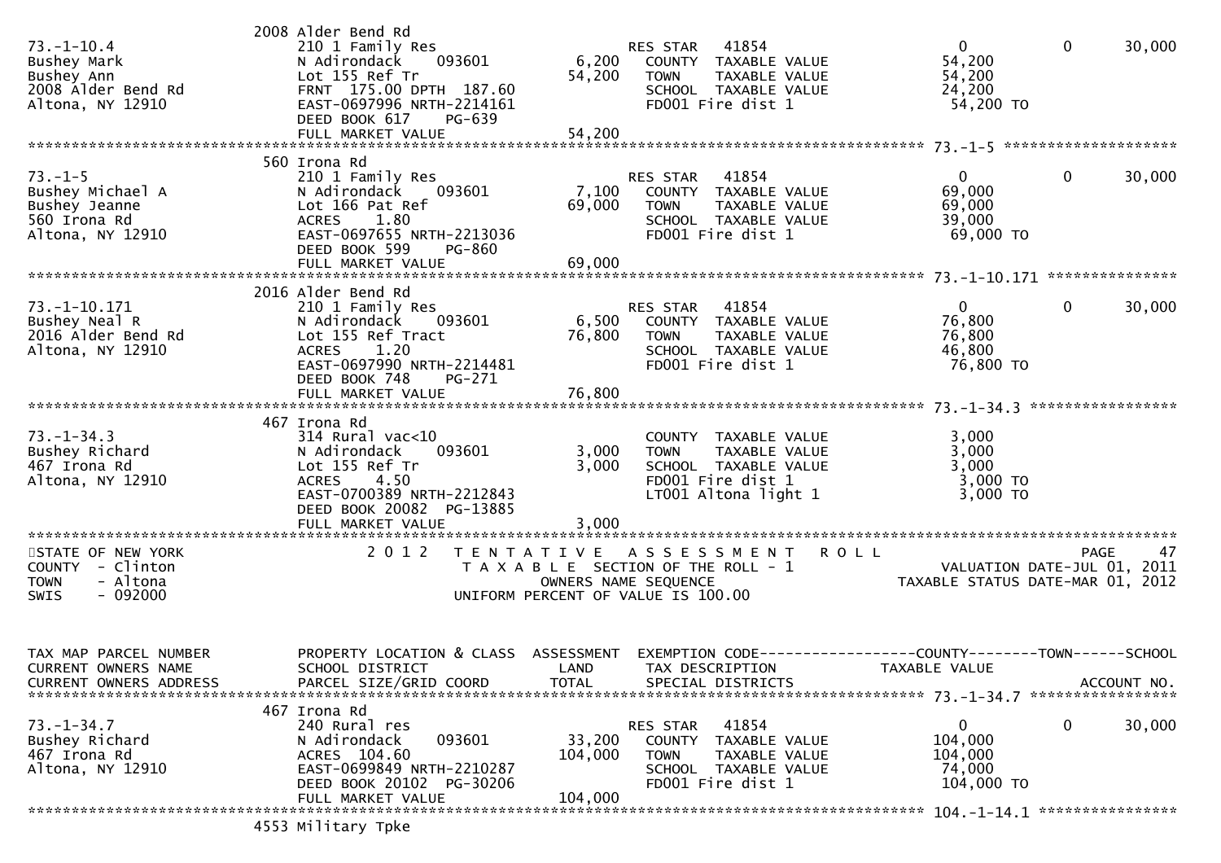2008 Alder Bend Rd

| TAX MAP PARCEL NUMBER / CURRENT OWNERS NAME / CURRENT OWNERS ADDRESS | PROPERTY LOCATION & CLASS / SCHOOL DISTRICT / PARCEL SIZE/GRID COORD | LAND | TOTAL | EXEMPTION CODE / TAX DESCRIPTION / SPECIAL DISTRICTS | COUNTY TAXABLE VALUE | TOWN | SCHOOL |
|---|---|---|---|---|---|---|---|
| 73.-1-10.4<br>Bushey Mark<br>Bushey Ann<br>2008 Alder Bend Rd<br>Altona, NY 12910 | 2008 Alder Bend Rd<br>210 1 Family Res<br>N Adirondack 093601<br>Lot 155 Ref Tr<br>FRNT 175.00 DPTH 187.60<br>EAST-0697996 NRTH-2214161<br>DEED BOOK 617 PG-639<br>FULL MARKET VALUE 54,200 | 6,200 | 54,200 | RES STAR 41854<br>COUNTY TAXABLE VALUE<br>TOWN TAXABLE VALUE<br>SCHOOL TAXABLE VALUE<br>FD001 Fire dist 1 | 0<br>54,200<br>54,200<br>24,200<br>54,200 TO | 0 | 30,000 |
| 73.-1-5<br>Bushey Michael A<br>Bushey Jeanne<br>560 Irona Rd<br>Altona, NY 12910 | 560 Irona Rd<br>210 1 Family Res<br>N Adirondack 093601<br>Lot 166 Pat Ref<br>ACRES 1.80<br>EAST-0697655 NRTH-2213036<br>DEED BOOK 599 PG-860<br>FULL MARKET VALUE 69,000 | 7,100 | 69,000 | RES STAR 41854<br>COUNTY TAXABLE VALUE<br>TOWN TAXABLE VALUE<br>SCHOOL TAXABLE VALUE<br>FD001 Fire dist 1 | 0<br>69,000<br>69,000<br>39,000<br>69,000 TO | 0 | 30,000 |
| 73.-1-10.171<br>Bushey Neal R<br>2016 Alder Bend Rd<br>Altona, NY 12910 | 2016 Alder Bend Rd<br>210 1 Family Res<br>N Adirondack 093601<br>Lot 155 Ref Tract<br>ACRES 1.20<br>EAST-0697990 NRTH-2214481<br>DEED BOOK 748 PG-271<br>FULL MARKET VALUE 76,800 | 6,500 | 76,800 | RES STAR 41854<br>COUNTY TAXABLE VALUE<br>TOWN TAXABLE VALUE<br>SCHOOL TAXABLE VALUE<br>FD001 Fire dist 1 | 0<br>76,800<br>76,800<br>46,800<br>76,800 TO | 0 | 30,000 |
| 73.-1-34.3<br>Bushey Richard<br>467 Irona Rd<br>Altona, NY 12910 | 467 Irona Rd<br>314 Rural vac<10<br>N Adirondack 093601<br>Lot 155 Ref Tr<br>ACRES 4.50<br>EAST-0700389 NRTH-2212843<br>DEED BOOK 20082 PG-13885<br>FULL MARKET VALUE 3,000 | 3,000 | 3,000 | COUNTY TAXABLE VALUE<br>TOWN TAXABLE VALUE<br>SCHOOL TAXABLE VALUE<br>FD001 Fire dist 1<br>LT001 Altona light 1 | 3,000<br>3,000<br>3,000<br>3,000 TO<br>3,000 TO | | |

STATE OF NEW YORK — COUNTY - Clinton — TOWN - Altona — SWIS - 092000

2012 TENTATIVE ASSESSMENT ROLL — TAXABLE SECTION OF THE ROLL - 1 — OWNERS NAME SEQUENCE — UNIFORM PERCENT OF VALUE IS 100.00

VALUATION DATE-JUL 01, 2011 — TAXABLE STATUS DATE-MAR 01, 2012

| TAX MAP PARCEL NUMBER / CURRENT OWNERS NAME / CURRENT OWNERS ADDRESS | PROPERTY LOCATION & CLASS / SCHOOL DISTRICT / PARCEL SIZE/GRID COORD | LAND | TOTAL | EXEMPTION CODE / TAX DESCRIPTION / SPECIAL DISTRICTS | COUNTY TAXABLE VALUE | TOWN | SCHOOL |
|---|---|---|---|---|---|---|---|
| 73.-1-34.7<br>Bushey Richard<br>467 Irona Rd<br>Altona, NY 12910 | 467 Irona Rd<br>240 Rural res<br>N Adirondack 093601<br>ACRES 104.60<br>EAST-0699849 NRTH-2210287<br>DEED BOOK 20102 PG-30206<br>FULL MARKET VALUE 104,000 | 33,200 | 104,000 | RES STAR 41854<br>COUNTY TAXABLE VALUE<br>TOWN TAXABLE VALUE<br>SCHOOL TAXABLE VALUE<br>FD001 Fire dist 1 | 0<br>104,000<br>104,000<br>74,000<br>104,000 TO | 0 | 30,000 |

104.-1-14.1

4553 Military Tpke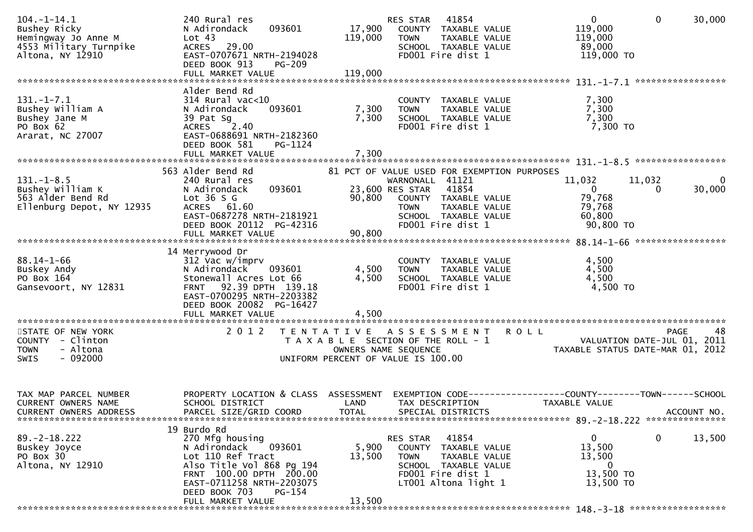```
104.-1-14.1                     240 Rural res                           RES STAR   41854                     0             0        30,000
Bushey Ricky                    N Adirondack    093601       17,900     COUNTY  TAXABLE VALUE           119,000
Hemingway Jo Anne M             Lot 43                      119,000     TOWN    TAXABLE VALUE           119,000
4553 Military Turnpike          ACRES   29.00                           SCHOOL  TAXABLE VALUE            89,000
Altona, NY 12910                EAST-0707671 NRTH-2194028               FD001 Fire dist 1               119,000 TO
                                DEED BOOK 913     PG-209
                                FULL MARKET VALUE           119,000
******************************************************************************************************* 131.-1-7.1 *****************
                                Alder Bend Rd
131.-1-7.1                      314 Rural vac<10                        COUNTY  TAXABLE VALUE             7,300
Bushey William A                N Adirondack    093601        7,300     TOWN    TAXABLE VALUE             7,300
Bushey Jane M                   39 Pat Sg                     7,300     SCHOOL  TAXABLE VALUE             7,300
PO Box 62                       ACRES    2.40                           FD001 Fire dist 1                 7,300 TO
Ararat, NC 27007                EAST-0688691 NRTH-2182360
                                DEED BOOK 581     PG-1124
                                FULL MARKET VALUE             7,300
******************************************************************************************************* 131.-1-8.5 *****************
                                563 Alder Bend Rd                81 PCT OF VALUE USED FOR EXEMPTION PURPOSES
131.-1-8.5                      240 Rural res                           WARNONALL  41121                11,032        11,032             0
Bushey William K                N Adirondack    093601       23,600 RES STAR   41854                     0             0        30,000
563 Alder Bend Rd               Lot 36 S G                   90,800     COUNTY  TAXABLE VALUE            79,768
Ellenburg Depot, NY 12935       ACRES   61.60                           TOWN    TAXABLE VALUE            79,768
                                EAST-0687278 NRTH-2181921               SCHOOL  TAXABLE VALUE            60,800
                                DEED BOOK 20112  PG-42316               FD001 Fire dist 1                90,800 TO
                                FULL MARKET VALUE            90,800
******************************************************************************************************* 88.14-1-66 *****************
                                14 Merrywood Dr
88.14-1-66                      312 Vac w/imprv                         COUNTY  TAXABLE VALUE             4,500
Buskey Andy                     N Adirondack    093601        4,500     TOWN    TAXABLE VALUE             4,500
PO Box 164                      Stonewall Acres Lot 66        4,500     SCHOOL  TAXABLE VALUE             4,500
Gansevoort, NY 12831            FRNT   92.39 DPTH 139.18                FD001 Fire dist 1                 4,500 TO
                                EAST-0700295 NRTH-2203382
                                DEED BOOK 20082  PG-16427
                                FULL MARKET VALUE             4,500
************************************************************************************************************************************
STATE OF NEW YORK                    2 0 1 2   T E N T A T I V E   A S S E S S M E N T   R O L L                              PAGE    48
COUNTY  - Clinton                          T A X A B L E  SECTION OF THE ROLL - 1                  VALUATION DATE-JUL 01, 2011
TOWN    - Altona                                 OWNERS NAME SEQUENCE                          TAXABLE STATUS DATE-MAR 01, 2012
SWIS    - 092000                         UNIFORM PERCENT OF VALUE IS 100.00


TAX MAP PARCEL NUMBER           PROPERTY LOCATION & CLASS  ASSESSMENT  EXEMPTION CODE------------------COUNTY--------TOWN------SCHOOL
CURRENT OWNERS NAME             SCHOOL DISTRICT               LAND      TAX DESCRIPTION                TAXABLE VALUE
CURRENT OWNERS ADDRESS          PARCEL SIZE/GRID COORD        TOTAL     SPECIAL DISTRICTS                                 ACCOUNT NO.
******************************************************************************************************* 89.-2-18.222 ***************
                                19 Burdo Rd
89.-2-18.222                    270 Mfg housing                         RES STAR   41854                     0             0        13,500
Buskey Joyce                    N Adirondack    093601        5,900     COUNTY  TAXABLE VALUE            13,500
PO Box 30                       Lot 110 Ref Tract            13,500     TOWN    TAXABLE VALUE            13,500
Altona, NY 12910                Also Title Vol 868 Pg 194               SCHOOL  TAXABLE VALUE                 0
                                FRNT  100.00 DPTH 200.00                FD001 Fire dist 1                13,500 TO
                                EAST-0711258 NRTH-2203075               LT001 Altona light 1             13,500 TO
                                DEED BOOK 703     PG-154
                                FULL MARKET VALUE            13,500
******************************************************************************************************* 148.-3-18 ******************
```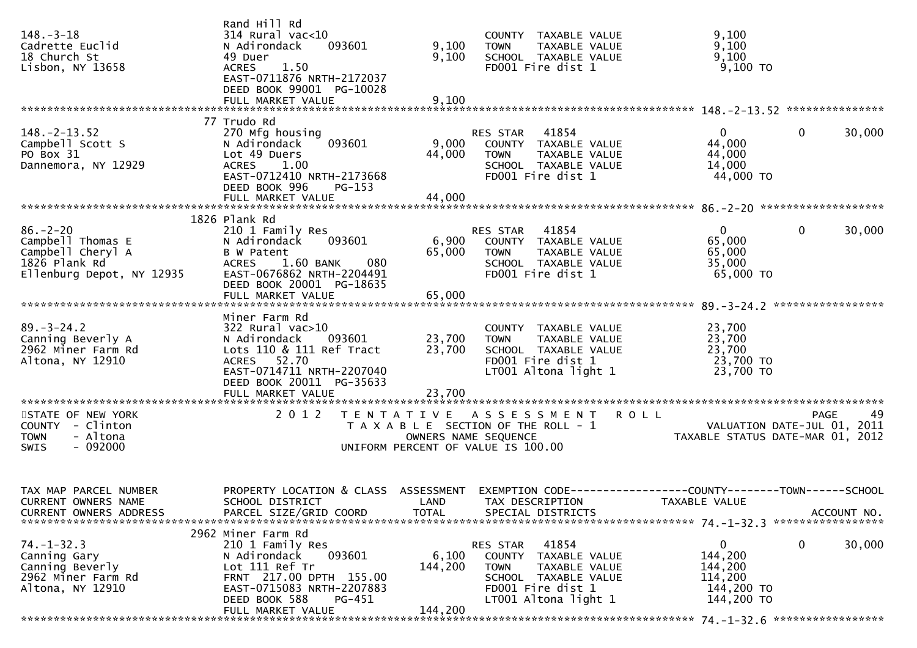```
                               Rand Hill Rd
148.-3-18                      314 Rural vac<10                     COUNTY  TAXABLE VALUE             9,100
Cadrette Euclid                N Adirondack    093601        9,100  TOWN    TAXABLE VALUE             9,100
18 Church St                   49 Duer                       9,100  SCHOOL  TAXABLE VALUE             9,100
Lisbon, NY 13658               ACRES    1.50                        FD001 Fire dist 1                  9,100 TO
                               EAST-0711876 NRTH-2172037
                               DEED BOOK 99001  PG-10028
                               FULL MARKET VALUE             9,100
******************************************************************************************************* 148.-2-13.52 ***************
                            77 Trudo Rd
148.-2-13.52                   270 Mfg housing                      RES STAR   41854                      0            0       30,000
Campbell Scott S               N Adirondack    093601        9,000  COUNTY  TAXABLE VALUE            44,000
PO Box 31                      Lot 49 Duers                 44,000  TOWN    TAXABLE VALUE            44,000
Dannemora, NY 12929            ACRES    1.00                        SCHOOL  TAXABLE VALUE            14,000
                               EAST-0712410 NRTH-2173668            FD001 Fire dist 1                 44,000 TO
                               DEED BOOK 996    PG-153
                               FULL MARKET VALUE            44,000
******************************************************************************************************* 86.-2-20 *******************
                            1826 Plank Rd
86.-2-20                       210 1 Family Res                     RES STAR   41854                      0            0       30,000
Campbell Thomas E              N Adirondack    093601        6,900  COUNTY  TAXABLE VALUE            65,000
Campbell Cheryl A              B W Patent                   65,000  TOWN    TAXABLE VALUE            65,000
1826 Plank Rd                  ACRES    1.60 BANK     080           SCHOOL  TAXABLE VALUE            35,000
Ellenburg Depot, NY 12935      EAST-0676862 NRTH-2204491            FD001 Fire dist 1                 65,000 TO
                               DEED BOOK 20001  PG-18635
                               FULL MARKET VALUE            65,000
******************************************************************************************************* 89.-3-24.2 *****************
                               Miner Farm Rd
89.-3-24.2                     322 Rural vac>10                     COUNTY  TAXABLE VALUE            23,700
Canning Beverly A              N Adirondack    093601       23,700  TOWN    TAXABLE VALUE            23,700
2962 Miner Farm Rd             Lots 110 & 111 Ref Tract     23,700  SCHOOL  TAXABLE VALUE            23,700
Altona, NY 12910               ACRES   52.70                        FD001 Fire dist 1                 23,700 TO
                               EAST-0714711 NRTH-2207040            LT001 Altona light 1              23,700 TO
                               DEED BOOK 20011  PG-35633
                               FULL MARKET VALUE            23,700
************************************************************************************************************************************
STATE OF NEW YORK                2 0 1 2   T E N T A T I V E   A S S E S S M E N T   R O L L                              PAGE    49
COUNTY  - Clinton                            T A X A B L E  SECTION OF THE ROLL - 1                    VALUATION DATE-JUL 01, 2011
TOWN    - Altona                                  OWNERS NAME SEQUENCE                           TAXABLE STATUS DATE-MAR 01, 2012
SWIS    - 092000                            UNIFORM PERCENT OF VALUE IS 100.00


TAX MAP PARCEL NUMBER          PROPERTY LOCATION & CLASS  ASSESSMENT  EXEMPTION CODE------------------COUNTY--------TOWN------SCHOOL
CURRENT OWNERS NAME            SCHOOL DISTRICT               LAND     TAX DESCRIPTION              TAXABLE VALUE
CURRENT OWNERS ADDRESS         PARCEL SIZE/GRID COORD       TOTAL     SPECIAL DISTRICTS                                 ACCOUNT NO.
******************************************************************************************************* 74.-1-32.3 *****************
                            2962 Miner Farm Rd
74.-1-32.3                     210 1 Family Res                     RES STAR   41854                      0            0       30,000
Canning Gary                   N Adirondack    093601        6,100  COUNTY  TAXABLE VALUE           144,200
Canning Beverly                Lot 111 Ref Tr              144,200  TOWN    TAXABLE VALUE           144,200
2962 Miner Farm Rd             FRNT  217.00 DPTH  155.00            SCHOOL  TAXABLE VALUE           114,200
Altona, NY 12910               EAST-0715083 NRTH-2207883            FD001 Fire dist 1                144,200 TO
                               DEED BOOK 588    PG-451              LT001 Altona light 1             144,200 TO
                               FULL MARKET VALUE           144,200
******************************************************************************************************* 74.-1-32.6 *****************
```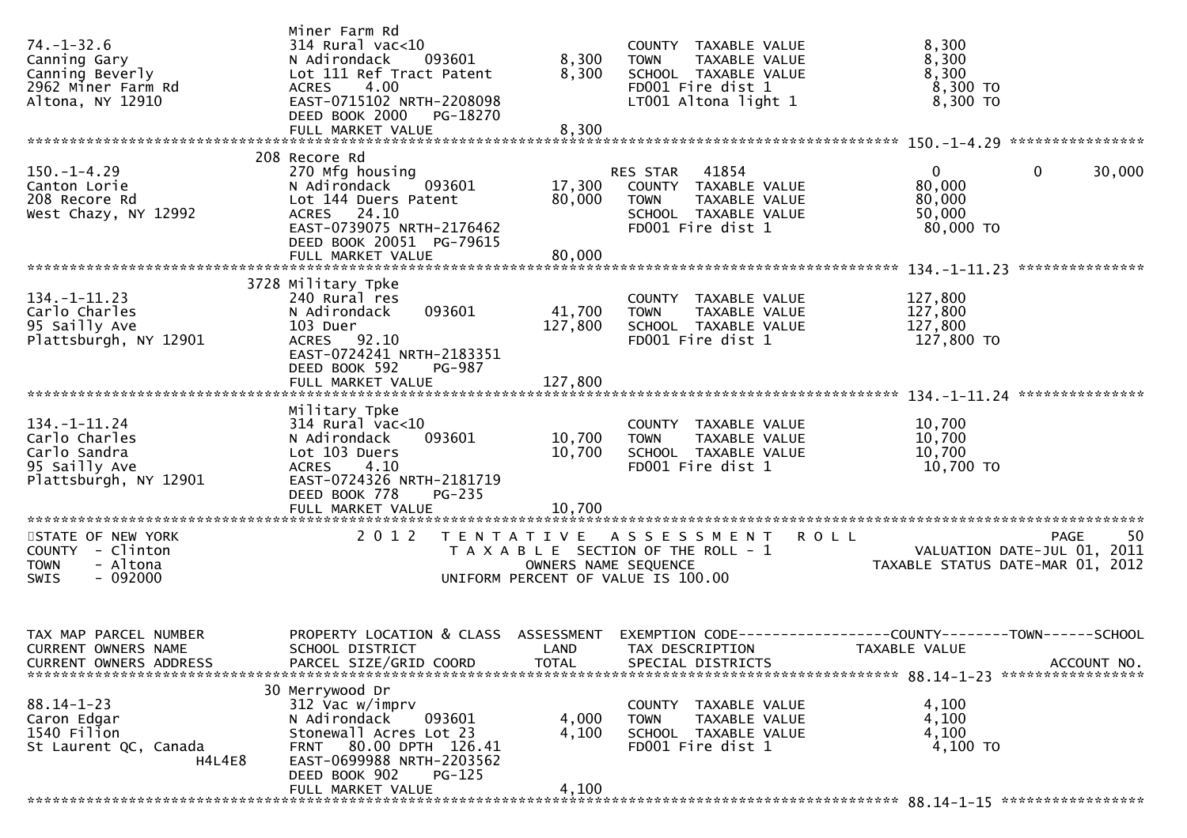| Parcel / Owner | Property Location & Class / School District / Parcel Size | Land | Total | Exemption / Tax Description / Special Districts | County | Town | School |
|---|---|---|---|---|---|---|---|
| 74.-1-32.6 | Miner Farm Rd | | | | | | |
| Canning Gary | 314 Rural vac<10 | | | COUNTY TAXABLE VALUE | 8,300 | | |
| Canning Beverly | N Adirondack 093601 | 8,300 | | TOWN TAXABLE VALUE | 8,300 | | |
| 2962 Miner Farm Rd | Lot 111 Ref Tract Patent | | 8,300 | SCHOOL TAXABLE VALUE | 8,300 | | |
| Altona, NY 12910 | ACRES 4.00 | | | FD001 Fire dist 1 | 8,300 TO | | |
| | EAST-0715102 NRTH-2208098 | | | LT001 Altona light 1 | 8,300 TO | | |
| | DEED BOOK 2000 PG-18270 | | | | | | |
| | FULL MARKET VALUE | | 8,300 | | | | |
| 150.-1-4.29 | 208 Recore Rd | | | | | | |
| Canton Lorie | 270 Mfg housing | | | RES STAR 41854 | 0 | 0 | 30,000 |
| 208 Recore Rd | N Adirondack 093601 | 17,300 | | COUNTY TAXABLE VALUE | 80,000 | | |
| West Chazy, NY 12992 | Lot 144 Duers Patent | | 80,000 | TOWN TAXABLE VALUE | 80,000 | | |
| | ACRES 24.10 | | | SCHOOL TAXABLE VALUE | 50,000 | | |
| | EAST-0739075 NRTH-2176462 | | | FD001 Fire dist 1 | 80,000 TO | | |
| | DEED BOOK 20051 PG-79615 | | | | | | |
| | FULL MARKET VALUE | | 80,000 | | | | |
| 134.-1-11.23 | 3728 Military Tpke | | | | | | |
| Carlo Charles | 240 Rural res | | | COUNTY TAXABLE VALUE | 127,800 | | |
| 95 Sailly Ave | N Adirondack 093601 | 41,700 | | TOWN TAXABLE VALUE | 127,800 | | |
| Plattsburgh, NY 12901 | 103 Duer | | 127,800 | SCHOOL TAXABLE VALUE | 127,800 | | |
| | ACRES 92.10 | | | FD001 Fire dist 1 | 127,800 TO | | |
| | EAST-0724241 NRTH-2183351 | | | | | | |
| | DEED BOOK 592 PG-987 | | | | | | |
| | FULL MARKET VALUE | | 127,800 | | | | |
| 134.-1-11.24 | Military Tpke | | | | | | |
| Carlo Charles | 314 Rural vac<10 | | | COUNTY TAXABLE VALUE | 10,700 | | |
| Carlo Sandra | N Adirondack 093601 | 10,700 | | TOWN TAXABLE VALUE | 10,700 | | |
| 95 Sailly Ave | Lot 103 Duers | | 10,700 | SCHOOL TAXABLE VALUE | 10,700 | | |
| Plattsburgh, NY 12901 | ACRES 4.10 | | | FD001 Fire dist 1 | 10,700 TO | | |
| | EAST-0724326 NRTH-2181719 | | | | | | |
| | DEED BOOK 778 PG-235 | | | | | | |
| | FULL MARKET VALUE | | 10,700 | | | | |

STATE OF NEW YORK — COUNTY - Clinton — TOWN - Altona — SWIS - 092000

2012 TENTATIVE ASSESSMENT ROLL
TAXABLE SECTION OF THE ROLL - 1
OWNERS NAME SEQUENCE
UNIFORM PERCENT OF VALUE IS 100.00

VALUATION DATE-JUL 01, 2011
TAXABLE STATUS DATE-MAR 01, 2012

| TAX MAP PARCEL NUMBER / CURRENT OWNERS NAME / CURRENT OWNERS ADDRESS | PROPERTY LOCATION & CLASS / SCHOOL DISTRICT / PARCEL SIZE/GRID COORD | ASSESSMENT LAND | TOTAL | EXEMPTION CODE / TAX DESCRIPTION / SPECIAL DISTRICTS | COUNTY TAXABLE VALUE | TOWN | SCHOOL / ACCOUNT NO. |
|---|---|---|---|---|---|---|---|
| 88.14-1-23 | 30 Merrywood Dr | | | | | | |
| Caron Edgar | 312 Vac w/imprv | | | COUNTY TAXABLE VALUE | 4,100 | | |
| 1540 Filion | N Adirondack 093601 | 4,000 | | TOWN TAXABLE VALUE | 4,100 | | |
| St Laurent QC, Canada | Stonewall Acres Lot 23 | | 4,100 | SCHOOL TAXABLE VALUE | 4,100 | | |
| H4L4E8 | FRNT 80.00 DPTH 126.41 | | | FD001 Fire dist 1 | 4,100 TO | | |
| | EAST-0699988 NRTH-2203562 | | | | | | |
| | DEED BOOK 902 PG-125 | | | | | | |
| | FULL MARKET VALUE | | 4,100 | | | | |

88.14-1-15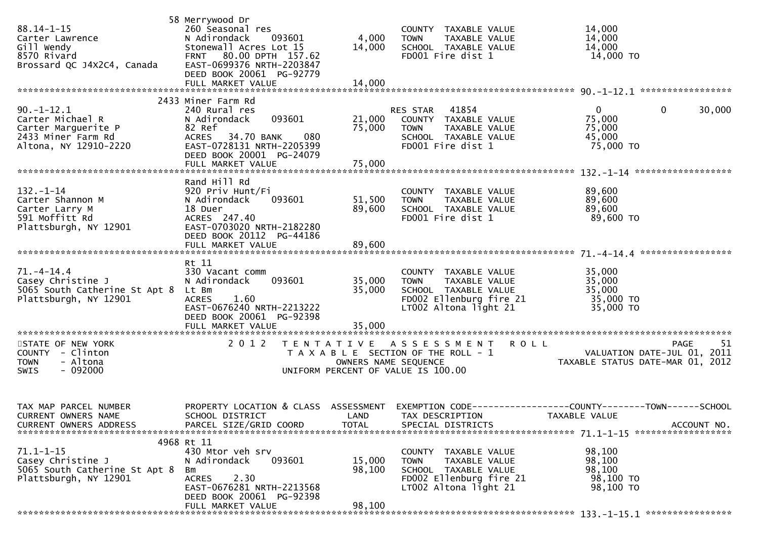| | 58 Merrywood Dr | | | |
|---|---|---|---|---|
| 88.14-1-15 | 260 Seasonal res | | COUNTY TAXABLE VALUE | 14,000 |
| Carter Lawrence | N Adirondack 093601 | 4,000 | TOWN TAXABLE VALUE | 14,000 |
| Gill Wendy | Stonewall Acres Lot 15 | 14,000 | SCHOOL TAXABLE VALUE | 14,000 |
| 8570 Rivard | FRNT 80.00 DPTH 157.62 | | FD001 Fire dist 1 | 14,000 TO |
| Brossard QC J4X2C4, Canada | EAST-0699376 NRTH-2203847 | | | |
| | DEED BOOK 20061 PG-92779 | | | |
| | FULL MARKET VALUE | 14,000 | | |

******************************************************************************************************* 90.-1-12.1 *****************

| | 2433 Miner Farm Rd | | | | | |
|---|---|---|---|---|---|---|
| 90.-1-12.1 | 240 Rural res | | RES STAR 41854 | 0 | 0 | 30,000 |
| Carter Michael R | N Adirondack 093601 | 21,000 | COUNTY TAXABLE VALUE | 75,000 | | |
| Carter Marguerite P | 82 Ref | 75,000 | TOWN TAXABLE VALUE | 75,000 | | |
| 2433 Miner Farm Rd | ACRES 34.70 BANK 080 | | SCHOOL TAXABLE VALUE | 45,000 | | |
| Altona, NY 12910-2220 | EAST-0728131 NRTH-2205399 | | FD001 Fire dist 1 | 75,000 TO | | |
| | DEED BOOK 20001 PG-24079 | | | | | |
| | FULL MARKET VALUE | 75,000 | | | | |

******************************************************************************************************* 132.-1-14 ******************

| | Rand Hill Rd | | | |
|---|---|---|---|---|
| 132.-1-14 | 920 Priv Hunt/Fi | | COUNTY TAXABLE VALUE | 89,600 |
| Carter Shannon M | N Adirondack 093601 | 51,500 | TOWN TAXABLE VALUE | 89,600 |
| Carter Larry M | 18 Duer | 89,600 | SCHOOL TAXABLE VALUE | 89,600 |
| 591 Moffitt Rd | ACRES 247.40 | | FD001 Fire dist 1 | 89,600 TO |
| Plattsburgh, NY 12901 | EAST-0703020 NRTH-2182280 | | | |
| | DEED BOOK 20112 PG-44186 | | | |
| | FULL MARKET VALUE | 89,600 | | |

******************************************************************************************************* 71.-4-14.4 *****************

| | Rt 11 | | | |
|---|---|---|---|---|
| 71.-4-14.4 | 330 Vacant comm | | COUNTY TAXABLE VALUE | 35,000 |
| Casey Christine J | N Adirondack 093601 | 35,000 | TOWN TAXABLE VALUE | 35,000 |
| 5065 South Catherine St Apt 8 | Lt Bm | 35,000 | SCHOOL TAXABLE VALUE | 35,000 |
| Plattsburgh, NY 12901 | ACRES 1.60 | | FD002 Ellenburg fire 21 | 35,000 TO |
| | EAST-0676240 NRTH-2213222 | | LT002 Altona light 21 | 35,000 TO |
| | DEED BOOK 20061 PG-92398 | | | |
| | FULL MARKET VALUE | 35,000 | | |

*******************************************************************************************************************************************

STATE OF NEW YORK — 2012 TENTATIVE ASSESSMENT ROLL — PAGE 51
COUNTY - Clinton — TAXABLE SECTION OF THE ROLL - 1 — VALUATION DATE-JUL 01, 2011
TOWN - Altona — OWNERS NAME SEQUENCE — TAXABLE STATUS DATE-MAR 01, 2012
SWIS - 092000 — UNIFORM PERCENT OF VALUE IS 100.00

| TAX MAP PARCEL NUMBER<br>CURRENT OWNERS NAME<br>CURRENT OWNERS ADDRESS | PROPERTY LOCATION & CLASS<br>SCHOOL DISTRICT<br>PARCEL SIZE/GRID COORD | ASSESSMENT<br>LAND<br>TOTAL | EXEMPTION CODE------------------COUNTY--------TOWN------SCHOOL<br>TAX DESCRIPTION<br>SPECIAL DISTRICTS | TAXABLE VALUE<br><br>ACCOUNT NO. |
|---|---|---|---|---|

******************************************************************************************************* 71.1-1-15 ******************

| | 4968 Rt 11 | | | |
|---|---|---|---|---|
| 71.1-1-15 | 430 Mtor veh srv | | COUNTY TAXABLE VALUE | 98,100 |
| Casey Christine J | N Adirondack 093601 | 15,000 | TOWN TAXABLE VALUE | 98,100 |
| 5065 South Catherine St Apt 8 | Bm | 98,100 | SCHOOL TAXABLE VALUE | 98,100 |
| Plattsburgh, NY 12901 | ACRES 2.30 | | FD002 Ellenburg fire 21 | 98,100 TO |
| | EAST-0676281 NRTH-2213568 | | LT002 Altona light 21 | 98,100 TO |
| | DEED BOOK 20061 PG-92398 | | | |
| | FULL MARKET VALUE | 98,100 | | |

******************************************************************************************************* 133.-1-15.1 ****************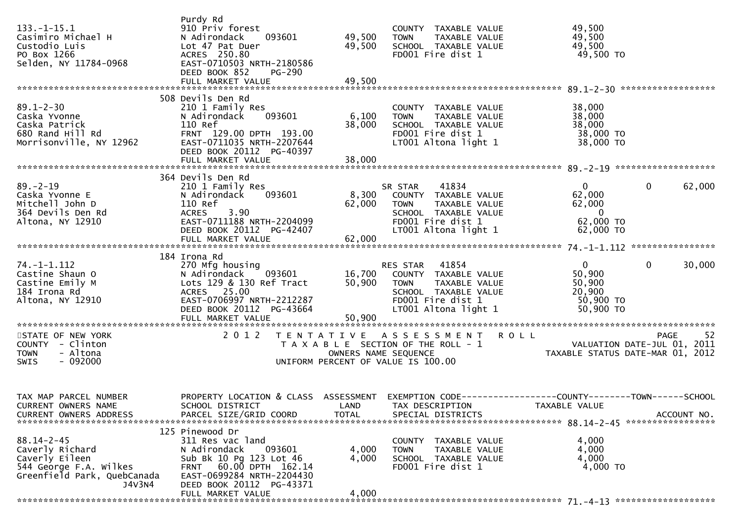```
133.-1-15.1                   Purdy Rd
Casimiro Michael H            910 Priv forest                        COUNTY  TAXABLE VALUE            49,500
Custodio Luis                 N Adirondack     093601     49,500     TOWN    TAXABLE VALUE            49,500
PO Box 1266                   Lot 47 Pat Duer             49,500     SCHOOL  TAXABLE VALUE            49,500
Selden, NY 11784-0968         ACRES  250.80                          FD001 Fire dist 1                 49,500 TO
                              EAST-0710503 NRTH-2180586
                              DEED BOOK 852    PG-290
                              FULL MARKET VALUE           49,500
******************************************************************************************************* 89.1-2-30 ******************
                              508 Devils Den Rd
89.1-2-30                     210 1 Family Res                       COUNTY  TAXABLE VALUE            38,000
Caska Yvonne                  N Adirondack     093601      6,100     TOWN    TAXABLE VALUE            38,000
Caska Patrick                 110 Ref                     38,000     SCHOOL  TAXABLE VALUE            38,000
680 Rand Hill Rd              FRNT 129.00 DPTH 193.00                FD001 Fire dist 1                 38,000 TO
Morrisonville, NY 12962       EAST-0711035 NRTH-2207644              LT001 Altona light 1              38,000 TO
                              DEED BOOK 20112  PG-40397
                              FULL MARKET VALUE           38,000
******************************************************************************************************* 89.-2-19 *******************
                              364 Devils Den Rd
89.-2-19                      210 1 Family Res                       SR STAR     41834                      0         0      62,000
Caska Yvonne E                N Adirondack     093601      8,300     COUNTY  TAXABLE VALUE            62,000
Mitchell John D               110 Ref                     62,000     TOWN    TAXABLE VALUE            62,000
364 Devils Den Rd             ACRES    3.90                          SCHOOL  TAXABLE VALUE                 0
Altona, NY 12910              EAST-0711188 NRTH-2204099              FD001 Fire dist 1                 62,000 TO
                              DEED BOOK 20112  PG-42407              LT001 Altona light 1              62,000 TO
                              FULL MARKET VALUE           62,000
******************************************************************************************************* 74.-1-1.112 ****************
                              184 Irona Rd
74.-1-1.112                   270 Mfg housing                        RES STAR    41854                      0         0      30,000
Castine Shaun O               N Adirondack     093601     16,700     COUNTY  TAXABLE VALUE            50,900
Castine Emily M               Lots 129 & 130 Ref Tract    50,900     TOWN    TAXABLE VALUE            50,900
184 Irona Rd                  ACRES   25.00                          SCHOOL  TAXABLE VALUE            20,900
Altona, NY 12910              EAST-0706997 NRTH-2212287              FD001 Fire dist 1                 50,900 TO
                              DEED BOOK 20112  PG-43664              LT001 Altona light 1              50,900 TO
                              FULL MARKET VALUE           50,900
************************************************************************************************************************************
STATE OF NEW YORK                 2 0 1 2   T E N T A T I V E   A S S E S S M E N T   R O L L                               PAGE    52
COUNTY  - Clinton                           T A X A B L E  SECTION OF THE ROLL - 1                       VALUATION DATE-JUL 01, 2011
TOWN    - Altona                                  OWNERS NAME SEQUENCE                            TAXABLE STATUS DATE-MAR 01, 2012
SWIS    - 092000                           UNIFORM PERCENT OF VALUE IS 100.00


TAX MAP PARCEL NUMBER         PROPERTY LOCATION & CLASS  ASSESSMENT  EXEMPTION CODE------------------COUNTY--------TOWN------SCHOOL
CURRENT OWNERS NAME           SCHOOL DISTRICT               LAND     TAX DESCRIPTION               TAXABLE VALUE
CURRENT OWNERS ADDRESS        PARCEL SIZE/GRID COORD       TOTAL     SPECIAL DISTRICTS                                  ACCOUNT NO.
******************************************************************************************************* 88.14-2-45 *****************
                              125 Pinewood Dr
88.14-2-45                    311 Res vac land                       COUNTY  TAXABLE VALUE             4,000
Caverly Richard               N Adirondack     093601      4,000     TOWN    TAXABLE VALUE             4,000
Caverly Eileen                Sub Bk 10 Pg 123 Lot 46      4,000     SCHOOL  TAXABLE VALUE             4,000
544 George F.A. Wilkes        FRNT  60.00 DPTH 162.14                FD001 Fire dist 1                  4,000 TO
Greenfield Park, QuebCanada   EAST-0699284 NRTH-2204430
                     J4V3N4   DEED BOOK 20112  PG-43371
                              FULL MARKET VALUE            4,000
******************************************************************************************************* 71.-4-13 *******************
```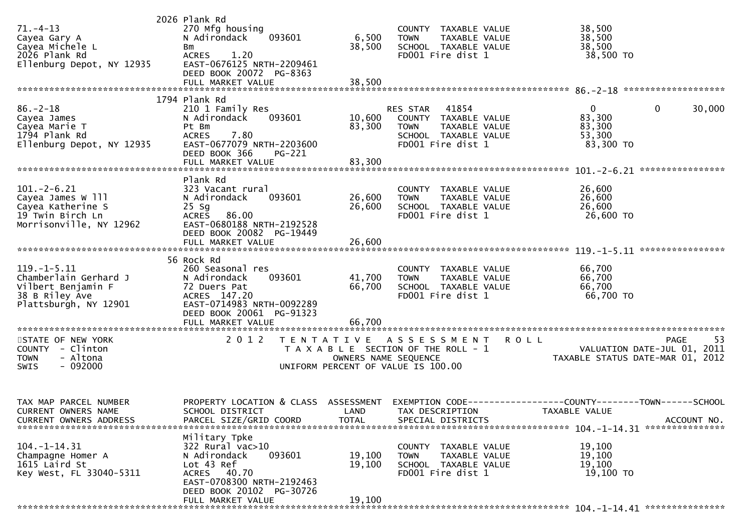```
                            2026 Plank Rd
71.-4-13                    270 Mfg housing                          COUNTY  TAXABLE VALUE             38,500
Cayea Gary A                N Adirondack    093601        6,500     TOWN    TAXABLE VALUE             38,500
Cayea Michele L             Bm                           38,500     SCHOOL  TAXABLE VALUE             38,500
2026 Plank Rd               ACRES    1.20                           FD001 Fire dist 1                  38,500 TO
Ellenburg Depot, NY 12935   EAST-0676125 NRTH-2209461
                            DEED BOOK 20072  PG-8363
                            FULL MARKET VALUE            38,500
******************************************************************************************************* 86.-2-18 *******************
                            1794 Plank Rd
86.-2-18                    210 1 Family Res                        RES STAR   41854                   0            0        30,000
Cayea James                 N Adirondack    093601       10,600     COUNTY  TAXABLE VALUE             83,300
Cayea Marie T               Pt Bm                        83,300     TOWN    TAXABLE VALUE             83,300
1794 Plank Rd               ACRES    7.80                           SCHOOL  TAXABLE VALUE             53,300
Ellenburg Depot, NY 12935   EAST-0677079 NRTH-2203600               FD001 Fire dist 1                  83,300 TO
                            DEED BOOK 366     PG-221
                            FULL MARKET VALUE            83,300
******************************************************************************************************* 101.-2-6.21 ****************
                            Plank Rd
101.-2-6.21                 323 Vacant rural                         COUNTY  TAXABLE VALUE             26,600
Cayea James W lll           N Adirondack    093601       26,600     TOWN    TAXABLE VALUE             26,600
Cayea Katherine S           25 Sg                        26,600     SCHOOL  TAXABLE VALUE             26,600
19 Twin Birch Ln            ACRES   86.00                           FD001 Fire dist 1                  26,600 TO
Morrisonville, NY 12962     EAST-0680188 NRTH-2192528
                            DEED BOOK 20082  PG-19449
                            FULL MARKET VALUE            26,600
******************************************************************************************************* 119.-1-5.11 ****************
                            56 Rock Rd
119.-1-5.11                 260 Seasonal res                         COUNTY  TAXABLE VALUE             66,700
Chamberlain Gerhard J       N Adirondack    093601       41,700     TOWN    TAXABLE VALUE             66,700
Vilbert Benjamin F          72 Duers Pat                 66,700     SCHOOL  TAXABLE VALUE             66,700
38 B Riley Ave              ACRES  147.20                           FD001 Fire dist 1                  66,700 TO
Plattsburgh, NY 12901       EAST-0714983 NRTH-0092289
                            DEED BOOK 20061  PG-91323
                            FULL MARKET VALUE            66,700
************************************************************************************************************************************
STATE OF NEW YORK                2 0 1 2   T E N T A T I V E   A S S E S S M E N T   R O L L                              PAGE    53
COUNTY  - Clinton                          T A X A B L E  SECTION OF THE ROLL - 1                        VALUATION DATE-JUL 01, 2011
TOWN    - Altona                                  OWNERS NAME SEQUENCE                              TAXABLE STATUS DATE-MAR 01, 2012
SWIS    - 092000                           UNIFORM PERCENT OF VALUE IS 100.00


TAX MAP PARCEL NUMBER       PROPERTY LOCATION & CLASS  ASSESSMENT  EXEMPTION CODE------------------COUNTY--------TOWN------SCHOOL
CURRENT OWNERS NAME         SCHOOL DISTRICT               LAND      TAX DESCRIPTION               TAXABLE VALUE
CURRENT OWNERS ADDRESS      PARCEL SIZE/GRID COORD        TOTAL     SPECIAL DISTRICTS                                   ACCOUNT NO.
******************************************************************************************************* 104.-1-14.31 ***************
                            Military Tpke
104.-1-14.31                322 Rural vac>10                         COUNTY  TAXABLE VALUE             19,100
Champagne Homer A           N Adirondack    093601       19,100     TOWN    TAXABLE VALUE             19,100
1615 Laird St               Lot 43 Ref                   19,100     SCHOOL  TAXABLE VALUE             19,100
Key West, FL 33040-5311     ACRES   40.70                           FD001 Fire dist 1                  19,100 TO
                            EAST-0708300 NRTH-2192463
                            DEED BOOK 20102  PG-30726
                            FULL MARKET VALUE            19,100
******************************************************************************************************* 104.-1-14.41 ***************
```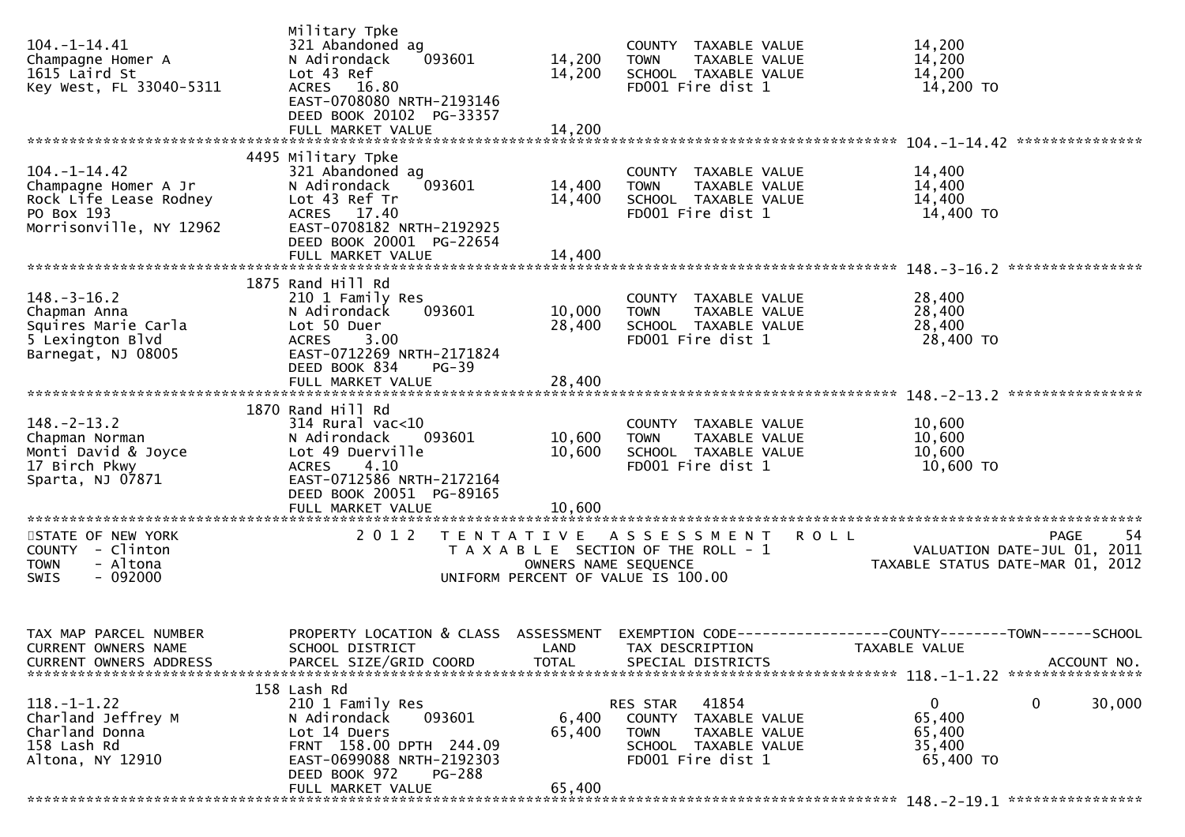```
                                Military Tpke
104.-1-14.41                    321 Abandoned ag                        COUNTY  TAXABLE VALUE             14,200
Champagne Homer A               N Adirondack    093601       14,200     TOWN    TAXABLE VALUE             14,200
1615 Laird St                   Lot 43 Ref                   14,200     SCHOOL  TAXABLE VALUE             14,200
Key West, FL 33040-5311         ACRES  16.80                            FD001 Fire dist 1                  14,200 TO
                                EAST-0708080 NRTH-2193146
                                DEED BOOK 20102  PG-33357
                                FULL MARKET VALUE            14,200
******************************************************************************************************* 104.-1-14.42 ***************
                           4495 Military Tpke
104.-1-14.42                    321 Abandoned ag                        COUNTY  TAXABLE VALUE             14,400
Champagne Homer A Jr            N Adirondack    093601       14,400     TOWN    TAXABLE VALUE             14,400
Rock Life Lease Rodney          Lot 43 Ref Tr                14,400     SCHOOL  TAXABLE VALUE             14,400
PO Box 193                      ACRES  17.40                            FD001 Fire dist 1                  14,400 TO
Morrisonville, NY 12962         EAST-0708182 NRTH-2192925
                                DEED BOOK 20001  PG-22654
                                FULL MARKET VALUE            14,400
******************************************************************************************************* 148.-3-16.2 ****************
                           1875 Rand Hill Rd
148.-3-16.2                     210 1 Family Res                        COUNTY  TAXABLE VALUE             28,400
Chapman Anna                    N Adirondack    093601       10,000     TOWN    TAXABLE VALUE             28,400
Squires Marie Carla             Lot 50 Duer                  28,400     SCHOOL  TAXABLE VALUE             28,400
5 Lexington Blvd                ACRES   3.00                            FD001 Fire dist 1                  28,400 TO
Barnegat, NJ 08005              EAST-0712269 NRTH-2171824
                                DEED BOOK 834    PG-39
                                FULL MARKET VALUE            28,400
******************************************************************************************************* 148.-2-13.2 ****************
                           1870 Rand Hill Rd
148.-2-13.2                     314 Rural vac<10                        COUNTY  TAXABLE VALUE             10,600
Chapman Norman                  N Adirondack    093601       10,600     TOWN    TAXABLE VALUE             10,600
Monti David & Joyce             Lot 49 Duerville             10,600     SCHOOL  TAXABLE VALUE             10,600
17 Birch Pkwy                   ACRES   4.10                            FD001 Fire dist 1                  10,600 TO
Sparta, NJ 07871                EAST-0712586 NRTH-2172164
                                DEED BOOK 20051  PG-89165
                                FULL MARKET VALUE            10,600
************************************************************************************************************************************
STATE OF NEW YORK                 2 0 1 2   T E N T A T I V E   A S S E S S M E N T   R O L L                                PAGE   54
COUNTY  - Clinton                           T A X A B L E  SECTION OF THE ROLL - 1                      VALUATION DATE-JUL 01, 2011
TOWN    - Altona                                  OWNERS NAME SEQUENCE                           TAXABLE STATUS DATE-MAR 01, 2012
SWIS    - 092000                             UNIFORM PERCENT OF VALUE IS 100.00


TAX MAP PARCEL NUMBER          PROPERTY LOCATION & CLASS  ASSESSMENT  EXEMPTION CODE------------------COUNTY--------TOWN------SCHOOL
CURRENT OWNERS NAME            SCHOOL DISTRICT               LAND     TAX DESCRIPTION              TAXABLE VALUE
CURRENT OWNERS ADDRESS         PARCEL SIZE/GRID COORD        TOTAL    SPECIAL DISTRICTS                                   ACCOUNT NO.
******************************************************************************************************* 118.-1-1.22 ****************
                            158 Lash Rd
118.-1-1.22                     210 1 Family Res                        RES STAR    41854                    0          0     30,000
Charland Jeffrey M              N Adirondack    093601        6,400     COUNTY  TAXABLE VALUE             65,400
Charland Donna                  Lot 14 Duers                 65,400     TOWN    TAXABLE VALUE             65,400
158 Lash Rd                     FRNT 158.00 DPTH 244.09                 SCHOOL  TAXABLE VALUE             35,400
Altona, NY 12910                EAST-0699088 NRTH-2192303               FD001 Fire dist 1                  65,400 TO
                                DEED BOOK 972    PG-288
                                FULL MARKET VALUE            65,400
******************************************************************************************************* 148.-2-19.1 ****************
```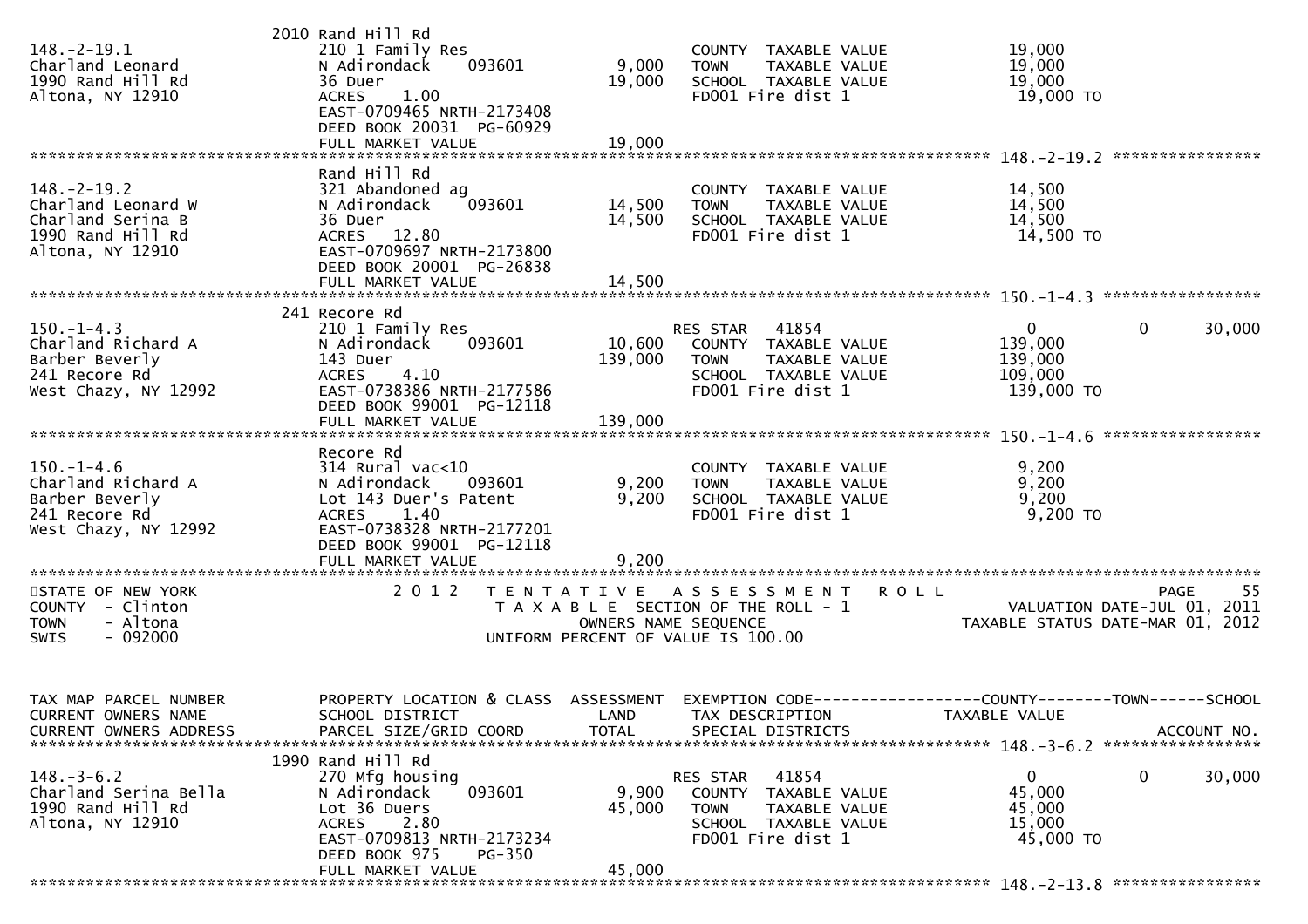| TAX MAP PARCEL NUMBER / CURRENT OWNERS NAME / CURRENT OWNERS ADDRESS | PROPERTY LOCATION & CLASS / SCHOOL DISTRICT / PARCEL SIZE/GRID COORD | ASSESSMENT LAND / TOTAL | EXEMPTION CODE / TAX DESCRIPTION / SPECIAL DISTRICTS | COUNTY TAXABLE VALUE | TOWN | SCHOOL / ACCOUNT NO. |
|---|---|---|---|---|---|---|
| 148.-2-19.1 | 2010 Rand Hill Rd | | | | | |
| Charland Leonard | 210 1 Family Res | | COUNTY TAXABLE VALUE | 19,000 | | |
| 1990 Rand Hill Rd | N Adirondack 093601 | 9,000 | TOWN TAXABLE VALUE | 19,000 | | |
| Altona, NY 12910 | 36 Duer | 19,000 | SCHOOL TAXABLE VALUE | 19,000 | | |
| | ACRES 1.00 | | FD001 Fire dist 1 | 19,000 TO | | |
| | EAST-0709465 NRTH-2173408 | | | | | |
| | DEED BOOK 20031 PG-60929 | | | | | |
| | FULL MARKET VALUE | 19,000 | | | | |
| 148.-2-19.2 | Rand Hill Rd | | | | | |
| Charland Leonard W | 321 Abandoned ag | | COUNTY TAXABLE VALUE | 14,500 | | |
| Charland Serina B | N Adirondack 093601 | 14,500 | TOWN TAXABLE VALUE | 14,500 | | |
| 1990 Rand Hill Rd | 36 Duer | 14,500 | SCHOOL TAXABLE VALUE | 14,500 | | |
| Altona, NY 12910 | ACRES 12.80 | | FD001 Fire dist 1 | 14,500 TO | | |
| | EAST-0709697 NRTH-2173800 | | | | | |
| | DEED BOOK 20001 PG-26838 | | | | | |
| | FULL MARKET VALUE | 14,500 | | | | |
| 150.-1-4.3 | 241 Recore Rd | | | | | |
| Charland Richard A | 210 1 Family Res | | RES STAR 41854 | 0 | 0 | 30,000 |
| Barber Beverly | N Adirondack 093601 | 10,600 | COUNTY TAXABLE VALUE | 139,000 | | |
| 241 Recore Rd | 143 Duer | 139,000 | TOWN TAXABLE VALUE | 139,000 | | |
| West Chazy, NY 12992 | ACRES 4.10 | | SCHOOL TAXABLE VALUE | 109,000 | | |
| | EAST-0738386 NRTH-2177586 | | FD001 Fire dist 1 | 139,000 TO | | |
| | DEED BOOK 99001 PG-12118 | | | | | |
| | FULL MARKET VALUE | 139,000 | | | | |
| 150.-1-4.6 | Recore Rd | | | | | |
| Charland Richard A | 314 Rural vac<10 | | COUNTY TAXABLE VALUE | 9,200 | | |
| Barber Beverly | N Adirondack 093601 | 9,200 | TOWN TAXABLE VALUE | 9,200 | | |
| 241 Recore Rd | Lot 143 Duer's Patent | 9,200 | SCHOOL TAXABLE VALUE | 9,200 | | |
| West Chazy, NY 12992 | ACRES 1.40 | | FD001 Fire dist 1 | 9,200 TO | | |
| | EAST-0738328 NRTH-2177201 | | | | | |
| | DEED BOOK 99001 PG-12118 | | | | | |
| | FULL MARKET VALUE | 9,200 | | | | |

STATE OF NEW YORK
COUNTY - Clinton
TOWN - Altona
SWIS - 092000

2012 TENTATIVE ASSESSMENT ROLL
TAXABLE SECTION OF THE ROLL - 1
OWNERS NAME SEQUENCE
UNIFORM PERCENT OF VALUE IS 100.00

VALUATION DATE-JUL 01, 2011
TAXABLE STATUS DATE-MAR 01, 2012

| TAX MAP PARCEL NUMBER / CURRENT OWNERS NAME / CURRENT OWNERS ADDRESS | PROPERTY LOCATION & CLASS / SCHOOL DISTRICT / PARCEL SIZE/GRID COORD | ASSESSMENT LAND / TOTAL | EXEMPTION CODE / TAX DESCRIPTION / SPECIAL DISTRICTS | COUNTY TAXABLE VALUE | TOWN | SCHOOL / ACCOUNT NO. |
|---|---|---|---|---|---|---|
| 148.-3-6.2 | 1990 Rand Hill Rd | | | | | |
| Charland Serina Bella | 270 Mfg housing | | RES STAR 41854 | 0 | 0 | 30,000 |
| 1990 Rand Hill Rd | N Adirondack 093601 | 9,900 | COUNTY TAXABLE VALUE | 45,000 | | |
| Altona, NY 12910 | Lot 36 Duers | 45,000 | TOWN TAXABLE VALUE | 45,000 | | |
| | ACRES 2.80 | | SCHOOL TAXABLE VALUE | 15,000 | | |
| | EAST-0709813 NRTH-2173234 | | FD001 Fire dist 1 | 45,000 TO | | |
| | DEED BOOK 975 PG-350 | | | | | |
| | FULL MARKET VALUE | 45,000 | | | | |

148.-2-13.8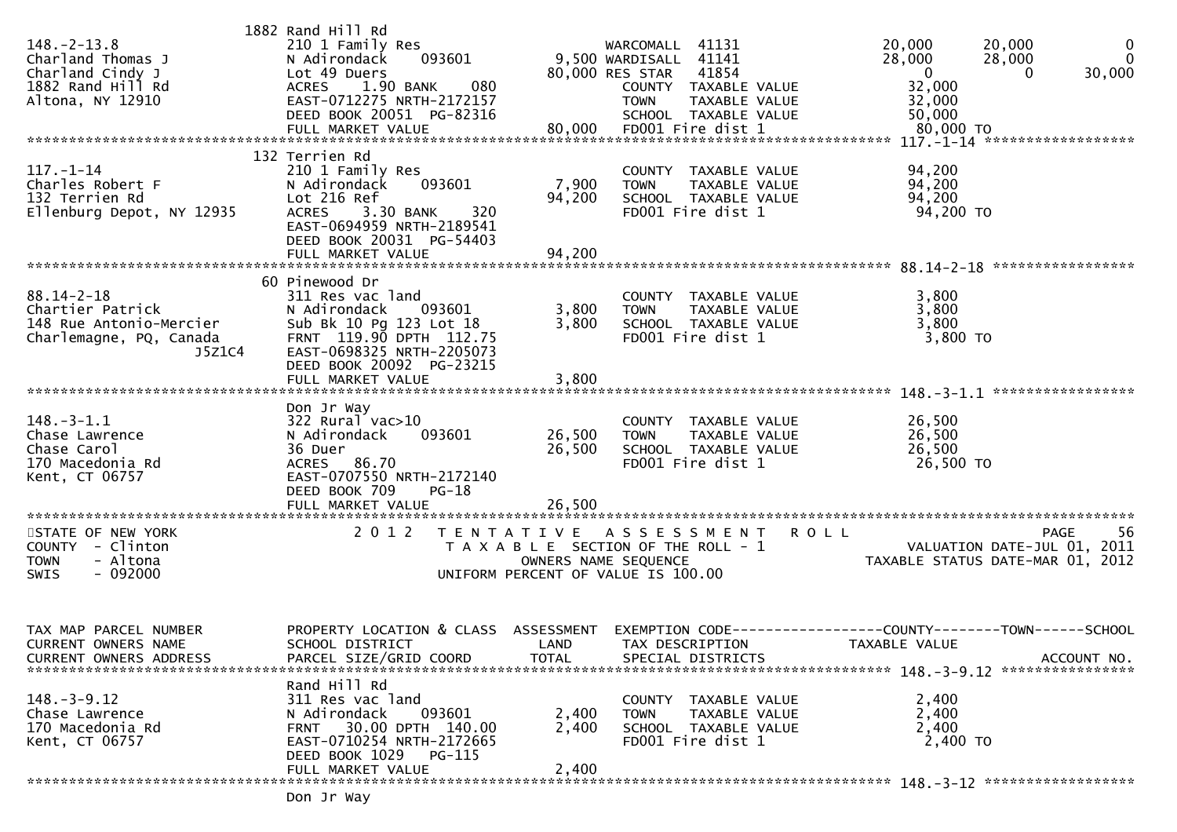```
                              1882 Rand Hill Rd
148.-2-13.8                   210 1 Family Res                    WARCOMALL  41131                 20,000      20,000           0
Charland Thomas J             N Adirondack     093601       9,500 WARDISALL  41141                 28,000      28,000           0
Charland Cindy J              Lot 49 Duers                 80,000 RES STAR   41854                      0           0      30,000
1882 Rand Hill Rd             ACRES    1.90 BANK    080           COUNTY  TAXABLE VALUE            32,000
Altona, NY 12910              EAST-0712275 NRTH-2172157           TOWN    TAXABLE VALUE            32,000
                              DEED BOOK 20051  PG-82316           SCHOOL  TAXABLE VALUE            50,000
                              FULL MARKET VALUE            80,000 FD001 Fire dist 1                 80,000 TO
******************************************************************************************************* 117.-1-14 *****************
                              132 Terrien Rd
117.-1-14                     210 1 Family Res                    COUNTY  TAXABLE VALUE            94,200
Charles Robert F              N Adirondack     093601       7,900 TOWN    TAXABLE VALUE            94,200
132 Terrien Rd                Lot 216 Ref                  94,200 SCHOOL  TAXABLE VALUE            94,200
Ellenburg Depot, NY 12935     ACRES    3.30 BANK    320           FD001 Fire dist 1                 94,200 TO
                              EAST-0694959 NRTH-2189541
                              DEED BOOK 20031  PG-54403
                              FULL MARKET VALUE            94,200
******************************************************************************************************* 88.14-2-18 *****************
                              60 Pinewood Dr
88.14-2-18                    311 Res vac land                    COUNTY  TAXABLE VALUE             3,800
Chartier Patrick              N Adirondack     093601       3,800 TOWN    TAXABLE VALUE             3,800
148 Rue Antonio-Mercier       Sub Bk 10 Pg 123 Lot 18       3,800 SCHOOL  TAXABLE VALUE             3,800
Charlemagne, PQ, Canada       FRNT 119.90 DPTH 112.75             FD001 Fire dist 1                  3,800 TO
                      J5Z1C4  EAST-0698325 NRTH-2205073
                              DEED BOOK 20092  PG-23215
                              FULL MARKET VALUE             3,800
******************************************************************************************************* 148.-3-1.1 *****************
                              Don Jr Way
148.-3-1.1                    322 Rural vac>10                    COUNTY  TAXABLE VALUE            26,500
Chase Lawrence                N Adirondack     093601      26,500 TOWN    TAXABLE VALUE            26,500
Chase Carol                   36 Duer                      26,500 SCHOOL  TAXABLE VALUE            26,500
170 Macedonia Rd              ACRES   86.70                       FD001 Fire dist 1                 26,500 TO
Kent, CT 06757                EAST-0707550 NRTH-2172140
                              DEED BOOK 709    PG-18
                              FULL MARKET VALUE            26,500
************************************************************************************************************************************
STATE OF NEW YORK                2 0 1 2   T E N T A T I V E   A S S E S S M E N T   R O L L                               PAGE    56
COUNTY  - Clinton                          T A X A B L E  SECTION OF THE ROLL - 1                       VALUATION DATE-JUL 01, 2011
TOWN    - Altona                                  OWNERS NAME SEQUENCE                             TAXABLE STATUS DATE-MAR 01, 2012
SWIS    - 092000                           UNIFORM PERCENT OF VALUE IS 100.00


TAX MAP PARCEL NUMBER         PROPERTY LOCATION & CLASS  ASSESSMENT  EXEMPTION CODE------------------COUNTY--------TOWN------SCHOOL
CURRENT OWNERS NAME           SCHOOL DISTRICT              LAND      TAX DESCRIPTION              TAXABLE VALUE
CURRENT OWNERS ADDRESS        PARCEL SIZE/GRID COORD       TOTAL     SPECIAL DISTRICTS                                    ACCOUNT NO.
******************************************************************************************************* 148.-3-9.12 ****************
                              Rand Hill Rd
148.-3-9.12                   311 Res vac land                    COUNTY  TAXABLE VALUE             2,400
Chase Lawrence                N Adirondack     093601       2,400 TOWN    TAXABLE VALUE             2,400
170 Macedonia Rd              FRNT  30.00 DPTH 140.00       2,400 SCHOOL  TAXABLE VALUE             2,400
Kent, CT 06757                EAST-0710254 NRTH-2172665           FD001 Fire dist 1                  2,400 TO
                              DEED BOOK 1029   PG-115
                              FULL MARKET VALUE             2,400
******************************************************************************************************* 148.-3-12 ******************
                              Don Jr Way
```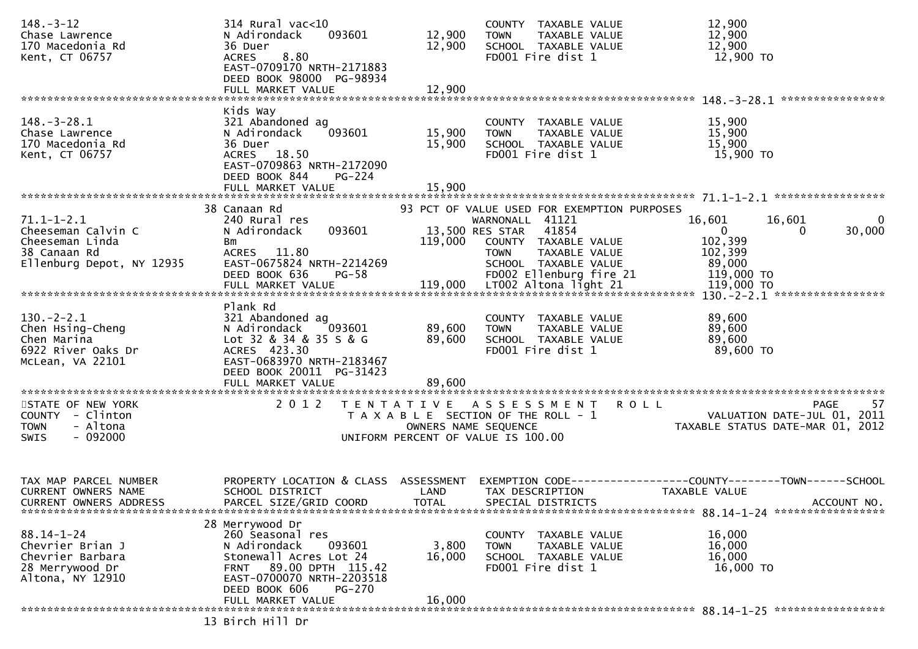```
148.-3-12                     314 Rural vac<10                        COUNTY  TAXABLE VALUE            12,900
Chase Lawrence                N Adirondack    093601      12,900      TOWN    TAXABLE VALUE            12,900
170 Macedonia Rd              36 Duer                     12,900      SCHOOL  TAXABLE VALUE            12,900
Kent, CT 06757                ACRES    8.80                           FD001 Fire dist 1                 12,900 TO
                              EAST-0709170 NRTH-2171883
                              DEED BOOK 98000  PG-98934
                              FULL MARKET VALUE           12,900
******************************************************************************************************* 148.-3-28.1 ****************
                              Kids Way
148.-3-28.1                   321 Abandoned ag                        COUNTY  TAXABLE VALUE            15,900
Chase Lawrence                N Adirondack    093601      15,900      TOWN    TAXABLE VALUE            15,900
170 Macedonia Rd              36 Duer                     15,900      SCHOOL  TAXABLE VALUE            15,900
Kent, CT 06757                ACRES   18.50                           FD001 Fire dist 1                 15,900 TO
                              EAST-0709863 NRTH-2172090
                              DEED BOOK 844    PG-224
                              FULL MARKET VALUE           15,900
******************************************************************************************************* 71.1-1-2.1 *****************
                           38 Canaan Rd                     93 PCT OF VALUE USED FOR EXEMPTION PURPOSES
71.1-1-2.1                    240 Rural res                           WARNONALL  41121           16,601       16,601            0
Cheeseman Calvin C            N Adirondack    093601      13,500 RES STAR    41854                0            0        30,000
Cheeseman Linda               Bm                         119,000      COUNTY  TAXABLE VALUE           102,399
38 Canaan Rd                  ACRES   11.80                           TOWN    TAXABLE VALUE           102,399
Ellenburg Depot, NY 12935     EAST-0675824 NRTH-2214269               SCHOOL  TAXABLE VALUE            89,000
                              DEED BOOK 636    PG-58                  FD002 Ellenburg fire 21          119,000 TO
                              FULL MARKET VALUE          119,000      LT002 Altona light 21            119,000 TO
******************************************************************************************************* 130.-2-2.1 *****************
                              Plank Rd
130.-2-2.1                    321 Abandoned ag                        COUNTY  TAXABLE VALUE            89,600
Chen Hsing-Cheng              N Adirondack    093601      89,600      TOWN    TAXABLE VALUE            89,600
Chen Marina                   Lot 32 & 34 & 35 S & G      89,600      SCHOOL  TAXABLE VALUE            89,600
6922 River Oaks Dr            ACRES  423.30                           FD001 Fire dist 1                 89,600 TO
McLean, VA 22101              EAST-0683970 NRTH-2183467
                              DEED BOOK 20011  PG-31423
                              FULL MARKET VALUE           89,600
************************************************************************************************************************************
STATE OF NEW YORK                 2 0 1 2   T E N T A T I V E   A S S E S S M E N T   R O L L                                PAGE    57
COUNTY  - Clinton                             T A X A B L E SECTION OF THE ROLL - 1                    VALUATION DATE-JUL 01, 2011
TOWN    - Altona                                    OWNERS NAME SEQUENCE                          TAXABLE STATUS DATE-MAR 01, 2012
SWIS    - 092000                             UNIFORM PERCENT OF VALUE IS 100.00


TAX MAP PARCEL NUMBER         PROPERTY LOCATION & CLASS  ASSESSMENT  EXEMPTION CODE------------------COUNTY--------TOWN------SCHOOL
CURRENT OWNERS NAME           SCHOOL DISTRICT               LAND      TAX DESCRIPTION              TAXABLE VALUE
CURRENT OWNERS ADDRESS        PARCEL SIZE/GRID COORD       TOTAL      SPECIAL DISTRICTS                                  ACCOUNT NO.
******************************************************************************************************* 88.14-1-24 *****************
                           28 Merrywood Dr
88.14-1-24                    260 Seasonal res                        COUNTY  TAXABLE VALUE            16,000
Chevrier Brian J              N Adirondack    093601       3,800      TOWN    TAXABLE VALUE            16,000
Chevrier Barbara              Stonewall Acres Lot 24      16,000      SCHOOL  TAXABLE VALUE            16,000
28 Merrywood Dr               FRNT   89.00 DPTH 115.42                FD001 Fire dist 1                 16,000 TO
Altona, NY 12910              EAST-0700070 NRTH-2203518
                              DEED BOOK 606    PG-270
                              FULL MARKET VALUE           16,000
******************************************************************************************************* 88.14-1-25 *****************
                           13 Birch Hill Dr
```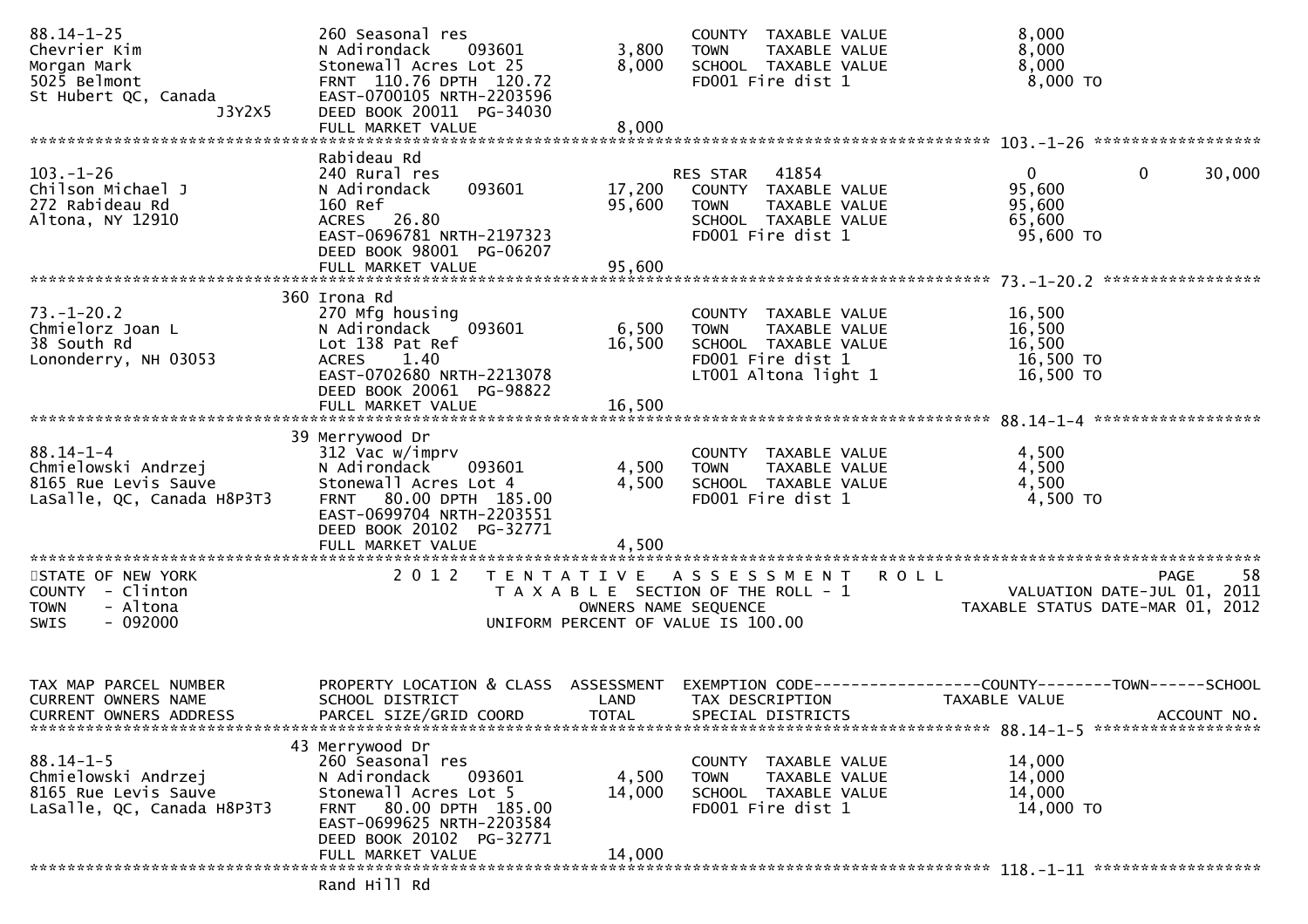| TAX MAP PARCEL NUMBER / CURRENT OWNERS NAME / CURRENT OWNERS ADDRESS | PROPERTY LOCATION & CLASS / SCHOOL DISTRICT / PARCEL SIZE/GRID COORD | ASSESSMENT LAND / TOTAL | EXEMPTION CODE / TAX DESCRIPTION / SPECIAL DISTRICTS | COUNTY TAXABLE VALUE | TOWN | SCHOOL / ACCOUNT NO. |
|---|---|---|---|---|---|---|
| 88.14-1-25 | 260 Seasonal res | | COUNTY TAXABLE VALUE | 8,000 | | |
| Chevrier Kim | N Adirondack 093601 | 3,800 | TOWN TAXABLE VALUE | 8,000 | | |
| Morgan Mark | Stonewall Acres Lot 25 | 8,000 | SCHOOL TAXABLE VALUE | 8,000 | | |
| 5025 Belmont | FRNT 110.76 DPTH 120.72 | | FD001 Fire dist 1 | 8,000 TO | | |
| St Hubert QC, Canada J3Y2X5 | EAST-0700105 NRTH-2203596 | | | | | |
| | DEED BOOK 20011 PG-34030 | | | | | |
| | FULL MARKET VALUE | 8,000 | | | | |
| 103.-1-26 | Rabideau Rd | | | | | |
| | 240 Rural res | | RES STAR 41854 | 0 | 0 | 30,000 |
| Chilson Michael J | N Adirondack 093601 | 17,200 | COUNTY TAXABLE VALUE | 95,600 | | |
| 272 Rabideau Rd | 160 Ref | 95,600 | TOWN TAXABLE VALUE | 95,600 | | |
| Altona, NY 12910 | ACRES 26.80 | | SCHOOL TAXABLE VALUE | 65,600 | | |
| | EAST-0696781 NRTH-2197323 | | FD001 Fire dist 1 | 95,600 TO | | |
| | DEED BOOK 98001 PG-06207 | | | | | |
| | FULL MARKET VALUE | 95,600 | | | | |
| 73.-1-20.2 | 360 Irona Rd | | | | | |
| | 270 Mfg housing | | COUNTY TAXABLE VALUE | 16,500 | | |
| Chmielorz Joan L | N Adirondack 093601 | 6,500 | TOWN TAXABLE VALUE | 16,500 | | |
| 38 South Rd | Lot 138 Pat Ref | 16,500 | SCHOOL TAXABLE VALUE | 16,500 | | |
| Lononderry, NH 03053 | ACRES 1.40 | | FD001 Fire dist 1 | 16,500 TO | | |
| | EAST-0702680 NRTH-2213078 | | LT001 Altona light 1 | 16,500 TO | | |
| | DEED BOOK 20061 PG-98822 | | | | | |
| | FULL MARKET VALUE | 16,500 | | | | |
| 88.14-1-4 | 39 Merrywood Dr | | | | | |
| | 312 Vac w/imprv | | COUNTY TAXABLE VALUE | 4,500 | | |
| Chmielowski Andrzej | N Adirondack 093601 | 4,500 | TOWN TAXABLE VALUE | 4,500 | | |
| 8165 Rue Levis Sauve | Stonewall Acres Lot 4 | 4,500 | SCHOOL TAXABLE VALUE | 4,500 | | |
| LaSalle, QC, Canada H8P3T3 | FRNT 80.00 DPTH 185.00 | | FD001 Fire dist 1 | 4,500 TO | | |
| | EAST-0699704 NRTH-2203551 | | | | | |
| | DEED BOOK 20102 PG-32771 | | | | | |
| | FULL MARKET VALUE | 4,500 | | | | |

STATE OF NEW YORK — COUNTY - Clinton — TOWN - Altona — SWIS - 092000

2012 TENTATIVE ASSESSMENT ROLL — TAXABLE SECTION OF THE ROLL - 1 — OWNERS NAME SEQUENCE — UNIFORM PERCENT OF VALUE IS 100.00

VALUATION DATE-JUL 01, 2011 — TAXABLE STATUS DATE-MAR 01, 2012

| TAX MAP PARCEL NUMBER / CURRENT OWNERS NAME / CURRENT OWNERS ADDRESS | PROPERTY LOCATION & CLASS / SCHOOL DISTRICT / PARCEL SIZE/GRID COORD | ASSESSMENT LAND / TOTAL | EXEMPTION CODE / TAX DESCRIPTION / SPECIAL DISTRICTS | COUNTY TAXABLE VALUE | TOWN | SCHOOL / ACCOUNT NO. |
|---|---|---|---|---|---|---|
| 88.14-1-5 | 43 Merrywood Dr | | | | | |
| | 260 Seasonal res | | COUNTY TAXABLE VALUE | 14,000 | | |
| Chmielowski Andrzej | N Adirondack 093601 | 4,500 | TOWN TAXABLE VALUE | 14,000 | | |
| 8165 Rue Levis Sauve | Stonewall Acres Lot 5 | 14,000 | SCHOOL TAXABLE VALUE | 14,000 | | |
| LaSalle, QC, Canada H8P3T3 | FRNT 80.00 DPTH 185.00 | | FD001 Fire dist 1 | 14,000 TO | | |
| | EAST-0699625 NRTH-2203584 | | | | | |
| | DEED BOOK 20102 PG-32771 | | | | | |
| | FULL MARKET VALUE | 14,000 | | | | |
| 118.-1-11 | Rand Hill Rd | | | | | |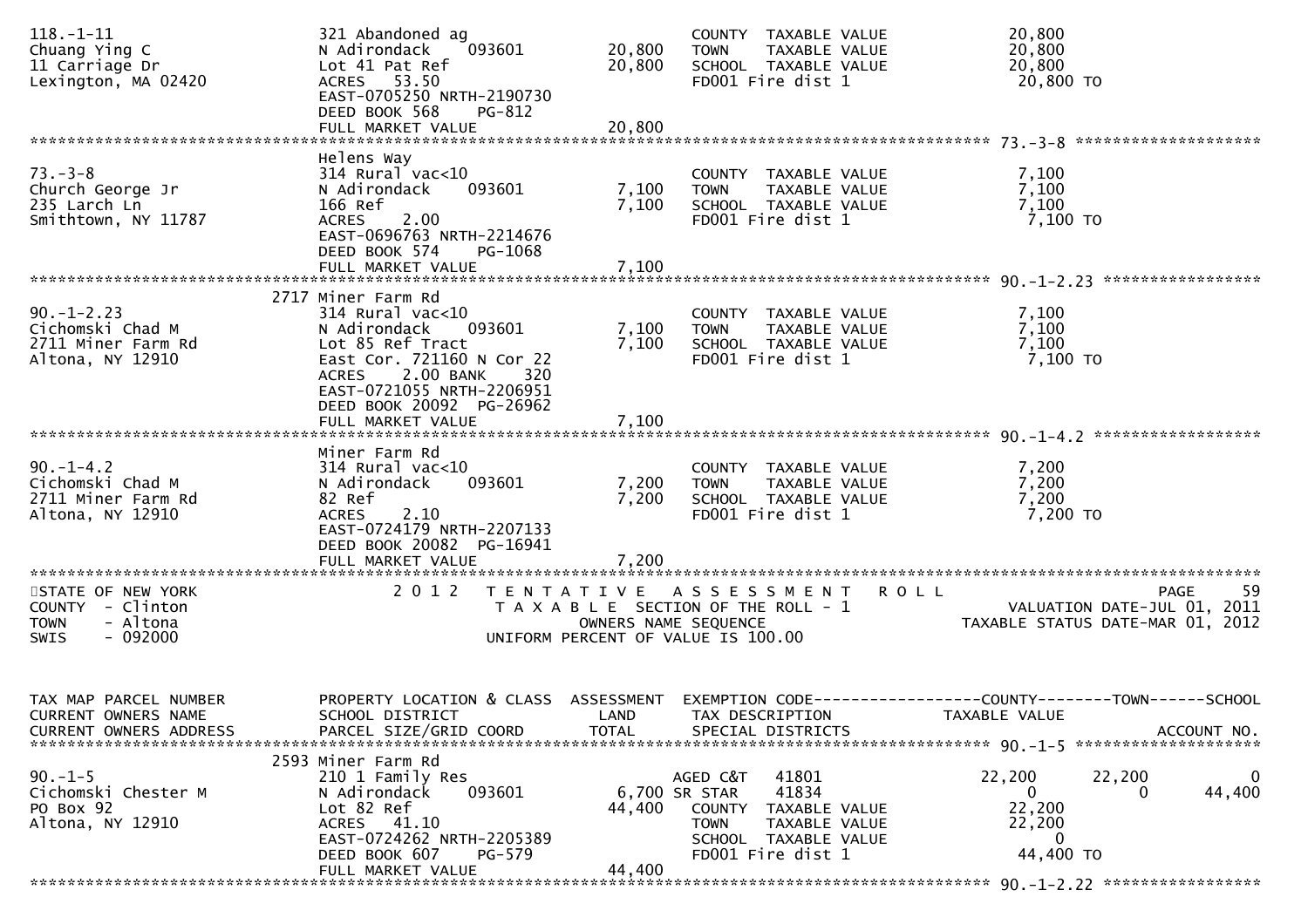```
118.-1-11                      321 Abandoned ag                          COUNTY  TAXABLE VALUE             20,800
Chuang Ying C                  N Adirondack    093601        20,800      TOWN    TAXABLE VALUE             20,800
11 Carriage Dr                 Lot 41 Pat Ref                20,800      SCHOOL  TAXABLE VALUE             20,800
Lexington, MA 02420            ACRES   53.50                             FD001 Fire dist 1                  20,800 TO
                               EAST-0705250 NRTH-2190730
                               DEED BOOK 568     PG-812
                               FULL MARKET VALUE             20,800
******************************************************************************************************* 73.-3-8 ********************
                               Helens Way
73.-3-8                        314 Rural vac<10                          COUNTY  TAXABLE VALUE              7,100
Church George Jr               N Adirondack    093601         7,100      TOWN    TAXABLE VALUE              7,100
235 Larch Ln                   166 Ref                        7,100      SCHOOL  TAXABLE VALUE              7,100
Smithtown, NY 11787            ACRES    2.00                             FD001 Fire dist 1                   7,100 TO
                               EAST-0696763 NRTH-2214676
                               DEED BOOK 574     PG-1068
                               FULL MARKET VALUE              7,100
******************************************************************************************************* 90.-1-2.23 *****************
                          2717 Miner Farm Rd
90.-1-2.23                     314 Rural vac<10                          COUNTY  TAXABLE VALUE              7,100
Cichomski Chad M               N Adirondack    093601         7,100      TOWN    TAXABLE VALUE              7,100
2711 Miner Farm Rd             Lot 85 Ref Tract               7,100      SCHOOL  TAXABLE VALUE              7,100
Altona, NY 12910               East Cor. 721160 N Cor 22                 FD001 Fire dist 1                   7,100 TO
                               ACRES    2.00 BANK     320
                               EAST-0721055 NRTH-2206951
                               DEED BOOK 20092 PG-26962
                               FULL MARKET VALUE              7,100
******************************************************************************************************* 90.-1-4.2 ******************
                               Miner Farm Rd
90.-1-4.2                      314 Rural vac<10                          COUNTY  TAXABLE VALUE              7,200
Cichomski Chad M               N Adirondack    093601         7,200      TOWN    TAXABLE VALUE              7,200
2711 Miner Farm Rd             82 Ref                         7,200      SCHOOL  TAXABLE VALUE              7,200
Altona, NY 12910               ACRES    2.10                             FD001 Fire dist 1                   7,200 TO
                               EAST-0724179 NRTH-2207133
                               DEED BOOK 20082 PG-16941
                               FULL MARKET VALUE              7,200
************************************************************************************************************************************
STATE OF NEW YORK                  2 0 1 2   T E N T A T I V E   A S S E S S M E N T   R O L L                            PAGE    59
COUNTY  - Clinton                          T A X A B L E  SECTION OF THE ROLL - 1                      VALUATION DATE-JUL 01, 2011
TOWN    - Altona                                   OWNERS NAME SEQUENCE                          TAXABLE STATUS DATE-MAR 01, 2012
SWIS    - 092000                          UNIFORM PERCENT OF VALUE IS 100.00


TAX MAP PARCEL NUMBER          PROPERTY LOCATION & CLASS  ASSESSMENT  EXEMPTION CODE------------------COUNTY--------TOWN------SCHOOL
CURRENT OWNERS NAME            SCHOOL DISTRICT               LAND      TAX DESCRIPTION             TAXABLE VALUE
CURRENT OWNERS ADDRESS         PARCEL SIZE/GRID COORD       TOTAL      SPECIAL DISTRICTS                                  ACCOUNT NO.
******************************************************************************************************* 90.-1-5 ********************
                          2593 Miner Farm Rd
90.-1-5                        210 1 Family Res                      AGED C&T   41801             22,200       22,200            0
Cichomski Chester M            N Adirondack    093601         6,700 SR STAR    41834                  0            0       44,400
PO Box 92                      Lot 82 Ref                    44,400   COUNTY  TAXABLE VALUE             22,200
Altona, NY 12910               ACRES   41.10                          TOWN    TAXABLE VALUE             22,200
                               EAST-0724262 NRTH-2205389              SCHOOL  TAXABLE VALUE                  0
                               DEED BOOK 607     PG-579               FD001 Fire dist 1                  44,400 TO
                               FULL MARKET VALUE             44,400
******************************************************************************************************* 90.-1-2.22 *****************
```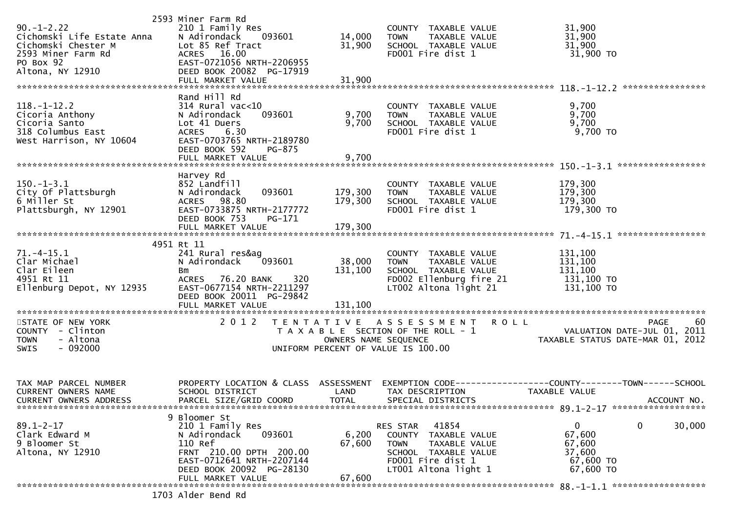| TAX MAP PARCEL NUMBER<br>CURRENT OWNERS NAME<br>CURRENT OWNERS ADDRESS | PROPERTY LOCATION & CLASS<br>SCHOOL DISTRICT<br>PARCEL SIZE/GRID COORD | ASSESSMENT<br>LAND<br>TOTAL | EXEMPTION CODE<br>TAX DESCRIPTION<br>SPECIAL DISTRICTS | COUNTY<br>TAXABLE VALUE | TOWN | SCHOOL<br>ACCOUNT NO. |
|---|---|---|---|---|---|---|
| 90.-1-2.22 | 2593 Miner Farm Rd | | | | | |
| Cichomski Life Estate Anna | 210 1 Family Res | | COUNTY TAXABLE VALUE | 31,900 | | |
| Cichomski Chester M | N Adirondack 093601 | 14,000 | TOWN TAXABLE VALUE | 31,900 | | |
| 2593 Miner Farm Rd | Lot 85 Ref Tract | 31,900 | SCHOOL TAXABLE VALUE | 31,900 | | |
| PO Box 92 | ACRES 16.00 | | FD001 Fire dist 1 | 31,900 TO | | |
| Altona, NY 12910 | EAST-0721056 NRTH-2206955 | | | | | |
| | DEED BOOK 20082 PG-17919 | | | | | |
| | FULL MARKET VALUE | 31,900 | | | | |
| 118.-1-12.2 | Rand Hill Rd | | | | | |
| Cicoria Anthony | 314 Rural vac<10 | | COUNTY TAXABLE VALUE | 9,700 | | |
| Cicoria Santo | N Adirondack 093601 | 9,700 | TOWN TAXABLE VALUE | 9,700 | | |
| 318 Columbus East | Lot 41 Duers | 9,700 | SCHOOL TAXABLE VALUE | 9,700 | | |
| West Harrison, NY 10604 | ACRES 6.30 | | FD001 Fire dist 1 | 9,700 TO | | |
| | EAST-0703765 NRTH-2189780 | | | | | |
| | DEED BOOK 592 PG-875 | | | | | |
| | FULL MARKET VALUE | 9,700 | | | | |
| 150.-1-3.1 | Harvey Rd | | | | | |
| City Of Plattsburgh | 852 Landfill | | COUNTY TAXABLE VALUE | 179,300 | | |
| 6 Miller St | N Adirondack 093601 | 179,300 | TOWN TAXABLE VALUE | 179,300 | | |
| Plattsburgh, NY 12901 | ACRES 98.80 | 179,300 | SCHOOL TAXABLE VALUE | 179,300 | | |
| | EAST-0733875 NRTH-2177772 | | FD001 Fire dist 1 | 179,300 TO | | |
| | DEED BOOK 753 PG-171 | | | | | |
| | FULL MARKET VALUE | 179,300 | | | | |
| 71.-4-15.1 | 4951 Rt 11 | | | | | |
| Clar Michael | 241 Rural res&ag | | COUNTY TAXABLE VALUE | 131,100 | | |
| Clar Eileen | N Adirondack 093601 | 38,000 | TOWN TAXABLE VALUE | 131,100 | | |
| 4951 Rt 11 | Bm | 131,100 | SCHOOL TAXABLE VALUE | 131,100 | | |
| Ellenburg Depot, NY 12935 | ACRES 76.20 BANK 320 | | FD002 Ellenburg fire 21 | 131,100 TO | | |
| | EAST-0677154 NRTH-2211297 | | LT002 Altona light 21 | 131,100 TO | | |
| | DEED BOOK 20011 PG-29842 | | | | | |
| | FULL MARKET VALUE | 131,100 | | | | |

STATE OF NEW YORK — COUNTY - Clinton — TOWN - Altona — SWIS - 092000

2012 TENTATIVE ASSESSMENT ROLL — TAXABLE SECTION OF THE ROLL - 1 — OWNERS NAME SEQUENCE — UNIFORM PERCENT OF VALUE IS 100.00

VALUATION DATE-JUL 01, 2011 — TAXABLE STATUS DATE-MAR 01, 2012

| TAX MAP PARCEL NUMBER<br>CURRENT OWNERS NAME<br>CURRENT OWNERS ADDRESS | PROPERTY LOCATION & CLASS<br>SCHOOL DISTRICT<br>PARCEL SIZE/GRID COORD | ASSESSMENT<br>LAND<br>TOTAL | EXEMPTION CODE<br>TAX DESCRIPTION<br>SPECIAL DISTRICTS | COUNTY<br>TAXABLE VALUE | TOWN | SCHOOL<br>ACCOUNT NO. |
|---|---|---|---|---|---|---|
| 89.1-2-17 | 9 Bloomer St | | | | | |
| Clark Edward M | 210 1 Family Res | | RES STAR 41854 | 0 | 0 | 30,000 |
| 9 Bloomer St | N Adirondack 093601 | 6,200 | COUNTY TAXABLE VALUE | 67,600 | | |
| Altona, NY 12910 | 110 Ref | 67,600 | TOWN TAXABLE VALUE | 67,600 | | |
| | FRNT 210.00 DPTH 200.00 | | SCHOOL TAXABLE VALUE | 37,600 | | |
| | EAST-0712641 NRTH-2207144 | | FD001 Fire dist 1 | 67,600 TO | | |
| | DEED BOOK 20092 PG-28130 | | LT001 Altona light 1 | 67,600 TO | | |
| | FULL MARKET VALUE | 67,600 | | | | |
| 88.-1-1.1 | 1703 Alder Bend Rd | | | | | |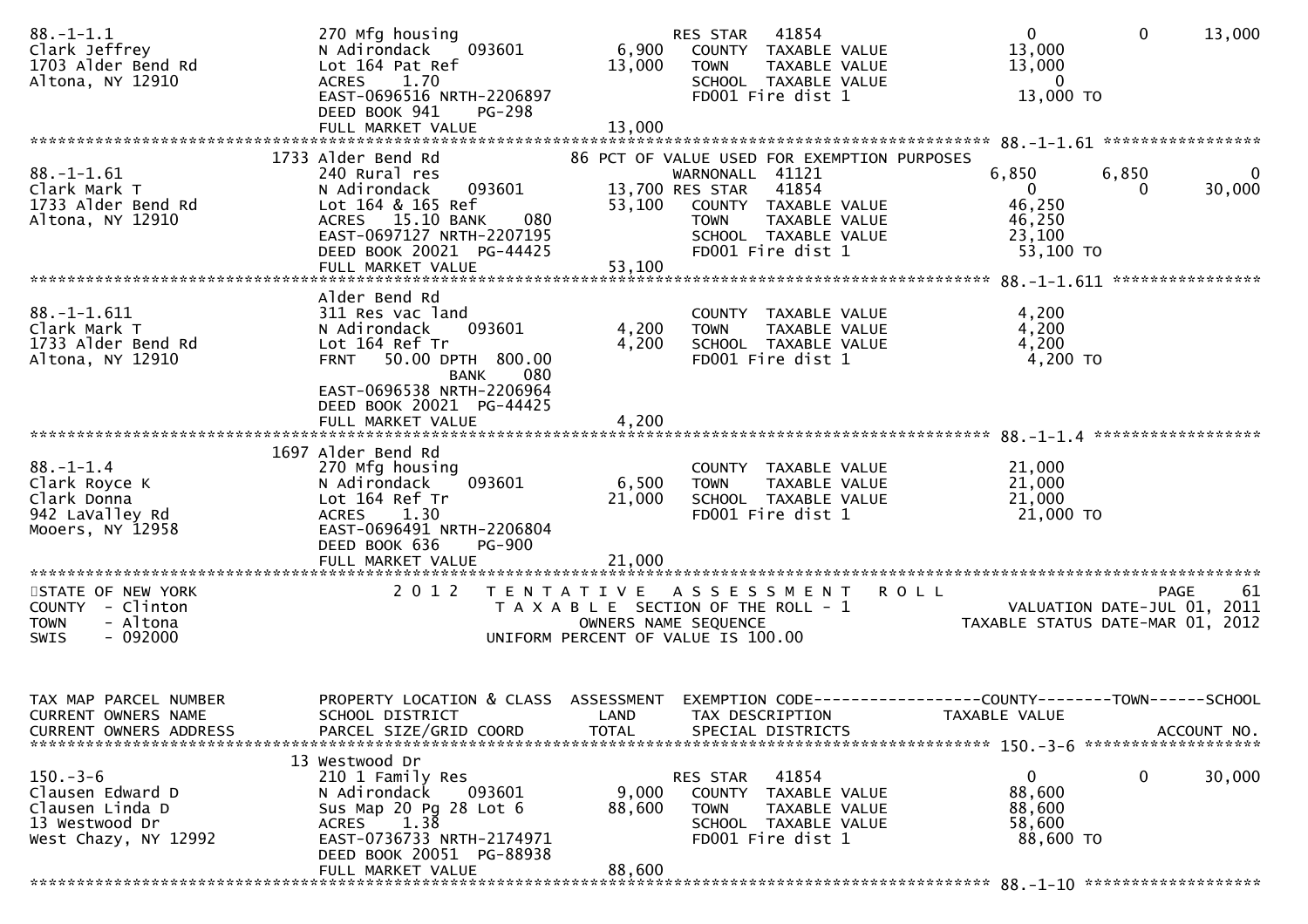```
88.-1-1.1                        270 Mfg housing                     RES STAR   41854                    0          0       13,000
Clark Jeffrey                    N Adirondack    093601      6,900   COUNTY  TAXABLE VALUE          13,000
1703 Alder Bend Rd               Lot 164 Pat Ref            13,000   TOWN    TAXABLE VALUE          13,000
Altona, NY 12910                 ACRES    1.70                       SCHOOL  TAXABLE VALUE               0
                                 EAST-0696516 NRTH-2206897           FD001 Fire dist 1              13,000 TO
                                 DEED BOOK 941    PG-298
                                 FULL MARKET VALUE          13,000
*********************************************************************************************** 88.-1-1.61 *****************
                            1733 Alder Bend Rd              86 PCT OF VALUE USED FOR EXEMPTION PURPOSES
88.-1-1.61                       240 Rural res                       WARNONALL  41121                6,850      6,850           0
Clark Mark T                     N Adirondack    093601     13,700 RES STAR   41854                    0          0       30,000
1733 Alder Bend Rd               Lot 164 & 165 Ref          53,100   COUNTY  TAXABLE VALUE          46,250
Altona, NY 12910                 ACRES   15.10 BANK     080          TOWN    TAXABLE VALUE          46,250
                                 EAST-0697127 NRTH-2207195           SCHOOL  TAXABLE VALUE          23,100
                                 DEED BOOK 20021  PG-44425           FD001 Fire dist 1              53,100 TO
                                 FULL MARKET VALUE          53,100
*********************************************************************************************** 88.-1-1.611 ****************
                                 Alder Bend Rd
88.-1-1.611                      311 Res vac land                    COUNTY  TAXABLE VALUE           4,200
Clark Mark T                     N Adirondack    093601      4,200   TOWN    TAXABLE VALUE           4,200
1733 Alder Bend Rd               Lot 164 Ref Tr              4,200   SCHOOL  TAXABLE VALUE           4,200
Altona, NY 12910                 FRNT   50.00 DPTH 800.00            FD001 Fire dist 1               4,200 TO
                                               BANK     080
                                 EAST-0696538 NRTH-2206964
                                 DEED BOOK 20021  PG-44425
                                 FULL MARKET VALUE           4,200
*********************************************************************************************** 88.-1-1.4 ******************
                            1697 Alder Bend Rd
88.-1-1.4                        270 Mfg housing                     COUNTY  TAXABLE VALUE          21,000
Clark Royce K                    N Adirondack    093601      6,500   TOWN    TAXABLE VALUE          21,000
Clark Donna                      Lot 164 Ref Tr             21,000   SCHOOL  TAXABLE VALUE          21,000
942 LaValley Rd                  ACRES    1.30                       FD001 Fire dist 1              21,000 TO
Mooers, NY 12958                 EAST-0696491 NRTH-2206804
                                 DEED BOOK 636    PG-900
                                 FULL MARKET VALUE          21,000
******************************************************************************************************************************
STATE OF NEW YORK                2 0 1 2   T E N T A T I V E   A S S E S S M E N T   R O L L                          PAGE    61
COUNTY  - Clinton                          T A X A B L E  SECTION OF THE ROLL - 1                  VALUATION DATE-JUL 01, 2011
TOWN    - Altona                                 OWNERS NAME SEQUENCE                         TAXABLE STATUS DATE-MAR 01, 2012
SWIS    - 092000                           UNIFORM PERCENT OF VALUE IS 100.00


TAX MAP PARCEL NUMBER            PROPERTY LOCATION & CLASS  ASSESSMENT  EXEMPTION CODE------------------COUNTY--------TOWN------SCHOOL
CURRENT OWNERS NAME              SCHOOL DISTRICT              LAND      TAX DESCRIPTION              TAXABLE VALUE
CURRENT OWNERS ADDRESS           PARCEL SIZE/GRID COORD       TOTAL     SPECIAL DISTRICTS                                  ACCOUNT NO.
*********************************************************************************************** 150.-3-6 *******************
                              13 Westwood Dr
150.-3-6                         210 1 Family Res                    RES STAR   41854                    0          0       30,000
Clausen Edward D                 N Adirondack    093601      9,000   COUNTY  TAXABLE VALUE          88,600
Clausen Linda D                  Sus Map 20 Pg 28 Lot 6     88,600   TOWN    TAXABLE VALUE          88,600
13 Westwood Dr                   ACRES    1.38                       SCHOOL  TAXABLE VALUE          58,600
West Chazy, NY 12992             EAST-0736733 NRTH-2174971           FD001 Fire dist 1              88,600 TO
                                 DEED BOOK 20051  PG-88938
                                 FULL MARKET VALUE          88,600
*********************************************************************************************** 88.-1-10 *******************
```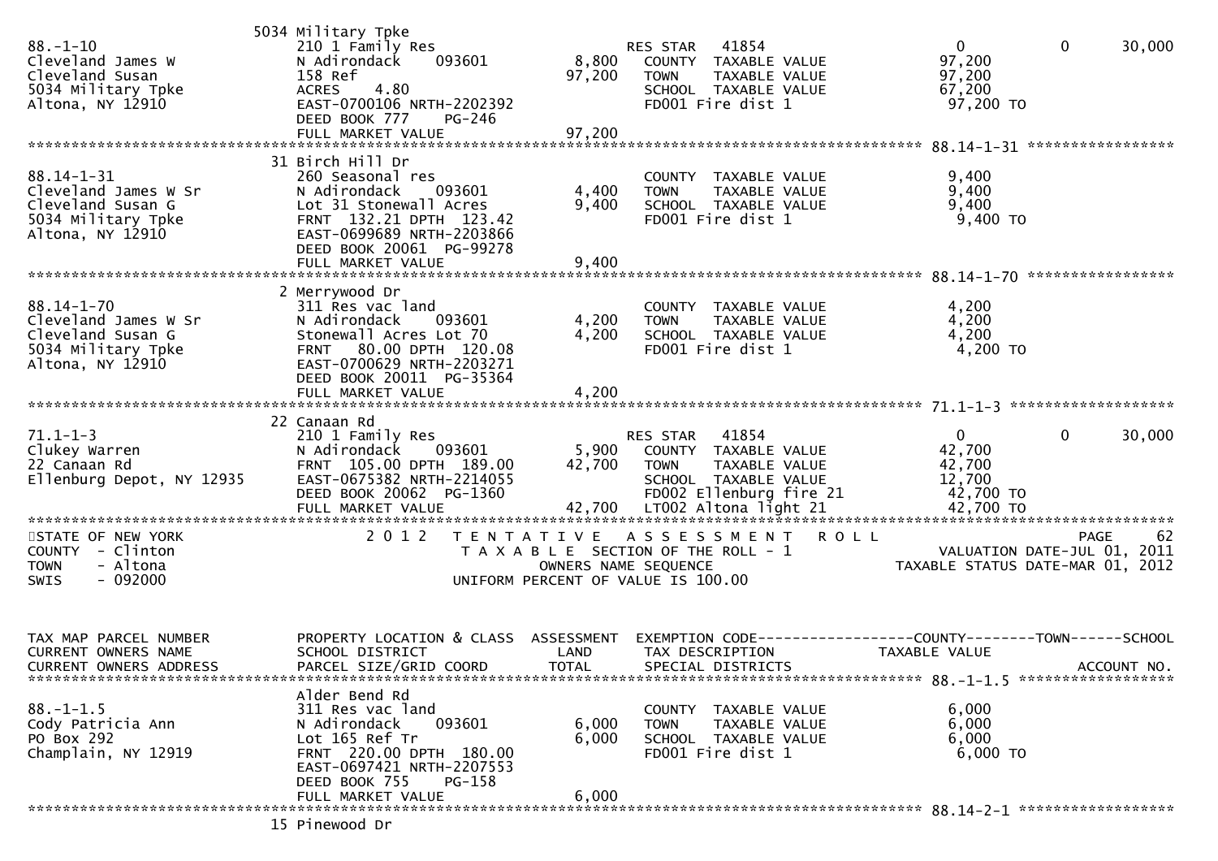```
                              5034 Military Tpke
88.-1-10                      210 1 Family Res                       RES STAR   41854                       0             0       30,000
Cleveland James W             N Adirondack    093601        8,800    COUNTY  TAXABLE VALUE            97,200
Cleveland Susan               158 Ref                      97,200    TOWN    TAXABLE VALUE            97,200
5034 Military Tpke            ACRES    4.80                          SCHOOL  TAXABLE VALUE            67,200
Altona, NY 12910              EAST-0700106 NRTH-2202392              FD001 Fire dist 1                 97,200 TO
                              DEED BOOK 777     PG-246
                              FULL MARKET VALUE            97,200
******************************************************************************************************* 88.14-1-31 *****************
                              31 Birch Hill Dr
88.14-1-31                    260 Seasonal res                       COUNTY  TAXABLE VALUE             9,400
Cleveland James W Sr          N Adirondack    093601        4,400    TOWN    TAXABLE VALUE             9,400
Cleveland Susan G             Lot 31 Stonewall Acres        9,400    SCHOOL  TAXABLE VALUE             9,400
5034 Military Tpke            FRNT  132.21 DPTH  123.42              FD001 Fire dist 1                  9,400 TO
Altona, NY 12910              EAST-0699689 NRTH-2203866
                              DEED BOOK 20061  PG-99278
                              FULL MARKET VALUE             9,400
******************************************************************************************************* 88.14-1-70 *****************
                              2 Merrywood Dr
88.14-1-70                    311 Res vac land                       COUNTY  TAXABLE VALUE             4,200
Cleveland James W Sr          N Adirondack    093601        4,200    TOWN    TAXABLE VALUE             4,200
Cleveland Susan G             Stonewall Acres Lot 70        4,200    SCHOOL  TAXABLE VALUE             4,200
5034 Military Tpke            FRNT   80.00 DPTH  120.08              FD001 Fire dist 1                  4,200 TO
Altona, NY 12910              EAST-0700629 NRTH-2203271
                              DEED BOOK 20011  PG-35364
                              FULL MARKET VALUE             4,200
******************************************************************************************************* 71.1-1-3 *******************
                              22 Canaan Rd
71.1-1-3                      210 1 Family Res                       RES STAR   41854                       0             0       30,000
Clukey Warren                 N Adirondack    093601        5,900    COUNTY  TAXABLE VALUE            42,700
22 Canaan Rd                  FRNT  105.00 DPTH  189.00    42,700    TOWN    TAXABLE VALUE            42,700
Ellenburg Depot, NY 12935     EAST-0675382 NRTH-2214055              SCHOOL  TAXABLE VALUE            12,700
                              DEED BOOK 20062  PG-1360               FD002 Ellenburg fire 21           42,700 TO
                              FULL MARKET VALUE            42,700    LT002 Altona light 21             42,700 TO
************************************************************************************************************************************
STATE OF NEW YORK                2 0 1 2   T E N T A T I V E   A S S E S S M E N T   R O L L                               PAGE    62
COUNTY  - Clinton                          T A X A B L E  SECTION OF THE ROLL - 1                         VALUATION DATE-JUL 01, 2011
TOWN    - Altona                                   OWNERS NAME SEQUENCE                                TAXABLE STATUS DATE-MAR 01, 2012
SWIS    - 092000                              UNIFORM PERCENT OF VALUE IS 100.00


TAX MAP PARCEL NUMBER         PROPERTY LOCATION & CLASS  ASSESSMENT  EXEMPTION CODE------------------COUNTY--------TOWN------SCHOOL
CURRENT OWNERS NAME           SCHOOL DISTRICT               LAND     TAX DESCRIPTION              TAXABLE VALUE
CURRENT OWNERS ADDRESS        PARCEL SIZE/GRID COORD       TOTAL     SPECIAL DISTRICTS                                   ACCOUNT NO.
******************************************************************************************************* 88.-1-1.5 ******************
                              Alder Bend Rd
88.-1-1.5                     311 Res vac land                       COUNTY  TAXABLE VALUE             6,000
Cody Patricia Ann             N Adirondack    093601        6,000    TOWN    TAXABLE VALUE             6,000
PO Box 292                    Lot 165 Ref Tr                6,000    SCHOOL  TAXABLE VALUE             6,000
Champlain, NY 12919           FRNT  220.00 DPTH  180.00              FD001 Fire dist 1                  6,000 TO
                              EAST-0697421 NRTH-2207553
                              DEED BOOK 755     PG-158
                              FULL MARKET VALUE             6,000
******************************************************************************************************* 88.14-2-1 ******************
                              15 Pinewood Dr
```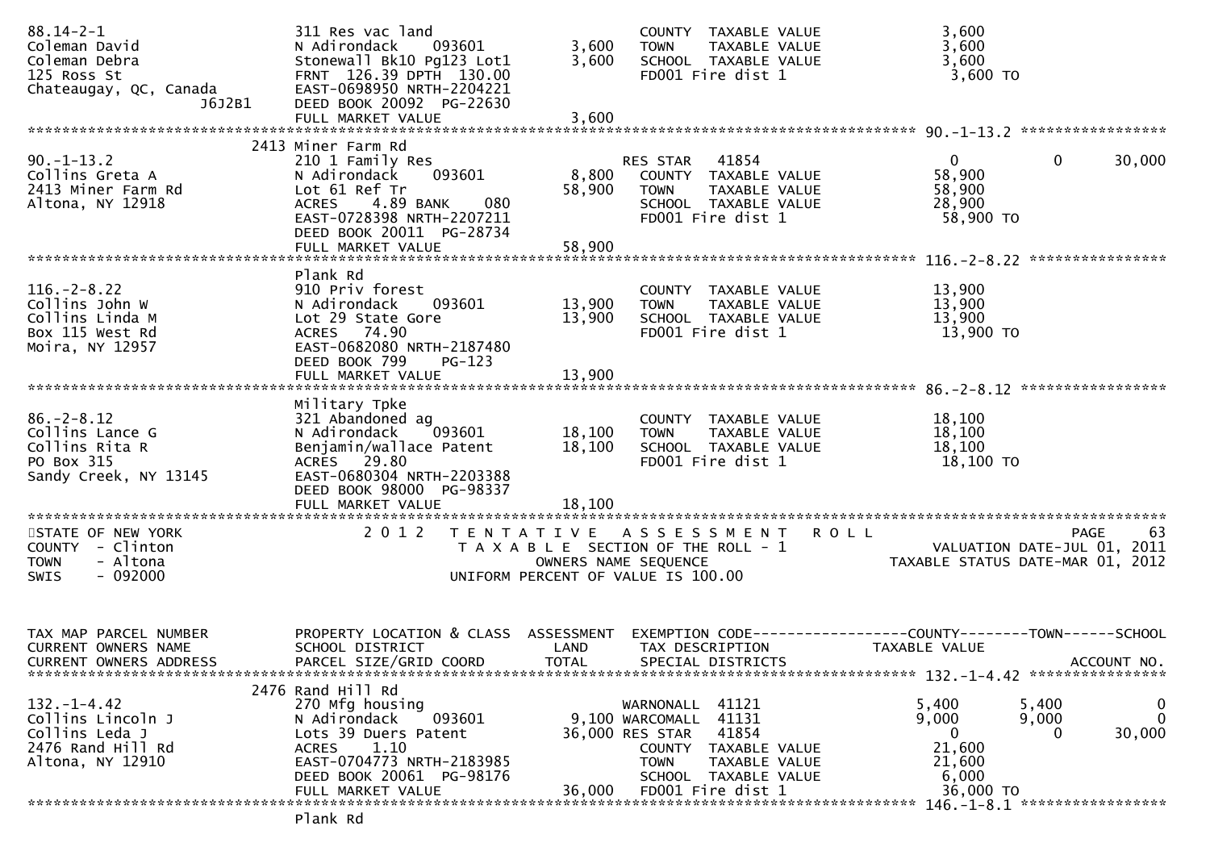```
88.14-2-1                        311 Res vac land                       COUNTY  TAXABLE VALUE             3,600
Coleman David                    N Adirondack    093601        3,600    TOWN    TAXABLE VALUE             3,600
Coleman Debra                    Stonewall Bk10 Pg123 Lot1     3,600    SCHOOL  TAXABLE VALUE             3,600
125 Ross St                      FRNT 126.39 DPTH 130.00                FD001 Fire dist 1                  3,600 TO
Chateaugay, QC, Canada           EAST-0698950 NRTH-2204221
                        J6J2B1   DEED BOOK 20092  PG-22630
                                 FULL MARKET VALUE             3,600
******************************************************************************************************* 90.-1-13.2 *****************
                            2413 Miner Farm Rd
90.-1-13.2                       210 1 Family Res                       RES STAR   41854                  0           0       30,000
Collins Greta A                  N Adirondack    093601        8,800    COUNTY  TAXABLE VALUE            58,900
2413 Miner Farm Rd               Lot 61 Ref Tr                58,900    TOWN    TAXABLE VALUE            58,900
Altona, NY 12918                 ACRES    4.89 BANK     080             SCHOOL  TAXABLE VALUE            28,900
                                 EAST-0728398 NRTH-2207211              FD001 Fire dist 1                 58,900 TO
                                 DEED BOOK 20011  PG-28734
                                 FULL MARKET VALUE            58,900
******************************************************************************************************* 116.-2-8.22 ****************
                                 Plank Rd
116.-2-8.22                      910 Priv forest                        COUNTY  TAXABLE VALUE            13,900
Collins John W                   N Adirondack    093601       13,900    TOWN    TAXABLE VALUE            13,900
Collins Linda M                  Lot 29 State Gore            13,900    SCHOOL  TAXABLE VALUE            13,900
Box 115 West Rd                  ACRES   74.90                          FD001 Fire dist 1                 13,900 TO
Moira, NY 12957                  EAST-0682080 NRTH-2187480
                                 DEED BOOK 799    PG-123
                                 FULL MARKET VALUE            13,900
******************************************************************************************************* 86.-2-8.12 *****************
                                 Military Tpke
86.-2-8.12                       321 Abandoned ag                       COUNTY  TAXABLE VALUE            18,100
Collins Lance G                  N Adirondack    093601       18,100    TOWN    TAXABLE VALUE            18,100
Collins Rita R                   Benjamin/wallace Patent      18,100    SCHOOL  TAXABLE VALUE            18,100
PO Box 315                       ACRES   29.80                          FD001 Fire dist 1                 18,100 TO
Sandy Creek, NY 13145            EAST-0680304 NRTH-2203388
                                 DEED BOOK 98000  PG-98337
                                 FULL MARKET VALUE            18,100
************************************************************************************************************************************
STATE OF NEW YORK                    2 0 1 2   T E N T A T I V E   A S S E S S M E N T   R O L L                      PAGE     63
COUNTY  - Clinton                           T A X A B L E  SECTION OF THE ROLL - 1                 VALUATION DATE-JUL 01, 2011
TOWN    - Altona                                   OWNERS NAME SEQUENCE                       TAXABLE STATUS DATE-MAR 01, 2012
SWIS    - 092000                          UNIFORM PERCENT OF VALUE IS 100.00


TAX MAP PARCEL NUMBER            PROPERTY LOCATION & CLASS  ASSESSMENT  EXEMPTION CODE------------------COUNTY--------TOWN------SCHOOL
CURRENT OWNERS NAME              SCHOOL DISTRICT               LAND     TAX DESCRIPTION              TAXABLE VALUE
CURRENT OWNERS ADDRESS           PARCEL SIZE/GRID COORD       TOTAL     SPECIAL DISTRICTS                                  ACCOUNT NO.
******************************************************************************************************* 132.-1-4.42 ****************
                            2476 Rand Hill Rd
132.-1-4.42                      270 Mfg housing                        WARNONALL  41121              5,400       5,400            0
Collins Lincoln J                N Adirondack    093601        9,100 WARCOMALL  41131              9,000       9,000            0
Collins Leda J                   Lots 39 Duers Patent         36,000 RES STAR   41854                  0           0       30,000
2476 Rand Hill Rd                ACRES    1.10                          COUNTY  TAXABLE VALUE            21,600
Altona, NY 12910                 EAST-0704773 NRTH-2183985              TOWN    TAXABLE VALUE            21,600
                                 DEED BOOK 20061  PG-98176              SCHOOL  TAXABLE VALUE             6,000
                                 FULL MARKET VALUE            36,000    FD001 Fire dist 1                 36,000 TO
******************************************************************************************************* 146.-1-8.1 *****************
                                 Plank Rd
```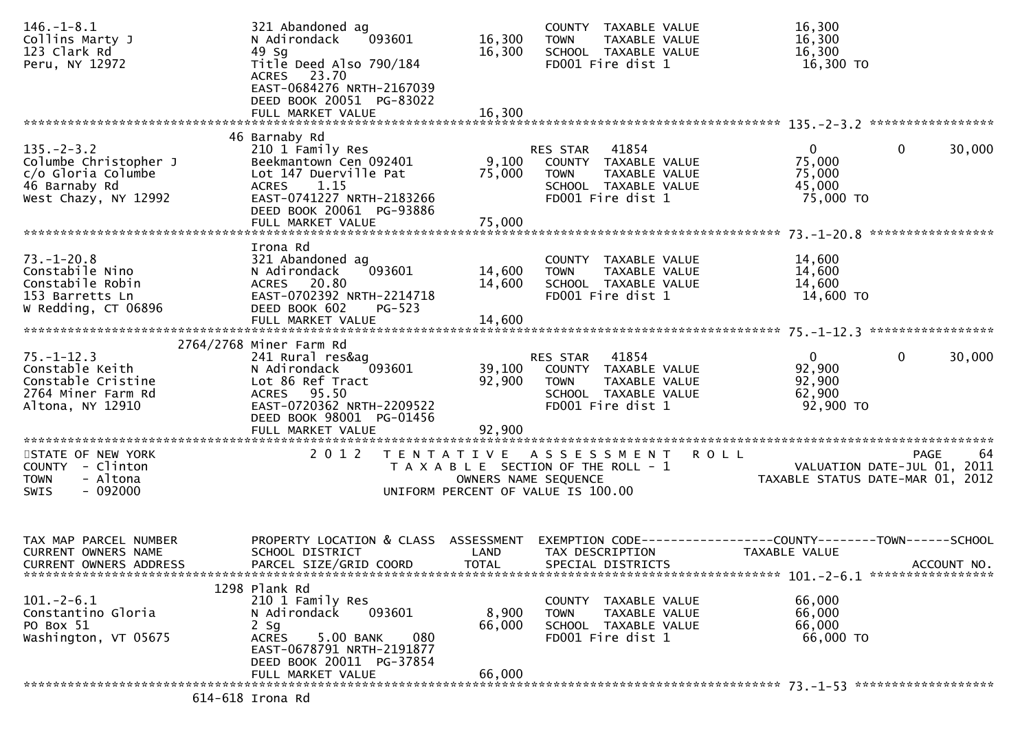```
146.-1-8.1                      321 Abandoned ag                     COUNTY  TAXABLE VALUE            16,300
Collins Marty J                 N Adirondack    093601     16,300    TOWN    TAXABLE VALUE            16,300
123 Clark Rd                    49 Sg                      16,300    SCHOOL  TAXABLE VALUE            16,300
Peru, NY 12972                  Title Deed Also 790/184              FD001 Fire dist 1                 16,300 TO
                                ACRES   23.70
                                EAST-0684276 NRTH-2167039
                                DEED BOOK 20051  PG-83022
                                FULL MARKET VALUE          16,300
******************************************************************************************************* 135.-2-3.2 *****************
                         46 Barnaby Rd
135.-2-3.2                      210 1 Family Res                     RES STAR   41854                 0              0        30,000
Columbe Christopher J           Beekmantown Cen 092401      9,100    COUNTY  TAXABLE VALUE            75,000
c/o Gloria Columbe              Lot 147 Duerville Pat      75,000    TOWN    TAXABLE VALUE            75,000
46 Barnaby Rd                   ACRES    1.15                        SCHOOL  TAXABLE VALUE            45,000
West Chazy, NY 12992            EAST-0741227 NRTH-2183266            FD001 Fire dist 1                 75,000 TO
                                DEED BOOK 20061  PG-93886
                                FULL MARKET VALUE          75,000
******************************************************************************************************* 73.-1-20.8 *****************
                                Irona Rd
73.-1-20.8                      321 Abandoned ag                     COUNTY  TAXABLE VALUE            14,600
Constabile Nino                 N Adirondack    093601     14,600    TOWN    TAXABLE VALUE            14,600
Constabile Robin                ACRES   20.80              14,600    SCHOOL  TAXABLE VALUE            14,600
153 Barretts Ln                 EAST-0702392 NRTH-2214718            FD001 Fire dist 1                 14,600 TO
W Redding, CT 06896             DEED BOOK 602    PG-523
                                FULL MARKET VALUE          14,600
******************************************************************************************************* 75.-1-12.3 *****************
                    2764/2768 Miner Farm Rd
75.-1-12.3                      241 Rural res&ag                     RES STAR   41854                 0              0        30,000
Constable Keith                 N Adirondack    093601     39,100    COUNTY  TAXABLE VALUE            92,900
Constable Cristine              Lot 86 Ref Tract           92,900    TOWN    TAXABLE VALUE            92,900
2764 Miner Farm Rd              ACRES   95.50                        SCHOOL  TAXABLE VALUE            62,900
Altona, NY 12910                EAST-0720362 NRTH-2209522            FD001 Fire dist 1                 92,900 TO
                                DEED BOOK 98001  PG-01456
                                FULL MARKET VALUE          92,900
************************************************************************************************************************************
STATE OF NEW YORK                  2 0 1 2   T E N T A T I V E   A S S E S S M E N T   R O L L                       PAGE     64
COUNTY  - Clinton                          T A X A B L E  SECTION OF THE ROLL - 1                 VALUATION DATE-JUL 01, 2011
TOWN    - Altona                                 OWNERS NAME SEQUENCE                        TAXABLE STATUS DATE-MAR 01, 2012
SWIS    - 092000                          UNIFORM PERCENT OF VALUE IS 100.00


TAX MAP PARCEL NUMBER           PROPERTY LOCATION & CLASS  ASSESSMENT  EXEMPTION CODE------------------COUNTY--------TOWN------SCHOOL
CURRENT OWNERS NAME             SCHOOL DISTRICT              LAND      TAX DESCRIPTION              TAXABLE VALUE
CURRENT OWNERS ADDRESS          PARCEL SIZE/GRID COORD       TOTAL     SPECIAL DISTRICTS                                 ACCOUNT NO.
******************************************************************************************************* 101.-2-6.1 *****************
                         1298 Plank Rd
101.-2-6.1                      210 1 Family Res                     COUNTY  TAXABLE VALUE            66,000
Constantino Gloria              N Adirondack    093601      8,900    TOWN    TAXABLE VALUE            66,000
PO Box 51                       2 Sg                       66,000    SCHOOL  TAXABLE VALUE            66,000
Washington, VT 05675            ACRES    5.00 BANK    080            FD001 Fire dist 1                 66,000 TO
                                EAST-0678791 NRTH-2191877
                                DEED BOOK 20011  PG-37854
                                FULL MARKET VALUE          66,000
******************************************************************************************************* 73.-1-53 *******************
                      614-618 Irona Rd
```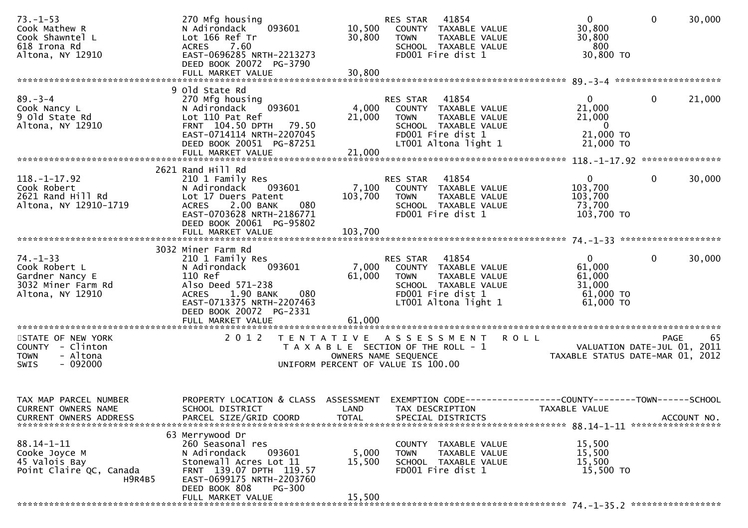```
73.-1-53                         270 Mfg housing                      RES STAR   41854                     0          0     30,000
Cook Mathew R                    N Adirondack     093601     10,500   COUNTY  TAXABLE VALUE           30,800
Cook Shawntel L                  Lot 166 Ref Tr              30,800   TOWN    TAXABLE VALUE           30,800
618 Irona Rd                     ACRES    7.60                        SCHOOL  TAXABLE VALUE              800
Altona, NY 12910                 EAST-0696285 NRTH-2213273            FD001 Fire dist 1               30,800 TO
                                 DEED BOOK 20072  PG-3790
                                 FULL MARKET VALUE           30,800
******************************************************************************************************* 89.-3-4 ********************
                               9 Old State Rd
89.-3-4                          270 Mfg housing                      RES STAR   41854                     0          0     21,000
Cook Nancy L                     N Adirondack     093601      4,000   COUNTY  TAXABLE VALUE           21,000
9 Old State Rd                   Lot 110 Pat Ref             21,000   TOWN    TAXABLE VALUE           21,000
Altona, NY 12910                 FRNT 104.50 DPTH  79.50              SCHOOL  TAXABLE VALUE                0
                                 EAST-0714114 NRTH-2207045            FD001 Fire dist 1               21,000 TO
                                 DEED BOOK 20051  PG-87251            LT001 Altona light 1            21,000 TO
                                 FULL MARKET VALUE           21,000
******************************************************************************************************* 118.-1-17.92 ***************
                            2621 Rand Hill Rd
118.-1-17.92                     210 1 Family Res                     RES STAR   41854                     0          0     30,000
Cook Robert                      N Adirondack     093601      7,100   COUNTY  TAXABLE VALUE          103,700
2621 Rand Hill Rd                Lot 17 Duers Patent        103,700   TOWN    TAXABLE VALUE          103,700
Altona, NY 12910-1719            ACRES    2.00 BANK     080           SCHOOL  TAXABLE VALUE           73,700
                                 EAST-0703628 NRTH-2186771            FD001 Fire dist 1              103,700 TO
                                 DEED BOOK 20061  PG-95802
                                 FULL MARKET VALUE          103,700
******************************************************************************************************* 74.-1-33 *******************
                            3032 Miner Farm Rd
74.-1-33                         210 1 Family Res                     RES STAR   41854                     0          0     30,000
Cook Robert L                    N Adirondack     093601      7,000   COUNTY  TAXABLE VALUE           61,000
Gardner Nancy E                  110 Ref                     61,000   TOWN    TAXABLE VALUE           61,000
3032 Miner Farm Rd               Also Deed 571-238                    SCHOOL  TAXABLE VALUE           31,000
Altona, NY 12910                 ACRES    1.90 BANK     080           FD001 Fire dist 1               61,000 TO
                                 EAST-0713375 NRTH-2207463            LT001 Altona light 1            61,000 TO
                                 DEED BOOK 20072  PG-2331
                                 FULL MARKET VALUE           61,000
************************************************************************************************************************************
STATE OF NEW YORK                2 0 1 2   T E N T A T I V E   A S S E S S M E N T   R O L L                              PAGE    65
COUNTY  - Clinton                          T A X A B L E  SECTION OF THE ROLL - 1                       VALUATION DATE-JUL 01, 2011
TOWN    - Altona                                  OWNERS NAME SEQUENCE                              TAXABLE STATUS DATE-MAR 01, 2012
SWIS    - 092000                           UNIFORM PERCENT OF VALUE IS 100.00


TAX MAP PARCEL NUMBER            PROPERTY LOCATION & CLASS  ASSESSMENT  EXEMPTION CODE------------------COUNTY--------TOWN------SCHOOL
CURRENT OWNERS NAME              SCHOOL DISTRICT               LAND      TAX DESCRIPTION              TAXABLE VALUE
CURRENT OWNERS ADDRESS           PARCEL SIZE/GRID COORD        TOTAL     SPECIAL DISTRICTS                                 ACCOUNT NO.
******************************************************************************************************* 88.14-1-11 *****************
                              63 Merrywood Dr
88.14-1-11                       260 Seasonal res                     COUNTY  TAXABLE VALUE           15,500
Cooke Joyce M                    N Adirondack     093601      5,000   TOWN    TAXABLE VALUE           15,500
45 Valois Bay                    Stonewall Acres Lot 11      15,500   SCHOOL  TAXABLE VALUE           15,500
Point Claire QC, Canada          FRNT 139.07 DPTH 119.57              FD001 Fire dist 1               15,500 TO
                        H9R4B5   EAST-0699175 NRTH-2203760
                                 DEED BOOK 808     PG-300
                                 FULL MARKET VALUE           15,500
******************************************************************************************************* 74.-1-35.2 *****************
```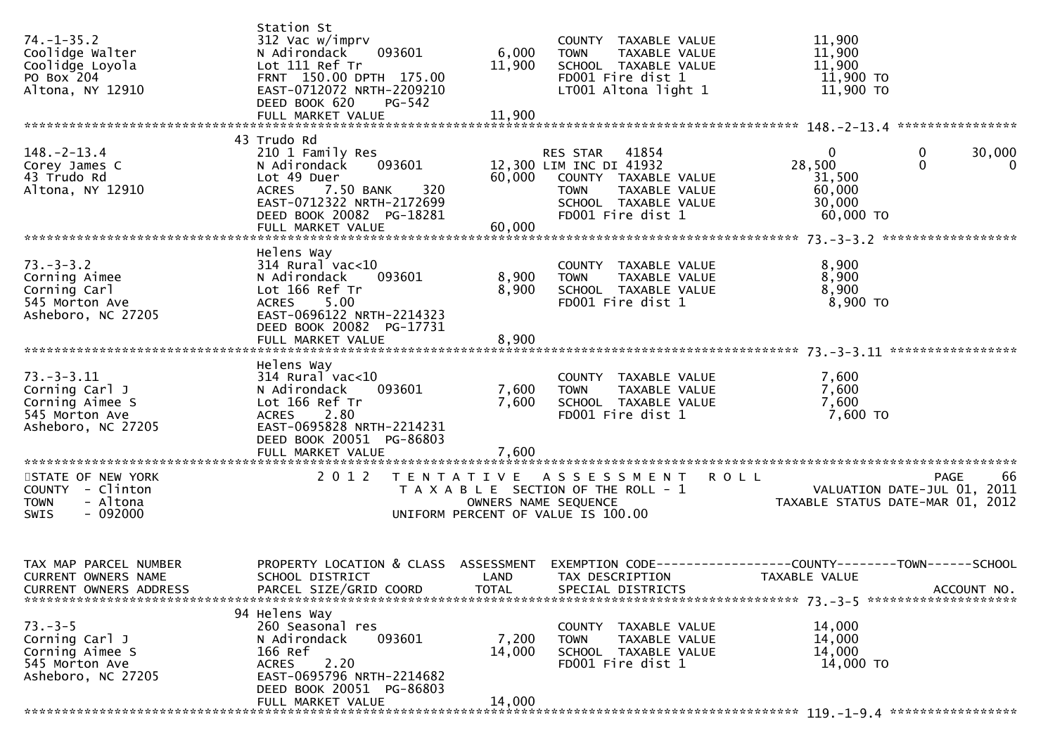| TAX MAP PARCEL NUMBER<br>CURRENT OWNERS NAME<br>CURRENT OWNERS ADDRESS | PROPERTY LOCATION & CLASS<br>SCHOOL DISTRICT<br>PARCEL SIZE/GRID COORD | ASSESSMENT LAND | TOTAL | EXEMPTION CODE<br>TAX DESCRIPTION<br>SPECIAL DISTRICTS | COUNTY TAXABLE VALUE | TOWN | SCHOOL | ACCOUNT NO. |
|---|---|---|---|---|---|---|---|---|
| 74.-1-35.2 | Station St | | | | | | | |
| Coolidge Walter | 312 Vac w/imprv | | | COUNTY TAXABLE VALUE | 11,900 | | | |
| Coolidge Loyola | N Adirondack 093601 | 6,000 | | TOWN TAXABLE VALUE | 11,900 | | | |
| PO Box 204 | Lot 111 Ref Tr | | 11,900 | SCHOOL TAXABLE VALUE | 11,900 | | | |
| Altona, NY 12910 | FRNT 150.00 DPTH 175.00 | | | FD001 Fire dist 1 | 11,900 TO | | | |
| | EAST-0712072 NRTH-2209210 | | | LT001 Altona light 1 | 11,900 TO | | | |
| | DEED BOOK 620 PG-542 | | | | | | | |
| | FULL MARKET VALUE | | 11,900 | | | | | |
| 148.-2-13.4 | 43 Trudo Rd | | | | | | | |
| Corey James C | 210 1 Family Res | | | RES STAR 41854 | 0 | 0 | 30,000 | |
| 43 Trudo Rd | N Adirondack 093601 | 12,300 | | LIM INC DI 41932 | 28,500 | 0 | 0 | |
| Altona, NY 12910 | Lot 49 Duer | | 60,000 | COUNTY TAXABLE VALUE | 31,500 | | | |
| | ACRES 7.50 BANK 320 | | | TOWN TAXABLE VALUE | 60,000 | | | |
| | EAST-0712322 NRTH-2172699 | | | SCHOOL TAXABLE VALUE | 30,000 | | | |
| | DEED BOOK 20082 PG-18281 | | | FD001 Fire dist 1 | 60,000 TO | | | |
| | FULL MARKET VALUE | | 60,000 | | | | | |
| 73.-3-3.2 | Helens Way | | | | | | | |
| Corning Aimee | 314 Rural vac<10 | | | COUNTY TAXABLE VALUE | 8,900 | | | |
| Corning Carl | N Adirondack 093601 | 8,900 | | TOWN TAXABLE VALUE | 8,900 | | | |
| 545 Morton Ave | Lot 166 Ref Tr | | 8,900 | SCHOOL TAXABLE VALUE | 8,900 | | | |
| Asheboro, NC 27205 | ACRES 5.00 | | | FD001 Fire dist 1 | 8,900 TO | | | |
| | EAST-0696122 NRTH-2214323 | | | | | | | |
| | DEED BOOK 20082 PG-17731 | | | | | | | |
| | FULL MARKET VALUE | | 8,900 | | | | | |
| 73.-3-3.11 | Helens Way | | | | | | | |
| Corning Carl J | 314 Rural vac<10 | | | COUNTY TAXABLE VALUE | 7,600 | | | |
| Corning Aimee S | N Adirondack 093601 | 7,600 | | TOWN TAXABLE VALUE | 7,600 | | | |
| 545 Morton Ave | Lot 166 Ref Tr | | 7,600 | SCHOOL TAXABLE VALUE | 7,600 | | | |
| Asheboro, NC 27205 | ACRES 2.80 | | | FD001 Fire dist 1 | 7,600 TO | | | |
| | EAST-0695828 NRTH-2214231 | | | | | | | |
| | DEED BOOK 20051 PG-86803 | | | | | | | |
| | FULL MARKET VALUE | | 7,600 | | | | | |

STATE OF NEW YORK — COUNTY - Clinton — TOWN - Altona — SWIS - 092000

2012 TENTATIVE ASSESSMENT ROLL
TAXABLE SECTION OF THE ROLL - 1
OWNERS NAME SEQUENCE
UNIFORM PERCENT OF VALUE IS 100.00

VALUATION DATE-JUL 01, 2011
TAXABLE STATUS DATE-MAR 01, 2012

| TAX MAP PARCEL NUMBER<br>CURRENT OWNERS NAME<br>CURRENT OWNERS ADDRESS | PROPERTY LOCATION & CLASS<br>SCHOOL DISTRICT<br>PARCEL SIZE/GRID COORD | ASSESSMENT LAND | TOTAL | EXEMPTION CODE<br>TAX DESCRIPTION<br>SPECIAL DISTRICTS | COUNTY TAXABLE VALUE | TOWN | SCHOOL | ACCOUNT NO. |
|---|---|---|---|---|---|---|---|---|
| 73.-3-5 | 94 Helens Way | | | | | | | |
| Corning Carl J | 260 Seasonal res | | | COUNTY TAXABLE VALUE | 14,000 | | | |
| Corning Aimee S | N Adirondack 093601 | 7,200 | | TOWN TAXABLE VALUE | 14,000 | | | |
| 545 Morton Ave | 166 Ref | | 14,000 | SCHOOL TAXABLE VALUE | 14,000 | | | |
| Asheboro, NC 27205 | ACRES 2.20 | | | FD001 Fire dist 1 | 14,000 TO | | | |
| | EAST-0695796 NRTH-2214682 | | | | | | | |
| | DEED BOOK 20051 PG-86803 | | | | | | | |
| | FULL MARKET VALUE | | 14,000 | | | | | |
| 119.-1-9.4 | | | | | | | | |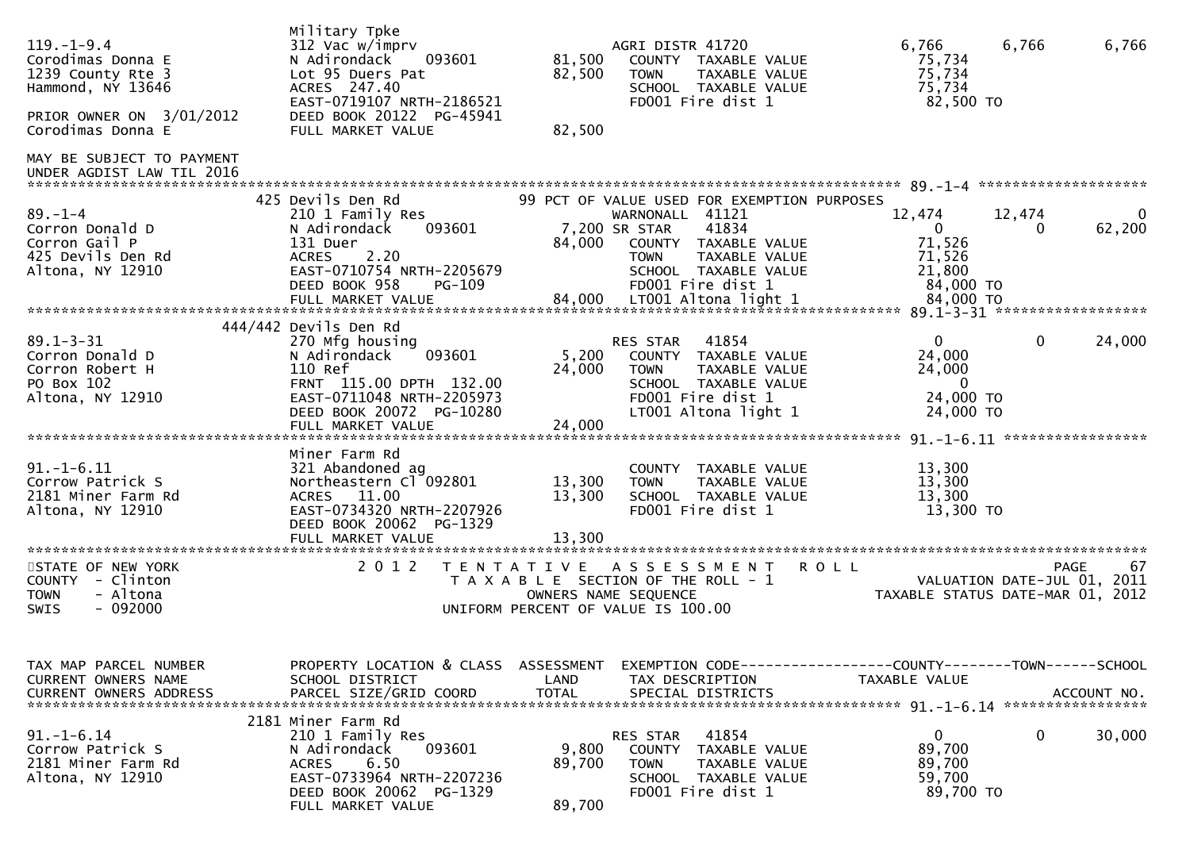```
119.-1-9.4                   Military Tpke
119.-1-9.4                   312 Vac w/imprv                      AGRI DISTR 41720               6,766      6,766      6,766
Corodimas Donna E            N Adirondack     093601     81,500     COUNTY  TAXABLE VALUE        75,734
1239 County Rte 3            Lot 95 Duers Pat            82,500     TOWN    TAXABLE VALUE        75,734
Hammond, NY 13646            ACRES  247.40                          SCHOOL  TAXABLE VALUE        75,734
                             EAST-0719107 NRTH-2186521              FD001 Fire dist 1             82,500 TO
PRIOR OWNER ON  3/01/2012    DEED BOOK 20122  PG-45941
Corodimas Donna E            FULL MARKET VALUE           82,500

MAY BE SUBJECT TO PAYMENT
UNDER AGDIST LAW TIL 2016
******************************************************************************************************* 89.-1-4 ********************
                             425 Devils Den Rd           99 PCT OF VALUE USED FOR EXEMPTION PURPOSES
89.-1-4                      210 1 Family Res                    WARNONALL  41121              12,474     12,474          0
Corron Donald D              N Adirondack     093601      7,200 SR STAR    41834                   0          0     62,200
Corron Gail P                131 Duer                    84,000     COUNTY  TAXABLE VALUE        71,526
425 Devils Den Rd            ACRES    2.20                          TOWN    TAXABLE VALUE        71,526
Altona, NY 12910             EAST-0710754 NRTH-2205679              SCHOOL  TAXABLE VALUE        21,800
                             DEED BOOK 958     PG-109               FD001 Fire dist 1             84,000 TO
                             FULL MARKET VALUE           84,000     LT001 Altona light 1          84,000 TO
******************************************************************************************************* 89.1-3-31 ******************
                             444/442 Devils Den Rd
89.1-3-31                    270 Mfg housing                      RES STAR   41854                   0          0     24,000
Corron Donald D              N Adirondack     093601      5,200     COUNTY  TAXABLE VALUE        24,000
Corron Robert H              110 Ref                     24,000     TOWN    TAXABLE VALUE        24,000
PO Box 102                   FRNT 115.00 DPTH 132.00                SCHOOL  TAXABLE VALUE             0
Altona, NY 12910             EAST-0711048 NRTH-2205973              FD001 Fire dist 1             24,000 TO
                             DEED BOOK 20072  PG-10280              LT001 Altona light 1          24,000 TO
                             FULL MARKET VALUE           24,000
******************************************************************************************************* 91.-1-6.11 *****************
                             Miner Farm Rd
91.-1-6.11                   321 Abandoned ag                       COUNTY  TAXABLE VALUE        13,300
Corrow Patrick S             Northeastern Cl 092801      13,300     TOWN    TAXABLE VALUE        13,300
2181 Miner Farm Rd           ACRES   11.00               13,300     SCHOOL  TAXABLE VALUE        13,300
Altona, NY 12910             EAST-0734320 NRTH-2207926              FD001 Fire dist 1             13,300 TO
                             DEED BOOK 20062  PG-1329
                             FULL MARKET VALUE           13,300
************************************************************************************************************************************
STATE OF NEW YORK                  2 0 1 2   T E N T A T I V E   A S S E S S M E N T   R O L L                          PAGE    67
COUNTY  - Clinton                            T A X A B L E  SECTION OF THE ROLL - 1                  VALUATION DATE-JUL 01, 2011
TOWN    - Altona                                  OWNERS NAME SEQUENCE                          TAXABLE STATUS DATE-MAR 01, 2012
SWIS    - 092000                             UNIFORM PERCENT OF VALUE IS 100.00


TAX MAP PARCEL NUMBER        PROPERTY LOCATION & CLASS  ASSESSMENT  EXEMPTION CODE------------------COUNTY--------TOWN------SCHOOL
CURRENT OWNERS NAME          SCHOOL DISTRICT               LAND      TAX DESCRIPTION              TAXABLE VALUE
CURRENT OWNERS ADDRESS       PARCEL SIZE/GRID COORD        TOTAL     SPECIAL DISTRICTS                                 ACCOUNT NO.
******************************************************************************************************* 91.-1-6.14 *****************
                             2181 Miner Farm Rd
91.-1-6.14                   210 1 Family Res                     RES STAR   41854                   0          0     30,000
Corrow Patrick S             N Adirondack     093601      9,800     COUNTY  TAXABLE VALUE        89,700
2181 Miner Farm Rd           ACRES    6.50               89,700     TOWN    TAXABLE VALUE        89,700
Altona, NY 12910             EAST-0733964 NRTH-2207236              SCHOOL  TAXABLE VALUE        59,700
                             DEED BOOK 20062  PG-1329               FD001 Fire dist 1             89,700 TO
                             FULL MARKET VALUE           89,700
```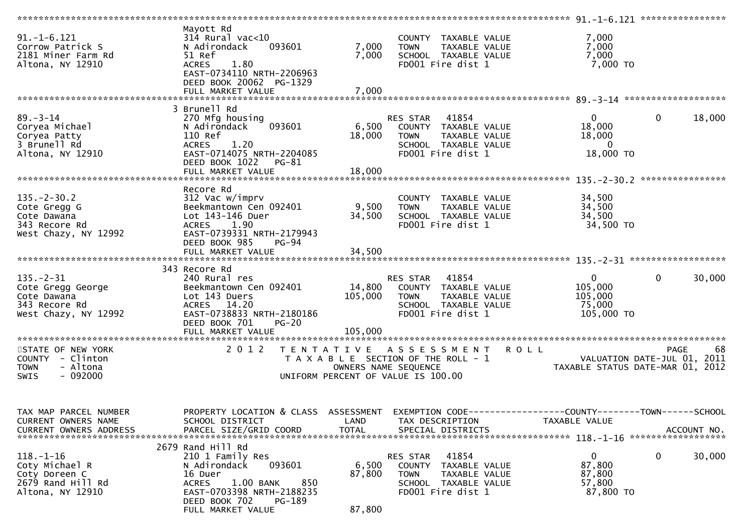```
******************************************************************************************************* 91.-1-6.121 ****************
                        Mayott Rd
91.-1-6.121             314 Rural vac<10                          COUNTY  TAXABLE VALUE            7,000
Corrow Patrick S        N Adirondack    093601        7,000       TOWN    TAXABLE VALUE            7,000
2181 Miner Farm Rd      51 Ref                        7,000       SCHOOL  TAXABLE VALUE            7,000
Altona, NY 12910        ACRES    1.80                             FD001 Fire dist 1                 7,000 TO
                        EAST-0734110 NRTH-2206963
                        DEED BOOK 20062  PG-1329
                        FULL MARKET VALUE             7,000
******************************************************************************************************* 89.-3-14 *******************
                        3 Brunell Rd
89.-3-14                270 Mfg housing                           RES STAR   41854                  0             0       18,000
Coryea Michael          N Adirondack    093601        6,500       COUNTY  TAXABLE VALUE           18,000
Coryea Patty            110 Ref                      18,000       TOWN    TAXABLE VALUE           18,000
3 Brunell Rd            ACRES    1.20                             SCHOOL  TAXABLE VALUE                0
Altona, NY 12910        EAST-0714075 NRTH-2204085                 FD001 Fire dist 1                18,000 TO
                        DEED BOOK 1022   PG-81
                        FULL MARKET VALUE            18,000
******************************************************************************************************* 135.-2-30.2 ****************
                        Recore Rd
135.-2-30.2             312 Vac w/imprv                           COUNTY  TAXABLE VALUE           34,500
Cote Gregg G            Beekmantown Cen 092401        9,500       TOWN    TAXABLE VALUE           34,500
Cote Dawana             Lot 143-146 Duer             34,500       SCHOOL  TAXABLE VALUE           34,500
343 Recore Rd           ACRES    1.90                             FD001 Fire dist 1                34,500 TO
West Chazy, NY 12992    EAST-0739331 NRTH-2179943
                        DEED BOOK 985    PG-94
                        FULL MARKET VALUE            34,500
******************************************************************************************************* 135.-2-31 ******************
                        343 Recore Rd
135.-2-31               240 Rural res                             RES STAR   41854                  0             0       30,000
Cote Gregg George       Beekmantown Cen 092401       14,800       COUNTY  TAXABLE VALUE          105,000
Cote Dawana             Lot 143 Duers               105,000       TOWN    TAXABLE VALUE          105,000
343 Recore Rd           ACRES   14.20                             SCHOOL  TAXABLE VALUE           75,000
West Chazy, NY 12992    EAST-0738833 NRTH-2180186                 FD001 Fire dist 1               105,000 TO
                        DEED BOOK 701    PG-20
                        FULL MARKET VALUE           105,000
************************************************************************************************************************************
STATE OF NEW YORK              2 0 1 2   T E N T A T I V E   A S S E S S M E N T   R O L L                                PAGE    68
COUNTY  - Clinton                    T A X A B L E  SECTION OF THE ROLL - 1                         VALUATION DATE-JUL 01, 2011
TOWN    - Altona                           OWNERS NAME SEQUENCE                                   TAXABLE STATUS DATE-MAR 01, 2012
SWIS    - 092000                     UNIFORM PERCENT OF VALUE IS 100.00


TAX MAP PARCEL NUMBER   PROPERTY LOCATION & CLASS  ASSESSMENT  EXEMPTION CODE------------------COUNTY--------TOWN------SCHOOL
CURRENT OWNERS NAME     SCHOOL DISTRICT              LAND      TAX DESCRIPTION                TAXABLE VALUE
CURRENT OWNERS ADDRESS  PARCEL SIZE/GRID COORD       TOTAL     SPECIAL DISTRICTS                                      ACCOUNT NO.
******************************************************************************************************* 118.-1-16 ******************
                        2679 Rand Hill Rd
118.-1-16               210 1 Family Res                          RES STAR   41854                  0             0       30,000
Coty Michael R          N Adirondack    093601        6,500       COUNTY  TAXABLE VALUE           87,800
Coty Doreen C           16 Duer                      87,800       TOWN    TAXABLE VALUE           87,800
2679 Rand Hill Rd       ACRES    1.00 BANK     850                SCHOOL  TAXABLE VALUE           57,800
Altona, NY 12910        EAST-0703398 NRTH-2188235                 FD001 Fire dist 1                87,800 TO
                        DEED BOOK 702    PG-189
                        FULL MARKET VALUE            87,800
```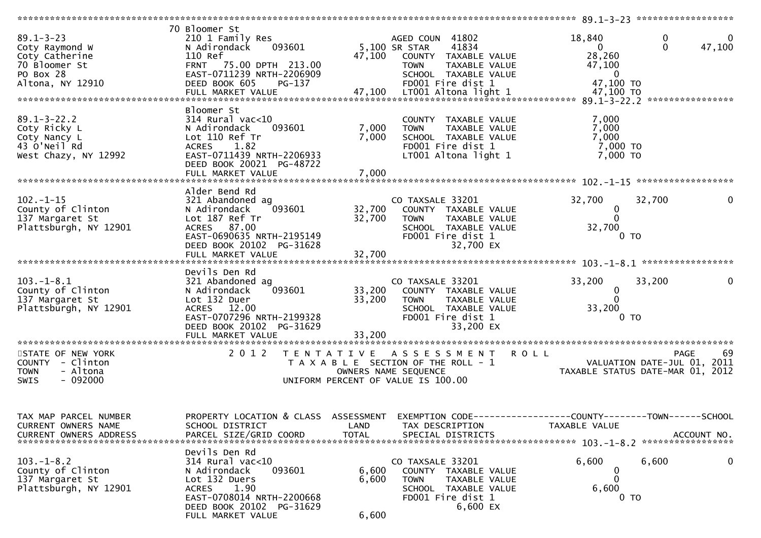```
******************************************************************************************************* 89.1-3-23 ******************
                    70 Bloomer St
89.1-3-23           210 1 Family Res                    AGED COUN  41802            18,840            0             0
Coty Raymond W      N Adirondack     093601        5,100 SR STAR    41834                 0            0        47,100
Coty Catherine      110 Ref                       47,100   COUNTY  TAXABLE VALUE      28,260
70 Bloomer St       FRNT   75.00 DPTH 213.00               TOWN    TAXABLE VALUE      47,100
PO Box 28           EAST-0711239 NRTH-2206909              SCHOOL  TAXABLE VALUE           0
Altona, NY 12910    DEED BOOK 605     PG-137               FD001 Fire dist 1          47,100 TO
                    FULL MARKET VALUE             47,100   LT001 Altona light 1       47,100 TO
******************************************************************************************************* 89.1-3-22.2 ****************
                    Bloomer St
89.1-3-22.2         314 Rural vac<10                       COUNTY  TAXABLE VALUE       7,000
Coty Ricky L        N Adirondack     093601        7,000   TOWN    TAXABLE VALUE       7,000
Coty Nancy L        Lot 110 Ref Tr                 7,000   SCHOOL  TAXABLE VALUE       7,000
43 O'Neil Rd        ACRES    1.82                          FD001 Fire dist 1           7,000 TO
West Chazy, NY 12992 EAST-0711439 NRTH-2206933             LT001 Altona light 1        7,000 TO
                    DEED BOOK 20021 PG-48722
                    FULL MARKET VALUE              7,000
******************************************************************************************************* 102.-1-15 ******************
                    Alder Bend Rd
102.-1-15           321 Abandoned ag                       CO TAXSALE 33201           32,700        32,700             0
County of Clinton   N Adirondack     093601       32,700   COUNTY  TAXABLE VALUE           0
137 Margaret St     Lot 187 Ref Tr                32,700   TOWN    TAXABLE VALUE           0
Plattsburgh, NY 12901 ACRES  87.00                         SCHOOL  TAXABLE VALUE      32,700
                    EAST-0690635 NRTH-2195149              FD001 Fire dist 1               0 TO
                    DEED BOOK 20102 PG-31628                     32,700 EX
                    FULL MARKET VALUE             32,700
******************************************************************************************************* 103.-1-8.1 *****************
                    Devils Den Rd
103.-1-8.1          321 Abandoned ag                       CO TAXSALE 33201           33,200        33,200             0
County of Clinton   N Adirondack     093601       33,200   COUNTY  TAXABLE VALUE           0
137 Margaret St     Lot 132 Duer                  33,200   TOWN    TAXABLE VALUE           0
Plattsburgh, NY 12901 ACRES  12.00                         SCHOOL  TAXABLE VALUE      33,200
                    EAST-0707296 NRTH-2199328              FD001 Fire dist 1               0 TO
                    DEED BOOK 20102 PG-31629                     33,200 EX
                    FULL MARKET VALUE             33,200
*************************************************************************************************************************************
STATE OF NEW YORK              2 0 1 2   T E N T A T I V E   A S S E S S M E N T   R O L L                            PAGE    69
COUNTY  - Clinton                      T A X A B L E  SECTION OF THE ROLL - 1                   VALUATION DATE-JUL 01, 2011
TOWN    - Altona                              OWNERS NAME SEQUENCE                         TAXABLE STATUS DATE-MAR 01, 2012
SWIS    - 092000                       UNIFORM PERCENT OF VALUE IS 100.00


TAX MAP PARCEL NUMBER    PROPERTY LOCATION & CLASS  ASSESSMENT  EXEMPTION CODE------------------COUNTY--------TOWN------SCHOOL
CURRENT OWNERS NAME      SCHOOL DISTRICT               LAND      TAX DESCRIPTION             TAXABLE VALUE
CURRENT OWNERS ADDRESS   PARCEL SIZE/GRID COORD       TOTAL      SPECIAL DISTRICTS                                   ACCOUNT NO.
******************************************************************************************************* 103.-1-8.2 *****************
                    Devils Den Rd
103.-1-8.2          314 Rural vac<10                       CO TAXSALE 33201            6,600         6,600             0
County of Clinton   N Adirondack     093601        6,600   COUNTY  TAXABLE VALUE           0
137 Margaret St     Lot 132 Duers                  6,600   TOWN    TAXABLE VALUE           0
Plattsburgh, NY 12901 ACRES   1.90                         SCHOOL  TAXABLE VALUE       6,600
                    EAST-0708014 NRTH-2200668              FD001 Fire dist 1               0 TO
                    DEED BOOK 20102 PG-31629                      6,600 EX
                    FULL MARKET VALUE              6,600
```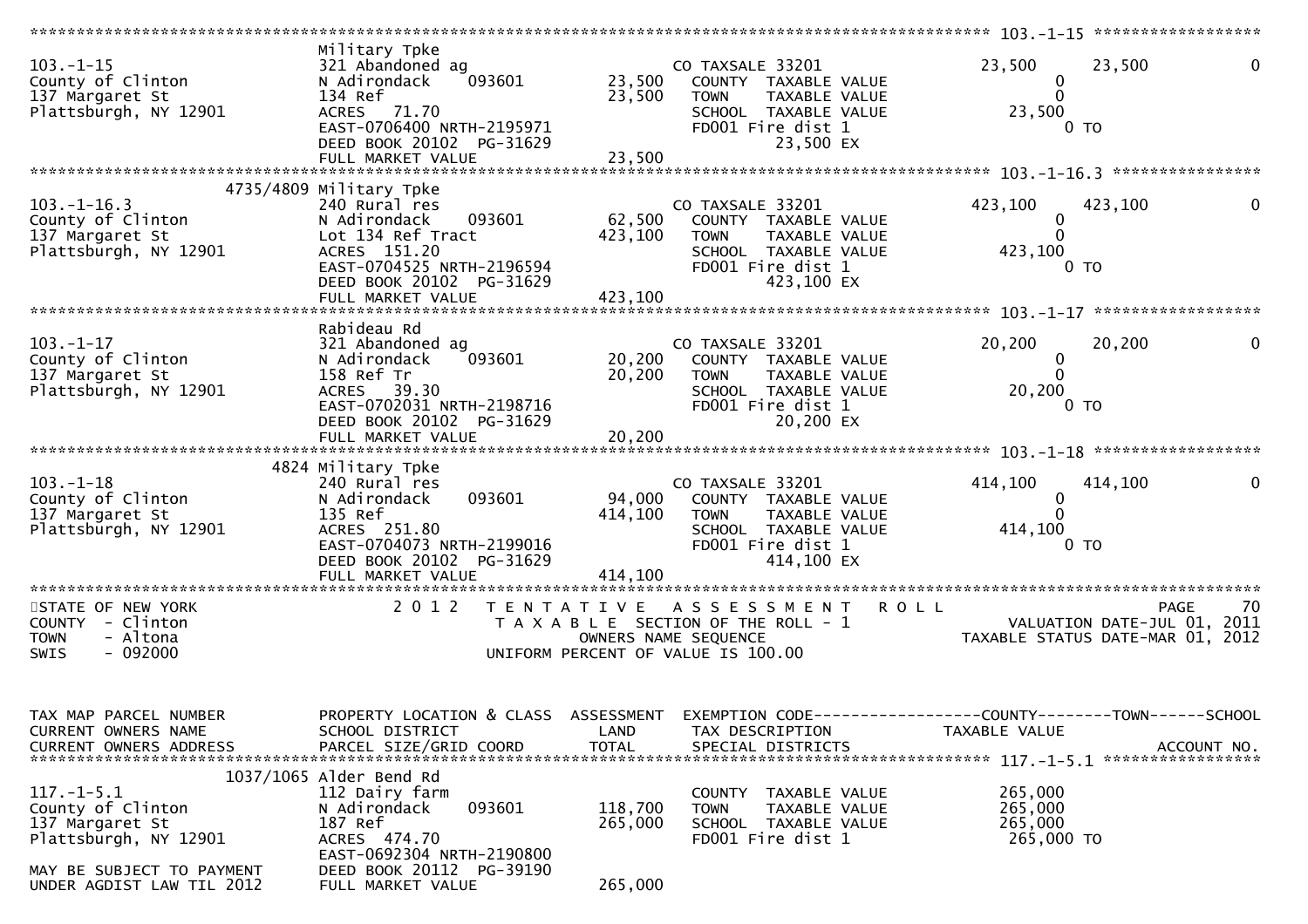```
******************************************************************************************************* 103.-1-15 ******************
                                Military Tpke
103.-1-15                       321 Abandoned ag                    CO TAXSALE 33201              23,500     23,500          0
County of Clinton               N Adirondack     093601      23,500   COUNTY  TAXABLE VALUE              0
137 Margaret St                 134 Ref                      23,500   TOWN    TAXABLE VALUE              0
Plattsburgh, NY 12901           ACRES   71.70                         SCHOOL  TAXABLE VALUE         23,500
                                EAST-0706400 NRTH-2195971             FD001 Fire dist 1                   0 TO
                                DEED BOOK 20102  PG-31629                    23,500 EX
                                FULL MARKET VALUE            23,500
******************************************************************************************************* 103.-1-16.3 ****************
                      4735/4809 Military Tpke
103.-1-16.3                     240 Rural res                       CO TAXSALE 33201             423,100    423,100          0
County of Clinton               N Adirondack     093601      62,500   COUNTY  TAXABLE VALUE              0
137 Margaret St                 Lot 134 Ref Tract           423,100   TOWN    TAXABLE VALUE              0
Plattsburgh, NY 12901           ACRES  151.20                         SCHOOL  TAXABLE VALUE        423,100
                                EAST-0704525 NRTH-2196594             FD001 Fire dist 1                   0 TO
                                DEED BOOK 20102  PG-31629                   423,100 EX
                                FULL MARKET VALUE           423,100
******************************************************************************************************* 103.-1-17 ******************
                                Rabideau Rd
103.-1-17                       321 Abandoned ag                    CO TAXSALE 33201              20,200     20,200          0
County of Clinton               N Adirondack     093601      20,200   COUNTY  TAXABLE VALUE              0
137 Margaret St                 158 Ref Tr                   20,200   TOWN    TAXABLE VALUE              0
Plattsburgh, NY 12901           ACRES   39.30                         SCHOOL  TAXABLE VALUE         20,200
                                EAST-0702031 NRTH-2198716             FD001 Fire dist 1                   0 TO
                                DEED BOOK 20102  PG-31629                    20,200 EX
                                FULL MARKET VALUE            20,200
******************************************************************************************************* 103.-1-18 ******************
                           4824 Military Tpke
103.-1-18                       240 Rural res                       CO TAXSALE 33201             414,100    414,100          0
County of Clinton               N Adirondack     093601      94,000   COUNTY  TAXABLE VALUE              0
137 Margaret St                 135 Ref                     414,100   TOWN    TAXABLE VALUE              0
Plattsburgh, NY 12901           ACRES  251.80                         SCHOOL  TAXABLE VALUE        414,100
                                EAST-0704073 NRTH-2199016             FD001 Fire dist 1                   0 TO
                                DEED BOOK 20102  PG-31629                   414,100 EX
                                FULL MARKET VALUE           414,100
************************************************************************************************************************************
STATE OF NEW YORK                2 0 1 2   T E N T A T I V E   A S S E S S M E N T   R O L L                              PAGE    70
COUNTY  - Clinton                          T A X A B L E  SECTION OF THE ROLL - 1                         VALUATION DATE-JUL 01, 2011
TOWN    - Altona                                   OWNERS NAME SEQUENCE                              TAXABLE STATUS DATE-MAR 01, 2012
SWIS    - 092000                           UNIFORM PERCENT OF VALUE IS 100.00


TAX MAP PARCEL NUMBER           PROPERTY LOCATION & CLASS  ASSESSMENT  EXEMPTION CODE------------------COUNTY--------TOWN------SCHOOL
CURRENT OWNERS NAME             SCHOOL DISTRICT               LAND      TAX DESCRIPTION                TAXABLE VALUE
CURRENT OWNERS ADDRESS          PARCEL SIZE/GRID COORD        TOTAL     SPECIAL DISTRICTS                                  ACCOUNT NO.
******************************************************************************************************* 117.-1-5.1 *****************
                      1037/1065 Alder Bend Rd
117.-1-5.1                      112 Dairy farm                        COUNTY  TAXABLE VALUE        265,000
County of Clinton               N Adirondack     093601     118,700   TOWN    TAXABLE VALUE        265,000
137 Margaret St                 187 Ref                     265,000   SCHOOL  TAXABLE VALUE        265,000
Plattsburgh, NY 12901           ACRES  474.70                         FD001 Fire dist 1             265,000 TO
                                EAST-0692304 NRTH-2190800
MAY BE SUBJECT TO PAYMENT       DEED BOOK 20112  PG-39190
UNDER AGDIST LAW TIL 2012       FULL MARKET VALUE           265,000
```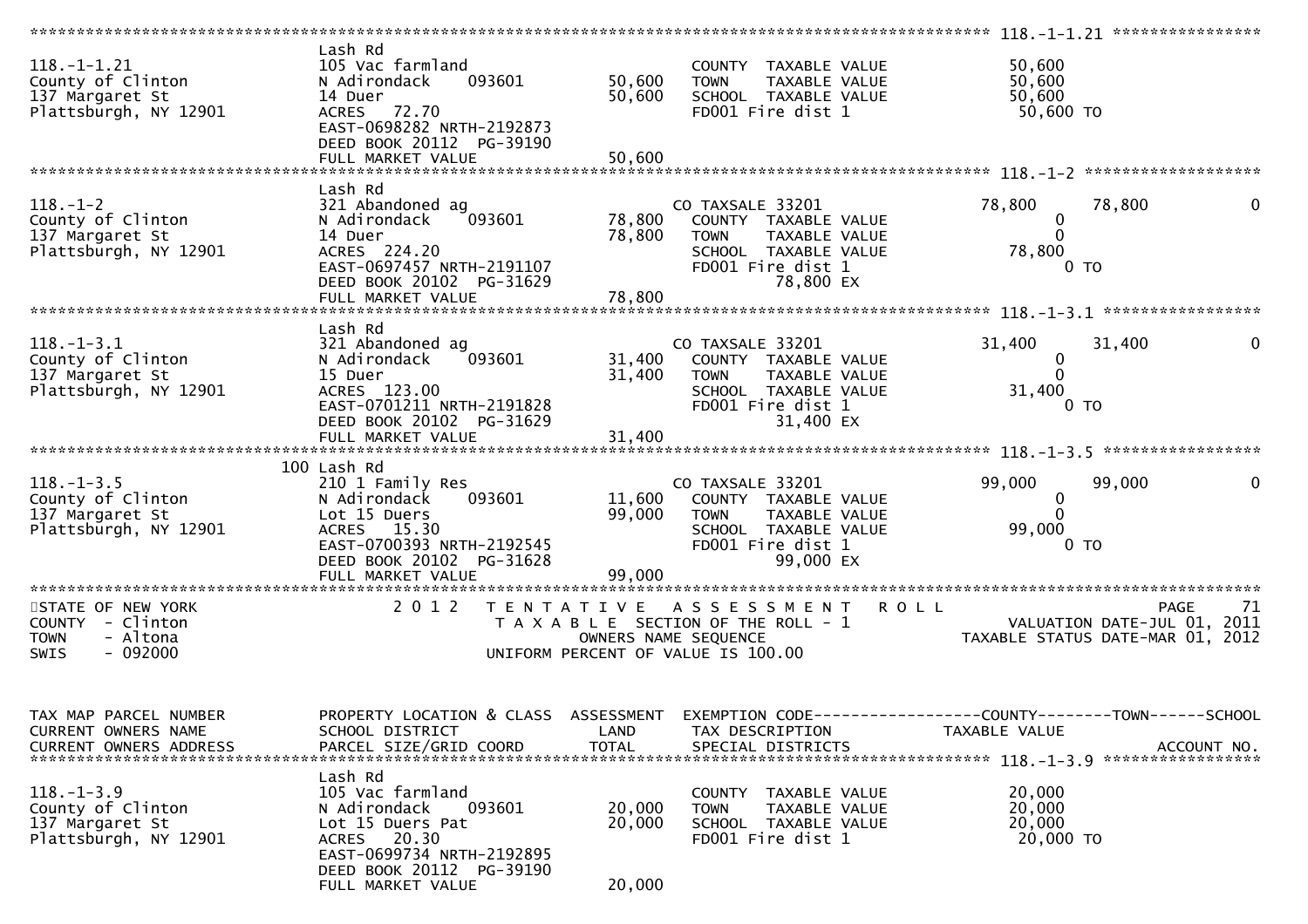```
******************************************************************************************************* 118.-1-1.21 ****************
                              Lash Rd
118.-1-1.21                   105 Vac farmland                          COUNTY  TAXABLE VALUE            50,600
County of Clinton             N Adirondack     093601        50,600     TOWN    TAXABLE VALUE            50,600
137 Margaret St               14 Duer                        50,600     SCHOOL  TAXABLE VALUE            50,600
Plattsburgh, NY 12901         ACRES   72.70                             FD001 Fire dist 1                  50,600 TO
                              EAST-0698282 NRTH-2192873
                              DEED BOOK 20112  PG-39190
                              FULL MARKET VALUE              50,600
******************************************************************************************************* 118.-1-2 *******************
                              Lash Rd
118.-1-2                      321 Abandoned ag                          CO TAXSALE 33201                 78,800      78,800           0
County of Clinton             N Adirondack     093601        78,800     COUNTY  TAXABLE VALUE                 0
137 Margaret St               14 Duer                        78,800     TOWN    TAXABLE VALUE                 0
Plattsburgh, NY 12901         ACRES  224.20                             SCHOOL  TAXABLE VALUE            78,800
                              EAST-0697457 NRTH-2191107                 FD001 Fire dist 1                       0 TO
                              DEED BOOK 20102  PG-31629                          78,800 EX
                              FULL MARKET VALUE              78,800
******************************************************************************************************* 118.-1-3.1 *****************
                              Lash Rd
118.-1-3.1                    321 Abandoned ag                          CO TAXSALE 33201                 31,400      31,400           0
County of Clinton             N Adirondack     093601        31,400     COUNTY  TAXABLE VALUE                 0
137 Margaret St               15 Duer                        31,400     TOWN    TAXABLE VALUE                 0
Plattsburgh, NY 12901         ACRES  123.00                             SCHOOL  TAXABLE VALUE            31,400
                              EAST-0701211 NRTH-2191828                 FD001 Fire dist 1                       0 TO
                              DEED BOOK 20102  PG-31629                          31,400 EX
                              FULL MARKET VALUE              31,400
******************************************************************************************************* 118.-1-3.5 *****************
                          100 Lash Rd
118.-1-3.5                    210 1 Family Res                          CO TAXSALE 33201                 99,000      99,000           0
County of Clinton             N Adirondack     093601        11,600     COUNTY  TAXABLE VALUE                 0
137 Margaret St               Lot 15 Duers                   99,000     TOWN    TAXABLE VALUE                 0
Plattsburgh, NY 12901         ACRES   15.30                             SCHOOL  TAXABLE VALUE            99,000
                              EAST-0700393 NRTH-2192545                 FD001 Fire dist 1                       0 TO
                              DEED BOOK 20102  PG-31628                          99,000 EX
                              FULL MARKET VALUE              99,000
************************************************************************************************************************************
STATE OF NEW YORK                2 0 1 2   T E N T A T I V E   A S S E S S M E N T   R O L L                               PAGE    71
COUNTY  - Clinton                           T A X A B L E SECTION OF THE ROLL - 1                        VALUATION DATE-JUL 01, 2011
TOWN    - Altona                                   OWNERS NAME SEQUENCE                              TAXABLE STATUS DATE-MAR 01, 2012
SWIS    - 092000                            UNIFORM PERCENT OF VALUE IS 100.00


TAX MAP PARCEL NUMBER         PROPERTY LOCATION & CLASS  ASSESSMENT  EXEMPTION CODE------------------COUNTY--------TOWN------SCHOOL
CURRENT OWNERS NAME           SCHOOL DISTRICT               LAND      TAX DESCRIPTION                 TAXABLE VALUE
CURRENT OWNERS ADDRESS        PARCEL SIZE/GRID COORD        TOTAL     SPECIAL DISTRICTS                                    ACCOUNT NO.
******************************************************************************************************* 118.-1-3.9 *****************
                              Lash Rd
118.-1-3.9                    105 Vac farmland                          COUNTY  TAXABLE VALUE            20,000
County of Clinton             N Adirondack     093601        20,000     TOWN    TAXABLE VALUE            20,000
137 Margaret St               Lot 15 Duers Pat               20,000     SCHOOL  TAXABLE VALUE            20,000
Plattsburgh, NY 12901         ACRES   20.30                             FD001 Fire dist 1                  20,000 TO
                              EAST-0699734 NRTH-2192895
                              DEED BOOK 20112  PG-39190
                              FULL MARKET VALUE              20,000
```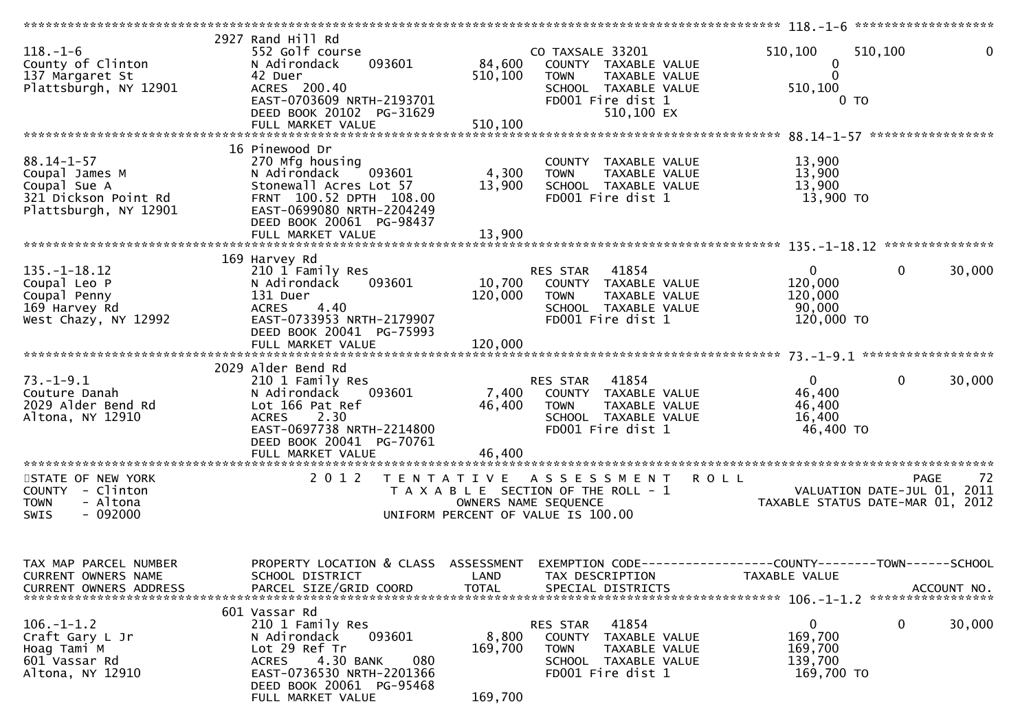```
******************************************************************************************************* 118.-1-6 ******************
                              2927 Rand Hill Rd
118.-1-6                      552 Golf course                         CO TAXSALE 33201              510,100    510,100          0
County of Clinton             N Adirondack      093601       84,600   COUNTY  TAXABLE VALUE               0
137 Margaret St               42 Duer                       510,100   TOWN    TAXABLE VALUE               0
Plattsburgh, NY 12901         ACRES  200.40                           SCHOOL  TAXABLE VALUE         510,100
                              EAST-0703609 NRTH-2193701               FD001 Fire dist 1                   0 TO
                              DEED BOOK 20102  PG-31629                      510,100 EX
                              FULL MARKET VALUE             510,100
******************************************************************************************************* 88.14-1-57 *****************
                              16 Pinewood Dr
88.14-1-57                    270 Mfg housing                         COUNTY  TAXABLE VALUE          13,900
Coupal James M                N Adirondack      093601        4,300   TOWN    TAXABLE VALUE          13,900
Coupal Sue A                  Stonewall Acres Lot 57         13,900   SCHOOL  TAXABLE VALUE          13,900
321 Dickson Point Rd          FRNT  100.52 DPTH  108.00               FD001 Fire dist 1              13,900 TO
Plattsburgh, NY 12901         EAST-0699080 NRTH-2204249
                              DEED BOOK 20061  PG-98437
                              FULL MARKET VALUE              13,900
******************************************************************************************************* 135.-1-18.12 ***************
                              169 Harvey Rd
135.-1-18.12                  210 1 Family Res                        RES STAR   41854                    0          0     30,000
Coupal Leo P                  N Adirondack      093601       10,700   COUNTY  TAXABLE VALUE         120,000
Coupal Penny                  131 Duer                      120,000   TOWN    TAXABLE VALUE         120,000
169 Harvey Rd                 ACRES    4.40                           SCHOOL  TAXABLE VALUE          90,000
West Chazy, NY 12992          EAST-0733953 NRTH-2179907               FD001 Fire dist 1             120,000 TO
                              DEED BOOK 20041  PG-75993
                              FULL MARKET VALUE             120,000
******************************************************************************************************* 73.-1-9.1 ******************
                              2029 Alder Bend Rd
73.-1-9.1                     210 1 Family Res                        RES STAR   41854                    0          0     30,000
Couture Danah                 N Adirondack      093601        7,400   COUNTY  TAXABLE VALUE          46,400
2029 Alder Bend Rd            Lot 166 Pat Ref                46,400   TOWN    TAXABLE VALUE          46,400
Altona, NY 12910              ACRES    2.30                           SCHOOL  TAXABLE VALUE          16,400
                              EAST-0697738 NRTH-2214800               FD001 Fire dist 1              46,400 TO
                              DEED BOOK 20041  PG-70761
                              FULL MARKET VALUE              46,400
************************************************************************************************************************************
STATE OF NEW YORK                 2 0 1 2   T E N T A T I V E   A S S E S S M E N T   R O L L                          PAGE    72
COUNTY  - Clinton                        T A X A B L E  SECTION OF THE ROLL - 1                        VALUATION DATE-JUL 01, 2011
TOWN    - Altona                                 OWNERS NAME SEQUENCE                              TAXABLE STATUS DATE-MAR 01, 2012
SWIS    - 092000                          UNIFORM PERCENT OF VALUE IS 100.00


TAX MAP PARCEL NUMBER         PROPERTY LOCATION & CLASS  ASSESSMENT  EXEMPTION CODE------------------COUNTY--------TOWN------SCHOOL
CURRENT OWNERS NAME           SCHOOL DISTRICT               LAND     TAX DESCRIPTION               TAXABLE VALUE
CURRENT OWNERS ADDRESS        PARCEL SIZE/GRID COORD        TOTAL    SPECIAL DISTRICTS                                   ACCOUNT NO.
******************************************************************************************************* 106.-1-1.2 *****************
                              601 Vassar Rd
106.-1-1.2                    210 1 Family Res                        RES STAR   41854                    0          0     30,000
Craft Gary L Jr               N Adirondack      093601        8,800   COUNTY  TAXABLE VALUE         169,700
Hoag Tami M                   Lot 29 Ref Tr                 169,700   TOWN    TAXABLE VALUE         169,700
601 Vassar Rd                 ACRES    4.30 BANK     080              SCHOOL  TAXABLE VALUE         139,700
Altona, NY 12910              EAST-0736530 NRTH-2201366               FD001 Fire dist 1             169,700 TO
                              DEED BOOK 20061  PG-95468
                              FULL MARKET VALUE             169,700
```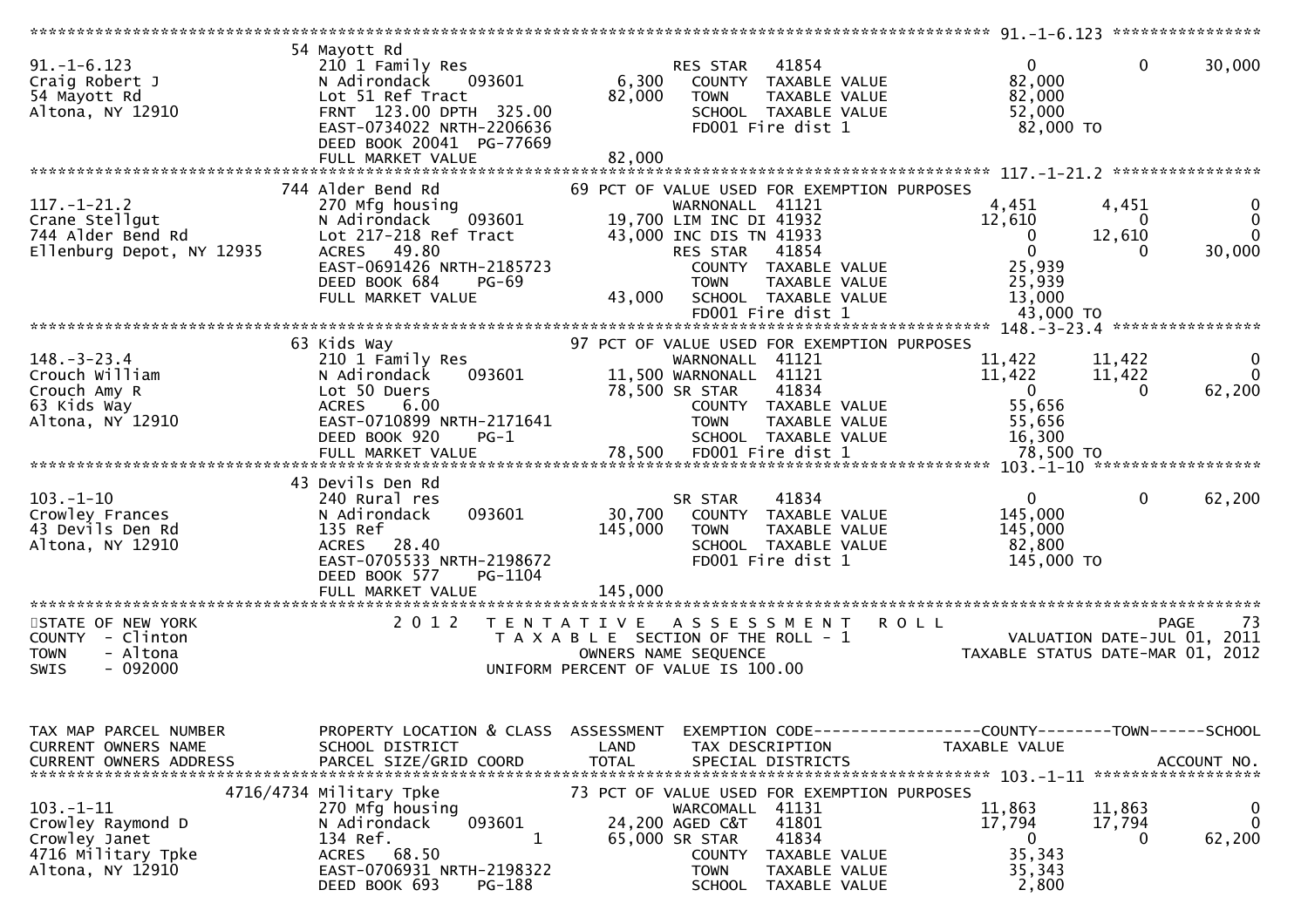```
******************************************************************************************************* 91.-1-6.123 ****************
                               54 Mayott Rd
91.-1-6.123                    210 1 Family Res                        RES STAR    41854                       0            0     30,000
Craig Robert J                 N Adirondack      093601          6,300    COUNTY  TAXABLE VALUE            82,000
54 Mayott Rd                   Lot 51 Ref Tract                 82,000    TOWN    TAXABLE VALUE            82,000
Altona, NY 12910               FRNT 123.00 DPTH 325.00                    SCHOOL  TAXABLE VALUE            52,000
                               EAST-0734022 NRTH-2206636                  FD001 Fire dist 1                  82,000 TO
                               DEED BOOK 20041  PG-77669
                               FULL MARKET VALUE                82,000
******************************************************************************************************* 117.-1-21.2 ****************
                               744 Alder Bend Rd               69 PCT OF VALUE USED FOR EXEMPTION PURPOSES
117.-1-21.2                    270 Mfg housing                        WARNONALL  41121                   4,451        4,451          0
Crane Stellgut                 N Adirondack      093601         19,700 LIM INC DI 41932                  12,610            0          0
744 Alder Bend Rd              Lot 217-218 Ref Tract            43,000 INC DIS TN 41933                       0       12,610          0
Ellenburg Depot, NY 12935      ACRES    49.80                          RES STAR    41854                       0            0     30,000
                               EAST-0691426 NRTH-2185723                  COUNTY  TAXABLE VALUE            25,939
                               DEED BOOK 684     PG-69                    TOWN    TAXABLE VALUE            25,939
                               FULL MARKET VALUE                43,000    SCHOOL  TAXABLE VALUE            13,000
                                                                          FD001 Fire dist 1                  43,000 TO
******************************************************************************************************* 148.-3-23.4 ****************
                               63 Kids Way                     97 PCT OF VALUE USED FOR EXEMPTION PURPOSES
148.-3-23.4                    210 1 Family Res                       WARNONALL  41121                  11,422       11,422          0
Crouch William                 N Adirondack      093601         11,500 WARNONALL  41121                  11,422       11,422          0
Crouch Amy R                   Lot 50 Duers                     78,500 SR STAR    41834                       0            0     62,200
63 Kids Way                    ACRES     6.00                             COUNTY  TAXABLE VALUE            55,656
Altona, NY 12910               EAST-0710899 NRTH-2171641                  TOWN    TAXABLE VALUE            55,656
                               DEED BOOK 920     PG-1                     SCHOOL  TAXABLE VALUE            16,300
                               FULL MARKET VALUE                78,500    FD001 Fire dist 1                  78,500 TO
******************************************************************************************************* 103.-1-10 ******************
                               43 Devils Den Rd
103.-1-10                      240 Rural res                           SR STAR    41834                       0            0     62,200
Crowley Frances                N Adirondack      093601         30,700    COUNTY  TAXABLE VALUE           145,000
43 Devils Den Rd               135 Ref                         145,000    TOWN    TAXABLE VALUE           145,000
Altona, NY 12910               ACRES    28.40                             SCHOOL  TAXABLE VALUE            82,800
                               EAST-0705533 NRTH-2198672                  FD001 Fire dist 1                 145,000 TO
                               DEED BOOK 577     PG-1104
                               FULL MARKET VALUE               145,000
************************************************************************************************************************************
STATE OF NEW YORK                  2 0 1 2   T E N T A T I V E   A S S E S S M E N T   R O L L                                PAGE    73
COUNTY  - Clinton                        T A X A B L E  SECTION OF THE ROLL - 1                      VALUATION DATE-JUL 01, 2011
TOWN    - Altona                                 OWNERS NAME SEQUENCE                            TAXABLE STATUS DATE-MAR 01, 2012
SWIS    - 092000                         UNIFORM PERCENT OF VALUE IS 100.00


TAX MAP PARCEL NUMBER          PROPERTY LOCATION & CLASS  ASSESSMENT  EXEMPTION CODE------------------COUNTY--------TOWN------SCHOOL
CURRENT OWNERS NAME            SCHOOL DISTRICT               LAND      TAX DESCRIPTION               TAXABLE VALUE
CURRENT OWNERS ADDRESS         PARCEL SIZE/GRID COORD        TOTAL     SPECIAL DISTRICTS                                  ACCOUNT NO.
******************************************************************************************************* 103.-1-11 ******************
                          4716/4734 Military Tpke              73 PCT OF VALUE USED FOR EXEMPTION PURPOSES
103.-1-11                      270 Mfg housing                        WARCOMALL  41131                  11,863       11,863          0
Crowley Raymond D              N Adirondack      093601         24,200 AGED C&T   41801                  17,794       17,794          0
Crowley Janet                  134 Ref.                   1     65,000 SR STAR    41834                       0            0     62,200
4716 Military Tpke             ACRES    68.50                             COUNTY  TAXABLE VALUE            35,343
Altona, NY 12910               EAST-0706931 NRTH-2198322                  TOWN    TAXABLE VALUE            35,343
                               DEED BOOK 693     PG-188                   SCHOOL  TAXABLE VALUE             2,800
```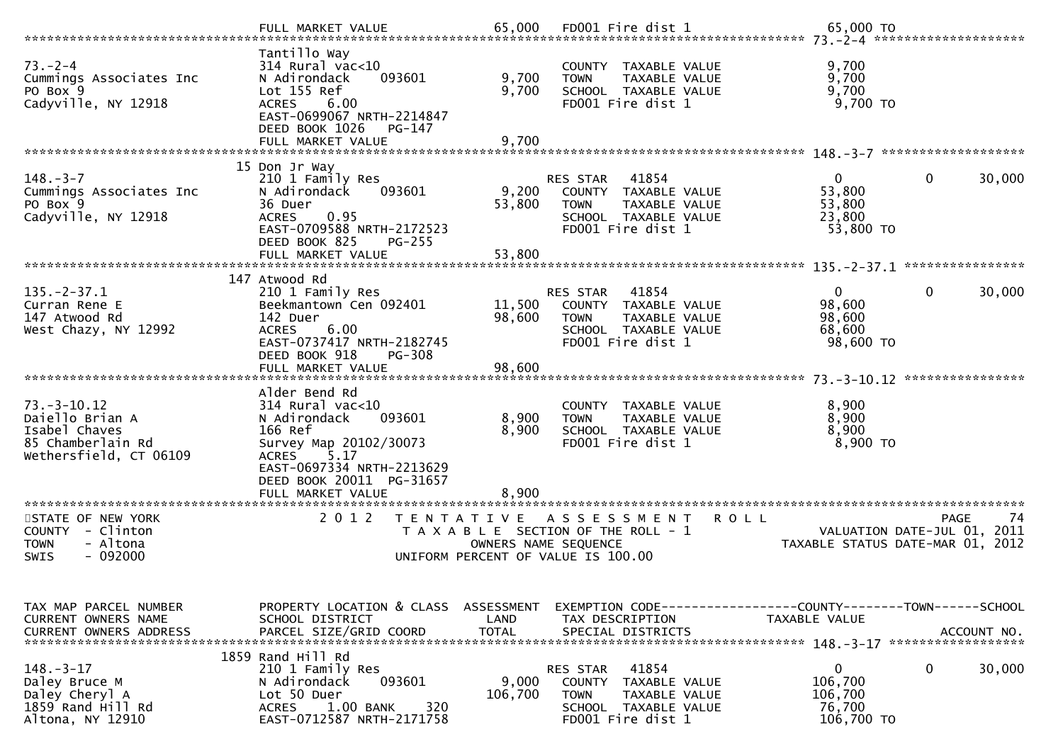| | | | | | | |
|---|---|---|---|---|---|---|
| | FULL MARKET VALUE | 65,000 | FD001 Fire dist 1 | 65,000 TO | | |
| **73.-2-4** | Tantillo Way | | | | | |
| 73.-2-4 | 314 Rural vac<10 | | COUNTY TAXABLE VALUE | 9,700 | | |
| Cummings Associates Inc | N Adirondack 093601 | 9,700 | TOWN TAXABLE VALUE | 9,700 | | |
| PO Box 9 | Lot 155 Ref | 9,700 | SCHOOL TAXABLE VALUE | 9,700 | | |
| Cadyville, NY 12918 | ACRES 6.00 | | FD001 Fire dist 1 | 9,700 TO | | |
| | EAST-0699067 NRTH-2214847 | | | | | |
| | DEED BOOK 1026 PG-147 | | | | | |
| | FULL MARKET VALUE | 9,700 | | | | |
| **148.-3-7** | 15 Don Jr Way | | | | | |
| 148.-3-7 | 210 1 Family Res | | RES STAR 41854 | 0 | 0 | 30,000 |
| Cummings Associates Inc | N Adirondack 093601 | 9,200 | COUNTY TAXABLE VALUE | 53,800 | | |
| PO Box 9 | 36 Duer | 53,800 | TOWN TAXABLE VALUE | 53,800 | | |
| Cadyville, NY 12918 | ACRES 0.95 | | SCHOOL TAXABLE VALUE | 23,800 | | |
| | EAST-0709588 NRTH-2172523 | | FD001 Fire dist 1 | 53,800 TO | | |
| | DEED BOOK 825 PG-255 | | | | | |
| | FULL MARKET VALUE | 53,800 | | | | |
| **135.-2-37.1** | 147 Atwood Rd | | | | | |
| 135.-2-37.1 | 210 1 Family Res | | RES STAR 41854 | 0 | 0 | 30,000 |
| Curran Rene E | Beekmantown Cen 092401 | 11,500 | COUNTY TAXABLE VALUE | 98,600 | | |
| 147 Atwood Rd | 142 Duer | 98,600 | TOWN TAXABLE VALUE | 98,600 | | |
| West Chazy, NY 12992 | ACRES 6.00 | | SCHOOL TAXABLE VALUE | 68,600 | | |
| | EAST-0737417 NRTH-2182745 | | FD001 Fire dist 1 | 98,600 TO | | |
| | DEED BOOK 918 PG-308 | | | | | |
| | FULL MARKET VALUE | 98,600 | | | | |
| **73.-3-10.12** | Alder Bend Rd | | | | | |
| 73.-3-10.12 | 314 Rural vac<10 | | COUNTY TAXABLE VALUE | 8,900 | | |
| Daiello Brian A | N Adirondack 093601 | 8,900 | TOWN TAXABLE VALUE | 8,900 | | |
| Isabel Chaves | 166 Ref | 8,900 | SCHOOL TAXABLE VALUE | 8,900 | | |
| 85 Chamberlain Rd | Survey Map 20102/30073 | | FD001 Fire dist 1 | 8,900 TO | | |
| Wethersfield, CT 06109 | ACRES 5.17 | | | | | |
| | EAST-0697334 NRTH-2213629 | | | | | |
| | DEED BOOK 20011 PG-31657 | | | | | |
| | FULL MARKET VALUE | 8,900 | | | | |

STATE OF NEW YORK — 2012 TENTATIVE ASSESSMENT ROLL — PAGE 74
COUNTY - Clinton — TAXABLE SECTION OF THE ROLL - 1 — VALUATION DATE-JUL 01, 2011
TOWN - Altona — OWNERS NAME SEQUENCE — TAXABLE STATUS DATE-MAR 01, 2012
SWIS - 092000 — UNIFORM PERCENT OF VALUE IS 100.00

| TAX MAP PARCEL NUMBER / CURRENT OWNERS NAME / CURRENT OWNERS ADDRESS | PROPERTY LOCATION & CLASS / SCHOOL DISTRICT / PARCEL SIZE/GRID COORD | ASSESSMENT LAND / TOTAL | EXEMPTION CODE / TAX DESCRIPTION / SPECIAL DISTRICTS | COUNTY / TAXABLE VALUE | TOWN | SCHOOL / ACCOUNT NO. |
|---|---|---|---|---|---|---|
| **148.-3-17** | 1859 Rand Hill Rd | | | | | |
| 148.-3-17 | 210 1 Family Res | | RES STAR 41854 | 0 | 0 | 30,000 |
| Daley Bruce M | N Adirondack 093601 | 9,000 | COUNTY TAXABLE VALUE | 106,700 | | |
| Daley Cheryl A | Lot 50 Duer | 106,700 | TOWN TAXABLE VALUE | 106,700 | | |
| 1859 Rand Hill Rd | ACRES 1.00 BANK 320 | | SCHOOL TAXABLE VALUE | 76,700 | | |
| Altona, NY 12910 | EAST-0712587 NRTH-2171758 | | FD001 Fire dist 1 | 106,700 TO | | |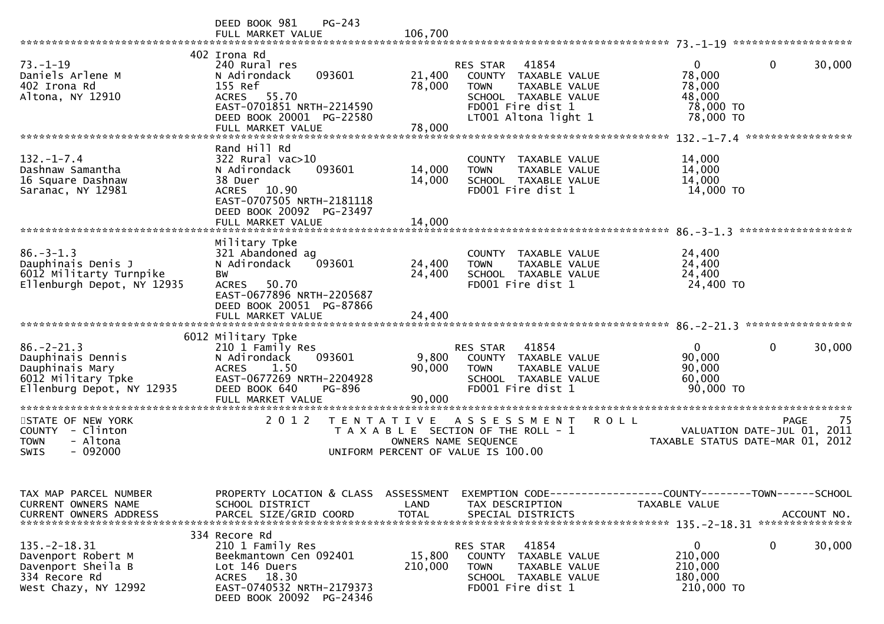DEED BOOK 981 PG-243
FULL MARKET VALUE 106,700

```
******************************************************************************************************* 73.-1-19 *******************
                           402 Irona Rd
73.-1-19                   240 Rural res                          RES STAR   41854                       0              0      30,000
Daniels Arlene M           N Adirondack     093601     21,400     COUNTY  TAXABLE VALUE             78,000
402 Irona Rd               155 Ref                     78,000     TOWN    TAXABLE VALUE             78,000
Altona, NY 12910           ACRES   55.70                          SCHOOL  TAXABLE VALUE             48,000
                           EAST-0701851 NRTH-2214590              FD001 Fire dist 1                  78,000 TO
                           DEED BOOK 20001  PG-22580              LT001 Altona light 1               78,000 TO
                           FULL MARKET VALUE           78,000
******************************************************************************************************* 132.-1-7.4 *****************
                           Rand Hill Rd
132.-1-7.4                 322 Rural vac>10                       COUNTY  TAXABLE VALUE             14,000
Dashnaw Samantha           N Adirondack     093601     14,000     TOWN    TAXABLE VALUE             14,000
16 Square Dashnaw          38 Duer                     14,000     SCHOOL  TAXABLE VALUE             14,000
Saranac, NY 12981          ACRES   10.90                          FD001 Fire dist 1                  14,000 TO
                           EAST-0707505 NRTH-2181118
                           DEED BOOK 20092  PG-23497
                           FULL MARKET VALUE           14,000
******************************************************************************************************* 86.-3-1.3 ******************
                           Military Tpke
86.-3-1.3                  321 Abandoned ag                       COUNTY  TAXABLE VALUE             24,400
Dauphinais Denis J         N Adirondack     093601     24,400     TOWN    TAXABLE VALUE             24,400
6012 Militarty Turnpike    BW                          24,400     SCHOOL  TAXABLE VALUE             24,400
Ellenburgh Depot, NY 12935 ACRES   50.70                          FD001 Fire dist 1                  24,400 TO
                           EAST-0677896 NRTH-2205687
                           DEED BOOK 20051  PG-87866
                           FULL MARKET VALUE           24,400
******************************************************************************************************* 86.-2-21.3 *****************
                           6012 Military Tpke
86.-2-21.3                 210 1 Family Res                       RES STAR   41854                       0              0      30,000
Dauphinais Dennis          N Adirondack     093601      9,800     COUNTY  TAXABLE VALUE             90,000
Dauphinais Mary            ACRES    1.50               90,000     TOWN    TAXABLE VALUE             90,000
6012 Military Tpke         EAST-0677269 NRTH-2204928              SCHOOL  TAXABLE VALUE             60,000
Ellenburg Depot, NY 12935  DEED BOOK 640    PG-896                FD001 Fire dist 1                  90,000 TO
                           FULL MARKET VALUE           90,000
************************************************************************************************************************************
STATE OF NEW YORK              2 0 1 2   T E N T A T I V E   A S S E S S M E N T   R O L L                              PAGE     75
COUNTY  - Clinton                           T A X A B L E  SECTION OF THE ROLL - 1                 VALUATION DATE-JUL 01, 2011
TOWN    - Altona                                 OWNERS NAME SEQUENCE                         TAXABLE STATUS DATE-MAR 01, 2012
SWIS    - 092000                            UNIFORM PERCENT OF VALUE IS 100.00


TAX MAP PARCEL NUMBER      PROPERTY LOCATION & CLASS  ASSESSMENT  EXEMPTION CODE------------------COUNTY--------TOWN------SCHOOL
CURRENT OWNERS NAME        SCHOOL DISTRICT             LAND       TAX DESCRIPTION            TAXABLE VALUE
CURRENT OWNERS ADDRESS     PARCEL SIZE/GRID COORD      TOTAL      SPECIAL DISTRICTS                                  ACCOUNT NO.
******************************************************************************************************* 135.-2-18.31 ***************
                           334 Recore Rd
135.-2-18.31               210 1 Family Res                       RES STAR   41854                       0              0      30,000
Davenport Robert M         Beekmantown Cen 092401      15,800     COUNTY  TAXABLE VALUE            210,000
Davenport Sheila B         Lot 146 Duers              210,000     TOWN    TAXABLE VALUE            210,000
334 Recore Rd              ACRES   18.30                          SCHOOL  TAXABLE VALUE            180,000
West Chazy, NY 12992       EAST-0740532 NRTH-2179373              FD001 Fire dist 1                 210,000 TO
                           DEED BOOK 20092  PG-24346
```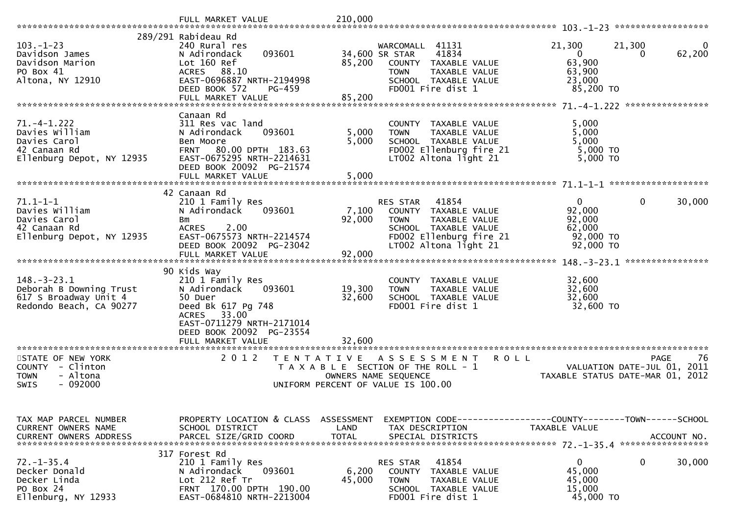FULL MARKET VALUE 210,000

```
                    FULL MARKET VALUE          210,000
******************************************************************************************************* 103.-1-23 *****************
                    289/291 Rabideau Rd
103.-1-23           240 Rural res                        WARCOMALL  41131               21,300      21,300          0
Davidson James      N Adirondack     093601     34,600 SR STAR     41834                    0           0     62,200
Davidson Marion     Lot 160 Ref                 85,200   COUNTY  TAXABLE VALUE          63,900
PO Box 41           ACRES   88.10                        TOWN    TAXABLE VALUE          63,900
Altona, NY 12910    EAST-0696887 NRTH-2194998            SCHOOL  TAXABLE VALUE          23,000
                    DEED BOOK 572    PG-459              FD001 Fire dist 1              85,200 TO
                    FULL MARKET VALUE           85,200
******************************************************************************************************* 71.-4-1.222 ***************
                    Canaan Rd
71.-4-1.222         311 Res vac land                     COUNTY  TAXABLE VALUE           5,000
Davies William      N Adirondack     093601      5,000   TOWN    TAXABLE VALUE           5,000
Davies Carol        Ben Moore                    5,000   SCHOOL  TAXABLE VALUE           5,000
42 Canaan Rd        FRNT   80.00 DPTH 183.63             FD002 Ellenburg fire 21         5,000 TO
Ellenburg Depot, NY 12935 EAST-0675295 NRTH-2214631      LT002 Altona light 21           5,000 TO
                    DEED BOOK 20092  PG-21574
                    FULL MARKET VALUE            5,000
******************************************************************************************************* 71.1-1-1 ******************
                    42 Canaan Rd
71.1-1-1            210 1 Family Res                     RES STAR   41854                    0           0     30,000
Davies William      N Adirondack     093601      7,100   COUNTY  TAXABLE VALUE          92,000
Davies Carol        Bm                          92,000   TOWN    TAXABLE VALUE          92,000
42 Canaan Rd        ACRES    2.00                        SCHOOL  TAXABLE VALUE          62,000
Ellenburg Depot, NY 12935 EAST-0675573 NRTH-2214574      FD002 Ellenburg fire 21        92,000 TO
                    DEED BOOK 20092  PG-23042            LT002 Altona light 21          92,000 TO
                    FULL MARKET VALUE           92,000
******************************************************************************************************* 148.-3-23.1 ***************
                    90 Kids Way
148.-3-23.1         210 1 Family Res                     COUNTY  TAXABLE VALUE          32,600
Deborah B Downing Trust N Adirondack  093601    19,300   TOWN    TAXABLE VALUE          32,600
617 S Broadway Unit 4 50 Duer                   32,600   SCHOOL  TAXABLE VALUE          32,600
Redondo Beach, CA 90277 Deed Bk 617 Pg 748               FD001 Fire dist 1              32,600 TO
                    ACRES   33.00
                    EAST-0711279 NRTH-2171014
                    DEED BOOK 20092  PG-23554
                    FULL MARKET VALUE           32,600
*******************************************************************************************************************************
STATE OF NEW YORK          2 0 1 2   T E N T A T I V E   A S S E S S M E N T   R O L L                        PAGE     76
COUNTY  - Clinton                      T A X A B L E  SECTION OF THE ROLL - 1                  VALUATION DATE-JUL 01, 2011
TOWN    - Altona                              OWNERS NAME SEQUENCE                        TAXABLE STATUS DATE-MAR 01, 2012
SWIS    - 092000                        UNIFORM PERCENT OF VALUE IS 100.00


TAX MAP PARCEL NUMBER     PROPERTY LOCATION & CLASS  ASSESSMENT  EXEMPTION CODE-----------------COUNTY--------TOWN------SCHOOL
CURRENT OWNERS NAME       SCHOOL DISTRICT               LAND      TAX DESCRIPTION            TAXABLE VALUE
CURRENT OWNERS ADDRESS    PARCEL SIZE/GRID COORD       TOTAL      SPECIAL DISTRICTS                                 ACCOUNT NO.
******************************************************************************************************* 72.-1-35.4 ****************
                    317 Forest Rd
72.-1-35.4          210 1 Family Res                     RES STAR   41854                    0           0     30,000
Decker Donald       N Adirondack     093601      6,200   COUNTY  TAXABLE VALUE          45,000
Decker Linda        Lot 212 Ref Tr              45,000   TOWN    TAXABLE VALUE          45,000
PO Box 24           FRNT  170.00 DPTH 190.00             SCHOOL  TAXABLE VALUE          15,000
Ellenburg, NY 12933 EAST-0684810 NRTH-2213004            FD001 Fire dist 1              45,000 TO
```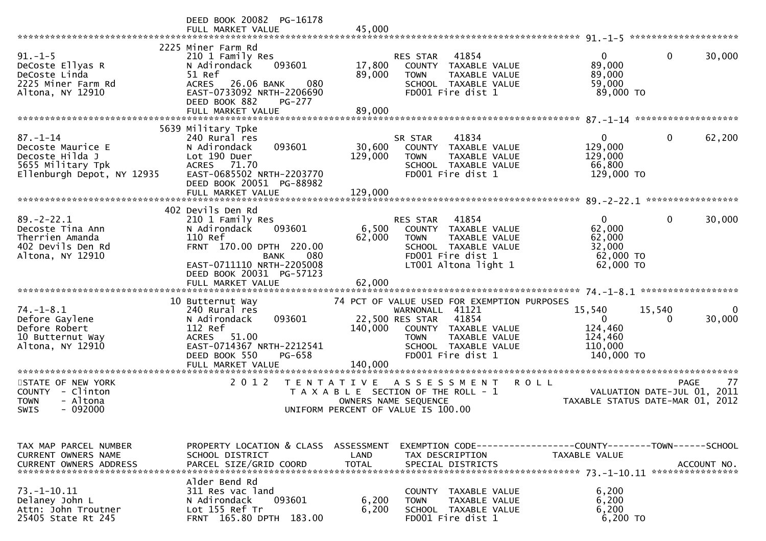```
                               DEED BOOK 20082  PG-16178
                               FULL MARKET VALUE              45,000
******************************************************************************************************* 91.-1-5 ********************
                             2225 Miner Farm Rd
91.-1-5                        210 1 Family Res                         RES STAR    41854                    0             0       30,000
DeCoste Ellyas R               N Adirondack     093601         17,800   COUNTY  TAXABLE VALUE            89,000
DeCoste Linda                  51 Ref                          89,000   TOWN    TAXABLE VALUE            89,000
2225 Miner Farm Rd             ACRES   26.06 BANK     080               SCHOOL  TAXABLE VALUE            59,000
Altona, NY 12910               EAST-0733092 NRTH-2206690                FD001 Fire dist 1                 89,000 TO
                               DEED BOOK 882     PG-277
                               FULL MARKET VALUE              89,000
******************************************************************************************************* 87.-1-14 *******************
                             5639 Military Tpke
87.-1-14                       240 Rural res                            SR STAR     41834                    0             0       62,200
Decoste Maurice E              N Adirondack     093601         30,600   COUNTY  TAXABLE VALUE           129,000
Decoste Hilda J                Lot 190 Duer                   129,000   TOWN    TAXABLE VALUE           129,000
5655 Military Tpk              ACRES   71.70                            SCHOOL  TAXABLE VALUE            66,800
Ellenburgh Depot, NY 12935     EAST-0685502 NRTH-2203770                FD001 Fire dist 1                129,000 TO
                               DEED BOOK 20051  PG-88982
                               FULL MARKET VALUE             129,000
******************************************************************************************************* 89.-2-22.1 *****************
                             402 Devils Den Rd
89.-2-22.1                     210 1 Family Res                         RES STAR    41854                    0             0       30,000
Decoste Tina Ann               N Adirondack     093601          6,500   COUNTY  TAXABLE VALUE            62,000
Therrien Amanda                110 Ref                         62,000   TOWN    TAXABLE VALUE            62,000
402 Devils Den Rd              FRNT 170.00 DPTH 220.00                  SCHOOL  TAXABLE VALUE            32,000
Altona, NY 12910                              BANK     080              FD001 Fire dist 1                 62,000 TO
                               EAST-0711110 NRTH-2205008                LT001 Altona light 1              62,000 TO
                               DEED BOOK 20031  PG-57123
                               FULL MARKET VALUE              62,000
******************************************************************************************************* 74.-1-8.1 ******************
                             10 Butternut Way               74 PCT OF VALUE USED FOR EXEMPTION PURPOSES
74.-1-8.1                      240 Rural res                            WARNONALL   41121               15,540        15,540            0
Defore Gaylene                 N Adirondack     093601         22,500 RES STAR    41854                    0             0       30,000
Defore Robert                  112 Ref                        140,000   COUNTY  TAXABLE VALUE           124,460
10 Butternut Way               ACRES   51.00                            TOWN    TAXABLE VALUE           124,460
Altona, NY 12910               EAST-0714367 NRTH-2212541                SCHOOL  TAXABLE VALUE           110,000
                               DEED BOOK 550     PG-658                 FD001 Fire dist 1                140,000 TO
                               FULL MARKET VALUE             140,000
************************************************************************************************************************************
STATE OF NEW YORK                2 0 1 2   T E N T A T I V E   A S S E S S M E N T   R O L L                          PAGE     77
COUNTY  - Clinton                          T A X A B L E  SECTION OF THE ROLL - 1                        VALUATION DATE-JUL 01, 2011
TOWN    - Altona                                  OWNERS NAME SEQUENCE                               TAXABLE STATUS DATE-MAR 01, 2012
SWIS    - 092000                           UNIFORM PERCENT OF VALUE IS 100.00


TAX MAP PARCEL NUMBER          PROPERTY LOCATION & CLASS  ASSESSMENT  EXEMPTION CODE------------------COUNTY--------TOWN------SCHOOL
CURRENT OWNERS NAME            SCHOOL DISTRICT               LAND     TAX DESCRIPTION             TAXABLE VALUE
CURRENT OWNERS ADDRESS         PARCEL SIZE/GRID COORD       TOTAL     SPECIAL DISTRICTS                                    ACCOUNT NO.
******************************************************************************************************* 73.-1-10.11 ****************
                               Alder Bend Rd
73.-1-10.11                    311 Res vac land                         COUNTY  TAXABLE VALUE             6,200
Delaney John L                 N Adirondack     093601          6,200   TOWN    TAXABLE VALUE             6,200
Attn: John Troutner            Lot 155 Ref Tr                   6,200   SCHOOL  TAXABLE VALUE             6,200
25405 State Rt 245             FRNT 165.80 DPTH 183.00                  FD001 Fire dist 1                  6,200 TO
```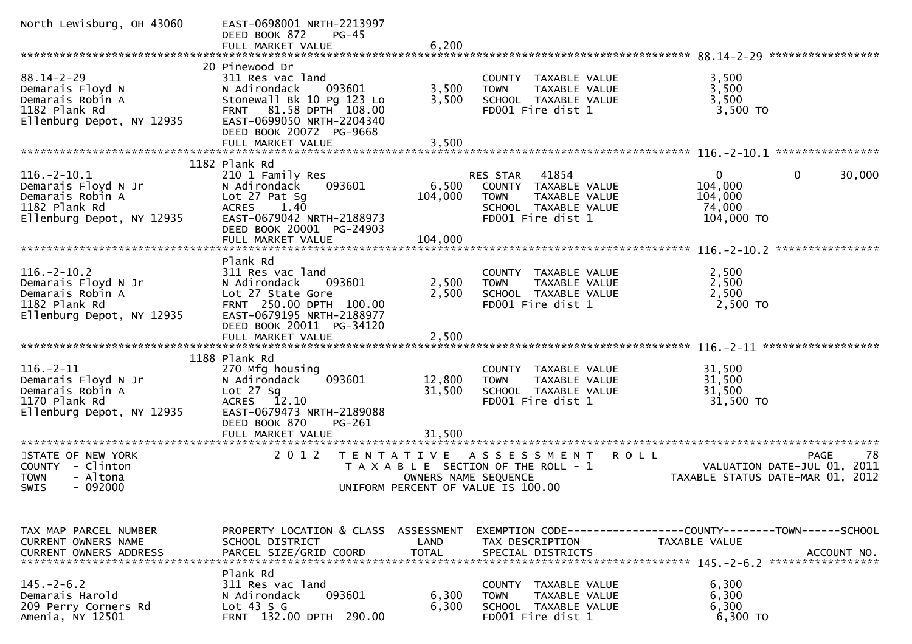```
North Lewisburg, OH 43060     EAST-0698001 NRTH-2213997
                              DEED BOOK 872    PG-45
                              FULL MARKET VALUE              6,200
******************************************************************************************************* 88.14-2-29 *****************
                              20 Pinewood Dr
88.14-2-29                    311 Res vac land                         COUNTY  TAXABLE VALUE              3,500
Demarais Floyd N              N Adirondack     093601        3,500     TOWN    TAXABLE VALUE              3,500
Demarais Robin A              Stonewall Bk 10 Pg 123 Lo      3,500     SCHOOL  TAXABLE VALUE              3,500
1182 Plank Rd                 FRNT   81.58 DPTH  108.00                FD001 Fire dist 1                   3,500 TO
Ellenburg Depot, NY 12935     EAST-0699050 NRTH-2204340
                              DEED BOOK 20072  PG-9668
                              FULL MARKET VALUE              3,500
******************************************************************************************************* 116.-2-10.1 ****************
                              1182 Plank Rd
116.-2-10.1                   210 1 Family Res                         RES STAR    41854                     0            0       30,000
Demarais Floyd N Jr           N Adirondack     093601        6,500     COUNTY  TAXABLE VALUE            104,000
Demarais Robin A              Lot 27 Pat Sg                104,000     TOWN    TAXABLE VALUE            104,000
1182 Plank Rd                 ACRES    1.40                            SCHOOL  TAXABLE VALUE             74,000
Ellenburg Depot, NY 12935     EAST-0679042 NRTH-2188973                FD001 Fire dist 1                 104,000 TO
                              DEED BOOK 20001  PG-24903
                              FULL MARKET VALUE            104,000
******************************************************************************************************* 116.-2-10.2 ****************
                              Plank Rd
116.-2-10.2                   311 Res vac land                         COUNTY  TAXABLE VALUE              2,500
Demarais Floyd N Jr           N Adirondack     093601        2,500     TOWN    TAXABLE VALUE              2,500
Demarais Robin A              Lot 27 State Gore              2,500     SCHOOL  TAXABLE VALUE              2,500
1182 Plank Rd                 FRNT  250.00 DPTH  100.00                FD001 Fire dist 1                   2,500 TO
Ellenburg Depot, NY 12935     EAST-0679195 NRTH-2188977
                              DEED BOOK 20011  PG-34120
                              FULL MARKET VALUE              2,500
******************************************************************************************************* 116.-2-11 ******************
                              1188 Plank Rd
116.-2-11                     270 Mfg housing                          COUNTY  TAXABLE VALUE             31,500
Demarais Floyd N Jr           N Adirondack     093601       12,800     TOWN    TAXABLE VALUE             31,500
Demarais Robin A              Lot 27 Sg                     31,500     SCHOOL  TAXABLE VALUE             31,500
1170 Plank Rd                 ACRES   12.10                            FD001 Fire dist 1                  31,500 TO
Ellenburg Depot, NY 12935     EAST-0679473 NRTH-2189088
                              DEED BOOK 870    PG-261
                              FULL MARKET VALUE             31,500
************************************************************************************************************************************
STATE OF NEW YORK                 2 0 1 2   T E N T A T I V E   A S S E S S M E N T   R O L L                          PAGE    78
COUNTY  - Clinton                            T A X A B L E  SECTION OF THE ROLL - 1                 VALUATION DATE-JUL 01, 2011
TOWN    - Altona                                    OWNERS NAME SEQUENCE                        TAXABLE STATUS DATE-MAR 01, 2012
SWIS    - 092000                             UNIFORM PERCENT OF VALUE IS 100.00


TAX MAP PARCEL NUMBER         PROPERTY LOCATION & CLASS  ASSESSMENT  EXEMPTION CODE------------------COUNTY--------TOWN------SCHOOL
CURRENT OWNERS NAME           SCHOOL DISTRICT               LAND      TAX DESCRIPTION                TAXABLE VALUE
CURRENT OWNERS ADDRESS        PARCEL SIZE/GRID COORD        TOTAL     SPECIAL DISTRICTS                                  ACCOUNT NO.
******************************************************************************************************* 145.-2-6.2 *****************
                              Plank Rd
145.-2-6.2                    311 Res vac land                         COUNTY  TAXABLE VALUE              6,300
Demarais Harold               N Adirondack     093601        6,300     TOWN    TAXABLE VALUE              6,300
209 Perry Corners Rd          Lot 43 S G                     6,300     SCHOOL  TAXABLE VALUE              6,300
Amenia, NY 12501              FRNT  132.00 DPTH  290.00                FD001 Fire dist 1                   6,300 TO
```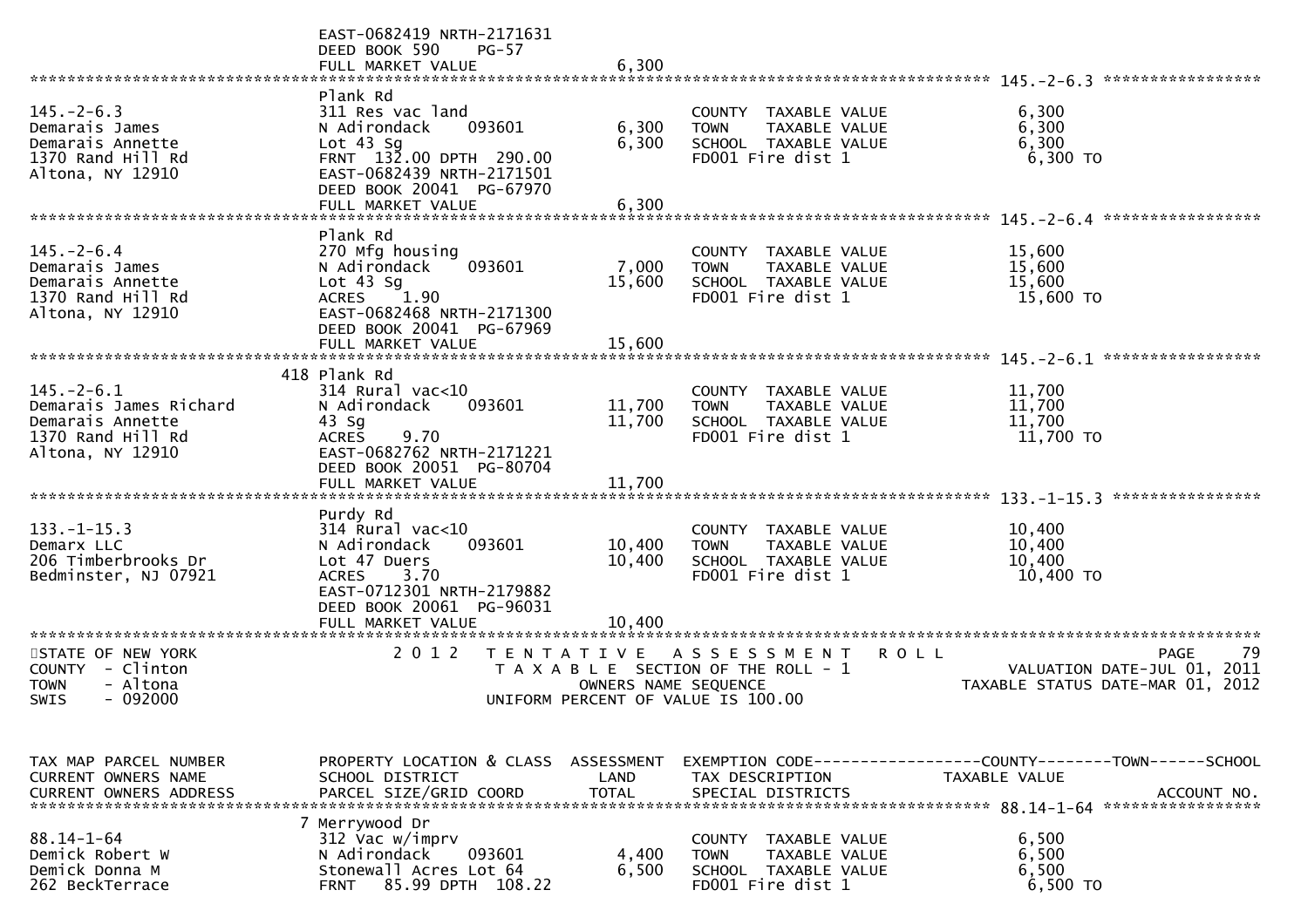```
                              EAST-0682419 NRTH-2171631
                              DEED BOOK 590    PG-57
                              FULL MARKET VALUE                  6,300
******************************************************************************************************* 145.-2-6.3 *****************
                              Plank Rd
145.-2-6.3                    311 Res vac land                       COUNTY  TAXABLE VALUE               6,300
Demarais James                N Adirondack    093601         6,300   TOWN    TAXABLE VALUE               6,300
Demarais Annette              Lot 43 Sg                      6,300   SCHOOL  TAXABLE VALUE               6,300
1370 Rand Hill Rd             FRNT  132.00 DPTH  290.00             FD001 Fire dist 1                    6,300 TO
Altona, NY 12910              EAST-0682439 NRTH-2171501
                              DEED BOOK 20041  PG-67970
                              FULL MARKET VALUE                  6,300
******************************************************************************************************* 145.-2-6.4 *****************
                              Plank Rd
145.-2-6.4                    270 Mfg housing                        COUNTY  TAXABLE VALUE              15,600
Demarais James                N Adirondack    093601         7,000   TOWN    TAXABLE VALUE              15,600
Demarais Annette              Lot 43 Sg                     15,600   SCHOOL  TAXABLE VALUE              15,600
1370 Rand Hill Rd             ACRES    1.90                          FD001 Fire dist 1                  15,600 TO
Altona, NY 12910              EAST-0682468 NRTH-2171300
                              DEED BOOK 20041  PG-67969
                              FULL MARKET VALUE                 15,600
******************************************************************************************************* 145.-2-6.1 *****************
                           418 Plank Rd
145.-2-6.1                    314 Rural vac<10                       COUNTY  TAXABLE VALUE              11,700
Demarais James Richard        N Adirondack    093601        11,700   TOWN    TAXABLE VALUE              11,700
Demarais Annette              43 Sg                         11,700   SCHOOL  TAXABLE VALUE              11,700
1370 Rand Hill Rd             ACRES    9.70                          FD001 Fire dist 1                  11,700 TO
Altona, NY 12910              EAST-0682762 NRTH-2171221
                              DEED BOOK 20051  PG-80704
                              FULL MARKET VALUE                 11,700
******************************************************************************************************* 133.-1-15.3 ****************
                              Purdy Rd
133.-1-15.3                   314 Rural vac<10                       COUNTY  TAXABLE VALUE              10,400
Demarx LLC                    N Adirondack    093601        10,400   TOWN    TAXABLE VALUE              10,400
206 Timberbrooks Dr           Lot 47 Duers                  10,400   SCHOOL  TAXABLE VALUE              10,400
Bedminster, NJ 07921          ACRES    3.70                          FD001 Fire dist 1                  10,400 TO
                              EAST-0712301 NRTH-2179882
                              DEED BOOK 20061  PG-96031
                              FULL MARKET VALUE                 10,400
************************************************************************************************************************************
STATE OF NEW YORK                 2 0 1 2   T E N T A T I V E   A S S E S S M E N T   R O L L                           PAGE    79
COUNTY  - Clinton                           T A X A B L E  SECTION OF THE ROLL - 1                       VALUATION DATE-JUL 01, 2011
TOWN    - Altona                                   OWNERS NAME SEQUENCE                             TAXABLE STATUS DATE-MAR 01, 2012
SWIS    - 092000                              UNIFORM PERCENT OF VALUE IS 100.00


TAX MAP PARCEL NUMBER         PROPERTY LOCATION & CLASS  ASSESSMENT  EXEMPTION CODE------------------COUNTY--------TOWN------SCHOOL
CURRENT OWNERS NAME           SCHOOL DISTRICT               LAND      TAX DESCRIPTION             TAXABLE VALUE
CURRENT OWNERS ADDRESS        PARCEL SIZE/GRID COORD        TOTAL     SPECIAL DISTRICTS                                   ACCOUNT NO.
******************************************************************************************************* 88.14-1-64 *****************
                            7 Merrywood Dr
88.14-1-64                    312 Vac w/imprv                        COUNTY  TAXABLE VALUE               6,500
Demick Robert W               N Adirondack    093601         4,400   TOWN    TAXABLE VALUE               6,500
Demick Donna M                Stonewall Acres Lot 64         6,500   SCHOOL  TAXABLE VALUE               6,500
262 BeckTerrace               FRNT   85.99 DPTH  108.22             FD001 Fire dist 1                    6,500 TO
```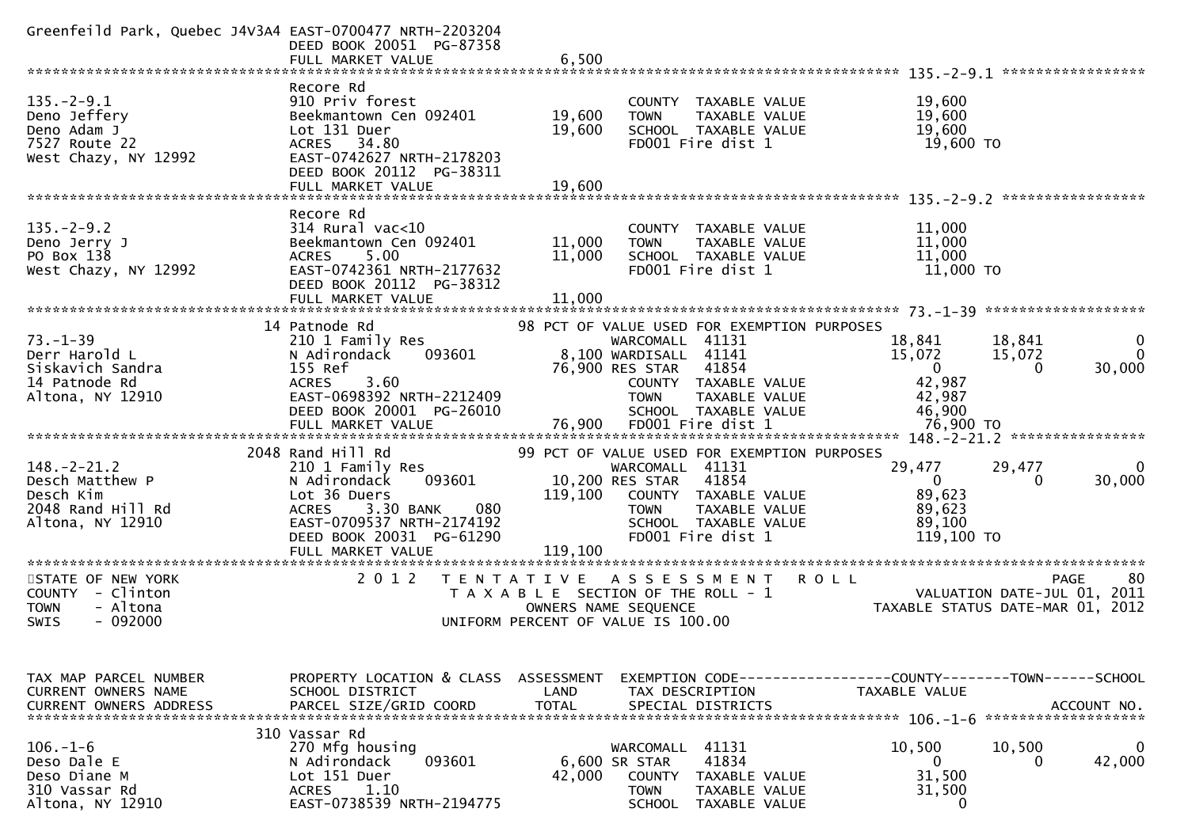```
Greenfeild Park, Quebec J4V3A4 EAST-0700477 NRTH-2203204
                               DEED BOOK 20051  PG-87358
                               FULL MARKET VALUE              6,500
******************************************************************************************************* 135.-2-9.1 *****************
                               Recore Rd
135.-2-9.1                     910 Priv forest                         COUNTY  TAXABLE VALUE            19,600
Deno Jeffery                   Beekmantown Cen 092401      19,600      TOWN    TAXABLE VALUE            19,600
Deno Adam J                    Lot 131 Duer                19,600      SCHOOL  TAXABLE VALUE            19,600
7527 Route 22                  ACRES   34.80                           FD001 Fire dist 1                 19,600 TO
West Chazy, NY 12992           EAST-0742627 NRTH-2178203
                               DEED BOOK 20112  PG-38311
                               FULL MARKET VALUE             19,600
******************************************************************************************************* 135.-2-9.2 *****************
                               Recore Rd
135.-2-9.2                     314 Rural vac<10                        COUNTY  TAXABLE VALUE            11,000
Deno Jerry J                   Beekmantown Cen 092401      11,000      TOWN    TAXABLE VALUE            11,000
PO Box 138                     ACRES    5.00               11,000      SCHOOL  TAXABLE VALUE            11,000
West Chazy, NY 12992           EAST-0742361 NRTH-2177632               FD001 Fire dist 1                 11,000 TO
                               DEED BOOK 20112  PG-38312
                               FULL MARKET VALUE             11,000
******************************************************************************************************* 73.-1-39 *******************
                            14 Patnode Rd                   98 PCT OF VALUE USED FOR EXEMPTION PURPOSES
73.-1-39                       210 1 Family Res                  WARCOMALL  41131               18,841      18,841           0
Derr Harold L                  N Adirondack     093601        8,100 WARDISALL  41141               15,072      15,072           0
Siskavich Sandra               155 Ref                       76,900 RES STAR   41854                    0           0      30,000
14 Patnode Rd                  ACRES    3.60                         COUNTY  TAXABLE VALUE            42,987
Altona, NY 12910               EAST-0698392 NRTH-2212409             TOWN    TAXABLE VALUE            42,987
                               DEED BOOK 20001  PG-26010             SCHOOL  TAXABLE VALUE            46,900
                               FULL MARKET VALUE             76,900  FD001 Fire dist 1                 76,900 TO
******************************************************************************************************* 148.-2-21.2 ****************
                          2048 Rand Hill Rd                 99 PCT OF VALUE USED FOR EXEMPTION PURPOSES
148.-2-21.2                    210 1 Family Res                  WARCOMALL  41131               29,477      29,477           0
Desch Matthew P                N Adirondack     093601       10,200 RES STAR   41854                    0           0      30,000
Desch Kim                      Lot 36 Duers                 119,100    COUNTY  TAXABLE VALUE            89,623
2048 Rand Hill Rd              ACRES    3.30 BANK     080              TOWN    TAXABLE VALUE            89,623
Altona, NY 12910               EAST-0709537 NRTH-2174192               SCHOOL  TAXABLE VALUE            89,100
                               DEED BOOK 20031  PG-61290               FD001 Fire dist 1                119,100 TO
                               FULL MARKET VALUE            119,100
************************************************************************************************************************************
STATE OF NEW YORK                    2 0 1 2   T E N T A T I V E   A S S E S S M E N T   R O L L                          PAGE    80
COUNTY  - Clinton                          T A X A B L E  SECTION OF THE ROLL - 1                       VALUATION DATE-JUL 01, 2011
TOWN    - Altona                                  OWNERS NAME SEQUENCE                               TAXABLE STATUS DATE-MAR 01, 2012
SWIS    - 092000                             UNIFORM PERCENT OF VALUE IS 100.00


TAX MAP PARCEL NUMBER          PROPERTY LOCATION & CLASS  ASSESSMENT  EXEMPTION CODE------------------COUNTY--------TOWN------SCHOOL
CURRENT OWNERS NAME            SCHOOL DISTRICT               LAND      TAX DESCRIPTION             TAXABLE VALUE
CURRENT OWNERS ADDRESS         PARCEL SIZE/GRID COORD        TOTAL     SPECIAL DISTRICTS                                 ACCOUNT NO.
******************************************************************************************************* 106.-1-6 *******************
                           310 Vassar Rd
106.-1-6                       270 Mfg housing                   WARCOMALL  41131               10,500      10,500           0
Deso Dale E                    N Adirondack     093601        6,600 SR STAR    41834                    0           0      42,000
Deso Diane M                   Lot 151 Duer                  42,000    COUNTY  TAXABLE VALUE            31,500
310 Vassar Rd                  ACRES    1.10                           TOWN    TAXABLE VALUE            31,500
Altona, NY 12910               EAST-0738539 NRTH-2194775               SCHOOL  TAXABLE VALUE                 0
```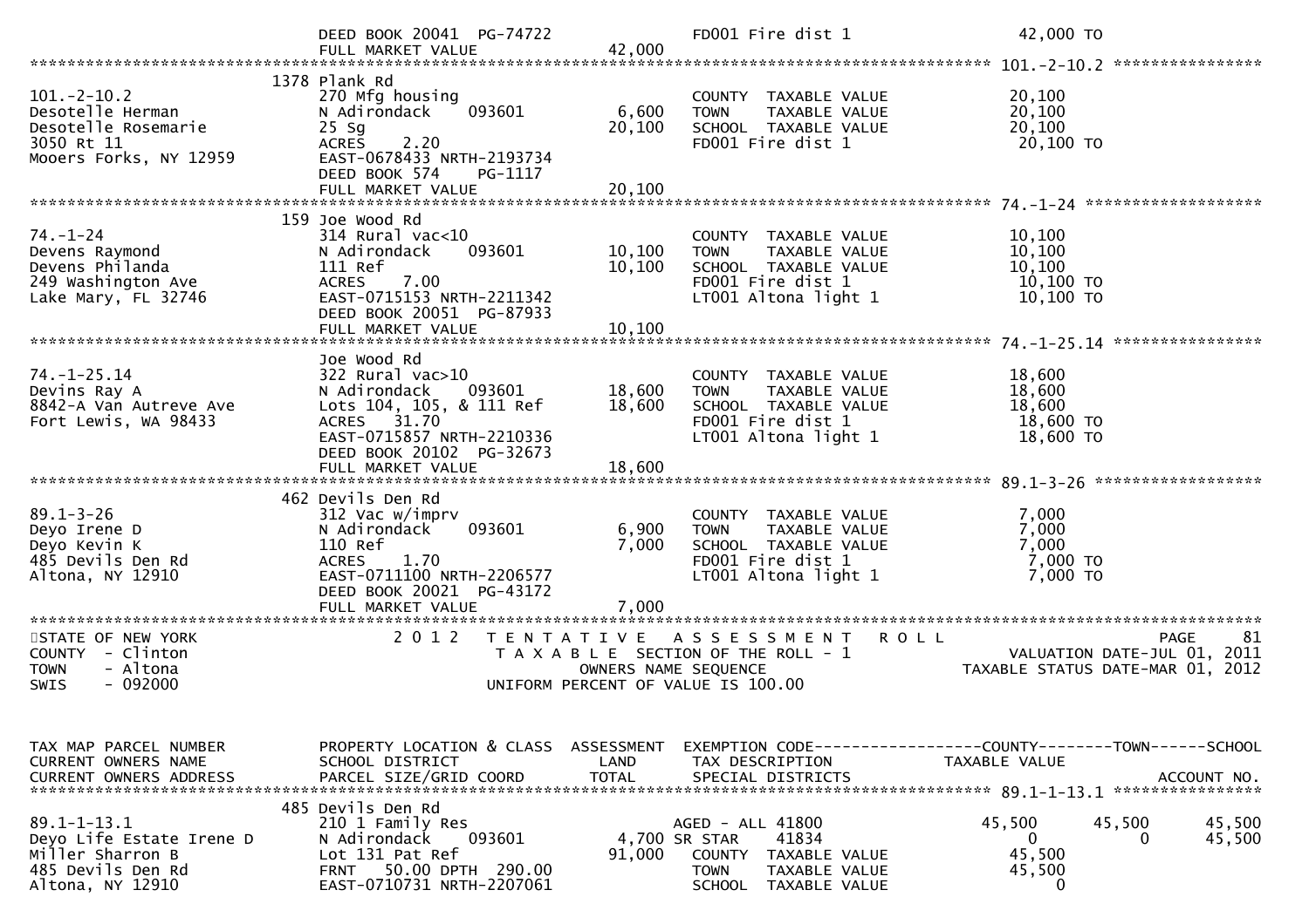DEED BOOK 20041 PG-74722 | FD001 Fire dist 1 | 42,000 TO
FULL MARKET VALUE 42,000

---

**101.-2-10.2**

| | | | | |
|---|---|---|---|---|
| 101.-2-10.2 | 1378 Plank Rd | | | |
| Desotelle Herman | 270 Mfg housing | | COUNTY TAXABLE VALUE | 20,100 |
| Desotelle Rosemarie | N Adirondack 093601 | 6,600 | TOWN TAXABLE VALUE | 20,100 |
| 3050 Rt 11 | 25 Sg | 20,100 | SCHOOL TAXABLE VALUE | 20,100 |
| Mooers Forks, NY 12959 | ACRES 2.20 | | FD001 Fire dist 1 | 20,100 TO |
| | EAST-0678433 NRTH-2193734 | | | |
| | DEED BOOK 574 PG-1117 | | | |
| | FULL MARKET VALUE | 20,100 | | |

---

**74.-1-24**

| | | | | |
|---|---|---|---|---|
| 74.-1-24 | 159 Joe Wood Rd | | | |
| Devens Raymond | 314 Rural vac<10 | | COUNTY TAXABLE VALUE | 10,100 |
| Devens Philanda | N Adirondack 093601 | 10,100 | TOWN TAXABLE VALUE | 10,100 |
| 249 Washington Ave | 111 Ref | 10,100 | SCHOOL TAXABLE VALUE | 10,100 |
| Lake Mary, FL 32746 | ACRES 7.00 | | FD001 Fire dist 1 | 10,100 TO |
| | EAST-0715153 NRTH-2211342 | | LT001 Altona light 1 | 10,100 TO |
| | DEED BOOK 20051 PG-87933 | | | |
| | FULL MARKET VALUE | 10,100 | | |

---

**74.-1-25.14**

| | | | | |
|---|---|---|---|---|
| 74.-1-25.14 | Joe Wood Rd | | | |
| Devins Ray A | 322 Rural vac>10 | | COUNTY TAXABLE VALUE | 18,600 |
| 8842-A Van Autreve Ave | N Adirondack 093601 | 18,600 | TOWN TAXABLE VALUE | 18,600 |
| Fort Lewis, WA 98433 | Lots 104, 105, & 111 Ref | 18,600 | SCHOOL TAXABLE VALUE | 18,600 |
| | ACRES 31.70 | | FD001 Fire dist 1 | 18,600 TO |
| | EAST-0715857 NRTH-2210336 | | LT001 Altona light 1 | 18,600 TO |
| | DEED BOOK 20102 PG-32673 | | | |
| | FULL MARKET VALUE | 18,600 | | |

---

**89.1-3-26**

| | | | | |
|---|---|---|---|---|
| 89.1-3-26 | 462 Devils Den Rd | | | |
| Deyo Irene D | 312 Vac w/imprv | | COUNTY TAXABLE VALUE | 7,000 |
| Deyo Kevin K | N Adirondack 093601 | 6,900 | TOWN TAXABLE VALUE | 7,000 |
| 485 Devils Den Rd | 110 Ref | 7,000 | SCHOOL TAXABLE VALUE | 7,000 |
| Altona, NY 12910 | ACRES 1.70 | | FD001 Fire dist 1 | 7,000 TO |
| | EAST-0711100 NRTH-2206577 | | LT001 Altona light 1 | 7,000 TO |
| | DEED BOOK 20021 PG-43172 | | | |
| | FULL MARKET VALUE | 7,000 | | |

---

STATE OF NEW YORK
COUNTY - Clinton
TOWN - Altona
SWIS - 092000

2 0 1 2 TENTATIVE ASSESSMENT ROLL
TAXABLE SECTION OF THE ROLL - 1
OWNERS NAME SEQUENCE
UNIFORM PERCENT OF VALUE IS 100.00

VALUATION DATE-JUL 01, 2011
TAXABLE STATUS DATE-MAR 01, 2012

| TAX MAP PARCEL NUMBER / CURRENT OWNERS NAME / CURRENT OWNERS ADDRESS | PROPERTY LOCATION & CLASS / SCHOOL DISTRICT / PARCEL SIZE/GRID COORD | ASSESSMENT LAND / TOTAL | EXEMPTION CODE / TAX DESCRIPTION / SPECIAL DISTRICTS | COUNTY TAXABLE VALUE | TOWN | SCHOOL / ACCOUNT NO. |
|---|---|---|---|---|---|---|

**89.1-1-13.1**

| | | | | | | |
|---|---|---|---|---|---|---|
| 89.1-1-13.1 | 485 Devils Den Rd | | | | | |
| Deyo Life Estate Irene D | 210 1 Family Res | | AGED - ALL 41800 | 45,500 | 45,500 | 45,500 |
| Miller Sharron B | N Adirondack 093601 | 4,700 | SR STAR 41834 | 0 | 0 | 45,500 |
| 485 Devils Den Rd | Lot 131 Pat Ref | 91,000 | COUNTY TAXABLE VALUE | 45,500 | | |
| Altona, NY 12910 | FRNT 50.00 DPTH 290.00 | | TOWN TAXABLE VALUE | 45,500 | | |
| | EAST-0710731 NRTH-2207061 | | SCHOOL TAXABLE VALUE | 0 | | |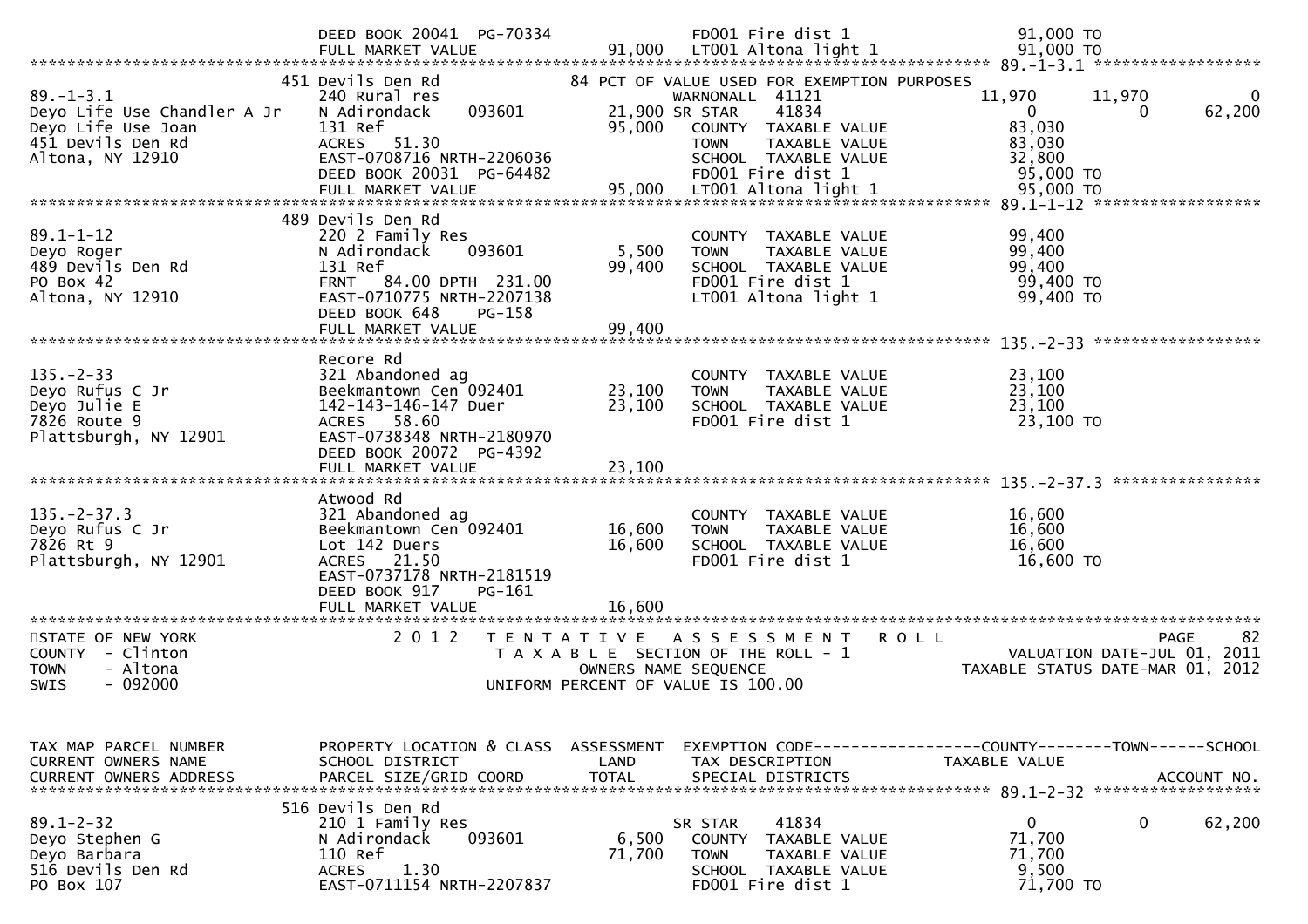```
                                DEED BOOK 20041  PG-70334             FD001 Fire dist 1                      91,000 TO
                                FULL MARKET VALUE              91,000  LT001 Altona light 1                   91,000 TO
******************************************************************************************************* 89.-1-3.1 *****************
                               451 Devils Den Rd                 84 PCT OF VALUE USED FOR EXEMPTION PURPOSES
89.-1-3.1                      240 Rural res                          WARNONALL  41121                 11,970      11,970           0
Deyo Life Use Chandler A Jr    N Adirondack     093601          21,900 SR STAR     41834                     0           0      62,200
Deyo Life Use Joan             131 Ref                          95,000   COUNTY  TAXABLE VALUE              83,030
451 Devils Den Rd              ACRES    51.30                            TOWN    TAXABLE VALUE              83,030
Altona, NY 12910               EAST-0708716 NRTH-2206036                 SCHOOL  TAXABLE VALUE              32,800
                               DEED BOOK 20031  PG-64482                 FD001 Fire dist 1                  95,000 TO
                               FULL MARKET VALUE                95,000  LT001 Altona light 1               95,000 TO
******************************************************************************************************* 89.1-1-12 *****************
                               489 Devils Den Rd
89.1-1-12                      220 2 Family Res                          COUNTY  TAXABLE VALUE              99,400
Deyo Roger                     N Adirondack     093601           5,500   TOWN    TAXABLE VALUE              99,400
489 Devils Den Rd              131 Ref                          99,400   SCHOOL  TAXABLE VALUE              99,400
PO Box 42                      FRNT    84.00 DPTH 231.00                 FD001 Fire dist 1                  99,400 TO
Altona, NY 12910               EAST-0710775 NRTH-2207138                 LT001 Altona light 1               99,400 TO
                               DEED BOOK 648    PG-158
                               FULL MARKET VALUE                99,400
******************************************************************************************************* 135.-2-33 *****************
                               Recore Rd
135.-2-33                      321 Abandoned ag                          COUNTY  TAXABLE VALUE              23,100
Deyo Rufus C Jr                Beekmantown Cen 092401           23,100   TOWN    TAXABLE VALUE              23,100
Deyo Julie E                   142-143-146-147 Duer             23,100   SCHOOL  TAXABLE VALUE              23,100
7826 Route 9                   ACRES    58.60                            FD001 Fire dist 1                  23,100 TO
Plattsburgh, NY 12901          EAST-0738348 NRTH-2180970
                               DEED BOOK 20072  PG-4392
                               FULL MARKET VALUE                23,100
******************************************************************************************************* 135.-2-37.3 ***************
                               Atwood Rd
135.-2-37.3                    321 Abandoned ag                          COUNTY  TAXABLE VALUE              16,600
Deyo Rufus C Jr                Beekmantown Cen 092401           16,600   TOWN    TAXABLE VALUE              16,600
7826 Rt 9                      Lot 142 Duers                    16,600   SCHOOL  TAXABLE VALUE              16,600
Plattsburgh, NY 12901          ACRES    21.50                            FD001 Fire dist 1                  16,600 TO
                               EAST-0737178 NRTH-2181519
                               DEED BOOK 917    PG-161
                               FULL MARKET VALUE                16,600
*************************************************************************************************************************************
STATE OF NEW YORK                    2 0 1 2   T E N T A T I V E   A S S E S S M E N T   R O L L                            PAGE    82
COUNTY  - Clinton                              T A X A B L E  SECTION OF THE ROLL - 1                  VALUATION DATE-JUL 01, 2011
TOWN    - Altona                                     OWNERS NAME SEQUENCE                         TAXABLE STATUS DATE-MAR 01, 2012
SWIS    - 092000                               UNIFORM PERCENT OF VALUE IS 100.00


TAX MAP PARCEL NUMBER          PROPERTY LOCATION & CLASS  ASSESSMENT  EXEMPTION CODE------------------COUNTY--------TOWN------SCHOOL
CURRENT OWNERS NAME            SCHOOL DISTRICT               LAND     TAX DESCRIPTION               TAXABLE VALUE
CURRENT OWNERS ADDRESS         PARCEL SIZE/GRID COORD        TOTAL    SPECIAL DISTRICTS                                  ACCOUNT NO.
******************************************************************************************************* 89.1-2-32 *****************
                               516 Devils Den Rd
89.1-2-32                      210 1 Family Res                          SR STAR     41834                     0           0      62,200
Deyo Stephen G                 N Adirondack     093601           6,500   COUNTY  TAXABLE VALUE              71,700
Deyo Barbara                   110 Ref                          71,700   TOWN    TAXABLE VALUE              71,700
516 Devils Den Rd              ACRES     1.30                            SCHOOL  TAXABLE VALUE               9,500
PO Box 107                     EAST-0711154 NRTH-2207837                 FD001 Fire dist 1                  71,700 TO
```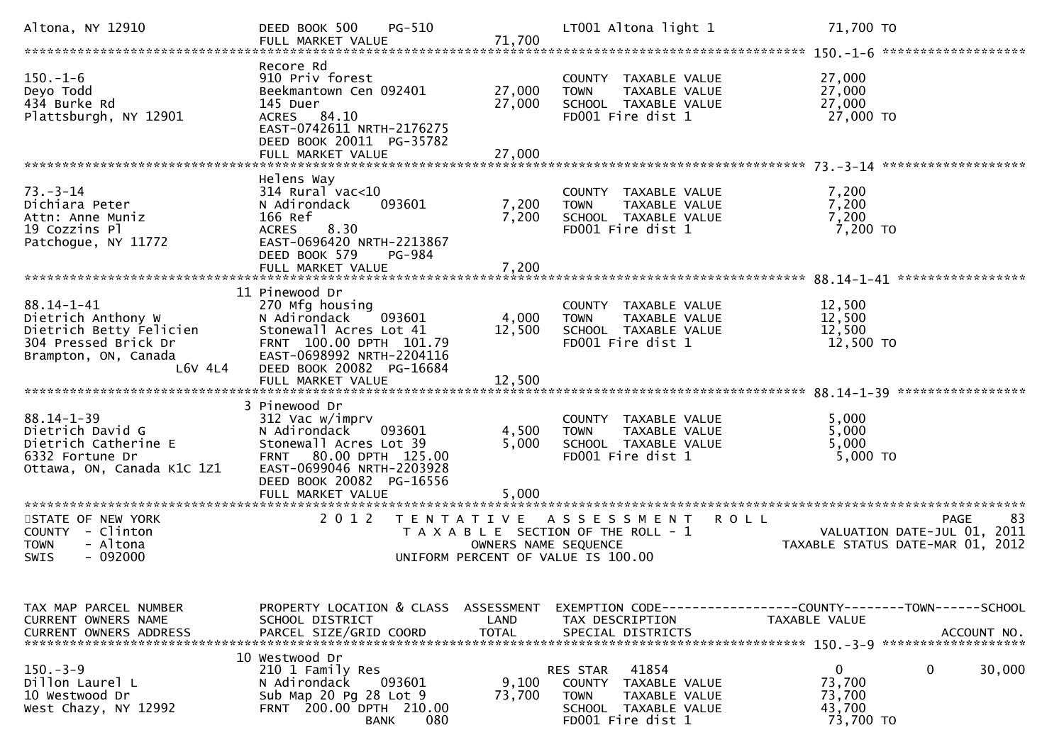```
Altona, NY 12910             DEED BOOK 500    PG-510                    LT001 Altona light 1               71,700 TO
                             FULL MARKET VALUE               71,700
******************************************************************************************************* 150.-1-6 ******************
                             Recore Rd
150.-1-6                     910 Priv forest                            COUNTY  TAXABLE VALUE             27,000
Deyo Todd                    Beekmantown Cen 092401       27,000        TOWN    TAXABLE VALUE             27,000
434 Burke Rd                 145 Duer                     27,000        SCHOOL  TAXABLE VALUE             27,000
Plattsburgh, NY 12901        ACRES   84.10                              FD001 Fire dist 1                  27,000 TO
                             EAST-0742611 NRTH-2176275
                             DEED BOOK 20011  PG-35782
                             FULL MARKET VALUE               27,000
******************************************************************************************************* 73.-3-14 ******************
                             Helens Way
73.-3-14                     314 Rural vac<10                           COUNTY  TAXABLE VALUE              7,200
Dichiara Peter               N Adirondack    093601        7,200        TOWN    TAXABLE VALUE              7,200
Attn: Anne Muniz             166 Ref                       7,200        SCHOOL  TAXABLE VALUE              7,200
19 Cozzins Pl                ACRES    8.30                              FD001 Fire dist 1                   7,200 TO
Patchogue, NY 11772          EAST-0696420 NRTH-2213867
                             DEED BOOK 579    PG-984
                             FULL MARKET VALUE                7,200
******************************************************************************************************* 88.14-1-41 ****************
                          11 Pinewood Dr
88.14-1-41                   270 Mfg housing                            COUNTY  TAXABLE VALUE             12,500
Dietrich Anthony W           N Adirondack    093601        4,000        TOWN    TAXABLE VALUE             12,500
Dietrich Betty Felicien      Stonewall Acres Lot 41       12,500        SCHOOL  TAXABLE VALUE             12,500
304 Pressed Brick Dr         FRNT  100.00 DPTH  101.79                  FD001 Fire dist 1                  12,500 TO
Brampton, ON, Canada         EAST-0698992 NRTH-2204116
                   L6V 4L4   DEED BOOK 20082  PG-16684
                             FULL MARKET VALUE               12,500
******************************************************************************************************* 88.14-1-39 ****************
                           3 Pinewood Dr
88.14-1-39                   312 Vac w/imprv                            COUNTY  TAXABLE VALUE              5,000
Dietrich David G             N Adirondack    093601        4,500        TOWN    TAXABLE VALUE              5,000
Dietrich Catherine E         Stonewall Acres Lot 39        5,000        SCHOOL  TAXABLE VALUE              5,000
6332 Fortune Dr              FRNT   80.00 DPTH  125.00                  FD001 Fire dist 1                   5,000 TO
Ottawa, ON, Canada K1C 1Z1   EAST-0699046 NRTH-2203928
                             DEED BOOK 20082  PG-16556
                             FULL MARKET VALUE                5,000
************************************************************************************************************************************
STATE OF NEW YORK                 2 0 1 2   T E N T A T I V E   A S S E S S M E N T   R O L L                             PAGE    83
COUNTY  - Clinton                            T A X A B L E  SECTION OF THE ROLL - 1                       VALUATION DATE-JUL 01, 2011
TOWN    - Altona                                    OWNERS NAME SEQUENCE                              TAXABLE STATUS DATE-MAR 01, 2012
SWIS    - 092000                              UNIFORM PERCENT OF VALUE IS 100.00


TAX MAP PARCEL NUMBER        PROPERTY LOCATION & CLASS  ASSESSMENT  EXEMPTION CODE------------------COUNTY--------TOWN------SCHOOL
CURRENT OWNERS NAME          SCHOOL DISTRICT              LAND      TAX DESCRIPTION              TAXABLE VALUE
CURRENT OWNERS ADDRESS       PARCEL SIZE/GRID COORD       TOTAL     SPECIAL DISTRICTS                                    ACCOUNT NO.
******************************************************************************************************* 150.-3-9 ******************
                          10 Westwood Dr
150.-3-9                     210 1 Family Res                           RES STAR   41854                    0            0      30,000
Dillon Laurel L              N Adirondack    093601        9,100        COUNTY  TAXABLE VALUE             73,700
10 Westwood Dr               Sub Map 20 Pg 28 Lot 9       73,700        TOWN    TAXABLE VALUE             73,700
West Chazy, NY 12992         FRNT  200.00 DPTH  210.00                  SCHOOL  TAXABLE VALUE             43,700
                                         BANK     080                   FD001 Fire dist 1                  73,700 TO
```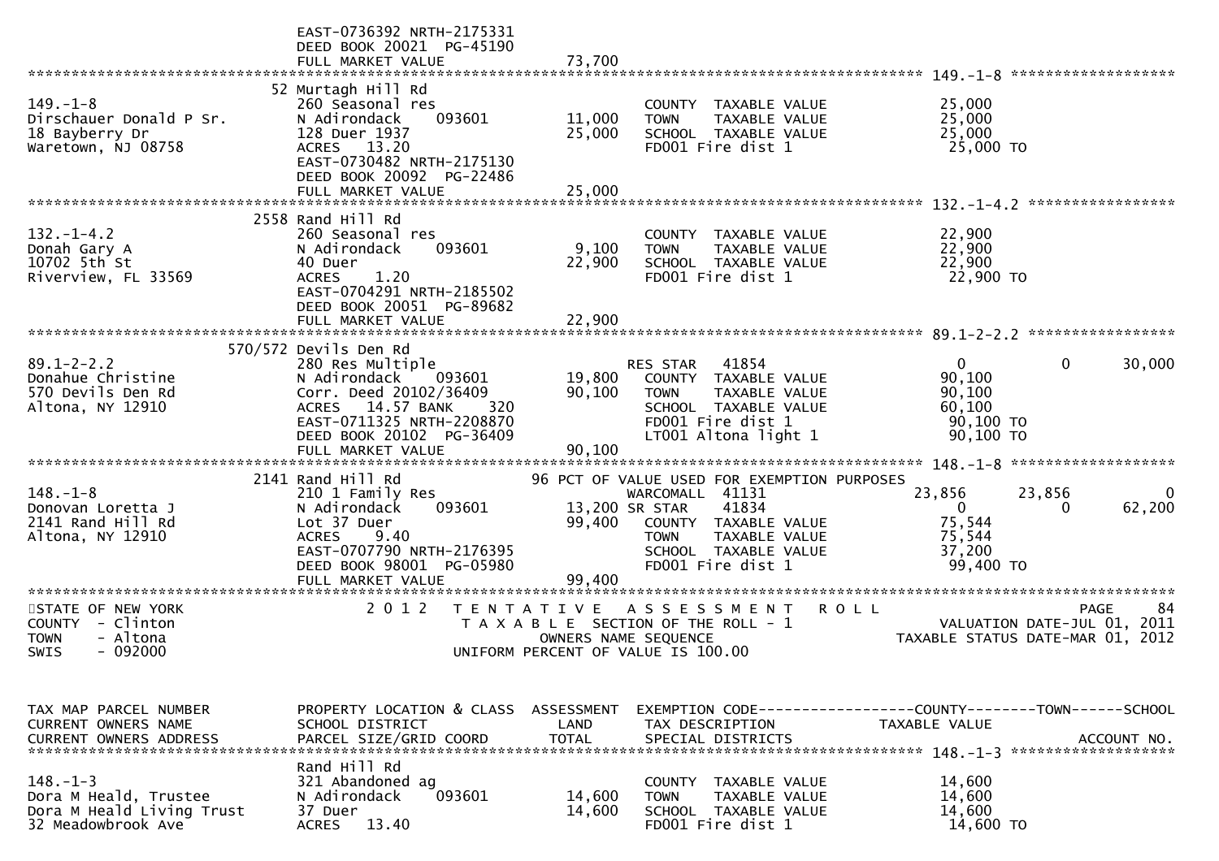```
                              EAST-0736392 NRTH-2175331
                              DEED BOOK 20021  PG-45190
                              FULL MARKET VALUE              73,700
******************************************************************************************************* 149.-1-8 ******************
                               52 Murtagh Hill Rd
149.-1-8                       260 Seasonal res                         COUNTY  TAXABLE VALUE            25,000
Dirschauer Donald P Sr.        N Adirondack    093601      11,000       TOWN    TAXABLE VALUE            25,000
18 Bayberry Dr                 128 Duer 1937               25,000       SCHOOL  TAXABLE VALUE            25,000
Waretown, NJ 08758             ACRES   13.20                            FD001 Fire dist 1                 25,000 TO
                               EAST-0730482 NRTH-2175130
                               DEED BOOK 20092  PG-22486
                               FULL MARKET VALUE              25,000
******************************************************************************************************* 132.-1-4.2 ****************
                               2558 Rand Hill Rd
132.-1-4.2                     260 Seasonal res                         COUNTY  TAXABLE VALUE            22,900
Donah Gary A                   N Adirondack    093601       9,100       TOWN    TAXABLE VALUE            22,900
10702 5th St                   40 Duer                     22,900       SCHOOL  TAXABLE VALUE            22,900
Riverview, FL 33569            ACRES    1.20                            FD001 Fire dist 1                 22,900 TO
                               EAST-0704291 NRTH-2185502
                               DEED BOOK 20051  PG-89682
                               FULL MARKET VALUE              22,900
******************************************************************************************************* 89.1-2-2.2 ****************
                               570/572 Devils Den Rd
89.1-2-2.2                     280 Res Multiple                         RES STAR   41854                      0            0       30,000
Donahue Christine              N Adirondack    093601      19,800       COUNTY  TAXABLE VALUE            90,100
570 Devils Den Rd              Corr. Deed 20102/36409      90,100       TOWN    TAXABLE VALUE            90,100
Altona, NY 12910               ACRES   14.57 BANK     320               SCHOOL  TAXABLE VALUE            60,100
                               EAST-0711325 NRTH-2208870                FD001 Fire dist 1                 90,100 TO
                               DEED BOOK 20102  PG-36409                LT001 Altona light 1              90,100 TO
                               FULL MARKET VALUE              90,100
******************************************************************************************************* 148.-1-8 ******************
                               2141 Rand Hill Rd            96 PCT OF VALUE USED FOR EXEMPTION PURPOSES
148.-1-8                       210 1 Family Res                         WARCOMALL  41131                 23,856       23,856            0
Donovan Loretta J              N Adirondack    093601      13,200 SR STAR     41834                      0            0       62,200
2141 Rand Hill Rd              Lot 37 Duer                 99,400       COUNTY  TAXABLE VALUE            75,544
Altona, NY 12910               ACRES    9.40                            TOWN    TAXABLE VALUE            75,544
                               EAST-0707790 NRTH-2176395                SCHOOL  TAXABLE VALUE            37,200
                               DEED BOOK 98001  PG-05980                FD001 Fire dist 1                 99,400 TO
                               FULL MARKET VALUE              99,400
************************************************************************************************************************************
STATE OF NEW YORK                  2 0 1 2   T E N T A T I V E   A S S E S S M E N T   R O L L                              PAGE    84
COUNTY  - Clinton                          T A X A B L E  SECTION OF THE ROLL - 1                        VALUATION DATE-JUL 01, 2011
TOWN    - Altona                                     OWNERS NAME SEQUENCE                          TAXABLE STATUS DATE-MAR 01, 2012
SWIS    - 092000                                UNIFORM PERCENT OF VALUE IS 100.00


TAX MAP PARCEL NUMBER          PROPERTY LOCATION & CLASS  ASSESSMENT  EXEMPTION CODE------------------COUNTY--------TOWN------SCHOOL
CURRENT OWNERS NAME            SCHOOL DISTRICT               LAND      TAX DESCRIPTION              TAXABLE VALUE
CURRENT OWNERS ADDRESS         PARCEL SIZE/GRID COORD       TOTAL      SPECIAL DISTRICTS                                    ACCOUNT NO.
******************************************************************************************************* 148.-1-3 ******************
                               Rand Hill Rd
148.-1-3                       321 Abandoned ag                         COUNTY  TAXABLE VALUE            14,600
Dora M Heald, Trustee          N Adirondack    093601      14,600       TOWN    TAXABLE VALUE            14,600
Dora M Heald Living Trust      37 Duer                     14,600       SCHOOL  TAXABLE VALUE            14,600
32 Meadowbrook Ave             ACRES   13.40                            FD001 Fire dist 1                 14,600 TO
```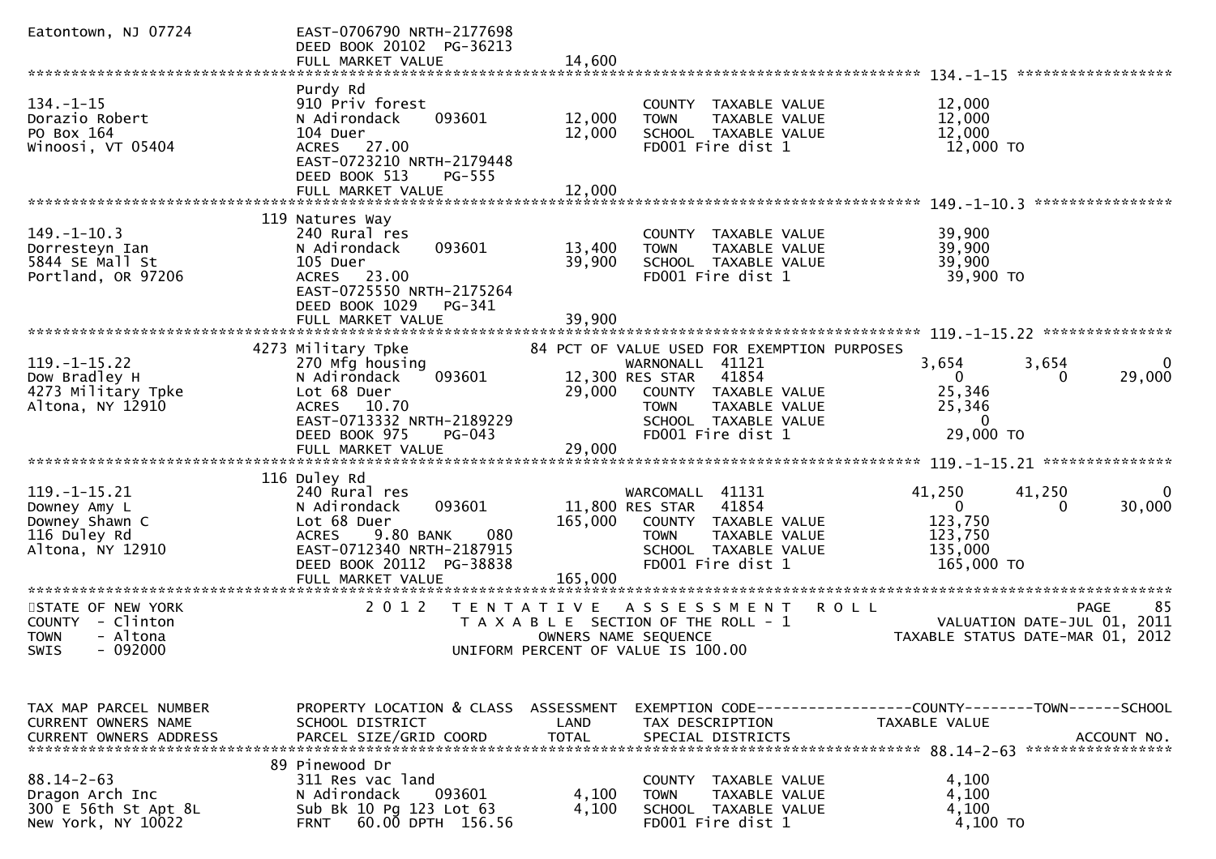```
Eatontown, NJ 07724           EAST-0706790 NRTH-2177698
                              DEED BOOK 20102  PG-36213
                              FULL MARKET VALUE              14,600
******************************************************************************************** 134.-1-15 ******************
                              Purdy Rd
134.-1-15                     910 Priv forest                          COUNTY  TAXABLE VALUE            12,000
Dorazio Robert                N Adirondack     093601       12,000     TOWN    TAXABLE VALUE            12,000
PO Box 164                    104 Duer                      12,000     SCHOOL  TAXABLE VALUE            12,000
Winoosi, VT 05404             ACRES   27.00                            FD001 Fire dist 1                 12,000 TO
                              EAST-0723210 NRTH-2179448
                              DEED BOOK 513     PG-555
                              FULL MARKET VALUE              12,000
******************************************************************************************** 149.-1-10.3 ****************
                          119 Natures Way
149.-1-10.3                   240 Rural res                            COUNTY  TAXABLE VALUE            39,900
Dorresteyn Ian                N Adirondack     093601       13,400     TOWN    TAXABLE VALUE            39,900
5844 SE Mall St               105 Duer                      39,900     SCHOOL  TAXABLE VALUE            39,900
Portland, OR 97206            ACRES   23.00                            FD001 Fire dist 1                 39,900 TO
                              EAST-0725550 NRTH-2175264
                              DEED BOOK 1029    PG-341
                              FULL MARKET VALUE              39,900
******************************************************************************************** 119.-1-15.22 ***************
                         4273 Military Tpke              84 PCT OF VALUE USED FOR EXEMPTION PURPOSES
119.-1-15.22                  270 Mfg housing                          WARNONALL  41121            3,654        3,654            0
Dow Bradley H                 N Adirondack     093601       12,300 RES STAR   41854                0            0       29,000
4273 Military Tpke            Lot 68 Duer                   29,000     COUNTY  TAXABLE VALUE            25,346
Altona, NY 12910              ACRES   10.70                            TOWN    TAXABLE VALUE            25,346
                              EAST-0713332 NRTH-2189229                SCHOOL  TAXABLE VALUE                 0
                              DEED BOOK 975     PG-043                 FD001 Fire dist 1                 29,000 TO
                              FULL MARKET VALUE              29,000
******************************************************************************************** 119.-1-15.21 ***************
                          116 Duley Rd
119.-1-15.21                  240 Rural res                            WARCOMALL  41131           41,250       41,250            0
Downey Amy L                  N Adirondack     093601       11,800 RES STAR   41854                0            0       30,000
Downey Shawn C                Lot 68 Duer                  165,000     COUNTY  TAXABLE VALUE           123,750
116 Duley Rd                  ACRES    9.80 BANK     080               TOWN    TAXABLE VALUE           123,750
Altona, NY 12910              EAST-0712340 NRTH-2187915                SCHOOL  TAXABLE VALUE           135,000
                              DEED BOOK 20112  PG-38838                FD001 Fire dist 1                165,000 TO
                              FULL MARKET VALUE             165,000
******************************************************************************************************************************
STATE OF NEW YORK                   2 0 1 2   T E N T A T I V E   A S S E S S M E N T   R O L L                      PAGE    85
COUNTY  - Clinton                          T A X A B L E  SECTION OF THE ROLL - 1                  VALUATION DATE-JUL 01, 2011
TOWN    - Altona                                  OWNERS NAME SEQUENCE                        TAXABLE STATUS DATE-MAR 01, 2012
SWIS    - 092000                           UNIFORM PERCENT OF VALUE IS 100.00


TAX MAP PARCEL NUMBER         PROPERTY LOCATION & CLASS  ASSESSMENT  EXEMPTION CODE------------------COUNTY--------TOWN------SCHOOL
CURRENT OWNERS NAME           SCHOOL DISTRICT               LAND      TAX DESCRIPTION              TAXABLE VALUE
CURRENT OWNERS ADDRESS        PARCEL SIZE/GRID COORD        TOTAL     SPECIAL DISTRICTS                                  ACCOUNT NO.
******************************************************************************************** 88.14-2-63 *****************
                           89 Pinewood Dr
88.14-2-63                    311 Res vac land                         COUNTY  TAXABLE VALUE             4,100
Dragon Arch Inc               N Adirondack     093601        4,100     TOWN    TAXABLE VALUE             4,100
300 E 56th St Apt 8L          Sub Bk 10 Pg 123 Lot 63        4,100     SCHOOL  TAXABLE VALUE             4,100
New York, NY 10022            FRNT   60.00 DPTH  156.56                FD001 Fire dist 1                  4,100 TO
```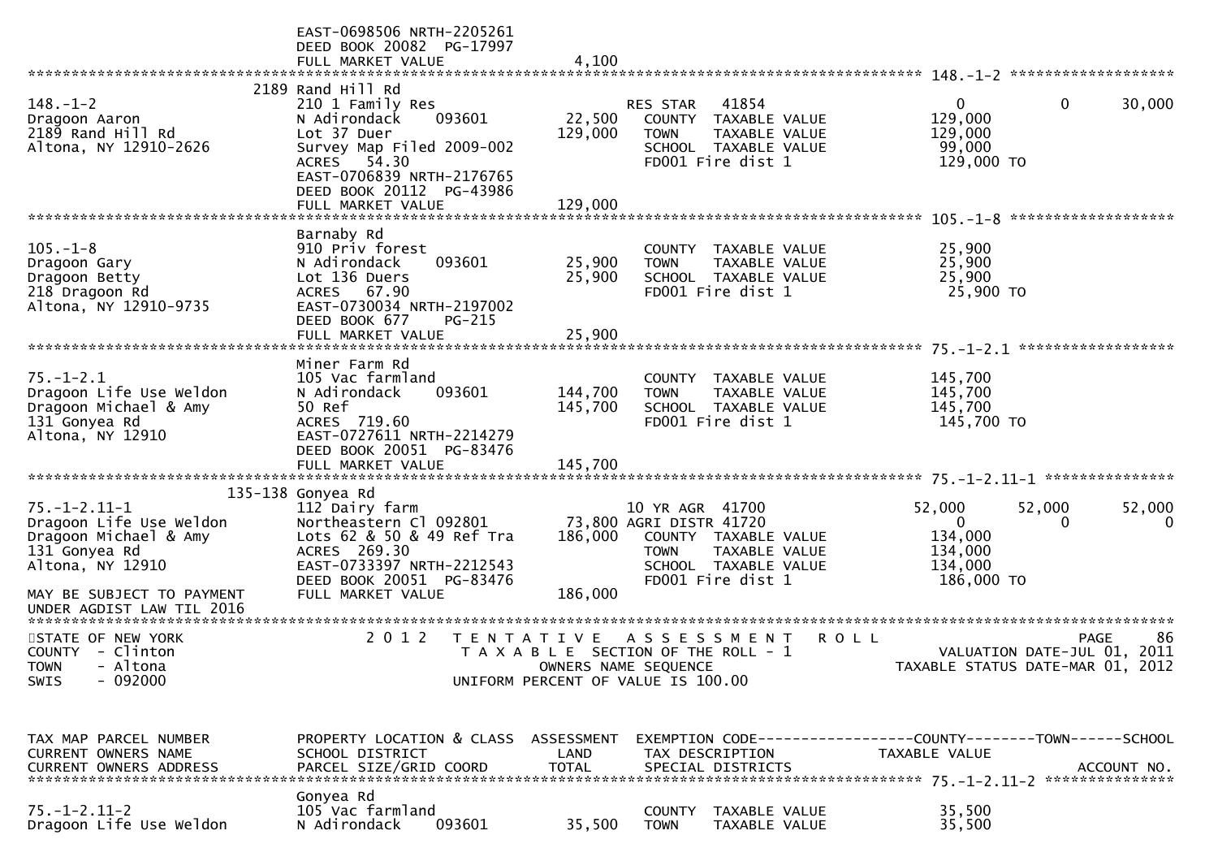```
                              EAST-0698506 NRTH-2205261
                              DEED BOOK 20082  PG-17997
                              FULL MARKET VALUE              4,100
******************************************************************************************************* 148.-1-2 ********************
                     2189 Rand Hill Rd
148.-1-2                      210 1 Family Res                     RES STAR   41854              0            0        30,000
Dragoon Aaron                 N Adirondack     093601      22,500     COUNTY  TAXABLE VALUE         129,000
2189 Rand Hill Rd             Lot 37 Duer                 129,000     TOWN    TAXABLE VALUE         129,000
Altona, NY 12910-2626         Survey Map Filed 2009-002               SCHOOL  TAXABLE VALUE          99,000
                              ACRES   54.30                           FD001 Fire dist 1             129,000 TO
                              EAST-0706839 NRTH-2176765
                              DEED BOOK 20112  PG-43986
                              FULL MARKET VALUE            129,000
******************************************************************************************************* 105.-1-8 ********************
                     Barnaby Rd
105.-1-8                      910 Priv forest                         COUNTY  TAXABLE VALUE          25,900
Dragoon Gary                  N Adirondack     093601      25,900     TOWN    TAXABLE VALUE          25,900
Dragoon Betty                 Lot 136 Duers                25,900     SCHOOL  TAXABLE VALUE          25,900
218 Dragoon Rd                ACRES   67.90                           FD001 Fire dist 1              25,900 TO
Altona, NY 12910-9735         EAST-0730034 NRTH-2197002
                              DEED BOOK 677     PG-215
                              FULL MARKET VALUE             25,900
******************************************************************************************************* 75.-1-2.1 *******************
                     Miner Farm Rd
75.-1-2.1                     105 Vac farmland                        COUNTY  TAXABLE VALUE         145,700
Dragoon Life Use Weldon       N Adirondack     093601     144,700     TOWN    TAXABLE VALUE         145,700
Dragoon Michael & Amy         50 Ref                      145,700     SCHOOL  TAXABLE VALUE         145,700
131 Gonyea Rd                 ACRES  719.60                           FD001 Fire dist 1             145,700 TO
Altona, NY 12910              EAST-0727611 NRTH-2214279
                              DEED BOOK 20051  PG-83476
                              FULL MARKET VALUE            145,700
******************************************************************************************************* 75.-1-2.11-1 ****************
                 135-138 Gonyea Rd
75.-1-2.11-1                  112 Dairy farm                       10 YR AGR  41700            52,000       52,000        52,000
Dragoon Life Use Weldon       Northeastern Cl 092801      73,800 AGRI DISTR 41720                 0            0             0
Dragoon Michael & Amy         Lots 62 & 50 & 49 Ref Tra   186,000     COUNTY  TAXABLE VALUE         134,000
131 Gonyea Rd                 ACRES  269.30                           TOWN    TAXABLE VALUE         134,000
Altona, NY 12910              EAST-0733397 NRTH-2212543               SCHOOL  TAXABLE VALUE         134,000
                              DEED BOOK 20051  PG-83476               FD001 Fire dist 1             186,000 TO
MAY BE SUBJECT TO PAYMENT     FULL MARKET VALUE            186,000
UNDER AGDIST LAW TIL 2016
************************************************************************************************************************************
STATE OF NEW YORK                 2 0 1 2   T E N T A T I V E   A S S E S S M E N T   R O L L                          PAGE     86
COUNTY  - Clinton                           T A X A B L E  SECTION OF THE ROLL - 1                  VALUATION DATE-JUL 01, 2011
TOWN    - Altona                                   OWNERS NAME SEQUENCE                        TAXABLE STATUS DATE-MAR 01, 2012
SWIS    - 092000                            UNIFORM PERCENT OF VALUE IS 100.00


TAX MAP PARCEL NUMBER         PROPERTY LOCATION & CLASS  ASSESSMENT  EXEMPTION CODE------------------COUNTY--------TOWN------SCHOOL
CURRENT OWNERS NAME           SCHOOL DISTRICT               LAND      TAX DESCRIPTION              TAXABLE VALUE
CURRENT OWNERS ADDRESS        PARCEL SIZE/GRID COORD       TOTAL      SPECIAL DISTRICTS                                  ACCOUNT NO.
******************************************************************************************************* 75.-1-2.11-2 ****************
                     Gonyea Rd
75.-1-2.11-2                  105 Vac farmland                        COUNTY  TAXABLE VALUE          35,500
Dragoon Life Use Weldon       N Adirondack     093601      35,500     TOWN    TAXABLE VALUE          35,500
```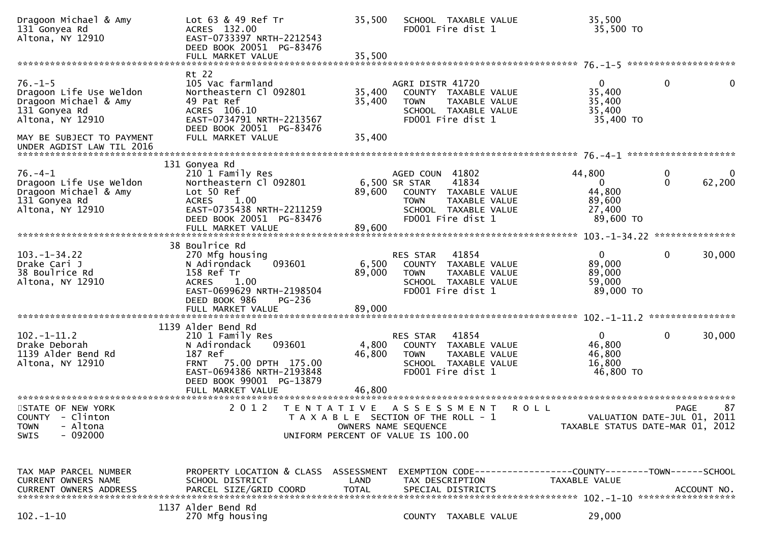```
Dragoon Michael & Amy         Lot 63 & 49 Ref Tr                35,500   SCHOOL  TAXABLE VALUE               35,500
131 Gonyea Rd                 ACRES  132.00                              FD001 Fire dist 1                    35,500 TO
Altona, NY 12910              EAST-0733397 NRTH-2212543
                              DEED BOOK 20051  PG-83476
                              FULL MARKET VALUE                 35,500
******************************************************************************************************* 76.-1-5 ********************
                              Rt 22
76.-1-5                       105 Vac farmland                           AGRI DISTR 41720                      0            0            0
Dragoon Life Use Weldon       Northeastern Cl 092801            35,400   COUNTY  TAXABLE VALUE               35,400
Dragoon Michael & Amy         49 Pat Ref                        35,400   TOWN    TAXABLE VALUE               35,400
131 Gonyea Rd                 ACRES  106.10                              SCHOOL  TAXABLE VALUE               35,400
Altona, NY 12910              EAST-0734791 NRTH-2213567                  FD001 Fire dist 1                    35,400 TO
                              DEED BOOK 20051  PG-83476
MAY BE SUBJECT TO PAYMENT     FULL MARKET VALUE                 35,400
UNDER AGDIST LAW TIL 2016
******************************************************************************************************* 76.-4-1 ********************
                              131 Gonyea Rd
76.-4-1                       210 1 Family Res                           AGED COUN  41802                  44,800            0            0
Dragoon Life Use Weldon       Northeastern Cl 092801             6,500 SR STAR     41834                       0            0       62,200
Dragoon Michael & Amy         Lot 50 Ref                        89,600   COUNTY  TAXABLE VALUE               44,800
131 Gonyea Rd                 ACRES    1.00                              TOWN    TAXABLE VALUE               89,600
Altona, NY 12910              EAST-0735438 NRTH-2211259                  SCHOOL  TAXABLE VALUE               27,400
                              DEED BOOK 20051  PG-83476                  FD001 Fire dist 1                    89,600 TO
                              FULL MARKET VALUE                 89,600
******************************************************************************************************* 103.-1-34.22 ***************
                              38 Boulrice Rd
103.-1-34.22                  270 Mfg housing                            RES STAR   41854                       0            0       30,000
Drake Cari J                  N Adirondack    093601             6,500   COUNTY  TAXABLE VALUE               89,000
38 Boulrice Rd                158 Ref Tr                        89,000   TOWN    TAXABLE VALUE               89,000
Altona, NY 12910              ACRES    1.00                              SCHOOL  TAXABLE VALUE               59,000
                              EAST-0699629 NRTH-2198504                  FD001 Fire dist 1                    89,000 TO
                              DEED BOOK 986    PG-236
                              FULL MARKET VALUE                 89,000
******************************************************************************************************* 102.-1-11.2 ****************
                              1139 Alder Bend Rd
102.-1-11.2                   210 1 Family Res                           RES STAR   41854                       0            0       30,000
Drake Deborah                 N Adirondack    093601             4,800   COUNTY  TAXABLE VALUE               46,800
1139 Alder Bend Rd            187 Ref                           46,800   TOWN    TAXABLE VALUE               46,800
Altona, NY 12910              FRNT   75.00 DPTH 175.00                   SCHOOL  TAXABLE VALUE               16,800
                              EAST-0694386 NRTH-2193848                  FD001 Fire dist 1                    46,800 TO
                              DEED BOOK 99001  PG-13879
                              FULL MARKET VALUE                 46,800
************************************************************************************************************************************
STATE OF NEW YORK                  2 0 1 2   T E N T A T I V E   A S S E S S M E N T   R O L L                            PAGE    87
COUNTY  - Clinton                            T A X A B L E  SECTION OF THE ROLL - 1                       VALUATION DATE-JUL 01, 2011
TOWN    - Altona                                    OWNERS NAME SEQUENCE                               TAXABLE STATUS DATE-MAR 01, 2012
SWIS    - 092000                             UNIFORM PERCENT OF VALUE IS 100.00


TAX MAP PARCEL NUMBER         PROPERTY LOCATION & CLASS  ASSESSMENT  EXEMPTION CODE------------------COUNTY--------TOWN------SCHOOL
CURRENT OWNERS NAME           SCHOOL DISTRICT               LAND      TAX DESCRIPTION              TAXABLE VALUE
CURRENT OWNERS ADDRESS        PARCEL SIZE/GRID COORD        TOTAL     SPECIAL DISTRICTS                                    ACCOUNT NO.
******************************************************************************************************* 102.-1-10 ******************
                              1137 Alder Bend Rd
102.-1-10                     270 Mfg housing                            COUNTY  TAXABLE VALUE               29,000
```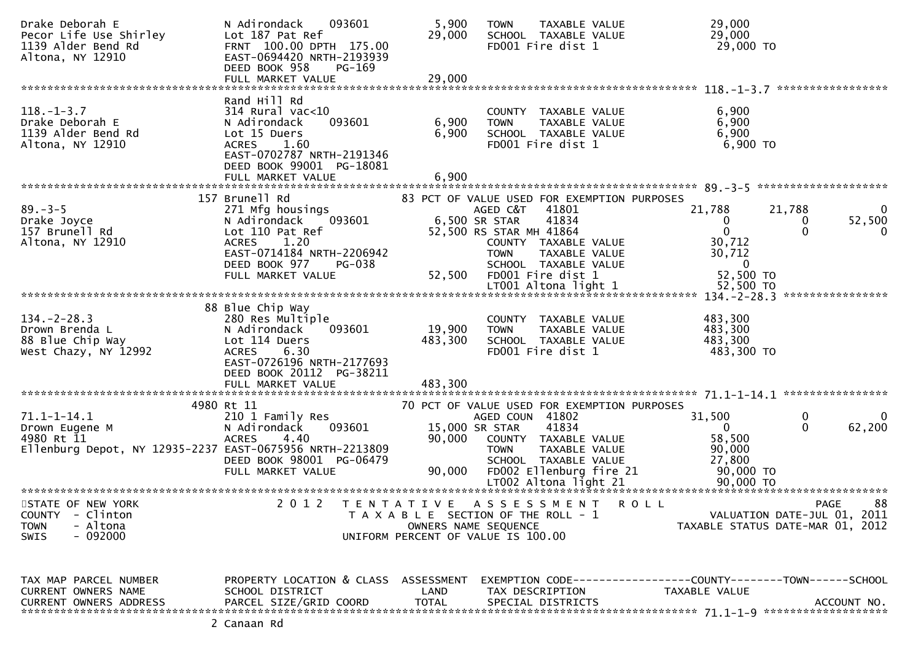```
Drake Deborah E                N Adirondack    093601         5,900    TOWN    TAXABLE VALUE              29,000
Pecor Life Use Shirley         Lot 187 Pat Ref               29,000    SCHOOL  TAXABLE VALUE              29,000
1139 Alder Bend Rd             FRNT 100.00 DPTH 175.00                 FD001 Fire dist 1                   29,000 TO
Altona, NY 12910               EAST-0694420 NRTH-2193939
                               DEED BOOK 958    PG-169
                               FULL MARKET VALUE             29,000
******************************************************************************************************* 118.-1-3.7 *****************
                               Rand Hill Rd
118.-1-3.7                     314 Rural vac<10                        COUNTY  TAXABLE VALUE               6,900
Drake Deborah E                N Adirondack    093601         6,900    TOWN    TAXABLE VALUE               6,900
1139 Alder Bend Rd             Lot 15 Duers                   6,900    SCHOOL  TAXABLE VALUE               6,900
Altona, NY 12910               ACRES    1.60                           FD001 Fire dist 1                    6,900 TO
                               EAST-0702787 NRTH-2191346
                               DEED BOOK 99001 PG-18081
                               FULL MARKET VALUE              6,900
******************************************************************************************************* 89.-3-5 ********************
                           157 Brunell Rd                      83 PCT OF VALUE USED FOR EXEMPTION PURPOSES
89.-3-5                        271 Mfg housings                        AGED C&T    41801              21,788      21,788          0
Drake Joyce                    N Adirondack    093601         6,500 SR STAR      41834                   0           0     52,500
157 Brunell Rd                 Lot 110 Pat Ref               52,500 RS STAR MH 41864                     0           0          0
Altona, NY 12910               ACRES    1.20                           COUNTY  TAXABLE VALUE              30,712
                               EAST-0714184 NRTH-2206942               TOWN    TAXABLE VALUE              30,712
                               DEED BOOK 977    PG-038                 SCHOOL  TAXABLE VALUE                   0
                               FULL MARKET VALUE             52,500    FD001 Fire dist 1                   52,500 TO
                                                                       LT001 Altona light 1                52,500 TO
******************************************************************************************************* 134.-2-28.3 ****************
                            88 Blue Chip Way
134.-2-28.3                    280 Res Multiple                        COUNTY  TAXABLE VALUE             483,300
Drown Brenda L                 N Adirondack    093601        19,900    TOWN    TAXABLE VALUE             483,300
88 Blue Chip Way               Lot 114 Duers                483,300    SCHOOL  TAXABLE VALUE             483,300
West Chazy, NY 12992           ACRES    6.30                           FD001 Fire dist 1                  483,300 TO
                               EAST-0726196 NRTH-2177693
                               DEED BOOK 20112 PG-38211
                               FULL MARKET VALUE            483,300
******************************************************************************************************* 71.1-1-14.1 ****************
                          4980 Rt 11                           70 PCT OF VALUE USED FOR EXEMPTION PURPOSES
71.1-1-14.1                    210 1 Family Res                        AGED COUN  41802               31,500           0          0
Drown Eugene M                 N Adirondack    093601        15,000 SR STAR      41834                   0           0     62,200
4980 Rt 11                     ACRES    4.40                 90,000    COUNTY  TAXABLE VALUE              58,500
Ellenburg Depot, NY 12935-2237 EAST-0675956 NRTH-2213809               TOWN    TAXABLE VALUE              90,000
                               DEED BOOK 98001 PG-06479                SCHOOL  TAXABLE VALUE              27,800
                               FULL MARKET VALUE             90,000    FD002 Ellenburg fire 21             90,000 TO
                                                                       LT002 Altona light 21               90,000 TO
************************************************************************************************************************************
STATE OF NEW YORK                    2 0 1 2   T E N T A T I V E   A S S E S S M E N T   R O L L                          PAGE    88
COUNTY  - Clinton                              T A X A B L E  SECTION OF THE ROLL - 1                    VALUATION DATE-JUL 01, 2011
TOWN    - Altona                                   OWNERS NAME SEQUENCE                              TAXABLE STATUS DATE-MAR 01, 2012
SWIS    - 092000                               UNIFORM PERCENT OF VALUE IS 100.00


TAX MAP PARCEL NUMBER          PROPERTY LOCATION & CLASS  ASSESSMENT  EXEMPTION CODE------------------COUNTY--------TOWN------SCHOOL
CURRENT OWNERS NAME            SCHOOL DISTRICT               LAND      TAX DESCRIPTION              TAXABLE VALUE
CURRENT OWNERS ADDRESS         PARCEL SIZE/GRID COORD       TOTAL      SPECIAL DISTRICTS                                 ACCOUNT NO.
******************************************************************************************************* 71.1-1-9 *******************
                             2 Canaan Rd
```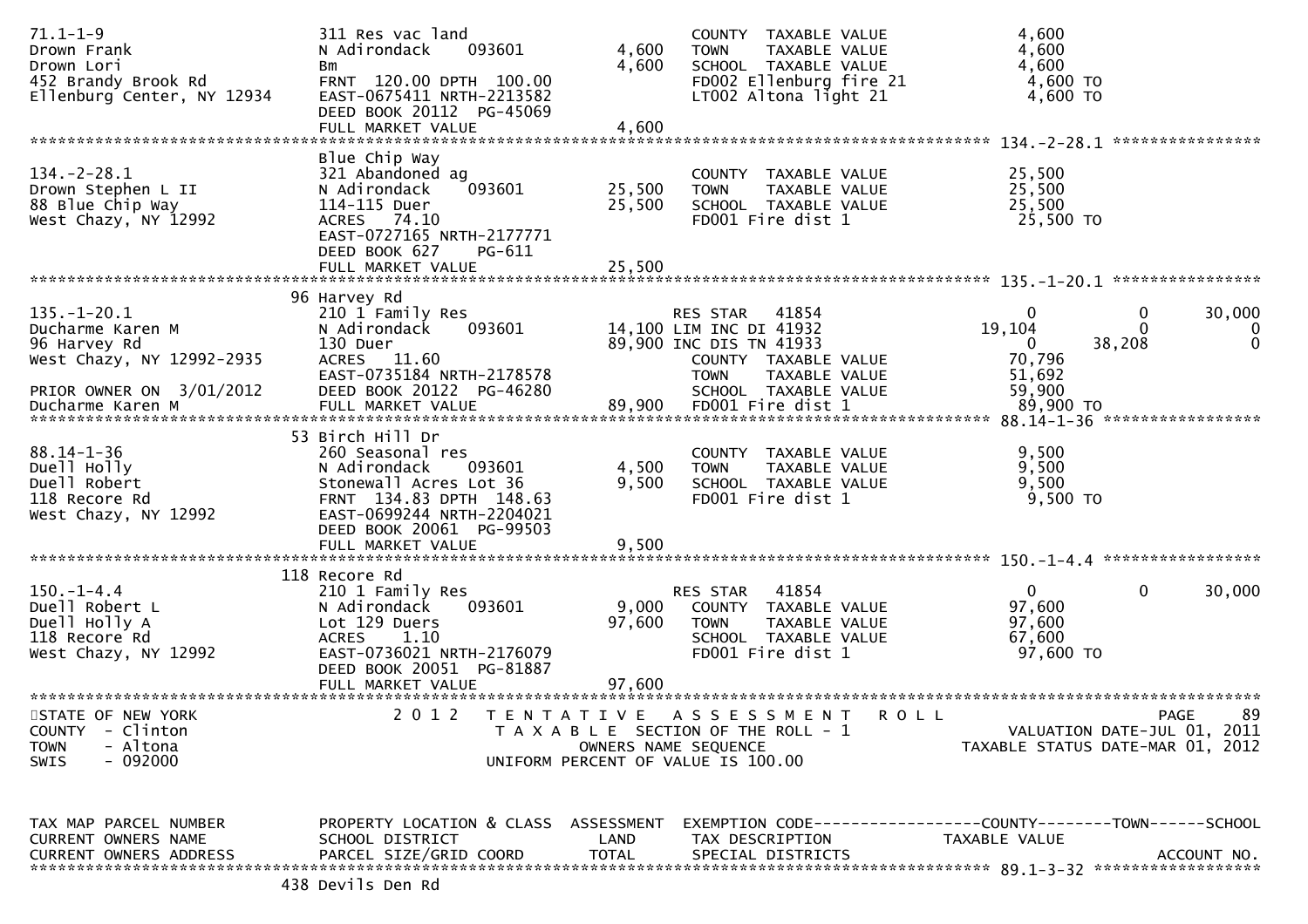```
71.1-1-9                         311 Res vac land                        COUNTY  TAXABLE VALUE            4,600
Drown Frank                      N Adirondack    093601       4,600      TOWN    TAXABLE VALUE            4,600
Drown Lori                       Bm                           4,600      SCHOOL  TAXABLE VALUE            4,600
452 Brandy Brook Rd              FRNT 120.00 DPTH 100.00                 FD002 Ellenburg fire 21           4,600 TO
Ellenburg Center, NY 12934       EAST-0675411 NRTH-2213582               LT002 Altona light 21             4,600 TO
                                 DEED BOOK 20112  PG-45069
                                 FULL MARKET VALUE            4,600
******************************************************************************************************* 134.-2-28.1 ****************
                                 Blue Chip Way
134.-2-28.1                      321 Abandoned ag                        COUNTY  TAXABLE VALUE           25,500
Drown Stephen L II               N Adirondack    093601      25,500      TOWN    TAXABLE VALUE           25,500
88 Blue Chip Way                 114-115 Duer                25,500      SCHOOL  TAXABLE VALUE           25,500
West Chazy, NY 12992             ACRES  74.10                            FD001 Fire dist 1                25,500 TO
                                 EAST-0727165 NRTH-2177771
                                 DEED BOOK 627    PG-611
                                 FULL MARKET VALUE           25,500
******************************************************************************************************* 135.-1-20.1 ****************
                                 96 Harvey Rd
135.-1-20.1                      210 1 Family Res                        RES STAR   41854                    0            0       30,000
Ducharme Karen M                 N Adirondack    093601      14,100 LIM INC DI 41932                    19,104            0            0
96 Harvey Rd                     130 Duer                    89,900 INC DIS TN 41933                         0       38,208            0
West Chazy, NY 12992-2935        ACRES  11.60                            COUNTY  TAXABLE VALUE           70,796
                                 EAST-0735184 NRTH-2178578               TOWN    TAXABLE VALUE           51,692
PRIOR OWNER ON  3/01/2012        DEED BOOK 20122  PG-46280               SCHOOL  TAXABLE VALUE           59,900
Ducharme Karen M                 FULL MARKET VALUE           89,900      FD001 Fire dist 1                89,900 TO
******************************************************************************************************* 88.14-1-36 *****************
                                 53 Birch Hill Dr
88.14-1-36                       260 Seasonal res                        COUNTY  TAXABLE VALUE            9,500
Duell Holly                      N Adirondack    093601       4,500      TOWN    TAXABLE VALUE            9,500
Duell Robert                     Stonewall Acres Lot 36       9,500      SCHOOL  TAXABLE VALUE            9,500
118 Recore Rd                    FRNT 134.83 DPTH 148.63                 FD001 Fire dist 1                 9,500 TO
West Chazy, NY 12992             EAST-0699244 NRTH-2204021
                                 DEED BOOK 20061  PG-99503
                                 FULL MARKET VALUE            9,500
******************************************************************************************************* 150.-1-4.4 *****************
                                 118 Recore Rd
150.-1-4.4                       210 1 Family Res                        RES STAR   41854                    0            0       30,000
Duell Robert L                   N Adirondack    093601       9,000      COUNTY  TAXABLE VALUE           97,600
Duell Holly A                    Lot 129 Duers               97,600      TOWN    TAXABLE VALUE           97,600
118 Recore Rd                    ACRES   1.10                            SCHOOL  TAXABLE VALUE           67,600
West Chazy, NY 12992             EAST-0736021 NRTH-2176079               FD001 Fire dist 1                97,600 TO
                                 DEED BOOK 20051  PG-81887
                                 FULL MARKET VALUE           97,600
************************************************************************************************************************************
STATE OF NEW YORK                 2 0 1 2   T E N T A T I V E   A S S E S S M E N T   R O L L                               PAGE    89
COUNTY  - Clinton                        T A X A B L E  SECTION OF THE ROLL - 1                         VALUATION DATE-JUL 01, 2011
TOWN    - Altona                              OWNERS NAME SEQUENCE                                 TAXABLE STATUS DATE-MAR 01, 2012
SWIS    - 092000                         UNIFORM PERCENT OF VALUE IS 100.00


TAX MAP PARCEL NUMBER            PROPERTY LOCATION & CLASS  ASSESSMENT  EXEMPTION CODE------------------COUNTY--------TOWN------SCHOOL
CURRENT OWNERS NAME              SCHOOL DISTRICT               LAND      TAX DESCRIPTION              TAXABLE VALUE
CURRENT OWNERS ADDRESS           PARCEL SIZE/GRID COORD        TOTAL     SPECIAL DISTRICTS                                   ACCOUNT NO.
******************************************************************************************************* 89.1-3-32 ******************
                                 438 Devils Den Rd
```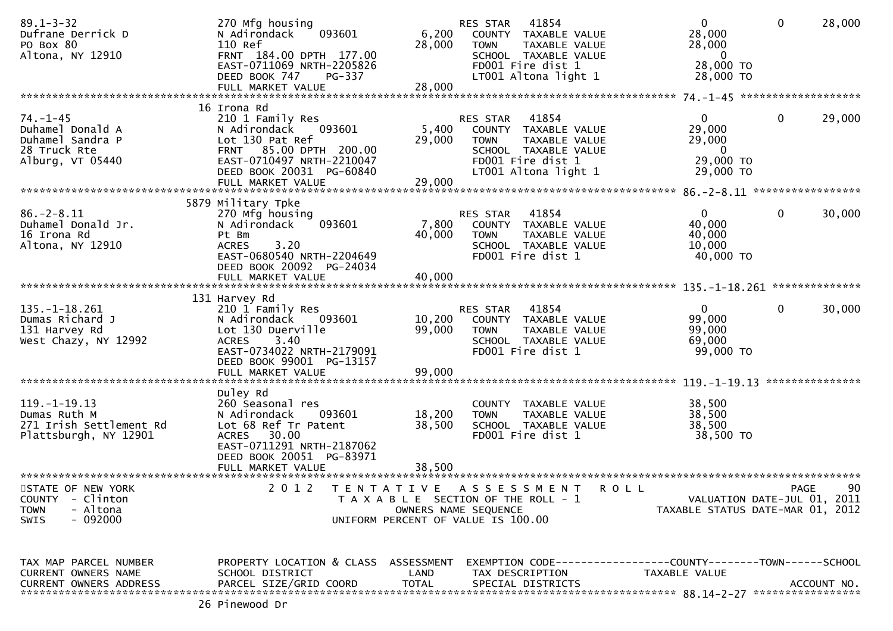```
89.1-3-32                      270 Mfg housing                       RES STAR   41854                 0            0         28,000
Dufrane Derrick D              N Adirondack     093601       6,200   COUNTY  TAXABLE VALUE          28,000
PO Box 80                      110 Ref                      28,000   TOWN    TAXABLE VALUE          28,000
Altona, NY 12910               FRNT 184.00 DPTH 177.00               SCHOOL  TAXABLE VALUE               0
                               EAST-0711069 NRTH-2205826             FD001 Fire dist 1              28,000 TO
                               DEED BOOK 747    PG-337               LT001 Altona light 1           28,000 TO
                               FULL MARKET VALUE            28,000
******************************************************************************************************* 74.-1-45 ******************
                               16 Irona Rd
74.-1-45                       210 1 Family Res                      RES STAR   41854                 0            0         29,000
Duhamel Donald A               N Adirondack     093601       5,400   COUNTY  TAXABLE VALUE          29,000
Duhamel Sandra P               Lot 130 Pat Ref              29,000   TOWN    TAXABLE VALUE          29,000
28 Truck Rte                   FRNT  85.00 DPTH 200.00               SCHOOL  TAXABLE VALUE               0
Alburg, VT 05440               EAST-0710497 NRTH-2210047             FD001 Fire dist 1              29,000 TO
                               DEED BOOK 20031 PG-60840              LT001 Altona light 1           29,000 TO
                               FULL MARKET VALUE            29,000
******************************************************************************************************* 86.-2-8.11 ****************
                               5879 Military Tpke
86.-2-8.11                     270 Mfg housing                       RES STAR   41854                 0            0         30,000
Duhamel Donald Jr.             N Adirondack     093601       7,800   COUNTY  TAXABLE VALUE          40,000
16 Irona Rd                    Pt Bm                        40,000   TOWN    TAXABLE VALUE          40,000
Altona, NY 12910               ACRES    3.20                         SCHOOL  TAXABLE VALUE          10,000
                               EAST-0680540 NRTH-2204649             FD001 Fire dist 1              40,000 TO
                               DEED BOOK 20092 PG-24034
                               FULL MARKET VALUE            40,000
******************************************************************************************************* 135.-1-18.261 *************
                               131 Harvey Rd
135.-1-18.261                  210 1 Family Res                      RES STAR   41854                 0            0         30,000
Dumas Richard J                N Adirondack     093601      10,200   COUNTY  TAXABLE VALUE          99,000
131 Harvey Rd                  Lot 130 Duerville            99,000   TOWN    TAXABLE VALUE          99,000
West Chazy, NY 12992           ACRES    3.40                         SCHOOL  TAXABLE VALUE          69,000
                               EAST-0734022 NRTH-2179091             FD001 Fire dist 1              99,000 TO
                               DEED BOOK 99001 PG-13157
                               FULL MARKET VALUE            99,000
******************************************************************************************************* 119.-1-19.13 **************
                               Duley Rd
119.-1-19.13                   260 Seasonal res                      COUNTY  TAXABLE VALUE          38,500
Dumas Ruth M                   N Adirondack     093601      18,200   TOWN    TAXABLE VALUE          38,500
271 Irish Settlement Rd        Lot 68 Ref Tr Patent         38,500   SCHOOL  TAXABLE VALUE          38,500
Plattsburgh, NY 12901          ACRES   30.00                         FD001 Fire dist 1              38,500 TO
                               EAST-0711291 NRTH-2187062
                               DEED BOOK 20051 PG-83971
                               FULL MARKET VALUE            38,500
************************************************************************************************************************************
STATE OF NEW YORK                   2 0 1 2   T E N T A T I V E   A S S E S S M E N T   R O L L                          PAGE    90
COUNTY  - Clinton                        T A X A B L E SECTION OF THE ROLL - 1                        VALUATION DATE-JUL 01, 2011
TOWN    - Altona                                OWNERS NAME SEQUENCE                            TAXABLE STATUS DATE-MAR 01, 2012
SWIS    - 092000                         UNIFORM PERCENT OF VALUE IS 100.00


TAX MAP PARCEL NUMBER          PROPERTY LOCATION & CLASS  ASSESSMENT  EXEMPTION CODE------------------COUNTY--------TOWN------SCHOOL
CURRENT OWNERS NAME            SCHOOL DISTRICT               LAND     TAX DESCRIPTION              TAXABLE VALUE
CURRENT OWNERS ADDRESS         PARCEL SIZE/GRID COORD        TOTAL    SPECIAL DISTRICTS                                  ACCOUNT NO.
******************************************************************************************************* 88.14-2-27 ****************
                               26 Pinewood Dr
```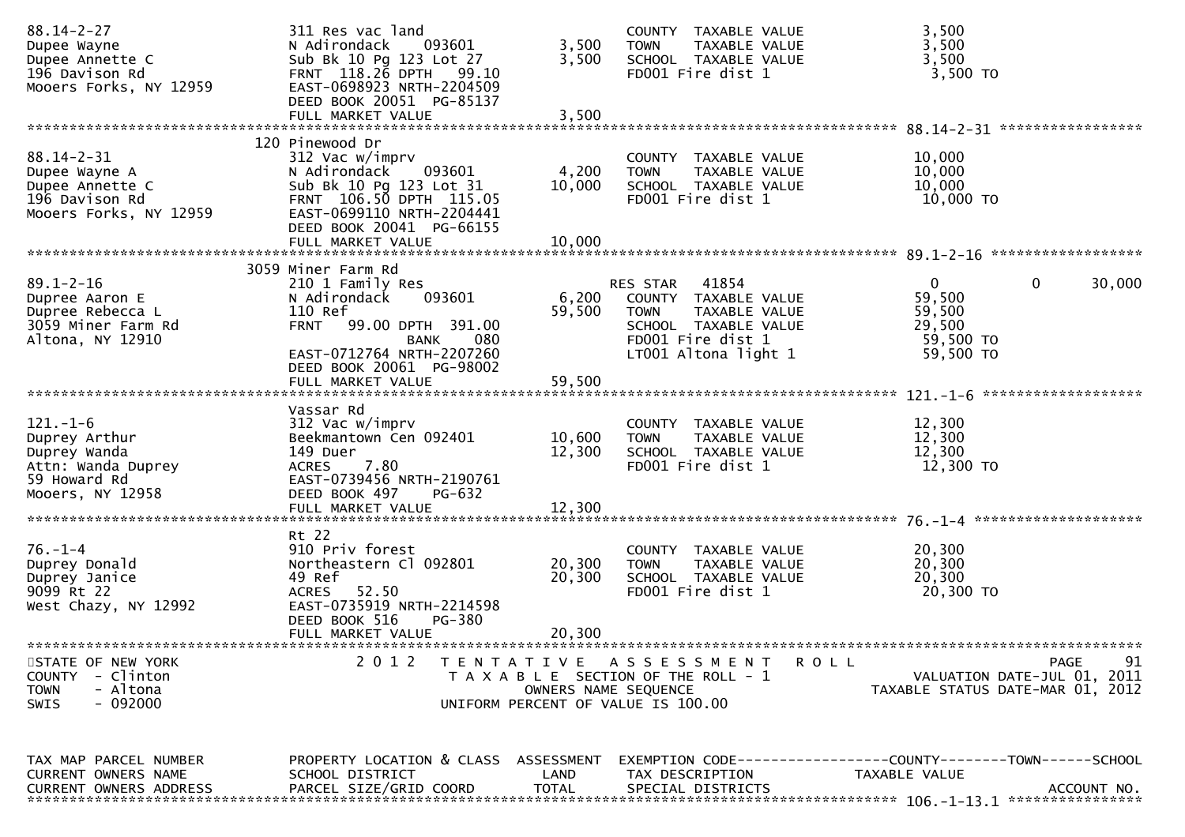| TAX MAP PARCEL NUMBER / CURRENT OWNERS NAME / CURRENT OWNERS ADDRESS | PROPERTY LOCATION & CLASS / SCHOOL DISTRICT / PARCEL SIZE/GRID COORD | ASSESSMENT LAND | TOTAL | EXEMPTION CODE / TAX DESCRIPTION / SPECIAL DISTRICTS | COUNTY TAXABLE VALUE | TOWN | SCHOOL |
|---|---|---|---|---|---|---|---|
| 88.14-2-27 | 311 Res vac land | | | COUNTY TAXABLE VALUE | 3,500 | | |
| Dupee Wayne | N Adirondack 093601 | 3,500 | | TOWN TAXABLE VALUE | 3,500 | | |
| Dupee Annette C | Sub Bk 10 Pg 123 Lot 27 | | 3,500 | SCHOOL TAXABLE VALUE | 3,500 | | |
| 196 Davison Rd | FRNT 118.26 DPTH 99.10 | | | FD001 Fire dist 1 | 3,500 TO | | |
| Mooers Forks, NY 12959 | EAST-0698923 NRTH-2204509 | | | | | | |
| | DEED BOOK 20051 PG-85137 | | | | | | |
| | FULL MARKET VALUE | | 3,500 | | | | |
| **88.14-2-31** | 120 Pinewood Dr | | | | | | |
| 88.14-2-31 | 312 Vac w/imprv | | | COUNTY TAXABLE VALUE | 10,000 | | |
| Dupee Wayne A | N Adirondack 093601 | 4,200 | | TOWN TAXABLE VALUE | 10,000 | | |
| Dupee Annette C | Sub Bk 10 Pg 123 Lot 31 | | 10,000 | SCHOOL TAXABLE VALUE | 10,000 | | |
| 196 Davison Rd | FRNT 106.50 DPTH 115.05 | | | FD001 Fire dist 1 | 10,000 TO | | |
| Mooers Forks, NY 12959 | EAST-0699110 NRTH-2204441 | | | | | | |
| | DEED BOOK 20041 PG-66155 | | | | | | |
| | FULL MARKET VALUE | | 10,000 | | | | |
| **89.1-2-16** | 3059 Miner Farm Rd | | | | | | |
| 89.1-2-16 | 210 1 Family Res | | | RES STAR 41854 | 0 | 0 | 30,000 |
| Dupree Aaron E | N Adirondack 093601 | 6,200 | | COUNTY TAXABLE VALUE | 59,500 | | |
| Dupree Rebecca L | 110 Ref | | 59,500 | TOWN TAXABLE VALUE | 59,500 | | |
| 3059 Miner Farm Rd | FRNT 99.00 DPTH 391.00 | | | SCHOOL TAXABLE VALUE | 29,500 | | |
| Altona, NY 12910 | BANK 080 | | | FD001 Fire dist 1 | 59,500 TO | | |
| | EAST-0712764 NRTH-2207260 | | | LT001 Altona light 1 | 59,500 TO | | |
| | DEED BOOK 20061 PG-98002 | | | | | | |
| | FULL MARKET VALUE | | 59,500 | | | | |
| **121.-1-6** | Vassar Rd | | | | | | |
| 121.-1-6 | 312 Vac w/imprv | | | COUNTY TAXABLE VALUE | 12,300 | | |
| Duprey Arthur | Beekmantown Cen 092401 | 10,600 | | TOWN TAXABLE VALUE | 12,300 | | |
| Duprey Wanda | 149 Duer | | 12,300 | SCHOOL TAXABLE VALUE | 12,300 | | |
| Attn: Wanda Duprey | ACRES 7.80 | | | FD001 Fire dist 1 | 12,300 TO | | |
| 59 Howard Rd | EAST-0739456 NRTH-2190761 | | | | | | |
| Mooers, NY 12958 | DEED BOOK 497 PG-632 | | | | | | |
| | FULL MARKET VALUE | | 12,300 | | | | |
| **76.-1-4** | Rt 22 | | | | | | |
| 76.-1-4 | 910 Priv forest | | | COUNTY TAXABLE VALUE | 20,300 | | |
| Duprey Donald | Northeastern Cl 092801 | 20,300 | | TOWN TAXABLE VALUE | 20,300 | | |
| Duprey Janice | 49 Ref | | 20,300 | SCHOOL TAXABLE VALUE | 20,300 | | |
| 9099 Rt 22 | ACRES 52.50 | | | FD001 Fire dist 1 | 20,300 TO | | |
| West Chazy, NY 12992 | EAST-0735919 NRTH-2214598 | | | | | | |
| | DEED BOOK 516 PG-380 | | | | | | |
| | FULL MARKET VALUE | | 20,300 | | | | |

STATE OF NEW YORK
COUNTY - Clinton
TOWN - Altona
SWIS - 092000

2012 TENTATIVE ASSESSMENT ROLL
TAXABLE SECTION OF THE ROLL - 1
OWNERS NAME SEQUENCE
UNIFORM PERCENT OF VALUE IS 100.00

VALUATION DATE-JUL 01, 2011
TAXABLE STATUS DATE-MAR 01, 2012

| TAX MAP PARCEL NUMBER | PROPERTY LOCATION & CLASS | ASSESSMENT | EXEMPTION CODE------------------COUNTY--------TOWN------SCHOOL | |
|---|---|---|---|---|
| CURRENT OWNERS NAME | SCHOOL DISTRICT | LAND | TAX DESCRIPTION | TAXABLE VALUE |
| CURRENT OWNERS ADDRESS | PARCEL SIZE/GRID COORD | TOTAL | SPECIAL DISTRICTS | ACCOUNT NO. |

106.-1-13.1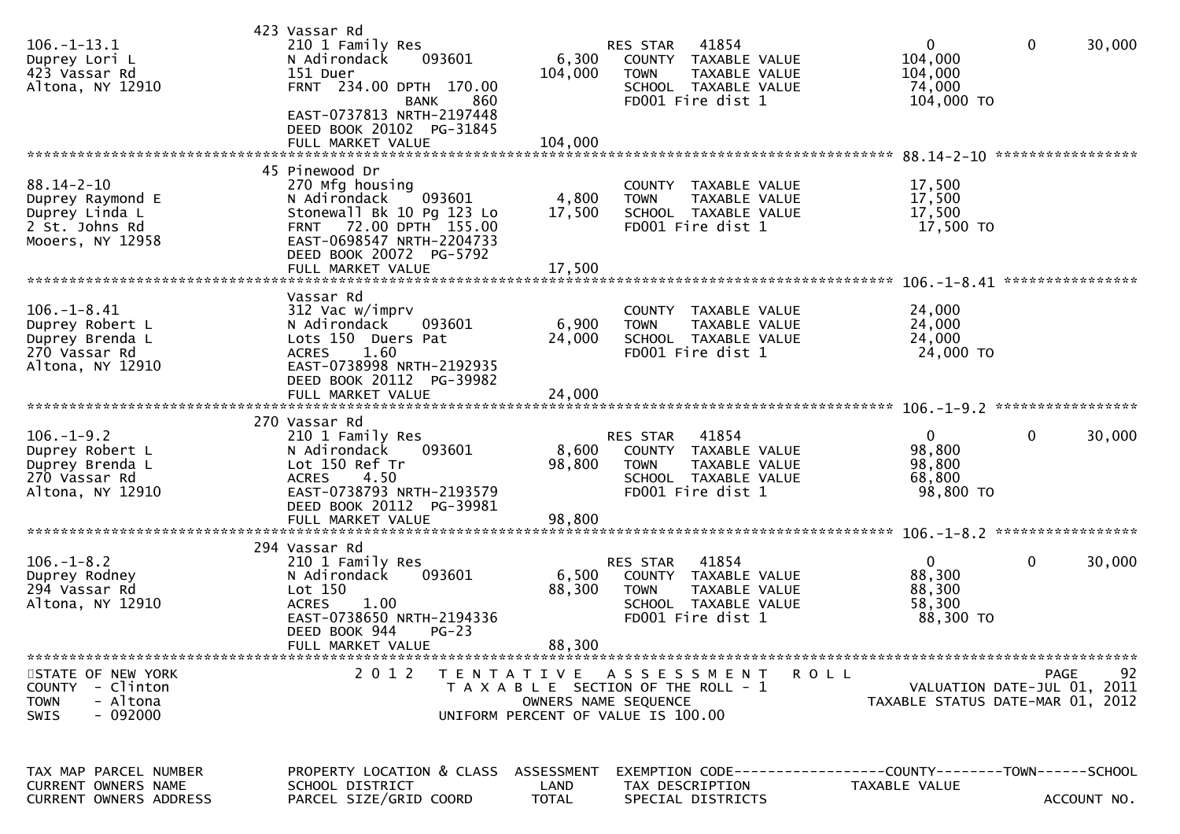| TAX MAP PARCEL NUMBER / CURRENT OWNERS NAME / CURRENT OWNERS ADDRESS | PROPERTY LOCATION & CLASS / SCHOOL DISTRICT / PARCEL SIZE/GRID COORD | ASSESSMENT LAND | ASSESSMENT TOTAL | EXEMPTION CODE / TAX DESCRIPTION / SPECIAL DISTRICTS | COUNTY TAXABLE VALUE | TOWN | SCHOOL |
|---|---|---|---|---|---|---|---|
| 106.-1-13.1 | 423 Vassar Rd | | | | | | |
| Duprey Lori L | 210 1 Family Res | | | RES STAR 41854 | 0 | 0 | 30,000 |
| 423 Vassar Rd | N Adirondack 093601 | 6,300 | | COUNTY TAXABLE VALUE | 104,000 | | |
| Altona, NY 12910 | 151 Duer | | 104,000 | TOWN TAXABLE VALUE | 104,000 | | |
| | FRNT 234.00 DPTH 170.00 BANK 860 | | | SCHOOL TAXABLE VALUE | 74,000 | | |
| | EAST-0737813 NRTH-2197448 | | | FD001 Fire dist 1 | 104,000 TO | | |
| | DEED BOOK 20102 PG-31845 | | | | | | |
| | FULL MARKET VALUE | | 104,000 | | | | |
| 88.14-2-10 | 45 Pinewood Dr | | | | | | |
| Duprey Raymond E | 270 Mfg housing | | | COUNTY TAXABLE VALUE | 17,500 | | |
| Duprey Linda L | N Adirondack 093601 | 4,800 | | TOWN TAXABLE VALUE | 17,500 | | |
| 2 St. Johns Rd | Stonewall Bk 10 Pg 123 Lo | | 17,500 | SCHOOL TAXABLE VALUE | 17,500 | | |
| Mooers, NY 12958 | FRNT 72.00 DPTH 155.00 | | | FD001 Fire dist 1 | 17,500 TO | | |
| | EAST-0698547 NRTH-2204733 | | | | | | |
| | DEED BOOK 20072 PG-5792 | | | | | | |
| | FULL MARKET VALUE | | 17,500 | | | | |
| 106.-1-8.41 | Vassar Rd | | | | | | |
| Duprey Robert L | 312 Vac w/imprv | | | COUNTY TAXABLE VALUE | 24,000 | | |
| Duprey Brenda L | N Adirondack 093601 | 6,900 | | TOWN TAXABLE VALUE | 24,000 | | |
| 270 Vassar Rd | Lots 150 Duers Pat | | 24,000 | SCHOOL TAXABLE VALUE | 24,000 | | |
| Altona, NY 12910 | ACRES 1.60 | | | FD001 Fire dist 1 | 24,000 TO | | |
| | EAST-0738998 NRTH-2192935 | | | | | | |
| | DEED BOOK 20112 PG-39982 | | | | | | |
| | FULL MARKET VALUE | | 24,000 | | | | |
| 106.-1-9.2 | 270 Vassar Rd | | | | | | |
| Duprey Robert L | 210 1 Family Res | | | RES STAR 41854 | 0 | 0 | 30,000 |
| Duprey Brenda L | N Adirondack 093601 | 8,600 | | COUNTY TAXABLE VALUE | 98,800 | | |
| 270 Vassar Rd | Lot 150 Ref Tr | | 98,800 | TOWN TAXABLE VALUE | 98,800 | | |
| Altona, NY 12910 | ACRES 4.50 | | | SCHOOL TAXABLE VALUE | 68,800 | | |
| | EAST-0738793 NRTH-2193579 | | | FD001 Fire dist 1 | 98,800 TO | | |
| | DEED BOOK 20112 PG-39981 | | | | | | |
| | FULL MARKET VALUE | | 98,800 | | | | |
| 106.-1-8.2 | 294 Vassar Rd | | | | | | |
| Duprey Rodney | 210 1 Family Res | | | RES STAR 41854 | 0 | 0 | 30,000 |
| 294 Vassar Rd | N Adirondack 093601 | 6,500 | | COUNTY TAXABLE VALUE | 88,300 | | |
| Altona, NY 12910 | Lot 150 | | 88,300 | TOWN TAXABLE VALUE | 88,300 | | |
| | ACRES 1.00 | | | SCHOOL TAXABLE VALUE | 58,300 | | |
| | EAST-0738650 NRTH-2194336 | | | FD001 Fire dist 1 | 88,300 TO | | |
| | DEED BOOK 944 PG-23 | | | | | | |
| | FULL MARKET VALUE | | 88,300 | | | | |

STATE OF NEW YORK
COUNTY - Clinton
TOWN - Altona
SWIS - 092000

2012 TENTATIVE ASSESSMENT ROLL
TAXABLE SECTION OF THE ROLL - 1
OWNERS NAME SEQUENCE
UNIFORM PERCENT OF VALUE IS 100.00

VALUATION DATE-JUL 01, 2011
TAXABLE STATUS DATE-MAR 01, 2012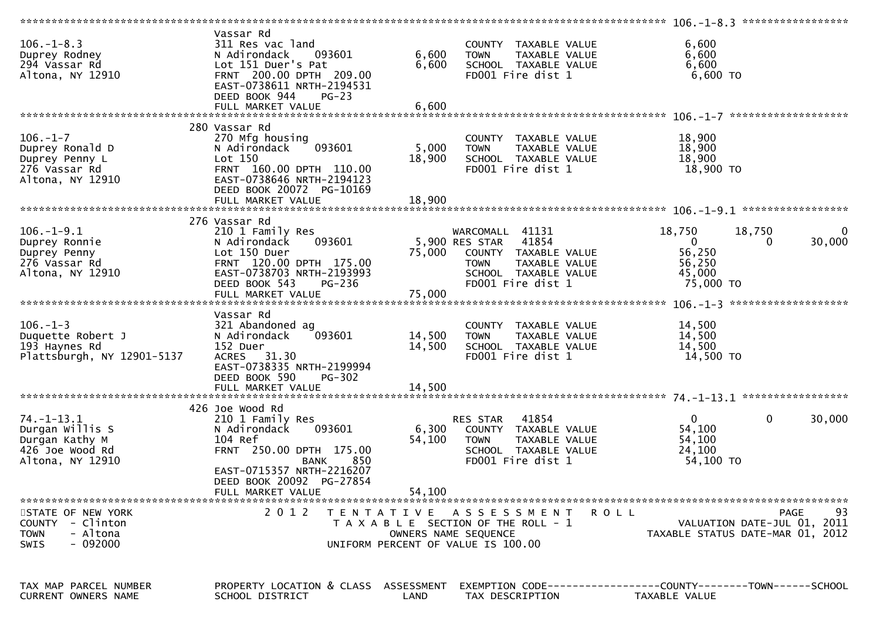```
******************************************************************************************************* 106.-1-8.3 *****************
                               Vassar Rd
106.-1-8.3                     311 Res vac land                         COUNTY  TAXABLE VALUE             6,600
Duprey Rodney                  N Adirondack     093601          6,600   TOWN    TAXABLE VALUE             6,600
294 Vassar Rd                  Lot 151 Duer's Pat               6,600   SCHOOL  TAXABLE VALUE             6,600
Altona, NY 12910               FRNT  200.00 DPTH  209.00                FD001 Fire dist 1                  6,600 TO
                               EAST-0738611 NRTH-2194531
                               DEED BOOK 944     PG-23
                               FULL MARKET VALUE                6,600
******************************************************************************************************* 106.-1-7 *******************
                             280 Vassar Rd
106.-1-7                       270 Mfg housing                          COUNTY  TAXABLE VALUE            18,900
Duprey Ronald D                N Adirondack     093601          5,000   TOWN    TAXABLE VALUE            18,900
Duprey Penny L                 Lot 150                         18,900   SCHOOL  TAXABLE VALUE            18,900
276 Vassar Rd                  FRNT  160.00 DPTH  110.00                FD001 Fire dist 1                 18,900 TO
Altona, NY 12910               EAST-0738646 NRTH-2194123
                               DEED BOOK 20072  PG-10169
                               FULL MARKET VALUE               18,900
******************************************************************************************************* 106.-1-9.1 *****************
                             276 Vassar Rd
106.-1-9.1                     210 1 Family Res                         WARCOMALL  41131            18,750       18,750            0
Duprey Ronnie                  N Adirondack     093601          5,900 RES STAR     41854                 0            0       30,000
Duprey Penny                   Lot 150 Duer                    75,000   COUNTY  TAXABLE VALUE            56,250
276 Vassar Rd                  FRNT  120.00 DPTH  175.00                TOWN    TAXABLE VALUE            56,250
Altona, NY 12910               EAST-0738703 NRTH-2193993                SCHOOL  TAXABLE VALUE            45,000
                               DEED BOOK 543     PG-236                 FD001 Fire dist 1                 75,000 TO
                               FULL MARKET VALUE               75,000
******************************************************************************************************* 106.-1-3 *******************
                               Vassar Rd
106.-1-3                       321 Abandoned ag                         COUNTY  TAXABLE VALUE            14,500
Duquette Robert J              N Adirondack     093601         14,500   TOWN    TAXABLE VALUE            14,500
193 Haynes Rd                  152 Duer                        14,500   SCHOOL  TAXABLE VALUE            14,500
Plattsburgh, NY 12901-5137     ACRES   31.30                            FD001 Fire dist 1                 14,500 TO
                               EAST-0738335 NRTH-2199994
                               DEED BOOK 590     PG-302
                               FULL MARKET VALUE               14,500
******************************************************************************************************* 74.-1-13.1 *****************
                             426 Joe Wood Rd
74.-1-13.1                     210 1 Family Res                         RES STAR     41854                 0            0       30,000
Durgan Willis S                N Adirondack     093601          6,300   COUNTY  TAXABLE VALUE            54,100
Durgan Kathy M                 104 Ref                         54,100   TOWN    TAXABLE VALUE            54,100
426 Joe Wood Rd                FRNT  250.00 DPTH  175.00                SCHOOL  TAXABLE VALUE            24,100
Altona, NY 12910                              BANK     850              FD001 Fire dist 1                 54,100 TO
                               EAST-0715357 NRTH-2216207
                               DEED BOOK 20092  PG-27854
                               FULL MARKET VALUE               54,100
************************************************************************************************************************************
STATE OF NEW YORK                2 0 1 2   T E N T A T I V E   A S S E S S M E N T   R O L L
COUNTY  - Clinton                          T A X A B L E  SECTION OF THE ROLL - 1                  VALUATION DATE-JUL 01, 2011
TOWN    - Altona                                 OWNERS NAME SEQUENCE                          TAXABLE STATUS DATE-MAR 01, 2012
SWIS    - 092000                           UNIFORM PERCENT OF VALUE IS 100.00


TAX MAP PARCEL NUMBER          PROPERTY LOCATION & CLASS  ASSESSMENT  EXEMPTION CODE------------------COUNTY--------TOWN------SCHOOL
CURRENT OWNERS NAME            SCHOOL DISTRICT               LAND      TAX DESCRIPTION            TAXABLE VALUE
```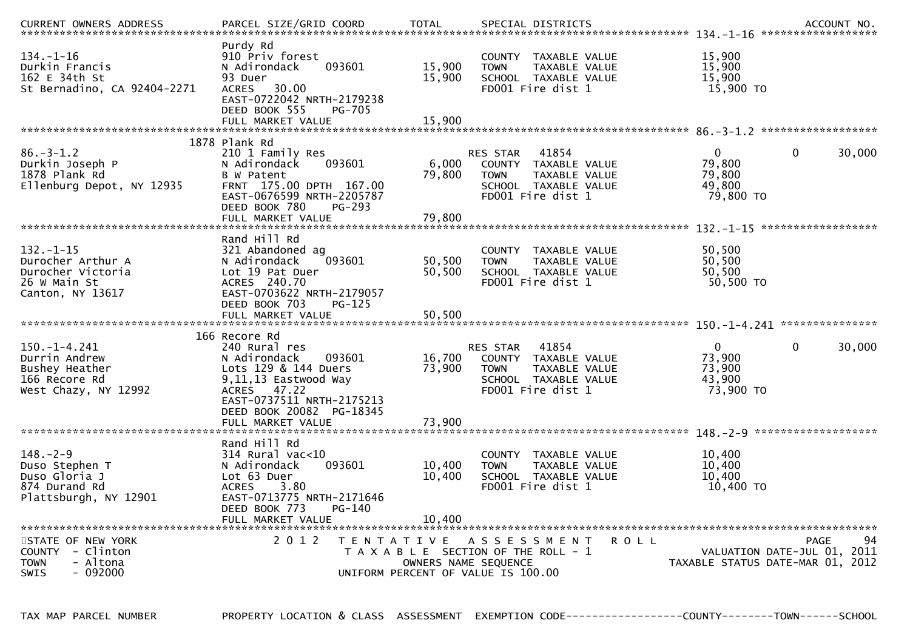| CURRENT OWNERS ADDRESS | PARCEL SIZE/GRID COORD | TOTAL | SPECIAL DISTRICTS | | | ACCOUNT NO. |
|---|---|---|---|---|---|---|
| **134.-1-16** | | | | | | |
| | Purdy Rd | | | | | |
| 134.-1-16 | 910 Priv forest | | COUNTY TAXABLE VALUE | 15,900 | | |
| Durkin Francis | N Adirondack 093601 | 15,900 | TOWN TAXABLE VALUE | 15,900 | | |
| 162 E 34th St | 93 Duer | 15,900 | SCHOOL TAXABLE VALUE | 15,900 | | |
| St Bernadino, CA 92404-2271 | ACRES 30.00 | | FD001 Fire dist 1 | 15,900 TO | | |
| | EAST-0722042 NRTH-2179238 | | | | | |
| | DEED BOOK 555 PG-705 | | | | | |
| | FULL MARKET VALUE | 15,900 | | | | |
| **86.-3-1.2** | | | | | | |
| | 1878 Plank Rd | | | | | |
| 86.-3-1.2 | 210 1 Family Res | | RES STAR 41854 | 0 | 0 | 30,000 |
| Durkin Joseph P | N Adirondack 093601 | 6,000 | COUNTY TAXABLE VALUE | 79,800 | | |
| 1878 Plank Rd | B W Patent | 79,800 | TOWN TAXABLE VALUE | 79,800 | | |
| Ellenburg Depot, NY 12935 | FRNT 175.00 DPTH 167.00 | | SCHOOL TAXABLE VALUE | 49,800 | | |
| | EAST-0676599 NRTH-2205787 | | FD001 Fire dist 1 | 79,800 TO | | |
| | DEED BOOK 780 PG-293 | | | | | |
| | FULL MARKET VALUE | 79,800 | | | | |
| **132.-1-15** | | | | | | |
| | Rand Hill Rd | | | | | |
| 132.-1-15 | 321 Abandoned ag | | COUNTY TAXABLE VALUE | 50,500 | | |
| Durocher Arthur A | N Adirondack 093601 | 50,500 | TOWN TAXABLE VALUE | 50,500 | | |
| Durocher Victoria | Lot 19 Pat Duer | 50,500 | SCHOOL TAXABLE VALUE | 50,500 | | |
| 26 W Main St | ACRES 240.70 | | FD001 Fire dist 1 | 50,500 TO | | |
| Canton, NY 13617 | EAST-0703622 NRTH-2179057 | | | | | |
| | DEED BOOK 703 PG-125 | | | | | |
| | FULL MARKET VALUE | 50,500 | | | | |
| **150.-1-4.241** | | | | | | |
| | 166 Recore Rd | | | | | |
| 150.-1-4.241 | 240 Rural res | | RES STAR 41854 | 0 | 0 | 30,000 |
| Durrin Andrew | N Adirondack 093601 | 16,700 | COUNTY TAXABLE VALUE | 73,900 | | |
| Bushey Heather | Lots 129 & 144 Duers | 73,900 | TOWN TAXABLE VALUE | 73,900 | | |
| 166 Recore Rd | 9,11,13 Eastwood Way | | SCHOOL TAXABLE VALUE | 43,900 | | |
| West Chazy, NY 12992 | ACRES 47.22 | | FD001 Fire dist 1 | 73,900 TO | | |
| | EAST-0737511 NRTH-2175213 | | | | | |
| | DEED BOOK 20082 PG-18345 | | | | | |
| | FULL MARKET VALUE | 73,900 | | | | |
| **148.-2-9** | | | | | | |
| | Rand Hill Rd | | | | | |
| 148.-2-9 | 314 Rural vac<10 | | COUNTY TAXABLE VALUE | 10,400 | | |
| Duso Stephen T | N Adirondack 093601 | 10,400 | TOWN TAXABLE VALUE | 10,400 | | |
| Duso Gloria J | Lot 63 Duer | 10,400 | SCHOOL TAXABLE VALUE | 10,400 | | |
| 874 Durand Rd | ACRES 3.80 | | FD001 Fire dist 1 | 10,400 TO | | |
| Plattsburgh, NY 12901 | EAST-0713775 NRTH-2171646 | | | | | |
| | DEED BOOK 773 PG-140 | | | | | |
| | FULL MARKET VALUE | 10,400 | | | | |

STATE OF NEW YORK
COUNTY - Clinton
TOWN - Altona
SWIS - 092000

2012 TENTATIVE ASSESSMENT ROLL
TAXABLE SECTION OF THE ROLL - 1
OWNERS NAME SEQUENCE
UNIFORM PERCENT OF VALUE IS 100.00

VALUATION DATE-JUL 01, 2011
TAXABLE STATUS DATE-MAR 01, 2012

TAX MAP PARCEL NUMBER | PROPERTY LOCATION & CLASS | ASSESSMENT | EXEMPTION CODE------------------COUNTY--------TOWN------SCHOOL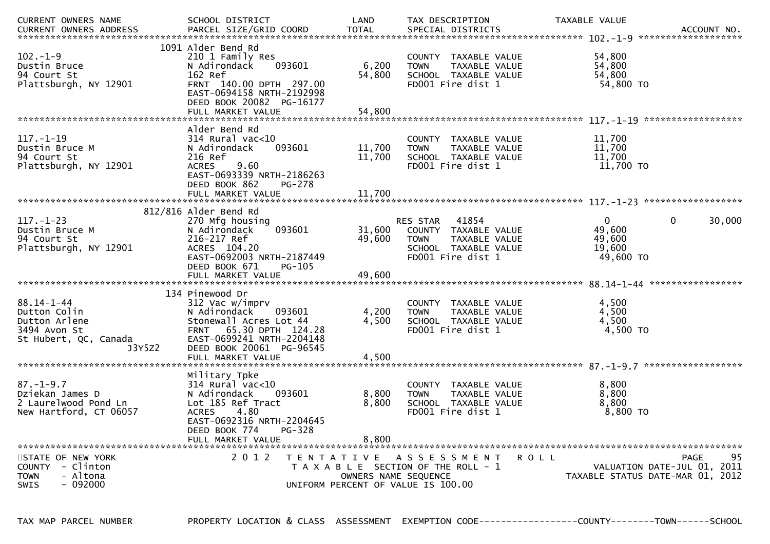| CURRENT OWNERS NAME<br>CURRENT OWNERS ADDRESS | SCHOOL DISTRICT<br>PARCEL SIZE/GRID COORD | LAND<br>TOTAL | TAX DESCRIPTION<br>SPECIAL DISTRICTS | TAXABLE VALUE<br>ACCOUNT NO. |
|---|---|---|---|---|
| **102.-1-9** | 1091 Alder Bend Rd | | | |
| 102.-1-9 | 210 1 Family Res | | COUNTY TAXABLE VALUE | 54,800 |
| Dustin Bruce | N Adirondack 093601 | 6,200 | TOWN TAXABLE VALUE | 54,800 |
| 94 Court St | 162 Ref | 54,800 | SCHOOL TAXABLE VALUE | 54,800 |
| Plattsburgh, NY 12901 | FRNT 140.00 DPTH 297.00 | | FD001 Fire dist 1 | 54,800 TO |
| | EAST-0694158 NRTH-2192998 | | | |
| | DEED BOOK 20082 PG-16177 | | | |
| | FULL MARKET VALUE | 54,800 | | |
| **117.-1-19** | Alder Bend Rd | | | |
| 117.-1-19 | 314 Rural vac<10 | | COUNTY TAXABLE VALUE | 11,700 |
| Dustin Bruce M | N Adirondack 093601 | 11,700 | TOWN TAXABLE VALUE | 11,700 |
| 94 Court St | 216 Ref | 11,700 | SCHOOL TAXABLE VALUE | 11,700 |
| Plattsburgh, NY 12901 | ACRES 9.60 | | FD001 Fire dist 1 | 11,700 TO |
| | EAST-0693339 NRTH-2186263 | | | |
| | DEED BOOK 862 PG-278 | | | |
| | FULL MARKET VALUE | 11,700 | | |
| **117.-1-23** | 812/816 Alder Bend Rd | | | |
| 117.-1-23 | 270 Mfg housing | | RES STAR 41854 | 0 0 30,000 |
| Dustin Bruce M | N Adirondack 093601 | 31,600 | COUNTY TAXABLE VALUE | 49,600 |
| 94 Court St | 216-217 Ref | 49,600 | TOWN TAXABLE VALUE | 49,600 |
| Plattsburgh, NY 12901 | ACRES 104.20 | | SCHOOL TAXABLE VALUE | 19,600 |
| | EAST-0692003 NRTH-2187449 | | FD001 Fire dist 1 | 49,600 TO |
| | DEED BOOK 671 PG-105 | | | |
| | FULL MARKET VALUE | 49,600 | | |
| **88.14-1-44** | 134 Pinewood Dr | | | |
| 88.14-1-44 | 312 Vac w/imprv | | COUNTY TAXABLE VALUE | 4,500 |
| Dutton Colin | N Adirondack 093601 | 4,200 | TOWN TAXABLE VALUE | 4,500 |
| Dutton Arlene | Stonewall Acres Lot 44 | 4,500 | SCHOOL TAXABLE VALUE | 4,500 |
| 3494 Avon St | FRNT 65.30 DPTH 124.28 | | FD001 Fire dist 1 | 4,500 TO |
| St Hubert, QC, Canada | EAST-0699241 NRTH-2204148 | | | |
| J3Y5Z2 | DEED BOOK 20061 PG-96545 | | | |
| | FULL MARKET VALUE | 4,500 | | |
| **87.-1-9.7** | Military Tpke | | | |
| 87.-1-9.7 | 314 Rural vac<10 | | COUNTY TAXABLE VALUE | 8,800 |
| Dziekan James D | N Adirondack 093601 | 8,800 | TOWN TAXABLE VALUE | 8,800 |
| 2 Laurelwood Pond Ln | Lot 185 Ref Tract | 8,800 | SCHOOL TAXABLE VALUE | 8,800 |
| New Hartford, CT 06057 | ACRES 4.80 | | FD001 Fire dist 1 | 8,800 TO |
| | EAST-0692316 NRTH-2204645 | | | |
| | DEED BOOK 774 PG-328 | | | |
| | FULL MARKET VALUE | 8,800 | | |

STATE OF NEW YORK
COUNTY - Clinton
TOWN - Altona
SWIS - 092000

2012 TENTATIVE ASSESSMENT ROLL
TAXABLE SECTION OF THE ROLL - 1
OWNERS NAME SEQUENCE
UNIFORM PERCENT OF VALUE IS 100.00

VALUATION DATE-JUL 01, 2011
TAXABLE STATUS DATE-MAR 01, 2012

TAX MAP PARCEL NUMBER | PROPERTY LOCATION & CLASS | ASSESSMENT | EXEMPTION CODE------------------COUNTY--------TOWN------SCHOOL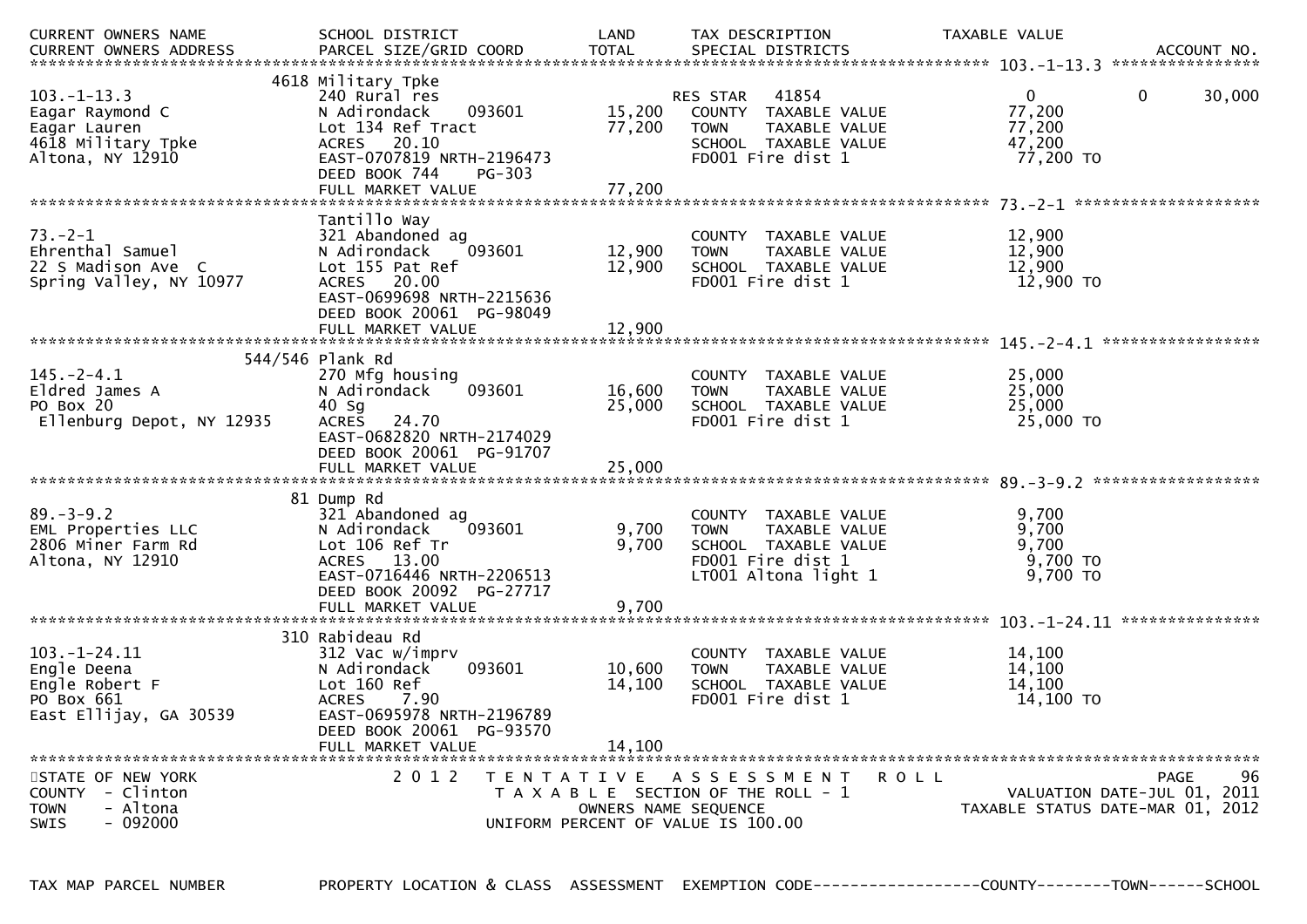| CURRENT OWNERS NAME / CURRENT OWNERS ADDRESS | SCHOOL DISTRICT / PARCEL SIZE/GRID COORD | LAND / TOTAL | TAX DESCRIPTION / SPECIAL DISTRICTS | TAXABLE VALUE | ACCOUNT NO. |
|---|---|---|---|---|---|
| **103.-1-13.3** | 4618 Military Tpke | | | | |
| 103.-1-13.3 | 240 Rural res | | RES STAR 41854 | 0 0 | 30,000 |
| Eagar Raymond C | N Adirondack 093601 | 15,200 | COUNTY TAXABLE VALUE | 77,200 | |
| Eagar Lauren | Lot 134 Ref Tract | 77,200 | TOWN TAXABLE VALUE | 77,200 | |
| 4618 Military Tpke | ACRES 20.10 | | SCHOOL TAXABLE VALUE | 47,200 | |
| Altona, NY 12910 | EAST-0707819 NRTH-2196473 | | FD001 Fire dist 1 | 77,200 TO | |
| | DEED BOOK 744 PG-303 | | | | |
| | FULL MARKET VALUE | 77,200 | | | |
| **73.-2-1** | Tantillo Way | | | | |
| 73.-2-1 | 321 Abandoned ag | | COUNTY TAXABLE VALUE | 12,900 | |
| Ehrenthal Samuel | N Adirondack 093601 | 12,900 | TOWN TAXABLE VALUE | 12,900 | |
| 22 S Madison Ave C | Lot 155 Pat Ref | 12,900 | SCHOOL TAXABLE VALUE | 12,900 | |
| Spring Valley, NY 10977 | ACRES 20.00 | | FD001 Fire dist 1 | 12,900 TO | |
| | EAST-0699698 NRTH-2215636 | | | | |
| | DEED BOOK 20061 PG-98049 | | | | |
| | FULL MARKET VALUE | 12,900 | | | |
| **145.-2-4.1** | 544/546 Plank Rd | | | | |
| 145.-2-4.1 | 270 Mfg housing | | COUNTY TAXABLE VALUE | 25,000 | |
| Eldred James A | N Adirondack 093601 | 16,600 | TOWN TAXABLE VALUE | 25,000 | |
| PO Box 20 | 40 Sg | 25,000 | SCHOOL TAXABLE VALUE | 25,000 | |
| Ellenburg Depot, NY 12935 | ACRES 24.70 | | FD001 Fire dist 1 | 25,000 TO | |
| | EAST-0682820 NRTH-2174029 | | | | |
| | DEED BOOK 20061 PG-91707 | | | | |
| | FULL MARKET VALUE | 25,000 | | | |
| **89.-3-9.2** | 81 Dump Rd | | | | |
| 89.-3-9.2 | 321 Abandoned ag | | COUNTY TAXABLE VALUE | 9,700 | |
| EML Properties LLC | N Adirondack 093601 | 9,700 | TOWN TAXABLE VALUE | 9,700 | |
| 2806 Miner Farm Rd | Lot 106 Ref Tr | 9,700 | SCHOOL TAXABLE VALUE | 9,700 | |
| Altona, NY 12910 | ACRES 13.00 | | FD001 Fire dist 1 | 9,700 TO | |
| | EAST-0716446 NRTH-2206513 | | LT001 Altona light 1 | 9,700 TO | |
| | DEED BOOK 20092 PG-27717 | | | | |
| | FULL MARKET VALUE | 9,700 | | | |
| **103.-1-24.11** | 310 Rabideau Rd | | | | |
| 103.-1-24.11 | 312 Vac w/imprv | | COUNTY TAXABLE VALUE | 14,100 | |
| Engle Deena | N Adirondack 093601 | 10,600 | TOWN TAXABLE VALUE | 14,100 | |
| Engle Robert F | Lot 160 Ref | 14,100 | SCHOOL TAXABLE VALUE | 14,100 | |
| PO Box 661 | ACRES 7.90 | | FD001 Fire dist 1 | 14,100 TO | |
| East Ellijay, GA 30539 | EAST-0695978 NRTH-2196789 | | | | |
| | DEED BOOK 20061 PG-93570 | | | | |
| | FULL MARKET VALUE | 14,100 | | | |

STATE OF NEW YORK
COUNTY - Clinton
TOWN - Altona
SWIS - 092000

2012 TENTATIVE ASSESSMENT ROLL
TAXABLE SECTION OF THE ROLL - 1
OWNERS NAME SEQUENCE
UNIFORM PERCENT OF VALUE IS 100.00

VALUATION DATE-JUL 01, 2011
TAXABLE STATUS DATE-MAR 01, 2012

TAX MAP PARCEL NUMBER PROPERTY LOCATION & CLASS ASSESSMENT EXEMPTION CODE------------------COUNTY--------TOWN------SCHOOL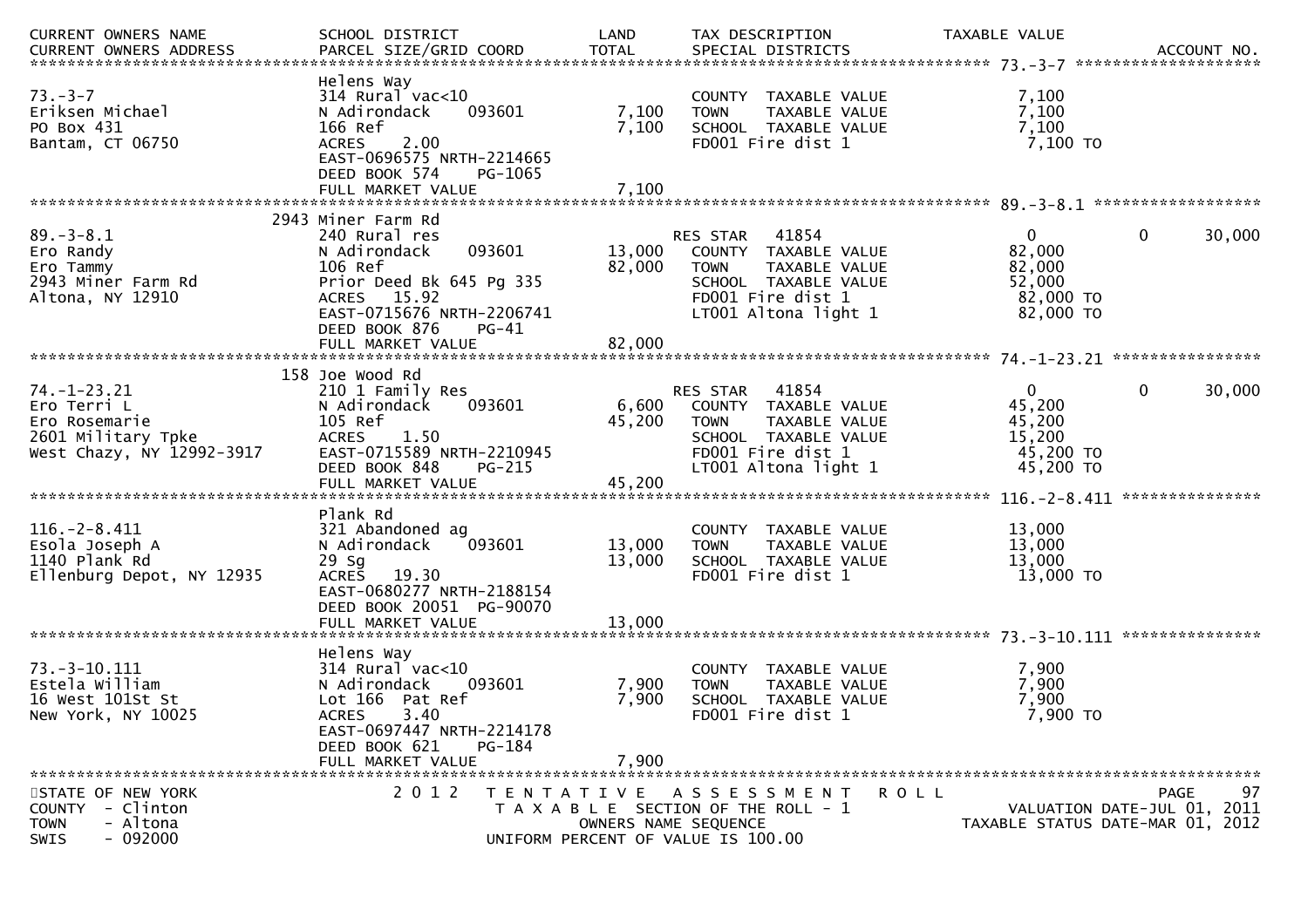| CURRENT OWNERS NAME / CURRENT OWNERS ADDRESS | SCHOOL DISTRICT / PARCEL SIZE/GRID COORD | LAND / TOTAL | TAX DESCRIPTION / SPECIAL DISTRICTS | TAXABLE VALUE | ACCOUNT NO. |
|---|---|---|---|---|---|
| **73.-3-7** | Helens Way | | | | |
| 73.-3-7 | 314 Rural vac<10 | | COUNTY TAXABLE VALUE | 7,100 | |
| Eriksen Michael | N Adirondack 093601 | 7,100 | TOWN TAXABLE VALUE | 7,100 | |
| PO Box 431 | 166 Ref | 7,100 | SCHOOL TAXABLE VALUE | 7,100 | |
| Bantam, CT 06750 | ACRES 2.00 | | FD001 Fire dist 1 | 7,100 TO | |
| | EAST-0696575 NRTH-2214665 | | | | |
| | DEED BOOK 574 PG-1065 | | | | |
| | FULL MARKET VALUE | 7,100 | | | |
| **89.-3-8.1** | 2943 Miner Farm Rd | | | | |
| 89.-3-8.1 | 240 Rural res | | RES STAR 41854 | 0 | 0 30,000 |
| Ero Randy | N Adirondack 093601 | 13,000 | COUNTY TAXABLE VALUE | 82,000 | |
| Ero Tammy | 106 Ref | 82,000 | TOWN TAXABLE VALUE | 82,000 | |
| 2943 Miner Farm Rd | Prior Deed Bk 645 Pg 335 | | SCHOOL TAXABLE VALUE | 52,000 | |
| Altona, NY 12910 | ACRES 15.92 | | FD001 Fire dist 1 | 82,000 TO | |
| | EAST-0715676 NRTH-2206741 | | LT001 Altona light 1 | 82,000 TO | |
| | DEED BOOK 876 PG-41 | | | | |
| | FULL MARKET VALUE | 82,000 | | | |
| **74.-1-23.21** | 158 Joe Wood Rd | | | | |
| 74.-1-23.21 | 210 1 Family Res | | RES STAR 41854 | 0 | 0 30,000 |
| Ero Terri L | N Adirondack 093601 | 6,600 | COUNTY TAXABLE VALUE | 45,200 | |
| Ero Rosemarie | 105 Ref | 45,200 | TOWN TAXABLE VALUE | 45,200 | |
| 2601 Military Tpke | ACRES 1.50 | | SCHOOL TAXABLE VALUE | 15,200 | |
| West Chazy, NY 12992-3917 | EAST-0715589 NRTH-2210945 | | FD001 Fire dist 1 | 45,200 TO | |
| | DEED BOOK 848 PG-215 | | LT001 Altona light 1 | 45,200 TO | |
| | FULL MARKET VALUE | 45,200 | | | |
| **116.-2-8.411** | Plank Rd | | | | |
| 116.-2-8.411 | 321 Abandoned ag | | COUNTY TAXABLE VALUE | 13,000 | |
| Esola Joseph A | N Adirondack 093601 | 13,000 | TOWN TAXABLE VALUE | 13,000 | |
| 1140 Plank Rd | 29 Sg | 13,000 | SCHOOL TAXABLE VALUE | 13,000 | |
| Ellenburg Depot, NY 12935 | ACRES 19.30 | | FD001 Fire dist 1 | 13,000 TO | |
| | EAST-0680277 NRTH-2188154 | | | | |
| | DEED BOOK 20051 PG-90070 | | | | |
| | FULL MARKET VALUE | 13,000 | | | |
| **73.-3-10.111** | Helens Way | | | | |
| 73.-3-10.111 | 314 Rural vac<10 | | COUNTY TAXABLE VALUE | 7,900 | |
| Estela William | N Adirondack 093601 | 7,900 | TOWN TAXABLE VALUE | 7,900 | |
| 16 West 101St St | Lot 166 Pat Ref | 7,900 | SCHOOL TAXABLE VALUE | 7,900 | |
| New York, NY 10025 | ACRES 3.40 | | FD001 Fire dist 1 | 7,900 TO | |
| | EAST-0697447 NRTH-2214178 | | | | |
| | DEED BOOK 621 PG-184 | | | | |
| | FULL MARKET VALUE | 7,900 | | | |

STATE OF NEW YORK
COUNTY - Clinton
TOWN - Altona
SWIS - 092000

2012 TENTATIVE ASSESSMENT ROLL
TAXABLE SECTION OF THE ROLL - 1
OWNERS NAME SEQUENCE
UNIFORM PERCENT OF VALUE IS 100.00

VALUATION DATE-JUL 01, 2011
TAXABLE STATUS DATE-MAR 01, 2012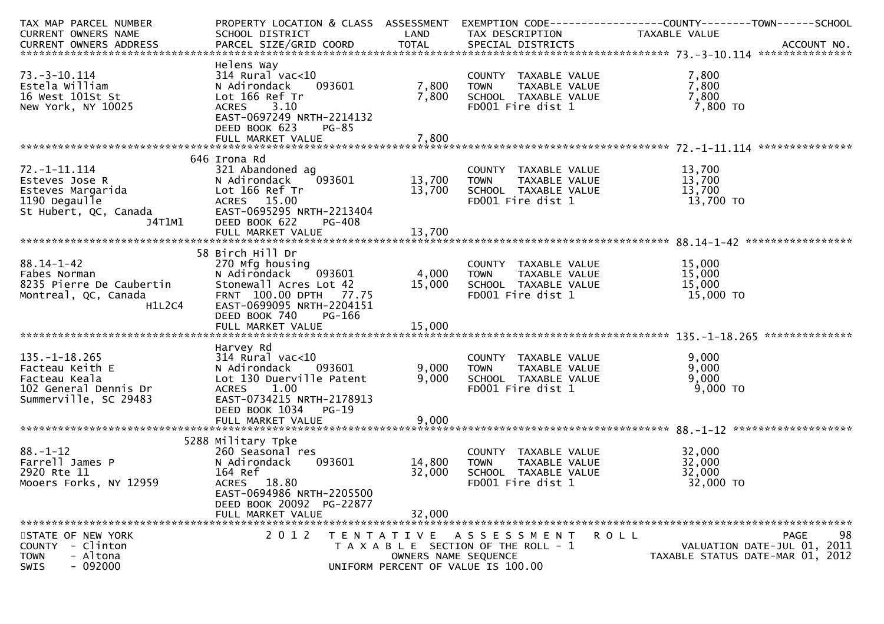| TAX MAP PARCEL NUMBER<br>CURRENT OWNERS NAME<br>CURRENT OWNERS ADDRESS | PROPERTY LOCATION & CLASS<br>SCHOOL DISTRICT<br>PARCEL SIZE/GRID COORD | ASSESSMENT<br>LAND<br>TOTAL | EXEMPTION CODE------------------COUNTY--------TOWN------SCHOOL<br>TAX DESCRIPTION<br>SPECIAL DISTRICTS | TAXABLE VALUE<br><br>ACCOUNT NO. |
|---|---|---|---|---|
| 73.-3-10.114 | Helens Way | | | |
| 73.-3-10.114 | 314 Rural vac<10 | | COUNTY TAXABLE VALUE | 7,800 |
| Estela William | N Adirondack 093601 | 7,800 | TOWN TAXABLE VALUE | 7,800 |
| 16 West 101St St | Lot 166 Ref Tr | 7,800 | SCHOOL TAXABLE VALUE | 7,800 |
| New York, NY 10025 | ACRES 3.10 | | FD001 Fire dist 1 | 7,800 TO |
| | EAST-0697249 NRTH-2214132 | | | |
| | DEED BOOK 623 PG-85 | | | |
| | FULL MARKET VALUE | 7,800 | | |
| 72.-1-11.114 | 646 Irona Rd | | | |
| 72.-1-11.114 | 321 Abandoned ag | | COUNTY TAXABLE VALUE | 13,700 |
| Esteves Jose R | N Adirondack 093601 | 13,700 | TOWN TAXABLE VALUE | 13,700 |
| Esteves Margarida | Lot 166 Ref Tr | 13,700 | SCHOOL TAXABLE VALUE | 13,700 |
| 1190 Degaulle | ACRES 15.00 | | FD001 Fire dist 1 | 13,700 TO |
| St Hubert, QC, Canada | EAST-0695295 NRTH-2213404 | | | |
| J4T1M1 | DEED BOOK 622 PG-408 | | | |
| | FULL MARKET VALUE | 13,700 | | |
| 88.14-1-42 | 58 Birch Hill Dr | | | |
| 88.14-1-42 | 270 Mfg housing | | COUNTY TAXABLE VALUE | 15,000 |
| Fabes Norman | N Adirondack 093601 | 4,000 | TOWN TAXABLE VALUE | 15,000 |
| 8235 Pierre De Caubertin | Stonewall Acres Lot 42 | 15,000 | SCHOOL TAXABLE VALUE | 15,000 |
| Montreal, QC, Canada | FRNT 100.00 DPTH 77.75 | | FD001 Fire dist 1 | 15,000 TO |
| H1L2C4 | EAST-0699095 NRTH-2204151 | | | |
| | DEED BOOK 740 PG-166 | | | |
| | FULL MARKET VALUE | 15,000 | | |
| 135.-1-18.265 | Harvey Rd | | | |
| 135.-1-18.265 | 314 Rural vac<10 | | COUNTY TAXABLE VALUE | 9,000 |
| Facteau Keith E | N Adirondack 093601 | 9,000 | TOWN TAXABLE VALUE | 9,000 |
| Facteau Keala | Lot 130 Duerville Patent | 9,000 | SCHOOL TAXABLE VALUE | 9,000 |
| 102 General Dennis Dr | ACRES 1.00 | | FD001 Fire dist 1 | 9,000 TO |
| Summerville, SC 29483 | EAST-0734215 NRTH-2178913 | | | |
| | DEED BOOK 1034 PG-19 | | | |
| | FULL MARKET VALUE | 9,000 | | |
| 88.-1-12 | 5288 Military Tpke | | | |
| 88.-1-12 | 260 Seasonal res | | COUNTY TAXABLE VALUE | 32,000 |
| Farrell James P | N Adirondack 093601 | 14,800 | TOWN TAXABLE VALUE | 32,000 |
| 2920 Rte 11 | 164 Ref | 32,000 | SCHOOL TAXABLE VALUE | 32,000 |
| Mooers Forks, NY 12959 | ACRES 18.80 | | FD001 Fire dist 1 | 32,000 TO |
| | EAST-0694986 NRTH-2205500 | | | |
| | DEED BOOK 20092 PG-22877 | | | |
| | FULL MARKET VALUE | 32,000 | | |

STATE OF NEW YORK
COUNTY - Clinton
TOWN - Altona
SWIS - 092000

2012 TENTATIVE ASSESSMENT ROLL
TAXABLE SECTION OF THE ROLL - 1
OWNERS NAME SEQUENCE
UNIFORM PERCENT OF VALUE IS 100.00

VALUATION DATE-JUL 01, 2011
TAXABLE STATUS DATE-MAR 01, 2012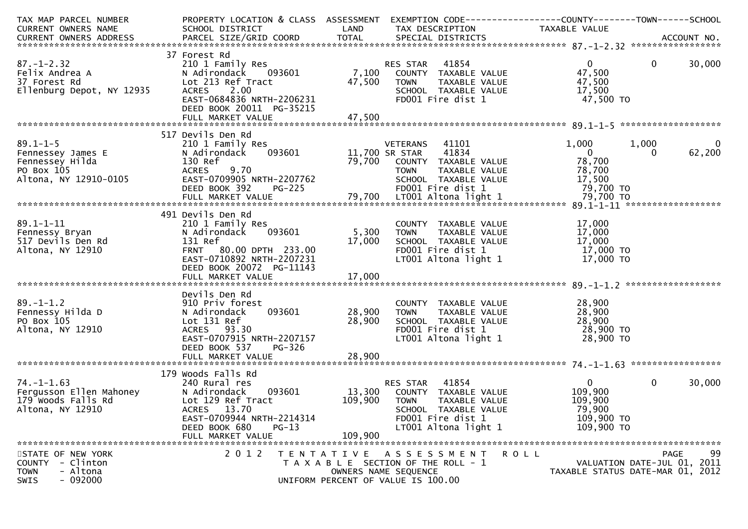| TAX MAP PARCEL NUMBER<br>CURRENT OWNERS NAME<br>CURRENT OWNERS ADDRESS | PROPERTY LOCATION & CLASS<br>SCHOOL DISTRICT<br>PARCEL SIZE/GRID COORD | ASSESSMENT<br>LAND<br>TOTAL | EXEMPTION CODE<br>TAX DESCRIPTION<br>SPECIAL DISTRICTS | COUNTY<br>TAXABLE VALUE | TOWN | SCHOOL<br>ACCOUNT NO. |
|---|---|---|---|---|---|---|
| **87.-1-2.32** | 37 Forest Rd | | | | | |
| 87.-1-2.32 | 210 1 Family Res | | RES STAR 41854 | 0 | 0 | 30,000 |
| Felix Andrea A | N Adirondack 093601 | 7,100 | COUNTY TAXABLE VALUE | 47,500 | | |
| 37 Forest Rd | Lot 213 Ref Tract | 47,500 | TOWN TAXABLE VALUE | 47,500 | | |
| Ellenburg Depot, NY 12935 | ACRES 2.00 | | SCHOOL TAXABLE VALUE | 17,500 | | |
| | EAST-0684836 NRTH-2206231 | | FD001 Fire dist 1 | 47,500 TO | | |
| | DEED BOOK 20011 PG-35215 | | | | | |
| | FULL MARKET VALUE | 47,500 | | | | |
| **89.1-1-5** | 517 Devils Den Rd | | | | | |
| 89.1-1-5 | 210 1 Family Res | | VETERANS 41101 | 1,000 | 1,000 | 0 |
| Fennessey James E | N Adirondack 093601 | 11,700 | SR STAR 41834 | 0 | 0 | 62,200 |
| Fennessey Hilda | 130 Ref | 79,700 | COUNTY TAXABLE VALUE | 78,700 | | |
| PO Box 105 | ACRES 9.70 | | TOWN TAXABLE VALUE | 78,700 | | |
| Altona, NY 12910-0105 | EAST-0709905 NRTH-2207762 | | SCHOOL TAXABLE VALUE | 17,500 | | |
| | DEED BOOK 392 PG-225 | | FD001 Fire dist 1 | 79,700 TO | | |
| | FULL MARKET VALUE | 79,700 | LT001 Altona light 1 | 79,700 TO | | |
| **89.1-1-11** | 491 Devils Den Rd | | | | | |
| 89.1-1-11 | 210 1 Family Res | | COUNTY TAXABLE VALUE | 17,000 | | |
| Fennessy Bryan | N Adirondack 093601 | 5,300 | TOWN TAXABLE VALUE | 17,000 | | |
| 517 Devils Den Rd | 131 Ref | 17,000 | SCHOOL TAXABLE VALUE | 17,000 | | |
| Altona, NY 12910 | FRNT 80.00 DPTH 233.00 | | FD001 Fire dist 1 | 17,000 TO | | |
| | EAST-0710892 NRTH-2207231 | | LT001 Altona light 1 | 17,000 TO | | |
| | DEED BOOK 20072 PG-11143 | | | | | |
| | FULL MARKET VALUE | 17,000 | | | | |
| **89.-1-1.2** | Devils Den Rd | | | | | |
| 89.-1-1.2 | 910 Priv forest | | COUNTY TAXABLE VALUE | 28,900 | | |
| Fennessy Hilda D | N Adirondack 093601 | 28,900 | TOWN TAXABLE VALUE | 28,900 | | |
| PO Box 105 | Lot 131 Ref | 28,900 | SCHOOL TAXABLE VALUE | 28,900 | | |
| Altona, NY 12910 | ACRES 93.30 | | FD001 Fire dist 1 | 28,900 TO | | |
| | EAST-0707915 NRTH-2207157 | | LT001 Altona light 1 | 28,900 TO | | |
| | DEED BOOK 537 PG-326 | | | | | |
| | FULL MARKET VALUE | 28,900 | | | | |
| **74.-1-1.63** | 179 Woods Falls Rd | | | | | |
| 74.-1-1.63 | 240 Rural res | | RES STAR 41854 | 0 | 0 | 30,000 |
| Fergusson Ellen Mahoney | N Adirondack 093601 | 13,300 | COUNTY TAXABLE VALUE | 109,900 | | |
| 179 Woods Falls Rd | Lot 129 Ref Tract | 109,900 | TOWN TAXABLE VALUE | 109,900 | | |
| Altona, NY 12910 | ACRES 13.70 | | SCHOOL TAXABLE VALUE | 79,900 | | |
| | EAST-0709944 NRTH-2214314 | | FD001 Fire dist 1 | 109,900 TO | | |
| | DEED BOOK 680 PG-13 | | LT001 Altona light 1 | 109,900 TO | | |
| | FULL MARKET VALUE | 109,900 | | | | |

STATE OF NEW YORK
COUNTY - Clinton
TOWN - Altona
SWIS - 092000

2012 TENTATIVE ASSESSMENT ROLL
TAXABLE SECTION OF THE ROLL - 1
OWNERS NAME SEQUENCE
UNIFORM PERCENT OF VALUE IS 100.00

VALUATION DATE-JUL 01, 2011
TAXABLE STATUS DATE-MAR 01, 2012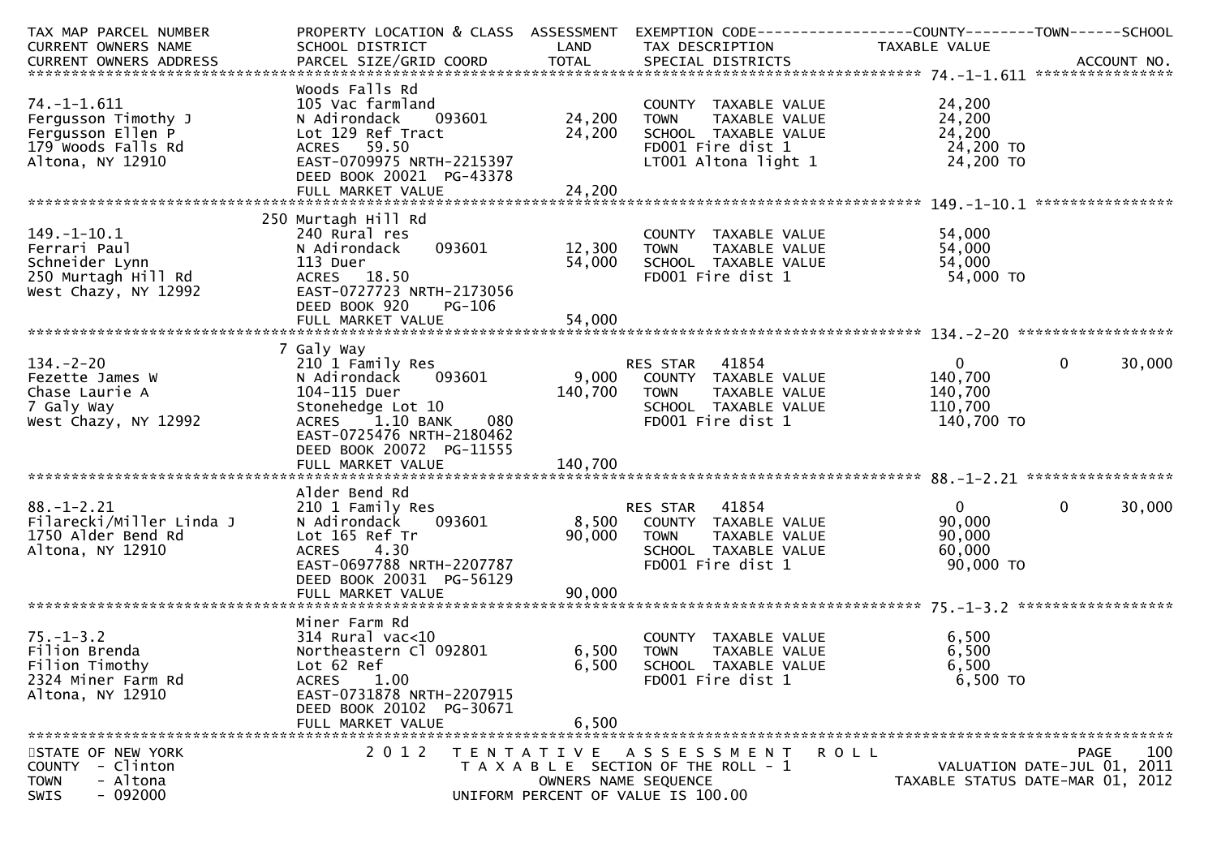```
TAX MAP PARCEL NUMBER          PROPERTY LOCATION & CLASS  ASSESSMENT  EXEMPTION CODE------------------COUNTY--------TOWN------SCHOOL
CURRENT OWNERS NAME            SCHOOL DISTRICT               LAND      TAX DESCRIPTION            TAXABLE VALUE
CURRENT OWNERS ADDRESS         PARCEL SIZE/GRID COORD        TOTAL     SPECIAL DISTRICTS                                   ACCOUNT NO.
******************************************************************************************************* 74.-1-1.611 ****************
                               Woods Falls Rd
74.-1-1.611                    105 Vac farmland                        COUNTY  TAXABLE VALUE             24,200
Fergusson Timothy J            N Adirondack    093601         24,200   TOWN    TAXABLE VALUE             24,200
Fergusson Ellen P              Lot 129 Ref Tract              24,200   SCHOOL  TAXABLE VALUE             24,200
179 Woods Falls Rd             ACRES   59.50                           FD001 Fire dist 1                  24,200 TO
Altona, NY 12910               EAST-0709975 NRTH-2215397               LT001 Altona light 1               24,200 TO
                               DEED BOOK 20021  PG-43378
                               FULL MARKET VALUE              24,200
******************************************************************************************************* 149.-1-10.1 ****************
                           250 Murtagh Hill Rd
149.-1-10.1                    240 Rural res                           COUNTY  TAXABLE VALUE             54,000
Ferrari Paul                   N Adirondack    093601         12,300   TOWN    TAXABLE VALUE             54,000
Schneider Lynn                 113 Duer                       54,000   SCHOOL  TAXABLE VALUE             54,000
250 Murtagh Hill Rd            ACRES   18.50                           FD001 Fire dist 1                  54,000 TO
West Chazy, NY 12992           EAST-0727723 NRTH-2173056
                               DEED BOOK 920    PG-106
                               FULL MARKET VALUE              54,000
******************************************************************************************************* 134.-2-20 *****************
                             7 Galy Way
134.-2-20                      210 1 Family Res                        RES STAR   41854                   0           0      30,000
Fezette James W                N Adirondack    093601          9,000   COUNTY  TAXABLE VALUE            140,700
Chase Laurie A                 104-115 Duer                  140,700   TOWN    TAXABLE VALUE            140,700
7 Galy Way                     Stonehedge Lot 10                       SCHOOL  TAXABLE VALUE            110,700
West Chazy, NY 12992           ACRES    1.10 BANK     080              FD001 Fire dist 1                 140,700 TO
                               EAST-0725476 NRTH-2180462
                               DEED BOOK 20072  PG-11555
                               FULL MARKET VALUE             140,700
******************************************************************************************************* 88.-1-2.21 *****************
                               Alder Bend Rd
88.-1-2.21                     210 1 Family Res                        RES STAR   41854                   0           0      30,000
Filarecki/Miller Linda J       N Adirondack    093601          8,500   COUNTY  TAXABLE VALUE             90,000
1750 Alder Bend Rd             Lot 165 Ref Tr                 90,000   TOWN    TAXABLE VALUE             90,000
Altona, NY 12910               ACRES    4.30                           SCHOOL  TAXABLE VALUE             60,000
                               EAST-0697788 NRTH-2207787               FD001 Fire dist 1                  90,000 TO
                               DEED BOOK 20031  PG-56129
                               FULL MARKET VALUE              90,000
******************************************************************************************************* 75.-1-3.2 *****************
                               Miner Farm Rd
75.-1-3.2                      314 Rural vac<10                        COUNTY  TAXABLE VALUE              6,500
Filion Brenda                  Northeastern Cl 092801          6,500   TOWN    TAXABLE VALUE              6,500
Filion Timothy                 Lot 62 Ref                      6,500   SCHOOL  TAXABLE VALUE              6,500
2324 Miner Farm Rd             ACRES    1.00                           FD001 Fire dist 1                   6,500 TO
Altona, NY 12910               EAST-0731878 NRTH-2207915
                               DEED BOOK 20102  PG-30671
                               FULL MARKET VALUE               6,500
************************************************************************************************************************************
STATE OF NEW YORK                2 0 1 2   T E N T A T I V E   A S S E S S M E N T   R O L L                             PAGE    100
COUNTY  - Clinton                          T A X A B L E  SECTION OF THE ROLL - 1                    VALUATION DATE-JUL 01, 2011
TOWN    - Altona                                  OWNERS NAME SEQUENCE                          TAXABLE STATUS DATE-MAR 01, 2012
SWIS    - 092000                            UNIFORM PERCENT OF VALUE IS 100.00
```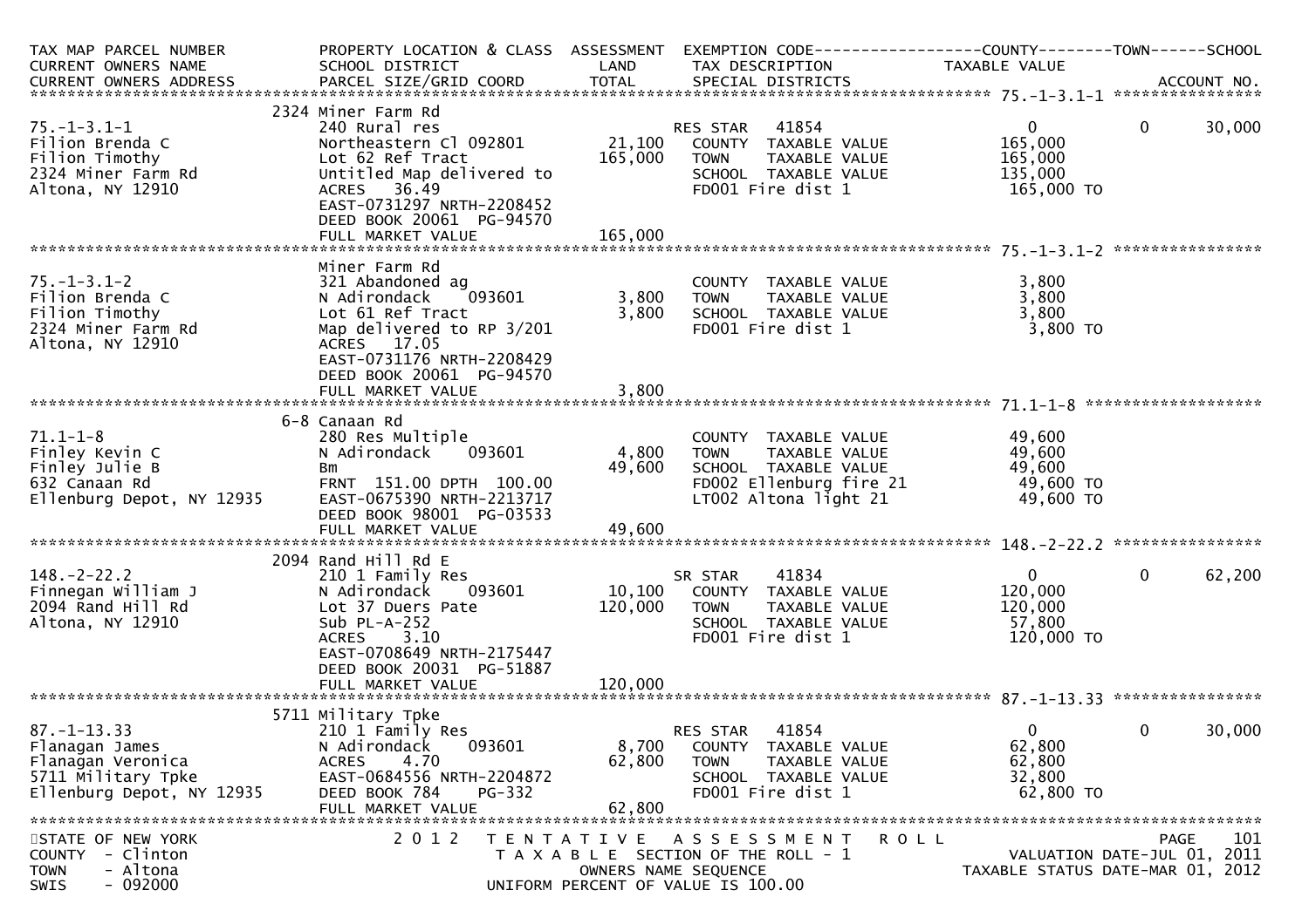| TAX MAP PARCEL NUMBER<br>CURRENT OWNERS NAME<br>CURRENT OWNERS ADDRESS | PROPERTY LOCATION & CLASS<br>SCHOOL DISTRICT<br>PARCEL SIZE/GRID COORD | ASSESSMENT<br>LAND<br>TOTAL | EXEMPTION CODE<br>TAX DESCRIPTION<br>SPECIAL DISTRICTS | COUNTY<br>TAXABLE VALUE | TOWN | SCHOOL<br>ACCOUNT NO. |
|---|---|---|---|---|---|---|
| 75.-1-3.1-1 | 2324 Miner Farm Rd | | | | | |
| 75.-1-3.1-1 | 240 Rural res | | RES STAR 41854 | 0 | 0 | 30,000 |
| Filion Brenda C | Northeastern Cl 092801 | 21,100 | COUNTY TAXABLE VALUE | 165,000 | | |
| Filion Timothy | Lot 62 Ref Tract | 165,000 | TOWN TAXABLE VALUE | 165,000 | | |
| 2324 Miner Farm Rd | Untitled Map delivered to | | SCHOOL TAXABLE VALUE | 135,000 | | |
| Altona, NY 12910 | ACRES 36.49 | | FD001 Fire dist 1 | 165,000 TO | | |
| | EAST-0731297 NRTH-2208452 | | | | | |
| | DEED BOOK 20061 PG-94570 | | | | | |
| | FULL MARKET VALUE | 165,000 | | | | |
| 75.-1-3.1-2 | Miner Farm Rd | | | | | |
| 75.-1-3.1-2 | 321 Abandoned ag | | COUNTY TAXABLE VALUE | 3,800 | | |
| Filion Brenda C | N Adirondack 093601 | 3,800 | TOWN TAXABLE VALUE | 3,800 | | |
| Filion Timothy | Lot 61 Ref Tract | 3,800 | SCHOOL TAXABLE VALUE | 3,800 | | |
| 2324 Miner Farm Rd | Map delivered to RP 3/201 | | FD001 Fire dist 1 | 3,800 TO | | |
| Altona, NY 12910 | ACRES 17.05 | | | | | |
| | EAST-0731176 NRTH-2208429 | | | | | |
| | DEED BOOK 20061 PG-94570 | | | | | |
| | FULL MARKET VALUE | 3,800 | | | | |
| 71.1-1-8 | 6-8 Canaan Rd | | | | | |
| 71.1-1-8 | 280 Res Multiple | | COUNTY TAXABLE VALUE | 49,600 | | |
| Finley Kevin C | N Adirondack 093601 | 4,800 | TOWN TAXABLE VALUE | 49,600 | | |
| Finley Julie B | Bm | 49,600 | SCHOOL TAXABLE VALUE | 49,600 | | |
| 632 Canaan Rd | FRNT 151.00 DPTH 100.00 | | FD002 Ellenburg fire 21 | 49,600 TO | | |
| Ellenburg Depot, NY 12935 | EAST-0675390 NRTH-2213717 | | LT002 Altona light 21 | 49,600 TO | | |
| | DEED BOOK 98001 PG-03533 | | | | | |
| | FULL MARKET VALUE | 49,600 | | | | |
| 148.-2-22.2 | 2094 Rand Hill Rd E | | | | | |
| 148.-2-22.2 | 210 1 Family Res | | SR STAR 41834 | 0 | 0 | 62,200 |
| Finnegan William J | N Adirondack 093601 | 10,100 | COUNTY TAXABLE VALUE | 120,000 | | |
| 2094 Rand Hill Rd | Lot 37 Duers Pate | 120,000 | TOWN TAXABLE VALUE | 120,000 | | |
| Altona, NY 12910 | Sub PL-A-252 | | SCHOOL TAXABLE VALUE | 57,800 | | |
| | ACRES 3.10 | | FD001 Fire dist 1 | 120,000 TO | | |
| | EAST-0708649 NRTH-2175447 | | | | | |
| | DEED BOOK 20031 PG-51887 | | | | | |
| | FULL MARKET VALUE | 120,000 | | | | |
| 87.-1-13.33 | 5711 Military Tpke | | | | | |
| 87.-1-13.33 | 210 1 Family Res | | RES STAR 41854 | 0 | 0 | 30,000 |
| Flanagan James | N Adirondack 093601 | 8,700 | COUNTY TAXABLE VALUE | 62,800 | | |
| Flanagan Veronica | ACRES 4.70 | 62,800 | TOWN TAXABLE VALUE | 62,800 | | |
| 5711 Military Tpke | EAST-0684556 NRTH-2204872 | | SCHOOL TAXABLE VALUE | 32,800 | | |
| Ellenburg Depot, NY 12935 | DEED BOOK 784 PG-332 | | FD001 Fire dist 1 | 62,800 TO | | |
| | FULL MARKET VALUE | 62,800 | | | | |

STATE OF NEW YORK
COUNTY - Clinton
TOWN - Altona
SWIS - 092000

2012 TENTATIVE ASSESSMENT ROLL
TAXABLE SECTION OF THE ROLL - 1
OWNERS NAME SEQUENCE
UNIFORM PERCENT OF VALUE IS 100.00

VALUATION DATE-JUL 01, 2011
TAXABLE STATUS DATE-MAR 01, 2012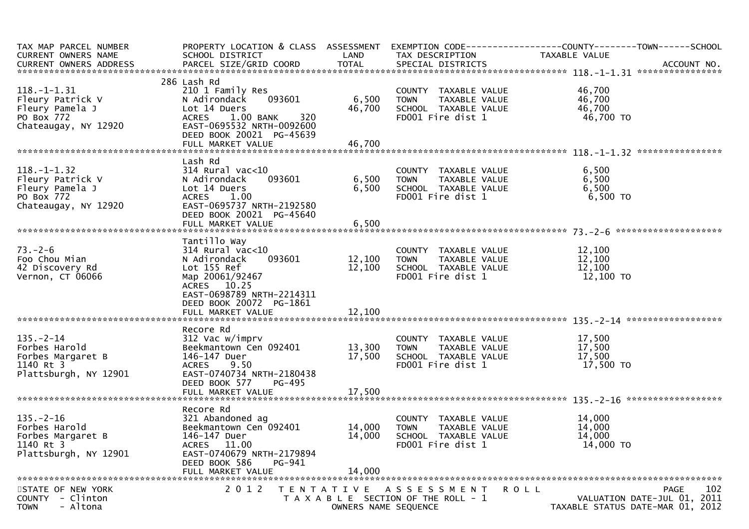| TAX MAP PARCEL NUMBER<br>CURRENT OWNERS NAME<br>CURRENT OWNERS ADDRESS | PROPERTY LOCATION & CLASS<br>SCHOOL DISTRICT<br>PARCEL SIZE/GRID COORD | ASSESSMENT<br>LAND<br>TOTAL | EXEMPTION CODE<br>TAX DESCRIPTION<br>SPECIAL DISTRICTS | COUNTY--------TOWN------SCHOOL<br>TAXABLE VALUE | ACCOUNT NO. |
|---|---|---|---|---|---|
| **118.-1-1.31** | | | | | |
| 118.-1-1.31 | 286 Lash Rd | | | | |
| Fleury Patrick V | 210 1 Family Res | | COUNTY TAXABLE VALUE | 46,700 | |
| Fleury Pamela J | N Adirondack 093601 | 6,500 | TOWN TAXABLE VALUE | 46,700 | |
| PO Box 772 | Lot 14 Duers | 46,700 | SCHOOL TAXABLE VALUE | 46,700 | |
| Chateaugay, NY 12920 | ACRES 1.00 BANK 320 | | FD001 Fire dist 1 | 46,700 TO | |
| | EAST-0695532 NRTH-0092600 | | | | |
| | DEED BOOK 20021 PG-45639 | | | | |
| | FULL MARKET VALUE | 46,700 | | | |
| **118.-1-1.32** | | | | | |
| 118.-1-1.32 | Lash Rd | | | | |
| Fleury Patrick V | 314 Rural vac<10 | | COUNTY TAXABLE VALUE | 6,500 | |
| Fleury Pamela J | N Adirondack 093601 | 6,500 | TOWN TAXABLE VALUE | 6,500 | |
| PO Box 772 | Lot 14 Duers | 6,500 | SCHOOL TAXABLE VALUE | 6,500 | |
| Chateaugay, NY 12920 | ACRES 1.00 | | FD001 Fire dist 1 | 6,500 TO | |
| | EAST-0695737 NRTH-2192580 | | | | |
| | DEED BOOK 20021 PG-45640 | | | | |
| | FULL MARKET VALUE | 6,500 | | | |
| **73.-2-6** | | | | | |
| 73.-2-6 | Tantillo Way | | | | |
| Foo Chou Mian | 314 Rural vac<10 | | COUNTY TAXABLE VALUE | 12,100 | |
| 42 Discovery Rd | N Adirondack 093601 | 12,100 | TOWN TAXABLE VALUE | 12,100 | |
| Vernon, CT 06066 | Lot 155 Ref | 12,100 | SCHOOL TAXABLE VALUE | 12,100 | |
| | Map 20061/92467 | | FD001 Fire dist 1 | 12,100 TO | |
| | ACRES 10.25 | | | | |
| | EAST-0698789 NRTH-2214311 | | | | |
| | DEED BOOK 20072 PG-1861 | | | | |
| | FULL MARKET VALUE | 12,100 | | | |
| **135.-2-14** | | | | | |
| 135.-2-14 | Recore Rd | | | | |
| Forbes Harold | 312 Vac w/imprv | | COUNTY TAXABLE VALUE | 17,500 | |
| Forbes Margaret B | Beekmantown Cen 092401 | 13,300 | TOWN TAXABLE VALUE | 17,500 | |
| 1140 Rt 3 | 146-147 Duer | 17,500 | SCHOOL TAXABLE VALUE | 17,500 | |
| Plattsburgh, NY 12901 | ACRES 9.50 | | FD001 Fire dist 1 | 17,500 TO | |
| | EAST-0740734 NRTH-2180438 | | | | |
| | DEED BOOK 577 PG-495 | | | | |
| | FULL MARKET VALUE | 17,500 | | | |
| **135.-2-16** | | | | | |
| 135.-2-16 | Recore Rd | | | | |
| Forbes Harold | 321 Abandoned ag | | COUNTY TAXABLE VALUE | 14,000 | |
| Forbes Margaret B | Beekmantown Cen 092401 | 14,000 | TOWN TAXABLE VALUE | 14,000 | |
| 1140 Rt 3 | 146-147 Duer | 14,000 | SCHOOL TAXABLE VALUE | 14,000 | |
| Plattsburgh, NY 12901 | ACRES 11.00 | | FD001 Fire dist 1 | 14,000 TO | |
| | EAST-0740679 NRTH-2179894 | | | | |
| | DEED BOOK 586 PG-941 | | | | |
| | FULL MARKET VALUE | 14,000 | | | |

STATE OF NEW YORK
COUNTY - Clinton
TOWN - Altona

2012 TENTATIVE ASSESSMENT ROLL
TAXABLE SECTION OF THE ROLL - 1
OWNERS NAME SEQUENCE

VALUATION DATE-JUL 01, 2011
TAXABLE STATUS DATE-MAR 01, 2012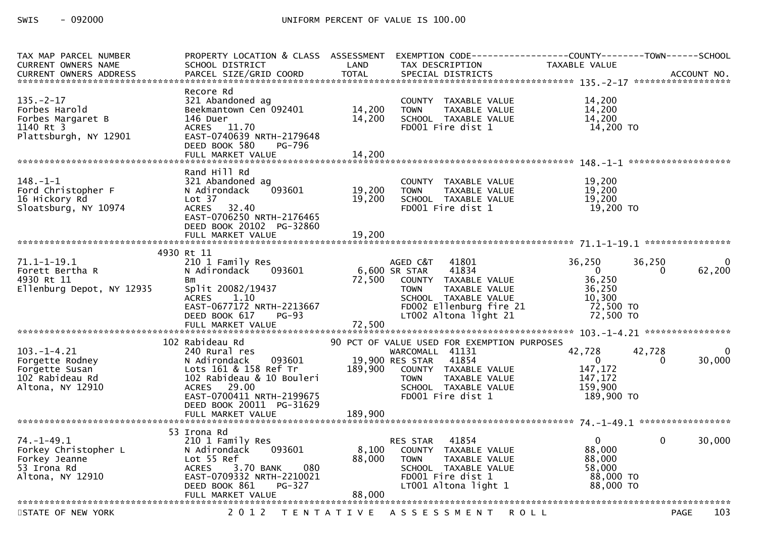SWIS - 092000 UNIFORM PERCENT OF VALUE IS 100.00

| TAX MAP PARCEL NUMBER / CURRENT OWNERS NAME / CURRENT OWNERS ADDRESS | PROPERTY LOCATION & CLASS / SCHOOL DISTRICT / PARCEL SIZE/GRID COORD | ASSESSMENT LAND | TOTAL | EXEMPTION CODE / TAX DESCRIPTION / SPECIAL DISTRICTS | COUNTY TAXABLE VALUE | TOWN | SCHOOL | ACCOUNT NO. |
|---|---|---|---|---|---|---|---|---|
| **135.-2-17** | Recore Rd | | | | | | | |
| 135.-2-17 | 321 Abandoned ag | | | COUNTY TAXABLE VALUE | 14,200 | | | |
| Forbes Harold | Beekmantown Cen 092401 | 14,200 | | TOWN TAXABLE VALUE | 14,200 | | | |
| Forbes Margaret B | 146 Duer | | 14,200 | SCHOOL TAXABLE VALUE | 14,200 | | | |
| 1140 Rt 3 | ACRES 11.70 | | | FD001 Fire dist 1 | 14,200 TO | | | |
| Plattsburgh, NY 12901 | EAST-0740639 NRTH-2179648 | | | | | | | |
| | DEED BOOK 580 PG-796 | | | | | | | |
| | FULL MARKET VALUE | | 14,200 | | | | | |
| **148.-1-1** | Rand Hill Rd | | | | | | | |
| 148.-1-1 | 321 Abandoned ag | | | COUNTY TAXABLE VALUE | 19,200 | | | |
| Ford Christopher F | N Adirondack 093601 | 19,200 | | TOWN TAXABLE VALUE | 19,200 | | | |
| 16 Hickory Rd | Lot 37 | | 19,200 | SCHOOL TAXABLE VALUE | 19,200 | | | |
| Sloatsburg, NY 10974 | ACRES 32.40 | | | FD001 Fire dist 1 | 19,200 TO | | | |
| | EAST-0706250 NRTH-2176465 | | | | | | | |
| | DEED BOOK 20102 PG-32860 | | | | | | | |
| | FULL MARKET VALUE | | 19,200 | | | | | |
| **71.1-1-19.1** | 4930 Rt 11 | | | | | | | |
| 71.1-1-19.1 | 210 1 Family Res | | | AGED C&T 41801 | 36,250 | 36,250 | 0 | |
| Forett Bertha R | N Adirondack 093601 | 6,600 | | SR STAR 41834 | 0 | 0 | 62,200 | |
| 4930 Rt 11 | Bm | | 72,500 | COUNTY TAXABLE VALUE | 36,250 | | | |
| Ellenburg Depot, NY 12935 | Split 20082/19437 | | | TOWN TAXABLE VALUE | 36,250 | | | |
| | ACRES 1.10 | | | SCHOOL TAXABLE VALUE | 10,300 | | | |
| | EAST-0677172 NRTH-2213667 | | | FD002 Ellenburg fire 21 | 72,500 TO | | | |
| | DEED BOOK 617 PG-93 | | | LT002 Altona light 21 | 72,500 TO | | | |
| | FULL MARKET VALUE | | 72,500 | | | | | |
| **103.-1-4.21** | 102 Rabideau Rd | | | 90 PCT OF VALUE USED FOR EXEMPTION PURPOSES | | | | |
| 103.-1-4.21 | 240 Rural res | | | WARCOMALL 41131 | 42,728 | 42,728 | 0 | |
| Forgette Rodney | N Adirondack 093601 | 19,900 | | RES STAR 41854 | 0 | 0 | 30,000 | |
| Forgette Susan | Lots 161 & 158 Ref Tr | | 189,900 | COUNTY TAXABLE VALUE | 147,172 | | | |
| 102 Rabideau Rd | 102 Rabideau & 10 Bouleri | | | TOWN TAXABLE VALUE | 147,172 | | | |
| Altona, NY 12910 | ACRES 29.00 | | | SCHOOL TAXABLE VALUE | 159,900 | | | |
| | EAST-0700411 NRTH-2199675 | | | FD001 Fire dist 1 | 189,900 TO | | | |
| | DEED BOOK 20011 PG-31629 | | | | | | | |
| | FULL MARKET VALUE | | 189,900 | | | | | |
| **74.-1-49.1** | 53 Irona Rd | | | | | | | |
| 74.-1-49.1 | 210 1 Family Res | | | RES STAR 41854 | 0 | 0 | 30,000 | |
| Forkey Christopher L | N Adirondack 093601 | 8,100 | | COUNTY TAXABLE VALUE | 88,000 | | | |
| Forkey Jeanne | Lot 55 Ref | | 88,000 | TOWN TAXABLE VALUE | 88,000 | | | |
| 53 Irona Rd | ACRES 3.70 BANK 080 | | | SCHOOL TAXABLE VALUE | 58,000 | | | |
| Altona, NY 12910 | EAST-0709332 NRTH-2210021 | | | FD001 Fire dist 1 | 88,000 TO | | | |
| | DEED BOOK 861 PG-327 | | | LT001 Altona light 1 | 88,000 TO | | | |
| | FULL MARKET VALUE | | 88,000 | | | | | |

STATE OF NEW YORK 2012 TENTATIVE ASSESSMENT ROLL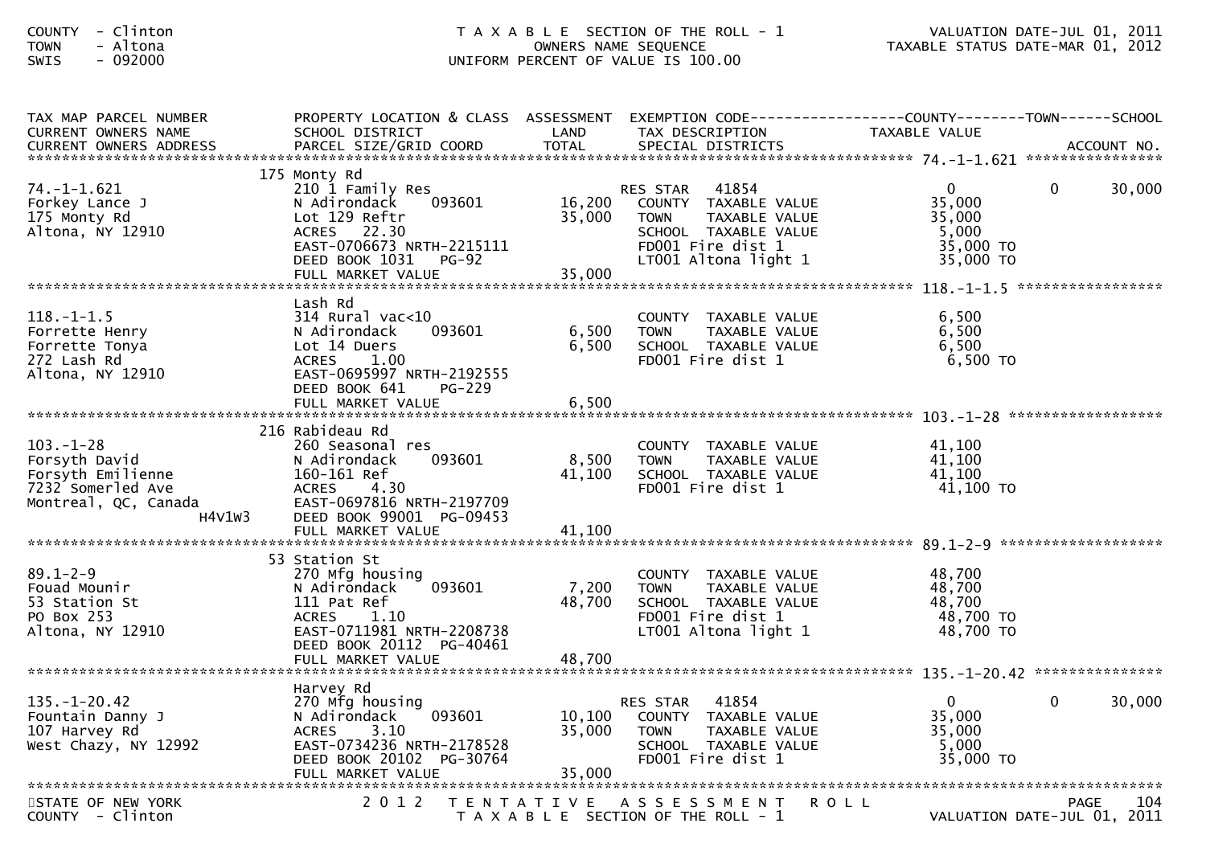COUNTY - Clinton
TOWN - Altona
SWIS - 092000

T A X A B L E SECTION OF THE ROLL - 1
OWNERS NAME SEQUENCE
UNIFORM PERCENT OF VALUE IS 100.00

VALUATION DATE-JUL 01, 2011
TAXABLE STATUS DATE-MAR 01, 2012

| TAX MAP PARCEL NUMBER / CURRENT OWNERS NAME / CURRENT OWNERS ADDRESS | PROPERTY LOCATION & CLASS / SCHOOL DISTRICT / PARCEL SIZE/GRID COORD | ASSESSMENT LAND / TOTAL | EXEMPTION CODE / TAX DESCRIPTION / SPECIAL DISTRICTS | COUNTY TAXABLE VALUE | TOWN | SCHOOL / ACCOUNT NO. |
|---|---|---|---|---|---|---|
| **74.-1-1.621** | 175 Monty Rd | | | | | |
| 74.-1-1.621 | 210 1 Family Res | | RES STAR 41854 | 0 | 0 | 30,000 |
| Forkey Lance J | N Adirondack 093601 | 16,200 | COUNTY TAXABLE VALUE | 35,000 | | |
| 175 Monty Rd | Lot 129 Reftr | 35,000 | TOWN TAXABLE VALUE | 35,000 | | |
| Altona, NY 12910 | ACRES 22.30 | | SCHOOL TAXABLE VALUE | 5,000 | | |
| | EAST-0706673 NRTH-2215111 | | FD001 Fire dist 1 | 35,000 TO | | |
| | DEED BOOK 1031 PG-92 | | LT001 Altona light 1 | 35,000 TO | | |
| | FULL MARKET VALUE | 35,000 | | | | |
| **118.-1-1.5** | Lash Rd | | | | | |
| 118.-1-1.5 | 314 Rural vac<10 | | COUNTY TAXABLE VALUE | 6,500 | | |
| Forrette Henry | N Adirondack 093601 | 6,500 | TOWN TAXABLE VALUE | 6,500 | | |
| Forrette Tonya | Lot 14 Duers | 6,500 | SCHOOL TAXABLE VALUE | 6,500 | | |
| 272 Lash Rd | ACRES 1.00 | | FD001 Fire dist 1 | 6,500 TO | | |
| Altona, NY 12910 | EAST-0695997 NRTH-2192555 | | | | | |
| | DEED BOOK 641 PG-229 | | | | | |
| | FULL MARKET VALUE | 6,500 | | | | |
| **103.-1-28** | 216 Rabideau Rd | | | | | |
| 103.-1-28 | 260 Seasonal res | | COUNTY TAXABLE VALUE | 41,100 | | |
| Forsyth David | N Adirondack 093601 | 8,500 | TOWN TAXABLE VALUE | 41,100 | | |
| Forsyth Emilienne | 160-161 Ref | 41,100 | SCHOOL TAXABLE VALUE | 41,100 | | |
| 7232 Somerled Ave | ACRES 4.30 | | FD001 Fire dist 1 | 41,100 TO | | |
| Montreal, QC, Canada H4V1W3 | EAST-0697816 NRTH-2197709 | | | | | |
| | DEED BOOK 99001 PG-09453 | | | | | |
| | FULL MARKET VALUE | 41,100 | | | | |
| **89.1-2-9** | 53 Station St | | | | | |
| 89.1-2-9 | 270 Mfg housing | | COUNTY TAXABLE VALUE | 48,700 | | |
| Fouad Mounir | N Adirondack 093601 | 7,200 | TOWN TAXABLE VALUE | 48,700 | | |
| 53 Station St | 111 Pat Ref | 48,700 | SCHOOL TAXABLE VALUE | 48,700 | | |
| PO Box 253 | ACRES 1.10 | | FD001 Fire dist 1 | 48,700 TO | | |
| Altona, NY 12910 | EAST-0711981 NRTH-2208738 | | LT001 Altona light 1 | 48,700 TO | | |
| | DEED BOOK 20112 PG-40461 | | | | | |
| | FULL MARKET VALUE | 48,700 | | | | |
| **135.-1-20.42** | Harvey Rd | | | | | |
| 135.-1-20.42 | 270 Mfg housing | | RES STAR 41854 | 0 | 0 | 30,000 |
| Fountain Danny J | N Adirondack 093601 | 10,100 | COUNTY TAXABLE VALUE | 35,000 | | |
| 107 Harvey Rd | ACRES 3.10 | 35,000 | TOWN TAXABLE VALUE | 35,000 | | |
| West Chazy, NY 12992 | EAST-0734236 NRTH-2178528 | | SCHOOL TAXABLE VALUE | 5,000 | | |
| | DEED BOOK 20102 PG-30764 | | FD001 Fire dist 1 | 35,000 TO | | |
| | FULL MARKET VALUE | 35,000 | | | | |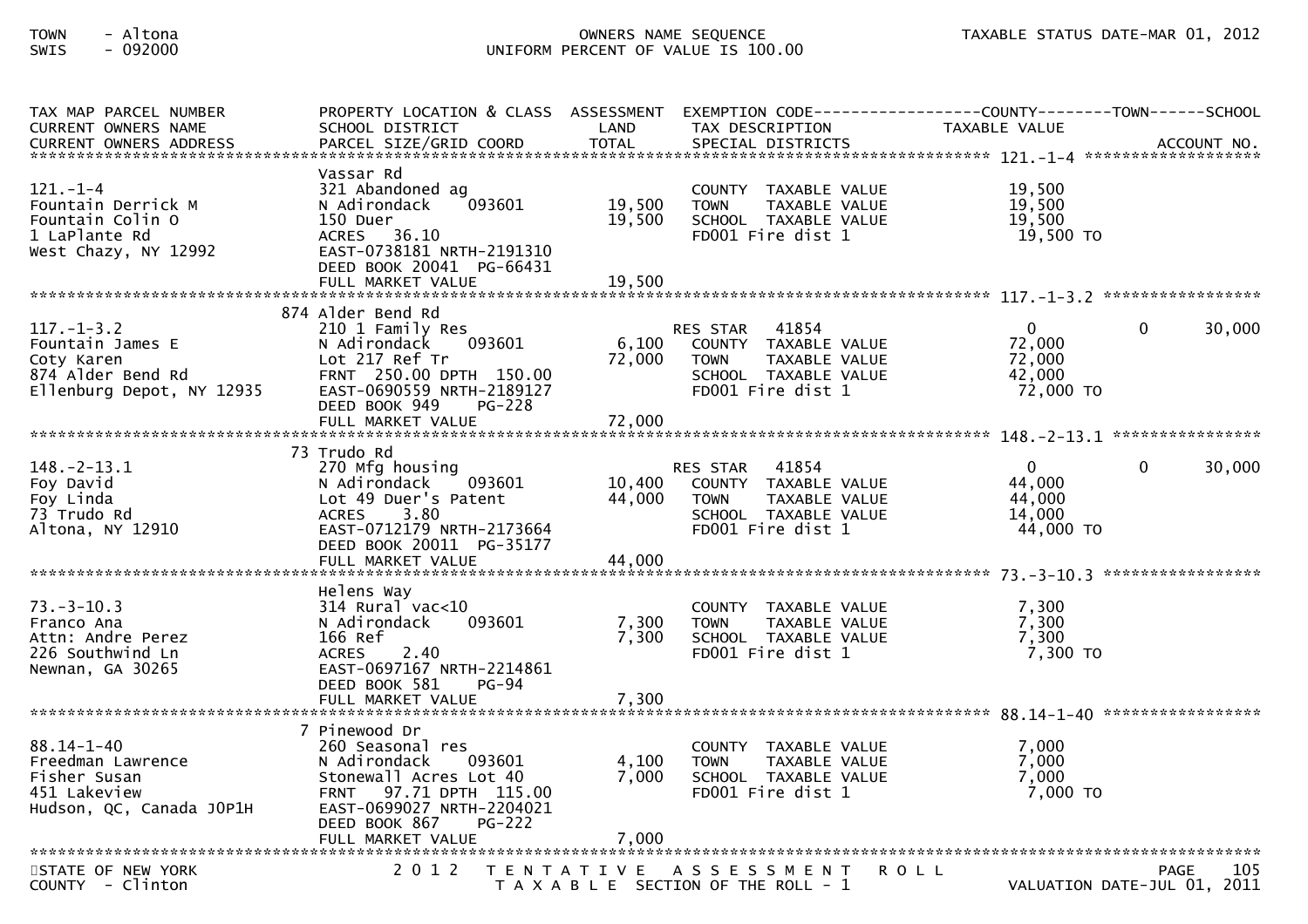| TAX MAP PARCEL NUMBER<br>CURRENT OWNERS NAME<br>CURRENT OWNERS ADDRESS | PROPERTY LOCATION & CLASS<br>SCHOOL DISTRICT<br>PARCEL SIZE/GRID COORD | ASSESSMENT<br>LAND<br>TOTAL | EXEMPTION CODE<br>TAX DESCRIPTION<br>SPECIAL DISTRICTS | COUNTY<br>TAXABLE VALUE | TOWN | SCHOOL<br>ACCOUNT NO. |
|---|---|---|---|---|---|---|
| **121.-1-4** | | | | | | |
| | Vassar Rd | | | | | |
| 121.-1-4 | 321 Abandoned ag | | COUNTY TAXABLE VALUE | 19,500 | | |
| Fountain Derrick M | N Adirondack 093601 | 19,500 | TOWN TAXABLE VALUE | 19,500 | | |
| Fountain Colin O | 150 Duer | 19,500 | SCHOOL TAXABLE VALUE | 19,500 | | |
| 1 LaPlante Rd | ACRES 36.10 | | FD001 Fire dist 1 | 19,500 TO | | |
| West Chazy, NY 12992 | EAST-0738181 NRTH-2191310 | | | | | |
| | DEED BOOK 20041 PG-66431 | | | | | |
| | FULL MARKET VALUE | 19,500 | | | | |
| **117.-1-3.2** | | | | | | |
| | 874 Alder Bend Rd | | | | | |
| 117.-1-3.2 | 210 1 Family Res | | RES STAR 41854 | 0 | 0 | 30,000 |
| Fountain James E | N Adirondack 093601 | 6,100 | COUNTY TAXABLE VALUE | 72,000 | | |
| Coty Karen | Lot 217 Ref Tr | 72,000 | TOWN TAXABLE VALUE | 72,000 | | |
| 874 Alder Bend Rd | FRNT 250.00 DPTH 150.00 | | SCHOOL TAXABLE VALUE | 42,000 | | |
| Ellenburg Depot, NY 12935 | EAST-0690559 NRTH-2189127 | | FD001 Fire dist 1 | 72,000 TO | | |
| | DEED BOOK 949 PG-228 | | | | | |
| | FULL MARKET VALUE | 72,000 | | | | |
| **148.-2-13.1** | | | | | | |
| | 73 Trudo Rd | | | | | |
| 148.-2-13.1 | 270 Mfg housing | | RES STAR 41854 | 0 | 0 | 30,000 |
| Foy David | N Adirondack 093601 | 10,400 | COUNTY TAXABLE VALUE | 44,000 | | |
| Foy Linda | Lot 49 Duer's Patent | 44,000 | TOWN TAXABLE VALUE | 44,000 | | |
| 73 Trudo Rd | ACRES 3.80 | | SCHOOL TAXABLE VALUE | 14,000 | | |
| Altona, NY 12910 | EAST-0712179 NRTH-2173664 | | FD001 Fire dist 1 | 44,000 TO | | |
| | DEED BOOK 20011 PG-35177 | | | | | |
| | FULL MARKET VALUE | 44,000 | | | | |
| **73.-3-10.3** | | | | | | |
| | Helens Way | | | | | |
| 73.-3-10.3 | 314 Rural vac<10 | | COUNTY TAXABLE VALUE | 7,300 | | |
| Franco Ana | N Adirondack 093601 | 7,300 | TOWN TAXABLE VALUE | 7,300 | | |
| Attn: Andre Perez | 166 Ref | 7,300 | SCHOOL TAXABLE VALUE | 7,300 | | |
| 226 Southwind Ln | ACRES 2.40 | | FD001 Fire dist 1 | 7,300 TO | | |
| Newnan, GA 30265 | EAST-0697167 NRTH-2214861 | | | | | |
| | DEED BOOK 581 PG-94 | | | | | |
| | FULL MARKET VALUE | 7,300 | | | | |
| **88.14-1-40** | | | | | | |
| | 7 Pinewood Dr | | | | | |
| 88.14-1-40 | 260 Seasonal res | | COUNTY TAXABLE VALUE | 7,000 | | |
| Freedman Lawrence | N Adirondack 093601 | 4,100 | TOWN TAXABLE VALUE | 7,000 | | |
| Fisher Susan | Stonewall Acres Lot 40 | 7,000 | SCHOOL TAXABLE VALUE | 7,000 | | |
| 451 Lakeview | FRNT 97.71 DPTH 115.00 | | FD001 Fire dist 1 | 7,000 TO | | |
| Hudson, QC, Canada J0P1H | EAST-0699027 NRTH-2204021 | | | | | |
| | DEED BOOK 867 PG-222 | | | | | |
| | FULL MARKET VALUE | 7,000 | | | | |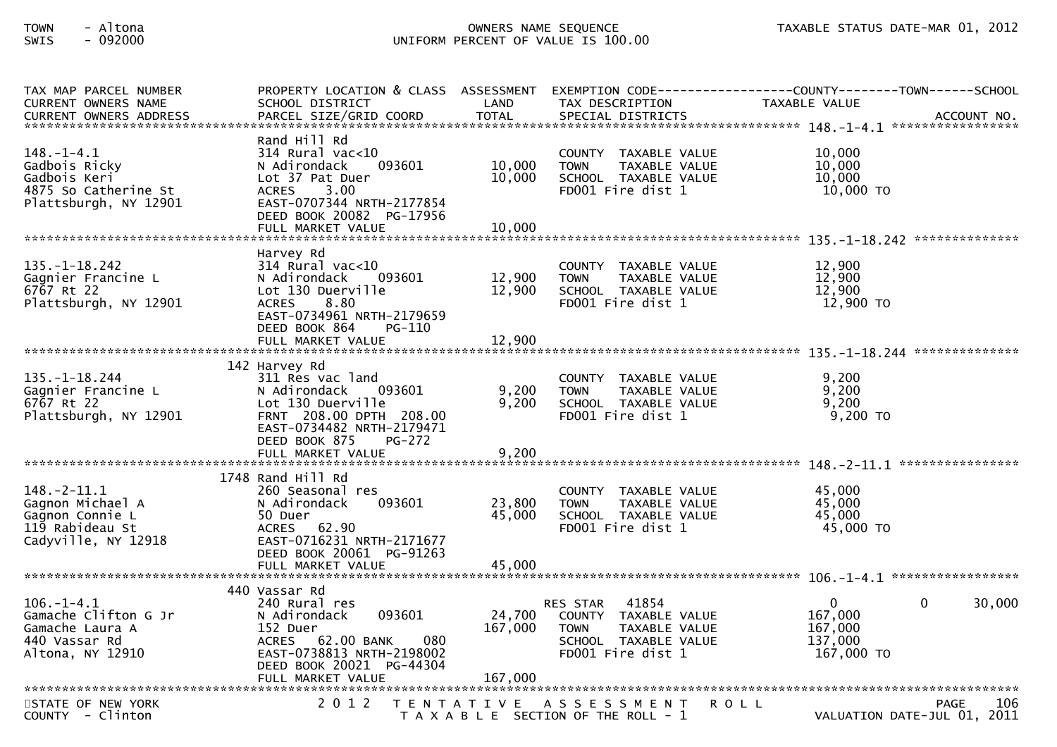| TAX MAP PARCEL NUMBER<br>CURRENT OWNERS NAME<br>CURRENT OWNERS ADDRESS | PROPERTY LOCATION & CLASS<br>SCHOOL DISTRICT<br>PARCEL SIZE/GRID COORD | ASSESSMENT<br>LAND<br>TOTAL | EXEMPTION CODE<br>TAX DESCRIPTION<br>SPECIAL DISTRICTS | COUNTY<br>TAXABLE VALUE | TOWN | SCHOOL<br>ACCOUNT NO. |
|---|---|---|---|---|---|---|
| **148.-1-4.1** | | | | | | |
| | Rand Hill Rd | | | | | |
| 148.-1-4.1 | 314 Rural vac<10 | | COUNTY TAXABLE VALUE | 10,000 | | |
| Gadbois Ricky | N Adirondack 093601 | 10,000 | TOWN TAXABLE VALUE | 10,000 | | |
| Gadbois Keri | Lot 37 Pat Duer | 10,000 | SCHOOL TAXABLE VALUE | 10,000 | | |
| 4875 So Catherine St | ACRES 3.00 | | FD001 Fire dist 1 | 10,000 TO | | |
| Plattsburgh, NY 12901 | EAST-0707344 NRTH-2177854 | | | | | |
| | DEED BOOK 20082 PG-17956 | | | | | |
| | FULL MARKET VALUE | 10,000 | | | | |
| **135.-1-18.242** | | | | | | |
| | Harvey Rd | | | | | |
| 135.-1-18.242 | 314 Rural vac<10 | | COUNTY TAXABLE VALUE | 12,900 | | |
| Gagnier Francine L | N Adirondack 093601 | 12,900 | TOWN TAXABLE VALUE | 12,900 | | |
| 6767 Rt 22 | Lot 130 Duerville | 12,900 | SCHOOL TAXABLE VALUE | 12,900 | | |
| Plattsburgh, NY 12901 | ACRES 8.80 | | FD001 Fire dist 1 | 12,900 TO | | |
| | EAST-0734961 NRTH-2179659 | | | | | |
| | DEED BOOK 864 PG-110 | | | | | |
| | FULL MARKET VALUE | 12,900 | | | | |
| **135.-1-18.244** | | | | | | |
| | 142 Harvey Rd | | | | | |
| 135.-1-18.244 | 311 Res vac land | | COUNTY TAXABLE VALUE | 9,200 | | |
| Gagnier Francine L | N Adirondack 093601 | 9,200 | TOWN TAXABLE VALUE | 9,200 | | |
| 6767 Rt 22 | Lot 130 Duerville | 9,200 | SCHOOL TAXABLE VALUE | 9,200 | | |
| Plattsburgh, NY 12901 | FRNT 208.00 DPTH 208.00 | | FD001 Fire dist 1 | 9,200 TO | | |
| | EAST-0734482 NRTH-2179471 | | | | | |
| | DEED BOOK 875 PG-272 | | | | | |
| | FULL MARKET VALUE | 9,200 | | | | |
| **148.-2-11.1** | | | | | | |
| | 1748 Rand Hill Rd | | | | | |
| 148.-2-11.1 | 260 Seasonal res | | COUNTY TAXABLE VALUE | 45,000 | | |
| Gagnon Michael A | N Adirondack 093601 | 23,800 | TOWN TAXABLE VALUE | 45,000 | | |
| Gagnon Connie L | 50 Duer | 45,000 | SCHOOL TAXABLE VALUE | 45,000 | | |
| 119 Rabideau St | ACRES 62.90 | | FD001 Fire dist 1 | 45,000 TO | | |
| Cadyville, NY 12918 | EAST-0716231 NRTH-2171677 | | | | | |
| | DEED BOOK 20061 PG-91263 | | | | | |
| | FULL MARKET VALUE | 45,000 | | | | |
| **106.-1-4.1** | | | | | | |
| | 440 Vassar Rd | | | | | |
| 106.-1-4.1 | 240 Rural res | | RES STAR 41854 | 0 | 0 | 30,000 |
| Gamache Clifton G Jr | N Adirondack 093601 | 24,700 | COUNTY TAXABLE VALUE | 167,000 | | |
| Gamache Laura A | 152 Duer | 167,000 | TOWN TAXABLE VALUE | 167,000 | | |
| 440 Vassar Rd | ACRES 62.00 BANK 080 | | SCHOOL TAXABLE VALUE | 137,000 | | |
| Altona, NY 12910 | EAST-0738813 NRTH-2198002 | | FD001 Fire dist 1 | 167,000 TO | | |
| | DEED BOOK 20021 PG-44304 | | | | | |
| | FULL MARKET VALUE | 167,000 | | | | |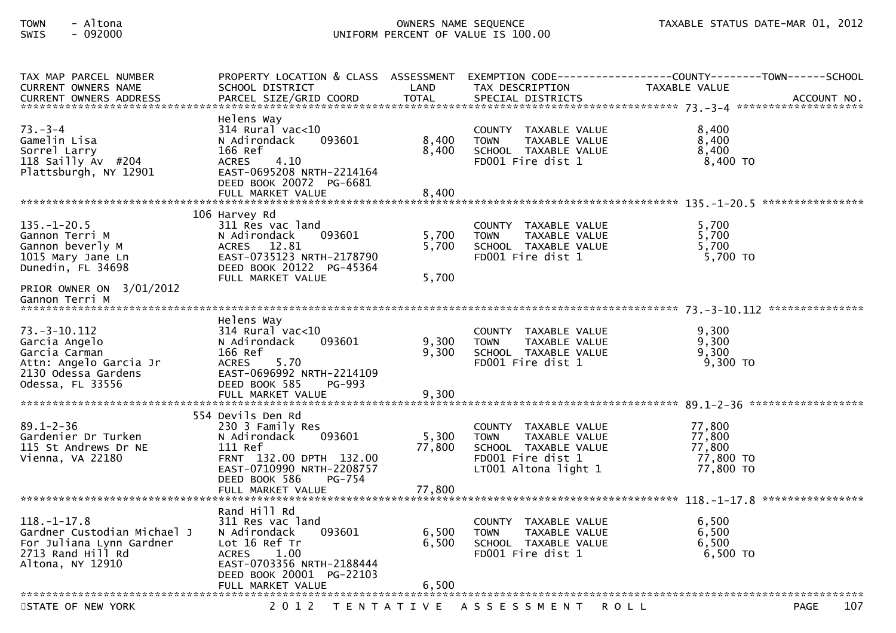TOWN - Altona
SWIS - 092000

OWNERS NAME SEQUENCE
UNIFORM PERCENT OF VALUE IS 100.00

TAXABLE STATUS DATE-MAR 01, 2012

| TAX MAP PARCEL NUMBER / CURRENT OWNERS NAME / CURRENT OWNERS ADDRESS | PROPERTY LOCATION & CLASS / SCHOOL DISTRICT / PARCEL SIZE/GRID COORD | ASSESSMENT LAND | TOTAL | EXEMPTION CODE / TAX DESCRIPTION / SPECIAL DISTRICTS | COUNTY--------TOWN------SCHOOL TAXABLE VALUE | ACCOUNT NO. |
|---|---|---|---|---|---|---|
| 73.-3-4 | Helens Way | | | | | |
| Gamelin Lisa | 314 Rural vac<10 | | | COUNTY TAXABLE VALUE | 8,400 | |
| Sorrel Larry | N Adirondack 093601 | 8,400 | | TOWN TAXABLE VALUE | 8,400 | |
| 118 Sailly Av #204 | 166 Ref | | 8,400 | SCHOOL TAXABLE VALUE | 8,400 | |
| Plattsburgh, NY 12901 | ACRES 4.10 | | | FD001 Fire dist 1 | 8,400 TO | |
| | EAST-0695208 NRTH-2214164 | | | | | |
| | DEED BOOK 20072 PG-6681 | | | | | |
| | FULL MARKET VALUE | | 8,400 | | | |
| 135.-1-20.5 | 106 Harvey Rd | | | | | |
| Gannon Terri M | 311 Res vac land | | | COUNTY TAXABLE VALUE | 5,700 | |
| Gannon beverly M | N Adirondack 093601 | 5,700 | | TOWN TAXABLE VALUE | 5,700 | |
| 1015 Mary Jane Ln | ACRES 12.81 | | 5,700 | SCHOOL TAXABLE VALUE | 5,700 | |
| Dunedin, FL 34698 | EAST-0735123 NRTH-2178790 | | | FD001 Fire dist 1 | 5,700 TO | |
| | DEED BOOK 20122 PG-45364 | | | | | |
| | FULL MARKET VALUE | | 5,700 | | | |
| PRIOR OWNER ON 3/01/2012 | | | | | | |
| Gannon Terri M | | | | | | |
| 73.-3-10.112 | Helens Way | | | | | |
| Garcia Angelo | 314 Rural vac<10 | | | COUNTY TAXABLE VALUE | 9,300 | |
| Garcia Carman | N Adirondack 093601 | 9,300 | | TOWN TAXABLE VALUE | 9,300 | |
| Attn: Angelo Garcia Jr | 166 Ref | | 9,300 | SCHOOL TAXABLE VALUE | 9,300 | |
| 2130 Odessa Gardens | ACRES 5.70 | | | FD001 Fire dist 1 | 9,300 TO | |
| Odessa, FL 33556 | EAST-0696992 NRTH-2214109 | | | | | |
| | DEED BOOK 585 PG-993 | | | | | |
| | FULL MARKET VALUE | | 9,300 | | | |
| 89.1-2-36 | 554 Devils Den Rd | | | | | |
| Gardenier Dr Turken | 230 3 Family Res | | | COUNTY TAXABLE VALUE | 77,800 | |
| 115 St Andrews Dr NE | N Adirondack 093601 | 5,300 | | TOWN TAXABLE VALUE | 77,800 | |
| Vienna, VA 22180 | 111 Ref | | 77,800 | SCHOOL TAXABLE VALUE | 77,800 | |
| | FRNT 132.00 DPTH 132.00 | | | FD001 Fire dist 1 | 77,800 TO | |
| | EAST-0710990 NRTH-2208757 | | | LT001 Altona light 1 | 77,800 TO | |
| | DEED BOOK 586 PG-754 | | | | | |
| | FULL MARKET VALUE | | 77,800 | | | |
| 118.-1-17.8 | Rand Hill Rd | | | | | |
| Gardner Custodian Michael J | 311 Res vac land | | | COUNTY TAXABLE VALUE | 6,500 | |
| For Juliana Lynn Gardner | N Adirondack 093601 | 6,500 | | TOWN TAXABLE VALUE | 6,500 | |
| 2713 Rand Hill Rd | Lot 16 Ref Tr | | 6,500 | SCHOOL TAXABLE VALUE | 6,500 | |
| Altona, NY 12910 | ACRES 1.00 | | | FD001 Fire dist 1 | 6,500 TO | |
| | EAST-0703356 NRTH-2188444 | | | | | |
| | DEED BOOK 20001 PG-22103 | | | | | |
| | FULL MARKET VALUE | | 6,500 | | | |

STATE OF NEW YORK — 2012 TENTATIVE ASSESSMENT ROLL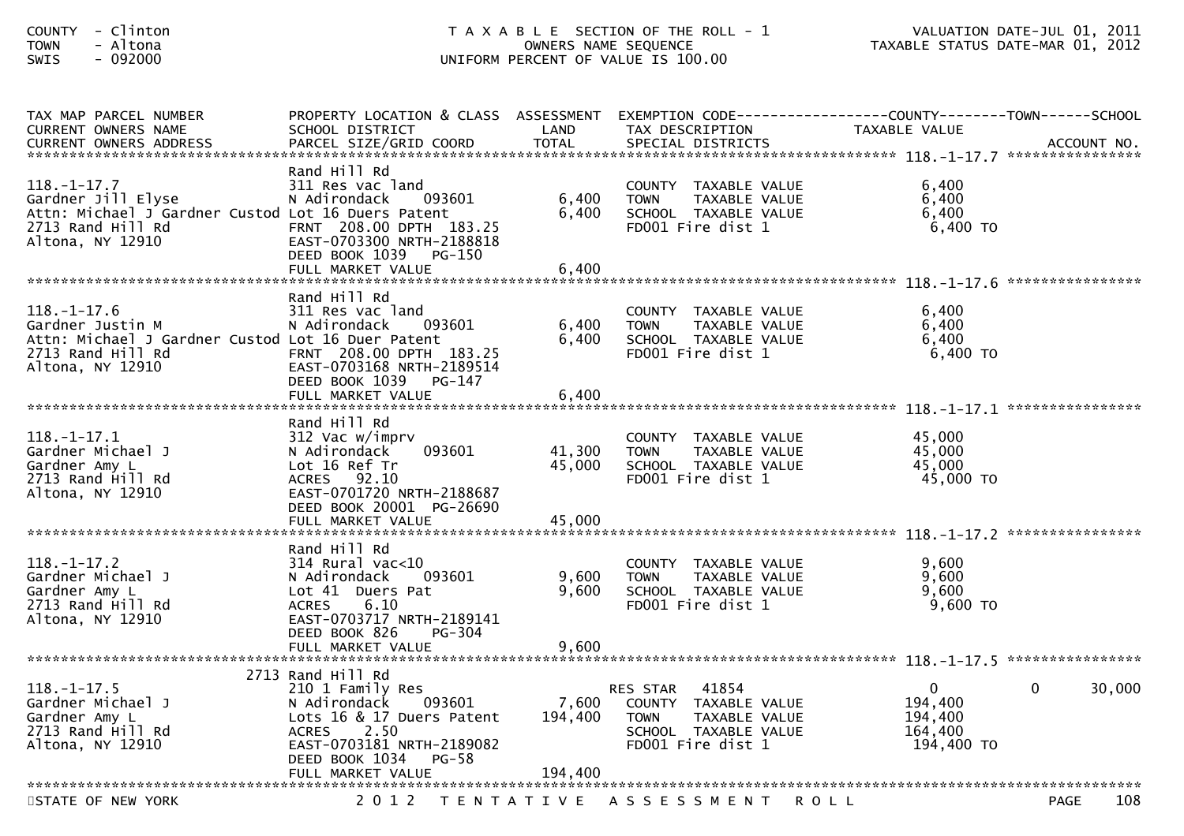COUNTY - Clinton
TOWN - Altona
SWIS - 092000

T A X A B L E SECTION OF THE ROLL - 1
OWNERS NAME SEQUENCE
UNIFORM PERCENT OF VALUE IS 100.00

VALUATION DATE-JUL 01, 2011
TAXABLE STATUS DATE-MAR 01, 2012

| TAX MAP PARCEL NUMBER / CURRENT OWNERS NAME / CURRENT OWNERS ADDRESS | PROPERTY LOCATION & CLASS / SCHOOL DISTRICT / PARCEL SIZE/GRID COORD | ASSESSMENT LAND / TOTAL | EXEMPTION CODE / TAX DESCRIPTION / SPECIAL DISTRICTS | COUNTY TAXABLE VALUE | TOWN | SCHOOL / ACCOUNT NO. |
|---|---|---|---|---|---|---|
| **118.-1-17.7** | | | | | | |
| 118.-1-17.7 | Rand Hill Rd | | | | | |
| Gardner Jill Elyse | 311 Res vac land | | COUNTY TAXABLE VALUE | 6,400 | | |
| Attn: Michael J Gardner Custod | N Adirondack 093601 | 6,400 | TOWN TAXABLE VALUE | 6,400 | | |
| 2713 Rand Hill Rd | Lot 16 Duers Patent | 6,400 | SCHOOL TAXABLE VALUE | 6,400 | | |
| Altona, NY 12910 | FRNT 208.00 DPTH 183.25 | | FD001 Fire dist 1 | 6,400 TO | | |
| | EAST-0703300 NRTH-2188818 | | | | | |
| | DEED BOOK 1039 PG-150 | | | | | |
| | FULL MARKET VALUE | 6,400 | | | | |
| **118.-1-17.6** | | | | | | |
| 118.-1-17.6 | Rand Hill Rd | | | | | |
| Gardner Justin M | 311 Res vac land | | COUNTY TAXABLE VALUE | 6,400 | | |
| Attn: Michael J Gardner Custod | N Adirondack 093601 | 6,400 | TOWN TAXABLE VALUE | 6,400 | | |
| 2713 Rand Hill Rd | Lot 16 Duer Patent | 6,400 | SCHOOL TAXABLE VALUE | 6,400 | | |
| Altona, NY 12910 | FRNT 208.00 DPTH 183.25 | | FD001 Fire dist 1 | 6,400 TO | | |
| | EAST-0703168 NRTH-2189514 | | | | | |
| | DEED BOOK 1039 PG-147 | | | | | |
| | FULL MARKET VALUE | 6,400 | | | | |
| **118.-1-17.1** | | | | | | |
| 118.-1-17.1 | Rand Hill Rd | | | | | |
| Gardner Michael J | 312 Vac w/imprv | | COUNTY TAXABLE VALUE | 45,000 | | |
| Gardner Amy L | N Adirondack 093601 | 41,300 | TOWN TAXABLE VALUE | 45,000 | | |
| 2713 Rand Hill Rd | Lot 16 Ref Tr | 45,000 | SCHOOL TAXABLE VALUE | 45,000 | | |
| Altona, NY 12910 | ACRES 92.10 | | FD001 Fire dist 1 | 45,000 TO | | |
| | EAST-0701720 NRTH-2188687 | | | | | |
| | DEED BOOK 20001 PG-26690 | | | | | |
| | FULL MARKET VALUE | 45,000 | | | | |
| **118.-1-17.2** | | | | | | |
| 118.-1-17.2 | Rand Hill Rd | | | | | |
| Gardner Michael J | 314 Rural vac<10 | | COUNTY TAXABLE VALUE | 9,600 | | |
| Gardner Amy L | N Adirondack 093601 | 9,600 | TOWN TAXABLE VALUE | 9,600 | | |
| 2713 Rand Hill Rd | Lot 41 Duers Pat | 9,600 | SCHOOL TAXABLE VALUE | 9,600 | | |
| Altona, NY 12910 | ACRES 6.10 | | FD001 Fire dist 1 | 9,600 TO | | |
| | EAST-0703717 NRTH-2189141 | | | | | |
| | DEED BOOK 826 PG-304 | | | | | |
| | FULL MARKET VALUE | 9,600 | | | | |
| **118.-1-17.5** | | | | | | |
| 118.-1-17.5 | 2713 Rand Hill Rd | | | | | |
| Gardner Michael J | 210 1 Family Res | | RES STAR 41854 | 0 | 0 | 30,000 |
| Gardner Amy L | N Adirondack 093601 | 7,600 | COUNTY TAXABLE VALUE | 194,400 | | |
| 2713 Rand Hill Rd | Lots 16 & 17 Duers Patent | 194,400 | TOWN TAXABLE VALUE | 194,400 | | |
| Altona, NY 12910 | ACRES 2.50 | | SCHOOL TAXABLE VALUE | 164,400 | | |
| | EAST-0703181 NRTH-2189082 | | FD001 Fire dist 1 | 194,400 TO | | |
| | DEED BOOK 1034 PG-58 | | | | | |
| | FULL MARKET VALUE | 194,400 | | | | |

STATE OF NEW YORK 2 0 1 2 T E N T A T I V E A S S E S S M E N T R O L L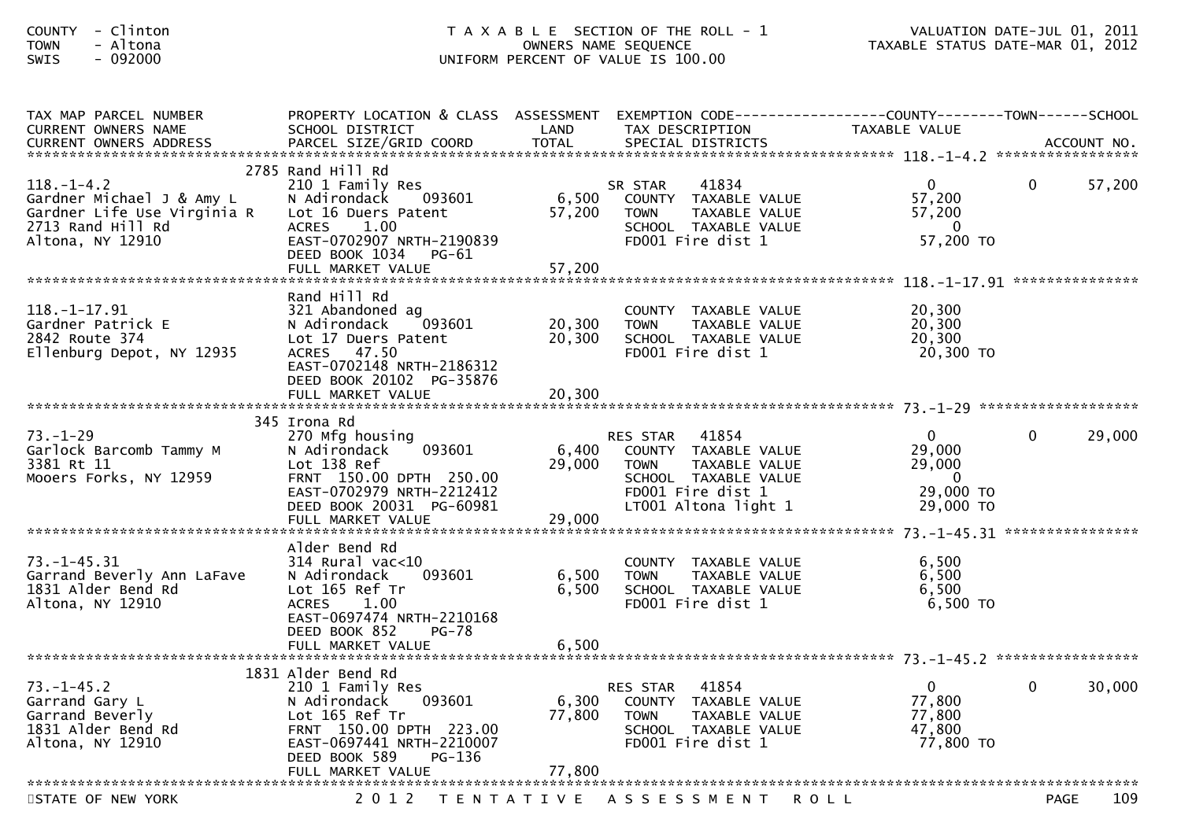COUNTY - Clinton
TOWN - Altona
SWIS - 092000

TAXABLE SECTION OF THE ROLL - 1
OWNERS NAME SEQUENCE
UNIFORM PERCENT OF VALUE IS 100.00

VALUATION DATE-JUL 01, 2011
TAXABLE STATUS DATE-MAR 01, 2012

| TAX MAP PARCEL NUMBER / CURRENT OWNERS NAME / CURRENT OWNERS ADDRESS | PROPERTY LOCATION & CLASS / SCHOOL DISTRICT / PARCEL SIZE/GRID COORD | ASSESSMENT LAND / TOTAL | EXEMPTION CODE / TAX DESCRIPTION / SPECIAL DISTRICTS | COUNTY TAXABLE VALUE | TOWN | SCHOOL |
|---|---|---|---|---|---|---|
| **118.-1-4.2** | 2785 Rand Hill Rd | | | | | |
| 118.-1-4.2 | 210 1 Family Res | | SR STAR 41834 | 0 | 0 | 57,200 |
| Gardner Michael J & Amy L | N Adirondack 093601 | 6,500 | COUNTY TAXABLE VALUE | 57,200 | | |
| Gardner Life Use Virginia R | Lot 16 Duers Patent | 57,200 | TOWN TAXABLE VALUE | 57,200 | | |
| 2713 Rand Hill Rd | ACRES 1.00 | | SCHOOL TAXABLE VALUE | 0 | | |
| Altona, NY 12910 | EAST-0702907 NRTH-2190839 | | FD001 Fire dist 1 | 57,200 TO | | |
| | DEED BOOK 1034 PG-61 | | | | | |
| | FULL MARKET VALUE | 57,200 | | | | |
| **118.-1-17.91** | Rand Hill Rd | | | | | |
| 118.-1-17.91 | 321 Abandoned ag | | COUNTY TAXABLE VALUE | 20,300 | | |
| Gardner Patrick E | N Adirondack 093601 | 20,300 | TOWN TAXABLE VALUE | 20,300 | | |
| 2842 Route 374 | Lot 17 Duers Patent | 20,300 | SCHOOL TAXABLE VALUE | 20,300 | | |
| Ellenburg Depot, NY 12935 | ACRES 47.50 | | FD001 Fire dist 1 | 20,300 TO | | |
| | EAST-0702148 NRTH-2186312 | | | | | |
| | DEED BOOK 20102 PG-35876 | | | | | |
| | FULL MARKET VALUE | 20,300 | | | | |
| **73.-1-29** | 345 Irona Rd | | | | | |
| 73.-1-29 | 270 Mfg housing | | RES STAR 41854 | 0 | 0 | 29,000 |
| Garlock Barcomb Tammy M | N Adirondack 093601 | 6,400 | COUNTY TAXABLE VALUE | 29,000 | | |
| 3381 Rt 11 | Lot 138 Ref | 29,000 | TOWN TAXABLE VALUE | 29,000 | | |
| Mooers Forks, NY 12959 | FRNT 150.00 DPTH 250.00 | | SCHOOL TAXABLE VALUE | 0 | | |
| | EAST-0702979 NRTH-2212412 | | FD001 Fire dist 1 | 29,000 TO | | |
| | DEED BOOK 20031 PG-60981 | | LT001 Altona light 1 | 29,000 TO | | |
| | FULL MARKET VALUE | 29,000 | | | | |
| **73.-1-45.31** | Alder Bend Rd | | | | | |
| 73.-1-45.31 | 314 Rural vac<10 | | COUNTY TAXABLE VALUE | 6,500 | | |
| Garrand Beverly Ann LaFave | N Adirondack 093601 | 6,500 | TOWN TAXABLE VALUE | 6,500 | | |
| 1831 Alder Bend Rd | Lot 165 Ref Tr | 6,500 | SCHOOL TAXABLE VALUE | 6,500 | | |
| Altona, NY 12910 | ACRES 1.00 | | FD001 Fire dist 1 | 6,500 TO | | |
| | EAST-0697474 NRTH-2210168 | | | | | |
| | DEED BOOK 852 PG-78 | | | | | |
| | FULL MARKET VALUE | 6,500 | | | | |
| **73.-1-45.2** | 1831 Alder Bend Rd | | | | | |
| 73.-1-45.2 | 210 1 Family Res | | RES STAR 41854 | 0 | 0 | 30,000 |
| Garrand Gary L | N Adirondack 093601 | 6,300 | COUNTY TAXABLE VALUE | 77,800 | | |
| Garrand Beverly | Lot 165 Ref Tr | 77,800 | TOWN TAXABLE VALUE | 77,800 | | |
| 1831 Alder Bend Rd | FRNT 150.00 DPTH 223.00 | | SCHOOL TAXABLE VALUE | 47,800 | | |
| Altona, NY 12910 | EAST-0697441 NRTH-2210007 | | FD001 Fire dist 1 | 77,800 TO | | |
| | DEED BOOK 589 PG-136 | | | | | |
| | FULL MARKET VALUE | 77,800 | | | | |

STATE OF NEW YORK — 2012 TENTATIVE ASSESSMENT ROLL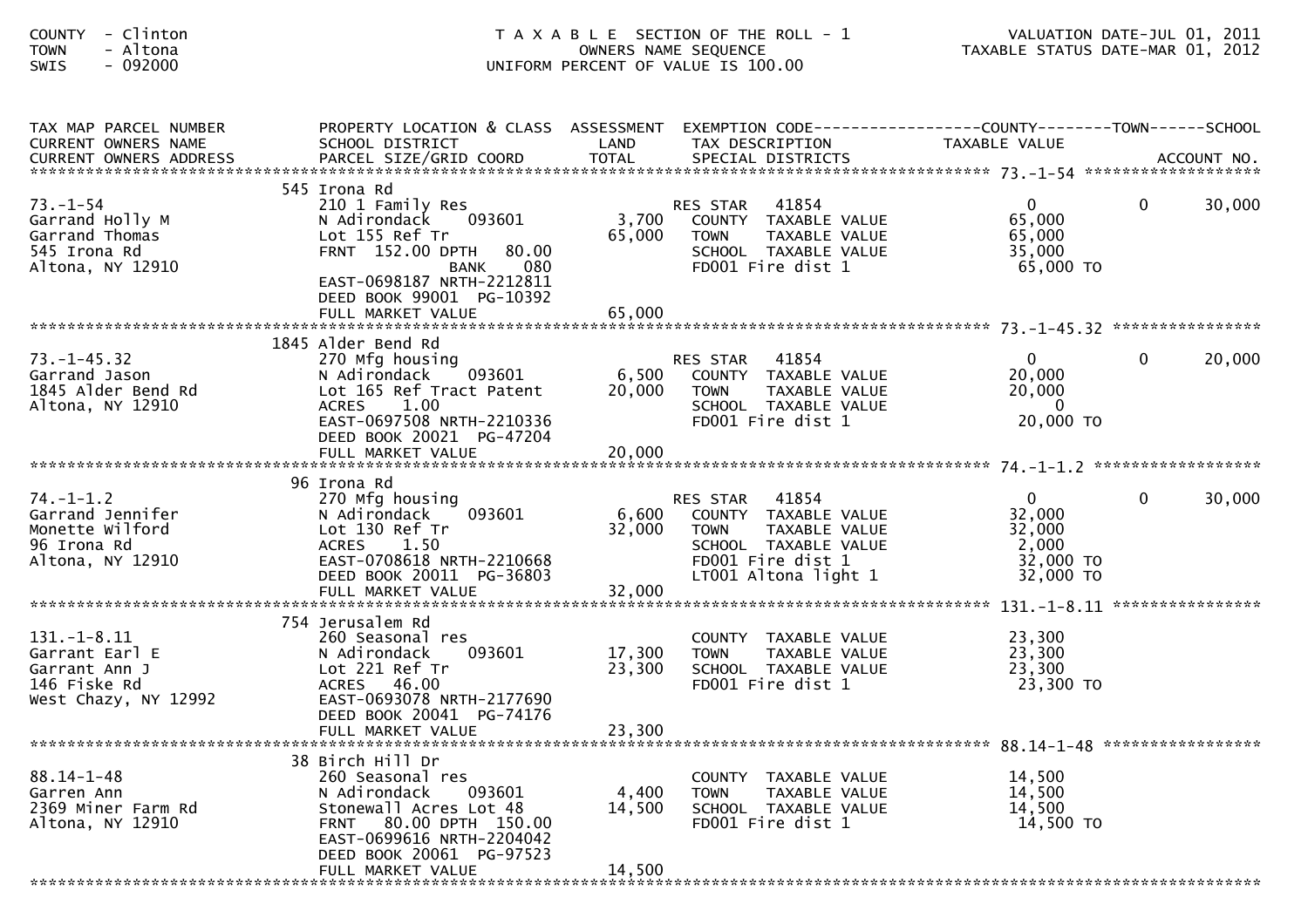COUNTY - Clinton
TOWN - Altona
SWIS - 092000

T A X A B L E SECTION OF THE ROLL - 1
OWNERS NAME SEQUENCE
UNIFORM PERCENT OF VALUE IS 100.00

VALUATION DATE-JUL 01, 2011
TAXABLE STATUS DATE-MAR 01, 2012

| TAX MAP PARCEL NUMBER / CURRENT OWNERS NAME / CURRENT OWNERS ADDRESS | PROPERTY LOCATION & CLASS / SCHOOL DISTRICT / PARCEL SIZE/GRID COORD | ASSESSMENT LAND / TOTAL | EXEMPTION CODE / TAX DESCRIPTION / SPECIAL DISTRICTS | COUNTY TAXABLE VALUE | TOWN | SCHOOL / ACCOUNT NO. |
|---|---|---|---|---|---|---|
| **73.-1-54** | 545 Irona Rd | | | | | |
| 73.-1-54 | 210 1 Family Res | | RES STAR 41854 | 0 | 0 | 30,000 |
| Garrand Holly M | N Adirondack 093601 | 3,700 | COUNTY TAXABLE VALUE | 65,000 | | |
| Garrand Thomas | Lot 155 Ref Tr | 65,000 | TOWN TAXABLE VALUE | 65,000 | | |
| 545 Irona Rd | FRNT 152.00 DPTH 80.00 | | SCHOOL TAXABLE VALUE | 35,000 | | |
| Altona, NY 12910 | BANK 080 | | FD001 Fire dist 1 | 65,000 TO | | |
| | EAST-0698187 NRTH-2212811 | | | | | |
| | DEED BOOK 99001 PG-10392 | | | | | |
| | FULL MARKET VALUE | 65,000 | | | | |
| **73.-1-45.32** | 1845 Alder Bend Rd | | | | | |
| 73.-1-45.32 | 270 Mfg housing | | RES STAR 41854 | 0 | 0 | 20,000 |
| Garrand Jason | N Adirondack 093601 | 6,500 | COUNTY TAXABLE VALUE | 20,000 | | |
| 1845 Alder Bend Rd | Lot 165 Ref Tract Patent | 20,000 | TOWN TAXABLE VALUE | 20,000 | | |
| Altona, NY 12910 | ACRES 1.00 | | SCHOOL TAXABLE VALUE | 0 | | |
| | EAST-0697508 NRTH-2210336 | | FD001 Fire dist 1 | 20,000 TO | | |
| | DEED BOOK 20021 PG-47204 | | | | | |
| | FULL MARKET VALUE | 20,000 | | | | |
| **74.-1-1.2** | 96 Irona Rd | | | | | |
| 74.-1-1.2 | 270 Mfg housing | | RES STAR 41854 | 0 | 0 | 30,000 |
| Garrand Jennifer | N Adirondack 093601 | 6,600 | COUNTY TAXABLE VALUE | 32,000 | | |
| Monette Wilford | Lot 130 Ref Tr | 32,000 | TOWN TAXABLE VALUE | 32,000 | | |
| 96 Irona Rd | ACRES 1.50 | | SCHOOL TAXABLE VALUE | 2,000 | | |
| Altona, NY 12910 | EAST-0708618 NRTH-2210668 | | FD001 Fire dist 1 | 32,000 TO | | |
| | DEED BOOK 20011 PG-36803 | | LT001 Altona light 1 | 32,000 TO | | |
| | FULL MARKET VALUE | 32,000 | | | | |
| **131.-1-8.11** | 754 Jerusalem Rd | | | | | |
| 131.-1-8.11 | 260 Seasonal res | | COUNTY TAXABLE VALUE | 23,300 | | |
| Garrant Earl E | N Adirondack 093601 | 17,300 | TOWN TAXABLE VALUE | 23,300 | | |
| Garrant Ann J | Lot 221 Ref Tr | 23,300 | SCHOOL TAXABLE VALUE | 23,300 | | |
| 146 Fiske Rd | ACRES 46.00 | | FD001 Fire dist 1 | 23,300 TO | | |
| West Chazy, NY 12992 | EAST-0693078 NRTH-2177690 | | | | | |
| | DEED BOOK 20041 PG-74176 | | | | | |
| | FULL MARKET VALUE | 23,300 | | | | |
| **88.14-1-48** | 38 Birch Hill Dr | | | | | |
| 88.14-1-48 | 260 Seasonal res | | COUNTY TAXABLE VALUE | 14,500 | | |
| Garren Ann | N Adirondack 093601 | 4,400 | TOWN TAXABLE VALUE | 14,500 | | |
| 2369 Miner Farm Rd | Stonewall Acres Lot 48 | 14,500 | SCHOOL TAXABLE VALUE | 14,500 | | |
| Altona, NY 12910 | FRNT 80.00 DPTH 150.00 | | FD001 Fire dist 1 | 14,500 TO | | |
| | EAST-0699616 NRTH-2204042 | | | | | |
| | DEED BOOK 20061 PG-97523 | | | | | |
| | FULL MARKET VALUE | 14,500 | | | | |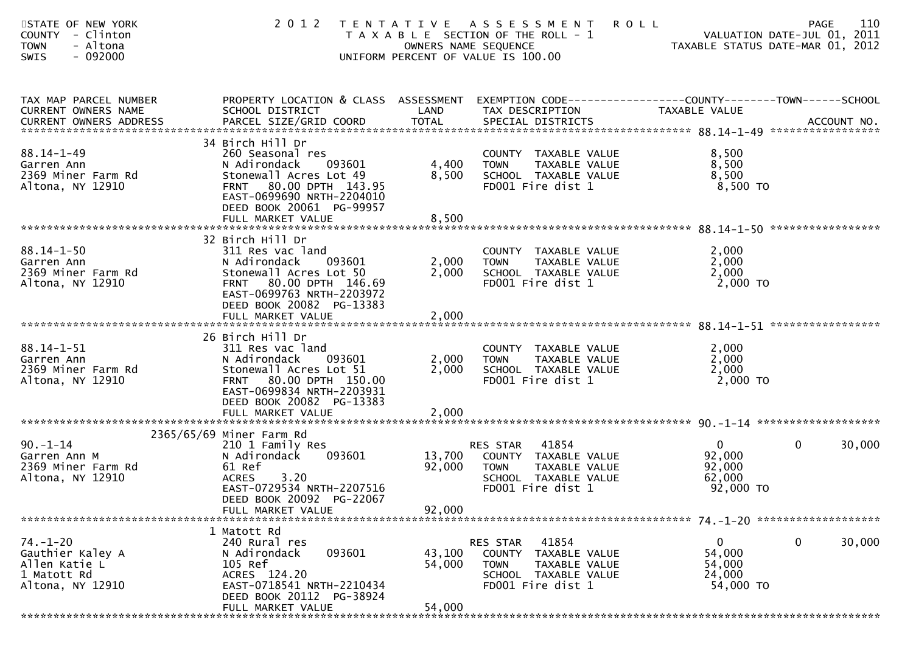STATE OF NEW YORK
COUNTY - Clinton
TOWN - Altona
SWIS - 092000

2 0 1 2 T E N T A T I V E A S S E S S M E N T R O L L
T A X A B L E SECTION OF THE ROLL - 1
OWNERS NAME SEQUENCE
UNIFORM PERCENT OF VALUE IS 100.00

VALUATION DATE-JUL 01, 2011
TAXABLE STATUS DATE-MAR 01, 2012

| TAX MAP PARCEL NUMBER / CURRENT OWNERS NAME / CURRENT OWNERS ADDRESS | PROPERTY LOCATION & CLASS / SCHOOL DISTRICT / PARCEL SIZE/GRID COORD | ASSESSMENT LAND / TOTAL | EXEMPTION CODE / TAX DESCRIPTION / SPECIAL DISTRICTS | COUNTY TAXABLE VALUE | TOWN | SCHOOL / ACCOUNT NO. |
|---|---|---|---|---|---|---|
| 88.14-1-49 | 34 Birch Hill Dr | | | | | |
| 88.14-1-49 | 260 Seasonal res | | COUNTY TAXABLE VALUE | 8,500 | | |
| Garren Ann | N Adirondack 093601 | 4,400 | TOWN TAXABLE VALUE | 8,500 | | |
| 2369 Miner Farm Rd | Stonewall Acres Lot 49 | 8,500 | SCHOOL TAXABLE VALUE | 8,500 | | |
| Altona, NY 12910 | FRNT 80.00 DPTH 143.95 | | FD001 Fire dist 1 | 8,500 TO | | |
| | EAST-0699690 NRTH-2204010 | | | | | |
| | DEED BOOK 20061 PG-99957 | | | | | |
| | FULL MARKET VALUE | 8,500 | | | | |
| 88.14-1-50 | 32 Birch Hill Dr | | | | | |
| 88.14-1-50 | 311 Res vac land | | COUNTY TAXABLE VALUE | 2,000 | | |
| Garren Ann | N Adirondack 093601 | 2,000 | TOWN TAXABLE VALUE | 2,000 | | |
| 2369 Miner Farm Rd | Stonewall Acres Lot 50 | 2,000 | SCHOOL TAXABLE VALUE | 2,000 | | |
| Altona, NY 12910 | FRNT 80.00 DPTH 146.69 | | FD001 Fire dist 1 | 2,000 TO | | |
| | EAST-0699763 NRTH-2203972 | | | | | |
| | DEED BOOK 20082 PG-13383 | | | | | |
| | FULL MARKET VALUE | 2,000 | | | | |
| 88.14-1-51 | 26 Birch Hill Dr | | | | | |
| 88.14-1-51 | 311 Res vac land | | COUNTY TAXABLE VALUE | 2,000 | | |
| Garren Ann | N Adirondack 093601 | 2,000 | TOWN TAXABLE VALUE | 2,000 | | |
| 2369 Miner Farm Rd | Stonewall Acres Lot 51 | 2,000 | SCHOOL TAXABLE VALUE | 2,000 | | |
| Altona, NY 12910 | FRNT 80.00 DPTH 150.00 | | FD001 Fire dist 1 | 2,000 TO | | |
| | EAST-0699834 NRTH-2203931 | | | | | |
| | DEED BOOK 20082 PG-13383 | | | | | |
| | FULL MARKET VALUE | 2,000 | | | | |
| 90.-1-14 | 2365/65/69 Miner Farm Rd | | | | | |
| 90.-1-14 | 210 1 Family Res | | RES STAR 41854 | 0 | 0 | 30,000 |
| Garren Ann M | N Adirondack 093601 | 13,700 | COUNTY TAXABLE VALUE | 92,000 | | |
| 2369 Miner Farm Rd | 61 Ref | 92,000 | TOWN TAXABLE VALUE | 92,000 | | |
| Altona, NY 12910 | ACRES 3.20 | | SCHOOL TAXABLE VALUE | 62,000 | | |
| | EAST-0729534 NRTH-2207516 | | FD001 Fire dist 1 | 92,000 TO | | |
| | DEED BOOK 20092 PG-22067 | | | | | |
| | FULL MARKET VALUE | 92,000 | | | | |
| 74.-1-20 | 1 Matott Rd | | | | | |
| 74.-1-20 | 240 Rural res | | RES STAR 41854 | 0 | 0 | 30,000 |
| Gauthier Kaley A | N Adirondack 093601 | 43,100 | COUNTY TAXABLE VALUE | 54,000 | | |
| Allen Katie L | 105 Ref | 54,000 | TOWN TAXABLE VALUE | 54,000 | | |
| 1 Matott Rd | ACRES 124.20 | | SCHOOL TAXABLE VALUE | 24,000 | | |
| Altona, NY 12910 | EAST-0718541 NRTH-2210434 | | FD001 Fire dist 1 | 54,000 TO | | |
| | DEED BOOK 20112 PG-38924 | | | | | |
| | FULL MARKET VALUE | 54,000 | | | | |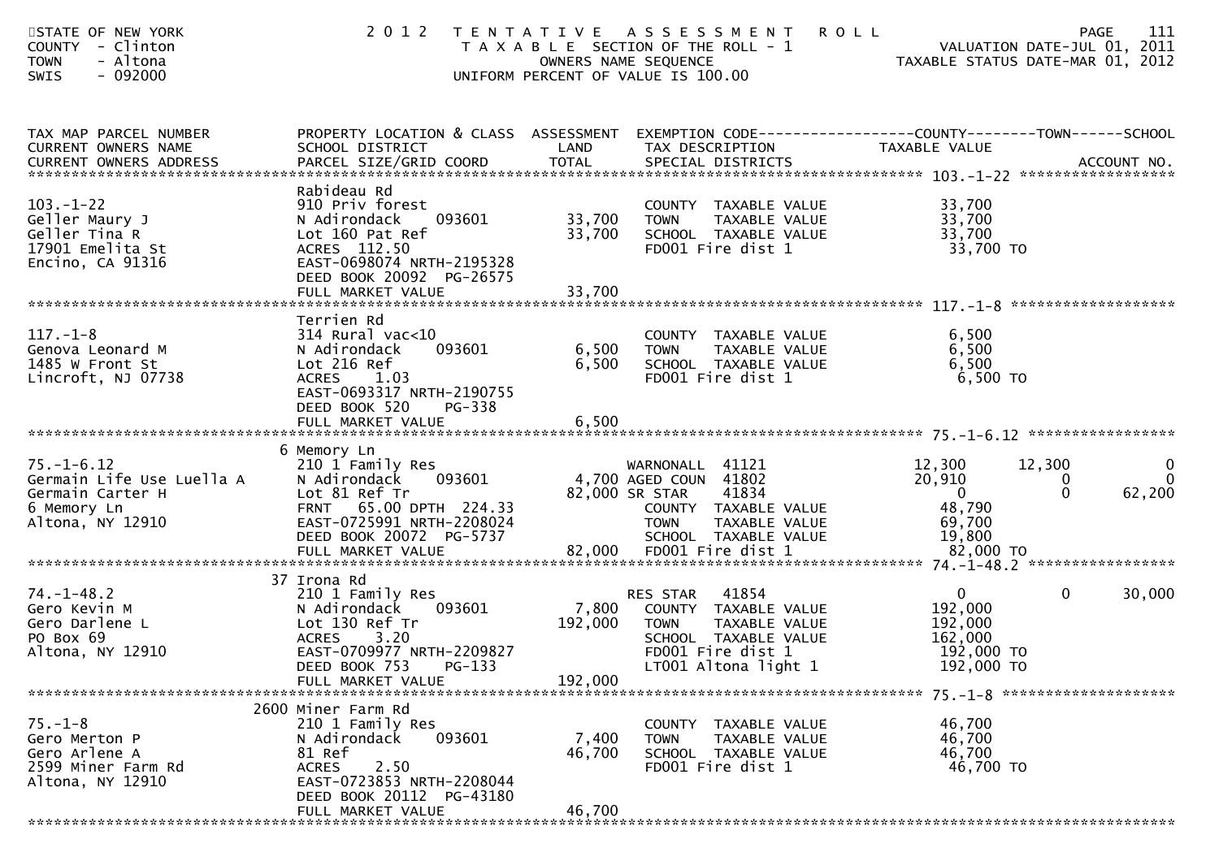STATE OF NEW YORK
COUNTY - Clinton
TOWN - Altona
SWIS - 092000

# 2012 TENTATIVE ASSESSMENT ROLL

TAXABLE SECTION OF THE ROLL - 1
OWNERS NAME SEQUENCE
UNIFORM PERCENT OF VALUE IS 100.00

VALUATION DATE-JUL 01, 2011
TAXABLE STATUS DATE-MAR 01, 2012

| TAX MAP PARCEL NUMBER / CURRENT OWNERS NAME / CURRENT OWNERS ADDRESS | PROPERTY LOCATION & CLASS / SCHOOL DISTRICT / PARCEL SIZE/GRID COORD | ASSESSMENT LAND / TOTAL | EXEMPTION CODE / TAX DESCRIPTION / SPECIAL DISTRICTS | COUNTY TAXABLE VALUE | TOWN | SCHOOL | ACCOUNT NO. |
|---|---|---|---|---|---|---|---|
| **103.-1-22** | Rabideau Rd | | | | | | |
| | 910 Priv forest | | COUNTY TAXABLE VALUE | 33,700 | | | |
| Geller Maury J | N Adirondack 093601 | 33,700 | TOWN TAXABLE VALUE | 33,700 | | | |
| Geller Tina R | Lot 160 Pat Ref | 33,700 | SCHOOL TAXABLE VALUE | 33,700 | | | |
| 17901 Emelita St | ACRES 112.50 | | FD001 Fire dist 1 | 33,700 TO | | | |
| Encino, CA 91316 | EAST-0698074 NRTH-2195328 | | | | | | |
| | DEED BOOK 20092 PG-26575 | | | | | | |
| | FULL MARKET VALUE | 33,700 | | | | | |
| **117.-1-8** | Terrien Rd | | | | | | |
| | 314 Rural vac<10 | | COUNTY TAXABLE VALUE | 6,500 | | | |
| Genova Leonard M | N Adirondack 093601 | 6,500 | TOWN TAXABLE VALUE | 6,500 | | | |
| 1485 W Front St | Lot 216 Ref | 6,500 | SCHOOL TAXABLE VALUE | 6,500 | | | |
| Lincroft, NJ 07738 | ACRES 1.03 | | FD001 Fire dist 1 | 6,500 TO | | | |
| | EAST-0693317 NRTH-2190755 | | | | | | |
| | DEED BOOK 520 PG-338 | | | | | | |
| | FULL MARKET VALUE | 6,500 | | | | | |
| **75.-1-6.12** | 6 Memory Ln | | | | | | |
| | 210 1 Family Res | | WARNONALL 41121 | 12,300 | 12,300 | 0 | |
| Germain Life Use Luella A | N Adirondack 093601 | 4,700 | AGED COUN 41802 | 20,910 | 0 | 0 | |
| Germain Carter H | Lot 81 Ref Tr | 82,000 | SR STAR 41834 | 0 | 0 | 62,200 | |
| 6 Memory Ln | FRNT 65.00 DPTH 224.33 | | COUNTY TAXABLE VALUE | 48,790 | | | |
| Altona, NY 12910 | EAST-0725991 NRTH-2208024 | | TOWN TAXABLE VALUE | 69,700 | | | |
| | DEED BOOK 20072 PG-5737 | | SCHOOL TAXABLE VALUE | 19,800 | | | |
| | FULL MARKET VALUE | 82,000 | FD001 Fire dist 1 | 82,000 TO | | | |
| **74.-1-48.2** | 37 Irona Rd | | | | | | |
| | 210 1 Family Res | | RES STAR 41854 | 0 | 0 | 30,000 | |
| Gero Kevin M | N Adirondack 093601 | 7,800 | COUNTY TAXABLE VALUE | 192,000 | | | |
| Gero Darlene L | Lot 130 Ref Tr | 192,000 | TOWN TAXABLE VALUE | 192,000 | | | |
| PO Box 69 | ACRES 3.20 | | SCHOOL TAXABLE VALUE | 162,000 | | | |
| Altona, NY 12910 | EAST-0709977 NRTH-2209827 | | FD001 Fire dist 1 | 192,000 TO | | | |
| | DEED BOOK 753 PG-133 | | LT001 Altona light 1 | 192,000 TO | | | |
| | FULL MARKET VALUE | 192,000 | | | | | |
| **75.-1-8** | 2600 Miner Farm Rd | | | | | | |
| | 210 1 Family Res | | COUNTY TAXABLE VALUE | 46,700 | | | |
| Gero Merton P | N Adirondack 093601 | 7,400 | TOWN TAXABLE VALUE | 46,700 | | | |
| Gero Arlene A | 81 Ref | 46,700 | SCHOOL TAXABLE VALUE | 46,700 | | | |
| 2599 Miner Farm Rd | ACRES 2.50 | | FD001 Fire dist 1 | 46,700 TO | | | |
| Altona, NY 12910 | EAST-0723853 NRTH-2208044 | | | | | | |
| | DEED BOOK 20112 PG-43180 | | | | | | |
| | FULL MARKET VALUE | 46,700 | | | | | |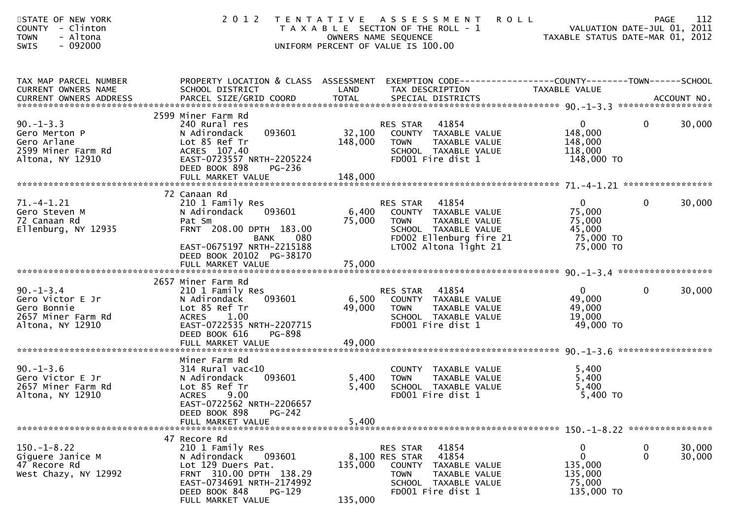STATE OF NEW YORK
COUNTY - Clinton
TOWN - Altona
SWIS - 092000

# 2012 TENTATIVE ASSESSMENT ROLL

TAXABLE SECTION OF THE ROLL - 1
OWNERS NAME SEQUENCE
UNIFORM PERCENT OF VALUE IS 100.00

VALUATION DATE-JUL 01, 2011
TAXABLE STATUS DATE-MAR 01, 2012

| TAX MAP PARCEL NUMBER / CURRENT OWNERS NAME / CURRENT OWNERS ADDRESS | PROPERTY LOCATION & CLASS / SCHOOL DISTRICT / PARCEL SIZE/GRID COORD | ASSESSMENT LAND / TOTAL | EXEMPTION CODE / TAX DESCRIPTION / SPECIAL DISTRICTS | COUNTY TAXABLE VALUE | TOWN | SCHOOL / ACCOUNT NO. |
|---|---|---|---|---|---|---|
| | 2599 Miner Farm Rd | | | | | |
| 90.-1-3.3 | 240 Rural res | | RES STAR 41854 | 0 | 0 | 30,000 |
| Gero Merton P | N Adirondack 093601 | 32,100 | COUNTY TAXABLE VALUE | 148,000 | | |
| Gero Arlane | Lot 85 Ref Tr | 148,000 | TOWN TAXABLE VALUE | 148,000 | | |
| 2599 Miner Farm Rd | ACRES 107.40 | | SCHOOL TAXABLE VALUE | 118,000 | | |
| Altona, NY 12910 | EAST-0723557 NRTH-2205224 | | FD001 Fire dist 1 | 148,000 TO | | |
| | DEED BOOK 898 PG-236 | | | | | |
| | FULL MARKET VALUE | 148,000 | | | | |
| | 72 Canaan Rd | | | | | |
| 71.-4-1.21 | 210 1 Family Res | | RES STAR 41854 | 0 | 0 | 30,000 |
| Gero Steven M | N Adirondack 093601 | 6,400 | COUNTY TAXABLE VALUE | 75,000 | | |
| 72 Canaan Rd | Pat Sm | 75,000 | TOWN TAXABLE VALUE | 75,000 | | |
| Ellenburg, NY 12935 | FRNT 208.00 DPTH 183.00 | | SCHOOL TAXABLE VALUE | 45,000 | | |
| | BANK 080 | | FD002 Ellenburg fire 21 | 75,000 TO | | |
| | EAST-0675197 NRTH-2215188 | | LT002 Altona light 21 | 75,000 TO | | |
| | DEED BOOK 20102 PG-38170 | | | | | |
| | FULL MARKET VALUE | 75,000 | | | | |
| | 2657 Miner Farm Rd | | | | | |
| 90.-1-3.4 | 210 1 Family Res | | RES STAR 41854 | 0 | 0 | 30,000 |
| Gero Victor E Jr | N Adirondack 093601 | 6,500 | COUNTY TAXABLE VALUE | 49,000 | | |
| Gero Bonnie | Lot 85 Ref Tr | 49,000 | TOWN TAXABLE VALUE | 49,000 | | |
| 2657 Miner Farm Rd | ACRES 1.00 | | SCHOOL TAXABLE VALUE | 19,000 | | |
| Altona, NY 12910 | EAST-0722535 NRTH-2207715 | | FD001 Fire dist 1 | 49,000 TO | | |
| | DEED BOOK 616 PG-898 | | | | | |
| | FULL MARKET VALUE | 49,000 | | | | |
| | Miner Farm Rd | | | | | |
| 90.-1-3.6 | 314 Rural vac<10 | | COUNTY TAXABLE VALUE | 5,400 | | |
| Gero Victor E Jr | N Adirondack 093601 | 5,400 | TOWN TAXABLE VALUE | 5,400 | | |
| 2657 Miner Farm Rd | Lot 85 Ref Tr | 5,400 | SCHOOL TAXABLE VALUE | 5,400 | | |
| Altona, NY 12910 | ACRES 9.00 | | FD001 Fire dist 1 | 5,400 TO | | |
| | EAST-0722562 NRTH-2206657 | | | | | |
| | DEED BOOK 898 PG-242 | | | | | |
| | FULL MARKET VALUE | 5,400 | | | | |
| | 47 Recore Rd | | | | | |
| 150.-1-8.22 | 210 1 Family Res | | RES STAR 41854 | 0 | 0 | 30,000 |
| Giguere Janice M | N Adirondack 093601 | 8,100 | RES STAR 41854 | 0 | 0 | 30,000 |
| 47 Recore Rd | Lot 129 Duers Pat. | 135,000 | COUNTY TAXABLE VALUE | 135,000 | | |
| West Chazy, NY 12992 | FRNT 310.00 DPTH 138.29 | | TOWN TAXABLE VALUE | 135,000 | | |
| | EAST-0734691 NRTH-2174992 | | SCHOOL TAXABLE VALUE | 75,000 | | |
| | DEED BOOK 848 PG-129 | | FD001 Fire dist 1 | 135,000 TO | | |
| | FULL MARKET VALUE | 135,000 | | | | |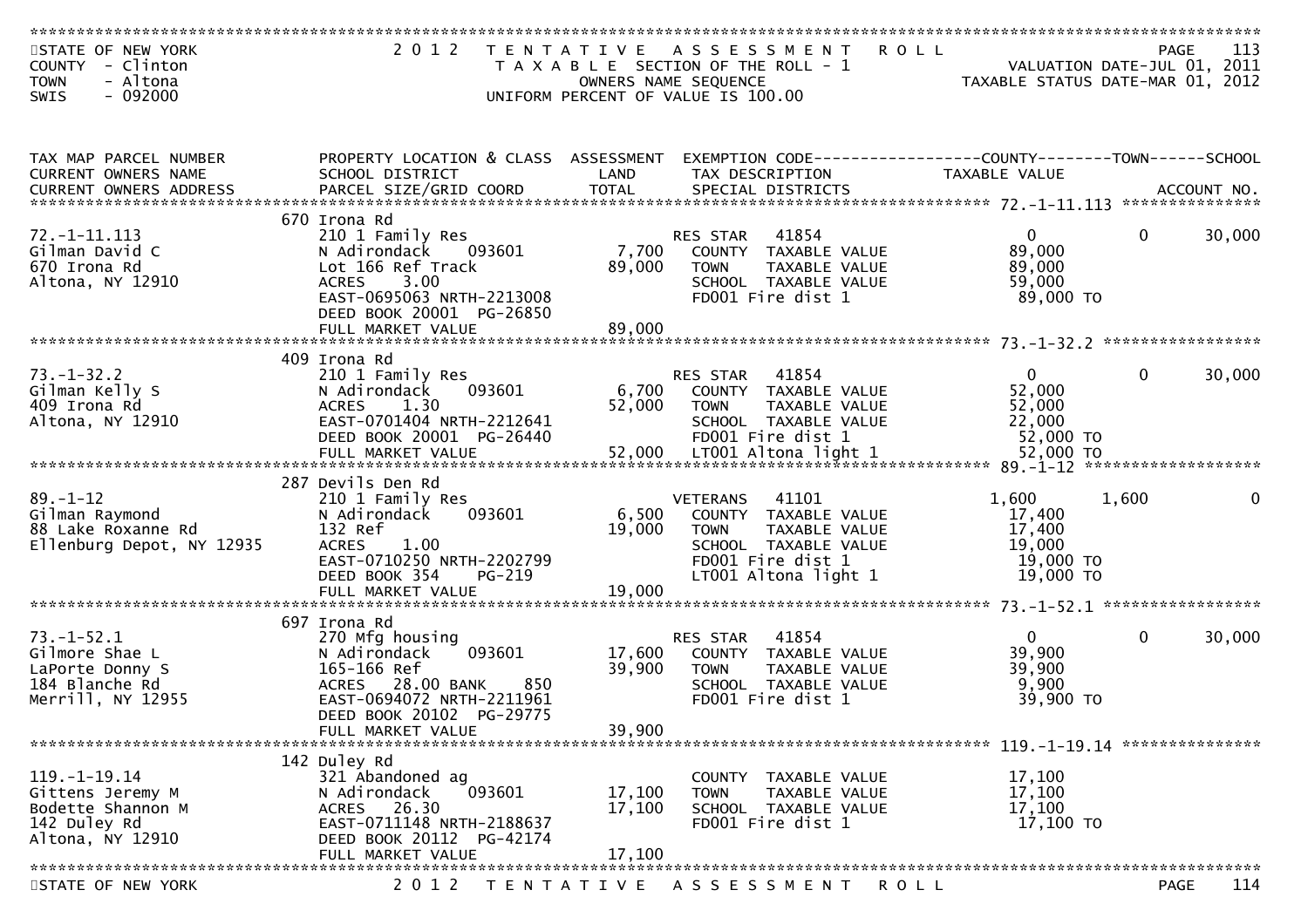STATE OF NEW YORK
COUNTY - Clinton
TOWN - Altona
SWIS - 092000

2012 TENTATIVE ASSESSMENT ROLL
TAXABLE SECTION OF THE ROLL - 1
OWNERS NAME SEQUENCE
UNIFORM PERCENT OF VALUE IS 100.00

VALUATION DATE-JUL 01, 2011
TAXABLE STATUS DATE-MAR 01, 2012

| TAX MAP PARCEL NUMBER / CURRENT OWNERS NAME / CURRENT OWNERS ADDRESS | PROPERTY LOCATION & CLASS / SCHOOL DISTRICT / PARCEL SIZE/GRID COORD | ASSESSMENT LAND | ASSESSMENT TOTAL | EXEMPTION CODE / TAX DESCRIPTION / SPECIAL DISTRICTS | COUNTY TAXABLE VALUE | TOWN | SCHOOL |
|---|---|---|---|---|---|---|---|
| 72.-1-11.113 | 670 Irona Rd | | | | | | |
| Gilman David C | 210 1 Family Res | | | RES STAR 41854 | 0 | 0 | 30,000 |
| 670 Irona Rd | N Adirondack 093601 | 7,700 | | COUNTY TAXABLE VALUE | 89,000 | | |
| Altona, NY 12910 | Lot 166 Ref Track | | 89,000 | TOWN TAXABLE VALUE | 89,000 | | |
| | ACRES 3.00 | | | SCHOOL TAXABLE VALUE | 59,000 | | |
| | EAST-0695063 NRTH-2213008 | | | FD001 Fire dist 1 | 89,000 TO | | |
| | DEED BOOK 20001 PG-26850 | | | | | | |
| | FULL MARKET VALUE | | 89,000 | | | | |
| 73.-1-32.2 | 409 Irona Rd | | | | | | |
| Gilman Kelly S | 210 1 Family Res | | | RES STAR 41854 | 0 | 0 | 30,000 |
| 409 Irona Rd | N Adirondack 093601 | 6,700 | | COUNTY TAXABLE VALUE | 52,000 | | |
| Altona, NY 12910 | ACRES 1.30 | | 52,000 | TOWN TAXABLE VALUE | 52,000 | | |
| | EAST-0701404 NRTH-2212641 | | | SCHOOL TAXABLE VALUE | 22,000 | | |
| | DEED BOOK 20001 PG-26440 | | | FD001 Fire dist 1 | 52,000 TO | | |
| | FULL MARKET VALUE | | 52,000 | LT001 Altona light 1 | 52,000 TO | | |
| 89.-1-12 | 287 Devils Den Rd | | | | | | |
| Gilman Raymond | 210 1 Family Res | | | VETERANS 41101 | 1,600 | 1,600 | 0 |
| 88 Lake Roxanne Rd | N Adirondack 093601 | 6,500 | | COUNTY TAXABLE VALUE | 17,400 | | |
| Ellenburg Depot, NY 12935 | 132 Ref | | 19,000 | TOWN TAXABLE VALUE | 17,400 | | |
| | ACRES 1.00 | | | SCHOOL TAXABLE VALUE | 19,000 | | |
| | EAST-0710250 NRTH-2202799 | | | FD001 Fire dist 1 | 19,000 TO | | |
| | DEED BOOK 354 PG-219 | | | LT001 Altona light 1 | 19,000 TO | | |
| | FULL MARKET VALUE | | 19,000 | | | | |
| 73.-1-52.1 | 697 Irona Rd | | | | | | |
| Gilmore Shae L | 270 Mfg housing | | | RES STAR 41854 | 0 | 0 | 30,000 |
| LaPorte Donny S | N Adirondack 093601 | 17,600 | | COUNTY TAXABLE VALUE | 39,900 | | |
| 184 Blanche Rd | 165-166 Ref | | 39,900 | TOWN TAXABLE VALUE | 39,900 | | |
| Merrill, NY 12955 | ACRES 28.00 BANK 850 | | | SCHOOL TAXABLE VALUE | 9,900 | | |
| | EAST-0694072 NRTH-2211961 | | | FD001 Fire dist 1 | 39,900 TO | | |
| | DEED BOOK 20102 PG-29775 | | | | | | |
| | FULL MARKET VALUE | | 39,900 | | | | |
| 119.-1-19.14 | 142 Duley Rd | | | | | | |
| Gittens Jeremy M | 321 Abandoned ag | | | COUNTY TAXABLE VALUE | 17,100 | | |
| Bodette Shannon M | N Adirondack 093601 | 17,100 | | TOWN TAXABLE VALUE | 17,100 | | |
| 142 Duley Rd | ACRES 26.30 | | 17,100 | SCHOOL TAXABLE VALUE | 17,100 | | |
| Altona, NY 12910 | EAST-0711148 NRTH-2188637 | | | FD001 Fire dist 1 | 17,100 TO | | |
| | DEED BOOK 20112 PG-42174 | | | | | | |
| | FULL MARKET VALUE | | 17,100 | | | | |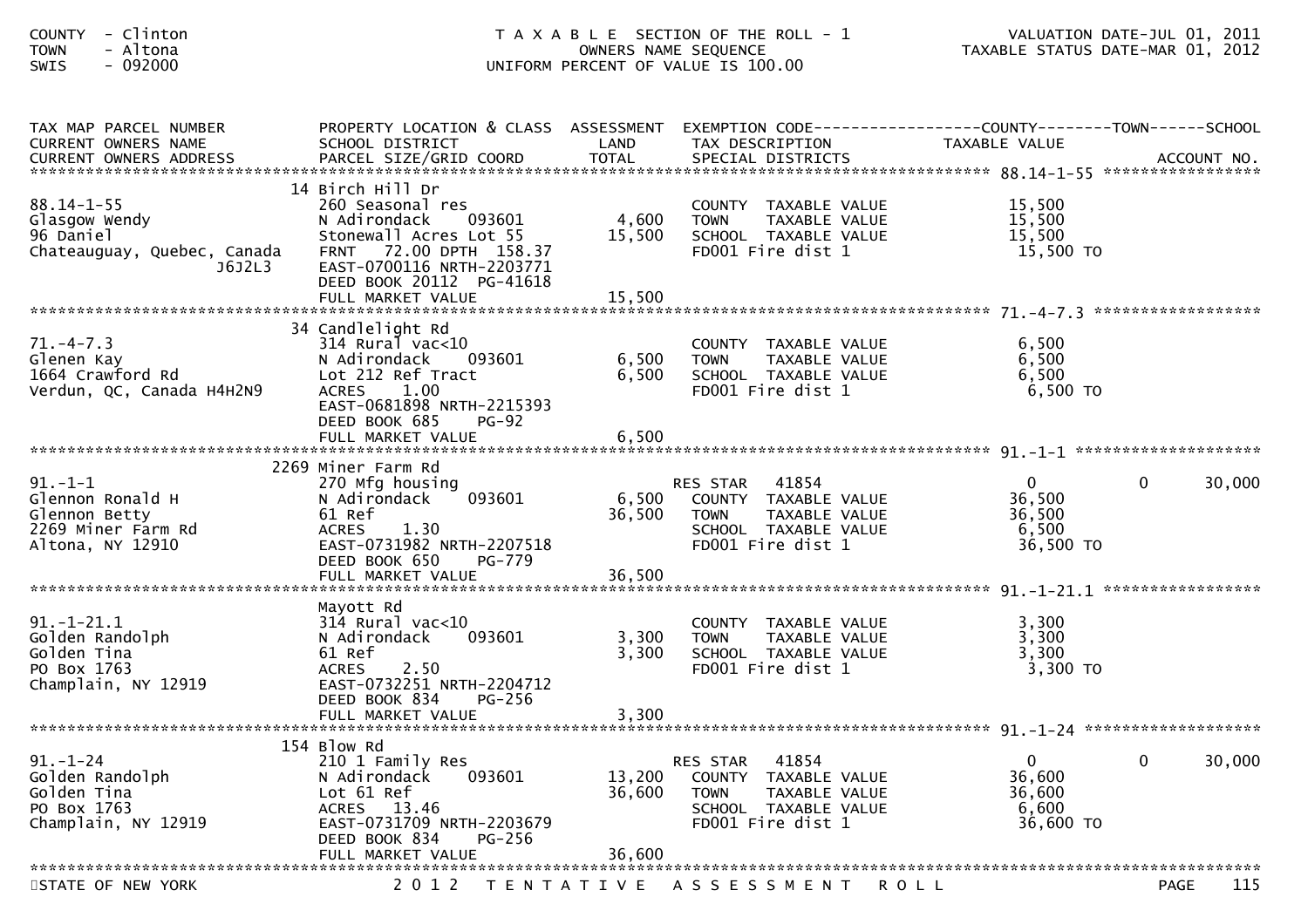COUNTY - Clinton
TOWN - Altona
SWIS - 092000

T A X A B L E SECTION OF THE ROLL - 1
OWNERS NAME SEQUENCE
UNIFORM PERCENT OF VALUE IS 100.00

VALUATION DATE-JUL 01, 2011
TAXABLE STATUS DATE-MAR 01, 2012

| TAX MAP PARCEL NUMBER<br>CURRENT OWNERS NAME<br>CURRENT OWNERS ADDRESS | PROPERTY LOCATION & CLASS<br>SCHOOL DISTRICT<br>PARCEL SIZE/GRID COORD | ASSESSMENT<br>LAND<br>TOTAL | EXEMPTION CODE<br>TAX DESCRIPTION<br>SPECIAL DISTRICTS | COUNTY<br>TAXABLE VALUE | TOWN | SCHOOL<br>ACCOUNT NO. |
|---|---|---|---|---|---|---|
| **88.14-1-55** | 14 Birch Hill Dr | | | | | |
| 88.14-1-55 | 260 Seasonal res | | COUNTY TAXABLE VALUE | 15,500 | | |
| Glasgow Wendy | N Adirondack 093601 | 4,600 | TOWN TAXABLE VALUE | 15,500 | | |
| 96 Daniel | Stonewall Acres Lot 55 | 15,500 | SCHOOL TAXABLE VALUE | 15,500 | | |
| Chateauguay, Quebec, Canada | FRNT 72.00 DPTH 158.37 | | FD001 Fire dist 1 | 15,500 TO | | |
| J6J2L3 | EAST-0700116 NRTH-2203771 | | | | | |
| | DEED BOOK 20112 PG-41618 | | | | | |
| | FULL MARKET VALUE | 15,500 | | | | |
| **71.-4-7.3** | 34 Candlelight Rd | | | | | |
| 71.-4-7.3 | 314 Rural vac<10 | | COUNTY TAXABLE VALUE | 6,500 | | |
| Glenen Kay | N Adirondack 093601 | 6,500 | TOWN TAXABLE VALUE | 6,500 | | |
| 1664 Crawford Rd | Lot 212 Ref Tract | 6,500 | SCHOOL TAXABLE VALUE | 6,500 | | |
| Verdun, QC, Canada H4H2N9 | ACRES 1.00 | | FD001 Fire dist 1 | 6,500 TO | | |
| | EAST-0681898 NRTH-2215393 | | | | | |
| | DEED BOOK 685 PG-92 | | | | | |
| | FULL MARKET VALUE | 6,500 | | | | |
| **91.-1-1** | 2269 Miner Farm Rd | | | | | |
| 91.-1-1 | 270 Mfg housing | | RES STAR 41854 | 0 | 0 | 30,000 |
| Glennon Ronald H | N Adirondack 093601 | 6,500 | COUNTY TAXABLE VALUE | 36,500 | | |
| Glennon Betty | 61 Ref | 36,500 | TOWN TAXABLE VALUE | 36,500 | | |
| 2269 Miner Farm Rd | ACRES 1.30 | | SCHOOL TAXABLE VALUE | 6,500 | | |
| Altona, NY 12910 | EAST-0731982 NRTH-2207518 | | FD001 Fire dist 1 | 36,500 TO | | |
| | DEED BOOK 650 PG-779 | | | | | |
| | FULL MARKET VALUE | 36,500 | | | | |
| **91.-1-21.1** | Mayott Rd | | | | | |
| 91.-1-21.1 | 314 Rural vac<10 | | COUNTY TAXABLE VALUE | 3,300 | | |
| Golden Randolph | N Adirondack 093601 | 3,300 | TOWN TAXABLE VALUE | 3,300 | | |
| Golden Tina | 61 Ref | 3,300 | SCHOOL TAXABLE VALUE | 3,300 | | |
| PO Box 1763 | ACRES 2.50 | | FD001 Fire dist 1 | 3,300 TO | | |
| Champlain, NY 12919 | EAST-0732251 NRTH-2204712 | | | | | |
| | DEED BOOK 834 PG-256 | | | | | |
| | FULL MARKET VALUE | 3,300 | | | | |
| **91.-1-24** | 154 Blow Rd | | | | | |
| 91.-1-24 | 210 1 Family Res | | RES STAR 41854 | 0 | 0 | 30,000 |
| Golden Randolph | N Adirondack 093601 | 13,200 | COUNTY TAXABLE VALUE | 36,600 | | |
| Golden Tina | Lot 61 Ref | 36,600 | TOWN TAXABLE VALUE | 36,600 | | |
| PO Box 1763 | ACRES 13.46 | | SCHOOL TAXABLE VALUE | 6,600 | | |
| Champlain, NY 12919 | EAST-0731709 NRTH-2203679 | | FD001 Fire dist 1 | 36,600 TO | | |
| | DEED BOOK 834 PG-256 | | | | | |
| | FULL MARKET VALUE | 36,600 | | | | |

STATE OF NEW YORK — 2012 TENTATIVE ASSESSMENT ROLL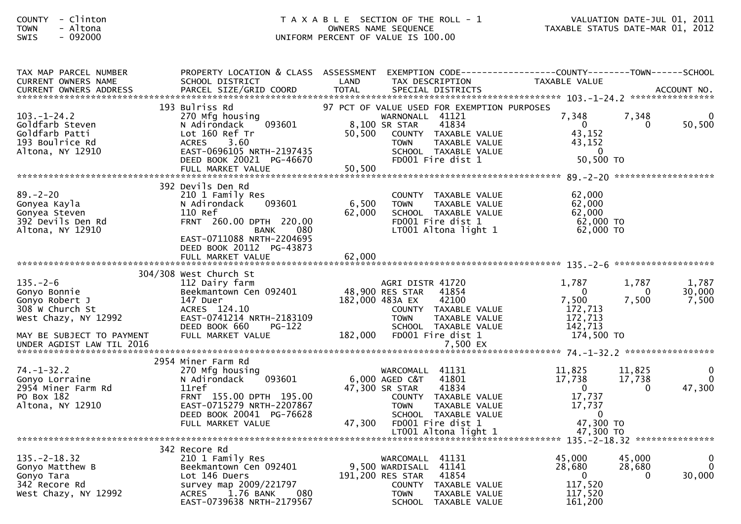COUNTY - Clinton
TOWN - Altona
SWIS - 092000

T A X A B L E SECTION OF THE ROLL - 1
OWNERS NAME SEQUENCE
UNIFORM PERCENT OF VALUE IS 100.00

VALUATION DATE-JUL 01, 2011
TAXABLE STATUS DATE-MAR 01, 2012

```
TAX MAP PARCEL NUMBER          PROPERTY LOCATION & CLASS  ASSESSMENT  EXEMPTION CODE------------------COUNTY--------TOWN------SCHOOL
CURRENT OWNERS NAME            SCHOOL DISTRICT              LAND      TAX DESCRIPTION            TAXABLE VALUE
CURRENT OWNERS ADDRESS         PARCEL SIZE/GRID COORD       TOTAL     SPECIAL DISTRICTS                                       ACCOUNT NO.
******************************************************************************************************* 103.-1-24.2 ****************
                               193 Bulriss Rd                         97 PCT OF VALUE USED FOR EXEMPTION PURPOSES
103.-1-24.2                    270 Mfg housing                        WARNONALL  41121            7,348        7,348            0
Goldfarb Steven                N Adirondack     093601      8,100 SR STAR     41834                0            0       50,500
Goldfarb Patti                 Lot 160 Ref Tr              50,500    COUNTY  TAXABLE VALUE        43,152
193 Boulrice Rd                ACRES     3.60                        TOWN    TAXABLE VALUE        43,152
Altona, NY 12910               EAST-0696105 NRTH-2197435             SCHOOL  TAXABLE VALUE             0
                               DEED BOOK 20021  PG-46670             FD001 Fire dist 1            50,500 TO
                               FULL MARKET VALUE           50,500
******************************************************************************************************* 89.-2-20 *******************
                               392 Devils Den Rd
89.-2-20                       210 1 Family Res                      COUNTY  TAXABLE VALUE        62,000
Gonyea Kayla                   N Adirondack     093601      6,500    TOWN    TAXABLE VALUE        62,000
Gonyea Steven                  110 Ref                     62,000    SCHOOL  TAXABLE VALUE        62,000
392 Devils Den Rd              FRNT  260.00 DPTH  220.00             FD001 Fire dist 1            62,000 TO
Altona, NY 12910                             BANK     080            LT001 Altona light 1         62,000 TO
                               EAST-0711088 NRTH-2204695
                               DEED BOOK 20112  PG-43873
                               FULL MARKET VALUE           62,000
******************************************************************************************************* 135.-2-6 *******************
                               304/308 West Church St
135.-2-6                       112 Dairy farm                         AGRI DISTR 41720             1,787        1,787        1,787
Gonyo Bonnie                   Beekmantown Cen 092401      48,900 RES STAR    41854                0            0       30,000
Gonyo Robert J                 147 Duer                   182,000 483A EX     42100             7,500        7,500        7,500
308 W Church St                ACRES  124.10                         COUNTY  TAXABLE VALUE       172,713
West Chazy, NY 12992           EAST-0741214 NRTH-2183109             TOWN    TAXABLE VALUE       172,713
                               DEED BOOK 660     PG-122              SCHOOL  TAXABLE VALUE       142,713
MAY BE SUBJECT TO PAYMENT      FULL MARKET VALUE          182,000    FD001 Fire dist 1           174,500 TO
UNDER AGDIST LAW TIL 2016                                                      7,500 EX
******************************************************************************************************* 74.-1-32.2 *****************
                               2954 Miner Farm Rd
74.-1-32.2                     270 Mfg housing                        WARCOMALL  41131            11,825       11,825            0
Gonyo Lorraine                 N Adirondack     093601      6,000 AGED C&T    41801            17,738       17,738            0
2954 Miner Farm Rd             11ref                       47,300 SR STAR     41834                0            0       47,300
PO Box 182                     FRNT  155.00 DPTH  195.00             COUNTY  TAXABLE VALUE        17,737
Altona, NY 12910               EAST-0715279 NRTH-2207867             TOWN    TAXABLE VALUE        17,737
                               DEED BOOK 20041  PG-76628             SCHOOL  TAXABLE VALUE             0
                               FULL MARKET VALUE           47,300    FD001 Fire dist 1            47,300 TO
                                                                     LT001 Altona light 1         47,300 TO
******************************************************************************************************* 135.-2-18.32 ***************
                               342 Recore Rd
135.-2-18.32                   210 1 Family Res                       WARCOMALL  41131            45,000       45,000            0
Gonyo Matthew B                Beekmantown Cen 092401       9,500 WARDISALL  41141            28,680       28,680            0
Gonyo Tara                     Lot 146 Duers              191,200 RES STAR    41854                0            0       30,000
342 Recore Rd                  survey map 2009/221797                COUNTY  TAXABLE VALUE       117,520
West Chazy, NY 12992           ACRES     1.76 BANK     080           TOWN    TAXABLE VALUE       117,520
                               EAST-0739638 NRTH-2179567             SCHOOL  TAXABLE VALUE       161,200
```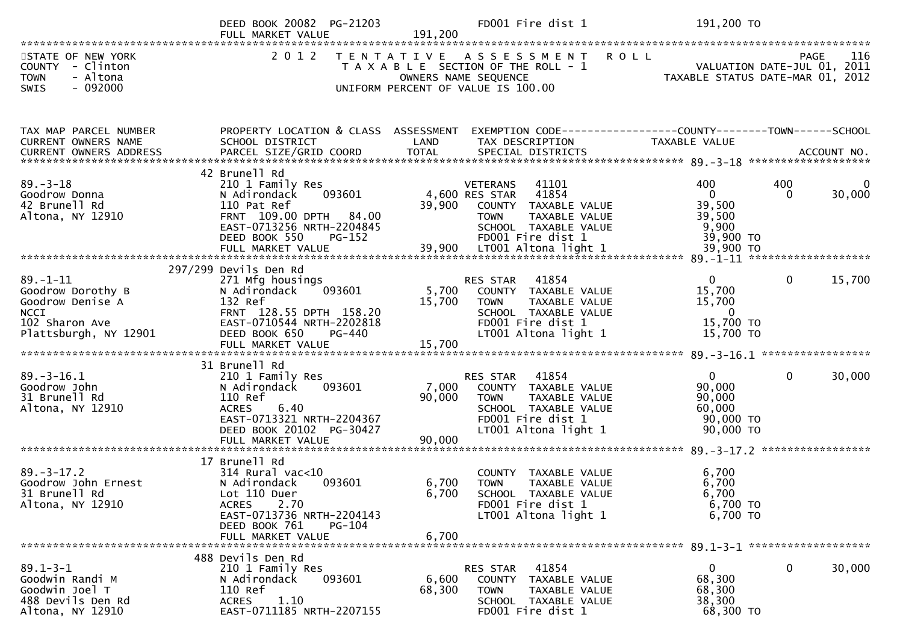| | DEED BOOK 20082 PG-21203 | | FD001 Fire dist 1 | 191,200 TO | | |
|---|---|---|---|---|---|---|
| | FULL MARKET VALUE | 191,200 | | | | |

STATE OF NEW YORK
COUNTY - Clinton
TOWN - Altona
SWIS - 092000

2012 TENTATIVE ASSESSMENT ROLL
TAXABLE SECTION OF THE ROLL - 1
OWNERS NAME SEQUENCE
UNIFORM PERCENT OF VALUE IS 100.00

PAGE 116
VALUATION DATE-JUL 01, 2011
TAXABLE STATUS DATE-MAR 01, 2012

| TAX MAP PARCEL NUMBER / CURRENT OWNERS NAME / CURRENT OWNERS ADDRESS | PROPERTY LOCATION & CLASS / SCHOOL DISTRICT / PARCEL SIZE/GRID COORD | ASSESSMENT LAND / TOTAL | EXEMPTION CODE / TAX DESCRIPTION / SPECIAL DISTRICTS | COUNTY TAXABLE VALUE | TOWN | SCHOOL / ACCOUNT NO. |
|---|---|---|---|---|---|---|
| | 42 Brunell Rd | | | | | |
| 89.-3-18 | 210 1 Family Res | | VETERANS 41101 | 400 | 400 | 0 |
| Goodrow Donna | N Adirondack 093601 | 4,600 | RES STAR 41854 | 0 | 0 | 30,000 |
| 42 Brunell Rd | 110 Pat Ref | 39,900 | COUNTY TAXABLE VALUE | 39,500 | | |
| Altona, NY 12910 | FRNT 109.00 DPTH 84.00 | | TOWN TAXABLE VALUE | 39,500 | | |
| | EAST-0713256 NRTH-2204845 | | SCHOOL TAXABLE VALUE | 9,900 | | |
| | DEED BOOK 550 PG-152 | | FD001 Fire dist 1 | 39,900 TO | | |
| | FULL MARKET VALUE | 39,900 | LT001 Altona light 1 | 39,900 TO | | |
| | 297/299 Devils Den Rd | | | | | |
| 89.-1-11 | 271 Mfg housings | | RES STAR 41854 | 0 | 0 | 15,700 |
| Goodrow Dorothy B | N Adirondack 093601 | 5,700 | COUNTY TAXABLE VALUE | 15,700 | | |
| Goodrow Denise A | 132 Ref | 15,700 | TOWN TAXABLE VALUE | 15,700 | | |
| NCCI | FRNT 128.55 DPTH 158.20 | | SCHOOL TAXABLE VALUE | 0 | | |
| 102 Sharon Ave | EAST-0710544 NRTH-2202818 | | FD001 Fire dist 1 | 15,700 TO | | |
| Plattsburgh, NY 12901 | DEED BOOK 650 PG-440 | | LT001 Altona light 1 | 15,700 TO | | |
| | FULL MARKET VALUE | 15,700 | | | | |
| | 31 Brunell Rd | | | | | |
| 89.-3-16.1 | 210 1 Family Res | | RES STAR 41854 | 0 | 0 | 30,000 |
| Goodrow John | N Adirondack 093601 | 7,000 | COUNTY TAXABLE VALUE | 90,000 | | |
| 31 Brunell Rd | 110 Ref | 90,000 | TOWN TAXABLE VALUE | 90,000 | | |
| Altona, NY 12910 | ACRES 6.40 | | SCHOOL TAXABLE VALUE | 60,000 | | |
| | EAST-0713321 NRTH-2204367 | | FD001 Fire dist 1 | 90,000 TO | | |
| | DEED BOOK 20102 PG-30427 | | LT001 Altona light 1 | 90,000 TO | | |
| | FULL MARKET VALUE | 90,000 | | | | |
| | 17 Brunell Rd | | | | | |
| 89.-3-17.2 | 314 Rural vac<10 | | COUNTY TAXABLE VALUE | 6,700 | | |
| Goodrow John Ernest | N Adirondack 093601 | 6,700 | TOWN TAXABLE VALUE | 6,700 | | |
| 31 Brunell Rd | Lot 110 Duer | 6,700 | SCHOOL TAXABLE VALUE | 6,700 | | |
| Altona, NY 12910 | ACRES 2.70 | | FD001 Fire dist 1 | 6,700 TO | | |
| | EAST-0713736 NRTH-2204143 | | LT001 Altona light 1 | 6,700 TO | | |
| | DEED BOOK 761 PG-104 | | | | | |
| | FULL MARKET VALUE | 6,700 | | | | |
| | 488 Devils Den Rd | | | | | |
| 89.1-3-1 | 210 1 Family Res | | RES STAR 41854 | 0 | 0 | 30,000 |
| Goodwin Randi M | N Adirondack 093601 | 6,600 | COUNTY TAXABLE VALUE | 68,300 | | |
| Goodwin Joel T | 110 Ref | 68,300 | TOWN TAXABLE VALUE | 68,300 | | |
| 488 Devils Den Rd | ACRES 1.10 | | SCHOOL TAXABLE VALUE | 38,300 | | |
| Altona, NY 12910 | EAST-0711185 NRTH-2207155 | | FD001 Fire dist 1 | 68,300 TO | | |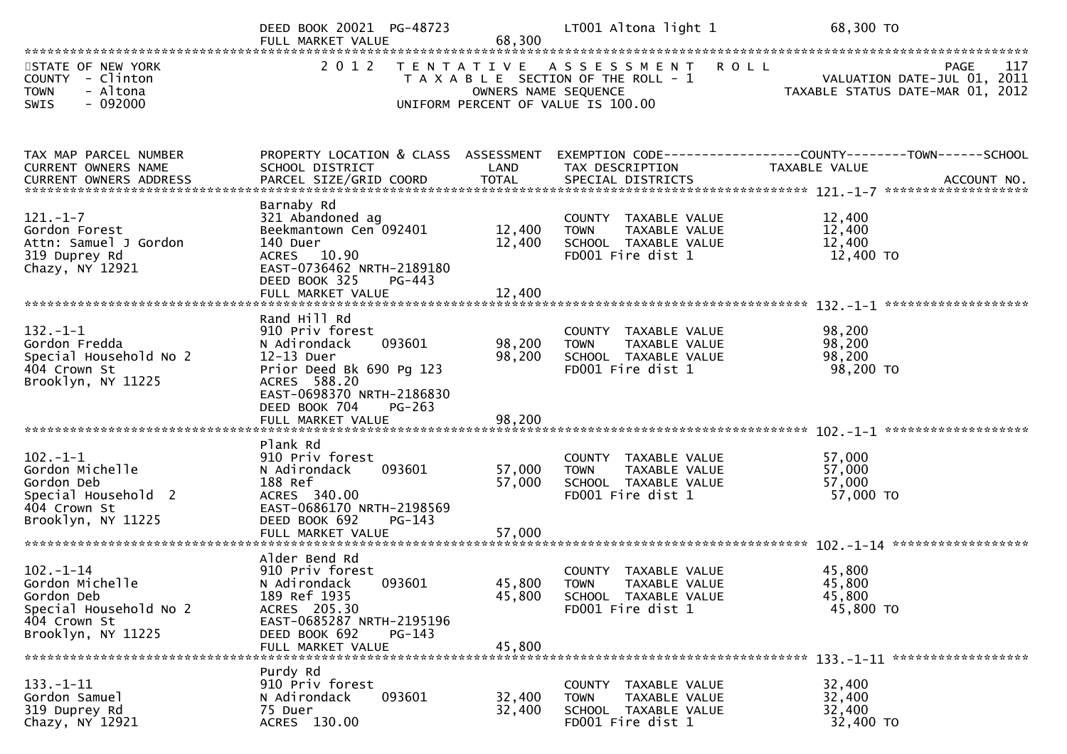| | | | | |
|---|---|---|---|---|
| | DEED BOOK 20021 PG-48723 | | LT001 Altona light 1 | 68,300 TO |
| | FULL MARKET VALUE | 68,300 | | |

STATE OF NEW YORK
COUNTY - Clinton
TOWN - Altona
SWIS - 092000

2012 TENTATIVE ASSESSMENT ROLL
TAXABLE SECTION OF THE ROLL - 1
OWNERS NAME SEQUENCE
UNIFORM PERCENT OF VALUE IS 100.00

PAGE 117
VALUATION DATE-JUL 01, 2011
TAXABLE STATUS DATE-MAR 01, 2012

| TAX MAP PARCEL NUMBER / CURRENT OWNERS NAME / CURRENT OWNERS ADDRESS | PROPERTY LOCATION & CLASS / SCHOOL DISTRICT / PARCEL SIZE/GRID COORD | ASSESSMENT LAND / TOTAL | EXEMPTION CODE / TAX DESCRIPTION / SPECIAL DISTRICTS | COUNTY--TOWN--SCHOOL TAXABLE VALUE / ACCOUNT NO. |
|---|---|---|---|---|
| **121.-1-7** | Barnaby Rd | | | |
| 121.-1-7 | 321 Abandoned ag | | COUNTY TAXABLE VALUE | 12,400 |
| Gordon Forest | Beekmantown Cen 092401 | 12,400 | TOWN TAXABLE VALUE | 12,400 |
| Attn: Samuel J Gordon | 140 Duer | 12,400 | SCHOOL TAXABLE VALUE | 12,400 |
| 319 Duprey Rd | ACRES 10.90 | | FD001 Fire dist 1 | 12,400 TO |
| Chazy, NY 12921 | EAST-0736462 NRTH-2189180 | | | |
| | DEED BOOK 325 PG-443 | | | |
| | FULL MARKET VALUE | 12,400 | | |
| **132.-1-1** | Rand Hill Rd | | | |
| 132.-1-1 | 910 Priv forest | | COUNTY TAXABLE VALUE | 98,200 |
| Gordon Fredda | N Adirondack 093601 | 98,200 | TOWN TAXABLE VALUE | 98,200 |
| Special Household No 2 | 12-13 Duer | 98,200 | SCHOOL TAXABLE VALUE | 98,200 |
| 404 Crown St | Prior Deed Bk 690 Pg 123 | | FD001 Fire dist 1 | 98,200 TO |
| Brooklyn, NY 11225 | ACRES 588.20 | | | |
| | EAST-0698370 NRTH-2186830 | | | |
| | DEED BOOK 704 PG-263 | | | |
| | FULL MARKET VALUE | 98,200 | | |
| **102.-1-1** | Plank Rd | | | |
| 102.-1-1 | 910 Priv forest | | COUNTY TAXABLE VALUE | 57,000 |
| Gordon Michelle | N Adirondack 093601 | 57,000 | TOWN TAXABLE VALUE | 57,000 |
| Gordon Deb | 188 Ref | 57,000 | SCHOOL TAXABLE VALUE | 57,000 |
| Special Household 2 | ACRES 340.00 | | FD001 Fire dist 1 | 57,000 TO |
| 404 Crown St | EAST-0686170 NRTH-2198569 | | | |
| Brooklyn, NY 11225 | DEED BOOK 692 PG-143 | | | |
| | FULL MARKET VALUE | 57,000 | | |
| **102.-1-14** | Alder Bend Rd | | | |
| 102.-1-14 | 910 Priv forest | | COUNTY TAXABLE VALUE | 45,800 |
| Gordon Michelle | N Adirondack 093601 | 45,800 | TOWN TAXABLE VALUE | 45,800 |
| Gordon Deb | 189 Ref 1935 | 45,800 | SCHOOL TAXABLE VALUE | 45,800 |
| Special Household No 2 | ACRES 205.30 | | FD001 Fire dist 1 | 45,800 TO |
| 404 Crown St | EAST-0685287 NRTH-2195196 | | | |
| Brooklyn, NY 11225 | DEED BOOK 692 PG-143 | | | |
| | FULL MARKET VALUE | 45,800 | | |
| **133.-1-11** | Purdy Rd | | | |
| 133.-1-11 | 910 Priv forest | | COUNTY TAXABLE VALUE | 32,400 |
| Gordon Samuel | N Adirondack 093601 | 32,400 | TOWN TAXABLE VALUE | 32,400 |
| 319 Duprey Rd | 75 Duer | 32,400 | SCHOOL TAXABLE VALUE | 32,400 |
| Chazy, NY 12921 | ACRES 130.00 | | FD001 Fire dist 1 | 32,400 TO |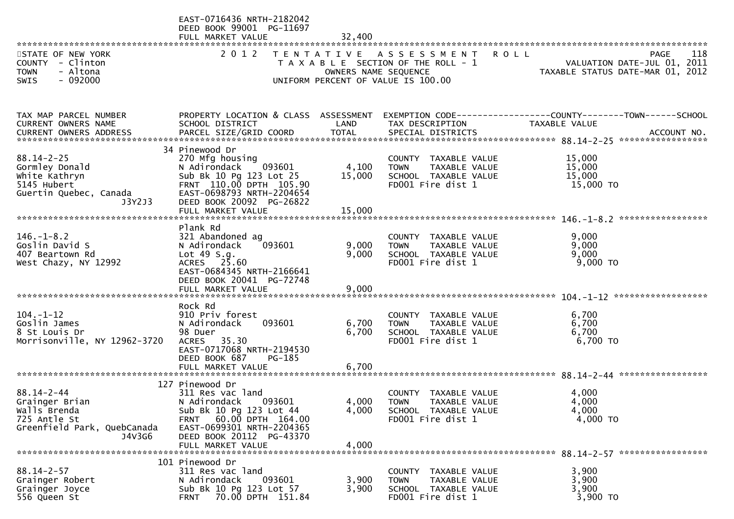EAST-0716436 NRTH-2182042
DEED BOOK 99001 PG-11697
FULL MARKET VALUE 32,400

STATE OF NEW YORK — 2012 TENTATIVE ASSESSMENT ROLL
COUNTY - Clinton — TAXABLE SECTION OF THE ROLL - 1 — VALUATION DATE-JUL 01, 2011
TOWN - Altona — OWNERS NAME SEQUENCE — TAXABLE STATUS DATE-MAR 01, 2012
SWIS - 092000 — UNIFORM PERCENT OF VALUE IS 100.00

| TAX MAP PARCEL NUMBER / CURRENT OWNERS NAME / CURRENT OWNERS ADDRESS | PROPERTY LOCATION & CLASS / SCHOOL DISTRICT / PARCEL SIZE/GRID COORD | ASSESSMENT LAND | TOTAL | EXEMPTION CODE / TAX DESCRIPTION / SPECIAL DISTRICTS | TAXABLE VALUE (COUNTY--TOWN--SCHOOL) | ACCOUNT NO. |
|---|---|---|---|---|---|---|
| **88.14-2-25** | 34 Pinewood Dr | | | | | |
| 88.14-2-25 | 270 Mfg housing | | | COUNTY TAXABLE VALUE | 15,000 | |
| Gormley Donald | N Adirondack 093601 | 4,100 | | TOWN TAXABLE VALUE | 15,000 | |
| White Kathryn | Sub Bk 10 Pg 123 Lot 25 | | 15,000 | SCHOOL TAXABLE VALUE | 15,000 | |
| 5145 Hubert | FRNT 110.00 DPTH 105.90 | | | FD001 Fire dist 1 | 15,000 TO | |
| Guertin Quebec, Canada | EAST-0698793 NRTH-2204654 | | | | | |
| J3Y2J3 | DEED BOOK 20092 PG-26822 | | | | | |
| | FULL MARKET VALUE | | 15,000 | | | |
| **146.-1-8.2** | Plank Rd | | | | | |
| 146.-1-8.2 | 321 Abandoned ag | | | COUNTY TAXABLE VALUE | 9,000 | |
| Goslin David S | N Adirondack 093601 | 9,000 | | TOWN TAXABLE VALUE | 9,000 | |
| 407 Beartown Rd | Lot 49 S.g. | | 9,000 | SCHOOL TAXABLE VALUE | 9,000 | |
| West Chazy, NY 12992 | ACRES 25.60 | | | FD001 Fire dist 1 | 9,000 TO | |
| | EAST-0684345 NRTH-2166641 | | | | | |
| | DEED BOOK 20041 PG-72748 | | | | | |
| | FULL MARKET VALUE | | 9,000 | | | |
| **104.-1-12** | Rock Rd | | | | | |
| 104.-1-12 | 910 Priv forest | | | COUNTY TAXABLE VALUE | 6,700 | |
| Goslin James | N Adirondack 093601 | 6,700 | | TOWN TAXABLE VALUE | 6,700 | |
| 8 St Louis Dr | 98 Duer | | 6,700 | SCHOOL TAXABLE VALUE | 6,700 | |
| Morrisonville, NY 12962-3720 | ACRES 35.30 | | | FD001 Fire dist 1 | 6,700 TO | |
| | EAST-0717068 NRTH-2194530 | | | | | |
| | DEED BOOK 687 PG-185 | | | | | |
| | FULL MARKET VALUE | | 6,700 | | | |
| **88.14-2-44** | 127 Pinewood Dr | | | | | |
| 88.14-2-44 | 311 Res vac land | | | COUNTY TAXABLE VALUE | 4,000 | |
| Grainger Brian | N Adirondack 093601 | 4,000 | | TOWN TAXABLE VALUE | 4,000 | |
| Walls Brenda | Sub Bk 10 Pg 123 Lot 44 | | 4,000 | SCHOOL TAXABLE VALUE | 4,000 | |
| 725 Antle St | FRNT 60.00 DPTH 164.00 | | | FD001 Fire dist 1 | 4,000 TO | |
| Greenfield Park, QuebCanada | EAST-0699301 NRTH-2204365 | | | | | |
| J4V3G6 | DEED BOOK 20112 PG-43370 | | | | | |
| | FULL MARKET VALUE | | 4,000 | | | |
| **88.14-2-57** | 101 Pinewood Dr | | | | | |
| 88.14-2-57 | 311 Res vac land | | | COUNTY TAXABLE VALUE | 3,900 | |
| Grainger Robert | N Adirondack 093601 | 3,900 | | TOWN TAXABLE VALUE | 3,900 | |
| Grainger Joyce | Sub Bk 10 Pg 123 Lot 57 | | 3,900 | SCHOOL TAXABLE VALUE | 3,900 | |
| 556 Queen St | FRNT 70.00 DPTH 151.84 | | | FD001 Fire dist 1 | 3,900 TO | |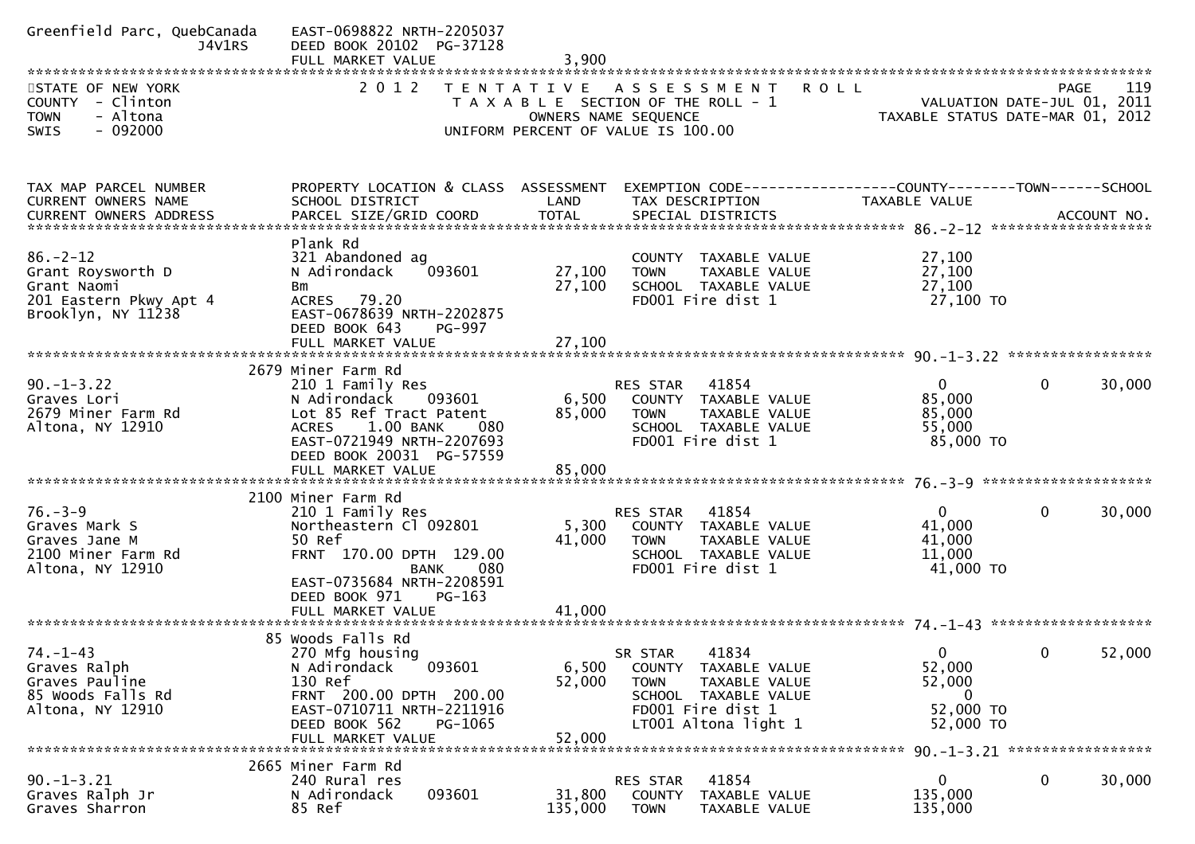```
Greenfield Parc, QuebCanada    EAST-0698822 NRTH-2205037
               J4V1R5          DEED BOOK 20102  PG-37128
                               FULL MARKET VALUE                3,900
******************************************************************************************************************************************
STATE OF NEW YORK                2 0 1 2   T E N T A T I V E   A S S E S S M E N T   R O L L                                PAGE    119
COUNTY  - Clinton                            T A X A B L E  SECTION OF THE ROLL - 1                          VALUATION DATE-JUL 01, 2011
TOWN    - Altona                                     OWNERS NAME SEQUENCE                                 TAXABLE STATUS DATE-MAR 01, 2012
SWIS    - 092000                               UNIFORM PERCENT OF VALUE IS 100.00


TAX MAP PARCEL NUMBER          PROPERTY LOCATION & CLASS  ASSESSMENT  EXEMPTION CODE------------------COUNTY--------TOWN------SCHOOL
CURRENT OWNERS NAME            SCHOOL DISTRICT               LAND      TAX DESCRIPTION            TAXABLE VALUE
CURRENT OWNERS ADDRESS         PARCEL SIZE/GRID COORD        TOTAL     SPECIAL DISTRICTS                                     ACCOUNT NO.
****************************************************************************************************** 86.-2-12 *******************
                               Plank Rd
86.-2-12                       321 Abandoned ag                        COUNTY  TAXABLE VALUE           27,100
Grant Roysworth D              N Adirondack    093601       27,100     TOWN    TAXABLE VALUE           27,100
Grant Naomi                    Bm                           27,100     SCHOOL  TAXABLE VALUE           27,100
201 Eastern Pkwy Apt 4         ACRES   79.20                           FD001 Fire dist 1                27,100 TO
Brooklyn, NY 11238             EAST-0678639 NRTH-2202875
                               DEED BOOK 643     PG-997
                               FULL MARKET VALUE            27,100
****************************************************************************************************** 90.-1-3.22 *****************
                          2679 Miner Farm Rd
90.-1-3.22                     210 1 Family Res                        RES STAR   41854                 0             0       30,000
Graves Lori                    N Adirondack    093601        6,500     COUNTY  TAXABLE VALUE           85,000
2679 Miner Farm Rd             Lot 85 Ref Tract Patent      85,000     TOWN    TAXABLE VALUE           85,000
Altona, NY 12910               ACRES    1.00 BANK     080              SCHOOL  TAXABLE VALUE           55,000
                               EAST-0721949 NRTH-2207693               FD001 Fire dist 1                85,000 TO
                               DEED BOOK 20031  PG-57559
                               FULL MARKET VALUE            85,000
****************************************************************************************************** 76.-3-9 ********************
                          2100 Miner Farm Rd
76.-3-9                        210 1 Family Res                        RES STAR   41854                 0             0       30,000
Graves Mark S                  Northeastern Cl 092801        5,300     COUNTY  TAXABLE VALUE           41,000
Graves Jane M                  50 Ref                       41,000     TOWN    TAXABLE VALUE           41,000
2100 Miner Farm Rd             FRNT  170.00 DPTH  129.00               SCHOOL  TAXABLE VALUE           11,000
Altona, NY 12910                              BANK     080             FD001 Fire dist 1                41,000 TO
                               EAST-0735684 NRTH-2208591
                               DEED BOOK 971     PG-163
                               FULL MARKET VALUE            41,000
****************************************************************************************************** 74.-1-43 *******************
                            85 Woods Falls Rd
74.-1-43                       270 Mfg housing                         SR STAR    41834                 0             0       52,000
Graves Ralph                   N Adirondack    093601        6,500     COUNTY  TAXABLE VALUE           52,000
Graves Pauline                 130 Ref                      52,000     TOWN    TAXABLE VALUE           52,000
85 Woods Falls Rd              FRNT  200.00 DPTH  200.00               SCHOOL  TAXABLE VALUE                0
Altona, NY 12910               EAST-0710711 NRTH-2211916               FD001 Fire dist 1                52,000 TO
                               DEED BOOK 562     PG-1065               LT001 Altona light 1             52,000 TO
                               FULL MARKET VALUE            52,000
****************************************************************************************************** 90.-1-3.21 *****************
                          2665 Miner Farm Rd
90.-1-3.21                     240 Rural res                           RES STAR   41854                 0             0       30,000
Graves Ralph Jr                N Adirondack    093601       31,800     COUNTY  TAXABLE VALUE          135,000
Graves Sharron                 85 Ref                      135,000     TOWN    TAXABLE VALUE          135,000
```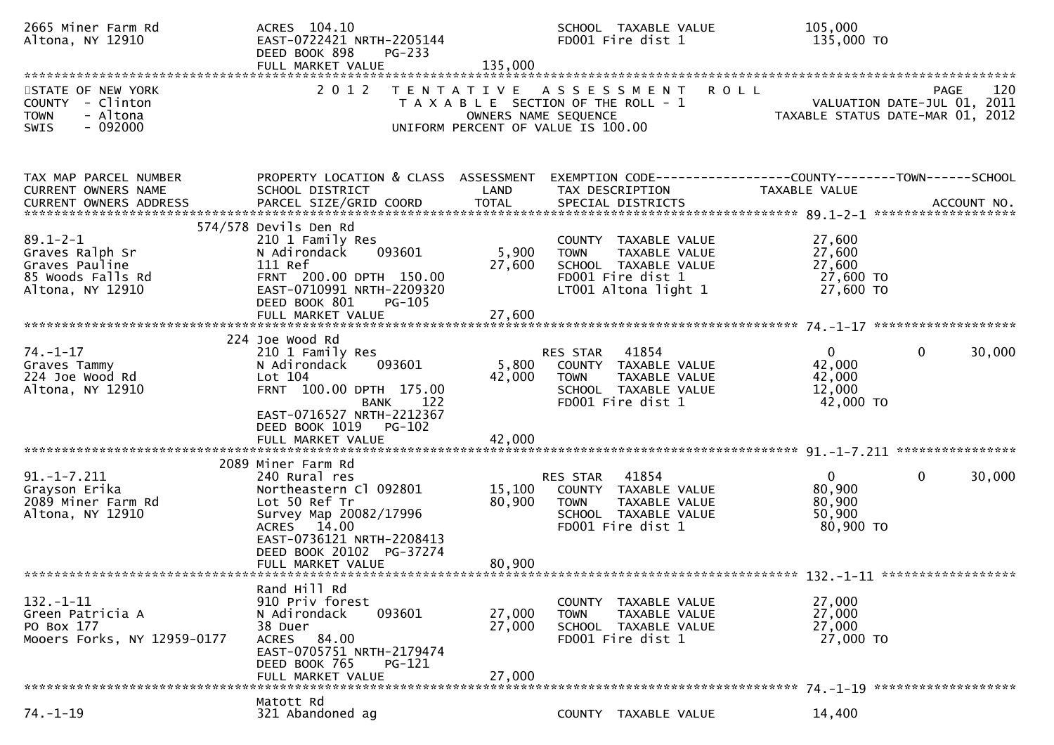2665 Miner Farm Rd
Altona, NY 12910

ACRES 104.10
EAST-0722421 NRTH-2205144
DEED BOOK 898 PG-233
FULL MARKET VALUE 135,000

SCHOOL TAXABLE VALUE 105,000
FD001 Fire dist 1 135,000 TO

STATE OF NEW YORK
COUNTY - Clinton
TOWN - Altona
SWIS - 092000

# 2012 TENTATIVE ASSESSMENT ROLL

TAXABLE SECTION OF THE ROLL - 1
OWNERS NAME SEQUENCE
UNIFORM PERCENT OF VALUE IS 100.00

VALUATION DATE-JUL 01, 2011
TAXABLE STATUS DATE-MAR 01, 2012

| TAX MAP PARCEL NUMBER / CURRENT OWNERS NAME / CURRENT OWNERS ADDRESS | PROPERTY LOCATION & CLASS / SCHOOL DISTRICT / PARCEL SIZE/GRID COORD | ASSESSMENT LAND / TOTAL | EXEMPTION CODE / TAX DESCRIPTION / SPECIAL DISTRICTS | COUNTY TAXABLE VALUE | TOWN | SCHOOL / ACCOUNT NO. |
|---|---|---|---|---|---|---|
| | 574/578 Devils Den Rd | | | | | |
| 89.1-2-1 | 210 1 Family Res | | COUNTY TAXABLE VALUE | 27,600 | | |
| Graves Ralph Sr | N Adirondack 093601 | 5,900 | TOWN TAXABLE VALUE | 27,600 | | |
| Graves Pauline | 111 Ref | 27,600 | SCHOOL TAXABLE VALUE | 27,600 | | |
| 85 Woods Falls Rd | FRNT 200.00 DPTH 150.00 | | FD001 Fire dist 1 | 27,600 TO | | |
| Altona, NY 12910 | EAST-0710991 NRTH-2209320 | | LT001 Altona light 1 | 27,600 TO | | |
| | DEED BOOK 801 PG-105 | | | | | |
| | FULL MARKET VALUE | 27,600 | | | | |
| | 224 Joe Wood Rd | | | | | |
| 74.-1-17 | 210 1 Family Res | | RES STAR 41854 | 0 | 0 | 30,000 |
| Graves Tammy | N Adirondack 093601 | 5,800 | COUNTY TAXABLE VALUE | 42,000 | | |
| 224 Joe Wood Rd | Lot 104 | 42,000 | TOWN TAXABLE VALUE | 42,000 | | |
| Altona, NY 12910 | FRNT 100.00 DPTH 175.00 | | SCHOOL TAXABLE VALUE | 12,000 | | |
| | BANK 122 | | FD001 Fire dist 1 | 42,000 TO | | |
| | EAST-0716527 NRTH-2212367 | | | | | |
| | DEED BOOK 1019 PG-102 | | | | | |
| | FULL MARKET VALUE | 42,000 | | | | |
| | 2089 Miner Farm Rd | | | | | |
| 91.-1-7.211 | 240 Rural res | | RES STAR 41854 | 0 | 0 | 30,000 |
| Grayson Erika | Northeastern Cl 092801 | 15,100 | COUNTY TAXABLE VALUE | 80,900 | | |
| 2089 Miner Farm Rd | Lot 50 Ref Tr | 80,900 | TOWN TAXABLE VALUE | 80,900 | | |
| Altona, NY 12910 | Survey Map 20082/17996 | | SCHOOL TAXABLE VALUE | 50,900 | | |
| | ACRES 14.00 | | FD001 Fire dist 1 | 80,900 TO | | |
| | EAST-0736121 NRTH-2208413 | | | | | |
| | DEED BOOK 20102 PG-37274 | | | | | |
| | FULL MARKET VALUE | 80,900 | | | | |
| | Rand Hill Rd | | | | | |
| 132.-1-11 | 910 Priv forest | | COUNTY TAXABLE VALUE | 27,000 | | |
| Green Patricia A | N Adirondack 093601 | 27,000 | TOWN TAXABLE VALUE | 27,000 | | |
| PO Box 177 | 38 Duer | 27,000 | SCHOOL TAXABLE VALUE | 27,000 | | |
| Mooers Forks, NY 12959-0177 | ACRES 84.00 | | FD001 Fire dist 1 | 27,000 TO | | |
| | EAST-0705751 NRTH-2179474 | | | | | |
| | DEED BOOK 765 PG-121 | | | | | |
| | FULL MARKET VALUE | 27,000 | | | | |
| | Matott Rd | | | | | |
| 74.-1-19 | 321 Abandoned ag | | COUNTY TAXABLE VALUE | 14,400 | | |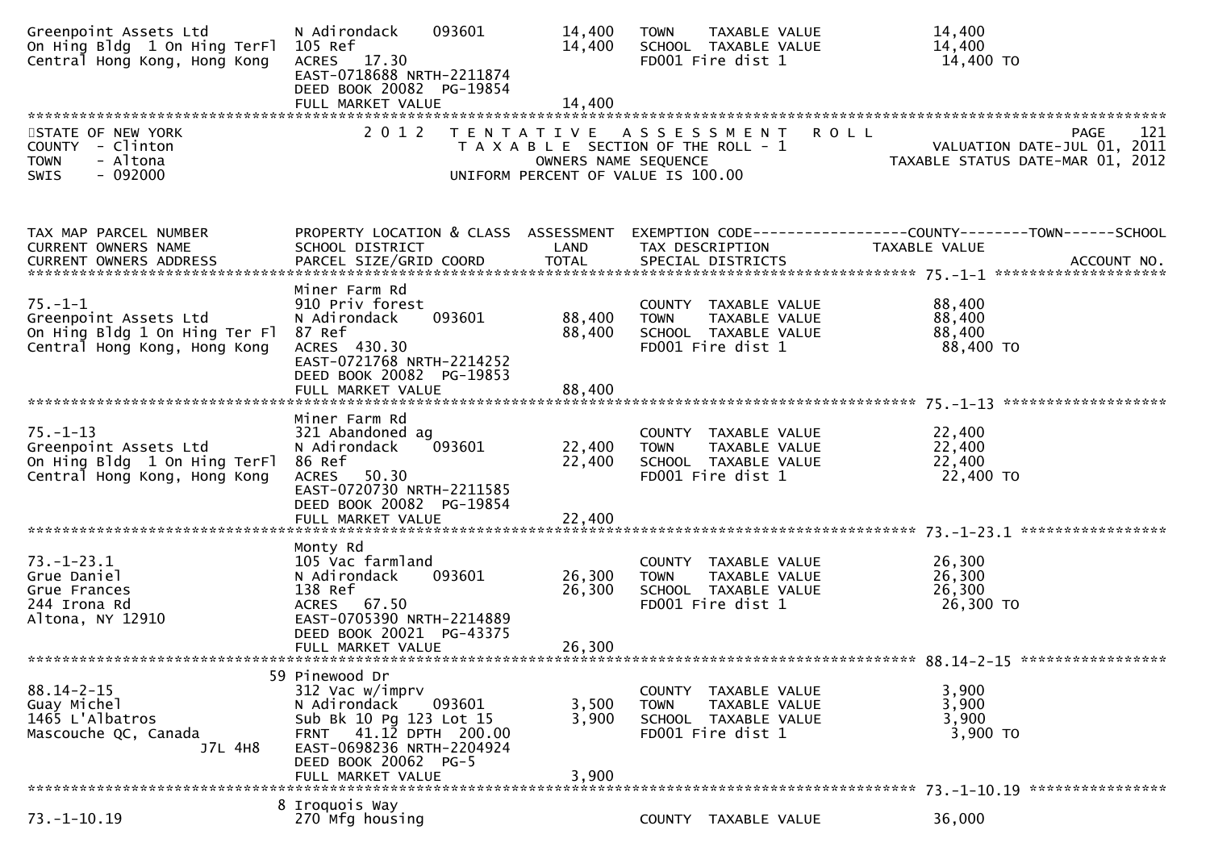```
Greenpoint Assets Ltd          N Adirondack    093601          14,400   TOWN    TAXABLE VALUE             14,400
On Hing Bldg  1 On Hing TerFl  105 Ref                         14,400   SCHOOL  TAXABLE VALUE             14,400
Central Hong Kong, Hong Kong   ACRES  17.30                             FD001 Fire dist 1                  14,400 TO
                               EAST-0718688 NRTH-2211874
                               DEED BOOK 20082  PG-19854
                               FULL MARKET VALUE               14,400
******************************************************************************************************************************
STATE OF NEW YORK              2 0 1 2   T E N T A T I V E   A S S E S S M E N T   R O L L                     PAGE    121
COUNTY  - Clinton                         T A X A B L E  SECTION OF THE ROLL - 1                  VALUATION DATE-JUL 01, 2011
TOWN    - Altona                                 OWNERS NAME SEQUENCE                         TAXABLE STATUS DATE-MAR 01, 2012
SWIS    - 092000                         UNIFORM PERCENT OF VALUE IS 100.00


TAX MAP PARCEL NUMBER          PROPERTY LOCATION & CLASS  ASSESSMENT  EXEMPTION CODE------------------COUNTY--------TOWN------SCHOOL
CURRENT OWNERS NAME            SCHOOL DISTRICT               LAND      TAX DESCRIPTION              TAXABLE VALUE
CURRENT OWNERS ADDRESS         PARCEL SIZE/GRID COORD        TOTAL     SPECIAL DISTRICTS                                  ACCOUNT NO.
****************************************************************************************************** 75.-1-1 *******************
                               Miner Farm Rd
75.-1-1                        910 Priv forest                          COUNTY  TAXABLE VALUE             88,400
Greenpoint Assets Ltd          N Adirondack    093601          88,400   TOWN    TAXABLE VALUE             88,400
On Hing Bldg 1 On Hing Ter Fl  87 Ref                          88,400   SCHOOL  TAXABLE VALUE             88,400
Central Hong Kong, Hong Kong   ACRES  430.30                            FD001 Fire dist 1                  88,400 TO
                               EAST-0721768 NRTH-2214252
                               DEED BOOK 20082  PG-19853
                               FULL MARKET VALUE               88,400
****************************************************************************************************** 75.-1-13 ******************
                               Miner Farm Rd
75.-1-13                       321 Abandoned ag                         COUNTY  TAXABLE VALUE             22,400
Greenpoint Assets Ltd          N Adirondack    093601          22,400   TOWN    TAXABLE VALUE             22,400
On Hing Bldg  1 On Hing TerFl  86 Ref                          22,400   SCHOOL  TAXABLE VALUE             22,400
Central Hong Kong, Hong Kong   ACRES   50.30                            FD001 Fire dist 1                  22,400 TO
                               EAST-0720730 NRTH-2211585
                               DEED BOOK 20082  PG-19854
                               FULL MARKET VALUE               22,400
****************************************************************************************************** 73.-1-23.1 ****************
                               Monty Rd
73.-1-23.1                     105 Vac farmland                         COUNTY  TAXABLE VALUE             26,300
Grue Daniel                    N Adirondack    093601          26,300   TOWN    TAXABLE VALUE             26,300
Grue Frances                   138 Ref                         26,300   SCHOOL  TAXABLE VALUE             26,300
244 Irona Rd                   ACRES   67.50                            FD001 Fire dist 1                  26,300 TO
Altona, NY 12910               EAST-0705390 NRTH-2214889
                               DEED BOOK 20021  PG-43375
                               FULL MARKET VALUE               26,300
****************************************************************************************************** 88.14-2-15 ****************
                            59 Pinewood Dr
88.14-2-15                     312 Vac w/imprv                          COUNTY  TAXABLE VALUE              3,900
Guay Michel                    N Adirondack    093601           3,500   TOWN    TAXABLE VALUE              3,900
1465 L'Albatros                Sub Bk 10 Pg 123 Lot 15          3,900   SCHOOL  TAXABLE VALUE              3,900
Mascouche QC, Canada           FRNT   41.12 DPTH  200.00                FD001 Fire dist 1                   3,900 TO
                     J7L 4H8   EAST-0698236 NRTH-2204924
                               DEED BOOK 20062  PG-5
                               FULL MARKET VALUE                3,900
****************************************************************************************************** 73.-1-10.19 ***************
                             8 Iroquois Way
73.-1-10.19                    270 Mfg housing                          COUNTY  TAXABLE VALUE             36,000
```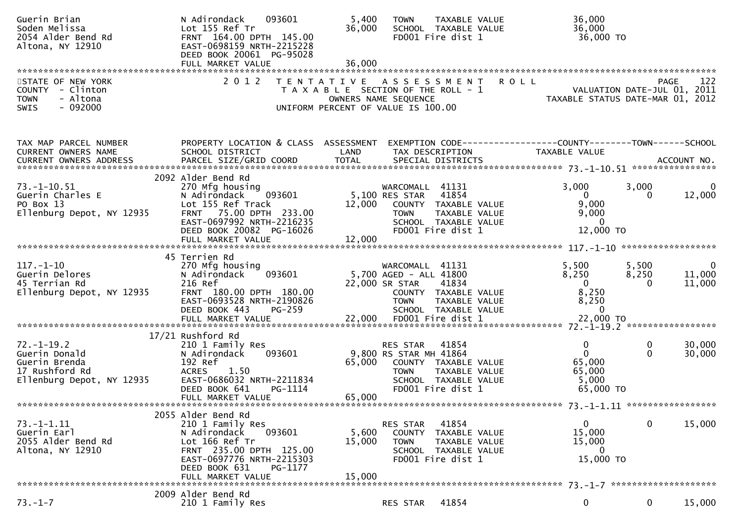```
Guerin Brian                       N Adirondack    093601          5,400    TOWN     TAXABLE VALUE              36,000
Soden Melissa                      Lot 155 Ref Tr                 36,000    SCHOOL  TAXABLE VALUE              36,000
2054 Alder Bend Rd                 FRNT  164.00 DPTH  145.00                FD001 Fire dist 1                   36,000 TO
Altona, NY 12910                   EAST-0698159 NRTH-2215228
                                   DEED BOOK 20061  PG-95028
                                   FULL MARKET VALUE              36,000
******************************************************************************************************************************************
STATE OF NEW YORK                  2 0 1 2   T E N T A T I V E   A S S E S S M E N T   R O L L                                  PAGE    122
COUNTY  - Clinton                           T A X A B L E  SECTION OF THE ROLL - 1                        VALUATION DATE-JUL 01, 2011
TOWN    - Altona                                     OWNERS NAME SEQUENCE                                 TAXABLE STATUS DATE-MAR 01, 2012
SWIS    - 092000                             UNIFORM PERCENT OF VALUE IS 100.00


TAX MAP PARCEL NUMBER              PROPERTY LOCATION & CLASS  ASSESSMENT  EXEMPTION CODE------------------COUNTY--------TOWN------SCHOOL
CURRENT OWNERS NAME                SCHOOL DISTRICT               LAND      TAX DESCRIPTION                   TAXABLE VALUE
CURRENT OWNERS ADDRESS             PARCEL SIZE/GRID COORD        TOTAL     SPECIAL DISTRICTS                                     ACCOUNT NO.
******************************************************************************************************** 73.-1-10.51 ****************
                                   2092 Alder Bend Rd
73.-1-10.51                        270 Mfg housing                         WARCOMALL  41131                 3,000        3,000           0
Guerin Charles E                   N Adirondack    093601          5,100 RES STAR   41854                   0            0         12,000
PO Box 13                          Lot 155 Ref Track              12,000    COUNTY  TAXABLE VALUE              9,000
Ellenburg Depot, NY 12935          FRNT   75.00 DPTH  233.00                TOWN     TAXABLE VALUE              9,000
                                   EAST-0697992 NRTH-2216235                SCHOOL  TAXABLE VALUE                  0
                                   DEED BOOK 20082  PG-16026                FD001 Fire dist 1                   12,000 TO
                                   FULL MARKET VALUE              12,000
******************************************************************************************************** 117.-1-10 ******************
                                   45 Terrien Rd
117.-1-10                          270 Mfg housing                         WARCOMALL  41131                 5,500        5,500           0
Guerin Delores                     N Adirondack    093601          5,700 AGED - ALL 41800                   8,250        8,250      11,000
45 Terrian Rd                      216 Ref                        22,000 SR STAR    41834                   0            0         11,000
Ellenburg Depot, NY 12935          FRNT  180.00 DPTH  180.00                COUNTY  TAXABLE VALUE              8,250
                                   EAST-0693528 NRTH-2190826                TOWN     TAXABLE VALUE              8,250
                                   DEED BOOK 443     PG-259                 SCHOOL  TAXABLE VALUE                  0
                                   FULL MARKET VALUE              22,000    FD001 Fire dist 1                   22,000 TO
******************************************************************************************************** 72.-1-19.2 *****************
                                   17/21 Rushford Rd
72.-1-19.2                         210 1 Family Res                        RES STAR   41854                   0            0         30,000
Guerin Donald                      N Adirondack    093601          9,800 RS STAR MH 41864                   0            0         30,000
Guerin Brenda                      192 Ref                        65,000    COUNTY  TAXABLE VALUE             65,000
17 Rushford Rd                     ACRES     1.50                           TOWN     TAXABLE VALUE             65,000
Ellenburg Depot, NY 12935          EAST-0686032 NRTH-2211834                SCHOOL  TAXABLE VALUE              5,000
                                   DEED BOOK 641     PG-1114                FD001 Fire dist 1                   65,000 TO
                                   FULL MARKET VALUE              65,000
******************************************************************************************************** 73.-1-1.11 *****************
                                   2055 Alder Bend Rd
73.-1-1.11                         210 1 Family Res                        RES STAR   41854                   0            0         15,000
Guerin Earl                        N Adirondack    093601          5,600    COUNTY  TAXABLE VALUE             15,000
2055 Alder Bend Rd                 Lot 166 Ref Tr                 15,000    TOWN     TAXABLE VALUE             15,000
Altona, NY 12910                   FRNT  235.00 DPTH  125.00                SCHOOL  TAXABLE VALUE                  0
                                   EAST-0697776 NRTH-2215303                FD001 Fire dist 1                   15,000 TO
                                   DEED BOOK 631     PG-1177
                                   FULL MARKET VALUE              15,000
******************************************************************************************************** 73.-1-7 ********************
                                   2009 Alder Bend Rd
73.-1-7                            210 1 Family Res                        RES STAR   41854                   0            0         15,000
```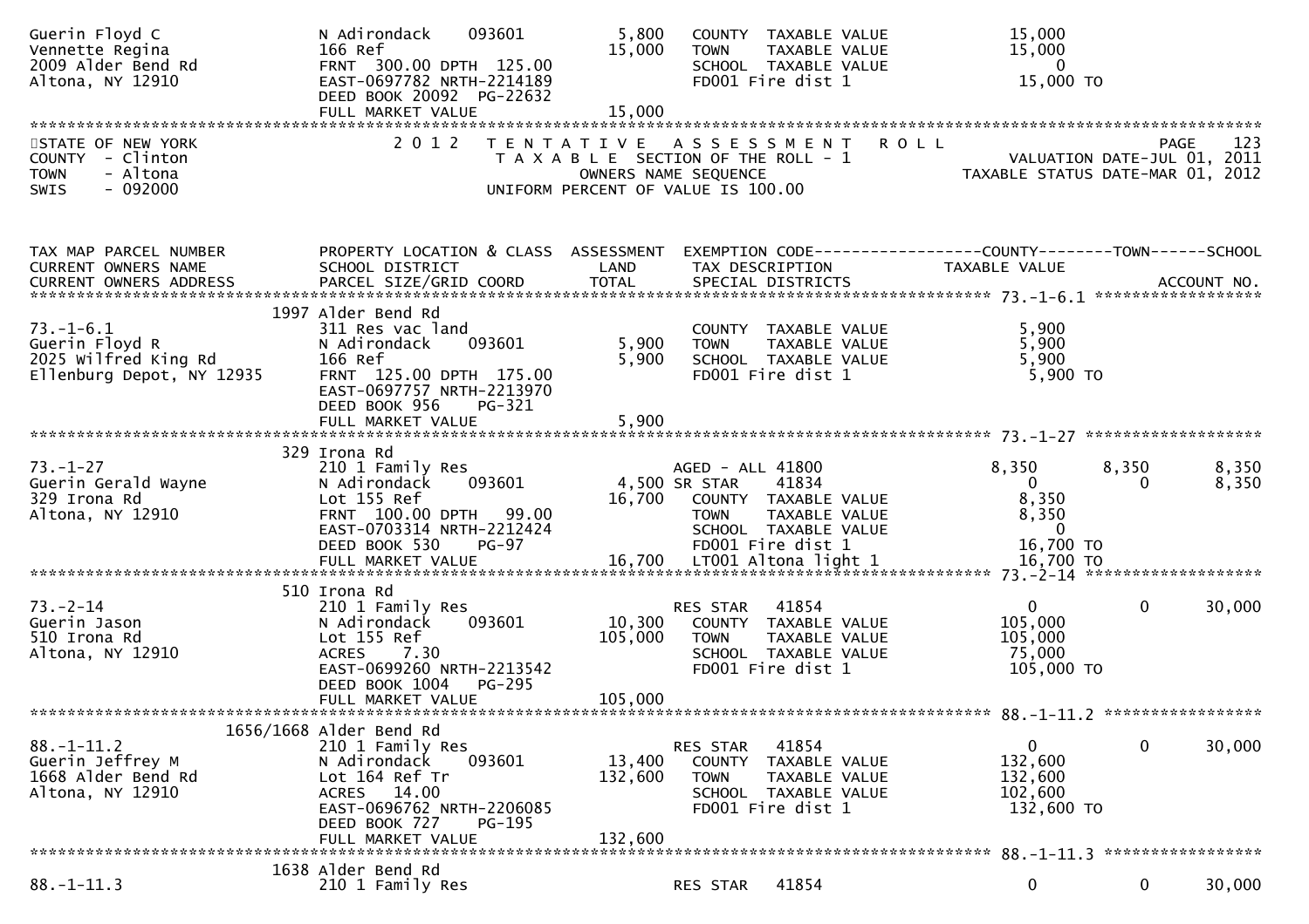```
Guerin Floyd C                  N Adirondack    093601           5,800    COUNTY  TAXABLE VALUE              15,000
Vennette Regina                 166 Ref                          15,000    TOWN    TAXABLE VALUE              15,000
2009 Alder Bend Rd              FRNT 300.00 DPTH 125.00                    SCHOOL  TAXABLE VALUE                   0
Altona, NY 12910                EAST-0697782 NRTH-2214189                  FD001 Fire dist 1                   15,000 TO
                                DEED BOOK 20092  PG-22632
                                FULL MARKET VALUE                15,000
******************************************************************************************************************************
STATE OF NEW YORK                2 0 1 2   T E N T A T I V E   A S S E S S M E N T   R O L L                         PAGE    123
COUNTY  - Clinton                       T A X A B L E  SECTION OF THE ROLL - 1                        VALUATION DATE-JUL 01, 2011
TOWN    - Altona                               OWNERS NAME SEQUENCE                                  TAXABLE STATUS DATE-MAR 01, 2012
SWIS    - 092000                        UNIFORM PERCENT OF VALUE IS 100.00


TAX MAP PARCEL NUMBER           PROPERTY LOCATION & CLASS  ASSESSMENT  EXEMPTION CODE------------------COUNTY--------TOWN------SCHOOL
CURRENT OWNERS NAME             SCHOOL DISTRICT               LAND      TAX DESCRIPTION                TAXABLE VALUE
CURRENT OWNERS ADDRESS          PARCEL SIZE/GRID COORD       TOTAL      SPECIAL DISTRICTS                                    ACCOUNT NO.
*************************************************************************************************** 73.-1-6.1 ******************
                          1997 Alder Bend Rd
73.-1-6.1                       311 Res vac land                           COUNTY  TAXABLE VALUE               5,900
Guerin Floyd R                  N Adirondack    093601           5,900    TOWN    TAXABLE VALUE               5,900
2025 Wilfred King Rd            166 Ref                          5,900    SCHOOL  TAXABLE VALUE               5,900
Ellenburg Depot, NY 12935       FRNT 125.00 DPTH 175.00                    FD001 Fire dist 1                    5,900 TO
                                EAST-0697757 NRTH-2213970
                                DEED BOOK 956    PG-321
                                FULL MARKET VALUE                5,900
*************************************************************************************************** 73.-1-27 *******************
                           329 Irona Rd
73.-1-27                        210 1 Family Res                          AGED - ALL 41800                8,350       8,350        8,350
Guerin Gerald Wayne             N Adirondack    093601         4,500 SR STAR    41834                       0           0        8,350
329 Irona Rd                    Lot 155 Ref                     16,700    COUNTY  TAXABLE VALUE               8,350
Altona, NY 12910                FRNT 100.00 DPTH  99.00                    TOWN    TAXABLE VALUE               8,350
                                EAST-0703314 NRTH-2212424                  SCHOOL  TAXABLE VALUE                   0
                                DEED BOOK 530    PG-97                     FD001 Fire dist 1                   16,700 TO
                                FULL MARKET VALUE               16,700    LT001 Altona light 1                16,700 TO
*************************************************************************************************** 73.-2-14 *******************
                           510 Irona Rd
73.-2-14                        210 1 Family Res                          RES STAR    41854                     0           0       30,000
Guerin Jason                    N Adirondack    093601          10,300    COUNTY  TAXABLE VALUE             105,000
510 Irona Rd                    Lot 155 Ref                    105,000    TOWN    TAXABLE VALUE             105,000
Altona, NY 12910                ACRES    7.30                              SCHOOL  TAXABLE VALUE              75,000
                                EAST-0699260 NRTH-2213542                  FD001 Fire dist 1                  105,000 TO
                                DEED BOOK 1004   PG-295
                                FULL MARKET VALUE              105,000
*************************************************************************************************** 88.-1-11.2 *****************
                      1656/1668 Alder Bend Rd
88.-1-11.2                      210 1 Family Res                          RES STAR    41854                     0           0       30,000
Guerin Jeffrey M                N Adirondack    093601          13,400    COUNTY  TAXABLE VALUE             132,600
1668 Alder Bend Rd              Lot 164 Ref Tr                 132,600    TOWN    TAXABLE VALUE             132,600
Altona, NY 12910                ACRES   14.00                              SCHOOL  TAXABLE VALUE             102,600
                                EAST-0696762 NRTH-2206085                  FD001 Fire dist 1                  132,600 TO
                                DEED BOOK 727    PG-195
                                FULL MARKET VALUE              132,600
*************************************************************************************************** 88.-1-11.3 *****************
                          1638 Alder Bend Rd
88.-1-11.3                      210 1 Family Res                          RES STAR    41854                     0           0       30,000
```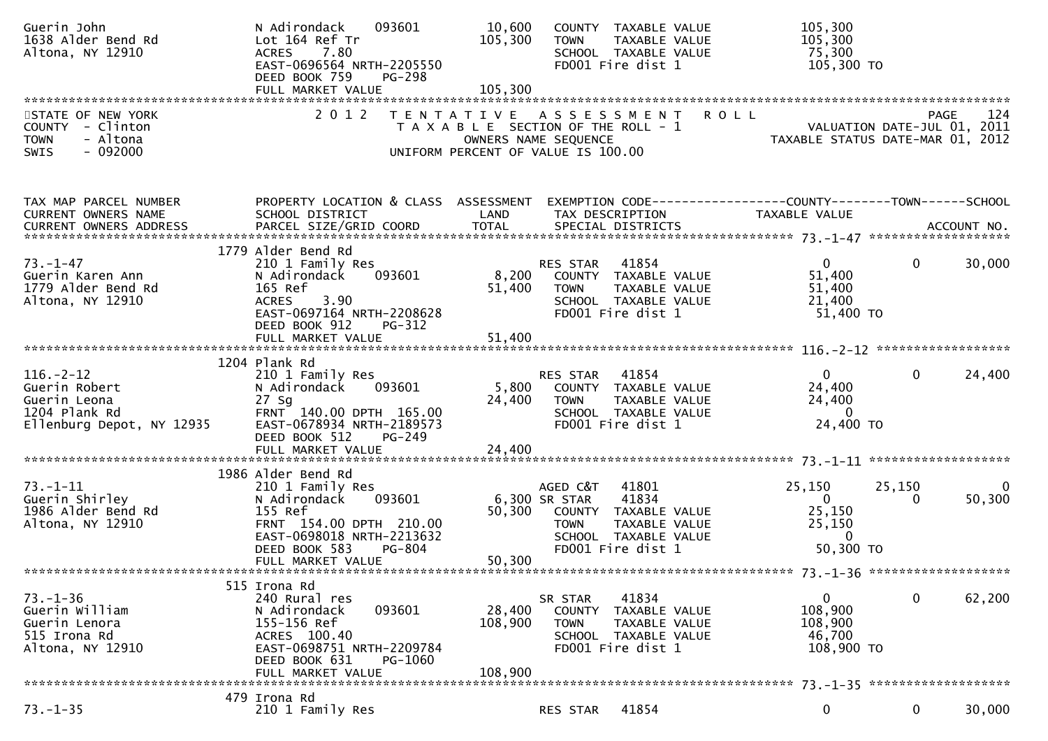Guerin John
1638 Alder Bend Rd
Altona, NY 12910

| | | | | |
|---|---|---|---|---|
| | N Adirondack 093601 | 10,600 | COUNTY TAXABLE VALUE | 105,300 |
| | Lot 164 Ref Tr | 105,300 | TOWN TAXABLE VALUE | 105,300 |
| | ACRES 7.80 | | SCHOOL TAXABLE VALUE | 75,300 |
| | EAST-0696564 NRTH-2205550 | | FD001 Fire dist 1 | 105,300 TO |
| | DEED BOOK 759 PG-298 | | | |
| | FULL MARKET VALUE | 105,300 | | |

STATE OF NEW YORK
COUNTY - Clinton
TOWN - Altona
SWIS - 092000

2012 TENTATIVE ASSESSMENT ROLL
TAXABLE SECTION OF THE ROLL - 1
OWNERS NAME SEQUENCE
UNIFORM PERCENT OF VALUE IS 100.00

PAGE 124
VALUATION DATE-JUL 01, 2011
TAXABLE STATUS DATE-MAR 01, 2012

| TAX MAP PARCEL NUMBER / CURRENT OWNERS NAME / CURRENT OWNERS ADDRESS | PROPERTY LOCATION & CLASS / SCHOOL DISTRICT / PARCEL SIZE/GRID COORD | ASSESSMENT LAND / TOTAL | EXEMPTION CODE / TAX DESCRIPTION / SPECIAL DISTRICTS | COUNTY TAXABLE VALUE | TOWN | SCHOOL / ACCOUNT NO. |
|---|---|---|---|---|---|---|
| **73.-1-47** | 1779 Alder Bend Rd | | | | | |
| 73.-1-47 | 210 1 Family Res | | RES STAR 41854 | 0 | 0 | 30,000 |
| Guerin Karen Ann | N Adirondack 093601 | 8,200 | COUNTY TAXABLE VALUE | 51,400 | | |
| 1779 Alder Bend Rd | 165 Ref | 51,400 | TOWN TAXABLE VALUE | 51,400 | | |
| Altona, NY 12910 | ACRES 3.90 | | SCHOOL TAXABLE VALUE | 21,400 | | |
| | EAST-0697164 NRTH-2208628 | | FD001 Fire dist 1 | 51,400 TO | | |
| | DEED BOOK 912 PG-312 | | | | | |
| | FULL MARKET VALUE | 51,400 | | | | |
| **116.-2-12** | 1204 Plank Rd | | | | | |
| 116.-2-12 | 210 1 Family Res | | RES STAR 41854 | 0 | 0 | 24,400 |
| Guerin Robert | N Adirondack 093601 | 5,800 | COUNTY TAXABLE VALUE | 24,400 | | |
| Guerin Leona | 27 Sg | 24,400 | TOWN TAXABLE VALUE | 24,400 | | |
| 1204 Plank Rd | FRNT 140.00 DPTH 165.00 | | SCHOOL TAXABLE VALUE | 0 | | |
| Ellenburg Depot, NY 12935 | EAST-0678934 NRTH-2189573 | | FD001 Fire dist 1 | 24,400 TO | | |
| | DEED BOOK 512 PG-249 | | | | | |
| | FULL MARKET VALUE | 24,400 | | | | |
| **73.-1-11** | 1986 Alder Bend Rd | | | | | |
| 73.-1-11 | 210 1 Family Res | | AGED C&T 41801 | 25,150 | 25,150 | 0 |
| Guerin Shirley | N Adirondack 093601 | 6,300 | SR STAR 41834 | 0 | 0 | 50,300 |
| 1986 Alder Bend Rd | 155 Ref | 50,300 | COUNTY TAXABLE VALUE | 25,150 | | |
| Altona, NY 12910 | FRNT 154.00 DPTH 210.00 | | TOWN TAXABLE VALUE | 25,150 | | |
| | EAST-0698018 NRTH-2213632 | | SCHOOL TAXABLE VALUE | 0 | | |
| | DEED BOOK 583 PG-804 | | FD001 Fire dist 1 | 50,300 TO | | |
| | FULL MARKET VALUE | 50,300 | | | | |
| **73.-1-36** | 515 Irona Rd | | | | | |
| 73.-1-36 | 240 Rural res | | SR STAR 41834 | 0 | 0 | 62,200 |
| Guerin William | N Adirondack 093601 | 28,400 | COUNTY TAXABLE VALUE | 108,900 | | |
| Guerin Lenora | 155-156 Ref | 108,900 | TOWN TAXABLE VALUE | 108,900 | | |
| 515 Irona Rd | ACRES 100.40 | | SCHOOL TAXABLE VALUE | 46,700 | | |
| Altona, NY 12910 | EAST-0698751 NRTH-2209784 | | FD001 Fire dist 1 | 108,900 TO | | |
| | DEED BOOK 631 PG-1060 | | | | | |
| | FULL MARKET VALUE | 108,900 | | | | |
| **73.-1-35** | 479 Irona Rd | | | | | |
| 73.-1-35 | 210 1 Family Res | | RES STAR 41854 | 0 | 0 | 30,000 |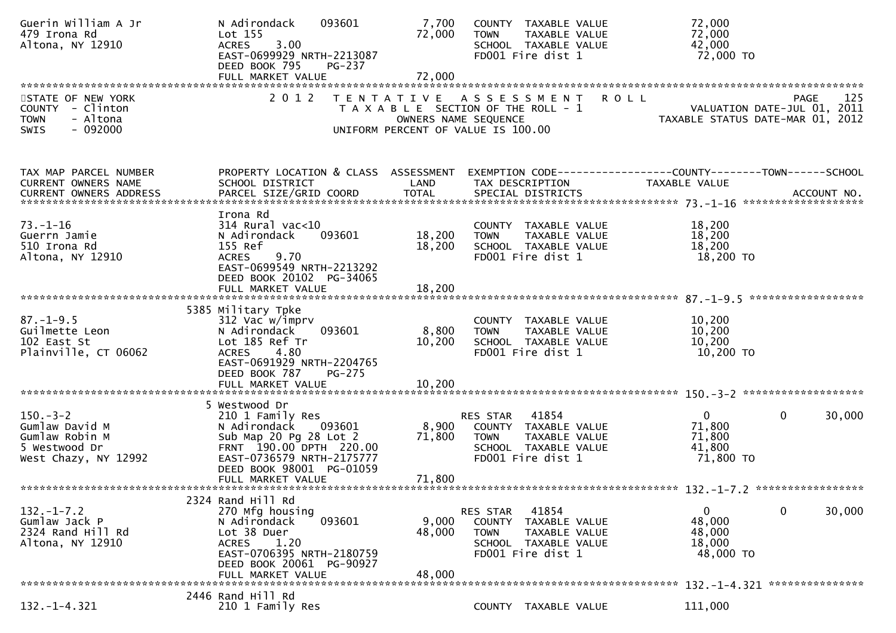```
Guerin William A Jr           N Adirondack    093601          7,700   COUNTY  TAXABLE VALUE             72,000
479 Irona Rd                  Lot 155                        72,000   TOWN    TAXABLE VALUE             72,000
Altona, NY 12910              ACRES    3.00                           SCHOOL  TAXABLE VALUE             42,000
                              EAST-0699929 NRTH-2213087               FD001 Fire dist 1                  72,000 TO
                              DEED BOOK 795    PG-237
                              FULL MARKET VALUE              72,000
******************************************************************************************************************************
STATE OF NEW YORK                    2 0 1 2   T E N T A T I V E   A S S E S S M E N T   R O L L                    PAGE    125
COUNTY  - Clinton                        T A X A B L E  SECTION OF THE ROLL - 1                    VALUATION DATE-JUL 01, 2011
TOWN    - Altona                                OWNERS NAME SEQUENCE                           TAXABLE STATUS DATE-MAR 01, 2012
SWIS    - 092000                       UNIFORM PERCENT OF VALUE IS 100.00


TAX MAP PARCEL NUMBER         PROPERTY LOCATION & CLASS  ASSESSMENT  EXEMPTION CODE------------------COUNTY--------TOWN------SCHOOL
CURRENT OWNERS NAME           SCHOOL DISTRICT               LAND      TAX DESCRIPTION               TAXABLE VALUE
CURRENT OWNERS ADDRESS        PARCEL SIZE/GRID COORD        TOTAL     SPECIAL DISTRICTS                                 ACCOUNT NO.
****************************************************************************************** 73.-1-16 *******************
                              Irona Rd
73.-1-16                      314 Rural vac<10                        COUNTY  TAXABLE VALUE             18,200
Guerrn Jamie                  N Adirondack    093601         18,200   TOWN    TAXABLE VALUE             18,200
510 Irona Rd                  155 Ref                        18,200   SCHOOL  TAXABLE VALUE             18,200
Altona, NY 12910              ACRES    9.70                           FD001 Fire dist 1                  18,200 TO
                              EAST-0699549 NRTH-2213292
                              DEED BOOK 20102  PG-34065
                              FULL MARKET VALUE              18,200
****************************************************************************************** 87.-1-9.5 ******************
                          5385 Military Tpke
87.-1-9.5                     312 Vac w/imprv                         COUNTY  TAXABLE VALUE             10,200
Guilmette Leon                N Adirondack    093601          8,800   TOWN    TAXABLE VALUE             10,200
102 East St                   Lot 185 Ref Tr                 10,200   SCHOOL  TAXABLE VALUE             10,200
Plainville, CT 06062          ACRES    4.80                           FD001 Fire dist 1                  10,200 TO
                              EAST-0691929 NRTH-2204765
                              DEED BOOK 787    PG-275
                              FULL MARKET VALUE              10,200
****************************************************************************************** 150.-3-2 *******************
                            5 Westwood Dr
150.-3-2                      210 1 Family Res                        RES STAR   41854                      0          0     30,000
Gumlaw David M                N Adirondack    093601          8,900   COUNTY  TAXABLE VALUE             71,800
Gumlaw Robin M                Sub Map 20 Pg 28 Lot 2         71,800   TOWN    TAXABLE VALUE             71,800
5 Westwood Dr                 FRNT 190.00 DPTH 220.00                 SCHOOL  TAXABLE VALUE             41,800
West Chazy, NY 12992          EAST-0736579 NRTH-2175777               FD001 Fire dist 1                  71,800 TO
                              DEED BOOK 98001  PG-01059
                              FULL MARKET VALUE              71,800
****************************************************************************************** 132.-1-7.2 *****************
                          2324 Rand Hill Rd
132.-1-7.2                    270 Mfg housing                         RES STAR   41854                      0          0     30,000
Gumlaw Jack P                 N Adirondack    093601          9,000   COUNTY  TAXABLE VALUE             48,000
2324 Rand Hill Rd             Lot 38 Duer                    48,000   TOWN    TAXABLE VALUE             48,000
Altona, NY 12910              ACRES    1.20                           SCHOOL  TAXABLE VALUE             18,000
                              EAST-0706395 NRTH-2180759               FD001 Fire dist 1                  48,000 TO
                              DEED BOOK 20061  PG-90927
                              FULL MARKET VALUE              48,000
****************************************************************************************** 132.-1-4.321 ***************
                          2446 Rand Hill Rd
132.-1-4.321                  210 1 Family Res                        COUNTY  TAXABLE VALUE            111,000
```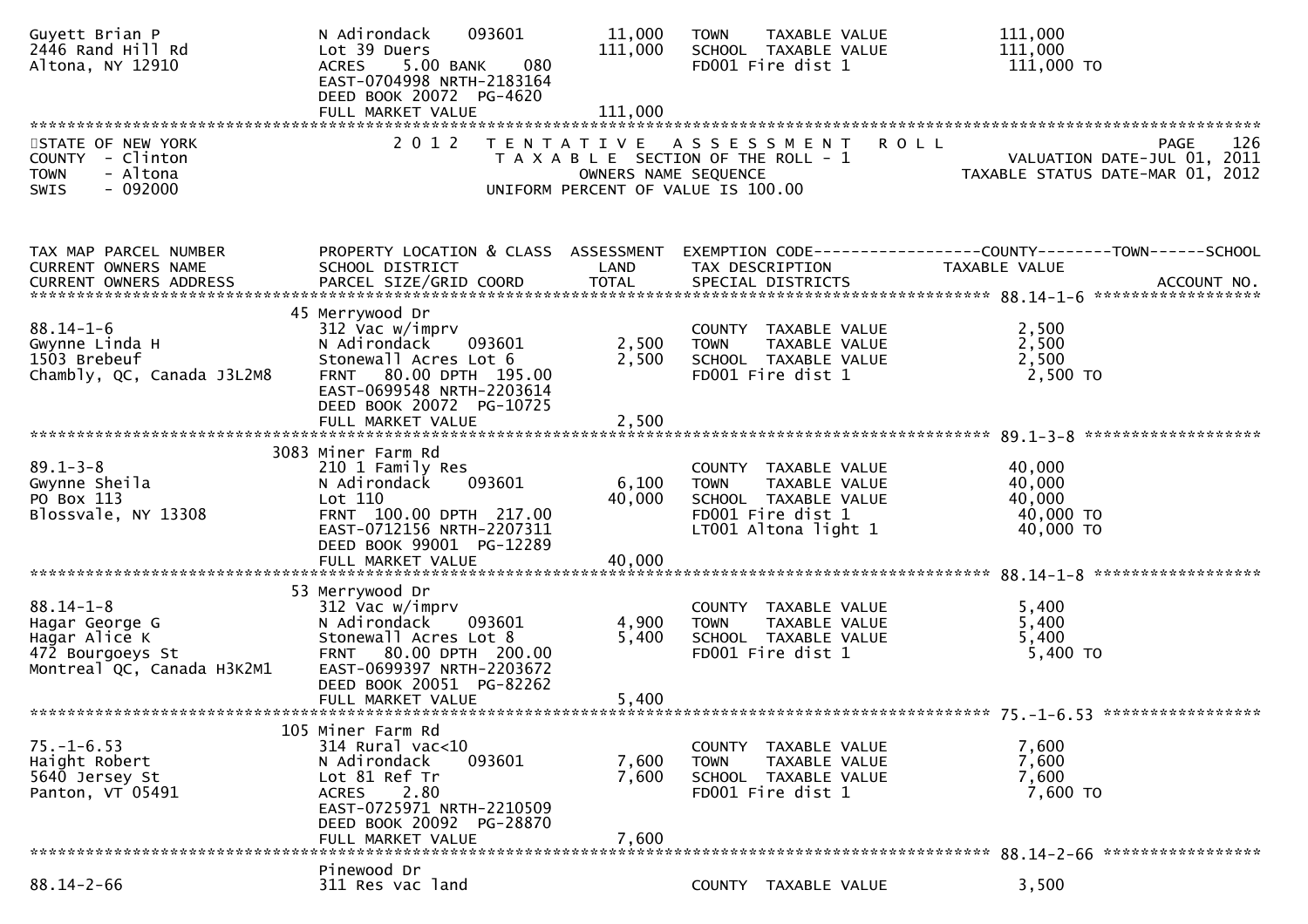```
Guyett Brian P                 N Adirondack    093601         11,000   TOWN     TAXABLE VALUE               111,000
2446 Rand Hill Rd              Lot 39 Duers                  111,000   SCHOOL  TAXABLE VALUE               111,000
Altona, NY 12910               ACRES     5.00 BANK    080              FD001 Fire dist 1                    111,000 TO
                               EAST-0704998 NRTH-2183164
                               DEED BOOK 20072  PG-4620
                               FULL MARKET VALUE             111,000
******************************************************************************************************************************
STATE OF NEW YORK                  2 0 1 2   T E N T A T I V E   A S S E S S M E N T   R O L L                        PAGE   126
COUNTY  - Clinton                            T A X A B L E  SECTION OF THE ROLL - 1                      VALUATION DATE-JUL 01, 2011
TOWN    - Altona                                  OWNERS NAME SEQUENCE                                  TAXABLE STATUS DATE-MAR 01, 2012
SWIS    - 092000                            UNIFORM PERCENT OF VALUE IS 100.00


TAX MAP PARCEL NUMBER          PROPERTY LOCATION & CLASS  ASSESSMENT  EXEMPTION CODE------------------COUNTY--------TOWN------SCHOOL
CURRENT OWNERS NAME            SCHOOL DISTRICT               LAND      TAX DESCRIPTION                  TAXABLE VALUE
CURRENT OWNERS ADDRESS         PARCEL SIZE/GRID COORD        TOTAL     SPECIAL DISTRICTS                                  ACCOUNT NO.
****************************************************************************************************** 88.14-1-6 ******************
                            45 Merrywood Dr
88.14-1-6                      312 Vac w/imprv                         COUNTY  TAXABLE VALUE                 2,500
Gwynne Linda H                 N Adirondack    093601          2,500   TOWN     TAXABLE VALUE                2,500
1503 Brebeuf                   Stonewall Acres Lot 6           2,500   SCHOOL  TAXABLE VALUE                 2,500
Chambly, QC, Canada J3L2M8     FRNT    80.00 DPTH 195.00               FD001 Fire dist 1                      2,500 TO
                               EAST-0699548 NRTH-2203614
                               DEED BOOK 20072  PG-10725
                               FULL MARKET VALUE               2,500
****************************************************************************************************** 89.1-3-8 *******************
                          3083 Miner Farm Rd
89.1-3-8                       210 1 Family Res                        COUNTY  TAXABLE VALUE                40,000
Gwynne Sheila                  N Adirondack    093601          6,100   TOWN     TAXABLE VALUE               40,000
PO Box 113                     Lot 110                        40,000   SCHOOL  TAXABLE VALUE                40,000
Blossvale, NY 13308            FRNT   100.00 DPTH 217.00               FD001 Fire dist 1                     40,000 TO
                               EAST-0712156 NRTH-2207311               LT001 Altona light 1                  40,000 TO
                               DEED BOOK 99001  PG-12289
                               FULL MARKET VALUE              40,000
****************************************************************************************************** 88.14-1-8 ******************
                            53 Merrywood Dr
88.14-1-8                      312 Vac w/imprv                         COUNTY  TAXABLE VALUE                 5,400
Hagar George G                 N Adirondack    093601          4,900   TOWN     TAXABLE VALUE                5,400
Hagar Alice K                  Stonewall Acres Lot 8           5,400   SCHOOL  TAXABLE VALUE                 5,400
472 Bourgoeys St               FRNT    80.00 DPTH 200.00               FD001 Fire dist 1                      5,400 TO
Montreal QC, Canada H3K2M1     EAST-0699397 NRTH-2203672
                               DEED BOOK 20051  PG-82262
                               FULL MARKET VALUE               5,400
****************************************************************************************************** 75.-1-6.53 *****************
                           105 Miner Farm Rd
75.-1-6.53                     314 Rural vac<10                        COUNTY  TAXABLE VALUE                 7,600
Haight Robert                  N Adirondack    093601          7,600   TOWN     TAXABLE VALUE                7,600
5640 Jersey St                 Lot 81 Ref Tr                   7,600   SCHOOL  TAXABLE VALUE                 7,600
Panton, VT 05491               ACRES     2.80                          FD001 Fire dist 1                      7,600 TO
                               EAST-0725971 NRTH-2210509
                               DEED BOOK 20092  PG-28870
                               FULL MARKET VALUE               7,600
****************************************************************************************************** 88.14-2-66 *****************
                               Pinewood Dr
88.14-2-66                     311 Res vac land                        COUNTY  TAXABLE VALUE                 3,500
```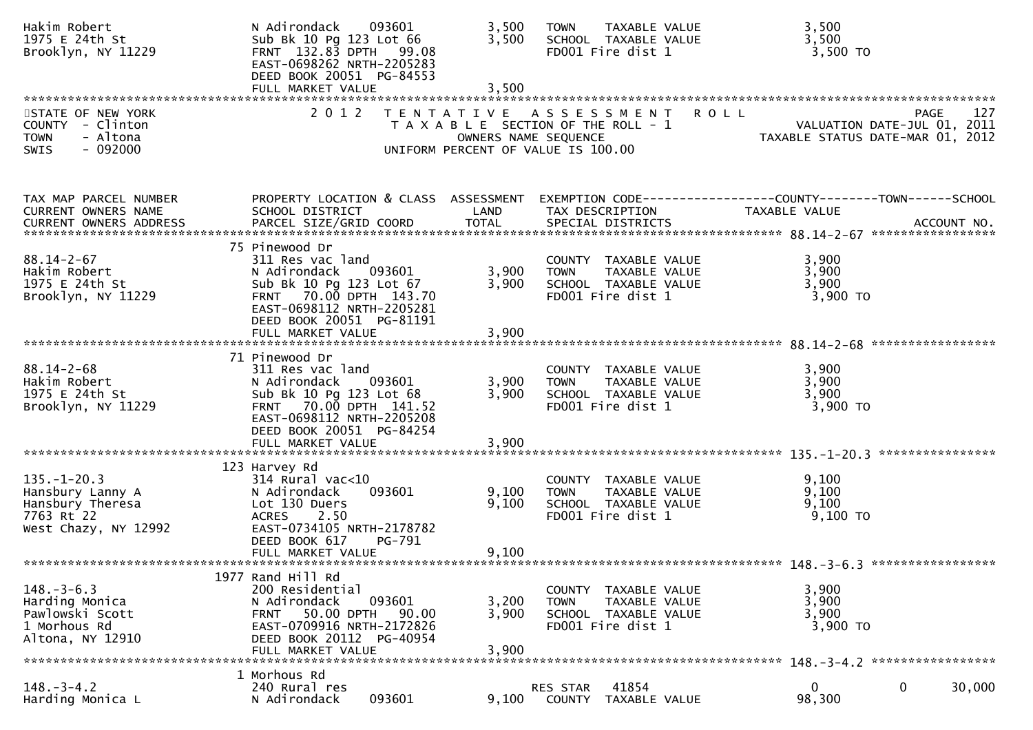```
Hakim Robert                    N Adirondack    093601        3,500   TOWN    TAXABLE VALUE              3,500
1975 E 24th St                  Sub Bk 10 Pg 123 Lot 66       3,500   SCHOOL  TAXABLE VALUE              3,500
Brooklyn, NY 11229              FRNT 132.83 DPTH  99.08               FD001 Fire dist 1                  3,500 TO
                                EAST-0698262 NRTH-2205283
                                DEED BOOK 20051  PG-84553
                                FULL MARKET VALUE             3,500
******************************************************************************************************************************
```

STATE OF NEW YORK
COUNTY - Clinton
TOWN - Altona
SWIS - 092000

2012 TENTATIVE ASSESSMENT ROLL
TAXABLE SECTION OF THE ROLL - 1
OWNERS NAME SEQUENCE
UNIFORM PERCENT OF VALUE IS 100.00

VALUATION DATE-JUL 01, 2011
TAXABLE STATUS DATE-MAR 01, 2012

```
TAX MAP PARCEL NUMBER           PROPERTY LOCATION & CLASS  ASSESSMENT  EXEMPTION CODE------------------COUNTY--------TOWN------SCHOOL
CURRENT OWNERS NAME             SCHOOL DISTRICT               LAND     TAX DESCRIPTION              TAXABLE VALUE
CURRENT OWNERS ADDRESS          PARCEL SIZE/GRID COORD        TOTAL    SPECIAL DISTRICTS                                ACCOUNT NO.
******************************************************************************************************** 88.14-2-67 *****************
                                75 Pinewood Dr
88.14-2-67                      311 Res vac land                      COUNTY  TAXABLE VALUE              3,900
Hakim Robert                    N Adirondack    093601        3,900   TOWN    TAXABLE VALUE              3,900
1975 E 24th St                  Sub Bk 10 Pg 123 Lot 67       3,900   SCHOOL  TAXABLE VALUE              3,900
Brooklyn, NY 11229              FRNT  70.00 DPTH 143.70               FD001 Fire dist 1                  3,900 TO
                                EAST-0698112 NRTH-2205281
                                DEED BOOK 20051  PG-81191
                                FULL MARKET VALUE             3,900
******************************************************************************************************** 88.14-2-68 *****************
                                71 Pinewood Dr
88.14-2-68                      311 Res vac land                      COUNTY  TAXABLE VALUE              3,900
Hakim Robert                    N Adirondack    093601        3,900   TOWN    TAXABLE VALUE              3,900
1975 E 24th St                  Sub Bk 10 Pg 123 Lot 68       3,900   SCHOOL  TAXABLE VALUE              3,900
Brooklyn, NY 11229              FRNT  70.00 DPTH 141.52               FD001 Fire dist 1                  3,900 TO
                                EAST-0698112 NRTH-2205208
                                DEED BOOK 20051  PG-84254
                                FULL MARKET VALUE             3,900
******************************************************************************************************** 135.-1-20.3 ****************
                                123 Harvey Rd
135.-1-20.3                     314 Rural vac<10                      COUNTY  TAXABLE VALUE              9,100
Hansbury Lanny A                N Adirondack    093601        9,100   TOWN    TAXABLE VALUE              9,100
Hansbury Theresa                Lot 130 Duers                 9,100   SCHOOL  TAXABLE VALUE              9,100
7763 Rt 22                      ACRES    2.50                         FD001 Fire dist 1                  9,100 TO
West Chazy, NY 12992            EAST-0734105 NRTH-2178782
                                DEED BOOK 617    PG-791
                                FULL MARKET VALUE             9,100
******************************************************************************************************** 148.-3-6.3 *****************
                                1977 Rand Hill Rd
148.-3-6.3                      200 Residential                       COUNTY  TAXABLE VALUE              3,900
Harding Monica                  N Adirondack    093601        3,200   TOWN    TAXABLE VALUE              3,900
Pawlowski Scott                 FRNT  50.00 DPTH  90.00       3,900   SCHOOL  TAXABLE VALUE              3,900
1 Morhous Rd                    EAST-0709916 NRTH-2172826             FD001 Fire dist 1                  3,900 TO
Altona, NY 12910                DEED BOOK 20112  PG-40954
                                FULL MARKET VALUE             3,900
******************************************************************************************************** 148.-3-4.2 *****************
                                1 Morhous Rd
148.-3-4.2                      240 Rural res                         RES STAR  41854                      0             0      30,000
Harding Monica L                N Adirondack    093601        9,100   COUNTY  TAXABLE VALUE             98,300
```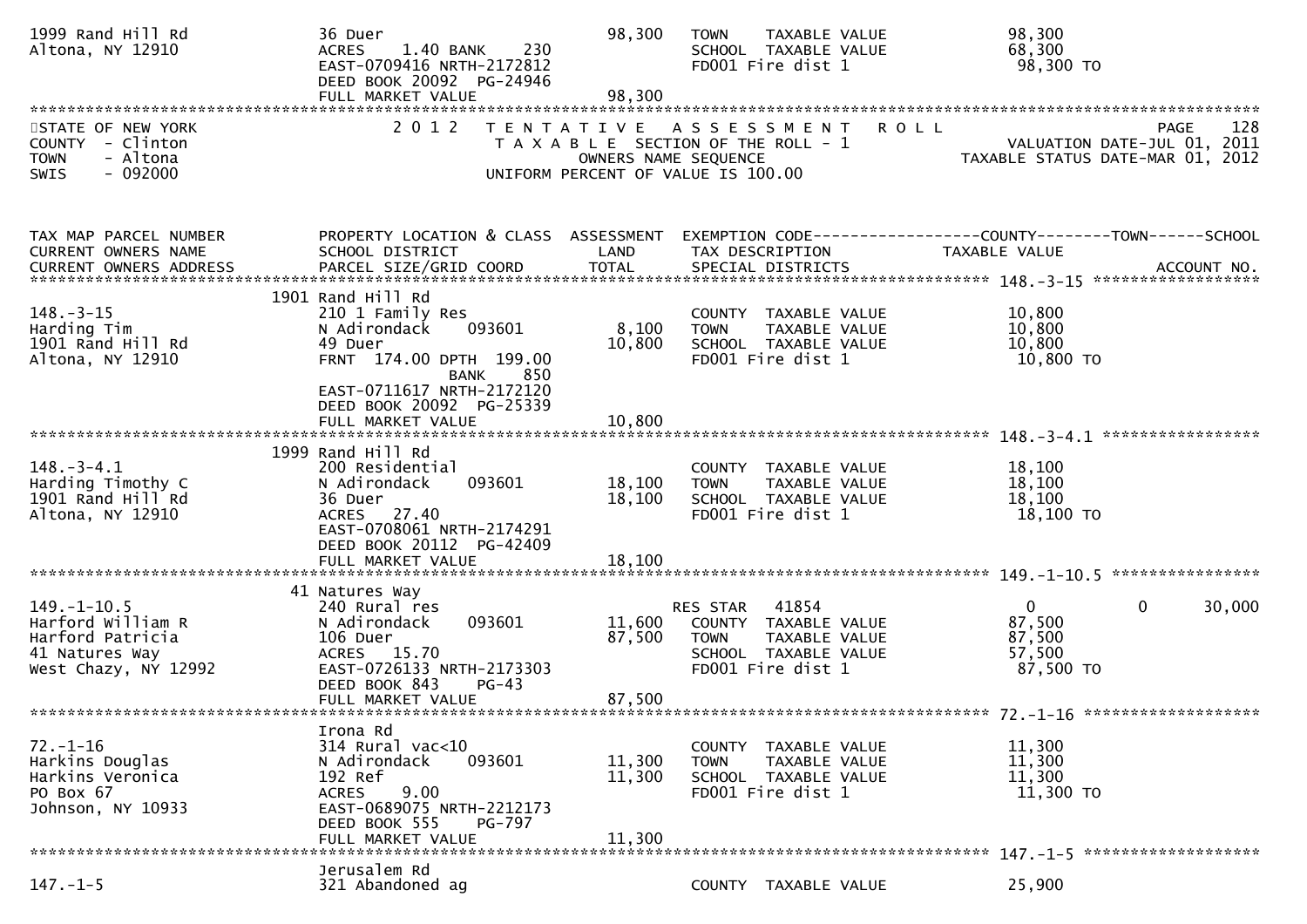```
1999 Rand Hill Rd               36 Duer                              98,300   TOWN    TAXABLE VALUE              98,300
Altona, NY 12910                ACRES    1.40 BANK    230                     SCHOOL  TAXABLE VALUE              68,300
                                EAST-0709416 NRTH-2172812                     FD001 Fire dist 1                   98,300 TO
                                DEED BOOK 20092  PG-24946
                                FULL MARKET VALUE                    98,300
*****************************************************************************************************************************
STATE OF NEW YORK                    2 0 1 2   T E N T A T I V E   A S S E S S M E N T   R O L L                      PAGE   128
COUNTY  - Clinton                          T A X A B L E  SECTION OF THE ROLL - 1                VALUATION DATE-JUL 01, 2011
TOWN    - Altona                                OWNERS NAME SEQUENCE                        TAXABLE STATUS DATE-MAR 01, 2012
SWIS    - 092000                       UNIFORM PERCENT OF VALUE IS 100.00


TAX MAP PARCEL NUMBER           PROPERTY LOCATION & CLASS  ASSESSMENT  EXEMPTION CODE------------------COUNTY--------TOWN------SCHOOL
CURRENT OWNERS NAME             SCHOOL DISTRICT               LAND      TAX DESCRIPTION                  TAXABLE VALUE
CURRENT OWNERS ADDRESS          PARCEL SIZE/GRID COORD        TOTAL     SPECIAL DISTRICTS                                  ACCOUNT NO.
****************************************************************************************************** 148.-3-15 ******************
                                1901 Rand Hill Rd
148.-3-15                       210 1 Family Res                         COUNTY  TAXABLE VALUE              10,800
Harding Tim                     N Adirondack    093601          8,100   TOWN    TAXABLE VALUE              10,800
1901 Rand Hill Rd               49 Duer                        10,800   SCHOOL  TAXABLE VALUE              10,800
Altona, NY 12910                FRNT  174.00 DPTH  199.00               FD001 Fire dist 1                   10,800 TO
                                              BANK     850
                                EAST-0711617 NRTH-2172120
                                DEED BOOK 20092  PG-25339
                                FULL MARKET VALUE              10,800
****************************************************************************************************** 148.-3-4.1 *****************
                                1999 Rand Hill Rd
148.-3-4.1                      200 Residential                          COUNTY  TAXABLE VALUE              18,100
Harding Timothy C               N Adirondack    093601         18,100   TOWN    TAXABLE VALUE              18,100
1901 Rand Hill Rd               36 Duer                        18,100   SCHOOL  TAXABLE VALUE              18,100
Altona, NY 12910                ACRES   27.40                            FD001 Fire dist 1                   18,100 TO
                                EAST-0708061 NRTH-2174291
                                DEED BOOK 20112  PG-42409
                                FULL MARKET VALUE              18,100
****************************************************************************************************** 149.-1-10.5 ****************
                                41 Natures Way
149.-1-10.5                     240 Rural res                            RES STAR   41854                  0           0      30,000
Harford William R               N Adirondack    093601         11,600   COUNTY  TAXABLE VALUE              87,500
Harford Patricia                106 Duer                       87,500   TOWN    TAXABLE VALUE              87,500
41 Natures Way                  ACRES   15.70                            SCHOOL  TAXABLE VALUE              57,500
West Chazy, NY 12992            EAST-0726133 NRTH-2173303               FD001 Fire dist 1                   87,500 TO
                                DEED BOOK 843     PG-43
                                FULL MARKET VALUE              87,500
****************************************************************************************************** 72.-1-16 *******************
                                Irona Rd
72.-1-16                        314 Rural vac<10                         COUNTY  TAXABLE VALUE              11,300
Harkins Douglas                 N Adirondack    093601         11,300   TOWN    TAXABLE VALUE              11,300
Harkins Veronica                192 Ref                        11,300   SCHOOL  TAXABLE VALUE              11,300
PO Box 67                       ACRES    9.00                            FD001 Fire dist 1                   11,300 TO
Johnson, NY 10933               EAST-0689075 NRTH-2212173
                                DEED BOOK 555     PG-797
                                FULL MARKET VALUE              11,300
****************************************************************************************************** 147.-1-5 *******************
                                Jerusalem Rd
147.-1-5                        321 Abandoned ag                         COUNTY  TAXABLE VALUE              25,900
```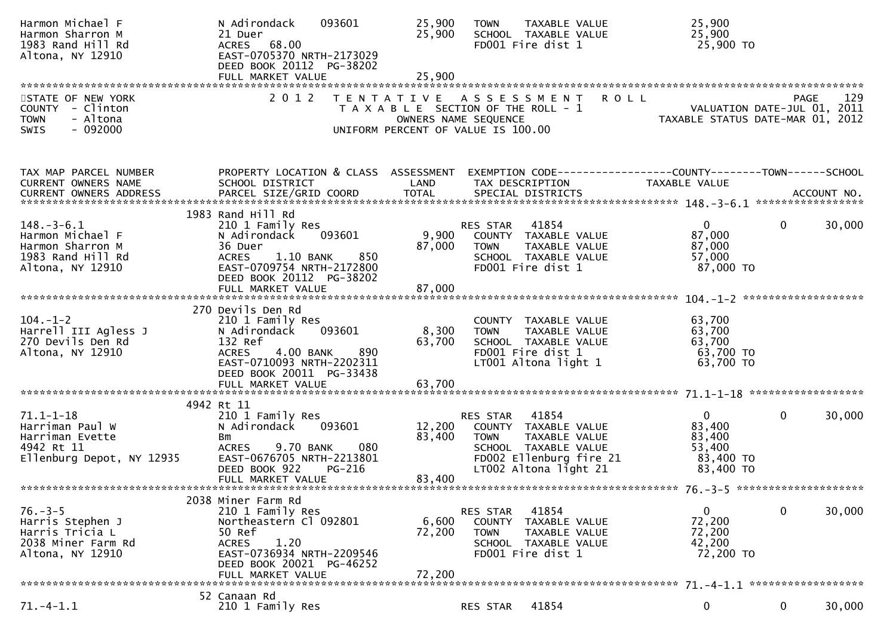```
Harmon Michael F               N Adirondack    093601        25,900    TOWN    TAXABLE VALUE               25,900
Harmon Sharron M               21 Duer                       25,900    SCHOOL  TAXABLE VALUE               25,900
1983 Rand Hill Rd              ACRES   68.00                           FD001 Fire dist 1                    25,900 TO
Altona, NY 12910               EAST-0705370 NRTH-2173029
                               DEED BOOK 20112  PG-38202
                               FULL MARKET VALUE             25,900
******************************************************************************************************************************
STATE OF NEW YORK                 2 0 1 2   T E N T A T I V E   A S S E S S M E N T   R O L L                        PAGE    129
COUNTY  - Clinton                            T A X A B L E  SECTION OF THE ROLL - 1                    VALUATION DATE-JUL 01, 2011
TOWN    - Altona                                  OWNERS NAME SEQUENCE                               TAXABLE STATUS DATE-MAR 01, 2012
SWIS    - 092000                           UNIFORM PERCENT OF VALUE IS 100.00


TAX MAP PARCEL NUMBER          PROPERTY LOCATION & CLASS  ASSESSMENT  EXEMPTION CODE------------------COUNTY--------TOWN------SCHOOL
CURRENT OWNERS NAME            SCHOOL DISTRICT              LAND      TAX DESCRIPTION                 TAXABLE VALUE
CURRENT OWNERS ADDRESS         PARCEL SIZE/GRID COORD       TOTAL     SPECIAL DISTRICTS                                  ACCOUNT NO.
****************************************************************************************************** 148.-3-6.1 *****************
                         1983 Rand Hill Rd
148.-3-6.1                     210 1 Family Res                        RES STAR   41854                  0            0     30,000
Harmon Michael F               N Adirondack    093601         9,900    COUNTY  TAXABLE VALUE               87,000
Harmon Sharron M               36 Duer                       87,000    TOWN    TAXABLE VALUE               87,000
1983 Rand Hill Rd              ACRES    1.10 BANK     850              SCHOOL  TAXABLE VALUE               57,000
Altona, NY 12910               EAST-0709754 NRTH-2172800               FD001 Fire dist 1                    87,000 TO
                               DEED BOOK 20112  PG-38202
                               FULL MARKET VALUE             87,000
****************************************************************************************************** 104.-1-2 *******************
                         270 Devils Den Rd
104.-1-2                       210 1 Family Res                        COUNTY  TAXABLE VALUE               63,700
Harrell III Agless J           N Adirondack    093601         8,300    TOWN    TAXABLE VALUE               63,700
270 Devils Den Rd              132 Ref                       63,700    SCHOOL  TAXABLE VALUE               63,700
Altona, NY 12910               ACRES    4.00 BANK     890              FD001 Fire dist 1                    63,700 TO
                               EAST-0710093 NRTH-2202311               LT001 Altona light 1                 63,700 TO
                               DEED BOOK 20011  PG-33438
                               FULL MARKET VALUE             63,700
****************************************************************************************************** 71.1-1-18 ******************
                         4942 Rt 11
71.1-1-18                      210 1 Family Res                        RES STAR   41854                  0            0     30,000
Harriman Paul W                N Adirondack    093601        12,200    COUNTY  TAXABLE VALUE               83,400
Harriman Evette                Bm                            83,400    TOWN    TAXABLE VALUE               83,400
4942 Rt 11                     ACRES    9.70 BANK     080              SCHOOL  TAXABLE VALUE               53,400
Ellenburg Depot, NY 12935      EAST-0676705 NRTH-2213801               FD002 Ellenburg fire 21              83,400 TO
                               DEED BOOK 922    PG-216                 LT002 Altona light 21                83,400 TO
                               FULL MARKET VALUE             83,400
****************************************************************************************************** 76.-3-5 ********************
                         2038 Miner Farm Rd
76.-3-5                        210 1 Family Res                        RES STAR   41854                  0            0     30,000
Harris Stephen J               Northeastern Cl 092801         6,600    COUNTY  TAXABLE VALUE               72,200
Harris Tricia L                50 Ref                        72,200    TOWN    TAXABLE VALUE               72,200
2038 Miner Farm Rd             ACRES    1.20                           SCHOOL  TAXABLE VALUE               42,200
Altona, NY 12910               EAST-0736934 NRTH-2209546               FD001 Fire dist 1                    72,200 TO
                               DEED BOOK 20021  PG-46252
                               FULL MARKET VALUE             72,200
****************************************************************************************************** 71.-4-1.1 ******************
                         52 Canaan Rd
71.-4-1.1                      210 1 Family Res                        RES STAR   41854                  0            0     30,000
```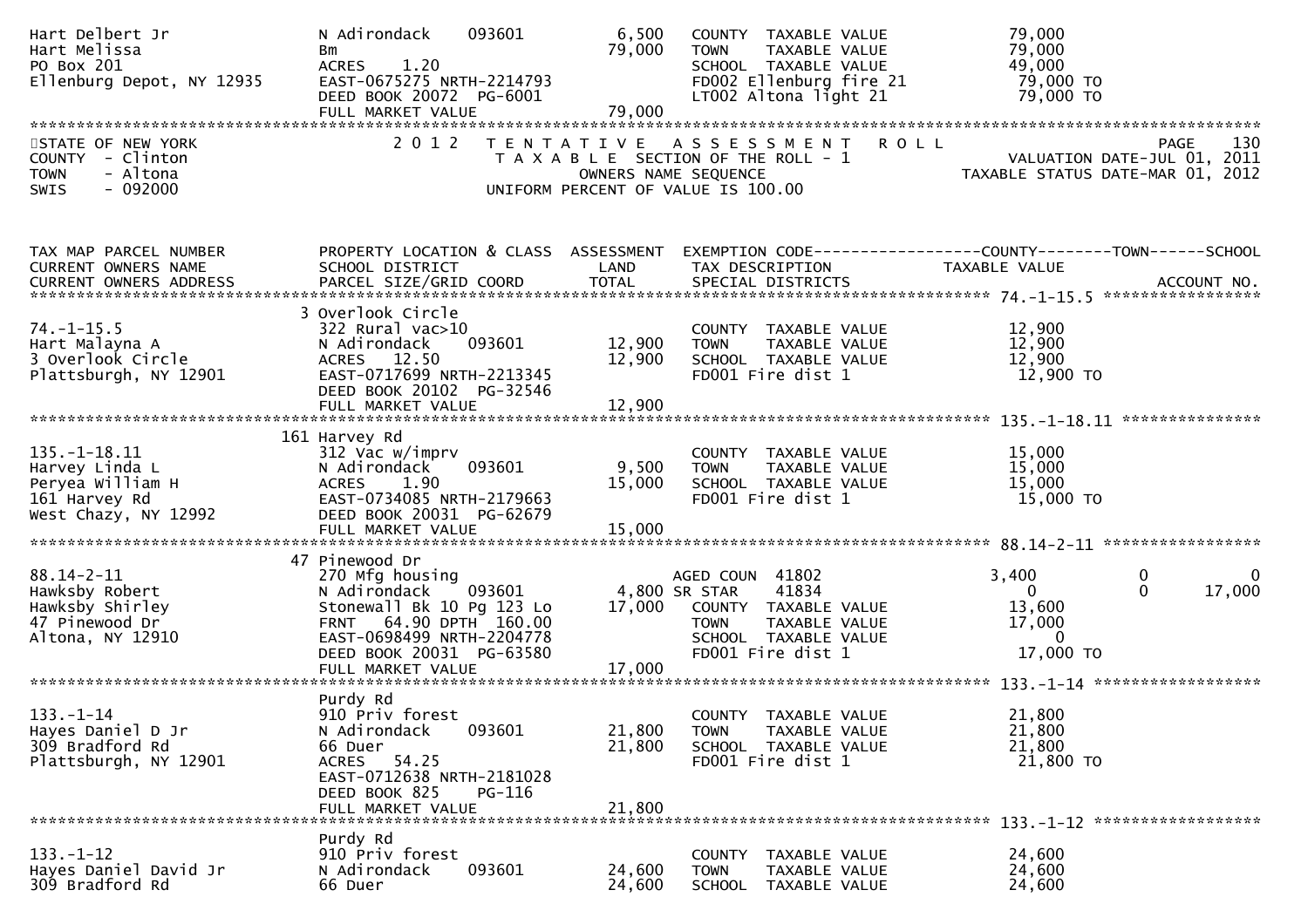```
Hart Delbert Jr               N Adirondack    093601         6,500   COUNTY  TAXABLE VALUE            79,000
Hart Melissa                  Bm                            79,000   TOWN    TAXABLE VALUE            79,000
PO Box 201                    ACRES    1.20                          SCHOOL  TAXABLE VALUE            49,000
Ellenburg Depot, NY 12935     EAST-0675275 NRTH-2214793              FD002 Ellenburg fire 21           79,000 TO
                              DEED BOOK 20072  PG-6001               LT002 Altona light 21             79,000 TO
                              FULL MARKET VALUE             79,000
******************************************************************************************************************************
STATE OF NEW YORK              2 0 1 2   T E N T A T I V E   A S S E S S M E N T   R O L L                        PAGE    130
COUNTY  - Clinton                          T A X A B L E  SECTION OF THE ROLL - 1                VALUATION DATE-JUL 01, 2011
TOWN    - Altona                               OWNERS NAME SEQUENCE                           TAXABLE STATUS DATE-MAR 01, 2012
SWIS    - 092000                       UNIFORM PERCENT OF VALUE IS 100.00


TAX MAP PARCEL NUMBER         PROPERTY LOCATION & CLASS  ASSESSMENT  EXEMPTION CODE------------------COUNTY--------TOWN------SCHOOL
CURRENT OWNERS NAME           SCHOOL DISTRICT               LAND      TAX DESCRIPTION              TAXABLE VALUE
CURRENT OWNERS ADDRESS        PARCEL SIZE/GRID COORD        TOTAL     SPECIAL DISTRICTS                                  ACCOUNT NO.
******************************************************************************************************** 74.-1-15.5 *****************
                              3 Overlook Circle
74.-1-15.5                    322 Rural vac>10                       COUNTY  TAXABLE VALUE            12,900
Hart Malayna A                N Adirondack    093601        12,900   TOWN    TAXABLE VALUE            12,900
3 Overlook Circle             ACRES   12.50                 12,900   SCHOOL  TAXABLE VALUE            12,900
Plattsburgh, NY 12901         EAST-0717699 NRTH-2213345              FD001 Fire dist 1                 12,900 TO
                              DEED BOOK 20102  PG-32546
                              FULL MARKET VALUE             12,900
******************************************************************************************************** 135.-1-18.11 ***************
                              161 Harvey Rd
135.-1-18.11                  312 Vac w/imprv                        COUNTY  TAXABLE VALUE            15,000
Harvey Linda L                N Adirondack    093601         9,500   TOWN    TAXABLE VALUE            15,000
Peryea William H              ACRES    1.90                 15,000   SCHOOL  TAXABLE VALUE            15,000
161 Harvey Rd                 EAST-0734085 NRTH-2179663              FD001 Fire dist 1                 15,000 TO
West Chazy, NY 12992          DEED BOOK 20031  PG-62679
                              FULL MARKET VALUE             15,000
******************************************************************************************************** 88.14-2-11 *****************
                              47 Pinewood Dr
88.14-2-11                    270 Mfg housing                        AGED COUN  41802              3,400          0            0
Hawksby Robert                N Adirondack    093601         4,800 SR STAR    41834                    0          0       17,000
Hawksby Shirley               Stonewall Bk 10 Pg 123 Lo     17,000   COUNTY  TAXABLE VALUE            13,600
47 Pinewood Dr                FRNT   64.90 DPTH  160.00              TOWN    TAXABLE VALUE            17,000
Altona, NY 12910              EAST-0698499 NRTH-2204778              SCHOOL  TAXABLE VALUE                 0
                              DEED BOOK 20031  PG-63580              FD001 Fire dist 1                 17,000 TO
                              FULL MARKET VALUE             17,000
******************************************************************************************************** 133.-1-14 ******************
                              Purdy Rd
133.-1-14                     910 Priv forest                        COUNTY  TAXABLE VALUE            21,800
Hayes Daniel D Jr             N Adirondack    093601        21,800   TOWN    TAXABLE VALUE            21,800
309 Bradford Rd               66 Duer                       21,800   SCHOOL  TAXABLE VALUE            21,800
Plattsburgh, NY 12901         ACRES   54.25                          FD001 Fire dist 1                 21,800 TO
                              EAST-0712638 NRTH-2181028
                              DEED BOOK 825    PG-116
                              FULL MARKET VALUE             21,800
******************************************************************************************************** 133.-1-12 ******************
                              Purdy Rd
133.-1-12                     910 Priv forest                        COUNTY  TAXABLE VALUE            24,600
Hayes Daniel David Jr         N Adirondack    093601        24,600   TOWN    TAXABLE VALUE            24,600
309 Bradford Rd               66 Duer                       24,600   SCHOOL  TAXABLE VALUE            24,600
```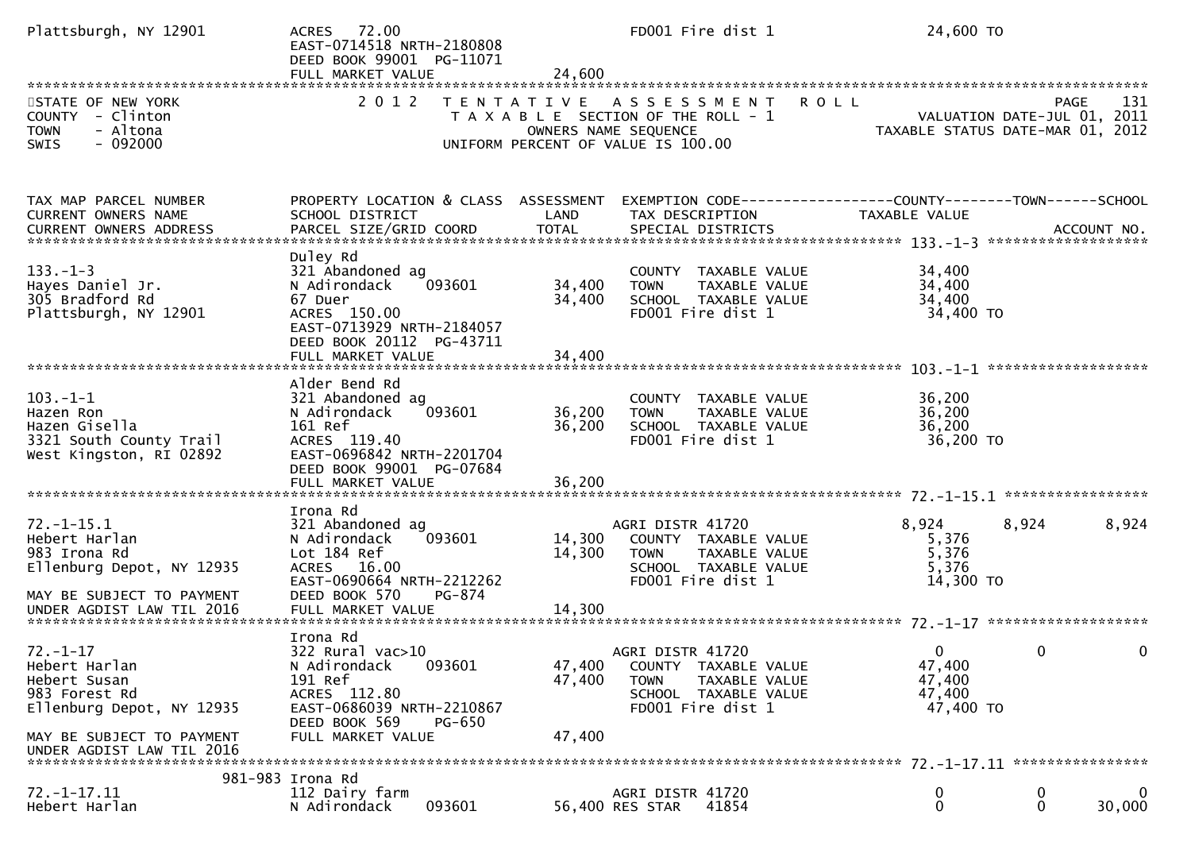```
Plattsburgh, NY 12901          ACRES   72.00                               FD001 Fire dist 1                24,600 TO
                               EAST-0714518 NRTH-2180808
                               DEED BOOK 99001  PG-11071
                               FULL MARKET VALUE              24,600
******************************************************************************************************************************
STATE OF NEW YORK                2 0 1 2   T E N T A T I V E   A S S E S S M E N T   R O L L                    PAGE    131
COUNTY  - Clinton                          T A X A B L E  SECTION OF THE ROLL - 1                VALUATION DATE-JUL 01, 2011
TOWN    - Altona                                  OWNERS NAME SEQUENCE                       TAXABLE STATUS DATE-MAR 01, 2012
SWIS    - 092000                          UNIFORM PERCENT OF VALUE IS 100.00


TAX MAP PARCEL NUMBER          PROPERTY LOCATION & CLASS  ASSESSMENT  EXEMPTION CODE------------------COUNTY--------TOWN------SCHOOL
CURRENT OWNERS NAME            SCHOOL DISTRICT               LAND     TAX DESCRIPTION              TAXABLE VALUE
CURRENT OWNERS ADDRESS         PARCEL SIZE/GRID COORD        TOTAL    SPECIAL DISTRICTS                                ACCOUNT NO.
******************************************************************************************************* 133.-1-3 *******************
                               Duley Rd
133.-1-3                       321 Abandoned ag                        COUNTY  TAXABLE VALUE            34,400
Hayes Daniel Jr.               N Adirondack     093601      34,400     TOWN    TAXABLE VALUE            34,400
305 Bradford Rd                67 Duer                      34,400     SCHOOL  TAXABLE VALUE            34,400
Plattsburgh, NY 12901          ACRES  150.00                           FD001 Fire dist 1                 34,400 TO
                               EAST-0713929 NRTH-2184057
                               DEED BOOK 20112  PG-43711
                               FULL MARKET VALUE              34,400
******************************************************************************************************* 103.-1-1 *******************
                               Alder Bend Rd
103.-1-1                       321 Abandoned ag                        COUNTY  TAXABLE VALUE            36,200
Hazen Ron                      N Adirondack     093601      36,200     TOWN    TAXABLE VALUE            36,200
Hazen Gisella                  161 Ref                      36,200     SCHOOL  TAXABLE VALUE            36,200
3321 South County Trail        ACRES  119.40                           FD001 Fire dist 1                 36,200 TO
West Kingston, RI 02892        EAST-0696842 NRTH-2201704
                               DEED BOOK 99001  PG-07684
                               FULL MARKET VALUE              36,200
******************************************************************************************************* 72.-1-15.1 *****************
                               Irona Rd
72.-1-15.1                     321 Abandoned ag                        AGRI DISTR 41720                8,924      8,924      8,924
Hebert Harlan                  N Adirondack     093601      14,300     COUNTY  TAXABLE VALUE             5,376
983 Irona Rd                   Lot 184 Ref                  14,300     TOWN    TAXABLE VALUE             5,376
Ellenburg Depot, NY 12935      ACRES   16.00                           SCHOOL  TAXABLE VALUE             5,376
                               EAST-0690664 NRTH-2212262               FD001 Fire dist 1                 14,300 TO
MAY BE SUBJECT TO PAYMENT      DEED BOOK 570    PG-874
UNDER AGDIST LAW TIL 2016      FULL MARKET VALUE              14,300
******************************************************************************************************* 72.-1-17 *******************
                               Irona Rd
72.-1-17                       322 Rural vac>10                        AGRI DISTR 41720                    0          0          0
Hebert Harlan                  N Adirondack     093601      47,400     COUNTY  TAXABLE VALUE            47,400
Hebert Susan                   191 Ref                      47,400     TOWN    TAXABLE VALUE            47,400
983 Forest Rd                  ACRES  112.80                           SCHOOL  TAXABLE VALUE            47,400
Ellenburg Depot, NY 12935      EAST-0686039 NRTH-2210867               FD001 Fire dist 1                 47,400 TO
                               DEED BOOK 569    PG-650
MAY BE SUBJECT TO PAYMENT      FULL MARKET VALUE              47,400
UNDER AGDIST LAW TIL 2016
******************************************************************************************************* 72.-1-17.11 ****************
                       981-983 Irona Rd
72.-1-17.11                    112 Dairy farm                          AGRI DISTR 41720                    0          0          0
Hebert Harlan                  N Adirondack     093601      56,400 RES STAR   41854                        0          0     30,000
```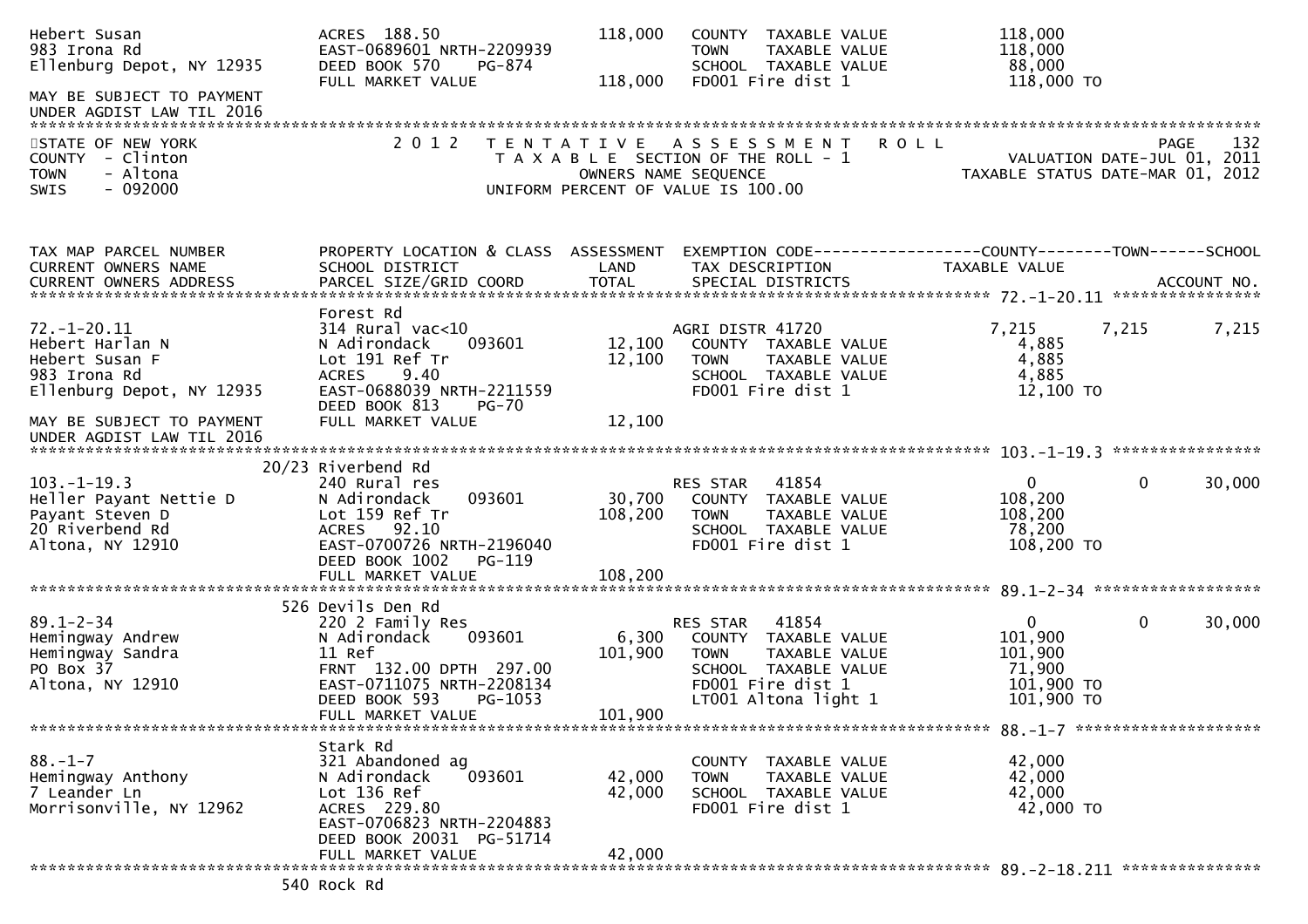```
Hebert Susan                   ACRES 188.50                       118,000   COUNTY  TAXABLE VALUE            118,000
983 Irona Rd                   EAST-0689601 NRTH-2209939                    TOWN    TAXABLE VALUE            118,000
Ellenburg Depot, NY 12935      DEED BOOK 570    PG-874                      SCHOOL  TAXABLE VALUE             88,000
                               FULL MARKET VALUE                  118,000   FD001 Fire dist 1                118,000 TO
MAY BE SUBJECT TO PAYMENT
UNDER AGDIST LAW TIL 2016
******************************************************************************************************************************
STATE OF NEW YORK              2 0 1 2   T E N T A T I V E   A S S E S S M E N T   R O L L                           PAGE    132
COUNTY  - Clinton                          T A X A B L E SECTION OF THE ROLL - 1                   VALUATION DATE-JUL 01, 2011
TOWN    - Altona                              OWNERS NAME SEQUENCE                            TAXABLE STATUS DATE-MAR 01, 2012
SWIS    - 092000                      UNIFORM PERCENT OF VALUE IS 100.00


TAX MAP PARCEL NUMBER          PROPERTY LOCATION & CLASS  ASSESSMENT  EXEMPTION CODE------------------COUNTY--------TOWN------SCHOOL
CURRENT OWNERS NAME            SCHOOL DISTRICT               LAND     TAX DESCRIPTION              TAXABLE VALUE
CURRENT OWNERS ADDRESS         PARCEL SIZE/GRID COORD        TOTAL    SPECIAL DISTRICTS                                   ACCOUNT NO.
******************************************************************************************************* 72.-1-20.11 ****************
                               Forest Rd
72.-1-20.11                    314 Rural vac<10                       AGRI DISTR 41720                7,215      7,215       7,215
Hebert Harlan N                N Adirondack     093601      12,100    COUNTY  TAXABLE VALUE             4,885
Hebert Susan F                 Lot 191 Ref Tr               12,100    TOWN    TAXABLE VALUE             4,885
983 Irona Rd                   ACRES    9.40                          SCHOOL  TAXABLE VALUE             4,885
Ellenburg Depot, NY 12935      EAST-0688039 NRTH-2211559              FD001 Fire dist 1                12,100 TO
                               DEED BOOK 813    PG-70
MAY BE SUBJECT TO PAYMENT      FULL MARKET VALUE            12,100
UNDER AGDIST LAW TIL 2016
******************************************************************************************************* 103.-1-19.3 ****************
                            20/23 Riverbend Rd
103.-1-19.3                    240 Rural res                          RES STAR   41854                    0          0      30,000
Heller Payant Nettie D         N Adirondack     093601      30,700    COUNTY  TAXABLE VALUE           108,200
Payant Steven D                Lot 159 Ref Tr              108,200    TOWN    TAXABLE VALUE           108,200
20 Riverbend Rd                ACRES   92.10                          SCHOOL  TAXABLE VALUE            78,200
Altona, NY 12910               EAST-0700726 NRTH-2196040              FD001 Fire dist 1               108,200 TO
                               DEED BOOK 1002   PG-119
                               FULL MARKET VALUE           108,200
******************************************************************************************************* 89.1-2-34 ******************
                               526 Devils Den Rd
89.1-2-34                      220 2 Family Res                       RES STAR   41854                    0          0      30,000
Hemingway Andrew               N Adirondack     093601       6,300    COUNTY  TAXABLE VALUE           101,900
Hemingway Sandra               11 Ref                      101,900    TOWN    TAXABLE VALUE           101,900
PO Box 37                      FRNT 132.00 DPTH 297.00                SCHOOL  TAXABLE VALUE            71,900
Altona, NY 12910               EAST-0711075 NRTH-2208134              FD001 Fire dist 1               101,900 TO
                               DEED BOOK 593    PG-1053               LT001 Altona light 1            101,900 TO
                               FULL MARKET VALUE           101,900
******************************************************************************************************* 88.-1-7 ********************
                               Stark Rd
88.-1-7                        321 Abandoned ag                       COUNTY  TAXABLE VALUE            42,000
Hemingway Anthony              N Adirondack     093601      42,000    TOWN    TAXABLE VALUE            42,000
7 Leander Ln                   Lot 136 Ref                  42,000    SCHOOL  TAXABLE VALUE            42,000
Morrisonville, NY 12962        ACRES  229.80                          FD001 Fire dist 1                42,000 TO
                               EAST-0706823 NRTH-2204883
                               DEED BOOK 20031  PG-51714
                               FULL MARKET VALUE            42,000
******************************************************************************************************* 89.-2-18.211 ***************
                               540 Rock Rd
```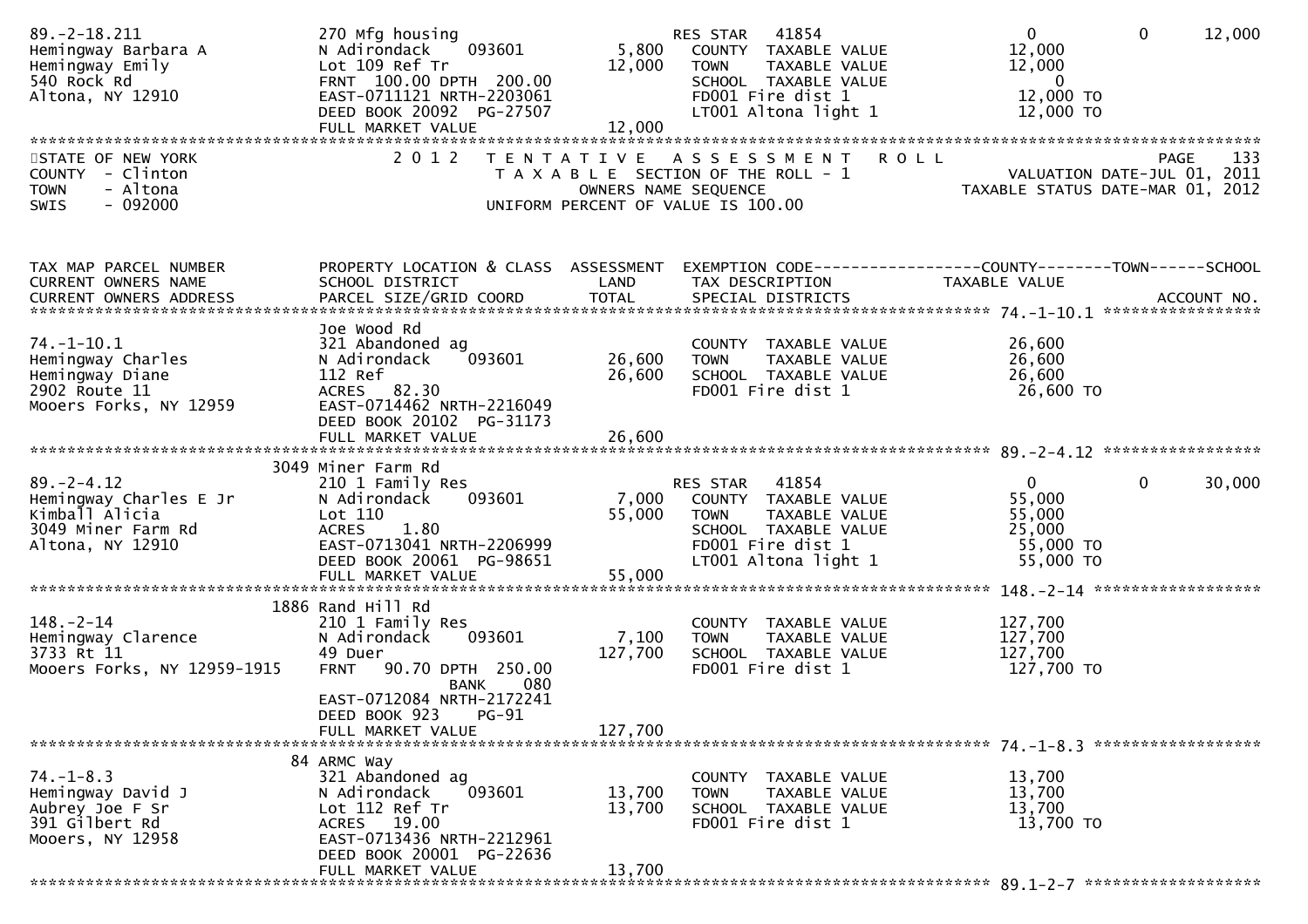| | | | | | | |
|---|---|---|---|---|---|---|
| 89.-2-18.211 | 270 Mfg housing | | RES STAR 41854 | 0 | 0 | 12,000 |
| Hemingway Barbara A | N Adirondack 093601 | 5,800 | COUNTY TAXABLE VALUE | 12,000 | | |
| Hemingway Emily | Lot 109 Ref Tr | 12,000 | TOWN TAXABLE VALUE | 12,000 | | |
| 540 Rock Rd | FRNT 100.00 DPTH 200.00 | | SCHOOL TAXABLE VALUE | 0 | | |
| Altona, NY 12910 | EAST-0711121 NRTH-2203061 | | FD001 Fire dist 1 | 12,000 TO | | |
| | DEED BOOK 20092 PG-27507 | | LT001 Altona light 1 | 12,000 TO | | |
| | FULL MARKET VALUE | 12,000 | | | | |

STATE OF NEW YORK
COUNTY - Clinton
TOWN - Altona
SWIS - 092000

2012 TENTATIVE ASSESSMENT ROLL
TAXABLE SECTION OF THE ROLL - 1
OWNERS NAME SEQUENCE
UNIFORM PERCENT OF VALUE IS 100.00

PAGE 133
VALUATION DATE-JUL 01, 2011
TAXABLE STATUS DATE-MAR 01, 2012

| TAX MAP PARCEL NUMBER / CURRENT OWNERS NAME / CURRENT OWNERS ADDRESS | PROPERTY LOCATION & CLASS / SCHOOL DISTRICT / PARCEL SIZE/GRID COORD | ASSESSMENT LAND / TOTAL | EXEMPTION CODE / TAX DESCRIPTION / SPECIAL DISTRICTS | COUNTY TAXABLE VALUE | TOWN | SCHOOL / ACCOUNT NO. |
|---|---|---|---|---|---|---|
| **74.-1-10.1** | Joe Wood Rd | | | | | |
| 74.-1-10.1 | 321 Abandoned ag | | COUNTY TAXABLE VALUE | 26,600 | | |
| Hemingway Charles | N Adirondack 093601 | 26,600 | TOWN TAXABLE VALUE | 26,600 | | |
| Hemingway Diane | 112 Ref | 26,600 | SCHOOL TAXABLE VALUE | 26,600 | | |
| 2902 Route 11 | ACRES 82.30 | | FD001 Fire dist 1 | 26,600 TO | | |
| Mooers Forks, NY 12959 | EAST-0714462 NRTH-2216049 | | | | | |
| | DEED BOOK 20102 PG-31173 | | | | | |
| | FULL MARKET VALUE | 26,600 | | | | |
| **89.-2-4.12** | 3049 Miner Farm Rd | | | | | |
| 89.-2-4.12 | 210 1 Family Res | | RES STAR 41854 | 0 | 0 | 30,000 |
| Hemingway Charles E Jr | N Adirondack 093601 | 7,000 | COUNTY TAXABLE VALUE | 55,000 | | |
| Kimball Alicia | Lot 110 | 55,000 | TOWN TAXABLE VALUE | 55,000 | | |
| 3049 Miner Farm Rd | ACRES 1.80 | | SCHOOL TAXABLE VALUE | 25,000 | | |
| Altona, NY 12910 | EAST-0713041 NRTH-2206999 | | FD001 Fire dist 1 | 55,000 TO | | |
| | DEED BOOK 20061 PG-98651 | | LT001 Altona light 1 | 55,000 TO | | |
| | FULL MARKET VALUE | 55,000 | | | | |
| **148.-2-14** | 1886 Rand Hill Rd | | | | | |
| 148.-2-14 | 210 1 Family Res | | COUNTY TAXABLE VALUE | 127,700 | | |
| Hemingway Clarence | N Adirondack 093601 | 7,100 | TOWN TAXABLE VALUE | 127,700 | | |
| 3733 Rt 11 | 49 Duer | 127,700 | SCHOOL TAXABLE VALUE | 127,700 | | |
| Mooers Forks, NY 12959-1915 | FRNT 90.70 DPTH 250.00 | | FD001 Fire dist 1 | 127,700 TO | | |
| | BANK 080 | | | | | |
| | EAST-0712084 NRTH-2172241 | | | | | |
| | DEED BOOK 923 PG-91 | | | | | |
| | FULL MARKET VALUE | 127,700 | | | | |
| **74.-1-8.3** | 84 ARMC Way | | | | | |
| 74.-1-8.3 | 321 Abandoned ag | | COUNTY TAXABLE VALUE | 13,700 | | |
| Hemingway David J | N Adirondack 093601 | 13,700 | TOWN TAXABLE VALUE | 13,700 | | |
| Aubrey Joe F Sr | Lot 112 Ref Tr | 13,700 | SCHOOL TAXABLE VALUE | 13,700 | | |
| 391 Gilbert Rd | ACRES 19.00 | | FD001 Fire dist 1 | 13,700 TO | | |
| Mooers, NY 12958 | EAST-0713436 NRTH-2212961 | | | | | |
| | DEED BOOK 20001 PG-22636 | | | | | |
| | FULL MARKET VALUE | 13,700 | | | | |
| **89.1-2-7** | | | | | | |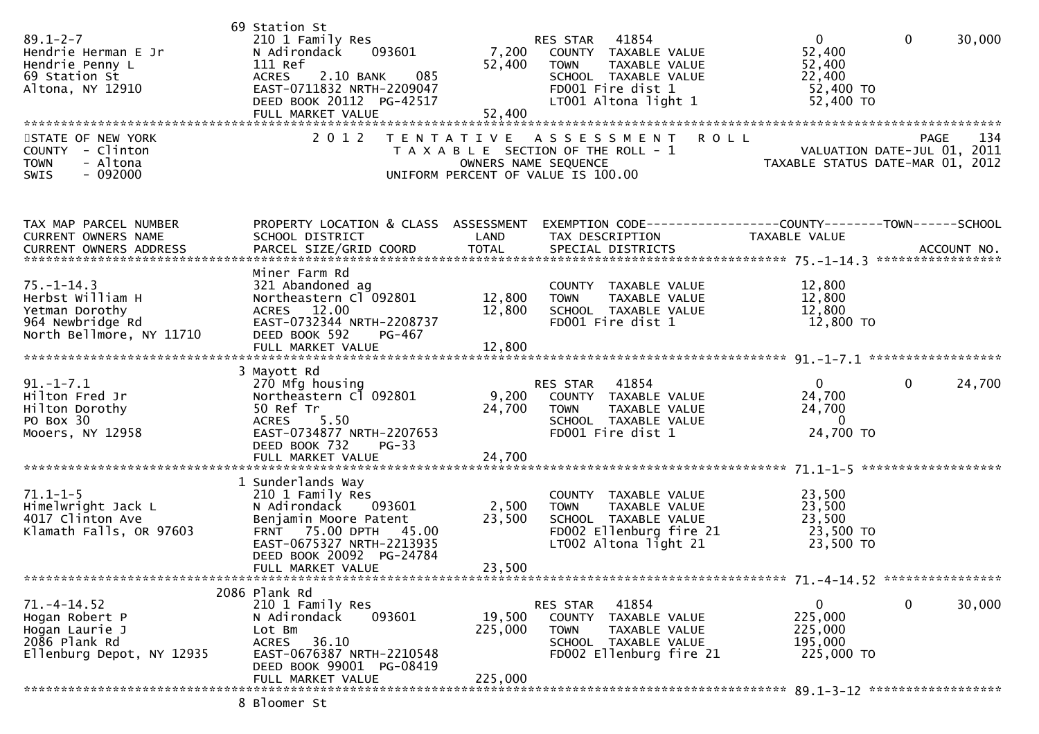```
                                  69 Station St
89.1-2-7                          210 1 Family Res                          RES STAR   41854                          0           0        30,000
Hendrie Herman E Jr               N Adirondack     093601         7,200    COUNTY  TAXABLE VALUE              52,400
Hendrie Penny L                   111 Ref                        52,400    TOWN    TAXABLE VALUE              52,400
69 Station St                     ACRES    2.10 BANK    085                SCHOOL  TAXABLE VALUE              22,400
Altona, NY 12910                  EAST-0711832 NRTH-2209047                FD001 Fire dist 1                   52,400 TO
                                  DEED BOOK 20112  PG-42517                LT001 Altona light 1                52,400 TO
                                  FULL MARKET VALUE              52,400
******************************************************************************************************************************************
STATE OF NEW YORK                  2 0 1 2   T E N T A T I V E   A S S E S S M E N T   R O L L                              PAGE     134
COUNTY  - Clinton                            T A X A B L E  SECTION OF THE ROLL - 1                          VALUATION DATE-JUL 01, 2011
TOWN    - Altona                                   OWNERS NAME SEQUENCE                                TAXABLE STATUS DATE-MAR 01, 2012
SWIS    - 092000                             UNIFORM PERCENT OF VALUE IS 100.00


TAX MAP PARCEL NUMBER             PROPERTY LOCATION & CLASS  ASSESSMENT  EXEMPTION CODE------------------COUNTY--------TOWN------SCHOOL
CURRENT OWNERS NAME               SCHOOL DISTRICT               LAND      TAX DESCRIPTION               TAXABLE VALUE
CURRENT OWNERS ADDRESS            PARCEL SIZE/GRID COORD        TOTAL     SPECIAL DISTRICTS                                     ACCOUNT NO.
************************************************************************************************* 75.-1-14.3 *****************
                                  Miner Farm Rd
75.-1-14.3                        321 Abandoned ag                         COUNTY  TAXABLE VALUE              12,800
Herbst William H                  Northeastern Cl 092801         12,800    TOWN    TAXABLE VALUE              12,800
Yetman Dorothy                    ACRES   12.00                  12,800    SCHOOL  TAXABLE VALUE              12,800
964 Newbridge Rd                  EAST-0732344 NRTH-2208737                FD001 Fire dist 1                   12,800 TO
North Bellmore, NY 11710          DEED BOOK 592     PG-467
                                  FULL MARKET VALUE              12,800
************************************************************************************************* 91.-1-7.1 ******************
                                  3 Mayott Rd
91.-1-7.1                         270 Mfg housing                          RES STAR   41854                          0           0        24,700
Hilton Fred Jr                    Northeastern Cl 092801          9,200    COUNTY  TAXABLE VALUE              24,700
Hilton Dorothy                    50 Ref Tr                      24,700    TOWN    TAXABLE VALUE              24,700
PO Box 30                         ACRES    5.50                            SCHOOL  TAXABLE VALUE                   0
Mooers, NY 12958                  EAST-0734877 NRTH-2207653                FD001 Fire dist 1                   24,700 TO
                                  DEED BOOK 732     PG-33
                                  FULL MARKET VALUE              24,700
************************************************************************************************* 71.1-1-5 *******************
                                  1 Sunderlands Way
71.1-1-5                          210 1 Family Res                         COUNTY  TAXABLE VALUE              23,500
Himelwright Jack L                N Adirondack     093601         2,500    TOWN    TAXABLE VALUE              23,500
4017 Clinton Ave                  Benjamin Moore Patent          23,500    SCHOOL  TAXABLE VALUE              23,500
Klamath Falls, OR 97603           FRNT   75.00 DPTH   45.00                FD002 Ellenburg fire 21             23,500 TO
                                  EAST-0675327 NRTH-2213935                LT002 Altona light 21               23,500 TO
                                  DEED BOOK 20092  PG-24784
                                  FULL MARKET VALUE              23,500
************************************************************************************************* 71.-4-14.52 ****************
                                  2086 Plank Rd
71.-4-14.52                       210 1 Family Res                         RES STAR   41854                          0           0        30,000
Hogan Robert P                    N Adirondack     093601        19,500    COUNTY  TAXABLE VALUE             225,000
Hogan Laurie J                    Lot Bm                        225,000    TOWN    TAXABLE VALUE             225,000
2086 Plank Rd                     ACRES   36.10                            SCHOOL  TAXABLE VALUE             195,000
Ellenburg Depot, NY 12935         EAST-0676387 NRTH-2210548                FD002 Ellenburg fire 21            225,000 TO
                                  DEED BOOK 99001  PG-08419
                                  FULL MARKET VALUE             225,000
************************************************************************************************* 89.1-3-12 ******************
                                  8 Bloomer St
```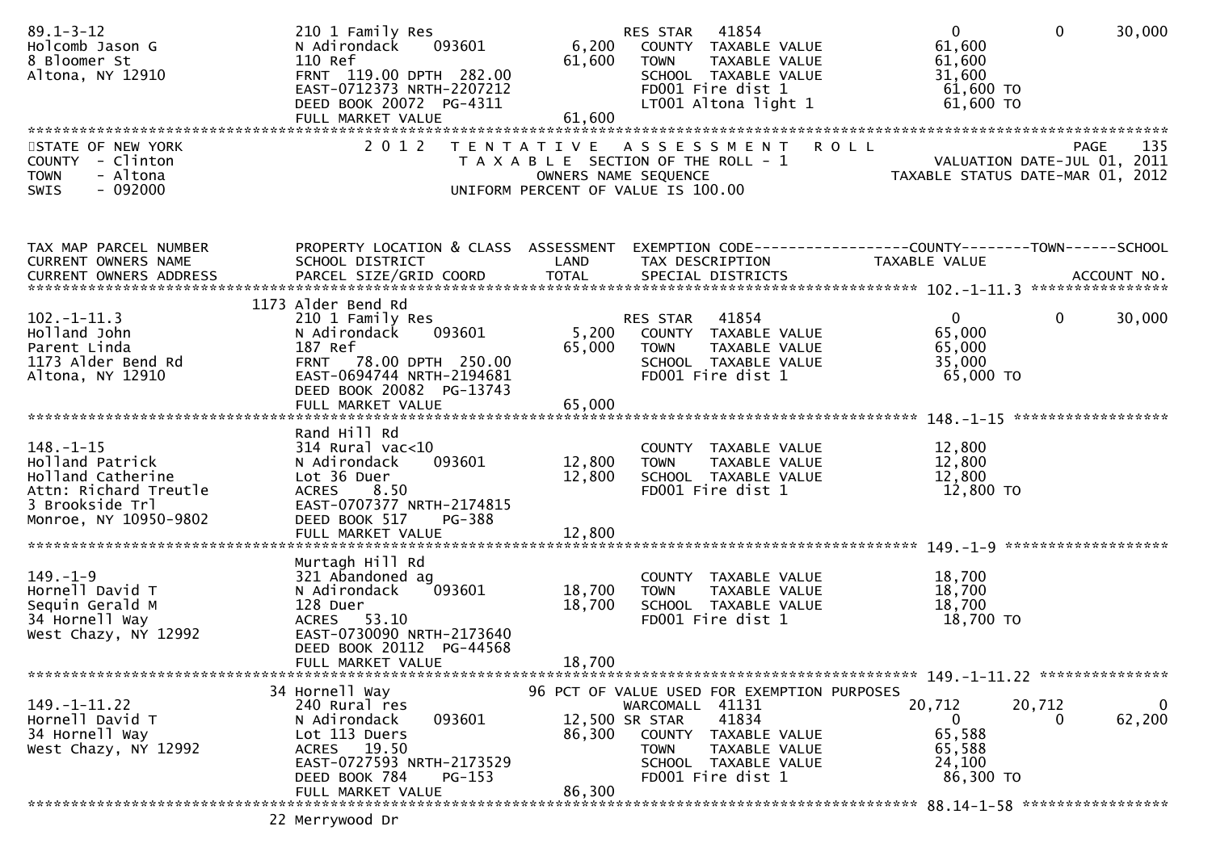```
89.1-3-12                       210 1 Family Res                      RES STAR   41854                        0         0       30,000
Holcomb Jason G                 N Adirondack     093601       6,200   COUNTY  TAXABLE VALUE                61,600
8 Bloomer St                    110 Ref                      61,600   TOWN    TAXABLE VALUE                61,600
Altona, NY 12910                FRNT 119.00 DPTH 282.00               SCHOOL  TAXABLE VALUE                31,600
                                EAST-0712373 NRTH-2207212             FD001 Fire dist 1                    61,600 TO
                                DEED BOOK 20072  PG-4311              LT001 Altona light 1                 61,600 TO
                                FULL MARKET VALUE            61,600
************************************************************************************************************************************
STATE OF NEW YORK                 2 0 1 2   T E N T A T I V E   A S S E S S M E N T   R O L L                                PAGE   135
COUNTY  - Clinton                           T A X A B L E  SECTION OF THE ROLL - 1                  VALUATION DATE-JUL 01, 2011
TOWN    - Altona                                    OWNERS NAME SEQUENCE                     TAXABLE STATUS DATE-MAR 01, 2012
SWIS    - 092000                             UNIFORM PERCENT OF VALUE IS 100.00



TAX MAP PARCEL NUMBER           PROPERTY LOCATION & CLASS  ASSESSMENT  EXEMPTION CODE------------------COUNTY--------TOWN------SCHOOL
CURRENT OWNERS NAME             SCHOOL DISTRICT               LAND     TAX DESCRIPTION              TAXABLE VALUE
CURRENT OWNERS ADDRESS          PARCEL SIZE/GRID COORD        TOTAL    SPECIAL DISTRICTS                                  ACCOUNT NO.
****************************************************************************************************** 102.-1-11.3 ****************
                              1173 Alder Bend Rd
102.-1-11.3                     210 1 Family Res                      RES STAR   41854                        0         0       30,000
Holland John                    N Adirondack     093601       5,200   COUNTY  TAXABLE VALUE                65,000
Parent Linda                    187 Ref                      65,000   TOWN    TAXABLE VALUE                65,000
1173 Alder Bend Rd              FRNT  78.00 DPTH 250.00               SCHOOL  TAXABLE VALUE                35,000
Altona, NY 12910                EAST-0694744 NRTH-2194681             FD001 Fire dist 1                    65,000 TO
                                DEED BOOK 20082  PG-13743
                                FULL MARKET VALUE            65,000
****************************************************************************************************** 148.-1-15 ******************
                                Rand Hill Rd
148.-1-15                       314 Rural vac<10                      COUNTY  TAXABLE VALUE                12,800
Holland Patrick                 N Adirondack     093601      12,800   TOWN    TAXABLE VALUE                12,800
Holland Catherine               Lot 36 Duer                  12,800   SCHOOL  TAXABLE VALUE                12,800
Attn: Richard Treutle           ACRES     8.50                        FD001 Fire dist 1                    12,800 TO
3 Brookside Trl                 EAST-0707377 NRTH-2174815
Monroe, NY 10950-9802           DEED BOOK 517    PG-388
                                FULL MARKET VALUE            12,800
****************************************************************************************************** 149.-1-9 *******************
                                Murtagh Hill Rd
149.-1-9                        321 Abandoned ag                      COUNTY  TAXABLE VALUE                18,700
Hornell David T                 N Adirondack     093601      18,700   TOWN    TAXABLE VALUE                18,700
Sequin Gerald M                 128 Duer                     18,700   SCHOOL  TAXABLE VALUE                18,700
34 Hornell Way                  ACRES    53.10                        FD001 Fire dist 1                    18,700 TO
West Chazy, NY 12992            EAST-0730090 NRTH-2173640
                                DEED BOOK 20112  PG-44568
                                FULL MARKET VALUE            18,700
****************************************************************************************************** 149.-1-11.22 ***************
                                34 Hornell Way               96 PCT OF VALUE USED FOR EXEMPTION PURPOSES
149.-1-11.22                    240 Rural res                         WARCOMALL  41131                    20,712    20,712            0
Hornell David T                 N Adirondack     093601      12,500 SR STAR    41834                        0         0       62,200
34 Hornell Way                  Lot 113 Duers                86,300   COUNTY  TAXABLE VALUE                65,588
West Chazy, NY 12992            ACRES    19.50                        TOWN    TAXABLE VALUE                65,588
                                EAST-0727593 NRTH-2173529             SCHOOL  TAXABLE VALUE                24,100
                                DEED BOOK 784    PG-153               FD001 Fire dist 1                    86,300 TO
                                FULL MARKET VALUE            86,300
****************************************************************************************************** 88.14-1-58 *****************
                                22 Merrywood Dr
```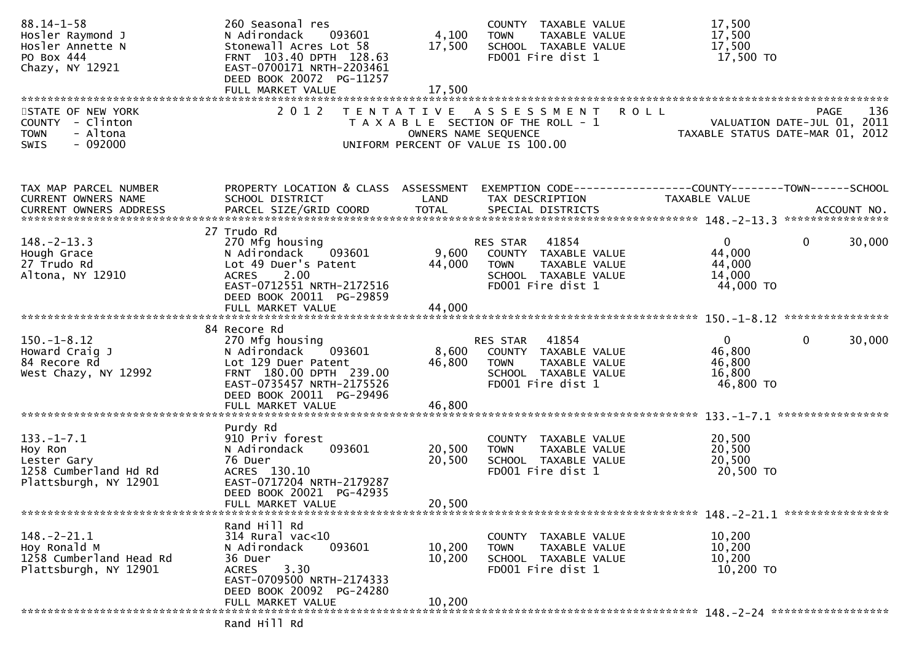```
88.14-1-58                     260 Seasonal res                         COUNTY  TAXABLE VALUE             17,500
Hosler Raymond J               N Adirondack    093601       4,100       TOWN    TAXABLE VALUE             17,500
Hosler Annette N               Stonewall Acres Lot 58      17,500       SCHOOL  TAXABLE VALUE             17,500
PO Box 444                     FRNT  103.40 DPTH  128.63                FD001 Fire dist 1                  17,500 TO
Chazy, NY 12921                EAST-0700171 NRTH-2203461
                               DEED BOOK 20072  PG-11257
                               FULL MARKET VALUE           17,500
******************************************************************************************************************************
STATE OF NEW YORK               2 0 1 2   T E N T A T I V E   A S S E S S M E N T   R O L L                          PAGE    136
COUNTY  - Clinton                         T A X A B L E  SECTION OF THE ROLL - 1                   VALUATION DATE-JUL 01, 2011
TOWN    - Altona                                 OWNERS NAME SEQUENCE                           TAXABLE STATUS DATE-MAR 01, 2012
SWIS    - 092000                          UNIFORM PERCENT OF VALUE IS 100.00


TAX MAP PARCEL NUMBER          PROPERTY LOCATION & CLASS  ASSESSMENT  EXEMPTION CODE------------------COUNTY--------TOWN------SCHOOL
CURRENT OWNERS NAME            SCHOOL DISTRICT               LAND      TAX DESCRIPTION             TAXABLE VALUE
CURRENT OWNERS ADDRESS         PARCEL SIZE/GRID COORD        TOTAL     SPECIAL DISTRICTS                                  ACCOUNT NO.
****************************************************************************************************** 148.-2-13.3 ****************
                               27 Trudo Rd
148.-2-13.3                    270 Mfg housing                          RES STAR   41854                    0          0      30,000
Hough Grace                    N Adirondack    093601       9,600       COUNTY  TAXABLE VALUE             44,000
27 Trudo Rd                    Lot 49 Duer's Patent        44,000       TOWN    TAXABLE VALUE             44,000
Altona, NY 12910               ACRES    2.00                            SCHOOL  TAXABLE VALUE             14,000
                               EAST-0712551 NRTH-2172516                FD001 Fire dist 1                  44,000 TO
                               DEED BOOK 20011  PG-29859
                               FULL MARKET VALUE           44,000
****************************************************************************************************** 150.-1-8.12 ****************
                               84 Recore Rd
150.-1-8.12                    270 Mfg housing                          RES STAR   41854                    0          0      30,000
Howard Craig J                 N Adirondack    093601       8,600       COUNTY  TAXABLE VALUE             46,800
84 Recore Rd                   Lot 129 Duer Patent         46,800       TOWN    TAXABLE VALUE             46,800
West Chazy, NY 12992           FRNT  180.00 DPTH  239.00                SCHOOL  TAXABLE VALUE             16,800
                               EAST-0735457 NRTH-2175526                FD001 Fire dist 1                  46,800 TO
                               DEED BOOK 20011  PG-29496
                               FULL MARKET VALUE           46,800
****************************************************************************************************** 133.-1-7.1 *****************
                               Purdy Rd
133.-1-7.1                     910 Priv forest                          COUNTY  TAXABLE VALUE             20,500
Hoy Ron                        N Adirondack    093601      20,500       TOWN    TAXABLE VALUE             20,500
Lester Gary                    76 Duer                     20,500       SCHOOL  TAXABLE VALUE             20,500
1258 Cumberland Hd Rd          ACRES  130.10                            FD001 Fire dist 1                  20,500 TO
Plattsburgh, NY 12901          EAST-0717204 NRTH-2179287
                               DEED BOOK 20021  PG-42935
                               FULL MARKET VALUE           20,500
****************************************************************************************************** 148.-2-21.1 ****************
                               Rand Hill Rd
148.-2-21.1                    314 Rural vac<10                         COUNTY  TAXABLE VALUE             10,200
Hoy Ronald M                   N Adirondack    093601      10,200       TOWN    TAXABLE VALUE             10,200
1258 Cumberland Head Rd        36 Duer                     10,200       SCHOOL  TAXABLE VALUE             10,200
Plattsburgh, NY 12901          ACRES    3.30                            FD001 Fire dist 1                  10,200 TO
                               EAST-0709500 NRTH-2174333
                               DEED BOOK 20092  PG-24280
                               FULL MARKET VALUE           10,200
****************************************************************************************************** 148.-2-24 ******************
                               Rand Hill Rd
```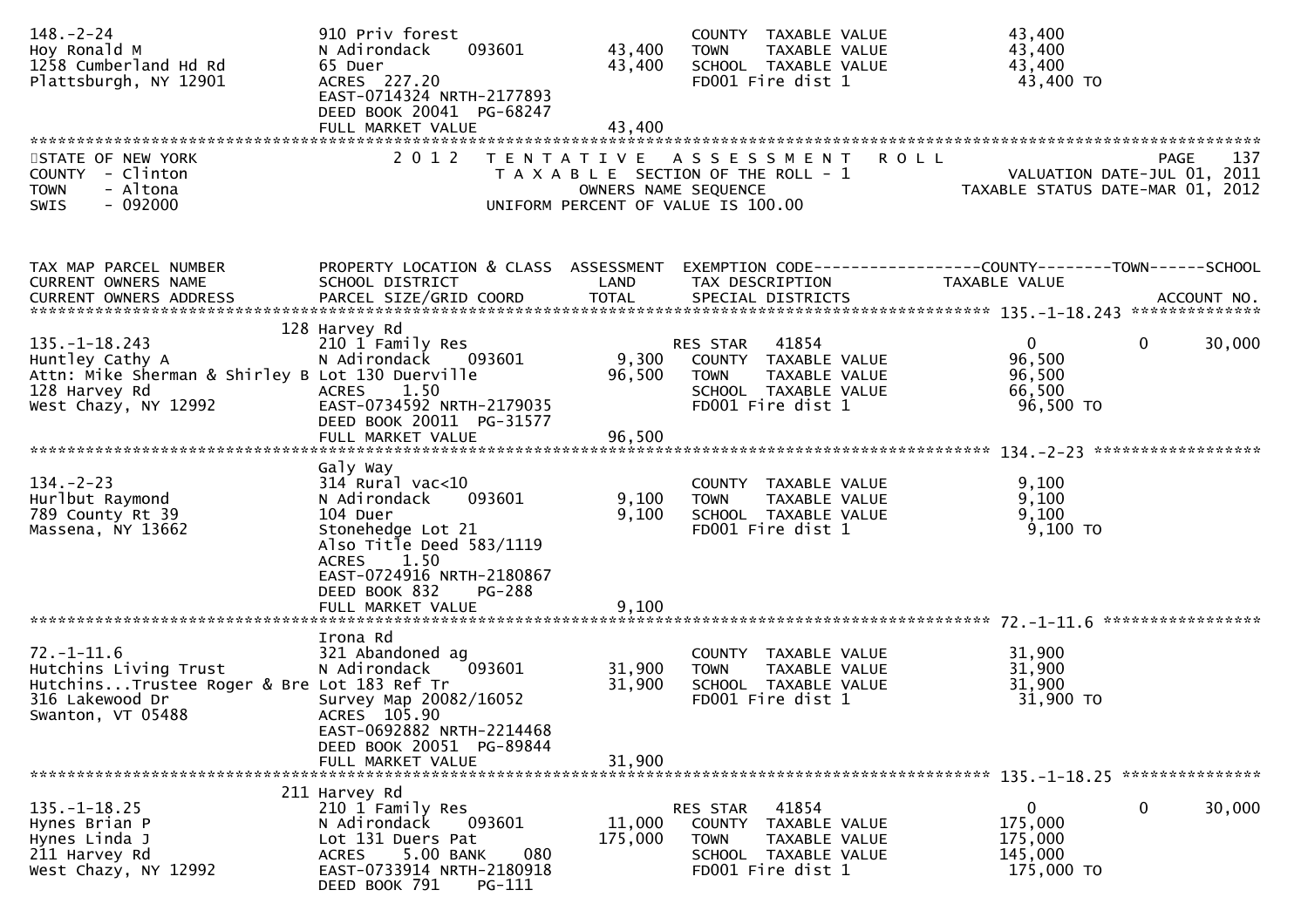```
148.-2-24                       910 Priv forest                         COUNTY  TAXABLE VALUE            43,400
Hoy Ronald M                    N Adirondack    093601       43,400     TOWN    TAXABLE VALUE            43,400
1258 Cumberland Hd Rd           65 Duer                      43,400     SCHOOL  TAXABLE VALUE            43,400
Plattsburgh, NY 12901           ACRES  227.20                           FD001 Fire dist 1                 43,400 TO
                                EAST-0714324 NRTH-2177893
                                DEED BOOK 20041  PG-68247
                                FULL MARKET VALUE            43,400
******************************************************************************************************************************
```

STATE OF NEW YORK
COUNTY - Clinton
TOWN - Altona
SWIS - 092000

2012 TENTATIVE ASSESSMENT ROLL
TAXABLE SECTION OF THE ROLL - 1
OWNERS NAME SEQUENCE
UNIFORM PERCENT OF VALUE IS 100.00

PAGE 137
VALUATION DATE-JUL 01, 2011
TAXABLE STATUS DATE-MAR 01, 2012

```
TAX MAP PARCEL NUMBER          PROPERTY LOCATION & CLASS  ASSESSMENT  EXEMPTION CODE------------------COUNTY--------TOWN------SCHOOL
CURRENT OWNERS NAME            SCHOOL DISTRICT               LAND      TAX DESCRIPTION             TAXABLE VALUE
CURRENT OWNERS ADDRESS         PARCEL SIZE/GRID COORD        TOTAL     SPECIAL DISTRICTS                                    ACCOUNT NO.
****************************************************************************************************** 135.-1-18.243 **************
                               128 Harvey Rd
135.-1-18.243                  210 1 Family Res                        RES STAR   41854                   0            0      30,000
Huntley Cathy A                N Adirondack    093601        9,300     COUNTY  TAXABLE VALUE            96,500
Attn: Mike Sherman & Shirley B Lot 130 Duerville            96,500     TOWN    TAXABLE VALUE            96,500
128 Harvey Rd                  ACRES    1.50                           SCHOOL  TAXABLE VALUE            66,500
West Chazy, NY 12992           EAST-0734592 NRTH-2179035               FD001 Fire dist 1                 96,500 TO
                               DEED BOOK 20011  PG-31577
                               FULL MARKET VALUE            96,500
****************************************************************************************************** 134.-2-23 ******************
                               Galy Way
134.-2-23                      314 Rural vac<10                        COUNTY  TAXABLE VALUE             9,100
Hurlbut Raymond                N Adirondack    093601        9,100     TOWN    TAXABLE VALUE             9,100
789 County Rt 39               104 Duer                      9,100     SCHOOL  TAXABLE VALUE             9,100
Massena, NY 13662              Stonehedge Lot 21                       FD001 Fire dist 1                  9,100 TO
                               Also Title Deed 583/1119
                               ACRES    1.50
                               EAST-0724916 NRTH-2180867
                               DEED BOOK 832    PG-288
                               FULL MARKET VALUE             9,100
****************************************************************************************************** 72.-1-11.6 *****************
                               Irona Rd
72.-1-11.6                     321 Abandoned ag                        COUNTY  TAXABLE VALUE            31,900
Hutchins Living Trust          N Adirondack    093601       31,900     TOWN    TAXABLE VALUE            31,900
Hutchins...Trustee Roger & Bre Lot 183 Ref Tr               31,900     SCHOOL  TAXABLE VALUE            31,900
316 Lakewood Dr                Survey Map 20082/16052                  FD001 Fire dist 1                 31,900 TO
Swanton, VT 05488              ACRES  105.90
                               EAST-0692882 NRTH-2214468
                               DEED BOOK 20051  PG-89844
                               FULL MARKET VALUE            31,900
****************************************************************************************************** 135.-1-18.25 ***************
                               211 Harvey Rd
135.-1-18.25                   210 1 Family Res                        RES STAR   41854                   0            0      30,000
Hynes Brian P                  N Adirondack    093601       11,000     COUNTY  TAXABLE VALUE           175,000
Hynes Linda J                  Lot 131 Duers Pat           175,000     TOWN    TAXABLE VALUE           175,000
211 Harvey Rd                  ACRES    5.00 BANK     080              SCHOOL  TAXABLE VALUE           145,000
West Chazy, NY 12992           EAST-0733914 NRTH-2180918               FD001 Fire dist 1                175,000 TO
                               DEED BOOK 791    PG-111
```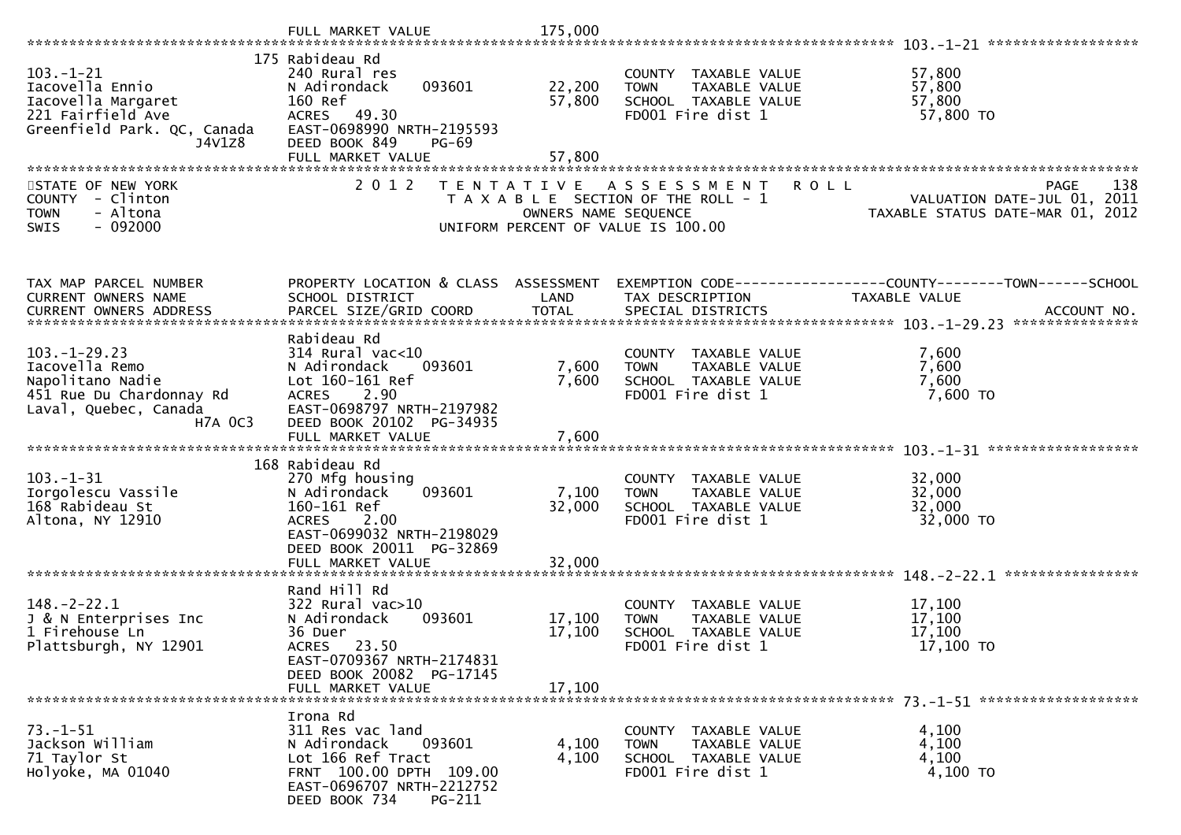FULL MARKET VALUE 175,000

**103.-1-21**

| | | | | |
|---|---|---|---|---|
| 103.-1-21 | 175 Rabideau Rd | | | |
| Iacovella Ennio | 240 Rural res | | COUNTY TAXABLE VALUE | 57,800 |
| Iacovella Margaret | N Adirondack 093601 | 22,200 | TOWN TAXABLE VALUE | 57,800 |
| 221 Fairfield Ave | 160 Ref | 57,800 | SCHOOL TAXABLE VALUE | 57,800 |
| Greenfield Park. QC, Canada J4V1Z8 | ACRES 49.30 | | FD001 Fire dist 1 | 57,800 TO |
| | EAST-0698990 NRTH-2195593 | | | |
| | DEED BOOK 849 PG-69 | | | |
| | FULL MARKET VALUE | 57,800 | | |

STATE OF NEW YORK — 2012 TENTATIVE ASSESSMENT ROLL — PAGE 138
COUNTY - Clinton — TAXABLE SECTION OF THE ROLL - 1 — VALUATION DATE-JUL 01, 2011
TOWN - Altona — OWNERS NAME SEQUENCE — TAXABLE STATUS DATE-MAR 01, 2012
SWIS - 092000 — UNIFORM PERCENT OF VALUE IS 100.00

| TAX MAP PARCEL NUMBER / CURRENT OWNERS NAME / CURRENT OWNERS ADDRESS | PROPERTY LOCATION & CLASS / SCHOOL DISTRICT / PARCEL SIZE/GRID COORD | ASSESSMENT LAND / TOTAL | EXEMPTION CODE / TAX DESCRIPTION / SPECIAL DISTRICTS | COUNTY--------TOWN------SCHOOL TAXABLE VALUE / ACCOUNT NO. |
|---|---|---|---|---|
| **103.-1-29.23** | Rabideau Rd | | | |
| 103.-1-29.23 | 314 Rural vac<10 | | COUNTY TAXABLE VALUE | 7,600 |
| Iacovella Remo | N Adirondack 093601 | 7,600 | TOWN TAXABLE VALUE | 7,600 |
| Napolitano Nadie | Lot 160-161 Ref | 7,600 | SCHOOL TAXABLE VALUE | 7,600 |
| 451 Rue Du Chardonnay Rd | ACRES 2.90 | | FD001 Fire dist 1 | 7,600 TO |
| Laval, Quebec, Canada H7A 0C3 | EAST-0698797 NRTH-2197982 | | | |
| | DEED BOOK 20102 PG-34935 | | | |
| | FULL MARKET VALUE | 7,600 | | |
| **103.-1-31** | 168 Rabideau Rd | | | |
| 103.-1-31 | 270 Mfg housing | | COUNTY TAXABLE VALUE | 32,000 |
| Iorgolescu Vassile | N Adirondack 093601 | 7,100 | TOWN TAXABLE VALUE | 32,000 |
| 168 Rabideau St | 160-161 Ref | 32,000 | SCHOOL TAXABLE VALUE | 32,000 |
| Altona, NY 12910 | ACRES 2.00 | | FD001 Fire dist 1 | 32,000 TO |
| | EAST-0699032 NRTH-2198029 | | | |
| | DEED BOOK 20011 PG-32869 | | | |
| | FULL MARKET VALUE | 32,000 | | |
| **148.-2-22.1** | Rand Hill Rd | | | |
| 148.-2-22.1 | 322 Rural vac>10 | | COUNTY TAXABLE VALUE | 17,100 |
| J & N Enterprises Inc | N Adirondack 093601 | 17,100 | TOWN TAXABLE VALUE | 17,100 |
| 1 Firehouse Ln | 36 Duer | 17,100 | SCHOOL TAXABLE VALUE | 17,100 |
| Plattsburgh, NY 12901 | ACRES 23.50 | | FD001 Fire dist 1 | 17,100 TO |
| | EAST-0709367 NRTH-2174831 | | | |
| | DEED BOOK 20082 PG-17145 | | | |
| | FULL MARKET VALUE | 17,100 | | |
| **73.-1-51** | Irona Rd | | | |
| 73.-1-51 | 311 Res vac land | | COUNTY TAXABLE VALUE | 4,100 |
| Jackson William | N Adirondack 093601 | 4,100 | TOWN TAXABLE VALUE | 4,100 |
| 71 Taylor St | Lot 166 Ref Tract | 4,100 | SCHOOL TAXABLE VALUE | 4,100 |
| Holyoke, MA 01040 | FRNT 100.00 DPTH 109.00 | | FD001 Fire dist 1 | 4,100 TO |
| | EAST-0696707 NRTH-2212752 | | | |
| | DEED BOOK 734 PG-211 | | | |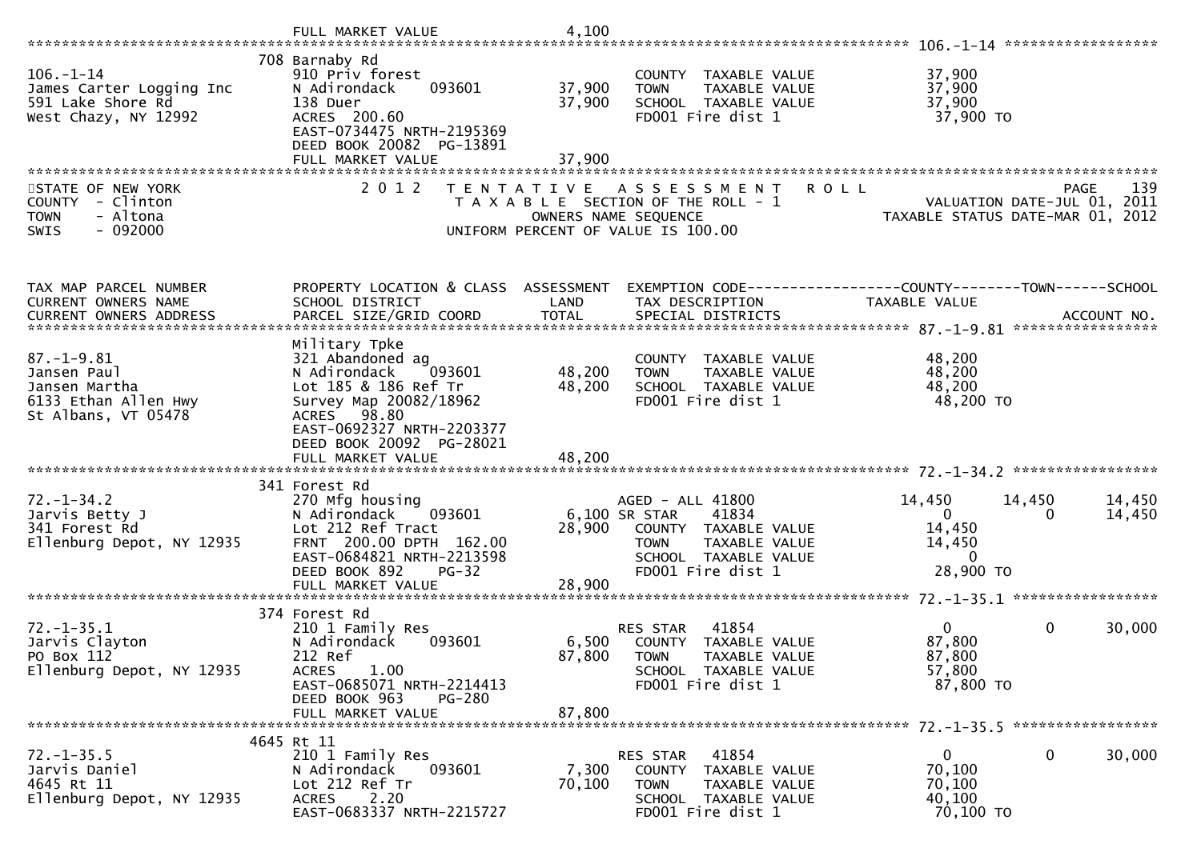FULL MARKET VALUE 4,100

**106.-1-14**

| | | | | |
|---|---|---|---|---|
| 106.-1-14 | 708 Barnaby Rd | | | |
| James Carter Logging Inc | 910 Priv forest | | COUNTY TAXABLE VALUE | 37,900 |
| 591 Lake Shore Rd | N Adirondack 093601 | 37,900 | TOWN TAXABLE VALUE | 37,900 |
| West Chazy, NY 12992 | 138 Duer | 37,900 | SCHOOL TAXABLE VALUE | 37,900 |
| | ACRES 200.60 | | FD001 Fire dist 1 | 37,900 TO |
| | EAST-0734475 NRTH-2195369 | | | |
| | DEED BOOK 20082 PG-13891 | | | |
| | FULL MARKET VALUE | 37,900 | | |

STATE OF NEW YORK
COUNTY - Clinton
TOWN - Altona
SWIS - 092000

2012 TENTATIVE ASSESSMENT ROLL
TAXABLE SECTION OF THE ROLL - 1
OWNERS NAME SEQUENCE
UNIFORM PERCENT OF VALUE IS 100.00

PAGE 139
VALUATION DATE-JUL 01, 2011
TAXABLE STATUS DATE-MAR 01, 2012

| TAX MAP PARCEL NUMBER / CURRENT OWNERS NAME / CURRENT OWNERS ADDRESS | PROPERTY LOCATION & CLASS / SCHOOL DISTRICT / PARCEL SIZE/GRID COORD | ASSESSMENT LAND / TOTAL | EXEMPTION CODE / TAX DESCRIPTION / SPECIAL DISTRICTS | COUNTY TAXABLE VALUE | TOWN | SCHOOL / ACCOUNT NO. |
|---|---|---|---|---|---|---|
| **87.-1-9.81** | Military Tpke | | | | | |
| Jansen Paul | 321 Abandoned ag | | COUNTY TAXABLE VALUE | 48,200 | | |
| Jansen Martha | N Adirondack 093601 | 48,200 | TOWN TAXABLE VALUE | 48,200 | | |
| 6133 Ethan Allen Hwy | Lot 185 & 186 Ref Tr | 48,200 | SCHOOL TAXABLE VALUE | 48,200 | | |
| St Albans, VT 05478 | Survey Map 20082/18962 | | FD001 Fire dist 1 | 48,200 TO | | |
| | ACRES 98.80 | | | | | |
| | EAST-0692327 NRTH-2203377 | | | | | |
| | DEED BOOK 20092 PG-28021 | | | | | |
| | FULL MARKET VALUE | 48,200 | | | | |
| **72.-1-34.2** | 341 Forest Rd | | | | | |
| Jarvis Betty J | 270 Mfg housing | | AGED - ALL 41800 | 14,450 | 14,450 | 14,450 |
| 341 Forest Rd | N Adirondack 093601 | 6,100 | SR STAR 41834 | 0 | 0 | 14,450 |
| Ellenburg Depot, NY 12935 | Lot 212 Ref Tract | 28,900 | COUNTY TAXABLE VALUE | 14,450 | | |
| | FRNT 200.00 DPTH 162.00 | | TOWN TAXABLE VALUE | 14,450 | | |
| | EAST-0684821 NRTH-2213598 | | SCHOOL TAXABLE VALUE | 0 | | |
| | DEED BOOK 892 PG-32 | | FD001 Fire dist 1 | 28,900 TO | | |
| | FULL MARKET VALUE | 28,900 | | | | |
| **72.-1-35.1** | 374 Forest Rd | | | | | |
| Jarvis Clayton | 210 1 Family Res | | RES STAR 41854 | 0 | 0 | 30,000 |
| PO Box 112 | N Adirondack 093601 | 6,500 | COUNTY TAXABLE VALUE | 87,800 | | |
| Ellenburg Depot, NY 12935 | 212 Ref | 87,800 | TOWN TAXABLE VALUE | 87,800 | | |
| | ACRES 1.00 | | SCHOOL TAXABLE VALUE | 57,800 | | |
| | EAST-0685071 NRTH-2214413 | | FD001 Fire dist 1 | 87,800 TO | | |
| | DEED BOOK 963 PG-280 | | | | | |
| | FULL MARKET VALUE | 87,800 | | | | |
| **72.-1-35.5** | 4645 Rt 11 | | | | | |
| Jarvis Daniel | 210 1 Family Res | | RES STAR 41854 | 0 | 0 | 30,000 |
| 4645 Rt 11 | N Adirondack 093601 | 7,300 | COUNTY TAXABLE VALUE | 70,100 | | |
| Ellenburg Depot, NY 12935 | Lot 212 Ref Tr | 70,100 | TOWN TAXABLE VALUE | 70,100 | | |
| | ACRES 2.20 | | SCHOOL TAXABLE VALUE | 40,100 | | |
| | EAST-0683337 NRTH-2215727 | | FD001 Fire dist 1 | 70,100 TO | | |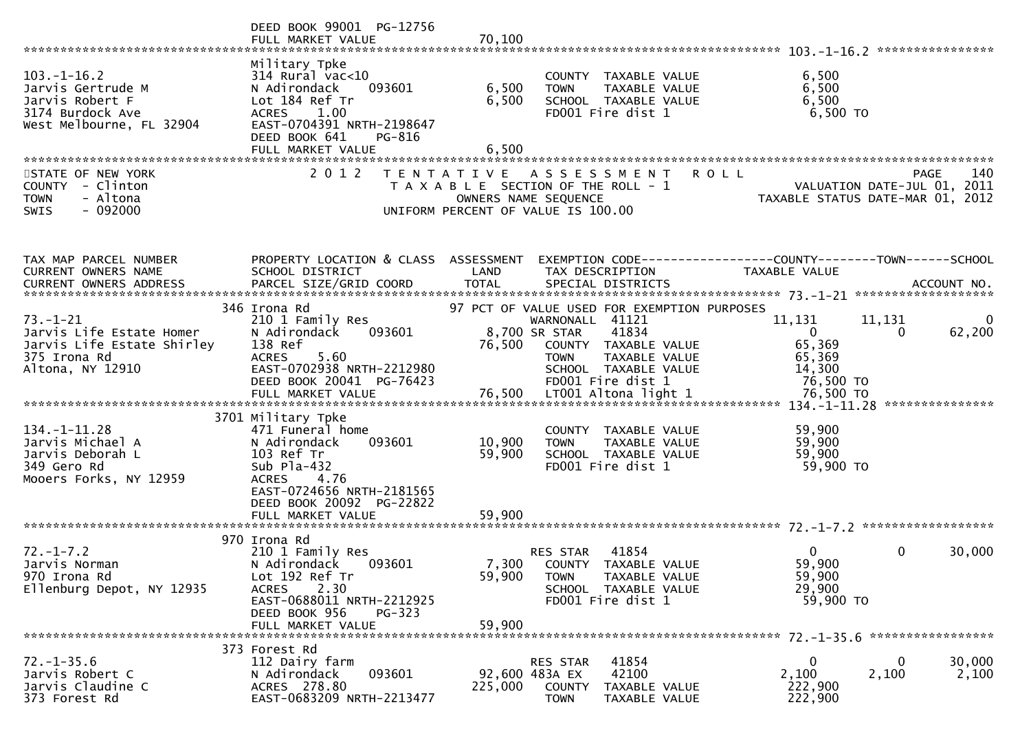```
                              DEED BOOK 99001  PG-12756
                              FULL MARKET VALUE                  70,100
******************************************************************************************************* 103.-1-16.2 ****************
                              Military Tpke
103.-1-16.2                   314 Rural vac<10                          COUNTY  TAXABLE VALUE              6,500
Jarvis Gertrude M             N Adirondack     093601          6,500    TOWN    TAXABLE VALUE              6,500
Jarvis Robert F               Lot 184 Ref Tr                   6,500    SCHOOL  TAXABLE VALUE              6,500
3174 Burdock Ave              ACRES    1.00                             FD001 Fire dist 1                   6,500 TO
West Melbourne, FL 32904      EAST-0704391 NRTH-2198647
                              DEED BOOK 641    PG-816
                              FULL MARKET VALUE                  6,500
*******************************************************************************************************************************
STATE OF NEW YORK              2 0 1 2   T E N T A T I V E   A S S E S S M E N T   R O L L                             PAGE    140
COUNTY  - Clinton                         T A X A B L E  SECTION OF THE ROLL - 1                      VALUATION DATE-JUL 01, 2011
TOWN    - Altona                              OWNERS NAME SEQUENCE                              TAXABLE STATUS DATE-MAR 01, 2012
SWIS    - 092000                         UNIFORM PERCENT OF VALUE IS 100.00


TAX MAP PARCEL NUMBER          PROPERTY LOCATION & CLASS  ASSESSMENT  EXEMPTION CODE------------------COUNTY--------TOWN------SCHOOL
CURRENT OWNERS NAME            SCHOOL DISTRICT              LAND      TAX DESCRIPTION               TAXABLE VALUE
CURRENT OWNERS ADDRESS         PARCEL SIZE/GRID COORD       TOTAL     SPECIAL DISTRICTS                                   ACCOUNT NO.
******************************************************************************************************* 73.-1-21 *******************
                              346 Irona Rd                        97 PCT OF VALUE USED FOR EXEMPTION PURPOSES
73.-1-21                      210 1 Family Res                          WARNONALL  41121               11,131      11,131          0
Jarvis Life Estate Homer      N Adirondack     093601          8,700 SR STAR    41834                    0           0     62,200
Jarvis Life Estate Shirley    138 Ref                         76,500    COUNTY  TAXABLE VALUE             65,369
375 Irona Rd                  ACRES    5.60                             TOWN    TAXABLE VALUE             65,369
Altona, NY 12910              EAST-0702938 NRTH-2212980                 SCHOOL  TAXABLE VALUE             14,300
                              DEED BOOK 20041  PG-76423                 FD001 Fire dist 1                 76,500 TO
                              FULL MARKET VALUE                 76,500  LT001 Altona light 1              76,500 TO
******************************************************************************************************* 134.-1-11.28 ***************
                              3701 Military Tpke
134.-1-11.28                  471 Funeral home                          COUNTY  TAXABLE VALUE             59,900
Jarvis Michael A              N Adirondack     093601         10,900    TOWN    TAXABLE VALUE             59,900
Jarvis Deborah L              103 Ref Tr                      59,900    SCHOOL  TAXABLE VALUE             59,900
349 Gero Rd                   Sub Pla-432                               FD001 Fire dist 1                 59,900 TO
Mooers Forks, NY 12959        ACRES    4.76
                              EAST-0724656 NRTH-2181565
                              DEED BOOK 20092  PG-22822
                              FULL MARKET VALUE                 59,900
******************************************************************************************************* 72.-1-7.2 ******************
                              970 Irona Rd
72.-1-7.2                     210 1 Family Res                          RES STAR   41854                    0           0     30,000
Jarvis Norman                 N Adirondack     093601          7,300    COUNTY  TAXABLE VALUE             59,900
970 Irona Rd                  Lot 192 Ref Tr                  59,900    TOWN    TAXABLE VALUE             59,900
Ellenburg Depot, NY 12935     ACRES    2.30                             SCHOOL  TAXABLE VALUE             29,900
                              EAST-0688011 NRTH-2212925                 FD001 Fire dist 1                 59,900 TO
                              DEED BOOK 956    PG-323
                              FULL MARKET VALUE                 59,900
******************************************************************************************************* 72.-1-35.6 *****************
                              373 Forest Rd
72.-1-35.6                    112 Dairy farm                            RES STAR   41854                    0           0     30,000
Jarvis Robert C               N Adirondack     093601         92,600 483A EX    42100                2,100       2,100      2,100
Jarvis Claudine C             ACRES  278.80                  225,000    COUNTY  TAXABLE VALUE            222,900
373 Forest Rd                 EAST-0683209 NRTH-2213477                 TOWN    TAXABLE VALUE            222,900
```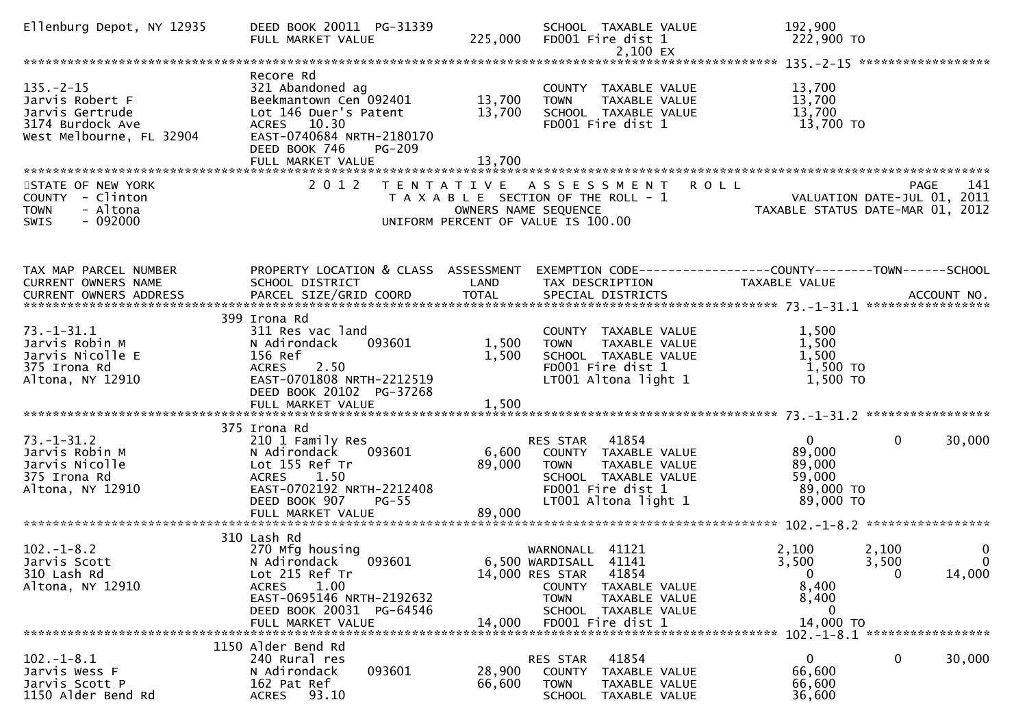```
Ellenburg Depot, NY 12935     DEED BOOK 20011  PG-31339            SCHOOL  TAXABLE VALUE            192,900
                              FULL MARKET VALUE          225,000   FD001 Fire dist 1                222,900 TO
                                                                          2,100 EX
******************************************************************************************************* 135.-2-15 ******************
                              Recore Rd
135.-2-15                     321 Abandoned ag                     COUNTY  TAXABLE VALUE             13,700
Jarvis Robert F               Beekmantown Cen 092401     13,700    TOWN    TAXABLE VALUE             13,700
Jarvis Gertrude               Lot 146 Duer's Patent      13,700    SCHOOL  TAXABLE VALUE             13,700
3174 Burdock Ave              ACRES   10.30                        FD001 Fire dist 1                 13,700 TO
West Melbourne, FL 32904      EAST-0740684 NRTH-2180170
                              DEED BOOK 746     PG-209
                              FULL MARKET VALUE           13,700
************************************************************************************************************************************
STATE OF NEW YORK                2 0 1 2   T E N T A T I V E   A S S E S S M E N T   R O L L                          PAGE    141
COUNTY  - Clinton                      T A X A B L E  SECTION OF THE ROLL - 1                       VALUATION DATE-JUL 01, 2011
TOWN    - Altona                                 OWNERS NAME SEQUENCE                          TAXABLE STATUS DATE-MAR 01, 2012
SWIS    - 092000                        UNIFORM PERCENT OF VALUE IS 100.00


TAX MAP PARCEL NUMBER         PROPERTY LOCATION & CLASS  ASSESSMENT  EXEMPTION CODE------------------COUNTY--------TOWN------SCHOOL
CURRENT OWNERS NAME           SCHOOL DISTRICT               LAND      TAX DESCRIPTION             TAXABLE VALUE
CURRENT OWNERS ADDRESS        PARCEL SIZE/GRID COORD        TOTAL     SPECIAL DISTRICTS                                  ACCOUNT NO.
******************************************************************************************************* 73.-1-31.1 *****************
                          399 Irona Rd
73.-1-31.1                    311 Res vac land                     COUNTY  TAXABLE VALUE              1,500
Jarvis Robin M                N Adirondack    093601      1,500    TOWN    TAXABLE VALUE              1,500
Jarvis Nicolle E              156 Ref                     1,500    SCHOOL  TAXABLE VALUE              1,500
375 Irona Rd                  ACRES    2.50                        FD001 Fire dist 1                  1,500 TO
Altona, NY 12910              EAST-0701808 NRTH-2212519            LT001 Altona light 1               1,500 TO
                              DEED BOOK 20102  PG-37268
                              FULL MARKET VALUE            1,500
******************************************************************************************************* 73.-1-31.2 *****************
                          375 Irona Rd
73.-1-31.2                    210 1 Family Res                     RES STAR   41854                       0          0       30,000
Jarvis Robin M                N Adirondack    093601      6,600    COUNTY  TAXABLE VALUE             89,000
Jarvis Nicolle                Lot 155 Ref Tr             89,000    TOWN    TAXABLE VALUE             89,000
375 Irona Rd                  ACRES    1.50                        SCHOOL  TAXABLE VALUE             59,000
Altona, NY 12910              EAST-0702192 NRTH-2212408            FD001 Fire dist 1                 89,000 TO
                              DEED BOOK 907     PG-55              LT001 Altona light 1              89,000 TO
                              FULL MARKET VALUE           89,000
******************************************************************************************************* 102.-1-8.2 *****************
                          310 Lash Rd
102.-1-8.2                    270 Mfg housing                      WARNONALL  41121                   2,100      2,100            0
Jarvis Scott                  N Adirondack    093601      6,500 WARDISALL  41141                   3,500      3,500            0
310 Lash Rd                   Lot 215 Ref Tr             14,000 RES STAR   41854                       0          0       14,000
Altona, NY 12910              ACRES    1.00                        COUNTY  TAXABLE VALUE              8,400
                              EAST-0695146 NRTH-2192632            TOWN    TAXABLE VALUE              8,400
                              DEED BOOK 20031  PG-64546            SCHOOL  TAXABLE VALUE                  0
                              FULL MARKET VALUE           14,000   FD001 Fire dist 1                 14,000 TO
******************************************************************************************************* 102.-1-8.1 *****************
                          1150 Alder Bend Rd
102.-1-8.1                    240 Rural res                        RES STAR   41854                       0          0       30,000
Jarvis Wess F                 N Adirondack    093601     28,900    COUNTY  TAXABLE VALUE             66,600
Jarvis Scott P                162 Pat Ref                66,600    TOWN    TAXABLE VALUE             66,600
1150 Alder Bend Rd            ACRES   93.10                        SCHOOL  TAXABLE VALUE             36,600
```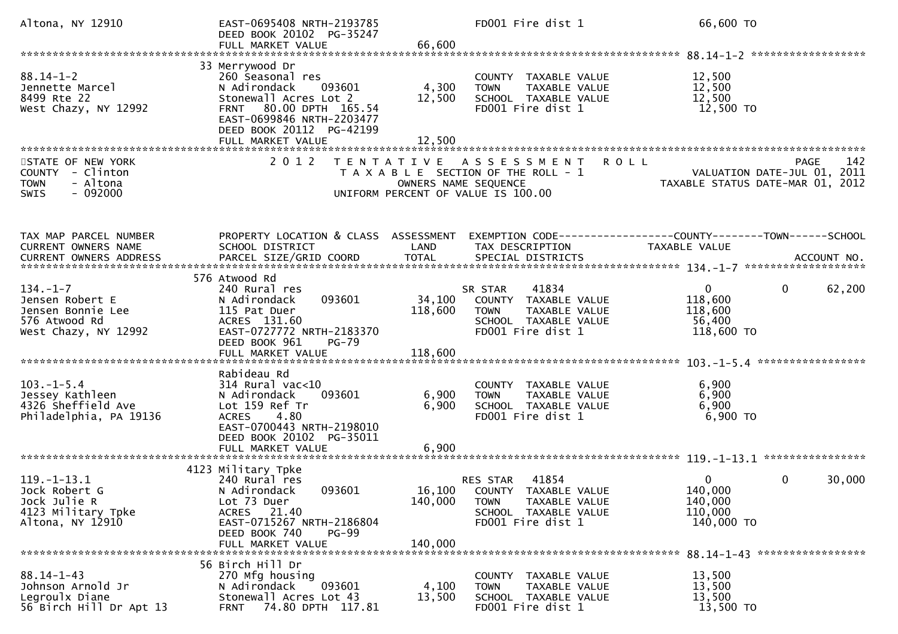```
Altona, NY 12910               EAST-0695408 NRTH-2193785                     FD001 Fire dist 1                       66,600 TO
                               DEED BOOK 20102  PG-35247
                               FULL MARKET VALUE              66,600
******************************************************************************************************* 88.14-1-2 ******************
                               33 Merrywood Dr
88.14-1-2                      260 Seasonal res                               COUNTY  TAXABLE VALUE                  12,500
Jennette Marcel                N Adirondack     093601          4,300         TOWN    TAXABLE VALUE                  12,500
8499 Rte 22                    Stonewall Acres Lot 2           12,500         SCHOOL  TAXABLE VALUE                  12,500
West Chazy, NY 12992           FRNT   80.00 DPTH 165.54                       FD001 Fire dist 1                       12,500 TO
                               EAST-0699846 NRTH-2203477
                               DEED BOOK 20112  PG-42199
                               FULL MARKET VALUE              12,500
************************************************************************************************************************************
STATE OF NEW YORK              2 0 1 2   T E N T A T I V E   A S S E S S M E N T   R O L L                               PAGE    142
COUNTY  - Clinton                        T A X A B L E SECTION OF THE ROLL - 1                      VALUATION DATE-JUL 01, 2011
TOWN    - Altona                                  OWNERS NAME SEQUENCE                           TAXABLE STATUS DATE-MAR 01, 2012
SWIS    - 092000                         UNIFORM PERCENT OF VALUE IS 100.00


TAX MAP PARCEL NUMBER          PROPERTY LOCATION & CLASS  ASSESSMENT  EXEMPTION CODE------------------COUNTY--------TOWN------SCHOOL
CURRENT OWNERS NAME            SCHOOL DISTRICT               LAND      TAX DESCRIPTION              TAXABLE VALUE
CURRENT OWNERS ADDRESS         PARCEL SIZE/GRID COORD        TOTAL     SPECIAL DISTRICTS                                  ACCOUNT NO.
******************************************************************************************************* 134.-1-7 *******************
                               576 Atwood Rd
134.-1-7                       240 Rural res                              SR STAR    41834                    0              0     62,200
Jensen Robert E                N Adirondack     093601         34,100     COUNTY  TAXABLE VALUE              118,600
Jensen Bonnie Lee              115 Pat Duer                   118,600     TOWN    TAXABLE VALUE              118,600
576 Atwood Rd                  ACRES  131.60                              SCHOOL  TAXABLE VALUE               56,400
West Chazy, NY 12992           EAST-0727772 NRTH-2183370                  FD001 Fire dist 1                  118,600 TO
                               DEED BOOK 961    PG-79
                               FULL MARKET VALUE             118,600
******************************************************************************************************* 103.-1-5.4 *****************
                               Rabideau Rd
103.-1-5.4                     314 Rural vac<10                           COUNTY  TAXABLE VALUE                6,900
Jessey Kathleen                N Adirondack     093601          6,900     TOWN    TAXABLE VALUE                6,900
4326 Sheffield Ave             Lot 159 Ref Tr                   6,900     SCHOOL  TAXABLE VALUE                6,900
Philadelphia, PA 19136         ACRES    4.80                              FD001 Fire dist 1                    6,900 TO
                               EAST-0700443 NRTH-2198010
                               DEED BOOK 20102  PG-35011
                               FULL MARKET VALUE               6,900
******************************************************************************************************* 119.-1-13.1 ****************
                               4123 Military Tpke
119.-1-13.1                    240 Rural res                              RES STAR   41854                    0              0     30,000
Jock Robert G                  N Adirondack     093601         16,100     COUNTY  TAXABLE VALUE              140,000
Jock Julie R                   Lot 73 Duer                    140,000     TOWN    TAXABLE VALUE              140,000
4123 Military Tpke             ACRES   21.40                              SCHOOL  TAXABLE VALUE              110,000
Altona, NY 12910               EAST-0715267 NRTH-2186804                  FD001 Fire dist 1                  140,000 TO
                               DEED BOOK 740    PG-99
                               FULL MARKET VALUE             140,000
******************************************************************************************************* 88.14-1-43 *****************
                               56 Birch Hill Dr
88.14-1-43                     270 Mfg housing                            COUNTY  TAXABLE VALUE               13,500
Johnson Arnold Jr              N Adirondack     093601          4,100     TOWN    TAXABLE VALUE               13,500
Legroulx Diane                 Stonewall Acres Lot 43          13,500     SCHOOL  TAXABLE VALUE               13,500
56 Birch Hill Dr Apt 13        FRNT   74.80 DPTH 117.81                   FD001 Fire dist 1                   13,500 TO
```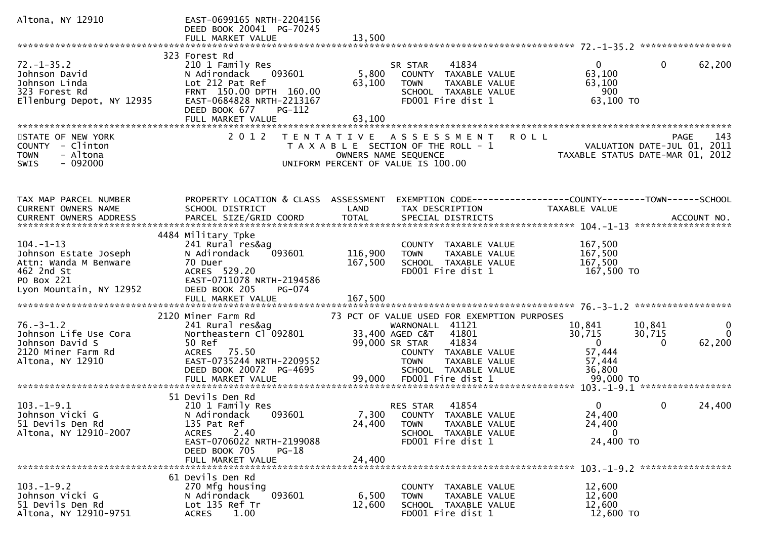Altona, NY 12910 EAST-0699165 NRTH-2204156
DEED BOOK 20041 PG-70245
FULL MARKET VALUE 13,500

******************************************************************************************************* 72.-1-35.2 *****************

| TAX MAP PARCEL NUMBER / CURRENT OWNERS NAME / CURRENT OWNERS ADDRESS | PROPERTY LOCATION & CLASS / SCHOOL DISTRICT / PARCEL SIZE/GRID COORD | ASSESSMENT LAND / TOTAL | EXEMPTION CODE / TAX DESCRIPTION / SPECIAL DISTRICTS | COUNTY TAXABLE VALUE | TOWN | SCHOOL |
|---|---|---|---|---|---|---|
| | 323 Forest Rd | | | | | |
| 72.-1-35.2 | 210 1 Family Res | | SR STAR 41834 | 0 | 0 | 62,200 |
| Johnson David | N Adirondack 093601 | 5,800 | COUNTY TAXABLE VALUE | 63,100 | | |
| Johnson Linda | Lot 212 Pat Ref | 63,100 | TOWN TAXABLE VALUE | 63,100 | | |
| 323 Forest Rd | FRNT 150.00 DPTH 160.00 | | SCHOOL TAXABLE VALUE | 900 | | |
| Ellenburg Depot, NY 12935 | EAST-0684828 NRTH-2213167 | | FD001 Fire dist 1 | 63,100 TO | | |
| | DEED BOOK 677 PG-112 | | | | | |
| | FULL MARKET VALUE | 63,100 | | | | |

STATE OF NEW YORK — 2 0 1 2 TENTATIVE ASSESSMENT ROLL — PAGE 143
COUNTY - Clinton — TAXABLE SECTION OF THE ROLL - 1 — VALUATION DATE-JUL 01, 2011
TOWN - Altona — OWNERS NAME SEQUENCE — TAXABLE STATUS DATE-MAR 01, 2012
SWIS - 092000 — UNIFORM PERCENT OF VALUE IS 100.00

| TAX MAP PARCEL NUMBER / CURRENT OWNERS NAME / CURRENT OWNERS ADDRESS | PROPERTY LOCATION & CLASS / SCHOOL DISTRICT / PARCEL SIZE/GRID COORD | ASSESSMENT LAND / TOTAL | EXEMPTION CODE / TAX DESCRIPTION / SPECIAL DISTRICTS | COUNTY TAXABLE VALUE | TOWN | SCHOOL |
|---|---|---|---|---|---|---|
| **104.-1-13** | 4484 Military Tpke | | | | | |
| 104.-1-13 | 241 Rural res&ag | | COUNTY TAXABLE VALUE | 167,500 | | |
| Johnson Estate Joseph | N Adirondack 093601 | 116,900 | TOWN TAXABLE VALUE | 167,500 | | |
| Attn: Wanda M Benware | 70 Duer | 167,500 | SCHOOL TAXABLE VALUE | 167,500 | | |
| 462 2nd St | ACRES 529.20 | | FD001 Fire dist 1 | 167,500 TO | | |
| PO Box 221 | EAST-0711078 NRTH-2194586 | | | | | |
| Lyon Mountain, NY 12952 | DEED BOOK 205 PG-074 | | | | | |
| | FULL MARKET VALUE | 167,500 | | | | |
| **76.-3-1.2** | 2120 Miner Farm Rd | | 73 PCT OF VALUE USED FOR EXEMPTION PURPOSES | | | |
| 76.-3-1.2 | 241 Rural res&ag | | WARNONALL 41121 | 10,841 | 10,841 | 0 |
| Johnson Life Use Cora | Northeastern Cl 092801 | 33,400 | AGED C&T 41801 | 30,715 | 30,715 | 0 |
| Johnson David S | 50 Ref | 99,000 | SR STAR 41834 | 0 | 0 | 62,200 |
| 2120 Miner Farm Rd | ACRES 75.50 | | COUNTY TAXABLE VALUE | 57,444 | | |
| Altona, NY 12910 | EAST-0735244 NRTH-2209552 | | TOWN TAXABLE VALUE | 57,444 | | |
| | DEED BOOK 20072 PG-4695 | | SCHOOL TAXABLE VALUE | 36,800 | | |
| | FULL MARKET VALUE | 99,000 | FD001 Fire dist 1 | 99,000 TO | | |
| **103.-1-9.1** | 51 Devils Den Rd | | | | | |
| 103.-1-9.1 | 210 1 Family Res | | RES STAR 41854 | 0 | 0 | 24,400 |
| Johnson Vicki G | N Adirondack 093601 | 7,300 | COUNTY TAXABLE VALUE | 24,400 | | |
| 51 Devils Den Rd | 135 Pat Ref | 24,400 | TOWN TAXABLE VALUE | 24,400 | | |
| Altona, NY 12910-2007 | ACRES 2.40 | | SCHOOL TAXABLE VALUE | 0 | | |
| | EAST-0706022 NRTH-2199088 | | FD001 Fire dist 1 | 24,400 TO | | |
| | DEED BOOK 705 PG-18 | | | | | |
| | FULL MARKET VALUE | 24,400 | | | | |
| **103.-1-9.2** | 61 Devils Den Rd | | | | | |
| 103.-1-9.2 | 270 Mfg housing | | COUNTY TAXABLE VALUE | 12,600 | | |
| Johnson Vicki G | N Adirondack 093601 | 6,500 | TOWN TAXABLE VALUE | 12,600 | | |
| 51 Devils Den Rd | Lot 135 Ref Tr | 12,600 | SCHOOL TAXABLE VALUE | 12,600 | | |
| Altona, NY 12910-9751 | ACRES 1.00 | | FD001 Fire dist 1 | 12,600 TO | | |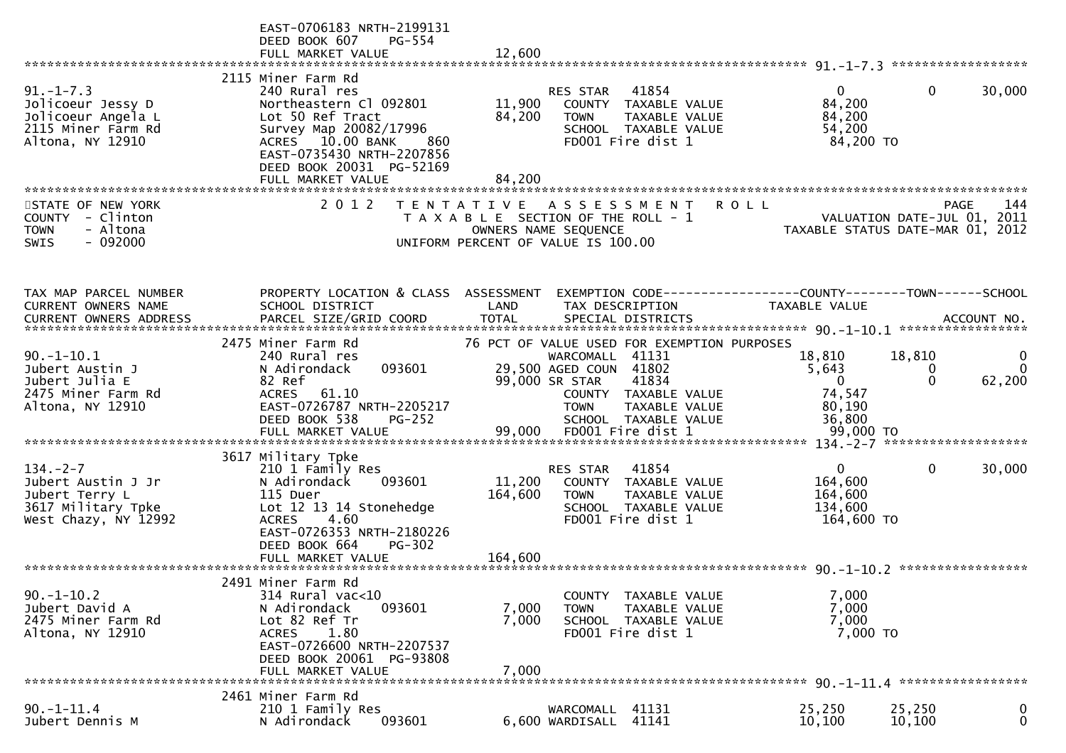EAST-0706183 NRTH-2199131
DEED BOOK 607 PG-554
FULL MARKET VALUE 12,600

******************************************************************************************************* 91.-1-7.3 ******************

| | | | | | | |
|---|---|---|---|---|---|---|
| | 2115 Miner Farm Rd | | | | | |
| 91.-1-7.3 | 240 Rural res | | RES STAR 41854 | 0 | 0 | 30,000 |
| Jolicoeur Jessy D | Northeastern Cl 092801 | 11,900 | COUNTY TAXABLE VALUE | 84,200 | | |
| Jolicoeur Angela L | Lot 50 Ref Tract | 84,200 | TOWN TAXABLE VALUE | 84,200 | | |
| 2115 Miner Farm Rd | Survey Map 20082/17996 | | SCHOOL TAXABLE VALUE | 54,200 | | |
| Altona, NY 12910 | ACRES 10.00 BANK 860 | | FD001 Fire dist 1 | 84,200 TO | | |
| | EAST-0735430 NRTH-2207856 | | | | | |
| | DEED BOOK 20031 PG-52169 | | | | | |
| | FULL MARKET VALUE | 84,200 | | | | |

*******************************************************************************************************************************************

STATE OF NEW YORK
COUNTY - Clinton
TOWN - Altona
SWIS - 092000

2012 TENTATIVE ASSESSMENT ROLL
TAXABLE SECTION OF THE ROLL - 1
OWNERS NAME SEQUENCE
UNIFORM PERCENT OF VALUE IS 100.00

PAGE 144
VALUATION DATE-JUL 01, 2011
TAXABLE STATUS DATE-MAR 01, 2012

| TAX MAP PARCEL NUMBER<br>CURRENT OWNERS NAME<br>CURRENT OWNERS ADDRESS | PROPERTY LOCATION & CLASS<br>SCHOOL DISTRICT<br>PARCEL SIZE/GRID COORD | ASSESSMENT<br>LAND<br>TOTAL | EXEMPTION CODE<br>TAX DESCRIPTION<br>SPECIAL DISTRICTS | COUNTY<br>TAXABLE VALUE | TOWN | SCHOOL<br>ACCOUNT NO. |
|---|---|---|---|---|---|---|
| ******* 90.-1-10.1 ******* | | | | | | |
| | 2475 Miner Farm Rd | | 76 PCT OF VALUE USED FOR EXEMPTION PURPOSES | | | |
| 90.-1-10.1 | 240 Rural res | | WARCOMALL 41131 | 18,810 | 18,810 | 0 |
| Jubert Austin J | N Adirondack 093601 | 29,500 | AGED COUN 41802 | 5,643 | 0 | 0 |
| Jubert Julia E | 82 Ref | 99,000 | SR STAR 41834 | 0 | 0 | 62,200 |
| 2475 Miner Farm Rd | ACRES 61.10 | | COUNTY TAXABLE VALUE | 74,547 | | |
| Altona, NY 12910 | EAST-0726787 NRTH-2205217 | | TOWN TAXABLE VALUE | 80,190 | | |
| | DEED BOOK 538 PG-252 | | SCHOOL TAXABLE VALUE | 36,800 | | |
| | FULL MARKET VALUE | 99,000 | FD001 Fire dist 1 | 99,000 TO | | |
| ******* 134.-2-7 ******* | | | | | | |
| | 3617 Military Tpke | | | | | |
| 134.-2-7 | 210 1 Family Res | | RES STAR 41854 | 0 | 0 | 30,000 |
| Jubert Austin J Jr | N Adirondack 093601 | 11,200 | COUNTY TAXABLE VALUE | 164,600 | | |
| Jubert Terry L | 115 Duer | 164,600 | TOWN TAXABLE VALUE | 164,600 | | |
| 3617 Military Tpke | Lot 12 13 14 Stonehedge | | SCHOOL TAXABLE VALUE | 134,600 | | |
| West Chazy, NY 12992 | ACRES 4.60 | | FD001 Fire dist 1 | 164,600 TO | | |
| | EAST-0726353 NRTH-2180226 | | | | | |
| | DEED BOOK 664 PG-302 | | | | | |
| | FULL MARKET VALUE | 164,600 | | | | |
| ******* 90.-1-10.2 ******* | | | | | | |
| | 2491 Miner Farm Rd | | | | | |
| 90.-1-10.2 | 314 Rural vac<10 | | COUNTY TAXABLE VALUE | 7,000 | | |
| Jubert David A | N Adirondack 093601 | 7,000 | TOWN TAXABLE VALUE | 7,000 | | |
| 2475 Miner Farm Rd | Lot 82 Ref Tr | 7,000 | SCHOOL TAXABLE VALUE | 7,000 | | |
| Altona, NY 12910 | ACRES 1.80 | | FD001 Fire dist 1 | 7,000 TO | | |
| | EAST-0726600 NRTH-2207537 | | | | | |
| | DEED BOOK 20061 PG-93808 | | | | | |
| | FULL MARKET VALUE | 7,000 | | | | |
| ******* 90.-1-11.4 ******* | | | | | | |
| | 2461 Miner Farm Rd | | | | | |
| 90.-1-11.4 | 210 1 Family Res | | WARCOMALL 41131 | 25,250 | 25,250 | 0 |
| Jubert Dennis M | N Adirondack 093601 | 6,600 | WARDISALL 41141 | 10,100 | 10,100 | 0 |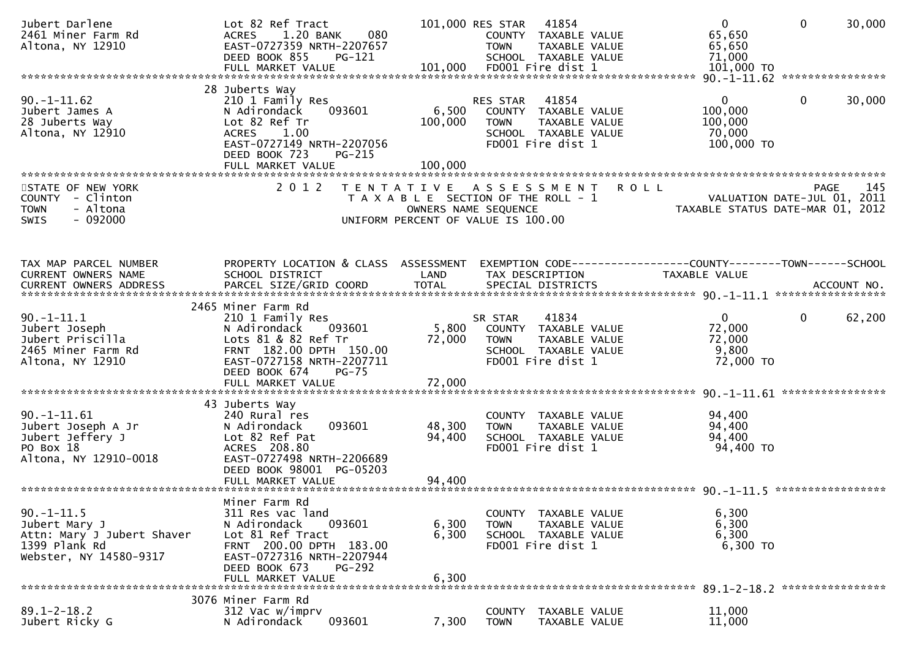```
Jubert Darlene                 Lot 82 Ref Tract              101,000 RES STAR   41854                       0          0      30,000
2461 Miner Farm Rd             ACRES    1.20 BANK    080             COUNTY  TAXABLE VALUE              65,650
Altona, NY 12910               EAST-0727359 NRTH-2207657             TOWN    TAXABLE VALUE              65,650
                               DEED BOOK 855    PG-121               SCHOOL  TAXABLE VALUE              71,000
                               FULL MARKET VALUE             101,000  FD001 Fire dist 1                101,000 TO
******************************************************************************************************* 90.-1-11.62 ****************
                          28 Juberts Way
90.-1-11.62                    210 1 Family Res                      RES STAR   41854                       0          0      30,000
Jubert James A                 N Adirondack    093601          6,500  COUNTY  TAXABLE VALUE             100,000
28 Juberts Way                 Lot 82 Ref Tr                 100,000  TOWN    TAXABLE VALUE             100,000
Altona, NY 12910               ACRES    1.00                          SCHOOL  TAXABLE VALUE              70,000
                               EAST-0727149 NRTH-2207056              FD001 Fire dist 1                100,000 TO
                               DEED BOOK 723    PG-215
                               FULL MARKET VALUE             100,000
************************************************************************************************************************************
STATE OF NEW YORK                2 0 1 2   T E N T A T I V E   A S S E S S M E N T   R O L L                          PAGE    145
COUNTY  - Clinton                         T A X A B L E  SECTION OF THE ROLL - 1                    VALUATION DATE-JUL 01, 2011
TOWN    - Altona                                  OWNERS NAME SEQUENCE                            TAXABLE STATUS DATE-MAR 01, 2012
SWIS    - 092000                            UNIFORM PERCENT OF VALUE IS 100.00


TAX MAP PARCEL NUMBER          PROPERTY LOCATION & CLASS  ASSESSMENT  EXEMPTION CODE------------------COUNTY--------TOWN------SCHOOL
CURRENT OWNERS NAME            SCHOOL DISTRICT               LAND      TAX DESCRIPTION             TAXABLE VALUE
CURRENT OWNERS ADDRESS         PARCEL SIZE/GRID COORD        TOTAL     SPECIAL DISTRICTS                                   ACCOUNT NO.
******************************************************************************************************* 90.-1-11.1 *****************
                          2465 Miner Farm Rd
90.-1-11.1                     210 1 Family Res                      SR STAR    41834                       0          0      62,200
Jubert Joseph                  N Adirondack    093601          5,800  COUNTY  TAXABLE VALUE              72,000
Jubert Priscilla               Lots 81 & 82 Ref Tr            72,000  TOWN    TAXABLE VALUE              72,000
2465 Miner Farm Rd             FRNT 182.00 DPTH 150.00                SCHOOL  TAXABLE VALUE               9,800
Altona, NY 12910               EAST-0727158 NRTH-2207711              FD001 Fire dist 1                 72,000 TO
                               DEED BOOK 674    PG-75
                               FULL MARKET VALUE              72,000
******************************************************************************************************* 90.-1-11.61 ****************
                          43 Juberts Way
90.-1-11.61                    240 Rural res                          COUNTY  TAXABLE VALUE              94,400
Jubert Joseph A Jr             N Adirondack    093601         48,300  TOWN    TAXABLE VALUE              94,400
Jubert Jeffery J               Lot 82 Ref Pat                 94,400  SCHOOL  TAXABLE VALUE              94,400
PO Box 18                      ACRES  208.80                          FD001 Fire dist 1                 94,400 TO
Altona, NY 12910-0018          EAST-0727498 NRTH-2206689
                               DEED BOOK 98001 PG-05203
                               FULL MARKET VALUE              94,400
******************************************************************************************************* 90.-1-11.5 *****************
                               Miner Farm Rd
90.-1-11.5                     311 Res vac land                       COUNTY  TAXABLE VALUE               6,300
Jubert Mary J                  N Adirondack    093601          6,300  TOWN    TAXABLE VALUE               6,300
Attn: Mary J Jubert Shaver     Lot 81 Ref Tract                6,300  SCHOOL  TAXABLE VALUE               6,300
1399 Plank Rd                  FRNT 200.00 DPTH 183.00                FD001 Fire dist 1                  6,300 TO
Webster, NY 14580-9317         EAST-0727316 NRTH-2207944
                               DEED BOOK 673    PG-292
                               FULL MARKET VALUE               6,300
******************************************************************************************************* 89.1-2-18.2 ****************
                          3076 Miner Farm Rd
89.1-2-18.2                    312 Vac w/imprv                        COUNTY  TAXABLE VALUE              11,000
Jubert Ricky G                 N Adirondack    093601          7,300  TOWN    TAXABLE VALUE              11,000
```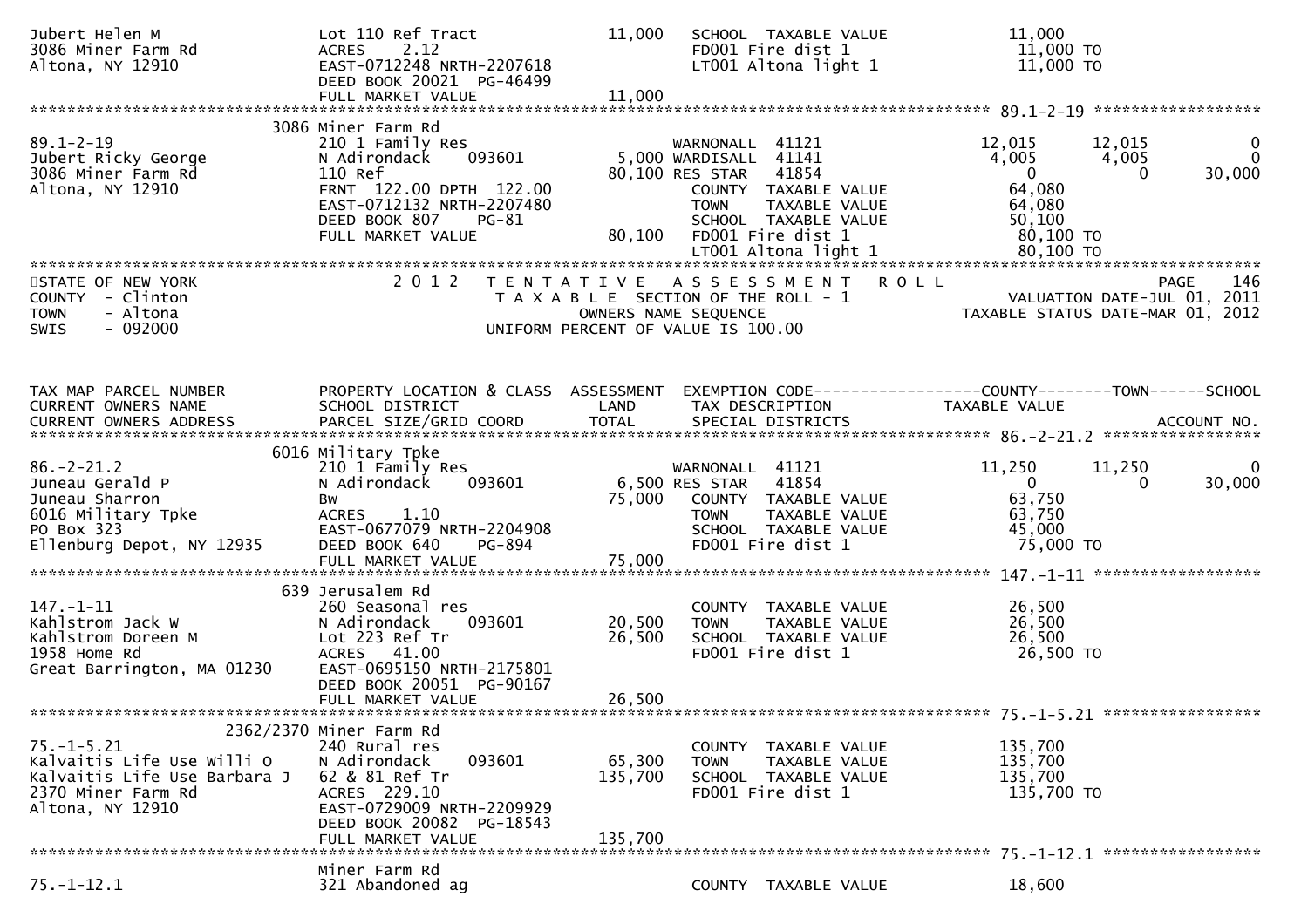```
Jubert Helen M                 Lot 110 Ref Tract           11,000    SCHOOL  TAXABLE VALUE             11,000
3086 Miner Farm Rd             ACRES    2.12                         FD001 Fire dist 1                  11,000 TO
Altona, NY 12910               EAST-0712248 NRTH-2207618             LT001 Altona light 1               11,000 TO
                               DEED BOOK 20021  PG-46499
                               FULL MARKET VALUE           11,000
******************************************************************************************************* 89.1-2-19 ******************
                          3086 Miner Farm Rd
89.1-2-19                      210 1 Family Res                      WARNONALL  41121               12,015      12,015           0
Jubert Ricky George            N Adirondack     093601      5,000 WARDISALL  41141                4,005       4,005           0
3086 Miner Farm Rd             110 Ref                     80,100 RES STAR   41854                    0           0      30,000
Altona, NY 12910               FRNT 122.00 DPTH 122.00               COUNTY  TAXABLE VALUE             64,080
                               EAST-0712132 NRTH-2207480             TOWN    TAXABLE VALUE             64,080
                               DEED BOOK 807    PG-81                SCHOOL  TAXABLE VALUE             50,100
                               FULL MARKET VALUE           80,100    FD001 Fire dist 1                  80,100 TO
                                                                     LT001 Altona light 1               80,100 TO
*************************************************************************************************************************************
STATE OF NEW YORK                2 0 1 2   T E N T A T I V E   A S S E S S M E N T   R O L L                        PAGE    146
COUNTY  - Clinton                           T A X A B L E  SECTION OF THE ROLL - 1                      VALUATION DATE-JUL 01, 2011
TOWN    - Altona                                  OWNERS NAME SEQUENCE                           TAXABLE STATUS DATE-MAR 01, 2012
SWIS    - 092000                           UNIFORM PERCENT OF VALUE IS 100.00


TAX MAP PARCEL NUMBER          PROPERTY LOCATION & CLASS  ASSESSMENT  EXEMPTION CODE------------------COUNTY--------TOWN------SCHOOL
CURRENT OWNERS NAME            SCHOOL DISTRICT               LAND      TAX DESCRIPTION              TAXABLE VALUE
CURRENT OWNERS ADDRESS         PARCEL SIZE/GRID COORD       TOTAL      SPECIAL DISTRICTS                                ACCOUNT NO.
******************************************************************************************************* 86.-2-21.2 *****************
                          6016 Military Tpke
86.-2-21.2                     210 1 Family Res                      WARNONALL  41121               11,250      11,250           0
Juneau Gerald P                N Adirondack     093601      6,500 RES STAR   41854                    0           0      30,000
Juneau Sharron                 Bw                          75,000    COUNTY  TAXABLE VALUE             63,750
6016 Military Tpke             ACRES    1.10                         TOWN    TAXABLE VALUE             63,750
PO Box 323                     EAST-0677079 NRTH-2204908             SCHOOL  TAXABLE VALUE             45,000
Ellenburg Depot, NY 12935      DEED BOOK 640    PG-894               FD001 Fire dist 1                  75,000 TO
                               FULL MARKET VALUE           75,000
******************************************************************************************************* 147.-1-11 ******************
                           639 Jerusalem Rd
147.-1-11                      260 Seasonal res                      COUNTY  TAXABLE VALUE             26,500
Kahlstrom Jack W               N Adirondack     093601     20,500    TOWN    TAXABLE VALUE             26,500
Kahlstrom Doreen M             Lot 223 Ref Tr              26,500    SCHOOL  TAXABLE VALUE             26,500
1958 Home Rd                   ACRES   41.00                         FD001 Fire dist 1                  26,500 TO
Great Barrington, MA 01230     EAST-0695150 NRTH-2175801
                               DEED BOOK 20051  PG-90167
                               FULL MARKET VALUE           26,500
******************************************************************************************************* 75.-1-5.21 *****************
                     2362/2370 Miner Farm Rd
75.-1-5.21                     240 Rural res                         COUNTY  TAXABLE VALUE            135,700
Kalvaitis Life Use Willi O     N Adirondack     093601     65,300    TOWN    TAXABLE VALUE            135,700
Kalvaitis Life Use Barbara J   62 & 81 Ref Tr             135,700    SCHOOL  TAXABLE VALUE            135,700
2370 Miner Farm Rd             ACRES  229.10                         FD001 Fire dist 1                 135,700 TO
Altona, NY 12910               EAST-0729009 NRTH-2209929
                               DEED BOOK 20082  PG-18543
                               FULL MARKET VALUE          135,700
******************************************************************************************************* 75.-1-12.1 *****************
                               Miner Farm Rd
75.-1-12.1                     321 Abandoned ag                      COUNTY  TAXABLE VALUE             18,600
```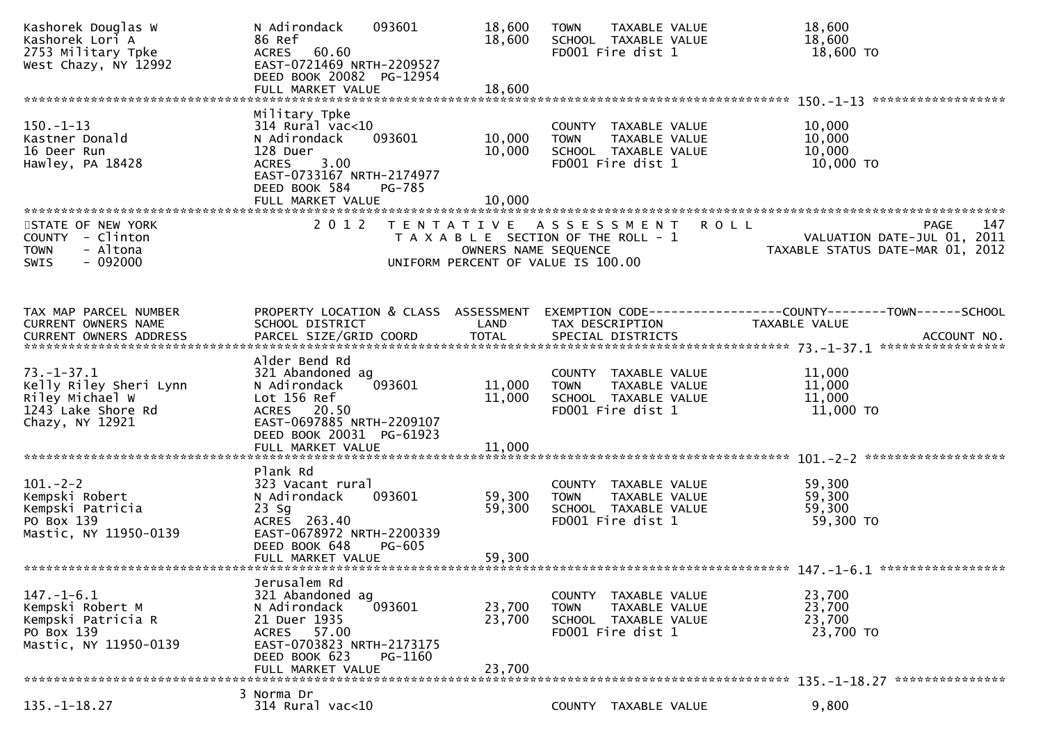| | | | | |
|---|---|---|---|---|
| Kashorek Douglas W<br>Kashorek Lori A<br>2753 Military Tpke<br>West Chazy, NY 12992 | N Adirondack 093601<br>86 Ref<br>ACRES 60.60<br>EAST-0721469 NRTH-2209527<br>DEED BOOK 20082 PG-12954<br>FULL MARKET VALUE | 18,600<br>18,600<br><br><br><br>18,600 | TOWN TAXABLE VALUE<br>SCHOOL TAXABLE VALUE<br>FD001 Fire dist 1 | 18,600<br>18,600<br>18,600 TO |

************************************************************************************************ 150.-1-13 ******************

| | | | | |
|---|---|---|---|---|
| 150.-1-13<br>Kastner Donald<br>16 Deer Run<br>Hawley, PA 18428 | Military Tpke<br>314 Rural vac<10<br>N Adirondack 093601<br>128 Duer<br>ACRES 3.00<br>EAST-0733167 NRTH-2174977<br>DEED BOOK 584 PG-785<br>FULL MARKET VALUE | <br><br>10,000<br>10,000<br><br><br><br>10,000 | <br><br>COUNTY TAXABLE VALUE<br>TOWN TAXABLE VALUE<br>SCHOOL TAXABLE VALUE<br>FD001 Fire dist 1 | <br><br>10,000<br>10,000<br>10,000<br>10,000 TO |

STATE OF NEW YORK
COUNTY - Clinton
TOWN - Altona
SWIS - 092000

2 0 1 2 T E N T A T I V E A S S E S S M E N T R O L L
T A X A B L E SECTION OF THE ROLL - 1
OWNERS NAME SEQUENCE
UNIFORM PERCENT OF VALUE IS 100.00

VALUATION DATE-JUL 01, 2011
TAXABLE STATUS DATE-MAR 01, 2012

| TAX MAP PARCEL NUMBER<br>CURRENT OWNERS NAME<br>CURRENT OWNERS ADDRESS | PROPERTY LOCATION & CLASS<br>SCHOOL DISTRICT<br>PARCEL SIZE/GRID COORD | ASSESSMENT<br>LAND<br>TOTAL | EXEMPTION CODE------------------COUNTY--------TOWN------SCHOOL<br>TAX DESCRIPTION<br>SPECIAL DISTRICTS | TAXABLE VALUE<br><br>ACCOUNT NO. |
|---|---|---|---|---|
| 73.-1-37.1<br>Kelly Riley Sheri Lynn<br>Riley Michael W<br>1243 Lake Shore Rd<br>Chazy, NY 12921 | Alder Bend Rd<br>321 Abandoned ag<br>N Adirondack 093601<br>Lot 156 Ref<br>ACRES 20.50<br>EAST-0697885 NRTH-2209107<br>DEED BOOK 20031 PG-61923<br>FULL MARKET VALUE | <br><br>11,000<br>11,000<br><br><br><br>11,000 | <br><br>COUNTY TAXABLE VALUE<br>TOWN TAXABLE VALUE<br>SCHOOL TAXABLE VALUE<br>FD001 Fire dist 1 | <br><br>11,000<br>11,000<br>11,000<br>11,000 TO |
| 101.-2-2<br>Kempski Robert<br>Kempski Patricia<br>PO Box 139<br>Mastic, NY 11950-0139 | Plank Rd<br>323 Vacant rural<br>N Adirondack 093601<br>23 Sg<br>ACRES 263.40<br>EAST-0678972 NRTH-2200339<br>DEED BOOK 648 PG-605<br>FULL MARKET VALUE | <br><br>59,300<br>59,300<br><br><br><br>59,300 | <br><br>COUNTY TAXABLE VALUE<br>TOWN TAXABLE VALUE<br>SCHOOL TAXABLE VALUE<br>FD001 Fire dist 1 | <br><br>59,300<br>59,300<br>59,300<br>59,300 TO |
| 147.-1-6.1<br>Kempski Robert M<br>Kempski Patricia R<br>PO Box 139<br>Mastic, NY 11950-0139 | Jerusalem Rd<br>321 Abandoned ag<br>N Adirondack 093601<br>21 Duer 1935<br>ACRES 57.00<br>EAST-0703823 NRTH-2173175<br>DEED BOOK 623 PG-1160<br>FULL MARKET VALUE | <br><br>23,700<br>23,700<br><br><br><br>23,700 | <br><br>COUNTY TAXABLE VALUE<br>TOWN TAXABLE VALUE<br>SCHOOL TAXABLE VALUE<br>FD001 Fire dist 1 | <br><br>23,700<br>23,700<br>23,700<br>23,700 TO |
| 135.-1-18.27 | 3 Norma Dr<br>314 Rural vac<10 | | <br>COUNTY TAXABLE VALUE | <br>9,800 |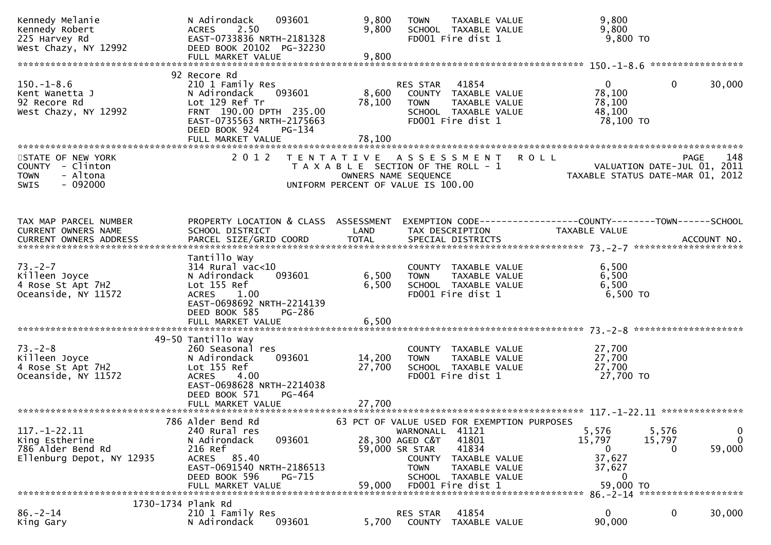```
Kennedy Melanie              N Adirondack     093601         9,800    TOWN     TAXABLE VALUE                9,800
Kennedy Robert               ACRES    2.50                   9,800    SCHOOL   TAXABLE VALUE                9,800
225 Harvey Rd                EAST-0733836 NRTH-2181328                FD001 Fire dist 1                     9,800 TO
West Chazy, NY 12992         DEED BOOK 20102  PG-32230
                             FULL MARKET VALUE               9,800
******************************************************************************************************* 150.-1-8.6 *****************
                             92 Recore Rd
150.-1-8.6                   210 1 Family Res                         RES STAR    41854                      0              0         30,000
Kent Wanetta J               N Adirondack     093601         8,600    COUNTY  TAXABLE VALUE                78,100
92 Recore Rd                 Lot 129 Ref Tr                 78,100    TOWN     TAXABLE VALUE               78,100
West Chazy, NY 12992         FRNT 190.00 DPTH 235.00                  SCHOOL   TAXABLE VALUE               48,100
                             EAST-0735563 NRTH-2175663                FD001 Fire dist 1                    78,100 TO
                             DEED BOOK 924    PG-134
                             FULL MARKET VALUE              78,100
************************************************************************************************************************************
STATE OF NEW YORK                2 0 1 2   T E N T A T I V E   A S S E S S M E N T   R O L L                                PAGE    148
COUNTY  - Clinton                          T A X A B L E  SECTION OF THE ROLL - 1                        VALUATION DATE-JUL 01, 2011
TOWN    - Altona                                 OWNERS NAME SEQUENCE                                 TAXABLE STATUS DATE-MAR 01, 2012
SWIS    - 092000                            UNIFORM PERCENT OF VALUE IS 100.00


TAX MAP PARCEL NUMBER          PROPERTY LOCATION & CLASS  ASSESSMENT  EXEMPTION CODE------------------COUNTY--------TOWN------SCHOOL
CURRENT OWNERS NAME            SCHOOL DISTRICT               LAND      TAX DESCRIPTION              TAXABLE VALUE
CURRENT OWNERS ADDRESS         PARCEL SIZE/GRID COORD        TOTAL     SPECIAL DISTRICTS                                       ACCOUNT NO.
******************************************************************************************************* 73.-2-7 ********************
                             Tantillo Way
73.-2-7                      314 Rural vac<10                         COUNTY  TAXABLE VALUE                 6,500
Killeen Joyce                N Adirondack     093601         6,500    TOWN     TAXABLE VALUE                6,500
4 Rose St Apt 7H2            Lot 155 Ref                     6,500    SCHOOL   TAXABLE VALUE                6,500
Oceanside, NY 11572          ACRES    1.00                            FD001 Fire dist 1                     6,500 TO
                             EAST-0698692 NRTH-2214139
                             DEED BOOK 585    PG-286
                             FULL MARKET VALUE               6,500
******************************************************************************************************* 73.-2-8 ********************
                          49-50 Tantillo Way
73.-2-8                      260 Seasonal res                         COUNTY  TAXABLE VALUE                27,700
Killeen Joyce                N Adirondack     093601        14,200    TOWN     TAXABLE VALUE               27,700
4 Rose St Apt 7H2            Lot 155 Ref                    27,700    SCHOOL   TAXABLE VALUE               27,700
Oceanside, NY 11572          ACRES    4.00                            FD001 Fire dist 1                    27,700 TO
                             EAST-0698628 NRTH-2214038
                             DEED BOOK 571    PG-464
                             FULL MARKET VALUE              27,700
******************************************************************************************************* 117.-1-22.11 ***************
                          786 Alder Bend Rd              63 PCT OF VALUE USED FOR EXEMPTION PURPOSES
117.-1-22.11                 240 Rural res                            WARNONALL   41121                  5,576          5,576              0
King Estherine               N Adirondack     093601        28,300 AGED C&T    41801                 15,797         15,797              0
786 Alder Bend Rd            216 Ref                        59,000 SR STAR     41834                      0              0         59,000
Ellenburg Depot, NY 12935    ACRES   85.40                            COUNTY  TAXABLE VALUE                37,627
                             EAST-0691540 NRTH-2186513                TOWN     TAXABLE VALUE               37,627
                             DEED BOOK 596    PG-715                  SCHOOL   TAXABLE VALUE                    0
                             FULL MARKET VALUE              59,000    FD001 Fire dist 1                    59,000 TO
******************************************************************************************************* 86.-2-14 *******************
                   1730-1734 Plank Rd
86.-2-14                     210 1 Family Res                         RES STAR    41854                      0              0         30,000
King Gary                    N Adirondack     093601         5,700    COUNTY  TAXABLE VALUE                90,000
```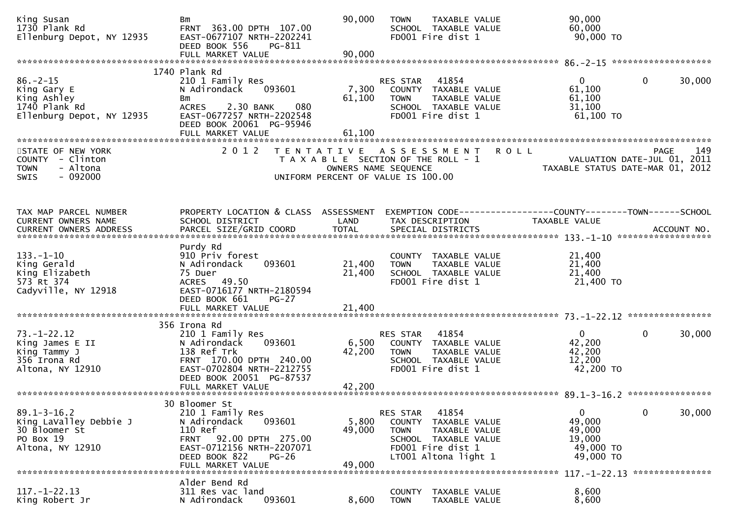```
King Susan                     Bm                                 90,000   TOWN    TAXABLE VALUE              90,000
1730 Plank Rd                  FRNT 363.00 DPTH 107.00                     SCHOOL  TAXABLE VALUE              60,000
Ellenburg Depot, NY 12935      EAST-0677107 NRTH-2202241                   FD001 Fire dist 1                  90,000 TO
                               DEED BOOK 556    PG-811
                               FULL MARKET VALUE                  90,000
******************************************************************************************************* 86.-2-15 *******************
                 1740 Plank Rd
86.-2-15                       210 1 Family Res                            RES STAR    41854                   0          0     30,000
King Gary E                    N Adirondack    093601              7,300   COUNTY  TAXABLE VALUE              61,100
King Ashley                    Bm                                 61,100   TOWN    TAXABLE VALUE              61,100
1740 Plank Rd                  ACRES    2.30 BANK     080                  SCHOOL  TAXABLE VALUE              31,100
Ellenburg Depot, NY 12935      EAST-0677257 NRTH-2202548                   FD001 Fire dist 1                  61,100 TO
                               DEED BOOK 20061  PG-95946
                               FULL MARKET VALUE                  61,100
************************************************************************************************************************************
STATE OF NEW YORK              2 0 1 2   T E N T A T I V E   A S S E S S M E N T   R O L L                              PAGE     149
COUNTY  - Clinton                        T A X A B L E  SECTION OF THE ROLL - 1                      VALUATION DATE-JUL 01, 2011
TOWN    - Altona                              OWNERS NAME SEQUENCE                             TAXABLE STATUS DATE-MAR 01, 2012
SWIS    - 092000                         UNIFORM PERCENT OF VALUE IS 100.00


TAX MAP PARCEL NUMBER          PROPERTY LOCATION & CLASS  ASSESSMENT  EXEMPTION CODE------------------COUNTY--------TOWN------SCHOOL
CURRENT OWNERS NAME            SCHOOL DISTRICT               LAND      TAX DESCRIPTION            TAXABLE VALUE
CURRENT OWNERS ADDRESS         PARCEL SIZE/GRID COORD       TOTAL      SPECIAL DISTRICTS                                    ACCOUNT NO.
******************************************************************************************************* 133.-1-10 ******************
                 Purdy Rd
133.-1-10                      910 Priv forest                             COUNTY  TAXABLE VALUE              21,400
King Gerald                    N Adirondack    093601             21,400   TOWN    TAXABLE VALUE              21,400
King Elizabeth                 75 Duer                            21,400   SCHOOL  TAXABLE VALUE              21,400
573 Rt 374                     ACRES   49.50                               FD001 Fire dist 1                  21,400 TO
Cadyville, NY 12918            EAST-0716177 NRTH-2180594
                               DEED BOOK 661    PG-27
                               FULL MARKET VALUE                  21,400
******************************************************************************************************* 73.-1-22.12 ****************
                 356 Irona Rd
73.-1-22.12                    210 1 Family Res                            RES STAR    41854                   0          0     30,000
King James E II                N Adirondack    093601              6,500   COUNTY  TAXABLE VALUE              42,200
King Tammy J                   138 Ref Trk                        42,200   TOWN    TAXABLE VALUE              42,200
356 Irona Rd                   FRNT 170.00 DPTH 240.00                     SCHOOL  TAXABLE VALUE              12,200
Altona, NY 12910               EAST-0702804 NRTH-2212755                   FD001 Fire dist 1                  42,200 TO
                               DEED BOOK 20051  PG-87537
                               FULL MARKET VALUE                  42,200
******************************************************************************************************* 89.1-3-16.2 ****************
                 30 Bloomer St
89.1-3-16.2                    210 1 Family Res                            RES STAR    41854                   0          0     30,000
King LaValley Debbie J         N Adirondack    093601              5,800   COUNTY  TAXABLE VALUE              49,000
30 Bloomer St                  110 Ref                            49,000   TOWN    TAXABLE VALUE              49,000
PO Box 19                      FRNT  92.00 DPTH 275.00                     SCHOOL  TAXABLE VALUE              19,000
Altona, NY 12910               EAST-0712156 NRTH-2207071                   FD001 Fire dist 1                  49,000 TO
                               DEED BOOK 822    PG-26                      LT001 Altona light 1               49,000 TO
                               FULL MARKET VALUE                  49,000
******************************************************************************************************* 117.-1-22.13 ***************
                 Alder Bend Rd
117.-1-22.13                   311 Res vac land                            COUNTY  TAXABLE VALUE               8,600
King Robert Jr                 N Adirondack    093601              8,600   TOWN    TAXABLE VALUE               8,600
```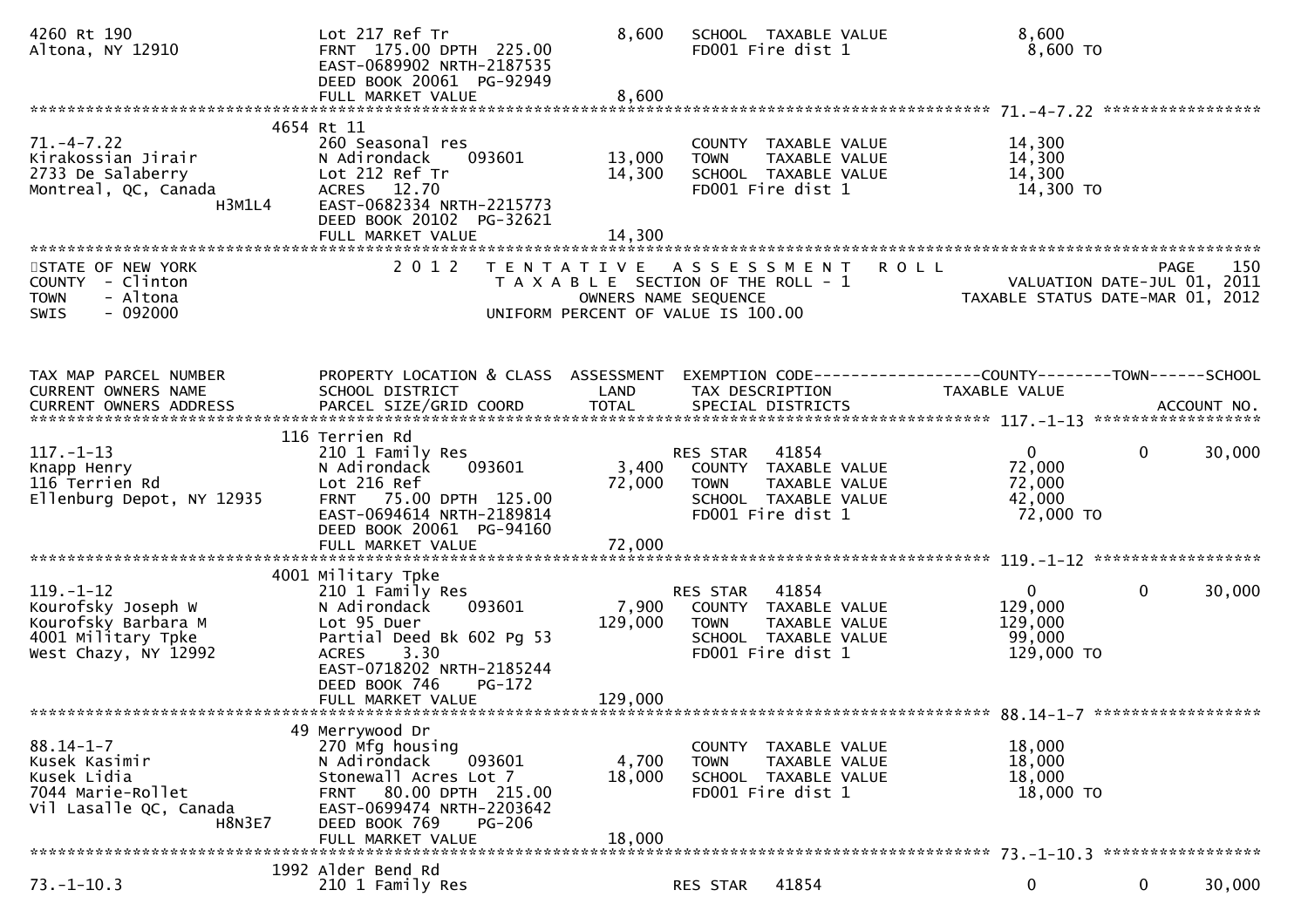```
4260 Rt 190                         Lot 217 Ref Tr                     8,600   SCHOOL  TAXABLE VALUE               8,600
Altona, NY 12910                    FRNT 175.00 DPTH 225.00                    FD001 Fire dist 1                    8,600 TO
                                    EAST-0689902 NRTH-2187535
                                    DEED BOOK 20061  PG-92949
                                    FULL MARKET VALUE                  8,600
******************************************************************************************************* 71.-4-7.22 *****************
                              4654 Rt 11
71.-4-7.22                          260 Seasonal res                           COUNTY  TAXABLE VALUE              14,300
Kirakossian Jirair                  N Adirondack      093601         13,000   TOWN    TAXABLE VALUE              14,300
2733 De Salaberry                   Lot 212 Ref Tr                   14,300   SCHOOL  TAXABLE VALUE              14,300
Montreal, QC, Canada                ACRES   12.70                              FD001 Fire dist 1                   14,300 TO
                    H3M1L4          EAST-0682334 NRTH-2215773
                                    DEED BOOK 20102  PG-32621
                                    FULL MARKET VALUE                14,300
************************************************************************************************************************************
STATE OF NEW YORK                   2 0 1 2   T E N T A T I V E   A S S E S S M E N T   R O L L                          PAGE    150
COUNTY  - Clinton                         T A X A B L E  SECTION OF THE ROLL - 1                      VALUATION DATE-JUL 01, 2011
TOWN    - Altona                                 OWNERS NAME SEQUENCE                             TAXABLE STATUS DATE-MAR 01, 2012
SWIS    - 092000                           UNIFORM PERCENT OF VALUE IS 100.00


TAX MAP PARCEL NUMBER               PROPERTY LOCATION & CLASS  ASSESSMENT  EXEMPTION CODE------------------COUNTY--------TOWN------SCHOOL
CURRENT OWNERS NAME                 SCHOOL DISTRICT               LAND     TAX DESCRIPTION              TAXABLE VALUE
CURRENT OWNERS ADDRESS              PARCEL SIZE/GRID COORD        TOTAL    SPECIAL DISTRICTS                                  ACCOUNT NO.
******************************************************************************************************* 117.-1-13 ******************
                              116 Terrien Rd
117.-1-13                           210 1 Family Res                           RES STAR   41854                   0          0      30,000
Knapp Henry                         N Adirondack      093601          3,400   COUNTY  TAXABLE VALUE              72,000
116 Terrien Rd                      Lot 216 Ref                      72,000   TOWN    TAXABLE VALUE              72,000
Ellenburg Depot, NY 12935           FRNT  75.00 DPTH 125.00                    SCHOOL  TAXABLE VALUE              42,000
                                    EAST-0694614 NRTH-2189814                  FD001 Fire dist 1                   72,000 TO
                                    DEED BOOK 20061  PG-94160
                                    FULL MARKET VALUE                72,000
******************************************************************************************************* 119.-1-12 ******************
                              4001 Military Tpke
119.-1-12                           210 1 Family Res                           RES STAR   41854                   0          0      30,000
Kourofsky Joseph W                  N Adirondack      093601          7,900   COUNTY  TAXABLE VALUE             129,000
Kourofsky Barbara M                 Lot 95 Duer                     129,000   TOWN    TAXABLE VALUE             129,000
4001 Military Tpke                  Partial Deed Bk 602 Pg 53                  SCHOOL  TAXABLE VALUE              99,000
West Chazy, NY 12992                ACRES    3.30                              FD001 Fire dist 1                  129,000 TO
                                    EAST-0718202 NRTH-2185244
                                    DEED BOOK 746    PG-172
                                    FULL MARKET VALUE               129,000
******************************************************************************************************* 88.14-1-7 ******************
                              49 Merrywood Dr
88.14-1-7                           270 Mfg housing                            COUNTY  TAXABLE VALUE              18,000
Kusek Kasimir                       N Adirondack      093601          4,700   TOWN    TAXABLE VALUE              18,000
Kusek Lidia                         Stonewall Acres Lot 7            18,000   SCHOOL  TAXABLE VALUE              18,000
7044 Marie-Rollet                   FRNT  80.00 DPTH 215.00                    FD001 Fire dist 1                   18,000 TO
Vil Lasalle QC, Canada              EAST-0699474 NRTH-2203642
                    H8N3E7          DEED BOOK 769    PG-206
                                    FULL MARKET VALUE                18,000
******************************************************************************************************* 73.-1-10.3 *****************
                              1992 Alder Bend Rd
73.-1-10.3                          210 1 Family Res                           RES STAR   41854                   0          0      30,000
```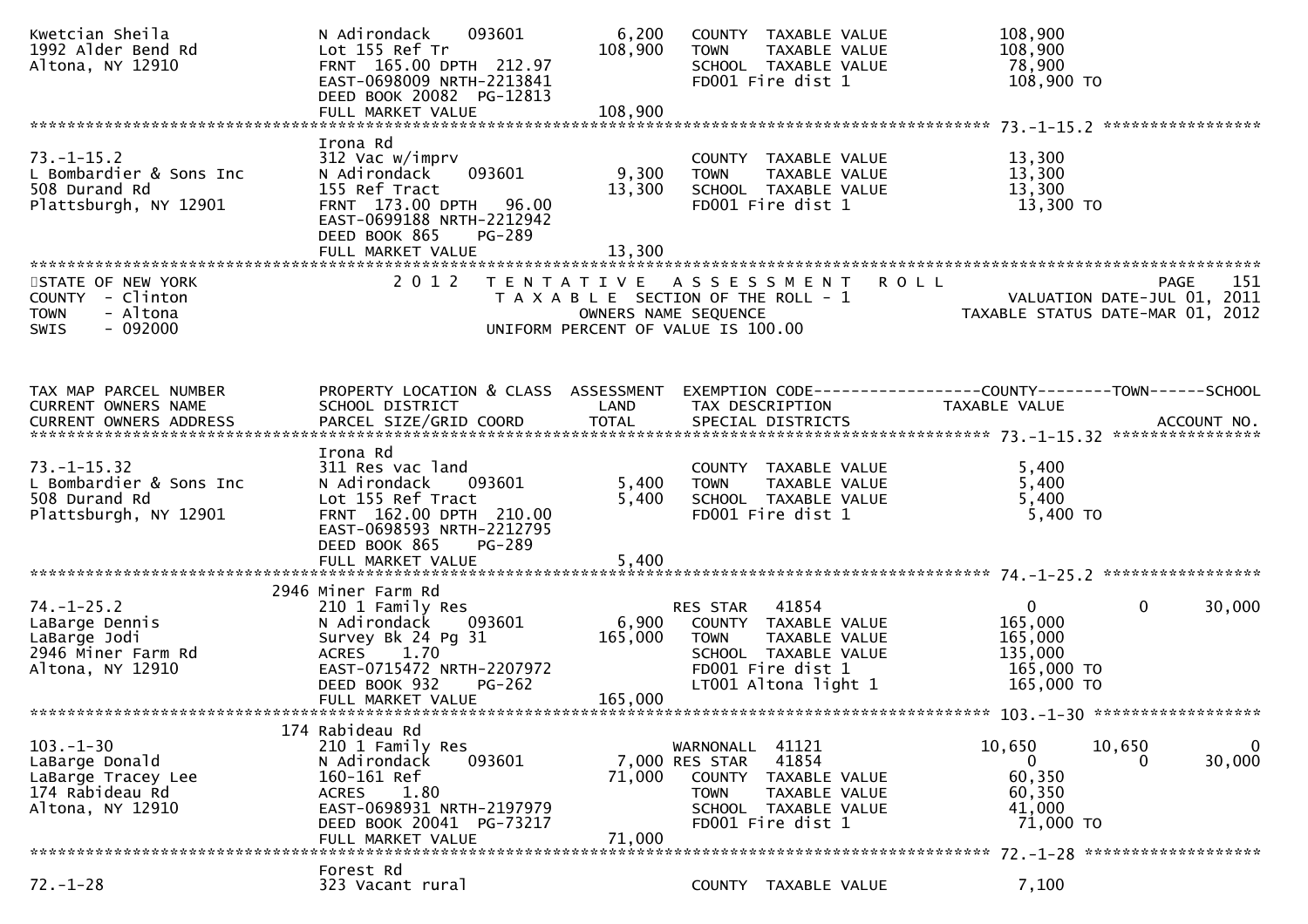| | | | | |
|---|---|---|---|---|
| Kwetcian Sheila<br>1992 Alder Bend Rd<br>Altona, NY 12910 | N Adirondack 093601<br>Lot 155 Ref Tr<br>FRNT 165.00 DPTH 212.97<br>EAST-0698009 NRTH-2213841<br>DEED BOOK 20082 PG-12813<br>FULL MARKET VALUE | 6,200<br>108,900<br><br><br><br>108,900 | COUNTY TAXABLE VALUE<br>TOWN TAXABLE VALUE<br>SCHOOL TAXABLE VALUE<br>FD001 Fire dist 1 | 108,900<br>108,900<br>78,900<br>108,900 TO |

****************************************************************************** 73.-1-15.2 *****************

| | | | | |
|---|---|---|---|---|
| 73.-1-15.2<br>L Bombardier & Sons Inc<br>508 Durand Rd<br>Plattsburgh, NY 12901 | Irona Rd<br>312 Vac w/imprv<br>N Adirondack 093601<br>155 Ref Tract<br>FRNT 173.00 DPTH 96.00<br>EAST-0699188 NRTH-2212942<br>DEED BOOK 865 PG-289<br>FULL MARKET VALUE | <br><br>9,300<br>13,300<br><br><br><br>13,300 | <br>COUNTY TAXABLE VALUE<br>TOWN TAXABLE VALUE<br>SCHOOL TAXABLE VALUE<br>FD001 Fire dist 1 | <br>13,300<br>13,300<br>13,300<br>13,300 TO |

STATE OF NEW YORK
COUNTY - Clinton
TOWN - Altona
SWIS - 092000

2 0 1 2 TENTATIVE ASSESSMENT ROLL
TAXABLE SECTION OF THE ROLL - 1
OWNERS NAME SEQUENCE
UNIFORM PERCENT OF VALUE IS 100.00

VALUATION DATE-JUL 01, 2011
TAXABLE STATUS DATE-MAR 01, 2012

| TAX MAP PARCEL NUMBER<br>CURRENT OWNERS NAME<br>CURRENT OWNERS ADDRESS | PROPERTY LOCATION & CLASS<br>SCHOOL DISTRICT<br>PARCEL SIZE/GRID COORD | ASSESSMENT<br>LAND<br>TOTAL | EXEMPTION CODE<br>TAX DESCRIPTION<br>SPECIAL DISTRICTS | COUNTY<br>TAXABLE VALUE | TOWN | SCHOOL<br><br>ACCOUNT NO. |
|---|---|---|---|---|---|---|
| ****** 73.-1-15.32 ****** | | | | | | |
| 73.-1-15.32<br>L Bombardier & Sons Inc<br>508 Durand Rd<br>Plattsburgh, NY 12901 | Irona Rd<br>311 Res vac land<br>N Adirondack 093601<br>Lot 155 Ref Tract<br>FRNT 162.00 DPTH 210.00<br>EAST-0698593 NRTH-2212795<br>DEED BOOK 865 PG-289<br>FULL MARKET VALUE | <br><br>5,400<br>5,400<br><br><br><br>5,400 | <br>COUNTY TAXABLE VALUE<br>TOWN TAXABLE VALUE<br>SCHOOL TAXABLE VALUE<br>FD001 Fire dist 1 | <br>5,400<br>5,400<br>5,400<br>5,400 TO | | |
| ****** 74.-1-25.2 ****** | | | | | | |
| 74.-1-25.2<br>LaBarge Dennis<br>LaBarge Jodi<br>2946 Miner Farm Rd<br>Altona, NY 12910 | 2946 Miner Farm Rd<br>210 1 Family Res<br>N Adirondack 093601<br>Survey Bk 24 Pg 31<br>ACRES 1.70<br>EAST-0715472 NRTH-2207972<br>DEED BOOK 932 PG-262<br>FULL MARKET VALUE | <br><br>6,900<br>165,000<br><br><br><br>165,000 | <br>RES STAR 41854<br>COUNTY TAXABLE VALUE<br>TOWN TAXABLE VALUE<br>SCHOOL TAXABLE VALUE<br>FD001 Fire dist 1<br>LT001 Altona light 1 | <br>0<br>165,000<br>165,000<br>135,000<br>165,000 TO<br>165,000 TO | <br>0 | <br>30,000 |
| ****** 103.-1-30 ****** | | | | | | |
| 103.-1-30<br>LaBarge Donald<br>LaBarge Tracey Lee<br>174 Rabideau Rd<br>Altona, NY 12910 | 174 Rabideau Rd<br>210 1 Family Res<br>N Adirondack 093601<br>160-161 Ref<br>ACRES 1.80<br>EAST-0698931 NRTH-2197979<br>DEED BOOK 20041 PG-73217<br>FULL MARKET VALUE | <br><br>7,000<br>71,000<br><br><br><br>71,000 | <br>WARNONALL 41121<br>RES STAR 41854<br>COUNTY TAXABLE VALUE<br>TOWN TAXABLE VALUE<br>SCHOOL TAXABLE VALUE<br>FD001 Fire dist 1 | <br>10,650<br>0<br>60,350<br>60,350<br>41,000<br>71,000 TO | <br>10,650<br>0 | <br>0<br>30,000 |
| ****** 72.-1-28 ****** | | | | | | |
| 72.-1-28 | Forest Rd<br>323 Vacant rural | | <br>COUNTY TAXABLE VALUE | <br>7,100 | | |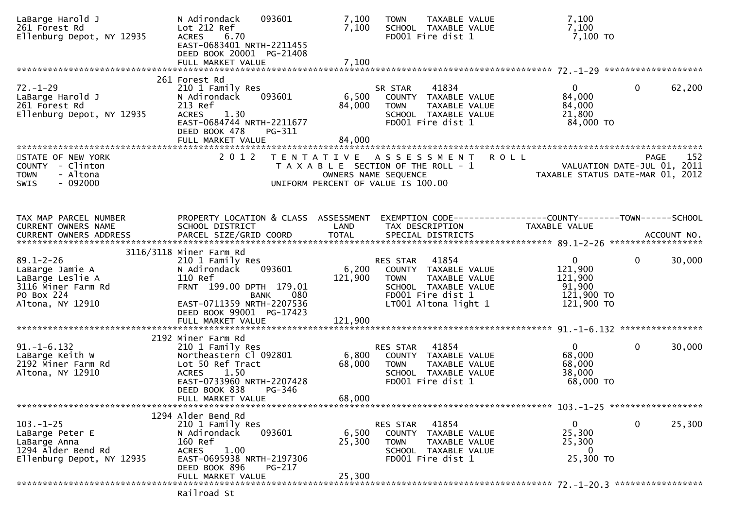```
LaBarge Harold J                N Adirondack    093601          7,100   TOWN    TAXABLE VALUE              7,100
261 Forest Rd                   Lot 212 Ref                     7,100   SCHOOL  TAXABLE VALUE              7,100
Ellenburg Depot, NY 12935       ACRES    6.70                           FD001 Fire dist 1                  7,100 TO
                                EAST-0683401 NRTH-2211455
                                DEED BOOK 20001  PG-21408
                                FULL MARKET VALUE               7,100
******************************************************************************************************* 72.-1-29 ******************
                          261 Forest Rd
72.-1-29                        210 1 Family Res                        SR STAR    41834                  0            0      62,200
LaBarge Harold J                N Adirondack    093601          6,500   COUNTY  TAXABLE VALUE             84,000
261 Forest Rd                   213 Ref                        84,000   TOWN    TAXABLE VALUE             84,000
Ellenburg Depot, NY 12935       ACRES    1.30                           SCHOOL  TAXABLE VALUE             21,800
                                EAST-0684744 NRTH-2211677               FD001 Fire dist 1                 84,000 TO
                                DEED BOOK 478     PG-311
                                FULL MARKET VALUE              84,000
************************************************************************************************************************************
STATE OF NEW YORK                2 0 1 2   T E N T A T I V E   A S S E S S M E N T   R O L L                         PAGE    152
COUNTY  - Clinton                          T A X A B L E  SECTION OF THE ROLL - 1                VALUATION DATE-JUL 01, 2011
TOWN    - Altona                                   OWNERS NAME SEQUENCE                       TAXABLE STATUS DATE-MAR 01, 2012
SWIS    - 092000                           UNIFORM PERCENT OF VALUE IS 100.00


TAX MAP PARCEL NUMBER           PROPERTY LOCATION & CLASS  ASSESSMENT  EXEMPTION CODE------------------COUNTY--------TOWN------SCHOOL
CURRENT OWNERS NAME             SCHOOL DISTRICT               LAND      TAX DESCRIPTION                 TAXABLE VALUE
CURRENT OWNERS ADDRESS          PARCEL SIZE/GRID COORD        TOTAL     SPECIAL DISTRICTS                                  ACCOUNT NO.
******************************************************************************************************* 89.1-2-26 ******************
                     3116/3118 Miner Farm Rd
89.1-2-26                       210 1 Family Res                        RES STAR   41854                  0            0      30,000
LaBarge Jamie A                 N Adirondack    093601          6,200   COUNTY  TAXABLE VALUE            121,900
LaBarge Leslie A                110 Ref                       121,900   TOWN    TAXABLE VALUE            121,900
3116 Miner Farm Rd              FRNT 199.00 DPTH 179.01                 SCHOOL  TAXABLE VALUE             91,900
PO Box 224                                  BANK     080                FD001 Fire dist 1                121,900 TO
Altona, NY 12910                EAST-0711359 NRTH-2207536               LT001 Altona light 1             121,900 TO
                                DEED BOOK 99001  PG-17423
                                FULL MARKET VALUE             121,900
******************************************************************************************************* 91.-1-6.132 ****************
                          2192 Miner Farm Rd
91.-1-6.132                     210 1 Family Res                        RES STAR   41854                  0            0      30,000
LaBarge Keith W                 Northeastern Cl 092801          6,800   COUNTY  TAXABLE VALUE             68,000
2192 Miner Farm Rd              Lot 50 Ref Tract               68,000   TOWN    TAXABLE VALUE             68,000
Altona, NY 12910                ACRES    1.50                           SCHOOL  TAXABLE VALUE             38,000
                                EAST-0733960 NRTH-2207428               FD001 Fire dist 1                 68,000 TO
                                DEED BOOK 838     PG-346
                                FULL MARKET VALUE              68,000
******************************************************************************************************* 103.-1-25 ******************
                          1294 Alder Bend Rd
103.-1-25                       210 1 Family Res                        RES STAR   41854                  0            0      25,300
LaBarge Peter E                 N Adirondack    093601          6,500   COUNTY  TAXABLE VALUE             25,300
LaBarge Anna                    160 Ref                        25,300   TOWN    TAXABLE VALUE             25,300
1294 Alder Bend Rd              ACRES    1.00                           SCHOOL  TAXABLE VALUE                  0
Ellenburg Depot, NY 12935       EAST-0695938 NRTH-2197306               FD001 Fire dist 1                 25,300 TO
                                DEED BOOK 896     PG-217
                                FULL MARKET VALUE              25,300
******************************************************************************************************* 72.-1-20.3 *****************
                                Railroad St
```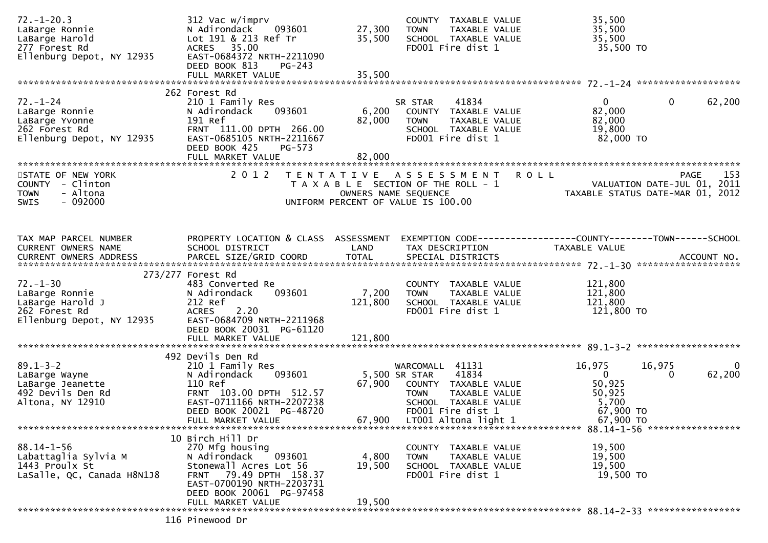```
72.-1-20.3                  312 Vac w/imprv                         COUNTY  TAXABLE VALUE            35,500
LaBarge Ronnie              N Adirondack    093601       27,300     TOWN    TAXABLE VALUE            35,500
LaBarge Harold              Lot 191 & 213 Ref Tr         35,500     SCHOOL  TAXABLE VALUE            35,500
277 Forest Rd               ACRES   35.00                           FD001 Fire dist 1                 35,500 TO
Ellenburg Depot, NY 12935   EAST-0684372 NRTH-2211090
                            DEED BOOK 813    PG-243
                            FULL MARKET VALUE            35,500
******************************************************************************************************* 72.-1-24 ******************
                            262 Forest Rd
72.-1-24                    210 1 Family Res                        SR STAR    41834                   0            0       62,200
LaBarge Ronnie              N Adirondack    093601        6,200     COUNTY  TAXABLE VALUE            82,000
LaBarge Yvonne              191 Ref                      82,000     TOWN    TAXABLE VALUE            82,000
262 Forest Rd               FRNT 111.00 DPTH 266.00                 SCHOOL  TAXABLE VALUE            19,800
Ellenburg Depot, NY 12935   EAST-0685105 NRTH-2211667               FD001 Fire dist 1                 82,000 TO
                            DEED BOOK 425    PG-573
                            FULL MARKET VALUE            82,000
************************************************************************************************************************************
STATE OF NEW YORK              2 0 1 2   T E N T A T I V E   A S S E S S M E N T   R O L L                          PAGE    153
COUNTY  - Clinton                     T A X A B L E  SECTION OF THE ROLL - 1                    VALUATION DATE-JUL 01, 2011
TOWN    - Altona                           OWNERS NAME SEQUENCE                            TAXABLE STATUS DATE-MAR 01, 2012
SWIS    - 092000                    UNIFORM PERCENT OF VALUE IS 100.00


TAX MAP PARCEL NUMBER       PROPERTY LOCATION & CLASS  ASSESSMENT  EXEMPTION CODE------------------COUNTY--------TOWN------SCHOOL
CURRENT OWNERS NAME         SCHOOL DISTRICT               LAND      TAX DESCRIPTION              TAXABLE VALUE
CURRENT OWNERS ADDRESS      PARCEL SIZE/GRID COORD       TOTAL      SPECIAL DISTRICTS                                   ACCOUNT NO.
******************************************************************************************************* 72.-1-30 ******************
                        273/277 Forest Rd
72.-1-30                    483 Converted Re                        COUNTY  TAXABLE VALUE           121,800
LaBarge Ronnie              N Adirondack    093601        7,200     TOWN    TAXABLE VALUE           121,800
LaBarge Harold J            212 Ref                     121,800     SCHOOL  TAXABLE VALUE           121,800
262 Forest Rd               ACRES    2.20                           FD001 Fire dist 1                121,800 TO
Ellenburg Depot, NY 12935   EAST-0684709 NRTH-2211968
                            DEED BOOK 20031  PG-61120
                            FULL MARKET VALUE           121,800
******************************************************************************************************* 89.1-3-2 ******************
                            492 Devils Den Rd
89.1-3-2                    210 1 Family Res                        WARCOMALL  41131              16,975       16,975            0
LaBarge Wayne               N Adirondack    093601        5,500 SR STAR    41834                   0            0       62,200
LaBarge Jeanette            110 Ref                      67,900     COUNTY  TAXABLE VALUE            50,925
492 Devils Den Rd           FRNT 103.00 DPTH 512.57                 TOWN    TAXABLE VALUE            50,925
Altona, NY 12910            EAST-0711166 NRTH-2207238               SCHOOL  TAXABLE VALUE             5,700
                            DEED BOOK 20021  PG-48720               FD001 Fire dist 1                 67,900 TO
                            FULL MARKET VALUE            67,900     LT001 Altona light 1              67,900 TO
******************************************************************************************************* 88.14-1-56 ****************
                            10 Birch Hill Dr
88.14-1-56                  270 Mfg housing                         COUNTY  TAXABLE VALUE            19,500
Labattaglia Sylvia M        N Adirondack    093601        4,800     TOWN    TAXABLE VALUE            19,500
1443 Proulx St              Stonewall Acres Lot 56       19,500     SCHOOL  TAXABLE VALUE            19,500
LaSalle, QC, Canada H8N1J8  FRNT  79.49 DPTH 158.37                 FD001 Fire dist 1                 19,500 TO
                            EAST-0700190 NRTH-2203731
                            DEED BOOK 20061  PG-97458
                            FULL MARKET VALUE            19,500
******************************************************************************************************* 88.14-2-33 ****************
                            116 Pinewood Dr
```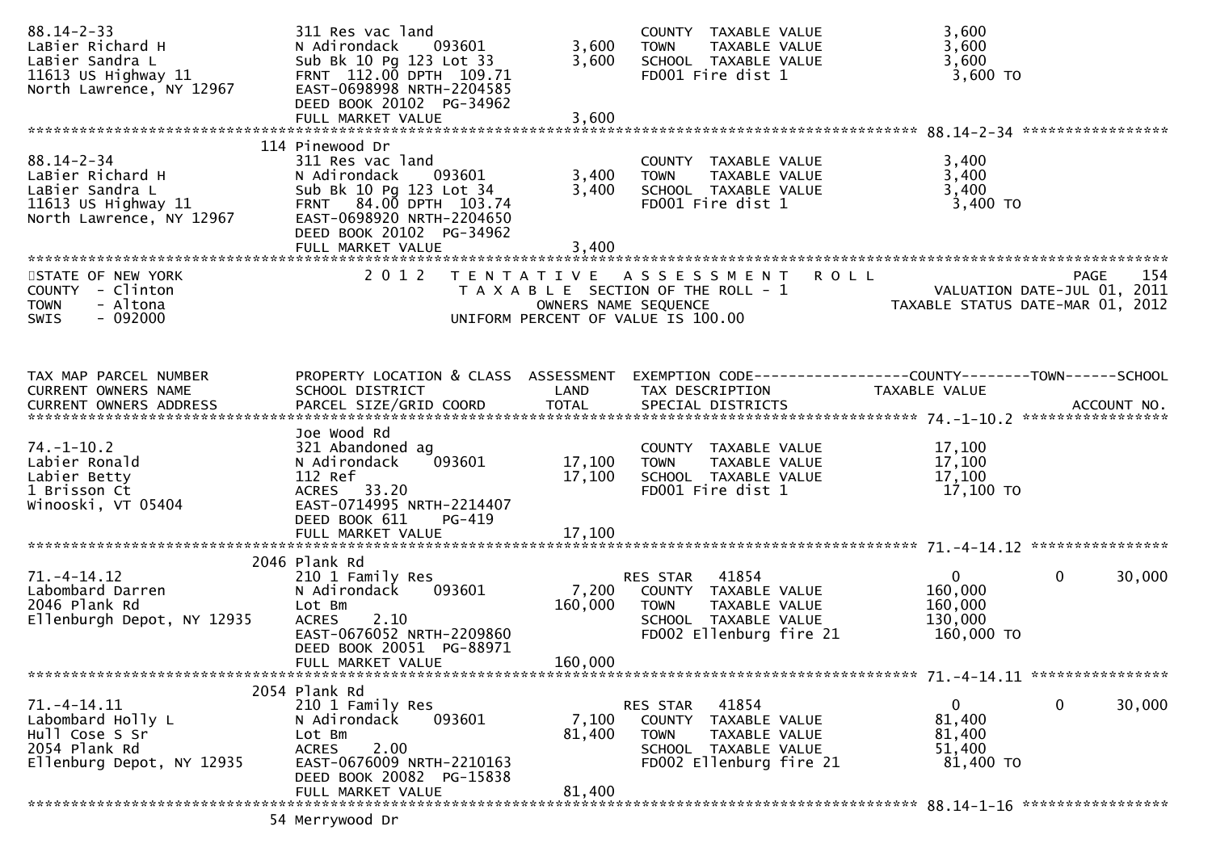```
88.14-2-33                   311 Res vac land                      COUNTY  TAXABLE VALUE             3,600
LaBier Richard H             N Adirondack    093601       3,600    TOWN    TAXABLE VALUE             3,600
LaBier Sandra L              Sub Bk 10 Pg 123 Lot 33      3,600    SCHOOL  TAXABLE VALUE             3,600
11613 US Highway 11          FRNT  112.00 DPTH  109.71              FD001 Fire dist 1                  3,600 TO
North Lawrence, NY 12967     EAST-0698998 NRTH-2204585
                             DEED BOOK 20102  PG-34962
                             FULL MARKET VALUE            3,600
******************************************************************************************************* 88.14-2-34 *****************
                          114 Pinewood Dr
88.14-2-34                   311 Res vac land                      COUNTY  TAXABLE VALUE             3,400
LaBier Richard H             N Adirondack    093601       3,400    TOWN    TAXABLE VALUE             3,400
LaBier Sandra L              Sub Bk 10 Pg 123 Lot 34      3,400    SCHOOL  TAXABLE VALUE             3,400
11613 US Highway 11          FRNT   84.00 DPTH  103.74              FD001 Fire dist 1                  3,400 TO
North Lawrence, NY 12967     EAST-0698920 NRTH-2204650
                             DEED BOOK 20102  PG-34962
                             FULL MARKET VALUE            3,400
************************************************************************************************************************************
STATE OF NEW YORK                2 0 1 2   T E N T A T I V E   A S S E S S M E N T   R O L L                            PAGE    154
COUNTY  - Clinton                          T A X A B L E  SECTION OF THE ROLL - 1                    VALUATION DATE-JUL 01, 2011
TOWN    - Altona                                 OWNERS NAME SEQUENCE                           TAXABLE STATUS DATE-MAR 01, 2012
SWIS    - 092000                          UNIFORM PERCENT OF VALUE IS 100.00


TAX MAP PARCEL NUMBER        PROPERTY LOCATION & CLASS  ASSESSMENT  EXEMPTION CODE------------------COUNTY--------TOWN------SCHOOL
CURRENT OWNERS NAME          SCHOOL DISTRICT               LAND      TAX DESCRIPTION             TAXABLE VALUE
CURRENT OWNERS ADDRESS       PARCEL SIZE/GRID COORD        TOTAL     SPECIAL DISTRICTS                                    ACCOUNT NO.
******************************************************************************************************* 74.-1-10.2 *****************
                             Joe Wood Rd
74.-1-10.2                   321 Abandoned ag                      COUNTY  TAXABLE VALUE            17,100
Labier Ronald                N Adirondack    093601      17,100    TOWN    TAXABLE VALUE            17,100
Labier Betty                 112 Ref                     17,100    SCHOOL  TAXABLE VALUE            17,100
1 Brisson Ct                 ACRES   33.20                          FD001 Fire dist 1                 17,100 TO
Winooski, VT 05404           EAST-0714995 NRTH-2214407
                             DEED BOOK 611    PG-419
                             FULL MARKET VALUE           17,100
******************************************************************************************************* 71.-4-14.12 ****************
                          2046 Plank Rd
71.-4-14.12                  210 1 Family Res                      RES STAR    41854                     0            0      30,000
Labombard Darren             N Adirondack    093601       7,200    COUNTY  TAXABLE VALUE           160,000
2046 Plank Rd                Lot Bm                     160,000    TOWN    TAXABLE VALUE           160,000
Ellenburgh Depot, NY 12935   ACRES    2.10                         SCHOOL  TAXABLE VALUE           130,000
                             EAST-0676052 NRTH-2209860              FD002 Ellenburg fire 21          160,000 TO
                             DEED BOOK 20051  PG-88971
                             FULL MARKET VALUE          160,000
******************************************************************************************************* 71.-4-14.11 ****************
                          2054 Plank Rd
71.-4-14.11                  210 1 Family Res                      RES STAR    41854                     0            0      30,000
Labombard Holly L            N Adirondack    093601       7,100    COUNTY  TAXABLE VALUE            81,400
Hull Cose S Sr               Lot Bm                      81,400    TOWN    TAXABLE VALUE            81,400
2054 Plank Rd                ACRES    2.00                         SCHOOL  TAXABLE VALUE            51,400
Ellenburg Depot, NY 12935    EAST-0676009 NRTH-2210163              FD002 Ellenburg fire 21           81,400 TO
                             DEED BOOK 20082  PG-15838
                             FULL MARKET VALUE           81,400
******************************************************************************************************* 88.14-1-16 *****************
                          54 Merrywood Dr
```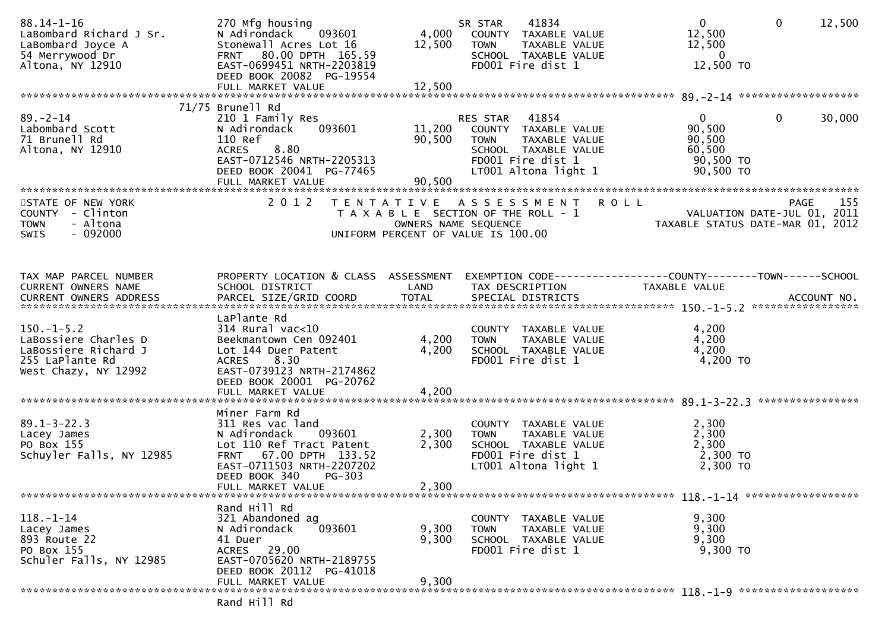```
88.14-1-16                     270 Mfg housing                       SR STAR    41834                   0           0       12,500
LaBombard Richard J Sr.        N Adirondack     093601        4,000   COUNTY  TAXABLE VALUE          12,500
LaBombard Joyce A              Stonewall Acres Lot 16        12,500   TOWN    TAXABLE VALUE          12,500
54 Merrywood Dr                FRNT   80.00 DPTH 165.59               SCHOOL  TAXABLE VALUE               0
Altona, NY 12910               EAST-0699451 NRTH-2203819              FD001 Fire dist 1               12,500 TO
                               DEED BOOK 20082  PG-19554
                               FULL MARKET VALUE             12,500
******************************************************************************************************* 89.-2-14 *******************
                         71/75 Brunell Rd
89.-2-14                       210 1 Family Res                      RES STAR   41854                   0           0       30,000
Labombard Scott                N Adirondack     093601       11,200   COUNTY  TAXABLE VALUE          90,500
71 Brunell Rd                  110 Ref                       90,500   TOWN    TAXABLE VALUE          90,500
Altona, NY 12910               ACRES     8.80                         SCHOOL  TAXABLE VALUE          60,500
                               EAST-0712546 NRTH-2205313              FD001 Fire dist 1               90,500 TO
                               DEED BOOK 20041  PG-77465              LT001 Altona light 1            90,500 TO
                               FULL MARKET VALUE             90,500
************************************************************************************************************************************
STATE OF NEW YORK                2 0 1 2   T E N T A T I V E   A S S E S S M E N T   R O L L                               PAGE    155
COUNTY  - Clinton                          T A X A B L E  SECTION OF THE ROLL - 1                        VALUATION DATE-JUL 01, 2011
TOWN    - Altona                                 OWNERS NAME SEQUENCE                               TAXABLE STATUS DATE-MAR 01, 2012
SWIS    - 092000                          UNIFORM PERCENT OF VALUE IS 100.00


TAX MAP PARCEL NUMBER          PROPERTY LOCATION & CLASS  ASSESSMENT  EXEMPTION CODE------------------COUNTY--------TOWN------SCHOOL
CURRENT OWNERS NAME            SCHOOL DISTRICT               LAND      TAX DESCRIPTION              TAXABLE VALUE
CURRENT OWNERS ADDRESS         PARCEL SIZE/GRID COORD        TOTAL     SPECIAL DISTRICTS                                  ACCOUNT NO.
******************************************************************************************************* 150.-1-5.2 *****************
                               LaPlante Rd
150.-1-5.2                     314 Rural vac<10                       COUNTY  TAXABLE VALUE           4,200
LaBossiere Charles D           Beekmantown Cen 092401         4,200   TOWN    TAXABLE VALUE           4,200
LaBossiere Richard J           Lot 144 Duer Patent            4,200   SCHOOL  TAXABLE VALUE           4,200
255 LaPlante Rd                ACRES     8.30                         FD001 Fire dist 1                4,200 TO
West Chazy, NY 12992           EAST-0739123 NRTH-2174862
                               DEED BOOK 20001  PG-20762
                               FULL MARKET VALUE              4,200
******************************************************************************************************* 89.1-3-22.3 ****************
                               Miner Farm Rd
89.1-3-22.3                    311 Res vac land                       COUNTY  TAXABLE VALUE           2,300
Lacey James                    N Adirondack     093601        2,300   TOWN    TAXABLE VALUE           2,300
PO Box 155                     Lot 110 Ref Tract Patent       2,300   SCHOOL  TAXABLE VALUE           2,300
Schuyler Falls, NY 12985       FRNT   67.00 DPTH 133.52               FD001 Fire dist 1                2,300 TO
                               EAST-0711503 NRTH-2207202              LT001 Altona light 1             2,300 TO
                               DEED BOOK 340    PG-303
                               FULL MARKET VALUE              2,300
******************************************************************************************************* 118.-1-14 ******************
                               Rand Hill Rd
118.-1-14                      321 Abandoned ag                       COUNTY  TAXABLE VALUE           9,300
Lacey James                    N Adirondack     093601        9,300   TOWN    TAXABLE VALUE           9,300
893 Route 22                   41 Duer                        9,300   SCHOOL  TAXABLE VALUE           9,300
PO Box 155                     ACRES    29.00                         FD001 Fire dist 1                9,300 TO
Schuler Falls, NY 12985        EAST-0705620 NRTH-2189755
                               DEED BOOK 20112  PG-41018
                               FULL MARKET VALUE              9,300
******************************************************************************************************* 118.-1-9 *******************
                               Rand Hill Rd
```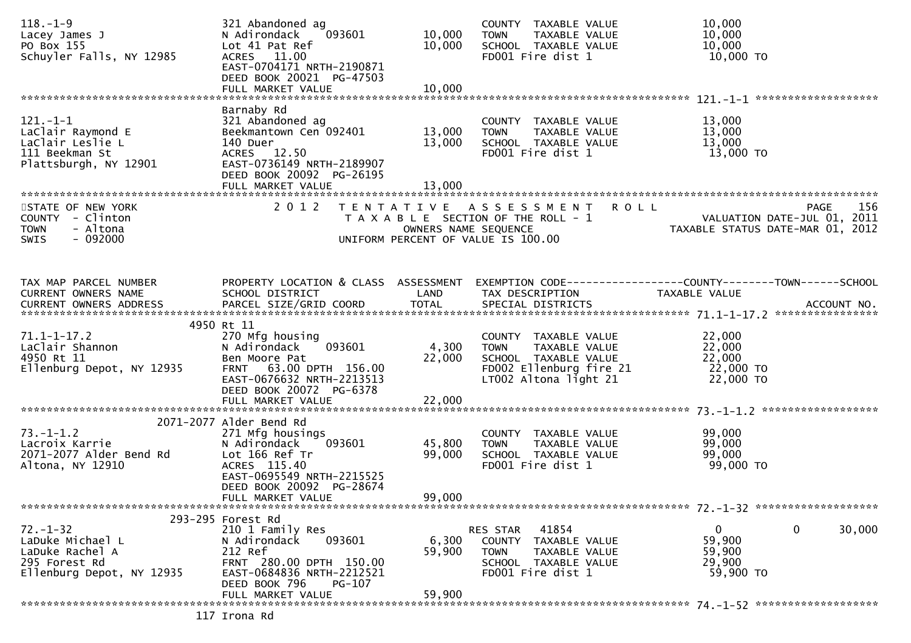```
118.-1-9                       321 Abandoned ag                     COUNTY  TAXABLE VALUE              10,000
Lacey James J                  N Adirondack    093601      10,000   TOWN    TAXABLE VALUE              10,000
PO Box 155                     Lot 41 Pat Ref              10,000   SCHOOL  TAXABLE VALUE              10,000
Schuyler Falls, NY 12985       ACRES  11.00                         FD001 Fire dist 1                  10,000 TO
                               EAST-0704171 NRTH-2190871
                               DEED BOOK 20021  PG-47503
                               FULL MARKET VALUE           10,000
******************************************************************************************************* 121.-1-1 ******************
                               Barnaby Rd
121.-1-1                       321 Abandoned ag                     COUNTY  TAXABLE VALUE              13,000
LaClair Raymond E              Beekmantown Cen 092401      13,000   TOWN    TAXABLE VALUE              13,000
LaClair Leslie L               140 Duer                    13,000   SCHOOL  TAXABLE VALUE              13,000
111 Beekman St                 ACRES  12.50                         FD001 Fire dist 1                  13,000 TO
Plattsburgh, NY 12901          EAST-0736149 NRTH-2189907
                               DEED BOOK 20092  PG-26195
                               FULL MARKET VALUE           13,000
************************************************************************************************************************************
STATE OF NEW YORK                2 0 1 2   T E N T A T I V E   A S S E S S M E N T   R O L L                         PAGE    156
COUNTY  - Clinton                          T A X A B L E  SECTION OF THE ROLL - 1                 VALUATION DATE-JUL 01, 2011
TOWN    - Altona                                 OWNERS NAME SEQUENCE                          TAXABLE STATUS DATE-MAR 01, 2012
SWIS    - 092000                          UNIFORM PERCENT OF VALUE IS 100.00


TAX MAP PARCEL NUMBER          PROPERTY LOCATION & CLASS  ASSESSMENT  EXEMPTION CODE------------------COUNTY--------TOWN------SCHOOL
CURRENT OWNERS NAME            SCHOOL DISTRICT               LAND     TAX DESCRIPTION              TAXABLE VALUE
CURRENT OWNERS ADDRESS         PARCEL SIZE/GRID COORD        TOTAL    SPECIAL DISTRICTS                                  ACCOUNT NO.
******************************************************************************************************* 71.1-1-17.2 ***************
                     4950 Rt 11
71.1-1-17.2                    270 Mfg housing                      COUNTY  TAXABLE VALUE              22,000
LaClair Shannon                N Adirondack    093601       4,300   TOWN    TAXABLE VALUE              22,000
4950 Rt 11                     Ben Moore Pat               22,000   SCHOOL  TAXABLE VALUE              22,000
Ellenburg Depot, NY 12935      FRNT  63.00 DPTH 156.00              FD002 Ellenburg fire 21            22,000 TO
                               EAST-0676632 NRTH-2213513            LT002 Altona light 21              22,000 TO
                               DEED BOOK 20072  PG-6378
                               FULL MARKET VALUE           22,000
******************************************************************************************************* 73.-1-1.2 *****************
                     2071-2077 Alder Bend Rd
73.-1-1.2                      271 Mfg housings                     COUNTY  TAXABLE VALUE              99,000
Lacroix Karrie                 N Adirondack    093601      45,800   TOWN    TAXABLE VALUE              99,000
2071-2077 Alder Bend Rd        Lot 166 Ref Tr              99,000   SCHOOL  TAXABLE VALUE              99,000
Altona, NY 12910               ACRES 115.40                         FD001 Fire dist 1                  99,000 TO
                               EAST-0695549 NRTH-2215525
                               DEED BOOK 20092  PG-28674
                               FULL MARKET VALUE           99,000
******************************************************************************************************* 72.-1-32 ******************
                     293-295 Forest Rd
72.-1-32                       210 1 Family Res                     RES STAR   41854                    0           0      30,000
LaDuke Michael L               N Adirondack    093601       6,300   COUNTY  TAXABLE VALUE              59,900
LaDuke Rachel A                212 Ref                     59,900   TOWN    TAXABLE VALUE              59,900
295 Forest Rd                  FRNT 280.00 DPTH 150.00              SCHOOL  TAXABLE VALUE              29,900
Ellenburg Depot, NY 12935      EAST-0684836 NRTH-2212521            FD001 Fire dist 1                  59,900 TO
                               DEED BOOK 796    PG-107
                               FULL MARKET VALUE           59,900
******************************************************************************************************* 74.-1-52 ******************
                     117 Irona Rd
```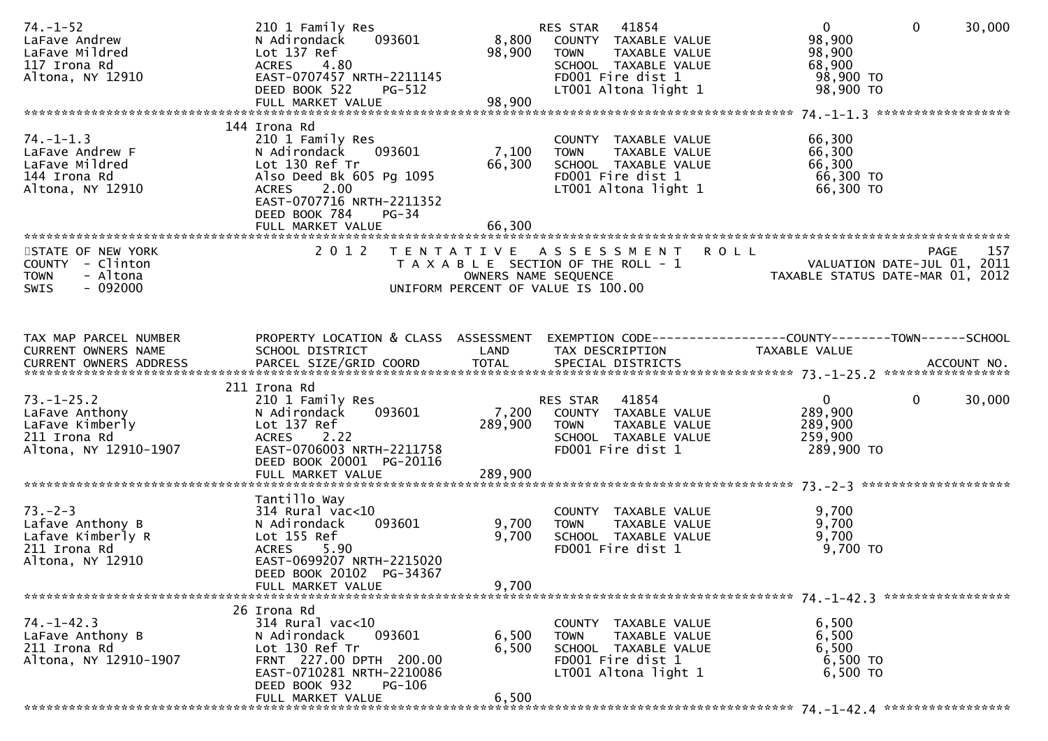```
74.-1-52                        210 1 Family Res                   RES STAR   41854                    0           0      30,000
LaFave Andrew                   N Adirondack    093601       8,800   COUNTY  TAXABLE VALUE          98,900
LaFave Mildred                  Lot 137 Ref                 98,900   TOWN    TAXABLE VALUE          98,900
117 Irona Rd                    ACRES    4.80                        SCHOOL  TAXABLE VALUE          68,900
Altona, NY 12910                EAST-0707457 NRTH-2211145            FD001 Fire dist 1               98,900 TO
                                DEED BOOK 522     PG-512             LT001 Altona light 1            98,900 TO
                                FULL MARKET VALUE           98,900
******************************************************************************************************* 74.-1-1.3 ******************
                                144 Irona Rd
74.-1-1.3                       210 1 Family Res                     COUNTY  TAXABLE VALUE          66,300
LaFave Andrew F                 N Adirondack    093601       7,100   TOWN    TAXABLE VALUE          66,300
LaFave Mildred                  Lot 130 Ref Tr              66,300   SCHOOL  TAXABLE VALUE          66,300
144 Irona Rd                    Also Deed Bk 605 Pg 1095             FD001 Fire dist 1               66,300 TO
Altona, NY 12910                ACRES    2.00                        LT001 Altona light 1            66,300 TO
                                EAST-0707716 NRTH-2211352
                                DEED BOOK 784     PG-34
                                FULL MARKET VALUE           66,300
************************************************************************************************************************************
STATE OF NEW YORK                 2 0 1 2   T E N T A T I V E   A S S E S S M E N T   R O L L                            PAGE   157
COUNTY  - Clinton                      T A X A B L E  SECTION OF THE ROLL - 1                        VALUATION DATE-JUL 01, 2011
TOWN    - Altona                              OWNERS NAME SEQUENCE                          TAXABLE STATUS DATE-MAR 01, 2012
SWIS    - 092000                     UNIFORM PERCENT OF VALUE IS 100.00


TAX MAP PARCEL NUMBER           PROPERTY LOCATION & CLASS  ASSESSMENT  EXEMPTION CODE------------------COUNTY--------TOWN------SCHOOL
CURRENT OWNERS NAME             SCHOOL DISTRICT              LAND      TAX DESCRIPTION              TAXABLE VALUE
CURRENT OWNERS ADDRESS          PARCEL SIZE/GRID COORD       TOTAL     SPECIAL DISTRICTS                                 ACCOUNT NO.
******************************************************************************************************* 73.-1-25.2 *****************
                                211 Irona Rd
73.-1-25.2                      210 1 Family Res                   RES STAR   41854                    0           0      30,000
LaFave Anthony                  N Adirondack    093601       7,200   COUNTY  TAXABLE VALUE         289,900
LaFave Kimberly                 Lot 137 Ref                289,900   TOWN    TAXABLE VALUE         289,900
211 Irona Rd                    ACRES    2.22                        SCHOOL  TAXABLE VALUE         259,900
Altona, NY 12910-1907           EAST-0706003 NRTH-2211758            FD001 Fire dist 1              289,900 TO
                                DEED BOOK 20001 PG-20116
                                FULL MARKET VALUE          289,900
******************************************************************************************************* 73.-2-3 ********************
                                Tantillo Way
73.-2-3                         314 Rural vac<10                     COUNTY  TAXABLE VALUE           9,700
Lafave Anthony B                N Adirondack    093601       9,700   TOWN    TAXABLE VALUE           9,700
Lafave Kimberly R               Lot 155 Ref                  9,700   SCHOOL  TAXABLE VALUE           9,700
211 Irona Rd                    ACRES    5.90                        FD001 Fire dist 1                9,700 TO
Altona, NY 12910                EAST-0699207 NRTH-2215020
                                DEED BOOK 20102 PG-34367
                                FULL MARKET VALUE            9,700
******************************************************************************************************* 74.-1-42.3 *****************
                                26 Irona Rd
74.-1-42.3                      314 Rural vac<10                     COUNTY  TAXABLE VALUE           6,500
LaFave Anthony B                N Adirondack    093601       6,500   TOWN    TAXABLE VALUE           6,500
211 Irona Rd                    Lot 130 Ref Tr               6,500   SCHOOL  TAXABLE VALUE           6,500
Altona, NY 12910-1907           FRNT 227.00 DPTH 200.00              FD001 Fire dist 1                6,500 TO
                                EAST-0710281 NRTH-2210086            LT001 Altona light 1             6,500 TO
                                DEED BOOK 932     PG-106
                                FULL MARKET VALUE            6,500
******************************************************************************************************* 74.-1-42.4 *****************
```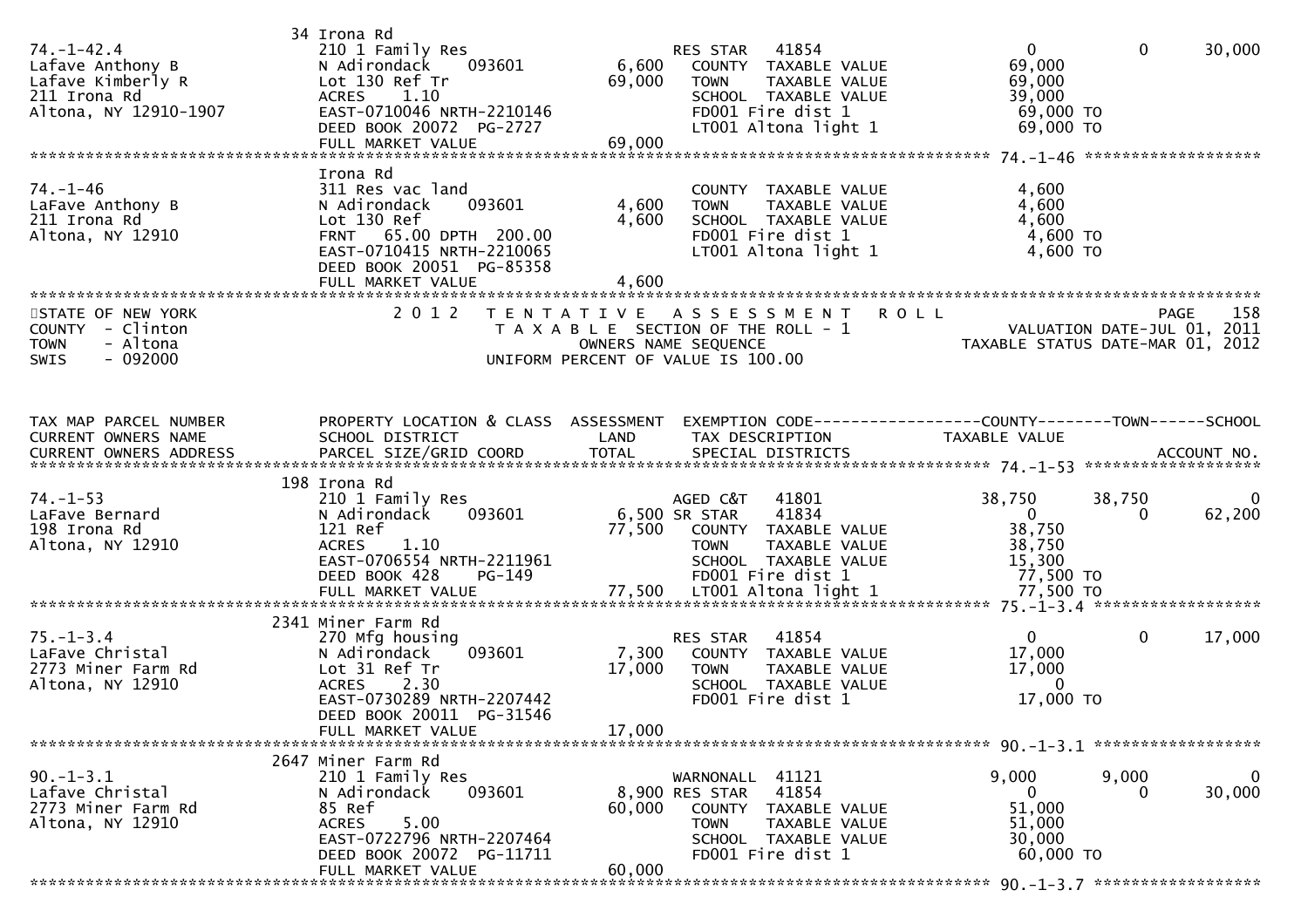```
                              34 Irona Rd
74.-1-42.4                    210 1 Family Res                    RES STAR   41854                    0          0      30,000
Lafave Anthony B              N Adirondack    093601      6,600   COUNTY  TAXABLE VALUE          69,000
Lafave Kimberly R             Lot 130 Ref Tr             69,000   TOWN    TAXABLE VALUE          69,000
211 Irona Rd                  ACRES    1.10                       SCHOOL  TAXABLE VALUE          39,000
Altona, NY 12910-1907         EAST-0710046 NRTH-2210146           FD001 Fire dist 1               69,000 TO
                              DEED BOOK 20072  PG-2727            LT001 Altona light 1            69,000 TO
                              FULL MARKET VALUE          69,000
******************************************************************************************************* 74.-1-46 ******************
                              Irona Rd
74.-1-46                      311 Res vac land                    COUNTY  TAXABLE VALUE           4,600
LaFave Anthony B              N Adirondack    093601      4,600   TOWN    TAXABLE VALUE           4,600
211 Irona Rd                  Lot 130 Ref                 4,600   SCHOOL  TAXABLE VALUE           4,600
Altona, NY 12910              FRNT   65.00 DPTH 200.00            FD001 Fire dist 1                4,600 TO
                              EAST-0710415 NRTH-2210065           LT001 Altona light 1             4,600 TO
                              DEED BOOK 20051  PG-85358
                              FULL MARKET VALUE           4,600
************************************************************************************************************************************
STATE OF NEW YORK                2 0 1 2   T E N T A T I V E   A S S E S S M E N T   R O L L                          PAGE    158
COUNTY  - Clinton                       T A X A B L E  SECTION OF THE ROLL - 1                        VALUATION DATE-JUL 01, 2011
TOWN    - Altona                               OWNERS NAME SEQUENCE                             TAXABLE STATUS DATE-MAR 01, 2012
SWIS    - 092000                        UNIFORM PERCENT OF VALUE IS 100.00


TAX MAP PARCEL NUMBER         PROPERTY LOCATION & CLASS  ASSESSMENT  EXEMPTION CODE------------------COUNTY--------TOWN------SCHOOL
CURRENT OWNERS NAME           SCHOOL DISTRICT               LAND      TAX DESCRIPTION              TAXABLE VALUE
CURRENT OWNERS ADDRESS        PARCEL SIZE/GRID COORD        TOTAL     SPECIAL DISTRICTS                                   ACCOUNT NO.
******************************************************************************************************* 74.-1-53 ******************
                              198 Irona Rd
74.-1-53                      210 1 Family Res                    AGED C&T   41801               38,750     38,750           0
LaFave Bernard                N Adirondack    093601      6,500 SR STAR    41834                    0          0      62,200
198 Irona Rd                  121 Ref                    77,500   COUNTY  TAXABLE VALUE          38,750
Altona, NY 12910              ACRES    1.10                       TOWN    TAXABLE VALUE          38,750
                              EAST-0706554 NRTH-2211961           SCHOOL  TAXABLE VALUE          15,300
                              DEED BOOK 428    PG-149             FD001 Fire dist 1               77,500 TO
                              FULL MARKET VALUE          77,500   LT001 Altona light 1            77,500 TO
******************************************************************************************************* 75.-1-3.4 *****************
                              2341 Miner Farm Rd
75.-1-3.4                     270 Mfg housing                     RES STAR   41854                    0          0      17,000
LaFave Christal               N Adirondack    093601      7,300   COUNTY  TAXABLE VALUE          17,000
2773 Miner Farm Rd            Lot 31 Ref Tr              17,000   TOWN    TAXABLE VALUE          17,000
Altona, NY 12910              ACRES    2.30                       SCHOOL  TAXABLE VALUE               0
                              EAST-0730289 NRTH-2207442           FD001 Fire dist 1               17,000 TO
                              DEED BOOK 20011  PG-31546
                              FULL MARKET VALUE          17,000
******************************************************************************************************* 90.-1-3.1 *****************
                              2647 Miner Farm Rd
90.-1-3.1                     210 1 Family Res                    WARNONALL  41121                9,000      9,000           0
Lafave Christal               N Adirondack    093601      8,900 RES STAR   41854                    0          0      30,000
2773 Miner Farm Rd            85 Ref                     60,000   COUNTY  TAXABLE VALUE          51,000
Altona, NY 12910              ACRES    5.00                       TOWN    TAXABLE VALUE          51,000
                              EAST-0722796 NRTH-2207464           SCHOOL  TAXABLE VALUE          30,000
                              DEED BOOK 20072  PG-11711           FD001 Fire dist 1               60,000 TO
                              FULL MARKET VALUE          60,000
******************************************************************************************************* 90.-1-3.7 *****************
```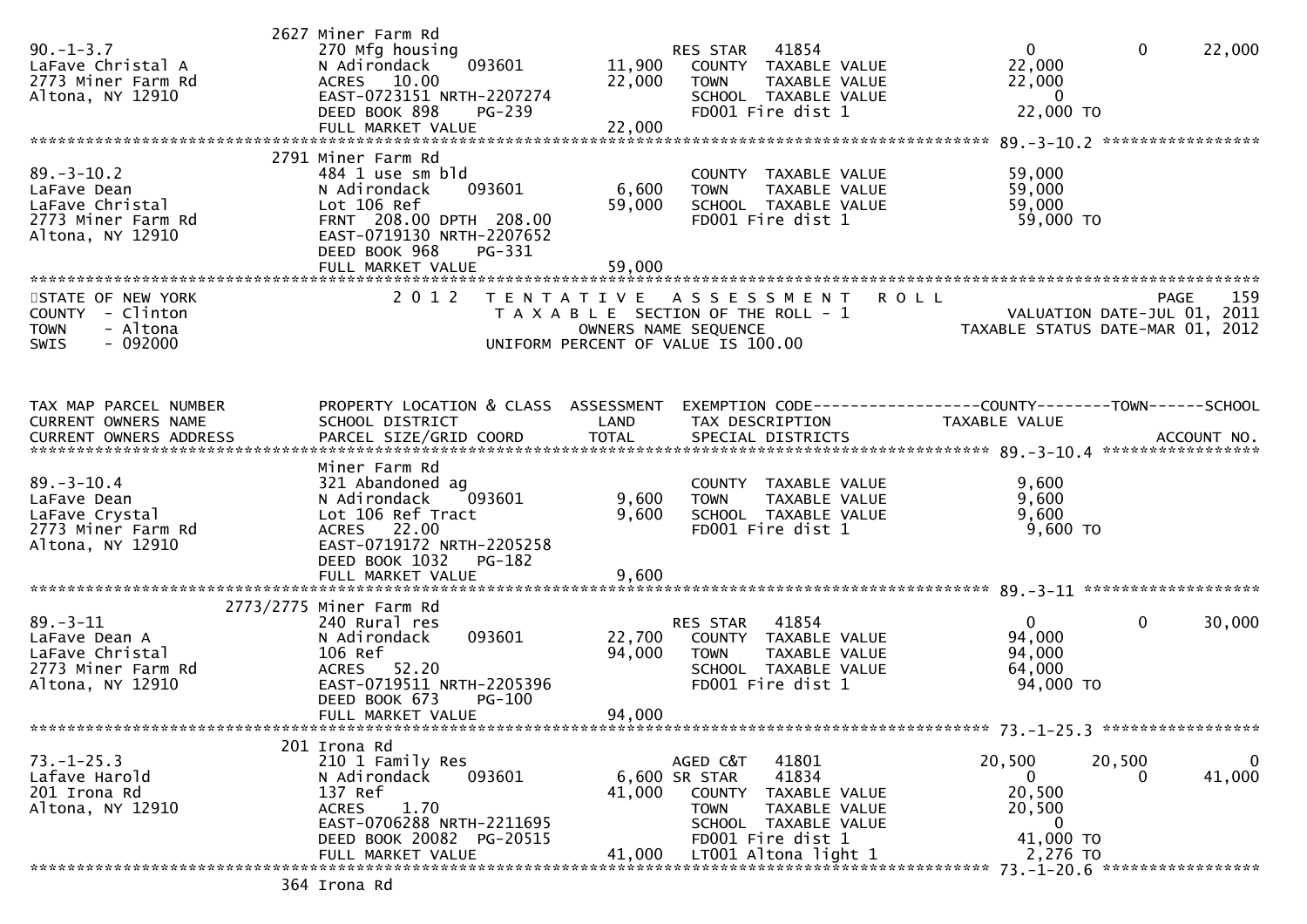```
                                2627 Miner Farm Rd
90.-1-3.7                       270 Mfg housing                         RES STAR   41854                      0          0       22,000
LaFave Christal A               N Adirondack     093601        11,900     COUNTY  TAXABLE VALUE            22,000
2773 Miner Farm Rd              ACRES   10.00                  22,000     TOWN    TAXABLE VALUE            22,000
Altona, NY 12910                EAST-0723151 NRTH-2207274                 SCHOOL  TAXABLE VALUE                 0
                                DEED BOOK 898     PG-239                  FD001 Fire dist 1                22,000 TO
                                FULL MARKET VALUE              22,000
******************************************************************************************************* 89.-3-10.2 *****************
                                2791 Miner Farm Rd
89.-3-10.2                      484 1 use sm bld                          COUNTY  TAXABLE VALUE            59,000
LaFave Dean                     N Adirondack     093601         6,600     TOWN    TAXABLE VALUE            59,000
LaFave Christal                 Lot 106 Ref                    59,000     SCHOOL  TAXABLE VALUE            59,000
2773 Miner Farm Rd              FRNT 208.00 DPTH 208.00                   FD001 Fire dist 1                59,000 TO
Altona, NY 12910                EAST-0719130 NRTH-2207652
                                DEED BOOK 968     PG-331
                                FULL MARKET VALUE              59,000
************************************************************************************************************************************
STATE OF NEW YORK                2 0 1 2   T E N T A T I V E   A S S E S S M E N T   R O L L                              PAGE    159
COUNTY  - Clinton                          T A X A B L E SECTION OF THE ROLL - 1                      VALUATION DATE-JUL 01, 2011
TOWN    - Altona                               OWNERS NAME SEQUENCE                              TAXABLE STATUS DATE-MAR 01, 2012
SWIS    - 092000                          UNIFORM PERCENT OF VALUE IS 100.00


TAX MAP PARCEL NUMBER           PROPERTY LOCATION & CLASS  ASSESSMENT  EXEMPTION CODE-----------------COUNTY--------TOWN------SCHOOL
CURRENT OWNERS NAME             SCHOOL DISTRICT               LAND      TAX DESCRIPTION             TAXABLE VALUE
CURRENT OWNERS ADDRESS          PARCEL SIZE/GRID COORD        TOTAL     SPECIAL DISTRICTS                                  ACCOUNT NO.
******************************************************************************************************* 89.-3-10.4 *****************
                                Miner Farm Rd
89.-3-10.4                      321 Abandoned ag                          COUNTY  TAXABLE VALUE             9,600
LaFave Dean                     N Adirondack     093601         9,600     TOWN    TAXABLE VALUE             9,600
LaFave Crystal                  Lot 106 Ref Tract               9,600     SCHOOL  TAXABLE VALUE             9,600
2773 Miner Farm Rd              ACRES   22.00                             FD001 Fire dist 1                 9,600 TO
Altona, NY 12910                EAST-0719172 NRTH-2205258
                                DEED BOOK 1032    PG-182
                                FULL MARKET VALUE               9,600
******************************************************************************************************* 89.-3-11 *******************
                                2773/2775 Miner Farm Rd
89.-3-11                        240 Rural res                           RES STAR   41854                      0          0       30,000
LaFave Dean A                   N Adirondack     093601        22,700     COUNTY  TAXABLE VALUE            94,000
LaFave Christal                 106 Ref                        94,000     TOWN    TAXABLE VALUE            94,000
2773 Miner Farm Rd              ACRES   52.20                             SCHOOL  TAXABLE VALUE            64,000
Altona, NY 12910                EAST-0719511 NRTH-2205396                 FD001 Fire dist 1                94,000 TO
                                DEED BOOK 673     PG-100
                                FULL MARKET VALUE              94,000
******************************************************************************************************* 73.-1-25.3 *****************
                                201 Irona Rd
73.-1-25.3                      210 1 Family Res                        AGED C&T   41801                 20,500     20,500            0
Lafave Harold                   N Adirondack     093601         6,600 SR STAR    41834                      0          0       41,000
201 Irona Rd                    137 Ref                        41,000     COUNTY  TAXABLE VALUE            20,500
Altona, NY 12910                ACRES    1.70                             TOWN    TAXABLE VALUE            20,500
                                EAST-0706288 NRTH-2211695                 SCHOOL  TAXABLE VALUE                 0
                                DEED BOOK 20082 PG-20515                  FD001 Fire dist 1                41,000 TO
                                FULL MARKET VALUE              41,000     LT001 Altona light 1              2,276 TO
******************************************************************************************************* 73.-1-20.6 *****************
                                364 Irona Rd
```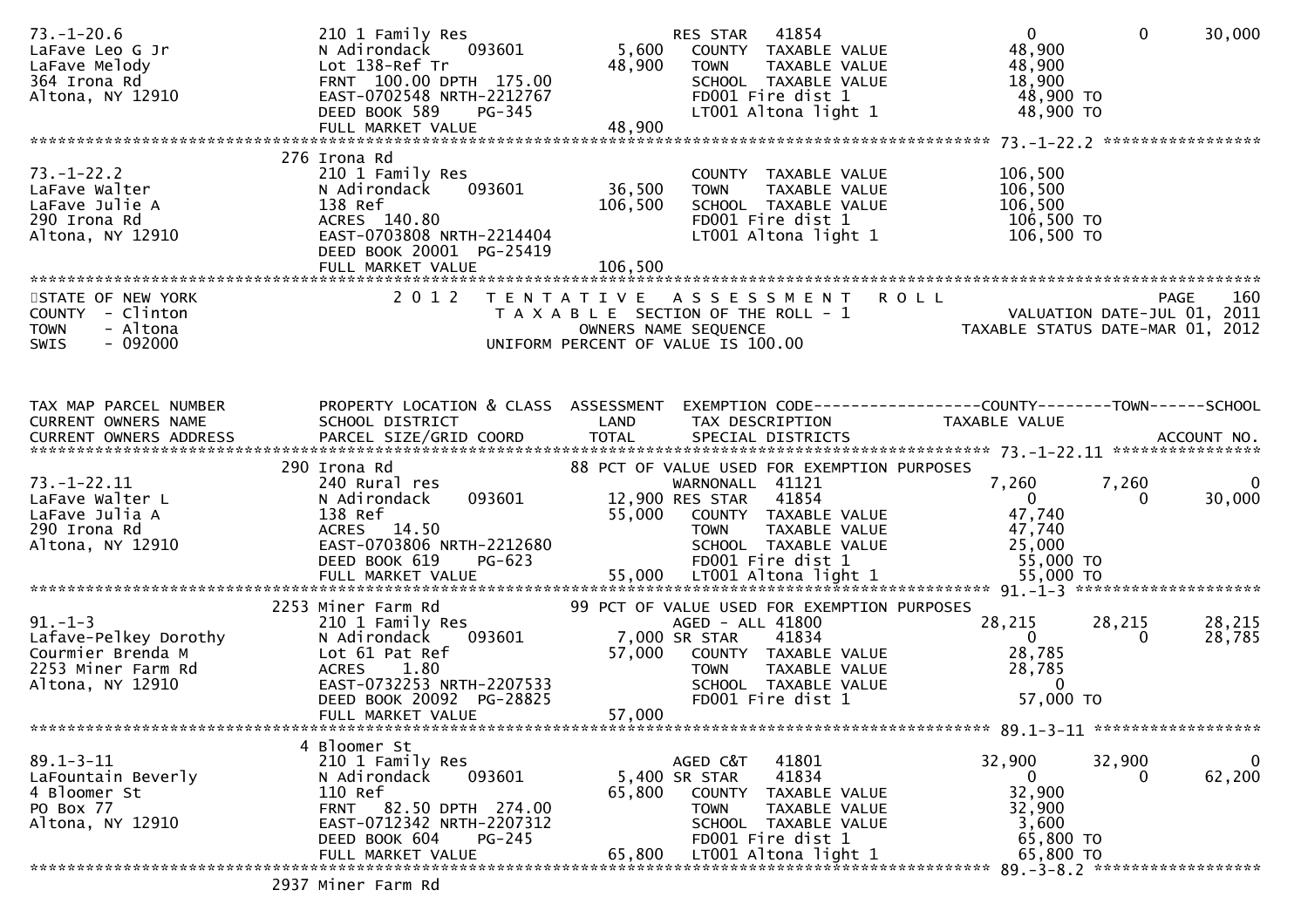```
73.-1-20.6                  210 1 Family Res                    RES STAR   41854                     0           0       30,000
LaFave Leo G Jr             N Adirondack     093601      5,600  COUNTY  TAXABLE VALUE           48,900
LaFave Melody               Lot 138-Ref Tr              48,900  TOWN    TAXABLE VALUE           48,900
364 Irona Rd                FRNT 100.00 DPTH 175.00             SCHOOL  TAXABLE VALUE           18,900
Altona, NY 12910            EAST-0702548 NRTH-2212767           FD001 Fire dist 1                48,900 TO
                            DEED BOOK 589    PG-345             LT001 Altona light 1             48,900 TO
                            FULL MARKET VALUE           48,900
******************************************************************************************************* 73.-1-22.2 *****************
                          276 Irona Rd
73.-1-22.2                  210 1 Family Res                    COUNTY  TAXABLE VALUE          106,500
LaFave Walter               N Adirondack     093601     36,500  TOWN    TAXABLE VALUE          106,500
LaFave Julie A              138 Ref                    106,500  SCHOOL  TAXABLE VALUE          106,500
290 Irona Rd                ACRES 140.80                        FD001 Fire dist 1               106,500 TO
Altona, NY 12910            EAST-0703808 NRTH-2214404           LT001 Altona light 1            106,500 TO
                            DEED BOOK 20001  PG-25419
                            FULL MARKET VALUE          106,500
************************************************************************************************************************************
STATE OF NEW YORK                2 0 1 2   T E N T A T I V E   A S S E S S M E N T   R O L L                          PAGE    160
COUNTY  - Clinton                      T A X A B L E  SECTION OF THE ROLL - 1                       VALUATION DATE-JUL 01, 2011
TOWN    - Altona                              OWNERS NAME SEQUENCE                             TAXABLE STATUS DATE-MAR 01, 2012
SWIS    - 092000                       UNIFORM PERCENT OF VALUE IS 100.00


TAX MAP PARCEL NUMBER       PROPERTY LOCATION & CLASS  ASSESSMENT  EXEMPTION CODE------------------COUNTY--------TOWN------SCHOOL
CURRENT OWNERS NAME         SCHOOL DISTRICT               LAND      TAX DESCRIPTION             TAXABLE VALUE
CURRENT OWNERS ADDRESS      PARCEL SIZE/GRID COORD       TOTAL      SPECIAL DISTRICTS                                  ACCOUNT NO.
******************************************************************************************************* 73.-1-22.11 ****************
                          290 Irona Rd                          88 PCT OF VALUE USED FOR EXEMPTION PURPOSES
73.-1-22.11                 240 Rural res                       WARNONALL  41121                 7,260       7,260           0
LaFave Walter L             N Adirondack     093601     12,900 RES STAR    41854                     0           0      30,000
LaFave Julia A              138 Ref                     55,000  COUNTY  TAXABLE VALUE           47,740
290 Irona Rd                ACRES  14.50                        TOWN    TAXABLE VALUE           47,740
Altona, NY 12910            EAST-0703806 NRTH-2212680           SCHOOL  TAXABLE VALUE           25,000
                            DEED BOOK 619    PG-623             FD001 Fire dist 1                55,000 TO
                            FULL MARKET VALUE           55,000  LT001 Altona light 1             55,000 TO
******************************************************************************************************* 91.-1-3 ********************
                          2253 Miner Farm Rd                    99 PCT OF VALUE USED FOR EXEMPTION PURPOSES
91.-1-3                     210 1 Family Res                    AGED - ALL 41800                28,215      28,215      28,215
Lafave-Pelkey Dorothy       N Adirondack     093601      7,000 SR STAR     41834                     0           0      28,785
Courmier Brenda M           Lot 61 Pat Ref              57,000  COUNTY  TAXABLE VALUE           28,785
2253 Miner Farm Rd          ACRES   1.80                        TOWN    TAXABLE VALUE           28,785
Altona, NY 12910            EAST-0732253 NRTH-2207533           SCHOOL  TAXABLE VALUE                0
                            DEED BOOK 20092  PG-28825           FD001 Fire dist 1                57,000 TO
                            FULL MARKET VALUE           57,000
******************************************************************************************************* 89.1-3-11 ******************
                          4 Bloomer St
89.1-3-11                   210 1 Family Res                    AGED C&T   41801                32,900      32,900           0
LaFountain Beverly          N Adirondack     093601      5,400 SR STAR     41834                     0           0      62,200
4 Bloomer St                110 Ref                     65,800  COUNTY  TAXABLE VALUE           32,900
PO Box 77                   FRNT  82.50 DPTH 274.00             TOWN    TAXABLE VALUE           32,900
Altona, NY 12910            EAST-0712342 NRTH-2207312           SCHOOL  TAXABLE VALUE            3,600
                            DEED BOOK 604    PG-245             FD001 Fire dist 1                65,800 TO
                            FULL MARKET VALUE           65,800  LT001 Altona light 1             65,800 TO
******************************************************************************************************* 89.-3-8.2 ******************
                          2937 Miner Farm Rd
```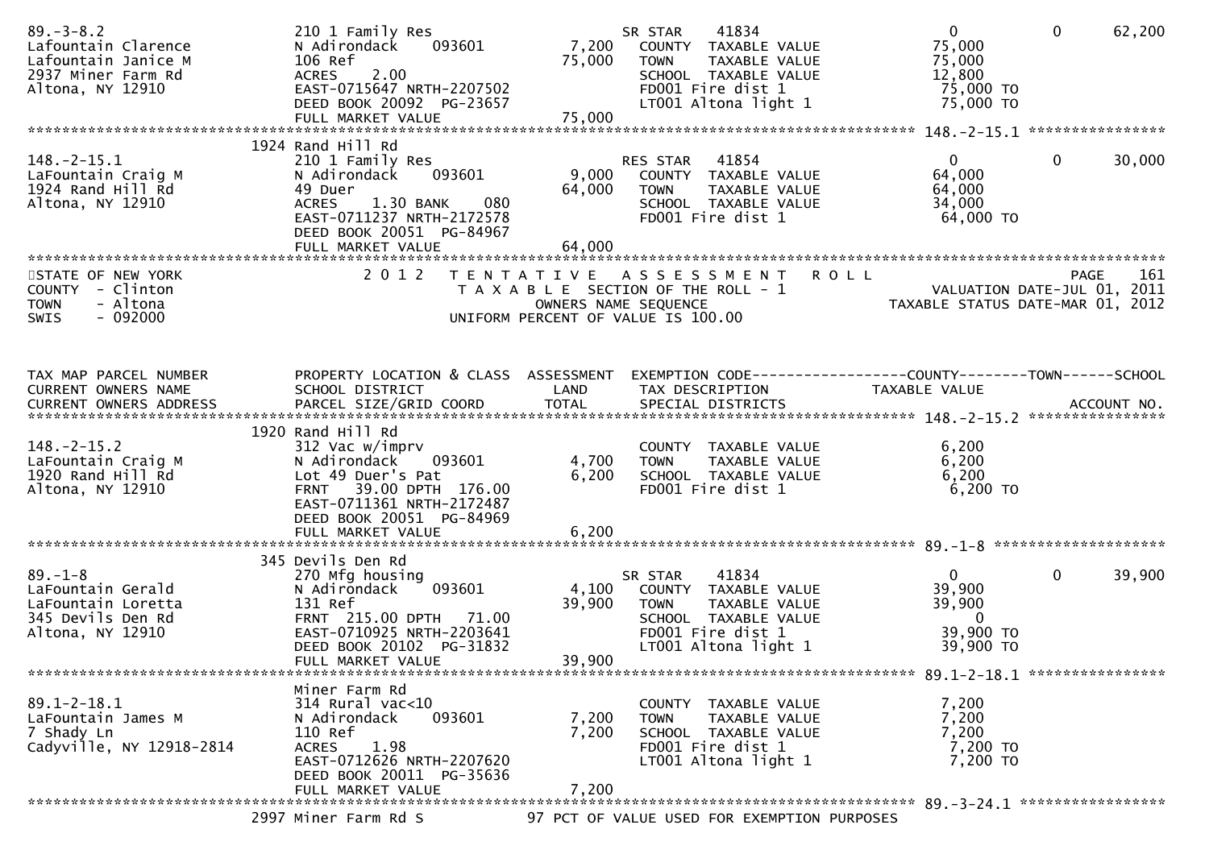```
89.-3-8.2                     210 1 Family Res                      SR STAR     41834                  0          0      62,200
Lafountain Clarence           N Adirondack     093601       7,200   COUNTY  TAXABLE VALUE          75,000
Lafountain Janice M           106 Ref                      75,000   TOWN    TAXABLE VALUE          75,000
2937 Miner Farm Rd            ACRES    2.00                         SCHOOL  TAXABLE VALUE          12,800
Altona, NY 12910              EAST-0715647 NRTH-2207502             FD001 Fire dist 1              75,000 TO
                              DEED BOOK 20092  PG-23657             LT001 Altona light 1           75,000 TO
                              FULL MARKET VALUE            75,000
******************************************************************************************************* 148.-2-15.1 ****************
                              1924 Rand Hill Rd
148.-2-15.1                   210 1 Family Res                      RES STAR    41854                  0          0      30,000
LaFountain Craig M            N Adirondack     093601       9,000   COUNTY  TAXABLE VALUE          64,000
1924 Rand Hill Rd             49 Duer                      64,000   TOWN    TAXABLE VALUE          64,000
Altona, NY 12910              ACRES    1.30 BANK     080            SCHOOL  TAXABLE VALUE          34,000
                              EAST-0711237 NRTH-2172578             FD001 Fire dist 1              64,000 TO
                              DEED BOOK 20051  PG-84967
                              FULL MARKET VALUE            64,000
************************************************************************************************************************************
STATE OF NEW YORK                2 0 1 2   T E N T A T I V E   A S S E S S M E N T   R O L L                          PAGE     161
COUNTY  - Clinton                          T A X A B L E  SECTION OF THE ROLL - 1                       VALUATION DATE-JUL 01, 2011
TOWN    - Altona                                  OWNERS NAME SEQUENCE                            TAXABLE STATUS DATE-MAR 01, 2012
SWIS    - 092000                           UNIFORM PERCENT OF VALUE IS 100.00


TAX MAP PARCEL NUMBER         PROPERTY LOCATION & CLASS  ASSESSMENT  EXEMPTION CODE------------------COUNTY--------TOWN------SCHOOL
CURRENT OWNERS NAME           SCHOOL DISTRICT               LAND      TAX DESCRIPTION              TAXABLE VALUE
CURRENT OWNERS ADDRESS        PARCEL SIZE/GRID COORD       TOTAL      SPECIAL DISTRICTS                                  ACCOUNT NO.
******************************************************************************************************* 148.-2-15.2 ****************
                              1920 Rand Hill Rd
148.-2-15.2                   312 Vac w/imprv                       COUNTY  TAXABLE VALUE           6,200
LaFountain Craig M            N Adirondack     093601       4,700   TOWN    TAXABLE VALUE           6,200
1920 Rand Hill Rd             Lot 49 Duer's Pat             6,200   SCHOOL  TAXABLE VALUE           6,200
Altona, NY 12910              FRNT   39.00 DPTH 176.00              FD001 Fire dist 1               6,200 TO
                              EAST-0711361 NRTH-2172487
                              DEED BOOK 20051  PG-84969
                              FULL MARKET VALUE             6,200
******************************************************************************************************* 89.-1-8 ********************
                              345 Devils Den Rd
89.-1-8                       270 Mfg housing                       SR STAR     41834                  0          0      39,900
LaFountain Gerald             N Adirondack     093601       4,100   COUNTY  TAXABLE VALUE          39,900
LaFountain Loretta            131 Ref                      39,900   TOWN    TAXABLE VALUE          39,900
345 Devils Den Rd             FRNT  215.00 DPTH  71.00              SCHOOL  TAXABLE VALUE               0
Altona, NY 12910              EAST-0710925 NRTH-2203641             FD001 Fire dist 1              39,900 TO
                              DEED BOOK 20102  PG-31832             LT001 Altona light 1           39,900 TO
                              FULL MARKET VALUE            39,900
******************************************************************************************************* 89.1-2-18.1 ****************
                              Miner Farm Rd
89.1-2-18.1                   314 Rural vac<10                      COUNTY  TAXABLE VALUE           7,200
LaFountain James M            N Adirondack     093601       7,200   TOWN    TAXABLE VALUE           7,200
7 Shady Ln                    110 Ref                       7,200   SCHOOL  TAXABLE VALUE           7,200
Cadyville, NY 12918-2814      ACRES    1.98                         FD001 Fire dist 1               7,200 TO
                              EAST-0712626 NRTH-2207620             LT001 Altona light 1            7,200 TO
                              DEED BOOK 20011  PG-35636
                              FULL MARKET VALUE             7,200
******************************************************************************************************* 89.-3-24.1 *****************
                              2997 Miner Farm Rd S           97 PCT OF VALUE USED FOR EXEMPTION PURPOSES
```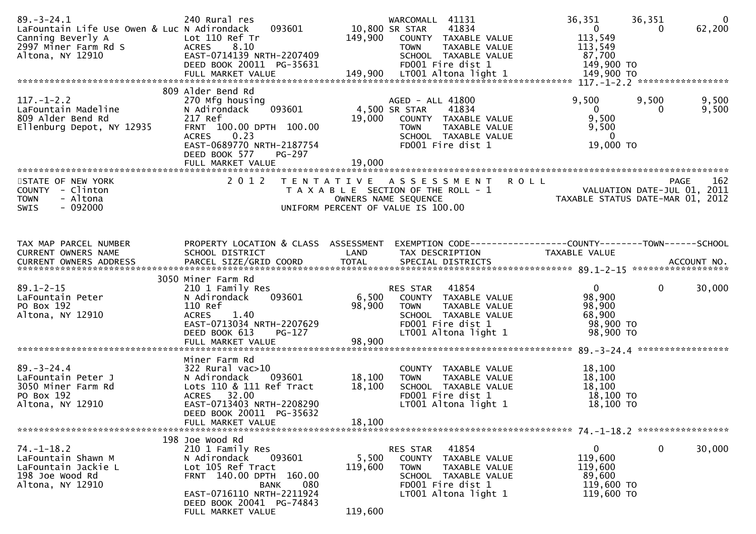| | | | | | | | |
|---|---|---|---|---|---|---|---|
| 89.-3-24.1 | 240 Rural res | | WARCOMALL 41131 | 36,351 | 36,351 | 0 |
| LaFountain Life Use Owen & Luc | N Adirondack 093601 | 10,800 | SR STAR 41834 | 0 | 0 | 62,200 |
| Canning Beverly A | Lot 110 Ref Tr | 149,900 | COUNTY TAXABLE VALUE | 113,549 | | |
| 2997 Miner Farm Rd S | ACRES 8.10 | | TOWN TAXABLE VALUE | 113,549 | | |
| Altona, NY 12910 | EAST-0714139 NRTH-2207409 | | SCHOOL TAXABLE VALUE | 87,700 | | |
| | DEED BOOK 20011 PG-35631 | | FD001 Fire dist 1 | 149,900 TO | | |
| | FULL MARKET VALUE | 149,900 | LT001 Altona light 1 | 149,900 TO | | |

******************************************************************** 117.-1-2.2 *****************

| | | | | | | |
|---|---|---|---|---|---|---|
| | 809 Alder Bend Rd | | | | | |
| 117.-1-2.2 | 270 Mfg housing | | AGED - ALL 41800 | 9,500 | 9,500 | 9,500 |
| LaFountain Madeline | N Adirondack 093601 | 4,500 | SR STAR 41834 | 0 | 0 | 9,500 |
| 809 Alder Bend Rd | 217 Ref | 19,000 | COUNTY TAXABLE VALUE | 9,500 | | |
| Ellenburg Depot, NY 12935 | FRNT 100.00 DPTH 100.00 | | TOWN TAXABLE VALUE | 9,500 | | |
| | ACRES 0.23 | | SCHOOL TAXABLE VALUE | 0 | | |
| | EAST-0689770 NRTH-2187754 | | FD001 Fire dist 1 | 19,000 TO | | |
| | DEED BOOK 577 PG-297 | | | | | |
| | FULL MARKET VALUE | 19,000 | | | | |

STATE OF NEW YORK — 2012 TENTATIVE ASSESSMENT ROLL — PAGE 162
COUNTY - Clinton — TAXABLE SECTION OF THE ROLL - 1 — VALUATION DATE-JUL 01, 2011
TOWN - Altona — OWNERS NAME SEQUENCE — TAXABLE STATUS DATE-MAR 01, 2012
SWIS - 092000 — UNIFORM PERCENT OF VALUE IS 100.00

| TAX MAP PARCEL NUMBER / CURRENT OWNERS NAME / CURRENT OWNERS ADDRESS | PROPERTY LOCATION & CLASS / SCHOOL DISTRICT / PARCEL SIZE/GRID COORD | ASSESSMENT LAND / TOTAL | EXEMPTION CODE / TAX DESCRIPTION / SPECIAL DISTRICTS | COUNTY / TAXABLE VALUE | TOWN | SCHOOL / ACCOUNT NO. |
|---|---|---|---|---|---|---|
| | 3050 Miner Farm Rd | | | | | |
| 89.1-2-15 | 210 1 Family Res | | RES STAR 41854 | 0 | 0 | 30,000 |
| LaFountain Peter | N Adirondack 093601 | 6,500 | COUNTY TAXABLE VALUE | 98,900 | | |
| PO Box 192 | 110 Ref | 98,900 | TOWN TAXABLE VALUE | 98,900 | | |
| Altona, NY 12910 | ACRES 1.40 | | SCHOOL TAXABLE VALUE | 68,900 | | |
| | EAST-0713034 NRTH-2207629 | | FD001 Fire dist 1 | 98,900 TO | | |
| | DEED BOOK 613 PG-127 | | LT001 Altona light 1 | 98,900 TO | | |
| | FULL MARKET VALUE | 98,900 | | | | |
| | Miner Farm Rd | | | | | |
| 89.-3-24.4 | 322 Rural vac>10 | | COUNTY TAXABLE VALUE | 18,100 | | |
| LaFountain Peter J | N Adirondack 093601 | 18,100 | TOWN TAXABLE VALUE | 18,100 | | |
| 3050 Miner Farm Rd | Lots 110 & 111 Ref Tract | 18,100 | SCHOOL TAXABLE VALUE | 18,100 | | |
| PO Box 192 | ACRES 32.00 | | FD001 Fire dist 1 | 18,100 TO | | |
| Altona, NY 12910 | EAST-0713403 NRTH-2208290 | | LT001 Altona light 1 | 18,100 TO | | |
| | DEED BOOK 20011 PG-35632 | | | | | |
| | FULL MARKET VALUE | 18,100 | | | | |
| | 198 Joe Wood Rd | | | | | |
| 74.-1-18.2 | 210 1 Family Res | | RES STAR 41854 | 0 | 0 | 30,000 |
| LaFountain Shawn M | N Adirondack 093601 | 5,500 | COUNTY TAXABLE VALUE | 119,600 | | |
| LaFountain Jackie L | Lot 105 Ref Tract | 119,600 | TOWN TAXABLE VALUE | 119,600 | | |
| 198 Joe Wood Rd | FRNT 140.00 DPTH 160.00 | | SCHOOL TAXABLE VALUE | 89,600 | | |
| Altona, NY 12910 | BANK 080 | | FD001 Fire dist 1 | 119,600 TO | | |
| | EAST-0716110 NRTH-2211924 | | LT001 Altona light 1 | 119,600 TO | | |
| | DEED BOOK 20041 PG-74843 | | | | | |
| | FULL MARKET VALUE | 119,600 | | | | |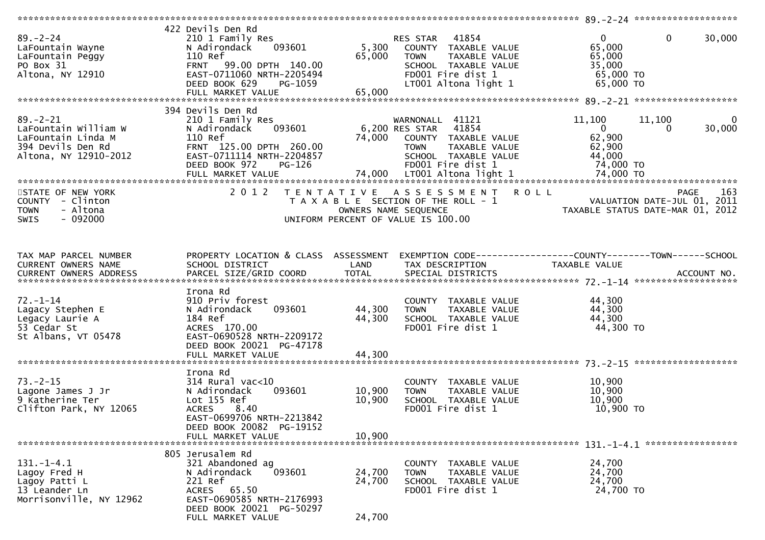```
******************************************************************************************************* 89.-2-24 *******************
                     422 Devils Den Rd
89.-2-24             210 1 Family Res                    RES STAR   41854                    0           0       30,000
LaFountain Wayne     N Adirondack    093601      5,300    COUNTY  TAXABLE VALUE           65,000
LaFountain Peggy     110 Ref                    65,000    TOWN    TAXABLE VALUE           65,000
PO Box 31            FRNT   99.00 DPTH 140.00             SCHOOL  TAXABLE VALUE           35,000
Altona, NY 12910     EAST-0711060 NRTH-2205494            FD001 Fire dist 1               65,000 TO
                     DEED BOOK 629     PG-1059            LT001 Altona light 1            65,000 TO
                     FULL MARKET VALUE          65,000
******************************************************************************************************* 89.-2-21 *******************
                     394 Devils Den Rd
89.-2-21             210 1 Family Res                    WARNONALL  41121               11,100      11,100           0
LaFountain William W N Adirondack    093601      6,200 RES STAR   41854                    0           0       30,000
LaFountain Linda M   110 Ref                    74,000    COUNTY  TAXABLE VALUE           62,900
394 Devils Den Rd    FRNT  125.00 DPTH 260.00             TOWN    TAXABLE VALUE           62,900
Altona, NY 12910-2012 EAST-0711114 NRTH-2204857           SCHOOL  TAXABLE VALUE           44,000
                     DEED BOOK 972     PG-126             FD001 Fire dist 1               74,000 TO
                     FULL MARKET VALUE          74,000    LT001 Altona light 1            74,000 TO
************************************************************************************************************************************
STATE OF NEW YORK              2 0 1 2   T E N T A T I V E   A S S E S S M E N T   R O L L                          PAGE    163
COUNTY  - Clinton                        T A X A B L E  SECTION OF THE ROLL - 1                  VALUATION DATE-JUL 01, 2011
TOWN    - Altona                                 OWNERS NAME SEQUENCE                        TAXABLE STATUS DATE-MAR 01, 2012
SWIS    - 092000                         UNIFORM PERCENT OF VALUE IS 100.00


TAX MAP PARCEL NUMBER      PROPERTY LOCATION & CLASS  ASSESSMENT  EXEMPTION CODE------------------COUNTY--------TOWN------SCHOOL
CURRENT OWNERS NAME        SCHOOL DISTRICT               LAND      TAX DESCRIPTION             TAXABLE VALUE
CURRENT OWNERS ADDRESS     PARCEL SIZE/GRID COORD        TOTAL     SPECIAL DISTRICTS                                    ACCOUNT NO.
******************************************************************************************************* 72.-1-14 *******************
                     Irona Rd
72.-1-14             910 Priv forest                      COUNTY  TAXABLE VALUE           44,300
Lagacy Stephen E     N Adirondack    093601     44,300    TOWN    TAXABLE VALUE           44,300
Lagacy Laurie A      184 Ref                    44,300    SCHOOL  TAXABLE VALUE           44,300
53 Cedar St          ACRES  170.00                        FD001 Fire dist 1               44,300 TO
St Albans, VT 05478  EAST-0690528 NRTH-2209172
                     DEED BOOK 20021 PG-47178
                     FULL MARKET VALUE          44,300
******************************************************************************************************* 73.-2-15 *******************
                     Irona Rd
73.-2-15             314 Rural vac<10                     COUNTY  TAXABLE VALUE           10,900
Lagone James J Jr    N Adirondack    093601     10,900    TOWN    TAXABLE VALUE           10,900
9 Katherine Ter      Lot 155 Ref                10,900    SCHOOL  TAXABLE VALUE           10,900
Clifton Park, NY 12065 ACRES    8.40                      FD001 Fire dist 1               10,900 TO
                     EAST-0699706 NRTH-2213842
                     DEED BOOK 20082 PG-19152
                     FULL MARKET VALUE          10,900
******************************************************************************************************* 131.-1-4.1 *****************
                     805 Jerusalem Rd
131.-1-4.1           321 Abandoned ag                     COUNTY  TAXABLE VALUE           24,700
Lagoy Fred H         N Adirondack    093601     24,700    TOWN    TAXABLE VALUE           24,700
Lagoy Patti L        221 Ref                    24,700    SCHOOL  TAXABLE VALUE           24,700
13 Leander Ln        ACRES   65.50                        FD001 Fire dist 1               24,700 TO
Morrisonville, NY 12962 EAST-0690585 NRTH-2176993
                     DEED BOOK 20021 PG-50297
                     FULL MARKET VALUE          24,700
```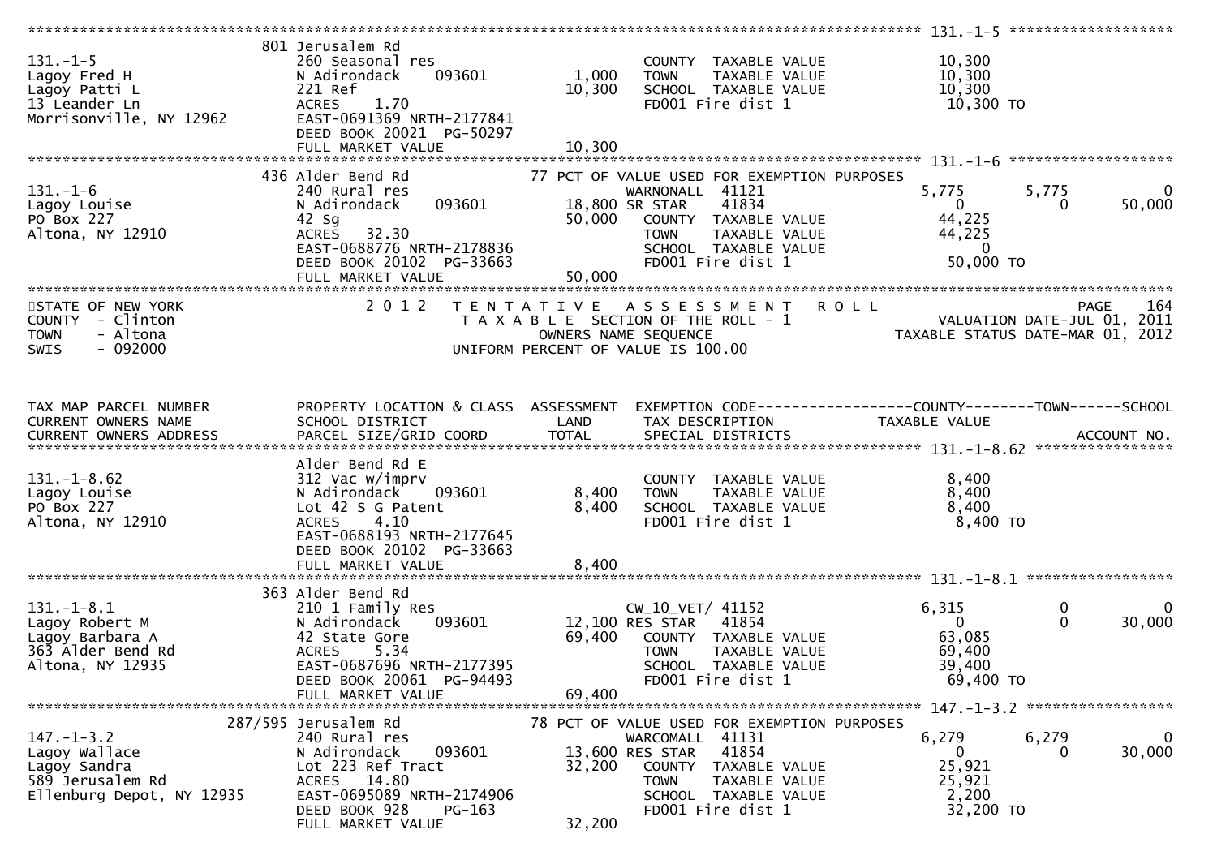```
******************************************************************************************************* 131.-1-5 ******************
                              801 Jerusalem Rd
131.-1-5                      260 Seasonal res                         COUNTY  TAXABLE VALUE            10,300
Lagoy Fred H                  N Adirondack     093601        1,000     TOWN    TAXABLE VALUE            10,300
Lagoy Patti L                 221 Ref                        10,300    SCHOOL  TAXABLE VALUE            10,300
13 Leander Ln                 ACRES    1.70                            FD001 Fire dist 1                 10,300 TO
Morrisonville, NY 12962       EAST-0691369 NRTH-2177841
                              DEED BOOK 20021  PG-50297
                              FULL MARKET VALUE              10,300
******************************************************************************************************* 131.-1-6 ******************
                              436 Alder Bend Rd              77 PCT OF VALUE USED FOR EXEMPTION PURPOSES
131.-1-6                      240 Rural res                            WARNONALL  41121                  5,775      5,775          0
Lagoy Louise                  N Adirondack     093601        18,800 SR STAR    41834                      0          0       50,000
PO Box 227                    42 Sg                          50,000    COUNTY  TAXABLE VALUE            44,225
Altona, NY 12910              ACRES   32.30                            TOWN    TAXABLE VALUE            44,225
                              EAST-0688776 NRTH-2178836                SCHOOL  TAXABLE VALUE                 0
                              DEED BOOK 20102  PG-33663                FD001 Fire dist 1                 50,000 TO
                              FULL MARKET VALUE              50,000
*******************************************************************************************************************************
STATE OF NEW YORK                  2 0 1 2   T E N T A T I V E   A S S E S S M E N T   R O L L                          PAGE    164
COUNTY  - Clinton                          T A X A B L E  SECTION OF THE ROLL - 1                   VALUATION DATE-JUL 01, 2011
TOWN    - Altona                                   OWNERS NAME SEQUENCE                          TAXABLE STATUS DATE-MAR 01, 2012
SWIS    - 092000                           UNIFORM PERCENT OF VALUE IS 100.00


TAX MAP PARCEL NUMBER         PROPERTY LOCATION & CLASS  ASSESSMENT  EXEMPTION CODE------------------COUNTY--------TOWN------SCHOOL
CURRENT OWNERS NAME           SCHOOL DISTRICT               LAND      TAX DESCRIPTION              TAXABLE VALUE
CURRENT OWNERS ADDRESS        PARCEL SIZE/GRID COORD        TOTAL     SPECIAL DISTRICTS                                  ACCOUNT NO.
******************************************************************************************************* 131.-1-8.62 ****************
                              Alder Bend Rd E
131.-1-8.62                   312 Vac w/imprv                          COUNTY  TAXABLE VALUE             8,400
Lagoy Louise                  N Adirondack     093601        8,400     TOWN    TAXABLE VALUE             8,400
PO Box 227                    Lot 42 S G Patent              8,400     SCHOOL  TAXABLE VALUE             8,400
Altona, NY 12910              ACRES    4.10                            FD001 Fire dist 1                  8,400 TO
                              EAST-0688193 NRTH-2177645
                              DEED BOOK 20102  PG-33663
                              FULL MARKET VALUE              8,400
******************************************************************************************************* 131.-1-8.1 *****************
                              363 Alder Bend Rd
131.-1-8.1                    210 1 Family Res                         CW_10_VET/ 41152                  6,315          0          0
Lagoy Robert M                N Adirondack     093601        12,100 RES STAR   41854                      0          0       30,000
Lagoy Barbara A               42 State Gore                  69,400    COUNTY  TAXABLE VALUE            63,085
363 Alder Bend Rd             ACRES    5.34                            TOWN    TAXABLE VALUE            69,400
Altona, NY 12935              EAST-0687696 NRTH-2177395                SCHOOL  TAXABLE VALUE            39,400
                              DEED BOOK 20061  PG-94493                FD001 Fire dist 1                 69,400 TO
                              FULL MARKET VALUE              69,400
******************************************************************************************************* 147.-1-3.2 *****************
                          287/595 Jerusalem Rd               78 PCT OF VALUE USED FOR EXEMPTION PURPOSES
147.-1-3.2                    240 Rural res                            WARCOMALL  41131                  6,279      6,279          0
Lagoy Wallace                 N Adirondack     093601        13,600 RES STAR   41854                      0          0       30,000
Lagoy Sandra                  Lot 223 Ref Tract              32,200    COUNTY  TAXABLE VALUE            25,921
589 Jerusalem Rd              ACRES   14.80                            TOWN    TAXABLE VALUE            25,921
Ellenburg Depot, NY 12935     EAST-0695089 NRTH-2174906                SCHOOL  TAXABLE VALUE             2,200
                              DEED BOOK 928    PG-163                  FD001 Fire dist 1                 32,200 TO
                              FULL MARKET VALUE              32,200
```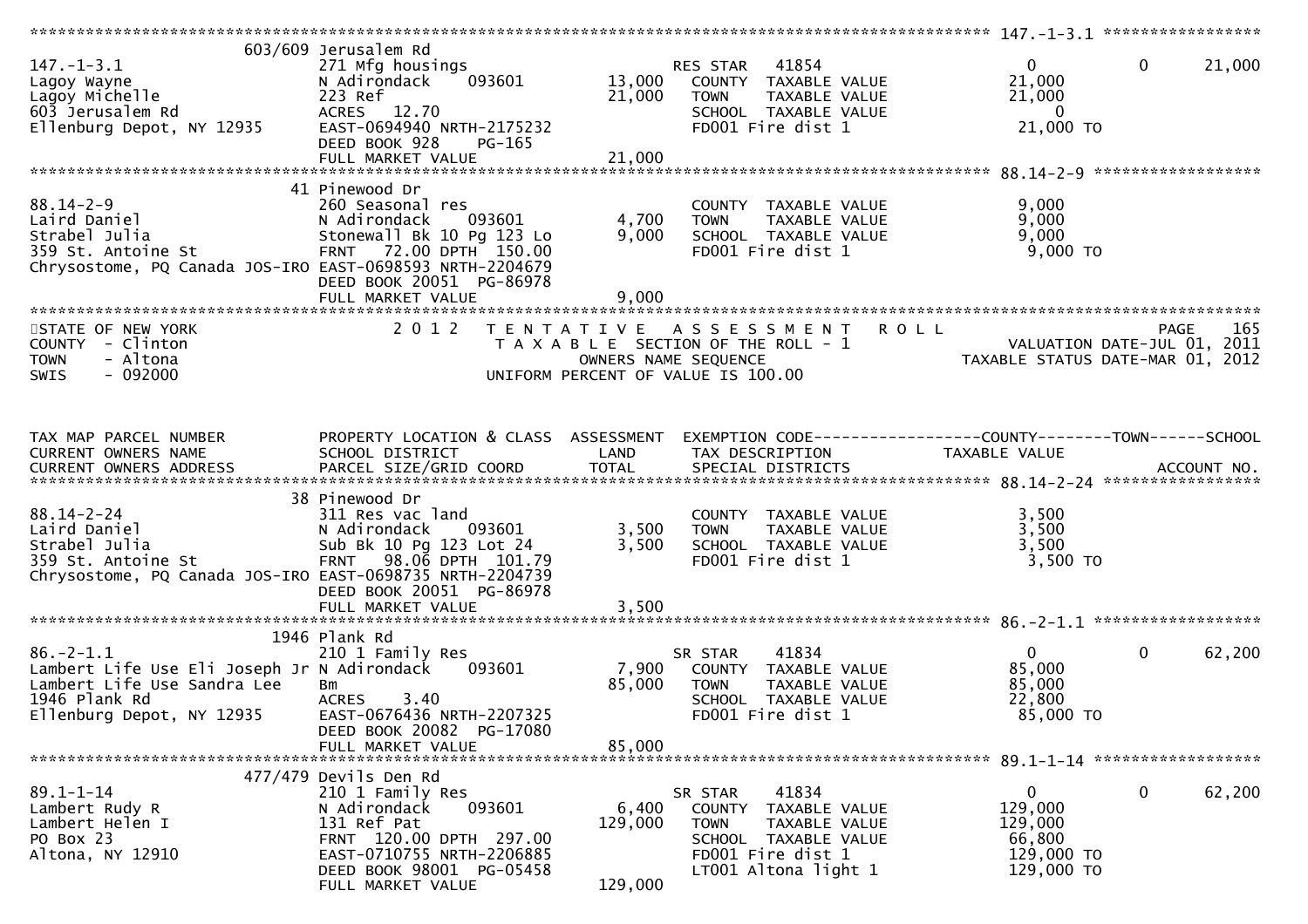```
******************************************************************************************************* 147.-1-3.1 *****************
                    603/609 Jerusalem Rd
147.-1-3.1                    271 Mfg housings                    RES STAR   41854                     0          0     21,000
Lagoy Wayne                   N Adirondack     093601     13,000   COUNTY  TAXABLE VALUE          21,000
Lagoy Michelle                223 Ref                     21,000   TOWN    TAXABLE VALUE          21,000
603 Jerusalem Rd              ACRES   12.70                        SCHOOL  TAXABLE VALUE               0
Ellenburg Depot, NY 12935     EAST-0694940 NRTH-2175232            FD001 Fire dist 1              21,000 TO
                              DEED BOOK 928    PG-165
                              FULL MARKET VALUE           21,000
******************************************************************************************************* 88.14-2-9 ******************
                    41 Pinewood Dr
88.14-2-9                     260 Seasonal res                     COUNTY  TAXABLE VALUE           9,000
Laird Daniel                  N Adirondack     093601      4,700   TOWN    TAXABLE VALUE           9,000
Strabel Julia                 Stonewall Bk 10 Pg 123 Lo    9,000   SCHOOL  TAXABLE VALUE           9,000
359 St. Antoine St            FRNT    72.00 DPTH  150.00           FD001 Fire dist 1               9,000 TO
Chrysostome, PQ Canada JOS-IRO EAST-0698593 NRTH-2204679
                              DEED BOOK 20051  PG-86978
                              FULL MARKET VALUE            9,000
************************************************************************************************************************************
STATE OF NEW YORK                2 0 1 2   T E N T A T I V E   A S S E S S M E N T   R O L L                           PAGE    165
COUNTY  - Clinton                          T A X A B L E  SECTION OF THE ROLL - 1                      VALUATION DATE-JUL 01, 2011
TOWN    - Altona                                 OWNERS NAME SEQUENCE                             TAXABLE STATUS DATE-MAR 01, 2012
SWIS    - 092000                            UNIFORM PERCENT OF VALUE IS 100.00


TAX MAP PARCEL NUMBER         PROPERTY LOCATION & CLASS  ASSESSMENT  EXEMPTION CODE------------------COUNTY--------TOWN------SCHOOL
CURRENT OWNERS NAME           SCHOOL DISTRICT               LAND      TAX DESCRIPTION             TAXABLE VALUE
CURRENT OWNERS ADDRESS        PARCEL SIZE/GRID COORD        TOTAL     SPECIAL DISTRICTS                                  ACCOUNT NO.
******************************************************************************************************* 88.14-2-24 *****************
                    38 Pinewood Dr
88.14-2-24                    311 Res vac land                     COUNTY  TAXABLE VALUE           3,500
Laird Daniel                  N Adirondack     093601      3,500   TOWN    TAXABLE VALUE           3,500
Strabel Julia                 Sub Bk 10 Pg 123 Lot 24      3,500   SCHOOL  TAXABLE VALUE           3,500
359 St. Antoine St            FRNT    98.06 DPTH  101.79           FD001 Fire dist 1               3,500 TO
Chrysostome, PQ Canada JOS-IRO EAST-0698735 NRTH-2204739
                              DEED BOOK 20051  PG-86978
                              FULL MARKET VALUE            3,500
******************************************************************************************************* 86.-2-1.1 ******************
                    1946 Plank Rd
86.-2-1.1                     210 1 Family Res                     SR STAR    41834                    0          0     62,200
Lambert Life Use Eli Joseph Jr N Adirondack    093601      7,900   COUNTY  TAXABLE VALUE          85,000
Lambert Life Use Sandra Lee   Bm                          85,000   TOWN    TAXABLE VALUE          85,000
1946 Plank Rd                 ACRES    3.40                        SCHOOL  TAXABLE VALUE          22,800
Ellenburg Depot, NY 12935     EAST-0676436 NRTH-2207325            FD001 Fire dist 1              85,000 TO
                              DEED BOOK 20082  PG-17080
                              FULL MARKET VALUE           85,000
******************************************************************************************************* 89.1-1-14 ******************
                    477/479 Devils Den Rd
89.1-1-14                     210 1 Family Res                     SR STAR    41834                    0          0     62,200
Lambert Rudy R                N Adirondack     093601      6,400   COUNTY  TAXABLE VALUE         129,000
Lambert Helen I               131 Ref Pat                129,000   TOWN    TAXABLE VALUE         129,000
PO Box 23                     FRNT  120.00 DPTH  297.00            SCHOOL  TAXABLE VALUE          66,800
Altona, NY 12910              EAST-0710755 NRTH-2206885            FD001 Fire dist 1             129,000 TO
                              DEED BOOK 98001  PG-05458            LT001 Altona light 1          129,000 TO
                              FULL MARKET VALUE          129,000
```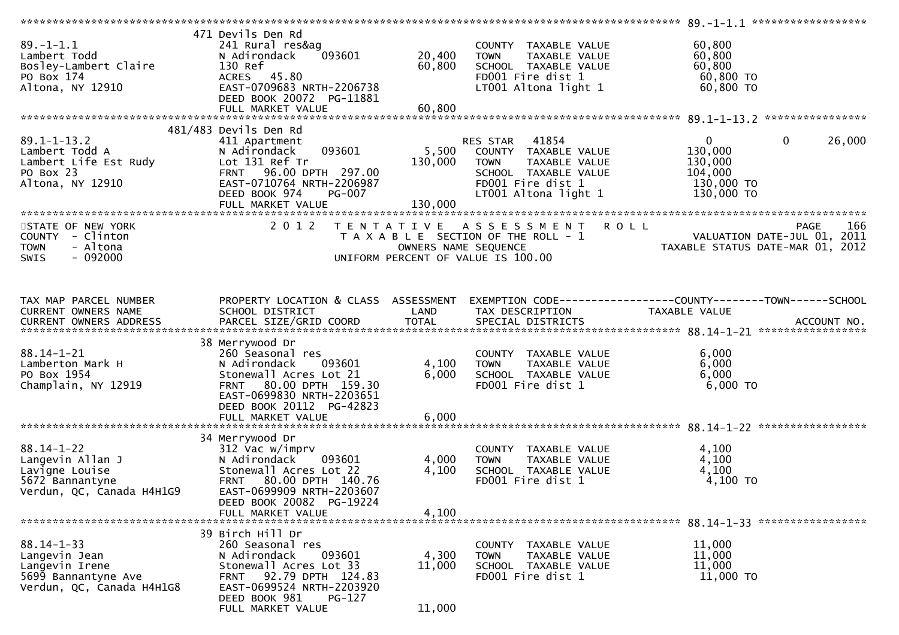```
******************************************************************************************************* 89.-1-1.1 ******************
                                471 Devils Den Rd
89.-1-1.1                        241 Rural res&ag                          COUNTY  TAXABLE VALUE             60,800
Lambert Todd                     N Adirondack      093601       20,400     TOWN    TAXABLE VALUE             60,800
Bosley-Lambert Claire            130 Ref                        60,800     SCHOOL  TAXABLE VALUE             60,800
PO Box 174                       ACRES   45.80                             FD001 Fire dist 1                  60,800 TO
Altona, NY 12910                 EAST-0709683 NRTH-2206738                 LT001 Altona light 1               60,800 TO
                                 DEED BOOK 20072  PG-11881
                                 FULL MARKET VALUE              60,800
******************************************************************************************************* 89.1-1-13.2 ****************
                              481/483 Devils Den Rd
89.1-1-13.2                      411 Apartment                             RES STAR   41854                  0             0      26,000
Lambert Todd A                   N Adirondack      093601        5,500     COUNTY  TAXABLE VALUE            130,000
Lambert Life Est Rudy            Lot 131 Ref Tr                130,000     TOWN    TAXABLE VALUE            130,000
PO Box 23                        FRNT   96.00 DPTH  297.00                 SCHOOL  TAXABLE VALUE            104,000
Altona, NY 12910                 EAST-0710764 NRTH-2206987                 FD001 Fire dist 1                 130,000 TO
                                 DEED BOOK 974     PG-007                  LT001 Altona light 1              130,000 TO
                                 FULL MARKET VALUE             130,000
************************************************************************************************************************************
STATE OF NEW YORK                2 0 1 2   T E N T A T I V E   A S S E S S M E N T   R O L L                              PAGE    166
COUNTY  - Clinton                          T A X A B L E  SECTION OF THE ROLL - 1                       VALUATION DATE-JUL 01, 2011
TOWN    - Altona                                    OWNERS NAME SEQUENCE                              TAXABLE STATUS DATE-MAR 01, 2012
SWIS    - 092000                                 UNIFORM PERCENT OF VALUE IS 100.00


TAX MAP PARCEL NUMBER            PROPERTY LOCATION & CLASS  ASSESSMENT  EXEMPTION CODE------------------COUNTY--------TOWN------SCHOOL
CURRENT OWNERS NAME              SCHOOL DISTRICT               LAND      TAX DESCRIPTION             TAXABLE VALUE
CURRENT OWNERS ADDRESS           PARCEL SIZE/GRID COORD        TOTAL     SPECIAL DISTRICTS                                   ACCOUNT NO.
******************************************************************************************************* 88.14-1-21 *****************
                                 38 Merrywood Dr
88.14-1-21                       260 Seasonal res                          COUNTY  TAXABLE VALUE              6,000
Lamberton Mark H                 N Adirondack      093601        4,100     TOWN    TAXABLE VALUE              6,000
PO Box 1954                      Stonewall Acres Lot 21          6,000     SCHOOL  TAXABLE VALUE              6,000
Champlain, NY 12919              FRNT   80.00 DPTH  159.30                 FD001 Fire dist 1                   6,000 TO
                                 EAST-0699830 NRTH-2203651
                                 DEED BOOK 20112  PG-42823
                                 FULL MARKET VALUE               6,000
******************************************************************************************************* 88.14-1-22 *****************
                                 34 Merrywood Dr
88.14-1-22                       312 Vac w/imprv                           COUNTY  TAXABLE VALUE              4,100
Langevin Allan J                 N Adirondack      093601        4,000     TOWN    TAXABLE VALUE              4,100
Lavigne Louise                   Stonewall Acres Lot 22          4,100     SCHOOL  TAXABLE VALUE              4,100
5672 Bannantyne                  FRNT   80.00 DPTH  140.76                 FD001 Fire dist 1                   4,100 TO
Verdun, QC, Canada H4H1G9        EAST-0699909 NRTH-2203607
                                 DEED BOOK 20082  PG-19224
                                 FULL MARKET VALUE               4,100
******************************************************************************************************* 88.14-1-33 *****************
                                 39 Birch Hill Dr
88.14-1-33                       260 Seasonal res                          COUNTY  TAXABLE VALUE             11,000
Langevin Jean                    N Adirondack      093601        4,300     TOWN    TAXABLE VALUE             11,000
Langevin Irene                   Stonewall Acres Lot 33         11,000     SCHOOL  TAXABLE VALUE             11,000
5699 Bannantyne Ave              FRNT   92.79 DPTH  124.83                 FD001 Fire dist 1                  11,000 TO
Verdun, QC, Canada H4H1G8        EAST-0699524 NRTH-2203920
                                 DEED BOOK 981     PG-127
                                 FULL MARKET VALUE              11,000
```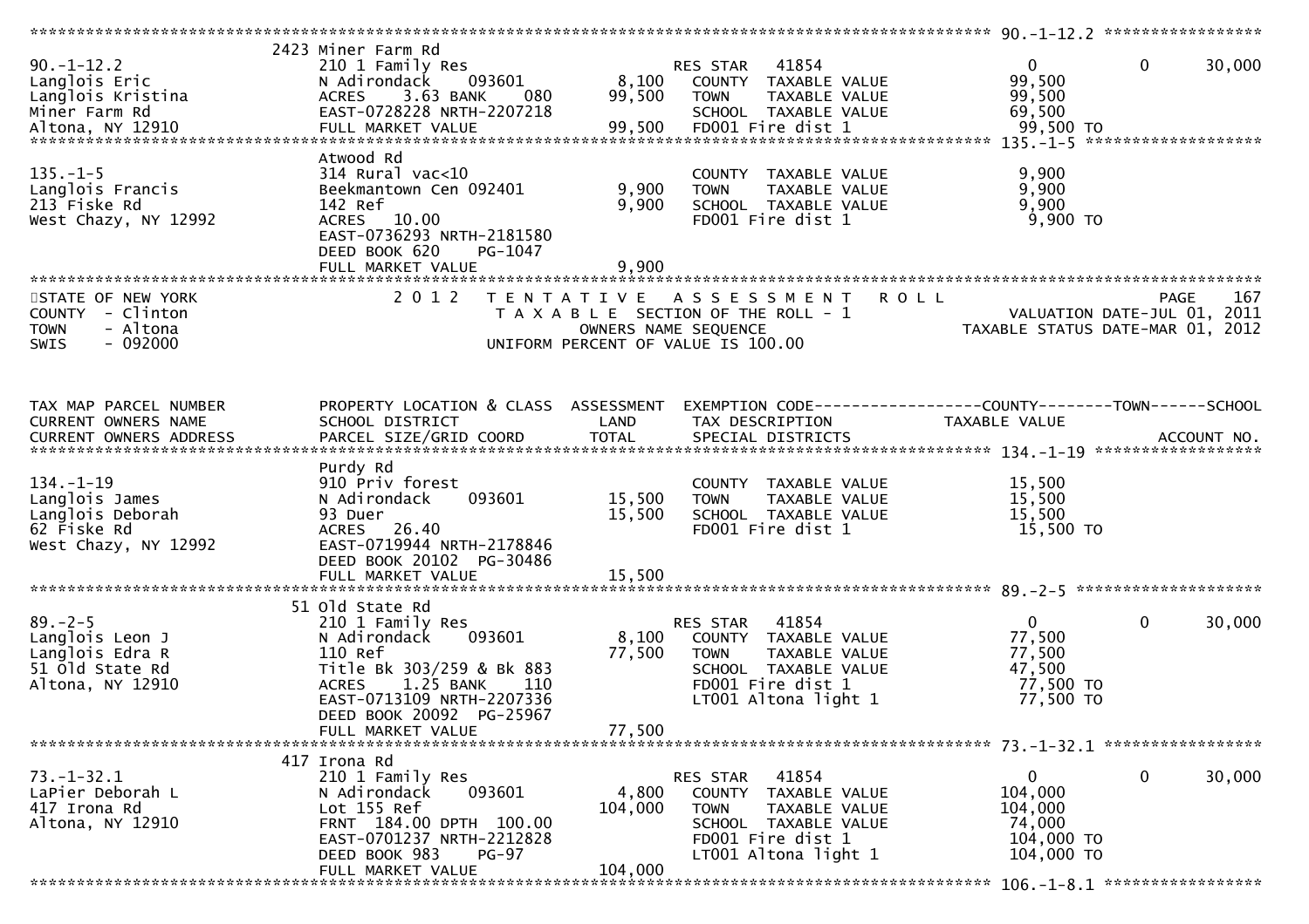```
********************************************************************************************************* 90.-1-12.2 *****************
                     2423 Miner Farm Rd
90.-1-12.2           210 1 Family Res                      RES STAR   41854                 0          0     30,000
Langlois Eric        N Adirondack     093601      8,100    COUNTY  TAXABLE VALUE        99,500
Langlois Kristina    ACRES    3.63 BANK    080    99,500    TOWN    TAXABLE VALUE        99,500
Miner Farm Rd        EAST-0728228 NRTH-2207218             SCHOOL  TAXABLE VALUE        69,500
Altona, NY 12910     FULL MARKET VALUE              99,500  FD001 Fire dist 1             99,500 TO
********************************************************************************************************* 135.-1-5 *******************
                     Atwood Rd
135.-1-5             314 Rural vac<10                      COUNTY  TAXABLE VALUE         9,900
Langlois Francis     Beekmantown Cen 092401       9,900    TOWN    TAXABLE VALUE         9,900
213 Fiske Rd         142 Ref                      9,900    SCHOOL  TAXABLE VALUE         9,900
West Chazy, NY 12992 ACRES   10.00                         FD001 Fire dist 1              9,900 TO
                     EAST-0736293 NRTH-2181580
                     DEED BOOK 620     PG-1047
                     FULL MARKET VALUE              9,900
*************************************************************************************************************************************
STATE OF NEW YORK              2 0 1 2   T E N T A T I V E   A S S E S S M E N T   R O L L                          PAGE   167
COUNTY  - Clinton                    T A X A B L E  SECTION OF THE ROLL - 1                VALUATION DATE-JUL 01, 2011
TOWN    - Altona                            OWNERS NAME SEQUENCE                       TAXABLE STATUS DATE-MAR 01, 2012
SWIS    - 092000                    UNIFORM PERCENT OF VALUE IS 100.00


TAX MAP PARCEL NUMBER     PROPERTY LOCATION & CLASS  ASSESSMENT  EXEMPTION CODE------------------COUNTY--------TOWN------SCHOOL
CURRENT OWNERS NAME       SCHOOL DISTRICT               LAND      TAX DESCRIPTION            TAXABLE VALUE
CURRENT OWNERS ADDRESS    PARCEL SIZE/GRID COORD        TOTAL     SPECIAL DISTRICTS                                  ACCOUNT NO.
********************************************************************************************************* 134.-1-19 ******************
                     Purdy Rd
134.-1-19            910 Priv forest                       COUNTY  TAXABLE VALUE        15,500
Langlois James       N Adirondack     093601     15,500    TOWN    TAXABLE VALUE        15,500
Langlois Deborah     93 Duer                     15,500    SCHOOL  TAXABLE VALUE        15,500
62 Fiske Rd          ACRES   26.40                         FD001 Fire dist 1             15,500 TO
West Chazy, NY 12992 EAST-0719944 NRTH-2178846
                     DEED BOOK 20102 PG-30486
                     FULL MARKET VALUE             15,500
********************************************************************************************************* 89.-2-5 ********************
                     51 Old State Rd
89.-2-5              210 1 Family Res                      RES STAR   41854                 0          0     30,000
Langlois Leon J      N Adirondack     093601      8,100    COUNTY  TAXABLE VALUE        77,500
Langlois Edra R      110 Ref                     77,500    TOWN    TAXABLE VALUE        77,500
51 Old State Rd      Title Bk 303/259 & Bk 883            SCHOOL  TAXABLE VALUE        47,500
Altona, NY 12910     ACRES    1.25 BANK    110             FD001 Fire dist 1             77,500 TO
                     EAST-0713109 NRTH-2207336             LT001 Altona light 1          77,500 TO
                     DEED BOOK 20092 PG-25967
                     FULL MARKET VALUE             77,500
********************************************************************************************************* 73.-1-32.1 *****************
                     417 Irona Rd
73.-1-32.1           210 1 Family Res                      RES STAR   41854                 0          0     30,000
LaPier Deborah L     N Adirondack     093601      4,800    COUNTY  TAXABLE VALUE       104,000
417 Irona Rd         Lot 155 Ref                104,000    TOWN    TAXABLE VALUE       104,000
Altona, NY 12910     FRNT 184.00 DPTH 100.00               SCHOOL  TAXABLE VALUE        74,000
                     EAST-0701237 NRTH-2212828             FD001 Fire dist 1            104,000 TO
                     DEED BOOK 983     PG-97               LT001 Altona light 1         104,000 TO
                     FULL MARKET VALUE            104,000
********************************************************************************************************* 106.-1-8.1 *****************
```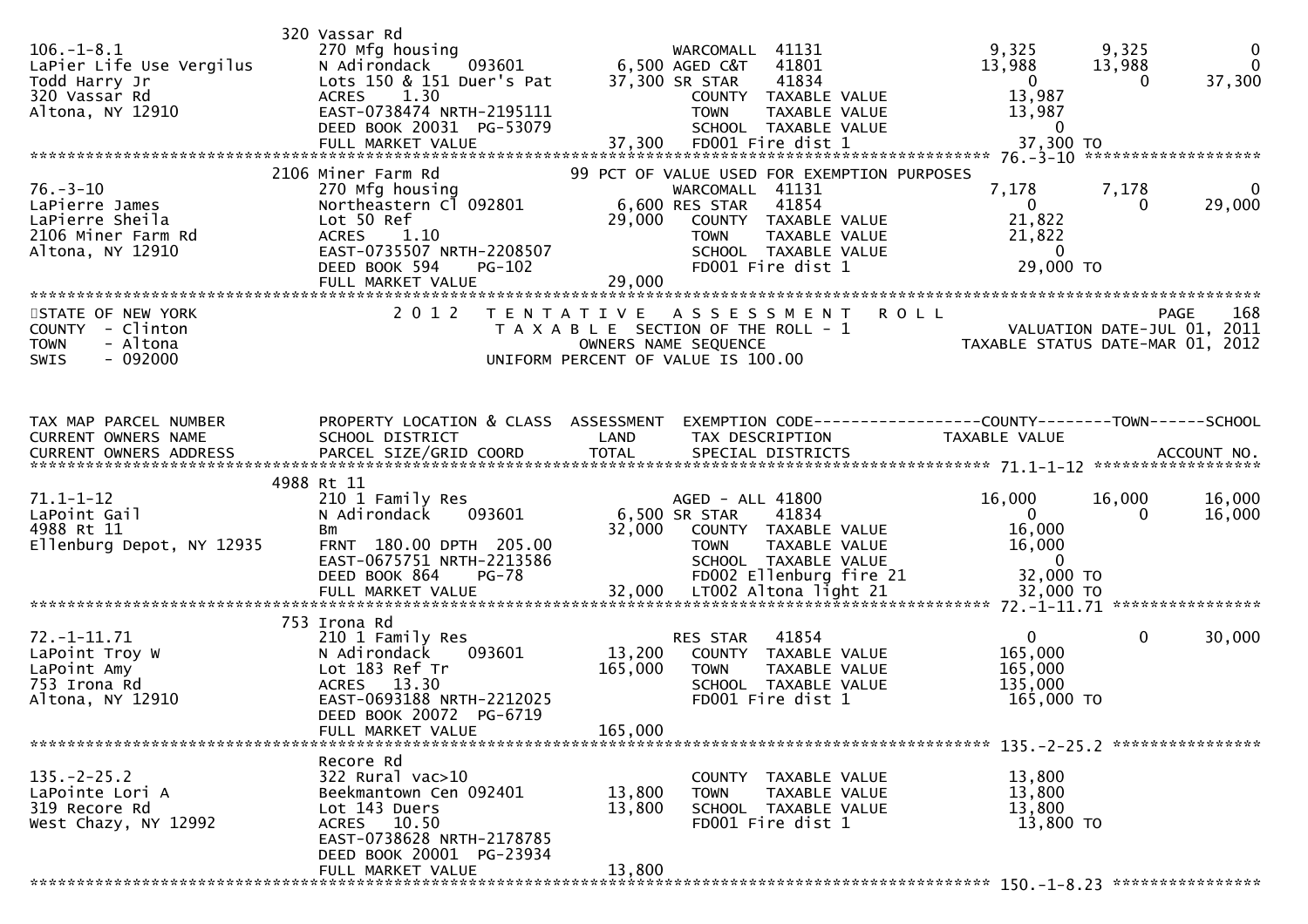| | 320 Vassar Rd | | | | | |
|---|---|---|---|---|---|---|
| 106.-1-8.1 | 270 Mfg housing | | WARCOMALL 41131 | 9,325 | 9,325 | 0 |
| LaPier Life Use Vergilus | N Adirondack 093601 | 6,500 | AGED C&T 41801 | 13,988 | 13,988 | 0 |
| Todd Harry Jr | Lots 150 & 151 Duer's Pat | 37,300 | SR STAR 41834 | 0 | 0 | 37,300 |
| 320 Vassar Rd | ACRES 1.30 | | COUNTY TAXABLE VALUE | 13,987 | | |
| Altona, NY 12910 | EAST-0738474 NRTH-2195111 | | TOWN TAXABLE VALUE | 13,987 | | |
| | DEED BOOK 20031 PG-53079 | | SCHOOL TAXABLE VALUE | 0 | | |
| | FULL MARKET VALUE | 37,300 | FD001 Fire dist 1 | 37,300 TO | | |

************************************************************************************************ 76.-3-10 ******************

| | 2106 Miner Farm Rd | | 99 PCT OF VALUE USED FOR EXEMPTION PURPOSES | | | |
|---|---|---|---|---|---|---|
| 76.-3-10 | 270 Mfg housing | | WARCOMALL 41131 | 7,178 | 7,178 | 0 |
| LaPierre James | Northeastern Cl 092801 | 6,600 | RES STAR 41854 | 0 | 0 | 29,000 |
| LaPierre Sheila | Lot 50 Ref | 29,000 | COUNTY TAXABLE VALUE | 21,822 | | |
| 2106 Miner Farm Rd | ACRES 1.10 | | TOWN TAXABLE VALUE | 21,822 | | |
| Altona, NY 12910 | EAST-0735507 NRTH-2208507 | | SCHOOL TAXABLE VALUE | 0 | | |
| | DEED BOOK 594 PG-102 | | FD001 Fire dist 1 | 29,000 TO | | |
| | FULL MARKET VALUE | 29,000 | | | | |

************************************************************************************************************************

STATE OF NEW YORK — 2012 TENTATIVE ASSESSMENT ROLL — PAGE 168
COUNTY - Clinton — TAXABLE SECTION OF THE ROLL - 1 — VALUATION DATE-JUL 01, 2011
TOWN - Altona — OWNERS NAME SEQUENCE — TAXABLE STATUS DATE-MAR 01, 2012
SWIS - 092000 — UNIFORM PERCENT OF VALUE IS 100.00

| TAX MAP PARCEL NUMBER / CURRENT OWNERS NAME / CURRENT OWNERS ADDRESS | PROPERTY LOCATION & CLASS / SCHOOL DISTRICT / PARCEL SIZE/GRID COORD | ASSESSMENT LAND / TOTAL | EXEMPTION CODE / TAX DESCRIPTION / SPECIAL DISTRICTS | COUNTY TAXABLE VALUE | TOWN | SCHOOL ACCOUNT NO. |
|---|---|---|---|---|---|---|
| | 4988 Rt 11 | | | | | |
| 71.1-1-12 | 210 1 Family Res | | AGED - ALL 41800 | 16,000 | 16,000 | 16,000 |
| LaPoint Gail | N Adirondack 093601 | 6,500 | SR STAR 41834 | 0 | 0 | 16,000 |
| 4988 Rt 11 | Bm | 32,000 | COUNTY TAXABLE VALUE | 16,000 | | |
| Ellenburg Depot, NY 12935 | FRNT 180.00 DPTH 205.00 | | TOWN TAXABLE VALUE | 16,000 | | |
| | EAST-0675751 NRTH-2213586 | | SCHOOL TAXABLE VALUE | 0 | | |
| | DEED BOOK 864 PG-78 | | FD002 Ellenburg fire 21 | 32,000 TO | | |
| | FULL MARKET VALUE | 32,000 | LT002 Altona light 21 | 32,000 TO | | |

************************************************************************************************ 72.-1-11.71 ****************

| | 753 Irona Rd | | | | | |
|---|---|---|---|---|---|---|
| 72.-1-11.71 | 210 1 Family Res | | RES STAR 41854 | 0 | 0 | 30,000 |
| LaPoint Troy W | N Adirondack 093601 | 13,200 | COUNTY TAXABLE VALUE | 165,000 | | |
| LaPoint Amy | Lot 183 Ref Tr | 165,000 | TOWN TAXABLE VALUE | 165,000 | | |
| 753 Irona Rd | ACRES 13.30 | | SCHOOL TAXABLE VALUE | 135,000 | | |
| Altona, NY 12910 | EAST-0693188 NRTH-2212025 | | FD001 Fire dist 1 | 165,000 TO | | |
| | DEED BOOK 20072 PG-6719 | | | | | |
| | FULL MARKET VALUE | 165,000 | | | | |

************************************************************************************************ 135.-2-25.2 ****************

| | Recore Rd | | | | | |
|---|---|---|---|---|---|---|
| 135.-2-25.2 | 322 Rural vac>10 | | COUNTY TAXABLE VALUE | 13,800 | | |
| LaPointe Lori A | Beekmantown Cen 092401 | 13,800 | TOWN TAXABLE VALUE | 13,800 | | |
| 319 Recore Rd | Lot 143 Duers | 13,800 | SCHOOL TAXABLE VALUE | 13,800 | | |
| West Chazy, NY 12992 | ACRES 10.50 | | FD001 Fire dist 1 | 13,800 TO | | |
| | EAST-0738628 NRTH-2178785 | | | | | |
| | DEED BOOK 20001 PG-23934 | | | | | |
| | FULL MARKET VALUE | 13,800 | | | | |

************************************************************************************************ 150.-1-8.23 ****************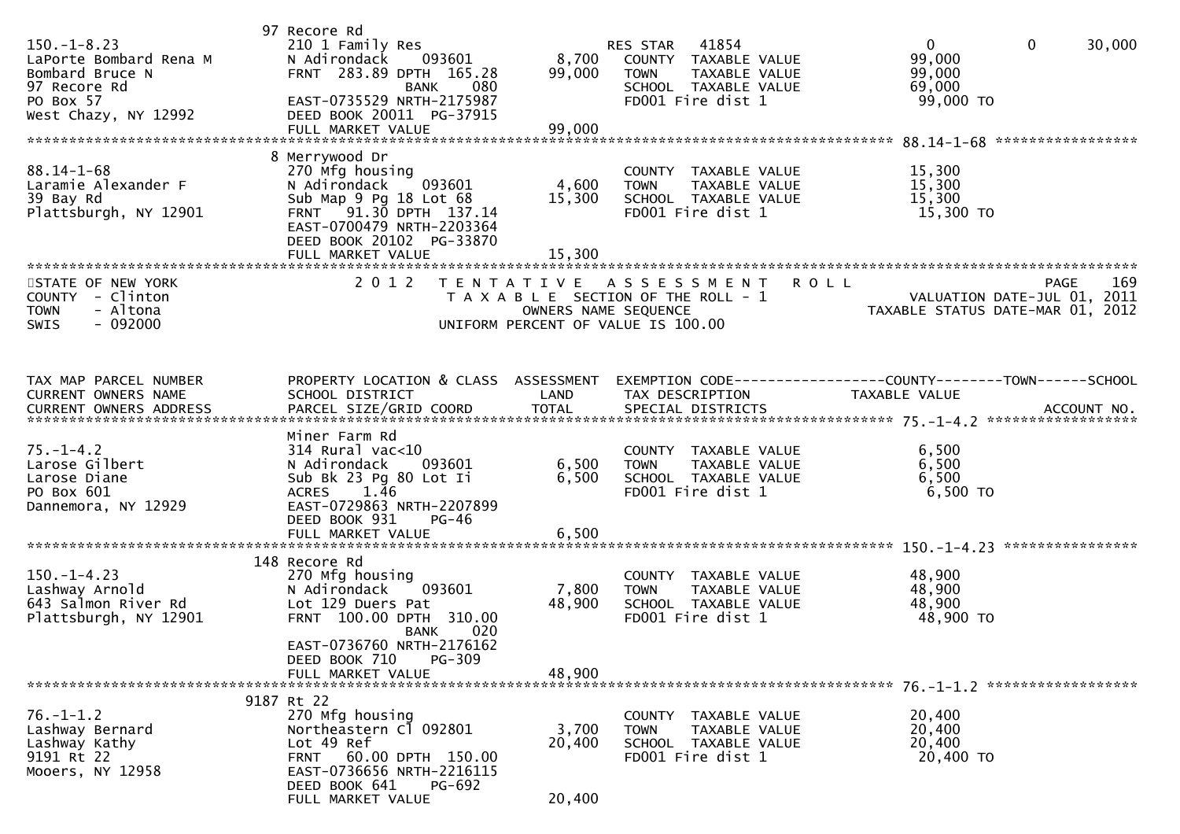```
                              97 Recore Rd
150.-1-8.23                   210 1 Family Res                      RES STAR   41854                    0             0        30,000
LaPorte Bombard Rena M        N Adirondack    093601        8,700   COUNTY  TAXABLE VALUE           99,000
Bombard Bruce N               FRNT  283.89 DPTH  165.28    99,000   TOWN    TAXABLE VALUE           99,000
97 Recore Rd                                BANK    080             SCHOOL  TAXABLE VALUE           69,000
PO Box 57                     EAST-0735529 NRTH-2175987             FD001 Fire dist 1                99,000 TO
West Chazy, NY 12992          DEED BOOK 20011  PG-37915
                              FULL MARKET VALUE            99,000
******************************************************************************************************* 88.14-1-68 *****************
                              8 Merrywood Dr
88.14-1-68                    270 Mfg housing                       COUNTY  TAXABLE VALUE           15,300
Laramie Alexander F           N Adirondack    093601        4,600   TOWN    TAXABLE VALUE           15,300
39 Bay Rd                     Sub Map 9 Pg 18 Lot 68       15,300   SCHOOL  TAXABLE VALUE           15,300
Plattsburgh, NY 12901         FRNT   91.30 DPTH  137.14             FD001 Fire dist 1                15,300 TO
                              EAST-0700479 NRTH-2203364
                              DEED BOOK 20102  PG-33870
                              FULL MARKET VALUE            15,300
************************************************************************************************************************************
STATE OF NEW YORK                2 0 1 2   T E N T A T I V E   A S S E S S M E N T   R O L L                              PAGE    169
COUNTY  - Clinton                         T A X A B L E  SECTION OF THE ROLL - 1                          VALUATION DATE-JUL 01, 2011
TOWN    - Altona                                  OWNERS NAME SEQUENCE                                TAXABLE STATUS DATE-MAR 01, 2012
SWIS    - 092000                          UNIFORM PERCENT OF VALUE IS 100.00


TAX MAP PARCEL NUMBER         PROPERTY LOCATION & CLASS  ASSESSMENT  EXEMPTION CODE------------------COUNTY--------TOWN------SCHOOL
CURRENT OWNERS NAME           SCHOOL DISTRICT               LAND     TAX DESCRIPTION                 TAXABLE VALUE
CURRENT OWNERS ADDRESS        PARCEL SIZE/GRID COORD        TOTAL    SPECIAL DISTRICTS                                    ACCOUNT NO.
******************************************************************************************************* 75.-1-4.2 ******************
                              Miner Farm Rd
75.-1-4.2                     314 Rural vac<10                      COUNTY  TAXABLE VALUE            6,500
Larose Gilbert                N Adirondack    093601        6,500   TOWN    TAXABLE VALUE            6,500
Larose Diane                  Sub Bk 23 Pg 80 Lot Ii        6,500   SCHOOL  TAXABLE VALUE            6,500
PO Box 601                    ACRES    1.46                         FD001 Fire dist 1                 6,500 TO
Dannemora, NY 12929           EAST-0729863 NRTH-2207899
                              DEED BOOK 931     PG-46
                              FULL MARKET VALUE             6,500
******************************************************************************************************* 150.-1-4.23 ****************
                              148 Recore Rd
150.-1-4.23                   270 Mfg housing                       COUNTY  TAXABLE VALUE           48,900
Lashway Arnold                N Adirondack    093601        7,800   TOWN    TAXABLE VALUE           48,900
643 Salmon River Rd           Lot 129 Duers Pat            48,900   SCHOOL  TAXABLE VALUE           48,900
Plattsburgh, NY 12901         FRNT  100.00 DPTH  310.00             FD001 Fire dist 1                48,900 TO
                                            BANK    020
                              EAST-0736760 NRTH-2176162
                              DEED BOOK 710     PG-309
                              FULL MARKET VALUE            48,900
******************************************************************************************************* 76.-1-1.2 ******************
                              9187 Rt 22
76.-1-1.2                     270 Mfg housing                       COUNTY  TAXABLE VALUE           20,400
Lashway Bernard               Northeastern Cl 092801        3,700   TOWN    TAXABLE VALUE           20,400
Lashway Kathy                 Lot 49 Ref                   20,400   SCHOOL  TAXABLE VALUE           20,400
9191 Rt 22                    FRNT   60.00 DPTH  150.00             FD001 Fire dist 1                20,400 TO
Mooers, NY 12958              EAST-0736656 NRTH-2216115
                              DEED BOOK 641     PG-692
                              FULL MARKET VALUE            20,400
```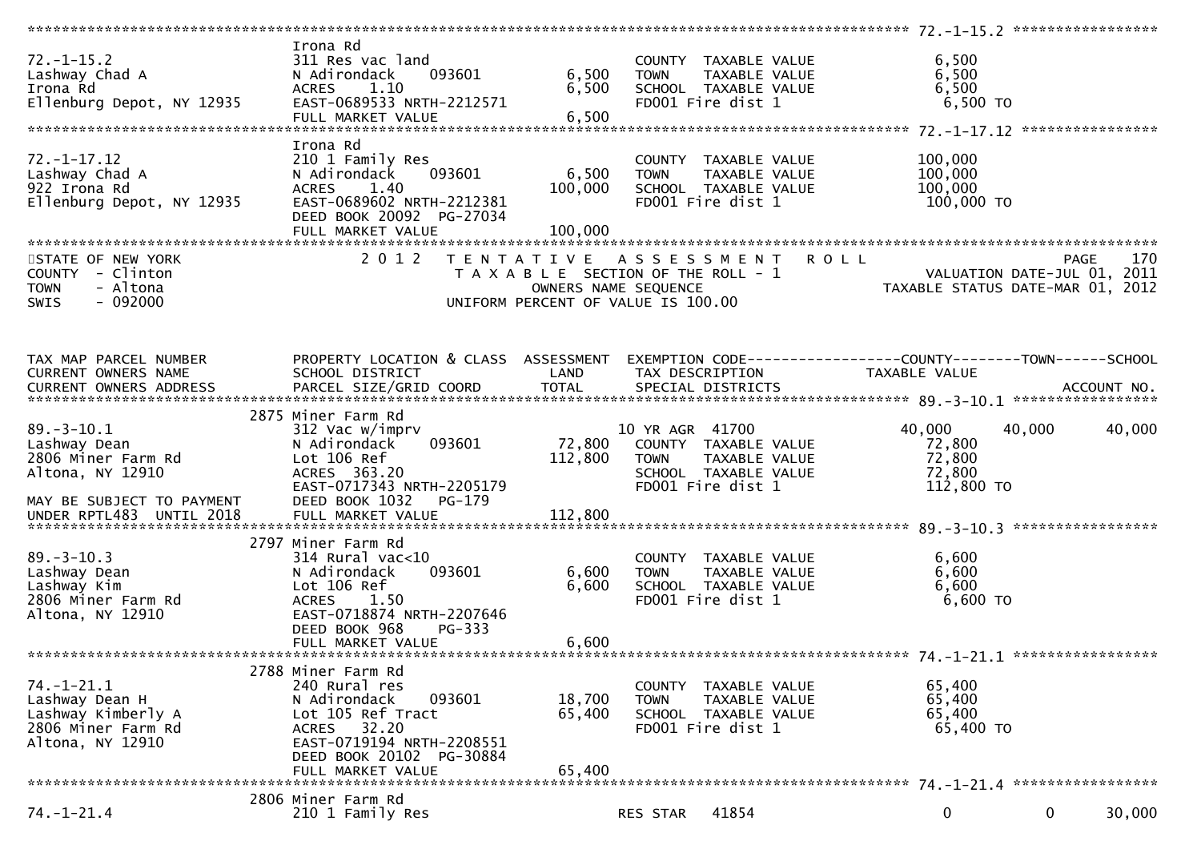```
******************************************************************************************************* 72.-1-15.2 *****************
                                Irona Rd
72.-1-15.2                      311 Res vac land                        COUNTY  TAXABLE VALUE             6,500
Lashway Chad A                  N Adirondack     093601        6,500    TOWN    TAXABLE VALUE             6,500
Irona Rd                        ACRES    1.10                  6,500    SCHOOL  TAXABLE VALUE             6,500
Ellenburg Depot, NY 12935       EAST-0689533 NRTH-2212571               FD001 Fire dist 1                  6,500 TO
                                FULL MARKET VALUE              6,500
******************************************************************************************************* 72.-1-17.12 ****************
                                Irona Rd
72.-1-17.12                     210 1 Family Res                        COUNTY  TAXABLE VALUE           100,000
Lashway Chad A                  N Adirondack     093601        6,500    TOWN    TAXABLE VALUE           100,000
922 Irona Rd                    ACRES    1.40                100,000    SCHOOL  TAXABLE VALUE           100,000
Ellenburg Depot, NY 12935       EAST-0689602 NRTH-2212381               FD001 Fire dist 1                100,000 TO
                                DEED BOOK 20092  PG-27034
                                FULL MARKET VALUE            100,000
************************************************************************************************************************************
STATE OF NEW YORK                2 0 1 2   T E N T A T I V E   A S S E S S M E N T   R O L L                              PAGE   170
COUNTY  - Clinton                          T A X A B L E  SECTION OF THE ROLL - 1                     VALUATION DATE-JUL 01, 2011
TOWN    - Altona                                 OWNERS NAME SEQUENCE                            TAXABLE STATUS DATE-MAR 01, 2012
SWIS    - 092000                          UNIFORM PERCENT OF VALUE IS 100.00


TAX MAP PARCEL NUMBER           PROPERTY LOCATION & CLASS  ASSESSMENT  EXEMPTION CODE------------------COUNTY--------TOWN------SCHOOL
CURRENT OWNERS NAME             SCHOOL DISTRICT               LAND      TAX DESCRIPTION             TAXABLE VALUE
CURRENT OWNERS ADDRESS          PARCEL SIZE/GRID COORD        TOTAL     SPECIAL DISTRICTS                                 ACCOUNT NO.
******************************************************************************************************* 89.-3-10.1 *****************
                           2875 Miner Farm Rd
89.-3-10.1                      312 Vac w/imprv                         10 YR AGR  41700            40,000      40,000      40,000
Lashway Dean                    N Adirondack     093601       72,800    COUNTY  TAXABLE VALUE            72,800
2806 Miner Farm Rd              Lot 106 Ref                  112,800    TOWN    TAXABLE VALUE            72,800
Altona, NY 12910                ACRES  363.20                           SCHOOL  TAXABLE VALUE            72,800
                                EAST-0717343 NRTH-2205179               FD001 Fire dist 1                112,800 TO
MAY BE SUBJECT TO PAYMENT       DEED BOOK 1032    PG-179
UNDER RPTL483  UNTIL 2018       FULL MARKET VALUE            112,800
******************************************************************************************************* 89.-3-10.3 *****************
                           2797 Miner Farm Rd
89.-3-10.3                      314 Rural vac<10                        COUNTY  TAXABLE VALUE             6,600
Lashway Dean                    N Adirondack     093601        6,600    TOWN    TAXABLE VALUE             6,600
Lashway Kim                     Lot 106 Ref                    6,600    SCHOOL  TAXABLE VALUE             6,600
2806 Miner Farm Rd              ACRES    1.50                           FD001 Fire dist 1                  6,600 TO
Altona, NY 12910                EAST-0718874 NRTH-2207646
                                DEED BOOK 968     PG-333
                                FULL MARKET VALUE              6,600
******************************************************************************************************* 74.-1-21.1 *****************
                           2788 Miner Farm Rd
74.-1-21.1                      240 Rural res                           COUNTY  TAXABLE VALUE            65,400
Lashway Dean H                  N Adirondack     093601       18,700    TOWN    TAXABLE VALUE            65,400
Lashway Kimberly A              Lot 105 Ref Tract             65,400    SCHOOL  TAXABLE VALUE            65,400
2806 Miner Farm Rd              ACRES   32.20                           FD001 Fire dist 1                 65,400 TO
Altona, NY 12910                EAST-0719194 NRTH-2208551
                                DEED BOOK 20102  PG-30884
                                FULL MARKET VALUE             65,400
******************************************************************************************************* 74.-1-21.4 *****************
                           2806 Miner Farm Rd
74.-1-21.4                      210 1 Family Res                        RES STAR   41854                 0           0      30,000
```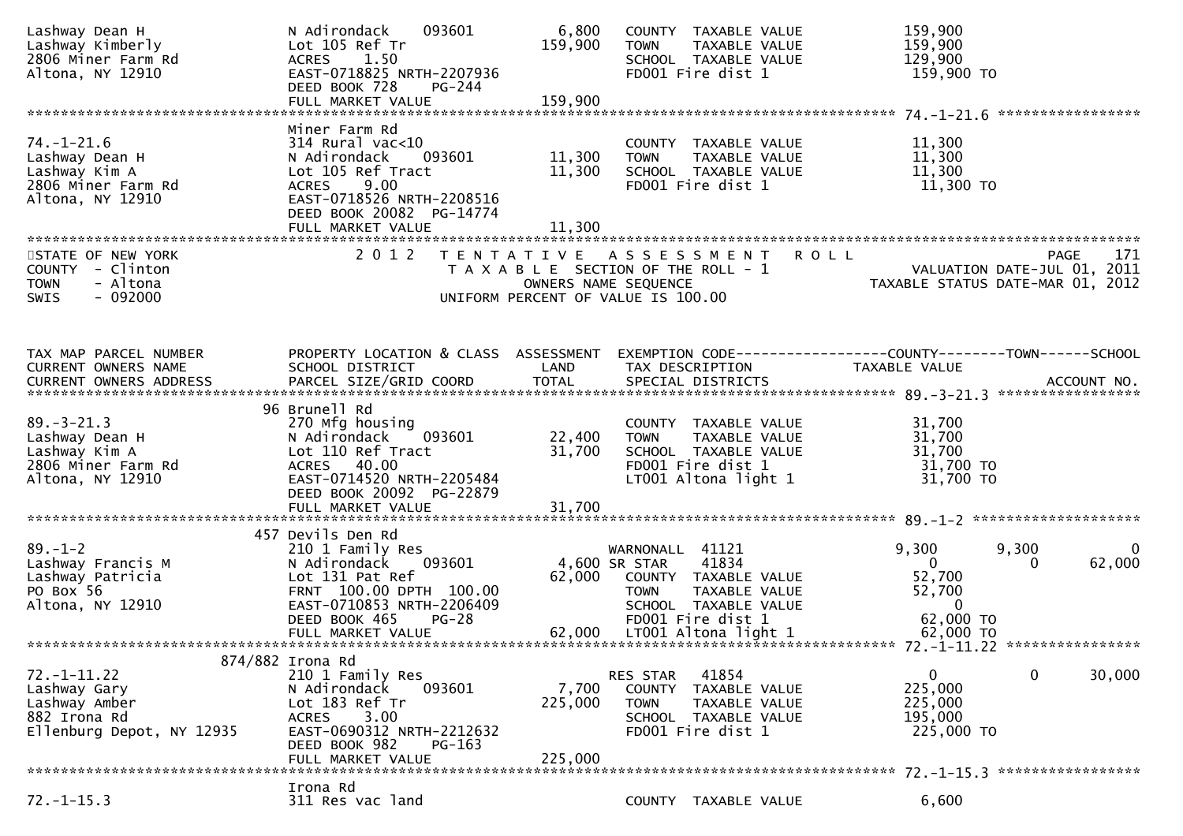```
Lashway Dean H                 N Adirondack    093601         6,800   COUNTY  TAXABLE VALUE            159,900
Lashway Kimberly               Lot 105 Ref Tr               159,900   TOWN    TAXABLE VALUE            159,900
2806 Miner Farm Rd             ACRES    1.50                          SCHOOL  TAXABLE VALUE            129,900
Altona, NY 12910               EAST-0718825 NRTH-2207936              FD001 Fire dist 1                 159,900 TO
                               DEED BOOK 728    PG-244
                               FULL MARKET VALUE            159,900
******************************************************************************************************* 74.-1-21.6 *****************
                               Miner Farm Rd
74.-1-21.6                     314 Rural vac<10                       COUNTY  TAXABLE VALUE             11,300
Lashway Dean H                 N Adirondack    093601        11,300   TOWN    TAXABLE VALUE             11,300
Lashway Kim A                  Lot 105 Ref Tract             11,300   SCHOOL  TAXABLE VALUE             11,300
2806 Miner Farm Rd             ACRES    9.00                          FD001 Fire dist 1                  11,300 TO
Altona, NY 12910               EAST-0718526 NRTH-2208516
                               DEED BOOK 20082  PG-14774
                               FULL MARKET VALUE             11,300
************************************************************************************************************************************
STATE OF NEW YORK                 2 0 1 2   T E N T A T I V E   A S S E S S M E N T   R O L L                            PAGE    171
COUNTY  - Clinton                      T A X A B L E  SECTION OF THE ROLL - 1                       VALUATION DATE-JUL 01, 2011
TOWN    - Altona                                 OWNERS NAME SEQUENCE                           TAXABLE STATUS DATE-MAR 01, 2012
SWIS    - 092000                          UNIFORM PERCENT OF VALUE IS 100.00


TAX MAP PARCEL NUMBER          PROPERTY LOCATION & CLASS  ASSESSMENT  EXEMPTION CODE------------------COUNTY--------TOWN------SCHOOL
CURRENT OWNERS NAME            SCHOOL DISTRICT               LAND      TAX DESCRIPTION             TAXABLE VALUE
CURRENT OWNERS ADDRESS         PARCEL SIZE/GRID COORD        TOTAL     SPECIAL DISTRICTS                                  ACCOUNT NO.
******************************************************************************************************* 89.-3-21.3 *****************
                            96 Brunell Rd
89.-3-21.3                     270 Mfg housing                        COUNTY  TAXABLE VALUE             31,700
Lashway Dean H                 N Adirondack    093601        22,400   TOWN    TAXABLE VALUE             31,700
Lashway Kim A                  Lot 110 Ref Tract             31,700   SCHOOL  TAXABLE VALUE             31,700
2806 Miner Farm Rd             ACRES   40.00                          FD001 Fire dist 1                  31,700 TO
Altona, NY 12910               EAST-0714520 NRTH-2205484              LT001 Altona light 1               31,700 TO
                               DEED BOOK 20092  PG-22879
                               FULL MARKET VALUE             31,700
******************************************************************************************************* 89.-1-2 ********************
                           457 Devils Den Rd
89.-1-2                        210 1 Family Res                       WARNONALL  41121                9,300       9,300           0
Lashway Francis M              N Adirondack    093601         4,600 SR STAR     41834                    0           0      62,000
Lashway Patricia               Lot 131 Pat Ref               62,000   COUNTY  TAXABLE VALUE             52,700
PO Box 56                      FRNT 100.00 DPTH 100.00                TOWN    TAXABLE VALUE             52,700
Altona, NY 12910               EAST-0710853 NRTH-2206409              SCHOOL  TAXABLE VALUE                  0
                               DEED BOOK 465    PG-28                 FD001 Fire dist 1                  62,000 TO
                               FULL MARKET VALUE             62,000   LT001 Altona light 1               62,000 TO
******************************************************************************************************* 72.-1-11.22 ****************
                       874/882 Irona Rd
72.-1-11.22                    210 1 Family Res                       RES STAR   41854                    0           0      30,000
Lashway Gary                   N Adirondack    093601         7,700   COUNTY  TAXABLE VALUE            225,000
Lashway Amber                  Lot 183 Ref Tr               225,000   TOWN    TAXABLE VALUE            225,000
882 Irona Rd                   ACRES    3.00                          SCHOOL  TAXABLE VALUE            195,000
Ellenburg Depot, NY 12935      EAST-0690312 NRTH-2212632              FD001 Fire dist 1                 225,000 TO
                               DEED BOOK 982    PG-163
                               FULL MARKET VALUE            225,000
******************************************************************************************************* 72.-1-15.3 *****************
                               Irona Rd
72.-1-15.3                     311 Res vac land                       COUNTY  TAXABLE VALUE              6,600
```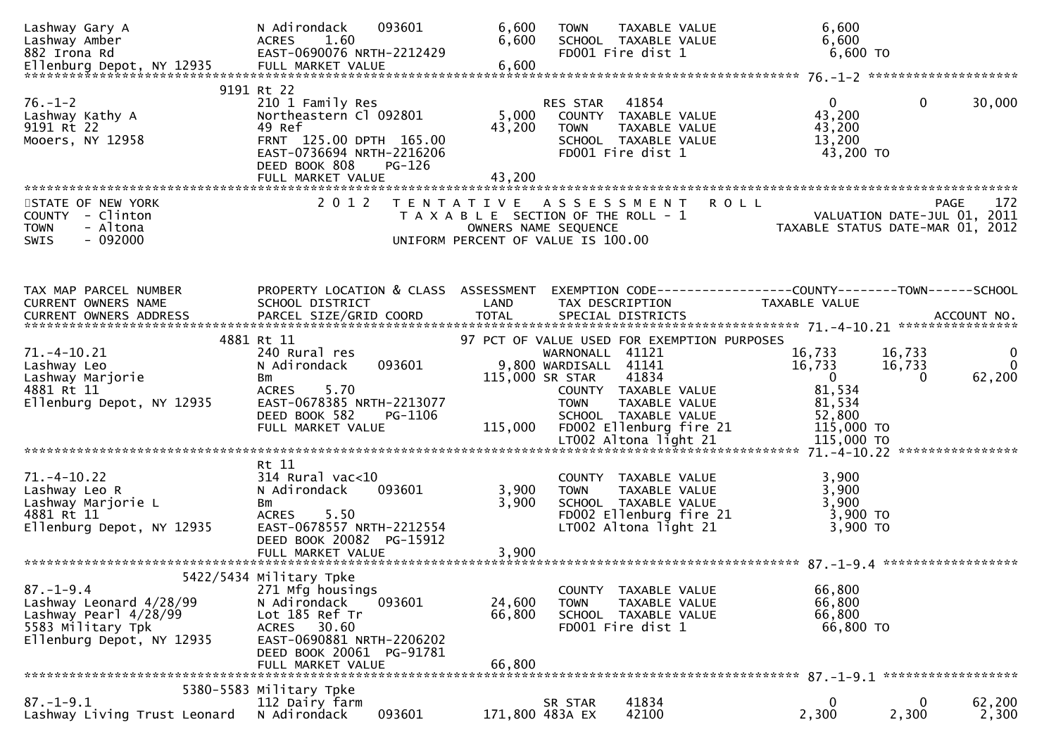```
Lashway Gary A                 N Adirondack    093601        6,600    TOWN    TAXABLE VALUE              6,600
Lashway Amber                  ACRES    1.60                 6,600    SCHOOL  TAXABLE VALUE              6,600
882 Irona Rd                   EAST-0690076 NRTH-2212429              FD001 Fire dist 1                    6,600 TO
Ellenburg Depot, NY 12935      FULL MARKET VALUE             6,600
******************************************************************************************************* 76.-1-2 ********************
                          9191 Rt 22
76.-1-2                        210 1 Family Res                       RES STAR   41854                    0             0      30,000
Lashway Kathy A                Northeastern Cl 092801        5,000    COUNTY  TAXABLE VALUE             43,200
9191 Rt 22                     49 Ref                       43,200    TOWN    TAXABLE VALUE             43,200
Mooers, NY 12958               FRNT 125.00 DPTH 165.00                SCHOOL  TAXABLE VALUE             13,200
                               EAST-0736694 NRTH-2216206              FD001 Fire dist 1                   43,200 TO
                               DEED BOOK 808     PG-126
                               FULL MARKET VALUE            43,200
************************************************************************************************************************************
STATE OF NEW YORK                  2 0 1 2   T E N T A T I V E   A S S E S S M E N T   R O L L                               PAGE   172
COUNTY  - Clinton                            T A X A B L E  SECTION OF THE ROLL - 1                   VALUATION DATE-JUL 01, 2011
TOWN    - Altona                                    OWNERS NAME SEQUENCE                         TAXABLE STATUS DATE-MAR 01, 2012
SWIS    - 092000                             UNIFORM PERCENT OF VALUE IS 100.00


TAX MAP PARCEL NUMBER          PROPERTY LOCATION & CLASS  ASSESSMENT  EXEMPTION CODE------------------COUNTY--------TOWN------SCHOOL
CURRENT OWNERS NAME            SCHOOL DISTRICT               LAND      TAX DESCRIPTION              TAXABLE VALUE
CURRENT OWNERS ADDRESS         PARCEL SIZE/GRID COORD        TOTAL     SPECIAL DISTRICTS                                  ACCOUNT NO.
******************************************************************************************************* 71.-4-10.21 ****************
                          4881 Rt 11                          97 PCT OF VALUE USED FOR EXEMPTION PURPOSES
71.-4-10.21                    240 Rural res                          WARNONALL  41121               16,733       16,733            0
Lashway Leo                    N Adirondack    093601        9,800 WARDISALL  41141               16,733       16,733            0
Lashway Marjorie               Bm                          115,000 SR STAR    41834                    0            0       62,200
4881 Rt 11                     ACRES    5.70                          COUNTY  TAXABLE VALUE             81,534
Ellenburg Depot, NY 12935      EAST-0678385 NRTH-2213077              TOWN    TAXABLE VALUE             81,534
                               DEED BOOK 582     PG-1106              SCHOOL  TAXABLE VALUE             52,800
                               FULL MARKET VALUE           115,000    FD002 Ellenburg fire 21          115,000 TO
                                                                      LT002 Altona light 21            115,000 TO
******************************************************************************************************* 71.-4-10.22 ****************
                               Rt 11
71.-4-10.22                    314 Rural vac<10                       COUNTY  TAXABLE VALUE              3,900
Lashway Leo R                  N Adirondack    093601        3,900    TOWN    TAXABLE VALUE              3,900
Lashway Marjorie L             Bm                            3,900    SCHOOL  TAXABLE VALUE              3,900
4881 Rt 11                     ACRES    5.50                          FD002 Ellenburg fire 21            3,900 TO
Ellenburg Depot, NY 12935      EAST-0678557 NRTH-2212554              LT002 Altona light 21              3,900 TO
                               DEED BOOK 20082  PG-15912
                               FULL MARKET VALUE             3,900
******************************************************************************************************* 87.-1-9.4 ******************
                     5422/5434 Military Tpke
87.-1-9.4                      271 Mfg housings                       COUNTY  TAXABLE VALUE             66,800
Lashway Leonard 4/28/99        N Adirondack    093601       24,600    TOWN    TAXABLE VALUE             66,800
Lashway Pearl 4/28/99          Lot 185 Ref Tr               66,800    SCHOOL  TAXABLE VALUE             66,800
5583 Military Tpk              ACRES   30.60                          FD001 Fire dist 1                   66,800 TO
Ellenburg Depot, NY 12935      EAST-0690881 NRTH-2206202
                               DEED BOOK 20061  PG-91781
                               FULL MARKET VALUE            66,800
******************************************************************************************************* 87.-1-9.1 ******************
                     5380-5583 Military Tpke
87.-1-9.1                      112 Dairy farm                         SR STAR    41834                    0            0       62,200
Lashway Living Trust Leonard   N Adirondack    093601      171,800 483A EX    42100                2,300        2,300        2,300
```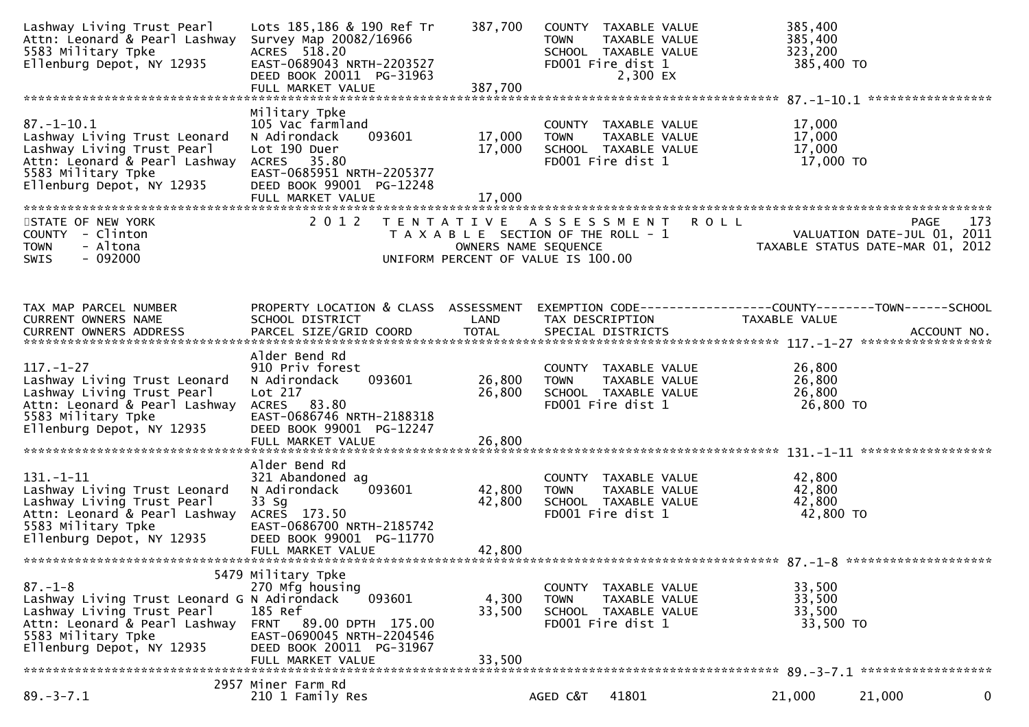```
Lashway Living Trust Pearl     Lots 185,186 & 190 Ref Tr     387,700   COUNTY  TAXABLE VALUE          385,400
Attn: Leonard & Pearl Lashway  Survey Map 20082/16966                  TOWN    TAXABLE VALUE          385,400
5583 Military Tpke             ACRES  518.20                           SCHOOL  TAXABLE VALUE          323,200
Ellenburg Depot, NY 12935      EAST-0689043 NRTH-2203527               FD001 Fire dist 1               385,400 TO
                               DEED BOOK 20011  PG-31963                         2,300 EX
                               FULL MARKET VALUE             387,700
******************************************************************************************************* 87.-1-10.1 ****************
                               Military Tpke
87.-1-10.1                     105 Vac farmland                        COUNTY  TAXABLE VALUE           17,000
Lashway Living Trust Leonard   N Adirondack     093601        17,000   TOWN    TAXABLE VALUE           17,000
Lashway Living Trust Pearl     Lot 190 Duer                   17,000   SCHOOL  TAXABLE VALUE           17,000
Attn: Leonard & Pearl Lashway  ACRES   35.80                           FD001 Fire dist 1                17,000 TO
5583 Military Tpke             EAST-0685951 NRTH-2205377
Ellenburg Depot, NY 12935      DEED BOOK 99001  PG-12248
                               FULL MARKET VALUE              17,000
************************************************************************************************************************************
STATE OF NEW YORK                  2 0 1 2   T E N T A T I V E   A S S E S S M E N T   R O L L                      PAGE    173
COUNTY  - Clinton                            T A X A B L E  SECTION OF THE ROLL - 1                  VALUATION DATE-JUL 01, 2011
TOWN    - Altona                                    OWNERS NAME SEQUENCE                        TAXABLE STATUS DATE-MAR 01, 2012
SWIS    - 092000                             UNIFORM PERCENT OF VALUE IS 100.00


TAX MAP PARCEL NUMBER          PROPERTY LOCATION & CLASS  ASSESSMENT  EXEMPTION CODE------------------COUNTY--------TOWN------SCHOOL
CURRENT OWNERS NAME            SCHOOL DISTRICT               LAND      TAX DESCRIPTION             TAXABLE VALUE
CURRENT OWNERS ADDRESS         PARCEL SIZE/GRID COORD        TOTAL     SPECIAL DISTRICTS                                  ACCOUNT NO.
******************************************************************************************************* 117.-1-27 *****************
                               Alder Bend Rd
117.-1-27                      910 Priv forest                         COUNTY  TAXABLE VALUE           26,800
Lashway Living Trust Leonard   N Adirondack     093601        26,800   TOWN    TAXABLE VALUE           26,800
Lashway Living Trust Pearl     Lot 217                        26,800   SCHOOL  TAXABLE VALUE           26,800
Attn: Leonard & Pearl Lashway  ACRES   83.80                           FD001 Fire dist 1                26,800 TO
5583 Military Tpke             EAST-0686746 NRTH-2188318
Ellenburg Depot, NY 12935      DEED BOOK 99001  PG-12247
                               FULL MARKET VALUE              26,800
******************************************************************************************************* 131.-1-11 *****************
                               Alder Bend Rd
131.-1-11                      321 Abandoned ag                        COUNTY  TAXABLE VALUE           42,800
Lashway Living Trust Leonard   N Adirondack     093601        42,800   TOWN    TAXABLE VALUE           42,800
Lashway Living Trust Pearl     33 Sg                          42,800   SCHOOL  TAXABLE VALUE           42,800
Attn: Leonard & Pearl Lashway  ACRES  173.50                           FD001 Fire dist 1                42,800 TO
5583 Military Tpke             EAST-0686700 NRTH-2185742
Ellenburg Depot, NY 12935      DEED BOOK 99001  PG-11770
                               FULL MARKET VALUE              42,800
******************************************************************************************************* 87.-1-8 *******************
                          5479 Military Tpke
87.-1-8                        270 Mfg housing                         COUNTY  TAXABLE VALUE           33,500
Lashway Living Trust Leonard G N Adirondack     093601         4,300   TOWN    TAXABLE VALUE           33,500
Lashway Living Trust Pearl     185 Ref                        33,500   SCHOOL  TAXABLE VALUE           33,500
Attn: Leonard & Pearl Lashway  FRNT   89.00 DPTH 175.00                FD001 Fire dist 1                33,500 TO
5583 Military Tpke             EAST-0690045 NRTH-2204546
Ellenburg Depot, NY 12935      DEED BOOK 20011  PG-31967
                               FULL MARKET VALUE              33,500
******************************************************************************************************* 89.-3-7.1 *****************
                          2957 Miner Farm Rd
89.-3-7.1                      210 1 Family Res                        AGED C&T    41801             21,000     21,000           0
```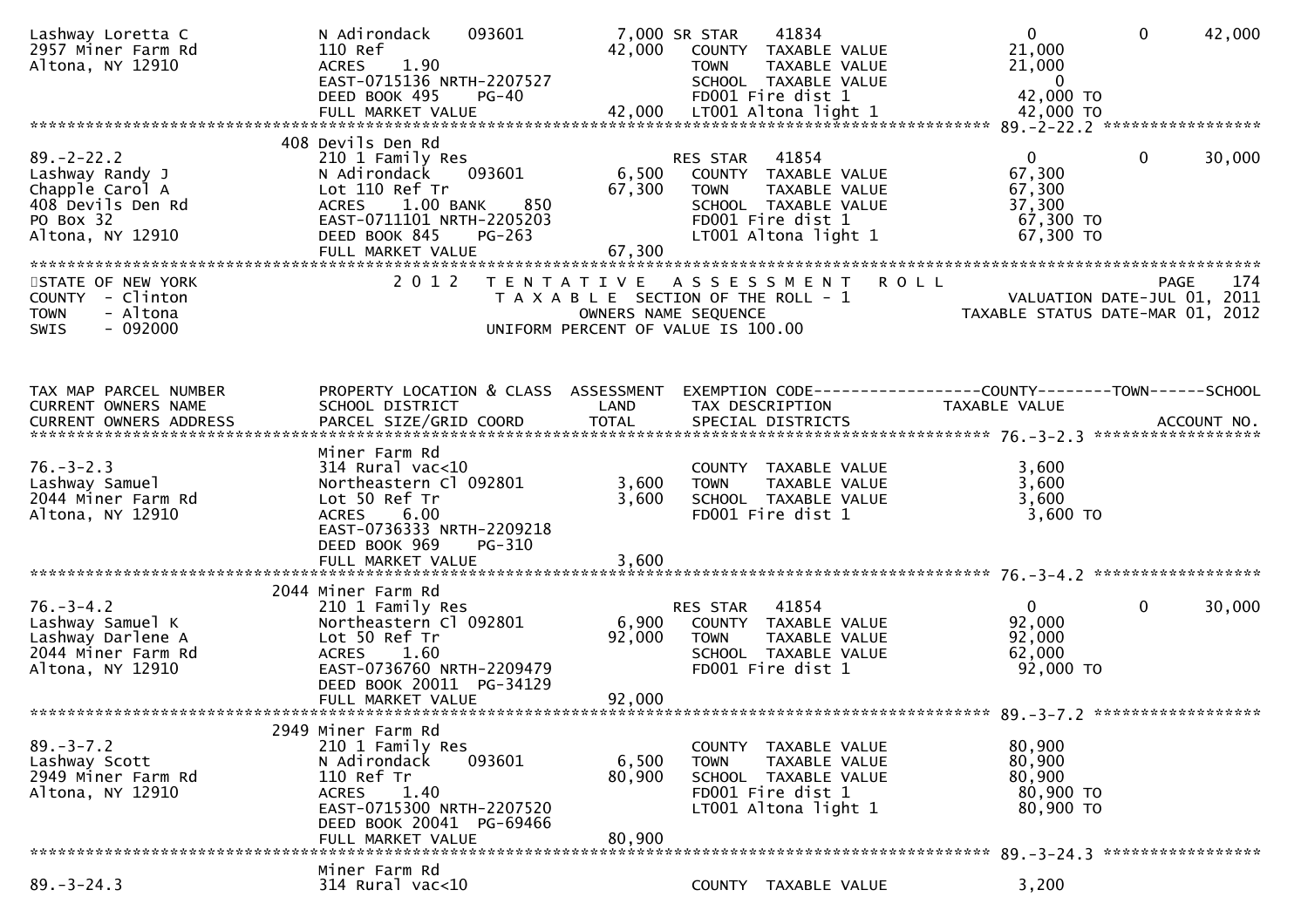```
Lashway Loretta C              N Adirondack    093601          7,000 SR STAR    41834                    0            0        42,000
2957 Miner Farm Rd             110 Ref                        42,000   COUNTY  TAXABLE VALUE          21,000
Altona, NY 12910               ACRES    1.90                           TOWN    TAXABLE VALUE          21,000
                               EAST-0715136 NRTH-2207527               SCHOOL  TAXABLE VALUE               0
                               DEED BOOK 495     PG-40                 FD001 Fire dist 1               42,000 TO
                               FULL MARKET VALUE              42,000   LT001 Altona light 1            42,000 TO
******************************************************************************************************* 89.-2-22.2 *****************
                               408 Devils Den Rd
89.-2-22.2                     210 1 Family Res                        RES STAR    41854                  0            0        30,000
Lashway Randy J                N Adirondack    093601          6,500   COUNTY  TAXABLE VALUE          67,300
Chapple Carol A                Lot 110 Ref Tr                 67,300   TOWN    TAXABLE VALUE          67,300
408 Devils Den Rd              ACRES    1.00 BANK     850              SCHOOL  TAXABLE VALUE          37,300
PO Box 32                      EAST-0711101 NRTH-2205203               FD001 Fire dist 1               67,300 TO
Altona, NY 12910               DEED BOOK 845     PG-263                LT001 Altona light 1            67,300 TO
                               FULL MARKET VALUE              67,300
************************************************************************************************************************************
STATE OF NEW YORK                  2 0 1 2   T E N T A T I V E   A S S E S S M E N T   R O L L                           PAGE    174
COUNTY  - Clinton                       T A X A B L E  SECTION OF THE ROLL - 1                     VALUATION DATE-JUL 01, 2011
TOWN    - Altona                                  OWNERS NAME SEQUENCE                          TAXABLE STATUS DATE-MAR 01, 2012
SWIS    - 092000                       UNIFORM PERCENT OF VALUE IS 100.00


TAX MAP PARCEL NUMBER          PROPERTY LOCATION & CLASS  ASSESSMENT  EXEMPTION CODE------------------COUNTY--------TOWN------SCHOOL
CURRENT OWNERS NAME            SCHOOL DISTRICT               LAND      TAX DESCRIPTION             TAXABLE VALUE
CURRENT OWNERS ADDRESS         PARCEL SIZE/GRID COORD        TOTAL     SPECIAL DISTRICTS                                 ACCOUNT NO.
******************************************************************************************************* 76.-3-2.3 ******************
                               Miner Farm Rd
76.-3-2.3                      314 Rural vac<10                        COUNTY  TAXABLE VALUE           3,600
Lashway Samuel                 Northeastern Cl 092801          3,600   TOWN    TAXABLE VALUE           3,600
2044 Miner Farm Rd             Lot 50 Ref Tr                   3,600   SCHOOL  TAXABLE VALUE           3,600
Altona, NY 12910               ACRES    6.00                           FD001 Fire dist 1                3,600 TO
                               EAST-0736333 NRTH-2209218
                               DEED BOOK 969     PG-310
                               FULL MARKET VALUE               3,600
******************************************************************************************************* 76.-3-4.2 ******************
                               2044 Miner Farm Rd
76.-3-4.2                      210 1 Family Res                        RES STAR    41854                  0            0        30,000
Lashway Samuel K               Northeastern Cl 092801          6,900   COUNTY  TAXABLE VALUE          92,000
Lashway Darlene A              Lot 50 Ref Tr                  92,000   TOWN    TAXABLE VALUE          92,000
2044 Miner Farm Rd             ACRES    1.60                           SCHOOL  TAXABLE VALUE          62,000
Altona, NY 12910               EAST-0736760 NRTH-2209479               FD001 Fire dist 1               92,000 TO
                               DEED BOOK 20011  PG-34129
                               FULL MARKET VALUE              92,000
******************************************************************************************************* 89.-3-7.2 ******************
                               2949 Miner Farm Rd
89.-3-7.2                      210 1 Family Res                        COUNTY  TAXABLE VALUE          80,900
Lashway Scott                  N Adirondack    093601          6,500   TOWN    TAXABLE VALUE          80,900
2949 Miner Farm Rd             110 Ref Tr                     80,900   SCHOOL  TAXABLE VALUE          80,900
Altona, NY 12910               ACRES    1.40                           FD001 Fire dist 1               80,900 TO
                               EAST-0715300 NRTH-2207520               LT001 Altona light 1            80,900 TO
                               DEED BOOK 20041  PG-69466
                               FULL MARKET VALUE              80,900
******************************************************************************************************* 89.-3-24.3 *****************
                               Miner Farm Rd
89.-3-24.3                     314 Rural vac<10                        COUNTY  TAXABLE VALUE           3,200
```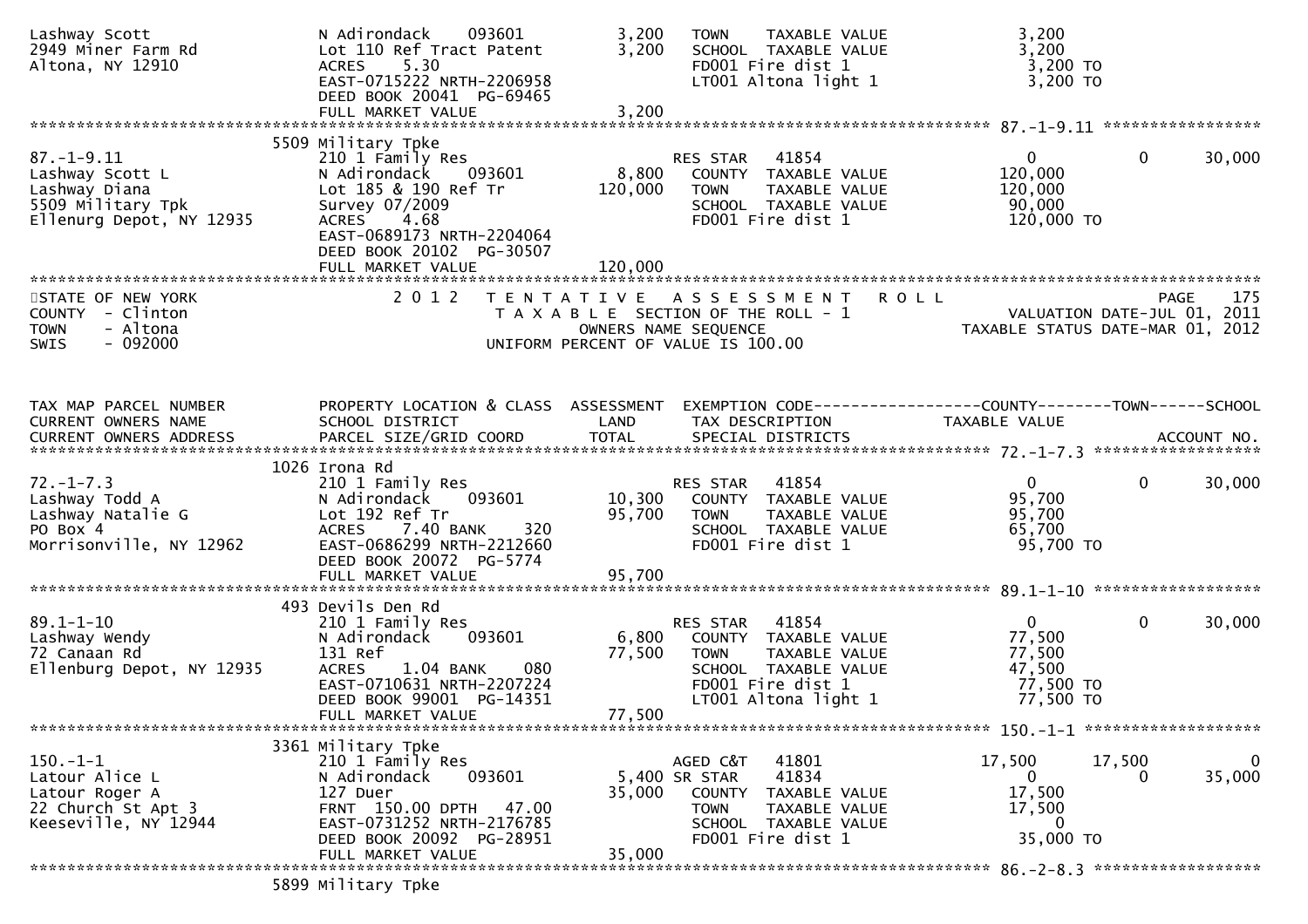```
Lashway Scott                  N Adirondack    093601         3,200   TOWN    TAXABLE VALUE                  3,200
2949 Miner Farm Rd             Lot 110 Ref Tract Patent       3,200   SCHOOL  TAXABLE VALUE                  3,200
Altona, NY 12910               ACRES    5.30                          FD001 Fire dist 1                      3,200 TO
                               EAST-0715222 NRTH-2206958              LT001 Altona light 1                   3,200 TO
                               DEED BOOK 20041  PG-69465
                               FULL MARKET VALUE              3,200
******************************************************************************************************* 87.-1-9.11 *****************
                        5509 Military Tpke
87.-1-9.11                     210 1 Family Res                       RES STAR    41854                  0            0        30,000
Lashway Scott L                N Adirondack    093601         8,800   COUNTY  TAXABLE VALUE                120,000
Lashway Diana                  Lot 185 & 190 Ref Tr         120,000   TOWN    TAXABLE VALUE                120,000
5509 Military Tpk              Survey 07/2009                         SCHOOL  TAXABLE VALUE                 90,000
Ellenurg Depot, NY 12935       ACRES    4.68                          FD001 Fire dist 1                    120,000 TO
                               EAST-0689173 NRTH-2204064
                               DEED BOOK 20102  PG-30507
                               FULL MARKET VALUE            120,000
************************************************************************************************************************************
STATE OF NEW YORK                2 0 1 2   T E N T A T I V E   A S S E S S M E N T   R O L L                              PAGE   175
COUNTY  - Clinton                          T A X A B L E  SECTION OF THE ROLL - 1                    VALUATION DATE-JUL 01, 2011
TOWN    - Altona                                    OWNERS NAME SEQUENCE                       TAXABLE STATUS DATE-MAR 01, 2012
SWIS    - 092000                             UNIFORM PERCENT OF VALUE IS 100.00


TAX MAP PARCEL NUMBER          PROPERTY LOCATION & CLASS  ASSESSMENT  EXEMPTION CODE------------------COUNTY--------TOWN------SCHOOL
CURRENT OWNERS NAME            SCHOOL DISTRICT               LAND      TAX DESCRIPTION                  TAXABLE VALUE
CURRENT OWNERS ADDRESS         PARCEL SIZE/GRID COORD        TOTAL     SPECIAL DISTRICTS                                   ACCOUNT NO.
******************************************************************************************************* 72.-1-7.3 ******************
                        1026 Irona Rd
72.-1-7.3                      210 1 Family Res                       RES STAR    41854                  0            0        30,000
Lashway Todd A                 N Adirondack    093601        10,300   COUNTY  TAXABLE VALUE                 95,700
Lashway Natalie G              Lot 192 Ref Tr                95,700   TOWN    TAXABLE VALUE                 95,700
PO Box 4                       ACRES    7.40 BANK     320             SCHOOL  TAXABLE VALUE                 65,700
Morrisonville, NY 12962        EAST-0686299 NRTH-2212660              FD001 Fire dist 1                     95,700 TO
                               DEED BOOK 20072  PG-5774
                               FULL MARKET VALUE             95,700
******************************************************************************************************* 89.1-1-10 ******************
                        493 Devils Den Rd
89.1-1-10                      210 1 Family Res                       RES STAR    41854                  0            0        30,000
Lashway Wendy                  N Adirondack    093601         6,800   COUNTY  TAXABLE VALUE                 77,500
72 Canaan Rd                   131 Ref                       77,500   TOWN    TAXABLE VALUE                 77,500
Ellenburg Depot, NY 12935      ACRES    1.04 BANK     080             SCHOOL  TAXABLE VALUE                 47,500
                               EAST-0710631 NRTH-2207224              FD001 Fire dist 1                     77,500 TO
                               DEED BOOK 99001  PG-14351              LT001 Altona light 1                  77,500 TO
                               FULL MARKET VALUE             77,500
******************************************************************************************************* 150.-1-1 *******************
                        3361 Military Tpke
150.-1-1                       210 1 Family Res                       AGED C&T    41801             17,500       17,500             0
Latour Alice L                 N Adirondack    093601         5,400 SR STAR     41834                  0            0        35,000
Latour Roger A                 127 Duer                      35,000   COUNTY  TAXABLE VALUE                 17,500
22 Church St Apt 3             FRNT 150.00 DPTH  47.00                TOWN    TAXABLE VALUE                 17,500
Keeseville, NY 12944           EAST-0731252 NRTH-2176785              SCHOOL  TAXABLE VALUE                      0
                               DEED BOOK 20092  PG-28951              FD001 Fire dist 1                     35,000 TO
                               FULL MARKET VALUE             35,000
******************************************************************************************************* 86.-2-8.3 ******************
                        5899 Military Tpke
```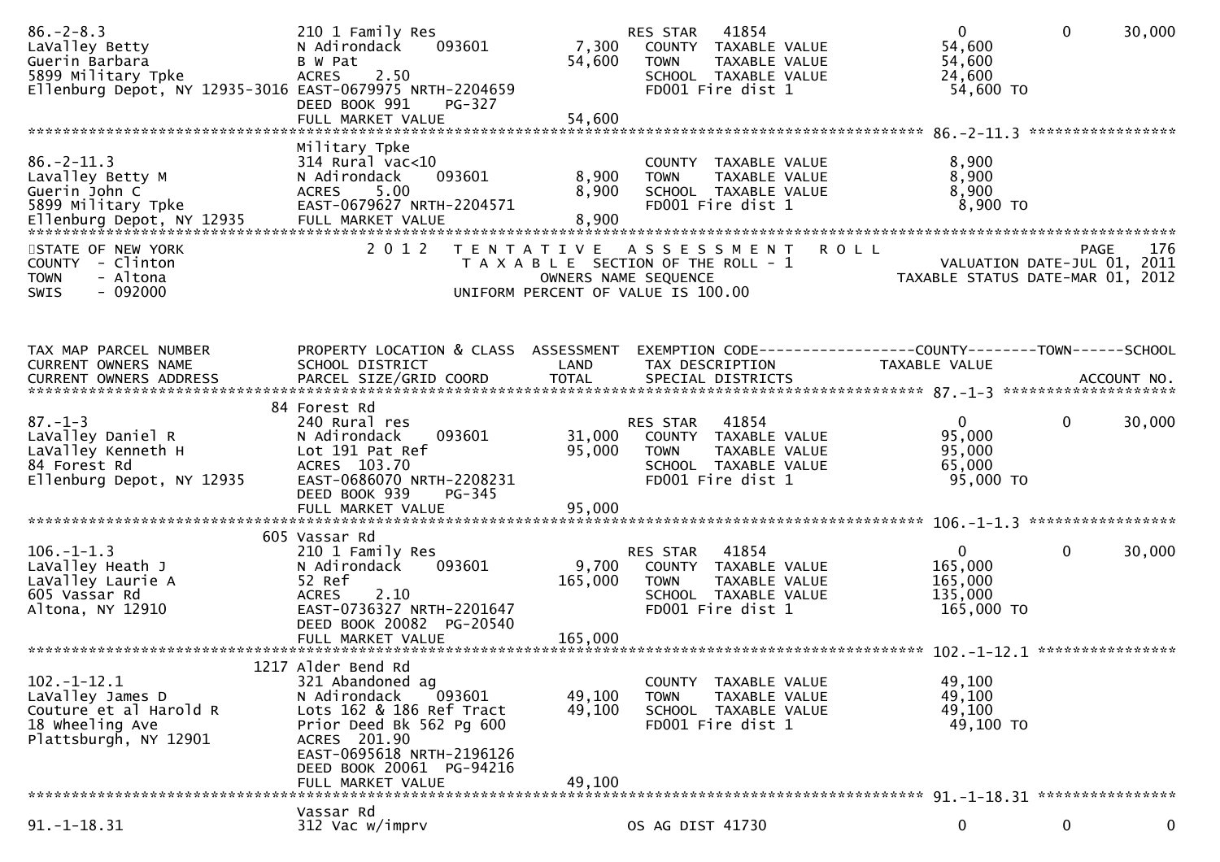```
86.-2-8.3                      210 1 Family Res                   RES STAR   41854                    0          0      30,000
LaValley Betty                 N Adirondack    093601      7,300   COUNTY  TAXABLE VALUE          54,600
Guerin Barbara                 B W Pat                    54,600   TOWN    TAXABLE VALUE          54,600
5899 Military Tpke             ACRES    2.50                       SCHOOL  TAXABLE VALUE          24,600
Ellenburg Depot, NY 12935-3016 EAST-0679975 NRTH-2204659           FD001 Fire dist 1               54,600 TO
                               DEED BOOK 991     PG-327
                               FULL MARKET VALUE          54,600
******************************************************************************************************* 86.-2-11.3 *****************
                               Military Tpke
86.-2-11.3                     314 Rural vac<10                    COUNTY  TAXABLE VALUE           8,900
Lavalley Betty M               N Adirondack    093601      8,900   TOWN    TAXABLE VALUE           8,900
Guerin John C                  ACRES    5.00               8,900   SCHOOL  TAXABLE VALUE           8,900
5899 Military Tpke             EAST-0679627 NRTH-2204571           FD001 Fire dist 1                8,900 TO
Ellenburg Depot, NY 12935      FULL MARKET VALUE           8,900
************************************************************************************************************************************
STATE OF NEW YORK              2 0 1 2   T E N T A T I V E   A S S E S S M E N T   R O L L                             PAGE   176
COUNTY  - Clinton                          T A X A B L E  SECTION OF THE ROLL - 1                 VALUATION DATE-JUL 01, 2011
TOWN    - Altona                               OWNERS NAME SEQUENCE                          TAXABLE STATUS DATE-MAR 01, 2012
SWIS    - 092000                         UNIFORM PERCENT OF VALUE IS 100.00


TAX MAP PARCEL NUMBER          PROPERTY LOCATION & CLASS  ASSESSMENT  EXEMPTION CODE------------------COUNTY--------TOWN------SCHOOL
CURRENT OWNERS NAME            SCHOOL DISTRICT               LAND      TAX DESCRIPTION            TAXABLE VALUE
CURRENT OWNERS ADDRESS         PARCEL SIZE/GRID COORD        TOTAL     SPECIAL DISTRICTS                                 ACCOUNT NO.
******************************************************************************************************* 87.-1-3 ********************
                            84 Forest Rd
87.-1-3                        240 Rural res                      RES STAR   41854                    0          0      30,000
LaValley Daniel R              N Adirondack    093601     31,000   COUNTY  TAXABLE VALUE          95,000
LaValley Kenneth H             Lot 191 Pat Ref            95,000   TOWN    TAXABLE VALUE          95,000
84 Forest Rd                   ACRES  103.70                       SCHOOL  TAXABLE VALUE          65,000
Ellenburg Depot, NY 12935      EAST-0686070 NRTH-2208231           FD001 Fire dist 1               95,000 TO
                               DEED BOOK 939     PG-345
                               FULL MARKET VALUE          95,000
******************************************************************************************************* 106.-1-1.3 *****************
                           605 Vassar Rd
106.-1-1.3                     210 1 Family Res                   RES STAR   41854                    0          0      30,000
LaValley Heath J               N Adirondack    093601      9,700   COUNTY  TAXABLE VALUE         165,000
LaValley Laurie A              52 Ref                    165,000   TOWN    TAXABLE VALUE         165,000
605 Vassar Rd                  ACRES    2.10                       SCHOOL  TAXABLE VALUE         135,000
Altona, NY 12910               EAST-0736327 NRTH-2201647           FD001 Fire dist 1              165,000 TO
                               DEED BOOK 20082 PG-20540
                               FULL MARKET VALUE         165,000
******************************************************************************************************* 102.-1-12.1 ****************
                          1217 Alder Bend Rd
102.-1-12.1                    321 Abandoned ag                    COUNTY  TAXABLE VALUE          49,100
LaValley James D               N Adirondack    093601     49,100   TOWN    TAXABLE VALUE          49,100
Couture et al Harold R         Lots 162 & 186 Ref Tract   49,100   SCHOOL  TAXABLE VALUE          49,100
18 Wheeling Ave                Prior Deed Bk 562 Pg 600            FD001 Fire dist 1               49,100 TO
Plattsburgh, NY 12901          ACRES  201.90
                               EAST-0695618 NRTH-2196126
                               DEED BOOK 20061 PG-94216
                               FULL MARKET VALUE          49,100
******************************************************************************************************* 91.-1-18.31 ****************
                               Vassar Rd
91.-1-18.31                    312 Vac w/imprv                    OS AG DIST 41730                    0          0           0
```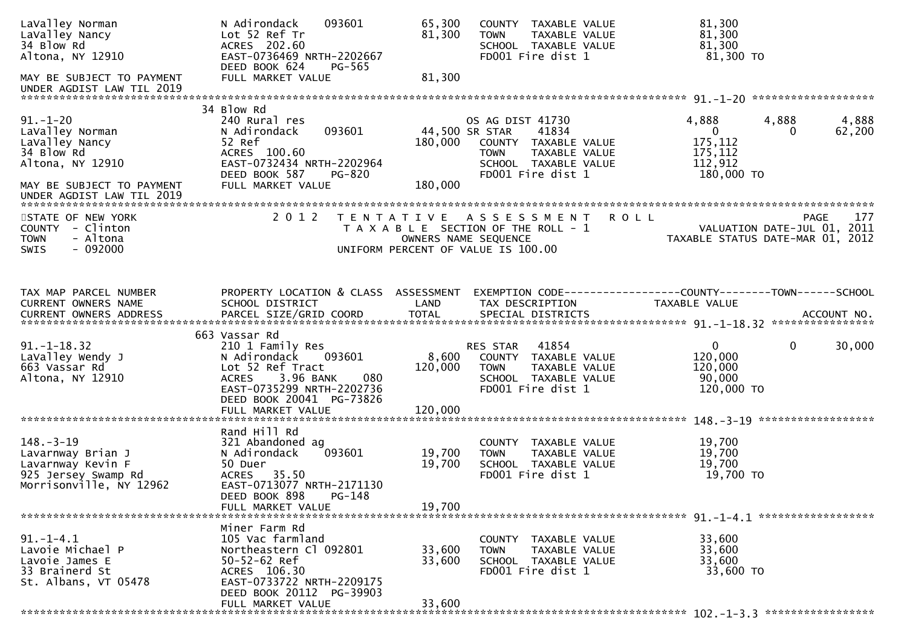```
LaValley Norman               N Adirondack    093601        65,300   COUNTY  TAXABLE VALUE             81,300
LaValley Nancy                Lot 52 Ref Tr                 81,300   TOWN    TAXABLE VALUE             81,300
34 Blow Rd                    ACRES 202.60                           SCHOOL  TAXABLE VALUE             81,300
Altona, NY 12910              EAST-0736469 NRTH-2202667              FD001 Fire dist 1                  81,300 TO
                              DEED BOOK 624    PG-565
MAY BE SUBJECT TO PAYMENT     FULL MARKET VALUE             81,300
UNDER AGDIST LAW TIL 2019
******************************************************************************************************* 91.-1-20 ******************
                              34 Blow Rd
91.-1-20                      240 Rural res                          OS AG DIST 41730              4,888        4,888        4,888
LaValley Norman               N Adirondack    093601        44,500 SR STAR    41834                   0            0       62,200
LaValley Nancy                52 Ref                       180,000   COUNTY  TAXABLE VALUE            175,112
34 Blow Rd                    ACRES 100.60                           TOWN    TAXABLE VALUE            175,112
Altona, NY 12910              EAST-0732434 NRTH-2202964              SCHOOL  TAXABLE VALUE            112,912
                              DEED BOOK 587    PG-820                FD001 Fire dist 1                 180,000 TO
MAY BE SUBJECT TO PAYMENT     FULL MARKET VALUE            180,000
UNDER AGDIST LAW TIL 2019
************************************************************************************************************************************
STATE OF NEW YORK                2 0 1 2   T E N T A T I V E   A S S E S S M E N T   R O L L                          PAGE    177
COUNTY  - Clinton                         T A X A B L E  SECTION OF THE ROLL - 1                       VALUATION DATE-JUL 01, 2011
TOWN    - Altona                                 OWNERS NAME SEQUENCE                             TAXABLE STATUS DATE-MAR 01, 2012
SWIS    - 092000                           UNIFORM PERCENT OF VALUE IS 100.00


TAX MAP PARCEL NUMBER         PROPERTY LOCATION & CLASS  ASSESSMENT  EXEMPTION CODE------------------COUNTY--------TOWN------SCHOOL
CURRENT OWNERS NAME           SCHOOL DISTRICT               LAND     TAX DESCRIPTION                 TAXABLE VALUE
CURRENT OWNERS ADDRESS        PARCEL SIZE/GRID COORD        TOTAL    SPECIAL DISTRICTS                                   ACCOUNT NO.
******************************************************************************************************* 91.-1-18.32 ****************
                              663 Vassar Rd
91.-1-18.32                   210 1 Family Res                       RES STAR   41854                    0            0       30,000
LaValley Wendy J              N Adirondack    093601         8,600   COUNTY  TAXABLE VALUE            120,000
663 Vassar Rd                 Lot 52 Ref Tract             120,000   TOWN    TAXABLE VALUE            120,000
Altona, NY 12910              ACRES    3.96 BANK     080             SCHOOL  TAXABLE VALUE             90,000
                              EAST-0735299 NRTH-2202736              FD001 Fire dist 1                 120,000 TO
                              DEED BOOK 20041  PG-73826
                              FULL MARKET VALUE            120,000
******************************************************************************************************* 148.-3-19 *****************
                              Rand Hill Rd
148.-3-19                     321 Abandoned ag                       COUNTY  TAXABLE VALUE             19,700
Lavarnway Brian J             N Adirondack    093601        19,700   TOWN    TAXABLE VALUE             19,700
Lavarnway Kevin F             50 Duer                       19,700   SCHOOL  TAXABLE VALUE             19,700
925 Jersey Swamp Rd           ACRES   35.50                          FD001 Fire dist 1                  19,700 TO
Morrisonville, NY 12962       EAST-0713077 NRTH-2171130
                              DEED BOOK 898    PG-148
                              FULL MARKET VALUE             19,700
******************************************************************************************************* 91.-1-4.1 *****************
                              Miner Farm Rd
91.-1-4.1                     105 Vac farmland                       COUNTY  TAXABLE VALUE             33,600
Lavoie Michael P              Northeastern Cl 092801        33,600   TOWN    TAXABLE VALUE             33,600
Lavoie James E                50-52-62 Ref                  33,600   SCHOOL  TAXABLE VALUE             33,600
33 Brainerd St                ACRES 106.30                           FD001 Fire dist 1                  33,600 TO
St. Albans, VT 05478          EAST-0733722 NRTH-2209175
                              DEED BOOK 20112  PG-39903
                              FULL MARKET VALUE             33,600
******************************************************************************************************* 102.-1-3.3 ****************
```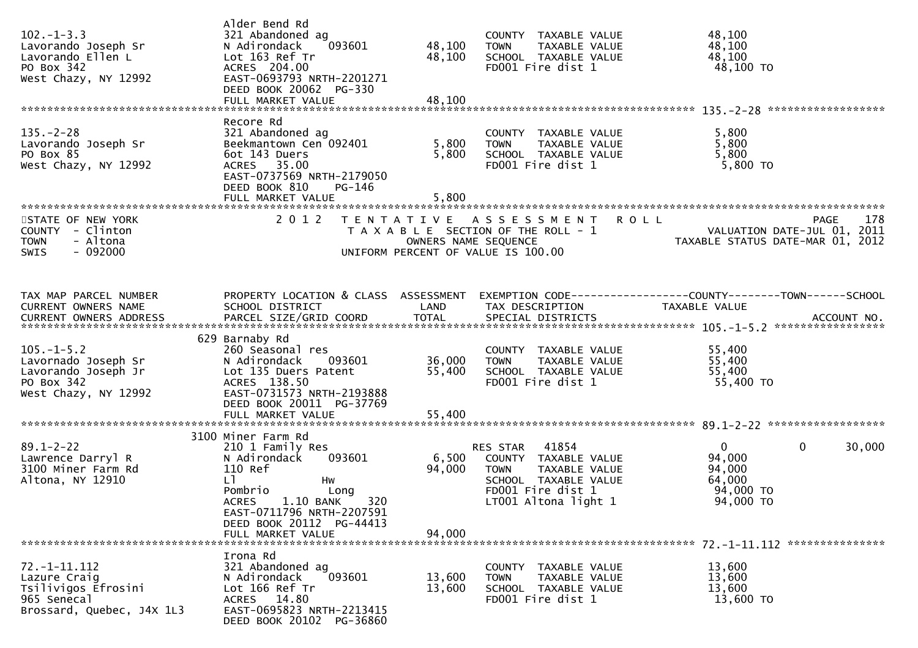```
                               Alder Bend Rd
102.-1-3.3                     321 Abandoned ag                         COUNTY  TAXABLE VALUE           48,100
Lavorando Joseph Sr            N Adirondack    093601        48,100     TOWN    TAXABLE VALUE           48,100
Lavorando Ellen L              Lot 163 Ref Tr                48,100     SCHOOL  TAXABLE VALUE           48,100
PO Box 342                     ACRES  204.00                            FD001 Fire dist 1                48,100 TO
West Chazy, NY 12992           EAST-0693793 NRTH-2201271
                               DEED BOOK 20062  PG-330
                               FULL MARKET VALUE             48,100
******************************************************************************************************* 135.-2-28 ******************
                               Recore Rd
135.-2-28                      321 Abandoned ag                         COUNTY  TAXABLE VALUE            5,800
Lavorando Joseph Sr            Beekmantown Cen 092401         5,800     TOWN    TAXABLE VALUE            5,800
PO Box 85                      6ot 143 Duers                  5,800     SCHOOL  TAXABLE VALUE            5,800
West Chazy, NY 12992           ACRES   35.00                            FD001 Fire dist 1                 5,800 TO
                               EAST-0737569 NRTH-2179050
                               DEED BOOK 810    PG-146
                               FULL MARKET VALUE              5,800
************************************************************************************************************************************
STATE OF NEW YORK              2 0 1 2   T E N T A T I V E   A S S E S S M E N T   R O L L                                  PAGE    178
COUNTY  - Clinton                          T A X A B L E  SECTION OF THE ROLL - 1                          VALUATION DATE-JUL 01, 2011
TOWN    - Altona                                   OWNERS NAME SEQUENCE                                  TAXABLE STATUS DATE-MAR 01, 2012
SWIS    - 092000                          UNIFORM PERCENT OF VALUE IS 100.00


TAX MAP PARCEL NUMBER          PROPERTY LOCATION & CLASS  ASSESSMENT  EXEMPTION CODE------------------COUNTY--------TOWN------SCHOOL
CURRENT OWNERS NAME            SCHOOL DISTRICT               LAND      TAX DESCRIPTION                 TAXABLE VALUE
CURRENT OWNERS ADDRESS         PARCEL SIZE/GRID COORD        TOTAL     SPECIAL DISTRICTS                                     ACCOUNT NO.
******************************************************************************************************* 105.-1-5.2 *****************
                           629 Barnaby Rd
105.-1-5.2                     260 Seasonal res                         COUNTY  TAXABLE VALUE           55,400
Lavornado Joseph Sr            N Adirondack    093601        36,000     TOWN    TAXABLE VALUE           55,400
Lavornado Joseph Jr            Lot 135 Duers Patent          55,400     SCHOOL  TAXABLE VALUE           55,400
PO Box 342                     ACRES  138.50                            FD001 Fire dist 1                55,400 TO
West Chazy, NY 12992           EAST-0731573 NRTH-2193888
                               DEED BOOK 20011  PG-37769
                               FULL MARKET VALUE             55,400
******************************************************************************************************* 89.1-2-22 ******************
                          3100 Miner Farm Rd
89.1-2-22                      210 1 Family Res                          RES STAR   41854                   0             0     30,000
Lawrence Darryl R              N Adirondack    093601         6,500     COUNTY  TAXABLE VALUE           94,000
3100 Miner Farm Rd             110 Ref                       94,000     TOWN    TAXABLE VALUE           94,000
Altona, NY 12910               Ll              Hw                       SCHOOL  TAXABLE VALUE           64,000
                               Pombrio         Long                     FD001 Fire dist 1                94,000 TO
                               ACRES    1.10 BANK     320               LT001 Altona light 1             94,000 TO
                               EAST-0711796 NRTH-2207591
                               DEED BOOK 20112  PG-44413
                               FULL MARKET VALUE             94,000
******************************************************************************************************* 72.-1-11.112 ***************
                               Irona Rd
72.-1-11.112                   321 Abandoned ag                         COUNTY  TAXABLE VALUE           13,600
Lazure Craig                   N Adirondack    093601        13,600     TOWN    TAXABLE VALUE           13,600
Tsilivigos Efrosini            Lot 166 Ref Tr                13,600     SCHOOL  TAXABLE VALUE           13,600
965 Senecal                    ACRES   14.80                            FD001 Fire dist 1                13,600 TO
Brossard, Quebec, J4X 1L3      EAST-0695823 NRTH-2213415
                               DEED BOOK 20102  PG-36860
```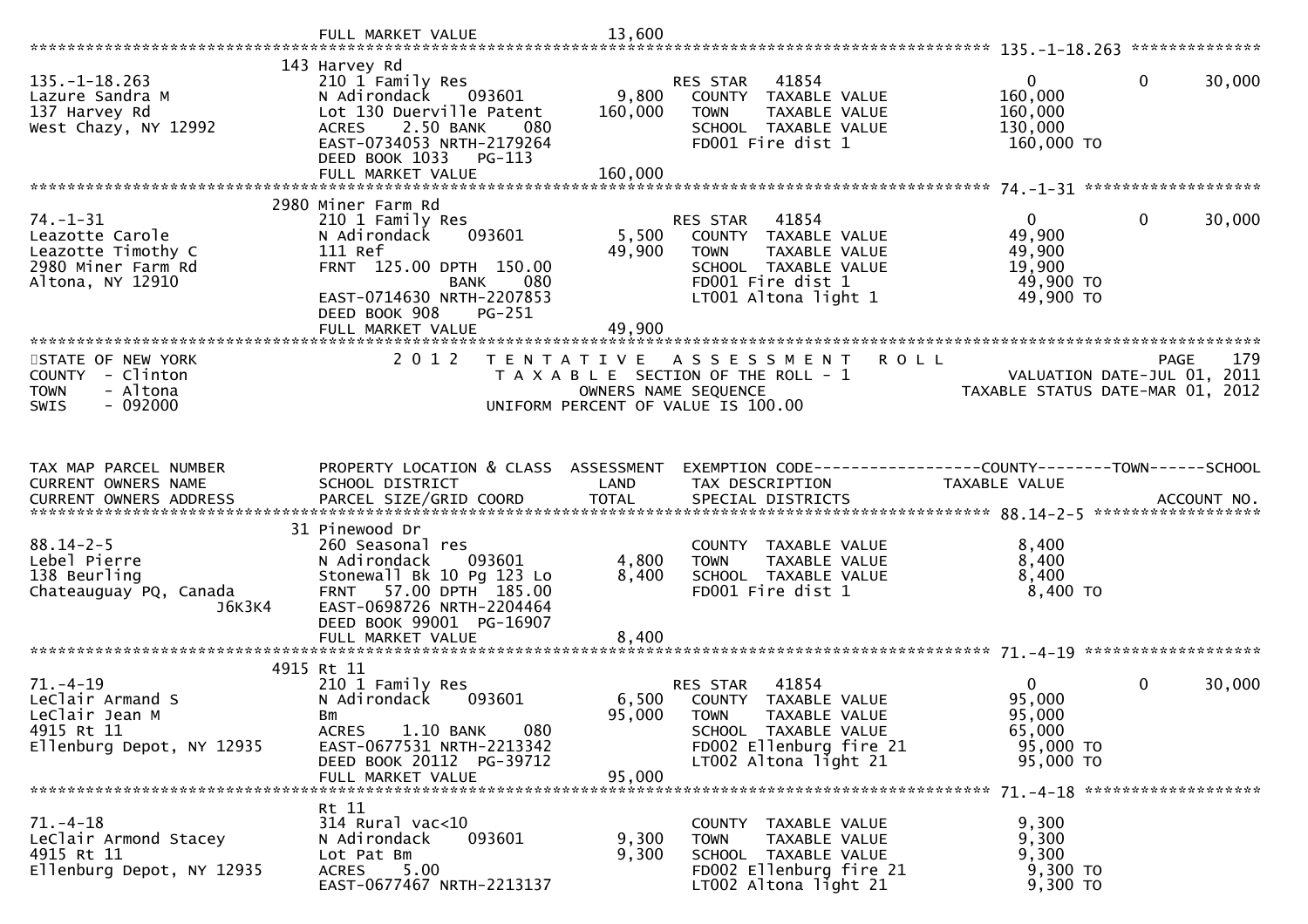FULL MARKET VALUE 13,600

**135.-1-18.263**

| | | | | |
|---|---|---|---|---|
| 135.-1-18.263 | 143 Harvey Rd | | | |
| Lazure Sandra M | 210 1 Family Res | | RES STAR 41854 | 0 / 0 / 30,000 |
| 137 Harvey Rd | N Adirondack 093601 | 9,800 | COUNTY TAXABLE VALUE | 160,000 |
| West Chazy, NY 12992 | Lot 130 Duerville Patent | 160,000 | TOWN TAXABLE VALUE | 160,000 |
| | ACRES 2.50 BANK 080 | | SCHOOL TAXABLE VALUE | 130,000 |
| | EAST-0734053 NRTH-2179264 | | FD001 Fire dist 1 | 160,000 TO |
| | DEED BOOK 1033 PG-113 | | | |
| | FULL MARKET VALUE | 160,000 | | |

**74.-1-31**

| | | | | |
|---|---|---|---|---|
| 74.-1-31 | 2980 Miner Farm Rd | | | |
| Leazotte Carole | 210 1 Family Res | | RES STAR 41854 | 0 / 0 / 30,000 |
| Leazotte Timothy C | N Adirondack 093601 | 5,500 | COUNTY TAXABLE VALUE | 49,900 |
| 2980 Miner Farm Rd | 111 Ref | 49,900 | TOWN TAXABLE VALUE | 49,900 |
| Altona, NY 12910 | FRNT 125.00 DPTH 150.00 | | SCHOOL TAXABLE VALUE | 19,900 |
| | BANK 080 | | FD001 Fire dist 1 | 49,900 TO |
| | EAST-0714630 NRTH-2207853 | | LT001 Altona light 1 | 49,900 TO |
| | DEED BOOK 908 PG-251 | | | |
| | FULL MARKET VALUE | 49,900 | | |

STATE OF NEW YORK — 2012 TENTATIVE ASSESSMENT ROLL — PAGE 179
COUNTY - Clinton — TAXABLE SECTION OF THE ROLL - 1 — VALUATION DATE-JUL 01, 2011
TOWN - Altona — OWNERS NAME SEQUENCE — TAXABLE STATUS DATE-MAR 01, 2012
SWIS - 092000 — UNIFORM PERCENT OF VALUE IS 100.00

| TAX MAP PARCEL NUMBER / CURRENT OWNERS NAME / CURRENT OWNERS ADDRESS | PROPERTY LOCATION & CLASS / SCHOOL DISTRICT / PARCEL SIZE/GRID COORD | ASSESSMENT LAND / TOTAL | EXEMPTION CODE / TAX DESCRIPTION / SPECIAL DISTRICTS | COUNTY--------TOWN------SCHOOL / TAXABLE VALUE / ACCOUNT NO. |
|---|---|---|---|---|
| 88.14-2-5 | 31 Pinewood Dr | | | |
| Lebel Pierre | 260 Seasonal res | | COUNTY TAXABLE VALUE | 8,400 |
| 138 Beurling | N Adirondack 093601 | 4,800 | TOWN TAXABLE VALUE | 8,400 |
| Chateauguay PQ, Canada J6K3K4 | Stonewall Bk 10 Pg 123 Lo | 8,400 | SCHOOL TAXABLE VALUE | 8,400 |
| | FRNT 57.00 DPTH 185.00 | | FD001 Fire dist 1 | 8,400 TO |
| | EAST-0698726 NRTH-2204464 | | | |
| | DEED BOOK 99001 PG-16907 | | | |
| | FULL MARKET VALUE | 8,400 | | |
| 71.-4-19 | 4915 Rt 11 | | | |
| LeClair Armand S | 210 1 Family Res | | RES STAR 41854 | 0 / 0 / 30,000 |
| LeClair Jean M | N Adirondack 093601 | 6,500 | COUNTY TAXABLE VALUE | 95,000 |
| 4915 Rt 11 | Bm | 95,000 | TOWN TAXABLE VALUE | 95,000 |
| Ellenburg Depot, NY 12935 | ACRES 1.10 BANK 080 | | SCHOOL TAXABLE VALUE | 65,000 |
| | EAST-0677531 NRTH-2213342 | | FD002 Ellenburg fire 21 | 95,000 TO |
| | DEED BOOK 20112 PG-39712 | | LT002 Altona light 21 | 95,000 TO |
| | FULL MARKET VALUE | 95,000 | | |
| 71.-4-18 | Rt 11 | | | |
| LeClair Armond Stacey | 314 Rural vac<10 | | COUNTY TAXABLE VALUE | 9,300 |
| 4915 Rt 11 | N Adirondack 093601 | 9,300 | TOWN TAXABLE VALUE | 9,300 |
| Ellenburg Depot, NY 12935 | Lot Pat Bm | 9,300 | SCHOOL TAXABLE VALUE | 9,300 |
| | ACRES 5.00 | | FD002 Ellenburg fire 21 | 9,300 TO |
| | EAST-0677467 NRTH-2213137 | | LT002 Altona light 21 | 9,300 TO |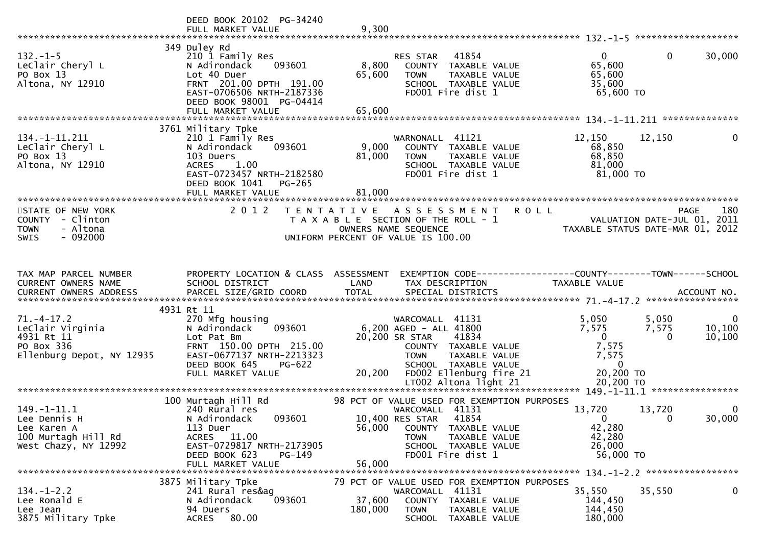```
                              DEED BOOK 20102  PG-34240
                              FULL MARKET VALUE               9,300
******************************************************************************************************* 132.-1-5 ******************
                           349 Duley Rd
132.-1-5                      210 1 Family Res                      RES STAR   41854                 0           0       30,000
LeClair Cheryl L              N Adirondack     093601       8,800    COUNTY  TAXABLE VALUE          65,600
PO Box 13                     Lot 40 Duer                  65,600    TOWN    TAXABLE VALUE          65,600
Altona, NY 12910              FRNT 201.00 DPTH 191.00                SCHOOL  TAXABLE VALUE          35,600
                              EAST-0706506 NRTH-2187336              FD001 Fire dist 1               65,600 TO
                              DEED BOOK 98001  PG-04414
                              FULL MARKET VALUE            65,600
******************************************************************************************************* 134.-1-11.211 *************
                          3761 Military Tpke
134.-1-11.211                 210 1 Family Res                      WARNONALL  41121            12,150      12,150            0
LeClair Cheryl L              N Adirondack     093601       9,000    COUNTY  TAXABLE VALUE          68,850
PO Box 13                     103 Duers                    81,000    TOWN    TAXABLE VALUE          68,850
Altona, NY 12910              ACRES    1.00                          SCHOOL  TAXABLE VALUE          81,000
                              EAST-0723457 NRTH-2182580              FD001 Fire dist 1               81,000 TO
                              DEED BOOK 1041   PG-265
                              FULL MARKET VALUE            81,000
************************************************************************************************************************************
STATE OF NEW YORK                 2 0 1 2   T E N T A T I V E   A S S E S S M E N T   R O L L                          PAGE    180
COUNTY  - Clinton                           T A X A B L E  SECTION OF THE ROLL - 1                  VALUATION DATE-JUL 01, 2011
TOWN    - Altona                                    OWNERS NAME SEQUENCE                        TAXABLE STATUS DATE-MAR 01, 2012
SWIS    - 092000                           UNIFORM PERCENT OF VALUE IS 100.00



TAX MAP PARCEL NUMBER         PROPERTY LOCATION & CLASS  ASSESSMENT  EXEMPTION CODE------------------COUNTY--------TOWN------SCHOOL
CURRENT OWNERS NAME           SCHOOL DISTRICT               LAND      TAX DESCRIPTION              TAXABLE VALUE
CURRENT OWNERS ADDRESS        PARCEL SIZE/GRID COORD       TOTAL      SPECIAL DISTRICTS                                  ACCOUNT NO.
******************************************************************************************************* 71.-4-17.2 ****************
                          4931 Rt 11
71.-4-17.2                    270 Mfg housing                       WARCOMALL  41131             5,050       5,050            0
LeClair Virginia              N Adirondack     093601       6,200 AGED - ALL 41800               7,575       7,575       10,100
4931 Rt 11                    Lot Pat Bm                   20,200 SR STAR    41834                 0           0       10,100
PO Box 336                    FRNT 150.00 DPTH 215.00                COUNTY  TAXABLE VALUE           7,575
Ellenburg Depot, NY 12935     EAST-0677137 NRTH-2213323              TOWN    TAXABLE VALUE           7,575
                              DEED BOOK 645    PG-622                SCHOOL  TAXABLE VALUE               0
                              FULL MARKET VALUE            20,200    FD002 Ellenburg fire 21         20,200 TO
                                                                     LT002 Altona light 21           20,200 TO
******************************************************************************************************* 149.-1-11.1 ***************
                           100 Murtagh Hill Rd          98 PCT OF VALUE USED FOR EXEMPTION PURPOSES
149.-1-11.1                   240 Rural res                         WARCOMALL  41131            13,720      13,720            0
Lee Dennis H                  N Adirondack     093601      10,400 RES STAR   41854                 0           0       30,000
Lee Karen A                   113 Duer                     56,000    COUNTY  TAXABLE VALUE          42,280
100 Murtagh Hill Rd           ACRES   11.00                          TOWN    TAXABLE VALUE          42,280
West Chazy, NY 12992          EAST-0729817 NRTH-2173905              SCHOOL  TAXABLE VALUE          26,000
                              DEED BOOK 623    PG-149                FD001 Fire dist 1               56,000 TO
                              FULL MARKET VALUE            56,000
******************************************************************************************************* 134.-1-2.2 ****************
                          3875 Military Tpke            79 PCT OF VALUE USED FOR EXEMPTION PURPOSES
134.-1-2.2                    241 Rural res&ag                      WARCOMALL  41131            35,550      35,550            0
Lee Ronald E                  N Adirondack     093601      37,600    COUNTY  TAXABLE VALUE         144,450
Lee Jean                      94 Duers                    180,000    TOWN    TAXABLE VALUE         144,450
3875 Military Tpke            ACRES   80.00                          SCHOOL  TAXABLE VALUE         180,000
```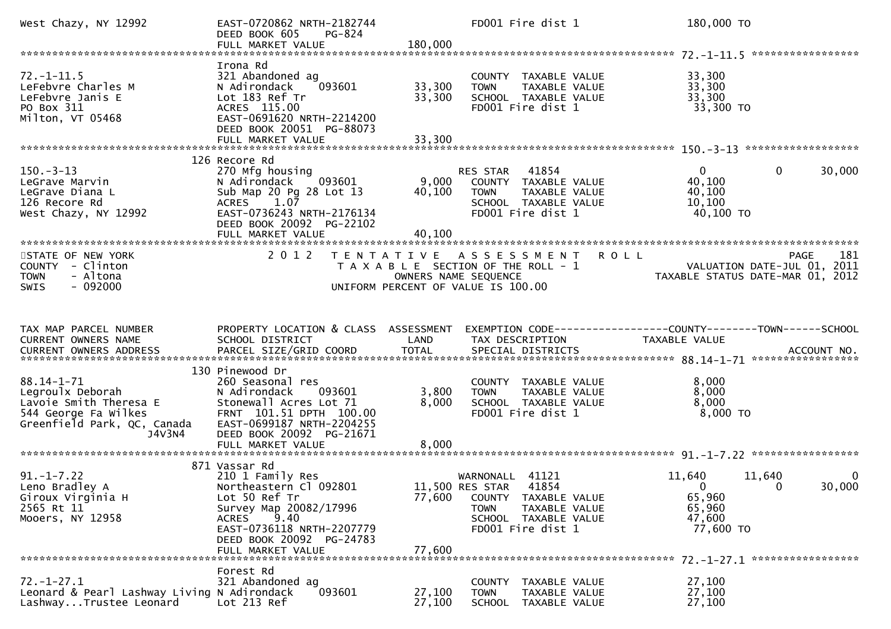```
West Chazy, NY 12992          EAST-0720862 NRTH-2182744             FD001 Fire dist 1                    180,000 TO
                              DEED BOOK 605     PG-824
                              FULL MARKET VALUE             180,000
******************************************************************************************************* 72.-1-11.5 *****************
                              Irona Rd
72.-1-11.5                    321 Abandoned ag                      COUNTY  TAXABLE VALUE              33,300
LeFebvre Charles M            N Adirondack     093601       33,300  TOWN    TAXABLE VALUE              33,300
LeFebvre Janis E              Lot 183 Ref Tr                33,300  SCHOOL  TAXABLE VALUE              33,300
PO Box 311                    ACRES  115.00                         FD001 Fire dist 1                   33,300 TO
Milton, VT 05468              EAST-0691620 NRTH-2214200
                              DEED BOOK 20051  PG-88073
                              FULL MARKET VALUE              33,300
******************************************************************************************************* 150.-3-13 ******************
                          126 Recore Rd
150.-3-13                     270 Mfg housing                       RES STAR   41854                   0            0        30,000
LeGrave Marvin                N Adirondack     093601        9,000  COUNTY  TAXABLE VALUE              40,100
LeGrave Diana L               Sub Map 20 Pg 28 Lot 13       40,100  TOWN    TAXABLE VALUE              40,100
126 Recore Rd                 ACRES    1.07                         SCHOOL  TAXABLE VALUE              10,100
West Chazy, NY 12992          EAST-0736243 NRTH-2176134             FD001 Fire dist 1                   40,100 TO
                              DEED BOOK 20092  PG-22102
                              FULL MARKET VALUE              40,100
************************************************************************************************************************************
STATE OF NEW YORK                 2 0 1 2   T E N T A T I V E   A S S E S S M E N T   R O L L                          PAGE    181
COUNTY  - Clinton                           T A X A B L E  SECTION OF THE ROLL - 1                        VALUATION DATE-JUL 01, 2011
TOWN    - Altona                                  OWNERS NAME SEQUENCE                               TAXABLE STATUS DATE-MAR 01, 2012
SWIS    - 092000                            UNIFORM PERCENT OF VALUE IS 100.00


TAX MAP PARCEL NUMBER          PROPERTY LOCATION & CLASS  ASSESSMENT  EXEMPTION CODE------------------COUNTY--------TOWN------SCHOOL
CURRENT OWNERS NAME            SCHOOL DISTRICT               LAND     TAX DESCRIPTION               TAXABLE VALUE
CURRENT OWNERS ADDRESS         PARCEL SIZE/GRID COORD        TOTAL    SPECIAL DISTRICTS                                    ACCOUNT NO.
******************************************************************************************************* 88.14-1-71 *****************
                          130 Pinewood Dr
88.14-1-71                    260 Seasonal res                      COUNTY  TAXABLE VALUE               8,000
Legroulx Deborah              N Adirondack     093601        3,800  TOWN    TAXABLE VALUE               8,000
Lavoie Smith Theresa E        Stonewall Acres Lot 71         8,000  SCHOOL  TAXABLE VALUE               8,000
544 George Fa Wilkes          FRNT 101.51 DPTH 100.00               FD001 Fire dist 1                    8,000 TO
Greenfield Park, QC, Canada   EAST-0699187 NRTH-2204255
                     J4V3N4   DEED BOOK 20092  PG-21671
                              FULL MARKET VALUE               8,000
******************************************************************************************************* 91.-1-7.22 *****************
                          871 Vassar Rd
91.-1-7.22                    210 1 Family Res                      WARNONALL  41121               11,640       11,640            0
Leno Bradley A                Northeastern Cl 092801        11,500 RES STAR   41854                   0            0        30,000
Giroux Virginia H             Lot 50 Ref Tr                 77,600  COUNTY  TAXABLE VALUE              65,960
2565 Rt 11                    Survey Map 20082/17996                TOWN    TAXABLE VALUE              65,960
Mooers, NY 12958              ACRES    9.40                         SCHOOL  TAXABLE VALUE              47,600
                              EAST-0736118 NRTH-2207779             FD001 Fire dist 1                   77,600 TO
                              DEED BOOK 20092  PG-24783
                              FULL MARKET VALUE              77,600
******************************************************************************************************* 72.-1-27.1 *****************
                              Forest Rd
72.-1-27.1                    321 Abandoned ag                      COUNTY  TAXABLE VALUE              27,100
Leonard & Pearl Lashway Living N Adirondack    093601       27,100  TOWN    TAXABLE VALUE              27,100
Lashway...Trustee Leonard     Lot 213 Ref                   27,100  SCHOOL  TAXABLE VALUE              27,100
```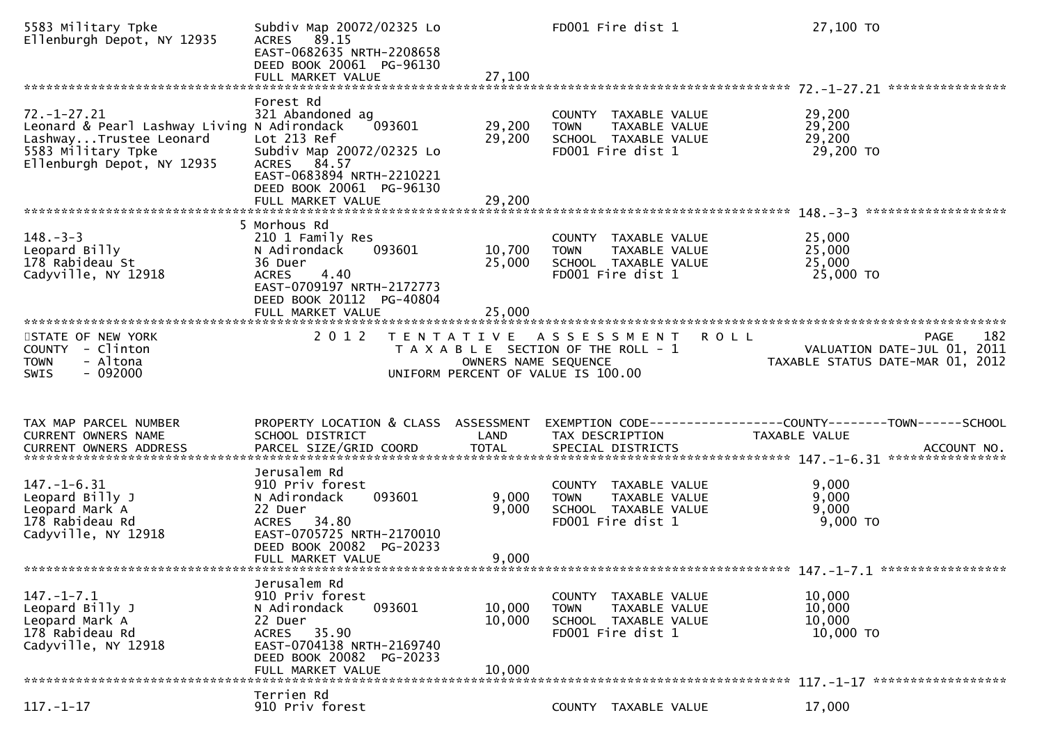```
5583 Military Tpke            Subdiv Map 20072/02325 Lo                  FD001 Fire dist 1                    27,100 TO
Ellenburgh Depot, NY 12935    ACRES   89.15
                              EAST-0682635 NRTH-2208658
                              DEED BOOK 20061  PG-96130
                              FULL MARKET VALUE              27,100
******************************************************************************************************* 72.-1-27.21 ****************
                              Forest Rd
72.-1-27.21                   321 Abandoned ag                           COUNTY  TAXABLE VALUE                29,200
Leonard & Pearl Lashway Living N Adirondack     093601      29,200       TOWN    TAXABLE VALUE                29,200
Lashway...Trustee Leonard     Lot 213 Ref                   29,200       SCHOOL  TAXABLE VALUE                29,200
5583 Military Tpke            Subdiv Map 20072/02325 Lo                  FD001 Fire dist 1                    29,200 TO
Ellenburgh Depot, NY 12935    ACRES   84.57
                              EAST-0683894 NRTH-2210221
                              DEED BOOK 20061  PG-96130
                              FULL MARKET VALUE              29,200
******************************************************************************************************* 148.-3-3 *******************
                            5 Morhous Rd
148.-3-3                      210 1 Family Res                           COUNTY  TAXABLE VALUE                25,000
Leopard Billy                 N Adirondack     093601       10,700       TOWN    TAXABLE VALUE                25,000
178 Rabideau St               36 Duer                       25,000       SCHOOL  TAXABLE VALUE                25,000
Cadyville, NY 12918           ACRES    4.40                              FD001 Fire dist 1                    25,000 TO
                              EAST-0709197 NRTH-2172773
                              DEED BOOK 20112  PG-40804
                              FULL MARKET VALUE              25,000
************************************************************************************************************************************
STATE OF NEW YORK                 2 0 1 2   T E N T A T I V E   A S S E S S M E N T   R O L L                              PAGE   182
COUNTY  - Clinton                           T A X A B L E  SECTION OF THE ROLL - 1                        VALUATION DATE-JUL 01, 2011
TOWN    - Altona                                  OWNERS NAME SEQUENCE                               TAXABLE STATUS DATE-MAR 01, 2012
SWIS    - 092000                           UNIFORM PERCENT OF VALUE IS 100.00


TAX MAP PARCEL NUMBER         PROPERTY LOCATION & CLASS  ASSESSMENT  EXEMPTION CODE------------------COUNTY--------TOWN------SCHOOL
CURRENT OWNERS NAME           SCHOOL DISTRICT               LAND      TAX DESCRIPTION               TAXABLE VALUE
CURRENT OWNERS ADDRESS        PARCEL SIZE/GRID COORD        TOTAL     SPECIAL DISTRICTS                                    ACCOUNT NO.
******************************************************************************************************* 147.-1-6.31 ****************
                              Jerusalem Rd
147.-1-6.31                   910 Priv forest                            COUNTY  TAXABLE VALUE                 9,000
Leopard Billy J               N Adirondack     093601        9,000       TOWN    TAXABLE VALUE                 9,000
Leopard Mark A                22 Duer                        9,000       SCHOOL  TAXABLE VALUE                 9,000
178 Rabideau Rd               ACRES   34.80                              FD001 Fire dist 1                     9,000 TO
Cadyville, NY 12918           EAST-0705725 NRTH-2170010
                              DEED BOOK 20082  PG-20233
                              FULL MARKET VALUE               9,000
******************************************************************************************************* 147.-1-7.1 *****************
                              Jerusalem Rd
147.-1-7.1                    910 Priv forest                            COUNTY  TAXABLE VALUE                10,000
Leopard Billy J               N Adirondack     093601       10,000       TOWN    TAXABLE VALUE                10,000
Leopard Mark A                22 Duer                       10,000       SCHOOL  TAXABLE VALUE                10,000
178 Rabideau Rd               ACRES   35.90                              FD001 Fire dist 1                    10,000 TO
Cadyville, NY 12918           EAST-0704138 NRTH-2169740
                              DEED BOOK 20082  PG-20233
                              FULL MARKET VALUE              10,000
******************************************************************************************************* 117.-1-17 ******************
                              Terrien Rd
117.-1-17                     910 Priv forest                            COUNTY  TAXABLE VALUE                17,000
```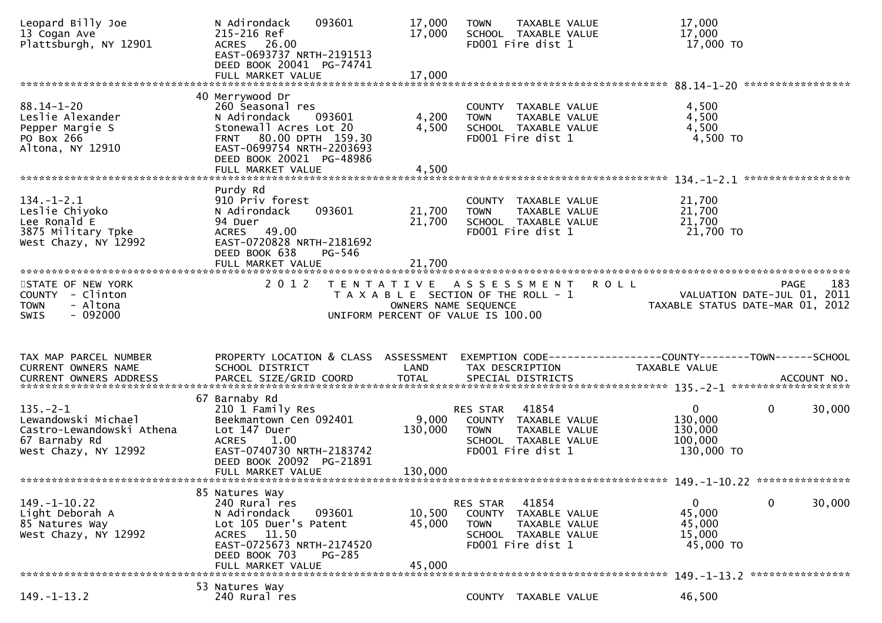| | | | | |
|---|---|---|---|---|
| Leopard Billy Joe<br>13 Cogan Ave<br>Plattsburgh, NY 12901 | N Adirondack 093601<br>215-216 Ref<br>ACRES 26.00<br>EAST-0693737 NRTH-2191513<br>DEED BOOK 20041 PG-74741<br>FULL MARKET VALUE | 17,000<br>17,000<br><br><br><br>17,000 | TOWN TAXABLE VALUE<br>SCHOOL TAXABLE VALUE<br>FD001 Fire dist 1 | 17,000<br>17,000<br>17,000 TO |

88.14-1-20

| | | | | |
|---|---|---|---|---|
| 88.14-1-20<br>Leslie Alexander<br>Pepper Margie S<br>PO Box 266<br>Altona, NY 12910 | 40 Merrywood Dr<br>260 Seasonal res<br>N Adirondack 093601<br>Stonewall Acres Lot 20<br>FRNT 80.00 DPTH 159.30<br>EAST-0699754 NRTH-2203693<br>DEED BOOK 20021 PG-48986<br>FULL MARKET VALUE | <br><br>4,200<br>4,500<br><br><br><br>4,500 | COUNTY TAXABLE VALUE<br>TOWN TAXABLE VALUE<br>SCHOOL TAXABLE VALUE<br>FD001 Fire dist 1 | 4,500<br>4,500<br>4,500<br>4,500 TO |

134.-1-2.1

| | | | | |
|---|---|---|---|---|
| 134.-1-2.1<br>Leslie Chiyoko<br>Lee Ronald E<br>3875 Military Tpke<br>West Chazy, NY 12992 | Purdy Rd<br>910 Priv forest<br>N Adirondack 093601<br>94 Duer<br>ACRES 49.00<br>EAST-0720828 NRTH-2181692<br>DEED BOOK 638 PG-546<br>FULL MARKET VALUE | <br><br>21,700<br>21,700<br><br><br><br>21,700 | COUNTY TAXABLE VALUE<br>TOWN TAXABLE VALUE<br>SCHOOL TAXABLE VALUE<br>FD001 Fire dist 1 | 21,700<br>21,700<br>21,700<br>21,700 TO |

STATE OF NEW YORK
COUNTY - Clinton
TOWN - Altona
SWIS - 092000

2012 TENTATIVE ASSESSMENT ROLL
TAXABLE SECTION OF THE ROLL - 1
OWNERS NAME SEQUENCE
UNIFORM PERCENT OF VALUE IS 100.00

PAGE 183
VALUATION DATE-JUL 01, 2011
TAXABLE STATUS DATE-MAR 01, 2012

| TAX MAP PARCEL NUMBER<br>CURRENT OWNERS NAME<br>CURRENT OWNERS ADDRESS | PROPERTY LOCATION & CLASS<br>SCHOOL DISTRICT<br>PARCEL SIZE/GRID COORD | ASSESSMENT<br>LAND<br>TOTAL | EXEMPTION CODE<br>TAX DESCRIPTION<br>SPECIAL DISTRICTS | COUNTY<br>TAXABLE VALUE | TOWN | SCHOOL<br>ACCOUNT NO. |
|---|---|---|---|---|---|---|
| **135.-2-1** | | | | | | |
| 135.-2-1<br>Lewandowski Michael<br>Castro-Lewandowski Athena<br>67 Barnaby Rd<br>West Chazy, NY 12992 | 67 Barnaby Rd<br>210 1 Family Res<br>Beekmantown Cen 092401<br>Lot 147 Duer<br>ACRES 1.00<br>EAST-0740730 NRTH-2183742<br>DEED BOOK 20092 PG-21891<br>FULL MARKET VALUE | <br><br>9,000<br>130,000<br><br><br><br>130,000 | RES STAR 41854<br>COUNTY TAXABLE VALUE<br>TOWN TAXABLE VALUE<br>SCHOOL TAXABLE VALUE<br>FD001 Fire dist 1 | 0<br>130,000<br>130,000<br>100,000<br>130,000 TO | 0 | 30,000 |
| **149.-1-10.22** | | | | | | |
| 149.-1-10.22<br>Light Deborah A<br>85 Natures Way<br>West Chazy, NY 12992 | 85 Natures Way<br>240 Rural res<br>N Adirondack 093601<br>Lot 105 Duer's Patent<br>ACRES 11.50<br>EAST-0725673 NRTH-2174520<br>DEED BOOK 703 PG-285<br>FULL MARKET VALUE | <br><br>10,500<br>45,000<br><br><br><br>45,000 | RES STAR 41854<br>COUNTY TAXABLE VALUE<br>TOWN TAXABLE VALUE<br>SCHOOL TAXABLE VALUE<br>FD001 Fire dist 1 | 0<br>45,000<br>45,000<br>15,000<br>45,000 TO | 0 | 30,000 |
| **149.-1-13.2** | | | | | | |
| 149.-1-13.2 | 53 Natures Way<br>240 Rural res | | COUNTY TAXABLE VALUE | 46,500 | | |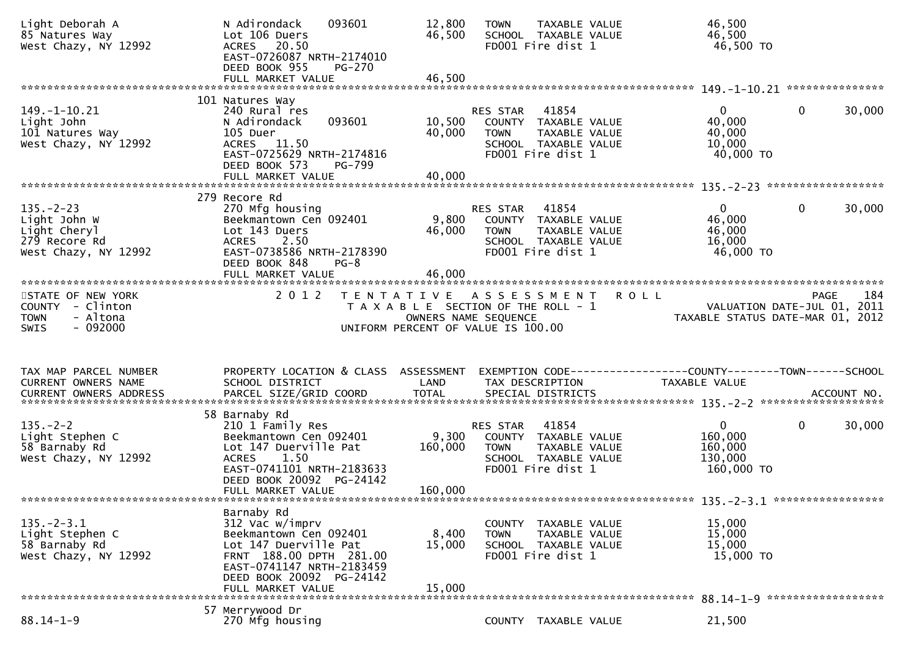```
Light Deborah A               N Adirondack    093601     12,800   TOWN    TAXABLE VALUE             46,500
85 Natures Way                Lot 106 Duers              46,500   SCHOOL  TAXABLE VALUE             46,500
West Chazy, NY 12992          ACRES   20.50                       FD001 Fire dist 1                  46,500 TO
                              EAST-0726087 NRTH-2174010
                              DEED BOOK 955    PG-270
                              FULL MARKET VALUE          46,500
******************************************************************************************************* 149.-1-10.21 ***************
                              101 Natures Way
149.-1-10.21                  240 Rural res                       RES STAR   41854                        0          0      30,000
Light John                    N Adirondack    093601     10,500   COUNTY  TAXABLE VALUE             40,000
101 Natures Way               105 Duer                   40,000   TOWN    TAXABLE VALUE             40,000
West Chazy, NY 12992          ACRES   11.50                       SCHOOL  TAXABLE VALUE             10,000
                              EAST-0725629 NRTH-2174816           FD001 Fire dist 1                  40,000 TO
                              DEED BOOK 573    PG-799
                              FULL MARKET VALUE          40,000
******************************************************************************************************* 135.-2-23 ******************
                              279 Recore Rd
135.-2-23                     270 Mfg housing                     RES STAR   41854                        0          0      30,000
Light John W                  Beekmantown Cen 092401      9,800   COUNTY  TAXABLE VALUE             46,000
Light Cheryl                  Lot 143 Duers              46,000   TOWN    TAXABLE VALUE             46,000
279 Recore Rd                 ACRES    2.50                       SCHOOL  TAXABLE VALUE             16,000
West Chazy, NY 12992          EAST-0738586 NRTH-2178390           FD001 Fire dist 1                  46,000 TO
                              DEED BOOK 848    PG-8
                              FULL MARKET VALUE          46,000
************************************************************************************************************************************
STATE OF NEW YORK                2 0 1 2   T E N T A T I V E   A S S E S S M E N T   R O L L                              PAGE   184
COUNTY  - Clinton                          T A X A B L E  SECTION OF THE ROLL - 1                        VALUATION DATE-JUL 01, 2011
TOWN    - Altona                                 OWNERS NAME SEQUENCE                               TAXABLE STATUS DATE-MAR 01, 2012
SWIS    - 092000                           UNIFORM PERCENT OF VALUE IS 100.00


TAX MAP PARCEL NUMBER         PROPERTY LOCATION & CLASS  ASSESSMENT  EXEMPTION CODE------------------COUNTY--------TOWN------SCHOOL
CURRENT OWNERS NAME           SCHOOL DISTRICT               LAND      TAX DESCRIPTION             TAXABLE VALUE
CURRENT OWNERS ADDRESS        PARCEL SIZE/GRID COORD       TOTAL      SPECIAL DISTRICTS                                   ACCOUNT NO.
******************************************************************************************************* 135.-2-2 *******************
                              58 Barnaby Rd
135.-2-2                      210 1 Family Res                    RES STAR   41854                        0          0      30,000
Light Stephen C               Beekmantown Cen 092401      9,300   COUNTY  TAXABLE VALUE            160,000
58 Barnaby Rd                 Lot 147 Duerville Pat     160,000   TOWN    TAXABLE VALUE            160,000
West Chazy, NY 12992          ACRES    1.50                       SCHOOL  TAXABLE VALUE            130,000
                              EAST-0741101 NRTH-2183633           FD001 Fire dist 1                 160,000 TO
                              DEED BOOK 20092  PG-24142
                              FULL MARKET VALUE         160,000
******************************************************************************************************* 135.-2-3.1 *****************
                              Barnaby Rd
135.-2-3.1                    312 Vac w/imprv                     COUNTY  TAXABLE VALUE             15,000
Light Stephen C               Beekmantown Cen 092401      8,400   TOWN    TAXABLE VALUE             15,000
58 Barnaby Rd                 Lot 147 Duerville Pat      15,000   SCHOOL  TAXABLE VALUE             15,000
West Chazy, NY 12992          FRNT  188.00 DPTH  281.00           FD001 Fire dist 1                  15,000 TO
                              EAST-0741147 NRTH-2183459
                              DEED BOOK 20092  PG-24142
                              FULL MARKET VALUE          15,000
******************************************************************************************************* 88.14-1-9 ******************
                              57 Merrywood Dr
88.14-1-9                     270 Mfg housing                     COUNTY  TAXABLE VALUE             21,500
```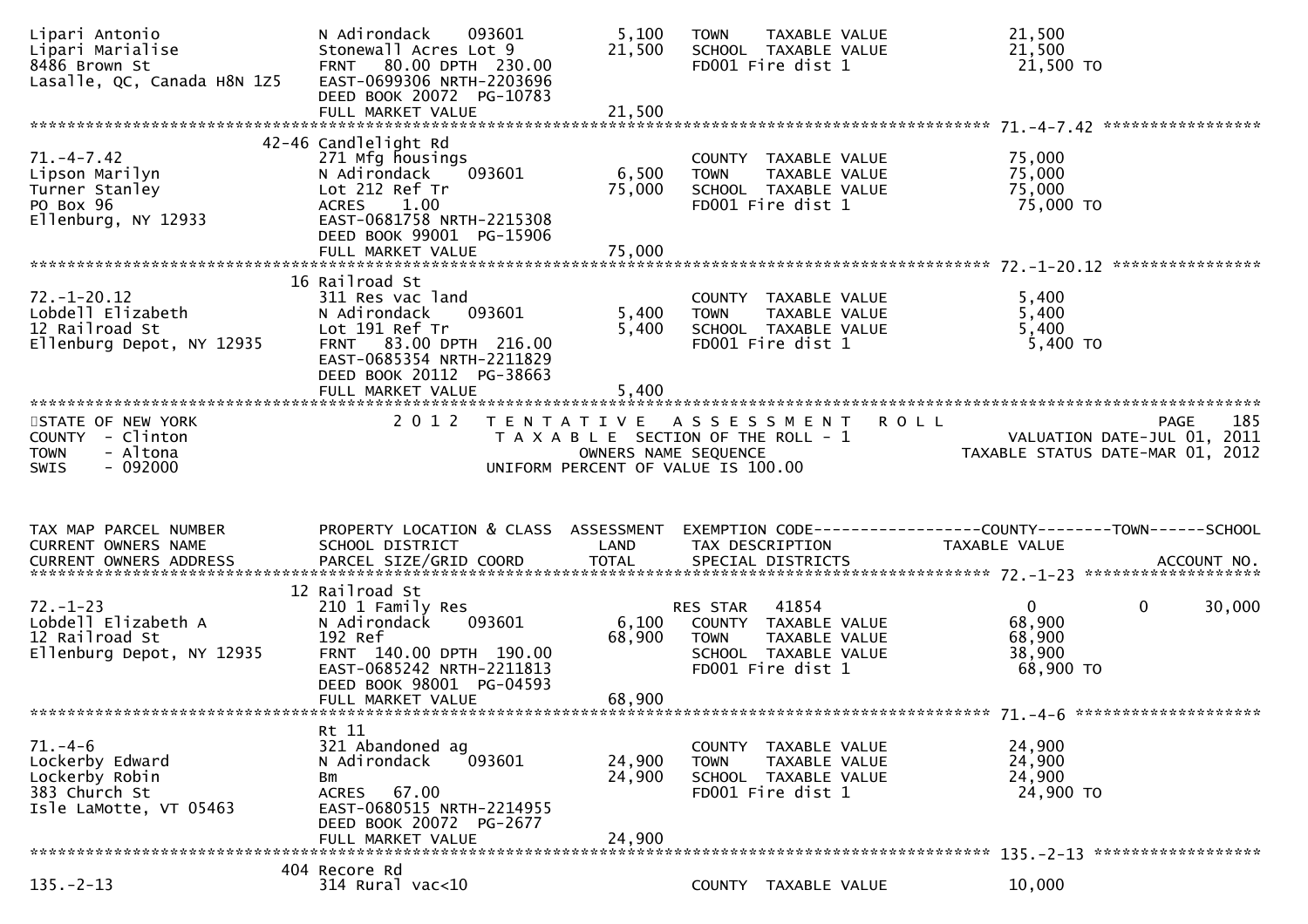Lipari Antonio | N Adirondack 093601 | 5,100 | TOWN TAXABLE VALUE | 21,500
Lipari Marialise | Stonewall Acres Lot 9 | 21,500 | SCHOOL TAXABLE VALUE | 21,500
8486 Brown St | FRNT 80.00 DPTH 230.00 | | FD001 Fire dist 1 | 21,500 TO
Lasalle, QC, Canada H8N 1Z5 | EAST-0699306 NRTH-2203696
DEED BOOK 20072 PG-10783
FULL MARKET VALUE 21,500

| Parcel / Owner | Property Location & Class | Land / Total | Exemption / Tax Description | Taxable Value |
|---|---|---|---|---|
| **71.-4-7.42** | 42-46 Candlelight Rd | | | |
| 71.-4-7.42 | 271 Mfg housings | | COUNTY TAXABLE VALUE | 75,000 |
| Lipson Marilyn | N Adirondack 093601 | 6,500 | TOWN TAXABLE VALUE | 75,000 |
| Turner Stanley | Lot 212 Ref Tr | 75,000 | SCHOOL TAXABLE VALUE | 75,000 |
| PO Box 96 | ACRES 1.00 | | FD001 Fire dist 1 | 75,000 TO |
| Ellenburg, NY 12933 | EAST-0681758 NRTH-2215308 | | | |
| | DEED BOOK 99001 PG-15906 | | | |
| | FULL MARKET VALUE | 75,000 | | |
| **72.-1-20.12** | 16 Railroad St | | | |
| 72.-1-20.12 | 311 Res vac land | | COUNTY TAXABLE VALUE | 5,400 |
| Lobdell Elizabeth | N Adirondack 093601 | 5,400 | TOWN TAXABLE VALUE | 5,400 |
| 12 Railroad St | Lot 191 Ref Tr | 5,400 | SCHOOL TAXABLE VALUE | 5,400 |
| Ellenburg Depot, NY 12935 | FRNT 83.00 DPTH 216.00 | | FD001 Fire dist 1 | 5,400 TO |
| | EAST-0685354 NRTH-2211829 | | | |
| | DEED BOOK 20112 PG-38663 | | | |
| | FULL MARKET VALUE | 5,400 | | |

STATE OF NEW YORK
COUNTY - Clinton
TOWN - Altona
SWIS - 092000

2 0 1 2 TENTATIVE ASSESSMENT ROLL
TAXABLE SECTION OF THE ROLL - 1
OWNERS NAME SEQUENCE
UNIFORM PERCENT OF VALUE IS 100.00

PAGE 185
VALUATION DATE-JUL 01, 2011
TAXABLE STATUS DATE-MAR 01, 2012

| TAX MAP PARCEL NUMBER / CURRENT OWNERS NAME / CURRENT OWNERS ADDRESS | PROPERTY LOCATION & CLASS / SCHOOL DISTRICT / PARCEL SIZE/GRID COORD | ASSESSMENT LAND / TOTAL | EXEMPTION CODE / TAX DESCRIPTION / SPECIAL DISTRICTS | COUNTY TAXABLE VALUE | TOWN | SCHOOL / ACCOUNT NO. |
|---|---|---|---|---|---|---|
| **72.-1-23** | 12 Railroad St | | | | | |
| 72.-1-23 | 210 1 Family Res | | RES STAR 41854 | 0 | 0 | 30,000 |
| Lobdell Elizabeth A | N Adirondack 093601 | 6,100 | COUNTY TAXABLE VALUE | 68,900 | | |
| 12 Railroad St | 192 Ref | 68,900 | TOWN TAXABLE VALUE | 68,900 | | |
| Ellenburg Depot, NY 12935 | FRNT 140.00 DPTH 190.00 | | SCHOOL TAXABLE VALUE | 38,900 | | |
| | EAST-0685242 NRTH-2211813 | | FD001 Fire dist 1 | 68,900 TO | | |
| | DEED BOOK 98001 PG-04593 | | | | | |
| | FULL MARKET VALUE | 68,900 | | | | |
| **71.-4-6** | Rt 11 | | | | | |
| 71.-4-6 | 321 Abandoned ag | | COUNTY TAXABLE VALUE | 24,900 | | |
| Lockerby Edward | N Adirondack 093601 | 24,900 | TOWN TAXABLE VALUE | 24,900 | | |
| Lockerby Robin | Bm | 24,900 | SCHOOL TAXABLE VALUE | 24,900 | | |
| 383 Church St | ACRES 67.00 | | FD001 Fire dist 1 | 24,900 TO | | |
| Isle LaMotte, VT 05463 | EAST-0680515 NRTH-2214955 | | | | | |
| | DEED BOOK 20072 PG-2677 | | | | | |
| | FULL MARKET VALUE | 24,900 | | | | |
| **135.-2-13** | 404 Recore Rd | | | | | |
| 135.-2-13 | 314 Rural vac<10 | | COUNTY TAXABLE VALUE | 10,000 | | |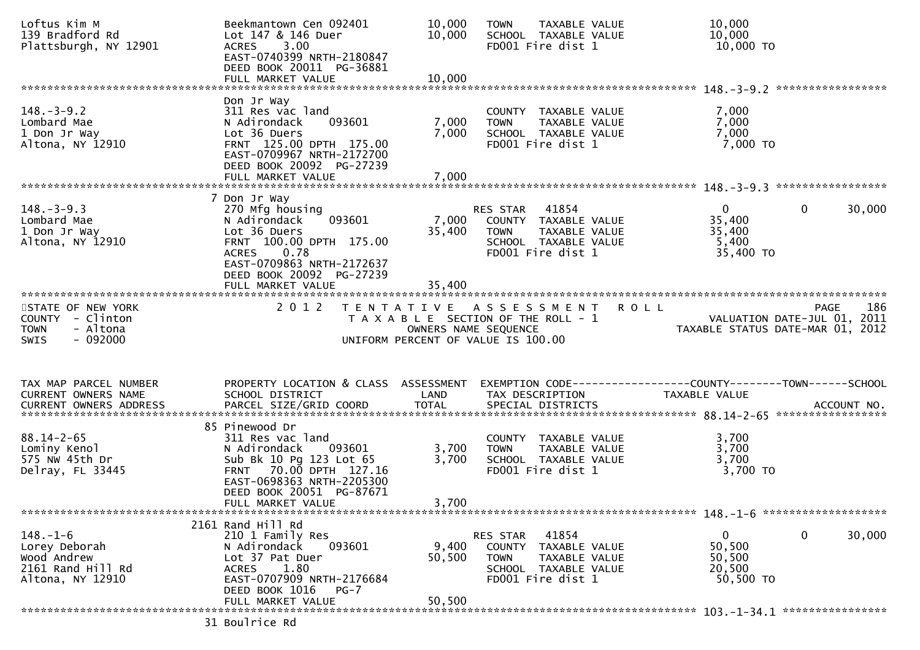```
Loftus Kim M                    Beekmantown Cen 092401        10,000   TOWN     TAXABLE VALUE               10,000
139 Bradford Rd                 Lot 147 & 146 Duer            10,000   SCHOOL   TAXABLE VALUE               10,000
Plattsburgh, NY 12901           ACRES    3.00                          FD001 Fire dist 1                     10,000 TO
                                EAST-0740399 NRTH-2180847
                                DEED BOOK 20011  PG-36881
                                FULL MARKET VALUE             10,000
******************************************************************************************************* 148.-3-9.2 *****************
                                Don Jr Way
148.-3-9.2                      311 Res vac land                       COUNTY   TAXABLE VALUE               7,000
Lombard Mae                     N Adirondack    093601         7,000   TOWN     TAXABLE VALUE               7,000
1 Don Jr Way                    Lot 36 Duers                   7,000   SCHOOL   TAXABLE VALUE               7,000
Altona, NY 12910                FRNT 125.00 DPTH 175.00                FD001 Fire dist 1                     7,000 TO
                                EAST-0709967 NRTH-2172700
                                DEED BOOK 20092  PG-27239
                                FULL MARKET VALUE              7,000
******************************************************************************************************* 148.-3-9.3 *****************
                              7 Don Jr Way
148.-3-9.3                      270 Mfg housing                        RES STAR   41854                     0            0      30,000
Lombard Mae                     N Adirondack    093601         7,000   COUNTY   TAXABLE VALUE               35,400
1 Don Jr Way                    Lot 36 Duers                  35,400   TOWN     TAXABLE VALUE               35,400
Altona, NY 12910                FRNT 100.00 DPTH 175.00                SCHOOL   TAXABLE VALUE               5,400
                                ACRES    0.78                          FD001 Fire dist 1                     35,400 TO
                                EAST-0709863 NRTH-2172637
                                DEED BOOK 20092  PG-27239
                                FULL MARKET VALUE             35,400
************************************************************************************************************************************
STATE OF NEW YORK                  2 0 1 2   T E N T A T I V E   A S S E S S M E N T   R O L L                        PAGE    186
COUNTY  - Clinton                          T A X A B L E  SECTION OF THE ROLL - 1                   VALUATION DATE-JUL 01, 2011
TOWN    - Altona                                 OWNERS NAME SEQUENCE                         TAXABLE STATUS DATE-MAR 01, 2012
SWIS    - 092000                           UNIFORM PERCENT OF VALUE IS 100.00


TAX MAP PARCEL NUMBER           PROPERTY LOCATION & CLASS  ASSESSMENT  EXEMPTION CODE------------------COUNTY--------TOWN------SCHOOL
CURRENT OWNERS NAME             SCHOOL DISTRICT               LAND     TAX DESCRIPTION              TAXABLE VALUE
CURRENT OWNERS ADDRESS          PARCEL SIZE/GRID COORD        TOTAL    SPECIAL DISTRICTS                                 ACCOUNT NO.
******************************************************************************************************* 88.14-2-65 *****************
                             85 Pinewood Dr
88.14-2-65                      311 Res vac land                       COUNTY   TAXABLE VALUE               3,700
Lominy Kenol                    N Adirondack    093601         3,700   TOWN     TAXABLE VALUE               3,700
575 NW 45th Dr                  Sub Bk 10 Pg 123 Lot 65        3,700   SCHOOL   TAXABLE VALUE               3,700
Delray, FL 33445                FRNT  70.00 DPTH 127.16                FD001 Fire dist 1                     3,700 TO
                                EAST-0698363 NRTH-2205300
                                DEED BOOK 20051  PG-87671
                                FULL MARKET VALUE              3,700
******************************************************************************************************* 148.-1-6 *******************
                           2161 Rand Hill Rd
148.-1-6                        210 1 Family Res                       RES STAR   41854                     0            0      30,000
Lorey Deborah                   N Adirondack    093601         9,400   COUNTY   TAXABLE VALUE               50,500
Wood Andrew                     Lot 37 Pat Duer               50,500   TOWN     TAXABLE VALUE               50,500
2161 Rand Hill Rd               ACRES    1.80                          SCHOOL   TAXABLE VALUE               20,500
Altona, NY 12910                EAST-0707909 NRTH-2176684              FD001 Fire dist 1                     50,500 TO
                                DEED BOOK 1016   PG-7
                                FULL MARKET VALUE             50,500
******************************************************************************************************* 103.-1-34.1 ****************
                             31 Boulrice Rd
```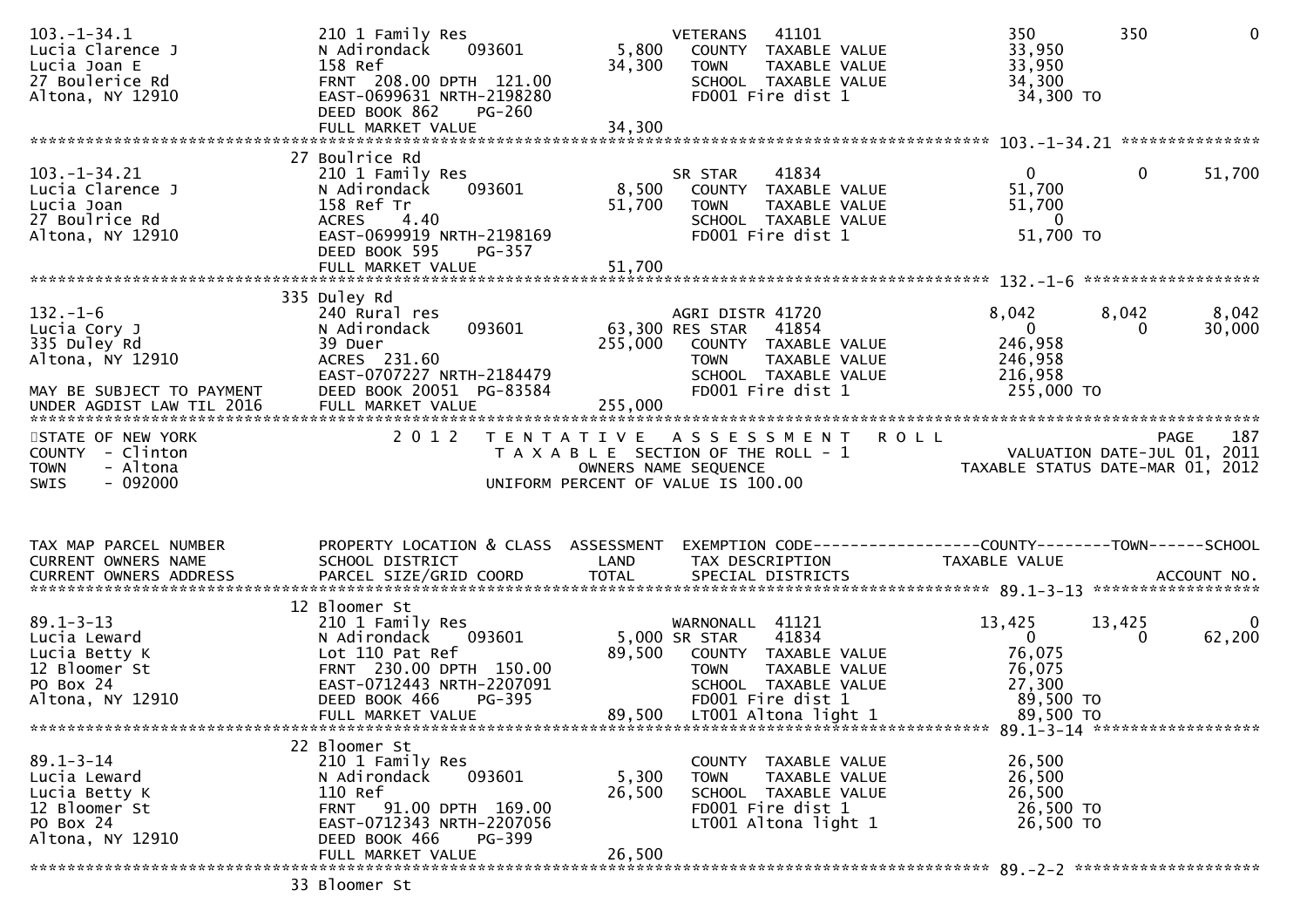```
103.-1-34.1                  210 1 Family Res                     VETERANS   41101                   350         350              0
Lucia Clarence J             N Adirondack    093601       5,800   COUNTY  TAXABLE VALUE            33,950
Lucia Joan E                 158 Ref                     34,300   TOWN    TAXABLE VALUE            33,950
27 Boulerice Rd              FRNT 208.00 DPTH 121.00              SCHOOL  TAXABLE VALUE            34,300
Altona, NY 12910             EAST-0699631 NRTH-2198280            FD001 Fire dist 1                 34,300 TO
                             DEED BOOK 862     PG-260
                             FULL MARKET VALUE           34,300
******************************************************************************************************* 103.-1-34.21 ***************
                             27 Boulrice Rd
103.-1-34.21                 210 1 Family Res                     SR STAR    41834                     0           0         51,700
Lucia Clarence J             N Adirondack    093601       8,500   COUNTY  TAXABLE VALUE            51,700
Lucia Joan                   158 Ref Tr                  51,700   TOWN    TAXABLE VALUE            51,700
27 Boulrice Rd               ACRES    4.40                        SCHOOL  TAXABLE VALUE                 0
Altona, NY 12910             EAST-0699919 NRTH-2198169            FD001 Fire dist 1                 51,700 TO
                             DEED BOOK 595     PG-357
                             FULL MARKET VALUE           51,700
******************************************************************************************************* 132.-1-6 *******************
                             335 Duley Rd
132.-1-6                     240 Rural res                        AGRI DISTR 41720                 8,042       8,042          8,042
Lucia Cory J                 N Adirondack    093601      63,300   RES STAR   41854                     0           0         30,000
335 Duley Rd                 39 Duer                    255,000   COUNTY  TAXABLE VALUE           246,958
Altona, NY 12910             ACRES 231.60                         TOWN    TAXABLE VALUE           246,958
                             EAST-0707227 NRTH-2184479            SCHOOL  TAXABLE VALUE           216,958
MAY BE SUBJECT TO PAYMENT    DEED BOOK 20051 PG-83584             FD001 Fire dist 1                255,000 TO
UNDER AGDIST LAW TIL 2016    FULL MARKET VALUE          255,000
************************************************************************************************************************************
STATE OF NEW YORK                2 0 1 2   T E N T A T I V E   A S S E S S M E N T   R O L L                          PAGE    187
COUNTY  - Clinton                          T A X A B L E  SECTION OF THE ROLL - 1                    VALUATION DATE-JUL 01, 2011
TOWN    - Altona                                  OWNERS NAME SEQUENCE                          TAXABLE STATUS DATE-MAR 01, 2012
SWIS    - 092000                          UNIFORM PERCENT OF VALUE IS 100.00



TAX MAP PARCEL NUMBER        PROPERTY LOCATION & CLASS  ASSESSMENT  EXEMPTION CODE------------------COUNTY--------TOWN------SCHOOL
CURRENT OWNERS NAME          SCHOOL DISTRICT              LAND      TAX DESCRIPTION              TAXABLE VALUE
CURRENT OWNERS ADDRESS       PARCEL SIZE/GRID COORD       TOTAL     SPECIAL DISTRICTS                                    ACCOUNT NO.
******************************************************************************************************* 89.1-3-13 ******************
                             12 Bloomer St
89.1-3-13                    210 1 Family Res                     WARNONALL  41121                13,425      13,425              0
Lucia Leward                 N Adirondack    093601       5,000   SR STAR    41834                     0           0         62,200
Lucia Betty K                Lot 110 Pat Ref             89,500   COUNTY  TAXABLE VALUE            76,075
12 Bloomer St                FRNT 230.00 DPTH 150.00              TOWN    TAXABLE VALUE            76,075
PO Box 24                    EAST-0712443 NRTH-2207091            SCHOOL  TAXABLE VALUE            27,300
Altona, NY 12910             DEED BOOK 466     PG-395             FD001 Fire dist 1                 89,500 TO
                             FULL MARKET VALUE           89,500   LT001 Altona light 1              89,500 TO
******************************************************************************************************* 89.1-3-14 ******************
                             22 Bloomer St
89.1-3-14                    210 1 Family Res                     COUNTY  TAXABLE VALUE            26,500
Lucia Leward                 N Adirondack    093601       5,300   TOWN    TAXABLE VALUE            26,500
Lucia Betty K                110 Ref                     26,500   SCHOOL  TAXABLE VALUE            26,500
12 Bloomer St                FRNT  91.00 DPTH 169.00              FD001 Fire dist 1                 26,500 TO
PO Box 24                    EAST-0712343 NRTH-2207056            LT001 Altona light 1              26,500 TO
Altona, NY 12910             DEED BOOK 466     PG-399
                             FULL MARKET VALUE           26,500
******************************************************************************************************* 89.-2-2 ********************
                             33 Bloomer St
```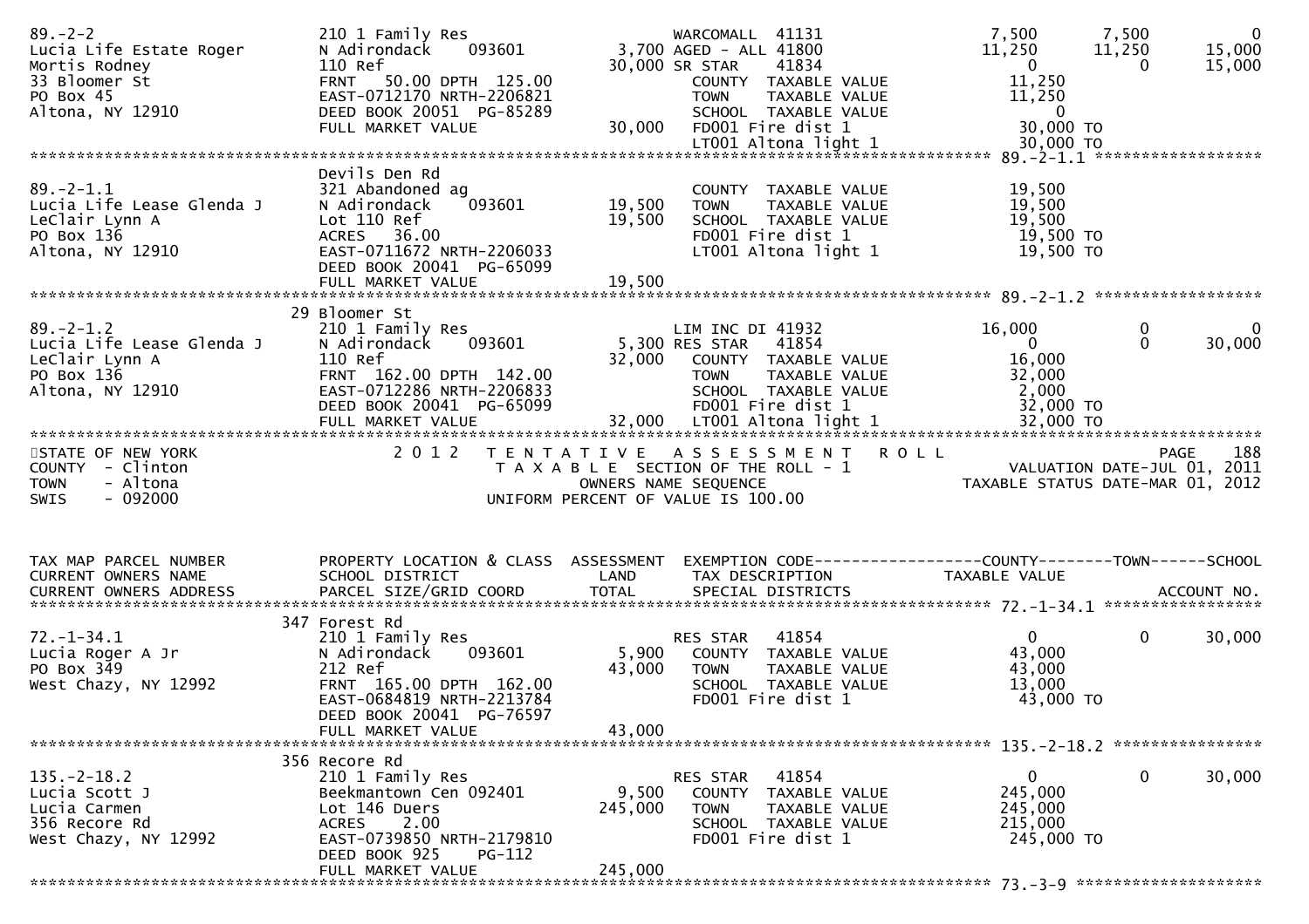```
89.-2-2                        210 1 Family Res                  WARCOMALL  41131                7,500        7,500            0
Lucia Life Estate Roger        N Adirondack     093601       3,700 AGED - ALL 41800               11,250       11,250       15,000
Mortis Rodney                  110 Ref                       30,000 SR STAR    41834                    0            0       15,000
33 Bloomer St                  FRNT   50.00 DPTH 125.00             COUNTY  TAXABLE VALUE          11,250
PO Box 45                      EAST-0712170 NRTH-2206821            TOWN    TAXABLE VALUE          11,250
Altona, NY 12910               DEED BOOK 20051  PG-85289            SCHOOL  TAXABLE VALUE               0
                               FULL MARKET VALUE             30,000  FD001 Fire dist 1              30,000 TO
                                                                     LT001 Altona light 1           30,000 TO
******************************************************************************************************* 89.-2-1.1 ******************
                               Devils Den Rd
89.-2-1.1                      321 Abandoned ag                     COUNTY  TAXABLE VALUE          19,500
Lucia Life Lease Glenda J      N Adirondack     093601      19,500  TOWN    TAXABLE VALUE          19,500
LeClair Lynn A                 Lot 110 Ref                  19,500  SCHOOL  TAXABLE VALUE          19,500
PO Box 136                     ACRES   36.00                        FD001 Fire dist 1              19,500 TO
Altona, NY 12910               EAST-0711672 NRTH-2206033            LT001 Altona light 1           19,500 TO
                               DEED BOOK 20041  PG-65099
                               FULL MARKET VALUE            19,500
******************************************************************************************************* 89.-2-1.2 ******************
                               29 Bloomer St
89.-2-1.2                      210 1 Family Res                  LIM INC DI 41932               16,000            0            0
Lucia Life Lease Glenda J      N Adirondack     093601       5,300 RES STAR   41854                    0            0       30,000
LeClair Lynn A                 110 Ref                       32,000  COUNTY  TAXABLE VALUE          16,000
PO Box 136                     FRNT  162.00 DPTH 142.00             TOWN    TAXABLE VALUE          32,000
Altona, NY 12910               EAST-0712286 NRTH-2206833            SCHOOL  TAXABLE VALUE           2,000
                               DEED BOOK 20041  PG-65099            FD001 Fire dist 1              32,000 TO
                               FULL MARKET VALUE             32,000  LT001 Altona light 1           32,000 TO
************************************************************************************************************************************
STATE OF NEW YORK                2 0 1 2   T E N T A T I V E   A S S E S S M E N T   R O L L                          PAGE   188
COUNTY  - Clinton                          T A X A B L E  SECTION OF THE ROLL - 1                    VALUATION DATE-JUL 01, 2011
TOWN    - Altona                                 OWNERS NAME SEQUENCE                          TAXABLE STATUS DATE-MAR 01, 2012
SWIS    - 092000                          UNIFORM PERCENT OF VALUE IS 100.00


TAX MAP PARCEL NUMBER          PROPERTY LOCATION & CLASS  ASSESSMENT  EXEMPTION CODE------------------COUNTY--------TOWN------SCHOOL
CURRENT OWNERS NAME            SCHOOL DISTRICT               LAND      TAX DESCRIPTION             TAXABLE VALUE
CURRENT OWNERS ADDRESS         PARCEL SIZE/GRID COORD        TOTAL     SPECIAL DISTRICTS                                ACCOUNT NO.
******************************************************************************************************* 72.-1-34.1 *****************
                               347 Forest Rd
72.-1-34.1                     210 1 Family Res                  RES STAR   41854                    0            0       30,000
Lucia Roger A Jr               N Adirondack     093601       5,900  COUNTY  TAXABLE VALUE          43,000
PO Box 349                     212 Ref                      43,000  TOWN    TAXABLE VALUE          43,000
West Chazy, NY 12992           FRNT  165.00 DPTH 162.00             SCHOOL  TAXABLE VALUE          13,000
                               EAST-0684819 NRTH-2213784            FD001 Fire dist 1              43,000 TO
                               DEED BOOK 20041  PG-76597
                               FULL MARKET VALUE            43,000
******************************************************************************************************* 135.-2-18.2 ****************
                               356 Recore Rd
135.-2-18.2                    210 1 Family Res                  RES STAR   41854                    0            0       30,000
Lucia Scott J                  Beekmantown Cen 092401       9,500  COUNTY  TAXABLE VALUE         245,000
Lucia Carmen                   Lot 146 Duers               245,000  TOWN    TAXABLE VALUE         245,000
356 Recore Rd                  ACRES    2.00                        SCHOOL  TAXABLE VALUE         215,000
West Chazy, NY 12992           EAST-0739850 NRTH-2179810            FD001 Fire dist 1             245,000 TO
                               DEED BOOK 925    PG-112
                               FULL MARKET VALUE           245,000
******************************************************************************************************* 73.-3-9 ********************
```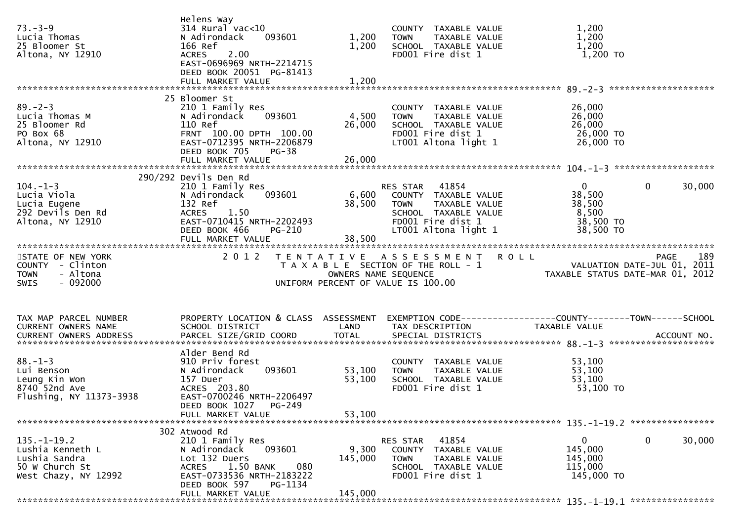```
                                 Helens Way
73.-3-9                          314 Rural vac<10                        COUNTY  TAXABLE VALUE             1,200
Lucia Thomas                     N Adirondack    093601        1,200    TOWN    TAXABLE VALUE             1,200
25 Bloomer St                    166 Ref                       1,200    SCHOOL  TAXABLE VALUE             1,200
Altona, NY 12910                 ACRES     2.00                          FD001 Fire dist 1                  1,200 TO
                                 EAST-0696969 NRTH-2214715
                                 DEED BOOK 20051  PG-81413
                                 FULL MARKET VALUE             1,200
******************************************************************************************************* 89.-2-3 *******************
                               25 Bloomer St
89.-2-3                          210 1 Family Res                        COUNTY  TAXABLE VALUE            26,000
Lucia Thomas M                   N Adirondack    093601        4,500    TOWN    TAXABLE VALUE            26,000
25 Bloomer Rd                    110 Ref                      26,000    SCHOOL  TAXABLE VALUE            26,000
PO Box 68                        FRNT  100.00 DPTH  100.00               FD001 Fire dist 1                 26,000 TO
Altona, NY 12910                 EAST-0712395 NRTH-2206879               LT001 Altona light 1              26,000 TO
                                 DEED BOOK 705    PG-38
                                 FULL MARKET VALUE            26,000
******************************************************************************************************* 104.-1-3 ******************
                               290/292 Devils Den Rd
104.-1-3                         210 1 Family Res                        RES STAR   41854                      0             0      30,000
Lucia Viola                      N Adirondack    093601        6,600    COUNTY  TAXABLE VALUE            38,500
Lucia Eugene                     132 Ref                      38,500    TOWN    TAXABLE VALUE            38,500
292 Devils Den Rd                ACRES     1.50                          SCHOOL  TAXABLE VALUE             8,500
Altona, NY 12910                 EAST-0710415 NRTH-2202493               FD001 Fire dist 1                 38,500 TO
                                 DEED BOOK 466    PG-210                 LT001 Altona light 1              38,500 TO
                                 FULL MARKET VALUE            38,500
************************************************************************************************************************************
STATE OF NEW YORK                 2 0 1 2   T E N T A T I V E   A S S E S S M E N T   R O L L                            PAGE    189
COUNTY  - Clinton                          T A X A B L E  SECTION OF THE ROLL - 1                     VALUATION DATE-JUL 01, 2011
TOWN    - Altona                                 OWNERS NAME SEQUENCE                          TAXABLE STATUS DATE-MAR 01, 2012
SWIS    - 092000                           UNIFORM PERCENT OF VALUE IS 100.00


TAX MAP PARCEL NUMBER            PROPERTY LOCATION & CLASS  ASSESSMENT  EXEMPTION CODE------------------COUNTY--------TOWN------SCHOOL
CURRENT OWNERS NAME              SCHOOL DISTRICT               LAND      TAX DESCRIPTION              TAXABLE VALUE
CURRENT OWNERS ADDRESS           PARCEL SIZE/GRID COORD        TOTAL     SPECIAL DISTRICTS                                  ACCOUNT NO.
******************************************************************************************************* 88.-1-3 *******************
                                 Alder Bend Rd
88.-1-3                          910 Priv forest                         COUNTY  TAXABLE VALUE            53,100
Lui Benson                       N Adirondack    093601       53,100    TOWN    TAXABLE VALUE            53,100
Leung Kin Won                    157 Duer                     53,100    SCHOOL  TAXABLE VALUE            53,100
8740 52nd Ave                    ACRES  203.80                           FD001 Fire dist 1                 53,100 TO
Flushing, NY 11373-3938          EAST-0700246 NRTH-2206497
                                 DEED BOOK 1027   PG-249
                                 FULL MARKET VALUE            53,100
******************************************************************************************************* 135.-1-19.2 ***************
                               302 Atwood Rd
135.-1-19.2                      210 1 Family Res                        RES STAR   41854                      0             0      30,000
Lushia Kenneth L                 N Adirondack    093601        9,300    COUNTY  TAXABLE VALUE           145,000
Lushia Sandra                    Lot 132 Duers               145,000    TOWN    TAXABLE VALUE           145,000
50 W Church St                   ACRES     1.50 BANK     080             SCHOOL  TAXABLE VALUE           115,000
West Chazy, NY 12992             EAST-0733536 NRTH-2183222               FD001 Fire dist 1                145,000 TO
                                 DEED BOOK 597    PG-1134
                                 FULL MARKET VALUE           145,000
******************************************************************************************************* 135.-1-19.1 ***************
```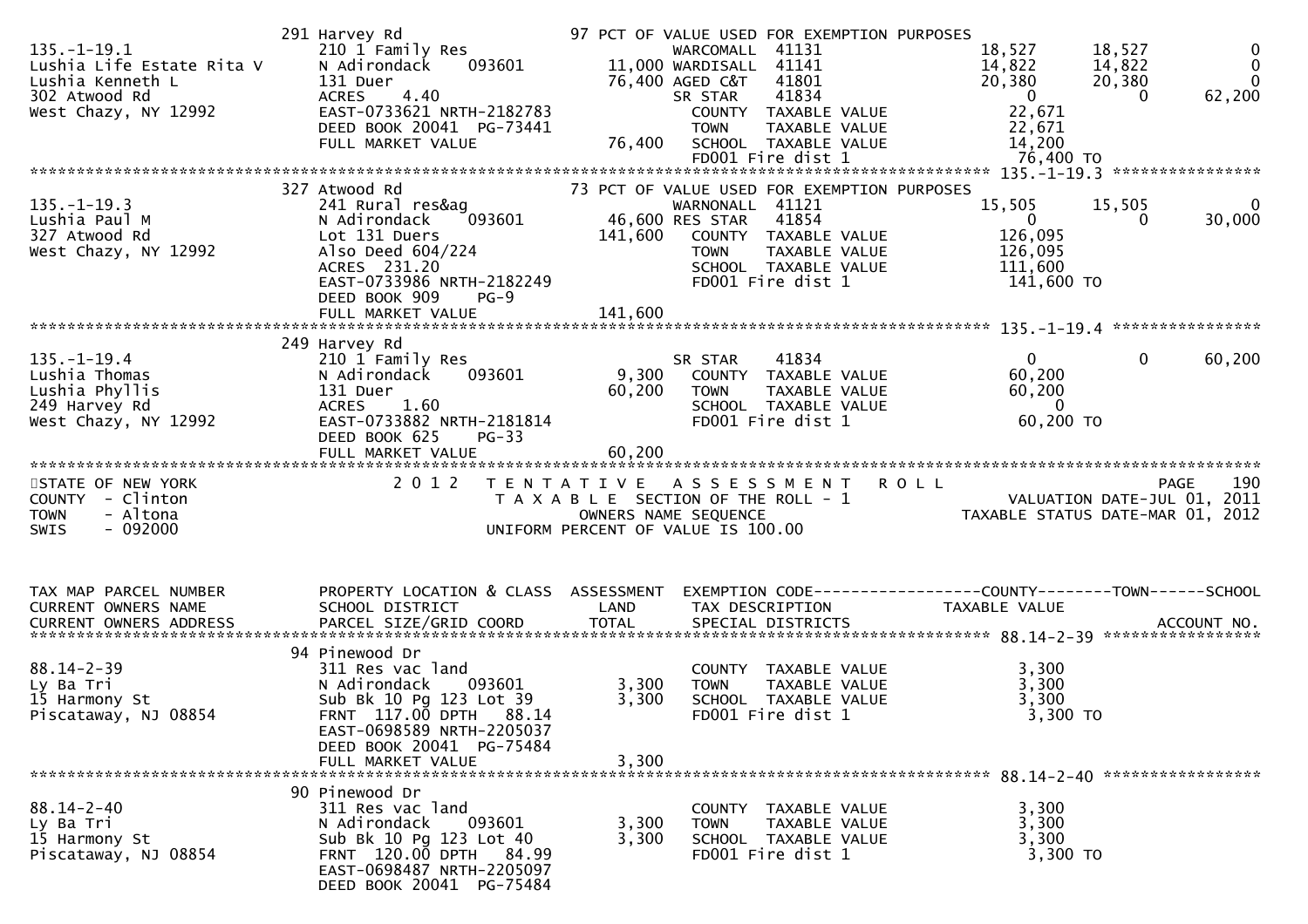```
                              291 Harvey Rd                    97 PCT OF VALUE USED FOR EXEMPTION PURPOSES
135.-1-19.1                   210 1 Family Res                      WARCOMALL  41131                 18,527      18,527           0
Lushia Life Estate Rita V     N Adirondack     093601         11,000 WARDISALL  41141                 14,822      14,822           0
Lushia Kenneth L              131 Duer                         76,400 AGED C&T   41801                 20,380      20,380           0
302 Atwood Rd                 ACRES    4.40                          SR STAR    41834                      0           0      62,200
West Chazy, NY 12992          EAST-0733621 NRTH-2182783               COUNTY  TAXABLE VALUE           22,671
                              DEED BOOK 20041  PG-73441               TOWN    TAXABLE VALUE           22,671
                              FULL MARKET VALUE                76,400 SCHOOL  TAXABLE VALUE           14,200
                                                                      FD001 Fire dist 1               76,400 TO
******************************************************************************************************* 135.-1-19.3 ****************
                              327 Atwood Rd                    73 PCT OF VALUE USED FOR EXEMPTION PURPOSES
135.-1-19.3                   241 Rural res&ag                      WARNONALL  41121                 15,505      15,505           0
Lushia Paul M                 N Adirondack     093601         46,600 RES STAR   41854                      0           0      30,000
327 Atwood Rd                 Lot 131 Duers                   141,600   COUNTY  TAXABLE VALUE          126,095
West Chazy, NY 12992          Also Deed 604/224                         TOWN    TAXABLE VALUE          126,095
                              ACRES  231.20                             SCHOOL  TAXABLE VALUE          111,600
                              EAST-0733986 NRTH-2182249                 FD001 Fire dist 1              141,600 TO
                              DEED BOOK 909    PG-9
                              FULL MARKET VALUE               141,600
******************************************************************************************************* 135.-1-19.4 ****************
                              249 Harvey Rd
135.-1-19.4                   210 1 Family Res                      SR STAR    41834                      0           0      60,200
Lushia Thomas                 N Adirondack     093601          9,300   COUNTY  TAXABLE VALUE           60,200
Lushia Phyllis                131 Duer                        60,200   TOWN    TAXABLE VALUE           60,200
249 Harvey Rd                 ACRES    1.60                            SCHOOL  TAXABLE VALUE                0
West Chazy, NY 12992          EAST-0733882 NRTH-2181814                FD001 Fire dist 1               60,200 TO
                              DEED BOOK 625    PG-33
                              FULL MARKET VALUE                60,200
************************************************************************************************************************************
STATE OF NEW YORK                 2 0 1 2   T E N T A T I V E   A S S E S S M E N T   R O L L                          PAGE    190
COUNTY  - Clinton                           T A X A B L E  SECTION OF THE ROLL - 1                  VALUATION DATE-JUL 01, 2011
TOWN    - Altona                                   OWNERS NAME SEQUENCE                           TAXABLE STATUS DATE-MAR 01, 2012
SWIS    - 092000                            UNIFORM PERCENT OF VALUE IS 100.00


TAX MAP PARCEL NUMBER         PROPERTY LOCATION & CLASS  ASSESSMENT  EXEMPTION CODE------------------COUNTY--------TOWN------SCHOOL
CURRENT OWNERS NAME           SCHOOL DISTRICT               LAND      TAX DESCRIPTION               TAXABLE VALUE
CURRENT OWNERS ADDRESS        PARCEL SIZE/GRID COORD        TOTAL     SPECIAL DISTRICTS                                  ACCOUNT NO.
******************************************************************************************************* 88.14-2-39 *****************
                              94 Pinewood Dr
88.14-2-39                    311 Res vac land                         COUNTY  TAXABLE VALUE            3,300
Ly Ba Tri                     N Adirondack     093601          3,300   TOWN    TAXABLE VALUE            3,300
15 Harmony St                 Sub Bk 10 Pg 123 Lot 39          3,300   SCHOOL  TAXABLE VALUE            3,300
Piscataway, NJ 08854          FRNT  117.00 DPTH   88.14                FD001 Fire dist 1                3,300 TO
                              EAST-0698589 NRTH-2205037
                              DEED BOOK 20041  PG-75484
                              FULL MARKET VALUE                 3,300
******************************************************************************************************* 88.14-2-40 *****************
                              90 Pinewood Dr
88.14-2-40                    311 Res vac land                         COUNTY  TAXABLE VALUE            3,300
Ly Ba Tri                     N Adirondack     093601          3,300   TOWN    TAXABLE VALUE            3,300
15 Harmony St                 Sub Bk 10 Pg 123 Lot 40          3,300   SCHOOL  TAXABLE VALUE            3,300
Piscataway, NJ 08854          FRNT  120.00 DPTH   84.99                FD001 Fire dist 1                3,300 TO
                              EAST-0698487 NRTH-2205097
                              DEED BOOK 20041  PG-75484
```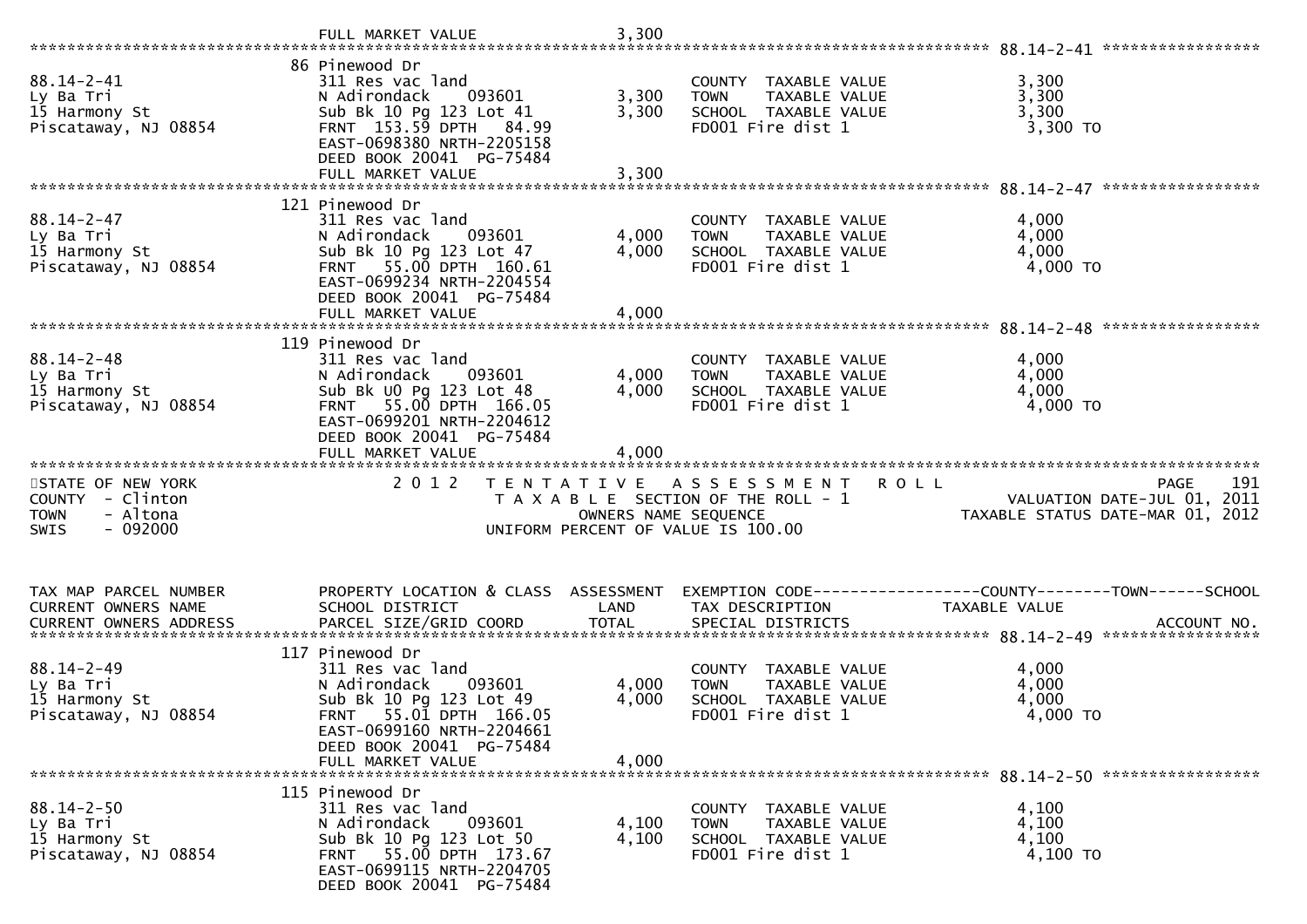FULL MARKET VALUE 3,300

88.14-2-41

| | | | | |
|---|---|---|---|---|
| 88.14-2-41 | 86 Pinewood Dr | | | |
| Ly Ba Tri | 311 Res vac land | | COUNTY TAXABLE VALUE | 3,300 |
| 15 Harmony St | N Adirondack 093601 | 3,300 | TOWN TAXABLE VALUE | 3,300 |
| Piscataway, NJ 08854 | Sub Bk 10 Pg 123 Lot 41 | 3,300 | SCHOOL TAXABLE VALUE | 3,300 |
| | FRNT 153.59 DPTH 84.99 | | FD001 Fire dist 1 | 3,300 TO |
| | EAST-0698380 NRTH-2205158 | | | |
| | DEED BOOK 20041 PG-75484 | | | |
| | FULL MARKET VALUE | 3,300 | | |

88.14-2-47

| | | | | |
|---|---|---|---|---|
| 88.14-2-47 | 121 Pinewood Dr | | | |
| Ly Ba Tri | 311 Res vac land | | COUNTY TAXABLE VALUE | 4,000 |
| 15 Harmony St | N Adirondack 093601 | 4,000 | TOWN TAXABLE VALUE | 4,000 |
| Piscataway, NJ 08854 | Sub Bk 10 Pg 123 Lot 47 | 4,000 | SCHOOL TAXABLE VALUE | 4,000 |
| | FRNT 55.00 DPTH 160.61 | | FD001 Fire dist 1 | 4,000 TO |
| | EAST-0699234 NRTH-2204554 | | | |
| | DEED BOOK 20041 PG-75484 | | | |
| | FULL MARKET VALUE | 4,000 | | |

88.14-2-48

| | | | | |
|---|---|---|---|---|
| 88.14-2-48 | 119 Pinewood Dr | | | |
| Ly Ba Tri | 311 Res vac land | | COUNTY TAXABLE VALUE | 4,000 |
| 15 Harmony St | N Adirondack 093601 | 4,000 | TOWN TAXABLE VALUE | 4,000 |
| Piscataway, NJ 08854 | Sub Bk U0 Pg 123 Lot 48 | 4,000 | SCHOOL TAXABLE VALUE | 4,000 |
| | FRNT 55.00 DPTH 166.05 | | FD001 Fire dist 1 | 4,000 TO |
| | EAST-0699201 NRTH-2204612 | | | |
| | DEED BOOK 20041 PG-75484 | | | |
| | FULL MARKET VALUE | 4,000 | | |

STATE OF NEW YORK — 2012 TENTATIVE ASSESSMENT ROLL — PAGE 191
COUNTY - Clinton — TAXABLE SECTION OF THE ROLL - 1 — VALUATION DATE-JUL 01, 2011
TOWN - Altona — OWNERS NAME SEQUENCE — TAXABLE STATUS DATE-MAR 01, 2012
SWIS - 092000 — UNIFORM PERCENT OF VALUE IS 100.00

| TAX MAP PARCEL NUMBER / CURRENT OWNERS NAME / CURRENT OWNERS ADDRESS | PROPERTY LOCATION & CLASS / SCHOOL DISTRICT / PARCEL SIZE/GRID COORD | ASSESSMENT LAND / TOTAL | EXEMPTION CODE / TAX DESCRIPTION / SPECIAL DISTRICTS | COUNTY--------TOWN------SCHOOL TAXABLE VALUE / ACCOUNT NO. |
|---|---|---|---|---|
| | | | | 88.14-2-49 |
| 88.14-2-49 | 117 Pinewood Dr | | | |
| Ly Ba Tri | 311 Res vac land | | COUNTY TAXABLE VALUE | 4,000 |
| 15 Harmony St | N Adirondack 093601 | 4,000 | TOWN TAXABLE VALUE | 4,000 |
| Piscataway, NJ 08854 | Sub Bk 10 Pg 123 Lot 49 | 4,000 | SCHOOL TAXABLE VALUE | 4,000 |
| | FRNT 55.01 DPTH 166.05 | | FD001 Fire dist 1 | 4,000 TO |
| | EAST-0699160 NRTH-2204661 | | | |
| | DEED BOOK 20041 PG-75484 | | | |
| | FULL MARKET VALUE | 4,000 | | |
| | | | | 88.14-2-50 |
| 88.14-2-50 | 115 Pinewood Dr | | | |
| Ly Ba Tri | 311 Res vac land | | COUNTY TAXABLE VALUE | 4,100 |
| 15 Harmony St | N Adirondack 093601 | 4,100 | TOWN TAXABLE VALUE | 4,100 |
| Piscataway, NJ 08854 | Sub Bk 10 Pg 123 Lot 50 | 4,100 | SCHOOL TAXABLE VALUE | 4,100 |
| | FRNT 55.00 DPTH 173.67 | | FD001 Fire dist 1 | 4,100 TO |
| | EAST-0699115 NRTH-2204705 | | | |
| | DEED BOOK 20041 PG-75484 | | | |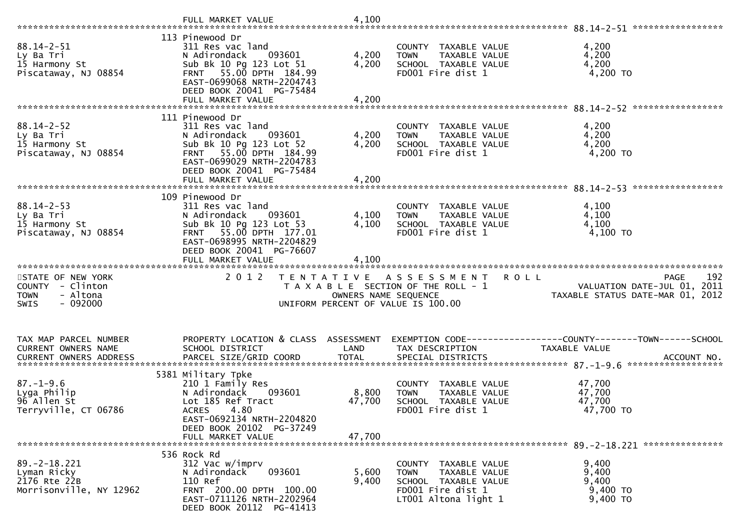```
                              FULL MARKET VALUE               4,100
******************************************************************************************************* 88.14-2-51 *****************
                              113 Pinewood Dr
88.14-2-51                    311 Res vac land                         COUNTY  TAXABLE VALUE              4,200
Ly Ba Tri                     N Adirondack      093601         4,200   TOWN    TAXABLE VALUE              4,200
15 Harmony St                 Sub Bk 10 Pg 123 Lot 51          4,200   SCHOOL  TAXABLE VALUE              4,200
Piscataway, NJ 08854          FRNT   55.00 DPTH 184.99                 FD001 Fire dist 1                   4,200 TO
                              EAST-0699068 NRTH-2204743
                              DEED BOOK 20041  PG-75484
                              FULL MARKET VALUE               4,200
******************************************************************************************************* 88.14-2-52 *****************
                              111 Pinewood Dr
88.14-2-52                    311 Res vac land                         COUNTY  TAXABLE VALUE              4,200
Ly Ba Tri                     N Adirondack      093601         4,200   TOWN    TAXABLE VALUE              4,200
15 Harmony St                 Sub Bk 10 Pg 123 Lot 52          4,200   SCHOOL  TAXABLE VALUE              4,200
Piscataway, NJ 08854          FRNT   55.00 DPTH 184.99                 FD001 Fire dist 1                   4,200 TO
                              EAST-0699029 NRTH-2204783
                              DEED BOOK 20041  PG-75484
                              FULL MARKET VALUE               4,200
******************************************************************************************************* 88.14-2-53 *****************
                              109 Pinewood Dr
88.14-2-53                    311 Res vac land                         COUNTY  TAXABLE VALUE              4,100
Ly Ba Tri                     N Adirondack      093601         4,100   TOWN    TAXABLE VALUE              4,100
15 Harmony St                 Sub Bk 10 Pg 123 Lot 53          4,100   SCHOOL  TAXABLE VALUE              4,100
Piscataway, NJ 08854          FRNT   55.00 DPTH 177.01                 FD001 Fire dist 1                   4,100 TO
                              EAST-0698995 NRTH-2204829
                              DEED BOOK 20041  PG-76607
                              FULL MARKET VALUE               4,100
************************************************************************************************************************************
STATE OF NEW YORK                2 0 1 2   T E N T A T I V E   A S S E S S M E N T   R O L L                                PAGE    192
COUNTY  - Clinton                          T A X A B L E  SECTION OF THE ROLL - 1                      VALUATION DATE-JUL 01, 2011
TOWN    - Altona                                  OWNERS NAME SEQUENCE                            TAXABLE STATUS DATE-MAR 01, 2012
SWIS    - 092000                          UNIFORM PERCENT OF VALUE IS 100.00


TAX MAP PARCEL NUMBER         PROPERTY LOCATION & CLASS  ASSESSMENT  EXEMPTION CODE------------------COUNTY--------TOWN------SCHOOL
CURRENT OWNERS NAME           SCHOOL DISTRICT               LAND      TAX DESCRIPTION             TAXABLE VALUE
CURRENT OWNERS ADDRESS        PARCEL SIZE/GRID COORD        TOTAL     SPECIAL DISTRICTS                                  ACCOUNT NO.
******************************************************************************************************* 87.-1-9.6 ******************
                              5381 Military Tpke
87.-1-9.6                     210 1 Family Res                         COUNTY  TAXABLE VALUE             47,700
Lyga Philip                   N Adirondack      093601         8,800   TOWN    TAXABLE VALUE             47,700
96 Allen St                   Lot 185 Ref Tract               47,700   SCHOOL  TAXABLE VALUE             47,700
Terryville, CT 06786          ACRES    4.80                            FD001 Fire dist 1                  47,700 TO
                              EAST-0692134 NRTH-2204820
                              DEED BOOK 20102  PG-37249
                              FULL MARKET VALUE              47,700
******************************************************************************************************* 89.-2-18.221 ***************
                              536 Rock Rd
89.-2-18.221                  312 Vac w/imprv                          COUNTY  TAXABLE VALUE              9,400
Lyman Ricky                   N Adirondack      093601         5,600   TOWN    TAXABLE VALUE              9,400
2176 Rte 22B                  110 Ref                          9,400   SCHOOL  TAXABLE VALUE              9,400
Morrisonville, NY 12962       FRNT  200.00 DPTH 100.00                 FD001 Fire dist 1                   9,400 TO
                              EAST-0711126 NRTH-2202964                LT001 Altona light 1                9,400 TO
                              DEED BOOK 20112  PG-41413
```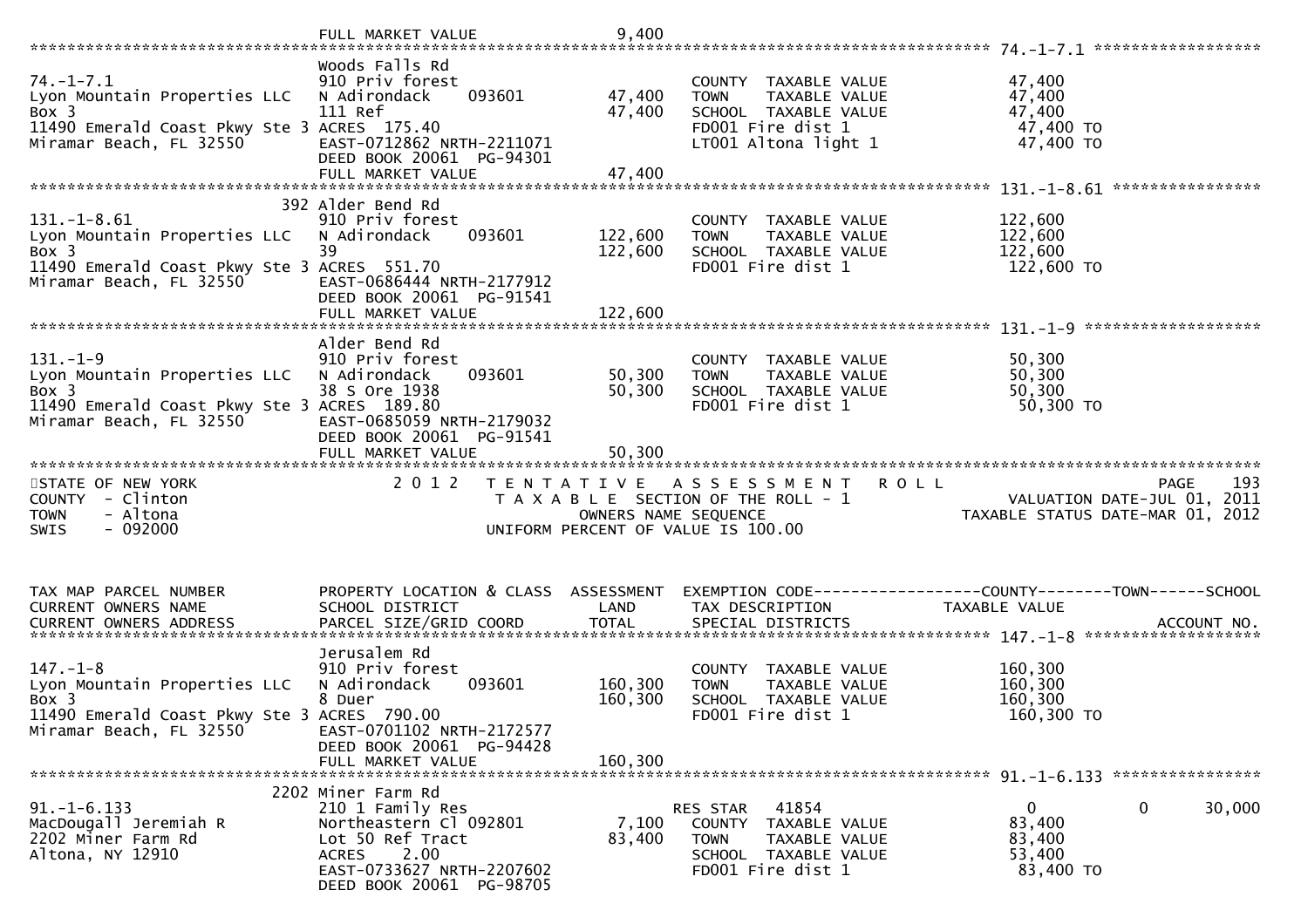FULL MARKET VALUE 9,400

---

**74.-1-7.1**

| | | | | |
|---|---|---|---|---|
| 74.-1-7.1 | Woods Falls Rd | | | |
| Lyon Mountain Properties LLC | 910 Priv forest | | COUNTY TAXABLE VALUE | 47,400 |
| Box 3 | N Adirondack 093601 | 47,400 | TOWN TAXABLE VALUE | 47,400 |
| 11490 Emerald Coast Pkwy Ste 3 | 111 Ref | 47,400 | SCHOOL TAXABLE VALUE | 47,400 |
| Miramar Beach, FL 32550 | ACRES 175.40 | | FD001 Fire dist 1 | 47,400 TO |
| | EAST-0712862 NRTH-2211071 | | LT001 Altona light 1 | 47,400 TO |
| | DEED BOOK 20061 PG-94301 | | | |
| | FULL MARKET VALUE | 47,400 | | |

**131.-1-8.61**

| | | | | |
|---|---|---|---|---|
| 131.-1-8.61 | 392 Alder Bend Rd | | | |
| Lyon Mountain Properties LLC | 910 Priv forest | | COUNTY TAXABLE VALUE | 122,600 |
| Box 3 | N Adirondack 093601 | 122,600 | TOWN TAXABLE VALUE | 122,600 |
| 11490 Emerald Coast Pkwy Ste 3 | 39 | 122,600 | SCHOOL TAXABLE VALUE | 122,600 |
| Miramar Beach, FL 32550 | ACRES 551.70 | | FD001 Fire dist 1 | 122,600 TO |
| | EAST-0686444 NRTH-2177912 | | | |
| | DEED BOOK 20061 PG-91541 | | | |
| | FULL MARKET VALUE | 122,600 | | |

**131.-1-9**

| | | | | |
|---|---|---|---|---|
| 131.-1-9 | Alder Bend Rd | | | |
| Lyon Mountain Properties LLC | 910 Priv forest | | COUNTY TAXABLE VALUE | 50,300 |
| Box 3 | N Adirondack 093601 | 50,300 | TOWN TAXABLE VALUE | 50,300 |
| 11490 Emerald Coast Pkwy Ste 3 | 38 S Ore 1938 | 50,300 | SCHOOL TAXABLE VALUE | 50,300 |
| Miramar Beach, FL 32550 | ACRES 189.80 | | FD001 Fire dist 1 | 50,300 TO |
| | EAST-0685059 NRTH-2179032 | | | |
| | DEED BOOK 20061 PG-91541 | | | |
| | FULL MARKET VALUE | 50,300 | | |

---

STATE OF NEW YORK — 2012 TENTATIVE ASSESSMENT ROLL — PAGE 193
COUNTY - Clinton — TAXABLE SECTION OF THE ROLL - 1 — VALUATION DATE-JUL 01, 2011
TOWN - Altona — OWNERS NAME SEQUENCE — TAXABLE STATUS DATE-MAR 01, 2012
SWIS - 092000 — UNIFORM PERCENT OF VALUE IS 100.00

| TAX MAP PARCEL NUMBER / CURRENT OWNERS NAME / CURRENT OWNERS ADDRESS | PROPERTY LOCATION & CLASS / SCHOOL DISTRICT / PARCEL SIZE/GRID COORD | ASSESSMENT LAND / TOTAL | EXEMPTION CODE / TAX DESCRIPTION / SPECIAL DISTRICTS | COUNTY / TAXABLE VALUE | TOWN | SCHOOL / ACCOUNT NO. |
|---|---|---|---|---|---|---|
| **147.-1-8** | Jerusalem Rd | | | | | |
| Lyon Mountain Properties LLC | 910 Priv forest | | COUNTY TAXABLE VALUE | 160,300 | | |
| Box 3 | N Adirondack 093601 | 160,300 | TOWN TAXABLE VALUE | 160,300 | | |
| 11490 Emerald Coast Pkwy Ste 3 | 8 Duer | 160,300 | SCHOOL TAXABLE VALUE | 160,300 | | |
| Miramar Beach, FL 32550 | ACRES 790.00 | | FD001 Fire dist 1 | 160,300 TO | | |
| | EAST-0701102 NRTH-2172577 | | | | | |
| | DEED BOOK 20061 PG-94428 | | | | | |
| | FULL MARKET VALUE | 160,300 | | | | |
| **91.-1-6.133** | 2202 Miner Farm Rd | | | | | |
| MacDougall Jeremiah R | 210 1 Family Res | | RES STAR 41854 | 0 | 0 | 30,000 |
| 2202 Miner Farm Rd | Northeastern Cl 092801 | 7,100 | COUNTY TAXABLE VALUE | 83,400 | | |
| Altona, NY 12910 | Lot 50 Ref Tract | 83,400 | TOWN TAXABLE VALUE | 83,400 | | |
| | ACRES 2.00 | | SCHOOL TAXABLE VALUE | 53,400 | | |
| | EAST-0733627 NRTH-2207602 | | FD001 Fire dist 1 | 83,400 TO | | |
| | DEED BOOK 20061 PG-98705 | | | | | |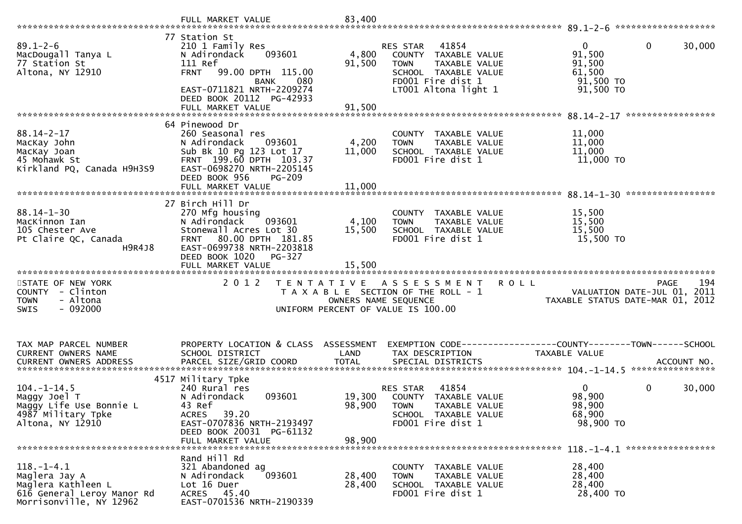FULL MARKET VALUE 83,400

********************************************************************************************* 89.1-2-6 *******************

```
                              77 Station St
89.1-2-6                      210 1 Family Res                     RES STAR   41854                   0           0      30,000
MacDougall Tanya L            N Adirondack     093601      4,800   COUNTY  TAXABLE VALUE          91,500
77 Station St                 111 Ref                     91,500   TOWN    TAXABLE VALUE          91,500
Altona, NY 12910              FRNT   99.00 DPTH 115.00             SCHOOL  TAXABLE VALUE          61,500
                                          BANK    080              FD001 Fire dist 1               91,500 TO
                              EAST-0711821 NRTH-2209274            LT001 Altona light 1            91,500 TO
                              DEED BOOK 20112  PG-42933
                              FULL MARKET VALUE           91,500
********************************************************************************************* 88.14-2-17 *****************
                              64 Pinewood Dr
88.14-2-17                    260 Seasonal res                     COUNTY  TAXABLE VALUE          11,000
MacKay John                   N Adirondack     093601      4,200   TOWN    TAXABLE VALUE          11,000
MacKay Joan                   Sub Bk 10 Pg 123 Lot 17     11,000   SCHOOL  TAXABLE VALUE          11,000
45 Mohawk St                  FRNT  199.60 DPTH 103.37             FD001 Fire dist 1               11,000 TO
Kirkland PQ, Canada H9H3S9    EAST-0698270 NRTH-2205145
                              DEED BOOK 956     PG-209
                              FULL MARKET VALUE           11,000
********************************************************************************************* 88.14-1-30 *****************
                              27 Birch Hill Dr
88.14-1-30                    270 Mfg housing                      COUNTY  TAXABLE VALUE          15,500
MacKinnon Ian                 N Adirondack     093601      4,100   TOWN    TAXABLE VALUE          15,500
105 Chester Ave               Stonewall Acres Lot 30      15,500   SCHOOL  TAXABLE VALUE          15,500
Pt Claire QC, Canada          FRNT   80.00 DPTH 181.85             FD001 Fire dist 1               15,500 TO
                    H9R4J8    EAST-0699738 NRTH-2203818
                              DEED BOOK 1020    PG-327
                              FULL MARKET VALUE           15,500
*****************************************************************************************************************************
```

STATE OF NEW YORK — 2012 TENTATIVE ASSESSMENT ROLL — PAGE 194
COUNTY - Clinton — TAXABLE SECTION OF THE ROLL - 1 — VALUATION DATE-JUL 01, 2011
TOWN - Altona — OWNERS NAME SEQUENCE — TAXABLE STATUS DATE-MAR 01, 2012
SWIS - 092000 — UNIFORM PERCENT OF VALUE IS 100.00

```
TAX MAP PARCEL NUMBER         PROPERTY LOCATION & CLASS  ASSESSMENT  EXEMPTION CODE-----------------COUNTY--------TOWN------SCHOOL
CURRENT OWNERS NAME           SCHOOL DISTRICT               LAND     TAX DESCRIPTION            TAXABLE VALUE
CURRENT OWNERS ADDRESS        PARCEL SIZE/GRID COORD        TOTAL    SPECIAL DISTRICTS                                ACCOUNT NO.
********************************************************************************************* 104.-1-14.5 ****************
                              4517 Military Tpke
104.-1-14.5                   240 Rural res                        RES STAR   41854                   0           0      30,000
Maggy Joel T                  N Adirondack     093601     19,300   COUNTY  TAXABLE VALUE          98,900
Maggy Life Use Bonnie L       43 Ref                      98,900   TOWN    TAXABLE VALUE          98,900
4987 Military Tpke            ACRES   39.20                        SCHOOL  TAXABLE VALUE          68,900
Altona, NY 12910              EAST-0707836 NRTH-2193497            FD001 Fire dist 1               98,900 TO
                              DEED BOOK 20031  PG-61132
                              FULL MARKET VALUE           98,900
********************************************************************************************* 118.-1-4.1 *****************
                              Rand Hill Rd
118.-1-4.1                    321 Abandoned ag                     COUNTY  TAXABLE VALUE          28,400
Maglera Jay A                 N Adirondack     093601     28,400   TOWN    TAXABLE VALUE          28,400
Maglera Kathleen L            Lot 16 Duer                 28,400   SCHOOL  TAXABLE VALUE          28,400
616 General Leroy Manor Rd    ACRES   45.40                        FD001 Fire dist 1               28,400 TO
Morrisonville, NY 12962       EAST-0701536 NRTH-2190339
```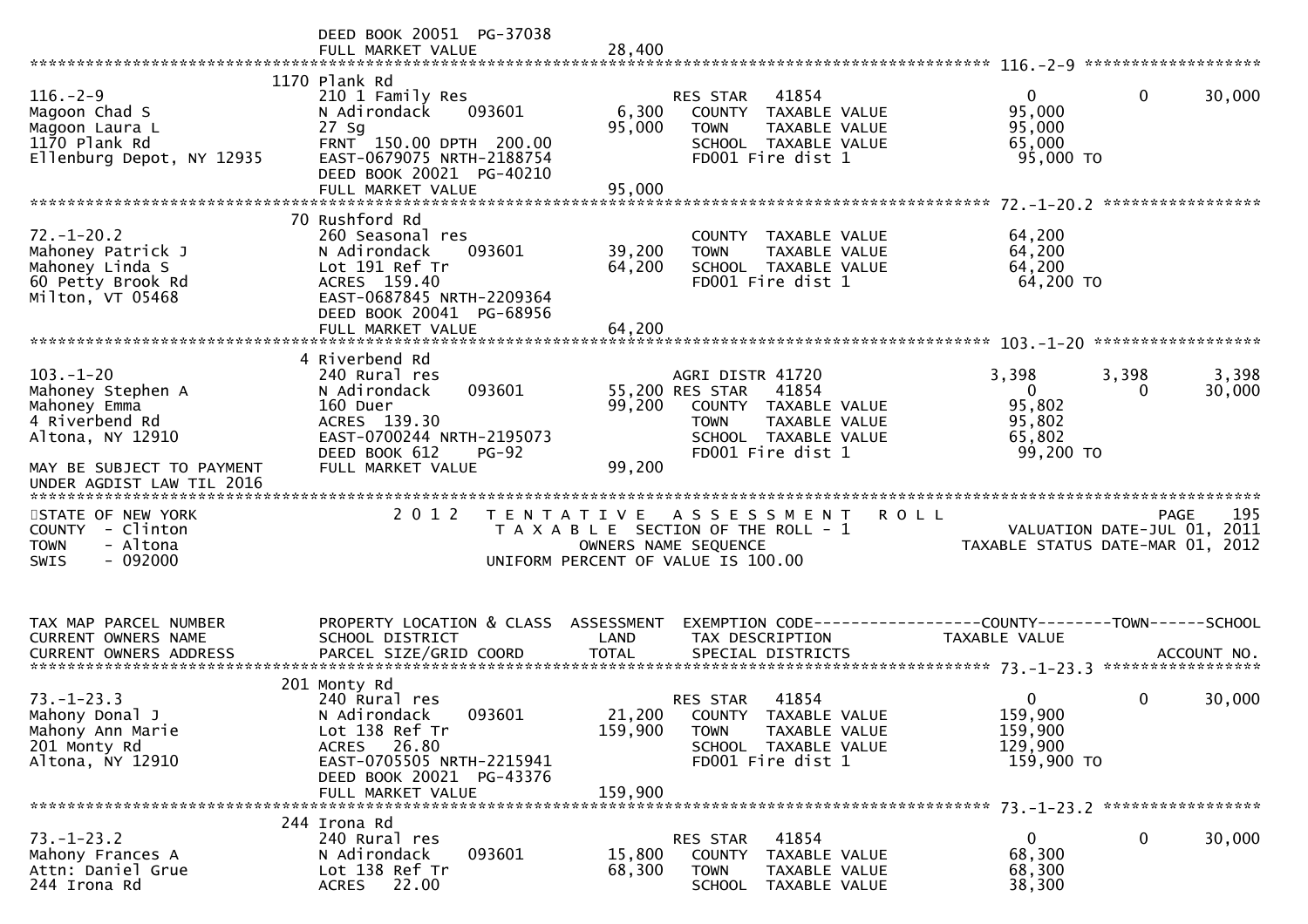DEED BOOK 20051 PG-37038
FULL MARKET VALUE 28,400

******************************************************************************************************* 116.-2-9 *******************

| | 1170 Plank Rd | | | | | |
|---|---|---|---|---|---|---|
| 116.-2-9 | 210 1 Family Res | | RES STAR 41854 | 0 | 0 | 30,000 |
| Magoon Chad S | N Adirondack 093601 | 6,300 | COUNTY TAXABLE VALUE | 95,000 | | |
| Magoon Laura L | 27 Sg | 95,000 | TOWN TAXABLE VALUE | 95,000 | | |
| 1170 Plank Rd | FRNT 150.00 DPTH 200.00 | | SCHOOL TAXABLE VALUE | 65,000 | | |
| Ellenburg Depot, NY 12935 | EAST-0679075 NRTH-2188754 | | FD001 Fire dist 1 | 95,000 TO | | |
| | DEED BOOK 20021 PG-40210 | | | | | |
| | FULL MARKET VALUE | 95,000 | | | | |

******************************************************************************************************* 72.-1-20.2 *****************

| | 70 Rushford Rd | | | | | |
|---|---|---|---|---|---|---|
| 72.-1-20.2 | 260 Seasonal res | | COUNTY TAXABLE VALUE | 64,200 | | |
| Mahoney Patrick J | N Adirondack 093601 | 39,200 | TOWN TAXABLE VALUE | 64,200 | | |
| Mahoney Linda S | Lot 191 Ref Tr | 64,200 | SCHOOL TAXABLE VALUE | 64,200 | | |
| 60 Petty Brook Rd | ACRES 159.40 | | FD001 Fire dist 1 | 64,200 TO | | |
| Milton, VT 05468 | EAST-0687845 NRTH-2209364 | | | | | |
| | DEED BOOK 20041 PG-68956 | | | | | |
| | FULL MARKET VALUE | 64,200 | | | | |

******************************************************************************************************* 103.-1-20 ******************

| | 4 Riverbend Rd | | | | | |
|---|---|---|---|---|---|---|
| 103.-1-20 | 240 Rural res | | AGRI DISTR 41720 | 3,398 | 3,398 | 3,398 |
| Mahoney Stephen A | N Adirondack 093601 | 55,200 | RES STAR 41854 | 0 | 0 | 30,000 |
| Mahoney Emma | 160 Duer | 99,200 | COUNTY TAXABLE VALUE | 95,802 | | |
| 4 Riverbend Rd | ACRES 139.30 | | TOWN TAXABLE VALUE | 95,802 | | |
| Altona, NY 12910 | EAST-0700244 NRTH-2195073 | | SCHOOL TAXABLE VALUE | 65,802 | | |
| | DEED BOOK 612 PG-92 | | FD001 Fire dist 1 | 99,200 TO | | |
| MAY BE SUBJECT TO PAYMENT | FULL MARKET VALUE | 99,200 | | | | |
| UNDER AGDIST LAW TIL 2016 | | | | | | |

*******************************************************************************************************

STATE OF NEW YORK — 2 0 1 2 TENTATIVE ASSESSMENT ROLL — PAGE 195
COUNTY - Clinton — TAXABLE SECTION OF THE ROLL - 1 — VALUATION DATE-JUL 01, 2011
TOWN - Altona — OWNERS NAME SEQUENCE — TAXABLE STATUS DATE-MAR 01, 2012
SWIS - 092000 — UNIFORM PERCENT OF VALUE IS 100.00

| TAX MAP PARCEL NUMBER<br>CURRENT OWNERS NAME<br>CURRENT OWNERS ADDRESS | PROPERTY LOCATION & CLASS<br>SCHOOL DISTRICT<br>PARCEL SIZE/GRID COORD | ASSESSMENT<br>LAND<br>TOTAL | EXEMPTION CODE<br>TAX DESCRIPTION<br>SPECIAL DISTRICTS | COUNTY<br>TAXABLE VALUE | TOWN | SCHOOL<br><br>ACCOUNT NO. |
|---|---|---|---|---|---|---|

******************************************************************************************************* 73.-1-23.3 *****************

| | 201 Monty Rd | | | | | |
|---|---|---|---|---|---|---|
| 73.-1-23.3 | 240 Rural res | | RES STAR 41854 | 0 | 0 | 30,000 |
| Mahony Donal J | N Adirondack 093601 | 21,200 | COUNTY TAXABLE VALUE | 159,900 | | |
| Mahony Ann Marie | Lot 138 Ref Tr | 159,900 | TOWN TAXABLE VALUE | 159,900 | | |
| 201 Monty Rd | ACRES 26.80 | | SCHOOL TAXABLE VALUE | 129,900 | | |
| Altona, NY 12910 | EAST-0705505 NRTH-2215941 | | FD001 Fire dist 1 | 159,900 TO | | |
| | DEED BOOK 20021 PG-43376 | | | | | |
| | FULL MARKET VALUE | 159,900 | | | | |

******************************************************************************************************* 73.-1-23.2 *****************

| | 244 Irona Rd | | | | | |
|---|---|---|---|---|---|---|
| 73.-1-23.2 | 240 Rural res | | RES STAR 41854 | 0 | 0 | 30,000 |
| Mahony Frances A | N Adirondack 093601 | 15,800 | COUNTY TAXABLE VALUE | 68,300 | | |
| Attn: Daniel Grue | Lot 138 Ref Tr | 68,300 | TOWN TAXABLE VALUE | 68,300 | | |
| 244 Irona Rd | ACRES 22.00 | | SCHOOL TAXABLE VALUE | 38,300 | | |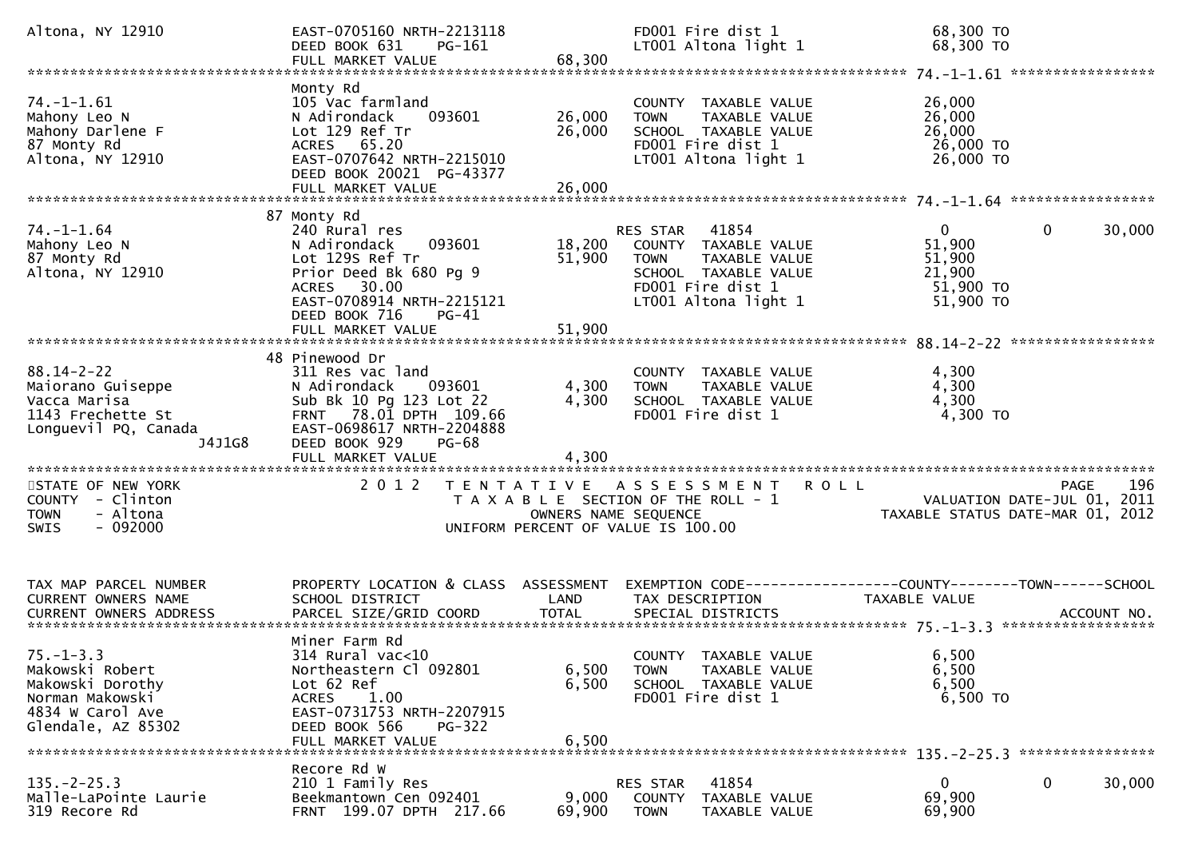```
Altona, NY 12910                EAST-0705160 NRTH-2213118              FD001 Fire dist 1                68,300 TO
                                DEED BOOK 631    PG-161                LT001 Altona light 1             68,300 TO
                                FULL MARKET VALUE               68,300
******************************************************************************************************* 74.-1-1.61 *****************
                                Monty Rd
74.-1-1.61                      105 Vac farmland                       COUNTY  TAXABLE VALUE            26,000
Mahony Leo N                    N Adirondack    093601         26,000  TOWN    TAXABLE VALUE            26,000
Mahony Darlene F                Lot 129 Ref Tr                 26,000  SCHOOL  TAXABLE VALUE            26,000
87 Monty Rd                     ACRES   65.20                          FD001 Fire dist 1                26,000 TO
Altona, NY 12910                EAST-0707642 NRTH-2215010              LT001 Altona light 1             26,000 TO
                                DEED BOOK 20021  PG-43377
                                FULL MARKET VALUE               26,000
******************************************************************************************************* 74.-1-1.64 *****************
                                87 Monty Rd
74.-1-1.64                      240 Rural res                          RES STAR   41854                  0             0       30,000
Mahony Leo N                    N Adirondack    093601         18,200  COUNTY  TAXABLE VALUE            51,900
87 Monty Rd                     Lot 129S Ref Tr                51,900  TOWN    TAXABLE VALUE            51,900
Altona, NY 12910                Prior Deed Bk 680 Pg 9                 SCHOOL  TAXABLE VALUE            21,900
                                ACRES   30.00                          FD001 Fire dist 1                51,900 TO
                                EAST-0708914 NRTH-2215121              LT001 Altona light 1             51,900 TO
                                DEED BOOK 716    PG-41
                                FULL MARKET VALUE               51,900
******************************************************************************************************* 88.14-2-22 *****************
                                48 Pinewood Dr
88.14-2-22                      311 Res vac land                       COUNTY  TAXABLE VALUE             4,300
Maiorano Guiseppe               N Adirondack    093601          4,300  TOWN    TAXABLE VALUE             4,300
Vacca Marisa                    Sub Bk 10 Pg 123 Lot 22         4,300  SCHOOL  TAXABLE VALUE             4,300
1143 Frechette St               FRNT   78.01 DPTH 109.66               FD001 Fire dist 1                 4,300 TO
Longuevil PQ, Canada            EAST-0698617 NRTH-2204888
                     J4J1G8     DEED BOOK 929    PG-68
                                FULL MARKET VALUE                4,300
************************************************************************************************************************************
STATE OF NEW YORK                2 0 1 2   T E N T A T I V E   A S S E S S M E N T   R O L L                              PAGE   196
COUNTY  - Clinton                          T A X A B L E  SECTION OF THE ROLL - 1                    VALUATION DATE-JUL 01, 2011
TOWN    - Altona                                   OWNERS NAME SEQUENCE                           TAXABLE STATUS DATE-MAR 01, 2012
SWIS    - 092000                          UNIFORM PERCENT OF VALUE IS 100.00


TAX MAP PARCEL NUMBER           PROPERTY LOCATION & CLASS  ASSESSMENT  EXEMPTION CODE------------------COUNTY--------TOWN------SCHOOL
CURRENT OWNERS NAME             SCHOOL DISTRICT               LAND     TAX DESCRIPTION             TAXABLE VALUE
CURRENT OWNERS ADDRESS          PARCEL SIZE/GRID COORD        TOTAL    SPECIAL DISTRICTS                                 ACCOUNT NO.
******************************************************************************************************* 75.-1-3.3 ******************
                                Miner Farm Rd
75.-1-3.3                       314 Rural vac<10                       COUNTY  TAXABLE VALUE             6,500
Makowski Robert                 Northeastern Cl 092801          6,500  TOWN    TAXABLE VALUE             6,500
Makowski Dorothy                Lot 62 Ref                      6,500  SCHOOL  TAXABLE VALUE             6,500
Norman Makowski                 ACRES    1.00                          FD001 Fire dist 1                 6,500 TO
4834 W Carol Ave                EAST-0731753 NRTH-2207915
Glendale, AZ 85302              DEED BOOK 566    PG-322
                                FULL MARKET VALUE                6,500
******************************************************************************************************* 135.-2-25.3 ****************
                                Recore Rd W
135.-2-25.3                     210 1 Family Res                       RES STAR   41854                  0             0       30,000
Malle-LaPointe Laurie           Beekmantown Cen 092401          9,000  COUNTY  TAXABLE VALUE            69,900
319 Recore Rd                   FRNT  199.07 DPTH 217.66       69,900  TOWN    TAXABLE VALUE            69,900
```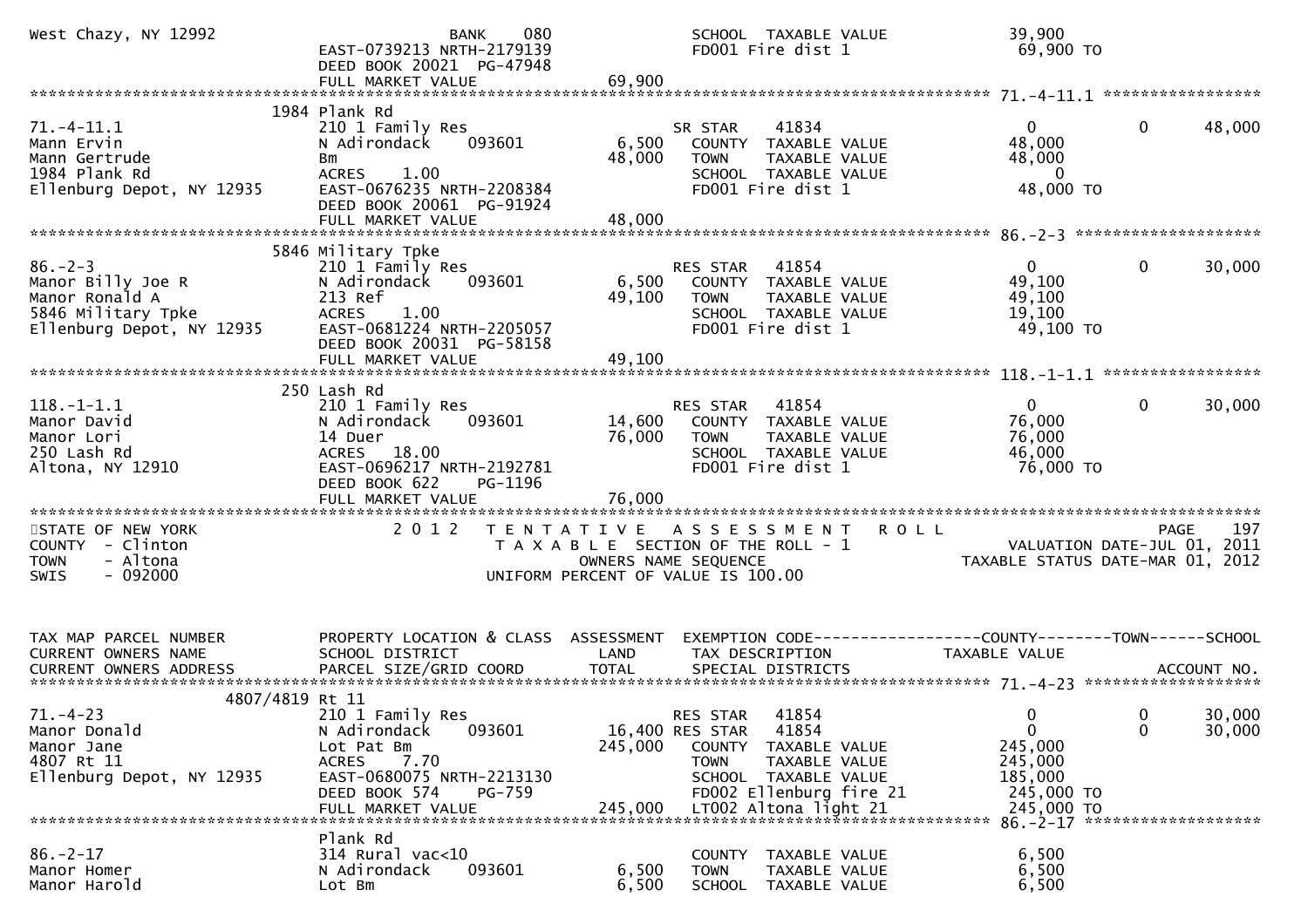```
West Chazy, NY 12992           BANK      080               SCHOOL  TAXABLE VALUE              39,900
                              EAST-0739213 NRTH-2179139         FD001 Fire dist 1                  69,900 TO
                              DEED BOOK 20021  PG-47948
                              FULL MARKET VALUE          69,900
******************************************************************************************************* 71.-4-11.1 *****************
                        1984 Plank Rd
71.-4-11.1                    210 1 Family Res                  SR STAR    41834                   0          0      48,000
Mann Ervin                    N Adirondack    093601      6,500   COUNTY  TAXABLE VALUE           48,000
Mann Gertrude                 Bm                         48,000   TOWN    TAXABLE VALUE           48,000
1984 Plank Rd                 ACRES    1.00                       SCHOOL  TAXABLE VALUE                0
Ellenburg Depot, NY 12935     EAST-0676235 NRTH-2208384           FD001 Fire dist 1               48,000 TO
                              DEED BOOK 20061  PG-91924
                              FULL MARKET VALUE          48,000
******************************************************************************************************* 86.-2-3 ********************
                        5846 Military Tpke
86.-2-3                       210 1 Family Res                  RES STAR   41854                   0          0      30,000
Manor Billy Joe R             N Adirondack    093601      6,500   COUNTY  TAXABLE VALUE           49,100
Manor Ronald A                213 Ref                    49,100   TOWN    TAXABLE VALUE           49,100
5846 Military Tpke            ACRES    1.00                       SCHOOL  TAXABLE VALUE           19,100
Ellenburg Depot, NY 12935     EAST-0681224 NRTH-2205057           FD001 Fire dist 1               49,100 TO
                              DEED BOOK 20031  PG-58158
                              FULL MARKET VALUE          49,100
******************************************************************************************************* 118.-1-1.1 *****************
                        250 Lash Rd
118.-1-1.1                    210 1 Family Res                  RES STAR   41854                   0          0      30,000
Manor David                   N Adirondack    093601     14,600   COUNTY  TAXABLE VALUE           76,000
Manor Lori                    14 Duer                    76,000   TOWN    TAXABLE VALUE           76,000
250 Lash Rd                   ACRES   18.00                       SCHOOL  TAXABLE VALUE           46,000
Altona, NY 12910              EAST-0696217 NRTH-2192781           FD001 Fire dist 1               76,000 TO
                              DEED BOOK 622    PG-1196
                              FULL MARKET VALUE          76,000
************************************************************************************************************************************
STATE OF NEW YORK                  2 0 1 2   T E N T A T I V E   A S S E S S M E N T   R O L L                          PAGE    197
COUNTY  - Clinton                           T A X A B L E  SECTION OF THE ROLL - 1                       VALUATION DATE-JUL 01, 2011
TOWN    - Altona                                  OWNERS NAME SEQUENCE                             TAXABLE STATUS DATE-MAR 01, 2012
SWIS    - 092000                           UNIFORM PERCENT OF VALUE IS 100.00


TAX MAP PARCEL NUMBER          PROPERTY LOCATION & CLASS  ASSESSMENT  EXEMPTION CODE------------------COUNTY--------TOWN------SCHOOL
CURRENT OWNERS NAME            SCHOOL DISTRICT              LAND      TAX DESCRIPTION               TAXABLE VALUE
CURRENT OWNERS ADDRESS         PARCEL SIZE/GRID COORD       TOTAL     SPECIAL DISTRICTS                                  ACCOUNT NO.
******************************************************************************************************* 71.-4-23 *******************
                  4807/4819 Rt 11
71.-4-23                      210 1 Family Res                  RES STAR   41854                   0          0      30,000
Manor Donald                  N Adirondack    093601     16,400 RES STAR   41854                   0          0      30,000
Manor Jane                    Lot Pat Bm                245,000   COUNTY  TAXABLE VALUE          245,000
4807 Rt 11                    ACRES    7.70                       TOWN    TAXABLE VALUE          245,000
Ellenburg Depot, NY 12935     EAST-0680075 NRTH-2213130           SCHOOL  TAXABLE VALUE          185,000
                              DEED BOOK 574    PG-759             FD002 Ellenburg fire 21        245,000 TO
                              FULL MARKET VALUE         245,000   LT002 Altona light 21          245,000 TO
******************************************************************************************************* 86.-2-17 *******************
                              Plank Rd
86.-2-17                      314 Rural vac<10                    COUNTY  TAXABLE VALUE            6,500
Manor Homer                   N Adirondack    093601      6,500   TOWN    TAXABLE VALUE            6,500
Manor Harold                  Lot Bm                      6,500   SCHOOL  TAXABLE VALUE            6,500
```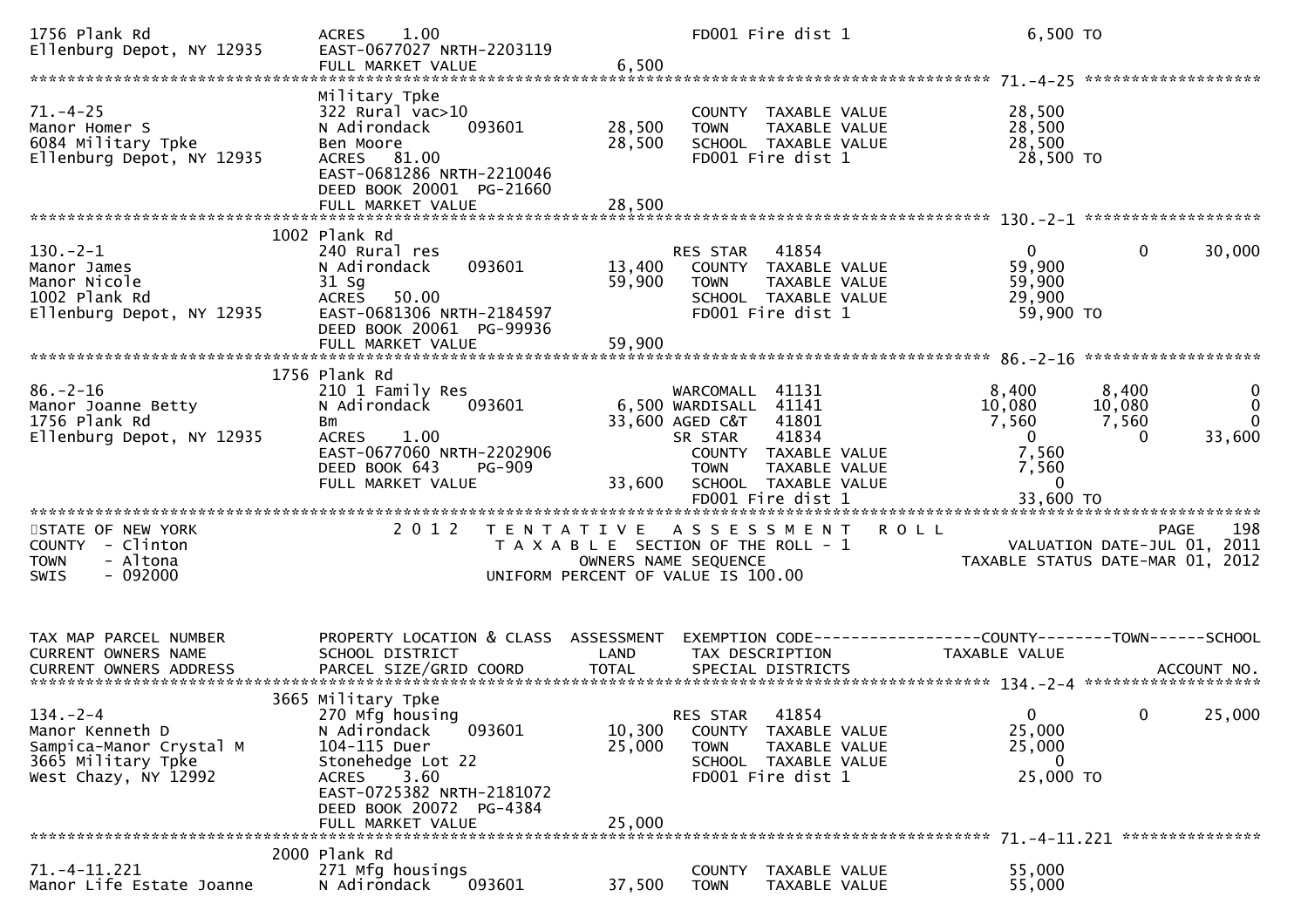```
1756 Plank Rd                 ACRES    1.00                         FD001 Fire dist 1                  6,500 TO
Ellenburg Depot, NY 12935     EAST-0677027 NRTH-2203119
                              FULL MARKET VALUE             6,500
******************************************************************************************************* 71.-4-25 *******************
                              Military Tpke
71.-4-25                      322 Rural vac>10                       COUNTY  TAXABLE VALUE             28,500
Manor Homer S                 N Adirondack    093601       28,500    TOWN    TAXABLE VALUE             28,500
6084 Military Tpke            Ben Moore                    28,500    SCHOOL  TAXABLE VALUE             28,500
Ellenburg Depot, NY 12935     ACRES   81.00                          FD001 Fire dist 1                 28,500 TO
                              EAST-0681286 NRTH-2210046
                              DEED BOOK 20001  PG-21660
                              FULL MARKET VALUE            28,500
******************************************************************************************************* 130.-2-1 *******************
                              1002 Plank Rd
130.-2-1                      240 Rural res                          RES STAR   41854                    0           0        30,000
Manor James                   N Adirondack    093601       13,400    COUNTY  TAXABLE VALUE             59,900
Manor Nicole                  31 Sg                        59,900    TOWN    TAXABLE VALUE             59,900
1002 Plank Rd                 ACRES   50.00                          SCHOOL  TAXABLE VALUE             29,900
Ellenburg Depot, NY 12935     EAST-0681306 NRTH-2184597              FD001 Fire dist 1                 59,900 TO
                              DEED BOOK 20061  PG-99936
                              FULL MARKET VALUE            59,900
******************************************************************************************************* 86.-2-16 *******************
                              1756 Plank Rd
86.-2-16                      210 1 Family Res                       WARCOMALL  41131                8,400       8,400             0
Manor Joanne Betty            N Adirondack    093601        6,500 WARDISALL  41141               10,080      10,080             0
1756 Plank Rd                 Bm                           33,600 AGED C&T   41801                7,560       7,560             0
Ellenburg Depot, NY 12935     ACRES    1.00                          SR STAR    41834                    0           0        33,600
                              EAST-0677060 NRTH-2202906              COUNTY  TAXABLE VALUE              7,560
                              DEED BOOK 643    PG-909                TOWN    TAXABLE VALUE              7,560
                              FULL MARKET VALUE            33,600    SCHOOL  TAXABLE VALUE                  0
                                                                     FD001 Fire dist 1                 33,600 TO
*******************************************************************************************************************************
STATE OF NEW YORK                 2 0 1 2   T E N T A T I V E   A S S E S S M E N T   R O L L                        PAGE    198
COUNTY  - Clinton                          T A X A B L E  SECTION OF THE ROLL - 1                 VALUATION DATE-JUL 01, 2011
TOWN    - Altona                                  OWNERS NAME SEQUENCE                         TAXABLE STATUS DATE-MAR 01, 2012
SWIS    - 092000                          UNIFORM PERCENT OF VALUE IS 100.00


TAX MAP PARCEL NUMBER         PROPERTY LOCATION & CLASS  ASSESSMENT  EXEMPTION CODE------------------COUNTY--------TOWN------SCHOOL
CURRENT OWNERS NAME           SCHOOL DISTRICT               LAND      TAX DESCRIPTION              TAXABLE VALUE
CURRENT OWNERS ADDRESS        PARCEL SIZE/GRID COORD        TOTAL     SPECIAL DISTRICTS                                  ACCOUNT NO.
******************************************************************************************************* 134.-2-4 *******************
                              3665 Military Tpke
134.-2-4                      270 Mfg housing                        RES STAR   41854                    0           0        25,000
Manor Kenneth D               N Adirondack    093601       10,300    COUNTY  TAXABLE VALUE             25,000
Sampica-Manor Crystal M       104-115 Duer                 25,000    TOWN    TAXABLE VALUE             25,000
3665 Military Tpke            Stonehedge Lot 22                      SCHOOL  TAXABLE VALUE                  0
West Chazy, NY 12992          ACRES    3.60                          FD001 Fire dist 1                 25,000 TO
                              EAST-0725382 NRTH-2181072
                              DEED BOOK 20072  PG-4384
                              FULL MARKET VALUE            25,000
******************************************************************************************************* 71.-4-11.221 ***************
                              2000 Plank Rd
71.-4-11.221                  271 Mfg housings                       COUNTY  TAXABLE VALUE             55,000
Manor Life Estate Joanne      N Adirondack    093601       37,500    TOWN    TAXABLE VALUE             55,000
```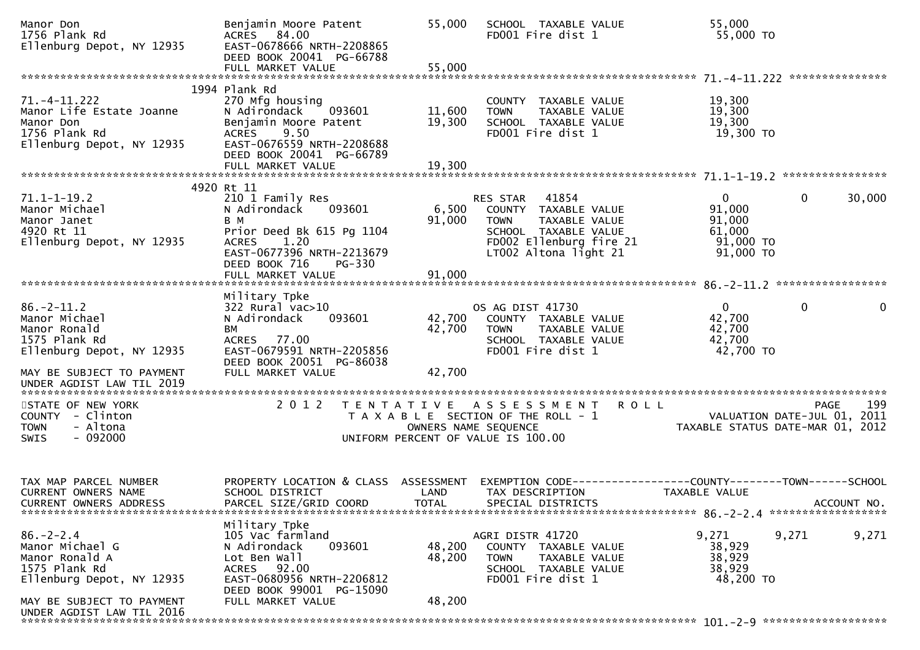```
Manor Don                      Benjamin Moore Patent         55,000    SCHOOL  TAXABLE VALUE              55,000
1756 Plank Rd                  ACRES   84.00                           FD001 Fire dist 1                  55,000 TO
Ellenburg Depot, NY 12935      EAST-0678666 NRTH-2208865
                               DEED BOOK 20041  PG-66788
                               FULL MARKET VALUE             55,000
******************************************************************************************************* 71.-4-11.222 ***************
                          1994 Plank Rd
71.-4-11.222                   270 Mfg housing                         COUNTY  TAXABLE VALUE              19,300
Manor Life Estate Joanne       N Adirondack     093601       11,600    TOWN    TAXABLE VALUE              19,300
Manor Don                      Benjamin Moore Patent         19,300    SCHOOL  TAXABLE VALUE              19,300
1756 Plank Rd                  ACRES    9.50                           FD001 Fire dist 1                  19,300 TO
Ellenburg Depot, NY 12935      EAST-0676559 NRTH-2208688
                               DEED BOOK 20041  PG-66789
                               FULL MARKET VALUE             19,300
******************************************************************************************************* 71.1-1-19.2 ****************
                          4920 Rt 11
71.1-1-19.2                    210 1 Family Res                        RES STAR   41854                   0             0       30,000
Manor Michael                  N Adirondack     093601        6,500    COUNTY  TAXABLE VALUE              91,000
Manor Janet                    B M                           91,000    TOWN    TAXABLE VALUE              91,000
4920 Rt 11                     Prior Deed Bk 615 Pg 1104               SCHOOL  TAXABLE VALUE              61,000
Ellenburg Depot, NY 12935      ACRES    1.20                           FD002 Ellenburg fire 21            91,000 TO
                               EAST-0677396 NRTH-2213679               LT002 Altona light 21              91,000 TO
                               DEED BOOK 716     PG-330
                               FULL MARKET VALUE             91,000
******************************************************************************************************* 86.-2-11.2 *****************
                               Military Tpke
86.-2-11.2                     322 Rural vac>10                        OS AG DIST 41730                   0             0            0
Manor Michael                  N Adirondack     093601       42,700    COUNTY  TAXABLE VALUE              42,700
Manor Ronald                   BM                            42,700    TOWN    TAXABLE VALUE              42,700
1575 Plank Rd                  ACRES   77.00                           SCHOOL  TAXABLE VALUE              42,700
Ellenburg Depot, NY 12935      EAST-0679591 NRTH-2205856               FD001 Fire dist 1                  42,700 TO
                               DEED BOOK 20051  PG-86038
MAY BE SUBJECT TO PAYMENT      FULL MARKET VALUE             42,700
UNDER AGDIST LAW TIL 2019
*************************************************************************************************************************************
STATE OF NEW YORK                  2 0 1 2   T E N T A T I V E   A S S E S S M E N T   R O L L                          PAGE    199
COUNTY  - Clinton                            T A X A B L E  SECTION OF THE ROLL - 1                    VALUATION DATE-JUL 01, 2011
TOWN    - Altona                                    OWNERS NAME SEQUENCE                          TAXABLE STATUS DATE-MAR 01, 2012
SWIS    - 092000                              UNIFORM PERCENT OF VALUE IS 100.00


TAX MAP PARCEL NUMBER          PROPERTY LOCATION & CLASS  ASSESSMENT  EXEMPTION CODE------------------COUNTY--------TOWN------SCHOOL
CURRENT OWNERS NAME            SCHOOL DISTRICT               LAND      TAX DESCRIPTION                TAXABLE VALUE
CURRENT OWNERS ADDRESS         PARCEL SIZE/GRID COORD        TOTAL     SPECIAL DISTRICTS                                 ACCOUNT NO.
******************************************************************************************************* 86.-2-2.4 ******************
                               Military Tpke
86.-2-2.4                      105 Vac farmland                        AGRI DISTR 41720                   9,271         9,271        9,271
Manor Michael G                N Adirondack     093601       48,200    COUNTY  TAXABLE VALUE              38,929
Manor Ronald A                 Lot Ben Wall                  48,200    TOWN    TAXABLE VALUE              38,929
1575 Plank Rd                  ACRES   92.00                           SCHOOL  TAXABLE VALUE              38,929
Ellenburg Depot, NY 12935      EAST-0680956 NRTH-2206812               FD001 Fire dist 1                  48,200 TO
                               DEED BOOK 99001  PG-15090
MAY BE SUBJECT TO PAYMENT      FULL MARKET VALUE             48,200
UNDER AGDIST LAW TIL 2016
******************************************************************************************************* 101.-2-9 *******************
```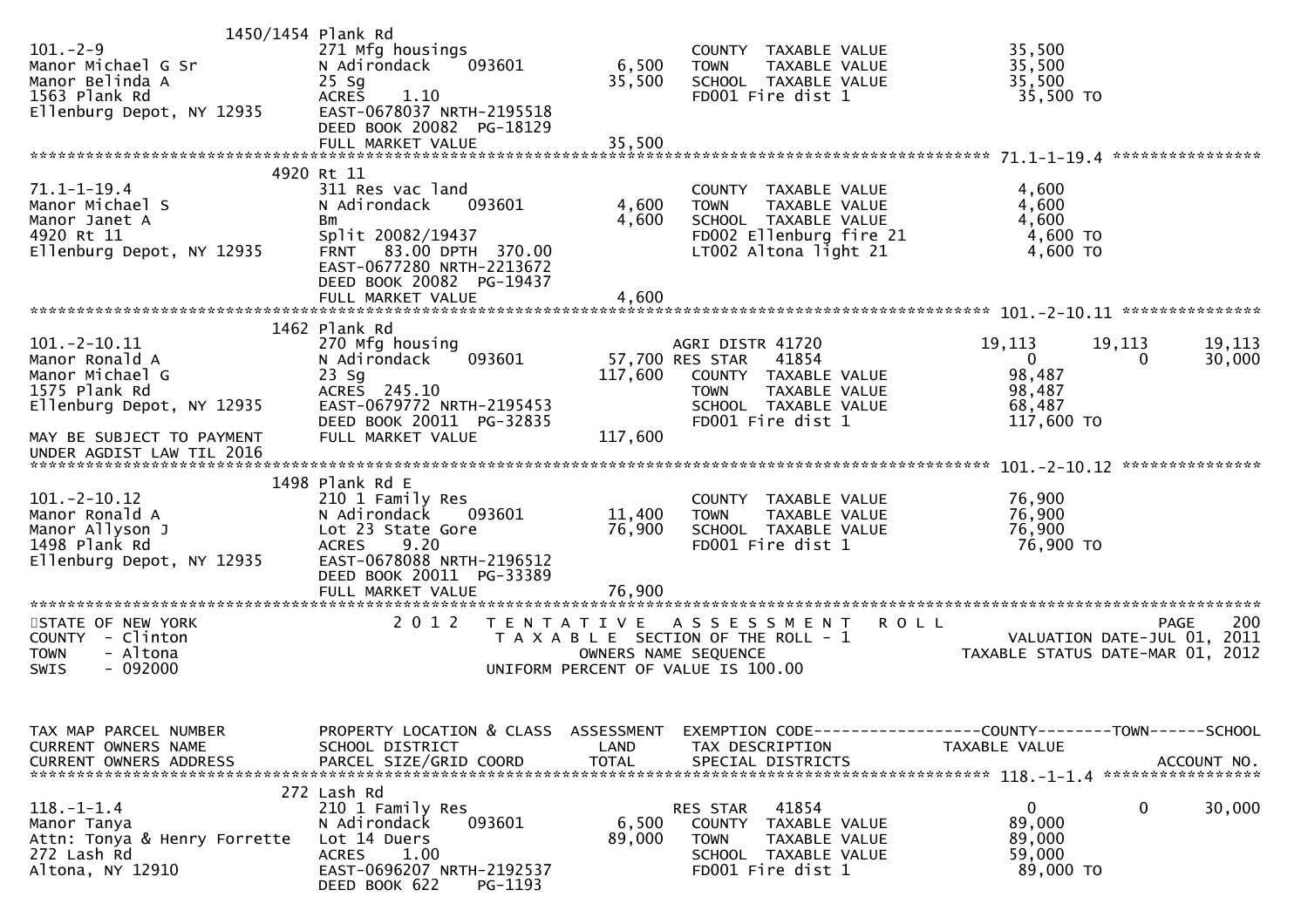```
                     1450/1454 Plank Rd
101.-2-9                       271 Mfg housings                        COUNTY  TAXABLE VALUE              35,500
Manor Michael G Sr             N Adirondack     093601       6,500     TOWN    TAXABLE VALUE              35,500
Manor Belinda A                25 Sg                         35,500    SCHOOL  TAXABLE VALUE              35,500
1563 Plank Rd                  ACRES     1.10                          FD001 Fire dist 1                   35,500 TO
Ellenburg Depot, NY 12935      EAST-0678037 NRTH-2195518
                               DEED BOOK 20082  PG-18129
                               FULL MARKET VALUE             35,500
******************************************************************************************************* 71.1-1-19.4 ****************
                     4920 Rt 11
71.1-1-19.4                    311 Res vac land                        COUNTY  TAXABLE VALUE               4,600
Manor Michael S                N Adirondack     093601       4,600     TOWN    TAXABLE VALUE               4,600
Manor Janet A                  Bm                            4,600     SCHOOL  TAXABLE VALUE               4,600
4920 Rt 11                     Split 20082/19437                       FD002 Ellenburg fire 21              4,600 TO
Ellenburg Depot, NY 12935      FRNT    83.00 DPTH 370.00               LT002 Altona light 21                4,600 TO
                               EAST-0677280 NRTH-2213672
                               DEED BOOK 20082  PG-19437
                               FULL MARKET VALUE              4,600
******************************************************************************************************* 101.-2-10.11 ***************
                     1462 Plank Rd
101.-2-10.11                   270 Mfg housing                         AGRI DISTR 41720              19,113      19,113      19,113
Manor Ronald A                 N Adirondack     093601      57,700 RES STAR   41854                   0           0      30,000
Manor Michael G                23 Sg                        117,600    COUNTY  TAXABLE VALUE              98,487
1575 Plank Rd                  ACRES  245.10                           TOWN    TAXABLE VALUE              98,487
Ellenburg Depot, NY 12935      EAST-0679772 NRTH-2195453               SCHOOL  TAXABLE VALUE              68,487
                               DEED BOOK 20011  PG-32835               FD001 Fire dist 1                  117,600 TO
MAY BE SUBJECT TO PAYMENT      FULL MARKET VALUE            117,600
UNDER AGDIST LAW TIL 2016
******************************************************************************************************* 101.-2-10.12 ***************
                     1498 Plank Rd E
101.-2-10.12                   210 1 Family Res                        COUNTY  TAXABLE VALUE              76,900
Manor Ronald A                 N Adirondack     093601      11,400     TOWN    TAXABLE VALUE              76,900
Manor Allyson J                Lot 23 State Gore            76,900     SCHOOL  TAXABLE VALUE              76,900
1498 Plank Rd                  ACRES     9.20                          FD001 Fire dist 1                   76,900 TO
Ellenburg Depot, NY 12935      EAST-0678088 NRTH-2196512
                               DEED BOOK 20011  PG-33389
                               FULL MARKET VALUE             76,900
************************************************************************************************************************************
STATE OF NEW YORK                2 0 1 2   T E N T A T I V E   A S S E S S M E N T   R O L L                          PAGE    200
COUNTY  - Clinton                          T A X A B L E  SECTION OF THE ROLL - 1                     VALUATION DATE-JUL 01, 2011
TOWN    - Altona                                   OWNERS NAME SEQUENCE                          TAXABLE STATUS DATE-MAR 01, 2012
SWIS    - 092000                           UNIFORM PERCENT OF VALUE IS 100.00


TAX MAP PARCEL NUMBER          PROPERTY LOCATION & CLASS  ASSESSMENT  EXEMPTION CODE------------------COUNTY--------TOWN------SCHOOL
CURRENT OWNERS NAME            SCHOOL DISTRICT               LAND      TAX DESCRIPTION              TAXABLE VALUE
CURRENT OWNERS ADDRESS         PARCEL SIZE/GRID COORD        TOTAL     SPECIAL DISTRICTS                                 ACCOUNT NO.
******************************************************************************************************* 118.-1-1.4 *****************
                     272 Lash Rd
118.-1-1.4                     210 1 Family Res                        RES STAR   41854                   0           0      30,000
Manor Tanya                    N Adirondack     093601       6,500     COUNTY  TAXABLE VALUE              89,000
Attn: Tonya & Henry Forrette   Lot 14 Duers                 89,000     TOWN    TAXABLE VALUE              89,000
272 Lash Rd                    ACRES     1.00                          SCHOOL  TAXABLE VALUE              59,000
Altona, NY 12910               EAST-0696207 NRTH-2192537               FD001 Fire dist 1                   89,000 TO
                               DEED BOOK 622    PG-1193
```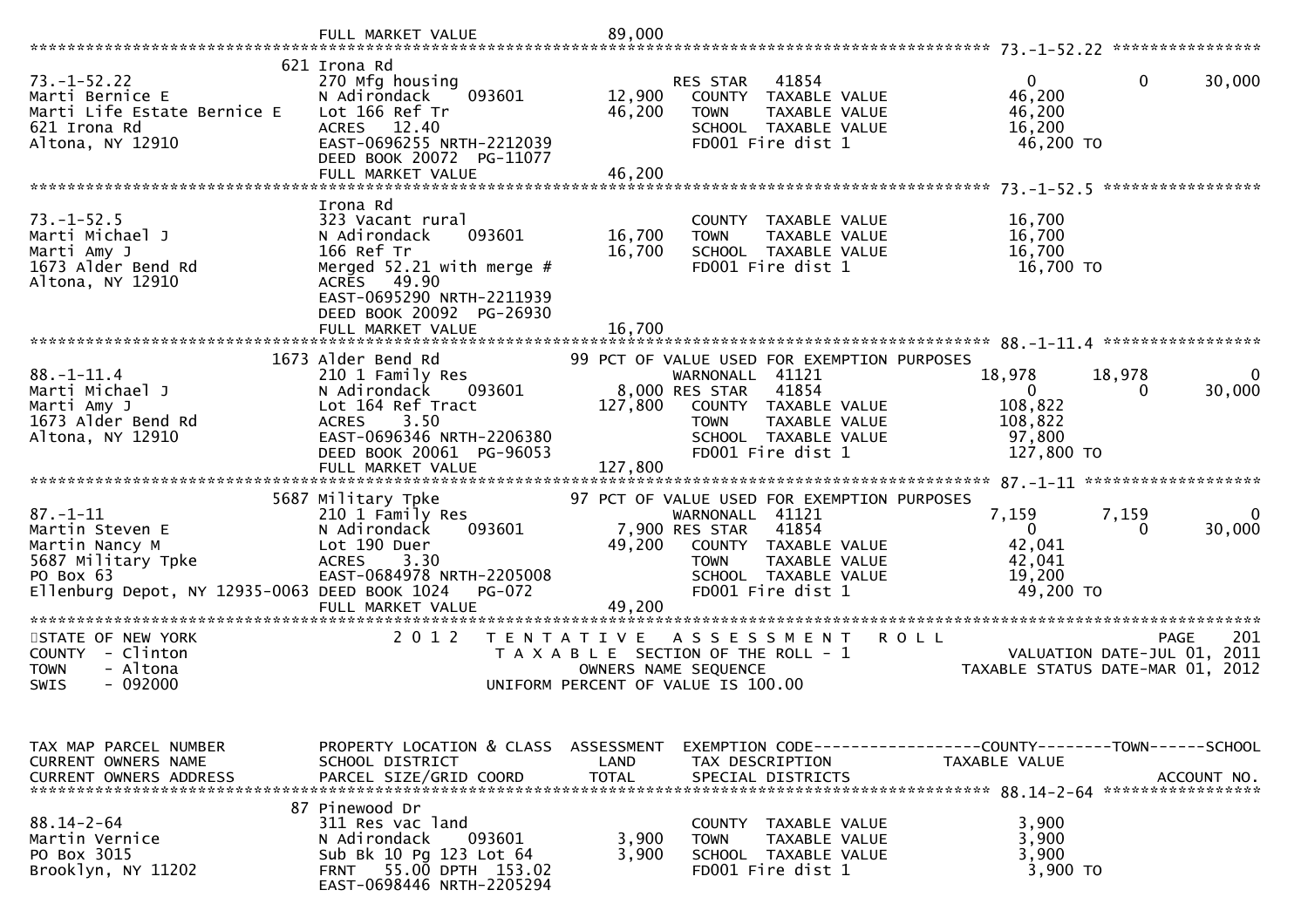FULL MARKET VALUE 89,000

```
********************************************************************************************** 73.-1-52.22 ****************
                              621 Irona Rd
73.-1-52.22                   270 Mfg housing                       RES STAR    41854                  0            0       30,000
Marti Bernice E               N Adirondack     093601      12,900    COUNTY  TAXABLE VALUE          46,200
Marti Life Estate Bernice E   Lot 166 Ref Tr               46,200    TOWN    TAXABLE VALUE          46,200
621 Irona Rd                  ACRES   12.40                          SCHOOL  TAXABLE VALUE          16,200
Altona, NY 12910              EAST-0696255 NRTH-2212039              FD001 Fire dist 1               46,200 TO
                              DEED BOOK 20072  PG-11077
                              FULL MARKET VALUE            46,200
********************************************************************************************** 73.-1-52.5 *****************
                              Irona Rd
73.-1-52.5                    323 Vacant rural                       COUNTY  TAXABLE VALUE          16,700
Marti Michael J               N Adirondack     093601      16,700    TOWN    TAXABLE VALUE          16,700
Marti Amy J                   166 Ref Tr                   16,700    SCHOOL  TAXABLE VALUE          16,700
1673 Alder Bend Rd            Merged 52.21 with merge #              FD001 Fire dist 1               16,700 TO
Altona, NY 12910              ACRES   49.90
                              EAST-0695290 NRTH-2211939
                              DEED BOOK 20092  PG-26930
                              FULL MARKET VALUE            16,700
********************************************************************************************** 88.-1-11.4 *****************
                              1673 Alder Bend Rd           99 PCT OF VALUE USED FOR EXEMPTION PURPOSES
88.-1-11.4                    210 1 Family Res                       WARNONALL  41121             18,978       18,978            0
Marti Michael J               N Adirondack     093601       8,000 RES STAR   41854                   0            0       30,000
Marti Amy J                   Lot 164 Ref Tract           127,800    COUNTY  TAXABLE VALUE         108,822
1673 Alder Bend Rd            ACRES    3.50                          TOWN    TAXABLE VALUE         108,822
Altona, NY 12910              EAST-0696346 NRTH-2206380              SCHOOL  TAXABLE VALUE          97,800
                              DEED BOOK 20061  PG-96053              FD001 Fire dist 1              127,800 TO
                              FULL MARKET VALUE           127,800
********************************************************************************************** 87.-1-11 *******************
                              5687 Military Tpke           97 PCT OF VALUE USED FOR EXEMPTION PURPOSES
87.-1-11                      210 1 Family Res                       WARNONALL  41121              7,159        7,159            0
Martin Steven E               N Adirondack     093601       7,900 RES STAR   41854                   0            0       30,000
Martin Nancy M                Lot 190 Duer                 49,200    COUNTY  TAXABLE VALUE          42,041
5687 Military Tpke            ACRES    3.30                          TOWN    TAXABLE VALUE          42,041
PO Box 63                     EAST-0684978 NRTH-2205008              SCHOOL  TAXABLE VALUE          19,200
Ellenburg Depot, NY 12935-0063 DEED BOOK 1024   PG-072               FD001 Fire dist 1               49,200 TO
                              FULL MARKET VALUE            49,200
******************************************************************************************************************************
```

STATE OF NEW YORK | 2 0 1 2 T E N T A T I V E A S S E S S M E N T R O L L | PAGE 201
COUNTY - Clinton | T A X A B L E SECTION OF THE ROLL - 1 | VALUATION DATE-JUL 01, 2011
TOWN - Altona | OWNERS NAME SEQUENCE | TAXABLE STATUS DATE-MAR 01, 2012
SWIS - 092000 | UNIFORM PERCENT OF VALUE IS 100.00

```
TAX MAP PARCEL NUMBER         PROPERTY LOCATION & CLASS  ASSESSMENT  EXEMPTION CODE------------------COUNTY--------TOWN------SCHOOL
CURRENT OWNERS NAME           SCHOOL DISTRICT               LAND     TAX DESCRIPTION            TAXABLE VALUE
CURRENT OWNERS ADDRESS        PARCEL SIZE/GRID COORD        TOTAL    SPECIAL DISTRICTS                                   ACCOUNT NO.
********************************************************************************************** 88.14-2-64 *****************
                              87 Pinewood Dr
88.14-2-64                    311 Res vac land                       COUNTY  TAXABLE VALUE           3,900
Martin Vernice                N Adirondack     093601       3,900    TOWN    TAXABLE VALUE           3,900
PO Box 3015                   Sub Bk 10 Pg 123 Lot 64       3,900    SCHOOL  TAXABLE VALUE           3,900
Brooklyn, NY 11202            FRNT   55.00 DPTH 153.02               FD001 Fire dist 1                3,900 TO
                              EAST-0698446 NRTH-2205294
```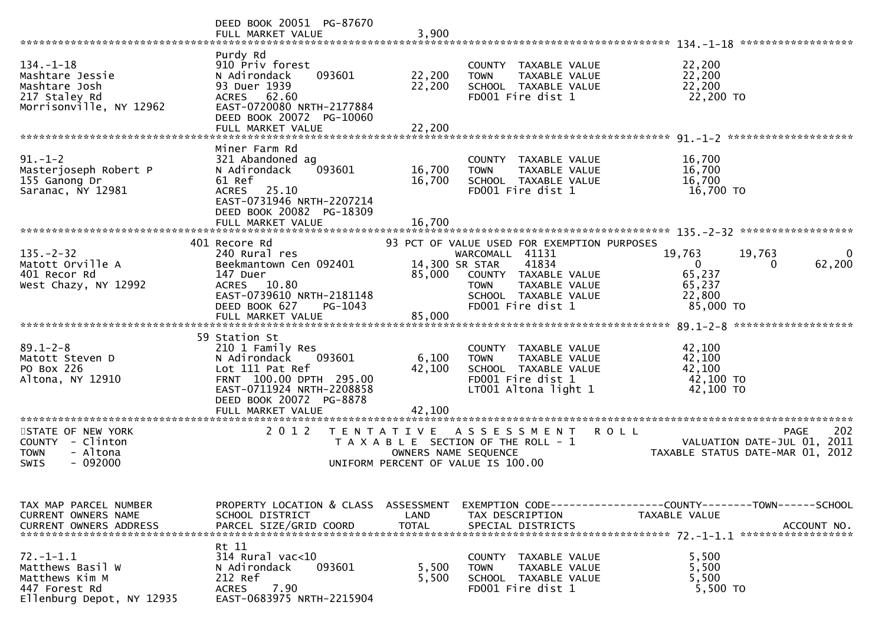```
                                   DEED BOOK 20051  PG-87670
                                   FULL MARKET VALUE                3,900
******************************************************************************************************* 134.-1-18 ******************
                                   Purdy Rd
134.-1-18                          910 Priv forest                           COUNTY  TAXABLE VALUE              22,200
Mashtare Jessie                    N Adirondack     093601      22,200       TOWN    TAXABLE VALUE              22,200
Mashtare Josh                      93 Duer 1939                 22,200       SCHOOL  TAXABLE VALUE              22,200
217 Staley Rd                      ACRES   62.60                             FD001 Fire dist 1                   22,200 TO
Morrisonville, NY 12962            EAST-0720080 NRTH-2177884
                                   DEED BOOK 20072  PG-10060
                                   FULL MARKET VALUE               22,200
******************************************************************************************************* 91.-1-2 ********************
                                   Miner Farm Rd
91.-1-2                            321 Abandoned ag                          COUNTY  TAXABLE VALUE              16,700
Masterjoseph Robert P              N Adirondack     093601      16,700       TOWN    TAXABLE VALUE              16,700
155 Ganong Dr                      61 Ref                       16,700       SCHOOL  TAXABLE VALUE              16,700
Saranac, NY 12981                  ACRES   25.10                             FD001 Fire dist 1                   16,700 TO
                                   EAST-0731946 NRTH-2207214
                                   DEED BOOK 20082  PG-18309
                                   FULL MARKET VALUE               16,700
******************************************************************************************************* 135.-2-32 ******************
                                401 Recore Rd                     93 PCT OF VALUE USED FOR EXEMPTION PURPOSES
135.-2-32                          240 Rural res                             WARCOMALL  41131               19,763        19,763             0
Matott Orville A                   Beekmantown Cen 092401       14,300 SR STAR     41834                     0             0        62,200
401 Recor Rd                       147 Duer                     85,000       COUNTY  TAXABLE VALUE              65,237
West Chazy, NY 12992               ACRES   10.80                             TOWN    TAXABLE VALUE              65,237
                                   EAST-0739610 NRTH-2181148                 SCHOOL  TAXABLE VALUE              22,800
                                   DEED BOOK 627     PG-1043                 FD001 Fire dist 1                   85,000 TO
                                   FULL MARKET VALUE               85,000
******************************************************************************************************* 89.1-2-8 *******************
                                59 Station St
89.1-2-8                           210 1 Family Res                          COUNTY  TAXABLE VALUE              42,100
Matott Steven D                    N Adirondack     093601       6,100       TOWN    TAXABLE VALUE              42,100
PO Box 226                         Lot 111 Pat Ref              42,100       SCHOOL  TAXABLE VALUE              42,100
Altona, NY 12910                   FRNT 100.00 DPTH 295.00                   FD001 Fire dist 1                   42,100 TO
                                   EAST-0711924 NRTH-2208858                 LT001 Altona light 1                42,100 TO
                                   DEED BOOK 20072  PG-8878
                                   FULL MARKET VALUE               42,100
************************************************************************************************************************************
STATE OF NEW YORK                  2 0 1 2   T E N T A T I V E   A S S E S S M E N T   R O L L                               PAGE    202
COUNTY  - Clinton                           T A X A B L E  SECTION OF THE ROLL - 1                       VALUATION DATE-JUL 01, 2011
TOWN    - Altona                                    OWNERS NAME SEQUENCE                            TAXABLE STATUS DATE-MAR 01, 2012
SWIS    - 092000                            UNIFORM PERCENT OF VALUE IS 100.00


TAX MAP PARCEL NUMBER              PROPERTY LOCATION & CLASS  ASSESSMENT  EXEMPTION CODE------------------COUNTY--------TOWN------SCHOOL
CURRENT OWNERS NAME                SCHOOL DISTRICT               LAND      TAX DESCRIPTION             TAXABLE VALUE
CURRENT OWNERS ADDRESS             PARCEL SIZE/GRID COORD       TOTAL      SPECIAL DISTRICTS                                 ACCOUNT NO.
******************************************************************************************************* 72.-1-1.1 ******************
                                   Rt 11
72.-1-1.1                          314 Rural vac<10                          COUNTY  TAXABLE VALUE               5,500
Matthews Basil W                   N Adirondack     093601       5,500       TOWN    TAXABLE VALUE               5,500
Matthews Kim M                     212 Ref                       5,500       SCHOOL  TAXABLE VALUE               5,500
447 Forest Rd                      ACRES    7.90                             FD001 Fire dist 1                    5,500 TO
Ellenburg Depot, NY 12935          EAST-0683975 NRTH-2215904
```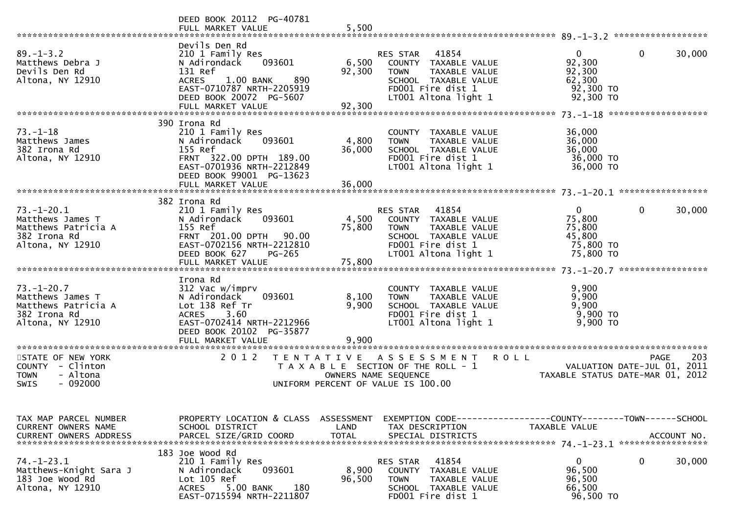```
                              DEED BOOK 20112  PG-40781
                              FULL MARKET VALUE              5,500
******************************************************************************************************* 89.-1-3.2 ******************
                              Devils Den Rd
89.-1-3.2                     210 1 Family Res                        RES STAR   41854                0              0        30,000
Matthews Debra J              N Adirondack     093601         6,500   COUNTY  TAXABLE VALUE             92,300
Devils Den Rd                 131 Ref                        92,300   TOWN    TAXABLE VALUE             92,300
Altona, NY 12910              ACRES    1.00 BANK     890              SCHOOL  TAXABLE VALUE             62,300
                              EAST-0710787 NRTH-2205919               FD001 Fire dist 1                 92,300 TO
                              DEED BOOK 20072  PG-5607                LT001 Altona light 1              92,300 TO
                              FULL MARKET VALUE             92,300
******************************************************************************************************* 73.-1-18 *******************
                          390 Irona Rd
73.-1-18                      210 1 Family Res                        COUNTY  TAXABLE VALUE             36,000
Matthews James                N Adirondack     093601         4,800   TOWN    TAXABLE VALUE             36,000
382 Irona Rd                  155 Ref                        36,000   SCHOOL  TAXABLE VALUE             36,000
Altona, NY 12910              FRNT 322.00 DPTH 189.00                 FD001 Fire dist 1                 36,000 TO
                              EAST-0701936 NRTH-2212849               LT001 Altona light 1              36,000 TO
                              DEED BOOK 99001  PG-13623
                              FULL MARKET VALUE             36,000
******************************************************************************************************* 73.-1-20.1 *****************
                          382 Irona Rd
73.-1-20.1                    210 1 Family Res                        RES STAR   41854                0              0        30,000
Matthews James T              N Adirondack     093601         4,500   COUNTY  TAXABLE VALUE             75,800
Matthews Patricia A           155 Ref                        75,800   TOWN    TAXABLE VALUE             75,800
382 Irona Rd                  FRNT 201.00 DPTH  90.00                 SCHOOL  TAXABLE VALUE             45,800
Altona, NY 12910              EAST-0702156 NRTH-2212810               FD001 Fire dist 1                 75,800 TO
                              DEED BOOK 627    PG-265                 LT001 Altona light 1              75,800 TO
                              FULL MARKET VALUE             75,800
******************************************************************************************************* 73.-1-20.7 *****************
                              Irona Rd
73.-1-20.7                    312 Vac w/imprv                         COUNTY  TAXABLE VALUE              9,900
Matthews James T              N Adirondack     093601         8,100   TOWN    TAXABLE VALUE              9,900
Matthews Patricia A           Lot 138 Ref Tr                  9,900   SCHOOL  TAXABLE VALUE              9,900
382 Irona Rd                  ACRES    3.60                           FD001 Fire dist 1                  9,900 TO
Altona, NY 12910              EAST-0702414 NRTH-2212966               LT001 Altona light 1               9,900 TO
                              DEED BOOK 20102  PG-35877
                              FULL MARKET VALUE              9,900
************************************************************************************************************************************
STATE OF NEW YORK                2 0 1 2   T E N T A T I V E   A S S E S S M E N T   R O L L                                PAGE   203
COUNTY  - Clinton                            T A X A B L E  SECTION OF THE ROLL - 1                       VALUATION DATE-JUL 01, 2011
TOWN    - Altona                                     OWNERS NAME SEQUENCE                               TAXABLE STATUS DATE-MAR 01, 2012
SWIS    - 092000                               UNIFORM PERCENT OF VALUE IS 100.00


TAX MAP PARCEL NUMBER         PROPERTY LOCATION & CLASS  ASSESSMENT  EXEMPTION CODE------------------COUNTY--------TOWN------SCHOOL
CURRENT OWNERS NAME           SCHOOL DISTRICT               LAND      TAX DESCRIPTION              TAXABLE VALUE
CURRENT OWNERS ADDRESS        PARCEL SIZE/GRID COORD        TOTAL     SPECIAL DISTRICTS                                      ACCOUNT NO.
******************************************************************************************************* 74.-1-23.1 *****************
                          183 Joe Wood Rd
74.-1-23.1                    210 1 Family Res                        RES STAR   41854                0              0        30,000
Matthews-Knight Sara J        N Adirondack     093601         8,900   COUNTY  TAXABLE VALUE             96,500
183 Joe Wood Rd               Lot 105 Ref                    96,500   TOWN    TAXABLE VALUE             96,500
Altona, NY 12910              ACRES    5.00 BANK     180              SCHOOL  TAXABLE VALUE             66,500
                              EAST-0715594 NRTH-2211807               FD001 Fire dist 1                 96,500 TO
```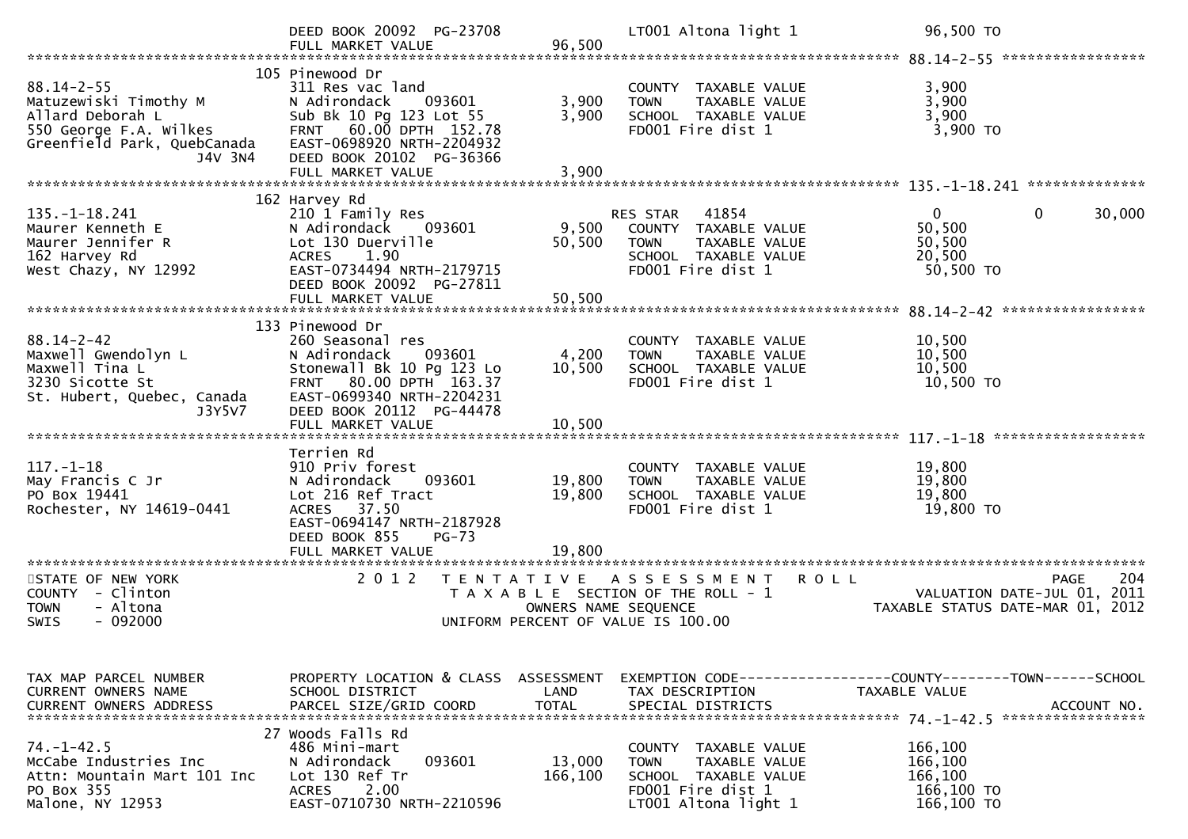```
                                 DEED BOOK 20092  PG-23708              LT001 Altona light 1                96,500 TO
                                 FULL MARKET VALUE              96,500
******************************************************************************************************* 88.14-2-55 *****************
                                 105 Pinewood Dr
88.14-2-55                       311 Res vac land                       COUNTY  TAXABLE VALUE               3,900
Matuzewiski Timothy M            N Adirondack     093601         3,900  TOWN    TAXABLE VALUE               3,900
Allard Deborah L                 Sub Bk 10 Pg 123 Lot 55         3,900  SCHOOL  TAXABLE VALUE               3,900
550 George F.A. Wilkes           FRNT   60.00 DPTH 152.78               FD001 Fire dist 1                    3,900 TO
Greenfield Park, QuebCanada      EAST-0698920 NRTH-2204932
                     J4V 3N4     DEED BOOK 20102  PG-36366
                                 FULL MARKET VALUE               3,900
******************************************************************************************************* 135.-1-18.241 **************
                                 162 Harvey Rd
135.-1-18.241                    210 1 Family Res                       RES STAR    41854                    0            0       30,000
Maurer Kenneth E                 N Adirondack     093601         9,500  COUNTY  TAXABLE VALUE              50,500
Maurer Jennifer R                Lot 130 Duerville              50,500  TOWN    TAXABLE VALUE              50,500
162 Harvey Rd                    ACRES     1.90                         SCHOOL  TAXABLE VALUE              20,500
West Chazy, NY 12992             EAST-0734494 NRTH-2179715              FD001 Fire dist 1                   50,500 TO
                                 DEED BOOK 20092  PG-27811
                                 FULL MARKET VALUE              50,500
******************************************************************************************************* 88.14-2-42 *****************
                                 133 Pinewood Dr
88.14-2-42                       260 Seasonal res                       COUNTY  TAXABLE VALUE              10,500
Maxwell Gwendolyn L              N Adirondack     093601         4,200  TOWN    TAXABLE VALUE              10,500
Maxwell Tina L                   Stonewall Bk 10 Pg 123 Lo      10,500  SCHOOL  TAXABLE VALUE              10,500
3230 Sicotte St                  FRNT   80.00 DPTH 163.37               FD001 Fire dist 1                   10,500 TO
St. Hubert, Quebec, Canada       EAST-0699340 NRTH-2204231
                     J3Y5V7      DEED BOOK 20112  PG-44478
                                 FULL MARKET VALUE              10,500
******************************************************************************************************* 117.-1-18 ******************
                                 Terrien Rd
117.-1-18                        910 Priv forest                        COUNTY  TAXABLE VALUE              19,800
May Francis C Jr                 N Adirondack     093601        19,800  TOWN    TAXABLE VALUE              19,800
PO Box 19441                     Lot 216 Ref Tract              19,800  SCHOOL  TAXABLE VALUE              19,800
Rochester, NY 14619-0441         ACRES    37.50                         FD001 Fire dist 1                   19,800 TO
                                 EAST-0694147 NRTH-2187928
                                 DEED BOOK 855    PG-73
                                 FULL MARKET VALUE              19,800
************************************************************************************************************************************
STATE OF NEW YORK                2 0 1 2   T E N T A T I V E   A S S E S S M E N T   R O L L                          PAGE    204
COUNTY  - Clinton                          T A X A B L E  SECTION OF THE ROLL - 1                       VALUATION DATE-JUL 01, 2011
TOWN    - Altona                                   OWNERS NAME SEQUENCE                            TAXABLE STATUS DATE-MAR 01, 2012
SWIS    - 092000                           UNIFORM PERCENT OF VALUE IS 100.00


TAX MAP PARCEL NUMBER            PROPERTY LOCATION & CLASS  ASSESSMENT  EXEMPTION CODE------------------COUNTY--------TOWN------SCHOOL
CURRENT OWNERS NAME              SCHOOL DISTRICT               LAND     TAX DESCRIPTION              TAXABLE VALUE
CURRENT OWNERS ADDRESS           PARCEL SIZE/GRID COORD        TOTAL    SPECIAL DISTRICTS                                 ACCOUNT NO.
******************************************************************************************************* 74.-1-42.5 *****************
                                 27 Woods Falls Rd
74.-1-42.5                       486 Mini-mart                          COUNTY  TAXABLE VALUE             166,100
McCabe Industries Inc            N Adirondack     093601        13,000  TOWN    TAXABLE VALUE             166,100
Attn: Mountain Mart 101 Inc      Lot 130 Ref Tr                166,100  SCHOOL  TAXABLE VALUE             166,100
PO Box 355                       ACRES     2.00                         FD001 Fire dist 1                  166,100 TO
Malone, NY 12953                 EAST-0710730 NRTH-2210596              LT001 Altona light 1               166,100 TO
```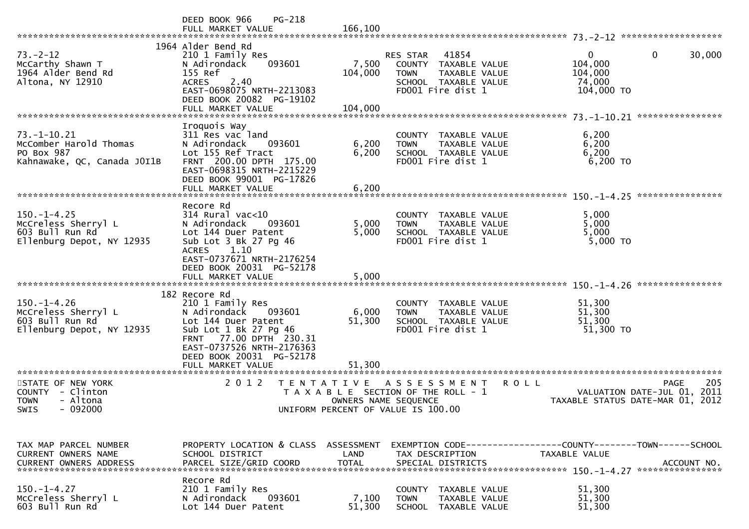```
                              DEED BOOK 966     PG-218
                              FULL MARKET VALUE             166,100
******************************************************************************************************* 73.-2-12 *******************
                          1964 Alder Bend Rd
73.-2-12                      210 1 Family Res                  RES STAR   41854                0            0      30,000
McCarthy Shawn T              N Adirondack    093601      7,500   COUNTY  TAXABLE VALUE         104,000
1964 Alder Bend Rd            155 Ref                   104,000   TOWN    TAXABLE VALUE         104,000
Altona, NY 12910              ACRES    2.40                      SCHOOL  TAXABLE VALUE          74,000
                              EAST-0698075 NRTH-2213083          FD001 Fire dist 1              104,000 TO
                              DEED BOOK 20082  PG-19102
                              FULL MARKET VALUE             104,000
******************************************************************************************************* 73.-1-10.21 ****************
                          Iroquois Way
73.-1-10.21                   311 Res vac land                  COUNTY  TAXABLE VALUE           6,200
McComber Harold Thomas        N Adirondack    093601      6,200   TOWN    TAXABLE VALUE           6,200
PO Box 987                    Lot 155 Ref Tract           6,200   SCHOOL  TAXABLE VALUE           6,200
Kahnawake, QC, Canada J0I1B   FRNT 200.00 DPTH 175.00            FD001 Fire dist 1                6,200 TO
                              EAST-0698315 NRTH-2215229
                              DEED BOOK 99001  PG-17826
                              FULL MARKET VALUE               6,200
******************************************************************************************************* 150.-1-4.25 ****************
                          Recore Rd
150.-1-4.25                   314 Rural vac<10                  COUNTY  TAXABLE VALUE           5,000
McCreless Sherryl L           N Adirondack    093601      5,000   TOWN    TAXABLE VALUE           5,000
603 Bull Run Rd               Lot 144 Duer Patent         5,000   SCHOOL  TAXABLE VALUE           5,000
Ellenburg Depot, NY 12935     Sub Lot 3 Bk 27 Pg 46              FD001 Fire dist 1                5,000 TO
                              ACRES    1.10
                              EAST-0737671 NRTH-2176254
                              DEED BOOK 20031  PG-52178
                              FULL MARKET VALUE               5,000
******************************************************************************************************* 150.-1-4.26 ****************
                          182 Recore Rd
150.-1-4.26                   210 1 Family Res                  COUNTY  TAXABLE VALUE          51,300
McCreless Sherryl L           N Adirondack    093601      6,000   TOWN    TAXABLE VALUE          51,300
603 Bull Run Rd               Lot 144 Duer Patent        51,300   SCHOOL  TAXABLE VALUE          51,300
Ellenburg Depot, NY 12935     Sub Lot 1 Bk 27 Pg 46              FD001 Fire dist 1               51,300 TO
                              FRNT  77.00 DPTH 230.31
                              EAST-0737526 NRTH-2176363
                              DEED BOOK 20031  PG-52178
                              FULL MARKET VALUE              51,300
************************************************************************************************************************************
STATE OF NEW YORK                 2 0 1 2   T E N T A T I V E   A S S E S S M E N T   R O L L                          PAGE   205
COUNTY  - Clinton                         T A X A B L E  SECTION OF THE ROLL - 1                   VALUATION DATE-JUL 01, 2011
TOWN    - Altona                                   OWNERS NAME SEQUENCE                          TAXABLE STATUS DATE-MAR 01, 2012
SWIS    - 092000                             UNIFORM PERCENT OF VALUE IS 100.00


TAX MAP PARCEL NUMBER         PROPERTY LOCATION & CLASS  ASSESSMENT  EXEMPTION CODE------------------COUNTY--------TOWN------SCHOOL
CURRENT OWNERS NAME           SCHOOL DISTRICT              LAND      TAX DESCRIPTION            TAXABLE VALUE
CURRENT OWNERS ADDRESS        PARCEL SIZE/GRID COORD      TOTAL      SPECIAL DISTRICTS                                 ACCOUNT NO.
******************************************************************************************************* 150.-1-4.27 ****************
                          Recore Rd
150.-1-4.27                   210 1 Family Res                  COUNTY  TAXABLE VALUE          51,300
McCreless Sherryl L           N Adirondack    093601      7,100   TOWN    TAXABLE VALUE          51,300
603 Bull Run Rd               Lot 144 Duer Patent        51,300   SCHOOL  TAXABLE VALUE          51,300
```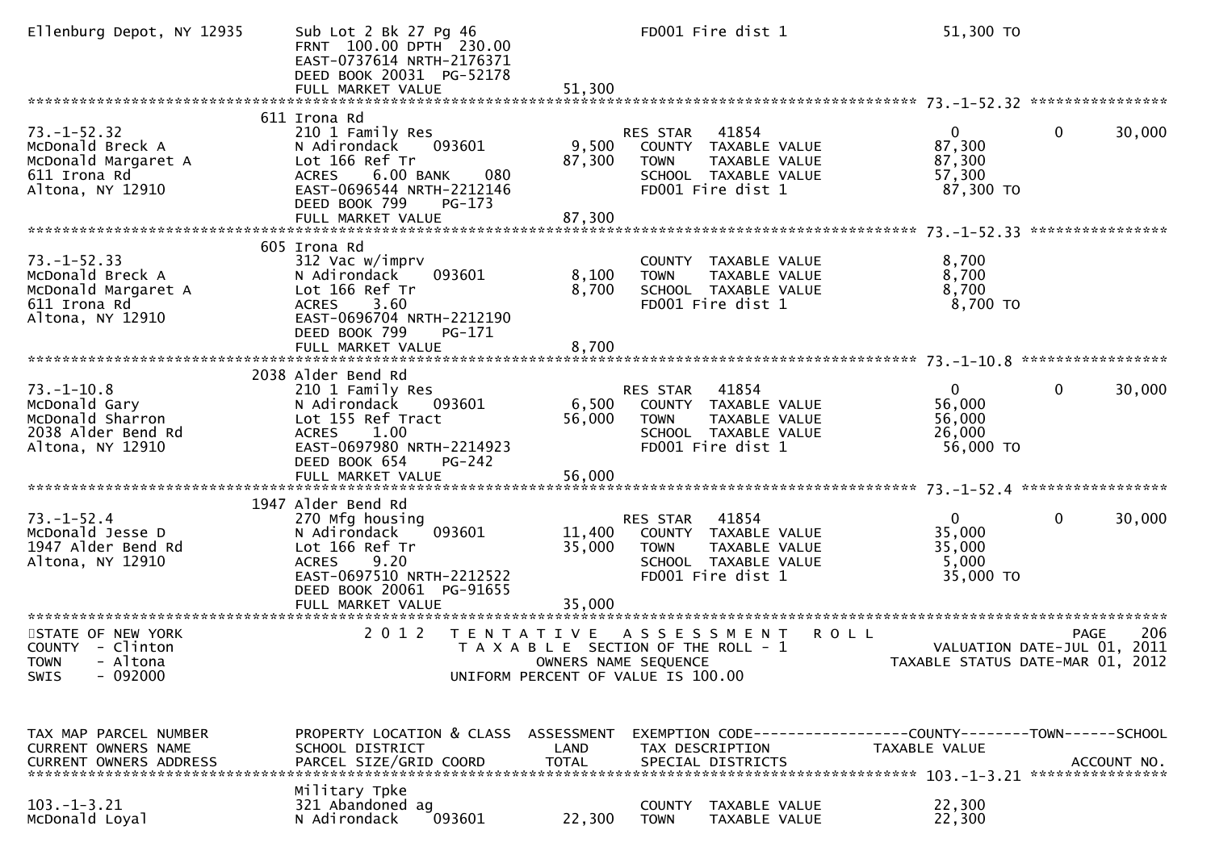```
Ellenburg Depot, NY 12935     Sub Lot 2 Bk 27 Pg 46                   FD001 Fire dist 1                   51,300 TO
                              FRNT 100.00 DPTH 230.00
                              EAST-0737614 NRTH-2176371
                              DEED BOOK 20031  PG-52178
                              FULL MARKET VALUE              51,300
******************************************************************************************************* 73.-1-52.32 ****************
                              611 Irona Rd
73.-1-52.32                   210 1 Family Res                        RES STAR   41854                      0          0      30,000
McDonald Breck A              N Adirondack    093601          9,500   COUNTY  TAXABLE VALUE            87,300
McDonald Margaret A           Lot 166 Ref Tr                 87,300   TOWN    TAXABLE VALUE            87,300
611 Irona Rd                  ACRES    6.00 BANK    080               SCHOOL  TAXABLE VALUE            57,300
Altona, NY 12910              EAST-0696544 NRTH-2212146               FD001 Fire dist 1                 87,300 TO
                              DEED BOOK 799    PG-173
                              FULL MARKET VALUE              87,300
******************************************************************************************************* 73.-1-52.33 ****************
                              605 Irona Rd
73.-1-52.33                   312 Vac w/imprv                         COUNTY  TAXABLE VALUE             8,700
McDonald Breck A              N Adirondack    093601          8,100   TOWN    TAXABLE VALUE             8,700
McDonald Margaret A           Lot 166 Ref Tr                  8,700   SCHOOL  TAXABLE VALUE             8,700
611 Irona Rd                  ACRES    3.60                           FD001 Fire dist 1                  8,700 TO
Altona, NY 12910              EAST-0696704 NRTH-2212190
                              DEED BOOK 799    PG-171
                              FULL MARKET VALUE               8,700
******************************************************************************************************* 73.-1-10.8 *****************
                              2038 Alder Bend Rd
73.-1-10.8                    210 1 Family Res                        RES STAR   41854                      0          0      30,000
McDonald Gary                 N Adirondack    093601          6,500   COUNTY  TAXABLE VALUE            56,000
McDonald Sharron              Lot 155 Ref Tract              56,000   TOWN    TAXABLE VALUE            56,000
2038 Alder Bend Rd            ACRES    1.00                           SCHOOL  TAXABLE VALUE            26,000
Altona, NY 12910              EAST-0697980 NRTH-2214923               FD001 Fire dist 1                 56,000 TO
                              DEED BOOK 654    PG-242
                              FULL MARKET VALUE              56,000
******************************************************************************************************* 73.-1-52.4 *****************
                              1947 Alder Bend Rd
73.-1-52.4                    270 Mfg housing                         RES STAR   41854                      0          0      30,000
McDonald Jesse D              N Adirondack    093601         11,400   COUNTY  TAXABLE VALUE            35,000
1947 Alder Bend Rd            Lot 166 Ref Tr                 35,000   TOWN    TAXABLE VALUE            35,000
Altona, NY 12910              ACRES    9.20                           SCHOOL  TAXABLE VALUE             5,000
                              EAST-0697510 NRTH-2212522               FD001 Fire dist 1                 35,000 TO
                              DEED BOOK 20061  PG-91655
                              FULL MARKET VALUE              35,000
************************************************************************************************************************************
STATE OF NEW YORK                2 0 1 2   T E N T A T I V E   A S S E S S M E N T   R O L L                         PAGE    206
COUNTY  - Clinton                          T A X A B L E  SECTION OF THE ROLL - 1                  VALUATION DATE-JUL 01, 2011
TOWN    - Altona                                 OWNERS NAME SEQUENCE                        TAXABLE STATUS DATE-MAR 01, 2012
SWIS    - 092000                           UNIFORM PERCENT OF VALUE IS 100.00


TAX MAP PARCEL NUMBER         PROPERTY LOCATION & CLASS  ASSESSMENT  EXEMPTION CODE------------------COUNTY--------TOWN------SCHOOL
CURRENT OWNERS NAME           SCHOOL DISTRICT               LAND      TAX DESCRIPTION              TAXABLE VALUE
CURRENT OWNERS ADDRESS        PARCEL SIZE/GRID COORD        TOTAL     SPECIAL DISTRICTS                                   ACCOUNT NO.
******************************************************************************************************* 103.-1-3.21 ****************
                              Military Tpke
103.-1-3.21                   321 Abandoned ag                        COUNTY  TAXABLE VALUE            22,300
McDonald Loyal                N Adirondack    093601         22,300   TOWN    TAXABLE VALUE            22,300
```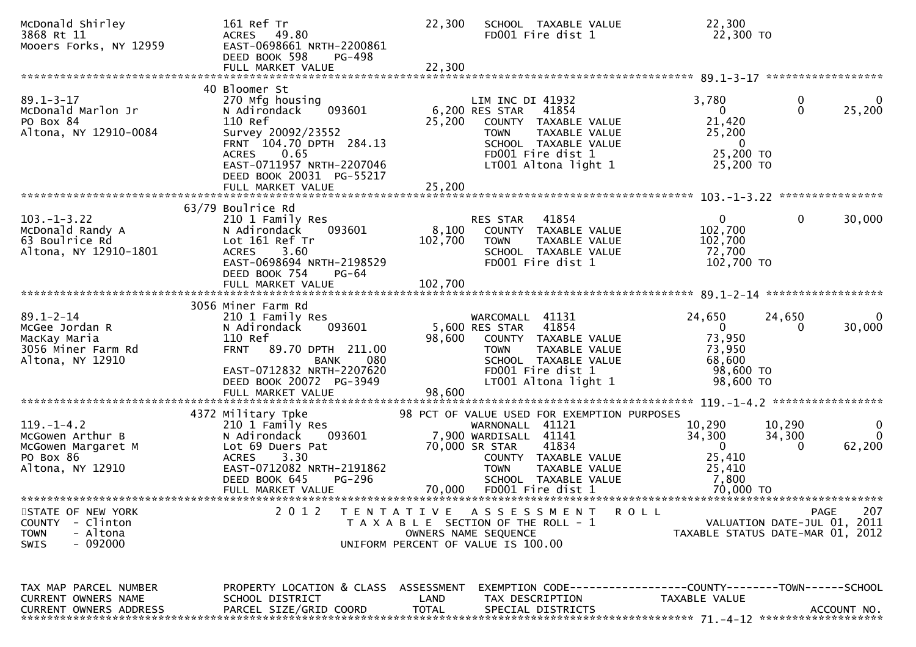```
McDonald Shirley              161 Ref Tr                       22,300   SCHOOL  TAXABLE VALUE            22,300
3868 Rt 11                    ACRES   49.80                             FD001 Fire dist 1                 22,300 TO
Mooers Forks, NY 12959        EAST-0698661 NRTH-2200861
                              DEED BOOK 598     PG-498
                              FULL MARKET VALUE                22,300
******************************************************************************************************* 89.1-3-17 ******************
                              40 Bloomer St
89.1-3-17                     270 Mfg housing                         LIM INC DI 41932                  3,780          0              0
McDonald Marlon Jr            N Adirondack    093601          6,200 RES STAR   41854                       0           0         25,200
PO Box 84                     110 Ref                          25,200   COUNTY  TAXABLE VALUE            21,420
Altona, NY 12910-0084         Survey 20092/23552                        TOWN    TAXABLE VALUE            25,200
                              FRNT 104.70 DPTH 284.13                   SCHOOL  TAXABLE VALUE                 0
                              ACRES    0.65                             FD001 Fire dist 1                 25,200 TO
                              EAST-0711957 NRTH-2207046                 LT001 Altona light 1              25,200 TO
                              DEED BOOK 20031 PG-55217
                              FULL MARKET VALUE                25,200
******************************************************************************************************* 103.-1-3.22 ****************
                              63/79 Boulrice Rd
103.-1-3.22                   210 1 Family Res                        RES STAR   41854                       0           0         30,000
McDonald Randy A              N Adirondack    093601           8,100   COUNTY  TAXABLE VALUE           102,700
63 Boulrice Rd                Lot 161 Ref Tr                  102,700   TOWN    TAXABLE VALUE           102,700
Altona, NY 12910-1801         ACRES    3.60                             SCHOOL  TAXABLE VALUE            72,700
                              EAST-0698694 NRTH-2198529                 FD001 Fire dist 1                102,700 TO
                              DEED BOOK 754     PG-64
                              FULL MARKET VALUE               102,700
******************************************************************************************************* 89.1-2-14 ******************
                              3056 Miner Farm Rd
89.1-2-14                     210 1 Family Res                        WARCOMALL  41131                 24,650      24,650              0
McGee Jordan R                N Adirondack    093601          5,600 RES STAR   41854                       0           0         30,000
MacKay Maria                  110 Ref                          98,600   COUNTY  TAXABLE VALUE            73,950
3056 Miner Farm Rd            FRNT   89.70 DPTH 211.00                  TOWN    TAXABLE VALUE            73,950
Altona, NY 12910                           BANK     080                 SCHOOL  TAXABLE VALUE            68,600
                              EAST-0712832 NRTH-2207620                 FD001 Fire dist 1                 98,600 TO
                              DEED BOOK 20072 PG-3949                   LT001 Altona light 1              98,600 TO
                              FULL MARKET VALUE                98,600
******************************************************************************************************* 119.-1-4.2 *****************
                              4372 Military Tpke               98 PCT OF VALUE USED FOR EXEMPTION PURPOSES
119.-1-4.2                    210 1 Family Res                        WARNONALL  41121                 10,290      10,290              0
McGowen Arthur B              N Adirondack    093601          7,900 WARDISALL  41141                 34,300      34,300              0
McGowen Margaret M            Lot 69 Duers Pat                70,000 SR STAR    41834                       0           0         62,200
PO Box 86                     ACRES    3.30                             COUNTY  TAXABLE VALUE            25,410
Altona, NY 12910              EAST-0712082 NRTH-2191862                 TOWN    TAXABLE VALUE            25,410
                              DEED BOOK 645     PG-296                  SCHOOL  TAXABLE VALUE             7,800
                              FULL MARKET VALUE                70,000   FD001 Fire dist 1                 70,000 TO
*************************************************************************************************************************************
STATE OF NEW YORK                  2 0 1 2   T E N T A T I V E   A S S E S S M E N T   R O L L                          PAGE    207
COUNTY  - Clinton                            T A X A B L E  SECTION OF THE ROLL - 1                      VALUATION DATE-JUL 01, 2011
TOWN    - Altona                                   OWNERS NAME SEQUENCE                           TAXABLE STATUS DATE-MAR 01, 2012
SWIS    - 092000                             UNIFORM PERCENT OF VALUE IS 100.00


TAX MAP PARCEL NUMBER         PROPERTY LOCATION & CLASS  ASSESSMENT  EXEMPTION CODE------------------COUNTY--------TOWN------SCHOOL
CURRENT OWNERS NAME           SCHOOL DISTRICT                 LAND      TAX DESCRIPTION              TAXABLE VALUE
CURRENT OWNERS ADDRESS        PARCEL SIZE/GRID COORD          TOTAL     SPECIAL DISTRICTS                                 ACCOUNT NO.
******************************************************************************************************* 71.-4-12 *******************
```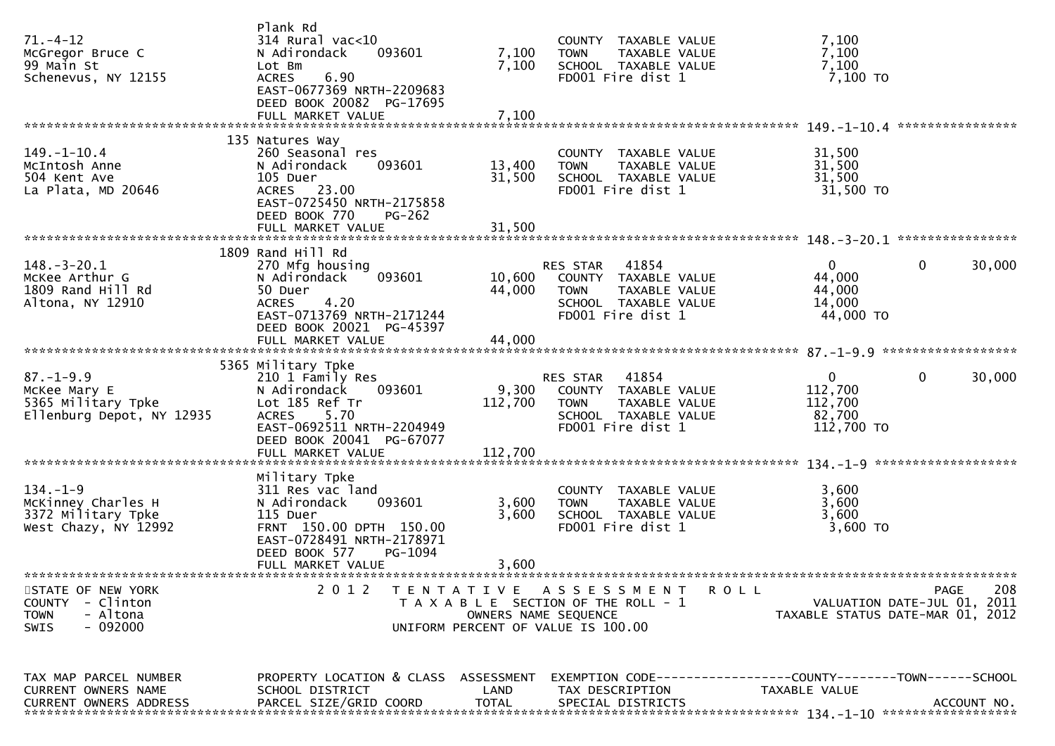```
                                    Plank Rd
71.-4-12                            314 Rural vac<10                     COUNTY  TAXABLE VALUE             7,100
McGregor Bruce C                    N Adirondack    093601       7,100   TOWN    TAXABLE VALUE             7,100
99 Main St                          Lot Bm                       7,100   SCHOOL  TAXABLE VALUE             7,100
Schenevus, NY 12155                 ACRES    6.90                        FD001 Fire dist 1                  7,100 TO
                                    EAST-0677369 NRTH-2209683
                                    DEED BOOK 20082  PG-17695
                                    FULL MARKET VALUE            7,100
******************************************************************************************************* 149.-1-10.4 ****************
                                135 Natures Way
149.-1-10.4                         260 Seasonal res                     COUNTY  TAXABLE VALUE            31,500
McIntosh Anne                       N Adirondack    093601      13,400   TOWN    TAXABLE VALUE            31,500
504 Kent Ave                        105 Duer                    31,500   SCHOOL  TAXABLE VALUE            31,500
La Plata, MD 20646                  ACRES   23.00                        FD001 Fire dist 1                 31,500 TO
                                    EAST-0725450 NRTH-2175858
                                    DEED BOOK 770    PG-262
                                    FULL MARKET VALUE           31,500
******************************************************************************************************* 148.-3-20.1 ****************
                               1809 Rand Hill Rd
148.-3-20.1                         270 Mfg housing                      RES STAR   41854                     0           0      30,000
McKee Arthur G                      N Adirondack    093601      10,600   COUNTY  TAXABLE VALUE            44,000
1809 Rand Hill Rd                   50 Duer                     44,000   TOWN    TAXABLE VALUE            44,000
Altona, NY 12910                    ACRES    4.20                        SCHOOL  TAXABLE VALUE            14,000
                                    EAST-0713769 NRTH-2171244            FD001 Fire dist 1                 44,000 TO
                                    DEED BOOK 20021  PG-45397
                                    FULL MARKET VALUE           44,000
******************************************************************************************************* 87.-1-9.9 ******************
                               5365 Military Tpke
87.-1-9.9                           210 1 Family Res                     RES STAR   41854                     0           0      30,000
McKee Mary E                        N Adirondack    093601       9,300   COUNTY  TAXABLE VALUE           112,700
5365 Military Tpke                  Lot 185 Ref Tr             112,700   TOWN    TAXABLE VALUE           112,700
Ellenburg Depot, NY 12935           ACRES    5.70                        SCHOOL  TAXABLE VALUE            82,700
                                    EAST-0692511 NRTH-2204949            FD001 Fire dist 1                112,700 TO
                                    DEED BOOK 20041  PG-67077
                                    FULL MARKET VALUE          112,700
******************************************************************************************************* 134.-1-9 *******************
                                    Military Tpke
134.-1-9                            311 Res vac land                     COUNTY  TAXABLE VALUE             3,600
McKinney Charles H                  N Adirondack    093601       3,600   TOWN    TAXABLE VALUE             3,600
3372 Military Tpke                  115 Duer                     3,600   SCHOOL  TAXABLE VALUE             3,600
West Chazy, NY 12992                FRNT 150.00 DPTH 150.00              FD001 Fire dist 1                  3,600 TO
                                    EAST-0728491 NRTH-2178971
                                    DEED BOOK 577    PG-1094
                                    FULL MARKET VALUE            3,600
************************************************************************************************************************************
STATE OF NEW YORK                 2 0 1 2   T E N T A T I V E   A S S E S S M E N T   R O L L                          PAGE    208
COUNTY  - Clinton                           T A X A B L E  SECTION OF THE ROLL - 1                   VALUATION DATE-JUL 01, 2011
TOWN    - Altona                                 OWNERS NAME SEQUENCE                            TAXABLE STATUS DATE-MAR 01, 2012
SWIS    - 092000                             UNIFORM PERCENT OF VALUE IS 100.00


TAX MAP PARCEL NUMBER             PROPERTY LOCATION & CLASS  ASSESSMENT  EXEMPTION CODE------------------COUNTY--------TOWN------SCHOOL
CURRENT OWNERS NAME               SCHOOL DISTRICT               LAND      TAX DESCRIPTION              TAXABLE VALUE
CURRENT OWNERS ADDRESS            PARCEL SIZE/GRID COORD       TOTAL      SPECIAL DISTRICTS                                   ACCOUNT NO.
******************************************************************************************************* 134.-1-10 ******************
```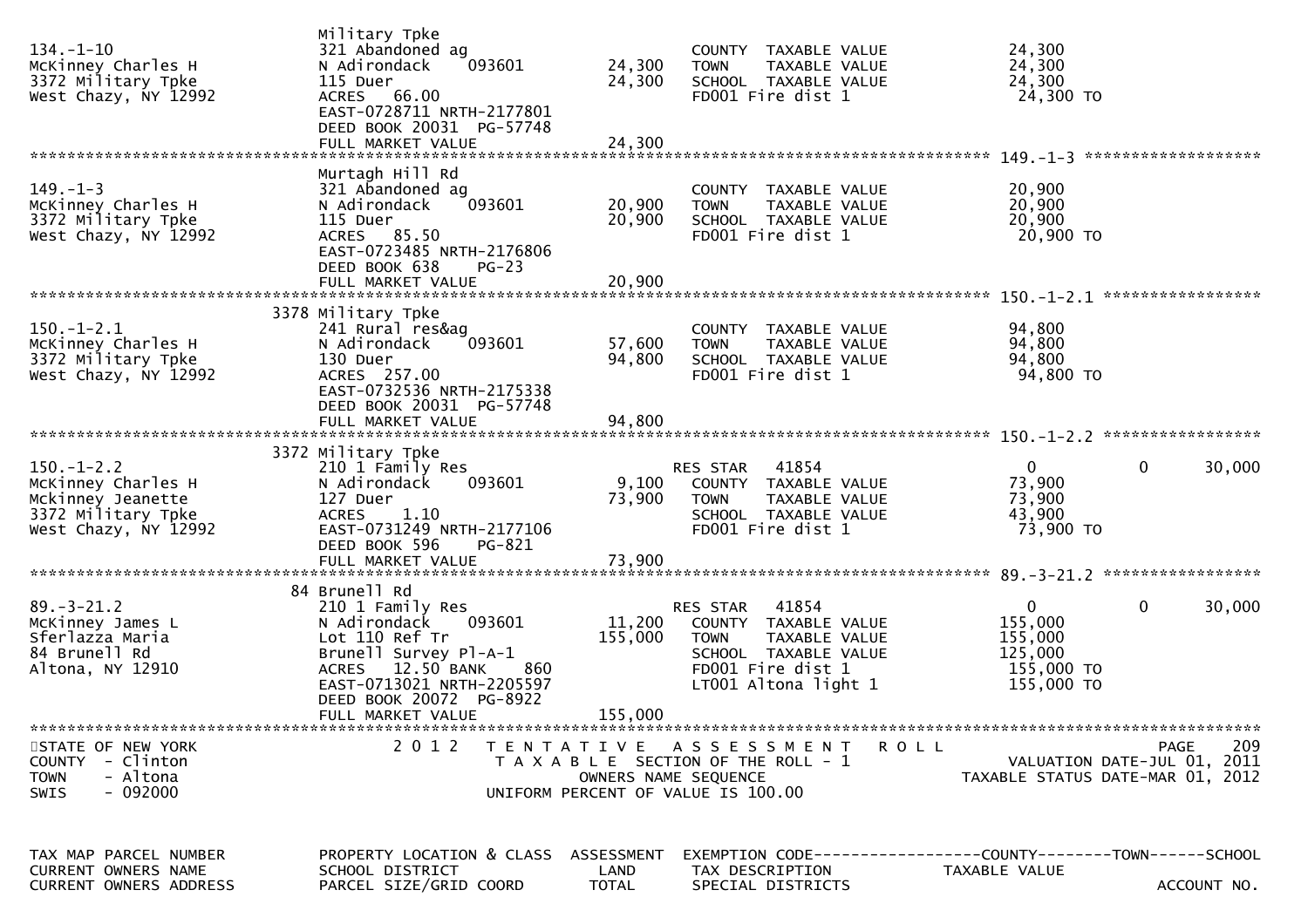```
                                Military Tpke
134.-1-10                       321 Abandoned ag                         COUNTY  TAXABLE VALUE            24,300
McKinney Charles H              N Adirondack    093601      24,300       TOWN    TAXABLE VALUE            24,300
3372 Military Tpke              115 Duer                    24,300       SCHOOL  TAXABLE VALUE            24,300
West Chazy, NY 12992            ACRES  66.00                             FD001 Fire dist 1                 24,300 TO
                                EAST-0728711 NRTH-2177801
                                DEED BOOK 20031  PG-57748
                                FULL MARKET VALUE           24,300
******************************************************************************************************* 149.-1-3 *******************
                                Murtagh Hill Rd
149.-1-3                        321 Abandoned ag                         COUNTY  TAXABLE VALUE            20,900
McKinney Charles H              N Adirondack    093601      20,900       TOWN    TAXABLE VALUE            20,900
3372 Military Tpke              115 Duer                    20,900       SCHOOL  TAXABLE VALUE            20,900
West Chazy, NY 12992            ACRES  85.50                             FD001 Fire dist 1                 20,900 TO
                                EAST-0723485 NRTH-2176806
                                DEED BOOK 638    PG-23
                                FULL MARKET VALUE           20,900
******************************************************************************************************* 150.-1-2.1 *****************
                                3378 Military Tpke
150.-1-2.1                      241 Rural res&ag                         COUNTY  TAXABLE VALUE            94,800
McKinney Charles H              N Adirondack    093601      57,600       TOWN    TAXABLE VALUE            94,800
3372 Military Tpke              130 Duer                    94,800       SCHOOL  TAXABLE VALUE            94,800
West Chazy, NY 12992            ACRES 257.00                             FD001 Fire dist 1                 94,800 TO
                                EAST-0732536 NRTH-2175338
                                DEED BOOK 20031  PG-57748
                                FULL MARKET VALUE           94,800
******************************************************************************************************* 150.-1-2.2 *****************
                                3372 Military Tpke
150.-1-2.2                      210 1 Family Res                         RES STAR   41854                  0           0       30,000
McKinney Charles H              N Adirondack    093601       9,100       COUNTY  TAXABLE VALUE            73,900
Mckinney Jeanette               127 Duer                    73,900       TOWN    TAXABLE VALUE            73,900
3372 Military Tpke              ACRES   1.10                             SCHOOL  TAXABLE VALUE            43,900
West Chazy, NY 12992            EAST-0731249 NRTH-2177106                FD001 Fire dist 1                 73,900 TO
                                DEED BOOK 596    PG-821
                                FULL MARKET VALUE           73,900
******************************************************************************************************* 89.-3-21.2 *****************
                                84 Brunell Rd
89.-3-21.2                      210 1 Family Res                         RES STAR   41854                  0           0       30,000
McKinney James L                N Adirondack    093601      11,200       COUNTY  TAXABLE VALUE           155,000
Sferlazza Maria                 Lot 110 Ref Tr             155,000       TOWN    TAXABLE VALUE           155,000
84 Brunell Rd                   Brunell Survey Pl-A-1                    SCHOOL  TAXABLE VALUE           125,000
Altona, NY 12910                ACRES  12.50 BANK    860                 FD001 Fire dist 1                155,000 TO
                                EAST-0713021 NRTH-2205597                LT001 Altona light 1             155,000 TO
                                DEED BOOK 20072  PG-8922
                                FULL MARKET VALUE          155,000
************************************************************************************************************************************
STATE OF NEW YORK                 2 0 1 2   T E N T A T I V E   A S S E S S M E N T   R O L L                      PAGE    209
COUNTY  - Clinton                          T A X A B L E  SECTION OF THE ROLL - 1                   VALUATION DATE-JUL 01, 2011
TOWN    - Altona                                   OWNERS NAME SEQUENCE                        TAXABLE STATUS DATE-MAR 01, 2012
SWIS    - 092000                           UNIFORM PERCENT OF VALUE IS 100.00


TAX MAP PARCEL NUMBER           PROPERTY LOCATION & CLASS  ASSESSMENT  EXEMPTION CODE------------------COUNTY--------TOWN------SCHOOL
CURRENT OWNERS NAME             SCHOOL DISTRICT               LAND     TAX DESCRIPTION             TAXABLE VALUE
CURRENT OWNERS ADDRESS          PARCEL SIZE/GRID COORD       TOTAL     SPECIAL DISTRICTS                                  ACCOUNT NO.
```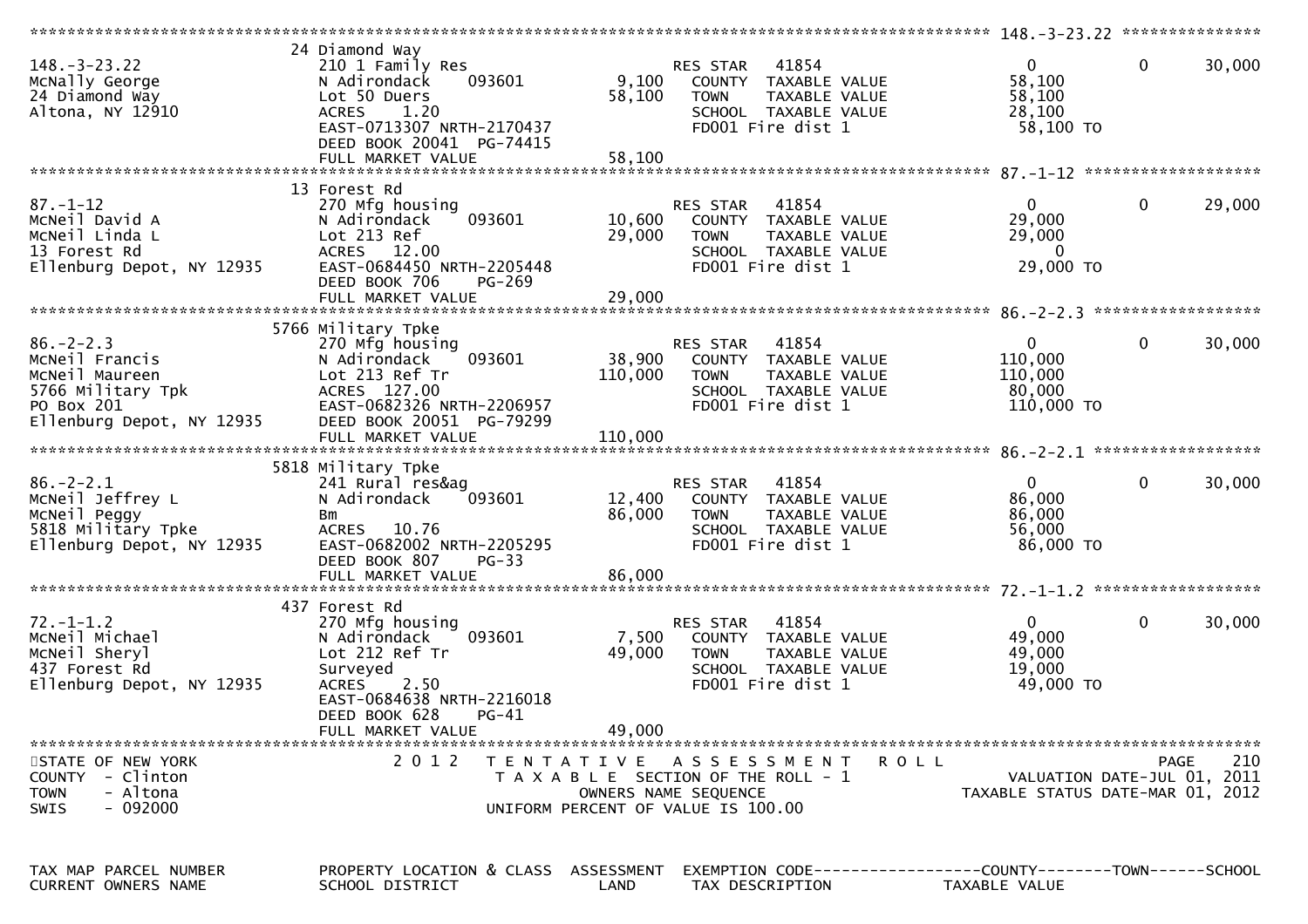```
******************************************************************************************************* 148.-3-23.22 ***************
                               24 Diamond Way
148.-3-23.22                   210 1 Family Res                         RES STAR   41854                       0             0    30,000
McNally George                 N Adirondack      093601         9,100   COUNTY  TAXABLE VALUE             58,100
24 Diamond Way                 Lot 50 Duers                    58,100   TOWN    TAXABLE VALUE             58,100
Altona, NY 12910               ACRES     1.20                           SCHOOL  TAXABLE VALUE             28,100
                               EAST-0713307 NRTH-2170437                FD001 Fire dist 1                  58,100 TO
                               DEED BOOK 20041  PG-74415
                               FULL MARKET VALUE               58,100
******************************************************************************************************* 87.-1-12 *******************
                               13 Forest Rd
87.-1-12                       270 Mfg housing                          RES STAR   41854                       0             0    29,000
McNeil David A                 N Adirondack      093601        10,600   COUNTY  TAXABLE VALUE             29,000
McNeil Linda L                 Lot 213 Ref                     29,000   TOWN    TAXABLE VALUE             29,000
13 Forest Rd                   ACRES    12.00                           SCHOOL  TAXABLE VALUE                  0
Ellenburg Depot, NY 12935      EAST-0684450 NRTH-2205448                FD001 Fire dist 1                  29,000 TO
                               DEED BOOK 706     PG-269
                               FULL MARKET VALUE               29,000
******************************************************************************************************* 86.-2-2.3 ******************
                               5766 Military Tpke
86.-2-2.3                      270 Mfg housing                          RES STAR   41854                       0             0    30,000
McNeil Francis                 N Adirondack      093601        38,900   COUNTY  TAXABLE VALUE            110,000
McNeil Maureen                 Lot 213 Ref Tr                 110,000   TOWN    TAXABLE VALUE            110,000
5766 Military Tpk              ACRES   127.00                           SCHOOL  TAXABLE VALUE             80,000
PO Box 201                     EAST-0682326 NRTH-2206957                FD001 Fire dist 1                 110,000 TO
Ellenburg Depot, NY 12935      DEED BOOK 20051  PG-79299
                               FULL MARKET VALUE              110,000
******************************************************************************************************* 86.-2-2.1 ******************
                               5818 Military Tpke
86.-2-2.1                      241 Rural res&ag                         RES STAR   41854                       0             0    30,000
McNeil Jeffrey L               N Adirondack      093601        12,400   COUNTY  TAXABLE VALUE             86,000
McNeil Peggy                   Bm                              86,000   TOWN    TAXABLE VALUE             86,000
5818 Military Tpke             ACRES    10.76                           SCHOOL  TAXABLE VALUE             56,000
Ellenburg Depot, NY 12935      EAST-0682002 NRTH-2205295                FD001 Fire dist 1                  86,000 TO
                               DEED BOOK 807     PG-33
                               FULL MARKET VALUE               86,000
******************************************************************************************************* 72.-1-1.2 ******************
                               437 Forest Rd
72.-1-1.2                      270 Mfg housing                          RES STAR   41854                       0             0    30,000
McNeil Michael                 N Adirondack      093601         7,500   COUNTY  TAXABLE VALUE             49,000
McNeil Sheryl                  Lot 212 Ref Tr                  49,000   TOWN    TAXABLE VALUE             49,000
437 Forest Rd                  Surveyed                                 SCHOOL  TAXABLE VALUE             19,000
Ellenburg Depot, NY 12935      ACRES     2.50                           FD001 Fire dist 1                  49,000 TO
                               EAST-0684638 NRTH-2216018
                               DEED BOOK 628     PG-41
                               FULL MARKET VALUE               49,000
************************************************************************************************************************************
STATE OF NEW YORK                2 0 1 2   T E N T A T I V E   A S S E S S M E N T   R O L L                                PAGE   210
COUNTY  - Clinton                           T A X A B L E  SECTION OF THE ROLL - 1                     VALUATION DATE-JUL 01, 2011
TOWN    - Altona                                  OWNERS NAME SEQUENCE                           TAXABLE STATUS DATE-MAR 01, 2012
SWIS    - 092000                           UNIFORM PERCENT OF VALUE IS 100.00


TAX MAP PARCEL NUMBER          PROPERTY LOCATION & CLASS  ASSESSMENT  EXEMPTION CODE------------------COUNTY--------TOWN------SCHOOL
CURRENT OWNERS NAME            SCHOOL DISTRICT               LAND      TAX DESCRIPTION             TAXABLE VALUE
```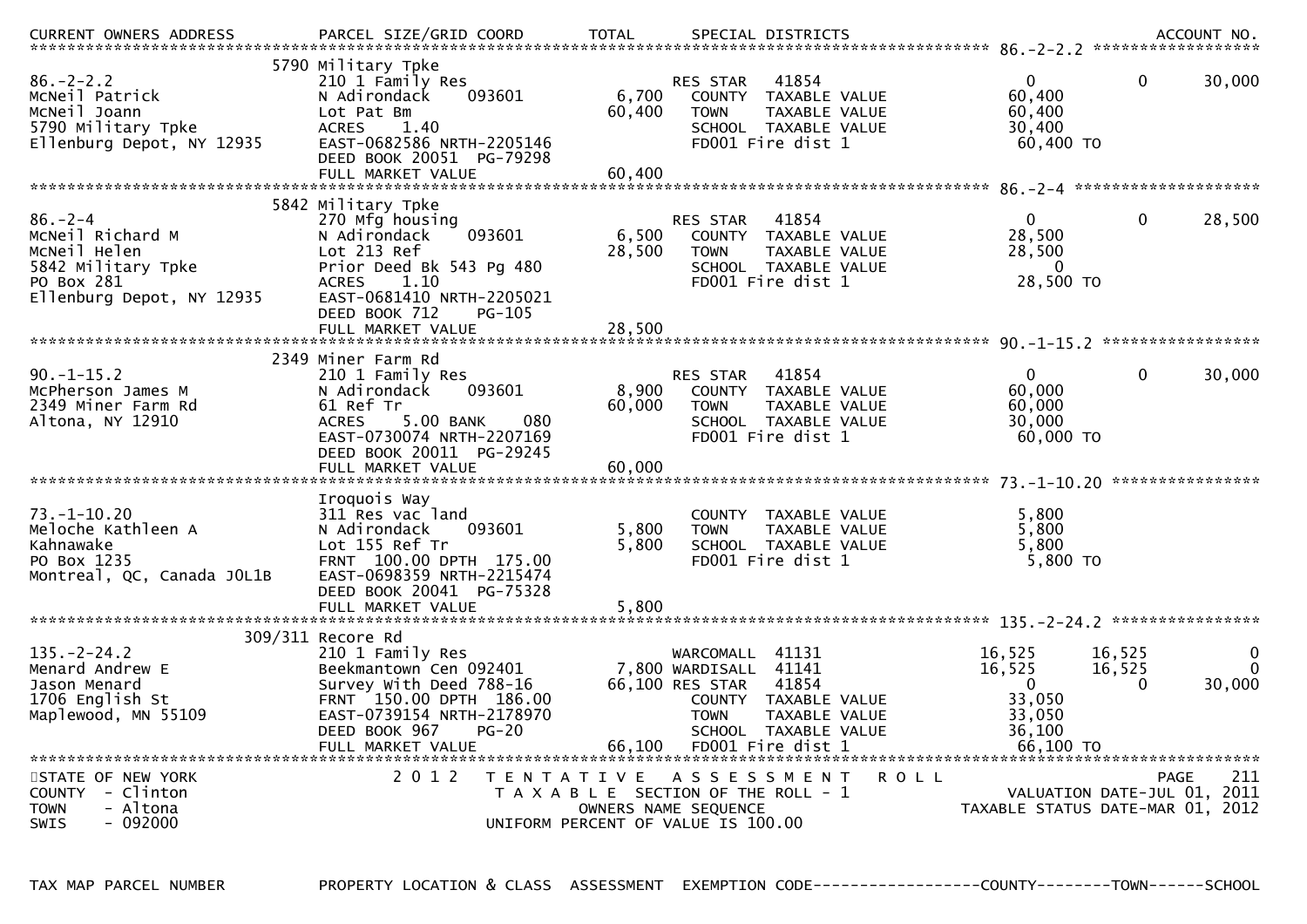| CURRENT OWNERS ADDRESS | PARCEL SIZE/GRID COORD | TOTAL | SPECIAL DISTRICTS | | | ACCOUNT NO. |
|---|---|---|---|---|---|---|
| TAX MAP PARCEL NUMBER | PROPERTY LOCATION & CLASS | ASSESSMENT | EXEMPTION CODE | COUNTY | TOWN | SCHOOL |
| **86.-2-2.2** | 5790 Military Tpke | | | | | |
| 86.-2-2.2 | 210 1 Family Res | | RES STAR 41854 | 0 | 0 | 30,000 |
| McNeil Patrick | N Adirondack 093601 | 6,700 | COUNTY TAXABLE VALUE | 60,400 | | |
| McNeil Joann | Lot Pat Bm | 60,400 | TOWN TAXABLE VALUE | 60,400 | | |
| 5790 Military Tpke | ACRES 1.40 | | SCHOOL TAXABLE VALUE | 30,400 | | |
| Ellenburg Depot, NY 12935 | EAST-0682586 NRTH-2205146 | | FD001 Fire dist 1 | 60,400 TO | | |
| | DEED BOOK 20051 PG-79298 | | | | | |
| | FULL MARKET VALUE | 60,400 | | | | |
| **86.-2-4** | 5842 Military Tpke | | | | | |
| 86.-2-4 | 270 Mfg housing | | RES STAR 41854 | 0 | 0 | 28,500 |
| McNeil Richard M | N Adirondack 093601 | 6,500 | COUNTY TAXABLE VALUE | 28,500 | | |
| McNeil Helen | Lot 213 Ref | 28,500 | TOWN TAXABLE VALUE | 28,500 | | |
| 5842 Military Tpke | Prior Deed Bk 543 Pg 480 | | SCHOOL TAXABLE VALUE | 0 | | |
| PO Box 281 | ACRES 1.10 | | FD001 Fire dist 1 | 28,500 TO | | |
| Ellenburg Depot, NY 12935 | EAST-0681410 NRTH-2205021 | | | | | |
| | DEED BOOK 712 PG-105 | | | | | |
| | FULL MARKET VALUE | 28,500 | | | | |
| **90.-1-15.2** | 2349 Miner Farm Rd | | | | | |
| 90.-1-15.2 | 210 1 Family Res | | RES STAR 41854 | 0 | 0 | 30,000 |
| McPherson James M | N Adirondack 093601 | 8,900 | COUNTY TAXABLE VALUE | 60,000 | | |
| 2349 Miner Farm Rd | 61 Ref Tr | 60,000 | TOWN TAXABLE VALUE | 60,000 | | |
| Altona, NY 12910 | ACRES 5.00 BANK 080 | | SCHOOL TAXABLE VALUE | 30,000 | | |
| | EAST-0730074 NRTH-2207169 | | FD001 Fire dist 1 | 60,000 TO | | |
| | DEED BOOK 20011 PG-29245 | | | | | |
| | FULL MARKET VALUE | 60,000 | | | | |
| **73.-1-10.20** | Iroquois Way | | | | | |
| 73.-1-10.20 | 311 Res vac land | | COUNTY TAXABLE VALUE | 5,800 | | |
| Meloche Kathleen A | N Adirondack 093601 | 5,800 | TOWN TAXABLE VALUE | 5,800 | | |
| Kahnawake | Lot 155 Ref Tr | 5,800 | SCHOOL TAXABLE VALUE | 5,800 | | |
| PO Box 1235 | FRNT 100.00 DPTH 175.00 | | FD001 Fire dist 1 | 5,800 TO | | |
| Montreal, QC, Canada J0L1B | EAST-0698359 NRTH-2215474 | | | | | |
| | DEED BOOK 20041 PG-75328 | | | | | |
| | FULL MARKET VALUE | 5,800 | | | | |
| **135.-2-24.2** | 309/311 Recore Rd | | | | | |
| 135.-2-24.2 | 210 1 Family Res | | WARCOMALL 41131 | 16,525 | 16,525 | 0 |
| Menard Andrew E | Beekmantown Cen 092401 | 7,800 | WARDISALL 41141 | 16,525 | 16,525 | 0 |
| Jason Menard | Survey With Deed 788-16 | 66,100 | RES STAR 41854 | 0 | 0 | 30,000 |
| 1706 English St | FRNT 150.00 DPTH 186.00 | | COUNTY TAXABLE VALUE | 33,050 | | |
| Maplewood, MN 55109 | EAST-0739154 NRTH-2178970 | | TOWN TAXABLE VALUE | 33,050 | | |
| | DEED BOOK 967 PG-20 | | SCHOOL TAXABLE VALUE | 36,100 | | |
| | FULL MARKET VALUE | 66,100 | FD001 Fire dist 1 | 66,100 TO | | |

STATE OF NEW YORK — 2012 TENTATIVE ASSESSMENT ROLL
COUNTY - Clinton — TAXABLE SECTION OF THE ROLL - 1 — VALUATION DATE-JUL 01, 2011
TOWN - Altona — OWNERS NAME SEQUENCE — TAXABLE STATUS DATE-MAR 01, 2012
SWIS - 092000 — UNIFORM PERCENT OF VALUE IS 100.00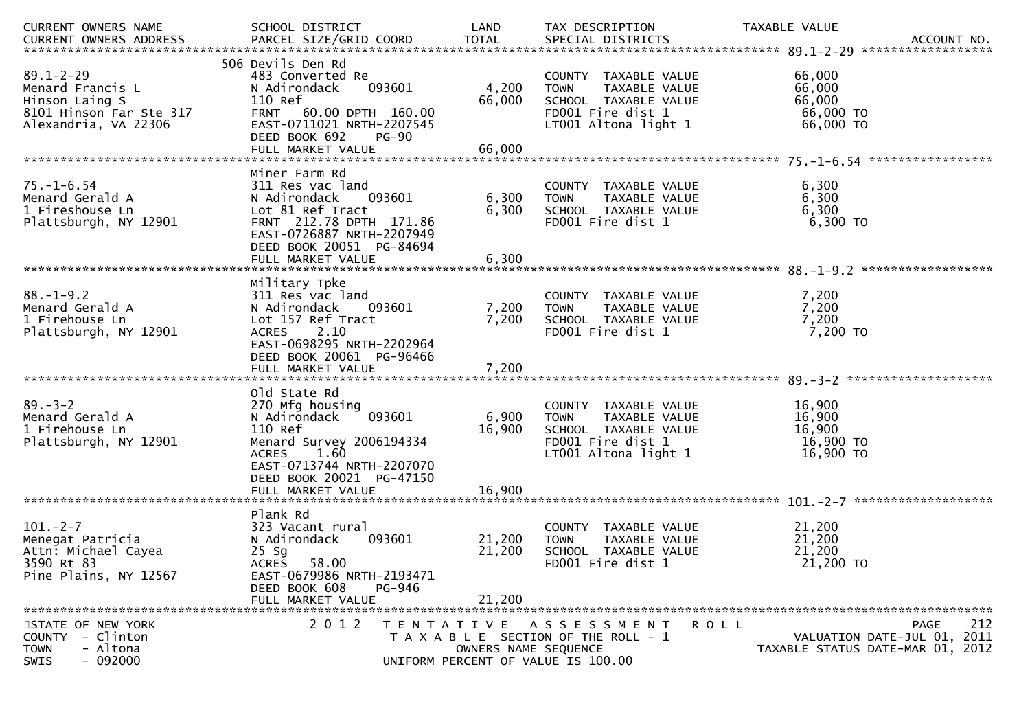| CURRENT OWNERS NAME<br>CURRENT OWNERS ADDRESS | SCHOOL DISTRICT<br>PARCEL SIZE/GRID COORD | LAND<br>TOTAL | TAX DESCRIPTION<br>SPECIAL DISTRICTS | TAXABLE VALUE | ACCOUNT NO. |
|---|---|---|---|---|---|
| **89.1-2-29** | 506 Devils Den Rd | | | | |
| 89.1-2-29 | 483 Converted Re | | COUNTY TAXABLE VALUE | 66,000 | |
| Menard Francis L | N Adirondack 093601 | 4,200 | TOWN TAXABLE VALUE | 66,000 | |
| Hinson Laing S | 110 Ref | 66,000 | SCHOOL TAXABLE VALUE | 66,000 | |
| 8101 Hinson Far Ste 317 | FRNT 60.00 DPTH 160.00 | | FD001 Fire dist 1 | 66,000 TO | |
| Alexandria, VA 22306 | EAST-0711021 NRTH-2207545 | | LT001 Altona light 1 | 66,000 TO | |
| | DEED BOOK 692 PG-90 | | | | |
| | FULL MARKET VALUE | 66,000 | | | |
| **75.-1-6.54** | Miner Farm Rd | | | | |
| 75.-1-6.54 | 311 Res vac land | | COUNTY TAXABLE VALUE | 6,300 | |
| Menard Gerald A | N Adirondack 093601 | 6,300 | TOWN TAXABLE VALUE | 6,300 | |
| 1 Fireshouse Ln | Lot 81 Ref Tract | 6,300 | SCHOOL TAXABLE VALUE | 6,300 | |
| Plattsburgh, NY 12901 | FRNT 212.78 DPTH 171.86 | | FD001 Fire dist 1 | 6,300 TO | |
| | EAST-0726887 NRTH-2207949 | | | | |
| | DEED BOOK 20051 PG-84694 | | | | |
| | FULL MARKET VALUE | 6,300 | | | |
| **88.-1-9.2** | Military Tpke | | | | |
| 88.-1-9.2 | 311 Res vac land | | COUNTY TAXABLE VALUE | 7,200 | |
| Menard Gerald A | N Adirondack 093601 | 7,200 | TOWN TAXABLE VALUE | 7,200 | |
| 1 Firehouse Ln | Lot 157 Ref Tract | 7,200 | SCHOOL TAXABLE VALUE | 7,200 | |
| Plattsburgh, NY 12901 | ACRES 2.10 | | FD001 Fire dist 1 | 7,200 TO | |
| | EAST-0698295 NRTH-2202964 | | | | |
| | DEED BOOK 20061 PG-96466 | | | | |
| | FULL MARKET VALUE | 7,200 | | | |
| **89.-3-2** | Old State Rd | | | | |
| 89.-3-2 | 270 Mfg housing | | COUNTY TAXABLE VALUE | 16,900 | |
| Menard Gerald A | N Adirondack 093601 | 6,900 | TOWN TAXABLE VALUE | 16,900 | |
| 1 Firehouse Ln | 110 Ref | 16,900 | SCHOOL TAXABLE VALUE | 16,900 | |
| Plattsburgh, NY 12901 | Menard Survey 2006194334 | | FD001 Fire dist 1 | 16,900 TO | |
| | ACRES 1.60 | | LT001 Altona light 1 | 16,900 TO | |
| | EAST-0713744 NRTH-2207070 | | | | |
| | DEED BOOK 20021 PG-47150 | | | | |
| | FULL MARKET VALUE | 16,900 | | | |
| **101.-2-7** | Plank Rd | | | | |
| 101.-2-7 | 323 Vacant rural | | COUNTY TAXABLE VALUE | 21,200 | |
| Menegat Patricia | N Adirondack 093601 | 21,200 | TOWN TAXABLE VALUE | 21,200 | |
| Attn: Michael Cayea | 25 Sg | 21,200 | SCHOOL TAXABLE VALUE | 21,200 | |
| 3590 Rt 83 | ACRES 58.00 | | FD001 Fire dist 1 | 21,200 TO | |
| Pine Plains, NY 12567 | EAST-0679986 NRTH-2193471 | | | | |
| | DEED BOOK 608 PG-946 | | | | |
| | FULL MARKET VALUE | 21,200 | | | |

STATE OF NEW YORK — 2012 TENTATIVE ASSESSMENT ROLL
COUNTY - Clinton — TAXABLE SECTION OF THE ROLL - 1 — VALUATION DATE-JUL 01, 2011
TOWN - Altona — OWNERS NAME SEQUENCE — TAXABLE STATUS DATE-MAR 01, 2012
SWIS - 092000 — UNIFORM PERCENT OF VALUE IS 100.00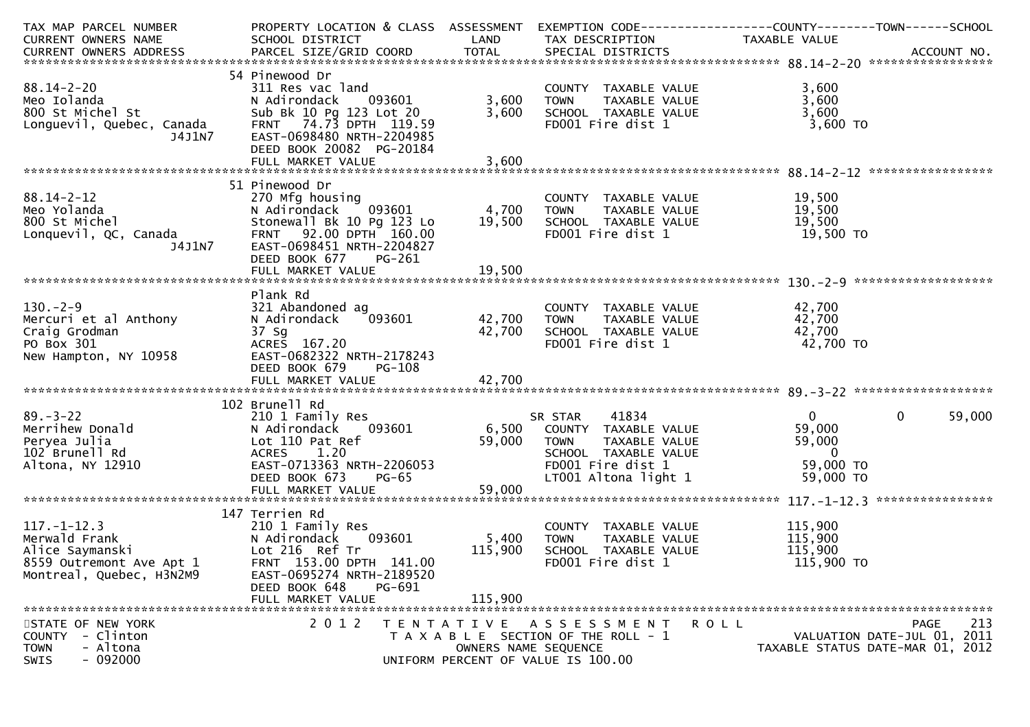```
TAX MAP PARCEL NUMBER          PROPERTY LOCATION & CLASS  ASSESSMENT  EXEMPTION CODE------------------COUNTY--------TOWN------SCHOOL
CURRENT OWNERS NAME            SCHOOL DISTRICT                LAND      TAX DESCRIPTION            TAXABLE VALUE
CURRENT OWNERS ADDRESS         PARCEL SIZE/GRID COORD         TOTAL     SPECIAL DISTRICTS                                 ACCOUNT NO.
******************************************************************************************************* 88.14-2-20 *****************
                               54 Pinewood Dr
88.14-2-20                     311 Res vac land                         COUNTY  TAXABLE VALUE              3,600
Meo Iolanda                    N Adirondack    093601          3,600    TOWN    TAXABLE VALUE              3,600
800 St Michel St               Sub Bk 10 Pg 123 Lot 20         3,600    SCHOOL  TAXABLE VALUE              3,600
Longuevil, Quebec, Canada      FRNT   74.73 DPTH 119.59                 FD001 Fire dist 1                   3,600 TO
                   J4J1N7      EAST-0698480 NRTH-2204985
                               DEED BOOK 20082 PG-20184
                               FULL MARKET VALUE               3,600
******************************************************************************************************* 88.14-2-12 *****************
                               51 Pinewood Dr
88.14-2-12                     270 Mfg housing                          COUNTY  TAXABLE VALUE             19,500
Meo Yolanda                    N Adirondack    093601          4,700    TOWN    TAXABLE VALUE             19,500
800 St Michel                  Stonewall Bk 10 Pg 123 Lo      19,500    SCHOOL  TAXABLE VALUE             19,500
Lonquevil, QC, Canada          FRNT   92.00 DPTH 160.00                 FD001 Fire dist 1                  19,500 TO
                   J4J1N7      EAST-0698451 NRTH-2204827
                               DEED BOOK 677    PG-261
                               FULL MARKET VALUE              19,500
******************************************************************************************************* 130.-2-9 *******************
                               Plank Rd
130.-2-9                       321 Abandoned ag                         COUNTY  TAXABLE VALUE             42,700
Mercuri et al Anthony          N Adirondack    093601         42,700    TOWN    TAXABLE VALUE             42,700
Craig Grodman                  37 Sg                          42,700    SCHOOL  TAXABLE VALUE             42,700
PO Box 301                     ACRES  167.20                            FD001 Fire dist 1                  42,700 TO
New Hampton, NY 10958          EAST-0682322 NRTH-2178243
                               DEED BOOK 679    PG-108
                               FULL MARKET VALUE              42,700
******************************************************************************************************* 89.-3-22 *******************
                               102 Brunell Rd
89.-3-22                       210 1 Family Res                         SR STAR    41834                      0              0      59,000
Merrihew Donald                N Adirondack    093601          6,500    COUNTY  TAXABLE VALUE             59,000
Peryea Julia                   Lot 110 Pat Ref                59,000    TOWN    TAXABLE VALUE             59,000
102 Brunell Rd                 ACRES    1.20                            SCHOOL  TAXABLE VALUE                  0
Altona, NY 12910               EAST-0713363 NRTH-2206053                FD001 Fire dist 1                  59,000 TO
                               DEED BOOK 673    PG-65                   LT001 Altona light 1               59,000 TO
                               FULL MARKET VALUE              59,000
******************************************************************************************************* 117.-1-12.3 ****************
                               147 Terrien Rd
117.-1-12.3                    210 1 Family Res                         COUNTY  TAXABLE VALUE            115,900
Merwald Frank                  N Adirondack    093601          5,400    TOWN    TAXABLE VALUE            115,900
Alice Saymanski                Lot 216  Ref Tr               115,900    SCHOOL  TAXABLE VALUE            115,900
8559 Outremont Ave Apt 1       FRNT  153.00 DPTH 141.00                 FD001 Fire dist 1                 115,900 TO
Montreal, Quebec, H3N2M9       EAST-0695274 NRTH-2189520
                               DEED BOOK 648    PG-691
                               FULL MARKET VALUE             115,900
************************************************************************************************************************************
STATE OF NEW YORK                 2 0 1 2   T E N T A T I V E   A S S E S S M E N T   R O L L                                 PAGE    213
COUNTY  - Clinton                           T A X A B L E  SECTION OF THE ROLL - 1                     VALUATION DATE-JUL 01, 2011
TOWN    - Altona                                    OWNERS NAME SEQUENCE                           TAXABLE STATUS DATE-MAR 01, 2012
SWIS    - 092000                            UNIFORM PERCENT OF VALUE IS 100.00
```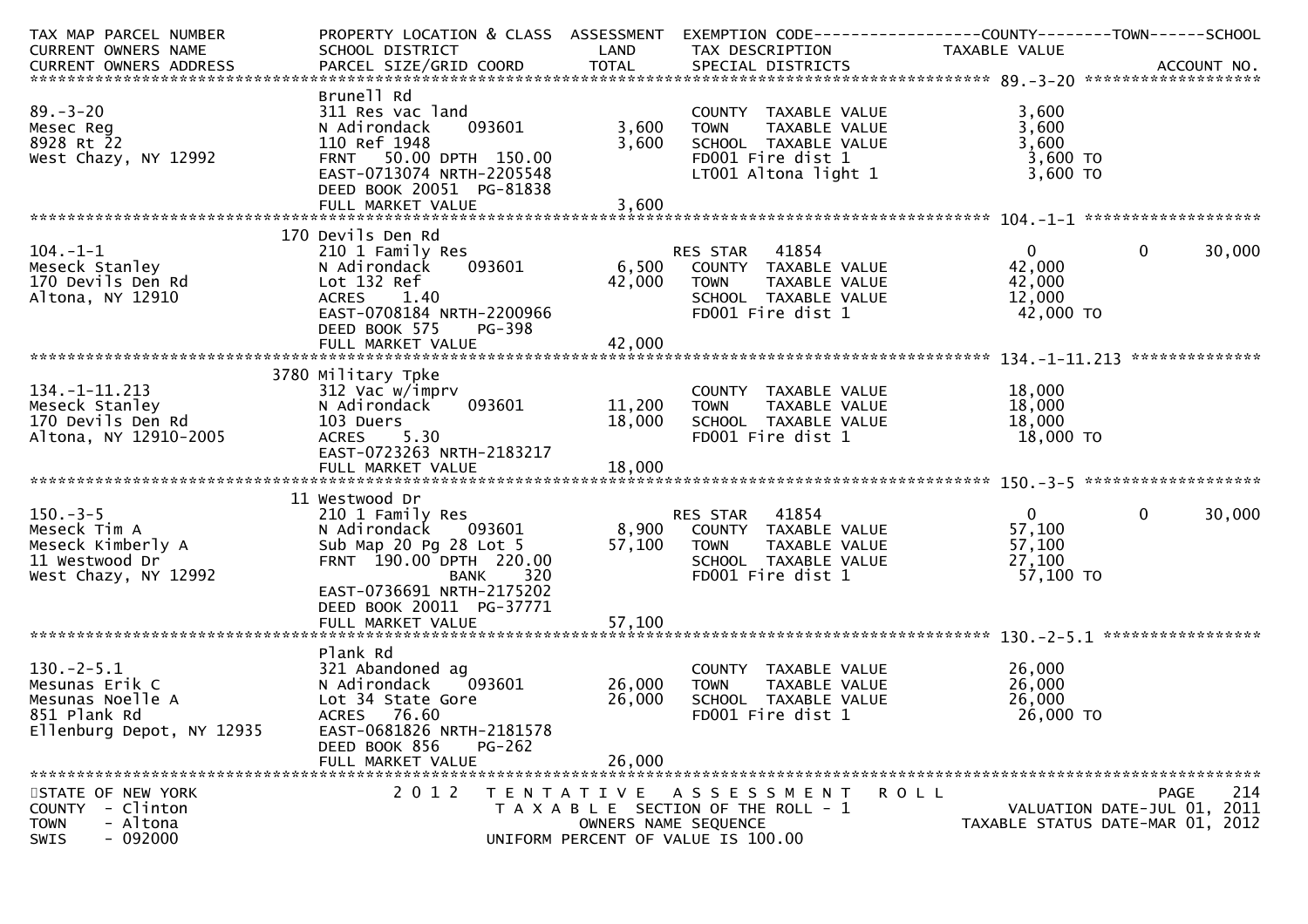| TAX MAP PARCEL NUMBER<br>CURRENT OWNERS NAME<br>CURRENT OWNERS ADDRESS | PROPERTY LOCATION & CLASS<br>SCHOOL DISTRICT<br>PARCEL SIZE/GRID COORD | ASSESSMENT<br>LAND<br>TOTAL | EXEMPTION CODE<br>TAX DESCRIPTION<br>SPECIAL DISTRICTS | COUNTY<br>TAXABLE VALUE | TOWN | SCHOOL<br>ACCOUNT NO. |
|---|---|---|---|---|---|---|
| **89.-3-20** | Brunell Rd | | | | | |
| 89.-3-20 | 311 Res vac land | | COUNTY TAXABLE VALUE | 3,600 | | |
| Mesec Reg | N Adirondack 093601 | 3,600 | TOWN TAXABLE VALUE | 3,600 | | |
| 8928 Rt 22 | 110 Ref 1948 | 3,600 | SCHOOL TAXABLE VALUE | 3,600 | | |
| West Chazy, NY 12992 | FRNT 50.00 DPTH 150.00 | | FD001 Fire dist 1 | 3,600 TO | | |
| | EAST-0713074 NRTH-2205548 | | LT001 Altona light 1 | 3,600 TO | | |
| | DEED BOOK 20051 PG-81838 | | | | | |
| | FULL MARKET VALUE | 3,600 | | | | |
| **104.-1-1** | 170 Devils Den Rd | | | | | |
| 104.-1-1 | 210 1 Family Res | | RES STAR 41854 | 0 | 0 | 30,000 |
| Meseck Stanley | N Adirondack 093601 | 6,500 | COUNTY TAXABLE VALUE | 42,000 | | |
| 170 Devils Den Rd | Lot 132 Ref | 42,000 | TOWN TAXABLE VALUE | 42,000 | | |
| Altona, NY 12910 | ACRES 1.40 | | SCHOOL TAXABLE VALUE | 12,000 | | |
| | EAST-0708184 NRTH-2200966 | | FD001 Fire dist 1 | 42,000 TO | | |
| | DEED BOOK 575 PG-398 | | | | | |
| | FULL MARKET VALUE | 42,000 | | | | |
| **134.-1-11.213** | 3780 Military Tpke | | | | | |
| 134.-1-11.213 | 312 Vac w/imprv | | COUNTY TAXABLE VALUE | 18,000 | | |
| Meseck Stanley | N Adirondack 093601 | 11,200 | TOWN TAXABLE VALUE | 18,000 | | |
| 170 Devils Den Rd | 103 Duers | 18,000 | SCHOOL TAXABLE VALUE | 18,000 | | |
| Altona, NY 12910-2005 | ACRES 5.30 | | FD001 Fire dist 1 | 18,000 TO | | |
| | EAST-0723263 NRTH-2183217 | | | | | |
| | FULL MARKET VALUE | 18,000 | | | | |
| **150.-3-5** | 11 Westwood Dr | | | | | |
| 150.-3-5 | 210 1 Family Res | | RES STAR 41854 | 0 | 0 | 30,000 |
| Meseck Tim A | N Adirondack 093601 | 8,900 | COUNTY TAXABLE VALUE | 57,100 | | |
| Meseck Kimberly A | Sub Map 20 Pg 28 Lot 5 | 57,100 | TOWN TAXABLE VALUE | 57,100 | | |
| 11 Westwood Dr | FRNT 190.00 DPTH 220.00 | | SCHOOL TAXABLE VALUE | 27,100 | | |
| West Chazy, NY 12992 | BANK 320 | | FD001 Fire dist 1 | 57,100 TO | | |
| | EAST-0736691 NRTH-2175202 | | | | | |
| | DEED BOOK 20011 PG-37771 | | | | | |
| | FULL MARKET VALUE | 57,100 | | | | |
| **130.-2-5.1** | Plank Rd | | | | | |
| 130.-2-5.1 | 321 Abandoned ag | | COUNTY TAXABLE VALUE | 26,000 | | |
| Mesunas Erik C | N Adirondack 093601 | 26,000 | TOWN TAXABLE VALUE | 26,000 | | |
| Mesunas Noelle A | Lot 34 State Gore | 26,000 | SCHOOL TAXABLE VALUE | 26,000 | | |
| 851 Plank Rd | ACRES 76.60 | | FD001 Fire dist 1 | 26,000 TO | | |
| Ellenburg Depot, NY 12935 | EAST-0681826 NRTH-2181578 | | | | | |
| | DEED BOOK 856 PG-262 | | | | | |
| | FULL MARKET VALUE | 26,000 | | | | |

STATE OF NEW YORK
COUNTY - Clinton
TOWN - Altona
SWIS - 092000

2012 TENTATIVE ASSESSMENT ROLL
TAXABLE SECTION OF THE ROLL - 1
OWNERS NAME SEQUENCE
UNIFORM PERCENT OF VALUE IS 100.00

VALUATION DATE-JUL 01, 2011
TAXABLE STATUS DATE-MAR 01, 2012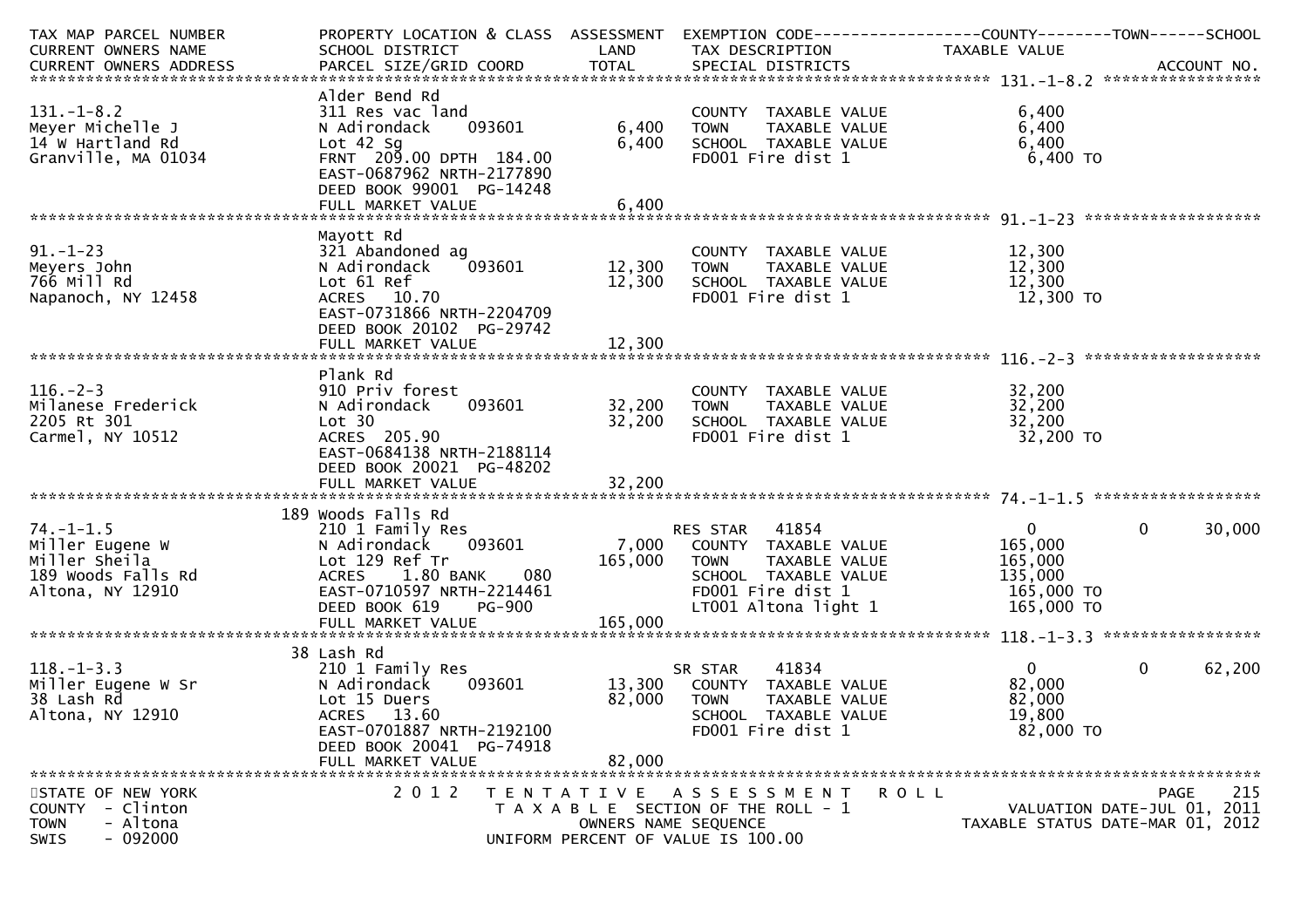| TAX MAP PARCEL NUMBER<br>CURRENT OWNERS NAME<br>CURRENT OWNERS ADDRESS | PROPERTY LOCATION & CLASS<br>SCHOOL DISTRICT<br>PARCEL SIZE/GRID COORD | ASSESSMENT<br>LAND<br>TOTAL | EXEMPTION CODE<br>TAX DESCRIPTION<br>SPECIAL DISTRICTS | COUNTY<br>TAXABLE VALUE | TOWN | SCHOOL<br>ACCOUNT NO. |
|---|---|---|---|---|---|---|
| **131.-1-8.2** | Alder Bend Rd | | | | | |
| 131.-1-8.2 | 311 Res vac land | | COUNTY TAXABLE VALUE | 6,400 | | |
| Meyer Michelle J | N Adirondack 093601 | 6,400 | TOWN TAXABLE VALUE | 6,400 | | |
| 14 W Hartland Rd | Lot 42 Sg | 6,400 | SCHOOL TAXABLE VALUE | 6,400 | | |
| Granville, MA 01034 | FRNT 209.00 DPTH 184.00 | | FD001 Fire dist 1 | 6,400 TO | | |
| | EAST-0687962 NRTH-2177890 | | | | | |
| | DEED BOOK 99001 PG-14248 | | | | | |
| | FULL MARKET VALUE | 6,400 | | | | |
| **91.-1-23** | Mayott Rd | | | | | |
| 91.-1-23 | 321 Abandoned ag | | COUNTY TAXABLE VALUE | 12,300 | | |
| Meyers John | N Adirondack 093601 | 12,300 | TOWN TAXABLE VALUE | 12,300 | | |
| 766 Mill Rd | Lot 61 Ref | 12,300 | SCHOOL TAXABLE VALUE | 12,300 | | |
| Napanoch, NY 12458 | ACRES 10.70 | | FD001 Fire dist 1 | 12,300 TO | | |
| | EAST-0731866 NRTH-2204709 | | | | | |
| | DEED BOOK 20102 PG-29742 | | | | | |
| | FULL MARKET VALUE | 12,300 | | | | |
| **116.-2-3** | Plank Rd | | | | | |
| 116.-2-3 | 910 Priv forest | | COUNTY TAXABLE VALUE | 32,200 | | |
| Milanese Frederick | N Adirondack 093601 | 32,200 | TOWN TAXABLE VALUE | 32,200 | | |
| 2205 Rt 301 | Lot 30 | 32,200 | SCHOOL TAXABLE VALUE | 32,200 | | |
| Carmel, NY 10512 | ACRES 205.90 | | FD001 Fire dist 1 | 32,200 TO | | |
| | EAST-0684138 NRTH-2188114 | | | | | |
| | DEED BOOK 20021 PG-48202 | | | | | |
| | FULL MARKET VALUE | 32,200 | | | | |
| **74.-1-1.5** | 189 Woods Falls Rd | | | | | |
| 74.-1-1.5 | 210 1 Family Res | | RES STAR 41854 | 0 | 0 | 30,000 |
| Miller Eugene W | N Adirondack 093601 | 7,000 | COUNTY TAXABLE VALUE | 165,000 | | |
| Miller Sheila | Lot 129 Ref Tr | 165,000 | TOWN TAXABLE VALUE | 165,000 | | |
| 189 Woods Falls Rd | ACRES 1.80 BANK 080 | | SCHOOL TAXABLE VALUE | 135,000 | | |
| Altona, NY 12910 | EAST-0710597 NRTH-2214461 | | FD001 Fire dist 1 | 165,000 TO | | |
| | DEED BOOK 619 PG-900 | | LT001 Altona light 1 | 165,000 TO | | |
| | FULL MARKET VALUE | 165,000 | | | | |
| **118.-1-3.3** | 38 Lash Rd | | | | | |
| 118.-1-3.3 | 210 1 Family Res | | SR STAR 41834 | 0 | 0 | 62,200 |
| Miller Eugene W Sr | N Adirondack 093601 | 13,300 | COUNTY TAXABLE VALUE | 82,000 | | |
| 38 Lash Rd | Lot 15 Duers | 82,000 | TOWN TAXABLE VALUE | 82,000 | | |
| Altona, NY 12910 | ACRES 13.60 | | SCHOOL TAXABLE VALUE | 19,800 | | |
| | EAST-0701887 NRTH-2192100 | | FD001 Fire dist 1 | 82,000 TO | | |
| | DEED BOOK 20041 PG-74918 | | | | | |
| | FULL MARKET VALUE | 82,000 | | | | |

STATE OF NEW YORK
COUNTY - Clinton
TOWN - Altona
SWIS - 092000

2012 TENTATIVE ASSESSMENT ROLL
TAXABLE SECTION OF THE ROLL - 1
OWNERS NAME SEQUENCE
UNIFORM PERCENT OF VALUE IS 100.00

VALUATION DATE-JUL 01, 2011
TAXABLE STATUS DATE-MAR 01, 2012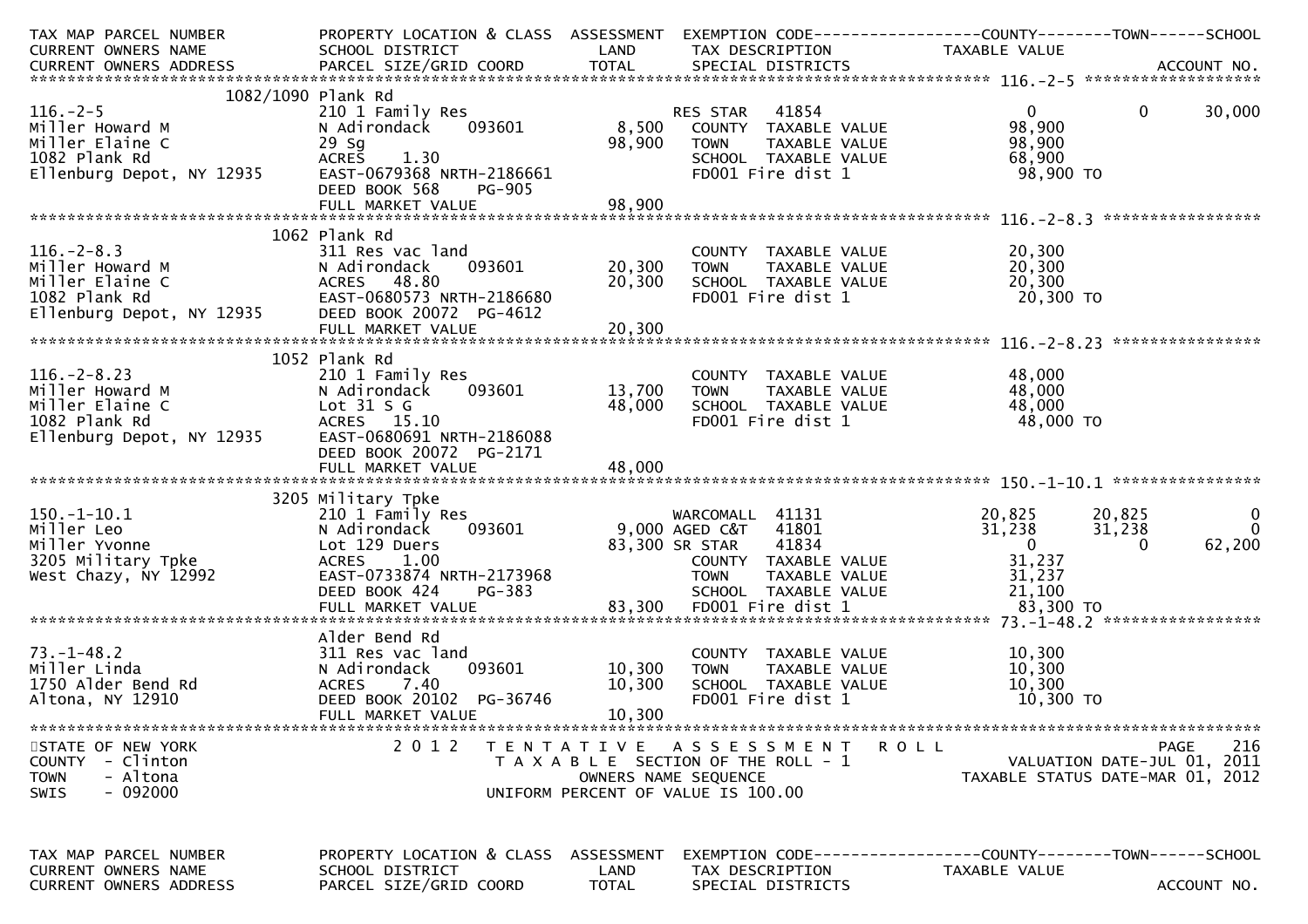| TAX MAP PARCEL NUMBER<br>CURRENT OWNERS NAME<br>CURRENT OWNERS ADDRESS | PROPERTY LOCATION & CLASS<br>SCHOOL DISTRICT<br>PARCEL SIZE/GRID COORD | ASSESSMENT<br>LAND<br>TOTAL | EXEMPTION CODE<br>TAX DESCRIPTION<br>SPECIAL DISTRICTS | COUNTY<br>TAXABLE VALUE | TOWN | SCHOOL<br><br>ACCOUNT NO. |
|---|---|---|---|---|---|---|
| **116.-2-5** | 1082/1090 Plank Rd | | | | | |
| 116.-2-5 | 210 1 Family Res | | RES STAR 41854 | 0 | 0 | 30,000 |
| Miller Howard M | N Adirondack 093601 | 8,500 | COUNTY TAXABLE VALUE | 98,900 | | |
| Miller Elaine C | 29 Sg | 98,900 | TOWN TAXABLE VALUE | 98,900 | | |
| 1082 Plank Rd | ACRES 1.30 | | SCHOOL TAXABLE VALUE | 68,900 | | |
| Ellenburg Depot, NY 12935 | EAST-0679368 NRTH-2186661 | | FD001 Fire dist 1 | 98,900 TO | | |
| | DEED BOOK 568 PG-905 | | | | | |
| | FULL MARKET VALUE | 98,900 | | | | |
| **116.-2-8.3** | 1062 Plank Rd | | | | | |
| 116.-2-8.3 | 311 Res vac land | | COUNTY TAXABLE VALUE | 20,300 | | |
| Miller Howard M | N Adirondack 093601 | 20,300 | TOWN TAXABLE VALUE | 20,300 | | |
| Miller Elaine C | ACRES 48.80 | 20,300 | SCHOOL TAXABLE VALUE | 20,300 | | |
| 1082 Plank Rd | EAST-0680573 NRTH-2186680 | | FD001 Fire dist 1 | 20,300 TO | | |
| Ellenburg Depot, NY 12935 | DEED BOOK 20072 PG-4612 | | | | | |
| | FULL MARKET VALUE | 20,300 | | | | |
| **116.-2-8.23** | 1052 Plank Rd | | | | | |
| 116.-2-8.23 | 210 1 Family Res | | COUNTY TAXABLE VALUE | 48,000 | | |
| Miller Howard M | N Adirondack 093601 | 13,700 | TOWN TAXABLE VALUE | 48,000 | | |
| Miller Elaine C | Lot 31 S G | 48,000 | SCHOOL TAXABLE VALUE | 48,000 | | |
| 1082 Plank Rd | ACRES 15.10 | | FD001 Fire dist 1 | 48,000 TO | | |
| Ellenburg Depot, NY 12935 | EAST-0680691 NRTH-2186088 | | | | | |
| | DEED BOOK 20072 PG-2171 | | | | | |
| | FULL MARKET VALUE | 48,000 | | | | |
| **150.-1-10.1** | 3205 Military Tpke | | | | | |
| 150.-1-10.1 | 210 1 Family Res | | WARCOMALL 41131 | 20,825 | 20,825 | 0 |
| Miller Leo | N Adirondack 093601 | 9,000 | AGED C&T 41801 | 31,238 | 31,238 | 0 |
| Miller Yvonne | Lot 129 Duers | 83,300 | SR STAR 41834 | 0 | 0 | 62,200 |
| 3205 Military Tpke | ACRES 1.00 | | COUNTY TAXABLE VALUE | 31,237 | | |
| West Chazy, NY 12992 | EAST-0733874 NRTH-2173968 | | TOWN TAXABLE VALUE | 31,237 | | |
| | DEED BOOK 424 PG-383 | | SCHOOL TAXABLE VALUE | 21,100 | | |
| | FULL MARKET VALUE | 83,300 | FD001 Fire dist 1 | 83,300 TO | | |
| **73.-1-48.2** | Alder Bend Rd | | | | | |
| 73.-1-48.2 | 311 Res vac land | | COUNTY TAXABLE VALUE | 10,300 | | |
| Miller Linda | N Adirondack 093601 | 10,300 | TOWN TAXABLE VALUE | 10,300 | | |
| 1750 Alder Bend Rd | ACRES 7.40 | 10,300 | SCHOOL TAXABLE VALUE | 10,300 | | |
| Altona, NY 12910 | DEED BOOK 20102 PG-36746 | | FD001 Fire dist 1 | 10,300 TO | | |
| | FULL MARKET VALUE | 10,300 | | | | |

STATE OF NEW YORK
COUNTY - Clinton
TOWN - Altona
SWIS - 092000

2012 TENTATIVE ASSESSMENT ROLL
TAXABLE SECTION OF THE ROLL - 1
OWNERS NAME SEQUENCE
UNIFORM PERCENT OF VALUE IS 100.00

PAGE 216
VALUATION DATE-JUL 01, 2011
TAXABLE STATUS DATE-MAR 01, 2012

| TAX MAP PARCEL NUMBER<br>CURRENT OWNERS NAME<br>CURRENT OWNERS ADDRESS | PROPERTY LOCATION & CLASS<br>SCHOOL DISTRICT<br>PARCEL SIZE/GRID COORD | ASSESSMENT<br>LAND<br>TOTAL | EXEMPTION CODE<br>TAX DESCRIPTION<br>SPECIAL DISTRICTS | COUNTY<br>TAXABLE VALUE | TOWN | SCHOOL<br><br>ACCOUNT NO. |
|---|---|---|---|---|---|---|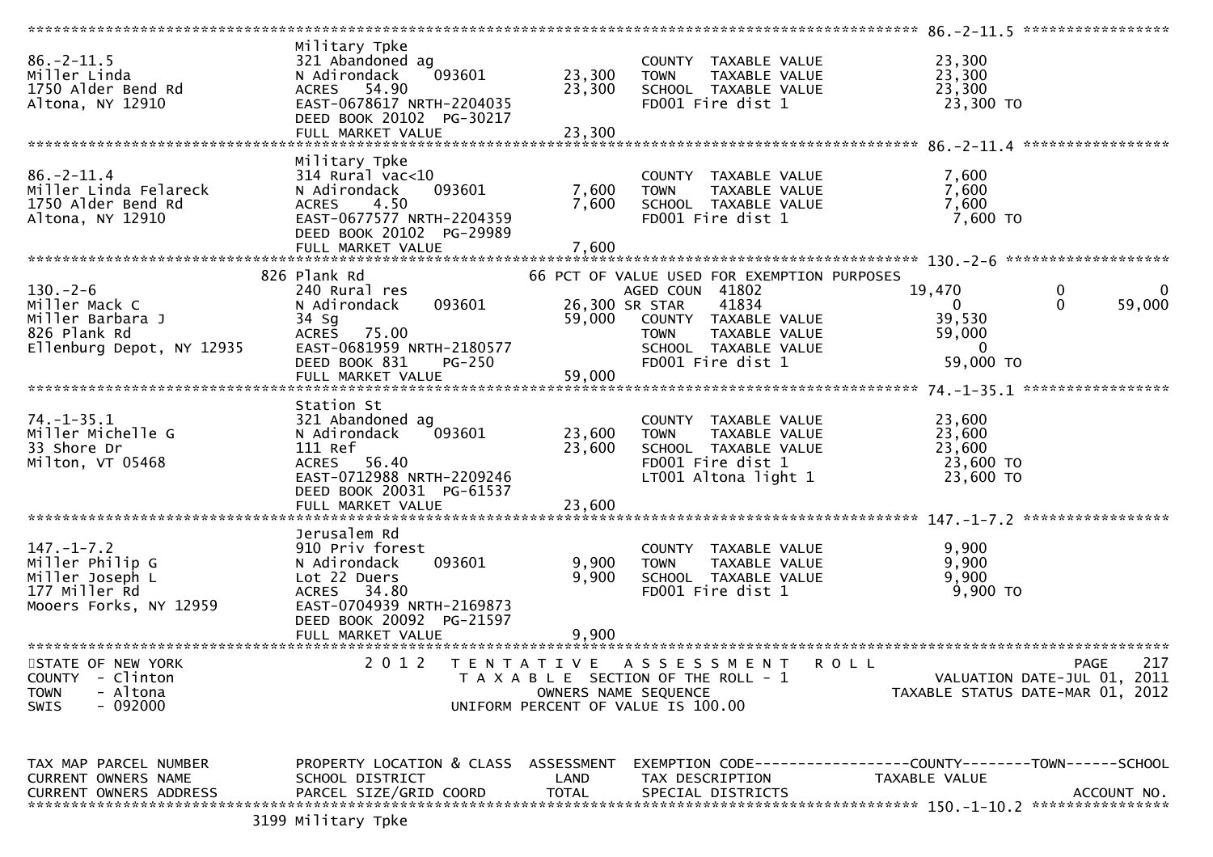| TAX MAP PARCEL NUMBER / CURRENT OWNERS NAME / CURRENT OWNERS ADDRESS | PROPERTY LOCATION & CLASS / SCHOOL DISTRICT / PARCEL SIZE/GRID COORD | ASSESSMENT LAND | ASSESSMENT TOTAL | EXEMPTION CODE / TAX DESCRIPTION / SPECIAL DISTRICTS | COUNTY TAXABLE VALUE | TOWN | SCHOOL |
|---|---|---|---|---|---|---|---|
| **86.-2-11.5** | Military Tpke | | | | | | |
| 86.-2-11.5 | 321 Abandoned ag | | | COUNTY TAXABLE VALUE | 23,300 | | |
| Miller Linda | N Adirondack 093601 | 23,300 | | TOWN TAXABLE VALUE | 23,300 | | |
| 1750 Alder Bend Rd | ACRES 54.90 | | 23,300 | SCHOOL TAXABLE VALUE | 23,300 | | |
| Altona, NY 12910 | EAST-0678617 NRTH-2204035 | | | FD001 Fire dist 1 | 23,300 TO | | |
| | DEED BOOK 20102 PG-30217 | | | | | | |
| | FULL MARKET VALUE | | 23,300 | | | | |
| **86.-2-11.4** | Military Tpke | | | | | | |
| 86.-2-11.4 | 314 Rural vac<10 | | | COUNTY TAXABLE VALUE | 7,600 | | |
| Miller Linda Felareck | N Adirondack 093601 | 7,600 | | TOWN TAXABLE VALUE | 7,600 | | |
| 1750 Alder Bend Rd | ACRES 4.50 | | 7,600 | SCHOOL TAXABLE VALUE | 7,600 | | |
| Altona, NY 12910 | EAST-0677577 NRTH-2204359 | | | FD001 Fire dist 1 | 7,600 TO | | |
| | DEED BOOK 20102 PG-29989 | | | | | | |
| | FULL MARKET VALUE | | 7,600 | | | | |
| **130.-2-6** | 826 Plank Rd | | | 66 PCT OF VALUE USED FOR EXEMPTION PURPOSES | | | |
| 130.-2-6 | 240 Rural res | | | AGED COUN 41802 | 19,470 | 0 | 0 |
| Miller Mack C | N Adirondack 093601 | 26,300 | | SR STAR 41834 | 0 | 0 | 59,000 |
| Miller Barbara J | 34 Sg | | 59,000 | COUNTY TAXABLE VALUE | 39,530 | | |
| 826 Plank Rd | ACRES 75.00 | | | TOWN TAXABLE VALUE | 59,000 | | |
| Ellenburg Depot, NY 12935 | EAST-0681959 NRTH-2180577 | | | SCHOOL TAXABLE VALUE | 0 | | |
| | DEED BOOK 831 PG-250 | | | FD001 Fire dist 1 | 59,000 TO | | |
| | FULL MARKET VALUE | | 59,000 | | | | |
| **74.-1-35.1** | Station St | | | | | | |
| 74.-1-35.1 | 321 Abandoned ag | | | COUNTY TAXABLE VALUE | 23,600 | | |
| Miller Michelle G | N Adirondack 093601 | 23,600 | | TOWN TAXABLE VALUE | 23,600 | | |
| 33 Shore Dr | 111 Ref | | 23,600 | SCHOOL TAXABLE VALUE | 23,600 | | |
| Milton, VT 05468 | ACRES 56.40 | | | FD001 Fire dist 1 | 23,600 TO | | |
| | EAST-0712988 NRTH-2209246 | | | LT001 Altona light 1 | 23,600 TO | | |
| | DEED BOOK 20031 PG-61537 | | | | | | |
| | FULL MARKET VALUE | | 23,600 | | | | |
| **147.-1-7.2** | Jerusalem Rd | | | | | | |
| 147.-1-7.2 | 910 Priv forest | | | COUNTY TAXABLE VALUE | 9,900 | | |
| Miller Philip G | N Adirondack 093601 | 9,900 | | TOWN TAXABLE VALUE | 9,900 | | |
| Miller Joseph L | Lot 22 Duers | | 9,900 | SCHOOL TAXABLE VALUE | 9,900 | | |
| 177 Miller Rd | ACRES 34.80 | | | FD001 Fire dist 1 | 9,900 TO | | |
| Mooers Forks, NY 12959 | EAST-0704939 NRTH-2169873 | | | | | | |
| | DEED BOOK 20092 PG-21597 | | | | | | |
| | FULL MARKET VALUE | | 9,900 | | | | |

STATE OF NEW YORK
COUNTY - Clinton
TOWN - Altona
SWIS - 092000

2012 TENTATIVE ASSESSMENT ROLL
TAXABLE SECTION OF THE ROLL - 1
OWNERS NAME SEQUENCE
UNIFORM PERCENT OF VALUE IS 100.00

VALUATION DATE-JUL 01, 2011
TAXABLE STATUS DATE-MAR 01, 2012

| TAX MAP PARCEL NUMBER / CURRENT OWNERS NAME / CURRENT OWNERS ADDRESS | PROPERTY LOCATION & CLASS / SCHOOL DISTRICT / PARCEL SIZE/GRID COORD | ASSESSMENT LAND | ASSESSMENT TOTAL | EXEMPTION CODE / TAX DESCRIPTION / SPECIAL DISTRICTS | COUNTY TAXABLE VALUE | TOWN | SCHOOL / ACCOUNT NO. |
|---|---|---|---|---|---|---|---|
| **150.-1-10.2** | 3199 Military Tpke | | | | | | |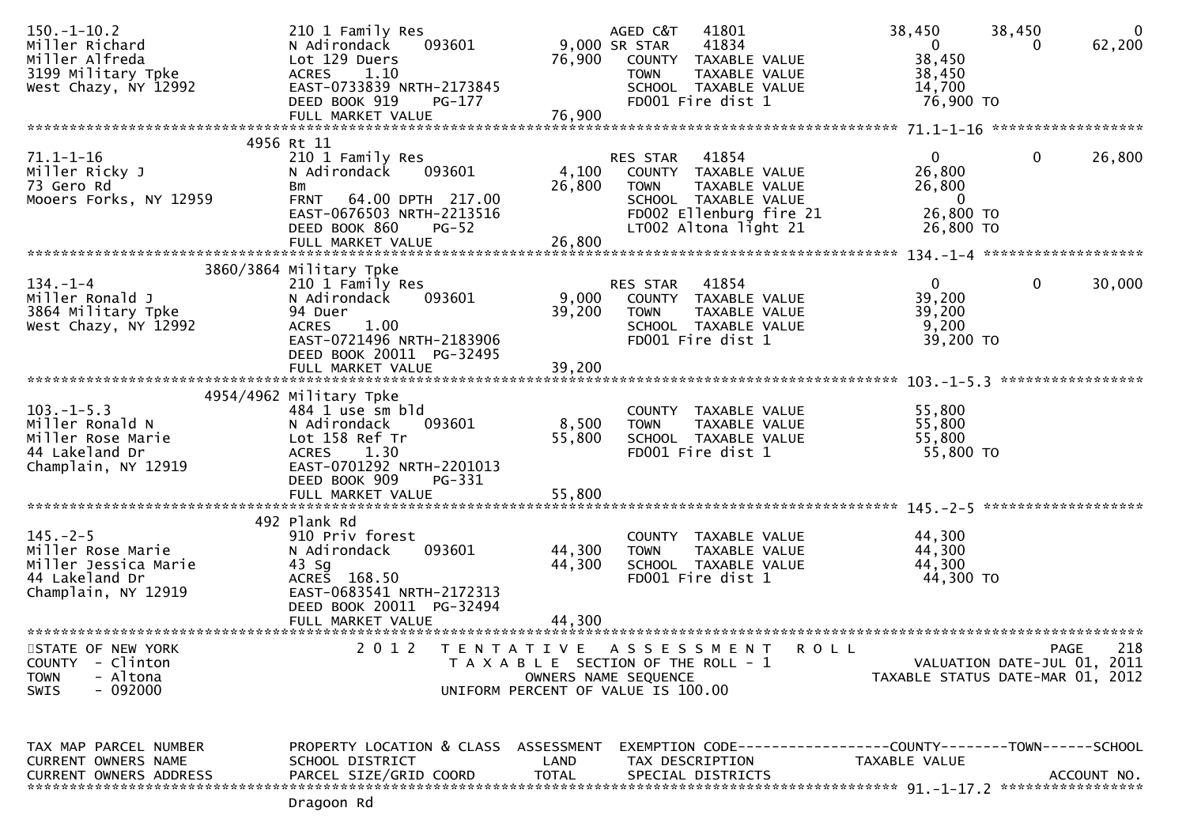```
150.-1-10.2                  210 1 Family Res                  AGED C&T   41801          38,450     38,450          0
Miller Richard               N Adirondack     093601         9,000 SR STAR    41834              0          0     62,200
Miller Alfreda               Lot 129 Duers                  76,900   COUNTY  TAXABLE VALUE         38,450
3199 Military Tpke           ACRES    1.10                           TOWN    TAXABLE VALUE         38,450
West Chazy, NY 12992         EAST-0733839 NRTH-2173845               SCHOOL  TAXABLE VALUE         14,700
                             DEED BOOK 919    PG-177                 FD001 Fire dist 1             76,900 TO
                             FULL MARKET VALUE              76,900
******************************************************************************************************* 71.1-1-16 ******************
                        4956 Rt 11
71.1-1-16                    210 1 Family Res                  RES STAR   41854              0          0     26,800
Miller Ricky J               N Adirondack     093601         4,100   COUNTY  TAXABLE VALUE         26,800
73 Gero Rd                   Bm                             26,800   TOWN    TAXABLE VALUE         26,800
Mooers Forks, NY 12959       FRNT   64.00 DPTH 217.00                SCHOOL  TAXABLE VALUE              0
                             EAST-0676503 NRTH-2213516               FD002 Ellenburg fire 21       26,800 TO
                             DEED BOOK 860    PG-52                  LT002 Altona light 21         26,800 TO
                             FULL MARKET VALUE              26,800
******************************************************************************************************* 134.-1-4 *******************
                   3860/3864 Military Tpke
134.-1-4                     210 1 Family Res                  RES STAR   41854              0          0     30,000
Miller Ronald J              N Adirondack     093601         9,000   COUNTY  TAXABLE VALUE         39,200
3864 Military Tpke           94 Duer                        39,200   TOWN    TAXABLE VALUE         39,200
West Chazy, NY 12992         ACRES    1.00                           SCHOOL  TAXABLE VALUE          9,200
                             EAST-0721496 NRTH-2183906               FD001 Fire dist 1             39,200 TO
                             DEED BOOK 20011 PG-32495
                             FULL MARKET VALUE              39,200
******************************************************************************************************* 103.-1-5.3 *****************
                   4954/4962 Military Tpke
103.-1-5.3                   484 1 use sm bld                        COUNTY  TAXABLE VALUE         55,800
Miller Ronald N              N Adirondack     093601         8,500   TOWN    TAXABLE VALUE         55,800
Miller Rose Marie            Lot 158 Ref Tr                 55,800   SCHOOL  TAXABLE VALUE         55,800
44 Lakeland Dr               ACRES    1.30                           FD001 Fire dist 1             55,800 TO
Champlain, NY 12919          EAST-0701292 NRTH-2201013
                             DEED BOOK 909    PG-331
                             FULL MARKET VALUE              55,800
******************************************************************************************************* 145.-2-5 *******************
                         492 Plank Rd
145.-2-5                     910 Priv forest                         COUNTY  TAXABLE VALUE         44,300
Miller Rose Marie            N Adirondack     093601        44,300   TOWN    TAXABLE VALUE         44,300
Miller Jessica Marie         43 Sg                          44,300   SCHOOL  TAXABLE VALUE         44,300
44 Lakeland Dr               ACRES  168.50                           FD001 Fire dist 1             44,300 TO
Champlain, NY 12919          EAST-0683541 NRTH-2172313
                             DEED BOOK 20011 PG-32494
                             FULL MARKET VALUE              44,300
************************************************************************************************************************************
STATE OF NEW YORK                  2 0 1 2   T E N T A T I V E   A S S E S S M E N T   R O L L                          PAGE    218
COUNTY  - Clinton                            T A X A B L E  SECTION OF THE ROLL - 1                        VALUATION DATE-JUL 01, 2011
TOWN    - Altona                                  OWNERS NAME SEQUENCE                                TAXABLE STATUS DATE-MAR 01, 2012
SWIS    - 092000                            UNIFORM PERCENT OF VALUE IS 100.00


TAX MAP PARCEL NUMBER        PROPERTY LOCATION & CLASS  ASSESSMENT  EXEMPTION CODE------------------COUNTY--------TOWN------SCHOOL
CURRENT OWNERS NAME          SCHOOL DISTRICT               LAND     TAX DESCRIPTION            TAXABLE VALUE
CURRENT OWNERS ADDRESS       PARCEL SIZE/GRID COORD       TOTAL     SPECIAL DISTRICTS                                 ACCOUNT NO.
******************************************************************************************************* 91.-1-17.2 *****************
                             Dragoon Rd
```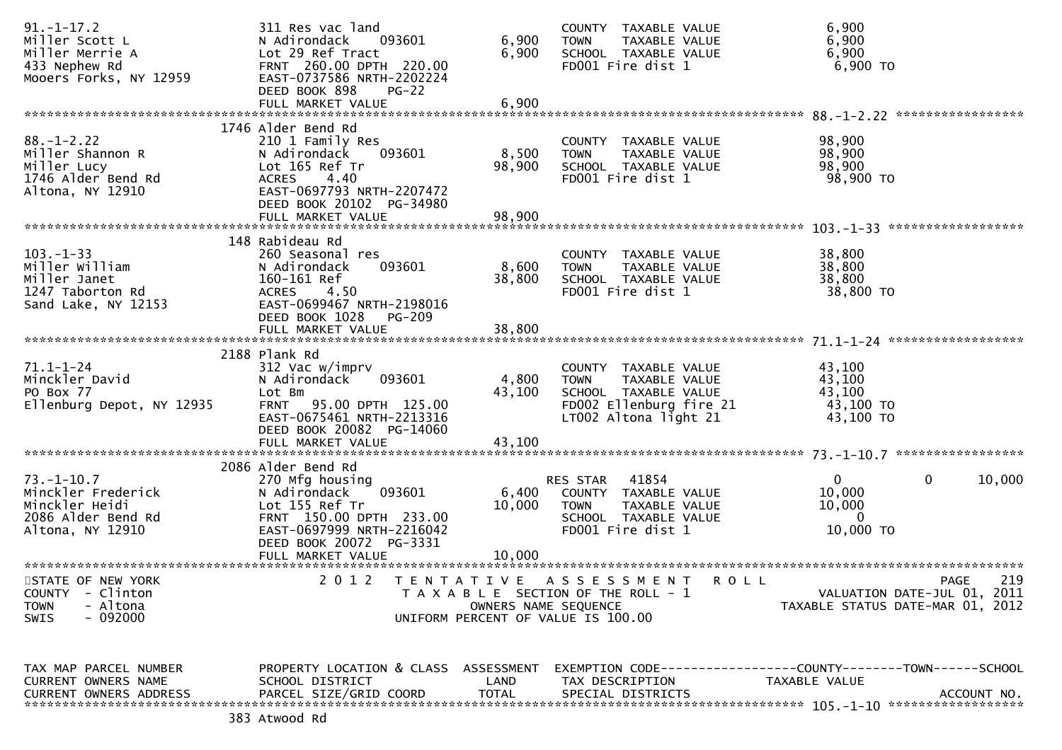```
91.-1-17.2                  311 Res vac land                       COUNTY  TAXABLE VALUE            6,900
Miller Scott L              N Adirondack    093601       6,900     TOWN    TAXABLE VALUE            6,900
Miller Merrie A             Lot 29 Ref Tract             6,900     SCHOOL  TAXABLE VALUE            6,900
433 Nephew Rd               FRNT  260.00 DPTH  220.00              FD001 Fire dist 1                 6,900 TO
Mooers Forks, NY 12959      EAST-0737586 NRTH-2202224
                            DEED BOOK 898     PG-22
                            FULL MARKET VALUE            6,900
******************************************************************************************************* 88.-1-2.22 *****************
                            1746 Alder Bend Rd
88.-1-2.22                  210 1 Family Res                       COUNTY  TAXABLE VALUE           98,900
Miller Shannon R            N Adirondack    093601       8,500     TOWN    TAXABLE VALUE           98,900
Miller Lucy                 Lot 165 Ref Tr              98,900     SCHOOL  TAXABLE VALUE           98,900
1746 Alder Bend Rd          ACRES    4.40                          FD001 Fire dist 1                98,900 TO
Altona, NY 12910            EAST-0697793 NRTH-2207472
                            DEED BOOK 20102  PG-34980
                            FULL MARKET VALUE           98,900
******************************************************************************************************* 103.-1-33 ******************
                            148 Rabideau Rd
103.-1-33                   260 Seasonal res                       COUNTY  TAXABLE VALUE           38,800
Miller William              N Adirondack    093601       8,600     TOWN    TAXABLE VALUE           38,800
Miller Janet                160-161 Ref                 38,800     SCHOOL  TAXABLE VALUE           38,800
1247 Taborton Rd            ACRES    4.50                          FD001 Fire dist 1                38,800 TO
Sand Lake, NY 12153         EAST-0699467 NRTH-2198016
                            DEED BOOK 1028    PG-209
                            FULL MARKET VALUE           38,800
******************************************************************************************************* 71.1-1-24 ******************
                            2188 Plank Rd
71.1-1-24                   312 Vac w/imprv                        COUNTY  TAXABLE VALUE           43,100
Minckler David              N Adirondack    093601       4,800     TOWN    TAXABLE VALUE           43,100
PO Box 77                   Lot Bm                      43,100     SCHOOL  TAXABLE VALUE           43,100
Ellenburg Depot, NY 12935   FRNT   95.00 DPTH  125.00              FD002 Ellenburg fire 21          43,100 TO
                            EAST-0675461 NRTH-2213316              LT002 Altona light 21            43,100 TO
                            DEED BOOK 20082  PG-14060
                            FULL MARKET VALUE           43,100
******************************************************************************************************* 73.-1-10.7 *****************
                            2086 Alder Bend Rd
73.-1-10.7                  270 Mfg housing                        RES STAR   41854                  0             0       10,000
Minckler Frederick          N Adirondack    093601       6,400     COUNTY  TAXABLE VALUE           10,000
Minckler Heidi              Lot 155 Ref Tr              10,000     TOWN    TAXABLE VALUE           10,000
2086 Alder Bend Rd          FRNT  150.00 DPTH  233.00              SCHOOL  TAXABLE VALUE                0
Altona, NY 12910            EAST-0697999 NRTH-2216042              FD001 Fire dist 1                10,000 TO
                            DEED BOOK 20072  PG-3331
                            FULL MARKET VALUE           10,000
************************************************************************************************************************************
STATE OF NEW YORK                   2 0 1 2   T E N T A T I V E   A S S E S S M E N T   R O L L                          PAGE    219
COUNTY  - Clinton                         T A X A B L E  SECTION OF THE ROLL - 1                    VALUATION DATE-JUL 01, 2011
TOWN    - Altona                                  OWNERS NAME SEQUENCE                             TAXABLE STATUS DATE-MAR 01, 2012
SWIS    - 092000                          UNIFORM PERCENT OF VALUE IS 100.00


TAX MAP PARCEL NUMBER       PROPERTY LOCATION & CLASS  ASSESSMENT  EXEMPTION CODE------------------COUNTY--------TOWN------SCHOOL
CURRENT OWNERS NAME         SCHOOL DISTRICT               LAND      TAX DESCRIPTION            TAXABLE VALUE
CURRENT OWNERS ADDRESS      PARCEL SIZE/GRID COORD        TOTAL     SPECIAL DISTRICTS                                   ACCOUNT NO.
******************************************************************************************************* 105.-1-10 ******************
                            383 Atwood Rd
```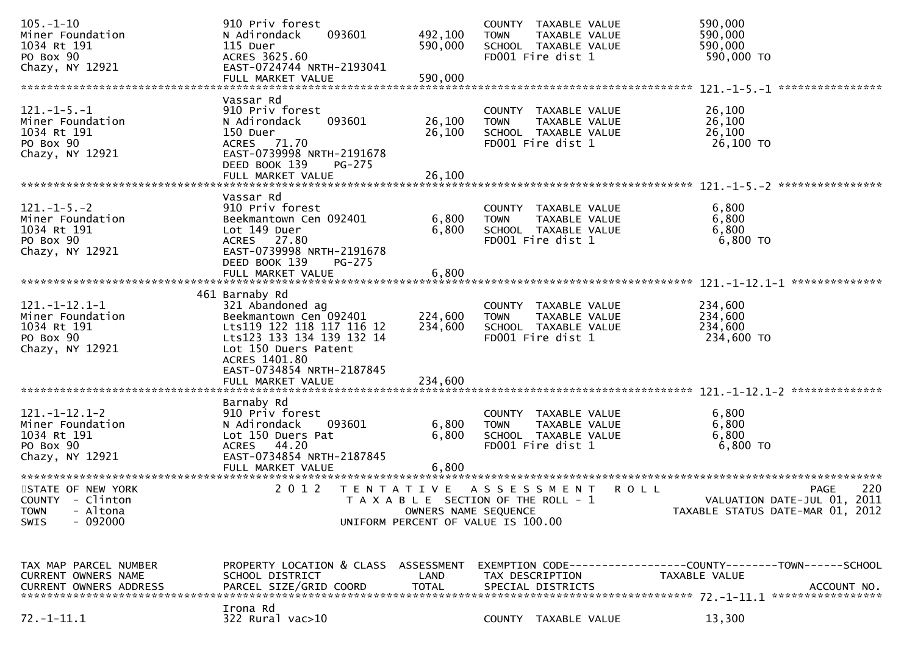```
105.-1-10                     910 Priv forest                             COUNTY  TAXABLE VALUE            590,000
Miner Foundation              N Adirondack    093601      492,100    TOWN    TAXABLE VALUE            590,000
1034 Rt 191                   115 Duer                    590,000    SCHOOL  TAXABLE VALUE            590,000
PO Box 90                     ACRES 3625.60                          FD001 Fire dist 1                 590,000 TO
Chazy, NY 12921               EAST-0724744 NRTH-2193041
                              FULL MARKET VALUE           590,000
******************************************************************************************************* 121.-1-5.-1 ****************
                              Vassar Rd
121.-1-5.-1                   910 Priv forest                             COUNTY  TAXABLE VALUE             26,100
Miner Foundation              N Adirondack    093601       26,100    TOWN    TAXABLE VALUE             26,100
1034 Rt 191                   150 Duer                     26,100    SCHOOL  TAXABLE VALUE             26,100
PO Box 90                     ACRES   71.70                          FD001 Fire dist 1                  26,100 TO
Chazy, NY 12921               EAST-0739998 NRTH-2191678
                              DEED BOOK 139    PG-275
                              FULL MARKET VALUE            26,100
******************************************************************************************************* 121.-1-5.-2 ****************
                              Vassar Rd
121.-1-5.-2                   910 Priv forest                             COUNTY  TAXABLE VALUE              6,800
Miner Foundation              Beekmantown Cen 092401        6,800    TOWN    TAXABLE VALUE              6,800
1034 Rt 191                   Lot 149 Duer                  6,800    SCHOOL  TAXABLE VALUE              6,800
PO Box 90                     ACRES   27.80                          FD001 Fire dist 1                   6,800 TO
Chazy, NY 12921               EAST-0739998 NRTH-2191678
                              DEED BOOK 139    PG-275
                              FULL MARKET VALUE             6,800
******************************************************************************************************* 121.-1-12.1-1 **************
                          461 Barnaby Rd
121.-1-12.1-1                 321 Abandoned ag                            COUNTY  TAXABLE VALUE            234,600
Miner Foundation              Beekmantown Cen 092401      224,600    TOWN    TAXABLE VALUE            234,600
1034 Rt 191                   Lts119 122 118 117 116 12   234,600    SCHOOL  TAXABLE VALUE            234,600
PO Box 90                     Lts123 133 134 139 132 14              FD001 Fire dist 1                 234,600 TO
Chazy, NY 12921               Lot 150 Duers Patent
                              ACRES 1401.80
                              EAST-0734854 NRTH-2187845
                              FULL MARKET VALUE           234,600
******************************************************************************************************* 121.-1-12.1-2 **************
                              Barnaby Rd
121.-1-12.1-2                 910 Priv forest                             COUNTY  TAXABLE VALUE              6,800
Miner Foundation              N Adirondack    093601        6,800    TOWN    TAXABLE VALUE              6,800
1034 Rt 191                   Lot 150 Duers Pat             6,800    SCHOOL  TAXABLE VALUE              6,800
PO Box 90                     ACRES   44.20                          FD001 Fire dist 1                   6,800 TO
Chazy, NY 12921               EAST-0734854 NRTH-2187845
                              FULL MARKET VALUE             6,800
************************************************************************************************************************************
STATE OF NEW YORK                 2 0 1 2   T E N T A T I V E   A S S E S S M E N T   R O L L                             PAGE   220
COUNTY  - Clinton                           T A X A B L E  SECTION OF THE ROLL - 1                     VALUATION DATE-JUL 01, 2011
TOWN    - Altona                                   OWNERS NAME SEQUENCE                           TAXABLE STATUS DATE-MAR 01, 2012
SWIS    - 092000                            UNIFORM PERCENT OF VALUE IS 100.00


TAX MAP PARCEL NUMBER         PROPERTY LOCATION & CLASS  ASSESSMENT  EXEMPTION CODE------------------COUNTY--------TOWN------SCHOOL
CURRENT OWNERS NAME           SCHOOL DISTRICT               LAND     TAX DESCRIPTION              TAXABLE VALUE
CURRENT OWNERS ADDRESS        PARCEL SIZE/GRID COORD       TOTAL     SPECIAL DISTRICTS                                  ACCOUNT NO.
******************************************************************************************************* 72.-1-11.1 *****************
                              Irona Rd
72.-1-11.1                    322 Rural vac>10                            COUNTY  TAXABLE VALUE             13,300
```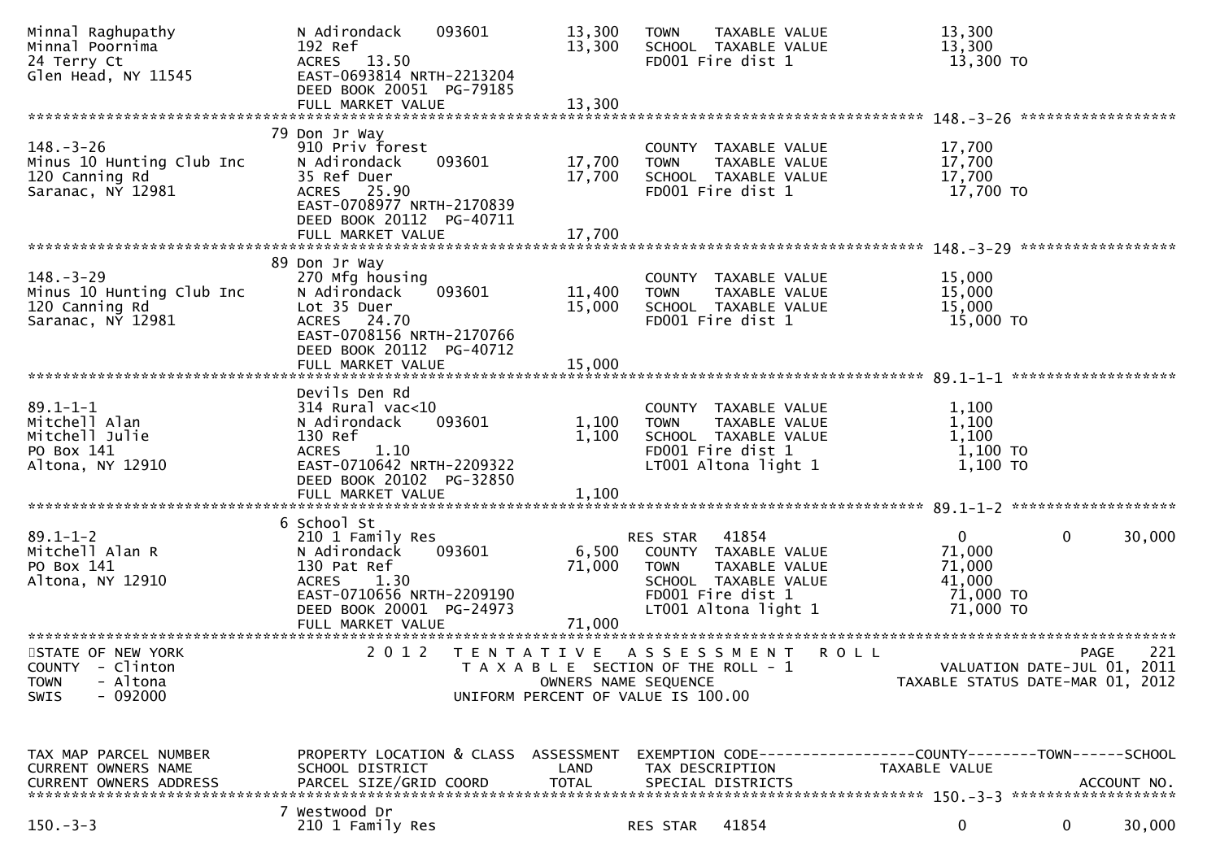```
Minnal Raghupathy              N Adirondack     093601         13,300   TOWN     TAXABLE VALUE              13,300
Minnal Poornima                192 Ref                         13,300   SCHOOL  TAXABLE VALUE              13,300
24 Terry Ct                    ACRES   13.50                            FD001 Fire dist 1                   13,300 TO
Glen Head, NY 11545            EAST-0693814 NRTH-2213204
                               DEED BOOK 20051  PG-79185
                               FULL MARKET VALUE               13,300
******************************************************************************************************* 148.-3-26 ******************
                               79 Don Jr Way
148.-3-26                      910 Priv forest                          COUNTY  TAXABLE VALUE              17,700
Minus 10 Hunting Club Inc      N Adirondack     093601         17,700   TOWN     TAXABLE VALUE              17,700
120 Canning Rd                 35 Ref Duer                     17,700   SCHOOL  TAXABLE VALUE              17,700
Saranac, NY 12981              ACRES   25.90                            FD001 Fire dist 1                   17,700 TO
                               EAST-0708977 NRTH-2170839
                               DEED BOOK 20112  PG-40711
                               FULL MARKET VALUE               17,700
******************************************************************************************************* 148.-3-29 ******************
                               89 Don Jr Way
148.-3-29                      270 Mfg housing                          COUNTY  TAXABLE VALUE              15,000
Minus 10 Hunting Club Inc      N Adirondack     093601         11,400   TOWN     TAXABLE VALUE              15,000
120 Canning Rd                 Lot 35 Duer                     15,000   SCHOOL  TAXABLE VALUE              15,000
Saranac, NY 12981              ACRES   24.70                            FD001 Fire dist 1                   15,000 TO
                               EAST-0708156 NRTH-2170766
                               DEED BOOK 20112  PG-40712
                               FULL MARKET VALUE               15,000
******************************************************************************************************* 89.1-1-1 *******************
                               Devils Den Rd
89.1-1-1                       314 Rural vac<10                         COUNTY  TAXABLE VALUE               1,100
Mitchell Alan                  N Adirondack     093601          1,100   TOWN     TAXABLE VALUE               1,100
Mitchell Julie                 130 Ref                          1,100   SCHOOL  TAXABLE VALUE               1,100
PO Box 141                     ACRES    1.10                            FD001 Fire dist 1                    1,100 TO
Altona, NY 12910               EAST-0710642 NRTH-2209322                LT001 Altona light 1                 1,100 TO
                               DEED BOOK 20102  PG-32850
                               FULL MARKET VALUE                1,100
******************************************************************************************************* 89.1-1-2 *******************
                               6 School St
89.1-1-2                       210 1 Family Res                         RES STAR   41854                     0           0      30,000
Mitchell Alan R                N Adirondack     093601          6,500   COUNTY  TAXABLE VALUE              71,000
PO Box 141                     130 Pat Ref                     71,000   TOWN     TAXABLE VALUE              71,000
Altona, NY 12910               ACRES    1.30                            SCHOOL  TAXABLE VALUE              41,000
                               EAST-0710656 NRTH-2209190                FD001 Fire dist 1                   71,000 TO
                               DEED BOOK 20001  PG-24973                LT001 Altona light 1                71,000 TO
                               FULL MARKET VALUE               71,000
************************************************************************************************************************************
STATE OF NEW YORK                2 0 1 2   T E N T A T I V E   A S S E S S M E N T   R O L L                              PAGE   221
COUNTY  - Clinton                          T A X A B L E  SECTION OF THE ROLL - 1                       VALUATION DATE-JUL 01, 2011
TOWN    - Altona                                   OWNERS NAME SEQUENCE                           TAXABLE STATUS DATE-MAR 01, 2012
SWIS    - 092000                           UNIFORM PERCENT OF VALUE IS 100.00


TAX MAP PARCEL NUMBER          PROPERTY LOCATION & CLASS  ASSESSMENT  EXEMPTION CODE------------------COUNTY--------TOWN------SCHOOL
CURRENT OWNERS NAME            SCHOOL DISTRICT               LAND      TAX DESCRIPTION            TAXABLE VALUE
CURRENT OWNERS ADDRESS         PARCEL SIZE/GRID COORD        TOTAL     SPECIAL DISTRICTS                                 ACCOUNT NO.
******************************************************************************************************* 150.-3-3 *******************
                               7 Westwood Dr
150.-3-3                       210 1 Family Res                         RES STAR   41854                     0           0      30,000
```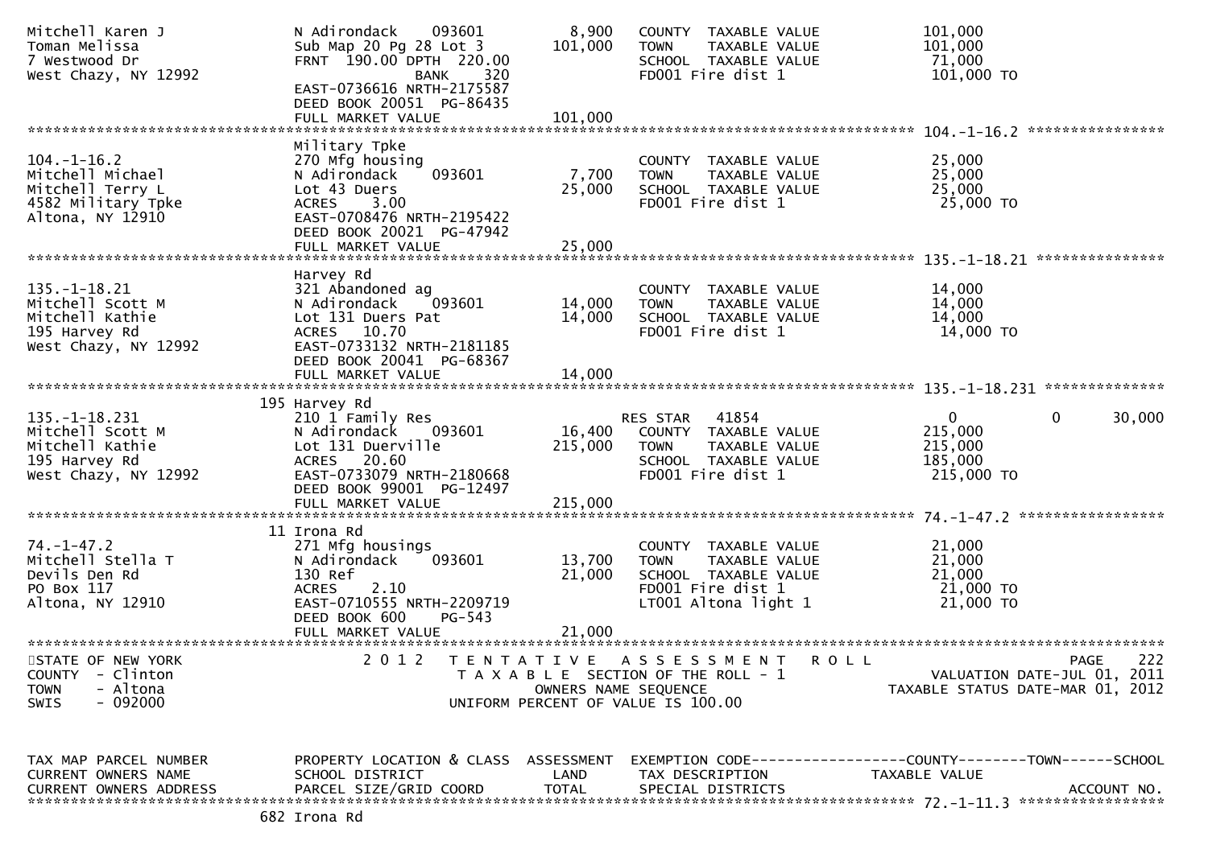```
Mitchell Karen J                  N Adirondack    093601         8,900    COUNTY  TAXABLE VALUE              101,000
Toman Melissa                     Sub Map 20 Pg 28 Lot 3       101,000    TOWN    TAXABLE VALUE              101,000
7 Westwood Dr                     FRNT 190.00 DPTH 220.00                 SCHOOL  TAXABLE VALUE               71,000
West Chazy, NY 12992                          BANK    320                 FD001 Fire dist 1                  101,000 TO
                                  EAST-0736616 NRTH-2175587
                                  DEED BOOK 20051  PG-86435
                                  FULL MARKET VALUE            101,000
******************************************************************************************************* 104.-1-16.2 ****************
                                  Military Tpke
104.-1-16.2                       270 Mfg housing                         COUNTY  TAXABLE VALUE               25,000
Mitchell Michael                  N Adirondack    093601         7,700    TOWN    TAXABLE VALUE               25,000
Mitchell Terry L                  Lot 43 Duers                  25,000    SCHOOL  TAXABLE VALUE               25,000
4582 Military Tpke                ACRES     3.00                          FD001 Fire dist 1                   25,000 TO
Altona, NY 12910                  EAST-0708476 NRTH-2195422
                                  DEED BOOK 20021  PG-47942
                                  FULL MARKET VALUE             25,000
******************************************************************************************************* 135.-1-18.21 ***************
                                  Harvey Rd
135.-1-18.21                      321 Abandoned ag                        COUNTY  TAXABLE VALUE               14,000
Mitchell Scott M                  N Adirondack    093601        14,000    TOWN    TAXABLE VALUE               14,000
Mitchell Kathie                   Lot 131 Duers Pat             14,000    SCHOOL  TAXABLE VALUE               14,000
195 Harvey Rd                     ACRES    10.70                          FD001 Fire dist 1                   14,000 TO
West Chazy, NY 12992              EAST-0733132 NRTH-2181185
                                  DEED BOOK 20041  PG-68367
                                  FULL MARKET VALUE             14,000
******************************************************************************************************* 135.-1-18.231 **************
                                  195 Harvey Rd
135.-1-18.231                     210 1 Family Res                        RES STAR   41854                    0             0       30,000
Mitchell Scott M                  N Adirondack    093601        16,400    COUNTY  TAXABLE VALUE              215,000
Mitchell Kathie                   Lot 131 Duerville            215,000    TOWN    TAXABLE VALUE              215,000
195 Harvey Rd                     ACRES    20.60                          SCHOOL  TAXABLE VALUE              185,000
West Chazy, NY 12992              EAST-0733079 NRTH-2180668               FD001 Fire dist 1                  215,000 TO
                                  DEED BOOK 99001  PG-12497
                                  FULL MARKET VALUE            215,000
******************************************************************************************************* 74.-1-47.2 *****************
                                  11 Irona Rd
74.-1-47.2                        271 Mfg housings                        COUNTY  TAXABLE VALUE               21,000
Mitchell Stella T                 N Adirondack    093601        13,700    TOWN    TAXABLE VALUE               21,000
Devils Den Rd                     130 Ref                       21,000    SCHOOL  TAXABLE VALUE               21,000
PO Box 117                        ACRES     2.10                          FD001 Fire dist 1                   21,000 TO
Altona, NY 12910                  EAST-0710555 NRTH-2209719               LT001 Altona light 1                21,000 TO
                                  DEED BOOK 600     PG-543
                                  FULL MARKET VALUE             21,000
************************************************************************************************************************************
STATE OF NEW YORK                 2 0 1 2   T E N T A T I V E   A S S E S S M E N T   R O L L                              PAGE    222
COUNTY  - Clinton                           T A X A B L E  SECTION OF THE ROLL - 1                          VALUATION DATE-JUL 01, 2011
TOWN    - Altona                                  OWNERS NAME SEQUENCE                                   TAXABLE STATUS DATE-MAR 01, 2012
SWIS    - 092000                            UNIFORM PERCENT OF VALUE IS 100.00


TAX MAP PARCEL NUMBER             PROPERTY LOCATION & CLASS  ASSESSMENT  EXEMPTION CODE------------------COUNTY--------TOWN------SCHOOL
CURRENT OWNERS NAME               SCHOOL DISTRICT               LAND      TAX DESCRIPTION                TAXABLE VALUE
CURRENT OWNERS ADDRESS            PARCEL SIZE/GRID COORD        TOTAL     SPECIAL DISTRICTS                                  ACCOUNT NO.
******************************************************************************************************* 72.-1-11.3 *****************
                                  682 Irona Rd
```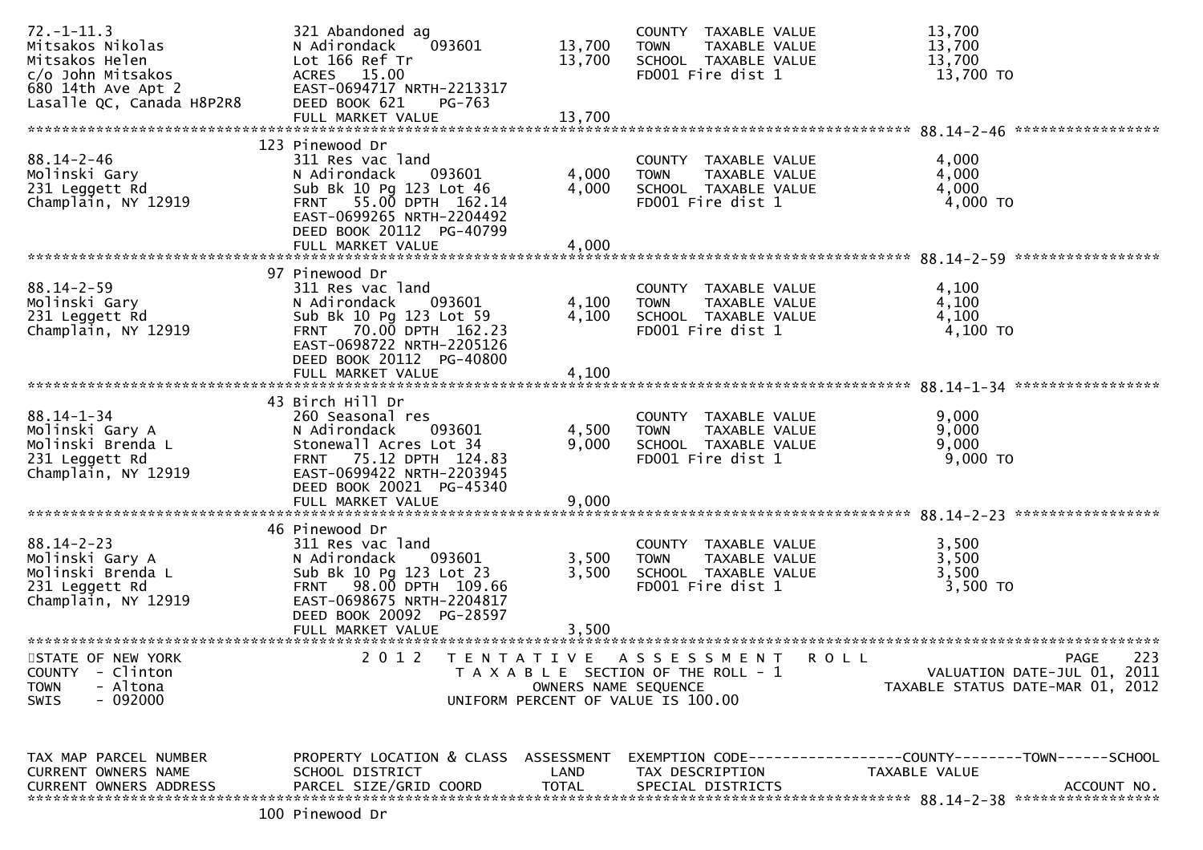```
72.-1-11.3                     321 Abandoned ag                      COUNTY  TAXABLE VALUE            13,700
Mitsakos Nikolas               N Adirondack    093601      13,700    TOWN    TAXABLE VALUE            13,700
Mitsakos Helen                 Lot 166 Ref Tr              13,700    SCHOOL  TAXABLE VALUE            13,700
c/o John Mitsakos              ACRES  15.00                          FD001 Fire dist 1                 13,700 TO
680 14th Ave Apt 2             EAST-0694717 NRTH-2213317
Lasalle QC, Canada H8P2R8      DEED BOOK 621    PG-763
                               FULL MARKET VALUE           13,700
******************************************************************************************************* 88.14-2-46 *****************
                               123 Pinewood Dr
88.14-2-46                     311 Res vac land                      COUNTY  TAXABLE VALUE             4,000
Molinski Gary                  N Adirondack    093601       4,000    TOWN    TAXABLE VALUE             4,000
231 Leggett Rd                 Sub Bk 10 Pg 123 Lot 46      4,000    SCHOOL  TAXABLE VALUE             4,000
Champlain, NY 12919            FRNT   55.00 DPTH 162.14              FD001 Fire dist 1                  4,000 TO
                               EAST-0699265 NRTH-2204492
                               DEED BOOK 20112  PG-40799
                               FULL MARKET VALUE            4,000
******************************************************************************************************* 88.14-2-59 *****************
                               97 Pinewood Dr
88.14-2-59                     311 Res vac land                      COUNTY  TAXABLE VALUE             4,100
Molinski Gary                  N Adirondack    093601       4,100    TOWN    TAXABLE VALUE             4,100
231 Leggett Rd                 Sub Bk 10 Pg 123 Lot 59      4,100    SCHOOL  TAXABLE VALUE             4,100
Champlain, NY 12919            FRNT   70.00 DPTH 162.23              FD001 Fire dist 1                  4,100 TO
                               EAST-0698722 NRTH-2205126
                               DEED BOOK 20112  PG-40800
                               FULL MARKET VALUE            4,100
******************************************************************************************************* 88.14-1-34 *****************
                               43 Birch Hill Dr
88.14-1-34                     260 Seasonal res                      COUNTY  TAXABLE VALUE             9,000
Molinski Gary A                N Adirondack    093601       4,500    TOWN    TAXABLE VALUE             9,000
Molinski Brenda L              Stonewall Acres Lot 34       9,000    SCHOOL  TAXABLE VALUE             9,000
231 Leggett Rd                 FRNT   75.12 DPTH 124.83              FD001 Fire dist 1                  9,000 TO
Champlain, NY 12919            EAST-0699422 NRTH-2203945
                               DEED BOOK 20021  PG-45340
                               FULL MARKET VALUE            9,000
******************************************************************************************************* 88.14-2-23 *****************
                               46 Pinewood Dr
88.14-2-23                     311 Res vac land                      COUNTY  TAXABLE VALUE             3,500
Molinski Gary A                N Adirondack    093601       3,500    TOWN    TAXABLE VALUE             3,500
Molinski Brenda L              Sub Bk 10 Pg 123 Lot 23      3,500    SCHOOL  TAXABLE VALUE             3,500
231 Leggett Rd                 FRNT   98.00 DPTH 109.66              FD001 Fire dist 1                  3,500 TO
Champlain, NY 12919            EAST-0698675 NRTH-2204817
                               DEED BOOK 20092  PG-28597
                               FULL MARKET VALUE            3,500
************************************************************************************************************************************
STATE OF NEW YORK                   2 0 1 2   T E N T A T I V E   A S S E S S M E N T   R O L L                            PAGE    223
COUNTY  - Clinton                           T A X A B L E  SECTION OF THE ROLL - 1                       VALUATION DATE-JUL 01, 2011
TOWN    - Altona                                   OWNERS NAME SEQUENCE                              TAXABLE STATUS DATE-MAR 01, 2012
SWIS    - 092000                              UNIFORM PERCENT OF VALUE IS 100.00


TAX MAP PARCEL NUMBER          PROPERTY LOCATION & CLASS  ASSESSMENT  EXEMPTION CODE------------------COUNTY--------TOWN------SCHOOL
CURRENT OWNERS NAME            SCHOOL DISTRICT               LAND      TAX DESCRIPTION              TAXABLE VALUE
CURRENT OWNERS ADDRESS         PARCEL SIZE/GRID COORD        TOTAL     SPECIAL DISTRICTS                                    ACCOUNT NO.
******************************************************************************************************* 88.14-2-38 *****************
                               100 Pinewood Dr
```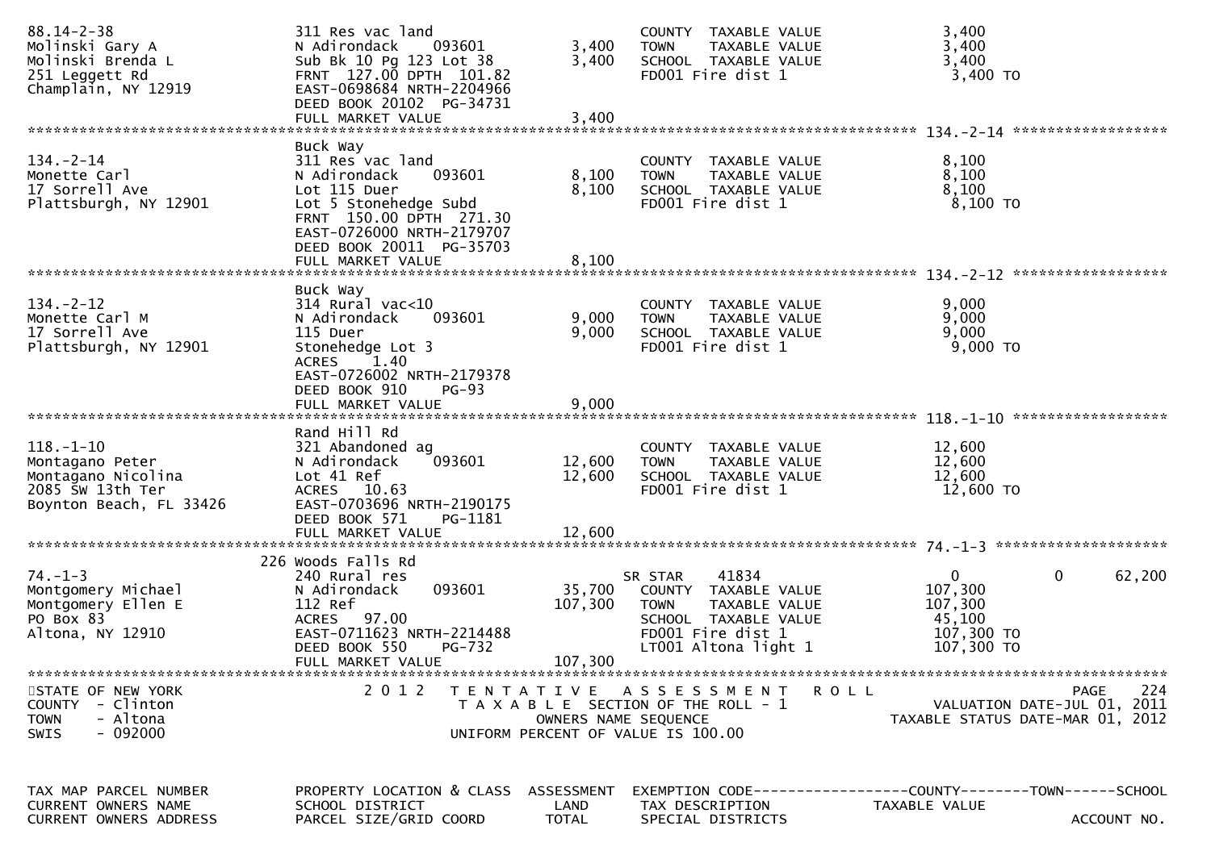```
88.14-2-38                     311 Res vac land                        COUNTY  TAXABLE VALUE            3,400
Molinski Gary A                N Adirondack    093601         3,400    TOWN    TAXABLE VALUE            3,400
Molinski Brenda L              Sub Bk 10 Pg 123 Lot 38        3,400    SCHOOL  TAXABLE VALUE            3,400
251 Leggett Rd                 FRNT 127.00 DPTH 101.82                 FD001 Fire dist 1                 3,400 TO
Champlain, NY 12919            EAST-0698684 NRTH-2204966
                               DEED BOOK 20102  PG-34731
                               FULL MARKET VALUE              3,400
******************************************************************************************************* 134.-2-14 *****************
                               Buck Way
134.-2-14                      311 Res vac land                        COUNTY  TAXABLE VALUE            8,100
Monette Carl                   N Adirondack    093601         8,100    TOWN    TAXABLE VALUE            8,100
17 Sorrell Ave                 Lot 115 Duer                   8,100    SCHOOL  TAXABLE VALUE            8,100
Plattsburgh, NY 12901          Lot 5 Stonehedge Subd                   FD001 Fire dist 1                 8,100 TO
                               FRNT 150.00 DPTH 271.30
                               EAST-0726000 NRTH-2179707
                               DEED BOOK 20011  PG-35703
                               FULL MARKET VALUE              8,100
******************************************************************************************************* 134.-2-12 *****************
                               Buck Way
134.-2-12                      314 Rural vac<10                        COUNTY  TAXABLE VALUE            9,000
Monette Carl M                 N Adirondack    093601         9,000    TOWN    TAXABLE VALUE            9,000
17 Sorrell Ave                 115 Duer                       9,000    SCHOOL  TAXABLE VALUE            9,000
Plattsburgh, NY 12901          Stonehedge Lot 3                        FD001 Fire dist 1                 9,000 TO
                               ACRES    1.40
                               EAST-0726002 NRTH-2179378
                               DEED BOOK 910    PG-93
                               FULL MARKET VALUE              9,000
******************************************************************************************************* 118.-1-10 *****************
                               Rand Hill Rd
118.-1-10                      321 Abandoned ag                        COUNTY  TAXABLE VALUE           12,600
Montagano Peter                N Adirondack    093601        12,600    TOWN    TAXABLE VALUE           12,600
Montagano Nicolina             Lot 41 Ref                    12,600    SCHOOL  TAXABLE VALUE           12,600
2085 SW 13th Ter               ACRES   10.63                           FD001 Fire dist 1                12,600 TO
Boynton Beach, FL 33426        EAST-0703696 NRTH-2190175
                               DEED BOOK 571    PG-1181
                               FULL MARKET VALUE             12,600
******************************************************************************************************* 74.-1-3 *******************
                           226 Woods Falls Rd
74.-1-3                        240 Rural res                           SR STAR     41834                  0             0       62,200
Montgomery Michael             N Adirondack    093601        35,700    COUNTY  TAXABLE VALUE          107,300
Montgomery Ellen E             112 Ref                      107,300    TOWN    TAXABLE VALUE          107,300
PO Box 83                      ACRES   97.00                           SCHOOL  TAXABLE VALUE           45,100
Altona, NY 12910               EAST-0711623 NRTH-2214488               FD001 Fire dist 1               107,300 TO
                               DEED BOOK 550    PG-732                 LT001 Altona light 1            107,300 TO
                               FULL MARKET VALUE            107,300
************************************************************************************************************************************
STATE OF NEW YORK                 2 0 1 2   T E N T A T I V E   A S S E S S M E N T   R O L L                           PAGE     224
COUNTY  - Clinton                           T A X A B L E  SECTION OF THE ROLL - 1                  VALUATION DATE-JUL 01, 2011
TOWN    - Altona                                   OWNERS NAME SEQUENCE                         TAXABLE STATUS DATE-MAR 01, 2012
SWIS    - 092000                             UNIFORM PERCENT OF VALUE IS 100.00


TAX MAP PARCEL NUMBER          PROPERTY LOCATION & CLASS  ASSESSMENT  EXEMPTION CODE------------------COUNTY--------TOWN------SCHOOL
CURRENT OWNERS NAME            SCHOOL DISTRICT               LAND      TAX DESCRIPTION             TAXABLE VALUE
CURRENT OWNERS ADDRESS         PARCEL SIZE/GRID COORD        TOTAL     SPECIAL DISTRICTS                                  ACCOUNT NO.
```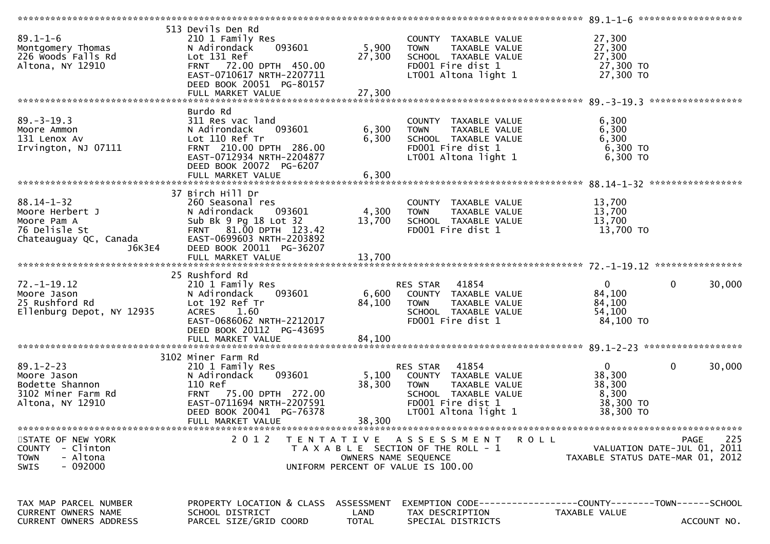| TAX MAP PARCEL NUMBER / CURRENT OWNERS NAME / CURRENT OWNERS ADDRESS | PROPERTY LOCATION & CLASS / SCHOOL DISTRICT / PARCEL SIZE/GRID COORD | ASSESSMENT LAND | ASSESSMENT TOTAL | EXEMPTION CODE / TAX DESCRIPTION / SPECIAL DISTRICTS | COUNTY TAXABLE VALUE | TOWN | SCHOOL |
|---|---|---|---|---|---|---|---|
| **89.1-1-6** | 513 Devils Den Rd | | | | | | |
| 89.1-1-6 | 210 1 Family Res | | | COUNTY TAXABLE VALUE | 27,300 | | |
| Montgomery Thomas | N Adirondack 093601 | 5,900 | | TOWN TAXABLE VALUE | 27,300 | | |
| 226 Woods Falls Rd | Lot 131 Ref | | 27,300 | SCHOOL TAXABLE VALUE | 27,300 | | |
| Altona, NY 12910 | FRNT 72.00 DPTH 450.00 | | | FD001 Fire dist 1 | 27,300 TO | | |
| | EAST-0710617 NRTH-2207711 | | | LT001 Altona light 1 | 27,300 TO | | |
| | DEED BOOK 20051 PG-80157 | | | | | | |
| | FULL MARKET VALUE | | 27,300 | | | | |
| **89.-3-19.3** | Burdo Rd | | | | | | |
| 89.-3-19.3 | 311 Res vac land | | | COUNTY TAXABLE VALUE | 6,300 | | |
| Moore Ammon | N Adirondack 093601 | 6,300 | | TOWN TAXABLE VALUE | 6,300 | | |
| 131 Lenox Av | Lot 110 Ref Tr | | 6,300 | SCHOOL TAXABLE VALUE | 6,300 | | |
| Irvington, NJ 07111 | FRNT 210.00 DPTH 286.00 | | | FD001 Fire dist 1 | 6,300 TO | | |
| | EAST-0712934 NRTH-2204877 | | | LT001 Altona light 1 | 6,300 TO | | |
| | DEED BOOK 20072 PG-6207 | | | | | | |
| | FULL MARKET VALUE | | 6,300 | | | | |
| **88.14-1-32** | 37 Birch Hill Dr | | | | | | |
| 88.14-1-32 | 260 Seasonal res | | | COUNTY TAXABLE VALUE | 13,700 | | |
| Moore Herbert J | N Adirondack 093601 | 4,300 | | TOWN TAXABLE VALUE | 13,700 | | |
| Moore Pam A | Sub Bk 9 Pg 18 Lot 32 | | 13,700 | SCHOOL TAXABLE VALUE | 13,700 | | |
| 76 Delisle St | FRNT 81.00 DPTH 123.42 | | | FD001 Fire dist 1 | 13,700 TO | | |
| Chateauguay QC, Canada J6K3E4 | EAST-0699603 NRTH-2203892 | | | | | | |
| | DEED BOOK 20011 PG-36207 | | | | | | |
| | FULL MARKET VALUE | | 13,700 | | | | |
| **72.-1-19.12** | 25 Rushford Rd | | | | | | |
| 72.-1-19.12 | 210 1 Family Res | | | RES STAR 41854 | 0 | 0 | 30,000 |
| Moore Jason | N Adirondack 093601 | 6,600 | | COUNTY TAXABLE VALUE | 84,100 | | |
| 25 Rushford Rd | Lot 192 Ref Tr | | 84,100 | TOWN TAXABLE VALUE | 84,100 | | |
| Ellenburg Depot, NY 12935 | ACRES 1.60 | | | SCHOOL TAXABLE VALUE | 54,100 | | |
| | EAST-0686062 NRTH-2212017 | | | FD001 Fire dist 1 | 84,100 TO | | |
| | DEED BOOK 20112 PG-43695 | | | | | | |
| | FULL MARKET VALUE | | 84,100 | | | | |
| **89.1-2-23** | 3102 Miner Farm Rd | | | | | | |
| 89.1-2-23 | 210 1 Family Res | | | RES STAR 41854 | 0 | 0 | 30,000 |
| Moore Jason | N Adirondack 093601 | 5,100 | | COUNTY TAXABLE VALUE | 38,300 | | |
| Bodette Shannon | 110 Ref | | 38,300 | TOWN TAXABLE VALUE | 38,300 | | |
| 3102 Miner Farm Rd | FRNT 75.00 DPTH 272.00 | | | SCHOOL TAXABLE VALUE | 8,300 | | |
| Altona, NY 12910 | EAST-0711694 NRTH-2207591 | | | FD001 Fire dist 1 | 38,300 TO | | |
| | DEED BOOK 20041 PG-76378 | | | LT001 Altona light 1 | 38,300 TO | | |
| | FULL MARKET VALUE | | 38,300 | | | | |

STATE OF NEW YORK
COUNTY - Clinton
TOWN - Altona
SWIS - 092000

2012 TENTATIVE ASSESSMENT ROLL
TAXABLE SECTION OF THE ROLL - 1
OWNERS NAME SEQUENCE
UNIFORM PERCENT OF VALUE IS 100.00

VALUATION DATE-JUL 01, 2011
TAXABLE STATUS DATE-MAR 01, 2012

| TAX MAP PARCEL NUMBER | PROPERTY LOCATION & CLASS | ASSESSMENT | EXEMPTION CODE------------------COUNTY--------TOWN------SCHOOL | |
|---|---|---|---|---|
| CURRENT OWNERS NAME | SCHOOL DISTRICT | LAND | TAX DESCRIPTION | TAXABLE VALUE |
| CURRENT OWNERS ADDRESS | PARCEL SIZE/GRID COORD | TOTAL | SPECIAL DISTRICTS | ACCOUNT NO. |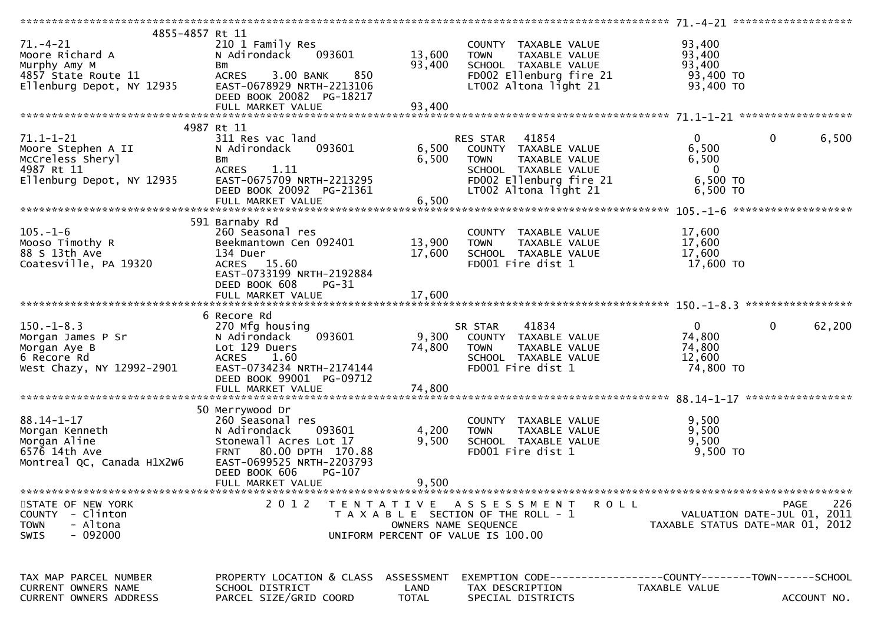```
******************************************************************************************************* 71.-4-21 ******************
         4855-4857 Rt 11
71.-4-21                       210 1 Family Res                          COUNTY  TAXABLE VALUE             93,400
Moore Richard A                N Adirondack     093601      13,600       TOWN    TAXABLE VALUE             93,400
Murphy Amy M                   Bm                           93,400       SCHOOL  TAXABLE VALUE             93,400
4857 State Route 11            ACRES    3.00 BANK     850                FD002 Ellenburg fire 21            93,400 TO
Ellenburg Depot, NY 12935      EAST-0678929 NRTH-2213106                 LT002 Altona light 21              93,400 TO
                               DEED BOOK 20082  PG-18217
                               FULL MARKET VALUE            93,400
******************************************************************************************************* 71.1-1-21 *****************
         4987 Rt 11
71.1-1-21                      311 Res vac land                          RES STAR    41854                  0            0       6,500
Moore Stephen A II             N Adirondack     093601       6,500       COUNTY  TAXABLE VALUE              6,500
McCreless Sheryl               Bm                            6,500       TOWN    TAXABLE VALUE              6,500
4987 Rt 11                     ACRES    1.11                             SCHOOL  TAXABLE VALUE                  0
Ellenburg Depot, NY 12935      EAST-0675709 NRTH-2213295                 FD002 Ellenburg fire 21             6,500 TO
                               DEED BOOK 20092  PG-21361                 LT002 Altona light 21               6,500 TO
                               FULL MARKET VALUE             6,500
******************************************************************************************************* 105.-1-6 ******************
         591 Barnaby Rd
105.-1-6                       260 Seasonal res                          COUNTY  TAXABLE VALUE             17,600
Mooso Timothy R                Beekmantown Cen 092401       13,900       TOWN    TAXABLE VALUE             17,600
88 S 13th Ave                  134 Duer                     17,600       SCHOOL  TAXABLE VALUE             17,600
Coatesville, PA 19320          ACRES   15.60                             FD001 Fire dist 1                  17,600 TO
                               EAST-0733199 NRTH-2192884
                               DEED BOOK 608     PG-31
                               FULL MARKET VALUE            17,600
******************************************************************************************************* 150.-1-8.3 ****************
         6 Recore Rd
150.-1-8.3                     270 Mfg housing                           SR STAR     41834                  0            0      62,200
Morgan James P Sr              N Adirondack     093601       9,300       COUNTY  TAXABLE VALUE             74,800
Morgan Aye B                   Lot 129 Duers                74,800       TOWN    TAXABLE VALUE             74,800
6 Recore Rd                    ACRES    1.60                             SCHOOL  TAXABLE VALUE             12,600
West Chazy, NY 12992-2901      EAST-0734234 NRTH-2174144                 FD001 Fire dist 1                  74,800 TO
                               DEED BOOK 99001  PG-09712
                               FULL MARKET VALUE            74,800
******************************************************************************************************* 88.14-1-17 ****************
         50 Merrywood Dr
88.14-1-17                     260 Seasonal res                          COUNTY  TAXABLE VALUE              9,500
Morgan Kenneth                 N Adirondack     093601       4,200       TOWN    TAXABLE VALUE              9,500
Morgan Aline                   Stonewall Acres Lot 17        9,500       SCHOOL  TAXABLE VALUE              9,500
6576 14th Ave                  FRNT   80.00 DPTH 170.88                  FD001 Fire dist 1                   9,500 TO
Montreal QC, Canada H1X2W6     EAST-0699525 NRTH-2203793
                               DEED BOOK 606     PG-107
                               FULL MARKET VALUE             9,500
************************************************************************************************************************************
STATE OF NEW YORK                 2 0 1 2   T E N T A T I V E   A S S E S S M E N T   R O L L                            PAGE   226
COUNTY  - Clinton                            T A X A B L E  SECTION OF THE ROLL - 1                    VALUATION DATE-JUL 01, 2011
TOWN    - Altona                                   OWNERS NAME SEQUENCE                            TAXABLE STATUS DATE-MAR 01, 2012
SWIS    - 092000                            UNIFORM PERCENT OF VALUE IS 100.00


TAX MAP PARCEL NUMBER          PROPERTY LOCATION & CLASS  ASSESSMENT  EXEMPTION CODE------------------COUNTY--------TOWN------SCHOOL
CURRENT OWNERS NAME            SCHOOL DISTRICT               LAND     TAX DESCRIPTION              TAXABLE VALUE
CURRENT OWNERS ADDRESS         PARCEL SIZE/GRID COORD        TOTAL    SPECIAL DISTRICTS                                  ACCOUNT NO.
```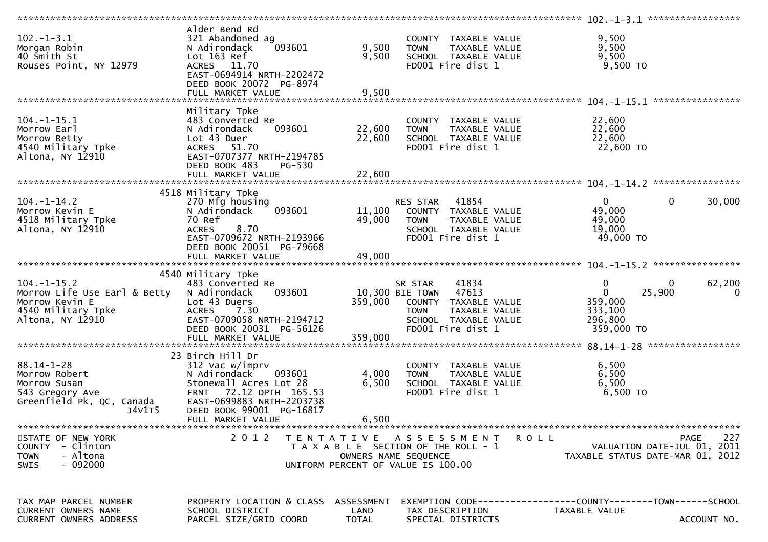| TAX MAP PARCEL NUMBER / CURRENT OWNERS NAME / CURRENT OWNERS ADDRESS | PROPERTY LOCATION & CLASS / SCHOOL DISTRICT / PARCEL SIZE/GRID COORD | ASSESSMENT LAND | ASSESSMENT TOTAL | EXEMPTION CODE / TAX DESCRIPTION / SPECIAL DISTRICTS | COUNTY TAXABLE VALUE | TOWN | SCHOOL |
|---|---|---|---|---|---|---|---|
| **102.-1-3.1** | Alder Bend Rd | | | | | | |
| 102.-1-3.1 | 321 Abandoned ag | | | COUNTY TAXABLE VALUE | 9,500 | | |
| Morgan Robin | N Adirondack 093601 | 9,500 | | TOWN TAXABLE VALUE | 9,500 | | |
| 40 Smith St | Lot 163 Ref | | 9,500 | SCHOOL TAXABLE VALUE | 9,500 | | |
| Rouses Point, NY 12979 | ACRES 11.70 | | | FD001 Fire dist 1 | 9,500 TO | | |
| | EAST-0694914 NRTH-2202472 | | | | | | |
| | DEED BOOK 20072 PG-8974 | | | | | | |
| | FULL MARKET VALUE | | 9,500 | | | | |
| **104.-1-15.1** | Military Tpke | | | | | | |
| 104.-1-15.1 | 483 Converted Re | | | COUNTY TAXABLE VALUE | 22,600 | | |
| Morrow Earl | N Adirondack 093601 | 22,600 | | TOWN TAXABLE VALUE | 22,600 | | |
| Morrow Betty | Lot 43 Duer | | 22,600 | SCHOOL TAXABLE VALUE | 22,600 | | |
| 4540 Military Tpke | ACRES 51.70 | | | FD001 Fire dist 1 | 22,600 TO | | |
| Altona, NY 12910 | EAST-0707377 NRTH-2194785 | | | | | | |
| | DEED BOOK 483 PG-530 | | | | | | |
| | FULL MARKET VALUE | | 22,600 | | | | |
| **104.-1-14.2** | 4518 Military Tpke | | | | | | |
| 104.-1-14.2 | 270 Mfg housing | | | RES STAR 41854 | 0 | 0 | 30,000 |
| Morrow Kevin E | N Adirondack 093601 | 11,100 | | COUNTY TAXABLE VALUE | 49,000 | | |
| 4518 Military Tpke | 70 Ref | | 49,000 | TOWN TAXABLE VALUE | 49,000 | | |
| Altona, NY 12910 | ACRES 8.70 | | | SCHOOL TAXABLE VALUE | 19,000 | | |
| | EAST-0709672 NRTH-2193966 | | | FD001 Fire dist 1 | 49,000 TO | | |
| | DEED BOOK 20051 PG-79668 | | | | | | |
| | FULL MARKET VALUE | | 49,000 | | | | |
| **104.-1-15.2** | 4540 Military Tpke | | | | | | |
| 104.-1-15.2 | 483 Converted Re | | | SR STAR 41834 | 0 | 0 | 62,200 |
| Morrow Life Use Earl & Betty | N Adirondack 093601 | 10,300 | | BIE TOWN 47613 | 0 | 25,900 | 0 |
| Morrow Kevin E | Lot 43 Duers | | 359,000 | COUNTY TAXABLE VALUE | 359,000 | | |
| 4540 Military Tpke | ACRES 7.30 | | | TOWN TAXABLE VALUE | 333,100 | | |
| Altona, NY 12910 | EAST-0709058 NRTH-2194712 | | | SCHOOL TAXABLE VALUE | 296,800 | | |
| | DEED BOOK 20031 PG-56126 | | | FD001 Fire dist 1 | 359,000 TO | | |
| | FULL MARKET VALUE | | 359,000 | | | | |
| **88.14-1-28** | 23 Birch Hill Dr | | | | | | |
| 88.14-1-28 | 312 Vac w/imprv | | | COUNTY TAXABLE VALUE | 6,500 | | |
| Morrow Robert | N Adirondack 093601 | 4,000 | | TOWN TAXABLE VALUE | 6,500 | | |
| Morrow Susan | Stonewall Acres Lot 28 | | 6,500 | SCHOOL TAXABLE VALUE | 6,500 | | |
| 543 Gregory Ave | FRNT 72.12 DPTH 165.53 | | | FD001 Fire dist 1 | 6,500 TO | | |
| Greenfield Pk, QC, Canada J4V1T5 | EAST-0699883 NRTH-2203738 | | | | | | |
| | DEED BOOK 99001 PG-16817 | | | | | | |
| | FULL MARKET VALUE | | 6,500 | | | | |

STATE OF NEW YORK
COUNTY - Clinton
TOWN - Altona
SWIS - 092000

2 0 1 2 TENTATIVE ASSESSMENT ROLL
TAXABLE SECTION OF THE ROLL - 1
OWNERS NAME SEQUENCE
UNIFORM PERCENT OF VALUE IS 100.00

VALUATION DATE-JUL 01, 2011
TAXABLE STATUS DATE-MAR 01, 2012

ACCOUNT NO.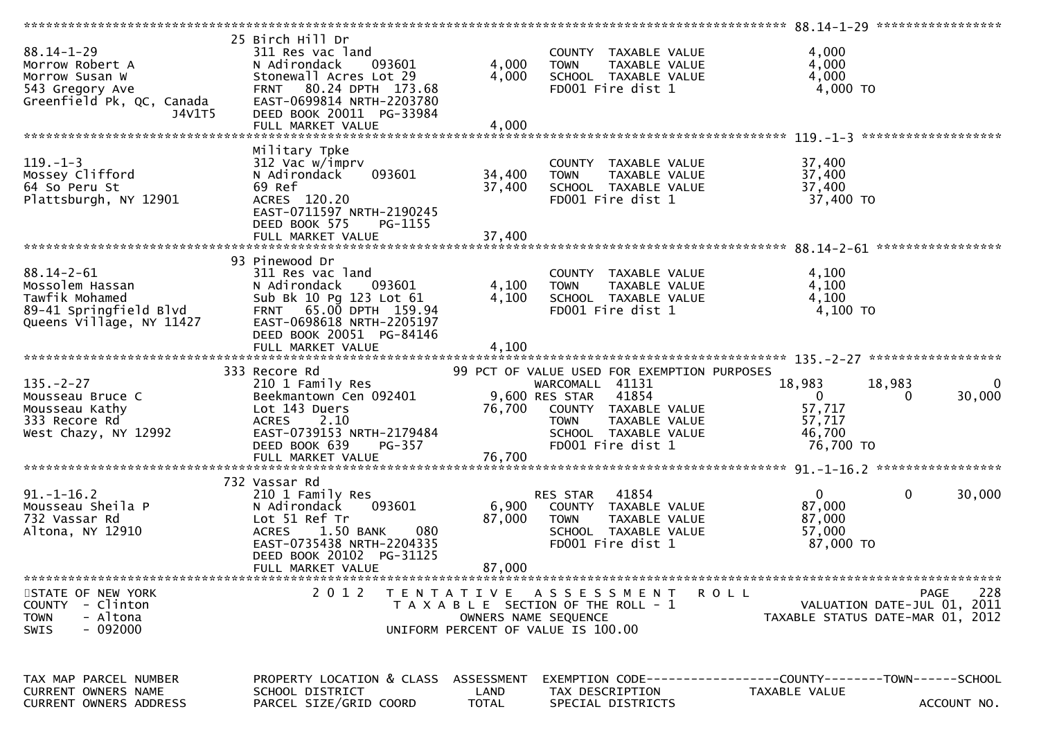```
******************************************************************************************************* 88.14-1-29 *****************
                               25 Birch Hill Dr
88.14-1-29                     311 Res vac land                    COUNTY  TAXABLE VALUE              4,000
Morrow Robert A                N Adirondack     093601      4,000  TOWN    TAXABLE VALUE              4,000
Morrow Susan W                 Stonewall Acres Lot 29       4,000  SCHOOL  TAXABLE VALUE              4,000
543 Gregory Ave                FRNT   80.24 DPTH  173.68           FD001 Fire dist 1                  4,000 TO
Greenfield Pk, QC, Canada      EAST-0699814 NRTH-2203780
                     J4V1T5    DEED BOOK 20011  PG-33984
                               FULL MARKET VALUE            4,000
******************************************************************************************************* 119.-1-3 *******************
                               Military Tpke
119.-1-3                       312 Vac w/imprv                     COUNTY  TAXABLE VALUE             37,400
Mossey Clifford                N Adirondack     093601     34,400  TOWN    TAXABLE VALUE             37,400
64 So Peru St                  69 Ref                      37,400  SCHOOL  TAXABLE VALUE             37,400
Plattsburgh, NY 12901          ACRES  120.20                       FD001 Fire dist 1                 37,400 TO
                               EAST-0711597 NRTH-2190245
                               DEED BOOK 575    PG-1155
                               FULL MARKET VALUE           37,400
******************************************************************************************************* 88.14-2-61 *****************
                               93 Pinewood Dr
88.14-2-61                     311 Res vac land                    COUNTY  TAXABLE VALUE              4,100
Mossolem Hassan                N Adirondack     093601      4,100  TOWN    TAXABLE VALUE              4,100
Tawfik Mohamed                 Sub Bk 10 Pg 123 Lot 61      4,100  SCHOOL  TAXABLE VALUE              4,100
89-41 Springfield Blvd         FRNT   65.00 DPTH  159.94           FD001 Fire dist 1                  4,100 TO
Queens Village, NY 11427       EAST-0698618 NRTH-2205197
                               DEED BOOK 20051  PG-84146
                               FULL MARKET VALUE            4,100
******************************************************************************************************* 135.-2-27 ******************
                               333 Recore Rd               99 PCT OF VALUE USED FOR EXEMPTION PURPOSES
135.-2-27                      210 1 Family Res                    WARCOMALL  41131             18,983      18,983           0
Mousseau Bruce C               Beekmantown Cen 092401       9,600  RES STAR   41854                  0           0      30,000
Mousseau Kathy                 Lot 143 Duers               76,700  COUNTY  TAXABLE VALUE             57,717
333 Recore Rd                  ACRES    2.10                       TOWN    TAXABLE VALUE             57,717
West Chazy, NY 12992           EAST-0739153 NRTH-2179484           SCHOOL  TAXABLE VALUE             46,700
                               DEED BOOK 639    PG-357             FD001 Fire dist 1                 76,700 TO
                               FULL MARKET VALUE           76,700
******************************************************************************************************* 91.-1-16.2 *****************
                               732 Vassar Rd
91.-1-16.2                     210 1 Family Res                    RES STAR   41854                  0           0      30,000
Mousseau Sheila P              N Adirondack     093601      6,900  COUNTY  TAXABLE VALUE             87,000
732 Vassar Rd                  Lot 51 Ref Tr               87,000  TOWN    TAXABLE VALUE             87,000
Altona, NY 12910               ACRES    1.50 BANK     080          SCHOOL  TAXABLE VALUE             57,000
                               EAST-0735438 NRTH-2204335           FD001 Fire dist 1                 87,000 TO
                               DEED BOOK 20102  PG-31125
                               FULL MARKET VALUE           87,000
************************************************************************************************************************************
STATE OF NEW YORK                2 0 1 2   T E N T A T I V E   A S S E S S M E N T   R O L L                            PAGE   228
COUNTY  - Clinton                        T A X A B L E  SECTION OF THE ROLL - 1                       VALUATION DATE-JUL 01, 2011
TOWN    - Altona                                  OWNERS NAME SEQUENCE                              TAXABLE STATUS DATE-MAR 01, 2012
SWIS    - 092000                         UNIFORM PERCENT OF VALUE IS 100.00


TAX MAP PARCEL NUMBER          PROPERTY LOCATION & CLASS  ASSESSMENT  EXEMPTION CODE------------------COUNTY--------TOWN------SCHOOL
CURRENT OWNERS NAME            SCHOOL DISTRICT               LAND     TAX DESCRIPTION              TAXABLE VALUE
CURRENT OWNERS ADDRESS         PARCEL SIZE/GRID COORD        TOTAL    SPECIAL DISTRICTS                                  ACCOUNT NO.
```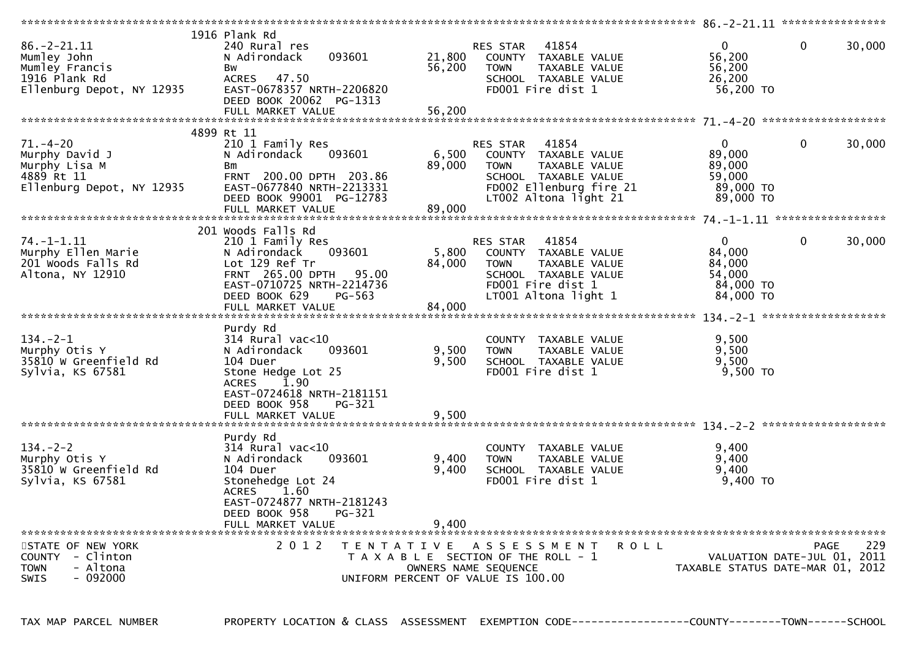```
******************************************************************************************************* 86.-2-21.11 ****************
                               1916 Plank Rd
86.-2-21.11                    240 Rural res                          RES STAR   41854                       0            0      30,000
Mumley John                    N Adirondack     093601        21,800    COUNTY  TAXABLE VALUE              56,200
Mumley Francis                 Bw                             56,200    TOWN    TAXABLE VALUE              56,200
1916 Plank Rd                  ACRES   47.50                            SCHOOL  TAXABLE VALUE              26,200
Ellenburg Depot, NY 12935      EAST-0678357 NRTH-2206820                FD001 Fire dist 1                   56,200 TO
                               DEED BOOK 20062  PG-1313
                               FULL MARKET VALUE              56,200
******************************************************************************************************* 71.-4-20 *******************
                               4899 Rt 11
71.-4-20                       210 1 Family Res                       RES STAR   41854                       0            0      30,000
Murphy David J                 N Adirondack     093601         6,500    COUNTY  TAXABLE VALUE              89,000
Murphy Lisa M                  Bm                             89,000    TOWN    TAXABLE VALUE              89,000
4899 Rt 11                     FRNT  200.00 DPTH  203.86                SCHOOL  TAXABLE VALUE              59,000
Ellenburg Depot, NY 12935      EAST-0677840 NRTH-2213331                FD002 Ellenburg fire 21             89,000 TO
                               DEED BOOK 99001  PG-12783                LT002 Altona light 21               89,000 TO
                               FULL MARKET VALUE              89,000
******************************************************************************************************* 74.-1-1.11 *****************
                               201 Woods Falls Rd
74.-1-1.11                     210 1 Family Res                       RES STAR   41854                       0            0      30,000
Murphy Ellen Marie             N Adirondack     093601         5,800    COUNTY  TAXABLE VALUE              84,000
201 Woods Falls Rd             Lot 129 Ref Tr                 84,000    TOWN    TAXABLE VALUE              84,000
Altona, NY 12910               FRNT  265.00 DPTH   95.00                SCHOOL  TAXABLE VALUE              54,000
                               EAST-0710725 NRTH-2214736                FD001 Fire dist 1                   84,000 TO
                               DEED BOOK 629    PG-563                  LT001 Altona light 1                84,000 TO
                               FULL MARKET VALUE              84,000
******************************************************************************************************* 134.-2-1 *******************
                               Purdy Rd
134.-2-1                       314 Rural vac<10                         COUNTY  TAXABLE VALUE               9,500
Murphy Otis Y                  N Adirondack     093601         9,500    TOWN    TAXABLE VALUE               9,500
35810 W Greenfield Rd          104 Duer                        9,500    SCHOOL  TAXABLE VALUE               9,500
Sylvia, KS 67581               Stone Hedge Lot 25                       FD001 Fire dist 1                    9,500 TO
                               ACRES    1.90
                               EAST-0724618 NRTH-2181151
                               DEED BOOK 958    PG-321
                               FULL MARKET VALUE               9,500
******************************************************************************************************* 134.-2-2 *******************
                               Purdy Rd
134.-2-2                       314 Rural vac<10                         COUNTY  TAXABLE VALUE               9,400
Murphy Otis Y                  N Adirondack     093601         9,400    TOWN    TAXABLE VALUE               9,400
35810 W Greenfield Rd          104 Duer                        9,400    SCHOOL  TAXABLE VALUE               9,400
Sylvia, KS 67581               Stonehedge Lot 24                        FD001 Fire dist 1                    9,400 TO
                               ACRES    1.60
                               EAST-0724877 NRTH-2181243
                               DEED BOOK 958    PG-321
                               FULL MARKET VALUE               9,400
************************************************************************************************************************************
STATE OF NEW YORK                  2 0 1 2   T E N T A T I V E   A S S E S S M E N T   R O L L                             PAGE   229
COUNTY  - Clinton                            T A X A B L E  SECTION OF THE ROLL - 1                        VALUATION DATE-JUL 01, 2011
TOWN    - Altona                                OWNERS NAME SEQUENCE                                 TAXABLE STATUS DATE-MAR 01, 2012
SWIS    - 092000                             UNIFORM PERCENT OF VALUE IS 100.00


TAX MAP PARCEL NUMBER          PROPERTY LOCATION & CLASS  ASSESSMENT  EXEMPTION CODE------------------COUNTY--------TOWN------SCHOOL
```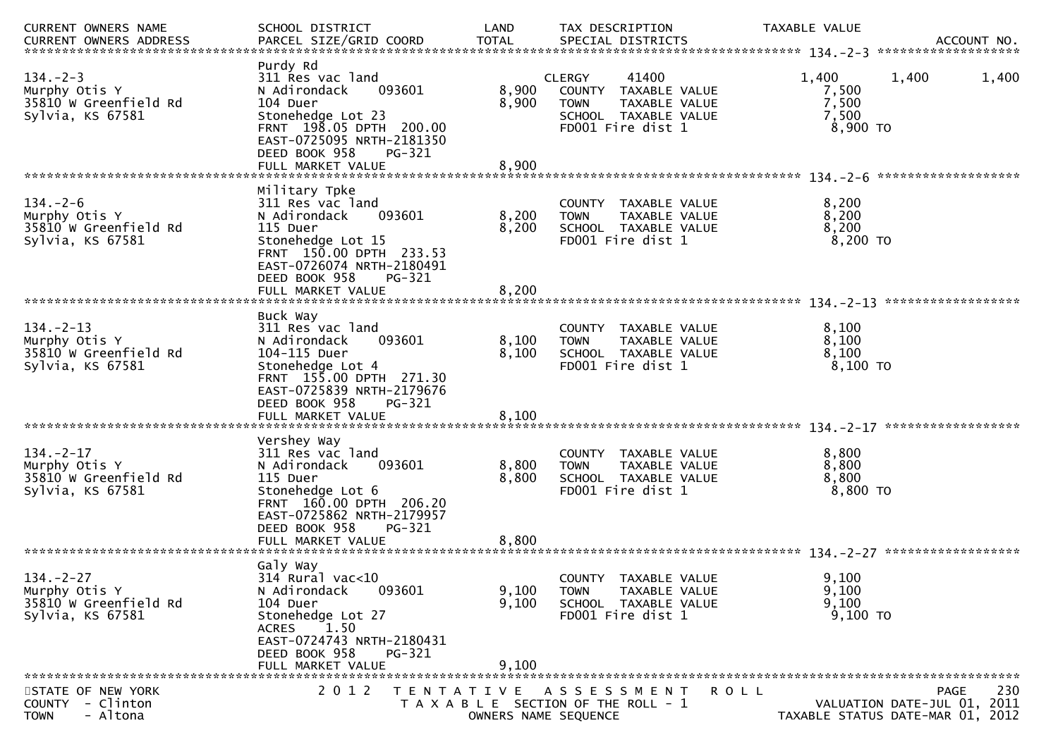| CURRENT OWNERS NAME<br>CURRENT OWNERS ADDRESS | SCHOOL DISTRICT<br>PARCEL SIZE/GRID COORD | LAND<br>TOTAL | TAX DESCRIPTION<br>SPECIAL DISTRICTS | TAXABLE VALUE | | ACCOUNT NO. |
|---|---|---|---|---|---|---|
| **134.-2-3** | | | | | | |
| 134.-2-3 | Purdy Rd<br>311 Res vac land | | CLERGY 41400 | 1,400 | 1,400 | 1,400 |
| Murphy Otis Y | N Adirondack 093601 | 8,900 | COUNTY TAXABLE VALUE | 7,500 | | |
| 35810 W Greenfield Rd | 104 Duer | 8,900 | TOWN TAXABLE VALUE | 7,500 | | |
| Sylvia, KS 67581 | Stonehedge Lot 23 | | SCHOOL TAXABLE VALUE | 7,500 | | |
| | FRNT 198.05 DPTH 200.00 | | FD001 Fire dist 1 | 8,900 TO | | |
| | EAST-0725095 NRTH-2181350 | | | | | |
| | DEED BOOK 958 PG-321 | | | | | |
| | FULL MARKET VALUE | 8,900 | | | | |
| **134.-2-6** | | | | | | |
| 134.-2-6 | Military Tpke<br>311 Res vac land | | COUNTY TAXABLE VALUE | 8,200 | | |
| Murphy Otis Y | N Adirondack 093601 | 8,200 | TOWN TAXABLE VALUE | 8,200 | | |
| 35810 W Greenfield Rd | 115 Duer | 8,200 | SCHOOL TAXABLE VALUE | 8,200 | | |
| Sylvia, KS 67581 | Stonehedge Lot 15 | | FD001 Fire dist 1 | 8,200 TO | | |
| | FRNT 150.00 DPTH 233.53 | | | | | |
| | EAST-0726074 NRTH-2180491 | | | | | |
| | DEED BOOK 958 PG-321 | | | | | |
| | FULL MARKET VALUE | 8,200 | | | | |
| **134.-2-13** | | | | | | |
| 134.-2-13 | Buck Way<br>311 Res vac land | | COUNTY TAXABLE VALUE | 8,100 | | |
| Murphy Otis Y | N Adirondack 093601 | 8,100 | TOWN TAXABLE VALUE | 8,100 | | |
| 35810 W Greenfield Rd | 104-115 Duer | 8,100 | SCHOOL TAXABLE VALUE | 8,100 | | |
| Sylvia, KS 67581 | Stonehedge Lot 4 | | FD001 Fire dist 1 | 8,100 TO | | |
| | FRNT 155.00 DPTH 271.30 | | | | | |
| | EAST-0725839 NRTH-2179676 | | | | | |
| | DEED BOOK 958 PG-321 | | | | | |
| | FULL MARKET VALUE | 8,100 | | | | |
| **134.-2-17** | | | | | | |
| 134.-2-17 | Vershey Way<br>311 Res vac land | | COUNTY TAXABLE VALUE | 8,800 | | |
| Murphy Otis Y | N Adirondack 093601 | 8,800 | TOWN TAXABLE VALUE | 8,800 | | |
| 35810 W Greenfield Rd | 115 Duer | 8,800 | SCHOOL TAXABLE VALUE | 8,800 | | |
| Sylvia, KS 67581 | Stonehedge Lot 6 | | FD001 Fire dist 1 | 8,800 TO | | |
| | FRNT 160.00 DPTH 206.20 | | | | | |
| | EAST-0725862 NRTH-2179957 | | | | | |
| | DEED BOOK 958 PG-321 | | | | | |
| | FULL MARKET VALUE | 8,800 | | | | |
| **134.-2-27** | | | | | | |
| 134.-2-27 | Galy Way<br>314 Rural vac<10 | | COUNTY TAXABLE VALUE | 9,100 | | |
| Murphy Otis Y | N Adirondack 093601 | 9,100 | TOWN TAXABLE VALUE | 9,100 | | |
| 35810 W Greenfield Rd | 104 Duer | 9,100 | SCHOOL TAXABLE VALUE | 9,100 | | |
| Sylvia, KS 67581 | Stonehedge Lot 27 | | FD001 Fire dist 1 | 9,100 TO | | |
| | ACRES 1.50 | | | | | |
| | EAST-0724743 NRTH-2180431 | | | | | |
| | DEED BOOK 958 PG-321 | | | | | |
| | FULL MARKET VALUE | 9,100 | | | | |

STATE OF NEW YORK — 2012 TENTATIVE ASSESSMENT ROLL
COUNTY - Clinton — TAXABLE SECTION OF THE ROLL - 1 — VALUATION DATE-JUL 01, 2011
TOWN - Altona — OWNERS NAME SEQUENCE — TAXABLE STATUS DATE-MAR 01, 2012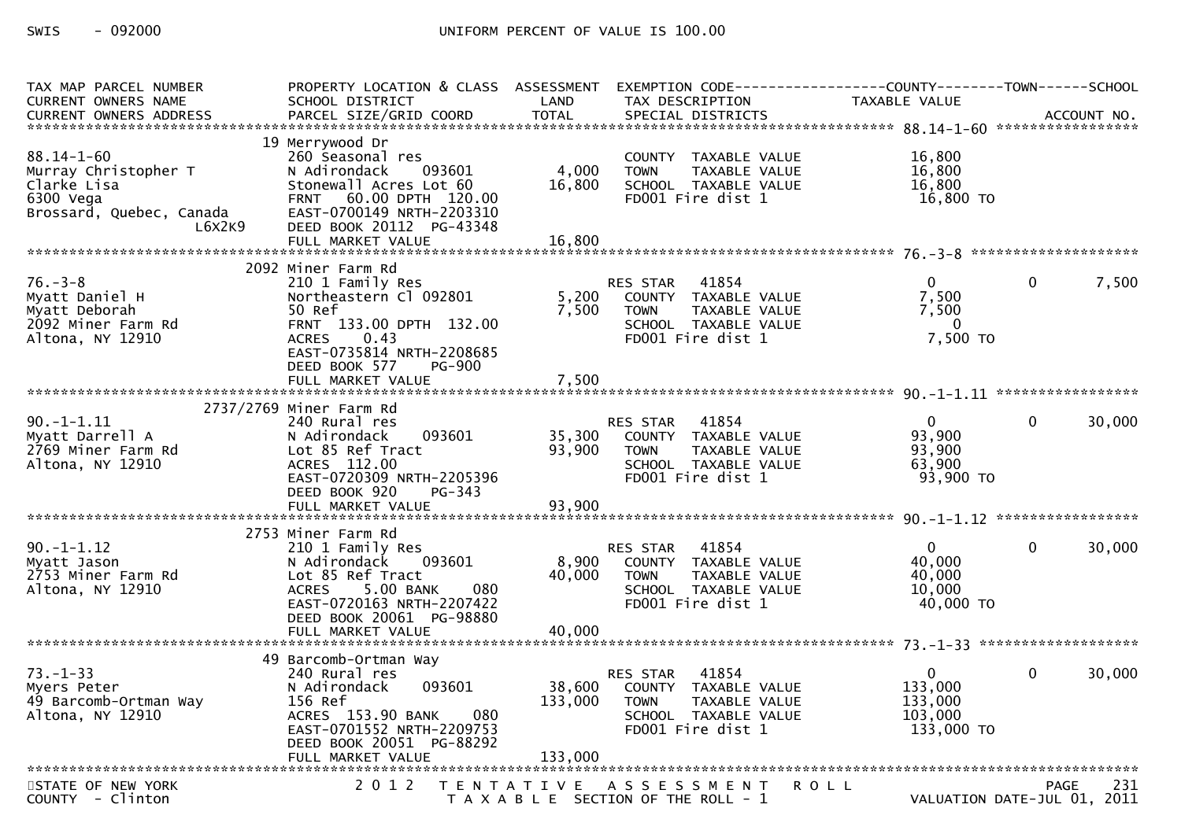SWIS - 092000 UNIFORM PERCENT OF VALUE IS 100.00

| TAX MAP PARCEL NUMBER / CURRENT OWNERS NAME / CURRENT OWNERS ADDRESS | PROPERTY LOCATION & CLASS / SCHOOL DISTRICT / PARCEL SIZE/GRID COORD | ASSESSMENT LAND / TOTAL | EXEMPTION CODE / TAX DESCRIPTION / SPECIAL DISTRICTS | COUNTY TAXABLE VALUE | TOWN | SCHOOL / ACCOUNT NO. |
|---|---|---|---|---|---|---|
| **88.14-1-60** | 19 Merrywood Dr | | | | | |
| 88.14-1-60 | 260 Seasonal res | | COUNTY TAXABLE VALUE | 16,800 | | |
| Murray Christopher T | N Adirondack 093601 | 4,000 | TOWN TAXABLE VALUE | 16,800 | | |
| Clarke Lisa | Stonewall Acres Lot 60 | 16,800 | SCHOOL TAXABLE VALUE | 16,800 | | |
| 6300 Vega | FRNT 60.00 DPTH 120.00 | | FD001 Fire dist 1 | 16,800 TO | | |
| Brossard, Quebec, Canada | EAST-0700149 NRTH-2203310 | | | | | |
| L6X2K9 | DEED BOOK 20112 PG-43348 | | | | | |
| | FULL MARKET VALUE | 16,800 | | | | |
| **76.-3-8** | 2092 Miner Farm Rd | | | | | |
| 76.-3-8 | 210 1 Family Res | | RES STAR 41854 | 0 | 0 | 7,500 |
| Myatt Daniel H | Northeastern Cl 092801 | 5,200 | COUNTY TAXABLE VALUE | 7,500 | | |
| Myatt Deborah | 50 Ref | 7,500 | TOWN TAXABLE VALUE | 7,500 | | |
| 2092 Miner Farm Rd | FRNT 133.00 DPTH 132.00 | | SCHOOL TAXABLE VALUE | 0 | | |
| Altona, NY 12910 | ACRES 0.43 | | FD001 Fire dist 1 | 7,500 TO | | |
| | EAST-0735814 NRTH-2208685 | | | | | |
| | DEED BOOK 577 PG-900 | | | | | |
| | FULL MARKET VALUE | 7,500 | | | | |
| **90.-1-1.11** | 2737/2769 Miner Farm Rd | | | | | |
| 90.-1-1.11 | 240 Rural res | | RES STAR 41854 | 0 | 0 | 30,000 |
| Myatt Darrell A | N Adirondack 093601 | 35,300 | COUNTY TAXABLE VALUE | 93,900 | | |
| 2769 Miner Farm Rd | Lot 85 Ref Tract | 93,900 | TOWN TAXABLE VALUE | 93,900 | | |
| Altona, NY 12910 | ACRES 112.00 | | SCHOOL TAXABLE VALUE | 63,900 | | |
| | EAST-0720309 NRTH-2205396 | | FD001 Fire dist 1 | 93,900 TO | | |
| | DEED BOOK 920 PG-343 | | | | | |
| | FULL MARKET VALUE | 93,900 | | | | |
| **90.-1-1.12** | 2753 Miner Farm Rd | | | | | |
| 90.-1-1.12 | 210 1 Family Res | | RES STAR 41854 | 0 | 0 | 30,000 |
| Myatt Jason | N Adirondack 093601 | 8,900 | COUNTY TAXABLE VALUE | 40,000 | | |
| 2753 Miner Farm Rd | Lot 85 Ref Tract | 40,000 | TOWN TAXABLE VALUE | 40,000 | | |
| Altona, NY 12910 | ACRES 5.00 BANK 080 | | SCHOOL TAXABLE VALUE | 10,000 | | |
| | EAST-0720163 NRTH-2207422 | | FD001 Fire dist 1 | 40,000 TO | | |
| | DEED BOOK 20061 PG-98880 | | | | | |
| | FULL MARKET VALUE | 40,000 | | | | |
| **73.-1-33** | 49 Barcomb-Ortman Way | | | | | |
| 73.-1-33 | 240 Rural res | | RES STAR 41854 | 0 | 0 | 30,000 |
| Myers Peter | N Adirondack 093601 | 38,600 | COUNTY TAXABLE VALUE | 133,000 | | |
| 49 Barcomb-Ortman Way | 156 Ref | 133,000 | TOWN TAXABLE VALUE | 133,000 | | |
| Altona, NY 12910 | ACRES 153.90 BANK 080 | | SCHOOL TAXABLE VALUE | 103,000 | | |
| | EAST-0701552 NRTH-2209753 | | FD001 Fire dist 1 | 133,000 TO | | |
| | DEED BOOK 20051 PG-88292 | | | | | |
| | FULL MARKET VALUE | 133,000 | | | | |

STATE OF NEW YORK 2012 TENTATIVE ASSESSMENT ROLL
COUNTY - Clinton TAXABLE SECTION OF THE ROLL - 1 VALUATION DATE-JUL 01, 2011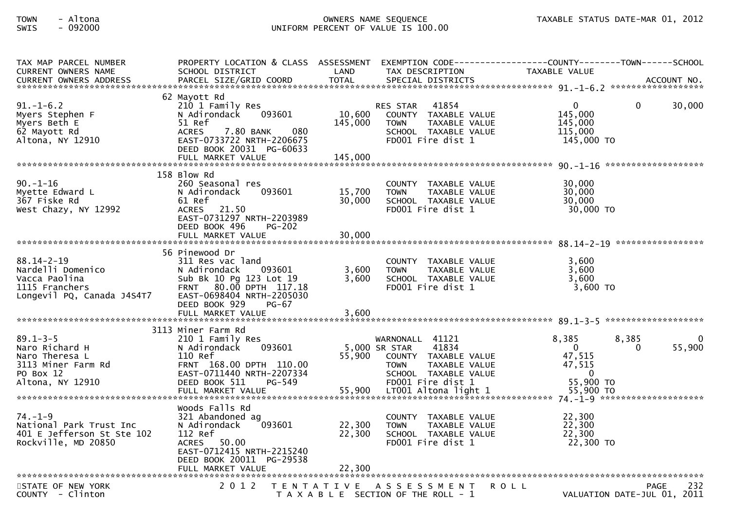| TAX MAP PARCEL NUMBER<br>CURRENT OWNERS NAME<br>CURRENT OWNERS ADDRESS | PROPERTY LOCATION & CLASS<br>SCHOOL DISTRICT<br>PARCEL SIZE/GRID COORD | ASSESSMENT<br>LAND<br>TOTAL | EXEMPTION CODE<br>TAX DESCRIPTION<br>SPECIAL DISTRICTS | COUNTY<br>TAXABLE VALUE | TOWN | SCHOOL<br>ACCOUNT NO. |
|---|---|---|---|---|---|---|
| 91.-1-6.2 | 62 Mayott Rd | | | | | |
| 91.-1-6.2 | 210 1 Family Res | | RES STAR 41854 | 0 | 0 | 30,000 |
| Myers Stephen F | N Adirondack 093601 | 10,600 | COUNTY TAXABLE VALUE | 145,000 | | |
| Myers Beth E | 51 Ref | 145,000 | TOWN TAXABLE VALUE | 145,000 | | |
| 62 Mayott Rd | ACRES 7.80 BANK 080 | | SCHOOL TAXABLE VALUE | 115,000 | | |
| Altona, NY 12910 | EAST-0733722 NRTH-2206675 | | FD001 Fire dist 1 | 145,000 TO | | |
| | DEED BOOK 20031 PG-60633 | | | | | |
| | FULL MARKET VALUE | 145,000 | | | | |
| 90.-1-16 | 158 Blow Rd | | | | | |
| 90.-1-16 | 260 Seasonal res | | COUNTY TAXABLE VALUE | 30,000 | | |
| Myette Edward L | N Adirondack 093601 | 15,700 | TOWN TAXABLE VALUE | 30,000 | | |
| 367 Fiske Rd | 61 Ref | 30,000 | SCHOOL TAXABLE VALUE | 30,000 | | |
| West Chazy, NY 12992 | ACRES 21.50 | | FD001 Fire dist 1 | 30,000 TO | | |
| | EAST-0731297 NRTH-2203989 | | | | | |
| | DEED BOOK 496 PG-202 | | | | | |
| | FULL MARKET VALUE | 30,000 | | | | |
| 88.14-2-19 | 56 Pinewood Dr | | | | | |
| 88.14-2-19 | 311 Res vac land | | COUNTY TAXABLE VALUE | 3,600 | | |
| Nardelli Domenico | N Adirondack 093601 | 3,600 | TOWN TAXABLE VALUE | 3,600 | | |
| Vacca Paolina | Sub Bk 10 Pg 123 Lot 19 | 3,600 | SCHOOL TAXABLE VALUE | 3,600 | | |
| 1115 Franchers | FRNT 80.00 DPTH 117.18 | | FD001 Fire dist 1 | 3,600 TO | | |
| Longevil PQ, Canada J4S4T7 | EAST-0698404 NRTH-2205030 | | | | | |
| | DEED BOOK 929 PG-67 | | | | | |
| | FULL MARKET VALUE | 3,600 | | | | |
| 89.1-3-5 | 3113 Miner Farm Rd | | | | | |
| 89.1-3-5 | 210 1 Family Res | | WARNONALL 41121 | 8,385 | 8,385 | 0 |
| Naro Richard H | N Adirondack 093601 | 5,000 | SR STAR 41834 | 0 | 0 | 55,900 |
| Naro Theresa L | 110 Ref | 55,900 | COUNTY TAXABLE VALUE | 47,515 | | |
| 3113 Miner Farm Rd | FRNT 168.00 DPTH 110.00 | | TOWN TAXABLE VALUE | 47,515 | | |
| PO Box 12 | EAST-0711440 NRTH-2207334 | | SCHOOL TAXABLE VALUE | 0 | | |
| Altona, NY 12910 | DEED BOOK 511 PG-549 | | FD001 Fire dist 1 | 55,900 TO | | |
| | FULL MARKET VALUE | 55,900 | LT001 Altona light 1 | 55,900 TO | | |
| 74.-1-9 | Woods Falls Rd | | | | | |
| 74.-1-9 | 321 Abandoned ag | | COUNTY TAXABLE VALUE | 22,300 | | |
| National Park Trust Inc | N Adirondack 093601 | 22,300 | TOWN TAXABLE VALUE | 22,300 | | |
| 401 E Jefferson St Ste 102 | 112 Ref | 22,300 | SCHOOL TAXABLE VALUE | 22,300 | | |
| Rockville, MD 20850 | ACRES 50.00 | | FD001 Fire dist 1 | 22,300 TO | | |
| | EAST-0712415 NRTH-2215240 | | | | | |
| | DEED BOOK 20011 PG-29538 | | | | | |
| | FULL MARKET VALUE | 22,300 | | | | |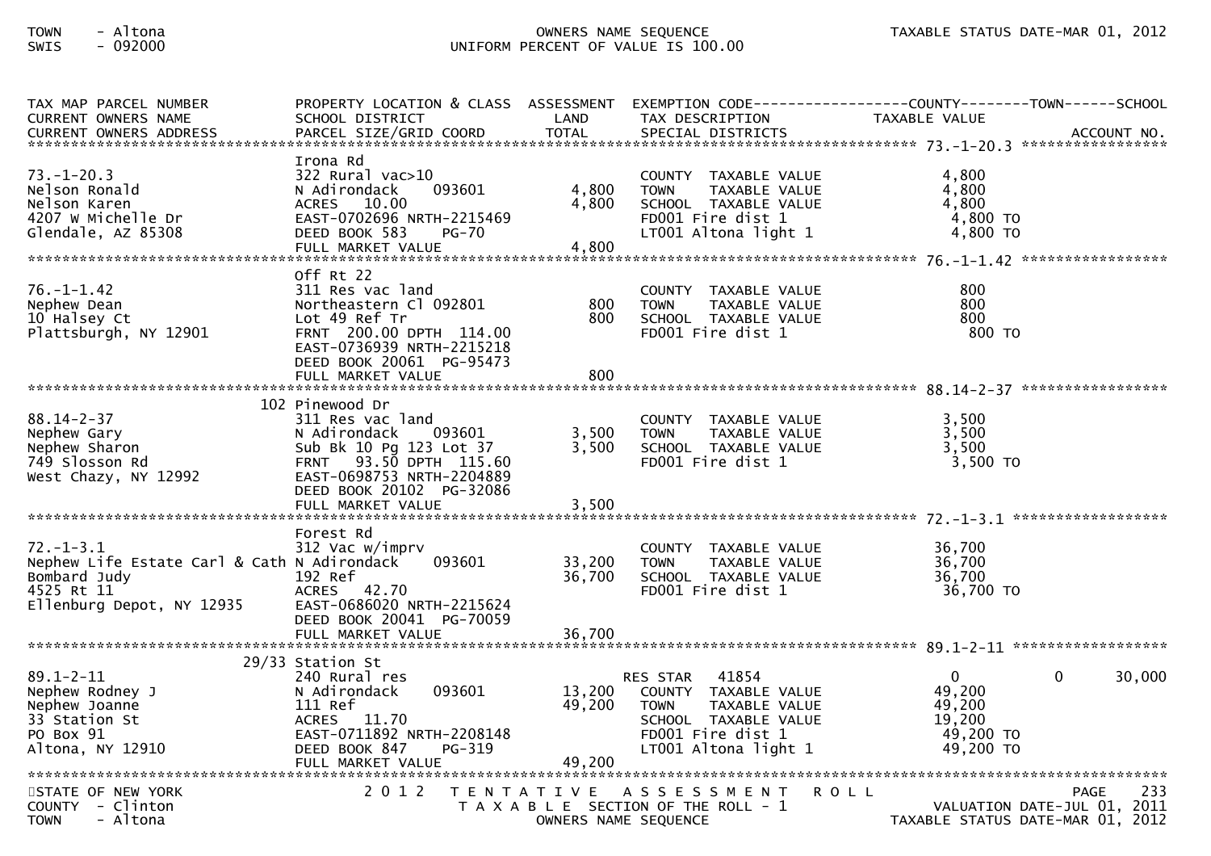TOWN - Altona
SWIS - 092000

OWNERS NAME SEQUENCE
UNIFORM PERCENT OF VALUE IS 100.00

TAXABLE STATUS DATE-MAR 01, 2012

| TAX MAP PARCEL NUMBER / CURRENT OWNERS NAME / CURRENT OWNERS ADDRESS | PROPERTY LOCATION & CLASS / SCHOOL DISTRICT / PARCEL SIZE/GRID COORD | ASSESSMENT LAND | TOTAL | EXEMPTION CODE / TAX DESCRIPTION / SPECIAL DISTRICTS | COUNTY TAXABLE VALUE | TOWN | SCHOOL | ACCOUNT NO. |
|---|---|---|---|---|---|---|---|---|
| 73.-1-20.3 | Irona Rd | | | | | | | |
| | 322 Rural vac>10 | | | COUNTY TAXABLE VALUE | 4,800 | | | |
| Nelson Ronald | N Adirondack 093601 | 4,800 | | TOWN TAXABLE VALUE | 4,800 | | | |
| Nelson Karen | ACRES 10.00 | | 4,800 | SCHOOL TAXABLE VALUE | 4,800 | | | |
| 4207 W Michelle Dr | EAST-0702696 NRTH-2215469 | | | FD001 Fire dist 1 | 4,800 TO | | | |
| Glendale, AZ 85308 | DEED BOOK 583 PG-70 | | | LT001 Altona light 1 | 4,800 TO | | | |
| | FULL MARKET VALUE | | 4,800 | | | | | |
| 76.-1-1.42 | Off Rt 22 | | | | | | | |
| | 311 Res vac land | | | COUNTY TAXABLE VALUE | 800 | | | |
| Nephew Dean | Northeastern Cl 092801 | 800 | | TOWN TAXABLE VALUE | 800 | | | |
| 10 Halsey Ct | Lot 49 Ref Tr | | 800 | SCHOOL TAXABLE VALUE | 800 | | | |
| Plattsburgh, NY 12901 | FRNT 200.00 DPTH 114.00 | | | FD001 Fire dist 1 | 800 TO | | | |
| | EAST-0736939 NRTH-2215218 | | | | | | | |
| | DEED BOOK 20061 PG-95473 | | | | | | | |
| | FULL MARKET VALUE | | 800 | | | | | |
| 88.14-2-37 | 102 Pinewood Dr | | | | | | | |
| | 311 Res vac land | | | COUNTY TAXABLE VALUE | 3,500 | | | |
| Nephew Gary | N Adirondack 093601 | 3,500 | | TOWN TAXABLE VALUE | 3,500 | | | |
| Nephew Sharon | Sub Bk 10 Pg 123 Lot 37 | | 3,500 | SCHOOL TAXABLE VALUE | 3,500 | | | |
| 749 Slosson Rd | FRNT 93.50 DPTH 115.60 | | | FD001 Fire dist 1 | 3,500 TO | | | |
| West Chazy, NY 12992 | EAST-0698753 NRTH-2204889 | | | | | | | |
| | DEED BOOK 20102 PG-32086 | | | | | | | |
| | FULL MARKET VALUE | | 3,500 | | | | | |
| 72.-1-3.1 | Forest Rd | | | | | | | |
| | 312 Vac w/imprv | | | COUNTY TAXABLE VALUE | 36,700 | | | |
| Nephew Life Estate Carl & Cath | N Adirondack 093601 | 33,200 | | TOWN TAXABLE VALUE | 36,700 | | | |
| Bombard Judy | 192 Ref | | 36,700 | SCHOOL TAXABLE VALUE | 36,700 | | | |
| 4525 Rt 11 | ACRES 42.70 | | | FD001 Fire dist 1 | 36,700 TO | | | |
| Ellenburg Depot, NY 12935 | EAST-0686020 NRTH-2215624 | | | | | | | |
| | DEED BOOK 20041 PG-70059 | | | | | | | |
| | FULL MARKET VALUE | | 36,700 | | | | | |
| 89.1-2-11 | 29/33 Station St | | | | | | | |
| | 240 Rural res | | | RES STAR 41854 | 0 | 0 | 30,000 | |
| Nephew Rodney J | N Adirondack 093601 | 13,200 | | COUNTY TAXABLE VALUE | 49,200 | | | |
| Nephew Joanne | 111 Ref | | 49,200 | TOWN TAXABLE VALUE | 49,200 | | | |
| 33 Station St | ACRES 11.70 | | | SCHOOL TAXABLE VALUE | 19,200 | | | |
| PO Box 91 | EAST-0711892 NRTH-2208148 | | | FD001 Fire dist 1 | 49,200 TO | | | |
| Altona, NY 12910 | DEED BOOK 847 PG-319 | | | LT001 Altona light 1 | 49,200 TO | | | |
| | FULL MARKET VALUE | | 49,200 | | | | | |

STATE OF NEW YORK
COUNTY - Clinton
TOWN - Altona

2012 TENTATIVE ASSESSMENT ROLL
TAXABLE SECTION OF THE ROLL - 1
OWNERS NAME SEQUENCE

VALUATION DATE-JUL 01, 2011
TAXABLE STATUS DATE-MAR 01, 2012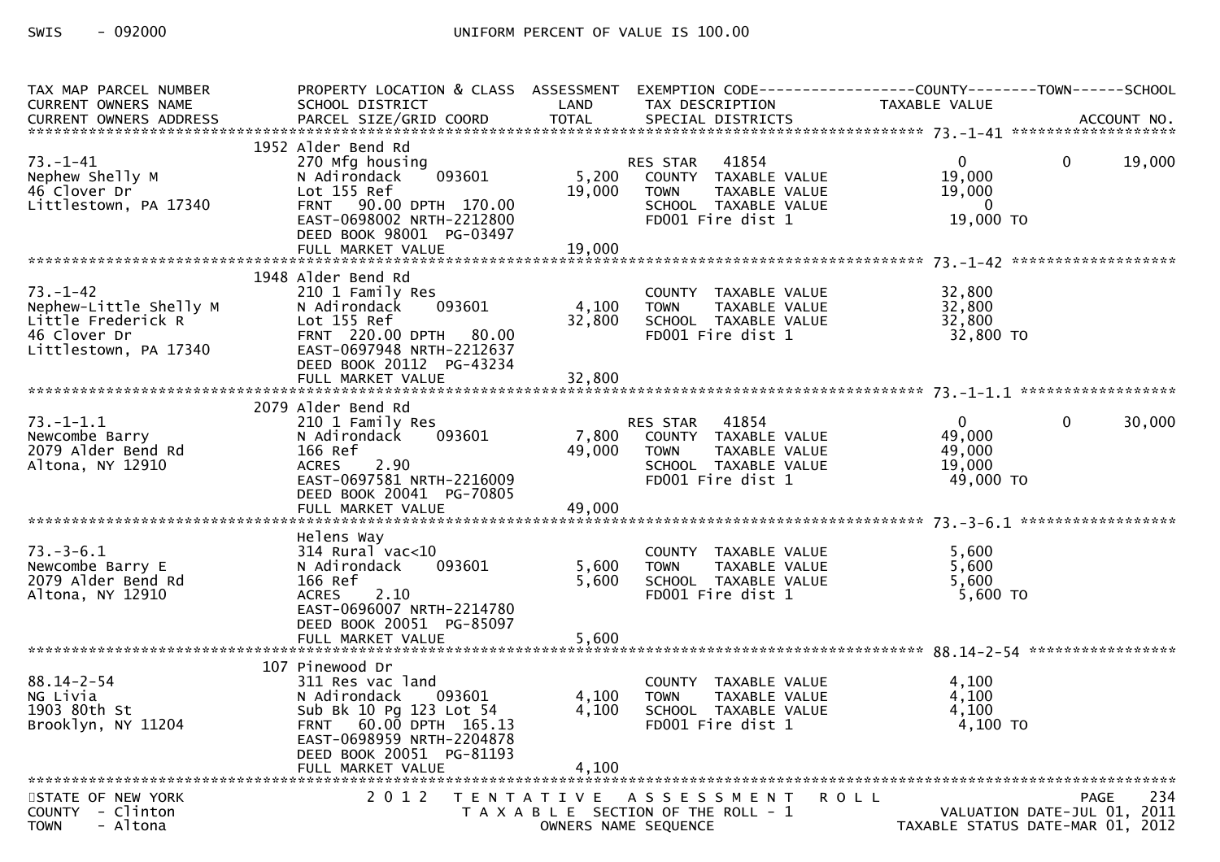SWIS - 092000 UNIFORM PERCENT OF VALUE IS 100.00

| TAX MAP PARCEL NUMBER<br>CURRENT OWNERS NAME<br>CURRENT OWNERS ADDRESS | PROPERTY LOCATION & CLASS<br>SCHOOL DISTRICT<br>PARCEL SIZE/GRID COORD | ASSESSMENT<br>LAND<br>TOTAL | EXEMPTION CODE<br>TAX DESCRIPTION<br>SPECIAL DISTRICTS | COUNTY<br>TAXABLE VALUE | TOWN | SCHOOL<br>ACCOUNT NO. |
|---|---|---|---|---|---|---|
| **73.-1-41** | 1952 Alder Bend Rd | | | | | |
| 73.-1-41 | 270 Mfg housing | | RES STAR 41854 | 0 | 0 | 19,000 |
| Nephew Shelly M | N Adirondack 093601 | 5,200 | COUNTY TAXABLE VALUE | 19,000 | | |
| 46 Clover Dr | Lot 155 Ref | 19,000 | TOWN TAXABLE VALUE | 19,000 | | |
| Littlestown, PA 17340 | FRNT 90.00 DPTH 170.00 | | SCHOOL TAXABLE VALUE | 0 | | |
| | EAST-0698002 NRTH-2212800 | | FD001 Fire dist 1 | 19,000 TO | | |
| | DEED BOOK 98001 PG-03497 | | | | | |
| | FULL MARKET VALUE | 19,000 | | | | |
| **73.-1-42** | 1948 Alder Bend Rd | | | | | |
| 73.-1-42 | 210 1 Family Res | | COUNTY TAXABLE VALUE | 32,800 | | |
| Nephew-Little Shelly M | N Adirondack 093601 | 4,100 | TOWN TAXABLE VALUE | 32,800 | | |
| Little Frederick R | Lot 155 Ref | 32,800 | SCHOOL TAXABLE VALUE | 32,800 | | |
| 46 Clover Dr | FRNT 220.00 DPTH 80.00 | | FD001 Fire dist 1 | 32,800 TO | | |
| Littlestown, PA 17340 | EAST-0697948 NRTH-2212637 | | | | | |
| | DEED BOOK 20112 PG-43234 | | | | | |
| | FULL MARKET VALUE | 32,800 | | | | |
| **73.-1-1.1** | 2079 Alder Bend Rd | | | | | |
| 73.-1-1.1 | 210 1 Family Res | | RES STAR 41854 | 0 | 0 | 30,000 |
| Newcombe Barry | N Adirondack 093601 | 7,800 | COUNTY TAXABLE VALUE | 49,000 | | |
| 2079 Alder Bend Rd | 166 Ref | 49,000 | TOWN TAXABLE VALUE | 49,000 | | |
| Altona, NY 12910 | ACRES 2.90 | | SCHOOL TAXABLE VALUE | 19,000 | | |
| | EAST-0697581 NRTH-2216009 | | FD001 Fire dist 1 | 49,000 TO | | |
| | DEED BOOK 20041 PG-70805 | | | | | |
| | FULL MARKET VALUE | 49,000 | | | | |
| **73.-3-6.1** | Helens Way | | | | | |
| 73.-3-6.1 | 314 Rural vac<10 | | COUNTY TAXABLE VALUE | 5,600 | | |
| Newcombe Barry E | N Adirondack 093601 | 5,600 | TOWN TAXABLE VALUE | 5,600 | | |
| 2079 Alder Bend Rd | 166 Ref | 5,600 | SCHOOL TAXABLE VALUE | 5,600 | | |
| Altona, NY 12910 | ACRES 2.10 | | FD001 Fire dist 1 | 5,600 TO | | |
| | EAST-0696007 NRTH-2214780 | | | | | |
| | DEED BOOK 20051 PG-85097 | | | | | |
| | FULL MARKET VALUE | 5,600 | | | | |
| **88.14-2-54** | 107 Pinewood Dr | | | | | |
| 88.14-2-54 | 311 Res vac land | | COUNTY TAXABLE VALUE | 4,100 | | |
| NG Livia | N Adirondack 093601 | 4,100 | TOWN TAXABLE VALUE | 4,100 | | |
| 1903 80th St | Sub Bk 10 Pg 123 Lot 54 | 4,100 | SCHOOL TAXABLE VALUE | 4,100 | | |
| Brooklyn, NY 11204 | FRNT 60.00 DPTH 165.13 | | FD001 Fire dist 1 | 4,100 TO | | |
| | EAST-0698959 NRTH-2204878 | | | | | |
| | DEED BOOK 20051 PG-81193 | | | | | |
| | FULL MARKET VALUE | 4,100 | | | | |

STATE OF NEW YORK
COUNTY - Clinton
TOWN - Altona

2012 TENTATIVE ASSESSMENT ROLL
TAXABLE SECTION OF THE ROLL - 1
OWNERS NAME SEQUENCE

VALUATION DATE-JUL 01, 2011
TAXABLE STATUS DATE-MAR 01, 2012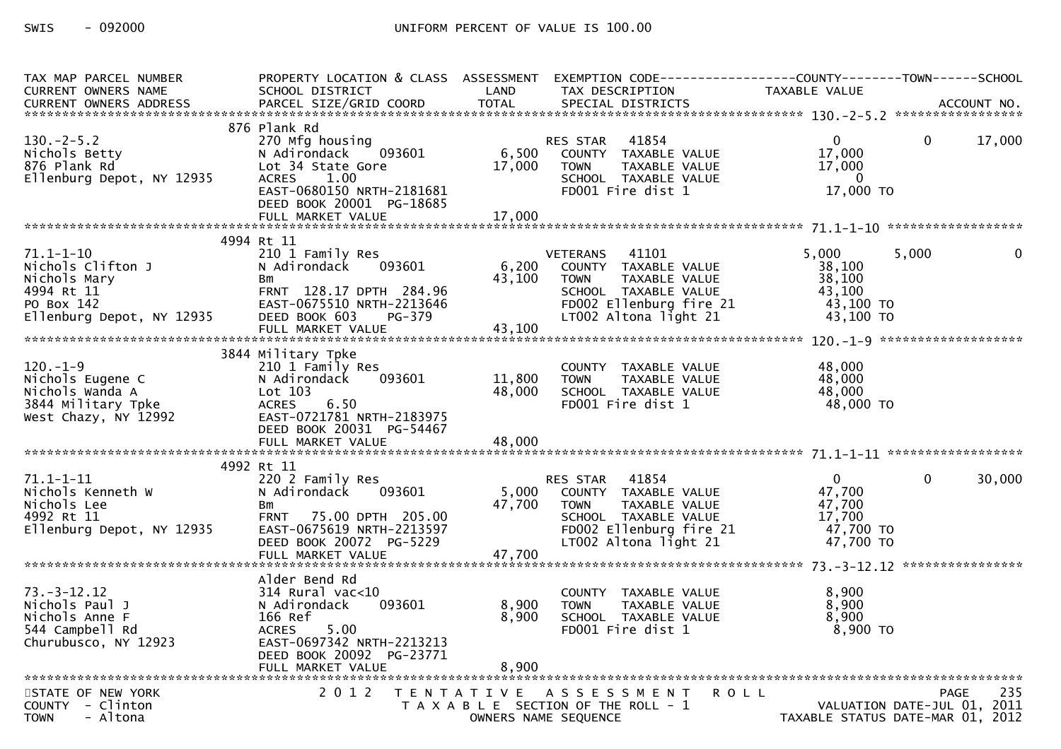SWIS - 092000 UNIFORM PERCENT OF VALUE IS 100.00

```
TAX MAP PARCEL NUMBER          PROPERTY LOCATION & CLASS  ASSESSMENT  EXEMPTION CODE------------------COUNTY--------TOWN------SCHOOL
CURRENT OWNERS NAME            SCHOOL DISTRICT             LAND       TAX DESCRIPTION              TAXABLE VALUE
CURRENT OWNERS ADDRESS         PARCEL SIZE/GRID COORD      TOTAL      SPECIAL DISTRICTS                                       ACCOUNT NO.
******************************************************************************************************* 130.-2-5.2 *****************
                               876 Plank Rd
130.-2-5.2                     270 Mfg housing                        RES STAR   41854                  0           0        17,000
Nichols Betty                  N Adirondack    093601       6,500     COUNTY  TAXABLE VALUE          17,000
876 Plank Rd                   Lot 34 State Gore           17,000     TOWN    TAXABLE VALUE          17,000
Ellenburg Depot, NY 12935      ACRES     1.00                         SCHOOL  TAXABLE VALUE               0
                               EAST-0680150 NRTH-2181681              FD001 Fire dist 1              17,000 TO
                               DEED BOOK 20001  PG-18685
                               FULL MARKET VALUE           17,000
******************************************************************************************************* 71.1-1-10 ******************
                               4994 Rt 11
71.1-1-10                      210 1 Family Res                       VETERANS    41101              5,000       5,000            0
Nichols Clifton J              N Adirondack    093601       6,200     COUNTY  TAXABLE VALUE          38,100
Nichols Mary                   Bm                          43,100     TOWN    TAXABLE VALUE          38,100
4994 Rt 11                     FRNT  128.17 DPTH  284.96              SCHOOL  TAXABLE VALUE          43,100
PO Box 142                     EAST-0675510 NRTH-2213646              FD002 Ellenburg fire 21         43,100 TO
Ellenburg Depot, NY 12935      DEED BOOK 603     PG-379               LT002 Altona light 21           43,100 TO
                               FULL MARKET VALUE           43,100
******************************************************************************************************* 120.-1-9 *******************
                               3844 Military Tpke
120.-1-9                       210 1 Family Res                       COUNTY  TAXABLE VALUE          48,000
Nichols Eugene C               N Adirondack    093601      11,800     TOWN    TAXABLE VALUE          48,000
Nichols Wanda A                Lot 103                     48,000     SCHOOL  TAXABLE VALUE          48,000
3844 Military Tpke             ACRES     6.50                         FD001 Fire dist 1              48,000 TO
West Chazy, NY 12992           EAST-0721781 NRTH-2183975
                               DEED BOOK 20031  PG-54467
                               FULL MARKET VALUE           48,000
******************************************************************************************************* 71.1-1-11 ******************
                               4992 Rt 11
71.1-1-11                      220 2 Family Res                       RES STAR   41854                  0           0        30,000
Nichols Kenneth W              N Adirondack    093601       5,000     COUNTY  TAXABLE VALUE          47,700
Nichols Lee                    Bm                          47,700     TOWN    TAXABLE VALUE          47,700
4992 Rt 11                     FRNT   75.00 DPTH  205.00              SCHOOL  TAXABLE VALUE          17,700
Ellenburg Depot, NY 12935      EAST-0675619 NRTH-2213597              FD002 Ellenburg fire 21         47,700 TO
                               DEED BOOK 20072  PG-5229               LT002 Altona light 21           47,700 TO
                               FULL MARKET VALUE           47,700
******************************************************************************************************* 73.-3-12.12 ****************
                               Alder Bend Rd
73.-3-12.12                    314 Rural vac<10                       COUNTY  TAXABLE VALUE           8,900
Nichols Paul J                 N Adirondack    093601       8,900     TOWN    TAXABLE VALUE           8,900
Nichols Anne F                 166 Ref                      8,900     SCHOOL  TAXABLE VALUE           8,900
544 Campbell Rd                ACRES     5.00                         FD001 Fire dist 1               8,900 TO
Churubusco, NY 12923           EAST-0697342 NRTH-2213213
                               DEED BOOK 20092  PG-23771
                               FULL MARKET VALUE            8,900
************************************************************************************************************************************
```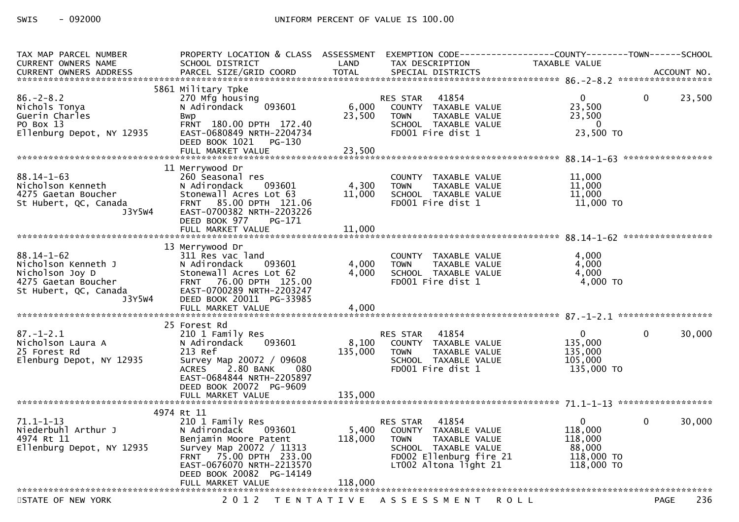SWIS - 092000 UNIFORM PERCENT OF VALUE IS 100.00

| TAX MAP PARCEL NUMBER / CURRENT OWNERS NAME / CURRENT OWNERS ADDRESS | PROPERTY LOCATION & CLASS / SCHOOL DISTRICT / PARCEL SIZE/GRID COORD | ASSESSMENT LAND | ASSESSMENT TOTAL | EXEMPTION CODE / TAX DESCRIPTION / SPECIAL DISTRICTS | COUNTY TAXABLE VALUE | TOWN | SCHOOL |
|---|---|---|---|---|---|---|---|
| **86.-2-8.2** | 5861 Military Tpke | | | | | | |
| 86.-2-8.2 | 270 Mfg housing | | | RES STAR 41854 | 0 | 0 | 23,500 |
| Nichols Tonya | N Adirondack 093601 | 6,000 | | COUNTY TAXABLE VALUE | 23,500 | | |
| Guerin Charles | Bwp | | 23,500 | TOWN TAXABLE VALUE | 23,500 | | |
| PO Box 13 | FRNT 180.00 DPTH 172.40 | | | SCHOOL TAXABLE VALUE | 0 | | |
| Ellenburg Depot, NY 12935 | EAST-0680849 NRTH-2204734 | | | FD001 Fire dist 1 | 23,500 TO | | |
| | DEED BOOK 1021 PG-130 | | | | | | |
| | FULL MARKET VALUE | | 23,500 | | | | |
| **88.14-1-63** | 11 Merrywood Dr | | | | | | |
| 88.14-1-63 | 260 Seasonal res | | | COUNTY TAXABLE VALUE | 11,000 | | |
| Nicholson Kenneth | N Adirondack 093601 | 4,300 | | TOWN TAXABLE VALUE | 11,000 | | |
| 4275 Gaetan Boucher | Stonewall Acres Lot 63 | | 11,000 | SCHOOL TAXABLE VALUE | 11,000 | | |
| St Hubert, QC, Canada | FRNT 85.00 DPTH 121.06 | | | FD001 Fire dist 1 | 11,000 TO | | |
| J3Y5W4 | EAST-0700382 NRTH-2203226 | | | | | | |
| | DEED BOOK 977 PG-171 | | | | | | |
| | FULL MARKET VALUE | | 11,000 | | | | |
| **88.14-1-62** | 13 Merrywood Dr | | | | | | |
| 88.14-1-62 | 311 Res vac land | | | COUNTY TAXABLE VALUE | 4,000 | | |
| Nicholson Kenneth J | N Adirondack 093601 | 4,000 | | TOWN TAXABLE VALUE | 4,000 | | |
| Nicholson Joy D | Stonewall Acres Lot 62 | | 4,000 | SCHOOL TAXABLE VALUE | 4,000 | | |
| 4275 Gaetan Boucher | FRNT 76.00 DPTH 125.00 | | | FD001 Fire dist 1 | 4,000 TO | | |
| St Hubert, QC, Canada | EAST-0700289 NRTH-2203247 | | | | | | |
| J3Y5W4 | DEED BOOK 20011 PG-33985 | | | | | | |
| | FULL MARKET VALUE | | 4,000 | | | | |
| **87.-1-2.1** | 25 Forest Rd | | | | | | |
| 87.-1-2.1 | 210 1 Family Res | | | RES STAR 41854 | 0 | 0 | 30,000 |
| Nicholson Laura A | N Adirondack 093601 | 8,100 | | COUNTY TAXABLE VALUE | 135,000 | | |
| 25 Forest Rd | 213 Ref | | 135,000 | TOWN TAXABLE VALUE | 135,000 | | |
| Elenburg Depot, NY 12935 | Survey Map 20072 / 09608 | | | SCHOOL TAXABLE VALUE | 105,000 | | |
| | ACRES 2.80 BANK 080 | | | FD001 Fire dist 1 | 135,000 TO | | |
| | EAST-0684844 NRTH-2205897 | | | | | | |
| | DEED BOOK 20072 PG-9609 | | | | | | |
| | FULL MARKET VALUE | | 135,000 | | | | |
| **71.1-1-13** | 4974 Rt 11 | | | | | | |
| 71.1-1-13 | 210 1 Family Res | | | RES STAR 41854 | 0 | 0 | 30,000 |
| Niederbuhl Arthur J | N Adirondack 093601 | 5,400 | | COUNTY TAXABLE VALUE | 118,000 | | |
| 4974 Rt 11 | Benjamin Moore Patent | | 118,000 | TOWN TAXABLE VALUE | 118,000 | | |
| Ellenburg Depot, NY 12935 | Survey Map 20072 / 11313 | | | SCHOOL TAXABLE VALUE | 88,000 | | |
| | FRNT 75.00 DPTH 233.00 | | | FD002 Ellenburg fire 21 | 118,000 TO | | |
| | EAST-0676070 NRTH-2213570 | | | LT002 Altona light 21 | 118,000 TO | | |
| | DEED BOOK 20082 PG-14149 | | | | | | |
| | FULL MARKET VALUE | | 118,000 | | | | |

STATE OF NEW YORK 2012 TENTATIVE ASSESSMENT ROLL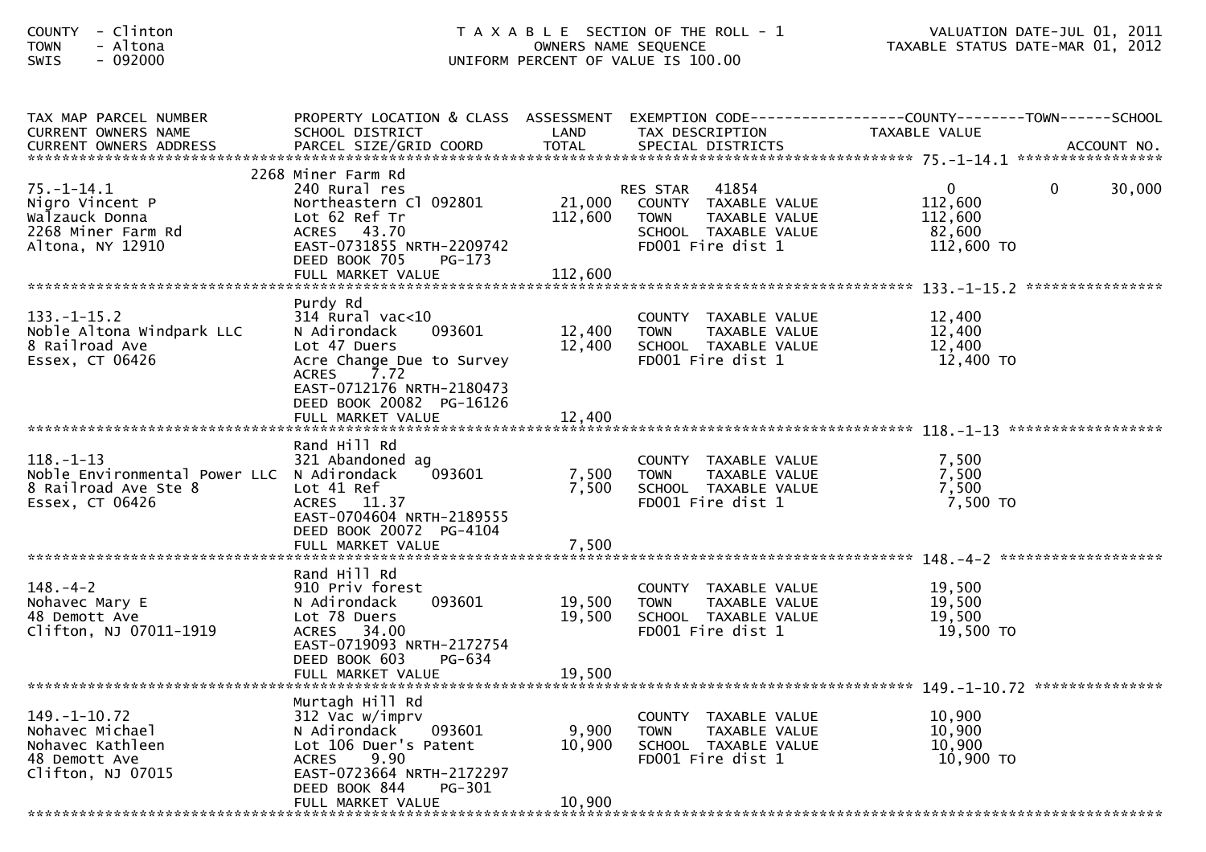COUNTY - Clinton
TOWN - Altona
SWIS - 092000

T A X A B L E SECTION OF THE ROLL - 1
OWNERS NAME SEQUENCE
UNIFORM PERCENT OF VALUE IS 100.00

VALUATION DATE-JUL 01, 2011
TAXABLE STATUS DATE-MAR 01, 2012

| TAX MAP PARCEL NUMBER<br>CURRENT OWNERS NAME<br>CURRENT OWNERS ADDRESS | PROPERTY LOCATION & CLASS<br>SCHOOL DISTRICT<br>PARCEL SIZE/GRID COORD | ASSESSMENT<br>LAND<br>TOTAL | EXEMPTION CODE<br>TAX DESCRIPTION<br>SPECIAL DISTRICTS | COUNTY<br>TAXABLE VALUE | TOWN | SCHOOL<br>ACCOUNT NO. |
|---|---|---|---|---|---|---|
| 75.-1-14.1 | 2268 Miner Farm Rd | | | | | |
| 75.-1-14.1 | 240 Rural res | | RES STAR 41854 | 0 | 0 | 30,000 |
| Nigro Vincent P | Northeastern Cl 092801 | 21,000 | COUNTY TAXABLE VALUE | 112,600 | | |
| Walzauck Donna | Lot 62 Ref Tr | 112,600 | TOWN TAXABLE VALUE | 112,600 | | |
| 2268 Miner Farm Rd | ACRES 43.70 | | SCHOOL TAXABLE VALUE | 82,600 | | |
| Altona, NY 12910 | EAST-0731855 NRTH-2209742 | | FD001 Fire dist 1 | 112,600 TO | | |
| | DEED BOOK 705 PG-173 | | | | | |
| | FULL MARKET VALUE | 112,600 | | | | |
| 133.-1-15.2 | Purdy Rd | | | | | |
| 133.-1-15.2 | 314 Rural vac<10 | | COUNTY TAXABLE VALUE | 12,400 | | |
| Noble Altona Windpark LLC | N Adirondack 093601 | 12,400 | TOWN TAXABLE VALUE | 12,400 | | |
| 8 Railroad Ave | Lot 47 Duers | 12,400 | SCHOOL TAXABLE VALUE | 12,400 | | |
| Essex, CT 06426 | Acre Change Due to Survey | | FD001 Fire dist 1 | 12,400 TO | | |
| | ACRES 7.72 | | | | | |
| | EAST-0712176 NRTH-2180473 | | | | | |
| | DEED BOOK 20082 PG-16126 | | | | | |
| | FULL MARKET VALUE | 12,400 | | | | |
| 118.-1-13 | Rand Hill Rd | | | | | |
| 118.-1-13 | 321 Abandoned ag | | COUNTY TAXABLE VALUE | 7,500 | | |
| Noble Environmental Power LLC | N Adirondack 093601 | 7,500 | TOWN TAXABLE VALUE | 7,500 | | |
| 8 Railroad Ave Ste 8 | Lot 41 Ref | 7,500 | SCHOOL TAXABLE VALUE | 7,500 | | |
| Essex, CT 06426 | ACRES 11.37 | | FD001 Fire dist 1 | 7,500 TO | | |
| | EAST-0704604 NRTH-2189555 | | | | | |
| | DEED BOOK 20072 PG-4104 | | | | | |
| | FULL MARKET VALUE | 7,500 | | | | |
| 148.-4-2 | Rand Hill Rd | | | | | |
| 148.-4-2 | 910 Priv forest | | COUNTY TAXABLE VALUE | 19,500 | | |
| Nohavec Mary E | N Adirondack 093601 | 19,500 | TOWN TAXABLE VALUE | 19,500 | | |
| 48 Demott Ave | Lot 78 Duers | 19,500 | SCHOOL TAXABLE VALUE | 19,500 | | |
| Clifton, NJ 07011-1919 | ACRES 34.00 | | FD001 Fire dist 1 | 19,500 TO | | |
| | EAST-0719093 NRTH-2172754 | | | | | |
| | DEED BOOK 603 PG-634 | | | | | |
| | FULL MARKET VALUE | 19,500 | | | | |
| 149.-1-10.72 | Murtagh Hill Rd | | | | | |
| 149.-1-10.72 | 312 Vac w/imprv | | COUNTY TAXABLE VALUE | 10,900 | | |
| Nohavec Michael | N Adirondack 093601 | 9,900 | TOWN TAXABLE VALUE | 10,900 | | |
| Nohavec Kathleen | Lot 106 Duer's Patent | 10,900 | SCHOOL TAXABLE VALUE | 10,900 | | |
| 48 Demott Ave | ACRES 9.90 | | FD001 Fire dist 1 | 10,900 TO | | |
| Clifton, NJ 07015 | EAST-0723664 NRTH-2172297 | | | | | |
| | DEED BOOK 844 PG-301 | | | | | |
| | FULL MARKET VALUE | 10,900 | | | | |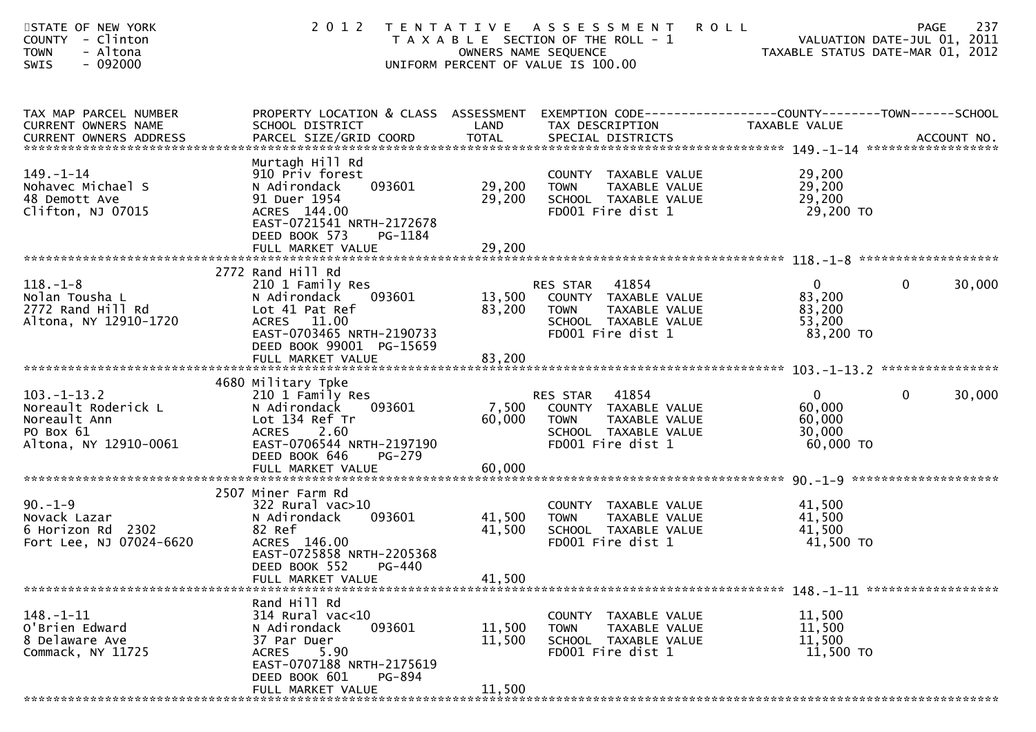STATE OF NEW YORK
COUNTY - Clinton
TOWN - Altona
SWIS - 092000

# 2012 TENTATIVE ASSESSMENT ROLL

TAXABLE SECTION OF THE ROLL - 1
OWNERS NAME SEQUENCE
UNIFORM PERCENT OF VALUE IS 100.00

VALUATION DATE-JUL 01, 2011
TAXABLE STATUS DATE-MAR 01, 2012

| TAX MAP PARCEL NUMBER / CURRENT OWNERS NAME / CURRENT OWNERS ADDRESS | PROPERTY LOCATION & CLASS / SCHOOL DISTRICT / PARCEL SIZE/GRID COORD | ASSESSMENT LAND | TOTAL | EXEMPTION CODE / TAX DESCRIPTION / SPECIAL DISTRICTS | COUNTY TAXABLE VALUE | TOWN | SCHOOL |
|---|---|---|---|---|---|---|---|
| **149.-1-14** | Murtagh Hill Rd | | | | | | |
| 149.-1-14 | 910 Priv forest | | | COUNTY TAXABLE VALUE | 29,200 | | |
| Nohavec Michael S | N Adirondack 093601 | 29,200 | | TOWN TAXABLE VALUE | 29,200 | | |
| 48 Demott Ave | 91 Duer 1954 | | 29,200 | SCHOOL TAXABLE VALUE | 29,200 | | |
| Clifton, NJ 07015 | ACRES 144.00 | | | FD001 Fire dist 1 | 29,200 TO | | |
| | EAST-0721541 NRTH-2172678 | | | | | | |
| | DEED BOOK 573 PG-1184 | | | | | | |
| | FULL MARKET VALUE | | 29,200 | | | | |
| **118.-1-8** | 2772 Rand Hill Rd | | | | | | |
| 118.-1-8 | 210 1 Family Res | | | RES STAR 41854 | 0 | 0 | 30,000 |
| Nolan Tousha L | N Adirondack 093601 | 13,500 | | COUNTY TAXABLE VALUE | 83,200 | | |
| 2772 Rand Hill Rd | Lot 41 Pat Ref | | 83,200 | TOWN TAXABLE VALUE | 83,200 | | |
| Altona, NY 12910-1720 | ACRES 11.00 | | | SCHOOL TAXABLE VALUE | 53,200 | | |
| | EAST-0703465 NRTH-2190733 | | | FD001 Fire dist 1 | 83,200 TO | | |
| | DEED BOOK 99001 PG-15659 | | | | | | |
| | FULL MARKET VALUE | | 83,200 | | | | |
| **103.-1-13.2** | 4680 Military Tpke | | | | | | |
| 103.-1-13.2 | 210 1 Family Res | | | RES STAR 41854 | 0 | 0 | 30,000 |
| Noreault Roderick L | N Adirondack 093601 | 7,500 | | COUNTY TAXABLE VALUE | 60,000 | | |
| Noreault Ann | Lot 134 Ref Tr | | 60,000 | TOWN TAXABLE VALUE | 60,000 | | |
| PO Box 61 | ACRES 2.60 | | | SCHOOL TAXABLE VALUE | 30,000 | | |
| Altona, NY 12910-0061 | EAST-0706544 NRTH-2197190 | | | FD001 Fire dist 1 | 60,000 TO | | |
| | DEED BOOK 646 PG-279 | | | | | | |
| | FULL MARKET VALUE | | 60,000 | | | | |
| **90.-1-9** | 2507 Miner Farm Rd | | | | | | |
| 90.-1-9 | 322 Rural vac>10 | | | COUNTY TAXABLE VALUE | 41,500 | | |
| Novack Lazar | N Adirondack 093601 | 41,500 | | TOWN TAXABLE VALUE | 41,500 | | |
| 6 Horizon Rd 2302 | 82 Ref | | 41,500 | SCHOOL TAXABLE VALUE | 41,500 | | |
| Fort Lee, NJ 07024-6620 | ACRES 146.00 | | | FD001 Fire dist 1 | 41,500 TO | | |
| | EAST-0725858 NRTH-2205368 | | | | | | |
| | DEED BOOK 552 PG-440 | | | | | | |
| | FULL MARKET VALUE | | 41,500 | | | | |
| **148.-1-11** | Rand Hill Rd | | | | | | |
| 148.-1-11 | 314 Rural vac<10 | | | COUNTY TAXABLE VALUE | 11,500 | | |
| O'Brien Edward | N Adirondack 093601 | 11,500 | | TOWN TAXABLE VALUE | 11,500 | | |
| 8 Delaware Ave | 37 Par Duer | | 11,500 | SCHOOL TAXABLE VALUE | 11,500 | | |
| Commack, NY 11725 | ACRES 5.90 | | | FD001 Fire dist 1 | 11,500 TO | | |
| | EAST-0707188 NRTH-2175619 | | | | | | |
| | DEED BOOK 601 PG-894 | | | | | | |
| | FULL MARKET VALUE | | 11,500 | | | | |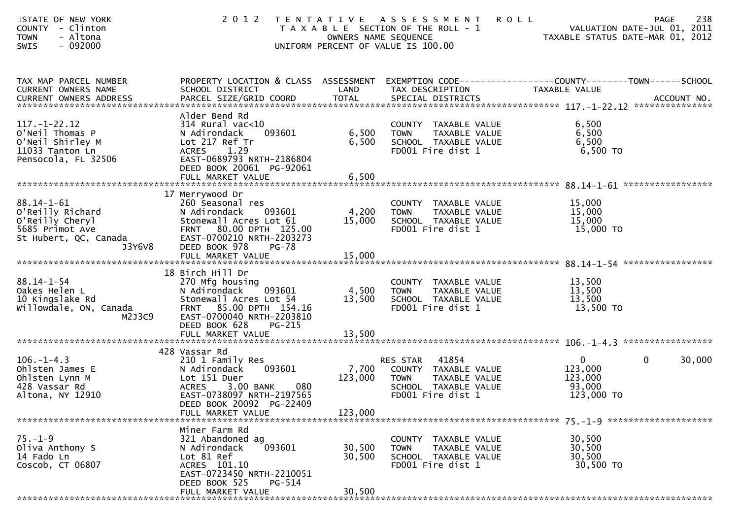STATE OF NEW YORK
COUNTY - Clinton
TOWN - Altona
SWIS - 092000

# 2012 TENTATIVE ASSESSMENT ROLL

TAXABLE SECTION OF THE ROLL - 1
OWNERS NAME SEQUENCE
UNIFORM PERCENT OF VALUE IS 100.00

VALUATION DATE-JUL 01, 2011
TAXABLE STATUS DATE-MAR 01, 2012

| TAX MAP PARCEL NUMBER / CURRENT OWNERS NAME / CURRENT OWNERS ADDRESS | PROPERTY LOCATION & CLASS / SCHOOL DISTRICT / PARCEL SIZE/GRID COORD | ASSESSMENT LAND / TOTAL | EXEMPTION CODE / TAX DESCRIPTION / SPECIAL DISTRICTS | COUNTY TAXABLE VALUE | TOWN | SCHOOL / ACCOUNT NO. |
|---|---|---|---|---|---|---|
| 117.-1-22.12 | Alder Bend Rd | | | | | |
| | 314 Rural vac<10 | | COUNTY TAXABLE VALUE | 6,500 | | |
| O'Neil Thomas P | N Adirondack 093601 | 6,500 | TOWN TAXABLE VALUE | 6,500 | | |
| O'Neil Shirley M | Lot 217 Ref Tr | 6,500 | SCHOOL TAXABLE VALUE | 6,500 | | |
| 11033 Tanton Ln | ACRES 1.29 | | FD001 Fire dist 1 | 6,500 TO | | |
| Pensocola, FL 32506 | EAST-0689793 NRTH-2186804 | | | | | |
| | DEED BOOK 20061 PG-92061 | | | | | |
| | FULL MARKET VALUE | 6,500 | | | | |
| 88.14-1-61 | 17 Merrywood Dr | | | | | |
| | 260 Seasonal res | | COUNTY TAXABLE VALUE | 15,000 | | |
| O'Reilly Richard | N Adirondack 093601 | 4,200 | TOWN TAXABLE VALUE | 15,000 | | |
| O'Reilly Cheryl | Stonewall Acres Lot 61 | 15,000 | SCHOOL TAXABLE VALUE | 15,000 | | |
| 5685 Primot Ave | FRNT 80.00 DPTH 125.00 | | FD001 Fire dist 1 | 15,000 TO | | |
| St Hubert, QC, Canada | EAST-0700210 NRTH-2203273 | | | | | |
| J3Y6V8 | DEED BOOK 978 PG-78 | | | | | |
| | FULL MARKET VALUE | 15,000 | | | | |
| 88.14-1-54 | 18 Birch Hill Dr | | | | | |
| | 270 Mfg housing | | COUNTY TAXABLE VALUE | 13,500 | | |
| Oakes Helen L | N Adirondack 093601 | 4,500 | TOWN TAXABLE VALUE | 13,500 | | |
| 10 Kingslake Rd | Stonewall Acres Lot 54 | 13,500 | SCHOOL TAXABLE VALUE | 13,500 | | |
| Willowdale, ON, Canada | FRNT 85.00 DPTH 154.16 | | FD001 Fire dist 1 | 13,500 TO | | |
| M2J3C9 | EAST-0700040 NRTH-2203810 | | | | | |
| | DEED BOOK 628 PG-215 | | | | | |
| | FULL MARKET VALUE | 13,500 | | | | |
| 106.-1-4.3 | 428 Vassar Rd | | | | | |
| | 210 1 Family Res | | RES STAR 41854 | 0 | 0 | 30,000 |
| Ohlsten James E | N Adirondack 093601 | 7,700 | COUNTY TAXABLE VALUE | 123,000 | | |
| Ohlsten Lynn M | Lot 151 Duer | 123,000 | TOWN TAXABLE VALUE | 123,000 | | |
| 428 Vassar Rd | ACRES 3.00 BANK 080 | | SCHOOL TAXABLE VALUE | 93,000 | | |
| Altona, NY 12910 | EAST-0738097 NRTH-2197565 | | FD001 Fire dist 1 | 123,000 TO | | |
| | DEED BOOK 20092 PG-22409 | | | | | |
| | FULL MARKET VALUE | 123,000 | | | | |
| 75.-1-9 | Miner Farm Rd | | | | | |
| | 321 Abandoned ag | | COUNTY TAXABLE VALUE | 30,500 | | |
| Oliva Anthony S | N Adirondack 093601 | 30,500 | TOWN TAXABLE VALUE | 30,500 | | |
| 14 Fado Ln | Lot 81 Ref | 30,500 | SCHOOL TAXABLE VALUE | 30,500 | | |
| Coscob, CT 06807 | ACRES 101.10 | | FD001 Fire dist 1 | 30,500 TO | | |
| | EAST-0723450 NRTH-2210051 | | | | | |
| | DEED BOOK 525 PG-514 | | | | | |
| | FULL MARKET VALUE | 30,500 | | | | |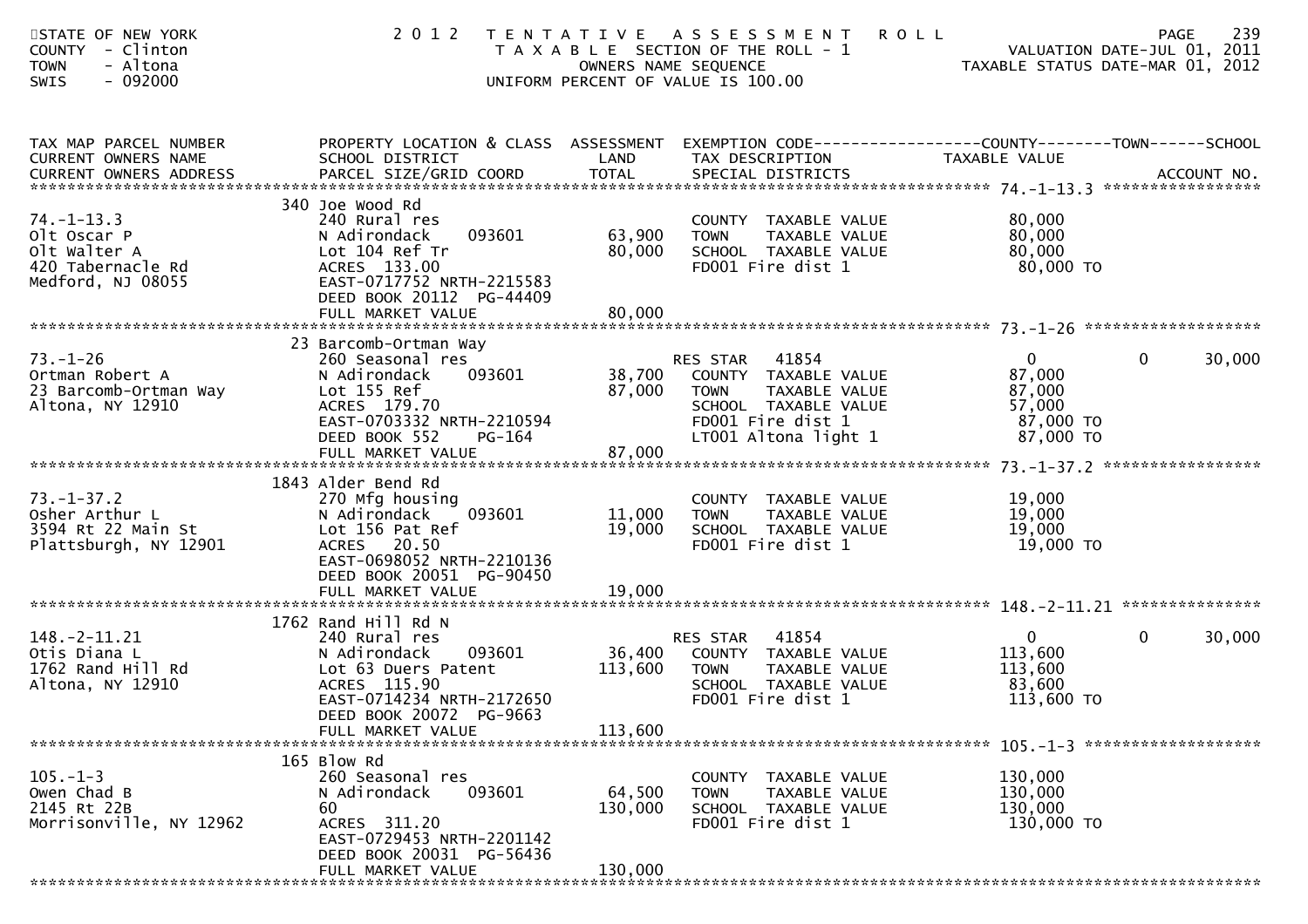STATE OF NEW YORK
COUNTY - Clinton
TOWN - Altona
SWIS - 092000

# 2012 TENTATIVE ASSESSMENT ROLL

TAXABLE SECTION OF THE ROLL - 1
OWNERS NAME SEQUENCE
UNIFORM PERCENT OF VALUE IS 100.00

VALUATION DATE-JUL 01, 2011
TAXABLE STATUS DATE-MAR 01, 2012

| TAX MAP PARCEL NUMBER / CURRENT OWNERS NAME / CURRENT OWNERS ADDRESS | PROPERTY LOCATION & CLASS / SCHOOL DISTRICT / PARCEL SIZE/GRID COORD | ASSESSMENT LAND / TOTAL | EXEMPTION CODE / TAX DESCRIPTION / SPECIAL DISTRICTS | COUNTY / TAXABLE VALUE | TOWN | SCHOOL | ACCOUNT NO. |
|---|---|---|---|---|---|---|---|
| 74.-1-13.3 | 340 Joe Wood Rd | | | | | | |
| | 240 Rural res | | COUNTY TAXABLE VALUE | 80,000 | | | |
| Olt Oscar P | N Adirondack 093601 | 63,900 | TOWN TAXABLE VALUE | 80,000 | | | |
| Olt Walter A | Lot 104 Ref Tr | 80,000 | SCHOOL TAXABLE VALUE | 80,000 | | | |
| 420 Tabernacle Rd | ACRES 133.00 | | FD001 Fire dist 1 | 80,000 TO | | | |
| Medford, NJ 08055 | EAST-0717752 NRTH-2215583 | | | | | | |
| | DEED BOOK 20112 PG-44409 | | | | | | |
| | FULL MARKET VALUE | 80,000 | | | | | |
| 73.-1-26 | 23 Barcomb-Ortman Way | | | | | | |
| | 260 Seasonal res | | RES STAR 41854 | 0 | 0 | 30,000 | |
| Ortman Robert A | N Adirondack 093601 | 38,700 | COUNTY TAXABLE VALUE | 87,000 | | | |
| 23 Barcomb-Ortman Way | Lot 155 Ref | 87,000 | TOWN TAXABLE VALUE | 87,000 | | | |
| Altona, NY 12910 | ACRES 179.70 | | SCHOOL TAXABLE VALUE | 57,000 | | | |
| | EAST-0703332 NRTH-2210594 | | FD001 Fire dist 1 | 87,000 TO | | | |
| | DEED BOOK 552 PG-164 | | LT001 Altona light 1 | 87,000 TO | | | |
| | FULL MARKET VALUE | 87,000 | | | | | |
| 73.-1-37.2 | 1843 Alder Bend Rd | | | | | | |
| | 270 Mfg housing | | COUNTY TAXABLE VALUE | 19,000 | | | |
| Osher Arthur L | N Adirondack 093601 | 11,000 | TOWN TAXABLE VALUE | 19,000 | | | |
| 3594 Rt 22 Main St | Lot 156 Pat Ref | 19,000 | SCHOOL TAXABLE VALUE | 19,000 | | | |
| Plattsburgh, NY 12901 | ACRES 20.50 | | FD001 Fire dist 1 | 19,000 TO | | | |
| | EAST-0698052 NRTH-2210136 | | | | | | |
| | DEED BOOK 20051 PG-90450 | | | | | | |
| | FULL MARKET VALUE | 19,000 | | | | | |
| 148.-2-11.21 | 1762 Rand Hill Rd N | | | | | | |
| | 240 Rural res | | RES STAR 41854 | 0 | 0 | 30,000 | |
| Otis Diana L | N Adirondack 093601 | 36,400 | COUNTY TAXABLE VALUE | 113,600 | | | |
| 1762 Rand Hill Rd | Lot 63 Duers Patent | 113,600 | TOWN TAXABLE VALUE | 113,600 | | | |
| Altona, NY 12910 | ACRES 115.90 | | SCHOOL TAXABLE VALUE | 83,600 | | | |
| | EAST-0714234 NRTH-2172650 | | FD001 Fire dist 1 | 113,600 TO | | | |
| | DEED BOOK 20072 PG-9663 | | | | | | |
| | FULL MARKET VALUE | 113,600 | | | | | |
| 105.-1-3 | 165 Blow Rd | | | | | | |
| | 260 Seasonal res | | COUNTY TAXABLE VALUE | 130,000 | | | |
| Owen Chad B | N Adirondack 093601 | 64,500 | TOWN TAXABLE VALUE | 130,000 | | | |
| 2145 Rt 22B | 60 | 130,000 | SCHOOL TAXABLE VALUE | 130,000 | | | |
| Morrisonville, NY 12962 | ACRES 311.20 | | FD001 Fire dist 1 | 130,000 TO | | | |
| | EAST-0729453 NRTH-2201142 | | | | | | |
| | DEED BOOK 20031 PG-56436 | | | | | | |
| | FULL MARKET VALUE | 130,000 | | | | | |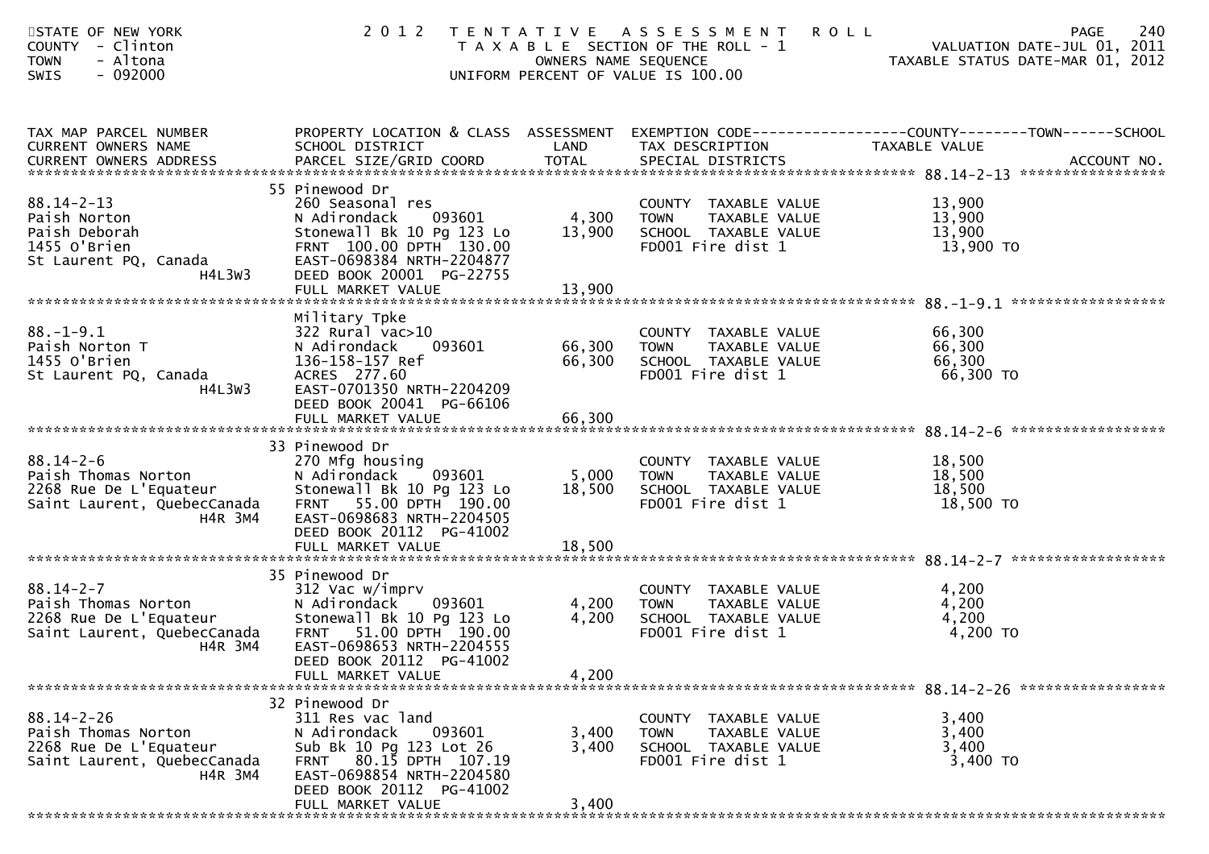STATE OF NEW YORK
COUNTY - Clinton
TOWN - Altona
SWIS - 092000

# 2012 TENTATIVE ASSESSMENT ROLL

TAXABLE SECTION OF THE ROLL - 1
OWNERS NAME SEQUENCE
UNIFORM PERCENT OF VALUE IS 100.00

VALUATION DATE-JUL 01, 2011
TAXABLE STATUS DATE-MAR 01, 2012

| TAX MAP PARCEL NUMBER / CURRENT OWNERS NAME / CURRENT OWNERS ADDRESS | PROPERTY LOCATION & CLASS / SCHOOL DISTRICT / PARCEL SIZE/GRID COORD | ASSESSMENT LAND | TOTAL | EXEMPTION CODE / TAX DESCRIPTION / SPECIAL DISTRICTS | TAXABLE VALUE (COUNTY / TOWN / SCHOOL) | ACCOUNT NO. |
|---|---|---|---|---|---|---|
| 88.14-2-13 | 55 Pinewood Dr | | | | | |
| | 260 Seasonal res | | | COUNTY TAXABLE VALUE | 13,900 | |
| Paish Norton | N Adirondack 093601 | 4,300 | | TOWN TAXABLE VALUE | 13,900 | |
| Paish Deborah | Stonewall Bk 10 Pg 123 Lo | | 13,900 | SCHOOL TAXABLE VALUE | 13,900 | |
| 1455 O'Brien | FRNT 100.00 DPTH 130.00 | | | FD001 Fire dist 1 | 13,900 TO | |
| St Laurent PQ, Canada H4L3W3 | EAST-0698384 NRTH-2204877 | | | | | |
| | DEED BOOK 20001 PG-22755 | | | | | |
| | FULL MARKET VALUE | | 13,900 | | | |
| 88.-1-9.1 | Military Tpke | | | | | |
| | 322 Rural vac>10 | | | COUNTY TAXABLE VALUE | 66,300 | |
| Paish Norton T | N Adirondack 093601 | 66,300 | | TOWN TAXABLE VALUE | 66,300 | |
| 1455 O'Brien | 136-158-157 Ref | | 66,300 | SCHOOL TAXABLE VALUE | 66,300 | |
| St Laurent PQ, Canada H4L3W3 | ACRES 277.60 | | | FD001 Fire dist 1 | 66,300 TO | |
| | EAST-0701350 NRTH-2204209 | | | | | |
| | DEED BOOK 20041 PG-66106 | | | | | |
| | FULL MARKET VALUE | | 66,300 | | | |
| 88.14-2-6 | 33 Pinewood Dr | | | | | |
| | 270 Mfg housing | | | COUNTY TAXABLE VALUE | 18,500 | |
| Paish Thomas Norton | N Adirondack 093601 | 5,000 | | TOWN TAXABLE VALUE | 18,500 | |
| 2268 Rue De L'Equateur | Stonewall Bk 10 Pg 123 Lo | | 18,500 | SCHOOL TAXABLE VALUE | 18,500 | |
| Saint Laurent, QuebecCanada H4R 3M4 | FRNT 55.00 DPTH 190.00 | | | FD001 Fire dist 1 | 18,500 TO | |
| | EAST-0698683 NRTH-2204505 | | | | | |
| | DEED BOOK 20112 PG-41002 | | | | | |
| | FULL MARKET VALUE | | 18,500 | | | |
| 88.14-2-7 | 35 Pinewood Dr | | | | | |
| | 312 Vac w/imprv | | | COUNTY TAXABLE VALUE | 4,200 | |
| Paish Thomas Norton | N Adirondack 093601 | 4,200 | | TOWN TAXABLE VALUE | 4,200 | |
| 2268 Rue De L'Equateur | Stonewall Bk 10 Pg 123 Lo | | 4,200 | SCHOOL TAXABLE VALUE | 4,200 | |
| Saint Laurent, QuebecCanada H4R 3M4 | FRNT 51.00 DPTH 190.00 | | | FD001 Fire dist 1 | 4,200 TO | |
| | EAST-0698653 NRTH-2204555 | | | | | |
| | DEED BOOK 20112 PG-41002 | | | | | |
| | FULL MARKET VALUE | | 4,200 | | | |
| 88.14-2-26 | 32 Pinewood Dr | | | | | |
| | 311 Res vac land | | | COUNTY TAXABLE VALUE | 3,400 | |
| Paish Thomas Norton | N Adirondack 093601 | 3,400 | | TOWN TAXABLE VALUE | 3,400 | |
| 2268 Rue De L'Equateur | Sub Bk 10 Pg 123 Lot 26 | | 3,400 | SCHOOL TAXABLE VALUE | 3,400 | |
| Saint Laurent, QuebecCanada H4R 3M4 | FRNT 80.15 DPTH 107.19 | | | FD001 Fire dist 1 | 3,400 TO | |
| | EAST-0698854 NRTH-2204580 | | | | | |
| | DEED BOOK 20112 PG-41002 | | | | | |
| | FULL MARKET VALUE | | 3,400 | | | |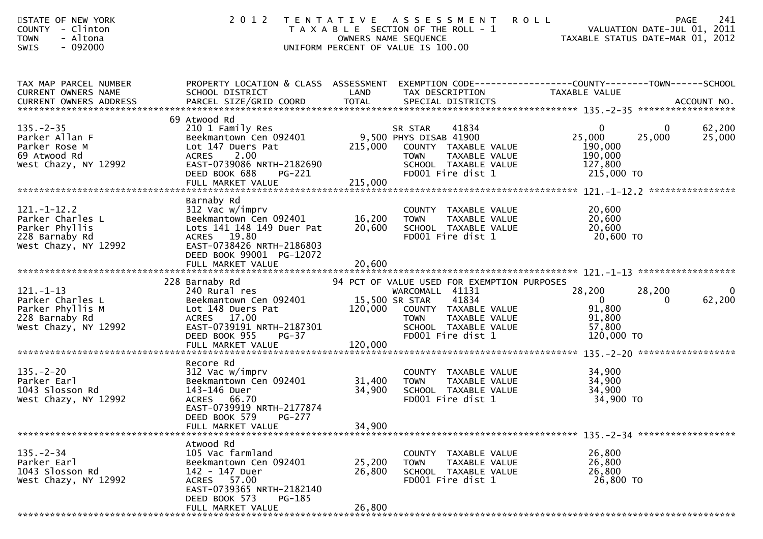STATE OF NEW YORK
COUNTY - Clinton
TOWN - Altona
SWIS - 092000

# 2012 TENTATIVE ASSESSMENT ROLL

TAXABLE SECTION OF THE ROLL - 1
OWNERS NAME SEQUENCE
UNIFORM PERCENT OF VALUE IS 100.00

VALUATION DATE-JUL 01, 2011
TAXABLE STATUS DATE-MAR 01, 2012

| TAX MAP PARCEL NUMBER / CURRENT OWNERS NAME / CURRENT OWNERS ADDRESS | PROPERTY LOCATION & CLASS / SCHOOL DISTRICT / PARCEL SIZE/GRID COORD | ASSESSMENT LAND | ASSESSMENT TOTAL | EXEMPTION CODE / TAX DESCRIPTION / SPECIAL DISTRICTS | COUNTY TAXABLE VALUE | TOWN | SCHOOL | ACCOUNT NO. |
|---|---|---|---|---|---|---|---|---|
| **135.-2-35** | 69 Atwood Rd | | | | | | | |
| 135.-2-35 | 210 1 Family Res | | | SR STAR 41834 | 0 | 0 | 62,200 | |
| Parker Allan F | Beekmantown Cen 092401 | 9,500 | | PHYS DISAB 41900 | 25,000 | 25,000 | 25,000 | |
| Parker Rose M | Lot 147 Duers Pat | | 215,000 | COUNTY TAXABLE VALUE | 190,000 | | | |
| 69 Atwood Rd | ACRES 2.00 | | | TOWN TAXABLE VALUE | 190,000 | | | |
| West Chazy, NY 12992 | EAST-0739086 NRTH-2182690 | | | SCHOOL TAXABLE VALUE | 127,800 | | | |
| | DEED BOOK 688 PG-221 | | | FD001 Fire dist 1 | 215,000 TO | | | |
| | FULL MARKET VALUE | | 215,000 | | | | | |
| **121.-1-12.2** | Barnaby Rd | | | | | | | |
| 121.-1-12.2 | 312 Vac w/imprv | | | COUNTY TAXABLE VALUE | 20,600 | | | |
| Parker Charles L | Beekmantown Cen 092401 | 16,200 | | TOWN TAXABLE VALUE | 20,600 | | | |
| Parker Phyllis | Lots 141 148 149 Duer Pat | | 20,600 | SCHOOL TAXABLE VALUE | 20,600 | | | |
| 228 Barnaby Rd | ACRES 19.80 | | | FD001 Fire dist 1 | 20,600 TO | | | |
| West Chazy, NY 12992 | EAST-0738426 NRTH-2186803 | | | | | | | |
| | DEED BOOK 99001 PG-12072 | | | | | | | |
| | FULL MARKET VALUE | | 20,600 | | | | | |
| **121.-1-13** | 228 Barnaby Rd | | | 94 PCT OF VALUE USED FOR EXEMPTION PURPOSES | | | | |
| 121.-1-13 | 240 Rural res | | | WARCOMALL 41131 | 28,200 | 28,200 | 0 | |
| Parker Charles L | Beekmantown Cen 092401 | 15,500 | | SR STAR 41834 | 0 | 0 | 62,200 | |
| Parker Phyllis M | Lot 148 Duers Pat | | 120,000 | COUNTY TAXABLE VALUE | 91,800 | | | |
| 228 Barnaby Rd | ACRES 17.00 | | | TOWN TAXABLE VALUE | 91,800 | | | |
| West Chazy, NY 12992 | EAST-0739191 NRTH-2187301 | | | SCHOOL TAXABLE VALUE | 57,800 | | | |
| | DEED BOOK 955 PG-37 | | | FD001 Fire dist 1 | 120,000 TO | | | |
| | FULL MARKET VALUE | | 120,000 | | | | | |
| **135.-2-20** | Recore Rd | | | | | | | |
| 135.-2-20 | 312 Vac w/imprv | | | COUNTY TAXABLE VALUE | 34,900 | | | |
| Parker Earl | Beekmantown Cen 092401 | 31,400 | | TOWN TAXABLE VALUE | 34,900 | | | |
| 1043 Slosson Rd | 143-146 Duer | | 34,900 | SCHOOL TAXABLE VALUE | 34,900 | | | |
| West Chazy, NY 12992 | ACRES 66.70 | | | FD001 Fire dist 1 | 34,900 TO | | | |
| | EAST-0739919 NRTH-2177874 | | | | | | | |
| | DEED BOOK 579 PG-277 | | | | | | | |
| | FULL MARKET VALUE | | 34,900 | | | | | |
| **135.-2-34** | Atwood Rd | | | | | | | |
| 135.-2-34 | 105 Vac farmland | | | COUNTY TAXABLE VALUE | 26,800 | | | |
| Parker Earl | Beekmantown Cen 092401 | 25,200 | | TOWN TAXABLE VALUE | 26,800 | | | |
| 1043 Slosson Rd | 142 - 147 Duer | | 26,800 | SCHOOL TAXABLE VALUE | 26,800 | | | |
| West Chazy, NY 12992 | ACRES 57.00 | | | FD001 Fire dist 1 | 26,800 TO | | | |
| | EAST-0739365 NRTH-2182140 | | | | | | | |
| | DEED BOOK 573 PG-185 | | | | | | | |
| | FULL MARKET VALUE | | 26,800 | | | | | |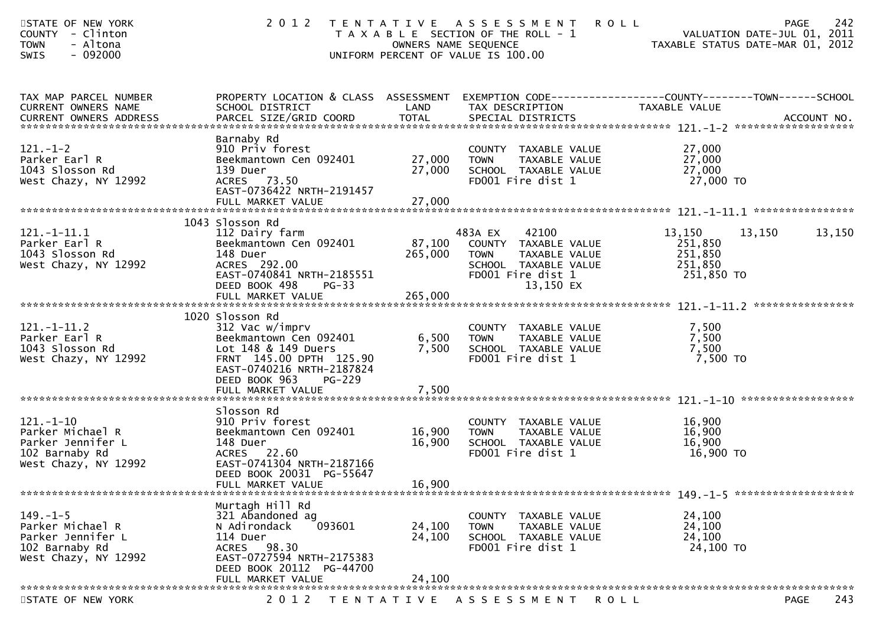| TAX MAP PARCEL NUMBER | PROPERTY LOCATION & CLASS | ASSESSMENT | EXEMPTION CODE------------------COUNTY--------TOWN------SCHOOL | |
|---|---|---|---|---|
| CURRENT OWNERS NAME | SCHOOL DISTRICT | LAND | TAX DESCRIPTION | TAXABLE VALUE |
| CURRENT OWNERS ADDRESS | PARCEL SIZE/GRID COORD | TOTAL | SPECIAL DISTRICTS | ACCOUNT NO. |
| **121.-1-2** | Barnaby Rd | | | |
| 121.-1-2 | 910 Priv forest | | COUNTY TAXABLE VALUE | 27,000 |
| Parker Earl R | Beekmantown Cen 092401 | 27,000 | TOWN TAXABLE VALUE | 27,000 |
| 1043 Slosson Rd | 139 Duer | 27,000 | SCHOOL TAXABLE VALUE | 27,000 |
| West Chazy, NY 12992 | ACRES 73.50 | | FD001 Fire dist 1 | 27,000 TO |
| | EAST-0736422 NRTH-2191457 | | | |
| | FULL MARKET VALUE | 27,000 | | |
| **121.-1-11.1** | 1043 Slosson Rd | | | |
| 121.-1-11.1 | 112 Dairy farm | | 483A EX 42100 | 13,150 13,150 13,150 |
| Parker Earl R | Beekmantown Cen 092401 | 87,100 | COUNTY TAXABLE VALUE | 251,850 |
| 1043 Slosson Rd | 148 Duer | 265,000 | TOWN TAXABLE VALUE | 251,850 |
| West Chazy, NY 12992 | ACRES 292.00 | | SCHOOL TAXABLE VALUE | 251,850 |
| | EAST-0740841 NRTH-2185551 | | FD001 Fire dist 1 | 251,850 TO |
| | DEED BOOK 498 PG-33 | | 13,150 EX | |
| | FULL MARKET VALUE | 265,000 | | |
| **121.-1-11.2** | 1020 Slosson Rd | | | |
| 121.-1-11.2 | 312 Vac w/imprv | | COUNTY TAXABLE VALUE | 7,500 |
| Parker Earl R | Beekmantown Cen 092401 | 6,500 | TOWN TAXABLE VALUE | 7,500 |
| 1043 Slosson Rd | Lot 148 & 149 Duers | 7,500 | SCHOOL TAXABLE VALUE | 7,500 |
| West Chazy, NY 12992 | FRNT 145.00 DPTH 125.90 | | FD001 Fire dist 1 | 7,500 TO |
| | EAST-0740216 NRTH-2187824 | | | |
| | DEED BOOK 963 PG-229 | | | |
| | FULL MARKET VALUE | 7,500 | | |
| **121.-1-10** | Slosson Rd | | | |
| 121.-1-10 | 910 Priv forest | | COUNTY TAXABLE VALUE | 16,900 |
| Parker Michael R | Beekmantown Cen 092401 | 16,900 | TOWN TAXABLE VALUE | 16,900 |
| Parker Jennifer L | 148 Duer | 16,900 | SCHOOL TAXABLE VALUE | 16,900 |
| 102 Barnaby Rd | ACRES 22.60 | | FD001 Fire dist 1 | 16,900 TO |
| West Chazy, NY 12992 | EAST-0741304 NRTH-2187166 | | | |
| | DEED BOOK 20031 PG-55647 | | | |
| | FULL MARKET VALUE | 16,900 | | |
| **149.-1-5** | Murtagh Hill Rd | | | |
| 149.-1-5 | 321 Abandoned ag | | COUNTY TAXABLE VALUE | 24,100 |
| Parker Michael R | N Adirondack 093601 | 24,100 | TOWN TAXABLE VALUE | 24,100 |
| Parker Jennifer L | 114 Duer | 24,100 | SCHOOL TAXABLE VALUE | 24,100 |
| 102 Barnaby Rd | ACRES 98.30 | | FD001 Fire dist 1 | 24,100 TO |
| West Chazy, NY 12992 | EAST-0727594 NRTH-2175383 | | | |
| | DEED BOOK 20112 PG-44700 | | | |
| | FULL MARKET VALUE | 24,100 | | |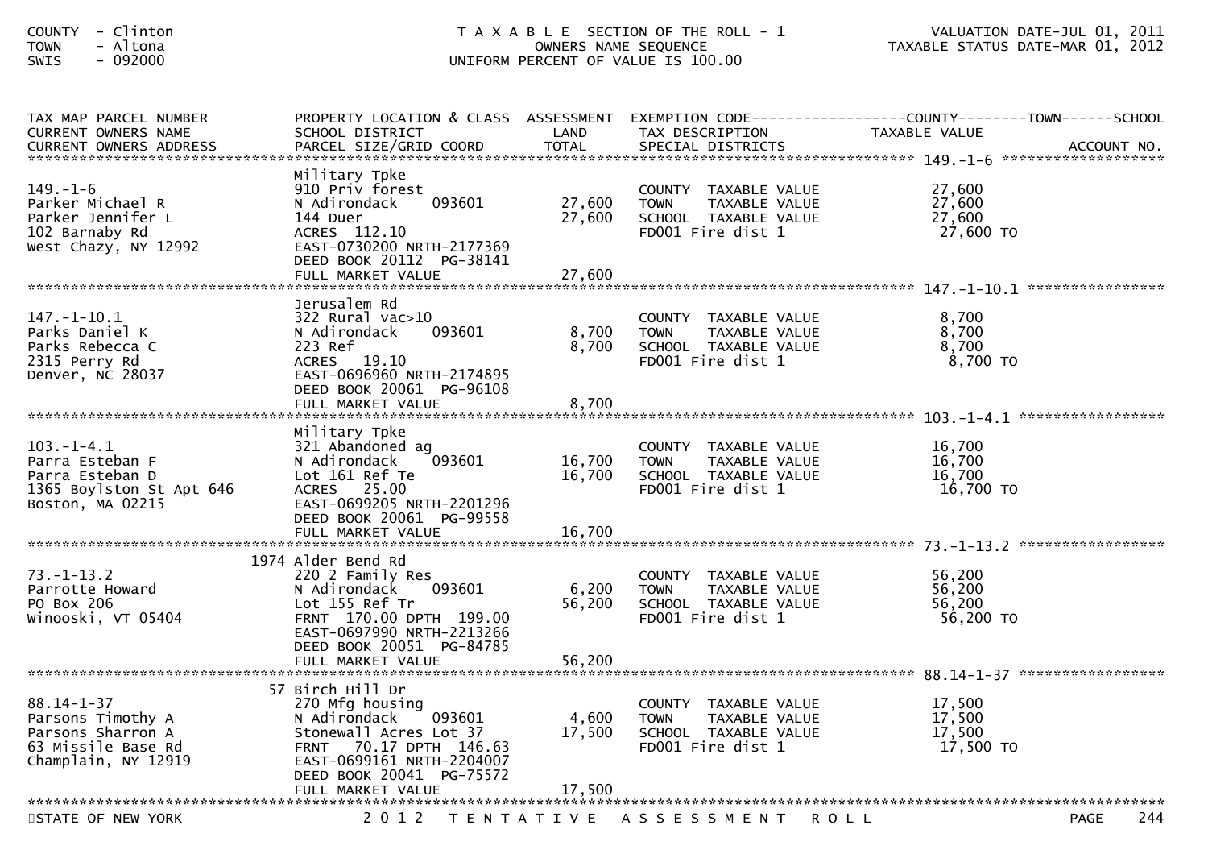COUNTY - Clinton
TOWN - Altona
SWIS - 092000

T A X A B L E SECTION OF THE ROLL - 1
OWNERS NAME SEQUENCE
UNIFORM PERCENT OF VALUE IS 100.00

VALUATION DATE-JUL 01, 2011
TAXABLE STATUS DATE-MAR 01, 2012

| TAX MAP PARCEL NUMBER<br>CURRENT OWNERS NAME<br>CURRENT OWNERS ADDRESS | PROPERTY LOCATION & CLASS<br>SCHOOL DISTRICT<br>PARCEL SIZE/GRID COORD | ASSESSMENT<br>LAND<br>TOTAL | EXEMPTION CODE<br>TAX DESCRIPTION<br>SPECIAL DISTRICTS | COUNTY--------TOWN------SCHOOL<br>TAXABLE VALUE<br>ACCOUNT NO. |
|---|---|---|---|---|
| 149.-1-6<br>Parker Michael R<br>Parker Jennifer L<br>102 Barnaby Rd<br>West Chazy, NY 12992 | Military Tpke<br>910 Priv forest<br>N Adirondack 093601<br>144 Duer<br>ACRES 112.10<br>EAST-0730200 NRTH-2177369<br>DEED BOOK 20112 PG-38141<br>FULL MARKET VALUE | <br><br>27,600<br>27,600<br><br><br><br>27,600 | COUNTY TAXABLE VALUE<br>TOWN TAXABLE VALUE<br>SCHOOL TAXABLE VALUE<br>FD001 Fire dist 1 | 27,600<br>27,600<br>27,600<br>27,600 TO |
| 147.-1-10.1<br>Parks Daniel K<br>Parks Rebecca C<br>2315 Perry Rd<br>Denver, NC 28037 | Jerusalem Rd<br>322 Rural vac>10<br>N Adirondack 093601<br>223 Ref<br>ACRES 19.10<br>EAST-0696960 NRTH-2174895<br>DEED BOOK 20061 PG-96108<br>FULL MARKET VALUE | <br><br>8,700<br>8,700<br><br><br><br>8,700 | COUNTY TAXABLE VALUE<br>TOWN TAXABLE VALUE<br>SCHOOL TAXABLE VALUE<br>FD001 Fire dist 1 | 8,700<br>8,700<br>8,700<br>8,700 TO |
| 103.-1-4.1<br>Parra Esteban F<br>Parra Esteban D<br>1365 Boylston St Apt 646<br>Boston, MA 02215 | Military Tpke<br>321 Abandoned ag<br>N Adirondack 093601<br>Lot 161 Ref Te<br>ACRES 25.00<br>EAST-0699205 NRTH-2201296<br>DEED BOOK 20061 PG-99558<br>FULL MARKET VALUE | <br><br>16,700<br>16,700<br><br><br><br>16,700 | COUNTY TAXABLE VALUE<br>TOWN TAXABLE VALUE<br>SCHOOL TAXABLE VALUE<br>FD001 Fire dist 1 | 16,700<br>16,700<br>16,700<br>16,700 TO |
| 73.-1-13.2<br>Parrotte Howard<br>PO Box 206<br>Winooski, VT 05404 | 1974 Alder Bend Rd<br>220 2 Family Res<br>N Adirondack 093601<br>Lot 155 Ref Tr<br>FRNT 170.00 DPTH 199.00<br>EAST-0697990 NRTH-2213266<br>DEED BOOK 20051 PG-84785<br>FULL MARKET VALUE | <br><br>6,200<br>56,200<br><br><br><br>56,200 | COUNTY TAXABLE VALUE<br>TOWN TAXABLE VALUE<br>SCHOOL TAXABLE VALUE<br>FD001 Fire dist 1 | 56,200<br>56,200<br>56,200<br>56,200 TO |
| 88.14-1-37<br>Parsons Timothy A<br>Parsons Sharron A<br>63 Missile Base Rd<br>Champlain, NY 12919 | 57 Birch Hill Dr<br>270 Mfg housing<br>N Adirondack 093601<br>Stonewall Acres Lot 37<br>FRNT 70.17 DPTH 146.63<br>EAST-0699161 NRTH-2204007<br>DEED BOOK 20041 PG-75572<br>FULL MARKET VALUE | <br><br>4,600<br>17,500<br><br><br><br>17,500 | COUNTY TAXABLE VALUE<br>TOWN TAXABLE VALUE<br>SCHOOL TAXABLE VALUE<br>FD001 Fire dist 1 | 17,500<br>17,500<br>17,500<br>17,500 TO |

STATE OF NEW YORK    2 0 1 2   T E N T A T I V E   A S S E S S M E N T   R O L L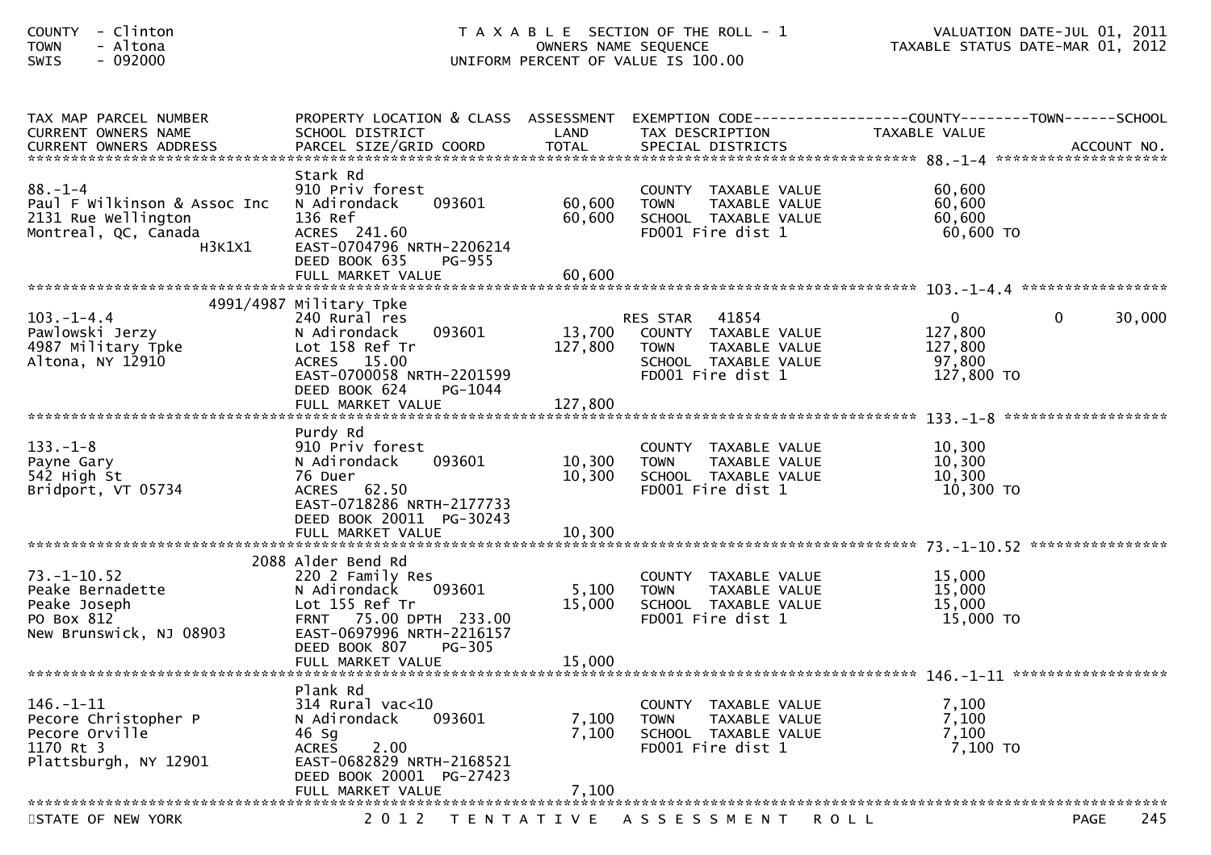COUNTY - Clinton
TOWN - Altona
SWIS - 092000

T A X A B L E SECTION OF THE ROLL - 1
OWNERS NAME SEQUENCE
UNIFORM PERCENT OF VALUE IS 100.00

VALUATION DATE-JUL 01, 2011
TAXABLE STATUS DATE-MAR 01, 2012

| TAX MAP PARCEL NUMBER / CURRENT OWNERS NAME / CURRENT OWNERS ADDRESS | PROPERTY LOCATION & CLASS / SCHOOL DISTRICT / PARCEL SIZE/GRID COORD | ASSESSMENT LAND / TOTAL | EXEMPTION CODE / TAX DESCRIPTION / SPECIAL DISTRICTS | COUNTY TAXABLE VALUE | TOWN | SCHOOL / ACCOUNT NO. |
|---|---|---|---|---|---|---|
| **88.-1-4** | Stark Rd | | | | | |
| 88.-1-4 | 910 Priv forest | | COUNTY TAXABLE VALUE | 60,600 | | |
| Paul F Wilkinson & Assoc Inc | N Adirondack 093601 | 60,600 | TOWN TAXABLE VALUE | 60,600 | | |
| 2131 Rue Wellington | 136 Ref | 60,600 | SCHOOL TAXABLE VALUE | 60,600 | | |
| Montreal, QC, Canada | ACRES 241.60 | | FD001 Fire dist 1 | 60,600 TO | | |
| H3K1X1 | EAST-0704796 NRTH-2206214 | | | | | |
| | DEED BOOK 635 PG-955 | | | | | |
| | FULL MARKET VALUE | 60,600 | | | | |
| **103.-1-4.4** | 4991/4987 Military Tpke | | | | | |
| 103.-1-4.4 | 240 Rural res | | RES STAR 41854 | 0 | 0 | 30,000 |
| Pawlowski Jerzy | N Adirondack 093601 | 13,700 | COUNTY TAXABLE VALUE | 127,800 | | |
| 4987 Military Tpke | Lot 158 Ref Tr | 127,800 | TOWN TAXABLE VALUE | 127,800 | | |
| Altona, NY 12910 | ACRES 15.00 | | SCHOOL TAXABLE VALUE | 97,800 | | |
| | EAST-0700058 NRTH-2201599 | | FD001 Fire dist 1 | 127,800 TO | | |
| | DEED BOOK 624 PG-1044 | | | | | |
| | FULL MARKET VALUE | 127,800 | | | | |
| **133.-1-8** | Purdy Rd | | | | | |
| 133.-1-8 | 910 Priv forest | | COUNTY TAXABLE VALUE | 10,300 | | |
| Payne Gary | N Adirondack 093601 | 10,300 | TOWN TAXABLE VALUE | 10,300 | | |
| 542 High St | 76 Duer | 10,300 | SCHOOL TAXABLE VALUE | 10,300 | | |
| Bridport, VT 05734 | ACRES 62.50 | | FD001 Fire dist 1 | 10,300 TO | | |
| | EAST-0718286 NRTH-2177733 | | | | | |
| | DEED BOOK 20011 PG-30243 | | | | | |
| | FULL MARKET VALUE | 10,300 | | | | |
| **73.-1-10.52** | 2088 Alder Bend Rd | | | | | |
| 73.-1-10.52 | 220 2 Family Res | | COUNTY TAXABLE VALUE | 15,000 | | |
| Peake Bernadette | N Adirondack 093601 | 5,100 | TOWN TAXABLE VALUE | 15,000 | | |
| Peake Joseph | Lot 155 Ref Tr | 15,000 | SCHOOL TAXABLE VALUE | 15,000 | | |
| PO Box 812 | FRNT 75.00 DPTH 233.00 | | FD001 Fire dist 1 | 15,000 TO | | |
| New Brunswick, NJ 08903 | EAST-0697996 NRTH-2216157 | | | | | |
| | DEED BOOK 807 PG-305 | | | | | |
| | FULL MARKET VALUE | 15,000 | | | | |
| **146.-1-11** | Plank Rd | | | | | |
| 146.-1-11 | 314 Rural vac<10 | | COUNTY TAXABLE VALUE | 7,100 | | |
| Pecore Christopher P | N Adirondack 093601 | 7,100 | TOWN TAXABLE VALUE | 7,100 | | |
| Pecore Orville | 46 Sg | 7,100 | SCHOOL TAXABLE VALUE | 7,100 | | |
| 1170 Rt 3 | ACRES 2.00 | | FD001 Fire dist 1 | 7,100 TO | | |
| Plattsburgh, NY 12901 | EAST-0682829 NRTH-2168521 | | | | | |
| | DEED BOOK 20001 PG-27423 | | | | | |
| | FULL MARKET VALUE | 7,100 | | | | |

STATE OF NEW YORK — 2012 TENTATIVE ASSESSMENT ROLL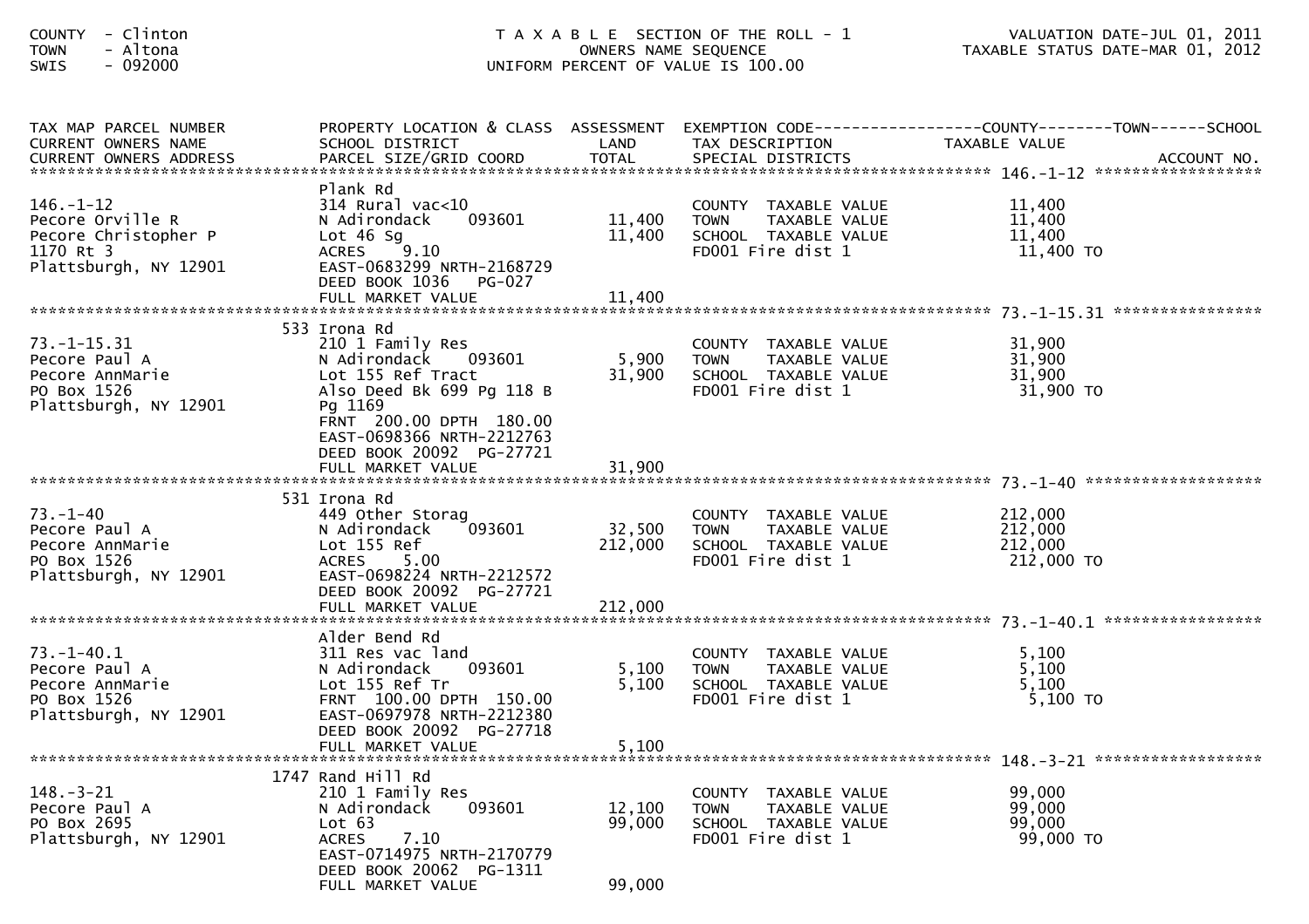COUNTY - Clinton
TOWN - Altona
SWIS - 092000

T A X A B L E SECTION OF THE ROLL - 1
OWNERS NAME SEQUENCE
UNIFORM PERCENT OF VALUE IS 100.00

VALUATION DATE-JUL 01, 2011
TAXABLE STATUS DATE-MAR 01, 2012

| TAX MAP PARCEL NUMBER / CURRENT OWNERS NAME / CURRENT OWNERS ADDRESS | PROPERTY LOCATION & CLASS / SCHOOL DISTRICT / PARCEL SIZE/GRID COORD | ASSESSMENT LAND / TOTAL | EXEMPTION CODE / TAX DESCRIPTION / SPECIAL DISTRICTS | COUNTY / TOWN / SCHOOL TAXABLE VALUE | ACCOUNT NO. |
|---|---|---|---|---|---|
| **146.-1-12** | | | | | |
| 146.-1-12 | Plank Rd | | | | |
| Pecore Orville R | 314 Rural vac<10 | | COUNTY TAXABLE VALUE | 11,400 | |
| Pecore Christopher P | N Adirondack 093601 | 11,400 | TOWN TAXABLE VALUE | 11,400 | |
| 1170 Rt 3 | Lot 46 Sg | 11,400 | SCHOOL TAXABLE VALUE | 11,400 | |
| Plattsburgh, NY 12901 | ACRES 9.10 | | FD001 Fire dist 1 | 11,400 TO | |
| | EAST-0683299 NRTH-2168729 | | | | |
| | DEED BOOK 1036 PG-027 | | | | |
| | FULL MARKET VALUE | 11,400 | | | |
| **73.-1-15.31** | | | | | |
| 73.-1-15.31 | 533 Irona Rd | | | | |
| Pecore Paul A | 210 1 Family Res | | COUNTY TAXABLE VALUE | 31,900 | |
| Pecore AnnMarie | N Adirondack 093601 | 5,900 | TOWN TAXABLE VALUE | 31,900 | |
| PO Box 1526 | Lot 155 Ref Tract | 31,900 | SCHOOL TAXABLE VALUE | 31,900 | |
| Plattsburgh, NY 12901 | Also Deed Bk 699 Pg 118 B | | FD001 Fire dist 1 | 31,900 TO | |
| | Pg 1169 | | | | |
| | FRNT 200.00 DPTH 180.00 | | | | |
| | EAST-0698366 NRTH-2212763 | | | | |
| | DEED BOOK 20092 PG-27721 | | | | |
| | FULL MARKET VALUE | 31,900 | | | |
| **73.-1-40** | | | | | |
| 73.-1-40 | 531 Irona Rd | | | | |
| Pecore Paul A | 449 Other Storag | | COUNTY TAXABLE VALUE | 212,000 | |
| Pecore AnnMarie | N Adirondack 093601 | 32,500 | TOWN TAXABLE VALUE | 212,000 | |
| PO Box 1526 | Lot 155 Ref | 212,000 | SCHOOL TAXABLE VALUE | 212,000 | |
| Plattsburgh, NY 12901 | ACRES 5.00 | | FD001 Fire dist 1 | 212,000 TO | |
| | EAST-0698224 NRTH-2212572 | | | | |
| | DEED BOOK 20092 PG-27721 | | | | |
| | FULL MARKET VALUE | 212,000 | | | |
| **73.-1-40.1** | | | | | |
| 73.-1-40.1 | Alder Bend Rd | | | | |
| Pecore Paul A | 311 Res vac land | | COUNTY TAXABLE VALUE | 5,100 | |
| Pecore AnnMarie | N Adirondack 093601 | 5,100 | TOWN TAXABLE VALUE | 5,100 | |
| PO Box 1526 | Lot 155 Ref Tr | 5,100 | SCHOOL TAXABLE VALUE | 5,100 | |
| Plattsburgh, NY 12901 | FRNT 100.00 DPTH 150.00 | | FD001 Fire dist 1 | 5,100 TO | |
| | EAST-0697978 NRTH-2212380 | | | | |
| | DEED BOOK 20092 PG-27718 | | | | |
| | FULL MARKET VALUE | 5,100 | | | |
| **148.-3-21** | | | | | |
| 148.-3-21 | 1747 Rand Hill Rd | | | | |
| Pecore Paul A | 210 1 Family Res | | COUNTY TAXABLE VALUE | 99,000 | |
| PO Box 2695 | N Adirondack 093601 | 12,100 | TOWN TAXABLE VALUE | 99,000 | |
| Plattsburgh, NY 12901 | Lot 63 | 99,000 | SCHOOL TAXABLE VALUE | 99,000 | |
| | ACRES 7.10 | | FD001 Fire dist 1 | 99,000 TO | |
| | EAST-0714975 NRTH-2170779 | | | | |
| | DEED BOOK 20062 PG-1311 | | | | |
| | FULL MARKET VALUE | 99,000 | | | |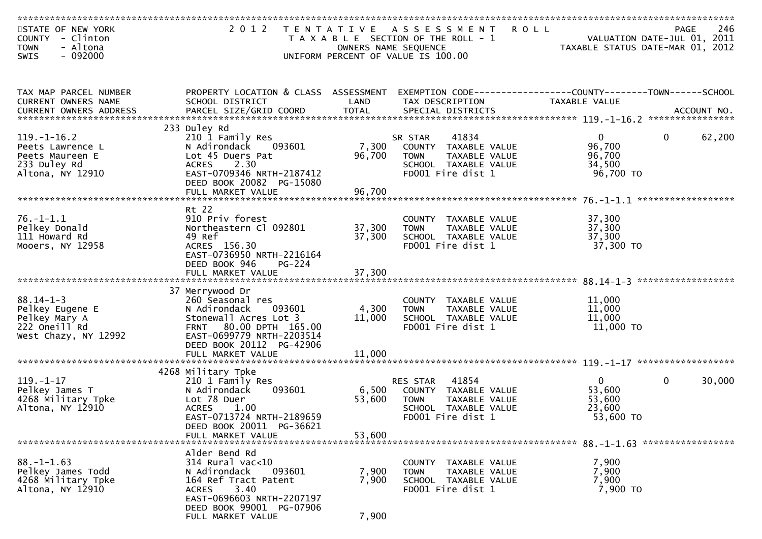STATE OF NEW YORK
COUNTY - Clinton
TOWN - Altona
SWIS - 092000

# 2012 TENTATIVE ASSESSMENT ROLL

TAXABLE SECTION OF THE ROLL - 1
OWNERS NAME SEQUENCE
UNIFORM PERCENT OF VALUE IS 100.00

VALUATION DATE-JUL 01, 2011
TAXABLE STATUS DATE-MAR 01, 2012

| TAX MAP PARCEL NUMBER / CURRENT OWNERS NAME / CURRENT OWNERS ADDRESS | PROPERTY LOCATION & CLASS / SCHOOL DISTRICT / PARCEL SIZE/GRID COORD | ASSESSMENT LAND | ASSESSMENT TOTAL | EXEMPTION CODE / TAX DESCRIPTION / SPECIAL DISTRICTS | COUNTY TAXABLE VALUE | TOWN | SCHOOL | ACCOUNT NO. |
|---|---|---|---|---|---|---|---|---|
| 119.-1-16.2 | 233 Duley Rd | | | | | | | |
| | 210 1 Family Res | | | SR STAR 41834 | 0 | 0 | 62,200 | |
| Peets Lawrence L | N Adirondack 093601 | 7,300 | | COUNTY TAXABLE VALUE | 96,700 | | | |
| Peets Maureen E | Lot 45 Duers Pat | | 96,700 | TOWN TAXABLE VALUE | 96,700 | | | |
| 233 Duley Rd | ACRES 2.30 | | | SCHOOL TAXABLE VALUE | 34,500 | | | |
| Altona, NY 12910 | EAST-0709346 NRTH-2187412 | | | FD001 Fire dist 1 | 96,700 TO | | | |
| | DEED BOOK 20082 PG-15080 | | | | | | | |
| | FULL MARKET VALUE | | 96,700 | | | | | |
| 76.-1-1.1 | Rt 22 | | | | | | | |
| | 910 Priv forest | | | COUNTY TAXABLE VALUE | 37,300 | | | |
| Pelkey Donald | Northeastern Cl 092801 | 37,300 | | TOWN TAXABLE VALUE | 37,300 | | | |
| 111 Howard Rd | 49 Ref | | 37,300 | SCHOOL TAXABLE VALUE | 37,300 | | | |
| Mooers, NY 12958 | ACRES 156.30 | | | FD001 Fire dist 1 | 37,300 TO | | | |
| | EAST-0736950 NRTH-2216164 | | | | | | | |
| | DEED BOOK 946 PG-224 | | | | | | | |
| | FULL MARKET VALUE | | 37,300 | | | | | |
| 88.14-1-3 | 37 Merrywood Dr | | | | | | | |
| | 260 Seasonal res | | | COUNTY TAXABLE VALUE | 11,000 | | | |
| Pelkey Eugene E | N Adirondack 093601 | 4,300 | | TOWN TAXABLE VALUE | 11,000 | | | |
| Pelkey Mary A | Stonewall Acres Lot 3 | | 11,000 | SCHOOL TAXABLE VALUE | 11,000 | | | |
| 222 Oneill Rd | FRNT 80.00 DPTH 165.00 | | | FD001 Fire dist 1 | 11,000 TO | | | |
| West Chazy, NY 12992 | EAST-0699779 NRTH-2203514 | | | | | | | |
| | DEED BOOK 20112 PG-42906 | | | | | | | |
| | FULL MARKET VALUE | | 11,000 | | | | | |
| 119.-1-17 | 4268 Military Tpke | | | | | | | |
| | 210 1 Family Res | | | RES STAR 41854 | 0 | 0 | 30,000 | |
| Pelkey James T | N Adirondack 093601 | 6,500 | | COUNTY TAXABLE VALUE | 53,600 | | | |
| 4268 Military Tpke | Lot 78 Duer | | 53,600 | TOWN TAXABLE VALUE | 53,600 | | | |
| Altona, NY 12910 | ACRES 1.00 | | | SCHOOL TAXABLE VALUE | 23,600 | | | |
| | EAST-0713724 NRTH-2189659 | | | FD001 Fire dist 1 | 53,600 TO | | | |
| | DEED BOOK 20011 PG-36621 | | | | | | | |
| | FULL MARKET VALUE | | 53,600 | | | | | |
| 88.-1-1.63 | Alder Bend Rd | | | | | | | |
| | 314 Rural vac<10 | | | COUNTY TAXABLE VALUE | 7,900 | | | |
| Pelkey James Todd | N Adirondack 093601 | 7,900 | | TOWN TAXABLE VALUE | 7,900 | | | |
| 4268 Military Tpke | 164 Ref Tract Patent | | 7,900 | SCHOOL TAXABLE VALUE | 7,900 | | | |
| Altona, NY 12910 | ACRES 3.40 | | | FD001 Fire dist 1 | 7,900 TO | | | |
| | EAST-0696603 NRTH-2207197 | | | | | | | |
| | DEED BOOK 99001 PG-07906 | | | | | | | |
| | FULL MARKET VALUE | | 7,900 | | | | | |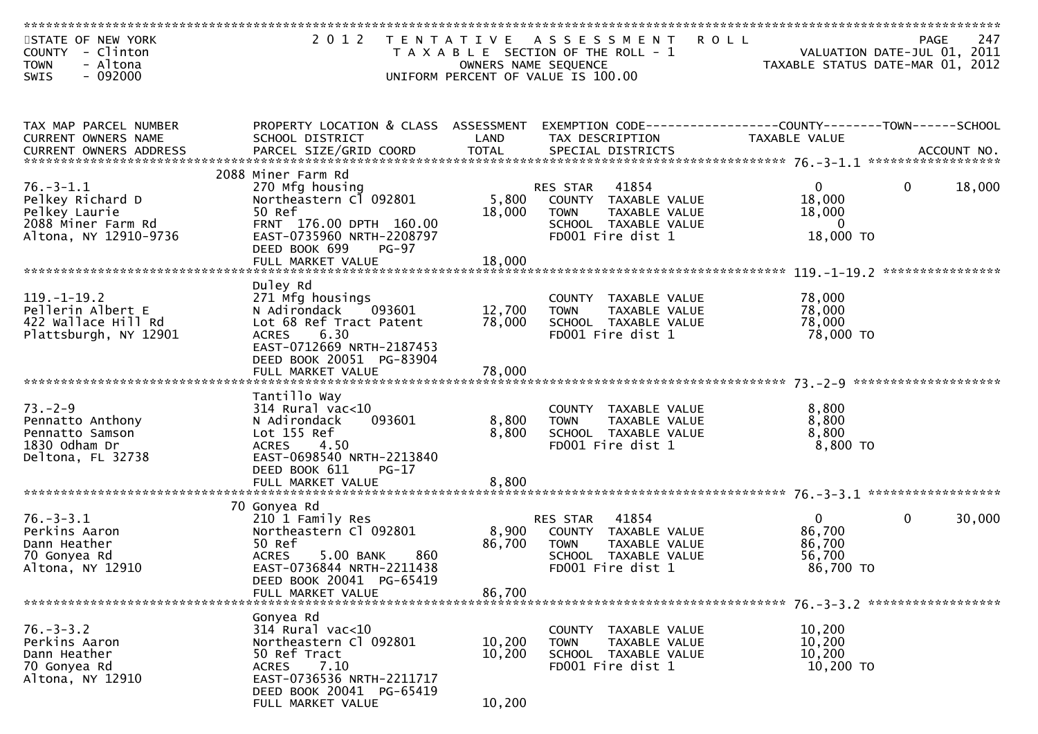STATE OF NEW YORK
COUNTY - Clinton
TOWN - Altona
SWIS - 092000

# 2012 TENTATIVE ASSESSMENT ROLL

TAXABLE SECTION OF THE ROLL - 1
OWNERS NAME SEQUENCE
UNIFORM PERCENT OF VALUE IS 100.00

VALUATION DATE-JUL 01, 2011
TAXABLE STATUS DATE-MAR 01, 2012

| TAX MAP PARCEL NUMBER / CURRENT OWNERS NAME / CURRENT OWNERS ADDRESS | PROPERTY LOCATION & CLASS / SCHOOL DISTRICT / PARCEL SIZE/GRID COORD | ASSESSMENT LAND | ASSESSMENT TOTAL | EXEMPTION CODE / TAX DESCRIPTION / SPECIAL DISTRICTS | COUNTY TAXABLE VALUE | TOWN | SCHOOL / ACCOUNT NO. |
|---|---|---|---|---|---|---|---|
| 76.-3-1.1 | 2088 Miner Farm Rd | | | | | | |
| Pelkey Richard D | 270 Mfg housing | | | RES STAR 41854 | 0 | 0 | 18,000 |
| Pelkey Laurie | Northeastern Cl 092801 | 5,800 | | COUNTY TAXABLE VALUE | 18,000 | | |
| 2088 Miner Farm Rd | 50 Ref | | 18,000 | TOWN TAXABLE VALUE | 18,000 | | |
| Altona, NY 12910-9736 | FRNT 176.00 DPTH 160.00 | | | SCHOOL TAXABLE VALUE | 0 | | |
| | EAST-0735960 NRTH-2208797 | | | FD001 Fire dist 1 | 18,000 TO | | |
| | DEED BOOK 699 PG-97 | | | | | | |
| | FULL MARKET VALUE | | 18,000 | | | | |
| 119.-1-19.2 | Duley Rd | | | | | | |
| Pellerin Albert E | 271 Mfg housings | | | COUNTY TAXABLE VALUE | 78,000 | | |
| 422 Wallace Hill Rd | N Adirondack 093601 | 12,700 | | TOWN TAXABLE VALUE | 78,000 | | |
| Plattsburgh, NY 12901 | Lot 68 Ref Tract Patent | | 78,000 | SCHOOL TAXABLE VALUE | 78,000 | | |
| | ACRES 6.30 | | | FD001 Fire dist 1 | 78,000 TO | | |
| | EAST-0712669 NRTH-2187453 | | | | | | |
| | DEED BOOK 20051 PG-83904 | | | | | | |
| | FULL MARKET VALUE | | 78,000 | | | | |
| 73.-2-9 | Tantillo Way | | | | | | |
| Pennatto Anthony | 314 Rural vac<10 | | | COUNTY TAXABLE VALUE | 8,800 | | |
| Pennatto Samson | N Adirondack 093601 | 8,800 | | TOWN TAXABLE VALUE | 8,800 | | |
| 1830 Odham Dr | Lot 155 Ref | | 8,800 | SCHOOL TAXABLE VALUE | 8,800 | | |
| Deltona, FL 32738 | ACRES 4.50 | | | FD001 Fire dist 1 | 8,800 TO | | |
| | EAST-0698540 NRTH-2213840 | | | | | | |
| | DEED BOOK 611 PG-17 | | | | | | |
| | FULL MARKET VALUE | | 8,800 | | | | |
| 76.-3-3.1 | 70 Gonyea Rd | | | | | | |
| Perkins Aaron | 210 1 Family Res | | | RES STAR 41854 | 0 | 0 | 30,000 |
| Dann Heather | Northeastern Cl 092801 | 8,900 | | COUNTY TAXABLE VALUE | 86,700 | | |
| 70 Gonyea Rd | 50 Ref | | 86,700 | TOWN TAXABLE VALUE | 86,700 | | |
| Altona, NY 12910 | ACRES 5.00 BANK 860 | | | SCHOOL TAXABLE VALUE | 56,700 | | |
| | EAST-0736844 NRTH-2211438 | | | FD001 Fire dist 1 | 86,700 TO | | |
| | DEED BOOK 20041 PG-65419 | | | | | | |
| | FULL MARKET VALUE | | 86,700 | | | | |
| 76.-3-3.2 | Gonyea Rd | | | | | | |
| Perkins Aaron | 314 Rural vac<10 | | | COUNTY TAXABLE VALUE | 10,200 | | |
| Dann Heather | Northeastern Cl 092801 | 10,200 | | TOWN TAXABLE VALUE | 10,200 | | |
| 70 Gonyea Rd | 50 Ref Tract | | 10,200 | SCHOOL TAXABLE VALUE | 10,200 | | |
| Altona, NY 12910 | ACRES 7.10 | | | FD001 Fire dist 1 | 10,200 TO | | |
| | EAST-0736536 NRTH-2211717 | | | | | | |
| | DEED BOOK 20041 PG-65419 | | | | | | |
| | FULL MARKET VALUE | | 10,200 | | | | |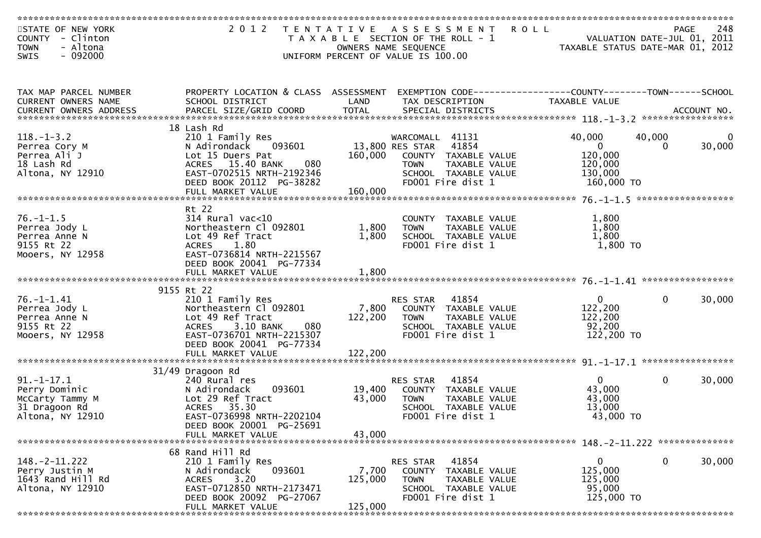STATE OF NEW YORK
COUNTY - Clinton
TOWN - Altona
SWIS - 092000

# 2012 TENTATIVE ASSESSMENT ROLL

TAXABLE SECTION OF THE ROLL - 1
OWNERS NAME SEQUENCE
UNIFORM PERCENT OF VALUE IS 100.00

VALUATION DATE-JUL 01, 2011
TAXABLE STATUS DATE-MAR 01, 2012

| TAX MAP PARCEL NUMBER / CURRENT OWNERS NAME / CURRENT OWNERS ADDRESS | PROPERTY LOCATION & CLASS / SCHOOL DISTRICT / PARCEL SIZE/GRID COORD | ASSESSMENT LAND / TOTAL | EXEMPTION CODE / TAX DESCRIPTION / SPECIAL DISTRICTS | COUNTY TAXABLE VALUE | TOWN | SCHOOL / ACCOUNT NO. |
|---|---|---|---|---|---|---|
| 118.-1-3.2 | 18 Lash Rd | | | | | |
| Perrea Cory M | 210 1 Family Res | | WARCOMALL 41131 | 40,000 | 40,000 | 0 |
| Perrea Ali J | N Adirondack 093601 | 13,800 | RES STAR 41854 | 0 | 0 | 30,000 |
| 18 Lash Rd | Lot 15 Duers Pat | 160,000 | COUNTY TAXABLE VALUE | 120,000 | | |
| Altona, NY 12910 | ACRES 15.40 BANK 080 | | TOWN TAXABLE VALUE | 120,000 | | |
| | EAST-0702515 NRTH-2192346 | | SCHOOL TAXABLE VALUE | 130,000 | | |
| | DEED BOOK 20112 PG-38282 | | FD001 Fire dist 1 | 160,000 TO | | |
| | FULL MARKET VALUE | 160,000 | | | | |
| 76.-1-1.5 | Rt 22 | | | | | |
| Perrea Jody L | 314 Rural vac<10 | | COUNTY TAXABLE VALUE | 1,800 | | |
| Perrea Anne N | Northeastern Cl 092801 | 1,800 | TOWN TAXABLE VALUE | 1,800 | | |
| 9155 Rt 22 | Lot 49 Ref Tract | 1,800 | SCHOOL TAXABLE VALUE | 1,800 | | |
| Mooers, NY 12958 | ACRES 1.80 | | FD001 Fire dist 1 | 1,800 TO | | |
| | EAST-0736814 NRTH-2215567 | | | | | |
| | DEED BOOK 20041 PG-77334 | | | | | |
| | FULL MARKET VALUE | 1,800 | | | | |
| 76.-1-1.41 | 9155 Rt 22 | | | | | |
| Perrea Jody L | 210 1 Family Res | | RES STAR 41854 | 0 | 0 | 30,000 |
| Perrea Anne N | Northeastern Cl 092801 | 7,800 | COUNTY TAXABLE VALUE | 122,200 | | |
| 9155 Rt 22 | Lot 49 Ref Tract | 122,200 | TOWN TAXABLE VALUE | 122,200 | | |
| Mooers, NY 12958 | ACRES 3.10 BANK 080 | | SCHOOL TAXABLE VALUE | 92,200 | | |
| | EAST-0736701 NRTH-2215307 | | FD001 Fire dist 1 | 122,200 TO | | |
| | DEED BOOK 20041 PG-77334 | | | | | |
| | FULL MARKET VALUE | 122,200 | | | | |
| 91.-1-17.1 | 31/49 Dragoon Rd | | | | | |
| Perry Dominic | 240 Rural res | | RES STAR 41854 | 0 | 0 | 30,000 |
| McCarty Tammy M | N Adirondack 093601 | 19,400 | COUNTY TAXABLE VALUE | 43,000 | | |
| 31 Dragoon Rd | Lot 29 Ref Tract | 43,000 | TOWN TAXABLE VALUE | 43,000 | | |
| Altona, NY 12910 | ACRES 35.30 | | SCHOOL TAXABLE VALUE | 13,000 | | |
| | EAST-0736998 NRTH-2202104 | | FD001 Fire dist 1 | 43,000 TO | | |
| | DEED BOOK 20001 PG-25691 | | | | | |
| | FULL MARKET VALUE | 43,000 | | | | |
| 148.-2-11.222 | 68 Rand Hill Rd | | | | | |
| Perry Justin M | 210 1 Family Res | | RES STAR 41854 | 0 | 0 | 30,000 |
| 1643 Rand Hill Rd | N Adirondack 093601 | 7,700 | COUNTY TAXABLE VALUE | 125,000 | | |
| Altona, NY 12910 | ACRES 3.20 | 125,000 | TOWN TAXABLE VALUE | 125,000 | | |
| | EAST-0712850 NRTH-2173471 | | SCHOOL TAXABLE VALUE | 95,000 | | |
| | DEED BOOK 20092 PG-27067 | | FD001 Fire dist 1 | 125,000 TO | | |
| | FULL MARKET VALUE | 125,000 | | | | |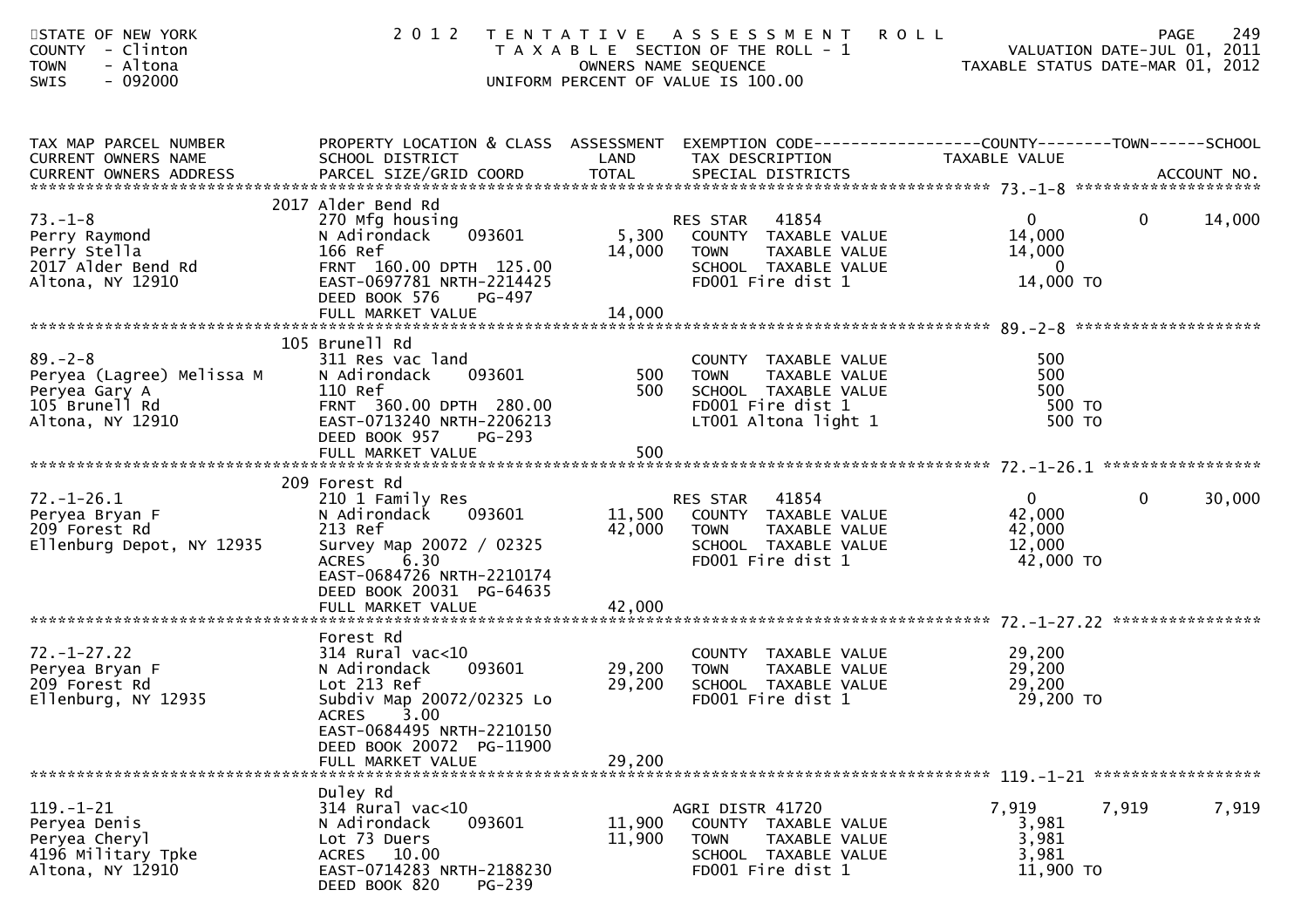STATE OF NEW YORK
COUNTY - Clinton
TOWN - Altona
SWIS - 092000

# 2012 TENTATIVE ASSESSMENT ROLL

TAXABLE SECTION OF THE ROLL - 1
OWNERS NAME SEQUENCE
UNIFORM PERCENT OF VALUE IS 100.00

VALUATION DATE-JUL 01, 2011
TAXABLE STATUS DATE-MAR 01, 2012

| TAX MAP PARCEL NUMBER / CURRENT OWNERS NAME / CURRENT OWNERS ADDRESS | PROPERTY LOCATION & CLASS / SCHOOL DISTRICT / PARCEL SIZE/GRID COORD | ASSESSMENT LAND / TOTAL | EXEMPTION CODE / TAX DESCRIPTION / SPECIAL DISTRICTS | COUNTY TAXABLE VALUE | TOWN | SCHOOL | ACCOUNT NO. |
|---|---|---|---|---|---|---|---|
| **73.-1-8** | 2017 Alder Bend Rd | | | | | | |
| 73.-1-8 | 270 Mfg housing | | RES STAR 41854 | 0 | 0 | 14,000 | |
| Perry Raymond | N Adirondack 093601 | 5,300 | COUNTY TAXABLE VALUE | 14,000 | | | |
| Perry Stella | 166 Ref | 14,000 | TOWN TAXABLE VALUE | 14,000 | | | |
| 2017 Alder Bend Rd | FRNT 160.00 DPTH 125.00 | | SCHOOL TAXABLE VALUE | 0 | | | |
| Altona, NY 12910 | EAST-0697781 NRTH-2214425 | | FD001 Fire dist 1 | 14,000 TO | | | |
| | DEED BOOK 576 PG-497 | | | | | | |
| | FULL MARKET VALUE | 14,000 | | | | | |
| **89.-2-8** | 105 Brunell Rd | | | | | | |
| 89.-2-8 | 311 Res vac land | | COUNTY TAXABLE VALUE | 500 | | | |
| Peryea (Lagree) Melissa M | N Adirondack 093601 | 500 | TOWN TAXABLE VALUE | 500 | | | |
| Peryea Gary A | 110 Ref | 500 | SCHOOL TAXABLE VALUE | 500 | | | |
| 105 Brunell Rd | FRNT 360.00 DPTH 280.00 | | FD001 Fire dist 1 | 500 TO | | | |
| Altona, NY 12910 | EAST-0713240 NRTH-2206213 | | LT001 Altona light 1 | 500 TO | | | |
| | DEED BOOK 957 PG-293 | | | | | | |
| | FULL MARKET VALUE | 500 | | | | | |
| **72.-1-26.1** | 209 Forest Rd | | | | | | |
| 72.-1-26.1 | 210 1 Family Res | | RES STAR 41854 | 0 | 0 | 30,000 | |
| Peryea Bryan F | N Adirondack 093601 | 11,500 | COUNTY TAXABLE VALUE | 42,000 | | | |
| 209 Forest Rd | 213 Ref | 42,000 | TOWN TAXABLE VALUE | 42,000 | | | |
| Ellenburg Depot, NY 12935 | Survey Map 20072 / 02325 | | SCHOOL TAXABLE VALUE | 12,000 | | | |
| | ACRES 6.30 | | FD001 Fire dist 1 | 42,000 TO | | | |
| | EAST-0684726 NRTH-2210174 | | | | | | |
| | DEED BOOK 20031 PG-64635 | | | | | | |
| | FULL MARKET VALUE | 42,000 | | | | | |
| **72.-1-27.22** | Forest Rd | | | | | | |
| 72.-1-27.22 | 314 Rural vac<10 | | COUNTY TAXABLE VALUE | 29,200 | | | |
| Peryea Bryan F | N Adirondack 093601 | 29,200 | TOWN TAXABLE VALUE | 29,200 | | | |
| 209 Forest Rd | Lot 213 Ref | 29,200 | SCHOOL TAXABLE VALUE | 29,200 | | | |
| Ellenburg, NY 12935 | Subdiv Map 20072/02325 Lo | | FD001 Fire dist 1 | 29,200 TO | | | |
| | ACRES 3.00 | | | | | | |
| | EAST-0684495 NRTH-2210150 | | | | | | |
| | DEED BOOK 20072 PG-11900 | | | | | | |
| | FULL MARKET VALUE | 29,200 | | | | | |
| **119.-1-21** | Duley Rd | | | | | | |
| 119.-1-21 | 314 Rural vac<10 | | AGRI DISTR 41720 | 7,919 | 7,919 | 7,919 | |
| Peryea Denis | N Adirondack 093601 | 11,900 | COUNTY TAXABLE VALUE | 3,981 | | | |
| Peryea Cheryl | Lot 73 Duers | 11,900 | TOWN TAXABLE VALUE | 3,981 | | | |
| 4196 Military Tpke | ACRES 10.00 | | SCHOOL TAXABLE VALUE | 3,981 | | | |
| Altona, NY 12910 | EAST-0714283 NRTH-2188230 | | FD001 Fire dist 1 | 11,900 TO | | | |
| | DEED BOOK 820 PG-239 | | | | | | |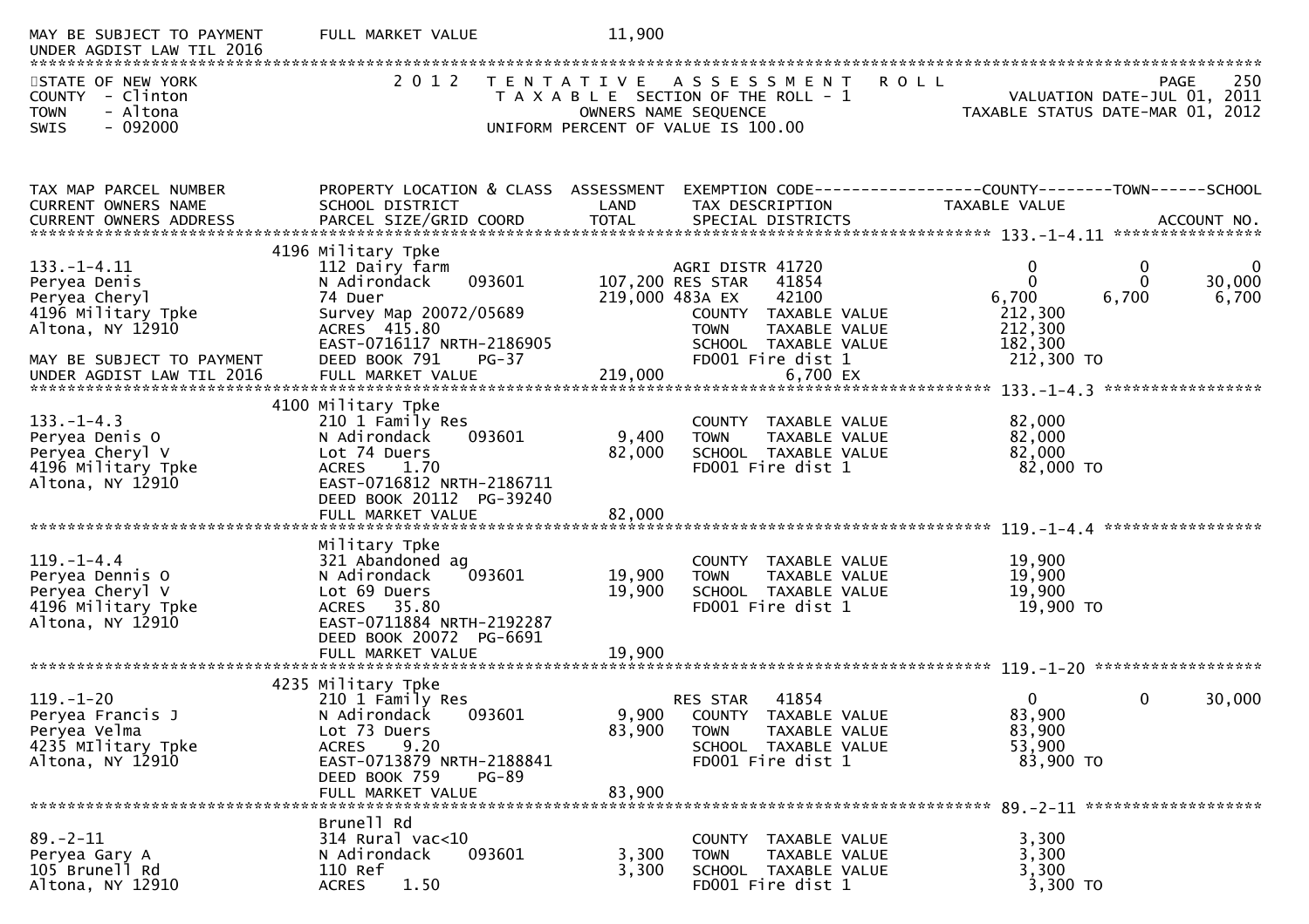MAY BE SUBJECT TO PAYMENT FULL MARKET VALUE 11,900
UNDER AGDIST LAW TIL 2016

STATE OF NEW YORK
COUNTY - Clinton
TOWN - Altona
SWIS - 092000

2012 TENTATIVE ASSESSMENT ROLL
TAXABLE SECTION OF THE ROLL - 1
OWNERS NAME SEQUENCE
UNIFORM PERCENT OF VALUE IS 100.00

VALUATION DATE-JUL 01, 2011
TAXABLE STATUS DATE-MAR 01, 2012

| TAX MAP PARCEL NUMBER / CURRENT OWNERS NAME / CURRENT OWNERS ADDRESS | PROPERTY LOCATION & CLASS / SCHOOL DISTRICT / PARCEL SIZE/GRID COORD | ASSESSMENT LAND / TOTAL | EXEMPTION CODE / TAX DESCRIPTION / SPECIAL DISTRICTS | COUNTY TAXABLE VALUE | TOWN | SCHOOL / ACCOUNT NO. |
|---|---|---|---|---|---|---|
| **133.-1-4.11** | 4196 Military Tpke | | | | | |
| 133.-1-4.11 | 112 Dairy farm | | AGRI DISTR 41720 | 0 | 0 | 0 |
| Peryea Denis | N Adirondack 093601 | 107,200 | RES STAR 41854 | 0 | 0 | 30,000 |
| Peryea Cheryl | 74 Duer | 219,000 | 483A EX 42100 | 6,700 | 6,700 | 6,700 |
| 4196 Military Tpke | Survey Map 20072/05689 | | COUNTY TAXABLE VALUE | 212,300 | | |
| Altona, NY 12910 | ACRES 415.80 | | TOWN TAXABLE VALUE | 212,300 | | |
| | EAST-0716117 NRTH-2186905 | | SCHOOL TAXABLE VALUE | 182,300 | | |
| MAY BE SUBJECT TO PAYMENT | DEED BOOK 791 PG-37 | | FD001 Fire dist 1 | 212,300 TO | | |
| UNDER AGDIST LAW TIL 2016 | FULL MARKET VALUE | 219,000 | 6,700 EX | | | |
| **133.-1-4.3** | 4100 Military Tpke | | | | | |
| 133.-1-4.3 | 210 1 Family Res | | COUNTY TAXABLE VALUE | 82,000 | | |
| Peryea Denis O | N Adirondack 093601 | 9,400 | TOWN TAXABLE VALUE | 82,000 | | |
| Peryea Cheryl V | Lot 74 Duers | 82,000 | SCHOOL TAXABLE VALUE | 82,000 | | |
| 4196 Military Tpke | ACRES 1.70 | | FD001 Fire dist 1 | 82,000 TO | | |
| Altona, NY 12910 | EAST-0716812 NRTH-2186711 | | | | | |
| | DEED BOOK 20112 PG-39240 | | | | | |
| | FULL MARKET VALUE | 82,000 | | | | |
| **119.-1-4.4** | Military Tpke | | | | | |
| 119.-1-4.4 | 321 Abandoned ag | | COUNTY TAXABLE VALUE | 19,900 | | |
| Peryea Dennis O | N Adirondack 093601 | 19,900 | TOWN TAXABLE VALUE | 19,900 | | |
| Peryea Cheryl V | Lot 69 Duers | 19,900 | SCHOOL TAXABLE VALUE | 19,900 | | |
| 4196 Military Tpke | ACRES 35.80 | | FD001 Fire dist 1 | 19,900 TO | | |
| Altona, NY 12910 | EAST-0711884 NRTH-2192287 | | | | | |
| | DEED BOOK 20072 PG-6691 | | | | | |
| | FULL MARKET VALUE | 19,900 | | | | |
| **119.-1-20** | 4235 Military Tpke | | | | | |
| 119.-1-20 | 210 1 Family Res | | RES STAR 41854 | 0 | 0 | 30,000 |
| Peryea Francis J | N Adirondack 093601 | 9,900 | COUNTY TAXABLE VALUE | 83,900 | | |
| Peryea Velma | Lot 73 Duers | 83,900 | TOWN TAXABLE VALUE | 83,900 | | |
| 4235 MIlitary Tpke | ACRES 9.20 | | SCHOOL TAXABLE VALUE | 53,900 | | |
| Altona, NY 12910 | EAST-0713879 NRTH-2188841 | | FD001 Fire dist 1 | 83,900 TO | | |
| | DEED BOOK 759 PG-89 | | | | | |
| | FULL MARKET VALUE | 83,900 | | | | |
| **89.-2-11** | Brunell Rd | | | | | |
| 89.-2-11 | 314 Rural vac<10 | | COUNTY TAXABLE VALUE | 3,300 | | |
| Peryea Gary A | N Adirondack 093601 | 3,300 | TOWN TAXABLE VALUE | 3,300 | | |
| 105 Brunell Rd | 110 Ref | 3,300 | SCHOOL TAXABLE VALUE | 3,300 | | |
| Altona, NY 12910 | ACRES 1.50 | | FD001 Fire dist 1 | 3,300 TO | | |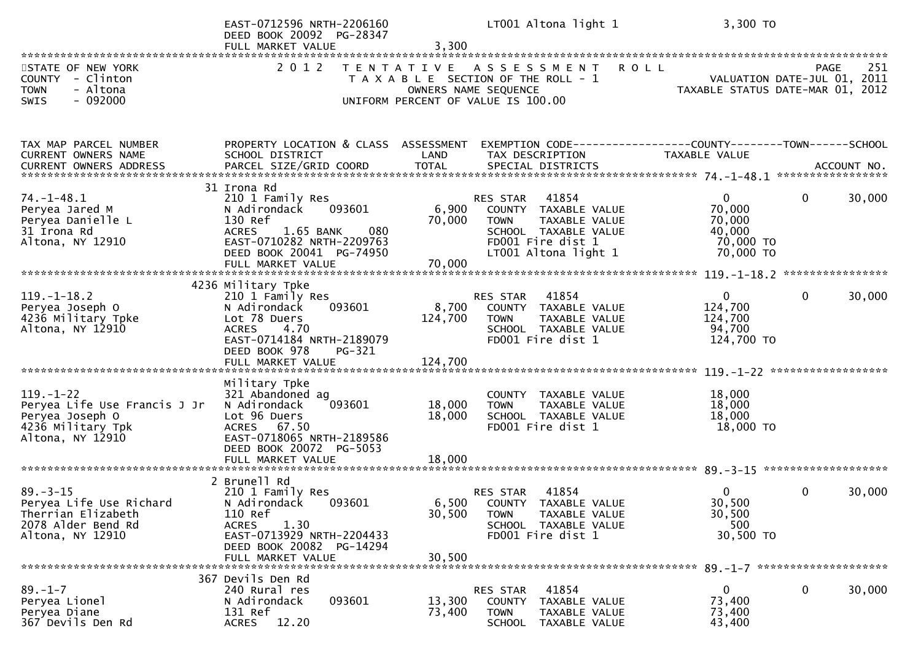```
                              EAST-0712596 NRTH-2206160              LT001 Altona light 1                 3,300 TO
                              DEED BOOK 20092  PG-28347
                              FULL MARKET VALUE                 3,300
*****************************************************************************************************************************
STATE OF NEW YORK             2 0 1 2   T E N T A T I V E   A S S E S S M E N T   R O L L                      PAGE    251
COUNTY  - Clinton                   T A X A B L E SECTION OF THE ROLL - 1                   VALUATION DATE-JUL 01, 2011
TOWN    - Altona                           OWNERS NAME SEQUENCE                          TAXABLE STATUS DATE-MAR 01, 2012
SWIS    - 092000                    UNIFORM PERCENT OF VALUE IS 100.00


TAX MAP PARCEL NUMBER         PROPERTY LOCATION & CLASS  ASSESSMENT  EXEMPTION CODE------------------COUNTY--------TOWN------SCHOOL
CURRENT OWNERS NAME           SCHOOL DISTRICT               LAND      TAX DESCRIPTION            TAXABLE VALUE
CURRENT OWNERS ADDRESS        PARCEL SIZE/GRID COORD        TOTAL     SPECIAL DISTRICTS                                  ACCOUNT NO.
******************************************************************************************** 74.-1-48.1 ******************
                              31 Irona Rd
74.-1-48.1                    210 1 Family Res                        RES STAR    41854              0            0      30,000
Peryea Jared M                N Adirondack     093601        6,900    COUNTY  TAXABLE VALUE          70,000
Peryea Danielle L             130 Ref                       70,000    TOWN    TAXABLE VALUE          70,000
31 Irona Rd                   ACRES    1.65 BANK     080              SCHOOL  TAXABLE VALUE          40,000
Altona, NY 12910              EAST-0710282 NRTH-2209763               FD001 Fire dist 1               70,000 TO
                              DEED BOOK 20041  PG-74950               LT001 Altona light 1            70,000 TO
                              FULL MARKET VALUE                70,000
******************************************************************************************** 119.-1-18.2 ****************
                              4236 Military Tpke
119.-1-18.2                   210 1 Family Res                        RES STAR    41854              0            0      30,000
Peryea Joseph O               N Adirondack     093601        8,700    COUNTY  TAXABLE VALUE         124,700
4236 Military Tpke            Lot 78 Duers                 124,700    TOWN    TAXABLE VALUE         124,700
Altona, NY 12910              ACRES    4.70                           SCHOOL  TAXABLE VALUE          94,700
                              EAST-0714184 NRTH-2189079               FD001 Fire dist 1              124,700 TO
                              DEED BOOK 978    PG-321
                              FULL MARKET VALUE               124,700
******************************************************************************************** 119.-1-22 ******************
                              Military Tpke
119.-1-22                     321 Abandoned ag                        COUNTY  TAXABLE VALUE          18,000
Peryea Life Use Francis J Jr  N Adirondack     093601       18,000    TOWN    TAXABLE VALUE          18,000
Peryea Joseph O               Lot 96 Duers                  18,000    SCHOOL  TAXABLE VALUE          18,000
4236 Military Tpk             ACRES   67.50                           FD001 Fire dist 1               18,000 TO
Altona, NY 12910              EAST-0718065 NRTH-2189586
                              DEED BOOK 20072  PG-5053
                              FULL MARKET VALUE                18,000
******************************************************************************************** 89.-3-15 *******************
                              2 Brunell Rd
89.-3-15                      210 1 Family Res                        RES STAR    41854              0            0      30,000
Peryea Life Use Richard       N Adirondack     093601        6,500    COUNTY  TAXABLE VALUE          30,500
Therrian Elizabeth            110 Ref                       30,500    TOWN    TAXABLE VALUE          30,500
2078 Alder Bend Rd            ACRES    1.30                           SCHOOL  TAXABLE VALUE             500
Altona, NY 12910              EAST-0713929 NRTH-2204433               FD001 Fire dist 1               30,500 TO
                              DEED BOOK 20082  PG-14294
                              FULL MARKET VALUE                30,500
******************************************************************************************** 89.-1-7 ********************
                              367 Devils Den Rd
89.-1-7                       240 Rural res                           RES STAR    41854              0            0      30,000
Peryea Lionel                 N Adirondack     093601       13,300    COUNTY  TAXABLE VALUE          73,400
Peryea Diane                  131 Ref                       73,400    TOWN    TAXABLE VALUE          73,400
367 Devils Den Rd             ACRES   12.20                           SCHOOL  TAXABLE VALUE          43,400
```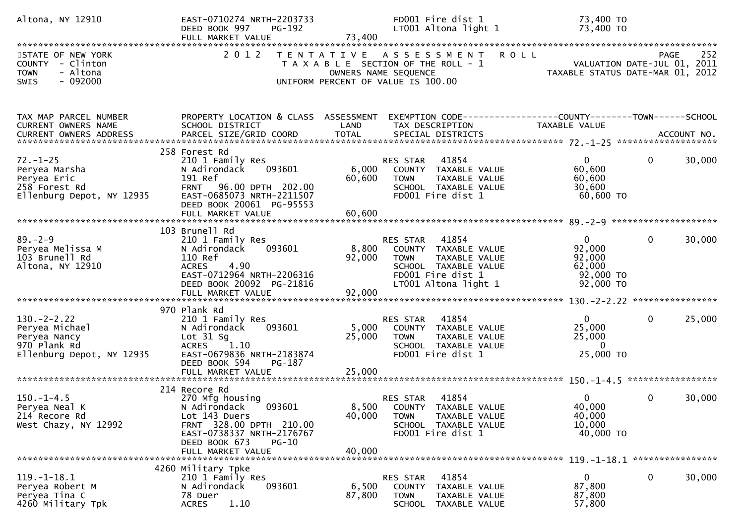```
Altona, NY 12910              EAST-0710274 NRTH-2203733              FD001 Fire dist 1                 73,400 TO
                              DEED BOOK 997    PG-192                LT001 Altona light 1              73,400 TO
                              FULL MARKET VALUE              73,400
********************************************************************************************************************************
STATE OF NEW YORK              2 0 1 2   T E N T A T I V E   A S S E S S M E N T   R O L L                        PAGE    252
COUNTY  - Clinton                    T A X A B L E  SECTION OF THE ROLL - 1                    VALUATION DATE-JUL 01, 2011
TOWN    - Altona                           OWNERS NAME SEQUENCE                           TAXABLE STATUS DATE-MAR 01, 2012
SWIS    - 092000                     UNIFORM PERCENT OF VALUE IS 100.00


TAX MAP PARCEL NUMBER          PROPERTY LOCATION & CLASS  ASSESSMENT  EXEMPTION CODE------------------COUNTY--------TOWN------SCHOOL
CURRENT OWNERS NAME            SCHOOL DISTRICT               LAND      TAX DESCRIPTION             TAXABLE VALUE
CURRENT OWNERS ADDRESS         PARCEL SIZE/GRID COORD        TOTAL     SPECIAL DISTRICTS                                ACCOUNT NO.
******************************************************************************************************* 72.-1-25 *******************
                               258 Forest Rd
72.-1-25                       210 1 Family Res                  RES STAR    41854                   0           0       30,000
Peryea Marsha                  N Adirondack     093601     6,000   COUNTY  TAXABLE VALUE           60,600
Peryea Eric                    191 Ref                    60,600   TOWN    TAXABLE VALUE           60,600
258 Forest Rd                  FRNT   96.00 DPTH 202.00            SCHOOL  TAXABLE VALUE           30,600
Ellenburg Depot, NY 12935      EAST-0685073 NRTH-2211507           FD001 Fire dist 1                60,600 TO
                               DEED BOOK 20061  PG-95553
                               FULL MARKET VALUE          60,600
******************************************************************************************************* 89.-2-9 ********************
                               103 Brunell Rd
89.-2-9                        210 1 Family Res                  RES STAR    41854                   0           0       30,000
Peryea Melissa M               N Adirondack     093601     8,800   COUNTY  TAXABLE VALUE           92,000
103 Brunell Rd                 110 Ref                    92,000   TOWN    TAXABLE VALUE           92,000
Altona, NY 12910               ACRES     4.90                      SCHOOL  TAXABLE VALUE           62,000
                               EAST-0712964 NRTH-2206316           FD001 Fire dist 1                92,000 TO
                               DEED BOOK 20092  PG-21816           LT001 Altona light 1             92,000 TO
                               FULL MARKET VALUE          92,000
******************************************************************************************************* 130.-2-2.22 ****************
                               970 Plank Rd
130.-2-2.22                    210 1 Family Res                  RES STAR    41854                   0           0       25,000
Peryea Michael                 N Adirondack     093601     5,000   COUNTY  TAXABLE VALUE           25,000
Peryea Nancy                   Lot 31 Sg                  25,000   TOWN    TAXABLE VALUE           25,000
970 Plank Rd                   ACRES     1.10                      SCHOOL  TAXABLE VALUE                0
Ellenburg Depot, NY 12935      EAST-0679836 NRTH-2183874           FD001 Fire dist 1                25,000 TO
                               DEED BOOK 594    PG-187
                               FULL MARKET VALUE          25,000
******************************************************************************************************* 150.-1-4.5 *****************
                               214 Recore Rd
150.-1-4.5                     270 Mfg housing                   RES STAR    41854                   0           0       30,000
Peryea Neal K                  N Adirondack     093601     8,500   COUNTY  TAXABLE VALUE           40,000
214 Recore Rd                  Lot 143 Duers              40,000   TOWN    TAXABLE VALUE           40,000
West Chazy, NY 12992           FRNT  328.00 DPTH 210.00            SCHOOL  TAXABLE VALUE           10,000
                               EAST-0738337 NRTH-2176767           FD001 Fire dist 1                40,000 TO
                               DEED BOOK 673    PG-10
                               FULL MARKET VALUE          40,000
******************************************************************************************************* 119.-1-18.1 ****************
                               4260 Military Tpke
119.-1-18.1                    210 1 Family Res                  RES STAR    41854                   0           0       30,000
Peryea Robert M                N Adirondack     093601     6,500   COUNTY  TAXABLE VALUE           87,800
Peryea Tina C                  78 Duer                    87,800   TOWN    TAXABLE VALUE           87,800
4260 Military Tpk              ACRES     1.10                      SCHOOL  TAXABLE VALUE           57,800
```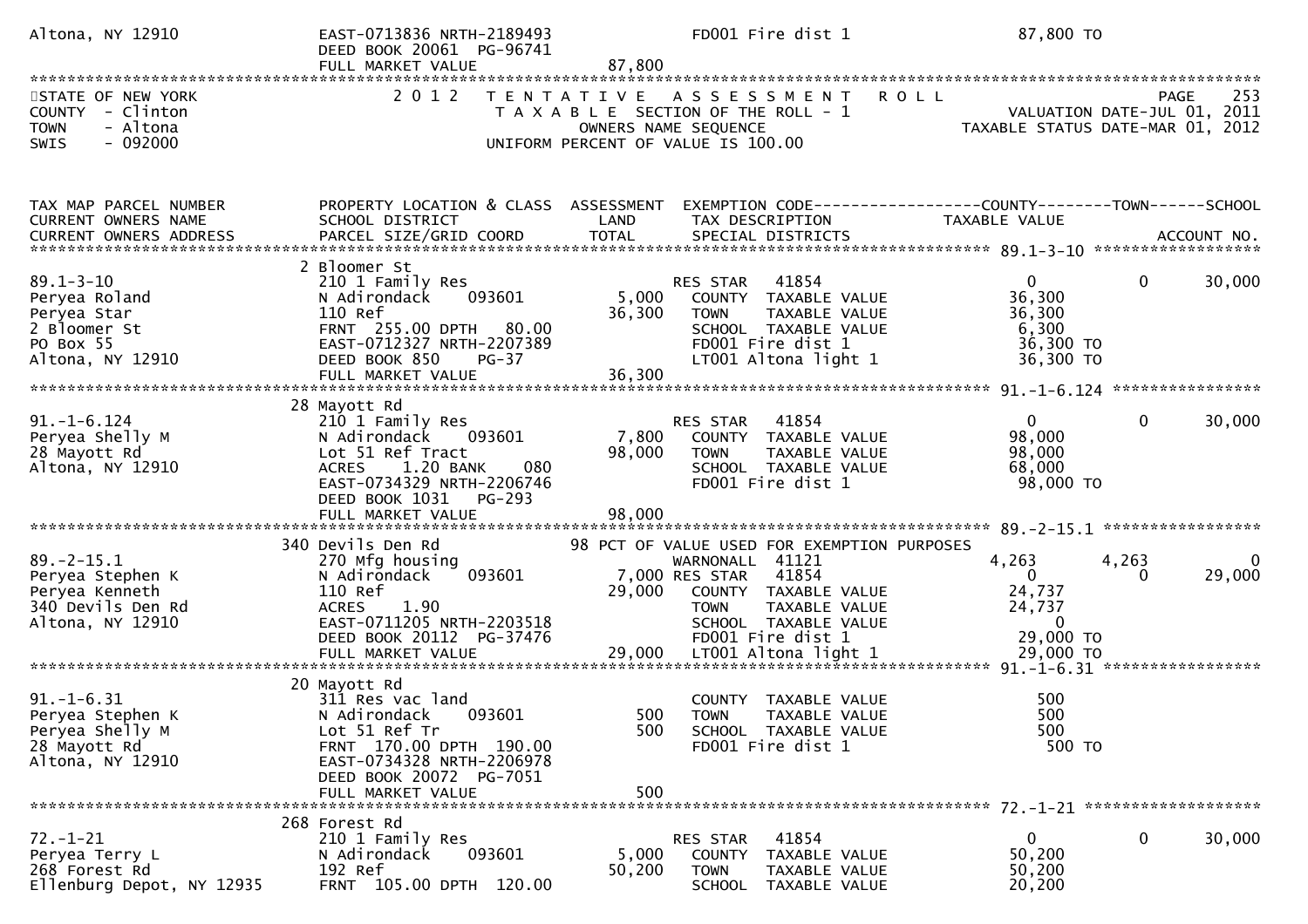```
Altona, NY 12910                 EAST-0713836 NRTH-2189493              FD001 Fire dist 1                    87,800 TO
                                 DEED BOOK 20061  PG-96741
                                 FULL MARKET VALUE             87,800
******************************************************************************************************************************
STATE OF NEW YORK                2 0 1 2   T E N T A T I V E   A S S E S S M E N T   R O L L                         PAGE    253
COUNTY  - Clinton                      T A X A B L E  SECTION OF THE ROLL - 1                      VALUATION DATE-JUL 01, 2011
TOWN    - Altona                                 OWNERS NAME SEQUENCE                             TAXABLE STATUS DATE-MAR 01, 2012
SWIS    - 092000                        UNIFORM PERCENT OF VALUE IS 100.00


TAX MAP PARCEL NUMBER            PROPERTY LOCATION & CLASS  ASSESSMENT  EXEMPTION CODE------------------COUNTY--------TOWN------SCHOOL
CURRENT OWNERS NAME              SCHOOL DISTRICT               LAND     TAX DESCRIPTION              TAXABLE VALUE
CURRENT OWNERS ADDRESS           PARCEL SIZE/GRID COORD        TOTAL    SPECIAL DISTRICTS                                 ACCOUNT NO.
****************************************************************************************************** 89.1-3-10 ******************
                                 2 Bloomer St
89.1-3-10                        210 1 Family Res                      RES STAR   41854                    0            0       30,000
Peryea Roland                    N Adirondack    093601        5,000    COUNTY  TAXABLE VALUE           36,300
Peryea Star                      110 Ref                      36,300    TOWN    TAXABLE VALUE           36,300
2 Bloomer St                     FRNT  255.00 DPTH   80.00              SCHOOL  TAXABLE VALUE            6,300
PO Box 55                        EAST-0712327 NRTH-2207389              FD001 Fire dist 1                36,300 TO
Altona, NY 12910                 DEED BOOK 850     PG-37                LT001 Altona light 1             36,300 TO
                                 FULL MARKET VALUE             36,300
****************************************************************************************************** 91.-1-6.124 ****************
                                 28 Mayott Rd
91.-1-6.124                      210 1 Family Res                      RES STAR   41854                    0            0       30,000
Peryea Shelly M                  N Adirondack    093601        7,800    COUNTY  TAXABLE VALUE           98,000
28 Mayott Rd                     Lot 51 Ref Tract             98,000    TOWN    TAXABLE VALUE           98,000
Altona, NY 12910                 ACRES     1.20 BANK     080            SCHOOL  TAXABLE VALUE           68,000
                                 EAST-0734329 NRTH-2206746              FD001 Fire dist 1                98,000 TO
                                 DEED BOOK 1031    PG-293
                                 FULL MARKET VALUE             98,000
****************************************************************************************************** 89.-2-15.1 *****************
                                 340 Devils Den Rd            98 PCT OF VALUE USED FOR EXEMPTION PURPOSES
89.-2-15.1                       270 Mfg housing                       WARNONALL  41121                4,263        4,263            0
Peryea Stephen K                 N Adirondack    093601        7,000 RES STAR   41854                    0            0       29,000
Peryea Kenneth                   110 Ref                      29,000    COUNTY  TAXABLE VALUE           24,737
340 Devils Den Rd                ACRES     1.90                         TOWN    TAXABLE VALUE           24,737
Altona, NY 12910                 EAST-0711205 NRTH-2203518              SCHOOL  TAXABLE VALUE                0
                                 DEED BOOK 20112  PG-37476              FD001 Fire dist 1                29,000 TO
                                 FULL MARKET VALUE             29,000   LT001 Altona light 1             29,000 TO
****************************************************************************************************** 91.-1-6.31 *****************
                                 20 Mayott Rd
91.-1-6.31                       311 Res vac land                       COUNTY  TAXABLE VALUE              500
Peryea Stephen K                 N Adirondack    093601          500    TOWN    TAXABLE VALUE              500
Peryea Shelly M                  Lot 51 Ref Tr                   500    SCHOOL  TAXABLE VALUE              500
28 Mayott Rd                     FRNT  170.00 DPTH  190.00              FD001 Fire dist 1                   500 TO
Altona, NY 12910                 EAST-0734328 NRTH-2206978
                                 DEED BOOK 20072  PG-7051
                                 FULL MARKET VALUE                500
****************************************************************************************************** 72.-1-21 *******************
                                 268 Forest Rd
72.-1-21                         210 1 Family Res                      RES STAR   41854                    0            0       30,000
Peryea Terry L                   N Adirondack    093601        5,000    COUNTY  TAXABLE VALUE           50,200
268 Forest Rd                    192 Ref                      50,200    TOWN    TAXABLE VALUE           50,200
Ellenburg Depot, NY 12935        FRNT  105.00 DPTH  120.00              SCHOOL  TAXABLE VALUE           20,200
```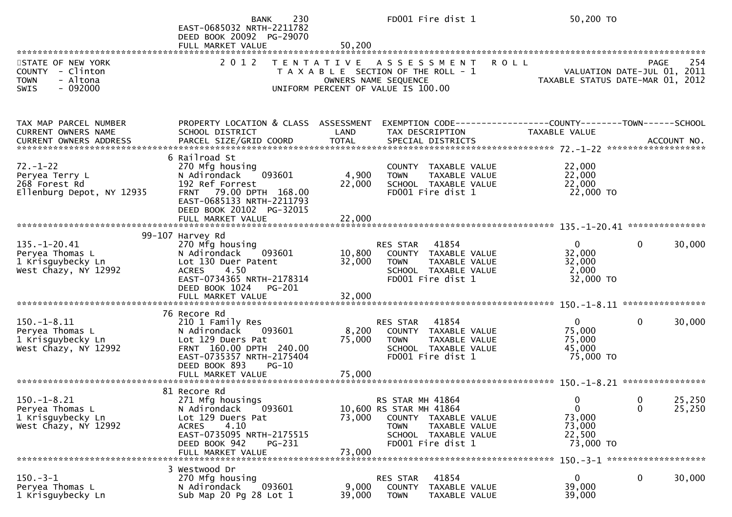| | BANK 230 | | FD001 Fire dist 1 | 50,200 TO | | |
|---|---|---|---|---|---|---|
| | EAST-0685032 NRTH-2211782 | | | | | |
| | DEED BOOK 20092 PG-29070 | | | | | |
| | FULL MARKET VALUE | 50,200 | | | | |

STATE OF NEW YORK
COUNTY - Clinton
TOWN - Altona
SWIS - 092000

**2012 TENTATIVE ASSESSMENT ROLL**
TAXABLE SECTION OF THE ROLL - 1
OWNERS NAME SEQUENCE
UNIFORM PERCENT OF VALUE IS 100.00

PAGE 254
VALUATION DATE-JUL 01, 2011
TAXABLE STATUS DATE-MAR 01, 2012

| TAX MAP PARCEL NUMBER / CURRENT OWNERS NAME / CURRENT OWNERS ADDRESS | PROPERTY LOCATION & CLASS / SCHOOL DISTRICT / PARCEL SIZE/GRID COORD | ASSESSMENT LAND / TOTAL | EXEMPTION CODE / TAX DESCRIPTION / SPECIAL DISTRICTS | COUNTY TAXABLE VALUE | TOWN | SCHOOL / ACCOUNT NO. |
|---|---|---|---|---|---|---|
| **72.-1-22** | 6 Railroad St | | | | | |
| 72.-1-22 | 270 Mfg housing | | COUNTY TAXABLE VALUE | 22,000 | | |
| Peryea Terry L | N Adirondack 093601 | 4,900 | TOWN TAXABLE VALUE | 22,000 | | |
| 268 Forest Rd | 192 Ref Forrest | 22,000 | SCHOOL TAXABLE VALUE | 22,000 | | |
| Ellenburg Depot, NY 12935 | FRNT 79.00 DPTH 168.00 | | FD001 Fire dist 1 | 22,000 TO | | |
| | EAST-0685133 NRTH-2211793 | | | | | |
| | DEED BOOK 20102 PG-32015 | | | | | |
| | FULL MARKET VALUE | 22,000 | | | | |
| **135.-1-20.41** | 99-107 Harvey Rd | | | | | |
| 135.-1-20.41 | 270 Mfg housing | | RES STAR 41854 | 0 | 0 | 30,000 |
| Peryea Thomas L | N Adirondack 093601 | 10,800 | COUNTY TAXABLE VALUE | 32,000 | | |
| 1 Krisguybecky Ln | Lot 130 Duer Patent | 32,000 | TOWN TAXABLE VALUE | 32,000 | | |
| West Chazy, NY 12992 | ACRES 4.50 | | SCHOOL TAXABLE VALUE | 2,000 | | |
| | EAST-0734365 NRTH-2178314 | | FD001 Fire dist 1 | 32,000 TO | | |
| | DEED BOOK 1024 PG-201 | | | | | |
| | FULL MARKET VALUE | 32,000 | | | | |
| **150.-1-8.11** | 76 Recore Rd | | | | | |
| 150.-1-8.11 | 210 1 Family Res | | RES STAR 41854 | 0 | 0 | 30,000 |
| Peryea Thomas L | N Adirondack 093601 | 8,200 | COUNTY TAXABLE VALUE | 75,000 | | |
| 1 Krisguybecky Ln | Lot 129 Duers Pat | 75,000 | TOWN TAXABLE VALUE | 75,000 | | |
| West Chazy, NY 12992 | FRNT 160.00 DPTH 240.00 | | SCHOOL TAXABLE VALUE | 45,000 | | |
| | EAST-0735357 NRTH-2175404 | | FD001 Fire dist 1 | 75,000 TO | | |
| | DEED BOOK 893 PG-10 | | | | | |
| | FULL MARKET VALUE | 75,000 | | | | |
| **150.-1-8.21** | 81 Recore Rd | | | | | |
| 150.-1-8.21 | 271 Mfg housings | | RS STAR MH 41864 | 0 | 0 | 25,250 |
| Peryea Thomas L | N Adirondack 093601 | 10,600 | RS STAR MH 41864 | 0 | 0 | 25,250 |
| 1 Krisguybecky Ln | Lot 129 Duers Pat | 73,000 | COUNTY TAXABLE VALUE | 73,000 | | |
| West Chazy, NY 12992 | ACRES 4.10 | | TOWN TAXABLE VALUE | 73,000 | | |
| | EAST-0735095 NRTH-2175515 | | SCHOOL TAXABLE VALUE | 22,500 | | |
| | DEED BOOK 942 PG-231 | | FD001 Fire dist 1 | 73,000 TO | | |
| | FULL MARKET VALUE | 73,000 | | | | |
| **150.-3-1** | 3 Westwood Dr | | | | | |
| 150.-3-1 | 270 Mfg housing | | RES STAR 41854 | 0 | 0 | 30,000 |
| Peryea Thomas L | N Adirondack 093601 | 9,000 | COUNTY TAXABLE VALUE | 39,000 | | |
| 1 Krisguybecky Ln | Sub Map 20 Pg 28 Lot 1 | 39,000 | TOWN TAXABLE VALUE | 39,000 | | |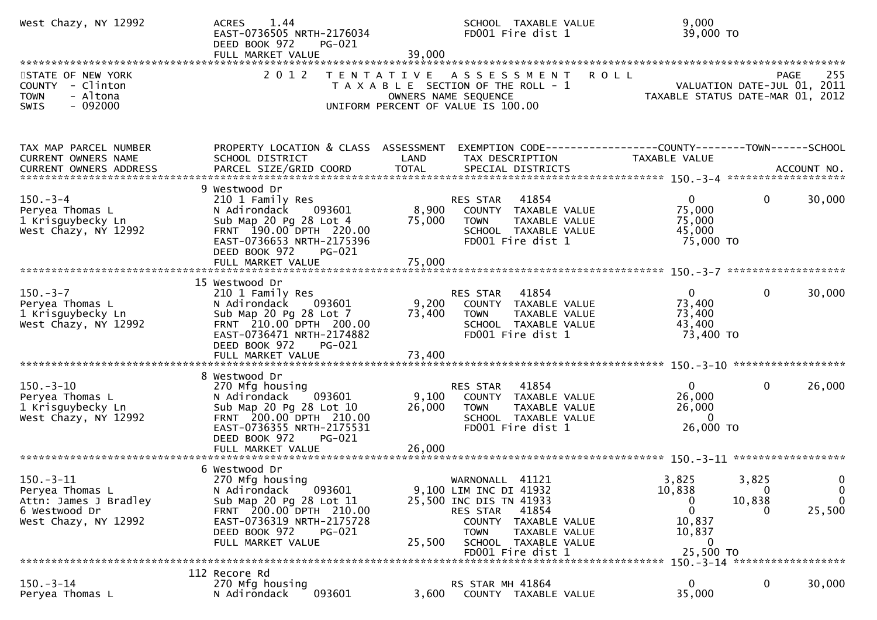West Chazy, NY 12992 ACRES 1.44 SCHOOL TAXABLE VALUE 9,000
EAST-0736505 NRTH-2176034 FD001 Fire dist 1 39,000 TO
DEED BOOK 972 PG-021
FULL MARKET VALUE 39,000

STATE OF NEW YORK
COUNTY - Clinton
TOWN - Altona
SWIS - 092000

2 0 1 2 T E N T A T I V E A S S E S S M E N T R O L L
T A X A B L E SECTION OF THE ROLL - 1
OWNERS NAME SEQUENCE
UNIFORM PERCENT OF VALUE IS 100.00

VALUATION DATE-JUL 01, 2011
TAXABLE STATUS DATE-MAR 01, 2012

| TAX MAP PARCEL NUMBER / CURRENT OWNERS NAME / CURRENT OWNERS ADDRESS | PROPERTY LOCATION & CLASS / SCHOOL DISTRICT / PARCEL SIZE/GRID COORD | ASSESSMENT LAND / TOTAL | EXEMPTION CODE / TAX DESCRIPTION / SPECIAL DISTRICTS | COUNTY TAXABLE VALUE | TOWN | SCHOOL |
|---|---|---|---|---|---|---|
| **150.-3-4** | 9 Westwood Dr | | | | | |
| 150.-3-4 | 210 1 Family Res | | RES STAR 41854 | 0 | 0 | 30,000 |
| Peryea Thomas L | N Adirondack 093601 | 8,900 | COUNTY TAXABLE VALUE | 75,000 | | |
| 1 Krisguybecky Ln | Sub Map 20 Pg 28 Lot 4 | 75,000 | TOWN TAXABLE VALUE | 75,000 | | |
| West Chazy, NY 12992 | FRNT 190.00 DPTH 220.00 | | SCHOOL TAXABLE VALUE | 45,000 | | |
| | EAST-0736653 NRTH-2175396 | | FD001 Fire dist 1 | 75,000 TO | | |
| | DEED BOOK 972 PG-021 | | | | | |
| | FULL MARKET VALUE | 75,000 | | | | |
| **150.-3-7** | 15 Westwood Dr | | | | | |
| 150.-3-7 | 210 1 Family Res | | RES STAR 41854 | 0 | 0 | 30,000 |
| Peryea Thomas L | N Adirondack 093601 | 9,200 | COUNTY TAXABLE VALUE | 73,400 | | |
| 1 Krisguybecky Ln | Sub Map 20 Pg 28 Lot 7 | 73,400 | TOWN TAXABLE VALUE | 73,400 | | |
| West Chazy, NY 12992 | FRNT 210.00 DPTH 200.00 | | SCHOOL TAXABLE VALUE | 43,400 | | |
| | EAST-0736471 NRTH-2174882 | | FD001 Fire dist 1 | 73,400 TO | | |
| | DEED BOOK 972 PG-021 | | | | | |
| | FULL MARKET VALUE | 73,400 | | | | |
| **150.-3-10** | 8 Westwood Dr | | | | | |
| 150.-3-10 | 270 Mfg housing | | RES STAR 41854 | 0 | 0 | 26,000 |
| Peryea Thomas L | N Adirondack 093601 | 9,100 | COUNTY TAXABLE VALUE | 26,000 | | |
| 1 Krisguybecky Ln | Sub Map 20 Pg 28 Lot 10 | 26,000 | TOWN TAXABLE VALUE | 26,000 | | |
| West Chazy, NY 12992 | FRNT 200.00 DPTH 210.00 | | SCHOOL TAXABLE VALUE | 0 | | |
| | EAST-0736355 NRTH-2175531 | | FD001 Fire dist 1 | 26,000 TO | | |
| | DEED BOOK 972 PG-021 | | | | | |
| | FULL MARKET VALUE | 26,000 | | | | |
| **150.-3-11** | 6 Westwood Dr | | | | | |
| 150.-3-11 | 270 Mfg housing | | WARNONALL 41121 | 3,825 | 3,825 | 0 |
| Peryea Thomas L | N Adirondack 093601 | 9,100 | LIM INC DI 41932 | 10,838 | 0 | 0 |
| Attn: James J Bradley | Sub Map 20 Pg 28 Lot 11 | 25,500 | INC DIS TN 41933 | 0 | 10,838 | 0 |
| 6 Westwood Dr | FRNT 200.00 DPTH 210.00 | | RES STAR 41854 | 0 | 0 | 25,500 |
| West Chazy, NY 12992 | EAST-0736319 NRTH-2175728 | | COUNTY TAXABLE VALUE | 10,837 | | |
| | DEED BOOK 972 PG-021 | | TOWN TAXABLE VALUE | 10,837 | | |
| | FULL MARKET VALUE | 25,500 | SCHOOL TAXABLE VALUE | 0 | | |
| | | | FD001 Fire dist 1 | 25,500 TO | | |
| **150.-3-14** | 112 Recore Rd | | | | | |
| 150.-3-14 | 270 Mfg housing | | RS STAR MH 41864 | 0 | 0 | 30,000 |
| Peryea Thomas L | N Adirondack 093601 | 3,600 | COUNTY TAXABLE VALUE | 35,000 | | |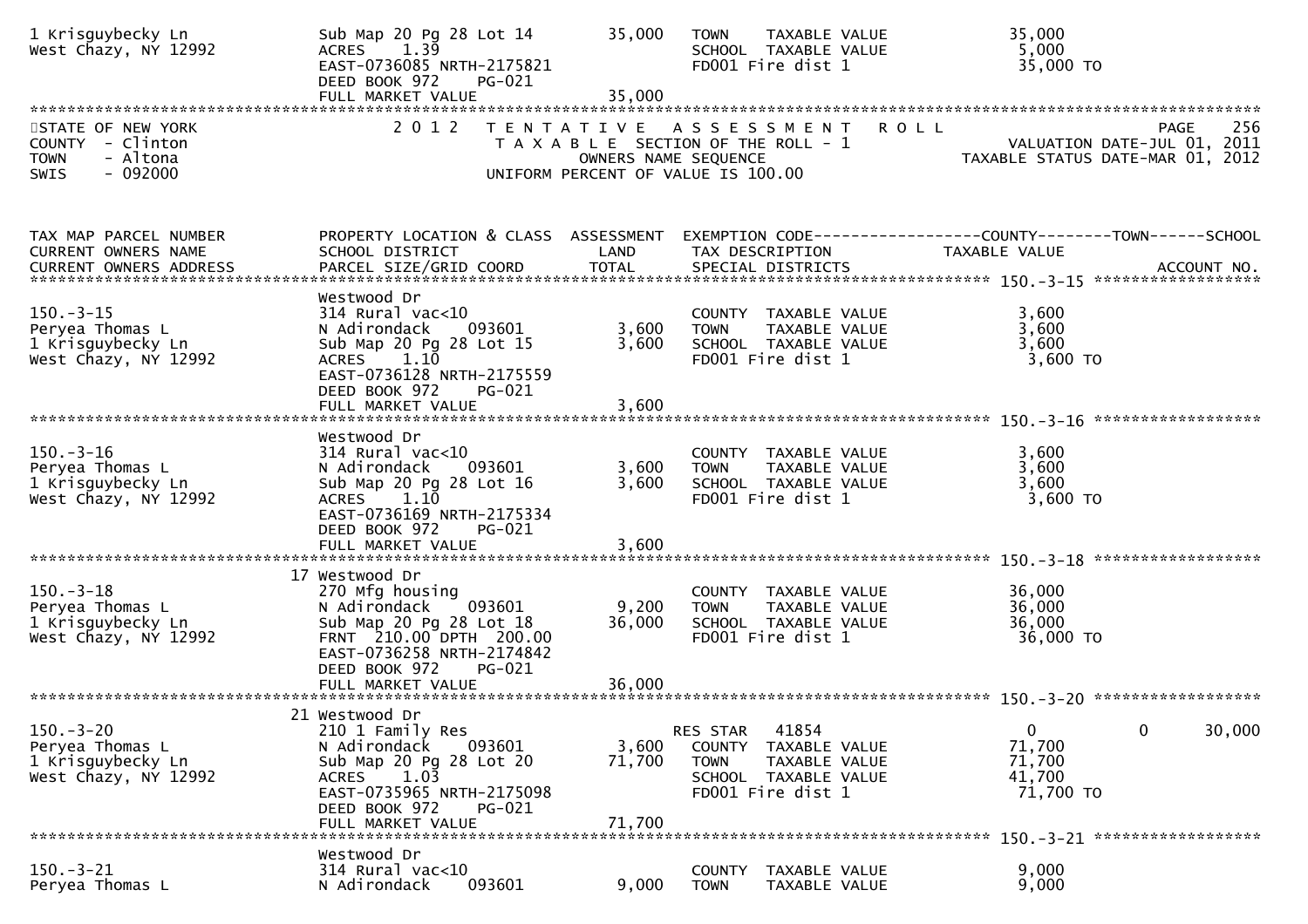| | | | | |
|---|---|---|---|---|
| 1 Krisguybecky Ln | Sub Map 20 Pg 28 Lot 14 | 35,000 | TOWN TAXABLE VALUE | 35,000 |
| West Chazy, NY 12992 | ACRES 1.39 | | SCHOOL TAXABLE VALUE | 5,000 |
| | EAST-0736085 NRTH-2175821 | | FD001 Fire dist 1 | 35,000 TO |
| | DEED BOOK 972 PG-021 | | | |
| | FULL MARKET VALUE | 35,000 | | |

STATE OF NEW YORK
COUNTY - Clinton
TOWN - Altona
SWIS - 092000

2012 TENTATIVE ASSESSMENT ROLL
TAXABLE SECTION OF THE ROLL - 1
OWNERS NAME SEQUENCE
UNIFORM PERCENT OF VALUE IS 100.00

PAGE 256
VALUATION DATE-JUL 01, 2011
TAXABLE STATUS DATE-MAR 01, 2012

| TAX MAP PARCEL NUMBER / CURRENT OWNERS NAME / CURRENT OWNERS ADDRESS | PROPERTY LOCATION & CLASS / SCHOOL DISTRICT / PARCEL SIZE/GRID COORD | ASSESSMENT LAND | ASSESSMENT TOTAL | EXEMPTION CODE / TAX DESCRIPTION / SPECIAL DISTRICTS | COUNTY TAXABLE VALUE | TOWN | SCHOOL / ACCOUNT NO. |
|---|---|---|---|---|---|---|---|
| **150.-3-15** | Westwood Dr | | | | | | |
| 150.-3-15 | 314 Rural vac<10 | | | COUNTY TAXABLE VALUE | 3,600 | | |
| Peryea Thomas L | N Adirondack 093601 | 3,600 | | TOWN TAXABLE VALUE | 3,600 | | |
| 1 Krisguybecky Ln | Sub Map 20 Pg 28 Lot 15 | | 3,600 | SCHOOL TAXABLE VALUE | 3,600 | | |
| West Chazy, NY 12992 | ACRES 1.10 | | | FD001 Fire dist 1 | 3,600 TO | | |
| | EAST-0736128 NRTH-2175559 | | | | | | |
| | DEED BOOK 972 PG-021 | | | | | | |
| | FULL MARKET VALUE | | 3,600 | | | | |
| **150.-3-16** | Westwood Dr | | | | | | |
| 150.-3-16 | 314 Rural vac<10 | | | COUNTY TAXABLE VALUE | 3,600 | | |
| Peryea Thomas L | N Adirondack 093601 | 3,600 | | TOWN TAXABLE VALUE | 3,600 | | |
| 1 Krisguybecky Ln | Sub Map 20 Pg 28 Lot 16 | | 3,600 | SCHOOL TAXABLE VALUE | 3,600 | | |
| West Chazy, NY 12992 | ACRES 1.10 | | | FD001 Fire dist 1 | 3,600 TO | | |
| | EAST-0736169 NRTH-2175334 | | | | | | |
| | DEED BOOK 972 PG-021 | | | | | | |
| | FULL MARKET VALUE | | 3,600 | | | | |
| **150.-3-18** | 17 Westwood Dr | | | | | | |
| 150.-3-18 | 270 Mfg housing | | | COUNTY TAXABLE VALUE | 36,000 | | |
| Peryea Thomas L | N Adirondack 093601 | 9,200 | | TOWN TAXABLE VALUE | 36,000 | | |
| 1 Krisguybecky Ln | Sub Map 20 Pg 28 Lot 18 | | 36,000 | SCHOOL TAXABLE VALUE | 36,000 | | |
| West Chazy, NY 12992 | FRNT 210.00 DPTH 200.00 | | | FD001 Fire dist 1 | 36,000 TO | | |
| | EAST-0736258 NRTH-2174842 | | | | | | |
| | DEED BOOK 972 PG-021 | | | | | | |
| | FULL MARKET VALUE | | 36,000 | | | | |
| **150.-3-20** | 21 Westwood Dr | | | | | | |
| 150.-3-20 | 210 1 Family Res | | | RES STAR 41854 | 0 | 0 | 30,000 |
| Peryea Thomas L | N Adirondack 093601 | 3,600 | | COUNTY TAXABLE VALUE | 71,700 | | |
| 1 Krisguybecky Ln | Sub Map 20 Pg 28 Lot 20 | | 71,700 | TOWN TAXABLE VALUE | 71,700 | | |
| West Chazy, NY 12992 | ACRES 1.03 | | | SCHOOL TAXABLE VALUE | 41,700 | | |
| | EAST-0735965 NRTH-2175098 | | | FD001 Fire dist 1 | 71,700 TO | | |
| | DEED BOOK 972 PG-021 | | | | | | |
| | FULL MARKET VALUE | | 71,700 | | | | |
| **150.-3-21** | Westwood Dr | | | | | | |
| 150.-3-21 | 314 Rural vac<10 | | | COUNTY TAXABLE VALUE | 9,000 | | |
| Peryea Thomas L | N Adirondack 093601 | 9,000 | | TOWN TAXABLE VALUE | 9,000 | | |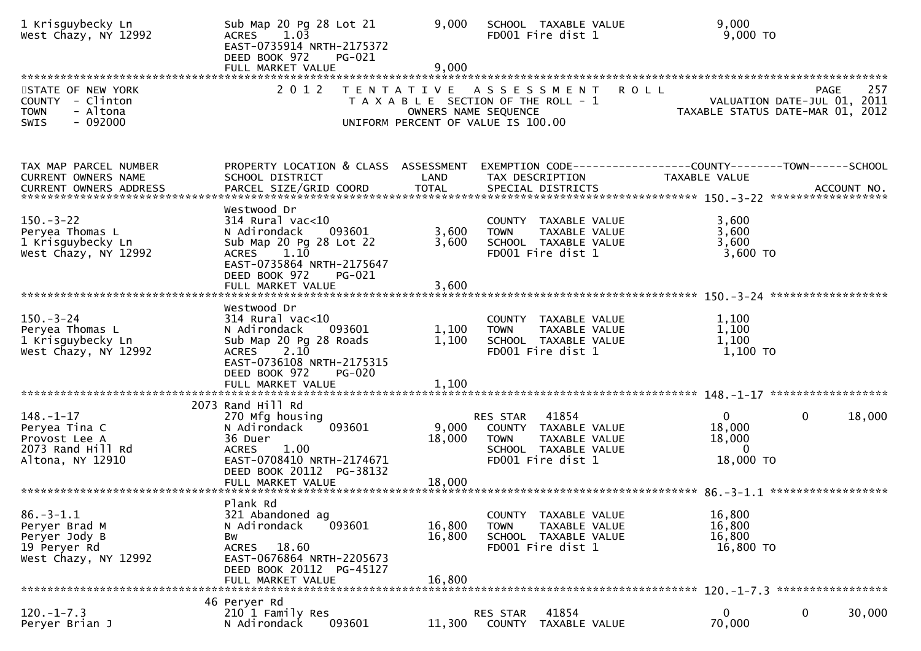```
1 Krisguybecky Ln              Sub Map 20 Pg 28 Lot 21         9,000   SCHOOL  TAXABLE VALUE             9,000
West Chazy, NY 12992           ACRES    1.03                           FD001 Fire dist 1                 9,000 TO
                               EAST-0735914 NRTH-2175372
                               DEED BOOK 972    PG-021
                               FULL MARKET VALUE                9,000
************************************************************************************************************************************
STATE OF NEW YORK              2 0 1 2   T E N T A T I V E   A S S E S S M E N T   R O L L                              PAGE    257
COUNTY  - Clinton                        T A X A B L E SECTION OF THE ROLL - 1                     VALUATION DATE-JUL 01, 2011
TOWN    - Altona                             OWNERS NAME SEQUENCE                           TAXABLE STATUS DATE-MAR 01, 2012
SWIS    - 092000                     UNIFORM PERCENT OF VALUE IS 100.00


TAX MAP PARCEL NUMBER          PROPERTY LOCATION & CLASS  ASSESSMENT  EXEMPTION CODE------------------COUNTY--------TOWN------SCHOOL
CURRENT OWNERS NAME            SCHOOL DISTRICT              LAND      TAX DESCRIPTION               TAXABLE VALUE
CURRENT OWNERS ADDRESS         PARCEL SIZE/GRID COORD       TOTAL     SPECIAL DISTRICTS                                  ACCOUNT NO.
******************************************************************************************************* 150.-3-22 ******************
                               Westwood Dr
150.-3-22                      314 Rural vac<10                        COUNTY  TAXABLE VALUE             3,600
Peryea Thomas L                N Adirondack     093601      3,600      TOWN    TAXABLE VALUE             3,600
1 Krisguybecky Ln              Sub Map 20 Pg 28 Lot 22      3,600      SCHOOL  TAXABLE VALUE             3,600
West Chazy, NY 12992           ACRES    1.10                           FD001 Fire dist 1                 3,600 TO
                               EAST-0735864 NRTH-2175647
                               DEED BOOK 972    PG-021
                               FULL MARKET VALUE                3,600
******************************************************************************************************* 150.-3-24 ******************
                               Westwood Dr
150.-3-24                      314 Rural vac<10                        COUNTY  TAXABLE VALUE             1,100
Peryea Thomas L                N Adirondack     093601      1,100      TOWN    TAXABLE VALUE             1,100
1 Krisguybecky Ln              Sub Map 20 Pg 28 Roads       1,100      SCHOOL  TAXABLE VALUE             1,100
West Chazy, NY 12992           ACRES    2.10                           FD001 Fire dist 1                 1,100 TO
                               EAST-0736108 NRTH-2175315
                               DEED BOOK 972    PG-020
                               FULL MARKET VALUE                1,100
******************************************************************************************************* 148.-1-17 ******************
                          2073 Rand Hill Rd
148.-1-17                      270 Mfg housing                         RES STAR    41854                    0             0      18,000
Peryea Tina C                  N Adirondack     093601      9,000      COUNTY  TAXABLE VALUE            18,000
Provost Lee A                  36 Duer                     18,000      TOWN    TAXABLE VALUE            18,000
2073 Rand Hill Rd              ACRES    1.00                           SCHOOL  TAXABLE VALUE                 0
Altona, NY 12910               EAST-0708410 NRTH-2174671               FD001 Fire dist 1                18,000 TO
                               DEED BOOK 20112  PG-38132
                               FULL MARKET VALUE               18,000
******************************************************************************************************* 86.-3-1.1 ******************
                               Plank Rd
86.-3-1.1                      321 Abandoned ag                        COUNTY  TAXABLE VALUE            16,800
Peryer Brad M                  N Adirondack     093601     16,800      TOWN    TAXABLE VALUE            16,800
Peryer Jody B                  Bw                          16,800      SCHOOL  TAXABLE VALUE            16,800
19 Peryer Rd                   ACRES   18.60                           FD001 Fire dist 1                16,800 TO
West Chazy, NY 12992           EAST-0676864 NRTH-2205673
                               DEED BOOK 20112  PG-45127
                               FULL MARKET VALUE               16,800
******************************************************************************************************* 120.-1-7.3 *****************
                            46 Peryer Rd
120.-1-7.3                     210 1 Family Res                        RES STAR    41854                    0             0      30,000
Peryer Brian J                 N Adirondack     093601     11,300      COUNTY  TAXABLE VALUE            70,000
```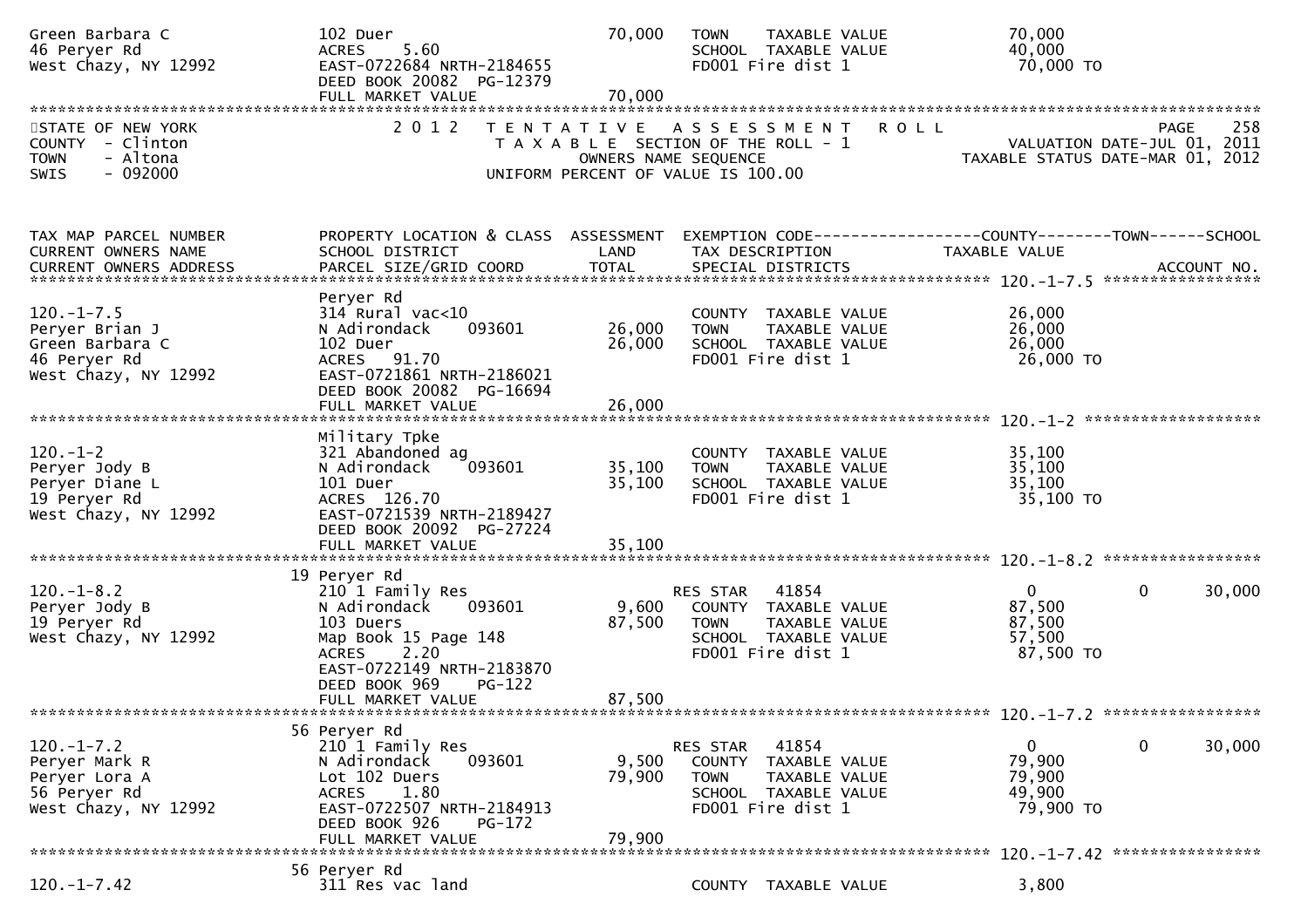```
Green Barbara C                102 Duer                          70,000   TOWN    TAXABLE VALUE               70,000
46 Peryer Rd                   ACRES    5.60                               SCHOOL  TAXABLE VALUE               40,000
West Chazy, NY 12992           EAST-0722684 NRTH-2184655                   FD001 Fire dist 1                   70,000 TO
                               DEED BOOK 20082  PG-12379
                               FULL MARKET VALUE                 70,000
******************************************************************************************************************************************
STATE OF NEW YORK              2 0 1 2   T E N T A T I V E   A S S E S S M E N T   R O L L                                 PAGE    258
COUNTY  - Clinton                        T A X A B L E  SECTION OF THE ROLL - 1                        VALUATION DATE-JUL 01, 2011
TOWN    - Altona                                 OWNERS NAME SEQUENCE                             TAXABLE STATUS DATE-MAR 01, 2012
SWIS    - 092000                         UNIFORM PERCENT OF VALUE IS 100.00


TAX MAP PARCEL NUMBER          PROPERTY LOCATION & CLASS  ASSESSMENT  EXEMPTION CODE------------------COUNTY--------TOWN------SCHOOL
CURRENT OWNERS NAME            SCHOOL DISTRICT              LAND      TAX DESCRIPTION              TAXABLE VALUE
CURRENT OWNERS ADDRESS         PARCEL SIZE/GRID COORD       TOTAL     SPECIAL DISTRICTS                                    ACCOUNT NO.
****************************************************************************************************** 120.-1-7.5 *****************
                               Peryer Rd
120.-1-7.5                     314 Rural vac<10                             COUNTY  TAXABLE VALUE               26,000
Peryer Brian J                 N Adirondack     093601        26,000   TOWN    TAXABLE VALUE               26,000
Green Barbara C                102 Duer                          26,000   SCHOOL  TAXABLE VALUE               26,000
46 Peryer Rd                   ACRES   91.70                               FD001 Fire dist 1                   26,000 TO
West Chazy, NY 12992           EAST-0721861 NRTH-2186021
                               DEED BOOK 20082  PG-16694
                               FULL MARKET VALUE                 26,000
****************************************************************************************************** 120.-1-2 *******************
                               Military Tpke
120.-1-2                       321 Abandoned ag                             COUNTY  TAXABLE VALUE               35,100
Peryer Jody B                  N Adirondack     093601        35,100   TOWN    TAXABLE VALUE               35,100
Peryer Diane L                 101 Duer                          35,100   SCHOOL  TAXABLE VALUE               35,100
19 Peryer Rd                   ACRES  126.70                               FD001 Fire dist 1                   35,100 TO
West Chazy, NY 12992           EAST-0721539 NRTH-2189427
                               DEED BOOK 20092  PG-27224
                               FULL MARKET VALUE                 35,100
****************************************************************************************************** 120.-1-8.2 *****************
                               19 Peryer Rd
120.-1-8.2                     210 1 Family Res                             RES STAR   41854                     0            0       30,000
Peryer Jody B                  N Adirondack     093601         9,600   COUNTY  TAXABLE VALUE               87,500
19 Peryer Rd                   103 Duers                         87,500   TOWN    TAXABLE VALUE               87,500
West Chazy, NY 12992           Map Book 15 Page 148                        SCHOOL  TAXABLE VALUE               57,500
                               ACRES    2.20                               FD001 Fire dist 1                   87,500 TO
                               EAST-0722149 NRTH-2183870
                               DEED BOOK 969    PG-122
                               FULL MARKET VALUE                 87,500
****************************************************************************************************** 120.-1-7.2 *****************
                               56 Peryer Rd
120.-1-7.2                     210 1 Family Res                             RES STAR   41854                     0            0       30,000
Peryer Mark R                  N Adirondack     093601         9,500   COUNTY  TAXABLE VALUE               79,900
Peryer Lora A                  Lot 102 Duers                     79,900   TOWN    TAXABLE VALUE               79,900
56 Peryer Rd                   ACRES    1.80                               SCHOOL  TAXABLE VALUE               49,900
West Chazy, NY 12992           EAST-0722507 NRTH-2184913                   FD001 Fire dist 1                   79,900 TO
                               DEED BOOK 926    PG-172
                               FULL MARKET VALUE                 79,900
****************************************************************************************************** 120.-1-7.42 ****************
                               56 Peryer Rd
120.-1-7.42                    311 Res vac land                             COUNTY  TAXABLE VALUE                3,800
```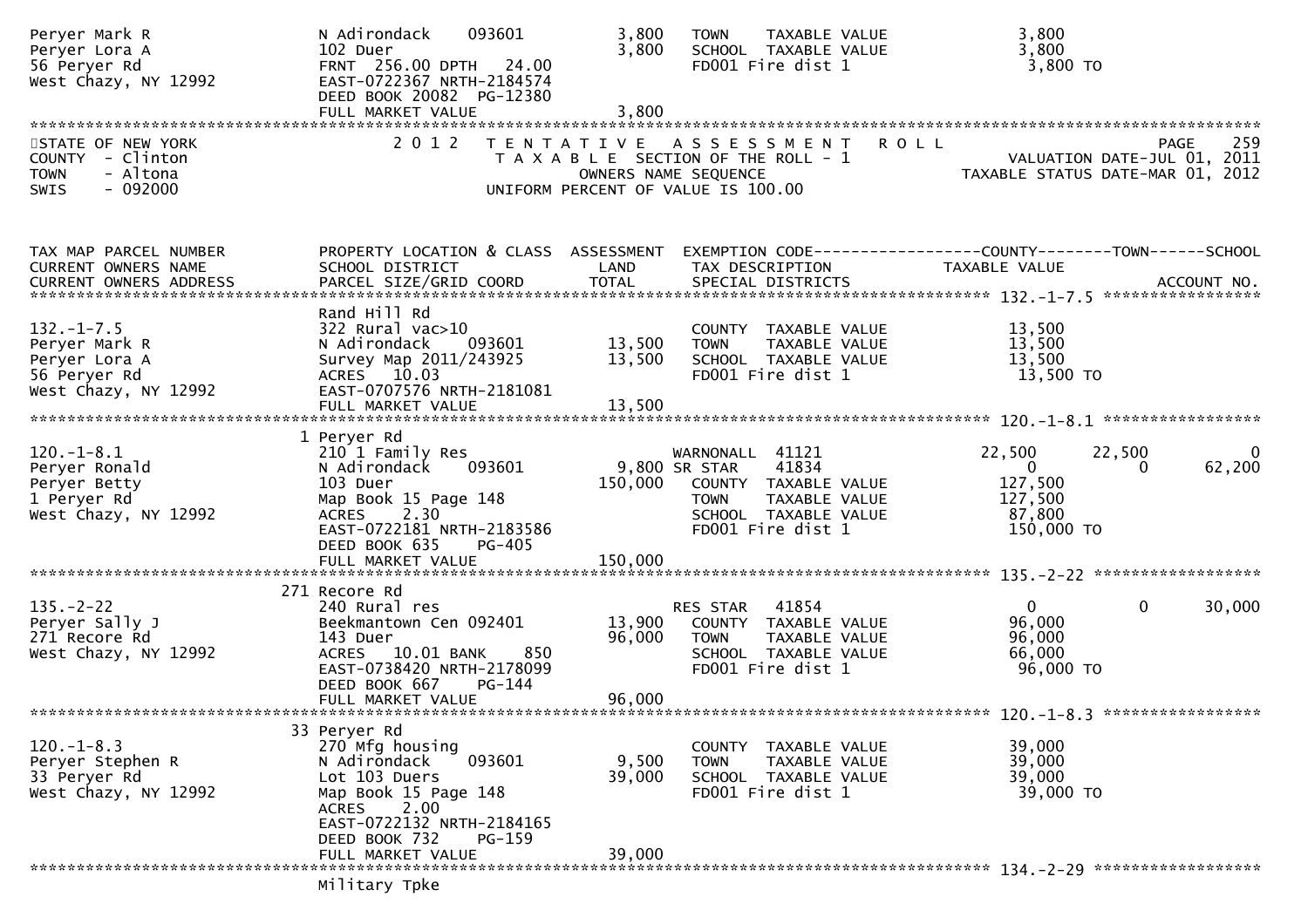```
Peryer Mark R                    N Adirondack    093601          3,800   TOWN    TAXABLE VALUE              3,800
Peryer Lora A                    102 Duer                        3,800   SCHOOL  TAXABLE VALUE              3,800
56 Peryer Rd                     FRNT 256.00 DPTH  24.00                 FD001 Fire dist 1                  3,800 TO
West Chazy, NY 12992             EAST-0722367 NRTH-2184574
                                 DEED BOOK 20082 PG-12380
                                 FULL MARKET VALUE               3,800
```

```
STATE OF NEW YORK                2 0 1 2   T E N T A T I V E   A S S E S S M E N T   R O L L                          PAGE    259
COUNTY  - Clinton                    T A X A B L E  SECTION OF THE ROLL - 1                       VALUATION DATE-JUL 01, 2011
TOWN    - Altona                          OWNERS NAME SEQUENCE                              TAXABLE STATUS DATE-MAR 01, 2012
SWIS    - 092000                  UNIFORM PERCENT OF VALUE IS 100.00
```

```
TAX MAP PARCEL NUMBER            PROPERTY LOCATION & CLASS  ASSESSMENT  EXEMPTION CODE------------------COUNTY--------TOWN------SCHOOL
CURRENT OWNERS NAME              SCHOOL DISTRICT               LAND      TAX DESCRIPTION                TAXABLE VALUE
CURRENT OWNERS ADDRESS           PARCEL SIZE/GRID COORD        TOTAL     SPECIAL DISTRICTS                                    ACCOUNT NO.
******************************************************************************************************* 132.-1-7.5 *****************
                                 Rand Hill Rd
132.-1-7.5                       322 Rural vac>10                        COUNTY  TAXABLE VALUE             13,500
Peryer Mark R                    N Adirondack    093601         13,500   TOWN    TAXABLE VALUE             13,500
Peryer Lora A                    Survey Map 2011/243925         13,500   SCHOOL  TAXABLE VALUE             13,500
56 Peryer Rd                     ACRES   10.03                           FD001 Fire dist 1                 13,500 TO
West Chazy, NY 12992             EAST-0707576 NRTH-2181081
                                 FULL MARKET VALUE              13,500
******************************************************************************************************* 120.-1-8.1 *****************
                                 1 Peryer Rd
120.-1-8.1                       210 1 Family Res                        WARNONALL  41121                22,500       22,500            0
Peryer Ronald                    N Adirondack    093601          9,800 SR STAR     41834                     0            0       62,200
Peryer Betty                     103 Duer                      150,000   COUNTY  TAXABLE VALUE            127,500
1 Peryer Rd                      Map Book 15 Page 148                    TOWN    TAXABLE VALUE            127,500
West Chazy, NY 12992             ACRES    2.30                           SCHOOL  TAXABLE VALUE             87,800
                                 EAST-0722181 NRTH-2183586               FD001 Fire dist 1                150,000 TO
                                 DEED BOOK 635    PG-405
                                 FULL MARKET VALUE             150,000
******************************************************************************************************* 135.-2-22 ******************
                                 271 Recore Rd
135.-2-22                        240 Rural res                           RES STAR   41854                     0            0       30,000
Peryer Sally J                   Beekmantown Cen 092401         13,900   COUNTY  TAXABLE VALUE             96,000
271 Recore Rd                    143 Duer                       96,000   TOWN    TAXABLE VALUE             96,000
West Chazy, NY 12992             ACRES   10.01 BANK     850              SCHOOL  TAXABLE VALUE             66,000
                                 EAST-0738420 NRTH-2178099               FD001 Fire dist 1                 96,000 TO
                                 DEED BOOK 667    PG-144
                                 FULL MARKET VALUE              96,000
******************************************************************************************************* 120.-1-8.3 *****************
                                 33 Peryer Rd
120.-1-8.3                       270 Mfg housing                         COUNTY  TAXABLE VALUE             39,000
Peryer Stephen R                 N Adirondack    093601          9,500   TOWN    TAXABLE VALUE             39,000
33 Peryer Rd                     Lot 103 Duers                  39,000   SCHOOL  TAXABLE VALUE             39,000
West Chazy, NY 12992             Map Book 15 Page 148                    FD001 Fire dist 1                 39,000 TO
                                 ACRES    2.00
                                 EAST-0722132 NRTH-2184165
                                 DEED BOOK 732    PG-159
                                 FULL MARKET VALUE              39,000
******************************************************************************************************* 134.-2-29 ******************
                                 Military Tpke
```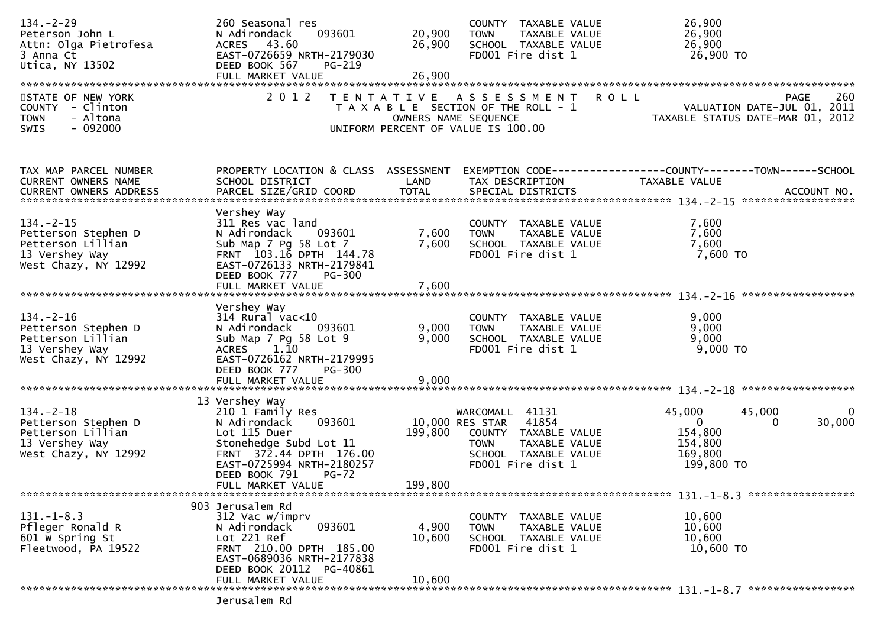```
134.-2-29                      260 Seasonal res                        COUNTY  TAXABLE VALUE          26,900
Peterson John L                N Adirondack    093601      20,900    TOWN    TAXABLE VALUE          26,900
Attn: Olga Pietrofesa          ACRES   43.60               26,900    SCHOOL  TAXABLE VALUE          26,900
3 Anna Ct                      EAST-0726659 NRTH-2179030             FD001 Fire dist 1               26,900 TO
Utica, NY 13502                DEED BOOK 567    PG-219
                               FULL MARKET VALUE           26,900
******************************************************************************************************************************
STATE OF NEW YORK              2 0 1 2   T E N T A T I V E   A S S E S S M E N T   R O L L                          PAGE   260
COUNTY  - Clinton                   T A X A B L E  SECTION OF THE ROLL - 1                      VALUATION DATE-JUL 01, 2011
TOWN    - Altona                             OWNERS NAME SEQUENCE                             TAXABLE STATUS DATE-MAR 01, 2012
SWIS    - 092000                    UNIFORM PERCENT OF VALUE IS 100.00



TAX MAP PARCEL NUMBER          PROPERTY LOCATION & CLASS  ASSESSMENT  EXEMPTION CODE------------------COUNTY--------TOWN------SCHOOL
CURRENT OWNERS NAME            SCHOOL DISTRICT               LAND      TAX DESCRIPTION               TAXABLE VALUE
CURRENT OWNERS ADDRESS         PARCEL SIZE/GRID COORD       TOTAL      SPECIAL DISTRICTS                                  ACCOUNT NO.
******************************************************************************************************* 134.-2-15 ******************
                               Vershey Way
134.-2-15                      311 Res vac land                        COUNTY  TAXABLE VALUE           7,600
Petterson Stephen D            N Adirondack    093601       7,600    TOWN    TAXABLE VALUE           7,600
Petterson Lillian              Sub Map 7 Pg 58 Lot 7        7,600    SCHOOL  TAXABLE VALUE           7,600
13 Vershey Way                 FRNT  103.16 DPTH  144.78             FD001 Fire dist 1                7,600 TO
West Chazy, NY 12992           EAST-0726133 NRTH-2179841
                               DEED BOOK 777    PG-300
                               FULL MARKET VALUE            7,600
******************************************************************************************************* 134.-2-16 ******************
                               Vershey Way
134.-2-16                      314 Rural vac<10                        COUNTY  TAXABLE VALUE           9,000
Petterson Stephen D            N Adirondack    093601       9,000    TOWN    TAXABLE VALUE           9,000
Petterson Lillian              Sub Map 7 Pg 58 Lot 9        9,000    SCHOOL  TAXABLE VALUE           9,000
13 Vershey Way                 ACRES    1.10                         FD001 Fire dist 1                9,000 TO
West Chazy, NY 12992           EAST-0726162 NRTH-2179995
                               DEED BOOK 777    PG-300
                               FULL MARKET VALUE            9,000
******************************************************************************************************* 134.-2-18 ******************
                            13 Vershey Way
134.-2-18                      210 1 Family Res                        WARCOMALL  41131             45,000      45,000           0
Petterson Stephen D            N Adirondack    093601      10,000 RES STAR   41854                  0           0      30,000
Petterson Lillian              Lot 115 Duer               199,800    COUNTY  TAXABLE VALUE         154,800
13 Vershey Way                 Stonehedge Subd Lot 11                TOWN    TAXABLE VALUE         154,800
West Chazy, NY 12992           FRNT  372.44 DPTH  176.00             SCHOOL  TAXABLE VALUE         169,800
                               EAST-0725994 NRTH-2180257             FD001 Fire dist 1              199,800 TO
                               DEED BOOK 791    PG-72
                               FULL MARKET VALUE          199,800
******************************************************************************************************* 131.-1-8.3 *****************
                           903 Jerusalem Rd
131.-1-8.3                     312 Vac w/imprv                         COUNTY  TAXABLE VALUE          10,600
Pfleger Ronald R               N Adirondack    093601       4,900    TOWN    TAXABLE VALUE          10,600
601 W Spring St                Lot 221 Ref                 10,600    SCHOOL  TAXABLE VALUE          10,600
Fleetwood, PA 19522            FRNT  210.00 DPTH  185.00             FD001 Fire dist 1               10,600 TO
                               EAST-0689036 NRTH-2177838
                               DEED BOOK 20112  PG-40861
                               FULL MARKET VALUE           10,600
******************************************************************************************************* 131.-1-8.7 *****************
                               Jerusalem Rd
```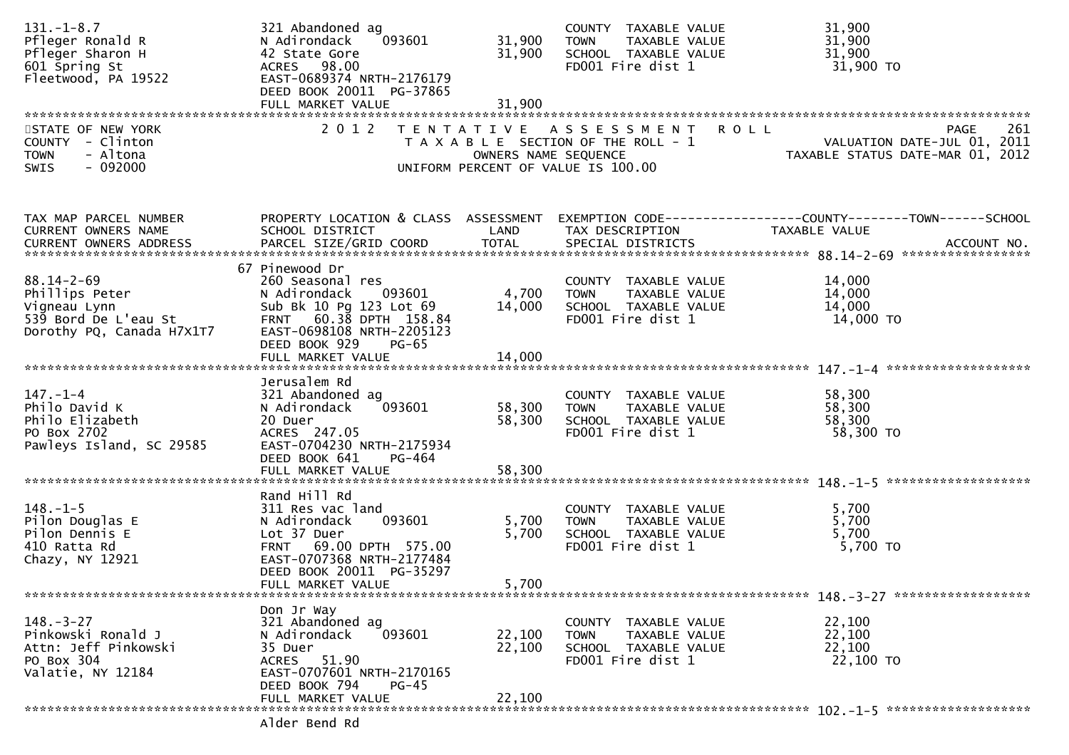| | | | | |
|---|---|---|---|---|
| 131.-1-8.7 | 321 Abandoned ag | | COUNTY TAXABLE VALUE | 31,900 |
| Pfleger Ronald R | N Adirondack 093601 | 31,900 | TOWN TAXABLE VALUE | 31,900 |
| Pfleger Sharon H | 42 State Gore | 31,900 | SCHOOL TAXABLE VALUE | 31,900 |
| 601 Spring St | ACRES 98.00 | | FD001 Fire dist 1 | 31,900 TO |
| Fleetwood, PA 19522 | EAST-0689374 NRTH-2176179 | | | |
| | DEED BOOK 20011 PG-37865 | | | |
| | FULL MARKET VALUE | 31,900 | | |

STATE OF NEW YORK
COUNTY - Clinton
TOWN - Altona
SWIS - 092000

2012 TENTATIVE ASSESSMENT ROLL
TAXABLE SECTION OF THE ROLL - 1
OWNERS NAME SEQUENCE
UNIFORM PERCENT OF VALUE IS 100.00

VALUATION DATE-JUL 01, 2011
TAXABLE STATUS DATE-MAR 01, 2012

| TAX MAP PARCEL NUMBER<br>CURRENT OWNERS NAME<br>CURRENT OWNERS ADDRESS | PROPERTY LOCATION & CLASS<br>SCHOOL DISTRICT<br>PARCEL SIZE/GRID COORD | ASSESSMENT<br>LAND<br>TOTAL | EXEMPTION CODE------COUNTY--------TOWN------SCHOOL<br>TAX DESCRIPTION<br>SPECIAL DISTRICTS | TAXABLE VALUE<br><br>ACCOUNT NO. |
|---|---|---|---|---|
| **88.14-2-69** | 67 Pinewood Dr | | | |
| 88.14-2-69 | 260 Seasonal res | | COUNTY TAXABLE VALUE | 14,000 |
| Phillips Peter | N Adirondack 093601 | 4,700 | TOWN TAXABLE VALUE | 14,000 |
| Vigneau Lynn | Sub Bk 10 Pg 123 Lot 69 | 14,000 | SCHOOL TAXABLE VALUE | 14,000 |
| 539 Bord De L'eau St | FRNT 60.38 DPTH 158.84 | | FD001 Fire dist 1 | 14,000 TO |
| Dorothy PQ, Canada H7X1T7 | EAST-0698108 NRTH-2205123 | | | |
| | DEED BOOK 929 PG-65 | | | |
| | FULL MARKET VALUE | 14,000 | | |
| **147.-1-4** | Jerusalem Rd | | | |
| 147.-1-4 | 321 Abandoned ag | | COUNTY TAXABLE VALUE | 58,300 |
| Philo David K | N Adirondack 093601 | 58,300 | TOWN TAXABLE VALUE | 58,300 |
| Philo Elizabeth | 20 Duer | 58,300 | SCHOOL TAXABLE VALUE | 58,300 |
| PO Box 2702 | ACRES 247.05 | | FD001 Fire dist 1 | 58,300 TO |
| Pawleys Island, SC 29585 | EAST-0704230 NRTH-2175934 | | | |
| | DEED BOOK 641 PG-464 | | | |
| | FULL MARKET VALUE | 58,300 | | |
| **148.-1-5** | Rand Hill Rd | | | |
| 148.-1-5 | 311 Res vac land | | COUNTY TAXABLE VALUE | 5,700 |
| Pilon Douglas E | N Adirondack 093601 | 5,700 | TOWN TAXABLE VALUE | 5,700 |
| Pilon Dennis E | Lot 37 Duer | 5,700 | SCHOOL TAXABLE VALUE | 5,700 |
| 410 Ratta Rd | FRNT 69.00 DPTH 575.00 | | FD001 Fire dist 1 | 5,700 TO |
| Chazy, NY 12921 | EAST-0707368 NRTH-2177484 | | | |
| | DEED BOOK 20011 PG-35297 | | | |
| | FULL MARKET VALUE | 5,700 | | |
| **148.-3-27** | Don Jr Way | | | |
| 148.-3-27 | 321 Abandoned ag | | COUNTY TAXABLE VALUE | 22,100 |
| Pinkowski Ronald J | N Adirondack 093601 | 22,100 | TOWN TAXABLE VALUE | 22,100 |
| Attn: Jeff Pinkowski | 35 Duer | 22,100 | SCHOOL TAXABLE VALUE | 22,100 |
| PO Box 304 | ACRES 51.90 | | FD001 Fire dist 1 | 22,100 TO |
| Valatie, NY 12184 | EAST-0707601 NRTH-2170165 | | | |
| | DEED BOOK 794 PG-45 | | | |
| | FULL MARKET VALUE | 22,100 | | |
| **102.-1-5** | Alder Bend Rd | | | |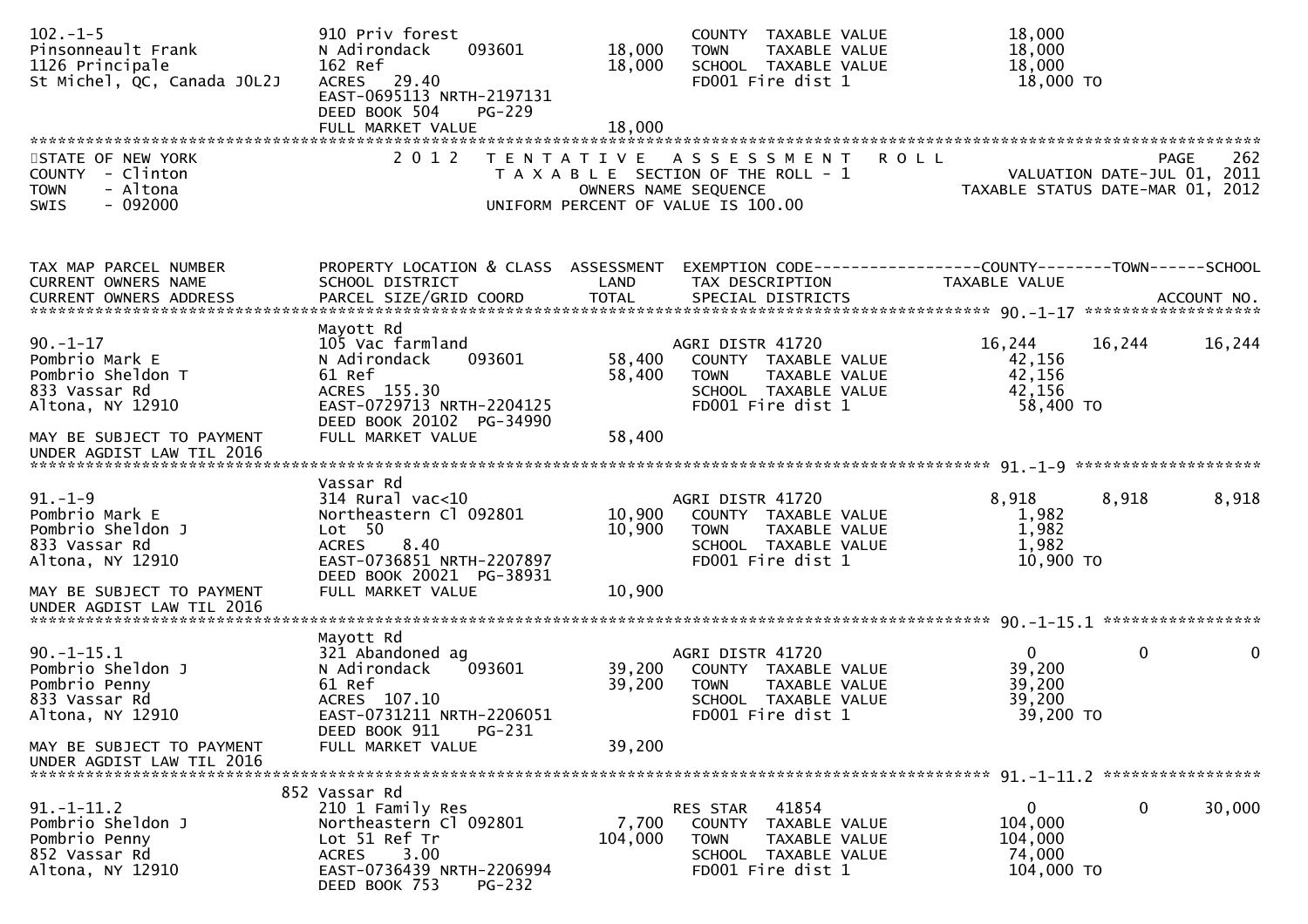```
102.-1-5                        910 Priv forest                      COUNTY  TAXABLE VALUE           18,000
Pinsonneault Frank              N Adirondack    093601      18,000   TOWN    TAXABLE VALUE           18,000
1126 Principale                 162 Ref                     18,000   SCHOOL  TAXABLE VALUE           18,000
St Michel, QC, Canada J0L2J     ACRES   29.40                        FD001 Fire dist 1                18,000 TO
                                EAST-0695113 NRTH-2197131
                                DEED BOOK 504    PG-229
                                FULL MARKET VALUE           18,000
************************************************************************************************************************************
STATE OF NEW YORK                  2 0 1 2   T E N T A T I V E   A S S E S S M E N T   R O L L                              PAGE   262
COUNTY  - Clinton                          T A X A B L E  SECTION OF THE ROLL - 1                         VALUATION DATE-JUL 01, 2011
TOWN    - Altona                                  OWNERS NAME SEQUENCE                              TAXABLE STATUS DATE-MAR 01, 2012
SWIS    - 092000                          UNIFORM PERCENT OF VALUE IS 100.00


TAX MAP PARCEL NUMBER           PROPERTY LOCATION & CLASS  ASSESSMENT  EXEMPTION CODE------------------COUNTY--------TOWN------SCHOOL
CURRENT OWNERS NAME             SCHOOL DISTRICT               LAND      TAX DESCRIPTION            TAXABLE VALUE
CURRENT OWNERS ADDRESS          PARCEL SIZE/GRID COORD        TOTAL     SPECIAL DISTRICTS                                ACCOUNT NO.
****************************************************************************************************** 90.-1-17 *******************
                                Mayott Rd
90.-1-17                        105 Vac farmland                     AGRI DISTR 41720                 16,244      16,244      16,244
Pombrio Mark E                  N Adirondack    093601      58,400   COUNTY  TAXABLE VALUE           42,156
Pombrio Sheldon T               61 Ref                      58,400   TOWN    TAXABLE VALUE           42,156
833 Vassar Rd                   ACRES  155.30                        SCHOOL  TAXABLE VALUE           42,156
Altona, NY 12910                EAST-0729713 NRTH-2204125            FD001 Fire dist 1                58,400 TO
                                DEED BOOK 20102  PG-34990
MAY BE SUBJECT TO PAYMENT       FULL MARKET VALUE           58,400
UNDER AGDIST LAW TIL 2016
****************************************************************************************************** 91.-1-9 ********************
                                Vassar Rd
91.-1-9                         314 Rural vac<10                     AGRI DISTR 41720                  8,918       8,918       8,918
Pombrio Mark E                  Northeastern Cl 092801      10,900   COUNTY  TAXABLE VALUE            1,982
Pombrio Sheldon J               Lot  50                     10,900   TOWN    TAXABLE VALUE            1,982
833 Vassar Rd                   ACRES    8.40                        SCHOOL  TAXABLE VALUE            1,982
Altona, NY 12910                EAST-0736851 NRTH-2207897            FD001 Fire dist 1                10,900 TO
                                DEED BOOK 20021  PG-38931
MAY BE SUBJECT TO PAYMENT       FULL MARKET VALUE           10,900
UNDER AGDIST LAW TIL 2016
****************************************************************************************************** 90.-1-15.1 *****************
                                Mayott Rd
90.-1-15.1                      321 Abandoned ag                     AGRI DISTR 41720                      0           0           0
Pombrio Sheldon J               N Adirondack    093601      39,200   COUNTY  TAXABLE VALUE           39,200
Pombrio Penny                   61 Ref                      39,200   TOWN    TAXABLE VALUE           39,200
833 Vassar Rd                   ACRES  107.10                        SCHOOL  TAXABLE VALUE           39,200
Altona, NY 12910                EAST-0731211 NRTH-2206051            FD001 Fire dist 1                39,200 TO
                                DEED BOOK 911    PG-231
MAY BE SUBJECT TO PAYMENT       FULL MARKET VALUE           39,200
UNDER AGDIST LAW TIL 2016
****************************************************************************************************** 91.-1-11.2 *****************
                           852 Vassar Rd
91.-1-11.2                      210 1 Family Res                     RES STAR    41854                     0           0      30,000
Pombrio Sheldon J               Northeastern Cl 092801       7,700   COUNTY  TAXABLE VALUE          104,000
Pombrio Penny                   Lot 51 Ref Tr              104,000   TOWN    TAXABLE VALUE          104,000
852 Vassar Rd                   ACRES    3.00                        SCHOOL  TAXABLE VALUE           74,000
Altona, NY 12910                EAST-0736439 NRTH-2206994            FD001 Fire dist 1               104,000 TO
                                DEED BOOK 753    PG-232
```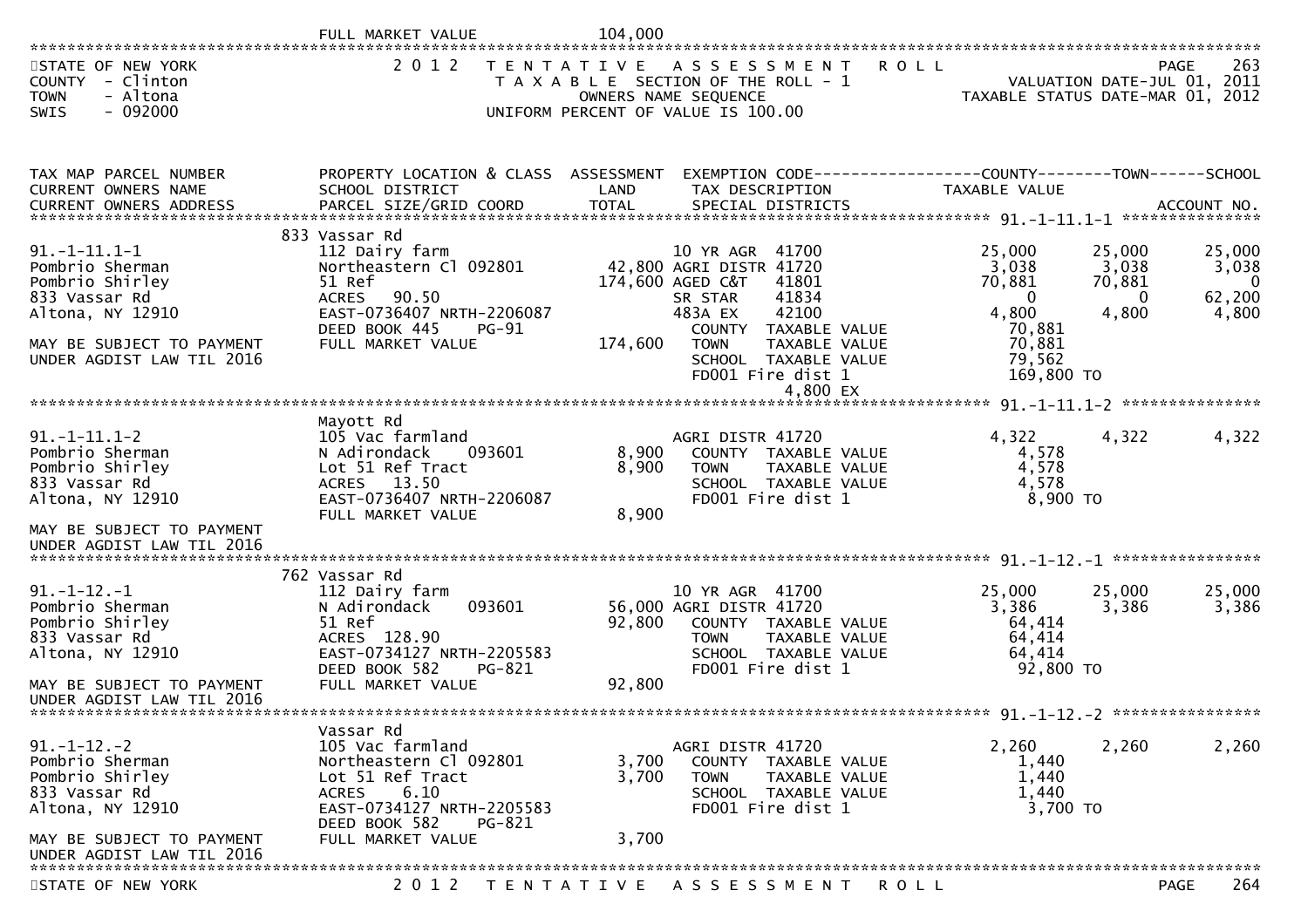FULL MARKET VALUE 104,000

STATE OF NEW YORK — 2012 TENTATIVE ASSESSMENT ROLL — PAGE 263
COUNTY - Clinton — TAXABLE SECTION OF THE ROLL - 1 — VALUATION DATE-JUL 01, 2011
TOWN - Altona — OWNERS NAME SEQUENCE — TAXABLE STATUS DATE-MAR 01, 2012
SWIS - 092000 — UNIFORM PERCENT OF VALUE IS 100.00

| TAX MAP PARCEL NUMBER / CURRENT OWNERS NAME / CURRENT OWNERS ADDRESS | PROPERTY LOCATION & CLASS / SCHOOL DISTRICT / PARCEL SIZE/GRID COORD | ASSESSMENT LAND | TOTAL | EXEMPTION CODE / TAX DESCRIPTION / SPECIAL DISTRICTS | COUNTY TAXABLE VALUE | TOWN | SCHOOL / ACCOUNT NO. |
|---|---|---|---|---|---|---|---|
| **91.-1-11.1-1** | 833 Vassar Rd | | | | | | |
| 91.-1-11.1-1 | 112 Dairy farm | | | 10 YR AGR 41700 | 25,000 | 25,000 | 25,000 |
| Pombrio Sherman | Northeastern Cl 092801 | 42,800 | | AGRI DISTR 41720 | 3,038 | 3,038 | 3,038 |
| Pombrio Shirley | 51 Ref | | 174,600 | AGED C&T 41801 | 70,881 | 70,881 | 0 |
| 833 Vassar Rd | ACRES 90.50 | | | SR STAR 41834 | 0 | 0 | 62,200 |
| Altona, NY 12910 | EAST-0736407 NRTH-2206087 | | | 483A EX 42100 | 4,800 | 4,800 | 4,800 |
| | DEED BOOK 445 PG-91 | | | COUNTY TAXABLE VALUE | 70,881 | | |
| MAY BE SUBJECT TO PAYMENT | FULL MARKET VALUE | | 174,600 | TOWN TAXABLE VALUE | 70,881 | | |
| UNDER AGDIST LAW TIL 2016 | | | | SCHOOL TAXABLE VALUE | 79,562 | | |
| | | | | FD001 Fire dist 1 | 169,800 TO | | |
| | | | | 4,800 EX | | | |
| **91.-1-11.1-2** | Mayott Rd | | | | | | |
| 91.-1-11.1-2 | 105 Vac farmland | | | AGRI DISTR 41720 | 4,322 | 4,322 | 4,322 |
| Pombrio Sherman | N Adirondack 093601 | 8,900 | | COUNTY TAXABLE VALUE | 4,578 | | |
| Pombrio Shirley | Lot 51 Ref Tract | | 8,900 | TOWN TAXABLE VALUE | 4,578 | | |
| 833 Vassar Rd | ACRES 13.50 | | | SCHOOL TAXABLE VALUE | 4,578 | | |
| Altona, NY 12910 | EAST-0736407 NRTH-2206087 | | | FD001 Fire dist 1 | 8,900 TO | | |
| | FULL MARKET VALUE | | 8,900 | | | | |
| MAY BE SUBJECT TO PAYMENT UNDER AGDIST LAW TIL 2016 | | | | | | | |
| **91.-1-12.-1** | 762 Vassar Rd | | | | | | |
| 91.-1-12.-1 | 112 Dairy farm | | | 10 YR AGR 41700 | 25,000 | 25,000 | 25,000 |
| Pombrio Sherman | N Adirondack 093601 | 56,000 | | AGRI DISTR 41720 | 3,386 | 3,386 | 3,386 |
| Pombrio Shirley | 51 Ref | | 92,800 | COUNTY TAXABLE VALUE | 64,414 | | |
| 833 Vassar Rd | ACRES 128.90 | | | TOWN TAXABLE VALUE | 64,414 | | |
| Altona, NY 12910 | EAST-0734127 NRTH-2205583 | | | SCHOOL TAXABLE VALUE | 64,414 | | |
| | DEED BOOK 582 PG-821 | | | FD001 Fire dist 1 | 92,800 TO | | |
| MAY BE SUBJECT TO PAYMENT | FULL MARKET VALUE | | 92,800 | | | | |
| UNDER AGDIST LAW TIL 2016 | | | | | | | |
| **91.-1-12.-2** | Vassar Rd | | | | | | |
| 91.-1-12.-2 | 105 Vac farmland | | | AGRI DISTR 41720 | 2,260 | 2,260 | 2,260 |
| Pombrio Sherman | Northeastern Cl 092801 | 3,700 | | COUNTY TAXABLE VALUE | 1,440 | | |
| Pombrio Shirley | Lot 51 Ref Tract | | 3,700 | TOWN TAXABLE VALUE | 1,440 | | |
| 833 Vassar Rd | ACRES 6.10 | | | SCHOOL TAXABLE VALUE | 1,440 | | |
| Altona, NY 12910 | EAST-0734127 NRTH-2205583 | | | FD001 Fire dist 1 | 3,700 TO | | |
| | DEED BOOK 582 PG-821 | | | | | | |
| MAY BE SUBJECT TO PAYMENT | FULL MARKET VALUE | | 3,700 | | | | |
| UNDER AGDIST LAW TIL 2016 | | | | | | | |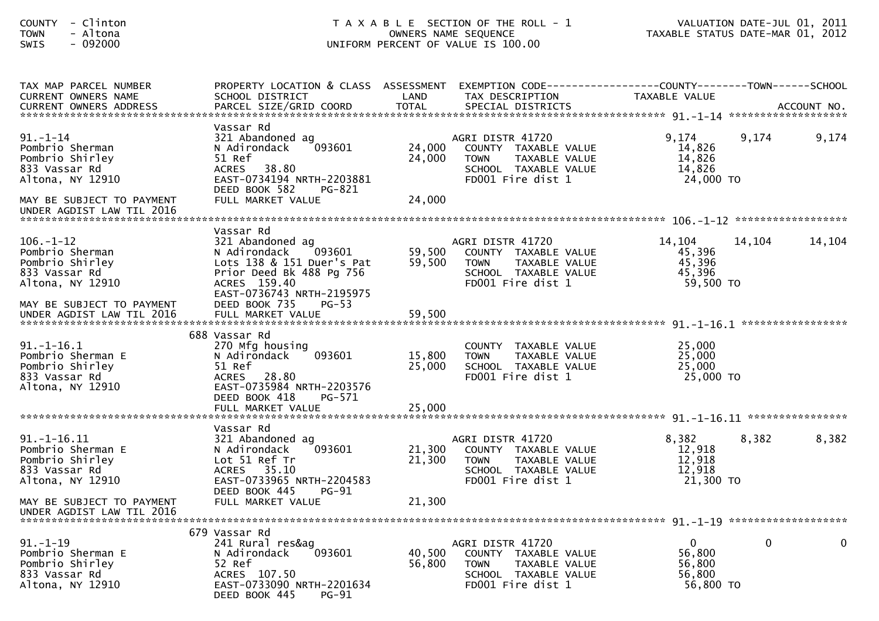COUNTY - Clinton
TOWN - Altona
SWIS - 092000

T A X A B L E SECTION OF THE ROLL - 1
OWNERS NAME SEQUENCE
UNIFORM PERCENT OF VALUE IS 100.00

VALUATION DATE-JUL 01, 2011
TAXABLE STATUS DATE-MAR 01, 2012

| TAX MAP PARCEL NUMBER / CURRENT OWNERS NAME / CURRENT OWNERS ADDRESS | PROPERTY LOCATION & CLASS / SCHOOL DISTRICT / PARCEL SIZE/GRID COORD | ASSESSMENT LAND / TOTAL | EXEMPTION CODE / TAX DESCRIPTION / SPECIAL DISTRICTS | COUNTY TAXABLE VALUE | TOWN | SCHOOL / ACCOUNT NO. |
|---|---|---|---|---|---|---|
| **91.-1-14** | | | | | | |
| | Vassar Rd | | | | | |
| 91.-1-14 | 321 Abandoned ag | | AGRI DISTR 41720 | 9,174 | 9,174 | 9,174 |
| Pombrio Sherman | N Adirondack 093601 | 24,000 | COUNTY TAXABLE VALUE | 14,826 | | |
| Pombrio Shirley | 51 Ref | 24,000 | TOWN TAXABLE VALUE | 14,826 | | |
| 833 Vassar Rd | ACRES 38.80 | | SCHOOL TAXABLE VALUE | 14,826 | | |
| Altona, NY 12910 | EAST-0734194 NRTH-2203881 | | FD001 Fire dist 1 | 24,000 TO | | |
| | DEED BOOK 582 PG-821 | | | | | |
| MAY BE SUBJECT TO PAYMENT | FULL MARKET VALUE | 24,000 | | | | |
| UNDER AGDIST LAW TIL 2016 | | | | | | |
| **106.-1-12** | | | | | | |
| | Vassar Rd | | | | | |
| 106.-1-12 | 321 Abandoned ag | | AGRI DISTR 41720 | 14,104 | 14,104 | 14,104 |
| Pombrio Sherman | N Adirondack 093601 | 59,500 | COUNTY TAXABLE VALUE | 45,396 | | |
| Pombrio Shirley | Lots 138 & 151 Duer's Pat | 59,500 | TOWN TAXABLE VALUE | 45,396 | | |
| 833 Vassar Rd | Prior Deed Bk 488 Pg 756 | | SCHOOL TAXABLE VALUE | 45,396 | | |
| Altona, NY 12910 | ACRES 159.40 | | FD001 Fire dist 1 | 59,500 TO | | |
| | EAST-0736743 NRTH-2195975 | | | | | |
| MAY BE SUBJECT TO PAYMENT | DEED BOOK 735 PG-53 | | | | | |
| UNDER AGDIST LAW TIL 2016 | FULL MARKET VALUE | 59,500 | | | | |
| **91.-1-16.1** | | | | | | |
| | 688 Vassar Rd | | | | | |
| 91.-1-16.1 | 270 Mfg housing | | COUNTY TAXABLE VALUE | 25,000 | | |
| Pombrio Sherman E | N Adirondack 093601 | 15,800 | TOWN TAXABLE VALUE | 25,000 | | |
| Pombrio Shirley | 51 Ref | 25,000 | SCHOOL TAXABLE VALUE | 25,000 | | |
| 833 Vassar Rd | ACRES 28.80 | | FD001 Fire dist 1 | 25,000 TO | | |
| Altona, NY 12910 | EAST-0735984 NRTH-2203576 | | | | | |
| | DEED BOOK 418 PG-571 | | | | | |
| | FULL MARKET VALUE | 25,000 | | | | |
| **91.-1-16.11** | | | | | | |
| | Vassar Rd | | | | | |
| 91.-1-16.11 | 321 Abandoned ag | | AGRI DISTR 41720 | 8,382 | 8,382 | 8,382 |
| Pombrio Sherman E | N Adirondack 093601 | 21,300 | COUNTY TAXABLE VALUE | 12,918 | | |
| Pombrio Shirley | Lot 51 Ref Tr | 21,300 | TOWN TAXABLE VALUE | 12,918 | | |
| 833 Vassar Rd | ACRES 35.10 | | SCHOOL TAXABLE VALUE | 12,918 | | |
| Altona, NY 12910 | EAST-0733965 NRTH-2204583 | | FD001 Fire dist 1 | 21,300 TO | | |
| | DEED BOOK 445 PG-91 | | | | | |
| MAY BE SUBJECT TO PAYMENT | FULL MARKET VALUE | 21,300 | | | | |
| UNDER AGDIST LAW TIL 2016 | | | | | | |
| **91.-1-19** | | | | | | |
| | 679 Vassar Rd | | | | | |
| 91.-1-19 | 241 Rural res&ag | | AGRI DISTR 41720 | 0 | 0 | 0 |
| Pombrio Sherman E | N Adirondack 093601 | 40,500 | COUNTY TAXABLE VALUE | 56,800 | | |
| Pombrio Shirley | 52 Ref | 56,800 | TOWN TAXABLE VALUE | 56,800 | | |
| 833 Vassar Rd | ACRES 107.50 | | SCHOOL TAXABLE VALUE | 56,800 | | |
| Altona, NY 12910 | EAST-0733090 NRTH-2201634 | | FD001 Fire dist 1 | 56,800 TO | | |
| | DEED BOOK 445 PG-91 | | | | | |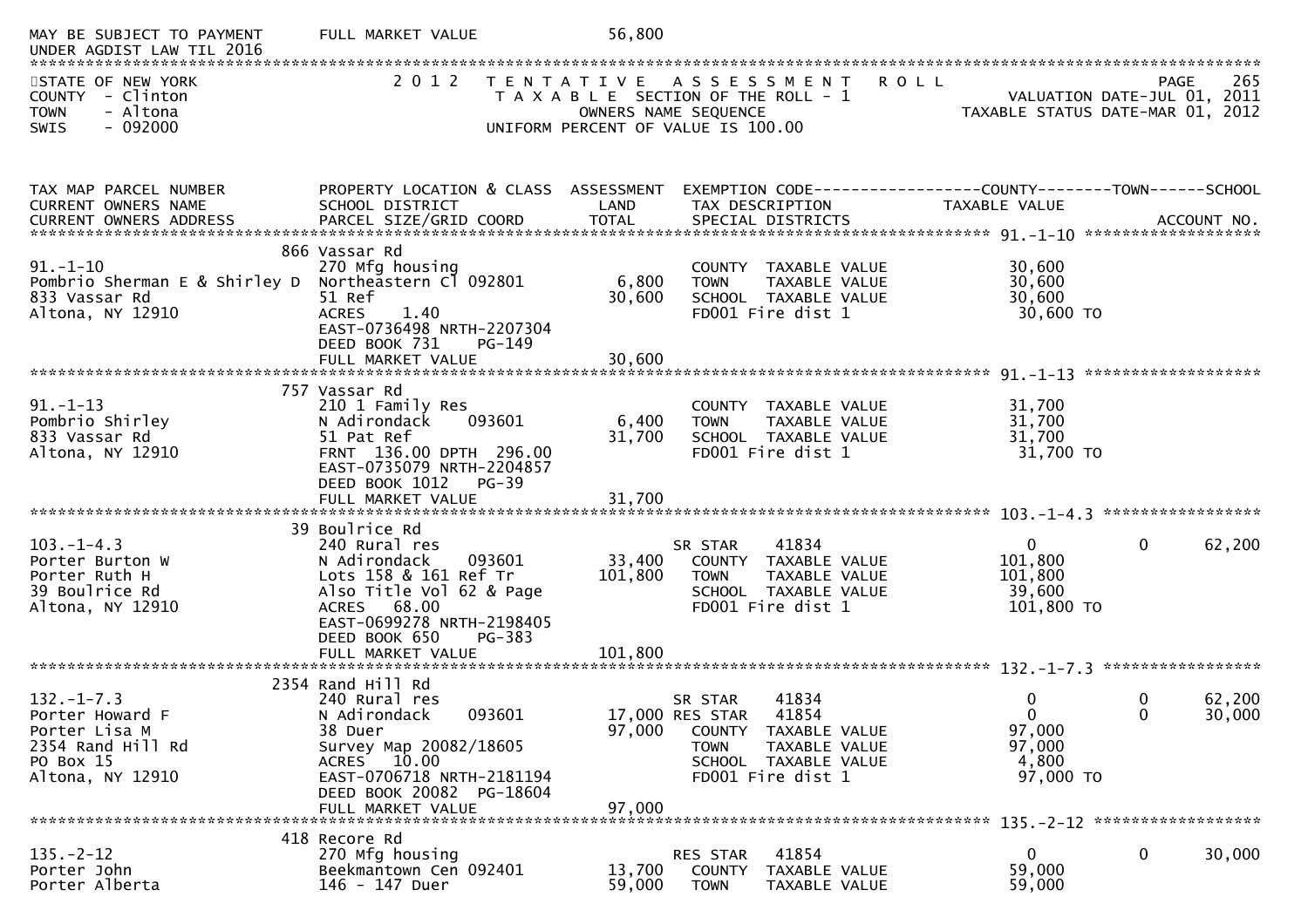MAY BE SUBJECT TO PAYMENT UNDER AGDIST LAW TIL 2016 FULL MARKET VALUE 56,800

STATE OF NEW YORK
COUNTY - Clinton
TOWN - Altona
SWIS - 092000

2012 TENTATIVE ASSESSMENT ROLL
TAXABLE SECTION OF THE ROLL - 1
OWNERS NAME SEQUENCE
UNIFORM PERCENT OF VALUE IS 100.00

VALUATION DATE-JUL 01, 2011
TAXABLE STATUS DATE-MAR 01, 2012

| TAX MAP PARCEL NUMBER / CURRENT OWNERS NAME / CURRENT OWNERS ADDRESS | PROPERTY LOCATION & CLASS / SCHOOL DISTRICT / PARCEL SIZE/GRID COORD | ASSESSMENT LAND / TOTAL | EXEMPTION CODE / TAX DESCRIPTION / SPECIAL DISTRICTS | COUNTY TAXABLE VALUE | TOWN | SCHOOL / ACCOUNT NO. |
|---|---|---|---|---|---|---|
| **91.-1-10** | 866 Vassar Rd | | | | | |
| 91.-1-10 | 270 Mfg housing | | COUNTY TAXABLE VALUE | 30,600 | | |
| Pombrio Sherman E & Shirley D | Northeastern Cl 092801 | 6,800 | TOWN TAXABLE VALUE | 30,600 | | |
| 833 Vassar Rd | 51 Ref | 30,600 | SCHOOL TAXABLE VALUE | 30,600 | | |
| Altona, NY 12910 | ACRES 1.40 | | FD001 Fire dist 1 | 30,600 TO | | |
| | EAST-0736498 NRTH-2207304 | | | | | |
| | DEED BOOK 731 PG-149 | | | | | |
| | FULL MARKET VALUE | 30,600 | | | | |
| **91.-1-13** | 757 Vassar Rd | | | | | |
| 91.-1-13 | 210 1 Family Res | | COUNTY TAXABLE VALUE | 31,700 | | |
| Pombrio Shirley | N Adirondack 093601 | 6,400 | TOWN TAXABLE VALUE | 31,700 | | |
| 833 Vassar Rd | 51 Pat Ref | 31,700 | SCHOOL TAXABLE VALUE | 31,700 | | |
| Altona, NY 12910 | FRNT 136.00 DPTH 296.00 | | FD001 Fire dist 1 | 31,700 TO | | |
| | EAST-0735079 NRTH-2204857 | | | | | |
| | DEED BOOK 1012 PG-39 | | | | | |
| | FULL MARKET VALUE | 31,700 | | | | |
| **103.-1-4.3** | 39 Boulrice Rd | | | | | |
| 103.-1-4.3 | 240 Rural res | | SR STAR 41834 | 0 | 0 | 62,200 |
| Porter Burton W | N Adirondack 093601 | 33,400 | COUNTY TAXABLE VALUE | 101,800 | | |
| Porter Ruth H | Lots 158 & 161 Ref Tr | 101,800 | TOWN TAXABLE VALUE | 101,800 | | |
| 39 Boulrice Rd | Also Title Vol 62 & Page | | SCHOOL TAXABLE VALUE | 39,600 | | |
| Altona, NY 12910 | ACRES 68.00 | | FD001 Fire dist 1 | 101,800 TO | | |
| | EAST-0699278 NRTH-2198405 | | | | | |
| | DEED BOOK 650 PG-383 | | | | | |
| | FULL MARKET VALUE | 101,800 | | | | |
| **132.-1-7.3** | 2354 Rand Hill Rd | | | | | |
| 132.-1-7.3 | 240 Rural res | | SR STAR 41834 | 0 | 0 | 62,200 |
| Porter Howard F | N Adirondack 093601 | 17,000 | RES STAR 41854 | 0 | 0 | 30,000 |
| Porter Lisa M | 38 Duer | 97,000 | COUNTY TAXABLE VALUE | 97,000 | | |
| 2354 Rand Hill Rd | Survey Map 20082/18605 | | TOWN TAXABLE VALUE | 97,000 | | |
| PO Box 15 | ACRES 10.00 | | SCHOOL TAXABLE VALUE | 4,800 | | |
| Altona, NY 12910 | EAST-0706718 NRTH-2181194 | | FD001 Fire dist 1 | 97,000 TO | | |
| | DEED BOOK 20082 PG-18604 | | | | | |
| | FULL MARKET VALUE | 97,000 | | | | |
| **135.-2-12** | 418 Recore Rd | | | | | |
| 135.-2-12 | 270 Mfg housing | | RES STAR 41854 | 0 | 0 | 30,000 |
| Porter John | Beekmantown Cen 092401 | 13,700 | COUNTY TAXABLE VALUE | 59,000 | | |
| Porter Alberta | 146 - 147 Duer | 59,000 | TOWN TAXABLE VALUE | 59,000 | | |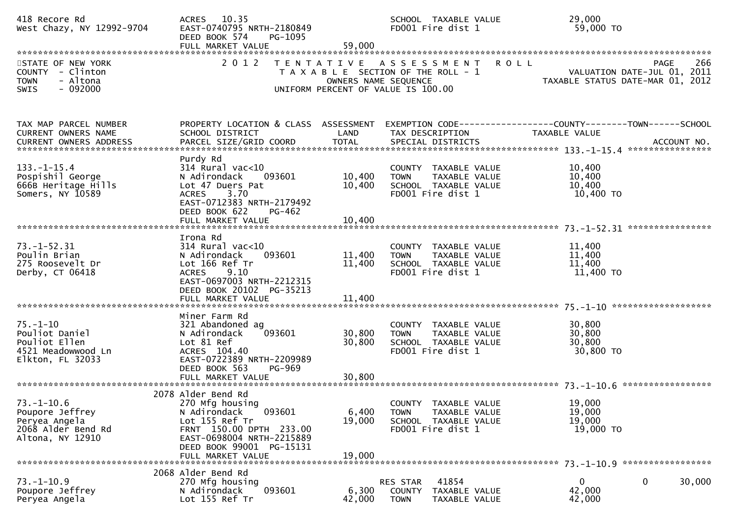```
418 Recore Rd                  ACRES   10.35                                  SCHOOL  TAXABLE VALUE           29,000
West Chazy, NY 12992-9704      EAST-0740795 NRTH-2180849                      FD001 Fire dist 1                59,000 TO
                               DEED BOOK 574    PG-1095
                               FULL MARKET VALUE              59,000
******************************************************************************************************************************
STATE OF NEW YORK                2 0 1 2   T E N T A T I V E   A S S E S S M E N T   R O L L                          PAGE    266
COUNTY  - Clinton                          T A X A B L E  SECTION OF THE ROLL - 1                      VALUATION DATE-JUL 01, 2011
TOWN    - Altona                                  OWNERS NAME SEQUENCE                            TAXABLE STATUS DATE-MAR 01, 2012
SWIS    - 092000                          UNIFORM PERCENT OF VALUE IS 100.00


TAX MAP PARCEL NUMBER          PROPERTY LOCATION & CLASS  ASSESSMENT  EXEMPTION CODE------------------COUNTY--------TOWN------SCHOOL
CURRENT OWNERS NAME            SCHOOL DISTRICT               LAND      TAX DESCRIPTION             TAXABLE VALUE
CURRENT OWNERS ADDRESS         PARCEL SIZE/GRID COORD        TOTAL     SPECIAL DISTRICTS                                ACCOUNT NO.
****************************************************************************************************** 133.-1-15.4 ****************
                               Purdy Rd
133.-1-15.4                    314 Rural vac<10                        COUNTY  TAXABLE VALUE           10,400
Pospishil George               N Adirondack    093601        10,400    TOWN    TAXABLE VALUE           10,400
666B Heritage Hills            Lot 47 Duers Pat              10,400    SCHOOL  TAXABLE VALUE           10,400
Somers, NY 10589               ACRES    3.70                           FD001 Fire dist 1                10,400 TO
                               EAST-0712383 NRTH-2179492
                               DEED BOOK 622    PG-462
                               FULL MARKET VALUE             10,400
****************************************************************************************************** 73.-1-52.31 ****************
                               Irona Rd
73.-1-52.31                    314 Rural vac<10                        COUNTY  TAXABLE VALUE           11,400
Poulin Brian                   N Adirondack    093601        11,400    TOWN    TAXABLE VALUE           11,400
275 Roosevelt Dr               Lot 166 Ref Tr                11,400    SCHOOL  TAXABLE VALUE           11,400
Derby, CT 06418                ACRES    9.10                           FD001 Fire dist 1                11,400 TO
                               EAST-0697003 NRTH-2212315
                               DEED BOOK 20102  PG-35213
                               FULL MARKET VALUE             11,400
****************************************************************************************************** 75.-1-10 *******************
                               Miner Farm Rd
75.-1-10                       321 Abandoned ag                        COUNTY  TAXABLE VALUE           30,800
Pouliot Daniel                 N Adirondack    093601        30,800    TOWN    TAXABLE VALUE           30,800
Pouliot Ellen                  Lot 81 Ref                    30,800    SCHOOL  TAXABLE VALUE           30,800
4521 Meadowwood Ln             ACRES  104.40                           FD001 Fire dist 1                30,800 TO
Elkton, FL 32033               EAST-0722389 NRTH-2209989
                               DEED BOOK 563    PG-969
                               FULL MARKET VALUE             30,800
****************************************************************************************************** 73.-1-10.6 *****************
                          2078 Alder Bend Rd
73.-1-10.6                     270 Mfg housing                         COUNTY  TAXABLE VALUE           19,000
Poupore Jeffrey                N Adirondack    093601         6,400    TOWN    TAXABLE VALUE           19,000
Peryea Angela                  Lot 155 Ref Tr                19,000    SCHOOL  TAXABLE VALUE           19,000
2068 Alder Bend Rd             FRNT  150.00 DPTH  233.00               FD001 Fire dist 1                19,000 TO
Altona, NY 12910               EAST-0698004 NRTH-2215889
                               DEED BOOK 99001  PG-15131
                               FULL MARKET VALUE             19,000
****************************************************************************************************** 73.-1-10.9 *****************
                          2068 Alder Bend Rd
73.-1-10.9                     270 Mfg housing                         RES STAR   41854                    0             0      30,000
Poupore Jeffrey                N Adirondack    093601         6,300    COUNTY  TAXABLE VALUE           42,000
Peryea Angela                  Lot 155 Ref Tr                42,000    TOWN    TAXABLE VALUE           42,000
```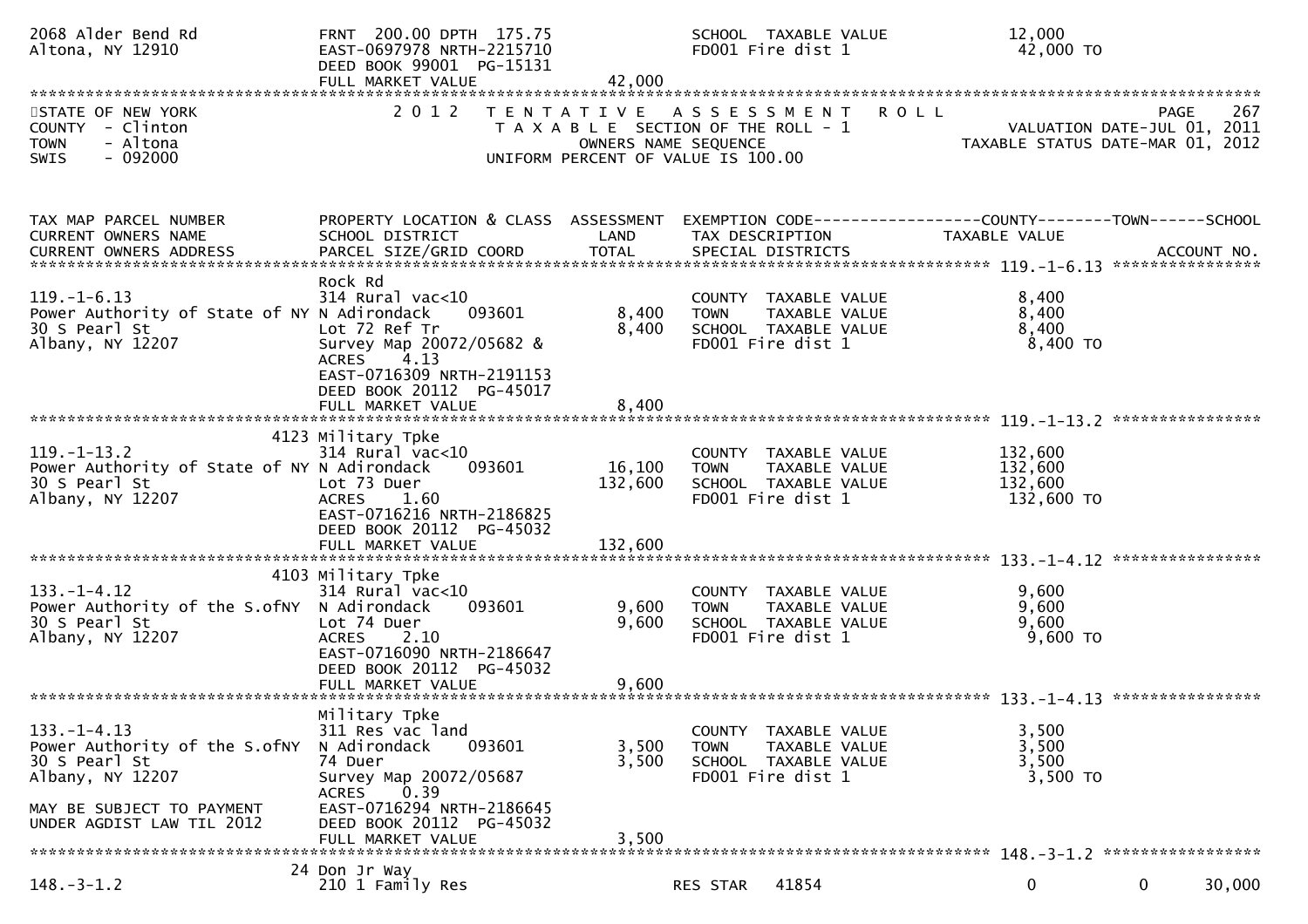2068 Alder Bend Rd | FRNT 200.00 DPTH 175.75 | | SCHOOL TAXABLE VALUE | 12,000
Altona, NY 12910 | EAST-0697978 NRTH-2215710 | | FD001 Fire dist 1 | 42,000 TO
| DEED BOOK 99001 PG-15131
| FULL MARKET VALUE | 42,000

STATE OF NEW YORK — 2012 TENTATIVE ASSESSMENT ROLL — PAGE 267
COUNTY - Clinton — TAXABLE SECTION OF THE ROLL - 1 — VALUATION DATE-JUL 01, 2011
TOWN - Altona — OWNERS NAME SEQUENCE — TAXABLE STATUS DATE-MAR 01, 2012
SWIS - 092000 — UNIFORM PERCENT OF VALUE IS 100.00

| TAX MAP PARCEL NUMBER / CURRENT OWNERS NAME / CURRENT OWNERS ADDRESS | PROPERTY LOCATION & CLASS / SCHOOL DISTRICT / PARCEL SIZE/GRID COORD | ASSESSMENT LAND | ASSESSMENT TOTAL | EXEMPTION CODE / TAX DESCRIPTION / SPECIAL DISTRICTS | COUNTY / TAXABLE VALUE | TOWN | SCHOOL / ACCOUNT NO. |
|---|---|---|---|---|---|---|---|
| 119.-1-6.13 | Rock Rd | | | | | | |
| | 314 Rural vac<10 | | | COUNTY TAXABLE VALUE | 8,400 | | |
| Power Authority of State of NY | N Adirondack 093601 | 8,400 | | TOWN TAXABLE VALUE | 8,400 | | |
| 30 S Pearl St | Lot 72 Ref Tr | | 8,400 | SCHOOL TAXABLE VALUE | 8,400 | | |
| Albany, NY 12207 | Survey Map 20072/05682 & | | | FD001 Fire dist 1 | 8,400 TO | | |
| | ACRES 4.13 | | | | | | |
| | EAST-0716309 NRTH-2191153 | | | | | | |
| | DEED BOOK 20112 PG-45017 | | | | | | |
| | FULL MARKET VALUE | | 8,400 | | | | |
| 119.-1-13.2 | 4123 Military Tpke | | | | | | |
| | 314 Rural vac<10 | | | COUNTY TAXABLE VALUE | 132,600 | | |
| Power Authority of State of NY | N Adirondack 093601 | 16,100 | | TOWN TAXABLE VALUE | 132,600 | | |
| 30 S Pearl St | Lot 73 Duer | | 132,600 | SCHOOL TAXABLE VALUE | 132,600 | | |
| Albany, NY 12207 | ACRES 1.60 | | | FD001 Fire dist 1 | 132,600 TO | | |
| | EAST-0716216 NRTH-2186825 | | | | | | |
| | DEED BOOK 20112 PG-45032 | | | | | | |
| | FULL MARKET VALUE | | 132,600 | | | | |
| 133.-1-4.12 | 4103 Military Tpke | | | | | | |
| | 314 Rural vac<10 | | | COUNTY TAXABLE VALUE | 9,600 | | |
| Power Authority of the S.ofNY | N Adirondack 093601 | 9,600 | | TOWN TAXABLE VALUE | 9,600 | | |
| 30 S Pearl St | Lot 74 Duer | | 9,600 | SCHOOL TAXABLE VALUE | 9,600 | | |
| Albany, NY 12207 | ACRES 2.10 | | | FD001 Fire dist 1 | 9,600 TO | | |
| | EAST-0716090 NRTH-2186647 | | | | | | |
| | DEED BOOK 20112 PG-45032 | | | | | | |
| | FULL MARKET VALUE | | 9,600 | | | | |
| 133.-1-4.13 | Military Tpke | | | | | | |
| | 311 Res vac land | | | COUNTY TAXABLE VALUE | 3,500 | | |
| Power Authority of the S.ofNY | N Adirondack 093601 | 3,500 | | TOWN TAXABLE VALUE | 3,500 | | |
| 30 S Pearl St | 74 Duer | | 3,500 | SCHOOL TAXABLE VALUE | 3,500 | | |
| Albany, NY 12207 | Survey Map 20072/05687 | | | FD001 Fire dist 1 | 3,500 TO | | |
| | ACRES 0.39 | | | | | | |
| MAY BE SUBJECT TO PAYMENT | EAST-0716294 NRTH-2186645 | | | | | | |
| UNDER AGDIST LAW TIL 2012 | DEED BOOK 20112 PG-45032 | | | | | | |
| | FULL MARKET VALUE | | 3,500 | | | | |
| 148.-3-1.2 | 24 Don Jr Way | | | | | | |
| | 210 1 Family Res | | | RES STAR 41854 | 0 | 0 | 30,000 |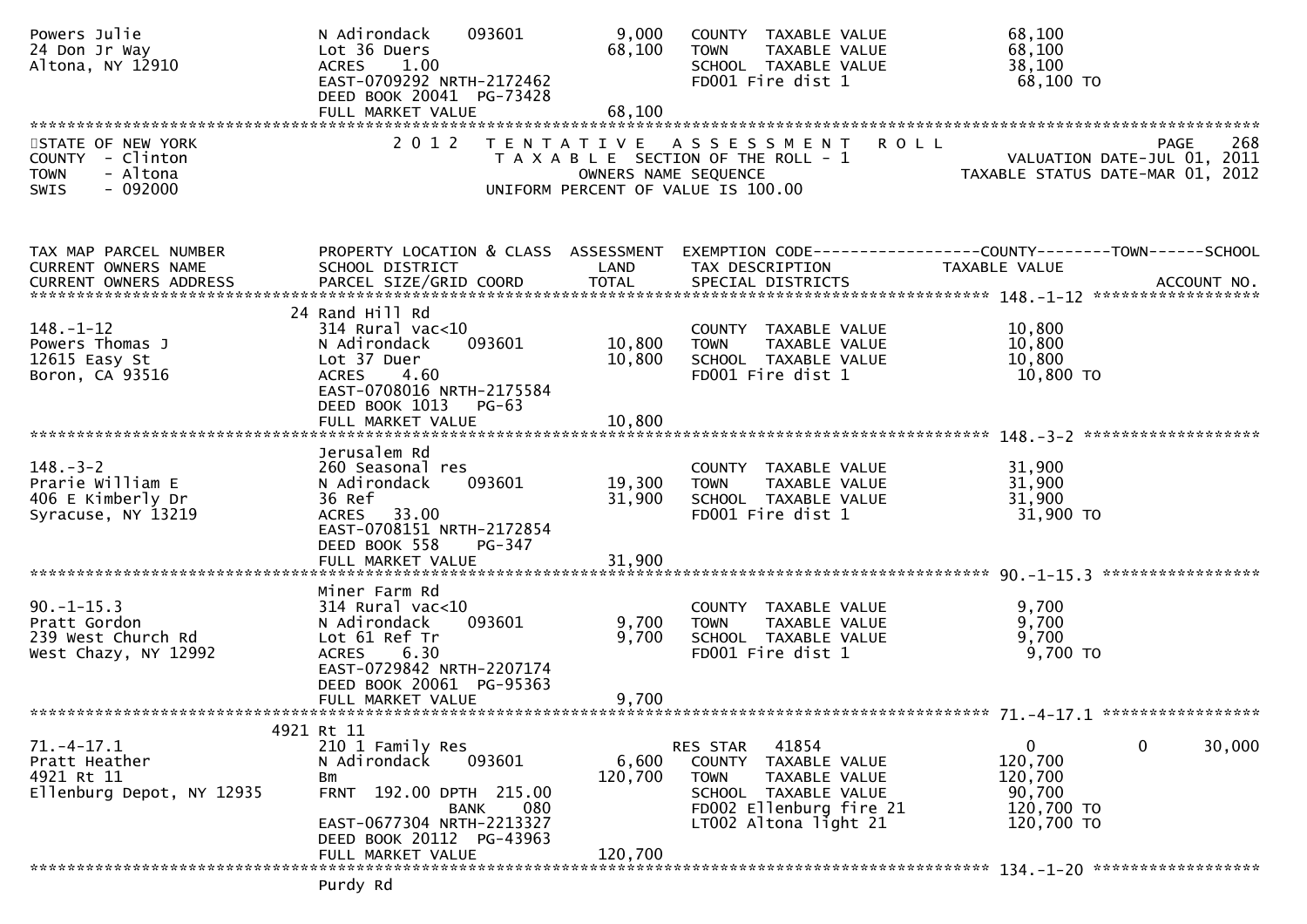```
Powers Julie                   N Adirondack    093601          9,000    COUNTY  TAXABLE VALUE             68,100
24 Don Jr Way                  Lot 36 Duers                   68,100    TOWN    TAXABLE VALUE             68,100
Altona, NY 12910               ACRES    1.00                            SCHOOL  TAXABLE VALUE             38,100
                               EAST-0709292 NRTH-2172462                FD001 Fire dist 1                  68,100 TO
                               DEED BOOK 20041  PG-73428
                               FULL MARKET VALUE              68,100
******************************************************************************************************************************
STATE OF NEW YORK                 2 0 1 2   T E N T A T I V E   A S S E S S M E N T   R O L L                          PAGE    268
COUNTY  - Clinton                            T A X A B L E  SECTION OF THE ROLL - 1                      VALUATION DATE-JUL 01, 2011
TOWN    - Altona                                  OWNERS NAME SEQUENCE                               TAXABLE STATUS DATE-MAR 01, 2012
SWIS    - 092000                           UNIFORM PERCENT OF VALUE IS 100.00

TAX MAP PARCEL NUMBER          PROPERTY LOCATION & CLASS  ASSESSMENT  EXEMPTION CODE------------------COUNTY--------TOWN------SCHOOL
CURRENT OWNERS NAME            SCHOOL DISTRICT               LAND      TAX DESCRIPTION                TAXABLE VALUE
CURRENT OWNERS ADDRESS         PARCEL SIZE/GRID COORD        TOTAL     SPECIAL DISTRICTS                                  ACCOUNT NO.
******************************************************************************************************* 148.-1-12 ******************
                               24 Rand Hill Rd
148.-1-12                      314 Rural vac<10                         COUNTY  TAXABLE VALUE             10,800
Powers Thomas J                N Adirondack    093601         10,800    TOWN    TAXABLE VALUE             10,800
12615 Easy St                  Lot 37 Duer                    10,800    SCHOOL  TAXABLE VALUE             10,800
Boron, CA 93516                ACRES    4.60                            FD001 Fire dist 1                  10,800 TO
                               EAST-0708016 NRTH-2175584
                               DEED BOOK 1013    PG-63
                               FULL MARKET VALUE              10,800
******************************************************************************************************* 148.-3-2 *******************
                               Jerusalem Rd
148.-3-2                       260 Seasonal res                         COUNTY  TAXABLE VALUE             31,900
Prarie William E               N Adirondack    093601         19,300    TOWN    TAXABLE VALUE             31,900
406 E Kimberly Dr              36 Ref                         31,900    SCHOOL  TAXABLE VALUE             31,900
Syracuse, NY 13219             ACRES   33.00                            FD001 Fire dist 1                  31,900 TO
                               EAST-0708151 NRTH-2172854
                               DEED BOOK 558     PG-347
                               FULL MARKET VALUE              31,900
******************************************************************************************************* 90.-1-15.3 *****************
                               Miner Farm Rd
90.-1-15.3                     314 Rural vac<10                         COUNTY  TAXABLE VALUE              9,700
Pratt Gordon                   N Adirondack    093601          9,700    TOWN    TAXABLE VALUE              9,700
239 West Church Rd             Lot 61 Ref Tr                   9,700    SCHOOL  TAXABLE VALUE              9,700
West Chazy, NY 12992           ACRES    6.30                            FD001 Fire dist 1                   9,700 TO
                               EAST-0729842 NRTH-2207174
                               DEED BOOK 20061  PG-95363
                               FULL MARKET VALUE               9,700
******************************************************************************************************* 71.-4-17.1 *****************
                          4921 Rt 11
71.-4-17.1                     210 1 Family Res                         RES STAR   41854                   0             0      30,000
Pratt Heather                  N Adirondack    093601          6,600    COUNTY  TAXABLE VALUE            120,700
4921 Rt 11                     Bm                            120,700    TOWN    TAXABLE VALUE            120,700
Ellenburg Depot, NY 12935      FRNT  192.00 DPTH  215.00                SCHOOL  TAXABLE VALUE             90,700
                                              BANK     080              FD002 Ellenburg fire 21           120,700 TO
                               EAST-0677304 NRTH-2213327                LT002 Altona light 21             120,700 TO
                               DEED BOOK 20112  PG-43963
                               FULL MARKET VALUE             120,700
******************************************************************************************************* 134.-1-20 ******************
                               Purdy Rd
```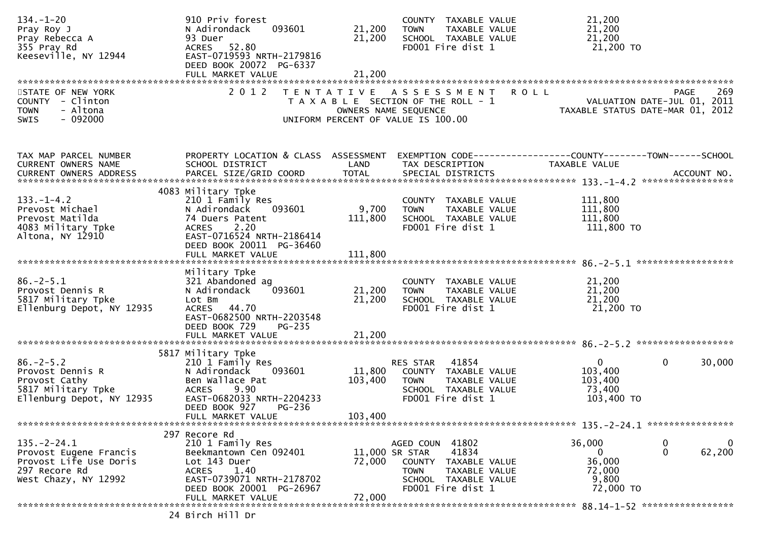```
134.-1-20                       910 Priv forest                         COUNTY  TAXABLE VALUE            21,200
Pray Roy J                      N Adirondack    093601      21,200      TOWN    TAXABLE VALUE            21,200
Pray Rebecca A                  93 Duer                     21,200      SCHOOL  TAXABLE VALUE            21,200
355 Pray Rd                     ACRES  52.80                            FD001 Fire dist 1                 21,200 TO
Keeseville, NY 12944            EAST-0719593 NRTH-2179816
                                DEED BOOK 20072  PG-6337
                                FULL MARKET VALUE           21,200
******************************************************************************************************************************
STATE OF NEW YORK                2 0 1 2   T E N T A T I V E   A S S E S S M E N T   R O L L                         PAGE   269
COUNTY  - Clinton                      T A X A B L E  SECTION OF THE ROLL - 1                    VALUATION DATE-JUL 01, 2011
TOWN    - Altona                                OWNERS NAME SEQUENCE                          TAXABLE STATUS DATE-MAR 01, 2012
SWIS    - 092000                         UNIFORM PERCENT OF VALUE IS 100.00


TAX MAP PARCEL NUMBER           PROPERTY LOCATION & CLASS  ASSESSMENT  EXEMPTION CODE------------------COUNTY--------TOWN------SCHOOL
CURRENT OWNERS NAME             SCHOOL DISTRICT             LAND       TAX DESCRIPTION               TAXABLE VALUE
CURRENT OWNERS ADDRESS          PARCEL SIZE/GRID COORD      TOTAL      SPECIAL DISTRICTS                                  ACCOUNT NO.
****************************************************************************************** 133.-1-4.2 *****************
                           4083 Military Tpke
133.-1-4.2                      210 1 Family Res                        COUNTY  TAXABLE VALUE           111,800
Prevost Michael                 N Adirondack    093601       9,700      TOWN    TAXABLE VALUE           111,800
Prevost Matilda                 74 Duers Patent            111,800      SCHOOL  TAXABLE VALUE           111,800
4083 Military Tpke              ACRES   2.20                            FD001 Fire dist 1                111,800 TO
Altona, NY 12910                EAST-0716524 NRTH-2186414
                                DEED BOOK 20011  PG-36460
                                FULL MARKET VALUE          111,800
****************************************************************************************** 86.-2-5.1 ******************
                                Military Tpke
86.-2-5.1                       321 Abandoned ag                        COUNTY  TAXABLE VALUE            21,200
Provost Dennis R                N Adirondack    093601      21,200      TOWN    TAXABLE VALUE            21,200
5817 Military Tpke              Lot Bm                      21,200      SCHOOL  TAXABLE VALUE            21,200
Ellenburg Depot, NY 12935       ACRES  44.70                            FD001 Fire dist 1                 21,200 TO
                                EAST-0682500 NRTH-2203548
                                DEED BOOK 729    PG-235
                                FULL MARKET VALUE           21,200
****************************************************************************************** 86.-2-5.2 ******************
                           5817 Military Tpke
86.-2-5.2                       210 1 Family Res                        RES STAR   41854                  0          0      30,000
Provost Dennis R                N Adirondack    093601      11,800      COUNTY  TAXABLE VALUE           103,400
Provost Cathy                   Ben Wallace Pat            103,400      TOWN    TAXABLE VALUE           103,400
5817 Military Tpke              ACRES   9.90                            SCHOOL  TAXABLE VALUE            73,400
Ellenburg Depot, NY 12935       EAST-0682033 NRTH-2204233               FD001 Fire dist 1                103,400 TO
                                DEED BOOK 927    PG-236
                                FULL MARKET VALUE          103,400
****************************************************************************************** 135.-2-24.1 ****************
                            297 Recore Rd
135.-2-24.1                     210 1 Family Res                        AGED COUN  41802              36,000          0           0
Provost Eugene Francis          Beekmantown Cen 092401      11,000 SR STAR     41834                  0          0      62,200
Provost Life Use Doris          Lot 143 Duer                72,000      COUNTY  TAXABLE VALUE            36,000
297 Recore Rd                   ACRES   1.40                            TOWN    TAXABLE VALUE            72,000
West Chazy, NY 12992            EAST-0739071 NRTH-2178702               SCHOOL  TAXABLE VALUE             9,800
                                DEED BOOK 20001  PG-26967               FD001 Fire dist 1                 72,000 TO
                                FULL MARKET VALUE           72,000
****************************************************************************************** 88.14-1-52 *****************
                             24 Birch Hill Dr
```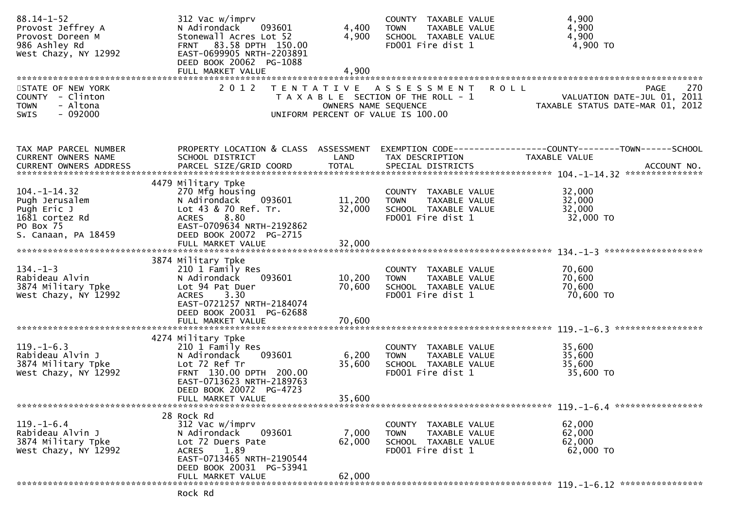```
88.14-1-52                    312 Vac w/imprv                          COUNTY  TAXABLE VALUE              4,900
Provost Jeffrey A             N Adirondack    093601          4,400    TOWN    TAXABLE VALUE              4,900
Provost Doreen M              Stonewall Acres Lot 52          4,900    SCHOOL  TAXABLE VALUE              4,900
986 Ashley Rd                 FRNT   83.58 DPTH  150.00                FD001 Fire dist 1                   4,900 TO
West Chazy, NY 12992          EAST-0699905 NRTH-2203891
                              DEED BOOK 20062  PG-1088
                              FULL MARKET VALUE               4,900
******************************************************************************************************************************
STATE OF NEW YORK                2 0 1 2   T E N T A T I V E   A S S E S S M E N T   R O L L                        PAGE   270
COUNTY  - Clinton                          T A X A B L E  SECTION OF THE ROLL - 1                   VALUATION DATE-JUL 01, 2011
TOWN    - Altona                                   OWNERS NAME SEQUENCE                          TAXABLE STATUS DATE-MAR 01, 2012
SWIS    - 092000                          UNIFORM PERCENT OF VALUE IS 100.00


TAX MAP PARCEL NUMBER         PROPERTY LOCATION & CLASS  ASSESSMENT  EXEMPTION CODE------------------COUNTY--------TOWN------SCHOOL
CURRENT OWNERS NAME           SCHOOL DISTRICT               LAND      TAX DESCRIPTION             TAXABLE VALUE
CURRENT OWNERS ADDRESS        PARCEL SIZE/GRID COORD        TOTAL     SPECIAL DISTRICTS                                 ACCOUNT NO.
************************************************************************************************ 104.-1-14.32 ***************
                            4479 Military Tpke
104.-1-14.32                  270 Mfg housing                          COUNTY  TAXABLE VALUE             32,000
Pugh Jerusalem                N Adirondack    093601         11,200    TOWN    TAXABLE VALUE             32,000
Pugh Eric J                   Lot 43 & 70 Ref. Tr.           32,000    SCHOOL  TAXABLE VALUE             32,000
1681 cortez Rd                ACRES    8.80                            FD001 Fire dist 1                  32,000 TO
PO Box 75                     EAST-0709634 NRTH-2192862
S. Canaan, PA 18459           DEED BOOK 20072  PG-2715
                              FULL MARKET VALUE              32,000
************************************************************************************************ 134.-1-3 *******************
                            3874 Military Tpke
134.-1-3                      210 1 Family Res                         COUNTY  TAXABLE VALUE             70,600
Rabideau Alvin                N Adirondack    093601         10,200    TOWN    TAXABLE VALUE             70,600
3874 Military Tpke            Lot 94 Pat Duer                70,600    SCHOOL  TAXABLE VALUE             70,600
West Chazy, NY 12992          ACRES    3.30                            FD001 Fire dist 1                  70,600 TO
                              EAST-0721257 NRTH-2184074
                              DEED BOOK 20031  PG-62688
                              FULL MARKET VALUE              70,600
************************************************************************************************ 119.-1-6.3 *****************
                            4274 Military Tpke
119.-1-6.3                    210 1 Family Res                         COUNTY  TAXABLE VALUE             35,600
Rabideau Alvin J              N Adirondack    093601          6,200    TOWN    TAXABLE VALUE             35,600
3874 Military Tpke            Lot 72 Ref Tr                  35,600    SCHOOL  TAXABLE VALUE             35,600
West Chazy, NY 12992          FRNT  130.00 DPTH  200.00                FD001 Fire dist 1                  35,600 TO
                              EAST-0713623 NRTH-2189763
                              DEED BOOK 20072  PG-4723
                              FULL MARKET VALUE              35,600
************************************************************************************************ 119.-1-6.4 *****************
                            28 Rock Rd
119.-1-6.4                    312 Vac w/imprv                          COUNTY  TAXABLE VALUE             62,000
Rabideau Alvin J              N Adirondack    093601          7,000    TOWN    TAXABLE VALUE             62,000
3874 Military Tpke            Lot 72 Duers Pate              62,000    SCHOOL  TAXABLE VALUE             62,000
West Chazy, NY 12992          ACRES    1.89                            FD001 Fire dist 1                  62,000 TO
                              EAST-0713465 NRTH-2190544
                              DEED BOOK 20031  PG-53941
                              FULL MARKET VALUE              62,000
************************************************************************************************ 119.-1-6.12 ****************
                              Rock Rd
```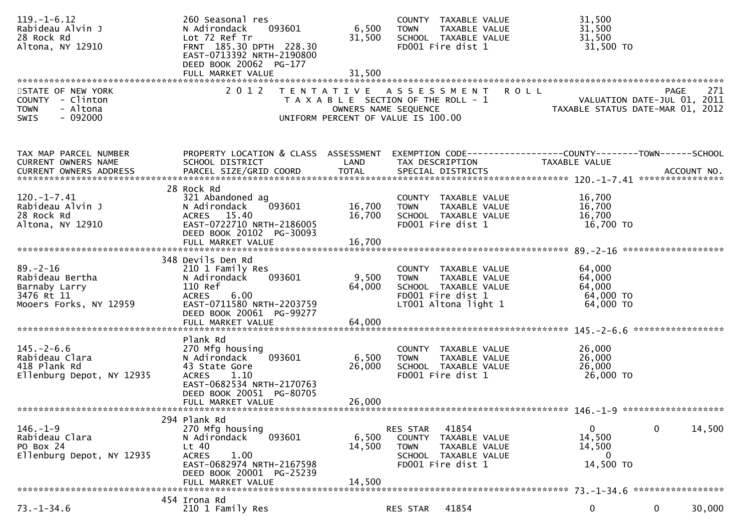```
119.-1-6.12                    260 Seasonal res                         COUNTY  TAXABLE VALUE          31,500
Rabideau Alvin J               N Adirondack    093601         6,500     TOWN    TAXABLE VALUE          31,500
28 Rock Rd                     Lot 72 Ref Tr                 31,500     SCHOOL  TAXABLE VALUE          31,500
Altona, NY 12910               FRNT 185.30 DPTH 228.30                  FD001 Fire dist 1               31,500 TO
                               EAST-0713392 NRTH-2190800
                               DEED BOOK 20062  PG-177
                               FULL MARKET VALUE             31,500
******************************************************************************************************************************************
STATE OF NEW YORK              2 0 1 2   T E N T A T I V E   A S S E S S M E N T   R O L L                                    PAGE    271
COUNTY  - Clinton                         T A X A B L E SECTION OF THE ROLL - 1                          VALUATION DATE-JUL 01, 2011
TOWN    - Altona                                  OWNERS NAME SEQUENCE                                TAXABLE STATUS DATE-MAR 01, 2012
SWIS    - 092000                          UNIFORM PERCENT OF VALUE IS 100.00


TAX MAP PARCEL NUMBER          PROPERTY LOCATION & CLASS  ASSESSMENT  EXEMPTION CODE------------------COUNTY--------TOWN------SCHOOL
CURRENT OWNERS NAME            SCHOOL DISTRICT               LAND      TAX DESCRIPTION              TAXABLE VALUE
CURRENT OWNERS ADDRESS         PARCEL SIZE/GRID COORD        TOTAL     SPECIAL DISTRICTS                                      ACCOUNT NO.
******************************************************************************************************* 120.-1-7.41 ****************
                               28 Rock Rd
120.-1-7.41                    321 Abandoned ag                         COUNTY  TAXABLE VALUE          16,700
Rabideau Alvin J               N Adirondack    093601        16,700     TOWN    TAXABLE VALUE          16,700
28 Rock Rd                     ACRES   15.40                 16,700     SCHOOL  TAXABLE VALUE          16,700
Altona, NY 12910               EAST-0722710 NRTH-2186005                FD001 Fire dist 1               16,700 TO
                               DEED BOOK 20102  PG-30093
                               FULL MARKET VALUE             16,700
******************************************************************************************************* 89.-2-16 *******************
                               348 Devils Den Rd
89.-2-16                       210 1 Family Res                         COUNTY  TAXABLE VALUE          64,000
Rabideau Bertha                N Adirondack    093601         9,500     TOWN    TAXABLE VALUE          64,000
Barnaby Larry                  110 Ref                       64,000     SCHOOL  TAXABLE VALUE          64,000
3476 Rt 11                     ACRES    6.00                            FD001 Fire dist 1               64,000 TO
Mooers Forks, NY 12959         EAST-0711580 NRTH-2203759                LT001 Altona light 1            64,000 TO
                               DEED BOOK 20061  PG-99277
                               FULL MARKET VALUE             64,000
******************************************************************************************************* 145.-2-6.6 *****************
                               Plank Rd
145.-2-6.6                     270 Mfg housing                          COUNTY  TAXABLE VALUE          26,000
Rabideau Clara                 N Adirondack    093601         6,500     TOWN    TAXABLE VALUE          26,000
418 Plank Rd                   43 State Gore                 26,000     SCHOOL  TAXABLE VALUE          26,000
Ellenburg Depot, NY 12935      ACRES    1.10                            FD001 Fire dist 1               26,000 TO
                               EAST-0682534 NRTH-2170763
                               DEED BOOK 20051  PG-80705
                               FULL MARKET VALUE             26,000
******************************************************************************************************* 146.-1-9 *******************
                               294 Plank Rd
146.-1-9                       270 Mfg housing                          RES STAR   41854                0              0        14,500
Rabideau Clara                 N Adirondack    093601         6,500     COUNTY  TAXABLE VALUE          14,500
PO Box 24                      Lt 40                         14,500     TOWN    TAXABLE VALUE          14,500
Ellenburg Depot, NY 12935      ACRES    1.00                            SCHOOL  TAXABLE VALUE               0
                               EAST-0682974 NRTH-2167598                FD001 Fire dist 1               14,500 TO
                               DEED BOOK 20001  PG-25239
                               FULL MARKET VALUE             14,500
******************************************************************************************************* 73.-1-34.6 *****************
                               454 Irona Rd
73.-1-34.6                     210 1 Family Res                         RES STAR   41854                0              0        30,000
```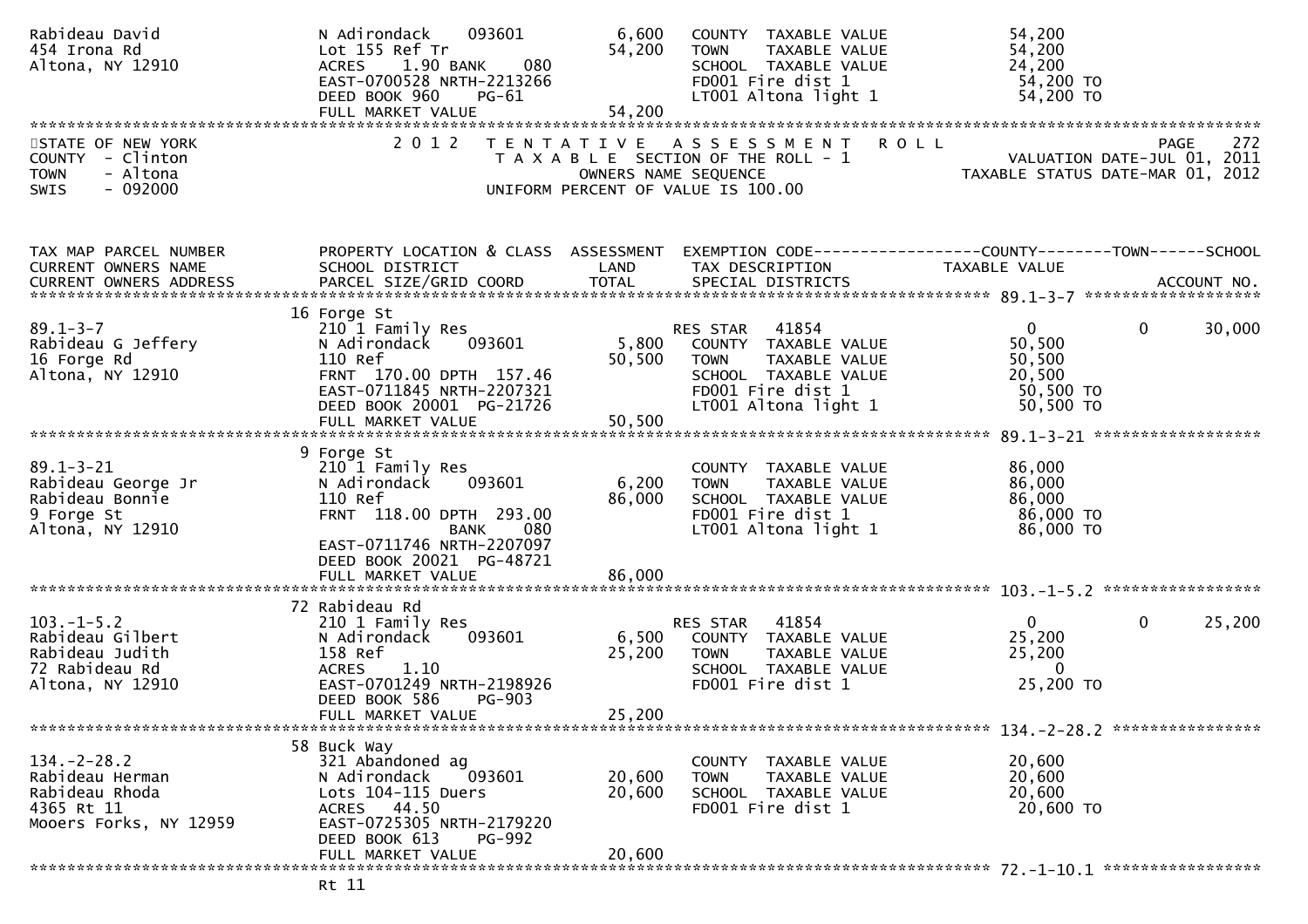```
Rabideau David                 N Adirondack    093601        6,600   COUNTY  TAXABLE VALUE           54,200
454 Irona Rd                   Lot 155 Ref Tr               54,200   TOWN    TAXABLE VALUE           54,200
Altona, NY 12910               ACRES    1.90 BANK    080             SCHOOL  TAXABLE VALUE           24,200
                               EAST-0700528 NRTH-2213266             FD001 Fire dist 1                54,200 TO
                               DEED BOOK 960     PG-61               LT001 Altona light 1             54,200 TO
                               FULL MARKET VALUE            54,200
```

STATE OF NEW YORK
COUNTY - Clinton
TOWN - Altona
SWIS - 092000

2 0 1 2 T E N T A T I V E A S S E S S M E N T R O L L
T A X A B L E SECTION OF THE ROLL - 1
OWNERS NAME SEQUENCE
UNIFORM PERCENT OF VALUE IS 100.00

PAGE 272
VALUATION DATE-JUL 01, 2011
TAXABLE STATUS DATE-MAR 01, 2012

```
TAX MAP PARCEL NUMBER          PROPERTY LOCATION & CLASS  ASSESSMENT  EXEMPTION CODE------------------COUNTY--------TOWN------SCHOOL
CURRENT OWNERS NAME            SCHOOL DISTRICT               LAND      TAX DESCRIPTION                 TAXABLE VALUE
CURRENT OWNERS ADDRESS         PARCEL SIZE/GRID COORD        TOTAL     SPECIAL DISTRICTS                                   ACCOUNT NO.
******************************************************************************************************* 89.1-3-7 ******************
                               16 Forge St
89.1-3-7                       210 1 Family Res                        RES STAR   41854                    0             0     30,000
Rabideau G Jeffery             N Adirondack    093601        5,800   COUNTY  TAXABLE VALUE           50,500
16 Forge Rd                    110 Ref                      50,500   TOWN    TAXABLE VALUE           50,500
Altona, NY 12910               FRNT 170.00 DPTH 157.46               SCHOOL  TAXABLE VALUE           20,500
                               EAST-0711845 NRTH-2207321             FD001 Fire dist 1                50,500 TO
                               DEED BOOK 20001  PG-21726             LT001 Altona light 1             50,500 TO
                               FULL MARKET VALUE            50,500
******************************************************************************************************* 89.1-3-21 *****************
                               9 Forge St
89.1-3-21                      210 1 Family Res                        COUNTY  TAXABLE VALUE           86,000
Rabideau George Jr             N Adirondack    093601        6,200   TOWN    TAXABLE VALUE           86,000
Rabideau Bonnie                110 Ref                      86,000   SCHOOL  TAXABLE VALUE           86,000
9 Forge St                     FRNT 118.00 DPTH 293.00               FD001 Fire dist 1                86,000 TO
Altona, NY 12910                              BANK    080             LT001 Altona light 1             86,000 TO
                               EAST-0711746 NRTH-2207097
                               DEED BOOK 20021  PG-48721
                               FULL MARKET VALUE            86,000
******************************************************************************************************* 103.-1-5.2 ****************
                               72 Rabideau Rd
103.-1-5.2                     210 1 Family Res                        RES STAR   41854                    0             0     25,200
Rabideau Gilbert               N Adirondack    093601        6,500   COUNTY  TAXABLE VALUE           25,200
Rabideau Judith                158 Ref                      25,200   TOWN    TAXABLE VALUE           25,200
72 Rabideau Rd                 ACRES    1.10                         SCHOOL  TAXABLE VALUE                0
Altona, NY 12910               EAST-0701249 NRTH-2198926             FD001 Fire dist 1                25,200 TO
                               DEED BOOK 586     PG-903
                               FULL MARKET VALUE            25,200
******************************************************************************************************* 134.-2-28.2 ***************
                               58 Buck Way
134.-2-28.2                    321 Abandoned ag                        COUNTY  TAXABLE VALUE           20,600
Rabideau Herman                N Adirondack    093601       20,600   TOWN    TAXABLE VALUE           20,600
Rabideau Rhoda                 Lots 104-115 Duers           20,600   SCHOOL  TAXABLE VALUE           20,600
4365 Rt 11                     ACRES   44.50                         FD001 Fire dist 1                20,600 TO
Mooers Forks, NY 12959         EAST-0725305 NRTH-2179220
                               DEED BOOK 613     PG-992
                               FULL MARKET VALUE            20,600
******************************************************************************************************* 72.-1-10.1 ****************
                               Rt 11
```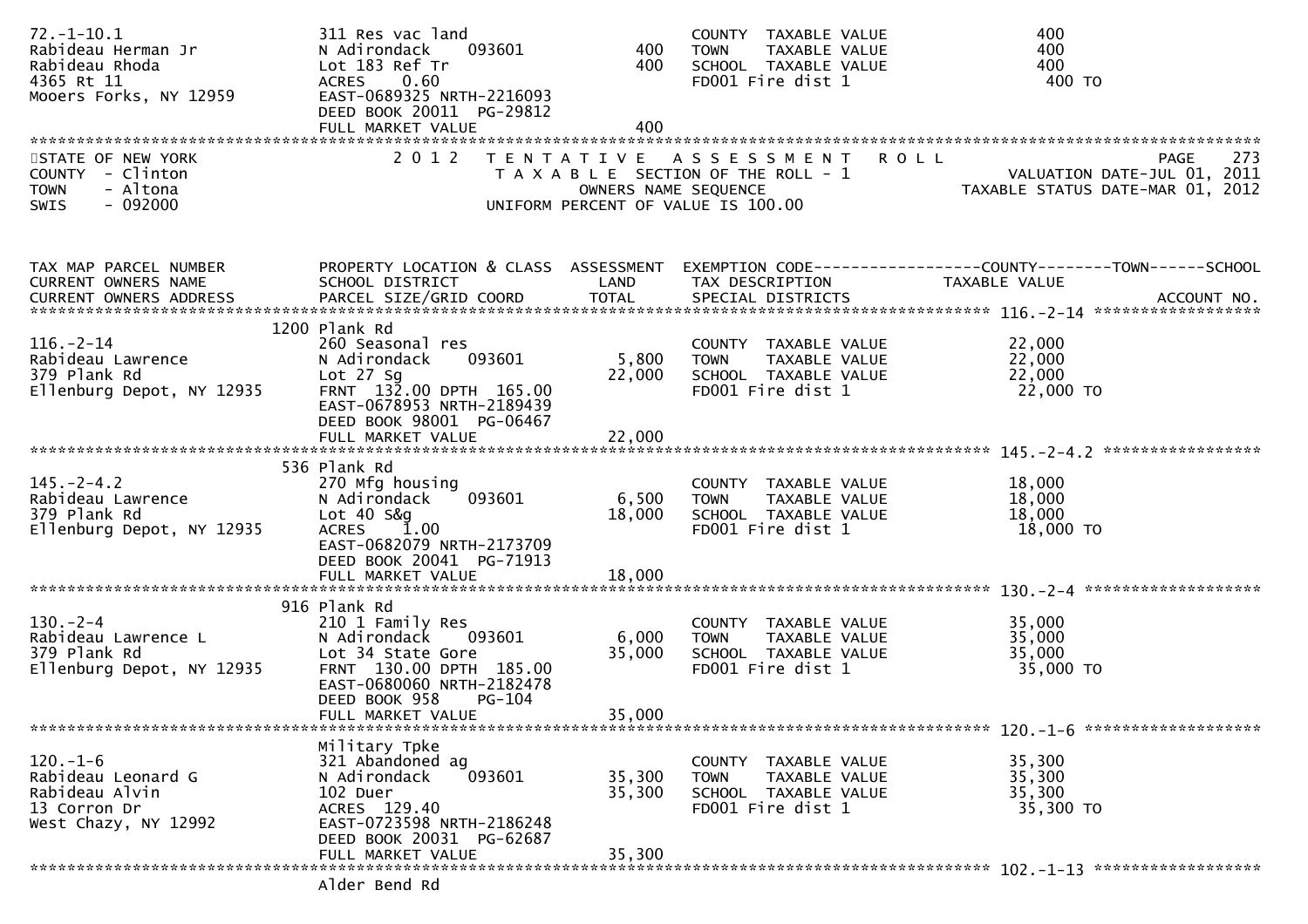| | | | | |
|---|---|---|---|---|
| 72.-1-10.1 | 311 Res vac land | | COUNTY TAXABLE VALUE | 400 |
| Rabideau Herman Jr | N Adirondack 093601 | 400 | TOWN TAXABLE VALUE | 400 |
| Rabideau Rhoda | Lot 183 Ref Tr | 400 | SCHOOL TAXABLE VALUE | 400 |
| 4365 Rt 11 | ACRES 0.60 | | FD001 Fire dist 1 | 400 TO |
| Mooers Forks, NY 12959 | EAST-0689325 NRTH-2216093 | | | |
| | DEED BOOK 20011 PG-29812 | | | |
| | FULL MARKET VALUE | 400 | | |

STATE OF NEW YORK
COUNTY - Clinton
TOWN - Altona
SWIS - 092000

2012 TENTATIVE ASSESSMENT ROLL
TAXABLE SECTION OF THE ROLL - 1
OWNERS NAME SEQUENCE
UNIFORM PERCENT OF VALUE IS 100.00

PAGE 273
VALUATION DATE-JUL 01, 2011
TAXABLE STATUS DATE-MAR 01, 2012

| TAX MAP PARCEL NUMBER / CURRENT OWNERS NAME / CURRENT OWNERS ADDRESS | PROPERTY LOCATION & CLASS / SCHOOL DISTRICT / PARCEL SIZE/GRID COORD | ASSESSMENT LAND / TOTAL | EXEMPTION CODE / TAX DESCRIPTION / SPECIAL DISTRICTS | COUNTY--------TOWN------SCHOOL TAXABLE VALUE / ACCOUNT NO. |
|---|---|---|---|---|
| **116.-2-14** | 1200 Plank Rd | | | |
| 116.-2-14 | 260 Seasonal res | | COUNTY TAXABLE VALUE | 22,000 |
| Rabideau Lawrence | N Adirondack 093601 | 5,800 | TOWN TAXABLE VALUE | 22,000 |
| 379 Plank Rd | Lot 27 Sg | 22,000 | SCHOOL TAXABLE VALUE | 22,000 |
| Ellenburg Depot, NY 12935 | FRNT 132.00 DPTH 165.00 | | FD001 Fire dist 1 | 22,000 TO |
| | EAST-0678953 NRTH-2189439 | | | |
| | DEED BOOK 98001 PG-06467 | | | |
| | FULL MARKET VALUE | 22,000 | | |
| **145.-2-4.2** | 536 Plank Rd | | | |
| 145.-2-4.2 | 270 Mfg housing | | COUNTY TAXABLE VALUE | 18,000 |
| Rabideau Lawrence | N Adirondack 093601 | 6,500 | TOWN TAXABLE VALUE | 18,000 |
| 379 Plank Rd | Lot 40 S&g | 18,000 | SCHOOL TAXABLE VALUE | 18,000 |
| Ellenburg Depot, NY 12935 | ACRES 1.00 | | FD001 Fire dist 1 | 18,000 TO |
| | EAST-0682079 NRTH-2173709 | | | |
| | DEED BOOK 20041 PG-71913 | | | |
| | FULL MARKET VALUE | 18,000 | | |
| **130.-2-4** | 916 Plank Rd | | | |
| 130.-2-4 | 210 1 Family Res | | COUNTY TAXABLE VALUE | 35,000 |
| Rabideau Lawrence L | N Adirondack 093601 | 6,000 | TOWN TAXABLE VALUE | 35,000 |
| 379 Plank Rd | Lot 34 State Gore | 35,000 | SCHOOL TAXABLE VALUE | 35,000 |
| Ellenburg Depot, NY 12935 | FRNT 130.00 DPTH 185.00 | | FD001 Fire dist 1 | 35,000 TO |
| | EAST-0680060 NRTH-2182478 | | | |
| | DEED BOOK 958 PG-104 | | | |
| | FULL MARKET VALUE | 35,000 | | |
| **120.-1-6** | Military Tpke | | | |
| 120.-1-6 | 321 Abandoned ag | | COUNTY TAXABLE VALUE | 35,300 |
| Rabideau Leonard G | N Adirondack 093601 | 35,300 | TOWN TAXABLE VALUE | 35,300 |
| Rabideau Alvin | 102 Duer | 35,300 | SCHOOL TAXABLE VALUE | 35,300 |
| 13 Corron Dr | ACRES 129.40 | | FD001 Fire dist 1 | 35,300 TO |
| West Chazy, NY 12992 | EAST-0723598 NRTH-2186248 | | | |
| | DEED BOOK 20031 PG-62687 | | | |
| | FULL MARKET VALUE | 35,300 | | |
| **102.-1-13** | Alder Bend Rd | | | |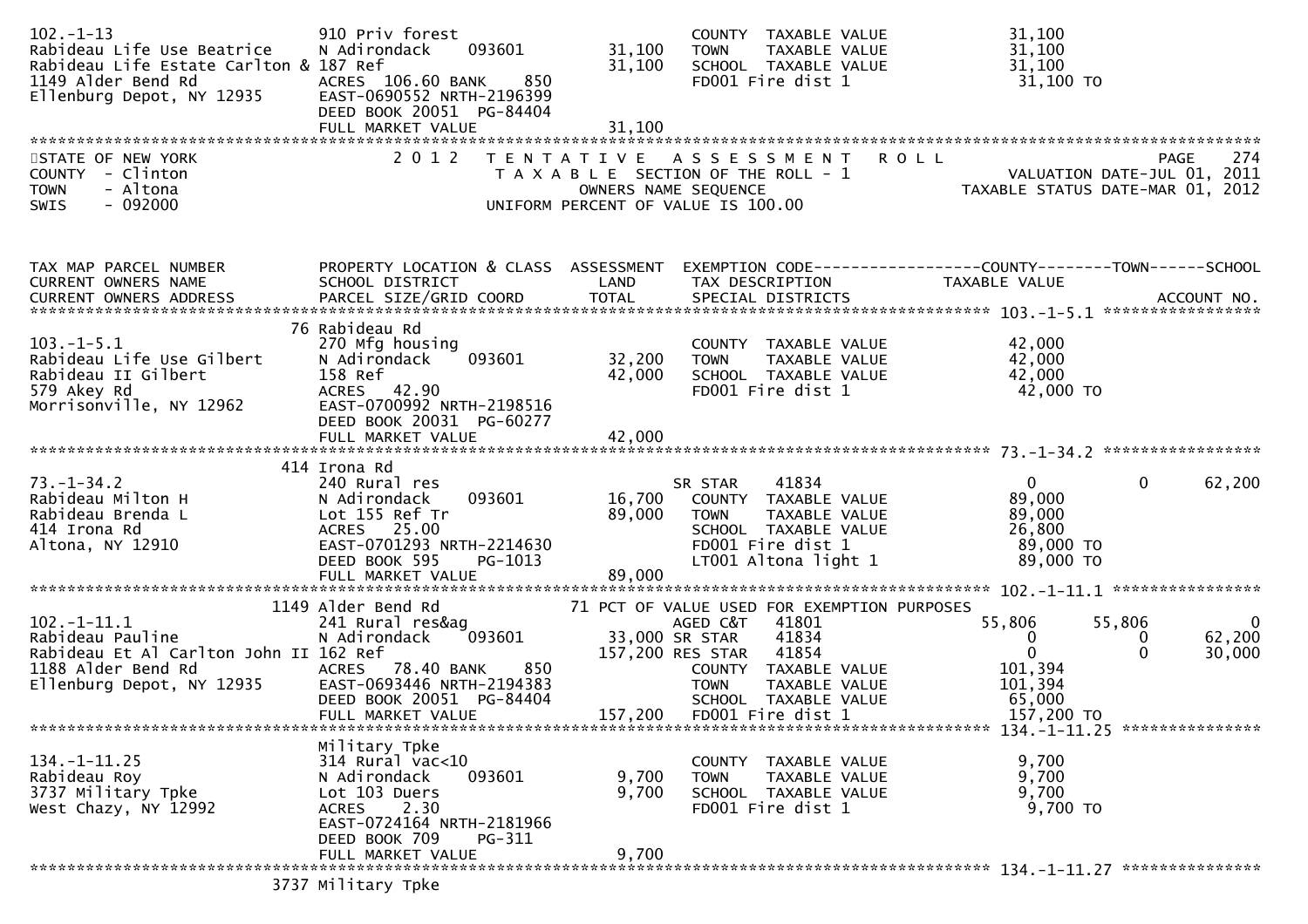```
102.-1-13                     910 Priv forest                        COUNTY  TAXABLE VALUE            31,100
Rabideau Life Use Beatrice    N Adirondack     093601     31,100     TOWN    TAXABLE VALUE            31,100
Rabideau Life Estate Carlton & 187 Ref                    31,100     SCHOOL  TAXABLE VALUE            31,100
1149 Alder Bend Rd            ACRES  106.60 BANK     850             FD001 Fire dist 1                 31,100 TO
Ellenburg Depot, NY 12935     EAST-0690552 NRTH-2196399
                              DEED BOOK 20051  PG-84404
                              FULL MARKET VALUE          31,100
******************************************************************************************************************************
STATE OF NEW YORK                 2 0 1 2   T E N T A T I V E   A S S E S S M E N T   R O L L                     PAGE    274
COUNTY  - Clinton                          T A X A B L E  SECTION OF THE ROLL - 1              VALUATION DATE-JUL 01, 2011
TOWN    - Altona                                 OWNERS NAME SEQUENCE                     TAXABLE STATUS DATE-MAR 01, 2012
SWIS    - 092000                          UNIFORM PERCENT OF VALUE IS 100.00


TAX MAP PARCEL NUMBER         PROPERTY LOCATION & CLASS  ASSESSMENT  EXEMPTION CODE------------------COUNTY--------TOWN------SCHOOL
CURRENT OWNERS NAME           SCHOOL DISTRICT               LAND      TAX DESCRIPTION            TAXABLE VALUE
CURRENT OWNERS ADDRESS        PARCEL SIZE/GRID COORD       TOTAL      SPECIAL DISTRICTS                                ACCOUNT NO.
******************************************************************************************** 103.-1-5.1 *****************
                              76 Rabideau Rd
103.-1-5.1                    270 Mfg housing                        COUNTY  TAXABLE VALUE            42,000
Rabideau Life Use Gilbert     N Adirondack     093601     32,200     TOWN    TAXABLE VALUE            42,000
Rabideau II Gilbert           158 Ref                     42,000     SCHOOL  TAXABLE VALUE            42,000
579 Akey Rd                   ACRES   42.90                          FD001 Fire dist 1                 42,000 TO
Morrisonville, NY 12962       EAST-0700992 NRTH-2198516
                              DEED BOOK 20031  PG-60277
                              FULL MARKET VALUE          42,000
******************************************************************************************** 73.-1-34.2 *****************
                              414 Irona Rd
73.-1-34.2                    240 Rural res                       SR STAR      41834                 0             0       62,200
Rabideau Milton H             N Adirondack     093601     16,700     COUNTY  TAXABLE VALUE            89,000
Rabideau Brenda L             Lot 155 Ref Tr              89,000     TOWN    TAXABLE VALUE            89,000
414 Irona Rd                  ACRES   25.00                          SCHOOL  TAXABLE VALUE            26,800
Altona, NY 12910              EAST-0701293 NRTH-2214630              FD001 Fire dist 1                 89,000 TO
                              DEED BOOK 595    PG-1013               LT001 Altona light 1              89,000 TO
                              FULL MARKET VALUE          89,000
******************************************************************************************** 102.-1-11.1 ****************
                              1149 Alder Bend Rd             71 PCT OF VALUE USED FOR EXEMPTION PURPOSES
102.-1-11.1                   241 Rural res&ag                    AGED C&T     41801            55,806        55,806            0
Rabideau Pauline              N Adirondack     093601     33,000 SR STAR      41834                 0             0       62,200
Rabideau Et Al Carlton John II 162 Ref                   157,200 RES STAR     41854                 0             0       30,000
1188 Alder Bend Rd            ACRES   78.40 BANK     850             COUNTY  TAXABLE VALUE           101,394
Ellenburg Depot, NY 12935     EAST-0693446 NRTH-2194383              TOWN    TAXABLE VALUE           101,394
                              DEED BOOK 20051  PG-84404              SCHOOL  TAXABLE VALUE            65,000
                              FULL MARKET VALUE         157,200      FD001 Fire dist 1                157,200 TO
******************************************************************************************** 134.-1-11.25 ***************
                              Military Tpke
134.-1-11.25                  314 Rural vac<10                       COUNTY  TAXABLE VALUE             9,700
Rabideau Roy                  N Adirondack     093601      9,700     TOWN    TAXABLE VALUE             9,700
3737 Military Tpke            Lot 103 Duers                9,700     SCHOOL  TAXABLE VALUE             9,700
West Chazy, NY 12992          ACRES    2.30                          FD001 Fire dist 1                  9,700 TO
                              EAST-0724164 NRTH-2181966
                              DEED BOOK 709    PG-311
                              FULL MARKET VALUE           9,700
******************************************************************************************** 134.-1-11.27 ***************
                              3737 Military Tpke
```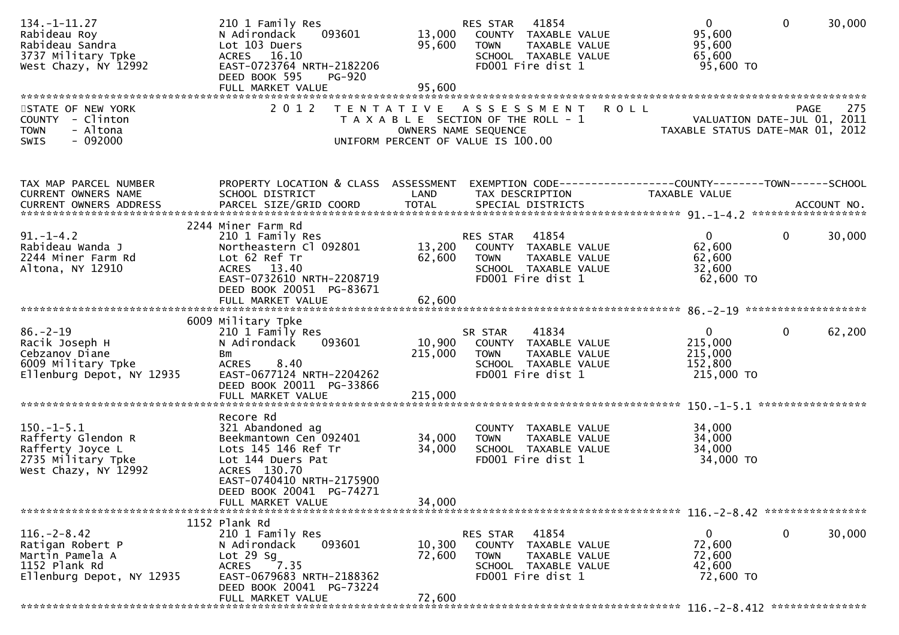| TAX MAP PARCEL NUMBER / CURRENT OWNERS NAME / CURRENT OWNERS ADDRESS | PROPERTY LOCATION & CLASS / SCHOOL DISTRICT / PARCEL SIZE/GRID COORD | ASSESSMENT LAND / TOTAL | EXEMPTION CODE / TAX DESCRIPTION / SPECIAL DISTRICTS | COUNTY TAXABLE VALUE | TOWN | SCHOOL / ACCOUNT NO. |
|---|---|---|---|---|---|---|
| 134.-1-11.27 | 210 1 Family Res | | RES STAR 41854 | 0 | 0 | 30,000 |
| Rabideau Roy | N Adirondack 093601 | 13,000 | COUNTY TAXABLE VALUE | 95,600 | | |
| Rabideau Sandra | Lot 103 Duers | 95,600 | TOWN TAXABLE VALUE | 95,600 | | |
| 3737 Military Tpke | ACRES 16.10 | | SCHOOL TAXABLE VALUE | 65,600 | | |
| West Chazy, NY 12992 | EAST-0723764 NRTH-2182206 | | FD001 Fire dist 1 | 95,600 TO | | |
| | DEED BOOK 595 PG-920 | | | | | |
| | FULL MARKET VALUE | 95,600 | | | | |

STATE OF NEW YORK — 2012 TENTATIVE ASSESSMENT ROLL — PAGE 275
COUNTY - Clinton — TAXABLE SECTION OF THE ROLL - 1 — VALUATION DATE-JUL 01, 2011
TOWN - Altona — OWNERS NAME SEQUENCE — TAXABLE STATUS DATE-MAR 01, 2012
SWIS - 092000 — UNIFORM PERCENT OF VALUE IS 100.00

| TAX MAP PARCEL NUMBER / CURRENT OWNERS NAME / CURRENT OWNERS ADDRESS | PROPERTY LOCATION & CLASS / SCHOOL DISTRICT / PARCEL SIZE/GRID COORD | ASSESSMENT LAND / TOTAL | EXEMPTION CODE / TAX DESCRIPTION / SPECIAL DISTRICTS | COUNTY TAXABLE VALUE | TOWN | SCHOOL / ACCOUNT NO. |
|---|---|---|---|---|---|---|
| | 2244 Miner Farm Rd | | | | | |
| 91.-1-4.2 | 210 1 Family Res | | RES STAR 41854 | 0 | 0 | 30,000 |
| Rabideau Wanda J | Northeastern Cl 092801 | 13,200 | COUNTY TAXABLE VALUE | 62,600 | | |
| 2244 Miner Farm Rd | Lot 62 Ref Tr | 62,600 | TOWN TAXABLE VALUE | 62,600 | | |
| Altona, NY 12910 | ACRES 13.40 | | SCHOOL TAXABLE VALUE | 32,600 | | |
| | EAST-0732610 NRTH-2208719 | | FD001 Fire dist 1 | 62,600 TO | | |
| | DEED BOOK 20051 PG-83671 | | | | | |
| | FULL MARKET VALUE | 62,600 | | | | |
| | 6009 Military Tpke | | | | | |
| 86.-2-19 | 210 1 Family Res | | SR STAR 41834 | 0 | 0 | 62,200 |
| Racik Joseph H | N Adirondack 093601 | 10,900 | COUNTY TAXABLE VALUE | 215,000 | | |
| Cebzanov Diane | Bm | 215,000 | TOWN TAXABLE VALUE | 215,000 | | |
| 6009 Military Tpke | ACRES 8.40 | | SCHOOL TAXABLE VALUE | 152,800 | | |
| Ellenburg Depot, NY 12935 | EAST-0677124 NRTH-2204262 | | FD001 Fire dist 1 | 215,000 TO | | |
| | DEED BOOK 20011 PG-33866 | | | | | |
| | FULL MARKET VALUE | 215,000 | | | | |
| | Recore Rd | | | | | |
| 150.-1-5.1 | 321 Abandoned ag | | COUNTY TAXABLE VALUE | 34,000 | | |
| Rafferty Glendon R | Beekmantown Cen 092401 | 34,000 | TOWN TAXABLE VALUE | 34,000 | | |
| Rafferty Joyce L | Lots 145 146 Ref Tr | 34,000 | SCHOOL TAXABLE VALUE | 34,000 | | |
| 2735 Military Tpke | Lot 144 Duers Pat | | FD001 Fire dist 1 | 34,000 TO | | |
| West Chazy, NY 12992 | ACRES 130.70 | | | | | |
| | EAST-0740410 NRTH-2175900 | | | | | |
| | DEED BOOK 20041 PG-74271 | | | | | |
| | FULL MARKET VALUE | 34,000 | | | | |
| | 1152 Plank Rd | | | | | |
| 116.-2-8.42 | 210 1 Family Res | | RES STAR 41854 | 0 | 0 | 30,000 |
| Ratigan Robert P | N Adirondack 093601 | 10,300 | COUNTY TAXABLE VALUE | 72,600 | | |
| Martin Pamela A | Lot 29 Sg | 72,600 | TOWN TAXABLE VALUE | 72,600 | | |
| 1152 Plank Rd | ACRES 7.35 | | SCHOOL TAXABLE VALUE | 42,600 | | |
| Ellenburg Depot, NY 12935 | EAST-0679683 NRTH-2188362 | | FD001 Fire dist 1 | 72,600 TO | | |
| | DEED BOOK 20041 PG-73224 | | | | | |
| | FULL MARKET VALUE | 72,600 | | | | |

116.-2-8.412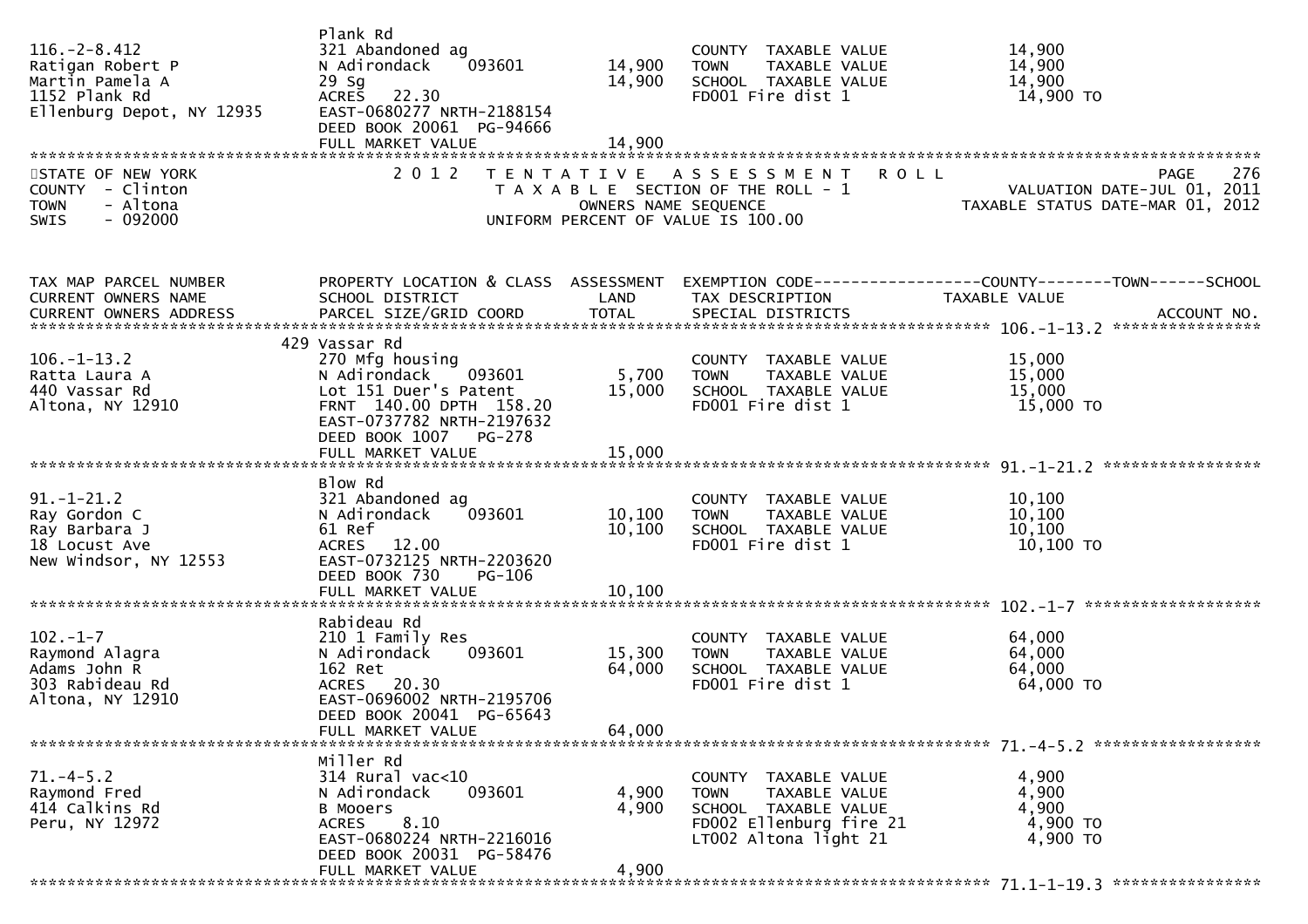| | | | | |
|---|---|---|---|---|
| 116.-2-8.412 | Plank Rd | | | |
| Ratigan Robert P | 321 Abandoned ag | | COUNTY TAXABLE VALUE | 14,900 |
| Martin Pamela A | N Adirondack 093601 | 14,900 | TOWN TAXABLE VALUE | 14,900 |
| 1152 Plank Rd | 29 Sg | 14,900 | SCHOOL TAXABLE VALUE | 14,900 |
| Ellenburg Depot, NY 12935 | ACRES 22.30 | | FD001 Fire dist 1 | 14,900 TO |
| | EAST-0680277 NRTH-2188154 | | | |
| | DEED BOOK 20061 PG-94666 | | | |
| | FULL MARKET VALUE | 14,900 | | |

STATE OF NEW YORK
COUNTY - Clinton
TOWN - Altona
SWIS - 092000

2 0 1 2 TENTATIVE ASSESSMENT ROLL
TAXABLE SECTION OF THE ROLL - 1
OWNERS NAME SEQUENCE
UNIFORM PERCENT OF VALUE IS 100.00

PAGE 276
VALUATION DATE-JUL 01, 2011
TAXABLE STATUS DATE-MAR 01, 2012

| TAX MAP PARCEL NUMBER / CURRENT OWNERS NAME / CURRENT OWNERS ADDRESS | PROPERTY LOCATION & CLASS / SCHOOL DISTRICT / PARCEL SIZE/GRID COORD | ASSESSMENT LAND / TOTAL | EXEMPTION CODE / TAX DESCRIPTION / SPECIAL DISTRICTS | COUNTY--------TOWN------SCHOOL TAXABLE VALUE / ACCOUNT NO. |
|---|---|---|---|---|
| **106.-1-13.2** | 429 Vassar Rd | | | |
| 106.-1-13.2 | 270 Mfg housing | | COUNTY TAXABLE VALUE | 15,000 |
| Ratta Laura A | N Adirondack 093601 | 5,700 | TOWN TAXABLE VALUE | 15,000 |
| 440 Vassar Rd | Lot 151 Duer's Patent | 15,000 | SCHOOL TAXABLE VALUE | 15,000 |
| Altona, NY 12910 | FRNT 140.00 DPTH 158.20 | | FD001 Fire dist 1 | 15,000 TO |
| | EAST-0737782 NRTH-2197632 | | | |
| | DEED BOOK 1007 PG-278 | | | |
| | FULL MARKET VALUE | 15,000 | | |
| **91.-1-21.2** | Blow Rd | | | |
| 91.-1-21.2 | 321 Abandoned ag | | COUNTY TAXABLE VALUE | 10,100 |
| Ray Gordon C | N Adirondack 093601 | 10,100 | TOWN TAXABLE VALUE | 10,100 |
| Ray Barbara J | 61 Ref | 10,100 | SCHOOL TAXABLE VALUE | 10,100 |
| 18 Locust Ave | ACRES 12.00 | | FD001 Fire dist 1 | 10,100 TO |
| New Windsor, NY 12553 | EAST-0732125 NRTH-2203620 | | | |
| | DEED BOOK 730 PG-106 | | | |
| | FULL MARKET VALUE | 10,100 | | |
| **102.-1-7** | Rabideau Rd | | | |
| 102.-1-7 | 210 1 Family Res | | COUNTY TAXABLE VALUE | 64,000 |
| Raymond Alagra | N Adirondack 093601 | 15,300 | TOWN TAXABLE VALUE | 64,000 |
| Adams John R | 162 Ret | 64,000 | SCHOOL TAXABLE VALUE | 64,000 |
| 303 Rabideau Rd | ACRES 20.30 | | FD001 Fire dist 1 | 64,000 TO |
| Altona, NY 12910 | EAST-0696002 NRTH-2195706 | | | |
| | DEED BOOK 20041 PG-65643 | | | |
| | FULL MARKET VALUE | 64,000 | | |
| **71.-4-5.2** | Miller Rd | | | |
| 71.-4-5.2 | 314 Rural vac<10 | | COUNTY TAXABLE VALUE | 4,900 |
| Raymond Fred | N Adirondack 093601 | 4,900 | TOWN TAXABLE VALUE | 4,900 |
| 414 Calkins Rd | B Mooers | 4,900 | SCHOOL TAXABLE VALUE | 4,900 |
| Peru, NY 12972 | ACRES 8.10 | | FD002 Ellenburg fire 21 | 4,900 TO |
| | EAST-0680224 NRTH-2216016 | | LT002 Altona light 21 | 4,900 TO |
| | DEED BOOK 20031 PG-58476 | | | |
| | FULL MARKET VALUE | 4,900 | | |
| **71.1-1-19.3** | | | | |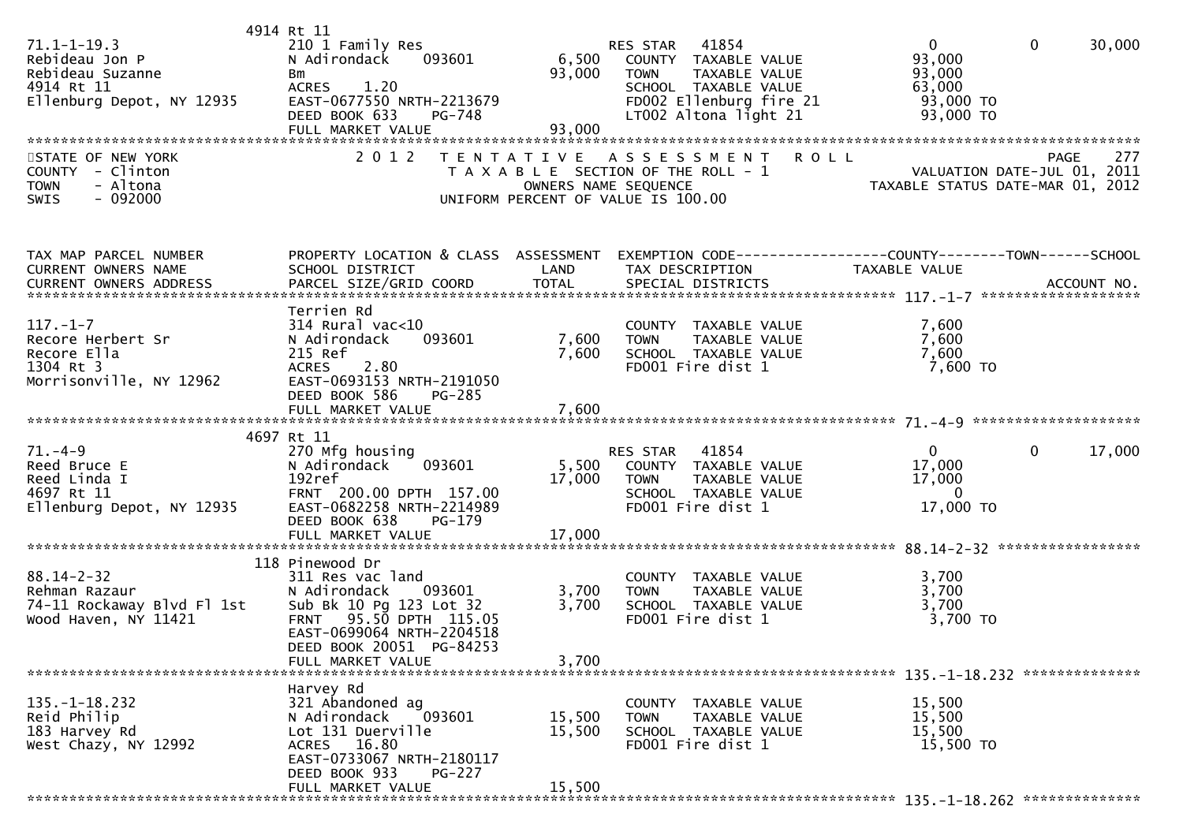```
                              4914 Rt 11
71.1-1-19.3                     210 1 Family Res                  RES STAR   41854                    0          0      30,000
Rebideau Jon P                  N Adirondack     093601      6,500   COUNTY  TAXABLE VALUE          93,000
Rebideau Suzanne                Bm                          93,000   TOWN    TAXABLE VALUE          93,000
4914 Rt 11                      ACRES    1.20                        SCHOOL  TAXABLE VALUE          63,000
Ellenburg Depot, NY 12935       EAST-0677550 NRTH-2213679            FD002 Ellenburg fire 21         93,000 TO
                                DEED BOOK 633    PG-748              LT002 Altona light 21           93,000 TO
                                FULL MARKET VALUE           93,000
******************************************************************************************************************************
STATE OF NEW YORK                 2 0 1 2   T E N T A T I V E   A S S E S S M E N T   R O L L                      PAGE    277
COUNTY  - Clinton                           T A X A B L E  SECTION OF THE ROLL - 1                 VALUATION DATE-JUL 01, 2011
TOWN    - Altona                                  OWNERS NAME SEQUENCE                       TAXABLE STATUS DATE-MAR 01, 2012
SWIS    - 092000                            UNIFORM PERCENT OF VALUE IS 100.00


TAX MAP PARCEL NUMBER           PROPERTY LOCATION & CLASS  ASSESSMENT  EXEMPTION CODE------------------COUNTY--------TOWN------SCHOOL
CURRENT OWNERS NAME             SCHOOL DISTRICT               LAND     TAX DESCRIPTION              TAXABLE VALUE
CURRENT OWNERS ADDRESS          PARCEL SIZE/GRID COORD        TOTAL    SPECIAL DISTRICTS                                 ACCOUNT NO.
*********************************************************************************************** 117.-1-7 *******************
                                Terrien Rd
117.-1-7                        314 Rural vac<10                     COUNTY  TAXABLE VALUE           7,600
Recore Herbert Sr               N Adirondack     093601      7,600   TOWN    TAXABLE VALUE           7,600
Recore Ella                     215 Ref                      7,600   SCHOOL  TAXABLE VALUE           7,600
1304 Rt 3                       ACRES    2.80                        FD001 Fire dist 1                7,600 TO
Morrisonville, NY 12962         EAST-0693153 NRTH-2191050
                                DEED BOOK 586    PG-285
                                FULL MARKET VALUE            7,600
*********************************************************************************************** 71.-4-9 ********************
                              4697 Rt 11
71.-4-9                         270 Mfg housing                   RES STAR   41854                    0          0      17,000
Reed Bruce E                    N Adirondack     093601      5,500   COUNTY  TAXABLE VALUE          17,000
Reed Linda I                    192ref                      17,000   TOWN    TAXABLE VALUE          17,000
4697 Rt 11                      FRNT 200.00 DPTH 157.00              SCHOOL  TAXABLE VALUE               0
Ellenburg Depot, NY 12935       EAST-0682258 NRTH-2214989            FD001 Fire dist 1               17,000 TO
                                DEED BOOK 638    PG-179
                                FULL MARKET VALUE           17,000
*********************************************************************************************** 88.14-2-32 *****************
                               118 Pinewood Dr
88.14-2-32                      311 Res vac land                     COUNTY  TAXABLE VALUE           3,700
Rehman Razaur                   N Adirondack     093601      3,700   TOWN    TAXABLE VALUE           3,700
74-11 Rockaway Blvd Fl 1st      Sub Bk 10 Pg 123 Lot 32      3,700   SCHOOL  TAXABLE VALUE           3,700
Wood Haven, NY 11421            FRNT  95.50 DPTH 115.05              FD001 Fire dist 1                3,700 TO
                                EAST-0699064 NRTH-2204518
                                DEED BOOK 20051  PG-84253
                                FULL MARKET VALUE            3,700
*********************************************************************************************** 135.-1-18.232 **************
                                Harvey Rd
135.-1-18.232                   321 Abandoned ag                     COUNTY  TAXABLE VALUE          15,500
Reid Philip                     N Adirondack     093601     15,500   TOWN    TAXABLE VALUE          15,500
183 Harvey Rd                   Lot 131 Duerville           15,500   SCHOOL  TAXABLE VALUE          15,500
West Chazy, NY 12992            ACRES   16.80                        FD001 Fire dist 1               15,500 TO
                                EAST-0733067 NRTH-2180117
                                DEED BOOK 933    PG-227
                                FULL MARKET VALUE           15,500
*********************************************************************************************** 135.-1-18.262 **************
```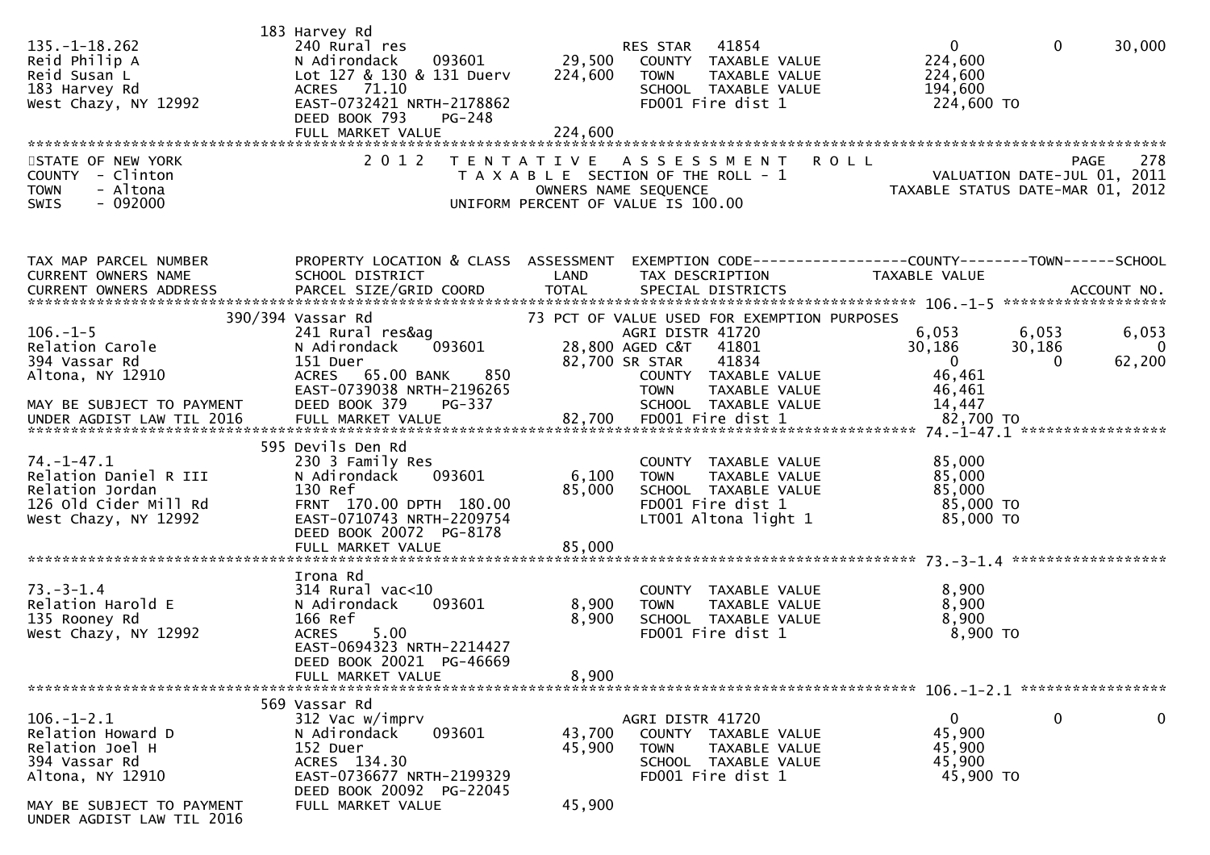| | 183 Harvey Rd | | | | | |
|---|---|---|---|---|---|---|
| 135.-1-18.262 | 240 Rural res | | RES STAR 41854 | 0 | 0 | 30,000 |
| Reid Philip A | N Adirondack 093601 | 29,500 | COUNTY TAXABLE VALUE | 224,600 | | |
| Reid Susan L | Lot 127 & 130 & 131 Duerv | 224,600 | TOWN TAXABLE VALUE | 224,600 | | |
| 183 Harvey Rd | ACRES 71.10 | | SCHOOL TAXABLE VALUE | 194,600 | | |
| West Chazy, NY 12992 | EAST-0732421 NRTH-2178862 | | FD001 Fire dist 1 | 224,600 TO | | |
| | DEED BOOK 793 PG-248 | | | | | |
| | FULL MARKET VALUE | 224,600 | | | | |

STATE OF NEW YORK — 2012 TENTATIVE ASSESSMENT ROLL — PAGE 278
COUNTY - Clinton — TAXABLE SECTION OF THE ROLL - 1 — VALUATION DATE-JUL 01, 2011
TOWN - Altona — OWNERS NAME SEQUENCE — TAXABLE STATUS DATE-MAR 01, 2012
SWIS - 092000 — UNIFORM PERCENT OF VALUE IS 100.00

| TAX MAP PARCEL NUMBER / CURRENT OWNERS NAME / CURRENT OWNERS ADDRESS | PROPERTY LOCATION & CLASS / SCHOOL DISTRICT / PARCEL SIZE/GRID COORD | ASSESSMENT LAND / TOTAL | EXEMPTION CODE / TAX DESCRIPTION / SPECIAL DISTRICTS | COUNTY TAXABLE VALUE | TOWN | SCHOOL ACCOUNT NO. |
|---|---|---|---|---|---|---|
| **106.-1-5** | 390/394 Vassar Rd | | 73 PCT OF VALUE USED FOR EXEMPTION PURPOSES | | | |
| 106.-1-5 | 241 Rural res&ag | | AGRI DISTR 41720 | 6,053 | 6,053 | 6,053 |
| Relation Carole | N Adirondack 093601 | 28,800 | AGED C&T 41801 | 30,186 | 30,186 | 0 |
| 394 Vassar Rd | 151 Duer | 82,700 | SR STAR 41834 | 0 | 0 | 62,200 |
| Altona, NY 12910 | ACRES 65.00 BANK 850 | | COUNTY TAXABLE VALUE | 46,461 | | |
| | EAST-0739038 NRTH-2196265 | | TOWN TAXABLE VALUE | 46,461 | | |
| MAY BE SUBJECT TO PAYMENT | DEED BOOK 379 PG-337 | | SCHOOL TAXABLE VALUE | 14,447 | | |
| UNDER AGDIST LAW TIL 2016 | FULL MARKET VALUE | 82,700 | FD001 Fire dist 1 | 82,700 TO | | |
| **74.-1-47.1** | 595 Devils Den Rd | | | | | |
| 74.-1-47.1 | 230 3 Family Res | | COUNTY TAXABLE VALUE | 85,000 | | |
| Relation Daniel R III | N Adirondack 093601 | 6,100 | TOWN TAXABLE VALUE | 85,000 | | |
| Relation Jordan | 130 Ref | 85,000 | SCHOOL TAXABLE VALUE | 85,000 | | |
| 126 Old Cider Mill Rd | FRNT 170.00 DPTH 180.00 | | FD001 Fire dist 1 | 85,000 TO | | |
| West Chazy, NY 12992 | EAST-0710743 NRTH-2209754 | | LT001 Altona light 1 | 85,000 TO | | |
| | DEED BOOK 20072 PG-8178 | | | | | |
| | FULL MARKET VALUE | 85,000 | | | | |
| **73.-3-1.4** | Irona Rd | | | | | |
| 73.-3-1.4 | 314 Rural vac<10 | | COUNTY TAXABLE VALUE | 8,900 | | |
| Relation Harold E | N Adirondack 093601 | 8,900 | TOWN TAXABLE VALUE | 8,900 | | |
| 135 Rooney Rd | 166 Ref | 8,900 | SCHOOL TAXABLE VALUE | 8,900 | | |
| West Chazy, NY 12992 | ACRES 5.00 | | FD001 Fire dist 1 | 8,900 TO | | |
| | EAST-0694323 NRTH-2214427 | | | | | |
| | DEED BOOK 20021 PG-46669 | | | | | |
| | FULL MARKET VALUE | 8,900 | | | | |
| **106.-1-2.1** | 569 Vassar Rd | | | | | |
| 106.-1-2.1 | 312 Vac w/imprv | | AGRI DISTR 41720 | 0 | 0 | 0 |
| Relation Howard D | N Adirondack 093601 | 43,700 | COUNTY TAXABLE VALUE | 45,900 | | |
| Relation Joel H | 152 Duer | 45,900 | TOWN TAXABLE VALUE | 45,900 | | |
| 394 Vassar Rd | ACRES 134.30 | | SCHOOL TAXABLE VALUE | 45,900 | | |
| Altona, NY 12910 | EAST-0736677 NRTH-2199329 | | FD001 Fire dist 1 | 45,900 TO | | |
| | DEED BOOK 20092 PG-22045 | | | | | |
| MAY BE SUBJECT TO PAYMENT | FULL MARKET VALUE | 45,900 | | | | |
| UNDER AGDIST LAW TIL 2016 | | | | | | |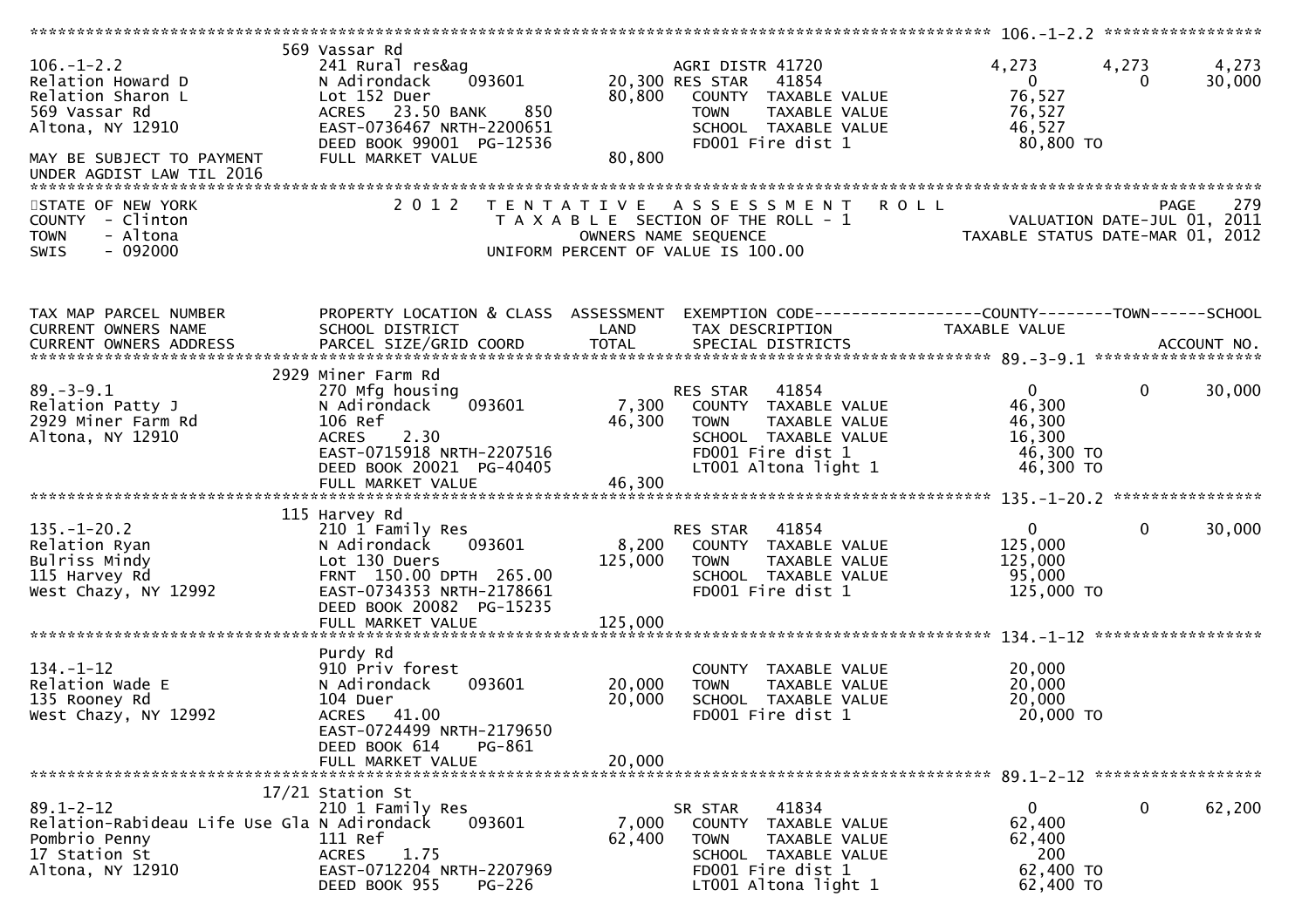```
******************************************************************************************************* 106.-1-2.2 *****************
                        569 Vassar Rd
106.-1-2.2               241 Rural res&ag                      AGRI DISTR 41720                4,273        4,273        4,273
Relation Howard D        N Adirondack     093601       20,300 RES STAR   41854                     0            0       30,000
Relation Sharon L        Lot 152 Duer                  80,800   COUNTY  TAXABLE VALUE         76,527
569 Vassar Rd            ACRES   23.50 BANK     850              TOWN    TAXABLE VALUE         76,527
Altona, NY 12910         EAST-0736467 NRTH-2200651               SCHOOL  TAXABLE VALUE         46,527
                         DEED BOOK 99001 PG-12536                FD001 Fire dist 1              80,800 TO
MAY BE SUBJECT TO PAYMENT FULL MARKET VALUE             80,800
UNDER AGDIST LAW TIL 2016
*************************************************************************************************************************************
```

STATE OF NEW YORK — COUNTY - Clinton — TOWN - Altona — SWIS - 092000

2012 TENTATIVE ASSESSMENT ROLL — TAXABLE SECTION OF THE ROLL - 1 — OWNERS NAME SEQUENCE — UNIFORM PERCENT OF VALUE IS 100.00

PAGE 279 — VALUATION DATE-JUL 01, 2011 — TAXABLE STATUS DATE-MAR 01, 2012

```
TAX MAP PARCEL NUMBER    PROPERTY LOCATION & CLASS  ASSESSMENT  EXEMPTION CODE------------------COUNTY--------TOWN------SCHOOL
CURRENT OWNERS NAME      SCHOOL DISTRICT               LAND      TAX DESCRIPTION              TAXABLE VALUE
CURRENT OWNERS ADDRESS   PARCEL SIZE/GRID COORD        TOTAL     SPECIAL DISTRICTS                                      ACCOUNT NO.
******************************************************************************************************* 89.-3-9.1 ******************
                        2929 Miner Farm Rd
89.-3-9.1                270 Mfg housing                        RES STAR   41854                     0            0       30,000
Relation Patty J         N Adirondack     093601        7,300   COUNTY  TAXABLE VALUE         46,300
2929 Miner Farm Rd       106 Ref                       46,300   TOWN    TAXABLE VALUE         46,300
Altona, NY 12910         ACRES    2.30                          SCHOOL  TAXABLE VALUE         16,300
                         EAST-0715918 NRTH-2207516              FD001 Fire dist 1              46,300 TO
                         DEED BOOK 20021 PG-40405               LT001 Altona light 1           46,300 TO
                         FULL MARKET VALUE             46,300
******************************************************************************************************* 135.-1-20.2 ****************
                        115 Harvey Rd
135.-1-20.2              210 1 Family Res                       RES STAR   41854                     0            0       30,000
Relation Ryan            N Adirondack     093601        8,200   COUNTY  TAXABLE VALUE        125,000
Bulriss Mindy            Lot 130 Duers                125,000   TOWN    TAXABLE VALUE        125,000
115 Harvey Rd            FRNT 150.00 DPTH 265.00                SCHOOL  TAXABLE VALUE         95,000
West Chazy, NY 12992     EAST-0734353 NRTH-2178661              FD001 Fire dist 1             125,000 TO
                         DEED BOOK 20082 PG-15235
                         FULL MARKET VALUE            125,000
******************************************************************************************************* 134.-1-12 ******************
                         Purdy Rd
134.-1-12                910 Priv forest                        COUNTY  TAXABLE VALUE         20,000
Relation Wade E          N Adirondack     093601       20,000   TOWN    TAXABLE VALUE         20,000
135 Rooney Rd            104 Duer                      20,000   SCHOOL  TAXABLE VALUE         20,000
West Chazy, NY 12992     ACRES   41.00                          FD001 Fire dist 1              20,000 TO
                         EAST-0724499 NRTH-2179650
                         DEED BOOK 614     PG-861
                         FULL MARKET VALUE             20,000
******************************************************************************************************* 89.1-2-12 ******************
                        17/21 Station St
89.1-2-12                210 1 Family Res                       SR STAR    41834                     0            0       62,200
Relation-Rabideau Life Use Gla N Adirondack 093601      7,000   COUNTY  TAXABLE VALUE         62,400
Pombrio Penny            111 Ref                       62,400   TOWN    TAXABLE VALUE         62,400
17 Station St            ACRES    1.75                          SCHOOL  TAXABLE VALUE            200
Altona, NY 12910         EAST-0712204 NRTH-2207969              FD001 Fire dist 1              62,400 TO
                         DEED BOOK 955     PG-226               LT001 Altona light 1           62,400 TO
```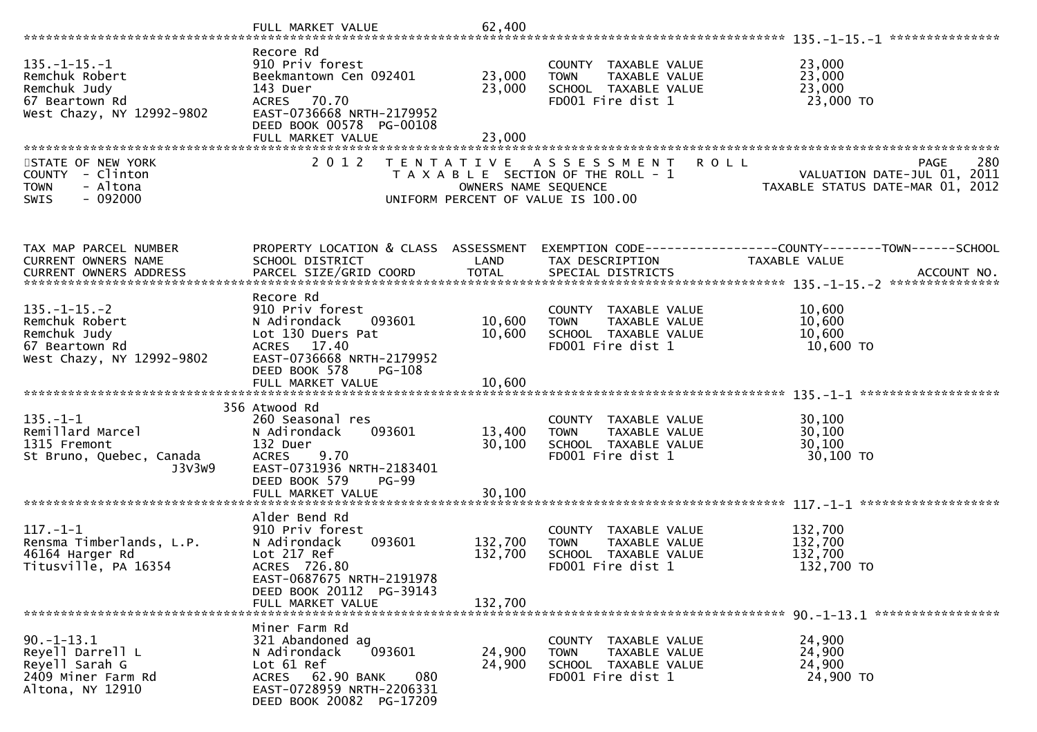| | | | | |
|---|---|---|---|---|
| | FULL MARKET VALUE | 62,400 | | |

**135.-1-15.-1**

| | | | | |
|---|---|---|---|---|
| 135.-1-15.-1 | Recore Rd | | | |
| Remchuk Robert | 910 Priv forest | | COUNTY TAXABLE VALUE | 23,000 |
| Remchuk Judy | Beekmantown Cen 092401 | 23,000 | TOWN TAXABLE VALUE | 23,000 |
| 67 Beartown Rd | 143 Duer | 23,000 | SCHOOL TAXABLE VALUE | 23,000 |
| West Chazy, NY 12992-9802 | ACRES 70.70 | | FD001 Fire dist 1 | 23,000 TO |
| | EAST-0736668 NRTH-2179952 | | | |
| | DEED BOOK 00578 PG-00108 | | | |
| | FULL MARKET VALUE | 23,000 | | |

STATE OF NEW YORK
COUNTY - Clinton
TOWN - Altona
SWIS - 092000

2012 TENTATIVE ASSESSMENT ROLL
TAXABLE SECTION OF THE ROLL - 1
OWNERS NAME SEQUENCE
UNIFORM PERCENT OF VALUE IS 100.00

PAGE 280
VALUATION DATE-JUL 01, 2011
TAXABLE STATUS DATE-MAR 01, 2012

| TAX MAP PARCEL NUMBER / CURRENT OWNERS NAME / CURRENT OWNERS ADDRESS | PROPERTY LOCATION & CLASS / SCHOOL DISTRICT / PARCEL SIZE/GRID COORD | ASSESSMENT LAND / TOTAL | EXEMPTION CODE / TAX DESCRIPTION / SPECIAL DISTRICTS | COUNTY--------TOWN------SCHOOL TAXABLE VALUE / ACCOUNT NO. |
|---|---|---|---|---|
| **135.-1-15.-2** | | | | |
| 135.-1-15.-2 | Recore Rd | | | |
| Remchuk Robert | 910 Priv forest | | COUNTY TAXABLE VALUE | 10,600 |
| Remchuk Judy | N Adirondack 093601 | 10,600 | TOWN TAXABLE VALUE | 10,600 |
| 67 Beartown Rd | Lot 130 Duers Pat | 10,600 | SCHOOL TAXABLE VALUE | 10,600 |
| West Chazy, NY 12992-9802 | ACRES 17.40 | | FD001 Fire dist 1 | 10,600 TO |
| | EAST-0736668 NRTH-2179952 | | | |
| | DEED BOOK 578 PG-108 | | | |
| | FULL MARKET VALUE | 10,600 | | |
| **135.-1-1** | | | | |
| 135.-1-1 | 356 Atwood Rd | | | |
| Remillard Marcel | 260 Seasonal res | | COUNTY TAXABLE VALUE | 30,100 |
| 1315 Fremont | N Adirondack 093601 | 13,400 | TOWN TAXABLE VALUE | 30,100 |
| St Bruno, Quebec, Canada | 132 Duer | 30,100 | SCHOOL TAXABLE VALUE | 30,100 |
| J3V3W9 | ACRES 9.70 | | FD001 Fire dist 1 | 30,100 TO |
| | EAST-0731936 NRTH-2183401 | | | |
| | DEED BOOK 579 PG-99 | | | |
| | FULL MARKET VALUE | 30,100 | | |
| **117.-1-1** | | | | |
| 117.-1-1 | Alder Bend Rd | | | |
| Rensma Timberlands, L.P. | 910 Priv forest | | COUNTY TAXABLE VALUE | 132,700 |
| 46164 Harger Rd | N Adirondack 093601 | 132,700 | TOWN TAXABLE VALUE | 132,700 |
| Titusville, PA 16354 | Lot 217 Ref | 132,700 | SCHOOL TAXABLE VALUE | 132,700 |
| | ACRES 726.80 | | FD001 Fire dist 1 | 132,700 TO |
| | EAST-0687675 NRTH-2191978 | | | |
| | DEED BOOK 20112 PG-39143 | | | |
| | FULL MARKET VALUE | 132,700 | | |
| **90.-1-13.1** | | | | |
| 90.-1-13.1 | Miner Farm Rd | | | |
| Reyell Darrell L | 321 Abandoned ag | | COUNTY TAXABLE VALUE | 24,900 |
| Reyell Sarah G | N Adirondack 093601 | 24,900 | TOWN TAXABLE VALUE | 24,900 |
| 2409 Miner Farm Rd | Lot 61 Ref | 24,900 | SCHOOL TAXABLE VALUE | 24,900 |
| Altona, NY 12910 | ACRES 62.90 BANK 080 | | FD001 Fire dist 1 | 24,900 TO |
| | EAST-0728959 NRTH-2206331 | | | |
| | DEED BOOK 20082 PG-17209 | | | |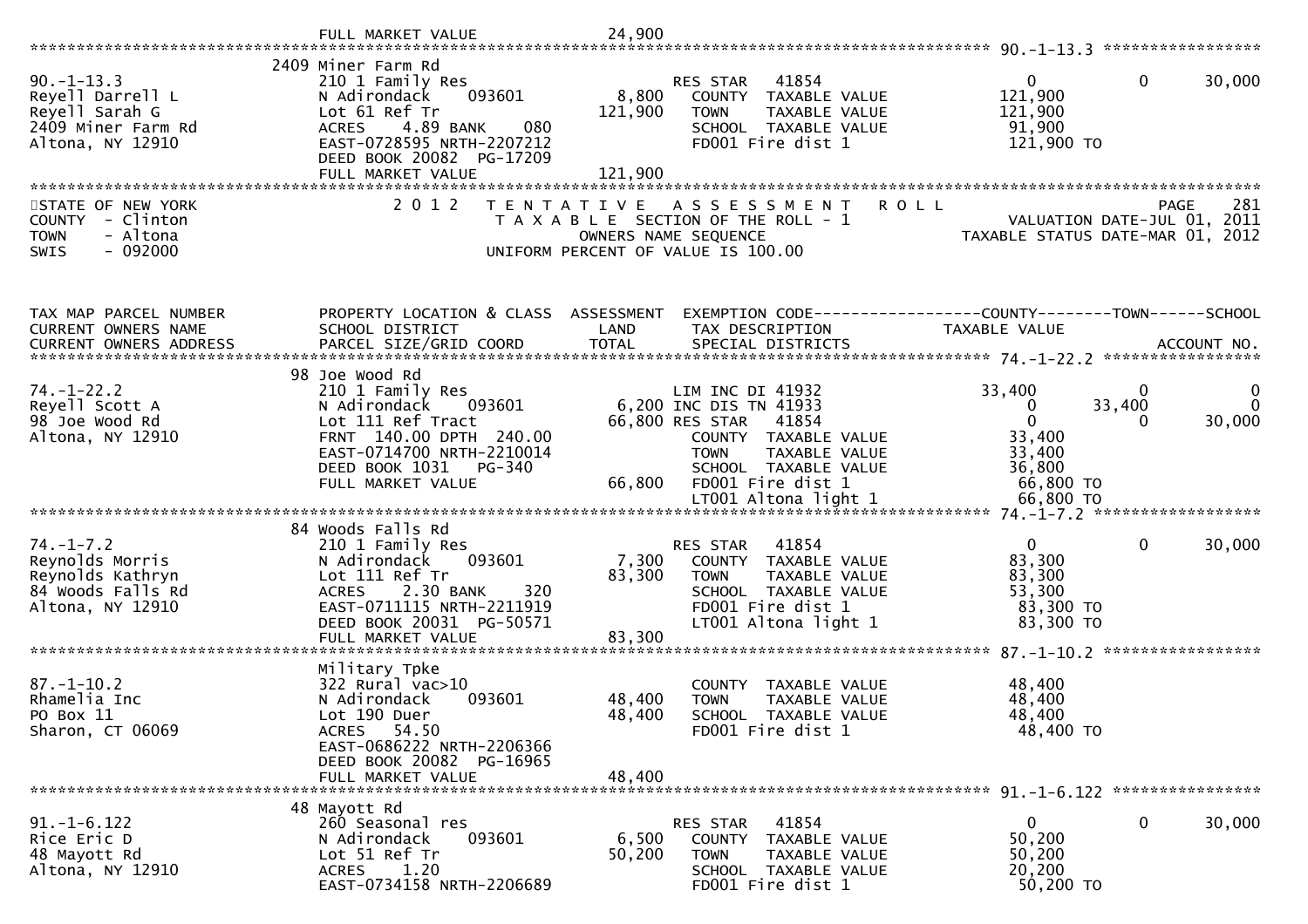```
                              FULL MARKET VALUE              24,900
******************************************************************************************************* 90.-1-13.3 *****************
                              2409 Miner Farm Rd
90.-1-13.3                    210 1 Family Res                       RES STAR   41854                      0            0       30,000
Reyell Darrell L              N Adirondack     093601        8,800     COUNTY  TAXABLE VALUE            121,900
Reyell Sarah G                Lot 61 Ref Tr                121,900     TOWN    TAXABLE VALUE            121,900
2409 Miner Farm Rd            ACRES    4.89 BANK     080               SCHOOL  TAXABLE VALUE             91,900
Altona, NY 12910              EAST-0728595 NRTH-2207212                FD001 Fire dist 1                121,900 TO
                              DEED BOOK 20082  PG-17209
                              FULL MARKET VALUE            121,900
************************************************************************************************************************************
STATE OF NEW YORK                   2 0 1 2   T E N T A T I V E   A S S E S S M E N T   R O L L                        PAGE    281
COUNTY  - Clinton                          T A X A B L E SECTION OF THE ROLL - 1                  VALUATION DATE-JUL 01, 2011
TOWN    - Altona                                 OWNERS NAME SEQUENCE                          TAXABLE STATUS DATE-MAR 01, 2012
SWIS    - 092000                         UNIFORM PERCENT OF VALUE IS 100.00


TAX MAP PARCEL NUMBER         PROPERTY LOCATION & CLASS  ASSESSMENT  EXEMPTION CODE------------------COUNTY--------TOWN------SCHOOL
CURRENT OWNERS NAME           SCHOOL DISTRICT               LAND      TAX DESCRIPTION            TAXABLE VALUE
CURRENT OWNERS ADDRESS        PARCEL SIZE/GRID COORD       TOTAL      SPECIAL DISTRICTS                                  ACCOUNT NO.
******************************************************************************************************* 74.-1-22.2 *****************
                              98 Joe Wood Rd
74.-1-22.2                    210 1 Family Res                       LIM INC DI 41932              33,400            0            0
Reyell Scott A                N Adirondack     093601        6,200 INC DIS TN 41933                   0         33,400            0
98 Joe Wood Rd                Lot 111 Ref Tract             66,800 RES STAR   41854                   0              0       30,000
Altona, NY 12910              FRNT  140.00 DPTH  240.00                COUNTY  TAXABLE VALUE             33,400
                              EAST-0714700 NRTH-2210014                TOWN    TAXABLE VALUE             33,400
                              DEED BOOK 1031    PG-340                 SCHOOL  TAXABLE VALUE             36,800
                              FULL MARKET VALUE             66,800     FD001 Fire dist 1                 66,800 TO
                                                                       LT001 Altona light 1              66,800 TO
******************************************************************************************************* 74.-1-7.2 ******************
                              84 Woods Falls Rd
74.-1-7.2                     210 1 Family Res                       RES STAR   41854                      0            0       30,000
Reynolds Morris               N Adirondack     093601        7,300     COUNTY  TAXABLE VALUE             83,300
Reynolds Kathryn              Lot 111 Ref Tr                83,300     TOWN    TAXABLE VALUE             83,300
84 Woods Falls Rd             ACRES    2.30 BANK     320               SCHOOL  TAXABLE VALUE             53,300
Altona, NY 12910              EAST-0711115 NRTH-2211919                FD001 Fire dist 1                 83,300 TO
                              DEED BOOK 20031  PG-50571                LT001 Altona light 1              83,300 TO
                              FULL MARKET VALUE             83,300
******************************************************************************************************* 87.-1-10.2 *****************
                              Military Tpke
87.-1-10.2                    322 Rural vac>10                         COUNTY  TAXABLE VALUE             48,400
Rhamelia Inc                  N Adirondack     093601       48,400     TOWN    TAXABLE VALUE             48,400
PO Box 11                     Lot 190 Duer                  48,400     SCHOOL  TAXABLE VALUE             48,400
Sharon, CT 06069              ACRES   54.50                            FD001 Fire dist 1                 48,400 TO
                              EAST-0686222 NRTH-2206366
                              DEED BOOK 20082  PG-16965
                              FULL MARKET VALUE             48,400
******************************************************************************************************* 91.-1-6.122 ****************
                              48 Mayott Rd
91.-1-6.122                   260 Seasonal res                       RES STAR   41854                      0            0       30,000
Rice Eric D                   N Adirondack     093601        6,500     COUNTY  TAXABLE VALUE             50,200
48 Mayott Rd                  Lot 51 Ref Tr                 50,200     TOWN    TAXABLE VALUE             50,200
Altona, NY 12910              ACRES    1.20                            SCHOOL  TAXABLE VALUE             20,200
                              EAST-0734158 NRTH-2206689                FD001 Fire dist 1                 50,200 TO
```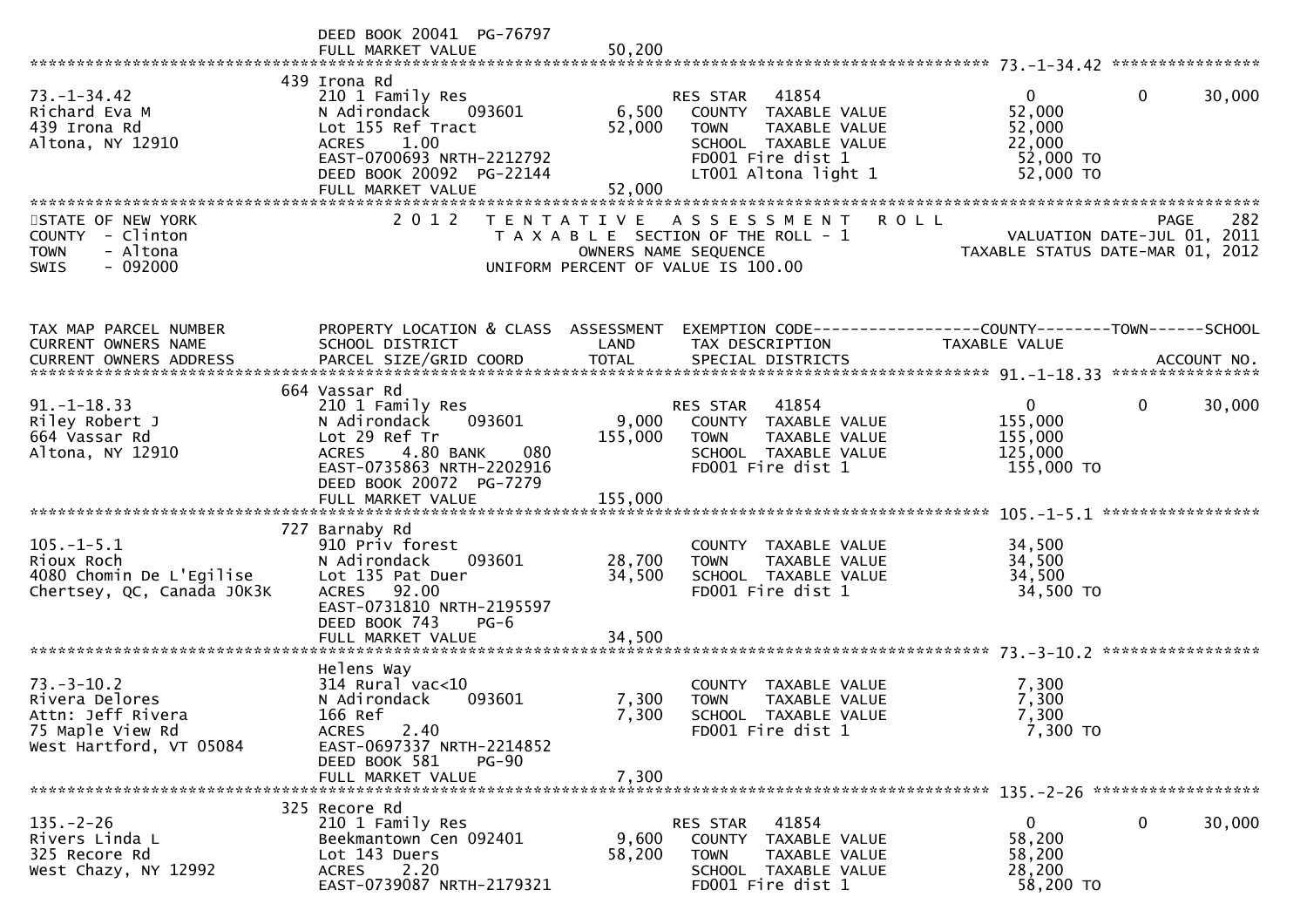DEED BOOK 20041 PG-76797
FULL MARKET VALUE 50,200

```
******************************************************************************************************* 73.-1-34.42 ****************
                              439 Irona Rd
73.-1-34.42                   210 1 Family Res                    RES STAR   41854                      0          0      30,000
Richard Eva M                 N Adirondack    093601      6,500   COUNTY  TAXABLE VALUE            52,000
439 Irona Rd                  Lot 155 Ref Tract          52,000   TOWN    TAXABLE VALUE            52,000
Altona, NY 12910              ACRES    1.00                       SCHOOL  TAXABLE VALUE            22,000
                              EAST-0700693 NRTH-2212792           FD001 Fire dist 1                 52,000 TO
                              DEED BOOK 20092  PG-22144           LT001 Altona light 1              52,000 TO
                              FULL MARKET VALUE          52,000
*******************************************************************************************************************************************
```

STATE OF NEW YORK — COUNTY - Clinton — TOWN - Altona — SWIS - 092000

2012 TENTATIVE ASSESSMENT ROLL — TAXABLE SECTION OF THE ROLL - 1 — OWNERS NAME SEQUENCE — UNIFORM PERCENT OF VALUE IS 100.00

PAGE 282 — VALUATION DATE-JUL 01, 2011 — TAXABLE STATUS DATE-MAR 01, 2012

```
TAX MAP PARCEL NUMBER         PROPERTY LOCATION & CLASS  ASSESSMENT  EXEMPTION CODE------------------COUNTY--------TOWN------SCHOOL
CURRENT OWNERS NAME           SCHOOL DISTRICT               LAND      TAX DESCRIPTION              TAXABLE VALUE
CURRENT OWNERS ADDRESS        PARCEL SIZE/GRID COORD        TOTAL     SPECIAL DISTRICTS                                  ACCOUNT NO.
******************************************************************************************************* 91.-1-18.33 ****************
                              664 Vassar Rd
91.-1-18.33                   210 1 Family Res                    RES STAR   41854                      0          0      30,000
Riley Robert J                N Adirondack    093601      9,000   COUNTY  TAXABLE VALUE           155,000
664 Vassar Rd                 Lot 29 Ref Tr             155,000   TOWN    TAXABLE VALUE           155,000
Altona, NY 12910              ACRES    4.80 BANK    080           SCHOOL  TAXABLE VALUE           125,000
                              EAST-0735863 NRTH-2202916           FD001 Fire dist 1                155,000 TO
                              DEED BOOK 20072  PG-7279
                              FULL MARKET VALUE         155,000
******************************************************************************************************* 105.-1-5.1 *****************
                              727 Barnaby Rd
105.-1-5.1                    910 Priv forest                     COUNTY  TAXABLE VALUE            34,500
Rioux Roch                    N Adirondack    093601     28,700   TOWN    TAXABLE VALUE            34,500
4080 Chomin De L'Egilise      Lot 135 Pat Duer           34,500   SCHOOL  TAXABLE VALUE            34,500
Chertsey, QC, Canada J0K3K    ACRES   92.00                       FD001 Fire dist 1                 34,500 TO
                              EAST-0731810 NRTH-2195597
                              DEED BOOK 743    PG-6
                              FULL MARKET VALUE          34,500
******************************************************************************************************* 73.-3-10.2 *****************
                              Helens Way
73.-3-10.2                    314 Rural vac<10                    COUNTY  TAXABLE VALUE             7,300
Rivera Delores                N Adirondack    093601      7,300   TOWN    TAXABLE VALUE             7,300
Attn: Jeff Rivera             166 Ref                     7,300   SCHOOL  TAXABLE VALUE             7,300
75 Maple View Rd              ACRES    2.40                       FD001 Fire dist 1                  7,300 TO
West Hartford, VT 05084       EAST-0697337 NRTH-2214852
                              DEED BOOK 581    PG-90
                              FULL MARKET VALUE           7,300
******************************************************************************************************* 135.-2-26 ******************
                              325 Recore Rd
135.-2-26                     210 1 Family Res                    RES STAR   41854                      0          0      30,000
Rivers Linda L                Beekmantown Cen 092401      9,600   COUNTY  TAXABLE VALUE            58,200
325 Recore Rd                 Lot 143 Duers              58,200   TOWN    TAXABLE VALUE            58,200
West Chazy, NY 12992          ACRES    2.20                       SCHOOL  TAXABLE VALUE            28,200
                              EAST-0739087 NRTH-2179321           FD001 Fire dist 1                 58,200 TO
```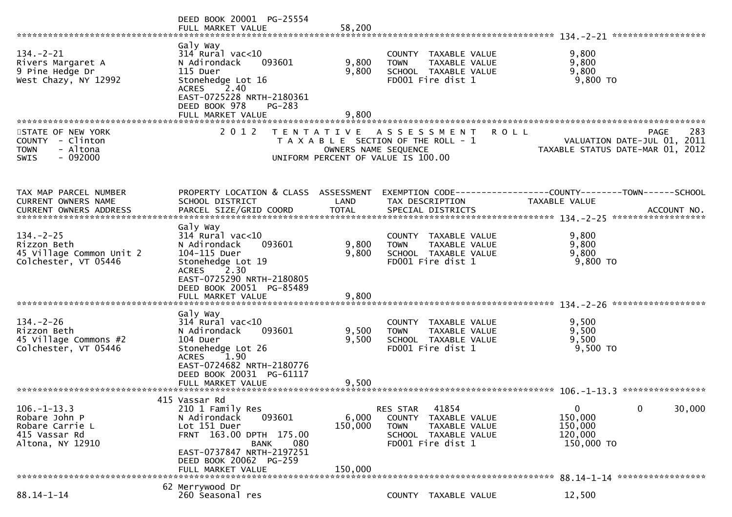DEED BOOK 20001 PG-25554
FULL MARKET VALUE 58,200

**134.-2-21**

| | | | | |
|---|---|---|---|---|
| 134.-2-21 | Galy Way | | | |
| Rivers Margaret A | 314 Rural vac<10 | | COUNTY TAXABLE VALUE | 9,800 |
| 9 Pine Hedge Dr | N Adirondack 093601 | 9,800 | TOWN TAXABLE VALUE | 9,800 |
| West Chazy, NY 12992 | 115 Duer | 9,800 | SCHOOL TAXABLE VALUE | 9,800 |
| | Stonehedge Lot 16 | | FD001 Fire dist 1 | 9,800 TO |
| | ACRES 2.40 | | | |
| | EAST-0725228 NRTH-2180361 | | | |
| | DEED BOOK 978 PG-283 | | | |
| | FULL MARKET VALUE | 9,800 | | |

STATE OF NEW YORK
COUNTY - Clinton
TOWN - Altona
SWIS - 092000

2012 TENTATIVE ASSESSMENT ROLL
TAXABLE SECTION OF THE ROLL - 1
OWNERS NAME SEQUENCE
UNIFORM PERCENT OF VALUE IS 100.00

PAGE 283
VALUATION DATE-JUL 01, 2011
TAXABLE STATUS DATE-MAR 01, 2012

| TAX MAP PARCEL NUMBER / CURRENT OWNERS NAME / CURRENT OWNERS ADDRESS | PROPERTY LOCATION & CLASS / SCHOOL DISTRICT / PARCEL SIZE/GRID COORD | ASSESSMENT LAND / TOTAL | EXEMPTION CODE / TAX DESCRIPTION / SPECIAL DISTRICTS | COUNTY / TAXABLE VALUE | TOWN | SCHOOL / ACCOUNT NO. |
|---|---|---|---|---|---|---|
| **134.-2-25** | Galy Way | | | | | |
| 134.-2-25 | 314 Rural vac<10 | | COUNTY TAXABLE VALUE | 9,800 | | |
| Rizzon Beth | N Adirondack 093601 | 9,800 | TOWN TAXABLE VALUE | 9,800 | | |
| 45 Village Common Unit 2 | 104-115 Duer | 9,800 | SCHOOL TAXABLE VALUE | 9,800 | | |
| Colchester, VT 05446 | Stonehedge Lot 19 | | FD001 Fire dist 1 | 9,800 TO | | |
| | ACRES 2.30 | | | | | |
| | EAST-0725290 NRTH-2180805 | | | | | |
| | DEED BOOK 20051 PG-85489 | | | | | |
| | FULL MARKET VALUE | 9,800 | | | | |
| **134.-2-26** | Galy Way | | | | | |
| 134.-2-26 | 314 Rural vac<10 | | COUNTY TAXABLE VALUE | 9,500 | | |
| Rizzon Beth | N Adirondack 093601 | 9,500 | TOWN TAXABLE VALUE | 9,500 | | |
| 45 Village Commons #2 | 104 Duer | 9,500 | SCHOOL TAXABLE VALUE | 9,500 | | |
| Colchester, VT 05446 | Stonehedge Lot 26 | | FD001 Fire dist 1 | 9,500 TO | | |
| | ACRES 1.90 | | | | | |
| | EAST-0724682 NRTH-2180776 | | | | | |
| | DEED BOOK 20031 PG-61117 | | | | | |
| | FULL MARKET VALUE | 9,500 | | | | |
| **106.-1-13.3** | 415 Vassar Rd | | | | | |
| 106.-1-13.3 | 210 1 Family Res | | RES STAR 41854 | 0 | 0 | 30,000 |
| Robare John P | N Adirondack 093601 | 6,000 | COUNTY TAXABLE VALUE | 150,000 | | |
| Robare Carrie L | Lot 151 Duer | 150,000 | TOWN TAXABLE VALUE | 150,000 | | |
| 415 Vassar Rd | FRNT 163.00 DPTH 175.00 | | SCHOOL TAXABLE VALUE | 120,000 | | |
| Altona, NY 12910 | BANK 080 | | FD001 Fire dist 1 | 150,000 TO | | |
| | EAST-0737847 NRTH-2197251 | | | | | |
| | DEED BOOK 20062 PG-259 | | | | | |
| | FULL MARKET VALUE | 150,000 | | | | |
| **88.14-1-14** | 62 Merrywood Dr | | | | | |
| 88.14-1-14 | 260 Seasonal res | | COUNTY TAXABLE VALUE | 12,500 | | |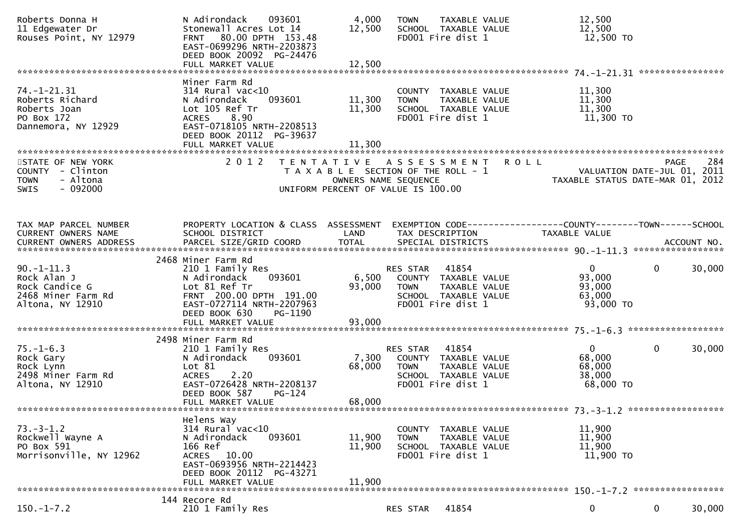```
Roberts Donna H               N Adirondack     093601        4,000   TOWN    TAXABLE VALUE              12,500
11 Edgewater Dr               Stonewall Acres Lot 14        12,500   SCHOOL  TAXABLE VALUE              12,500
Rouses Point, NY 12979        FRNT   80.00 DPTH 153.48               FD001 Fire dist 1                  12,500 TO
                              EAST-0699296 NRTH-2203873
                              DEED BOOK 20092  PG-24476
                              FULL MARKET VALUE             12,500
******************************************************************************************************* 74.-1-21.31 ****************
                              Miner Farm Rd
74.-1-21.31                   314 Rural vac<10                       COUNTY  TAXABLE VALUE              11,300
Roberts Richard               N Adirondack     093601       11,300   TOWN    TAXABLE VALUE              11,300
Roberts Joan                  Lot 105 Ref Tr                11,300   SCHOOL  TAXABLE VALUE              11,300
PO Box 172                    ACRES    8.90                          FD001 Fire dist 1                  11,300 TO
Dannemora, NY 12929           EAST-0718105 NRTH-2208513
                              DEED BOOK 20112  PG-39637
                              FULL MARKET VALUE             11,300
************************************************************************************************************************************
STATE OF NEW YORK                2 0 1 2   T E N T A T I V E   A S S E S S M E N T   R O L L                           PAGE    284
COUNTY  - Clinton                          T A X A B L E  SECTION OF THE ROLL - 1                      VALUATION DATE-JUL 01, 2011
TOWN    - Altona                                  OWNERS NAME SEQUENCE                          TAXABLE STATUS DATE-MAR 01, 2012
SWIS    - 092000                           UNIFORM PERCENT OF VALUE IS 100.00


TAX MAP PARCEL NUMBER         PROPERTY LOCATION & CLASS  ASSESSMENT  EXEMPTION CODE------------------COUNTY--------TOWN------SCHOOL
CURRENT OWNERS NAME           SCHOOL DISTRICT               LAND      TAX DESCRIPTION              TAXABLE VALUE
CURRENT OWNERS ADDRESS        PARCEL SIZE/GRID COORD        TOTAL     SPECIAL DISTRICTS                                  ACCOUNT NO.
******************************************************************************************************* 90.-1-11.3 *****************
                          2468 Miner Farm Rd
90.-1-11.3                    210 1 Family Res                       RES STAR   41854                     0             0     30,000
Rock Alan J                   N Adirondack     093601        6,500   COUNTY  TAXABLE VALUE              93,000
Rock Candice G                Lot 81 Ref Tr                 93,000   TOWN    TAXABLE VALUE              93,000
2468 Miner Farm Rd            FRNT  200.00 DPTH 191.00               SCHOOL  TAXABLE VALUE              63,000
Altona, NY 12910              EAST-0727114 NRTH-2207963              FD001 Fire dist 1                  93,000 TO
                              DEED BOOK 630    PG-1190
                              FULL MARKET VALUE             93,000
******************************************************************************************************* 75.-1-6.3 ******************
                          2498 Miner Farm Rd
75.-1-6.3                     210 1 Family Res                       RES STAR   41854                     0             0     30,000
Rock Gary                     N Adirondack     093601        7,300   COUNTY  TAXABLE VALUE              68,000
Rock Lynn                     Lot 81                        68,000   TOWN    TAXABLE VALUE              68,000
2498 Miner Farm Rd            ACRES    2.20                          SCHOOL  TAXABLE VALUE              38,000
Altona, NY 12910              EAST-0726428 NRTH-2208137              FD001 Fire dist 1                  68,000 TO
                              DEED BOOK 587    PG-124
                              FULL MARKET VALUE             68,000
******************************************************************************************************* 73.-3-1.2 ******************
                              Helens Way
73.-3-1.2                     314 Rural vac<10                       COUNTY  TAXABLE VALUE              11,900
Rockwell Wayne A              N Adirondack     093601       11,900   TOWN    TAXABLE VALUE              11,900
PO Box 591                    166 Ref                       11,900   SCHOOL  TAXABLE VALUE              11,900
Morrisonville, NY 12962       ACRES   10.00                          FD001 Fire dist 1                  11,900 TO
                              EAST-0693956 NRTH-2214423
                              DEED BOOK 20112  PG-43271
                              FULL MARKET VALUE             11,900
******************************************************************************************************* 150.-1-7.2 *****************
                           144 Recore Rd
150.-1-7.2                    210 1 Family Res                       RES STAR   41854                     0             0     30,000
```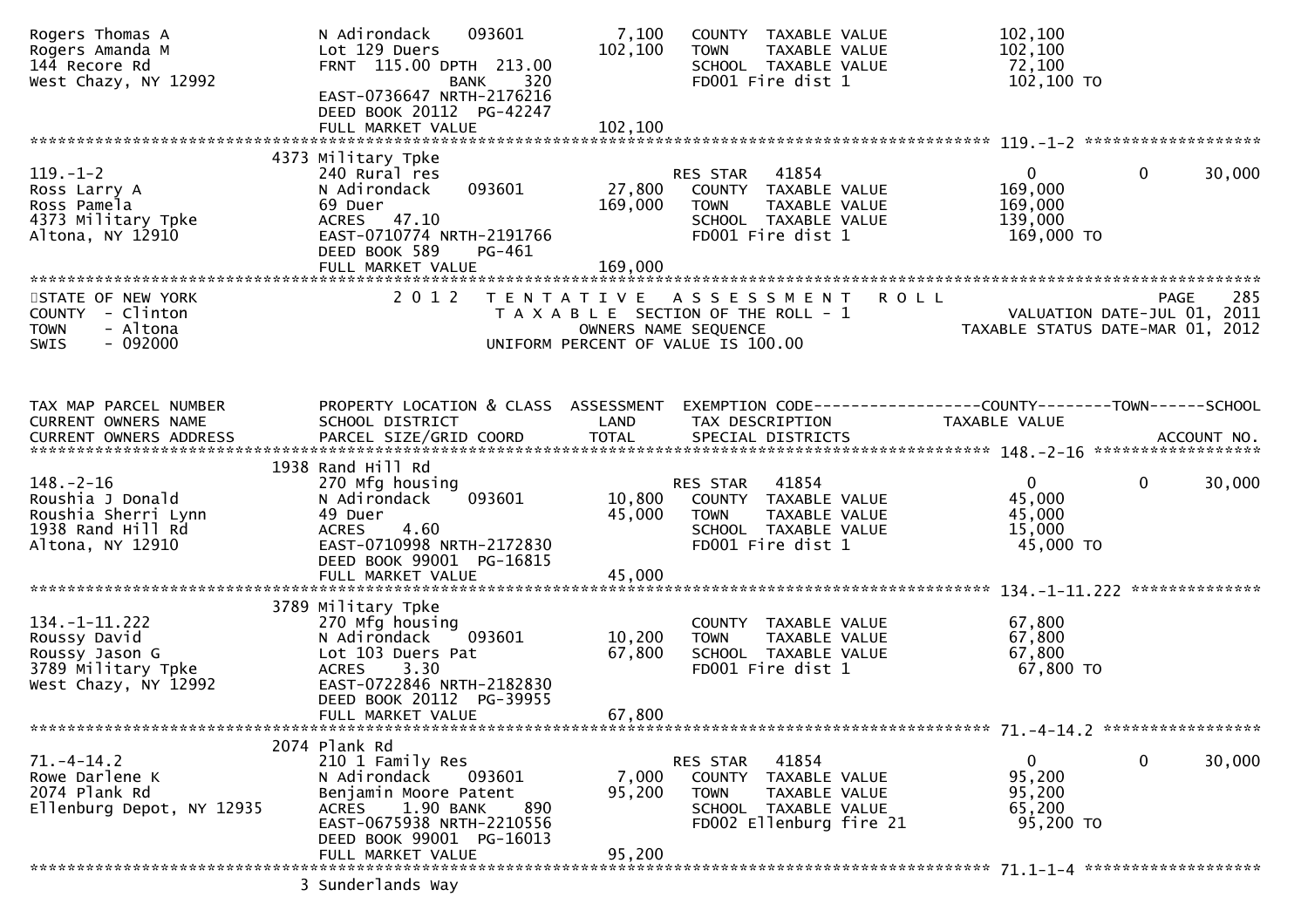```
Rogers Thomas A                N Adirondack    093601        7,100   COUNTY  TAXABLE VALUE            102,100
Rogers Amanda M                Lot 129 Duers               102,100   TOWN    TAXABLE VALUE            102,100
144 Recore Rd                  FRNT 115.00 DPTH 213.00               SCHOOL  TAXABLE VALUE             72,100
West Chazy, NY 12992                        BANK    320              FD001 Fire dist 1                102,100 TO
                               EAST-0736647 NRTH-2176216
                               DEED BOOK 20112  PG-42247
                               FULL MARKET VALUE           102,100
******************************************************************************************************* 119.-1-2 ******************
                               4373 Military Tpke
119.-1-2                       240 Rural res                         RES STAR   41854                   0            0       30,000
Ross Larry A                   N Adirondack    093601       27,800   COUNTY  TAXABLE VALUE            169,000
Ross Pamela                    69 Duer                     169,000   TOWN    TAXABLE VALUE            169,000
4373 Military Tpke             ACRES   47.10                         SCHOOL  TAXABLE VALUE            139,000
Altona, NY 12910               EAST-0710774 NRTH-2191766             FD001 Fire dist 1                169,000 TO
                               DEED BOOK 589     PG-461
                               FULL MARKET VALUE           169,000
************************************************************************************************************************************
STATE OF NEW YORK                  2 0 1 2   T E N T A T I V E   A S S E S S M E N T   R O L L                            PAGE    285
COUNTY  - Clinton                            T A X A B L E  SECTION OF THE ROLL - 1                   VALUATION DATE-JUL 01, 2011
TOWN    - Altona                                  OWNERS NAME SEQUENCE                         TAXABLE STATUS DATE-MAR 01, 2012
SWIS    - 092000                             UNIFORM PERCENT OF VALUE IS 100.00


TAX MAP PARCEL NUMBER          PROPERTY LOCATION & CLASS  ASSESSMENT  EXEMPTION CODE------------------COUNTY--------TOWN------SCHOOL
CURRENT OWNERS NAME            SCHOOL DISTRICT               LAND      TAX DESCRIPTION            TAXABLE VALUE
CURRENT OWNERS ADDRESS         PARCEL SIZE/GRID COORD       TOTAL      SPECIAL DISTRICTS                                  ACCOUNT NO.
******************************************************************************************************* 148.-2-16 ******************
                               1938 Rand Hill Rd
148.-2-16                      270 Mfg housing                       RES STAR   41854                   0            0       30,000
Roushia J Donald               N Adirondack    093601       10,800   COUNTY  TAXABLE VALUE             45,000
Roushia Sherri Lynn            49 Duer                      45,000   TOWN    TAXABLE VALUE             45,000
1938 Rand Hill Rd              ACRES    4.60                         SCHOOL  TAXABLE VALUE             15,000
Altona, NY 12910               EAST-0710998 NRTH-2172830             FD001 Fire dist 1                 45,000 TO
                               DEED BOOK 99001  PG-16815
                               FULL MARKET VALUE            45,000
******************************************************************************************************* 134.-1-11.222 **************
                               3789 Military Tpke
134.-1-11.222                  270 Mfg housing                       COUNTY  TAXABLE VALUE             67,800
Roussy David                   N Adirondack    093601       10,200   TOWN    TAXABLE VALUE             67,800
Roussy Jason G                 Lot 103 Duers Pat            67,800   SCHOOL  TAXABLE VALUE             67,800
3789 Military Tpke             ACRES    3.30                         FD001 Fire dist 1                 67,800 TO
West Chazy, NY 12992           EAST-0722846 NRTH-2182830
                               DEED BOOK 20112  PG-39955
                               FULL MARKET VALUE            67,800
******************************************************************************************************* 71.-4-14.2 *****************
                               2074 Plank Rd
71.-4-14.2                     210 1 Family Res                      RES STAR   41854                   0            0       30,000
Rowe Darlene K                 N Adirondack    093601        7,000   COUNTY  TAXABLE VALUE             95,200
2074 Plank Rd                  Benjamin Moore Patent        95,200   TOWN    TAXABLE VALUE             95,200
Ellenburg Depot, NY 12935      ACRES    1.90 BANK    890             SCHOOL  TAXABLE VALUE             65,200
                               EAST-0675938 NRTH-2210556             FD002 Ellenburg fire 21           95,200 TO
                               DEED BOOK 99001  PG-16013
                               FULL MARKET VALUE            95,200
******************************************************************************************************* 71.1-1-4 *******************
                               3 Sunderlands Way
```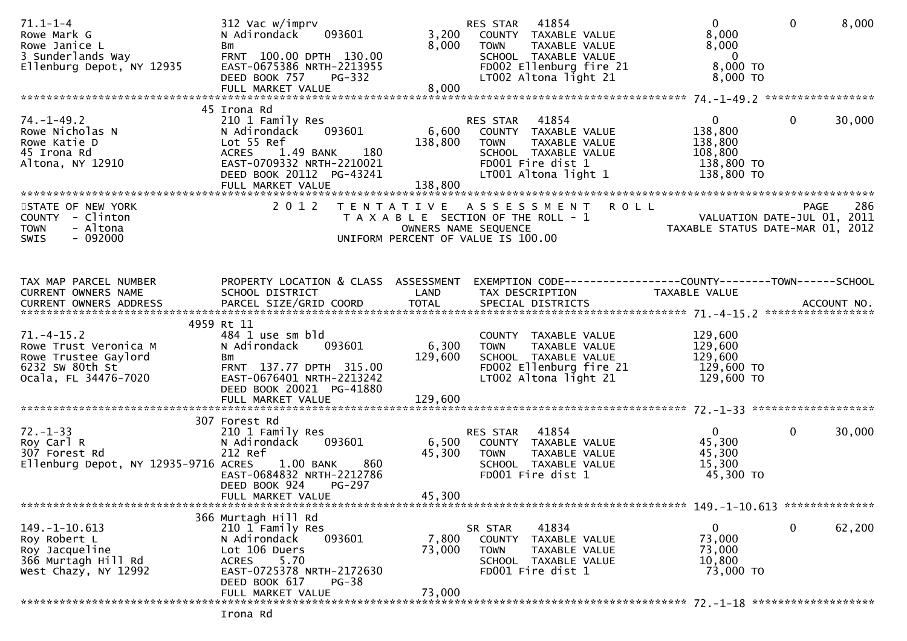```
71.1-1-4                         312 Vac w/imprv                        RES STAR   41854                    0          0          8,000
Rowe Mark G                      N Adirondack    093601        3,200    COUNTY  TAXABLE VALUE            8,000
Rowe Janice L                    Bm                            8,000    TOWN    TAXABLE VALUE            8,000
3 Sunderlands Way                FRNT 100.00 DPTH 130.00                SCHOOL  TAXABLE VALUE                0
Ellenburg Depot, NY 12935        EAST-0675386 NRTH-2213955              FD002 Ellenburg fire 21          8,000 TO
                                 DEED BOOK 757     PG-332               LT002 Altona light 21            8,000 TO
                                 FULL MARKET VALUE             8,000
******************************************************************************************************* 74.-1-49.2 *****************
                              45 Irona Rd
74.-1-49.2                       210 1 Family Res                       RES STAR   41854                    0          0         30,000
Rowe Nicholas N                  N Adirondack    093601        6,600    COUNTY  TAXABLE VALUE          138,800
Rowe Katie D                     Lot 55 Ref                  138,800    TOWN    TAXABLE VALUE          138,800
45 Irona Rd                      ACRES    1.49 BANK    180              SCHOOL  TAXABLE VALUE          108,800
Altona, NY 12910                 EAST-0709332 NRTH-2210021              FD001 Fire dist 1              138,800 TO
                                 DEED BOOK 20112 PG-43241               LT001 Altona light 1           138,800 TO
                                 FULL MARKET VALUE           138,800
*************************************************************************************************************************************
STATE OF NEW YORK                2 0 1 2   T E N T A T I V E   A S S E S S M E N T   R O L L                               PAGE    286
COUNTY  - Clinton                          T A X A B L E  SECTION OF THE ROLL - 1                       VALUATION DATE-JUL 01, 2011
TOWN    - Altona                                 OWNERS NAME SEQUENCE                              TAXABLE STATUS DATE-MAR 01, 2012
SWIS    - 092000                           UNIFORM PERCENT OF VALUE IS 100.00


TAX MAP PARCEL NUMBER            PROPERTY LOCATION & CLASS  ASSESSMENT  EXEMPTION CODE------------------COUNTY--------TOWN------SCHOOL
CURRENT OWNERS NAME              SCHOOL DISTRICT               LAND     TAX DESCRIPTION              TAXABLE VALUE
CURRENT OWNERS ADDRESS           PARCEL SIZE/GRID COORD       TOTAL     SPECIAL DISTRICTS                                   ACCOUNT NO.
******************************************************************************************************* 71.-4-15.2 *****************
                            4959 Rt 11
71.-4-15.2                       484 1 use sm bld                       COUNTY  TAXABLE VALUE          129,600
Rowe Trust Veronica M            N Adirondack    093601        6,300    TOWN    TAXABLE VALUE          129,600
Rowe Trustee Gaylord             Bm                          129,600    SCHOOL  TAXABLE VALUE          129,600
6232 SW 80th St                  FRNT 137.77 DPTH 315.00                FD002 Ellenburg fire 21        129,600 TO
Ocala, FL 34476-7020             EAST-0676401 NRTH-2213242              LT002 Altona light 21          129,600 TO
                                 DEED BOOK 20021 PG-41880
                                 FULL MARKET VALUE           129,600
******************************************************************************************************* 72.-1-33 *******************
                             307 Forest Rd
72.-1-33                         210 1 Family Res                       RES STAR   41854                    0          0         30,000
Roy Carl R                       N Adirondack    093601        6,500    COUNTY  TAXABLE VALUE           45,300
307 Forest Rd                    212 Ref                      45,300    TOWN    TAXABLE VALUE           45,300
Ellenburg Depot, NY 12935-9716 ACRES    1.00 BANK    860                SCHOOL  TAXABLE VALUE           15,300
                                 EAST-0684832 NRTH-2212786              FD001 Fire dist 1               45,300 TO
                                 DEED BOOK 924     PG-297
                                 FULL MARKET VALUE            45,300
******************************************************************************************************* 149.-1-10.613 **************
                             366 Murtagh Hill Rd
149.-1-10.613                    210 1 Family Res                       SR STAR    41834                    0          0         62,200
Roy Robert L                     N Adirondack    093601        7,800    COUNTY  TAXABLE VALUE           73,000
Roy Jacqueline                   Lot 106 Duers                73,000    TOWN    TAXABLE VALUE           73,000
366 Murtagh Hill Rd              ACRES    5.70                          SCHOOL  TAXABLE VALUE           10,800
West Chazy, NY 12992             EAST-0725378 NRTH-2172630              FD001 Fire dist 1               73,000 TO
                                 DEED BOOK 617     PG-38
                                 FULL MARKET VALUE            73,000
******************************************************************************************************* 72.-1-18 *******************
                                 Irona Rd
```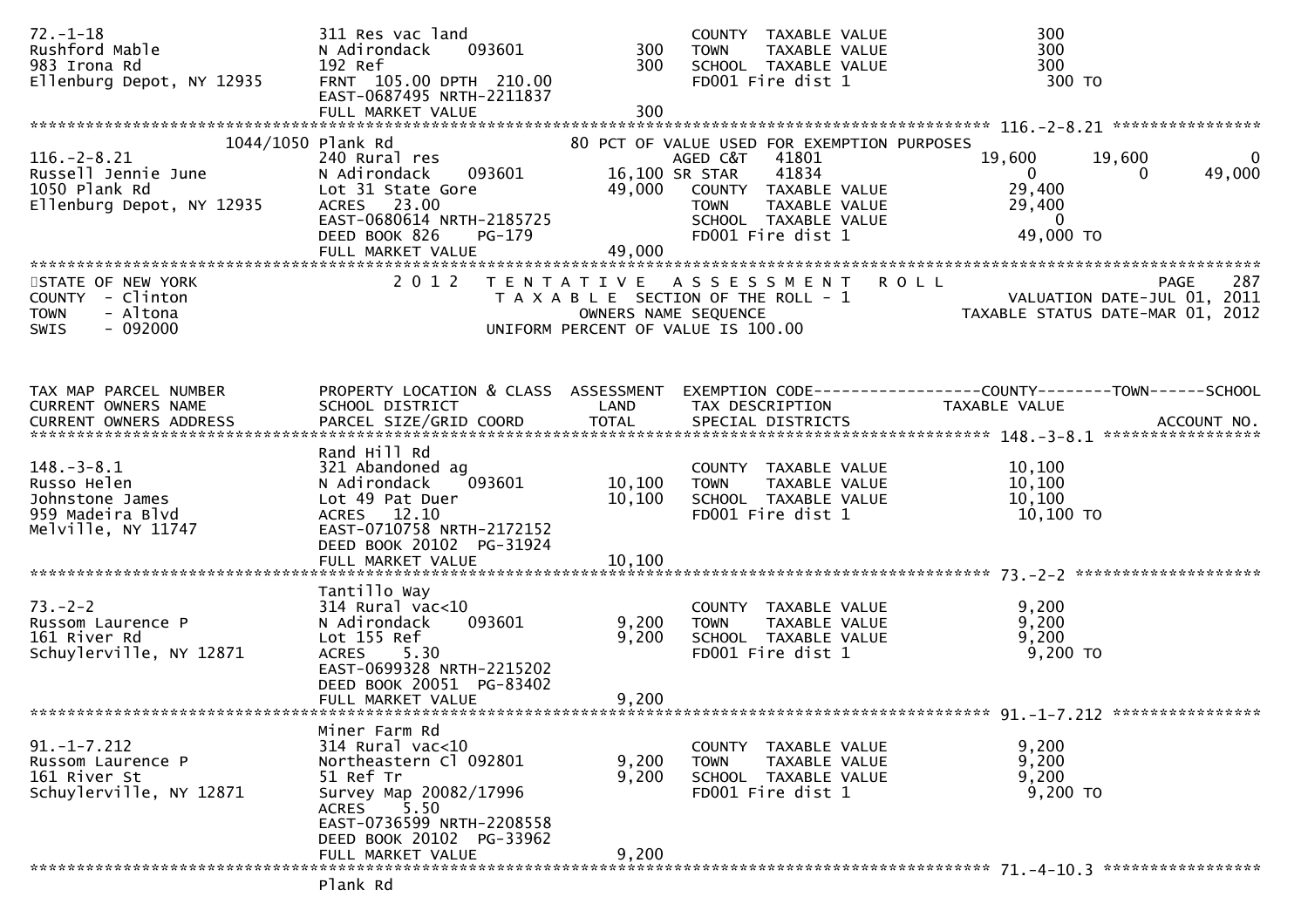```
72.-1-18                     311 Res vac land                          COUNTY  TAXABLE VALUE                 300
Rushford Mable               N Adirondack     093601         300       TOWN    TAXABLE VALUE                 300
983 Irona Rd                 192 Ref                         300       SCHOOL  TAXABLE VALUE                 300
Ellenburg Depot, NY 12935    FRNT 105.00 DPTH 210.00                   FD001 Fire dist 1                      300 TO
                             EAST-0687495 NRTH-2211837
                             FULL MARKET VALUE               300
******************************************************************************************************* 116.-2-8.21 ****************
           1044/1050 Plank Rd                                80 PCT OF VALUE USED FOR EXEMPTION PURPOSES
116.-2-8.21                  240 Rural res                           AGED C&T   41801             19,600       19,600            0
Russell Jennie June          N Adirondack     093601      16,100 SR STAR    41834                  0            0          49,000
1050 Plank Rd                Lot 31 State Gore            49,000    COUNTY  TAXABLE VALUE            29,400
Ellenburg Depot, NY 12935    ACRES   23.00                          TOWN    TAXABLE VALUE            29,400
                             EAST-0680614 NRTH-2185725              SCHOOL  TAXABLE VALUE                 0
                             DEED BOOK 826    PG-179                FD001 Fire dist 1                49,000 TO
                             FULL MARKET VALUE            49,000
************************************************************************************************************************************
STATE OF NEW YORK                 2 0 1 2   T E N T A T I V E   A S S E S S M E N T   R O L L                         PAGE   287
COUNTY  - Clinton                    T A X A B L E  SECTION OF THE ROLL - 1                     VALUATION DATE-JUL 01, 2011
TOWN    - Altona                              OWNERS NAME SEQUENCE                       TAXABLE STATUS DATE-MAR 01, 2012
SWIS    - 092000                         UNIFORM PERCENT OF VALUE IS 100.00


TAX MAP PARCEL NUMBER        PROPERTY LOCATION & CLASS  ASSESSMENT  EXEMPTION CODE------------------COUNTY--------TOWN------SCHOOL
CURRENT OWNERS NAME          SCHOOL DISTRICT               LAND     TAX DESCRIPTION             TAXABLE VALUE
CURRENT OWNERS ADDRESS       PARCEL SIZE/GRID COORD        TOTAL    SPECIAL DISTRICTS                                 ACCOUNT NO.
******************************************************************************************************* 148.-3-8.1 *****************
                             Rand Hill Rd
148.-3-8.1                   321 Abandoned ag                       COUNTY  TAXABLE VALUE            10,100
Russo Helen                  N Adirondack     093601      10,100    TOWN    TAXABLE VALUE            10,100
Johnstone James              Lot 49 Pat Duer              10,100    SCHOOL  TAXABLE VALUE            10,100
959 Madeira Blvd             ACRES   12.10                          FD001 Fire dist 1                10,100 TO
Melville, NY 11747           EAST-0710758 NRTH-2172152
                             DEED BOOK 20102  PG-31924
                             FULL MARKET VALUE            10,100
******************************************************************************************************* 73.-2-2 ********************
                             Tantillo Way
73.-2-2                      314 Rural vac<10                       COUNTY  TAXABLE VALUE             9,200
Russom Laurence P            N Adirondack     093601       9,200    TOWN    TAXABLE VALUE             9,200
161 River Rd                 Lot 155 Ref                   9,200    SCHOOL  TAXABLE VALUE             9,200
Schuylerville, NY 12871      ACRES    5.30                          FD001 Fire dist 1                 9,200 TO
                             EAST-0699328 NRTH-2215202
                             DEED BOOK 20051  PG-83402
                             FULL MARKET VALUE             9,200
******************************************************************************************************* 91.-1-7.212 ****************
                             Miner Farm Rd
91.-1-7.212                  314 Rural vac<10                       COUNTY  TAXABLE VALUE             9,200
Russom Laurence P            Northeastern Cl 092801        9,200    TOWN    TAXABLE VALUE             9,200
161 River St                 51 Ref Tr                     9,200    SCHOOL  TAXABLE VALUE             9,200
Schuylerville, NY 12871      Survey Map 20082/17996                 FD001 Fire dist 1                 9,200 TO
                             ACRES    5.50
                             EAST-0736599 NRTH-2208558
                             DEED BOOK 20102  PG-33962
                             FULL MARKET VALUE             9,200
******************************************************************************************************* 71.-4-10.3 *****************
                             Plank Rd
```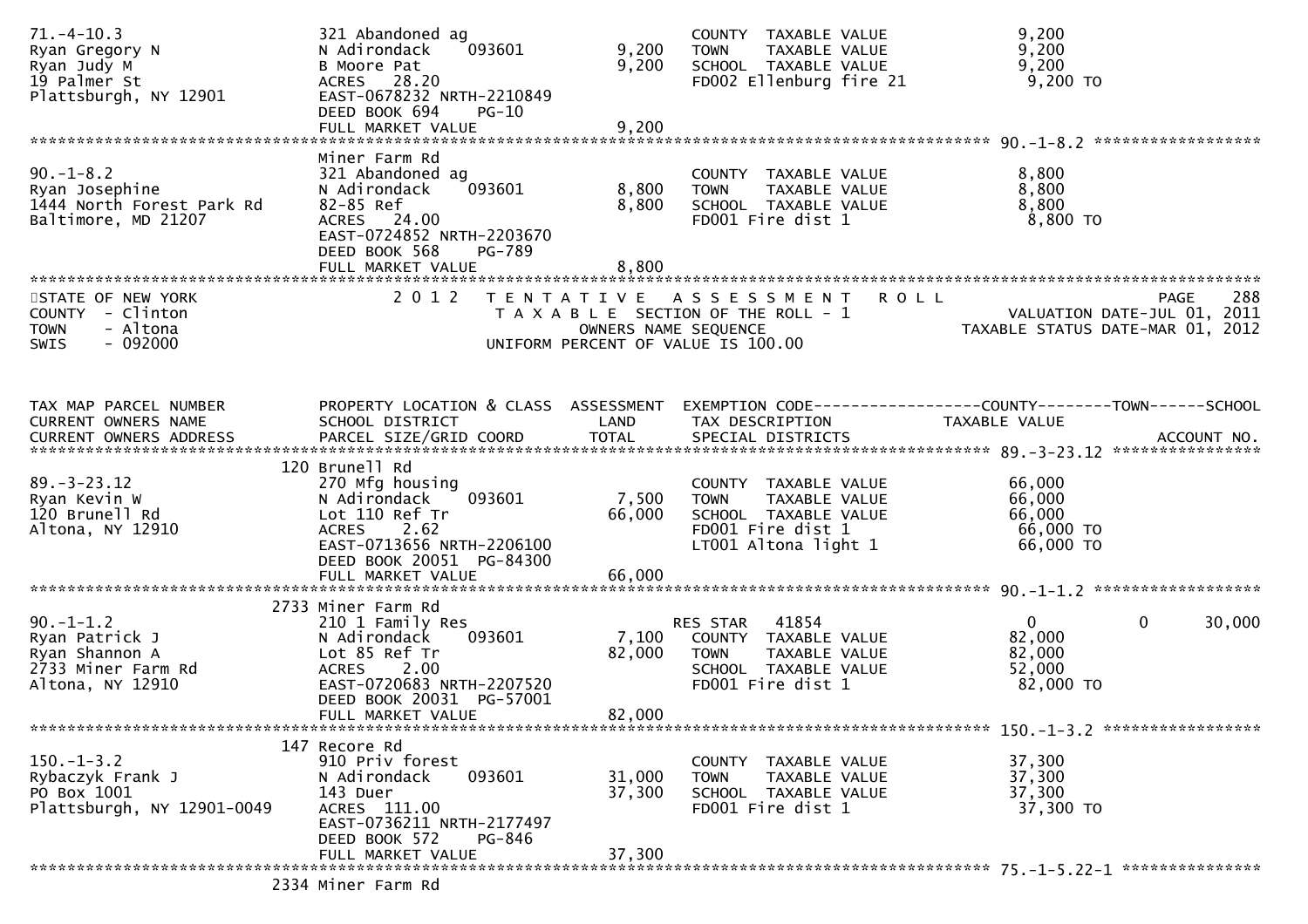```
71.-4-10.3                     321 Abandoned ag                        COUNTY  TAXABLE VALUE             9,200
Ryan Gregory N                 N Adirondack    093601          9,200   TOWN    TAXABLE VALUE             9,200
Ryan Judy M                    B Moore Pat                     9,200   SCHOOL  TAXABLE VALUE             9,200
19 Palmer St                   ACRES  28.20                            FD002 Ellenburg fire 21           9,200 TO
Plattsburgh, NY 12901          EAST-0678232 NRTH-2210849
                               DEED BOOK 694     PG-10
                               FULL MARKET VALUE               9,200
******************************************************************************************************* 90.-1-8.2 ******************
                               Miner Farm Rd
90.-1-8.2                      321 Abandoned ag                        COUNTY  TAXABLE VALUE             8,800
Ryan Josephine                 N Adirondack    093601          8,800   TOWN    TAXABLE VALUE             8,800
1444 North Forest Park Rd      82-85 Ref                       8,800   SCHOOL  TAXABLE VALUE             8,800
Baltimore, MD 21207            ACRES  24.00                            FD001 Fire dist 1                 8,800 TO
                               EAST-0724852 NRTH-2203670
                               DEED BOOK 568     PG-789
                               FULL MARKET VALUE               8,800
************************************************************************************************************************************
STATE OF NEW YORK                2 0 1 2   T E N T A T I V E   A S S E S S M E N T   R O L L                              PAGE   288
COUNTY  - Clinton                          T A X A B L E  SECTION OF THE ROLL - 1                     VALUATION DATE-JUL 01, 2011
TOWN    - Altona                                 OWNERS NAME SEQUENCE                          TAXABLE STATUS DATE-MAR 01, 2012
SWIS    - 092000                          UNIFORM PERCENT OF VALUE IS 100.00


TAX MAP PARCEL NUMBER          PROPERTY LOCATION & CLASS  ASSESSMENT  EXEMPTION CODE-----------------COUNTY--------TOWN------SCHOOL
CURRENT OWNERS NAME            SCHOOL DISTRICT               LAND      TAX DESCRIPTION             TAXABLE VALUE
CURRENT OWNERS ADDRESS         PARCEL SIZE/GRID COORD        TOTAL     SPECIAL DISTRICTS                                 ACCOUNT NO.
******************************************************************************************************* 89.-3-23.12 ****************
                          120 Brunell Rd
89.-3-23.12                    270 Mfg housing                         COUNTY  TAXABLE VALUE            66,000
Ryan Kevin W                   N Adirondack    093601          7,500   TOWN    TAXABLE VALUE            66,000
120 Brunell Rd                 Lot 110 Ref Tr                 66,000   SCHOOL  TAXABLE VALUE            66,000
Altona, NY 12910               ACRES   2.62                            FD001 Fire dist 1                66,000 TO
                               EAST-0713656 NRTH-2206100               LT001 Altona light 1             66,000 TO
                               DEED BOOK 20051  PG-84300
                               FULL MARKET VALUE              66,000
******************************************************************************************************* 90.-1-1.2 ******************
                         2733 Miner Farm Rd
90.-1-1.2                      210 1 Family Res                        RES STAR    41854                  0             0       30,000
Ryan Patrick J                 N Adirondack    093601          7,100   COUNTY  TAXABLE VALUE            82,000
Ryan Shannon A                 Lot 85 Ref Tr                  82,000   TOWN    TAXABLE VALUE            82,000
2733 Miner Farm Rd             ACRES   2.00                            SCHOOL  TAXABLE VALUE            52,000
Altona, NY 12910               EAST-0720683 NRTH-2207520               FD001 Fire dist 1                82,000 TO
                               DEED BOOK 20031  PG-57001
                               FULL MARKET VALUE              82,000
******************************************************************************************************* 150.-1-3.2 *****************
                          147 Recore Rd
150.-1-3.2                     910 Priv forest                         COUNTY  TAXABLE VALUE            37,300
Rybaczyk Frank J               N Adirondack    093601         31,000   TOWN    TAXABLE VALUE            37,300
PO Box 1001                    143 Duer                       37,300   SCHOOL  TAXABLE VALUE            37,300
Plattsburgh, NY 12901-0049     ACRES 111.00                            FD001 Fire dist 1                37,300 TO
                               EAST-0736211 NRTH-2177497
                               DEED BOOK 572     PG-846
                               FULL MARKET VALUE              37,300
******************************************************************************************************* 75.-1-5.22-1 ***************
                         2334 Miner Farm Rd
```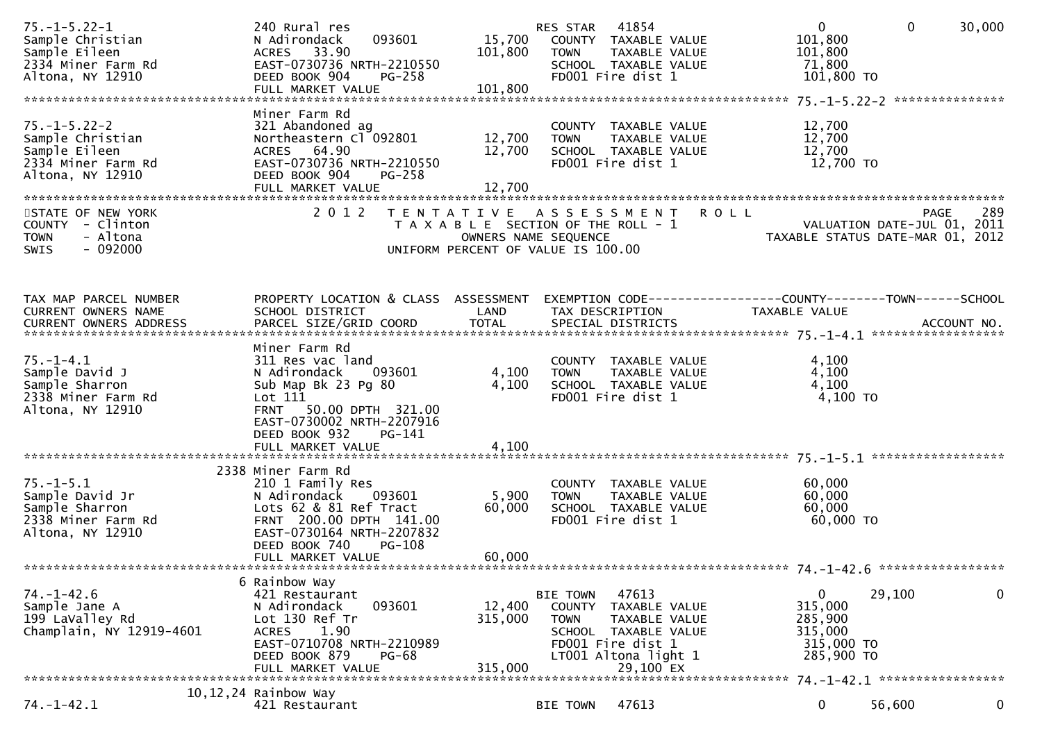```
75.-1-5.22-1                    240 Rural res                         RES STAR   41854                    0           0     30,000
Sample Christian                N Adirondack     093601      15,700   COUNTY  TAXABLE VALUE          101,800
Sample Eileen                   ACRES  33.90                 101,800   TOWN    TAXABLE VALUE          101,800
2334 Miner Farm Rd              EAST-0730736 NRTH-2210550              SCHOOL  TAXABLE VALUE           71,800
Altona, NY 12910                DEED BOOK 904    PG-258                FD001 Fire dist 1              101,800 TO
                                FULL MARKET VALUE            101,800
******************************************************************************************************* 75.-1-5.22-2 ***************
                                Miner Farm Rd
75.-1-5.22-2                    321 Abandoned ag                       COUNTY  TAXABLE VALUE           12,700
Sample Christian                Northeastern Cl 092801       12,700    TOWN    TAXABLE VALUE           12,700
Sample Eileen                   ACRES  64.90                 12,700    SCHOOL  TAXABLE VALUE           12,700
2334 Miner Farm Rd              EAST-0730736 NRTH-2210550              FD001 Fire dist 1               12,700 TO
Altona, NY 12910                DEED BOOK 904    PG-258
                                FULL MARKET VALUE             12,700
************************************************************************************************************************************
STATE OF NEW YORK               2 0 1 2   T E N T A T I V E   A S S E S S M E N T   R O L L                          PAGE    289
COUNTY  - Clinton                         T A X A B L E  SECTION OF THE ROLL - 1                     VALUATION DATE-JUL 01, 2011
TOWN    - Altona                              OWNERS NAME SEQUENCE                             TAXABLE STATUS DATE-MAR 01, 2012
SWIS    - 092000                        UNIFORM PERCENT OF VALUE IS 100.00


TAX MAP PARCEL NUMBER           PROPERTY LOCATION & CLASS  ASSESSMENT  EXEMPTION CODE------------------COUNTY--------TOWN------SCHOOL
CURRENT OWNERS NAME             SCHOOL DISTRICT               LAND      TAX DESCRIPTION            TAXABLE VALUE
CURRENT OWNERS ADDRESS          PARCEL SIZE/GRID COORD        TOTAL     SPECIAL DISTRICTS                                 ACCOUNT NO.
******************************************************************************************************* 75.-1-4.1 ******************
                                Miner Farm Rd
75.-1-4.1                       311 Res vac land                       COUNTY  TAXABLE VALUE            4,100
Sample David J                  N Adirondack     093601       4,100    TOWN    TAXABLE VALUE            4,100
Sample Sharron                  Sub Map Bk 23 Pg 80           4,100    SCHOOL  TAXABLE VALUE            4,100
2338 Miner Farm Rd              Lot 111                                FD001 Fire dist 1                4,100 TO
Altona, NY 12910                FRNT   50.00 DPTH  321.00
                                EAST-0730002 NRTH-2207916
                                DEED BOOK 932    PG-141
                                FULL MARKET VALUE              4,100
******************************************************************************************************* 75.-1-5.1 ******************
                            2338 Miner Farm Rd
75.-1-5.1                       210 1 Family Res                       COUNTY  TAXABLE VALUE           60,000
Sample David Jr                 N Adirondack     093601       5,900    TOWN    TAXABLE VALUE           60,000
Sample Sharron                  Lots 62 & 81 Ref Tract       60,000    SCHOOL  TAXABLE VALUE           60,000
2338 Miner Farm Rd              FRNT  200.00 DPTH  141.00              FD001 Fire dist 1               60,000 TO
Altona, NY 12910                EAST-0730164 NRTH-2207832
                                DEED BOOK 740    PG-108
                                FULL MARKET VALUE             60,000
******************************************************************************************************* 74.-1-42.6 *****************
                                6 Rainbow Way
74.-1-42.6                      421 Restaurant                         BIE TOWN   47613                   0      29,100          0
Sample Jane A                   N Adirondack     093601      12,400    COUNTY  TAXABLE VALUE          315,000
199 LaValley Rd                 Lot 130 Ref Tr              315,000    TOWN    TAXABLE VALUE          285,900
Champlain, NY 12919-4601        ACRES    1.90                          SCHOOL  TAXABLE VALUE          315,000
                                EAST-0710708 NRTH-2210989              FD001 Fire dist 1              315,000 TO
                                DEED BOOK 879    PG-68                 LT001 Altona light 1           285,900 TO
                                FULL MARKET VALUE            315,000          29,100 EX
******************************************************************************************************* 74.-1-42.1 *****************
                         10,12,24 Rainbow Way
74.-1-42.1                      421 Restaurant                         BIE TOWN   47613                   0      56,600          0
```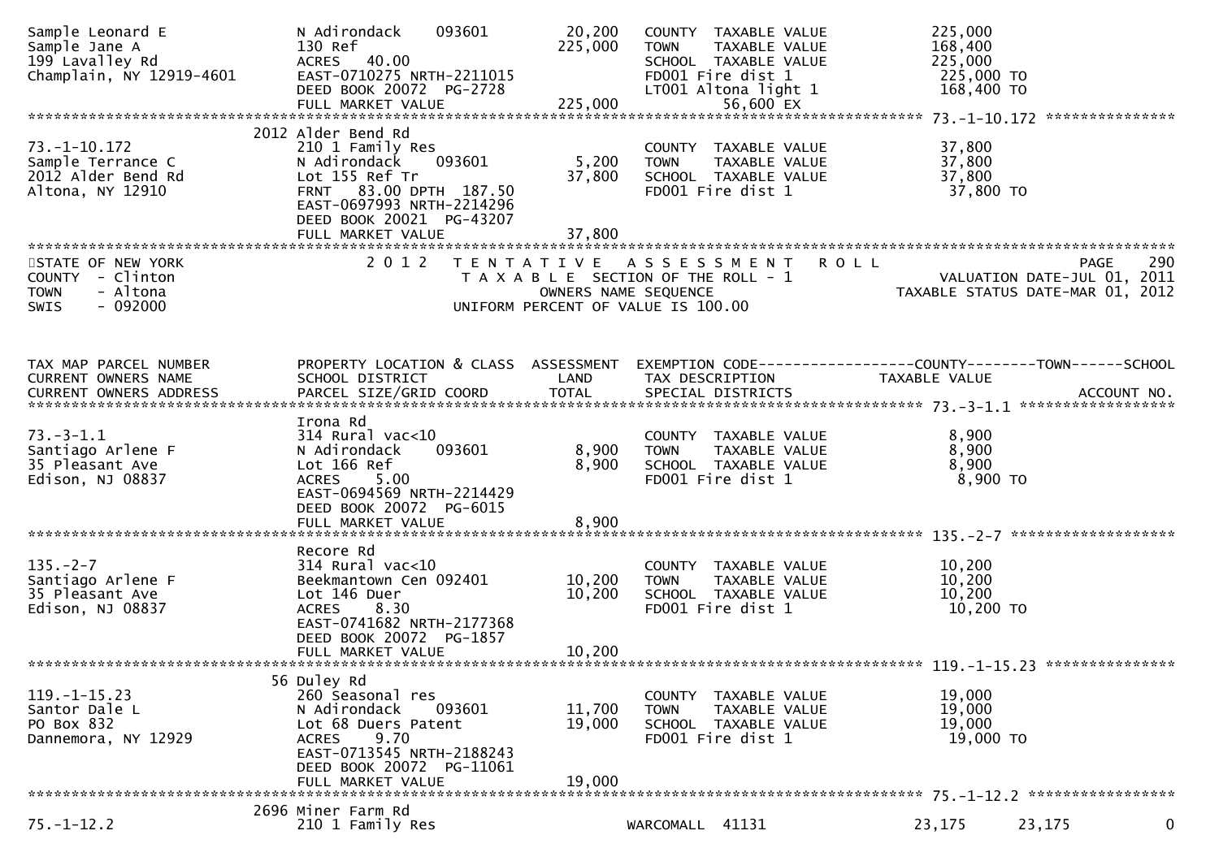| TAX MAP PARCEL NUMBER<br>CURRENT OWNERS NAME<br>CURRENT OWNERS ADDRESS | PROPERTY LOCATION & CLASS<br>SCHOOL DISTRICT<br>PARCEL SIZE/GRID COORD | ASSESSMENT<br>LAND<br>TOTAL | EXEMPTION CODE<br>TAX DESCRIPTION<br>SPECIAL DISTRICTS | COUNTY<br>TAXABLE VALUE | TOWN | SCHOOL<br>ACCOUNT NO. |
|---|---|---|---|---|---|---|
| Sample Leonard E<br>Sample Jane A<br>199 Lavalley Rd<br>Champlain, NY 12919-4601 | N Adirondack 093601<br>130 Ref<br>ACRES 40.00<br>EAST-0710275 NRTH-2211015<br>DEED BOOK 20072 PG-2728<br>FULL MARKET VALUE | 20,200<br>225,000<br><br><br><br>225,000 | COUNTY TAXABLE VALUE<br>TOWN TAXABLE VALUE<br>SCHOOL TAXABLE VALUE<br>FD001 Fire dist 1<br>LT001 Altona light 1<br>56,600 EX | 225,000<br>168,400<br>225,000<br>225,000 TO<br>168,400 TO | | |
| 73.-1-10.172<br>Sample Terrance C<br>2012 Alder Bend Rd<br>Altona, NY 12910 | 2012 Alder Bend Rd<br>210 1 Family Res<br>N Adirondack 093601<br>Lot 155 Ref Tr<br>FRNT 83.00 DPTH 187.50<br>EAST-0697993 NRTH-2214296<br>DEED BOOK 20021 PG-43207<br>FULL MARKET VALUE | <br><br>5,200<br>37,800<br><br><br><br>37,800 | COUNTY TAXABLE VALUE<br>TOWN TAXABLE VALUE<br>SCHOOL TAXABLE VALUE<br>FD001 Fire dist 1 | 37,800<br>37,800<br>37,800<br>37,800 TO | | |

STATE OF NEW YORK
COUNTY - Clinton
TOWN - Altona
SWIS - 092000

2 0 1 2 T E N T A T I V E A S S E S S M E N T R O L L
T A X A B L E SECTION OF THE ROLL - 1
OWNERS NAME SEQUENCE
UNIFORM PERCENT OF VALUE IS 100.00

PAGE 290
VALUATION DATE-JUL 01, 2011
TAXABLE STATUS DATE-MAR 01, 2012

| TAX MAP PARCEL NUMBER<br>CURRENT OWNERS NAME<br>CURRENT OWNERS ADDRESS | PROPERTY LOCATION & CLASS<br>SCHOOL DISTRICT<br>PARCEL SIZE/GRID COORD | ASSESSMENT<br>LAND<br>TOTAL | EXEMPTION CODE<br>TAX DESCRIPTION<br>SPECIAL DISTRICTS | COUNTY<br>TAXABLE VALUE | TOWN | SCHOOL<br>ACCOUNT NO. |
|---|---|---|---|---|---|---|
| 73.-3-1.1<br>Santiago Arlene F<br>35 Pleasant Ave<br>Edison, NJ 08837 | Irona Rd<br>314 Rural vac<10<br>N Adirondack 093601<br>Lot 166 Ref<br>ACRES 5.00<br>EAST-0694569 NRTH-2214429<br>DEED BOOK 20072 PG-6015<br>FULL MARKET VALUE | <br><br>8,900<br>8,900<br><br><br><br>8,900 | COUNTY TAXABLE VALUE<br>TOWN TAXABLE VALUE<br>SCHOOL TAXABLE VALUE<br>FD001 Fire dist 1 | 8,900<br>8,900<br>8,900<br>8,900 TO | | |
| 135.-2-7<br>Santiago Arlene F<br>35 Pleasant Ave<br>Edison, NJ 08837 | Recore Rd<br>314 Rural vac<10<br>Beekmantown Cen 092401<br>Lot 146 Duer<br>ACRES 8.30<br>EAST-0741682 NRTH-2177368<br>DEED BOOK 20072 PG-1857<br>FULL MARKET VALUE | <br><br>10,200<br>10,200<br><br><br><br>10,200 | COUNTY TAXABLE VALUE<br>TOWN TAXABLE VALUE<br>SCHOOL TAXABLE VALUE<br>FD001 Fire dist 1 | 10,200<br>10,200<br>10,200<br>10,200 TO | | |
| 119.-1-15.23<br>Santor Dale L<br>PO Box 832<br>Dannemora, NY 12929 | 56 Duley Rd<br>260 Seasonal res<br>N Adirondack 093601<br>Lot 68 Duers Patent<br>ACRES 9.70<br>EAST-0713545 NRTH-2188243<br>DEED BOOK 20072 PG-11061<br>FULL MARKET VALUE | <br><br>11,700<br>19,000<br><br><br><br>19,000 | COUNTY TAXABLE VALUE<br>TOWN TAXABLE VALUE<br>SCHOOL TAXABLE VALUE<br>FD001 Fire dist 1 | 19,000<br>19,000<br>19,000<br>19,000 TO | | |
| 75.-1-12.2 | 2696 Miner Farm Rd<br>210 1 Family Res | | WARCOMALL 41131 | 23,175 | 23,175 | 0 |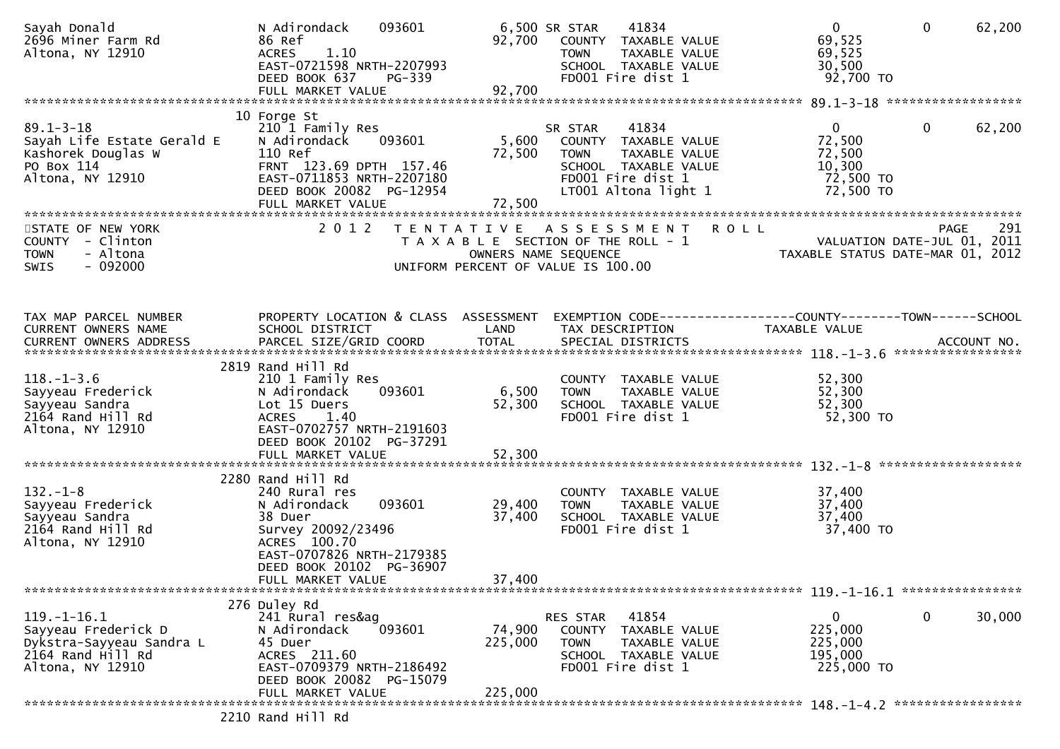```
Sayah Donald                  N Adirondack    093601          6,500 SR STAR    41834                    0          0      62,200
2696 Miner Farm Rd            86 Ref                         92,700   COUNTY  TAXABLE VALUE         69,525
Altona, NY 12910              ACRES    1.10                           TOWN    TAXABLE VALUE         69,525
                              EAST-0721598 NRTH-2207993               SCHOOL  TAXABLE VALUE         30,500
                              DEED BOOK 637     PG-339                FD001 Fire dist 1              92,700 TO
                              FULL MARKET VALUE              92,700
******************************************************************************************************* 89.1-3-18 ******************
                              10 Forge St
89.1-3-18                     210 1 Family Res                        SR STAR    41834                    0          0      62,200
Sayah Life Estate Gerald E    N Adirondack    093601          5,600   COUNTY  TAXABLE VALUE         72,500
Kashorek Douglas W            110 Ref                        72,500   TOWN    TAXABLE VALUE         72,500
PO Box 114                    FRNT 123.69 DPTH 157.46                 SCHOOL  TAXABLE VALUE         10,300
Altona, NY 12910              EAST-0711853 NRTH-2207180               FD001 Fire dist 1              72,500 TO
                              DEED BOOK 20082 PG-12954                LT001 Altona light 1           72,500 TO
                              FULL MARKET VALUE              72,500
************************************************************************************************************************************
STATE OF NEW YORK                 2 0 1 2   T E N T A T I V E   A S S E S S M E N T   R O L L                       PAGE    291
COUNTY  - Clinton                           T A X A B L E  SECTION OF THE ROLL - 1                   VALUATION DATE-JUL 01, 2011
TOWN    - Altona                                  OWNERS NAME SEQUENCE                          TAXABLE STATUS DATE-MAR 01, 2012
SWIS    - 092000                           UNIFORM PERCENT OF VALUE IS 100.00


TAX MAP PARCEL NUMBER         PROPERTY LOCATION & CLASS  ASSESSMENT  EXEMPTION CODE------------------COUNTY--------TOWN------SCHOOL
CURRENT OWNERS NAME           SCHOOL DISTRICT               LAND      TAX DESCRIPTION            TAXABLE VALUE
CURRENT OWNERS ADDRESS        PARCEL SIZE/GRID COORD        TOTAL     SPECIAL DISTRICTS                                  ACCOUNT NO.
******************************************************************************************************* 118.-1-3.6 *****************
                              2819 Rand Hill Rd
118.-1-3.6                    210 1 Family Res                        COUNTY  TAXABLE VALUE         52,300
Sayyeau Frederick             N Adirondack    093601          6,500   TOWN    TAXABLE VALUE         52,300
Sayyeau Sandra                Lot 15 Duers                   52,300   SCHOOL  TAXABLE VALUE         52,300
2164 Rand Hill Rd             ACRES    1.40                           FD001 Fire dist 1              52,300 TO
Altona, NY 12910              EAST-0702757 NRTH-2191603
                              DEED BOOK 20102 PG-37291
                              FULL MARKET VALUE              52,300
******************************************************************************************************* 132.-1-8 *******************
                              2280 Rand Hill Rd
132.-1-8                      240 Rural res                           COUNTY  TAXABLE VALUE         37,400
Sayyeau Frederick             N Adirondack    093601         29,400   TOWN    TAXABLE VALUE         37,400
Sayyeau Sandra                38 Duer                        37,400   SCHOOL  TAXABLE VALUE         37,400
2164 Rand Hill Rd             Survey 20092/23496                      FD001 Fire dist 1              37,400 TO
Altona, NY 12910              ACRES  100.70
                              EAST-0707826 NRTH-2179385
                              DEED BOOK 20102 PG-36907
                              FULL MARKET VALUE              37,400
******************************************************************************************************* 119.-1-16.1 ****************
                              276 Duley Rd
119.-1-16.1                   241 Rural res&ag                        RES STAR   41854                    0          0      30,000
Sayyeau Frederick D           N Adirondack    093601         74,900   COUNTY  TAXABLE VALUE        225,000
Dykstra-Sayyeau Sandra L      45 Duer                       225,000   TOWN    TAXABLE VALUE        225,000
2164 Rand Hill Rd             ACRES  211.60                           SCHOOL  TAXABLE VALUE        195,000
Altona, NY 12910              EAST-0709379 NRTH-2186492               FD001 Fire dist 1             225,000 TO
                              DEED BOOK 20082 PG-15079
                              FULL MARKET VALUE             225,000
******************************************************************************************************* 148.-1-4.2 *****************
                              2210 Rand Hill Rd
```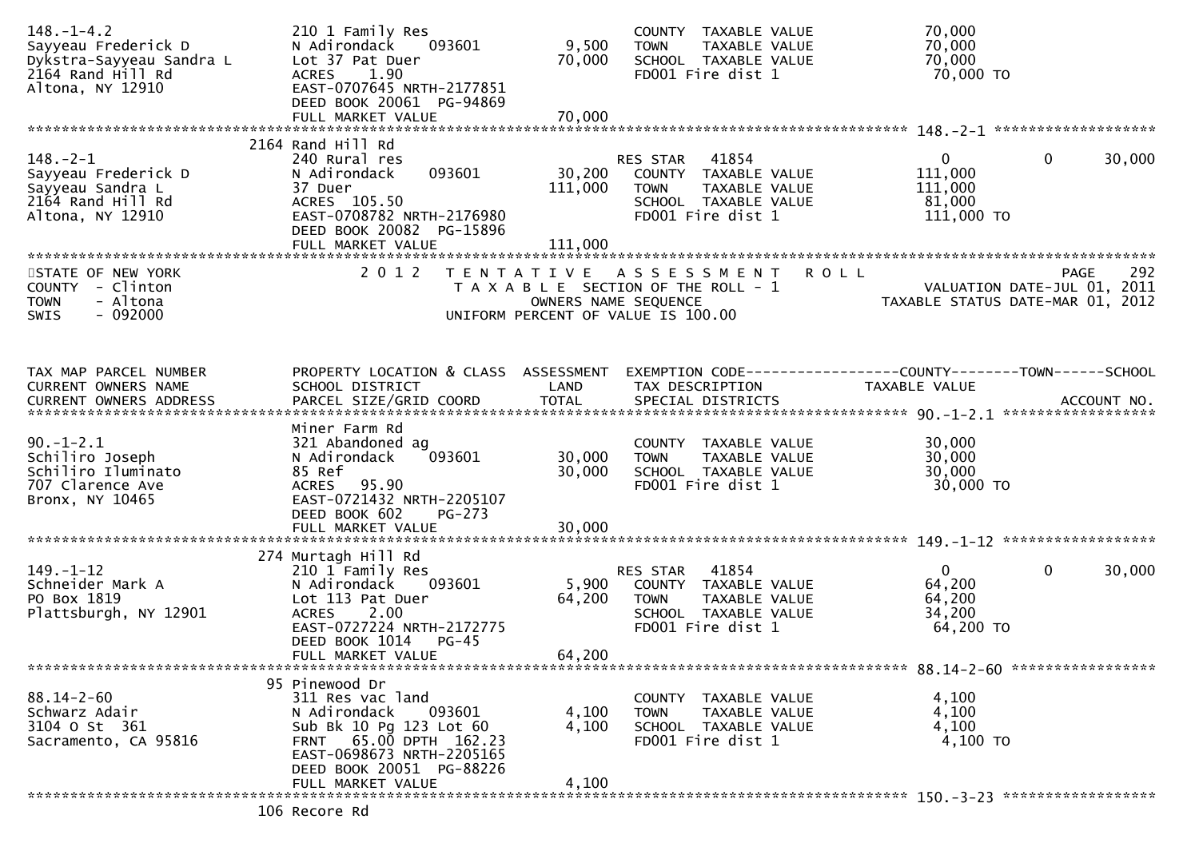```
148.-1-4.2                    210 1 Family Res                         COUNTY  TAXABLE VALUE              70,000
Sayyeau Frederick D           N Adirondack    093601       9,500   TOWN    TAXABLE VALUE              70,000
Dykstra-Sayyeau Sandra L      Lot 37 Pat Duer             70,000   SCHOOL  TAXABLE VALUE              70,000
2164 Rand Hill Rd             ACRES    1.90                        FD001 Fire dist 1                   70,000 TO
Altona, NY 12910              EAST-0707645 NRTH-2177851
                              DEED BOOK 20061  PG-94869
                              FULL MARKET VALUE           70,000
******************************************************************************************************* 148.-2-1 ******************
                            2164 Rand Hill Rd
148.-2-1                      240 Rural res                            RES STAR   41854                  0            0      30,000
Sayyeau Frederick D           N Adirondack    093601      30,200   COUNTY  TAXABLE VALUE             111,000
Sayyeau Sandra L              37 Duer                    111,000   TOWN    TAXABLE VALUE             111,000
2164 Rand Hill Rd             ACRES  105.50                        SCHOOL  TAXABLE VALUE              81,000
Altona, NY 12910              EAST-0708782 NRTH-2176980            FD001 Fire dist 1                  111,000 TO
                              DEED BOOK 20082  PG-15896
                              FULL MARKET VALUE          111,000
***********************************************************************************************************************************
STATE OF NEW YORK                2 0 1 2   T E N T A T I V E   A S S E S S M E N T   R O L L                         PAGE    292
COUNTY  - Clinton                          T A X A B L E  SECTION OF THE ROLL - 1                   VALUATION DATE-JUL 01, 2011
TOWN    - Altona                                  OWNERS NAME SEQUENCE                       TAXABLE STATUS DATE-MAR 01, 2012
SWIS    - 092000                          UNIFORM PERCENT OF VALUE IS 100.00


TAX MAP PARCEL NUMBER         PROPERTY LOCATION & CLASS  ASSESSMENT  EXEMPTION CODE------------------COUNTY--------TOWN------SCHOOL
CURRENT OWNERS NAME           SCHOOL DISTRICT               LAND      TAX DESCRIPTION            TAXABLE VALUE
CURRENT OWNERS ADDRESS        PARCEL SIZE/GRID COORD        TOTAL     SPECIAL DISTRICTS                                  ACCOUNT NO.
******************************************************************************************************* 90.-1-2.1 ******************
                              Miner Farm Rd
90.-1-2.1                     321 Abandoned ag                         COUNTY  TAXABLE VALUE              30,000
Schiliro Joseph               N Adirondack    093601      30,000   TOWN    TAXABLE VALUE              30,000
Schiliro Iluminato            85 Ref                      30,000   SCHOOL  TAXABLE VALUE              30,000
707 Clarence Ave              ACRES   95.90                        FD001 Fire dist 1                   30,000 TO
Bronx, NY 10465               EAST-0721432 NRTH-2205107
                              DEED BOOK 602    PG-273
                              FULL MARKET VALUE           30,000
******************************************************************************************************* 149.-1-12 ******************
                            274 Murtagh Hill Rd
149.-1-12                     210 1 Family Res                         RES STAR   41854                  0            0      30,000
Schneider Mark A              N Adirondack    093601       5,900   COUNTY  TAXABLE VALUE              64,200
PO Box 1819                   Lot 113 Pat Duer            64,200   TOWN    TAXABLE VALUE              64,200
Plattsburgh, NY 12901         ACRES    2.00                        SCHOOL  TAXABLE VALUE              34,200
                              EAST-0727224 NRTH-2172775            FD001 Fire dist 1                   64,200 TO
                              DEED BOOK 1014   PG-45
                              FULL MARKET VALUE           64,200
******************************************************************************************************* 88.14-2-60 *****************
                             95 Pinewood Dr
88.14-2-60                    311 Res vac land                         COUNTY  TAXABLE VALUE               4,100
Schwarz Adair                 N Adirondack    093601       4,100   TOWN    TAXABLE VALUE               4,100
3104 O St  361                Sub Bk 10 Pg 123 Lot 60      4,100   SCHOOL  TAXABLE VALUE               4,100
Sacramento, CA 95816          FRNT   65.00 DPTH  162.23            FD001 Fire dist 1                    4,100 TO
                              EAST-0698673 NRTH-2205165
                              DEED BOOK 20051  PG-88226
                              FULL MARKET VALUE            4,100
******************************************************************************************************* 150.-3-23 ******************
                            106 Recore Rd
```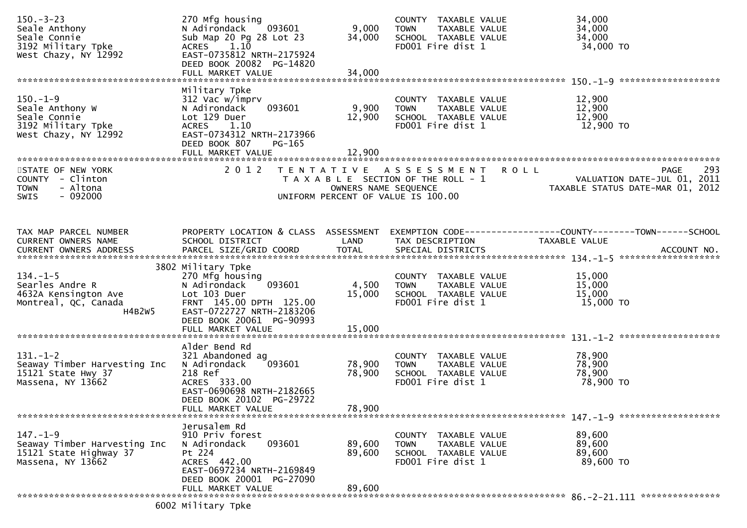| TAX MAP PARCEL NUMBER / CURRENT OWNERS NAME / CURRENT OWNERS ADDRESS | PROPERTY LOCATION & CLASS / SCHOOL DISTRICT / PARCEL SIZE/GRID COORD | ASSESSMENT LAND | TOTAL | EXEMPTION CODE / TAX DESCRIPTION / SPECIAL DISTRICTS | COUNTY / TOWN / SCHOOL TAXABLE VALUE |
|---|---|---|---|---|---|
| 150.-3-23<br>Seale Anthony<br>Seale Connie<br>3192 Military Tpke<br>West Chazy, NY 12992 | 270 Mfg housing<br>N Adirondack 093601<br>Sub Map 20 Pg 28 Lot 23<br>ACRES 1.10<br>EAST-0735812 NRTH-2175924<br>DEED BOOK 20082 PG-14820<br>FULL MARKET VALUE | 9,000 | 34,000<br><br><br><br><br><br>34,000 | COUNTY TAXABLE VALUE<br>TOWN TAXABLE VALUE<br>SCHOOL TAXABLE VALUE<br>FD001 Fire dist 1 | 34,000<br>34,000<br>34,000<br>34,000 TO |
| 150.-1-9<br>Seale Anthony W<br>Seale Connie<br>3192 Military Tpke<br>West Chazy, NY 12992 | Military Tpke<br>312 Vac w/imprv<br>N Adirondack 093601<br>Lot 129 Duer<br>ACRES 1.10<br>EAST-0734312 NRTH-2173966<br>DEED BOOK 807 PG-165<br>FULL MARKET VALUE | 9,900 | 12,900<br><br><br><br><br><br>12,900 | COUNTY TAXABLE VALUE<br>TOWN TAXABLE VALUE<br>SCHOOL TAXABLE VALUE<br>FD001 Fire dist 1 | 12,900<br>12,900<br>12,900<br>12,900 TO |

STATE OF NEW YORK
COUNTY - Clinton
TOWN - Altona
SWIS - 092000

2012 TENTATIVE ASSESSMENT ROLL
TAXABLE SECTION OF THE ROLL - 1
OWNERS NAME SEQUENCE
UNIFORM PERCENT OF VALUE IS 100.00

PAGE 293
VALUATION DATE-JUL 01, 2011
TAXABLE STATUS DATE-MAR 01, 2012

| TAX MAP PARCEL NUMBER / CURRENT OWNERS NAME / CURRENT OWNERS ADDRESS | PROPERTY LOCATION & CLASS / SCHOOL DISTRICT / PARCEL SIZE/GRID COORD | ASSESSMENT LAND | TOTAL | EXEMPTION CODE / TAX DESCRIPTION / SPECIAL DISTRICTS | COUNTY / TOWN / SCHOOL TAXABLE VALUE / ACCOUNT NO. |
|---|---|---|---|---|---|
| 134.-1-5<br>Searles Andre R<br>4632A Kensington Ave<br>Montreal, QC, Canada<br>H4B2W5 | 3802 Military Tpke<br>270 Mfg housing<br>N Adirondack 093601<br>Lot 103 Duer<br>FRNT 145.00 DPTH 125.00<br>EAST-0722727 NRTH-2183206<br>DEED BOOK 20061 PG-90993<br>FULL MARKET VALUE | 4,500 | 15,000<br><br><br><br><br><br>15,000 | COUNTY TAXABLE VALUE<br>TOWN TAXABLE VALUE<br>SCHOOL TAXABLE VALUE<br>FD001 Fire dist 1 | 15,000<br>15,000<br>15,000<br>15,000 TO |
| 131.-1-2<br>Seaway Timber Harvesting Inc<br>15121 State Hwy 37<br>Massena, NY 13662 | Alder Bend Rd<br>321 Abandoned ag<br>N Adirondack 093601<br>218 Ref<br>ACRES 333.00<br>EAST-0690698 NRTH-2182665<br>DEED BOOK 20102 PG-29722<br>FULL MARKET VALUE | 78,900 | 78,900<br><br><br><br><br><br>78,900 | COUNTY TAXABLE VALUE<br>TOWN TAXABLE VALUE<br>SCHOOL TAXABLE VALUE<br>FD001 Fire dist 1 | 78,900<br>78,900<br>78,900<br>78,900 TO |
| 147.-1-9<br>Seaway Timber Harvesting Inc<br>15121 State Highway 37<br>Massena, NY 13662 | Jerusalem Rd<br>910 Priv forest<br>N Adirondack 093601<br>Pt 224<br>ACRES 442.00<br>EAST-0697234 NRTH-2169849<br>DEED BOOK 20001 PG-27090<br>FULL MARKET VALUE | 89,600 | 89,600<br><br><br><br><br><br>89,600 | COUNTY TAXABLE VALUE<br>TOWN TAXABLE VALUE<br>SCHOOL TAXABLE VALUE<br>FD001 Fire dist 1 | 89,600<br>89,600<br>89,600<br>89,600 TO |
| 86.-2-21.111 | 6002 Military Tpke | | | | |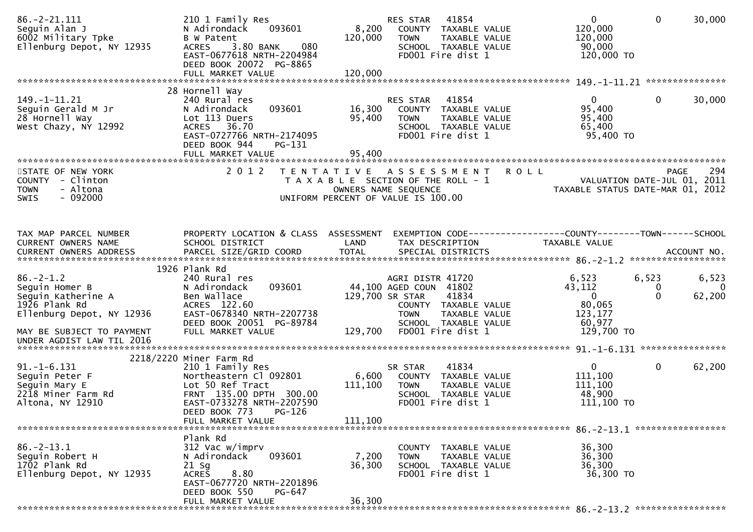```
86.-2-21.111                 210 1 Family Res                       RES STAR   41854                 0            0      30,000
Seguin Alan J                N Adirondack     093601       8,200   COUNTY  TAXABLE VALUE         120,000
6002 Military Tpke           B W Patent                   120,000   TOWN    TAXABLE VALUE         120,000
Ellenburg Depot, NY 12935    ACRES    3.80 BANK     080             SCHOOL  TAXABLE VALUE          90,000
                             EAST-0677618 NRTH-2204984              FD001 Fire dist 1             120,000 TO
                             DEED BOOK 20072  PG-8865
                             FULL MARKET VALUE            120,000
******************************************************************************************************* 149.-1-11.21 ***************
                          28 Hornell Way
149.-1-11.21                 240 Rural res                          RES STAR   41854                 0            0      30,000
Seguin Gerald M Jr           N Adirondack     093601      16,300   COUNTY  TAXABLE VALUE          95,400
28 Hornell Way               Lot 113 Duers                 95,400   TOWN    TAXABLE VALUE          95,400
West Chazy, NY 12992         ACRES   36.70                          SCHOOL  TAXABLE VALUE          65,400
                             EAST-0727766 NRTH-2174095              FD001 Fire dist 1              95,400 TO
                             DEED BOOK 944    PG-131
                             FULL MARKET VALUE             95,400
************************************************************************************************************************************
STATE OF NEW YORK                2 0 1 2   T E N T A T I V E   A S S E S S M E N T   R O L L                          PAGE    294
COUNTY  - Clinton                          T A X A B L E  SECTION OF THE ROLL - 1                     VALUATION DATE-JUL 01, 2011
TOWN    - Altona                                OWNERS NAME SEQUENCE                          TAXABLE STATUS DATE-MAR 01, 2012
SWIS    - 092000                           UNIFORM PERCENT OF VALUE IS 100.00


TAX MAP PARCEL NUMBER        PROPERTY LOCATION & CLASS  ASSESSMENT  EXEMPTION CODE------------------COUNTY--------TOWN------SCHOOL
CURRENT OWNERS NAME          SCHOOL DISTRICT               LAND      TAX DESCRIPTION              TAXABLE VALUE
CURRENT OWNERS ADDRESS       PARCEL SIZE/GRID COORD       TOTAL      SPECIAL DISTRICTS                                  ACCOUNT NO.
******************************************************************************************************* 86.-2-1.2 ******************
                        1926 Plank Rd
86.-2-1.2                    240 Rural res                          AGRI DISTR 41720              6,523        6,523       6,523
Seguin Homer B               N Adirondack     093601      44,100 AGED COUN  41802              43,112            0           0
Seguin Katherine A           Ben Wallace                 129,700 SR STAR    41834                  0            0      62,200
1926 Plank Rd                ACRES  122.60                          COUNTY  TAXABLE VALUE          80,065
Ellenburg Depot, NY 12936    EAST-0678340 NRTH-2207738              TOWN    TAXABLE VALUE         123,177
                             DEED BOOK 20051  PG-89784              SCHOOL  TAXABLE VALUE          60,977
MAY BE SUBJECT TO PAYMENT    FULL MARKET VALUE            129,700   FD001 Fire dist 1             129,700 TO
UNDER AGDIST LAW TIL 2016
******************************************************************************************************* 91.-1-6.131 ****************
                   2218/2220 Miner Farm Rd
91.-1-6.131                  210 1 Family Res                       SR STAR    41834                 0            0      62,200
Seguin Peter F               Northeastern Cl 092801        6,600   COUNTY  TAXABLE VALUE         111,100
Seguin Mary E                Lot 50 Ref Tract             111,100   TOWN    TAXABLE VALUE         111,100
2218 Miner Farm Rd           FRNT 135.00 DPTH 300.00                SCHOOL  TAXABLE VALUE          48,900
Altona, NY 12910             EAST-0733278 NRTH-2207590              FD001 Fire dist 1             111,100 TO
                             DEED BOOK 773    PG-126
                             FULL MARKET VALUE            111,100
******************************************************************************************************* 86.-2-13.1 *****************
                             Plank Rd
86.-2-13.1                   312 Vac w/imprv                        COUNTY  TAXABLE VALUE          36,300
Seguin Robert H              N Adirondack     093601       7,200   TOWN    TAXABLE VALUE          36,300
1702 Plank Rd                21 Sg                         36,300   SCHOOL  TAXABLE VALUE          36,300
Ellenburg Depot, NY 12935    ACRES    8.80                          FD001 Fire dist 1              36,300 TO
                             EAST-0677720 NRTH-2201896
                             DEED BOOK 550    PG-647
                             FULL MARKET VALUE             36,300
******************************************************************************************************* 86.-2-13.2 *****************
```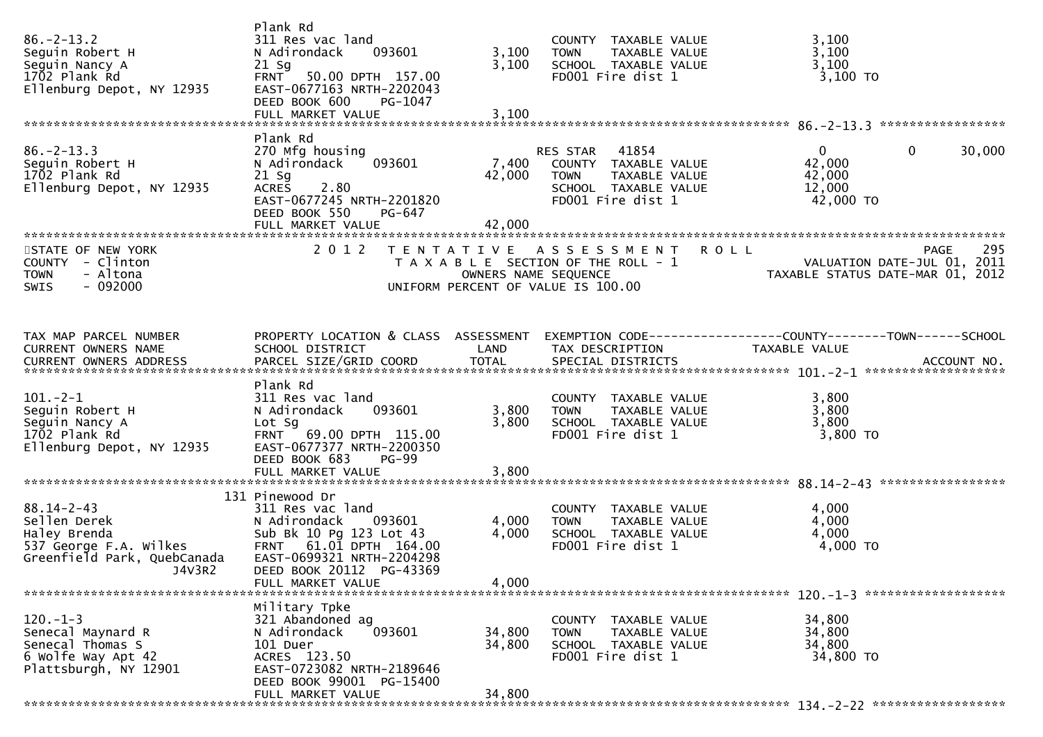```
                              Plank Rd
86.-2-13.2                    311 Res vac land                         COUNTY  TAXABLE VALUE             3,100
Seguin Robert H               N Adirondack     093601        3,100    TOWN    TAXABLE VALUE             3,100
Seguin Nancy A                21 Sg                          3,100    SCHOOL  TAXABLE VALUE             3,100
1702 Plank Rd                 FRNT   50.00 DPTH 157.00                FD001 Fire dist 1                  3,100 TO
Ellenburg Depot, NY 12935     EAST-0677163 NRTH-2202043
                              DEED BOOK 600    PG-1047
                              FULL MARKET VALUE              3,100
******************************************************************************************************* 86.-2-13.3 *****************
                              Plank Rd
86.-2-13.3                    270 Mfg housing                         RES STAR   41854                    0              0     30,000
Seguin Robert H               N Adirondack     093601        7,400    COUNTY  TAXABLE VALUE            42,000
1702 Plank Rd                 21 Sg                         42,000    TOWN    TAXABLE VALUE            42,000
Ellenburg Depot, NY 12935     ACRES    2.80                           SCHOOL  TAXABLE VALUE            12,000
                              EAST-0677245 NRTH-2201820               FD001 Fire dist 1                 42,000 TO
                              DEED BOOK 550    PG-647
                              FULL MARKET VALUE             42,000
************************************************************************************************************************************
STATE OF NEW YORK                  2 0 1 2   T E N T A T I V E   A S S E S S M E N T   R O L L                          PAGE    295
COUNTY  - Clinton                            T A X A B L E  SECTION OF THE ROLL - 1                       VALUATION DATE-JUL 01, 2011
TOWN    - Altona                                  OWNERS NAME SEQUENCE                                  TAXABLE STATUS DATE-MAR 01, 2012
SWIS    - 092000                             UNIFORM PERCENT OF VALUE IS 100.00


TAX MAP PARCEL NUMBER         PROPERTY LOCATION & CLASS  ASSESSMENT  EXEMPTION CODE------------------COUNTY--------TOWN------SCHOOL
CURRENT OWNERS NAME           SCHOOL DISTRICT               LAND      TAX DESCRIPTION                  TAXABLE VALUE
CURRENT OWNERS ADDRESS        PARCEL SIZE/GRID COORD        TOTAL     SPECIAL DISTRICTS                                     ACCOUNT NO.
******************************************************************************************************* 101.-2-1 *******************
                              Plank Rd
101.-2-1                      311 Res vac land                         COUNTY  TAXABLE VALUE             3,800
Seguin Robert H               N Adirondack     093601        3,800    TOWN    TAXABLE VALUE             3,800
Seguin Nancy A                Lot Sg                         3,800    SCHOOL  TAXABLE VALUE             3,800
1702 Plank Rd                 FRNT   69.00 DPTH 115.00                FD001 Fire dist 1                  3,800 TO
Ellenburg Depot, NY 12935     EAST-0677377 NRTH-2200350
                              DEED BOOK 683    PG-99
                              FULL MARKET VALUE              3,800
******************************************************************************************************* 88.14-2-43 *****************
                          131 Pinewood Dr
88.14-2-43                    311 Res vac land                         COUNTY  TAXABLE VALUE             4,000
Sellen Derek                  N Adirondack     093601        4,000    TOWN    TAXABLE VALUE             4,000
Haley Brenda                  Sub Bk 10 Pg 123 Lot 43        4,000    SCHOOL  TAXABLE VALUE             4,000
537 George F.A. Wilkes        FRNT   61.01 DPTH 164.00                FD001 Fire dist 1                  4,000 TO
Greenfield Park, QuebCanada   EAST-0699321 NRTH-2204298
                     J4V3R2   DEED BOOK 20112  PG-43369
                              FULL MARKET VALUE              4,000
******************************************************************************************************* 120.-1-3 *******************
                              Military Tpke
120.-1-3                      321 Abandoned ag                         COUNTY  TAXABLE VALUE            34,800
Senecal Maynard R             N Adirondack     093601       34,800    TOWN    TAXABLE VALUE            34,800
Senecal Thomas S              101 Duer                      34,800    SCHOOL  TAXABLE VALUE            34,800
6 Wolfe Way Apt 42            ACRES  123.50                           FD001 Fire dist 1                 34,800 TO
Plattsburgh, NY 12901         EAST-0723082 NRTH-2189646
                              DEED BOOK 99001  PG-15400
                              FULL MARKET VALUE             34,800
******************************************************************************************************* 134.-2-22 ******************
```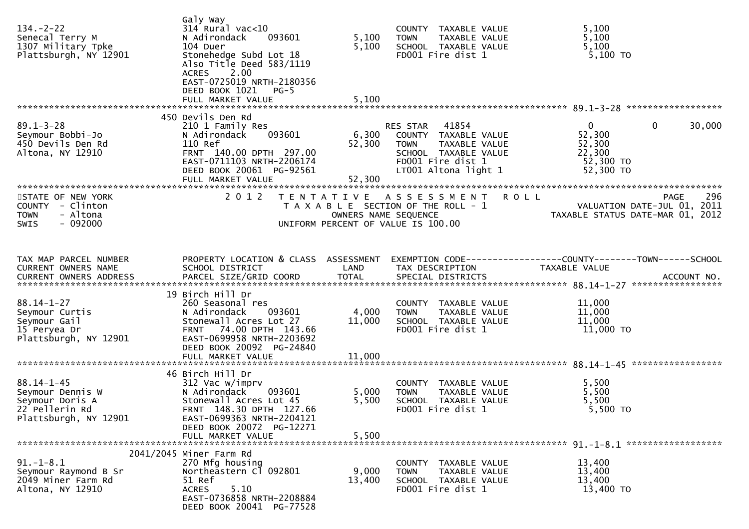| | | | | |
|---|---|---|---|---|
| 134.-2-22<br>Senecal Terry M<br>1307 Military Tpke<br>Plattsburgh, NY 12901 | Galy Way<br>314 Rural vac<10<br>N Adirondack 093601<br>104 Duer<br>Stonehedge Subd Lot 18<br>Also Title Deed 583/1119<br>ACRES 2.00<br>EAST-0725019 NRTH-2180356<br>DEED BOOK 1021 PG-5<br>FULL MARKET VALUE | 5,100<br>5,100<br><br><br><br><br><br><br>5,100 | COUNTY TAXABLE VALUE<br>TOWN TAXABLE VALUE<br>SCHOOL TAXABLE VALUE<br>FD001 Fire dist 1 | 5,100<br>5,100<br>5,100<br>5,100 TO |

************************************************************************************************ 89.1-3-28 ******************

| | | | | |
|---|---|---|---|---|
| 89.1-3-28<br>Seymour Bobbi-Jo<br>450 Devils Den Rd<br>Altona, NY 12910 | 450 Devils Den Rd<br>210 1 Family Res<br>N Adirondack 093601<br>110 Ref<br>FRNT 140.00 DPTH 297.00<br>EAST-0711103 NRTH-2206174<br>DEED BOOK 20061 PG-92561<br>FULL MARKET VALUE | 6,300<br>52,300<br><br><br><br>52,300 | RES STAR 41854<br>COUNTY TAXABLE VALUE<br>TOWN TAXABLE VALUE<br>SCHOOL TAXABLE VALUE<br>FD001 Fire dist 1<br>LT001 Altona light 1 | 0 0 30,000<br>52,300<br>52,300<br>22,300<br>52,300 TO<br>52,300 TO |

STATE OF NEW YORK — 2012 TENTATIVE ASSESSMENT ROLL — PAGE 296
COUNTY - Clinton — TAXABLE SECTION OF THE ROLL - 1 — VALUATION DATE-JUL 01, 2011
TOWN - Altona — OWNERS NAME SEQUENCE — TAXABLE STATUS DATE-MAR 01, 2012
SWIS - 092000 — UNIFORM PERCENT OF VALUE IS 100.00

| TAX MAP PARCEL NUMBER<br>CURRENT OWNERS NAME<br>CURRENT OWNERS ADDRESS | PROPERTY LOCATION & CLASS<br>SCHOOL DISTRICT<br>PARCEL SIZE/GRID COORD | ASSESSMENT<br>LAND<br>TOTAL | EXEMPTION CODE<br>TAX DESCRIPTION<br>SPECIAL DISTRICTS | -----COUNTY--------TOWN------SCHOOL<br>TAXABLE VALUE<br>ACCOUNT NO. |
|---|---|---|---|---|
| 88.14-1-27<br>Seymour Curtis<br>Seymour Gail<br>15 Peryea Dr<br>Plattsburgh, NY 12901 | 19 Birch Hill Dr<br>260 Seasonal res<br>N Adirondack 093601<br>Stonewall Acres Lot 27<br>FRNT 74.00 DPTH 143.66<br>EAST-0699958 NRTH-2203692<br>DEED BOOK 20092 PG-24840<br>FULL MARKET VALUE | 4,000<br>11,000<br><br><br><br><br>11,000 | COUNTY TAXABLE VALUE<br>TOWN TAXABLE VALUE<br>SCHOOL TAXABLE VALUE<br>FD001 Fire dist 1 | 11,000<br>11,000<br>11,000<br>11,000 TO |
| 88.14-1-45<br>Seymour Dennis W<br>Seymour Doris A<br>22 Pellerin Rd<br>Plattsburgh, NY 12901 | 46 Birch Hill Dr<br>312 Vac w/imprv<br>N Adirondack 093601<br>Stonewall Acres Lot 45<br>FRNT 148.30 DPTH 127.66<br>EAST-0699363 NRTH-2204121<br>DEED BOOK 20072 PG-12271<br>FULL MARKET VALUE | 5,000<br>5,500<br><br><br><br><br>5,500 | COUNTY TAXABLE VALUE<br>TOWN TAXABLE VALUE<br>SCHOOL TAXABLE VALUE<br>FD001 Fire dist 1 | 5,500<br>5,500<br>5,500<br>5,500 TO |
| 91.-1-8.1<br>Seymour Raymond B Sr<br>2049 Miner Farm Rd<br>Altona, NY 12910 | 2041/2045 Miner Farm Rd<br>270 Mfg housing<br>Northeastern Cl 092801<br>51 Ref<br>ACRES 5.10<br>EAST-0736858 NRTH-2208884<br>DEED BOOK 20041 PG-77528 | 9,000<br>13,400 | COUNTY TAXABLE VALUE<br>TOWN TAXABLE VALUE<br>SCHOOL TAXABLE VALUE<br>FD001 Fire dist 1 | 13,400<br>13,400<br>13,400<br>13,400 TO |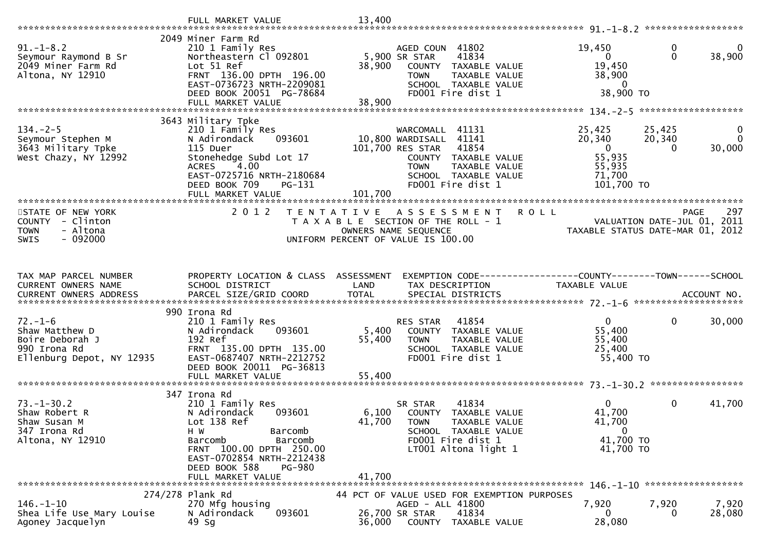```
                              FULL MARKET VALUE             13,400
******************************************************************************************************* 91.-1-8.2 ******************
                              2049 Miner Farm Rd
91.-1-8.2                     210 1 Family Res                        AGED COUN  41802              19,450            0              0
Seymour Raymond B Sr          Northeastern Cl 092801        5,900 SR STAR    41834                   0            0         38,900
2049 Miner Farm Rd            Lot 51 Ref                   38,900   COUNTY  TAXABLE VALUE           19,450
Altona, NY 12910              FRNT 136.00 DPTH 196.00                TOWN    TAXABLE VALUE           38,900
                              EAST-0736723 NRTH-2209081              SCHOOL  TAXABLE VALUE                0
                              DEED BOOK 20051  PG-78684              FD001 Fire dist 1              38,900 TO
                              FULL MARKET VALUE             38,900
******************************************************************************************************* 134.-2-5 *******************
                              3643 Military Tpke
134.-2-5                      210 1 Family Res                        WARCOMALL  41131              25,425       25,425              0
Seymour Stephen M             N Adirondack     093601      10,800 WARDISALL  41141              20,340       20,340              0
3643 Military Tpke            115 Duer                    101,700 RES STAR   41854                   0            0         30,000
West Chazy, NY 12992          Stonehedge Subd Lot 17                 COUNTY  TAXABLE VALUE           55,935
                              ACRES     4.00                         TOWN    TAXABLE VALUE           55,935
                              EAST-0725716 NRTH-2180684              SCHOOL  TAXABLE VALUE           71,700
                              DEED BOOK 709    PG-131                FD001 Fire dist 1             101,700 TO
                              FULL MARKET VALUE            101,700
************************************************************************************************************************************
STATE OF NEW YORK                   2 0 1 2   T E N T A T I V E   A S S E S S M E N T   R O L L                          PAGE    297
COUNTY  - Clinton                            T A X A B L E  SECTION OF THE ROLL - 1                      VALUATION DATE-JUL 01, 2011
TOWN    - Altona                                     OWNERS NAME SEQUENCE                          TAXABLE STATUS DATE-MAR 01, 2012
SWIS    - 092000                               UNIFORM PERCENT OF VALUE IS 100.00


TAX MAP PARCEL NUMBER          PROPERTY LOCATION & CLASS  ASSESSMENT  EXEMPTION CODE------------------COUNTY--------TOWN------SCHOOL
CURRENT OWNERS NAME            SCHOOL DISTRICT               LAND      TAX DESCRIPTION             TAXABLE VALUE
CURRENT OWNERS ADDRESS         PARCEL SIZE/GRID COORD        TOTAL     SPECIAL DISTRICTS                                    ACCOUNT NO.
******************************************************************************************************* 72.-1-6 ********************
                              990 Irona Rd
72.-1-6                       210 1 Family Res                        RES STAR   41854                   0            0         30,000
Shaw Matthew D                N Adirondack     093601       5,400   COUNTY  TAXABLE VALUE           55,400
Boire Deborah J               192 Ref                      55,400   TOWN    TAXABLE VALUE           55,400
990 Irona Rd                  FRNT 135.00 DPTH 135.00                SCHOOL  TAXABLE VALUE           25,400
Ellenburg Depot, NY 12935     EAST-0687407 NRTH-2212752              FD001 Fire dist 1              55,400 TO
                              DEED BOOK 20011  PG-36813
                              FULL MARKET VALUE             55,400
******************************************************************************************************* 73.-1-30.2 *****************
                              347 Irona Rd
73.-1-30.2                    210 1 Family Res                        SR STAR    41834                   0            0         41,700
Shaw Robert R                 N Adirondack     093601       6,100   COUNTY  TAXABLE VALUE           41,700
Shaw Susan M                  Lot 138 Ref                  41,700   TOWN    TAXABLE VALUE           41,700
347 Irona Rd                  H W              Barcomb               SCHOOL  TAXABLE VALUE                0
Altona, NY 12910              Barcomb          Barcomb               FD001 Fire dist 1              41,700 TO
                              FRNT 100.00 DPTH 250.00                LT001 Altona light 1           41,700 TO
                              EAST-0702854 NRTH-2212438
                              DEED BOOK 588    PG-980
                              FULL MARKET VALUE             41,700
******************************************************************************************************* 146.-1-10 ******************
                        274/278 Plank Rd                         44 PCT OF VALUE USED FOR EXEMPTION PURPOSES
146.-1-10                     270 Mfg housing                         AGED - ALL 41800               7,920        7,920          7,920
Shea Life Use Mary Louise     N Adirondack     093601      26,700 SR STAR    41834                   0            0         28,080
Agoney Jacquelyn              49 Sg                        36,000   COUNTY  TAXABLE VALUE           28,080
```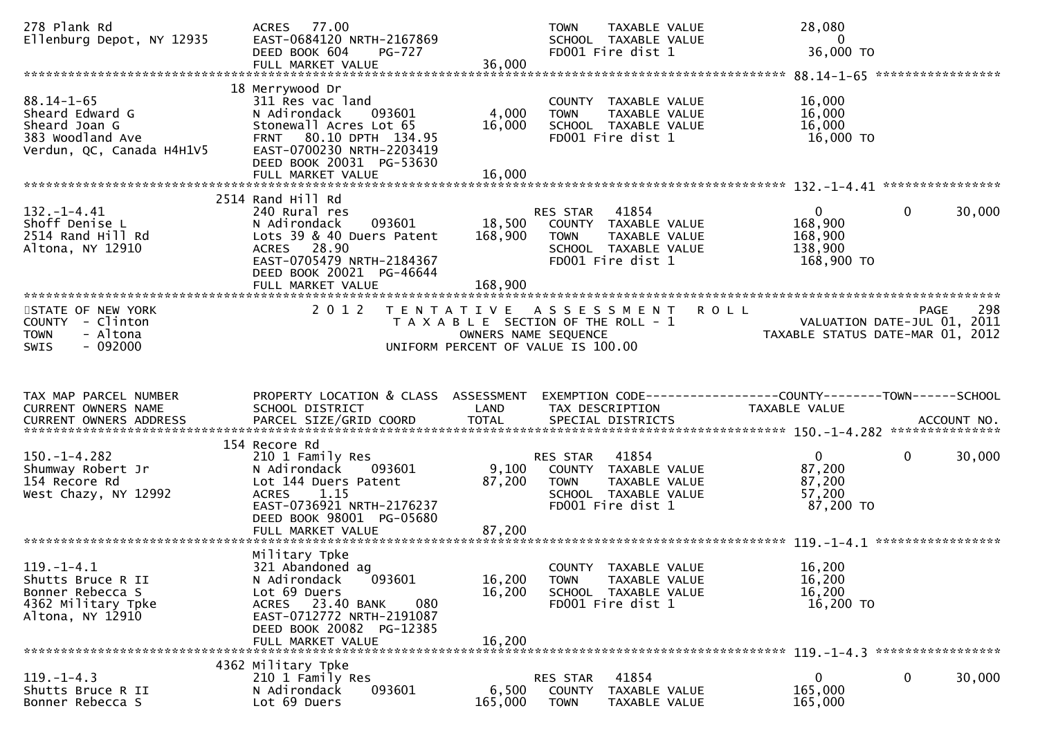```
278 Plank Rd                    ACRES   77.00                                 TOWN    TAXABLE VALUE              28,080
Ellenburg Depot, NY 12935       EAST-0684120 NRTH-2167869                     SCHOOL  TAXABLE VALUE                   0
                                DEED BOOK 604    PG-727                       FD001 Fire dist 1                  36,000 TO
                                FULL MARKET VALUE              36,000
******************************************************************************************************* 88.14-1-65 *****************
                              18 Merrywood Dr
88.14-1-65                      311 Res vac land                              COUNTY  TAXABLE VALUE              16,000
Sheard Edward G                 N Adirondack     093601         4,000         TOWN    TAXABLE VALUE              16,000
Sheard Joan G                   Stonewall Acres Lot 65         16,000         SCHOOL  TAXABLE VALUE              16,000
383 Woodland Ave                FRNT   80.10 DPTH  134.95                     FD001 Fire dist 1                  16,000 TO
Verdun, QC, Canada H4H1V5       EAST-0700230 NRTH-2203419
                                DEED BOOK 20031  PG-53630
                                FULL MARKET VALUE              16,000
******************************************************************************************************* 132.-1-4.41 ****************
                              2514 Rand Hill Rd
132.-1-4.41                     240 Rural res                                 RES STAR   41854                        0          0      30,000
Shoff Denise L                  N Adirondack     093601        18,500         COUNTY  TAXABLE VALUE             168,900
2514 Rand Hill Rd               Lots 39 & 40 Duers Patent     168,900         TOWN    TAXABLE VALUE             168,900
Altona, NY 12910                ACRES   28.90                                 SCHOOL  TAXABLE VALUE             138,900
                                EAST-0705479 NRTH-2184367                     FD001 Fire dist 1                 168,900 TO
                                DEED BOOK 20021  PG-46644
                                FULL MARKET VALUE             168,900
************************************************************************************************************************************
STATE OF NEW YORK                 2 0 1 2   T E N T A T I V E   A S S E S S M E N T   R O L L                              PAGE    298
COUNTY  - Clinton                            T A X A B L E  SECTION OF THE ROLL - 1                         VALUATION DATE-JUL 01, 2011
TOWN    - Altona                                   OWNERS NAME SEQUENCE                                TAXABLE STATUS DATE-MAR 01, 2012
SWIS    - 092000                               UNIFORM PERCENT OF VALUE IS 100.00


TAX MAP PARCEL NUMBER           PROPERTY LOCATION & CLASS  ASSESSMENT  EXEMPTION CODE------------------COUNTY--------TOWN------SCHOOL
CURRENT OWNERS NAME             SCHOOL DISTRICT               LAND      TAX DESCRIPTION            TAXABLE VALUE
CURRENT OWNERS ADDRESS          PARCEL SIZE/GRID COORD        TOTAL     SPECIAL DISTRICTS                                  ACCOUNT NO.
******************************************************************************************************* 150.-1-4.282 ***************
                              154 Recore Rd
150.-1-4.282                    210 1 Family Res                              RES STAR   41854                        0          0      30,000
Shumway Robert Jr               N Adirondack     093601         9,100         COUNTY  TAXABLE VALUE              87,200
154 Recore Rd                   Lot 144 Duers Patent           87,200         TOWN    TAXABLE VALUE              87,200
West Chazy, NY 12992            ACRES    1.15                                 SCHOOL  TAXABLE VALUE              57,200
                                EAST-0736921 NRTH-2176237                     FD001 Fire dist 1                  87,200 TO
                                DEED BOOK 98001  PG-05680
                                FULL MARKET VALUE              87,200
******************************************************************************************************* 119.-1-4.1 *****************
                                Military Tpke
119.-1-4.1                      321 Abandoned ag                              COUNTY  TAXABLE VALUE              16,200
Shutts Bruce R II               N Adirondack     093601        16,200         TOWN    TAXABLE VALUE              16,200
Bonner Rebecca S                Lot 69 Duers                   16,200         SCHOOL  TAXABLE VALUE              16,200
4362 Military Tpke              ACRES   23.40 BANK     080                    FD001 Fire dist 1                  16,200 TO
Altona, NY 12910                EAST-0712772 NRTH-2191087
                                DEED BOOK 20082  PG-12385
                                FULL MARKET VALUE              16,200
******************************************************************************************************* 119.-1-4.3 *****************
                              4362 Military Tpke
119.-1-4.3                      210 1 Family Res                              RES STAR   41854                        0          0      30,000
Shutts Bruce R II               N Adirondack     093601         6,500         COUNTY  TAXABLE VALUE             165,000
Bonner Rebecca S                Lot 69 Duers                  165,000         TOWN    TAXABLE VALUE             165,000
```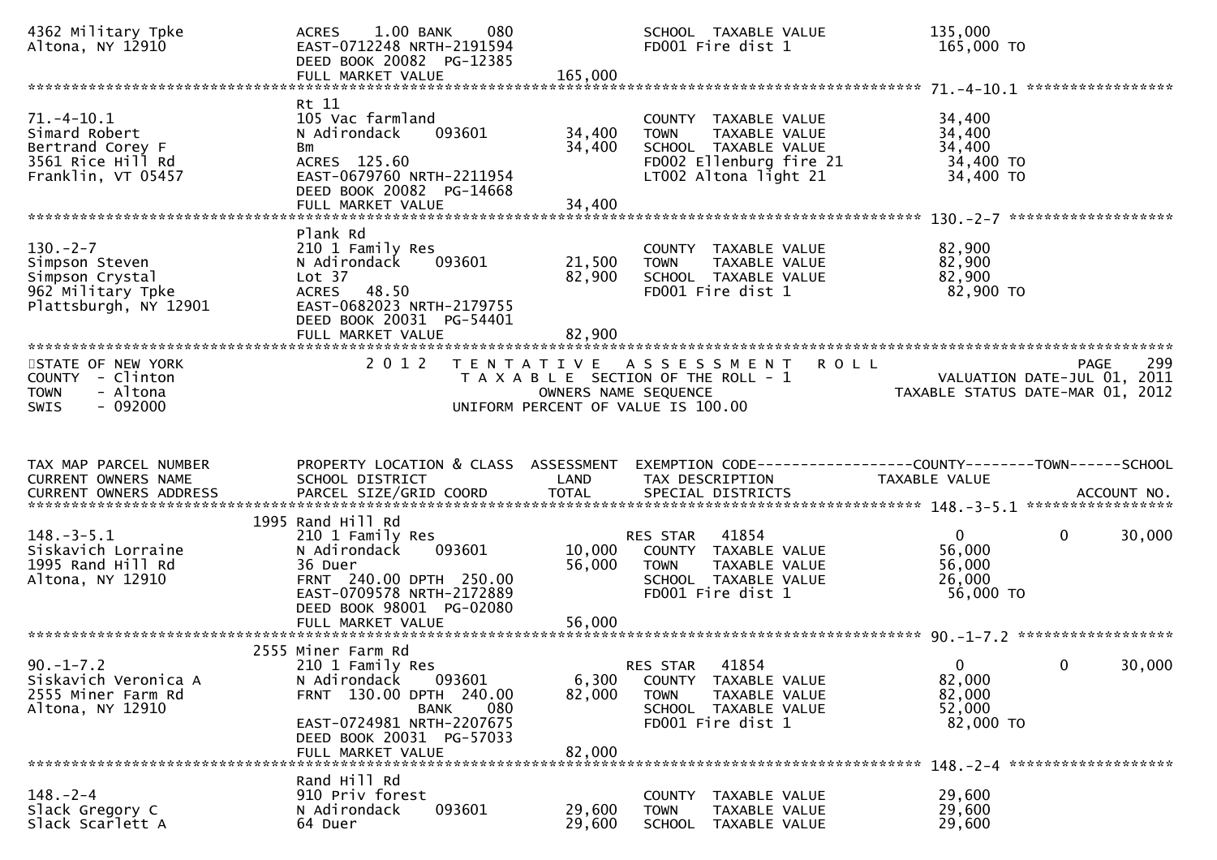| | | | | |
|---|---|---|---|---|
| 4362 Military Tpke | ACRES 1.00 BANK 080 | | SCHOOL TAXABLE VALUE | 135,000 |
| Altona, NY 12910 | EAST-0712248 NRTH-2191594 | | FD001 Fire dist 1 | 165,000 TO |
| | DEED BOOK 20082 PG-12385 | | | |
| | FULL MARKET VALUE | 165,000 | | |

************************************************************************************************ 71.-4-10.1 *****************

| | | | | |
|---|---|---|---|---|
| | Rt 11 | | | |
| 71.-4-10.1 | 105 Vac farmland | | COUNTY TAXABLE VALUE | 34,400 |
| Simard Robert | N Adirondack 093601 | 34,400 | TOWN TAXABLE VALUE | 34,400 |
| Bertrand Corey F | Bm | 34,400 | SCHOOL TAXABLE VALUE | 34,400 |
| 3561 Rice Hill Rd | ACRES 125.60 | | FD002 Ellenburg fire 21 | 34,400 TO |
| Franklin, VT 05457 | EAST-0679760 NRTH-2211954 | | LT002 Altona light 21 | 34,400 TO |
| | DEED BOOK 20082 PG-14668 | | | |
| | FULL MARKET VALUE | 34,400 | | |

************************************************************************************************ 130.-2-7 *******************

| | | | | |
|---|---|---|---|---|
| | Plank Rd | | | |
| 130.-2-7 | 210 1 Family Res | | COUNTY TAXABLE VALUE | 82,900 |
| Simpson Steven | N Adirondack 093601 | 21,500 | TOWN TAXABLE VALUE | 82,900 |
| Simpson Crystal | Lot 37 | 82,900 | SCHOOL TAXABLE VALUE | 82,900 |
| 962 Military Tpke | ACRES 48.50 | | FD001 Fire dist 1 | 82,900 TO |
| Plattsburgh, NY 12901 | EAST-0682023 NRTH-2179755 | | | |
| | DEED BOOK 20031 PG-54401 | | | |
| | FULL MARKET VALUE | 82,900 | | |

STATE OF NEW YORK — 2012 TENTATIVE ASSESSMENT ROLL — PAGE 299
COUNTY - Clinton — TAXABLE SECTION OF THE ROLL - 1 — VALUATION DATE-JUL 01, 2011
TOWN - Altona — OWNERS NAME SEQUENCE — TAXABLE STATUS DATE-MAR 01, 2012
SWIS - 092000 — UNIFORM PERCENT OF VALUE IS 100.00

| TAX MAP PARCEL NUMBER / CURRENT OWNERS NAME / CURRENT OWNERS ADDRESS | PROPERTY LOCATION & CLASS / SCHOOL DISTRICT / PARCEL SIZE/GRID COORD | ASSESSMENT LAND / TOTAL | EXEMPTION CODE / TAX DESCRIPTION / SPECIAL DISTRICTS | COUNTY / TAXABLE VALUE | TOWN | SCHOOL / ACCOUNT NO. |
|---|---|---|---|---|---|---|
| | 1995 Rand Hill Rd | | | | | |
| 148.-3-5.1 | 210 1 Family Res | | RES STAR 41854 | 0 | 0 | 30,000 |
| Siskavich Lorraine | N Adirondack 093601 | 10,000 | COUNTY TAXABLE VALUE | 56,000 | | |
| 1995 Rand Hill Rd | 36 Duer | 56,000 | TOWN TAXABLE VALUE | 56,000 | | |
| Altona, NY 12910 | FRNT 240.00 DPTH 250.00 | | SCHOOL TAXABLE VALUE | 26,000 | | |
| | EAST-0709578 NRTH-2172889 | | FD001 Fire dist 1 | 56,000 TO | | |
| | DEED BOOK 98001 PG-02080 | | | | | |
| | FULL MARKET VALUE | 56,000 | | | | |
| | 2555 Miner Farm Rd | | | | | |
| 90.-1-7.2 | 210 1 Family Res | | RES STAR 41854 | 0 | 0 | 30,000 |
| Siskavich Veronica A | N Adirondack 093601 | 6,300 | COUNTY TAXABLE VALUE | 82,000 | | |
| 2555 Miner Farm Rd | FRNT 130.00 DPTH 240.00 | 82,000 | TOWN TAXABLE VALUE | 82,000 | | |
| Altona, NY 12910 | BANK 080 | | SCHOOL TAXABLE VALUE | 52,000 | | |
| | EAST-0724981 NRTH-2207675 | | FD001 Fire dist 1 | 82,000 TO | | |
| | DEED BOOK 20031 PG-57033 | | | | | |
| | FULL MARKET VALUE | 82,000 | | | | |
| | Rand Hill Rd | | | | | |
| 148.-2-4 | 910 Priv forest | | COUNTY TAXABLE VALUE | 29,600 | | |
| Slack Gregory C | N Adirondack 093601 | 29,600 | TOWN TAXABLE VALUE | 29,600 | | |
| Slack Scarlett A | 64 Duer | 29,600 | SCHOOL TAXABLE VALUE | 29,600 | | |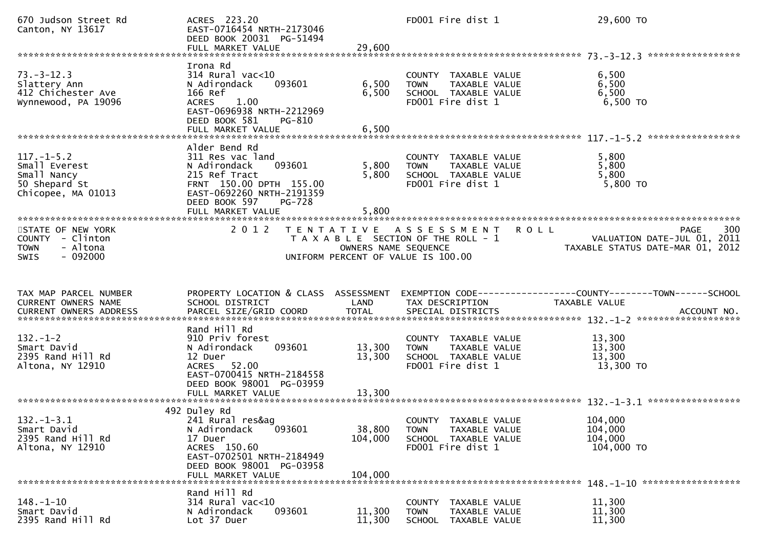```
670 Judson Street Rd         ACRES 223.20                            FD001 Fire dist 1                 29,600 TO
Canton, NY 13617             EAST-0716454 NRTH-2173046
                             DEED BOOK 20031  PG-51494
                             FULL MARKET VALUE             29,600
******************************************************************************************************* 73.-3-12.3 *****************
                             Irona Rd
73.-3-12.3                   314 Rural vac<10                        COUNTY  TAXABLE VALUE               6,500
Slattery Ann                 N Adirondack     093601       6,500    TOWN    TAXABLE VALUE               6,500
412 Chichester Ave           166 Ref                       6,500    SCHOOL  TAXABLE VALUE               6,500
Wynnewood, PA 19096          ACRES    1.00                           FD001 Fire dist 1                  6,500 TO
                             EAST-0696938 NRTH-2212969
                             DEED BOOK 581    PG-810
                             FULL MARKET VALUE              6,500
******************************************************************************************************* 117.-1-5.2 *****************
                             Alder Bend Rd
117.-1-5.2                   311 Res vac land                        COUNTY  TAXABLE VALUE               5,800
Small Everest                N Adirondack     093601       5,800    TOWN    TAXABLE VALUE               5,800
Small Nancy                  215 Ref Tract                 5,800    SCHOOL  TAXABLE VALUE               5,800
50 Shepard St                FRNT 150.00 DPTH 155.00                 FD001 Fire dist 1                  5,800 TO
Chicopee, MA 01013           EAST-0692260 NRTH-2191359
                             DEED BOOK 597    PG-728
                             FULL MARKET VALUE              5,800
*******************************************************************************************************************************
STATE OF NEW YORK              2 0 1 2   T E N T A T I V E   A S S E S S M E N T   R O L L                          PAGE    300
COUNTY  - Clinton                        T A X A B L E  SECTION OF THE ROLL - 1                    VALUATION DATE-JUL 01, 2011
TOWN    - Altona                               OWNERS NAME SEQUENCE                          TAXABLE STATUS DATE-MAR 01, 2012
SWIS    - 092000                        UNIFORM PERCENT OF VALUE IS 100.00


TAX MAP PARCEL NUMBER        PROPERTY LOCATION & CLASS  ASSESSMENT  EXEMPTION CODE------------------COUNTY--------TOWN------SCHOOL
CURRENT OWNERS NAME          SCHOOL DISTRICT               LAND      TAX DESCRIPTION            TAXABLE VALUE
CURRENT OWNERS ADDRESS       PARCEL SIZE/GRID COORD        TOTAL     SPECIAL DISTRICTS                                  ACCOUNT NO.
******************************************************************************************************* 132.-1-2 *******************
                             Rand Hill Rd
132.-1-2                     910 Priv forest                         COUNTY  TAXABLE VALUE              13,300
Smart David                  N Adirondack     093601      13,300    TOWN    TAXABLE VALUE              13,300
2395 Rand Hill Rd            12 Duer                      13,300    SCHOOL  TAXABLE VALUE              13,300
Altona, NY 12910             ACRES   52.00                           FD001 Fire dist 1                 13,300 TO
                             EAST-0700415 NRTH-2184558
                             DEED BOOK 98001  PG-03959
                             FULL MARKET VALUE             13,300
******************************************************************************************************* 132.-1-3.1 *****************
                         492 Duley Rd
132.-1-3.1                   241 Rural res&ag                        COUNTY  TAXABLE VALUE             104,000
Smart David                  N Adirondack     093601      38,800    TOWN    TAXABLE VALUE             104,000
2395 Rand Hill Rd            17 Duer                     104,000    SCHOOL  TAXABLE VALUE             104,000
Altona, NY 12910             ACRES  150.60                           FD001 Fire dist 1                104,000 TO
                             EAST-0702501 NRTH-2184949
                             DEED BOOK 98001  PG-03958
                             FULL MARKET VALUE            104,000
******************************************************************************************************* 148.-1-10 ******************
                             Rand Hill Rd
148.-1-10                    314 Rural vac<10                        COUNTY  TAXABLE VALUE              11,300
Smart David                  N Adirondack     093601      11,300    TOWN    TAXABLE VALUE              11,300
2395 Rand Hill Rd            Lot 37 Duer                  11,300    SCHOOL  TAXABLE VALUE              11,300
```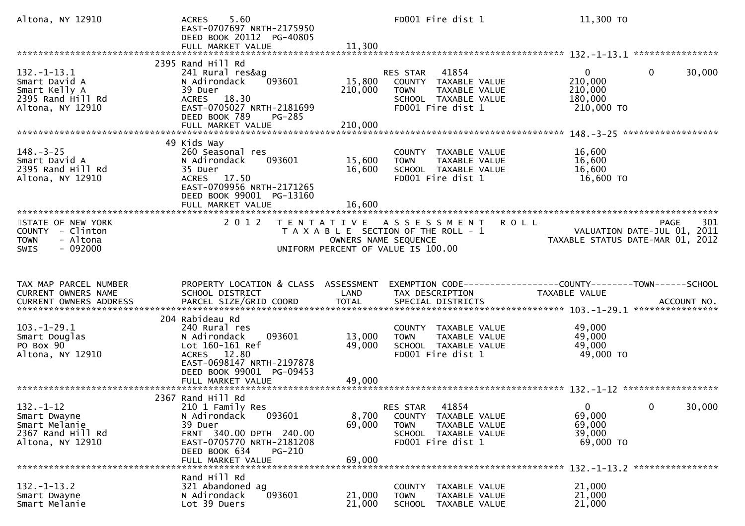```
Altona, NY 12910              ACRES    5.60                             FD001 Fire dist 1                11,300 TO
                              EAST-0707697 NRTH-2175950
                              DEED BOOK 20112  PG-40805
                              FULL MARKET VALUE              11,300
******************************************************************************************************* 132.-1-13.1 ****************
                            2395 Rand Hill Rd
132.-1-13.1                   241 Rural res&ag                         RES STAR   41854                   0           0       30,000
Smart David A                 N Adirondack     093601        15,800    COUNTY  TAXABLE VALUE          210,000
Smart Kelly A                 39 Duer                       210,000    TOWN    TAXABLE VALUE          210,000
2395 Rand Hill Rd             ACRES   18.30                            SCHOOL  TAXABLE VALUE          180,000
Altona, NY 12910              EAST-0705027 NRTH-2181699                FD001 Fire dist 1               210,000 TO
                              DEED BOOK 789    PG-285
                              FULL MARKET VALUE             210,000
******************************************************************************************************* 148.-3-25 ******************
                            49 Kids Way
148.-3-25                     260 Seasonal res                         COUNTY  TAXABLE VALUE           16,600
Smart David A                 N Adirondack     093601        15,600    TOWN    TAXABLE VALUE           16,600
2395 Rand Hill Rd             35 Duer                        16,600    SCHOOL  TAXABLE VALUE           16,600
Altona, NY 12910              ACRES   17.50                            FD001 Fire dist 1                16,600 TO
                              EAST-0709956 NRTH-2171265
                              DEED BOOK 99001  PG-13160
                              FULL MARKET VALUE              16,600
************************************************************************************************************************************
STATE OF NEW YORK                 2 0 1 2   T E N T A T I V E   A S S E S S M E N T   R O L L                         PAGE    301
COUNTY  - Clinton                            T A X A B L E  SECTION OF THE ROLL - 1                     VALUATION DATE-JUL 01, 2011
TOWN    - Altona                                   OWNERS NAME SEQUENCE                          TAXABLE STATUS DATE-MAR 01, 2012
SWIS    - 092000                              UNIFORM PERCENT OF VALUE IS 100.00


TAX MAP PARCEL NUMBER         PROPERTY LOCATION & CLASS  ASSESSMENT  EXEMPTION CODE------------------COUNTY--------TOWN------SCHOOL
CURRENT OWNERS NAME           SCHOOL DISTRICT               LAND      TAX DESCRIPTION             TAXABLE VALUE
CURRENT OWNERS ADDRESS        PARCEL SIZE/GRID COORD        TOTAL     SPECIAL DISTRICTS                                  ACCOUNT NO.
******************************************************************************************************* 103.-1-29.1 ****************
                            204 Rabideau Rd
103.-1-29.1                   240 Rural res                            COUNTY  TAXABLE VALUE           49,000
Smart Douglas                 N Adirondack     093601        13,000    TOWN    TAXABLE VALUE           49,000
PO Box 90                     Lot 160-161 Ref                49,000    SCHOOL  TAXABLE VALUE           49,000
Altona, NY 12910              ACRES   12.80                            FD001 Fire dist 1                49,000 TO
                              EAST-0698147 NRTH-2197878
                              DEED BOOK 99001  PG-09453
                              FULL MARKET VALUE              49,000
******************************************************************************************************* 132.-1-12 ******************
                            2367 Rand Hill Rd
132.-1-12                     210 1 Family Res                         RES STAR   41854                   0           0       30,000
Smart Dwayne                  N Adirondack     093601         8,700    COUNTY  TAXABLE VALUE           69,000
Smart Melanie                 39 Duer                        69,000    TOWN    TAXABLE VALUE           69,000
2367 Rand Hill Rd             FRNT 340.00 DPTH 240.00                  SCHOOL  TAXABLE VALUE           39,000
Altona, NY 12910              EAST-0705770 NRTH-2181208                FD001 Fire dist 1                69,000 TO
                              DEED BOOK 634    PG-210
                              FULL MARKET VALUE              69,000
******************************************************************************************************* 132.-1-13.2 ****************
                              Rand Hill Rd
132.-1-13.2                   321 Abandoned ag                         COUNTY  TAXABLE VALUE           21,000
Smart Dwayne                  N Adirondack     093601        21,000    TOWN    TAXABLE VALUE           21,000
Smart Melanie                 Lot 39 Duers                   21,000    SCHOOL  TAXABLE VALUE           21,000
```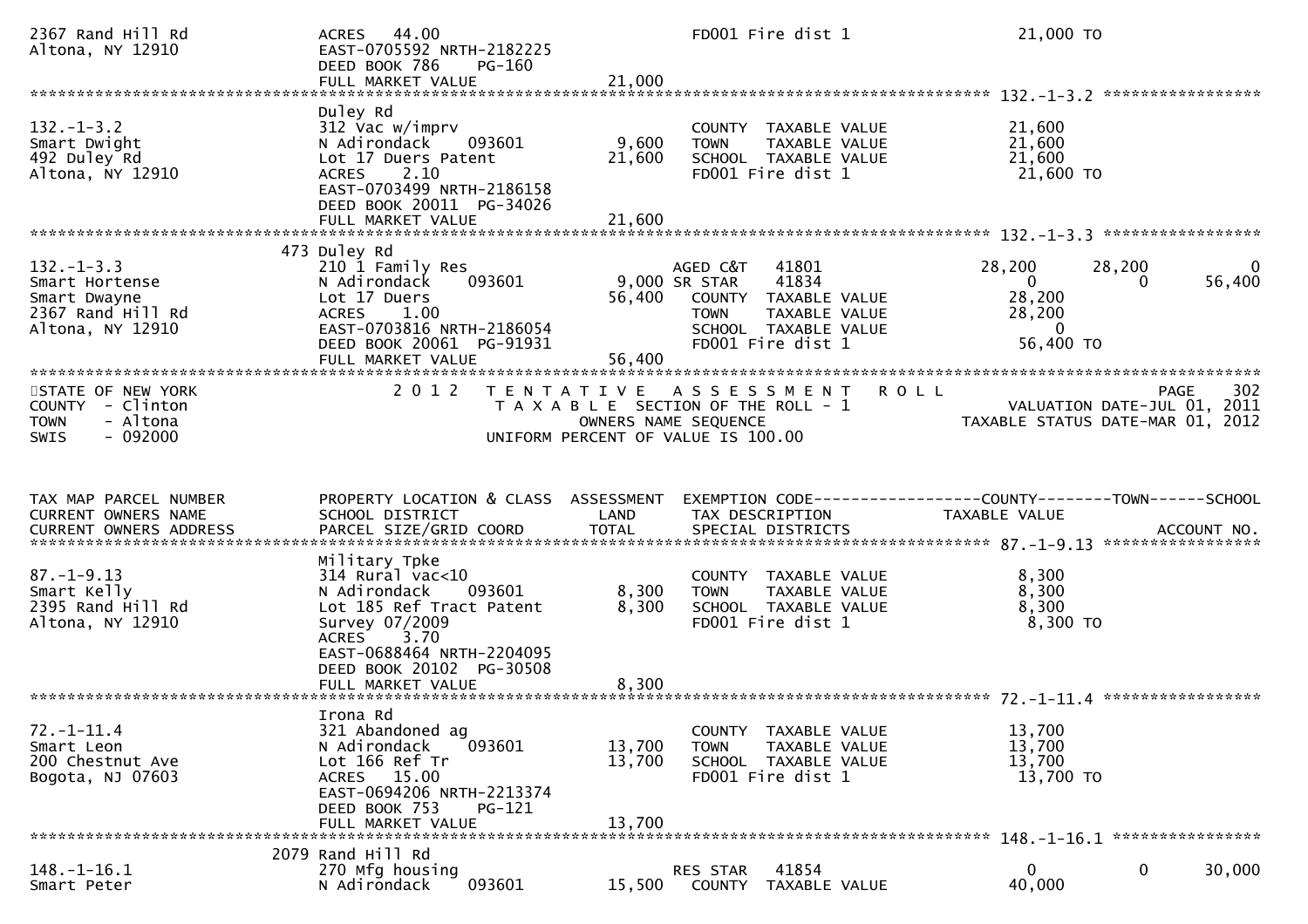```
2367 Rand Hill Rd               ACRES    44.00                                FD001 Fire dist 1                21,000 TO
Altona, NY 12910                EAST-0705592 NRTH-2182225
                                DEED BOOK 786     PG-160
                                FULL MARKET VALUE              21,000
******************************************************************************************************* 132.-1-3.2 *****************
                                Duley Rd
132.-1-3.2                      312 Vac w/imprv                               COUNTY  TAXABLE VALUE            21,600
Smart Dwight                    N Adirondack     093601          9,600        TOWN    TAXABLE VALUE            21,600
492 Duley Rd                    Lot 17 Duers Patent             21,600        SCHOOL  TAXABLE VALUE            21,600
Altona, NY 12910                ACRES     2.10                                FD001 Fire dist 1                21,600 TO
                                EAST-0703499 NRTH-2186158
                                DEED BOOK 20011  PG-34026
                                FULL MARKET VALUE              21,600
******************************************************************************************************* 132.-1-3.3 *****************
                           473 Duley Rd
132.-1-3.3                      210 1 Family Res                              AGED C&T    41801          28,200      28,200            0
Smart Hortense                  N Adirondack     093601          9,000 SR STAR     41834               0           0       56,400
Smart Dwayne                    Lot 17 Duers                    56,400        COUNTY  TAXABLE VALUE            28,200
2367 Rand Hill Rd               ACRES     1.00                                TOWN    TAXABLE VALUE            28,200
Altona, NY 12910                EAST-0703816 NRTH-2186054                     SCHOOL  TAXABLE VALUE                 0
                                DEED BOOK 20061  PG-91931                     FD001 Fire dist 1                56,400 TO
                                FULL MARKET VALUE              56,400
************************************************************************************************************************************
STATE OF NEW YORK                2 0 1 2   T E N T A T I V E   A S S E S S M E N T   R O L L                              PAGE   302
COUNTY  - Clinton                          T A X A B L E  SECTION OF THE ROLL - 1                        VALUATION DATE-JUL 01, 2011
TOWN    - Altona                                    OWNERS NAME SEQUENCE                             TAXABLE STATUS DATE-MAR 01, 2012
SWIS    - 092000                            UNIFORM PERCENT OF VALUE IS 100.00


TAX MAP PARCEL NUMBER           PROPERTY LOCATION & CLASS  ASSESSMENT  EXEMPTION CODE------------------COUNTY--------TOWN------SCHOOL
CURRENT OWNERS NAME             SCHOOL DISTRICT               LAND      TAX DESCRIPTION              TAXABLE VALUE
CURRENT OWNERS ADDRESS          PARCEL SIZE/GRID COORD        TOTAL     SPECIAL DISTRICTS                                  ACCOUNT NO.
******************************************************************************************************* 87.-1-9.13 *****************
                                Military Tpke
87.-1-9.13                      314 Rural vac<10                              COUNTY  TAXABLE VALUE             8,300
Smart Kelly                     N Adirondack     093601          8,300        TOWN    TAXABLE VALUE             8,300
2395 Rand Hill Rd               Lot 185 Ref Tract Patent         8,300        SCHOOL  TAXABLE VALUE             8,300
Altona, NY 12910                Survey 07/2009                                FD001 Fire dist 1                 8,300 TO
                                ACRES     3.70
                                EAST-0688464 NRTH-2204095
                                DEED BOOK 20102  PG-30508
                                FULL MARKET VALUE               8,300
******************************************************************************************************* 72.-1-11.4 *****************
                                Irona Rd
72.-1-11.4                      321 Abandoned ag                              COUNTY  TAXABLE VALUE            13,700
Smart Leon                      N Adirondack     093601         13,700        TOWN    TAXABLE VALUE            13,700
200 Chestnut Ave                Lot 166 Ref Tr                  13,700        SCHOOL  TAXABLE VALUE            13,700
Bogota, NJ 07603                ACRES    15.00                                FD001 Fire dist 1                13,700 TO
                                EAST-0694206 NRTH-2213374
                                DEED BOOK 753     PG-121
                                FULL MARKET VALUE              13,700
******************************************************************************************************* 148.-1-16.1 ****************
                          2079 Rand Hill Rd
148.-1-16.1                     270 Mfg housing                               RES STAR    41854               0           0       30,000
Smart Peter                     N Adirondack     093601         15,500        COUNTY  TAXABLE VALUE            40,000
```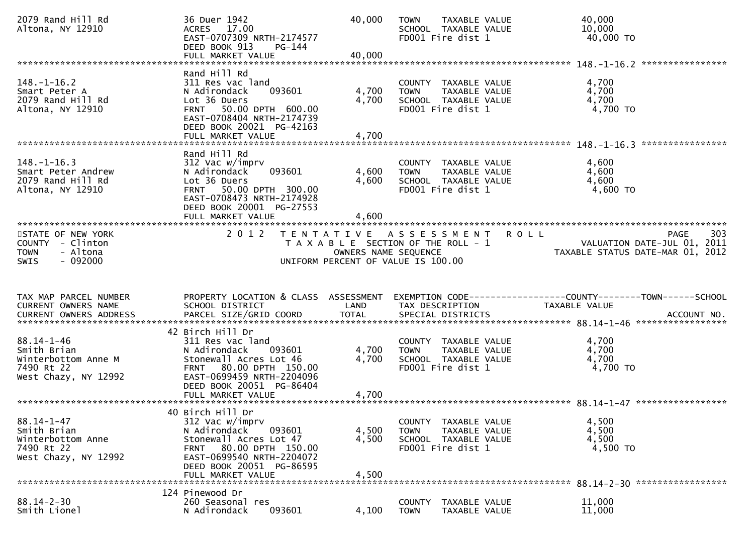```
2079 Rand Hill Rd                36 Duer 1942                  40,000   TOWN    TAXABLE VALUE              40,000
Altona, NY 12910                 ACRES   17.00                          SCHOOL  TAXABLE VALUE              10,000
                                 EAST-0707309 NRTH-2174577              FD001 Fire dist 1                  40,000 TO
                                 DEED BOOK 913    PG-144
                                 FULL MARKET VALUE             40,000
******************************************************************************************************* 148.-1-16.2 ****************
                                 Rand Hill Rd
148.-1-16.2                      311 Res vac land                       COUNTY  TAXABLE VALUE               4,700
Smart Peter A                    N Adirondack     093601        4,700   TOWN    TAXABLE VALUE               4,700
2079 Rand Hill Rd                Lot 36 Duers                   4,700   SCHOOL  TAXABLE VALUE               4,700
Altona, NY 12910                 FRNT   50.00 DPTH  600.00              FD001 Fire dist 1                   4,700 TO
                                 EAST-0708404 NRTH-2174739
                                 DEED BOOK 20021  PG-42163
                                 FULL MARKET VALUE              4,700
******************************************************************************************************* 148.-1-16.3 ****************
                                 Rand Hill Rd
148.-1-16.3                      312 Vac w/imprv                        COUNTY  TAXABLE VALUE               4,600
Smart Peter Andrew               N Adirondack     093601        4,600   TOWN    TAXABLE VALUE               4,600
2079 Rand Hill Rd                Lot 36 Duers                   4,600   SCHOOL  TAXABLE VALUE               4,600
Altona, NY 12910                 FRNT   50.00 DPTH  300.00              FD001 Fire dist 1                   4,600 TO
                                 EAST-0708473 NRTH-2174928
                                 DEED BOOK 20001  PG-27553
                                 FULL MARKET VALUE              4,600
************************************************************************************************************************************
STATE OF NEW YORK                 2 0 1 2   T E N T A T I V E   A S S E S S M E N T   R O L L                          PAGE    303
COUNTY  - Clinton                          T A X A B L E  SECTION OF THE ROLL - 1                    VALUATION DATE-JUL 01, 2011
TOWN    - Altona                                  OWNERS NAME SEQUENCE                          TAXABLE STATUS DATE-MAR 01, 2012
SWIS    - 092000                            UNIFORM PERCENT OF VALUE IS 100.00


TAX MAP PARCEL NUMBER            PROPERTY LOCATION & CLASS  ASSESSMENT  EXEMPTION CODE------------------COUNTY--------TOWN------SCHOOL
CURRENT OWNERS NAME              SCHOOL DISTRICT               LAND     TAX DESCRIPTION                 TAXABLE VALUE
CURRENT OWNERS ADDRESS           PARCEL SIZE/GRID COORD        TOTAL    SPECIAL DISTRICTS                                ACCOUNT NO.
******************************************************************************************************* 88.14-1-46 *****************
                                 42 Birch Hill Dr
88.14-1-46                       311 Res vac land                       COUNTY  TAXABLE VALUE               4,700
Smith Brian                      N Adirondack     093601        4,700   TOWN    TAXABLE VALUE               4,700
Winterbottom Anne M              Stonewall Acres Lot 46         4,700   SCHOOL  TAXABLE VALUE               4,700
7490 Rt 22                       FRNT   80.00 DPTH  150.00              FD001 Fire dist 1                   4,700 TO
West Chazy, NY 12992             EAST-0699459 NRTH-2204096
                                 DEED BOOK 20051  PG-86404
                                 FULL MARKET VALUE              4,700
******************************************************************************************************* 88.14-1-47 *****************
                                 40 Birch Hill Dr
88.14-1-47                       312 Vac w/imprv                        COUNTY  TAXABLE VALUE               4,500
Smith Brian                      N Adirondack     093601        4,500   TOWN    TAXABLE VALUE               4,500
Winterbottom Anne                Stonewall Acres Lot 47         4,500   SCHOOL  TAXABLE VALUE               4,500
7490 Rt 22                       FRNT   80.00 DPTH  150.00              FD001 Fire dist 1                   4,500 TO
West Chazy, NY 12992             EAST-0699540 NRTH-2204072
                                 DEED BOOK 20051  PG-86595
                                 FULL MARKET VALUE              4,500
******************************************************************************************************* 88.14-2-30 *****************
                                 124 Pinewood Dr
88.14-2-30                       260 Seasonal res                       COUNTY  TAXABLE VALUE              11,000
Smith Lionel                     N Adirondack     093601        4,100   TOWN    TAXABLE VALUE              11,000
```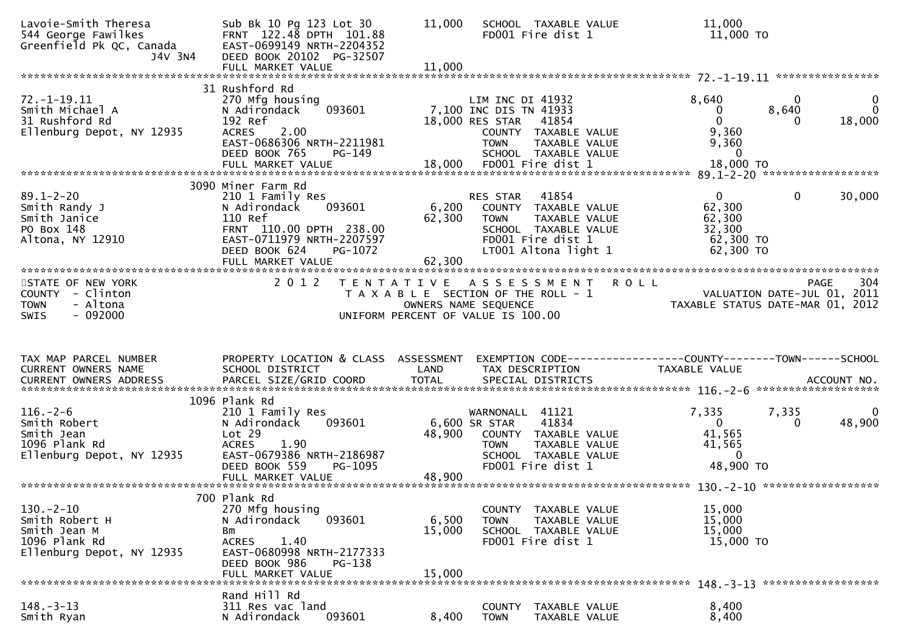```
Lavoie-Smith Theresa           Sub Bk 10 Pg 123 Lot 30          11,000   SCHOOL  TAXABLE VALUE            11,000
544 George Fawilkes            FRNT 122.48 DPTH 101.88                    FD001 Fire dist 1                11,000 TO
Greenfield Pk QC, Canada       EAST-0699149 NRTH-2204352
                  J4V 3N4      DEED BOOK 20102  PG-32507
                               FULL MARKET VALUE                11,000
******************************************************************************************************* 72.-1-19.11 ****************
                               31 Rushford Rd
72.-1-19.11                    270 Mfg housing                           LIM INC DI 41932                  8,640            0             0
Smith Michael A                N Adirondack      093601          7,100 INC DIS TN 41933                      0        8,640             0
31 Rushford Rd                 192 Ref                          18,000 RES STAR    41854                      0            0        18,000
Ellenburg Depot, NY 12935      ACRES    2.00                             COUNTY  TAXABLE VALUE             9,360
                               EAST-0686306 NRTH-2211981                 TOWN    TAXABLE VALUE             9,360
                               DEED BOOK 765     PG-149                  SCHOOL  TAXABLE VALUE                 0
                               FULL MARKET VALUE                18,000   FD001 Fire dist 1                18,000 TO
******************************************************************************************************* 89.1-2-20 ******************
                               3090 Miner Farm Rd
89.1-2-20                      210 1 Family Res                          RES STAR    41854                     0            0        30,000
Smith Randy J                  N Adirondack      093601          6,200   COUNTY  TAXABLE VALUE            62,300
Smith Janice                   110 Ref                          62,300   TOWN    TAXABLE VALUE            62,300
PO Box 148                     FRNT 110.00 DPTH 238.00                   SCHOOL  TAXABLE VALUE            32,300
Altona, NY 12910               EAST-0711979 NRTH-2207597                 FD001 Fire dist 1                62,300 TO
                               DEED BOOK 624     PG-1072                 LT001 Altona light 1             62,300 TO
                               FULL MARKET VALUE                62,300
************************************************************************************************************************************
STATE OF NEW YORK                   2 0 1 2   T E N T A T I V E   A S S E S S M E N T   R O L L                        PAGE    304
COUNTY  - Clinton                        T A X A B L E  SECTION OF THE ROLL - 1                       VALUATION DATE-JUL 01, 2011
TOWN    - Altona                                 OWNERS NAME SEQUENCE                          TAXABLE STATUS DATE-MAR 01, 2012
SWIS    - 092000                         UNIFORM PERCENT OF VALUE IS 100.00


TAX MAP PARCEL NUMBER          PROPERTY LOCATION & CLASS  ASSESSMENT  EXEMPTION CODE------------------COUNTY--------TOWN------SCHOOL
CURRENT OWNERS NAME            SCHOOL DISTRICT               LAND      TAX DESCRIPTION              TAXABLE VALUE
CURRENT OWNERS ADDRESS         PARCEL SIZE/GRID COORD        TOTAL     SPECIAL DISTRICTS                                  ACCOUNT NO.
******************************************************************************************************* 116.-2-6 *******************
                               1096 Plank Rd
116.-2-6                       210 1 Family Res                          WARNONALL  41121                  7,335        7,335             0
Smith Robert                   N Adirondack      093601          6,600 SR STAR     41834                      0            0        48,900
Smith Jean                     Lot 29                           48,900   COUNTY  TAXABLE VALUE            41,565
1096 Plank Rd                  ACRES    1.90                             TOWN    TAXABLE VALUE            41,565
Ellenburg Depot, NY 12935      EAST-0679386 NRTH-2186987                 SCHOOL  TAXABLE VALUE                 0
                               DEED BOOK 559     PG-1095                 FD001 Fire dist 1                48,900 TO
                               FULL MARKET VALUE                48,900
******************************************************************************************************* 130.-2-10 ******************
                               700 Plank Rd
130.-2-10                      270 Mfg housing                           COUNTY  TAXABLE VALUE            15,000
Smith Robert H                 N Adirondack      093601          6,500   TOWN    TAXABLE VALUE            15,000
Smith Jean M                   Bm                               15,000   SCHOOL  TAXABLE VALUE            15,000
1096 Plank Rd                  ACRES    1.40                             FD001 Fire dist 1                15,000 TO
Ellenburg Depot, NY 12935      EAST-0680998 NRTH-2177333
                               DEED BOOK 986     PG-138
                               FULL MARKET VALUE                15,000
******************************************************************************************************* 148.-3-13 ******************
                               Rand Hill Rd
148.-3-13                      311 Res vac land                          COUNTY  TAXABLE VALUE             8,400
Smith Ryan                     N Adirondack      093601          8,400   TOWN    TAXABLE VALUE             8,400
```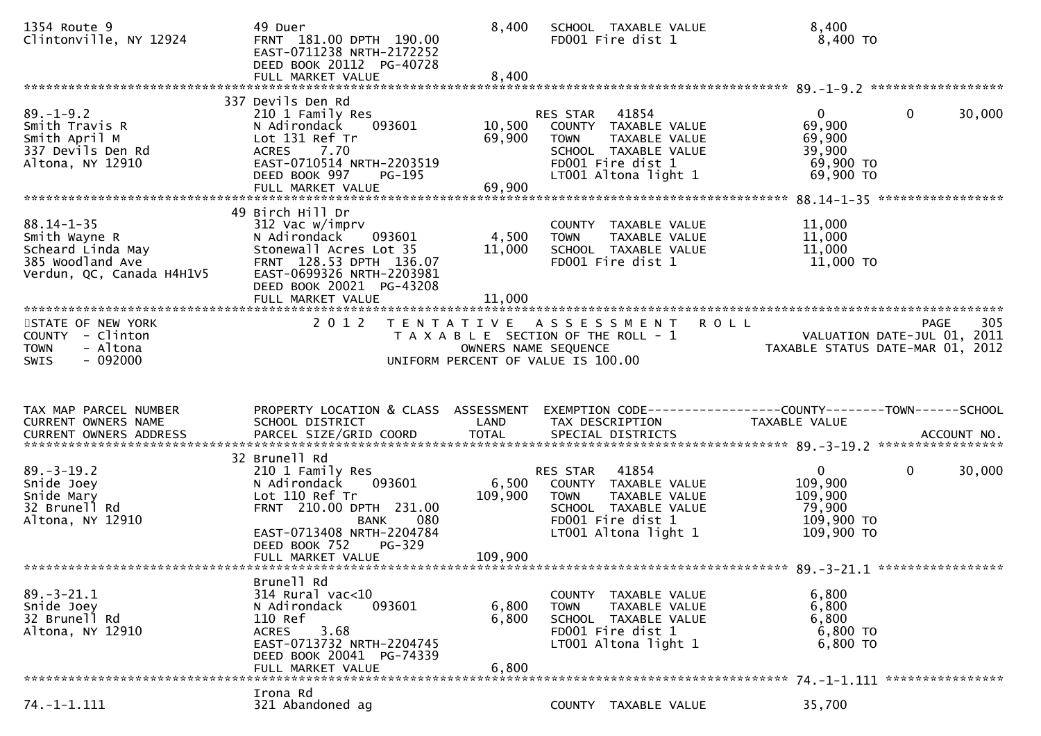```
1354 Route 9                      49 Duer                             8,400   SCHOOL  TAXABLE VALUE              8,400
Clintonville, NY 12924            FRNT 181.00 DPTH 190.00                     FD001 Fire dist 1                   8,400 TO
                                  EAST-0711238 NRTH-2172252
                                  DEED BOOK 20112  PG-40728
                                  FULL MARKET VALUE                   8,400
******************************************************************************************************* 89.-1-9.2 ******************
                                  337 Devils Den Rd
89.-1-9.2                         210 1 Family Res                            RES STAR   41854                    0            0       30,000
Smith Travis R                    N Adirondack    093601             10,500   COUNTY  TAXABLE VALUE              69,900
Smith April M                     Lot 131 Ref Tr                     69,900   TOWN    TAXABLE VALUE              69,900
337 Devils Den Rd                 ACRES    7.70                               SCHOOL  TAXABLE VALUE              39,900
Altona, NY 12910                  EAST-0710514 NRTH-2203519                   FD001 Fire dist 1                   69,900 TO
                                  DEED BOOK 997    PG-195                     LT001 Altona light 1                69,900 TO
                                  FULL MARKET VALUE                  69,900
******************************************************************************************************* 88.14-1-35 *****************
                                  49 Birch Hill Dr
88.14-1-35                        312 Vac w/imprv                             COUNTY  TAXABLE VALUE              11,000
Smith Wayne R                     N Adirondack    093601              4,500   TOWN    TAXABLE VALUE              11,000
Scheard Linda May                 Stonewall Acres Lot 35             11,000   SCHOOL  TAXABLE VALUE              11,000
385 Woodland Ave                  FRNT 128.53 DPTH 136.07                     FD001 Fire dist 1                   11,000 TO
Verdun, QC, Canada H4H1V5         EAST-0699326 NRTH-2203981
                                  DEED BOOK 20021  PG-43208
                                  FULL MARKET VALUE                  11,000
************************************************************************************************************************************
STATE OF NEW YORK                 2 0 1 2   T E N T A T I V E   A S S E S S M E N T   R O L L                                PAGE   305
COUNTY  - Clinton                           T A X A B L E  SECTION OF THE ROLL - 1                        VALUATION DATE-JUL 01, 2011
TOWN    - Altona                                    OWNERS NAME SEQUENCE                             TAXABLE STATUS DATE-MAR 01, 2012
SWIS    - 092000                               UNIFORM PERCENT OF VALUE IS 100.00


TAX MAP PARCEL NUMBER             PROPERTY LOCATION & CLASS  ASSESSMENT  EXEMPTION CODE------------------COUNTY--------TOWN------SCHOOL
CURRENT OWNERS NAME               SCHOOL DISTRICT               LAND      TAX DESCRIPTION                TAXABLE VALUE
CURRENT OWNERS ADDRESS            PARCEL SIZE/GRID COORD        TOTAL     SPECIAL DISTRICTS                                    ACCOUNT NO.
******************************************************************************************************* 89.-3-19.2 *****************
                                  32 Brunell Rd
89.-3-19.2                        210 1 Family Res                            RES STAR   41854                    0            0       30,000
Snide Joey                        N Adirondack    093601              6,500   COUNTY  TAXABLE VALUE             109,900
Snide Mary                        Lot 110 Ref Tr                    109,900   TOWN    TAXABLE VALUE             109,900
32 Brunell Rd                     FRNT 210.00 DPTH 231.00                     SCHOOL  TAXABLE VALUE              79,900
Altona, NY 12910                                BANK     080                  FD001 Fire dist 1                  109,900 TO
                                  EAST-0713408 NRTH-2204784                   LT001 Altona light 1               109,900 TO
                                  DEED BOOK 752    PG-329
                                  FULL MARKET VALUE                 109,900
******************************************************************************************************* 89.-3-21.1 *****************
                                  Brunell Rd
89.-3-21.1                        314 Rural vac<10                            COUNTY  TAXABLE VALUE               6,800
Snide Joey                        N Adirondack    093601              6,800   TOWN    TAXABLE VALUE               6,800
32 Brunell Rd                     110 Ref                             6,800   SCHOOL  TAXABLE VALUE               6,800
Altona, NY 12910                  ACRES    3.68                               FD001 Fire dist 1                   6,800 TO
                                  EAST-0713732 NRTH-2204745                   LT001 Altona light 1                6,800 TO
                                  DEED BOOK 20041  PG-74339
                                  FULL MARKET VALUE                   6,800
******************************************************************************************************* 74.-1-1.111 ****************
                                  Irona Rd
74.-1-1.111                       321 Abandoned ag                            COUNTY  TAXABLE VALUE              35,700
```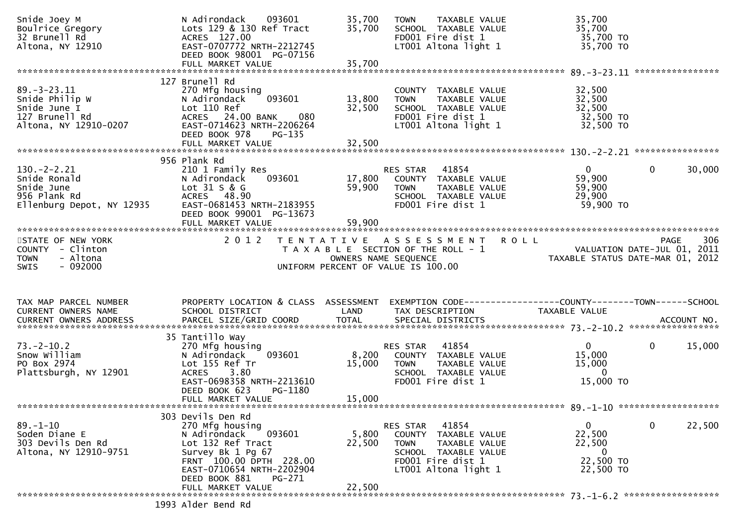| TAX MAP PARCEL NUMBER<br>CURRENT OWNERS NAME<br>CURRENT OWNERS ADDRESS | PROPERTY LOCATION & CLASS<br>SCHOOL DISTRICT<br>PARCEL SIZE/GRID COORD | ASSESSMENT<br>LAND<br>TOTAL | EXEMPTION CODE<br>TAX DESCRIPTION<br>SPECIAL DISTRICTS | COUNTY<br>TAXABLE VALUE | TOWN | SCHOOL<br>ACCOUNT NO. |
|---|---|---|---|---|---|---|
| Snide Joey M<br>Boulrice Gregory<br>32 Brunell Rd<br>Altona, NY 12910 | N Adirondack 093601<br>Lots 129 & 130 Ref Tract<br>ACRES 127.00<br>EAST-0707772 NRTH-2212745<br>DEED BOOK 98001 PG-07156<br>FULL MARKET VALUE | 35,700<br>35,700<br><br><br><br>35,700 | TOWN TAXABLE VALUE<br>SCHOOL TAXABLE VALUE<br>FD001 Fire dist 1<br>LT001 Altona light 1 | 35,700<br>35,700<br>35,700 TO<br>35,700 TO | | |
| 89.-3-23.11<br>Snide Philip W<br>Snide June I<br>127 Brunell Rd<br>Altona, NY 12910-0207 | 127 Brunell Rd<br>270 Mfg housing<br>N Adirondack 093601<br>Lot 110 Ref<br>ACRES 24.00 BANK 080<br>EAST-0714623 NRTH-2206264<br>DEED BOOK 978 PG-135<br>FULL MARKET VALUE | <br><br>13,800<br>32,500<br><br><br><br>32,500 | COUNTY TAXABLE VALUE<br>TOWN TAXABLE VALUE<br>SCHOOL TAXABLE VALUE<br>FD001 Fire dist 1<br>LT001 Altona light 1 | 32,500<br>32,500<br>32,500<br>32,500 TO<br>32,500 TO | | |
| 130.-2-2.21<br>Snide Ronald<br>Snide June<br>956 Plank Rd<br>Ellenburg Depot, NY 12935 | 956 Plank Rd<br>210 1 Family Res<br>N Adirondack 093601<br>Lot 31 S & G<br>ACRES 48.90<br>EAST-0681453 NRTH-2183955<br>DEED BOOK 99001 PG-13673<br>FULL MARKET VALUE | <br><br>17,800<br>59,900<br><br><br><br>59,900 | RES STAR 41854<br>COUNTY TAXABLE VALUE<br>TOWN TAXABLE VALUE<br>SCHOOL TAXABLE VALUE<br>FD001 Fire dist 1 | 0<br>59,900<br>59,900<br>29,900<br>59,900 TO | 0 | 30,000 |

STATE OF NEW YORK
COUNTY - Clinton
TOWN - Altona
SWIS - 092000

2012 TENTATIVE ASSESSMENT ROLL
TAXABLE SECTION OF THE ROLL - 1
OWNERS NAME SEQUENCE
UNIFORM PERCENT OF VALUE IS 100.00

PAGE 306
VALUATION DATE-JUL 01, 2011
TAXABLE STATUS DATE-MAR 01, 2012

| TAX MAP PARCEL NUMBER<br>CURRENT OWNERS NAME<br>CURRENT OWNERS ADDRESS | PROPERTY LOCATION & CLASS<br>SCHOOL DISTRICT<br>PARCEL SIZE/GRID COORD | ASSESSMENT<br>LAND<br>TOTAL | EXEMPTION CODE<br>TAX DESCRIPTION<br>SPECIAL DISTRICTS | COUNTY<br>TAXABLE VALUE | TOWN | SCHOOL<br>ACCOUNT NO. |
|---|---|---|---|---|---|---|
| 73.-2-10.2<br>Snow William<br>PO Box 2974<br>Plattsburgh, NY 12901 | 35 Tantillo Way<br>270 Mfg housing<br>N Adirondack 093601<br>Lot 155 Ref Tr<br>ACRES 3.80<br>EAST-0698358 NRTH-2213610<br>DEED BOOK 623 PG-1180<br>FULL MARKET VALUE | <br><br>8,200<br>15,000<br><br><br><br>15,000 | RES STAR 41854<br>COUNTY TAXABLE VALUE<br>TOWN TAXABLE VALUE<br>SCHOOL TAXABLE VALUE<br>FD001 Fire dist 1 | 0<br>15,000<br>15,000<br>0<br>15,000 TO | 0 | 15,000 |
| 89.-1-10<br>Soden Diane E<br>303 Devils Den Rd<br>Altona, NY 12910-9751 | 303 Devils Den Rd<br>270 Mfg housing<br>N Adirondack 093601<br>Lot 132 Ref Tract<br>Survey Bk 1 Pg 67<br>FRNT 100.00 DPTH 228.00<br>EAST-0710654 NRTH-2202904<br>DEED BOOK 881 PG-271<br>FULL MARKET VALUE | <br><br>5,800<br>22,500<br><br><br><br><br>22,500 | RES STAR 41854<br>COUNTY TAXABLE VALUE<br>TOWN TAXABLE VALUE<br>SCHOOL TAXABLE VALUE<br>FD001 Fire dist 1<br>LT001 Altona light 1 | 0<br>22,500<br>22,500<br>0<br>22,500 TO<br>22,500 TO | 0 | 22,500 |
| 73.-1-6.2 | 1993 Alder Bend Rd | | | | | |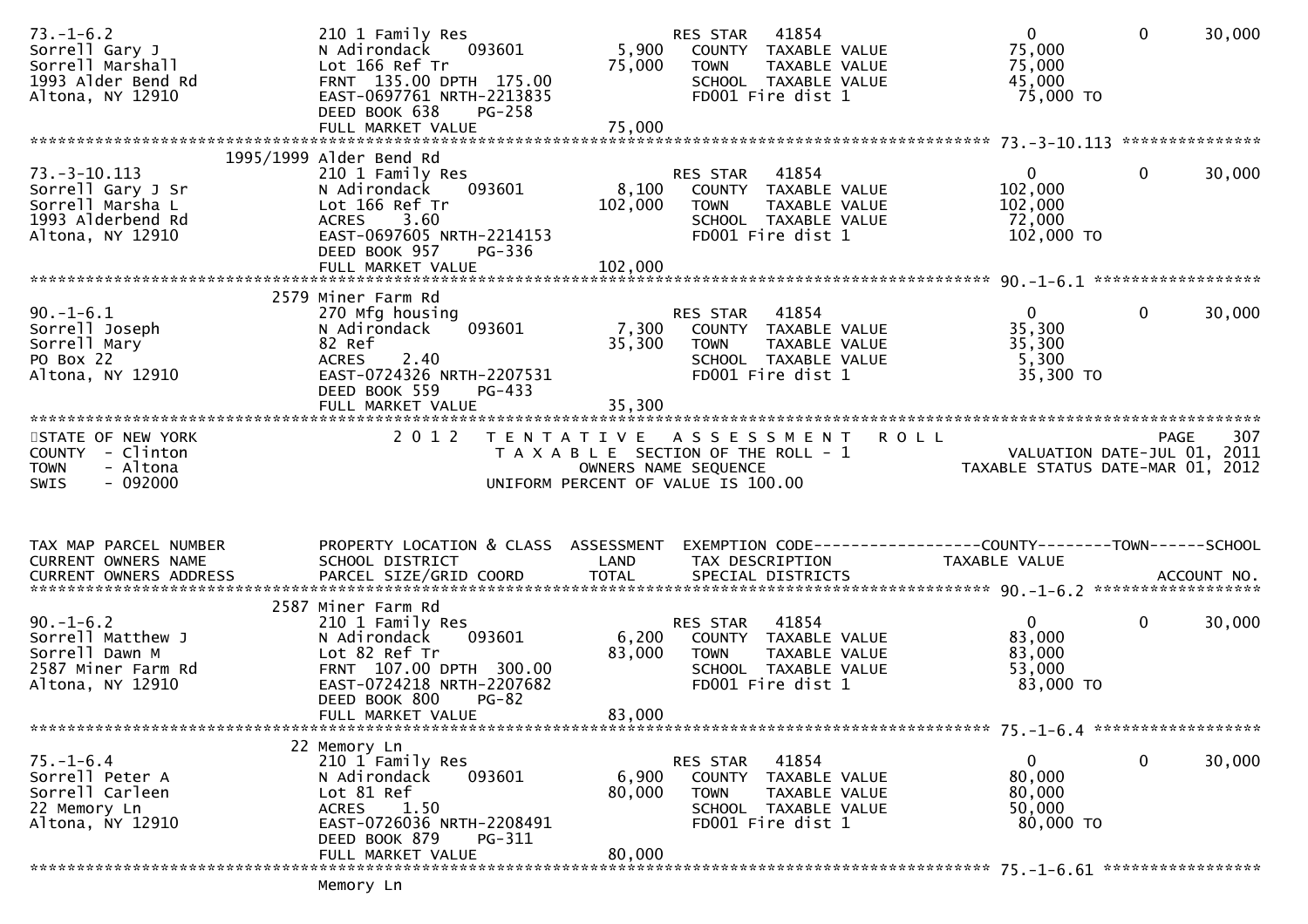| TAX MAP PARCEL NUMBER / CURRENT OWNERS NAME / CURRENT OWNERS ADDRESS | PROPERTY LOCATION & CLASS / SCHOOL DISTRICT / PARCEL SIZE/GRID COORD | ASSESSMENT LAND / TOTAL | EXEMPTION CODE / TAX DESCRIPTION / SPECIAL DISTRICTS | COUNTY TAXABLE VALUE | TOWN | SCHOOL |
|---|---|---|---|---|---|---|
| 73.-1-6.2 | 210 1 Family Res | | RES STAR 41854 | 0 | 0 | 30,000 |
| Sorrell Gary J | N Adirondack 093601 | 5,900 | COUNTY TAXABLE VALUE | 75,000 | | |
| Sorrell Marshall | Lot 166 Ref Tr | 75,000 | TOWN TAXABLE VALUE | 75,000 | | |
| 1993 Alder Bend Rd | FRNT 135.00 DPTH 175.00 | | SCHOOL TAXABLE VALUE | 45,000 | | |
| Altona, NY 12910 | EAST-0697761 NRTH-2213835 | | FD001 Fire dist 1 | 75,000 TO | | |
| | DEED BOOK 638 PG-258 | | | | | |
| | FULL MARKET VALUE | 75,000 | | | | |
| 73.-3-10.113 | 1995/1999 Alder Bend Rd | | | | | |
| 73.-3-10.113 | 210 1 Family Res | | RES STAR 41854 | 0 | 0 | 30,000 |
| Sorrell Gary J Sr | N Adirondack 093601 | 8,100 | COUNTY TAXABLE VALUE | 102,000 | | |
| Sorrell Marsha L | Lot 166 Ref Tr | 102,000 | TOWN TAXABLE VALUE | 102,000 | | |
| 1993 Alderbend Rd | ACRES 3.60 | | SCHOOL TAXABLE VALUE | 72,000 | | |
| Altona, NY 12910 | EAST-0697605 NRTH-2214153 | | FD001 Fire dist 1 | 102,000 TO | | |
| | DEED BOOK 957 PG-336 | | | | | |
| | FULL MARKET VALUE | 102,000 | | | | |
| 90.-1-6.1 | 2579 Miner Farm Rd | | | | | |
| 90.-1-6.1 | 270 Mfg housing | | RES STAR 41854 | 0 | 0 | 30,000 |
| Sorrell Joseph | N Adirondack 093601 | 7,300 | COUNTY TAXABLE VALUE | 35,300 | | |
| Sorrell Mary | 82 Ref | 35,300 | TOWN TAXABLE VALUE | 35,300 | | |
| PO Box 22 | ACRES 2.40 | | SCHOOL TAXABLE VALUE | 5,300 | | |
| Altona, NY 12910 | EAST-0724326 NRTH-2207531 | | FD001 Fire dist 1 | 35,300 TO | | |
| | DEED BOOK 559 PG-433 | | | | | |
| | FULL MARKET VALUE | 35,300 | | | | |

STATE OF NEW YORK
COUNTY - Clinton
TOWN - Altona
SWIS - 092000

2012 TENTATIVE ASSESSMENT ROLL
TAXABLE SECTION OF THE ROLL - 1
OWNERS NAME SEQUENCE
UNIFORM PERCENT OF VALUE IS 100.00

PAGE 307
VALUATION DATE-JUL 01, 2011
TAXABLE STATUS DATE-MAR 01, 2012

| TAX MAP PARCEL NUMBER / CURRENT OWNERS NAME / CURRENT OWNERS ADDRESS | PROPERTY LOCATION & CLASS / SCHOOL DISTRICT / PARCEL SIZE/GRID COORD | ASSESSMENT LAND / TOTAL | EXEMPTION CODE / TAX DESCRIPTION / SPECIAL DISTRICTS | COUNTY TAXABLE VALUE | TOWN | SCHOOL / ACCOUNT NO. |
|---|---|---|---|---|---|---|
| 90.-1-6.2 | 2587 Miner Farm Rd | | | | | |
| 90.-1-6.2 | 210 1 Family Res | | RES STAR 41854 | 0 | 0 | 30,000 |
| Sorrell Matthew J | N Adirondack 093601 | 6,200 | COUNTY TAXABLE VALUE | 83,000 | | |
| Sorrell Dawn M | Lot 82 Ref Tr | 83,000 | TOWN TAXABLE VALUE | 83,000 | | |
| 2587 Miner Farm Rd | FRNT 107.00 DPTH 300.00 | | SCHOOL TAXABLE VALUE | 53,000 | | |
| Altona, NY 12910 | EAST-0724218 NRTH-2207682 | | FD001 Fire dist 1 | 83,000 TO | | |
| | DEED BOOK 800 PG-82 | | | | | |
| | FULL MARKET VALUE | 83,000 | | | | |
| 75.-1-6.4 | 22 Memory Ln | | | | | |
| 75.-1-6.4 | 210 1 Family Res | | RES STAR 41854 | 0 | 0 | 30,000 |
| Sorrell Peter A | N Adirondack 093601 | 6,900 | COUNTY TAXABLE VALUE | 80,000 | | |
| Sorrell Carleen | Lot 81 Ref | 80,000 | TOWN TAXABLE VALUE | 80,000 | | |
| 22 Memory Ln | ACRES 1.50 | | SCHOOL TAXABLE VALUE | 50,000 | | |
| Altona, NY 12910 | EAST-0726036 NRTH-2208491 | | FD001 Fire dist 1 | 80,000 TO | | |
| | DEED BOOK 879 PG-311 | | | | | |
| | FULL MARKET VALUE | 80,000 | | | | |
| 75.-1-6.61 | Memory Ln | | | | | |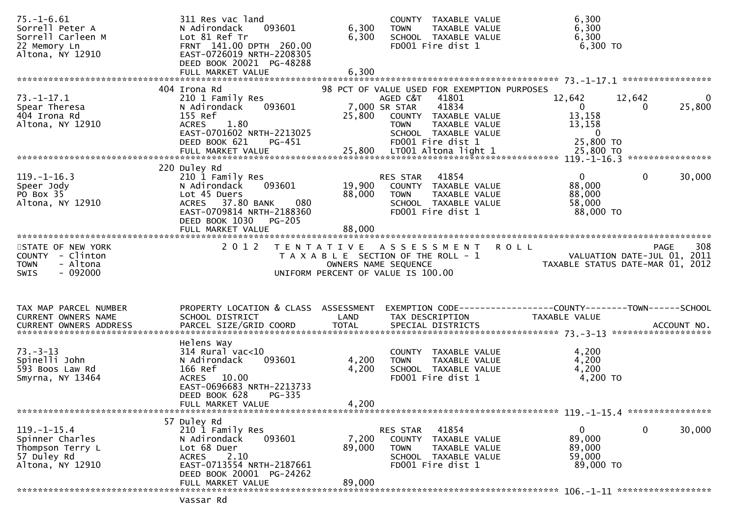```
75.-1-6.61                     311 Res vac land                        COUNTY  TAXABLE VALUE            6,300
Sorrell Peter A                N Adirondack    093601       6,300      TOWN    TAXABLE VALUE            6,300
Sorrell Carleen M              Lot 81 Ref Tr                6,300      SCHOOL  TAXABLE VALUE            6,300
22 Memory Ln                   FRNT 141.00 DPTH 260.00                 FD001 Fire dist 1                 6,300 TO
Altona, NY 12910               EAST-0726019 NRTH-2208305
                               DEED BOOK 20021 PG-48288
                               FULL MARKET VALUE            6,300
******************************************************************************************************* 73.-1-17.1 *****************
                               404 Irona Rd                            98 PCT OF VALUE USED FOR EXEMPTION PURPOSES
73.-1-17.1                     210 1 Family Res                        AGED C&T    41801               12,642      12,642           0
Spear Theresa                  N Adirondack    093601       7,000 SR STAR      41834                    0           0      25,800
404 Irona Rd                   155 Ref                     25,800      COUNTY  TAXABLE VALUE           13,158
Altona, NY 12910               ACRES    1.80                           TOWN    TAXABLE VALUE           13,158
                               EAST-0701602 NRTH-2213025               SCHOOL  TAXABLE VALUE                0
                               DEED BOOK 621    PG-451                 FD001 Fire dist 1               25,800 TO
                               FULL MARKET VALUE           25,800      LT001 Altona light 1            25,800 TO
******************************************************************************************************* 119.-1-16.3 ****************
                               220 Duley Rd
119.-1-16.3                    210 1 Family Res                        RES STAR    41854                    0           0      30,000
Speer Jody                     N Adirondack    093601      19,900      COUNTY  TAXABLE VALUE           88,000
PO Box 35                      Lot 45 Duers                88,000      TOWN    TAXABLE VALUE           88,000
Altona, NY 12910               ACRES   37.80 BANK    080               SCHOOL  TAXABLE VALUE           58,000
                               EAST-0709814 NRTH-2188360               FD001 Fire dist 1               88,000 TO
                               DEED BOOK 1030   PG-205
                               FULL MARKET VALUE           88,000
************************************************************************************************************************************
STATE OF NEW YORK              2 0 1 2   T E N T A T I V E   A S S E S S M E N T   R O L L                                 PAGE   308
COUNTY  - Clinton                        T A X A B L E  SECTION OF THE ROLL - 1                          VALUATION DATE-JUL 01, 2011
TOWN    - Altona                                   OWNERS NAME SEQUENCE                                TAXABLE STATUS DATE-MAR 01, 2012
SWIS    - 092000                          UNIFORM PERCENT OF VALUE IS 100.00


TAX MAP PARCEL NUMBER          PROPERTY LOCATION & CLASS  ASSESSMENT  EXEMPTION CODE------------------COUNTY--------TOWN------SCHOOL
CURRENT OWNERS NAME            SCHOOL DISTRICT               LAND      TAX DESCRIPTION                 TAXABLE VALUE
CURRENT OWNERS ADDRESS         PARCEL SIZE/GRID COORD        TOTAL     SPECIAL DISTRICTS                                   ACCOUNT NO.
******************************************************************************************************* 73.-3-13 *******************
                               Helens Way
73.-3-13                       314 Rural vac<10                        COUNTY  TAXABLE VALUE            4,200
Spinelli John                  N Adirondack    093601       4,200      TOWN    TAXABLE VALUE            4,200
593 Boos Law Rd                166 Ref                      4,200      SCHOOL  TAXABLE VALUE            4,200
Smyrna, NY 13464               ACRES   10.00                           FD001 Fire dist 1                 4,200 TO
                               EAST-0696683 NRTH-2213733
                               DEED BOOK 628    PG-335
                               FULL MARKET VALUE            4,200
******************************************************************************************************* 119.-1-15.4 ****************
                               57 Duley Rd
119.-1-15.4                    210 1 Family Res                        RES STAR    41854                    0           0      30,000
Spinner Charles                N Adirondack    093601       7,200      COUNTY  TAXABLE VALUE           89,000
Thompson Terry L               Lot 68 Duer                 89,000      TOWN    TAXABLE VALUE           89,000
57 Duley Rd                    ACRES    2.10                           SCHOOL  TAXABLE VALUE           59,000
Altona, NY 12910               EAST-0713554 NRTH-2187661               FD001 Fire dist 1               89,000 TO
                               DEED BOOK 20001 PG-24262
                               FULL MARKET VALUE           89,000
******************************************************************************************************* 106.-1-11 ******************
                               Vassar Rd
```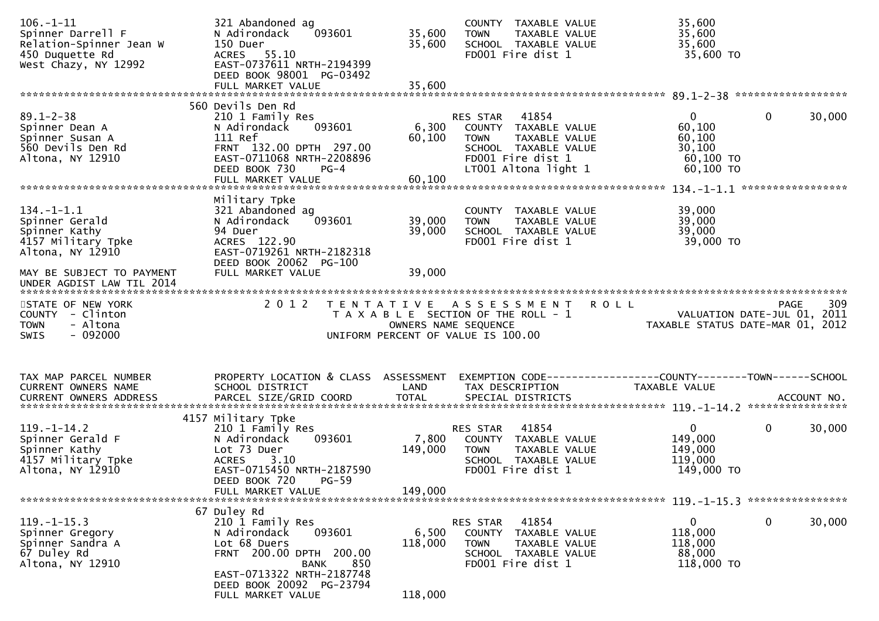```
106.-1-11                        321 Abandoned ag                      COUNTY  TAXABLE VALUE            35,600
Spinner Darrell F                N Adirondack    093601      35,600    TOWN    TAXABLE VALUE            35,600
Relation-Spinner Jean W          150 Duer                    35,600    SCHOOL  TAXABLE VALUE            35,600
450 Duquette Rd                  ACRES   55.10                         FD001 Fire dist 1                 35,600 TO
West Chazy, NY 12992             EAST-0737611 NRTH-2194399
                                 DEED BOOK 98001  PG-03492
                                 FULL MARKET VALUE           35,600
******************************************************************************************************* 89.1-2-38 ******************
                              560 Devils Den Rd
89.1-2-38                        210 1 Family Res                      RES STAR   41854                  0            0       30,000
Spinner Dean A                   N Adirondack    093601       6,300    COUNTY  TAXABLE VALUE            60,100
Spinner Susan A                  111 Ref                     60,100    TOWN    TAXABLE VALUE            60,100
560 Devils Den Rd                FRNT 132.00 DPTH 297.00               SCHOOL  TAXABLE VALUE            30,100
Altona, NY 12910                 EAST-0711068 NRTH-2208896             FD001 Fire dist 1                 60,100 TO
                                 DEED BOOK 730     PG-4                LT001 Altona light 1              60,100 TO
                                 FULL MARKET VALUE           60,100
******************************************************************************************************* 134.-1-1.1 *****************
                                 Military Tpke
134.-1-1.1                       321 Abandoned ag                      COUNTY  TAXABLE VALUE            39,000
Spinner Gerald                   N Adirondack    093601      39,000    TOWN    TAXABLE VALUE            39,000
Spinner Kathy                    94 Duer                     39,000    SCHOOL  TAXABLE VALUE            39,000
4157 Military Tpke               ACRES  122.90                         FD001 Fire dist 1                 39,000 TO
Altona, NY 12910                 EAST-0719261 NRTH-2182318
                                 DEED BOOK 20062  PG-100
MAY BE SUBJECT TO PAYMENT        FULL MARKET VALUE           39,000
UNDER AGDIST LAW TIL 2014
************************************************************************************************************************************
STATE OF NEW YORK                   2 0 1 2   T E N T A T I V E   A S S E S S M E N T   R O L L                          PAGE    309
COUNTY  - Clinton                             T A X A B L E  SECTION OF THE ROLL - 1                      VALUATION DATE-JUL 01, 2011
TOWN    - Altona                                     OWNERS NAME SEQUENCE                           TAXABLE STATUS DATE-MAR 01, 2012
SWIS    - 092000                              UNIFORM PERCENT OF VALUE IS 100.00


TAX MAP PARCEL NUMBER            PROPERTY LOCATION & CLASS  ASSESSMENT  EXEMPTION CODE------------------COUNTY--------TOWN------SCHOOL
CURRENT OWNERS NAME              SCHOOL DISTRICT               LAND      TAX DESCRIPTION              TAXABLE VALUE
CURRENT OWNERS ADDRESS           PARCEL SIZE/GRID COORD        TOTAL     SPECIAL DISTRICTS                                  ACCOUNT NO.
******************************************************************************************************* 119.-1-14.2 ****************
                              4157 Military Tpke
119.-1-14.2                      210 1 Family Res                      RES STAR   41854                  0            0       30,000
Spinner Gerald F                 N Adirondack    093601       7,800    COUNTY  TAXABLE VALUE           149,000
Spinner Kathy                    Lot 73 Duer                149,000    TOWN    TAXABLE VALUE           149,000
4157 Military Tpke               ACRES    3.10                         SCHOOL  TAXABLE VALUE           119,000
Altona, NY 12910                 EAST-0715450 NRTH-2187590             FD001 Fire dist 1                149,000 TO
                                 DEED BOOK 720     PG-59
                                 FULL MARKET VALUE          149,000
******************************************************************************************************* 119.-1-15.3 ****************
                              67 Duley Rd
119.-1-15.3                      210 1 Family Res                      RES STAR   41854                  0            0       30,000
Spinner Gregory                  N Adirondack    093601       6,500    COUNTY  TAXABLE VALUE           118,000
Spinner Sandra A                 Lot 68 Duers               118,000    TOWN    TAXABLE VALUE           118,000
67 Duley Rd                      FRNT 200.00 DPTH 200.00               SCHOOL  TAXABLE VALUE            88,000
Altona, NY 12910                               BANK     850            FD001 Fire dist 1                118,000 TO
                                 EAST-0713322 NRTH-2187748
                                 DEED BOOK 20092  PG-23794
                                 FULL MARKET VALUE          118,000
```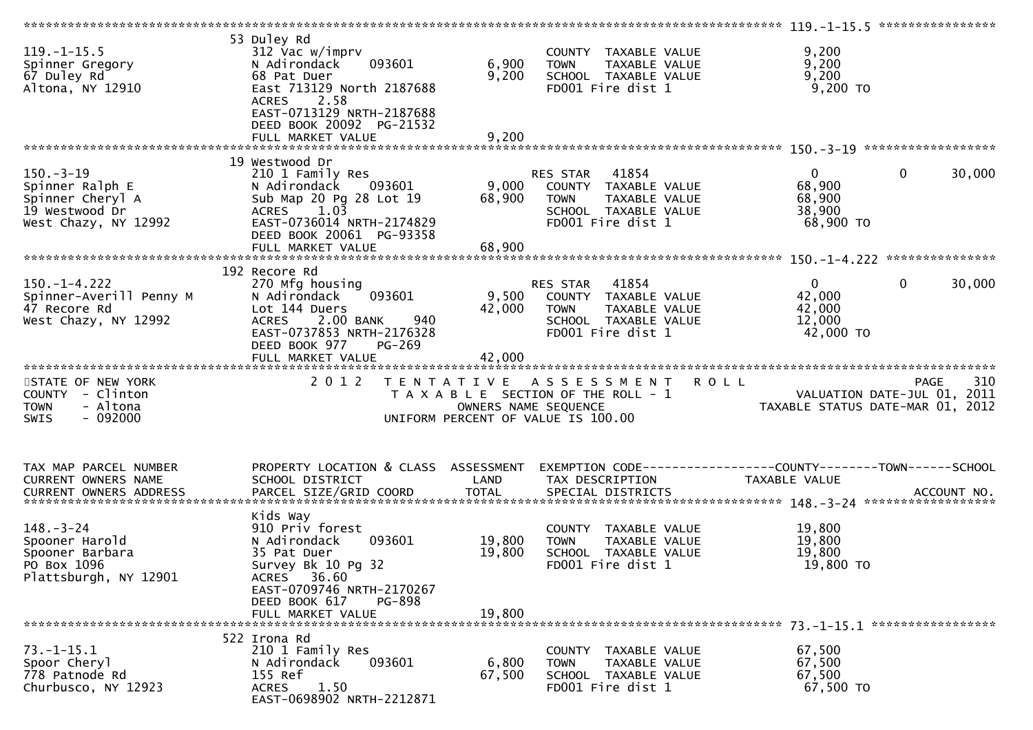**119.-1-15.5**

| | 53 Duley Rd | | | |
|---|---|---|---|---|
| 119.-1-15.5 | 312 Vac w/imprv | | COUNTY TAXABLE VALUE | 9,200 |
| Spinner Gregory | N Adirondack 093601 | 6,900 | TOWN TAXABLE VALUE | 9,200 |
| 67 Duley Rd | 68 Pat Duer | 9,200 | SCHOOL TAXABLE VALUE | 9,200 |
| Altona, NY 12910 | East 713129 North 2187688 | | FD001 Fire dist 1 | 9,200 TO |
| | ACRES 2.58 | | | |
| | EAST-0713129 NRTH-2187688 | | | |
| | DEED BOOK 20092 PG-21532 | | | |
| | FULL MARKET VALUE | 9,200 | | |

**150.-3-19**

| | 19 Westwood Dr | | | | | |
|---|---|---|---|---|---|---|
| 150.-3-19 | 210 1 Family Res | | RES STAR 41854 | 0 | 0 | 30,000 |
| Spinner Ralph E | N Adirondack 093601 | 9,000 | COUNTY TAXABLE VALUE | 68,900 | | |
| Spinner Cheryl A | Sub Map 20 Pg 28 Lot 19 | 68,900 | TOWN TAXABLE VALUE | 68,900 | | |
| 19 Westwood Dr | ACRES 1.03 | | SCHOOL TAXABLE VALUE | 38,900 | | |
| West Chazy, NY 12992 | EAST-0736014 NRTH-2174829 | | FD001 Fire dist 1 | 68,900 TO | | |
| | DEED BOOK 20061 PG-93358 | | | | | |
| | FULL MARKET VALUE | 68,900 | | | | |

**150.-1-4.222**

| | 192 Recore Rd | | | | | |
|---|---|---|---|---|---|---|
| 150.-1-4.222 | 270 Mfg housing | | RES STAR 41854 | 0 | 0 | 30,000 |
| Spinner-Averill Penny M | N Adirondack 093601 | 9,500 | COUNTY TAXABLE VALUE | 42,000 | | |
| 47 Recore Rd | Lot 144 Duers | 42,000 | TOWN TAXABLE VALUE | 42,000 | | |
| West Chazy, NY 12992 | ACRES 2.00 BANK 940 | | SCHOOL TAXABLE VALUE | 12,000 | | |
| | EAST-0737853 NRTH-2176328 | | FD001 Fire dist 1 | 42,000 TO | | |
| | DEED BOOK 977 PG-269 | | | | | |
| | FULL MARKET VALUE | 42,000 | | | | |

STATE OF NEW YORK — 2012 TENTATIVE ASSESSMENT ROLL — PAGE 310
COUNTY - Clinton — TAXABLE SECTION OF THE ROLL - 1 — VALUATION DATE-JUL 01, 2011
TOWN - Altona — OWNERS NAME SEQUENCE — TAXABLE STATUS DATE-MAR 01, 2012
SWIS - 092000 — UNIFORM PERCENT OF VALUE IS 100.00

| TAX MAP PARCEL NUMBER / CURRENT OWNERS NAME / CURRENT OWNERS ADDRESS | PROPERTY LOCATION & CLASS / SCHOOL DISTRICT / PARCEL SIZE/GRID COORD | ASSESSMENT LAND / TOTAL | EXEMPTION CODE / TAX DESCRIPTION / SPECIAL DISTRICTS | COUNTY / TOWN / SCHOOL TAXABLE VALUE | ACCOUNT NO. |
|---|---|---|---|---|---|

**148.-3-24**

| | Kids Way | | | |
|---|---|---|---|---|
| 148.-3-24 | 910 Priv forest | | COUNTY TAXABLE VALUE | 19,800 |
| Spooner Harold | N Adirondack 093601 | 19,800 | TOWN TAXABLE VALUE | 19,800 |
| Spooner Barbara | 35 Pat Duer | 19,800 | SCHOOL TAXABLE VALUE | 19,800 |
| PO Box 1096 | Survey Bk 10 Pg 32 | | FD001 Fire dist 1 | 19,800 TO |
| Plattsburgh, NY 12901 | ACRES 36.60 | | | |
| | EAST-0709746 NRTH-2170267 | | | |
| | DEED BOOK 617 PG-898 | | | |
| | FULL MARKET VALUE | 19,800 | | |

**73.-1-15.1**

| | 522 Irona Rd | | | |
|---|---|---|---|---|
| 73.-1-15.1 | 210 1 Family Res | | COUNTY TAXABLE VALUE | 67,500 |
| Spoor Cheryl | N Adirondack 093601 | 6,800 | TOWN TAXABLE VALUE | 67,500 |
| 778 Patnode Rd | 155 Ref | 67,500 | SCHOOL TAXABLE VALUE | 67,500 |
| Churbusco, NY 12923 | ACRES 1.50 | | FD001 Fire dist 1 | 67,500 TO |
| | EAST-0698902 NRTH-2212871 | | | |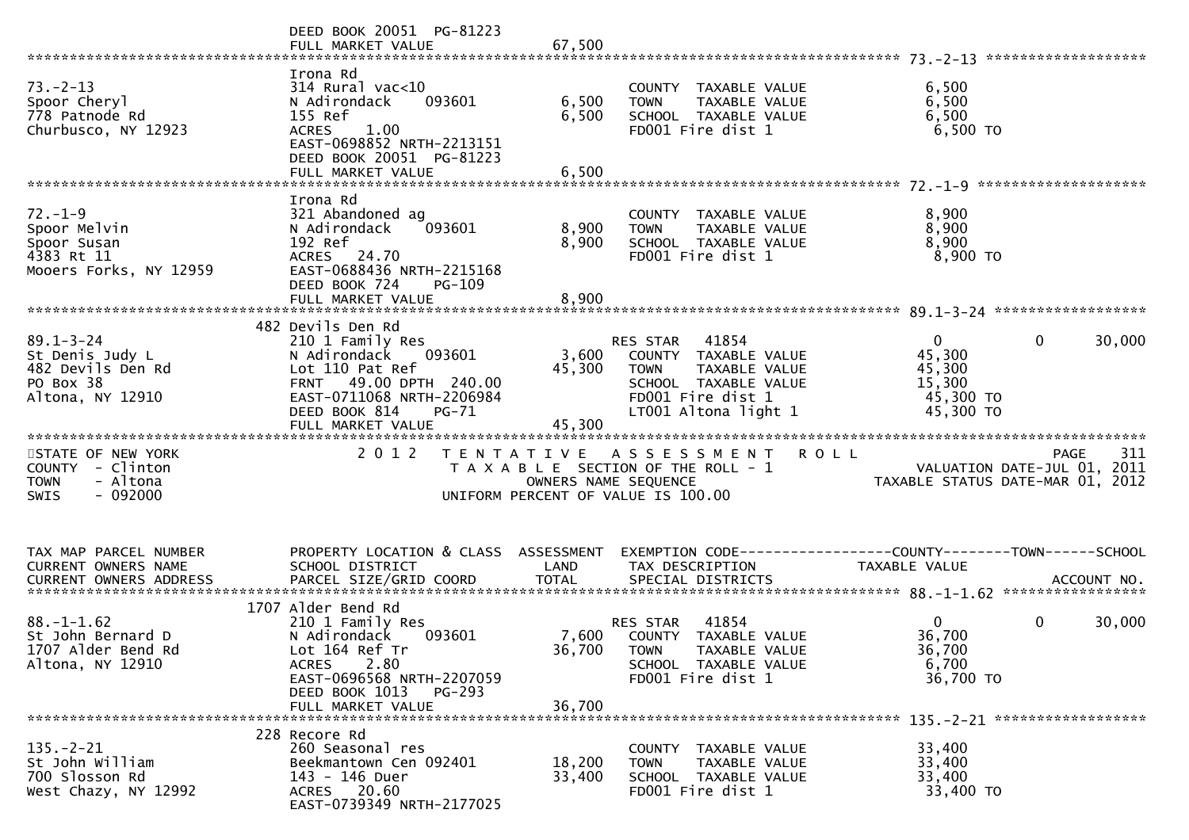```
                              DEED BOOK 20051  PG-81223
                              FULL MARKET VALUE              67,500
******************************************************************************************************* 73.-2-13 ******************
                              Irona Rd
73.-2-13                      314 Rural vac<10                        COUNTY  TAXABLE VALUE            6,500
Spoor Cheryl                  N Adirondack     093601        6,500    TOWN    TAXABLE VALUE            6,500
778 Patnode Rd                155 Ref                        6,500    SCHOOL  TAXABLE VALUE            6,500
Churbusco, NY 12923           ACRES    1.00                           FD001 Fire dist 1                 6,500 TO
                              EAST-0698852 NRTH-2213151
                              DEED BOOK 20051  PG-81223
                              FULL MARKET VALUE               6,500
******************************************************************************************************* 72.-1-9 *******************
                              Irona Rd
72.-1-9                       321 Abandoned ag                        COUNTY  TAXABLE VALUE            8,900
Spoor Melvin                  N Adirondack     093601        8,900    TOWN    TAXABLE VALUE            8,900
Spoor Susan                   192 Ref                        8,900    SCHOOL  TAXABLE VALUE            8,900
4383 Rt 11                    ACRES   24.70                           FD001 Fire dist 1                 8,900 TO
Mooers Forks, NY 12959        EAST-0688436 NRTH-2215168
                              DEED BOOK 724    PG-109
                              FULL MARKET VALUE               8,900
******************************************************************************************************* 89.1-3-24 *****************
                          482 Devils Den Rd
89.1-3-24                     210 1 Family Res                        RES STAR   41854                 0            0       30,000
St Denis Judy L               N Adirondack     093601        3,600    COUNTY  TAXABLE VALUE           45,300
482 Devils Den Rd             Lot 110 Pat Ref               45,300    TOWN    TAXABLE VALUE           45,300
PO Box 38                     FRNT   49.00 DPTH 240.00                SCHOOL  TAXABLE VALUE           15,300
Altona, NY 12910              EAST-0711068 NRTH-2206984               FD001 Fire dist 1                45,300 TO
                              DEED BOOK 814    PG-71                  LT001 Altona light 1             45,300 TO
                              FULL MARKET VALUE              45,300
*************************************************************************************************************************************
STATE OF NEW YORK                  2 0 1 2   T E N T A T I V E   A S S E S S M E N T   R O L L                          PAGE   311
COUNTY  - Clinton                          T A X A B L E  SECTION OF THE ROLL - 1                     VALUATION DATE-JUL 01, 2011
TOWN    - Altona                                  OWNERS NAME SEQUENCE                              TAXABLE STATUS DATE-MAR 01, 2012
SWIS    - 092000                            UNIFORM PERCENT OF VALUE IS 100.00


TAX MAP PARCEL NUMBER         PROPERTY LOCATION & CLASS  ASSESSMENT  EXEMPTION CODE------------------COUNTY--------TOWN------SCHOOL
CURRENT OWNERS NAME           SCHOOL DISTRICT               LAND      TAX DESCRIPTION             TAXABLE VALUE
CURRENT OWNERS ADDRESS        PARCEL SIZE/GRID COORD        TOTAL     SPECIAL DISTRICTS                                  ACCOUNT NO.
******************************************************************************************************* 88.-1-1.62 ****************
                         1707 Alder Bend Rd
88.-1-1.62                    210 1 Family Res                        RES STAR   41854                 0            0       30,000
St John Bernard D             N Adirondack     093601        7,600    COUNTY  TAXABLE VALUE           36,700
1707 Alder Bend Rd            Lot 164 Ref Tr                36,700    TOWN    TAXABLE VALUE           36,700
Altona, NY 12910              ACRES    2.80                           SCHOOL  TAXABLE VALUE            6,700
                              EAST-0696568 NRTH-2207059               FD001 Fire dist 1                36,700 TO
                              DEED BOOK 1013   PG-293
                              FULL MARKET VALUE              36,700
******************************************************************************************************* 135.-2-21 *****************
                          228 Recore Rd
135.-2-21                     260 Seasonal res                        COUNTY  TAXABLE VALUE           33,400
St John William               Beekmantown Cen 092401        18,200    TOWN    TAXABLE VALUE           33,400
700 Slosson Rd                143 - 146 Duer                33,400    SCHOOL  TAXABLE VALUE           33,400
West Chazy, NY 12992          ACRES   20.60                           FD001 Fire dist 1                33,400 TO
                              EAST-0739349 NRTH-2177025
```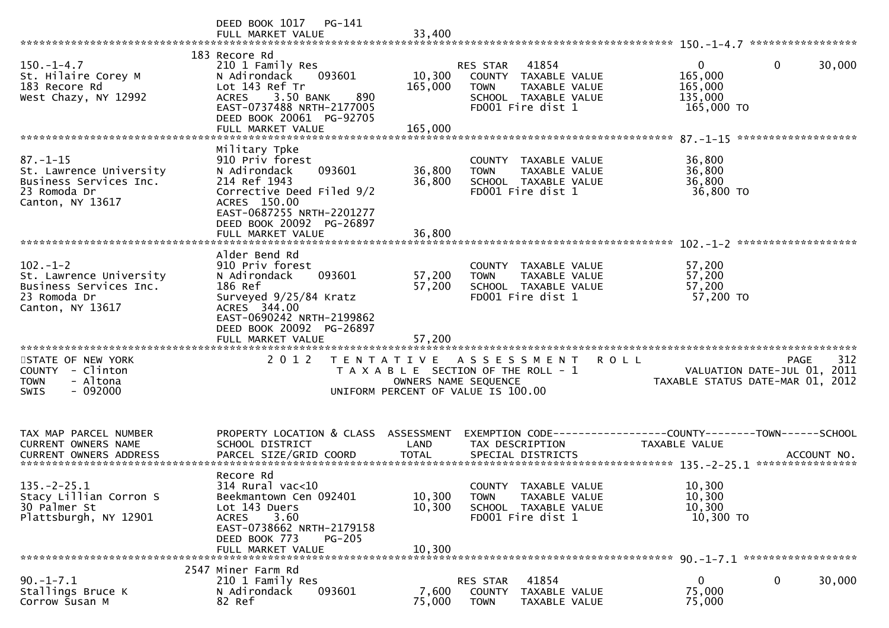```
                              DEED BOOK 1017   PG-141
                              FULL MARKET VALUE             33,400
******************************************************************************************************* 150.-1-4.7 *****************
                              183 Recore Rd
150.-1-4.7                    210 1 Family Res                     RES STAR    41854                       0            0      30,000
St. Hilaire Corey M           N Adirondack     093601      10,300    COUNTY  TAXABLE VALUE             165,000
183 Recore Rd                 Lot 143 Ref Tr              165,000    TOWN    TAXABLE VALUE             165,000
West Chazy, NY 12992          ACRES    3.50 BANK     890             SCHOOL  TAXABLE VALUE             135,000
                              EAST-0737488 NRTH-2177005              FD001 Fire dist 1                  165,000 TO
                              DEED BOOK 20061  PG-92705
                              FULL MARKET VALUE            165,000
******************************************************************************************************* 87.-1-15 ******************
                              Military Tpke
87.-1-15                      910 Priv forest                        COUNTY  TAXABLE VALUE              36,800
St. Lawrence University       N Adirondack     093601      36,800    TOWN    TAXABLE VALUE              36,800
Business Services Inc.        214 Ref 1943                 36,800    SCHOOL  TAXABLE VALUE              36,800
23 Romoda Dr                  Corrective Deed Filed 9/2              FD001 Fire dist 1                   36,800 TO
Canton, NY 13617              ACRES  150.00
                              EAST-0687255 NRTH-2201277
                              DEED BOOK 20092  PG-26897
                              FULL MARKET VALUE             36,800
******************************************************************************************************* 102.-1-2 ******************
                              Alder Bend Rd
102.-1-2                      910 Priv forest                        COUNTY  TAXABLE VALUE              57,200
St. Lawrence University       N Adirondack     093601      57,200    TOWN    TAXABLE VALUE              57,200
Business Services Inc.        186 Ref                      57,200    SCHOOL  TAXABLE VALUE              57,200
23 Romoda Dr                  Surveyed 9/25/84 Kratz                 FD001 Fire dist 1                   57,200 TO
Canton, NY 13617              ACRES  344.00
                              EAST-0690242 NRTH-2199862
                              DEED BOOK 20092  PG-26897
                              FULL MARKET VALUE             57,200
************************************************************************************************************************************
STATE OF NEW YORK                    2 0 1 2   T E N T A T I V E   A S S E S S M E N T   R O L L                        PAGE    312
COUNTY  - Clinton                              T A X A B L E  SECTION OF THE ROLL - 1                 VALUATION DATE-JUL 01, 2011
TOWN    - Altona                                    OWNERS NAME SEQUENCE                         TAXABLE STATUS DATE-MAR 01, 2012
SWIS    - 092000                              UNIFORM PERCENT OF VALUE IS 100.00


TAX MAP PARCEL NUMBER         PROPERTY LOCATION & CLASS  ASSESSMENT  EXEMPTION CODE------------------COUNTY--------TOWN------SCHOOL
CURRENT OWNERS NAME           SCHOOL DISTRICT               LAND      TAX DESCRIPTION            TAXABLE VALUE
CURRENT OWNERS ADDRESS        PARCEL SIZE/GRID COORD       TOTAL      SPECIAL DISTRICTS                                  ACCOUNT NO.
******************************************************************************************************* 135.-2-25.1 ****************
                              Recore Rd
135.-2-25.1                   314 Rural vac<10                       COUNTY  TAXABLE VALUE              10,300
Stacy Lillian Corron S        Beekmantown Cen 092401       10,300    TOWN    TAXABLE VALUE              10,300
30 Palmer St                  Lot 143 Duers                10,300    SCHOOL  TAXABLE VALUE              10,300
Plattsburgh, NY 12901         ACRES    3.60                          FD001 Fire dist 1                   10,300 TO
                              EAST-0738662 NRTH-2179158
                              DEED BOOK 773    PG-205
                              FULL MARKET VALUE             10,300
******************************************************************************************************* 90.-1-7.1 *****************
                              2547 Miner Farm Rd
90.-1-7.1                     210 1 Family Res                     RES STAR    41854                       0            0      30,000
Stallings Bruce K             N Adirondack     093601       7,600    COUNTY  TAXABLE VALUE              75,000
Corrow Susan M                82 Ref                       75,000    TOWN    TAXABLE VALUE              75,000
```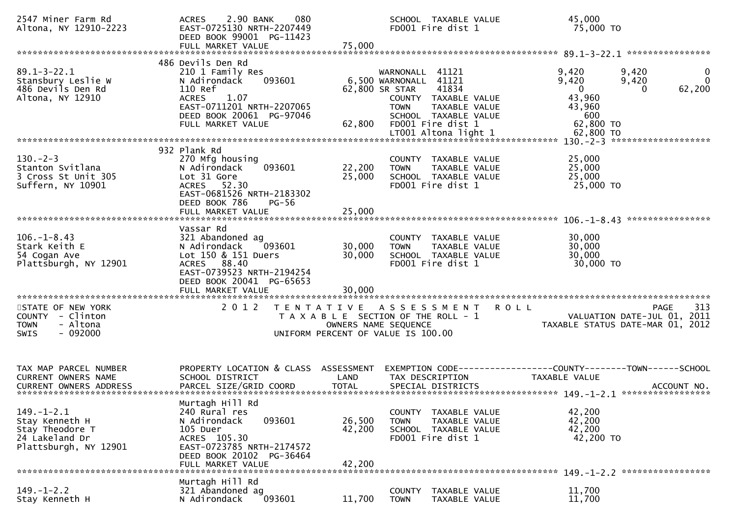```
2547 Miner Farm Rd             ACRES    2.90 BANK     080                SCHOOL  TAXABLE VALUE              45,000
Altona, NY 12910-2223          EAST-0725130 NRTH-2207449                 FD001 Fire dist 1                   75,000 TO
                               DEED BOOK 99001  PG-11423
                               FULL MARKET VALUE              75,000
******************************************************************************************************* 89.1-3-22.1 ****************
                               486 Devils Den Rd
89.1-3-22.1                    210 1 Family Res                          WARNONALL  41121              9,420       9,420            0
Stansbury Leslie W             N Adirondack    093601          6,500 WARNONALL  41121              9,420       9,420            0
486 Devils Den Rd              110 Ref                        62,800 SR STAR     41834                  0           0       62,200
Altona, NY 12910               ACRES     1.07                            COUNTY  TAXABLE VALUE              43,960
                               EAST-0711201 NRTH-2207065                 TOWN    TAXABLE VALUE              43,960
                               DEED BOOK 20061  PG-97046                 SCHOOL  TAXABLE VALUE                 600
                               FULL MARKET VALUE              62,800  FD001 Fire dist 1                   62,800 TO
                                                                         LT001 Altona light 1                62,800 TO
******************************************************************************************************* 130.-2-3 *******************
                               932 Plank Rd
130.-2-3                       270 Mfg housing                           COUNTY  TAXABLE VALUE              25,000
Stanton Svitlana               N Adirondack    093601         22,200     TOWN    TAXABLE VALUE              25,000
3 Cross St Unit 305            Lot 31 Gore                    25,000     SCHOOL  TAXABLE VALUE              25,000
Suffern, NY 10901              ACRES   52.30                             FD001 Fire dist 1                   25,000 TO
                               EAST-0681526 NRTH-2183302
                               DEED BOOK 786    PG-56
                               FULL MARKET VALUE              25,000
******************************************************************************************************* 106.-1-8.43 ****************
                               Vassar Rd
106.-1-8.43                    321 Abandoned ag                          COUNTY  TAXABLE VALUE              30,000
Stark Keith E                  N Adirondack    093601         30,000     TOWN    TAXABLE VALUE              30,000
54 Cogan Ave                   Lot 150 & 151 Duers            30,000     SCHOOL  TAXABLE VALUE              30,000
Plattsburgh, NY 12901          ACRES   88.40                             FD001 Fire dist 1                   30,000 TO
                               EAST-0739523 NRTH-2194254
                               DEED BOOK 20041  PG-65653
                               FULL MARKET VALUE              30,000
************************************************************************************************************************************
STATE OF NEW YORK                   2 0 1 2   T E N T A T I V E   A S S E S S M E N T   R O L L                          PAGE   313
COUNTY  - Clinton                          T A X A B L E  SECTION OF THE ROLL - 1                   VALUATION DATE-JUL 01, 2011
TOWN    - Altona                                  OWNERS NAME SEQUENCE                           TAXABLE STATUS DATE-MAR 01, 2012
SWIS    - 092000                           UNIFORM PERCENT OF VALUE IS 100.00


TAX MAP PARCEL NUMBER          PROPERTY LOCATION & CLASS  ASSESSMENT  EXEMPTION CODE------------------COUNTY--------TOWN------SCHOOL
CURRENT OWNERS NAME            SCHOOL DISTRICT               LAND      TAX DESCRIPTION              TAXABLE VALUE
CURRENT OWNERS ADDRESS         PARCEL SIZE/GRID COORD        TOTAL     SPECIAL DISTRICTS                                    ACCOUNT NO.
******************************************************************************************************* 149.-1-2.1 *****************
                               Murtagh Hill Rd
149.-1-2.1                     240 Rural res                             COUNTY  TAXABLE VALUE              42,200
Stay Kenneth H                 N Adirondack    093601         26,500     TOWN    TAXABLE VALUE              42,200
Stay Theodore T                105 Duer                       42,200     SCHOOL  TAXABLE VALUE              42,200
24 Lakeland Dr                 ACRES  105.30                             FD001 Fire dist 1                   42,200 TO
Plattsburgh, NY 12901          EAST-0723785 NRTH-2174572
                               DEED BOOK 20102  PG-36464
                               FULL MARKET VALUE              42,200
******************************************************************************************************* 149.-1-2.2 *****************
                               Murtagh Hill Rd
149.-1-2.2                     321 Abandoned ag                          COUNTY  TAXABLE VALUE              11,700
Stay Kenneth H                 N Adirondack    093601         11,700     TOWN    TAXABLE VALUE              11,700
```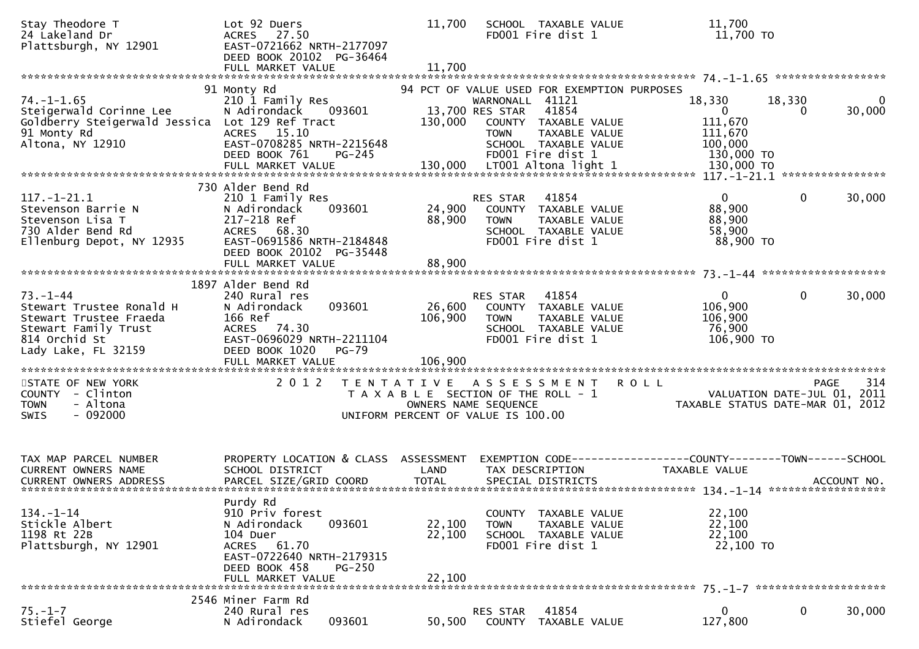```
Stay Theodore T                  Lot 92 Duers                       11,700   SCHOOL  TAXABLE VALUE              11,700
24 Lakeland Dr                   ACRES   27.50                               FD001 Fire dist 1                   11,700 TO
Plattsburgh, NY 12901            EAST-0721662 NRTH-2177097
                                 DEED BOOK 20102  PG-36464
                                 FULL MARKET VALUE                  11,700
******************************************************************************************************* 74.-1-1.65 *****************
                              91 Monty Rd                                94 PCT OF VALUE USED FOR EXEMPTION PURPOSES
74.-1-1.65                       210 1 Family Res                            WARNONALL  41121                 18,330      18,330            0
Steigerwald Corinne Lee          N Adirondack     093601           13,700 RES STAR   41854                       0           0       30,000
Goldberry Steigerwald Jessica    Lot 129 Ref Tract                 130,000   COUNTY  TAXABLE VALUE             111,670
91 Monty Rd                      ACRES   15.10                               TOWN    TAXABLE VALUE             111,670
Altona, NY 12910                 EAST-0708285 NRTH-2215648                   SCHOOL  TAXABLE VALUE             100,000
                                 DEED BOOK 761    PG-245                     FD001 Fire dist 1                  130,000 TO
                                 FULL MARKET VALUE                 130,000   LT001 Altona light 1               130,000 TO
******************************************************************************************************* 117.-1-21.1 ****************
                              730 Alder Bend Rd
117.-1-21.1                      210 1 Family Res                            RES STAR   41854                       0           0       30,000
Stevenson Barrie N               N Adirondack     093601           24,900    COUNTY  TAXABLE VALUE              88,900
Stevenson Lisa T                 217-218 Ref                        88,900   TOWN    TAXABLE VALUE              88,900
730 Alder Bend Rd                ACRES   68.30                               SCHOOL  TAXABLE VALUE              58,900
Ellenburg Depot, NY 12935        EAST-0691586 NRTH-2184848                   FD001 Fire dist 1                   88,900 TO
                                 DEED BOOK 20102  PG-35448
                                 FULL MARKET VALUE                  88,900
******************************************************************************************************* 73.-1-44 *******************
                             1897 Alder Bend Rd
73.-1-44                         240 Rural res                               RES STAR   41854                       0           0       30,000
Stewart Trustee Ronald H         N Adirondack     093601           26,600    COUNTY  TAXABLE VALUE             106,900
Stewart Trustee Fraeda           166 Ref                           106,900   TOWN    TAXABLE VALUE             106,900
Stewart Family Trust             ACRES   74.30                               SCHOOL  TAXABLE VALUE              76,900
814 Orchid St                    EAST-0696029 NRTH-2211104                   FD001 Fire dist 1                  106,900 TO
Lady Lake, FL 32159              DEED BOOK 1020   PG-79
                                 FULL MARKET VALUE                 106,900
************************************************************************************************************************************
STATE OF NEW YORK                    2 0 1 2   T E N T A T I V E   A S S E S S M E N T   R O L L                               PAGE    314
COUNTY  - Clinton                           T A X A B L E  SECTION OF THE ROLL - 1                         VALUATION DATE-JUL 01, 2011
TOWN    - Altona                                   OWNERS NAME SEQUENCE                                 TAXABLE STATUS DATE-MAR 01, 2012
SWIS    - 092000                             UNIFORM PERCENT OF VALUE IS 100.00


TAX MAP PARCEL NUMBER            PROPERTY LOCATION & CLASS  ASSESSMENT  EXEMPTION CODE------------------COUNTY--------TOWN------SCHOOL
CURRENT OWNERS NAME              SCHOOL DISTRICT               LAND      TAX DESCRIPTION                  TAXABLE VALUE
CURRENT OWNERS ADDRESS           PARCEL SIZE/GRID COORD        TOTAL     SPECIAL DISTRICTS                                    ACCOUNT NO.
******************************************************************************************************* 134.-1-14 ******************
                                 Purdy Rd
134.-1-14                        910 Priv forest                             COUNTY  TAXABLE VALUE              22,100
Stickle Albert                   N Adirondack     093601           22,100    TOWN    TAXABLE VALUE              22,100
1198 Rt 22B                      104 Duer                          22,100    SCHOOL  TAXABLE VALUE              22,100
Plattsburgh, NY 12901            ACRES   61.70                               FD001 Fire dist 1                   22,100 TO
                                 EAST-0722640 NRTH-2179315
                                 DEED BOOK 458    PG-250
                                 FULL MARKET VALUE                  22,100
******************************************************************************************************* 75.-1-7 ********************
                             2546 Miner Farm Rd
75.-1-7                          240 Rural res                               RES STAR   41854                       0           0       30,000
Stiefel George                   N Adirondack     093601           50,500    COUNTY  TAXABLE VALUE             127,800
```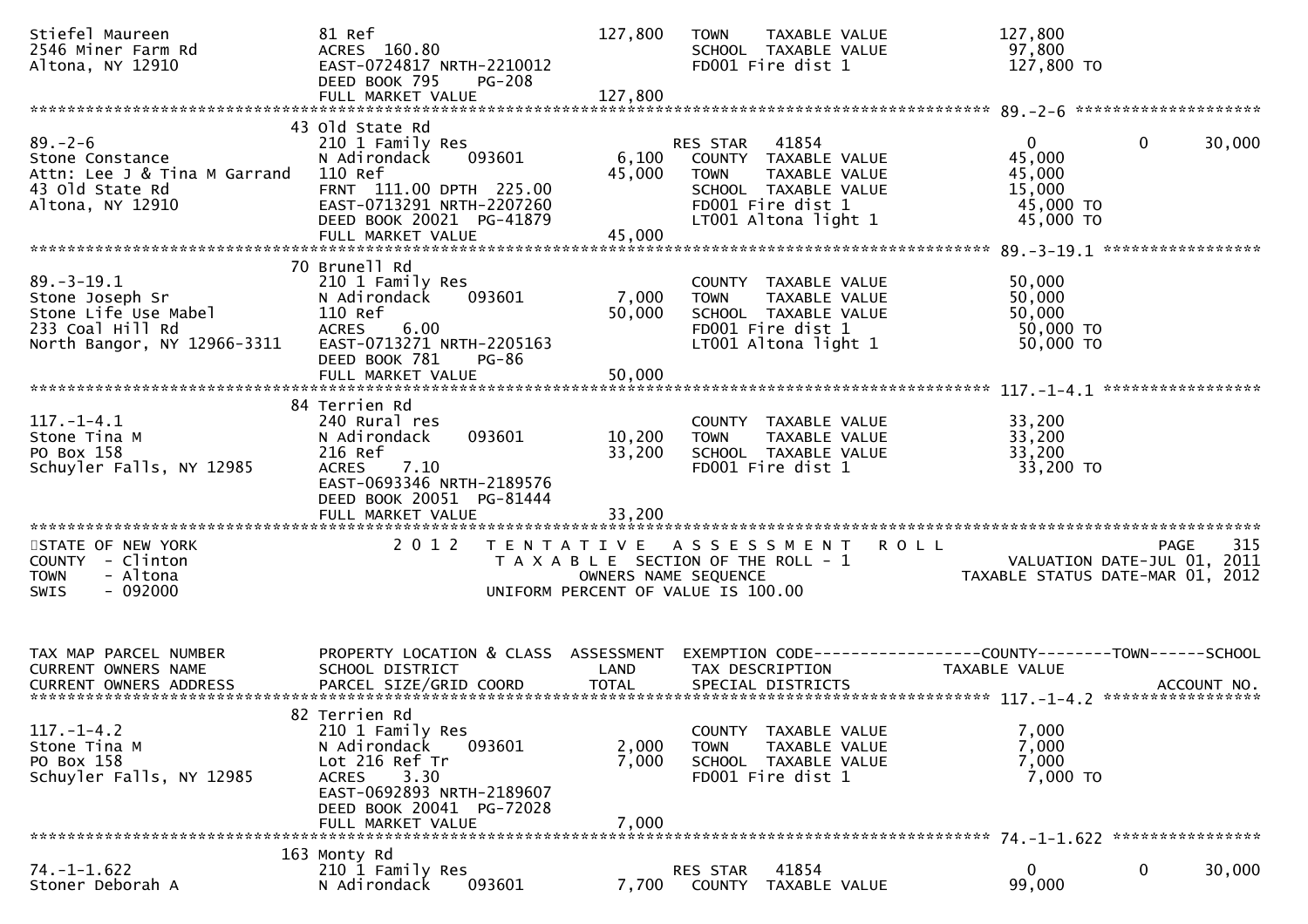```
Stiefel Maureen                81 Ref                              127,800   TOWN    TAXABLE VALUE              127,800
2546 Miner Farm Rd             ACRES  160.80                                  SCHOOL  TAXABLE VALUE               97,800
Altona, NY 12910               EAST-0724817 NRTH-2210012                      FD001 Fire dist 1                  127,800 TO
                               DEED BOOK 795     PG-208
                               FULL MARKET VALUE                   127,800
******************************************************************************************************* 89.-2-6 ********************
                               43 Old State Rd
89.-2-6                        210 1 Family Res                               RES STAR    41854                        0          0      30,000
Stone Constance                N Adirondack      093601             6,100    COUNTY  TAXABLE VALUE                45,000
Attn: Lee J & Tina M Garrand   110 Ref                             45,000    TOWN    TAXABLE VALUE                45,000
43 Old State Rd                FRNT  111.00 DPTH  225.00                      SCHOOL  TAXABLE VALUE                15,000
Altona, NY 12910               EAST-0713291 NRTH-2207260                      FD001 Fire dist 1                    45,000 TO
                               DEED BOOK 20021  PG-41879                      LT001 Altona light 1                 45,000 TO
                               FULL MARKET VALUE                   45,000
******************************************************************************************************* 89.-3-19.1 *****************
                               70 Brunell Rd
89.-3-19.1                     210 1 Family Res                               COUNTY  TAXABLE VALUE                50,000
Stone Joseph Sr                N Adirondack      093601             7,000    TOWN    TAXABLE VALUE                50,000
Stone Life Use Mabel           110 Ref                             50,000    SCHOOL  TAXABLE VALUE                50,000
233 Coal Hill Rd               ACRES     6.00                                 FD001 Fire dist 1                    50,000 TO
North Bangor, NY 12966-3311    EAST-0713271 NRTH-2205163                      LT001 Altona light 1                 50,000 TO
                               DEED BOOK 781     PG-86
                               FULL MARKET VALUE                   50,000
******************************************************************************************************* 117.-1-4.1 *****************
                               84 Terrien Rd
117.-1-4.1                     240 Rural res                                  COUNTY  TAXABLE VALUE                33,200
Stone Tina M                   N Adirondack      093601            10,200    TOWN    TAXABLE VALUE                33,200
PO Box 158                     216 Ref                             33,200    SCHOOL  TAXABLE VALUE                33,200
Schuyler Falls, NY 12985       ACRES     7.10                                 FD001 Fire dist 1                    33,200 TO
                               EAST-0693346 NRTH-2189576
                               DEED BOOK 20051  PG-81444
                               FULL MARKET VALUE                   33,200
************************************************************************************************************************************
STATE OF NEW YORK                  2 0 1 2   T E N T A T I V E   A S S E S S M E N T   R O L L                          PAGE    315
COUNTY  - Clinton                           T A X A B L E  SECTION OF THE ROLL - 1                   VALUATION DATE-JUL 01, 2011
TOWN    - Altona                                   OWNERS NAME SEQUENCE                          TAXABLE STATUS DATE-MAR 01, 2012
SWIS    - 092000                           UNIFORM PERCENT OF VALUE IS 100.00


TAX MAP PARCEL NUMBER          PROPERTY LOCATION & CLASS  ASSESSMENT  EXEMPTION CODE------------------COUNTY--------TOWN------SCHOOL
CURRENT OWNERS NAME            SCHOOL DISTRICT               LAND      TAX DESCRIPTION                TAXABLE VALUE
CURRENT OWNERS ADDRESS         PARCEL SIZE/GRID COORD        TOTAL     SPECIAL DISTRICTS                                    ACCOUNT NO.
******************************************************************************************************* 117.-1-4.2 *****************
                               82 Terrien Rd
117.-1-4.2                     210 1 Family Res                               COUNTY  TAXABLE VALUE                 7,000
Stone Tina M                   N Adirondack      093601             2,000    TOWN    TAXABLE VALUE                 7,000
PO Box 158                     Lot 216 Ref Tr                       7,000    SCHOOL  TAXABLE VALUE                 7,000
Schuyler Falls, NY 12985       ACRES     3.30                                 FD001 Fire dist 1                     7,000 TO
                               EAST-0692893 NRTH-2189607
                               DEED BOOK 20041  PG-72028
                               FULL MARKET VALUE                    7,000
******************************************************************************************************* 74.-1-1.622 ****************
                               163 Monty Rd
74.-1-1.622                    210 1 Family Res                               RES STAR    41854                        0          0      30,000
Stoner Deborah A               N Adirondack      093601             7,700    COUNTY  TAXABLE VALUE                99,000
```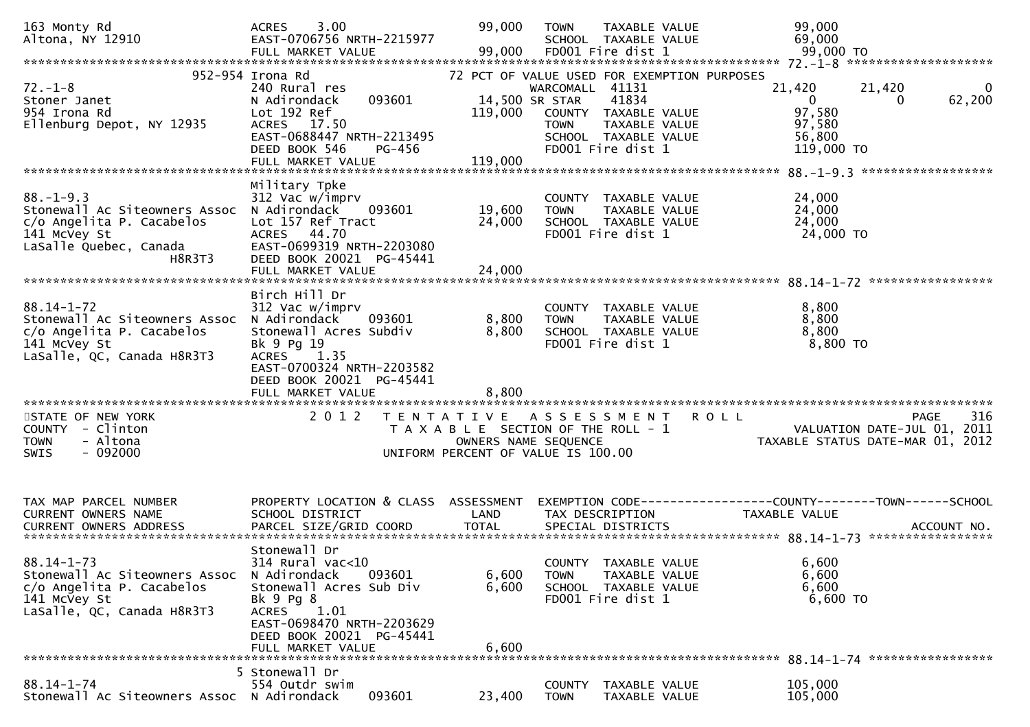```
163 Monty Rd                   ACRES     3.00                 99,000   TOWN     TAXABLE VALUE              99,000
Altona, NY 12910               EAST-0706756 NRTH-2215977               SCHOOL   TAXABLE VALUE              69,000
                               FULL MARKET VALUE              99,000   FD001 Fire dist 1                   99,000 TO
******************************************************************************************************* 72.-1-8 ********************
                  952-954 Irona Rd                            72 PCT OF VALUE USED FOR EXEMPTION PURPOSES
72.-1-8                        240 Rural res                           WARCOMALL  41131                 21,420      21,420          0
Stoner Janet                   N Adirondack     093601        14,500 SR STAR      41834                      0           0     62,200
954 Irona Rd                   Lot 192 Ref                   119,000   COUNTY   TAXABLE VALUE              97,580
Ellenburg Depot, NY 12935      ACRES    17.50                          TOWN     TAXABLE VALUE              97,580
                               EAST-0688447 NRTH-2213495               SCHOOL   TAXABLE VALUE              56,800
                               DEED BOOK 546     PG-456                FD001 Fire dist 1                  119,000 TO
                               FULL MARKET VALUE             119,000
******************************************************************************************************* 88.-1-9.3 ******************
                               Military Tpke
88.-1-9.3                      312 Vac w/imprv                         COUNTY   TAXABLE VALUE              24,000
Stonewall Ac Siteowners Assoc  N Adirondack     093601        19,600   TOWN     TAXABLE VALUE              24,000
c/o Angelita P. Cacabelos      Lot 157 Ref Tract              24,000   SCHOOL   TAXABLE VALUE              24,000
141 McVey St                   ACRES    44.70                          FD001 Fire dist 1                   24,000 TO
LaSalle Quebec, Canada         EAST-0699319 NRTH-2203080
                   H8R3T3      DEED BOOK 20021  PG-45441
                               FULL MARKET VALUE              24,000
******************************************************************************************************* 88.14-1-72 *****************
                               Birch Hill Dr
88.14-1-72                     312 Vac w/imprv                         COUNTY   TAXABLE VALUE               8,800
Stonewall Ac Siteowners Assoc  N Adirondack     093601         8,800   TOWN     TAXABLE VALUE               8,800
c/o Angelita P. Cacabelos      Stonewall Acres Subdiv          8,800   SCHOOL   TAXABLE VALUE               8,800
141 McVey St                   Bk 9 Pg 19                              FD001 Fire dist 1                    8,800 TO
LaSalle, QC, Canada H8R3T3     ACRES     1.35
                               EAST-0700324 NRTH-2203582
                               DEED BOOK 20021  PG-45441
                               FULL MARKET VALUE               8,800
************************************************************************************************************************************
STATE OF NEW YORK                 2 0 1 2   T E N T A T I V E   A S S E S S M E N T   R O L L                              PAGE    316
COUNTY  - Clinton                             T A X A B L E  SECTION OF THE ROLL - 1                     VALUATION DATE-JUL 01, 2011
TOWN    - Altona                                    OWNERS NAME SEQUENCE                          TAXABLE STATUS DATE-MAR 01, 2012
SWIS    - 092000                              UNIFORM PERCENT OF VALUE IS 100.00


TAX MAP PARCEL NUMBER          PROPERTY LOCATION & CLASS  ASSESSMENT  EXEMPTION CODE------------------COUNTY--------TOWN------SCHOOL
CURRENT OWNERS NAME            SCHOOL DISTRICT               LAND      TAX DESCRIPTION            TAXABLE VALUE
CURRENT OWNERS ADDRESS         PARCEL SIZE/GRID COORD        TOTAL     SPECIAL DISTRICTS                                ACCOUNT NO.
******************************************************************************************************* 88.14-1-73 *****************
                               Stonewall Dr
88.14-1-73                     314 Rural vac<10                        COUNTY   TAXABLE VALUE               6,600
Stonewall Ac Siteowners Assoc  N Adirondack     093601         6,600   TOWN     TAXABLE VALUE               6,600
c/o Angelita P. Cacabelos      Stonewall Acres Sub Div         6,600   SCHOOL   TAXABLE VALUE               6,600
141 McVey St                   Bk 9 Pg 8                               FD001 Fire dist 1                    6,600 TO
LaSalle, QC, Canada H8R3T3     ACRES     1.01
                               EAST-0698470 NRTH-2203629
                               DEED BOOK 20021  PG-45441
                               FULL MARKET VALUE               6,600
******************************************************************************************************* 88.14-1-74 *****************
                             5 Stonewall Dr
88.14-1-74                     554 Outdr swim                          COUNTY   TAXABLE VALUE             105,000
Stonewall Ac Siteowners Assoc  N Adirondack     093601        23,400   TOWN     TAXABLE VALUE             105,000
```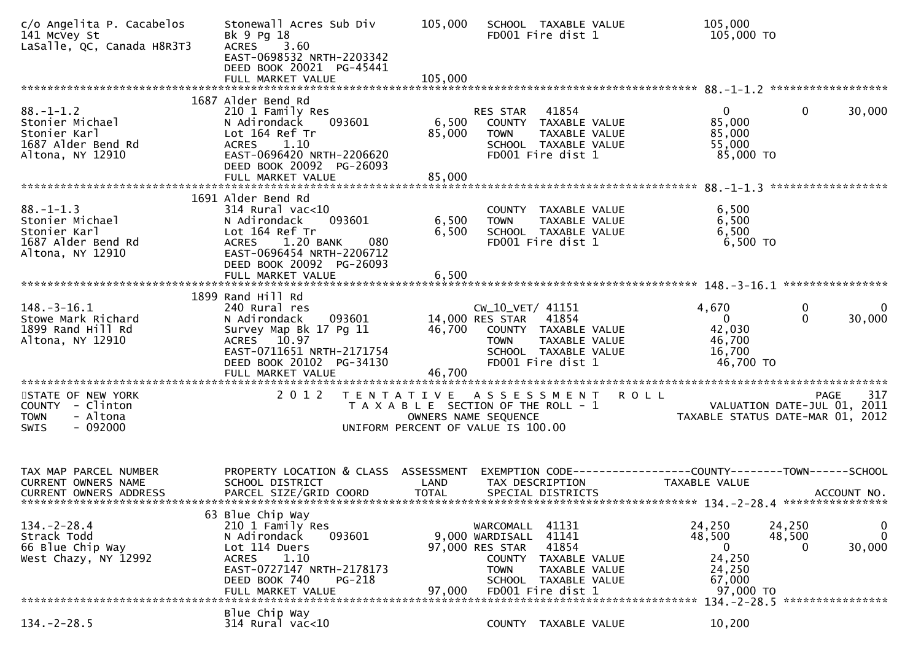```
c/o Angelita P. Cacabelos     Stonewall Acres Sub Div        105,000    SCHOOL  TAXABLE VALUE           105,000
141 McVey St                  Bk 9 Pg 18                                FD001 Fire dist 1                105,000 TO
LaSalle, QC, Canada H8R3T3    ACRES    3.60
                              EAST-0698532 NRTH-2203342
                              DEED BOOK 20021  PG-45441
                              FULL MARKET VALUE              105,000
******************************************************************************************************* 88.-1-1.2 ******************
                           1687 Alder Bend Rd
88.-1-1.2                     210 1 Family Res                          RES STAR    41854                 0             0       30,000
Stonier Michael               N Adirondack      093601         6,500     COUNTY  TAXABLE VALUE           85,000
Stonier Karl                  Lot 164 Ref Tr                  85,000     TOWN    TAXABLE VALUE           85,000
1687 Alder Bend Rd            ACRES    1.10                              SCHOOL  TAXABLE VALUE           55,000
Altona, NY 12910              EAST-0696420 NRTH-2206620                  FD001 Fire dist 1                85,000 TO
                              DEED BOOK 20092  PG-26093
                              FULL MARKET VALUE               85,000
******************************************************************************************************* 88.-1-1.3 ******************
                           1691 Alder Bend Rd
88.-1-1.3                     314 Rural vac<10                           COUNTY  TAXABLE VALUE            6,500
Stonier Michael               N Adirondack      093601         6,500     TOWN    TAXABLE VALUE            6,500
Stonier Karl                  Lot 164 Ref Tr                   6,500     SCHOOL  TAXABLE VALUE            6,500
1687 Alder Bend Rd            ACRES    1.20 BANK     080                 FD001 Fire dist 1                 6,500 TO
Altona, NY 12910              EAST-0696454 NRTH-2206712
                              DEED BOOK 20092  PG-26093
                              FULL MARKET VALUE                6,500
******************************************************************************************************* 148.-3-16.1 ****************
                           1899 Rand Hill Rd
148.-3-16.1                   240 Rural res                             CW_10_VET/ 41151                4,670             0            0
Stowe Mark Richard            N Adirondack      093601        14,000 RES STAR    41854                    0             0       30,000
1899 Rand Hill Rd             Survey Map Bk 17 Pg 11          46,700     COUNTY  TAXABLE VALUE           42,030
Altona, NY 12910              ACRES   10.97                              TOWN    TAXABLE VALUE           46,700
                              EAST-0711651 NRTH-2171754                  SCHOOL  TAXABLE VALUE           16,700
                              DEED BOOK 20102  PG-34130                  FD001 Fire dist 1                46,700 TO
                              FULL MARKET VALUE               46,700
************************************************************************************************************************************
STATE OF NEW YORK                2 0 1 2   T E N T A T I V E   A S S E S S M E N T   R O L L                        PAGE     317
COUNTY  - Clinton                          T A X A B L E  SECTION OF THE ROLL - 1                     VALUATION DATE-JUL 01, 2011
TOWN    - Altona                                   OWNERS NAME SEQUENCE                            TAXABLE STATUS DATE-MAR 01, 2012
SWIS    - 092000                              UNIFORM PERCENT OF VALUE IS 100.00


TAX MAP PARCEL NUMBER         PROPERTY LOCATION & CLASS  ASSESSMENT  EXEMPTION CODE------------------COUNTY--------TOWN------SCHOOL
CURRENT OWNERS NAME           SCHOOL DISTRICT               LAND      TAX DESCRIPTION              TAXABLE VALUE
CURRENT OWNERS ADDRESS        PARCEL SIZE/GRID COORD        TOTAL     SPECIAL DISTRICTS                                  ACCOUNT NO.
******************************************************************************************************* 134.-2-28.4 ****************
                           63 Blue Chip Way
134.-2-28.4                   210 1 Family Res                          WARCOMALL   41131              24,250        24,250            0
Strack Todd                   N Adirondack      093601         9,000 WARDISALL   41141                48,500        48,500            0
66 Blue Chip Way              Lot 114 Duers                   97,000 RES STAR    41854                    0             0       30,000
West Chazy, NY 12992          ACRES    1.10                              COUNTY  TAXABLE VALUE           24,250
                              EAST-0727147 NRTH-2178173                  TOWN    TAXABLE VALUE           24,250
                              DEED BOOK 740    PG-218                    SCHOOL  TAXABLE VALUE           67,000
                              FULL MARKET VALUE               97,000     FD001 Fire dist 1                97,000 TO
******************************************************************************************************* 134.-2-28.5 ****************
                              Blue Chip Way
134.-2-28.5                   314 Rural vac<10                           COUNTY  TAXABLE VALUE           10,200
```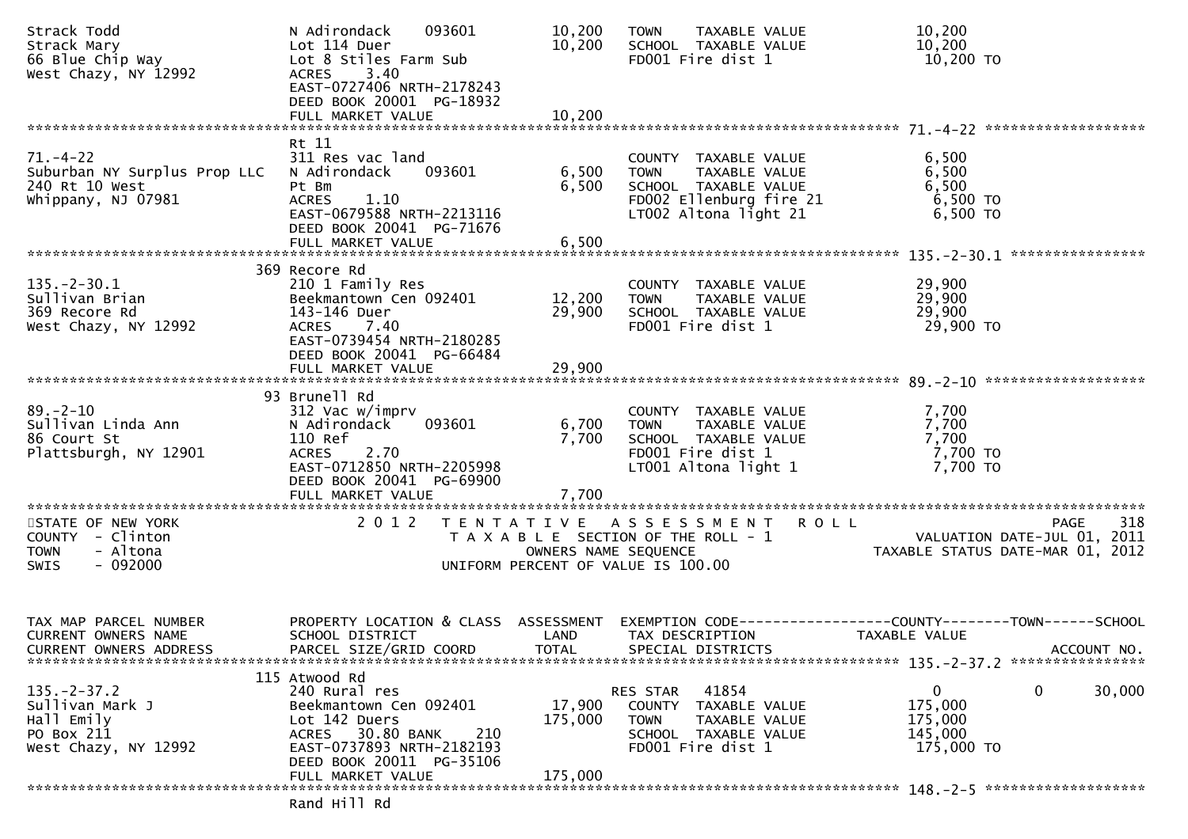| TAX MAP PARCEL NUMBER / CURRENT OWNERS NAME / CURRENT OWNERS ADDRESS | PROPERTY LOCATION & CLASS / SCHOOL DISTRICT / PARCEL SIZE/GRID COORD | ASSESSMENT LAND | TOTAL | EXEMPTION CODE / TAX DESCRIPTION / SPECIAL DISTRICTS | COUNTY TAXABLE VALUE | TOWN | SCHOOL |
|---|---|---|---|---|---|---|---|
| Strack Todd | N Adirondack 093601 | 10,200 | | TOWN TAXABLE VALUE | 10,200 | | |
| Strack Mary | Lot 114 Duer | | 10,200 | SCHOOL TAXABLE VALUE | 10,200 | | |
| 66 Blue Chip Way | Lot 8 Stiles Farm Sub | | | FD001 Fire dist 1 | 10,200 TO | | |
| West Chazy, NY 12992 | ACRES 3.40 | | | | | | |
| | EAST-0727406 NRTH-2178243 | | | | | | |
| | DEED BOOK 20001 PG-18932 | | | | | | |
| | FULL MARKET VALUE | | 10,200 | | | | |
| **71.-4-22** | Rt 11 | | | | | | |
| 71.-4-22 | 311 Res vac land | | | COUNTY TAXABLE VALUE | 6,500 | | |
| Suburban NY Surplus Prop LLC | N Adirondack 093601 | 6,500 | | TOWN TAXABLE VALUE | 6,500 | | |
| 240 Rt 10 West | Pt Bm | | 6,500 | SCHOOL TAXABLE VALUE | 6,500 | | |
| Whippany, NJ 07981 | ACRES 1.10 | | | FD002 Ellenburg fire 21 | 6,500 TO | | |
| | EAST-0679588 NRTH-2213116 | | | LT002 Altona light 21 | 6,500 TO | | |
| | DEED BOOK 20041 PG-71676 | | | | | | |
| | FULL MARKET VALUE | | 6,500 | | | | |
| **135.-2-30.1** | 369 Recore Rd | | | | | | |
| 135.-2-30.1 | 210 1 Family Res | | | COUNTY TAXABLE VALUE | 29,900 | | |
| Sullivan Brian | Beekmantown Cen 092401 | 12,200 | | TOWN TAXABLE VALUE | 29,900 | | |
| 369 Recore Rd | 143-146 Duer | | 29,900 | SCHOOL TAXABLE VALUE | 29,900 | | |
| West Chazy, NY 12992 | ACRES 7.40 | | | FD001 Fire dist 1 | 29,900 TO | | |
| | EAST-0739454 NRTH-2180285 | | | | | | |
| | DEED BOOK 20041 PG-66484 | | | | | | |
| | FULL MARKET VALUE | | 29,900 | | | | |
| **89.-2-10** | 93 Brunell Rd | | | | | | |
| 89.-2-10 | 312 Vac w/imprv | | | COUNTY TAXABLE VALUE | 7,700 | | |
| Sullivan Linda Ann | N Adirondack 093601 | 6,700 | | TOWN TAXABLE VALUE | 7,700 | | |
| 86 Court St | 110 Ref | | 7,700 | SCHOOL TAXABLE VALUE | 7,700 | | |
| Plattsburgh, NY 12901 | ACRES 2.70 | | | FD001 Fire dist 1 | 7,700 TO | | |
| | EAST-0712850 NRTH-2205998 | | | LT001 Altona light 1 | 7,700 TO | | |
| | DEED BOOK 20041 PG-69900 | | | | | | |
| | FULL MARKET VALUE | | 7,700 | | | | |

STATE OF NEW YORK — 2012 TENTATIVE ASSESSMENT ROLL — PAGE 318
COUNTY - Clinton — TAXABLE SECTION OF THE ROLL - 1 — VALUATION DATE-JUL 01, 2011
TOWN - Altona — OWNERS NAME SEQUENCE — TAXABLE STATUS DATE-MAR 01, 2012
SWIS - 092000 — UNIFORM PERCENT OF VALUE IS 100.00

| TAX MAP PARCEL NUMBER / CURRENT OWNERS NAME / CURRENT OWNERS ADDRESS | PROPERTY LOCATION & CLASS / SCHOOL DISTRICT / PARCEL SIZE/GRID COORD | ASSESSMENT LAND | TOTAL | EXEMPTION CODE / TAX DESCRIPTION / SPECIAL DISTRICTS | COUNTY TAXABLE VALUE | TOWN | SCHOOL |
|---|---|---|---|---|---|---|---|
| **135.-2-37.2** | 115 Atwood Rd | | | | | | |
| 135.-2-37.2 | 240 Rural res | | | RES STAR 41854 | 0 | 0 | 30,000 |
| Sullivan Mark J | Beekmantown Cen 092401 | 17,900 | | COUNTY TAXABLE VALUE | 175,000 | | |
| Hall Emily | Lot 142 Duers | | 175,000 | TOWN TAXABLE VALUE | 175,000 | | |
| PO Box 211 | ACRES 30.80 BANK 210 | | | SCHOOL TAXABLE VALUE | 145,000 | | |
| West Chazy, NY 12992 | EAST-0737893 NRTH-2182193 | | | FD001 Fire dist 1 | 175,000 TO | | |
| | DEED BOOK 20011 PG-35106 | | | | | | |
| | FULL MARKET VALUE | | 175,000 | | | | |
| **148.-2-5** | Rand Hill Rd | | | | | | |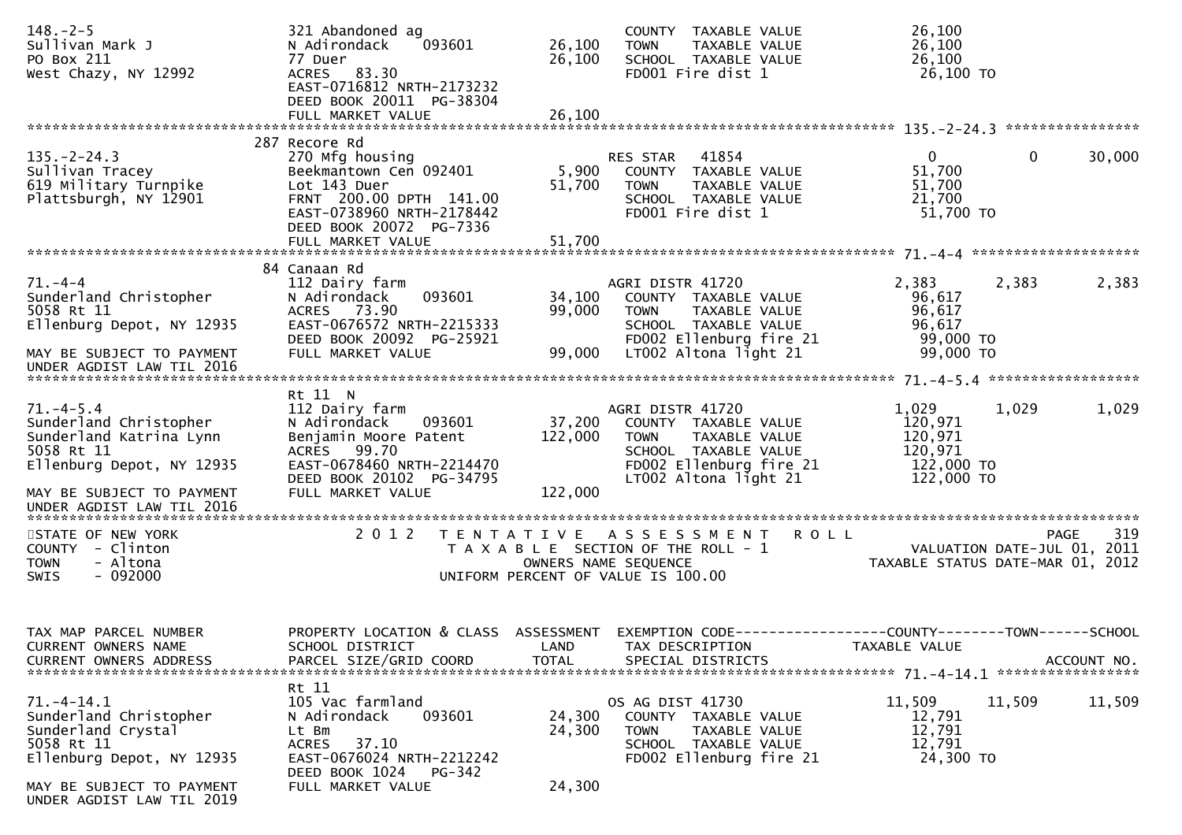```
148.-2-5                    321 Abandoned ag                    COUNTY  TAXABLE VALUE           26,100
Sullivan Mark J             N Adirondack    093601    26,100    TOWN    TAXABLE VALUE           26,100
PO Box 211                  77 Duer                   26,100    SCHOOL  TAXABLE VALUE           26,100
West Chazy, NY 12992        ACRES  83.30                        FD001 Fire dist 1                 26,100 TO
                            EAST-0716812 NRTH-2173232
                            DEED BOOK 20011  PG-38304
                            FULL MARKET VALUE         26,100
******************************************************************************************************* 135.-2-24.3 ****************
                            287 Recore Rd
135.-2-24.3                 270 Mfg housing                     RES STAR   41854                    0            0        30,000
Sullivan Tracey             Beekmantown Cen 092401     5,900    COUNTY  TAXABLE VALUE           51,700
619 Military Turnpike       Lot 143 Duer              51,700    TOWN    TAXABLE VALUE           51,700
Plattsburgh, NY 12901       FRNT 200.00 DPTH 141.00             SCHOOL  TAXABLE VALUE           21,700
                            EAST-0738960 NRTH-2178442           FD001 Fire dist 1                 51,700 TO
                            DEED BOOK 20072  PG-7336
                            FULL MARKET VALUE         51,700
******************************************************************************************************* 71.-4-4 ********************
                            84 Canaan Rd
71.-4-4                     112 Dairy farm                      AGRI DISTR 41720                2,383        2,383         2,383
Sunderland Christopher      N Adirondack    093601    34,100    COUNTY  TAXABLE VALUE           96,617
5058 Rt 11                  ACRES  73.90              99,000    TOWN    TAXABLE VALUE           96,617
Ellenburg Depot, NY 12935   EAST-0676572 NRTH-2215333           SCHOOL  TAXABLE VALUE           96,617
                            DEED BOOK 20092  PG-25921           FD002 Ellenburg fire 21           99,000 TO
MAY BE SUBJECT TO PAYMENT   FULL MARKET VALUE         99,000    LT002 Altona light 21             99,000 TO
UNDER AGDIST LAW TIL 2016
******************************************************************************************************* 71.-4-5.4 ******************
                            Rt 11  N
71.-4-5.4                   112 Dairy farm                      AGRI DISTR 41720                1,029        1,029         1,029
Sunderland Christopher      N Adirondack    093601    37,200    COUNTY  TAXABLE VALUE          120,971
Sunderland Katrina Lynn     Benjamin Moore Patent    122,000    TOWN    TAXABLE VALUE          120,971
5058 Rt 11                  ACRES  99.70                        SCHOOL  TAXABLE VALUE          120,971
Ellenburg Depot, NY 12935   EAST-0678460 NRTH-2214470           FD002 Ellenburg fire 21          122,000 TO
                            DEED BOOK 20102  PG-34795           LT002 Altona light 21            122,000 TO
MAY BE SUBJECT TO PAYMENT   FULL MARKET VALUE        122,000
UNDER AGDIST LAW TIL 2016
************************************************************************************************************************************
STATE OF NEW YORK                2 0 1 2   T E N T A T I V E   A S S E S S M E N T   R O L L                              PAGE   319
COUNTY  - Clinton                      T A X A B L E  SECTION OF THE ROLL - 1                       VALUATION DATE-JUL 01, 2011
TOWN    - Altona                               OWNERS NAME SEQUENCE                            TAXABLE STATUS DATE-MAR 01, 2012
SWIS    - 092000                       UNIFORM PERCENT OF VALUE IS 100.00


TAX MAP PARCEL NUMBER       PROPERTY LOCATION & CLASS  ASSESSMENT  EXEMPTION CODE------------------COUNTY--------TOWN------SCHOOL
CURRENT OWNERS NAME         SCHOOL DISTRICT               LAND      TAX DESCRIPTION                TAXABLE VALUE
CURRENT OWNERS ADDRESS      PARCEL SIZE/GRID COORD       TOTAL      SPECIAL DISTRICTS                                    ACCOUNT NO.
******************************************************************************************************* 71.-4-14.1 *****************
                            Rt 11
71.-4-14.1                  105 Vac farmland                    OS AG DIST 41730               11,509       11,509        11,509
Sunderland Christopher      N Adirondack    093601    24,300    COUNTY  TAXABLE VALUE           12,791
Sunderland Crystal          Lt Bm                     24,300    TOWN    TAXABLE VALUE           12,791
5058 Rt 11                  ACRES  37.10                        SCHOOL  TAXABLE VALUE           12,791
Ellenburg Depot, NY 12935   EAST-0676024 NRTH-2212242           FD002 Ellenburg fire 21           24,300 TO
                            DEED BOOK 1024   PG-342
MAY BE SUBJECT TO PAYMENT   FULL MARKET VALUE         24,300
UNDER AGDIST LAW TIL 2019
```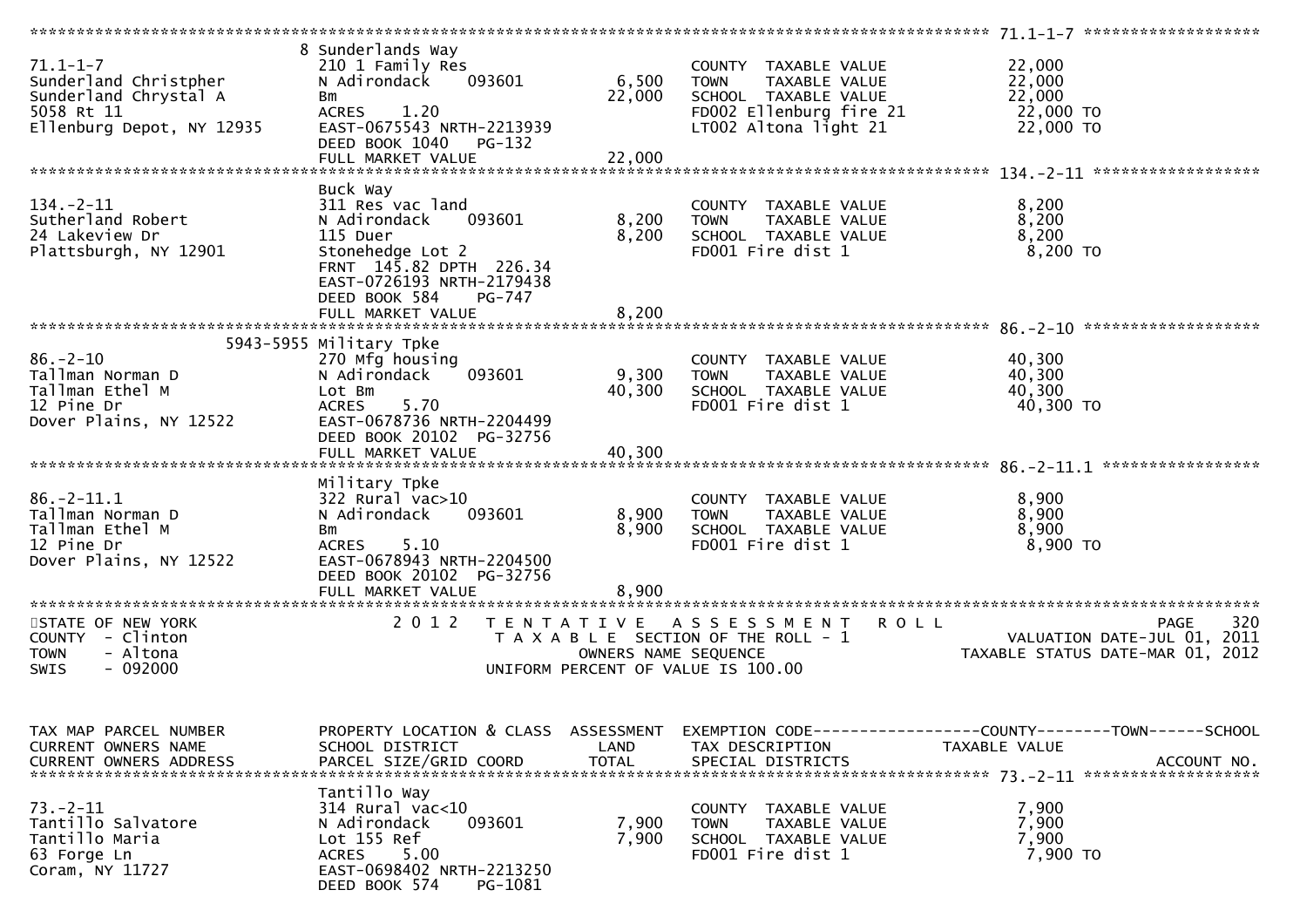```
******************************************************************************************************* 71.1-1-7 ******************
                              8 Sunderlands Way
71.1-1-7                      210 1 Family Res                           COUNTY  TAXABLE VALUE             22,000
Sunderland Christpher         N Adirondack    093601           6,500    TOWN    TAXABLE VALUE             22,000
Sunderland Chrystal A         Bm                              22,000    SCHOOL  TAXABLE VALUE             22,000
5058 Rt 11                    ACRES    1.20                              FD002 Ellenburg fire 21            22,000 TO
Ellenburg Depot, NY 12935     EAST-0675543 NRTH-2213939                  LT002 Altona light 21              22,000 TO
                              DEED BOOK 1040   PG-132
                              FULL MARKET VALUE               22,000
******************************************************************************************************* 134.-2-11 *****************
                              Buck Way
134.-2-11                     311 Res vac land                           COUNTY  TAXABLE VALUE              8,200
Sutherland Robert             N Adirondack    093601           8,200    TOWN    TAXABLE VALUE              8,200
24 Lakeview Dr                115 Duer                         8,200    SCHOOL  TAXABLE VALUE              8,200
Plattsburgh, NY 12901         Stonehedge Lot 2                           FD001 Fire dist 1                   8,200 TO
                              FRNT 145.82 DPTH 226.34
                              EAST-0726193 NRTH-2179438
                              DEED BOOK 584    PG-747
                              FULL MARKET VALUE                8,200
******************************************************************************************************* 86.-2-10 ******************
                         5943-5955 Military Tpke
86.-2-10                      270 Mfg housing                            COUNTY  TAXABLE VALUE             40,300
Tallman Norman D              N Adirondack    093601           9,300    TOWN    TAXABLE VALUE             40,300
Tallman Ethel M               Lot Bm                          40,300    SCHOOL  TAXABLE VALUE             40,300
12 Pine Dr                    ACRES    5.70                              FD001 Fire dist 1                  40,300 TO
Dover Plains, NY 12522        EAST-0678736 NRTH-2204499
                              DEED BOOK 20102  PG-32756
                              FULL MARKET VALUE               40,300
******************************************************************************************************* 86.-2-11.1 ****************
                              Military Tpke
86.-2-11.1                    322 Rural vac>10                           COUNTY  TAXABLE VALUE              8,900
Tallman Norman D              N Adirondack    093601           8,900    TOWN    TAXABLE VALUE              8,900
Tallman Ethel M               Bm                               8,900    SCHOOL  TAXABLE VALUE              8,900
12 Pine Dr                    ACRES    5.10                              FD001 Fire dist 1                   8,900 TO
Dover Plains, NY 12522        EAST-0678943 NRTH-2204500
                              DEED BOOK 20102  PG-32756
                              FULL MARKET VALUE                8,900
************************************************************************************************************************************
STATE OF NEW YORK                2 0 1 2   T E N T A T I V E   A S S E S S M E N T   R O L L                            PAGE    320
COUNTY  - Clinton                          T A X A B L E  SECTION OF THE ROLL - 1                       VALUATION DATE-JUL 01, 2011
TOWN    - Altona                                   OWNERS NAME SEQUENCE                                TAXABLE STATUS DATE-MAR 01, 2012
SWIS    - 092000                           UNIFORM PERCENT OF VALUE IS 100.00


TAX MAP PARCEL NUMBER         PROPERTY LOCATION & CLASS  ASSESSMENT  EXEMPTION CODE------------------COUNTY--------TOWN------SCHOOL
CURRENT OWNERS NAME           SCHOOL DISTRICT               LAND      TAX DESCRIPTION             TAXABLE VALUE
CURRENT OWNERS ADDRESS        PARCEL SIZE/GRID COORD        TOTAL     SPECIAL DISTRICTS                                   ACCOUNT NO.
******************************************************************************************************* 73.-2-11 ******************
                              Tantillo Way
73.-2-11                      314 Rural vac<10                           COUNTY  TAXABLE VALUE              7,900
Tantillo Salvatore            N Adirondack    093601           7,900    TOWN    TAXABLE VALUE              7,900
Tantillo Maria                Lot 155 Ref                      7,900    SCHOOL  TAXABLE VALUE              7,900
63 Forge Ln                   ACRES    5.00                              FD001 Fire dist 1                   7,900 TO
Coram, NY 11727               EAST-0698402 NRTH-2213250
                              DEED BOOK 574    PG-1081
```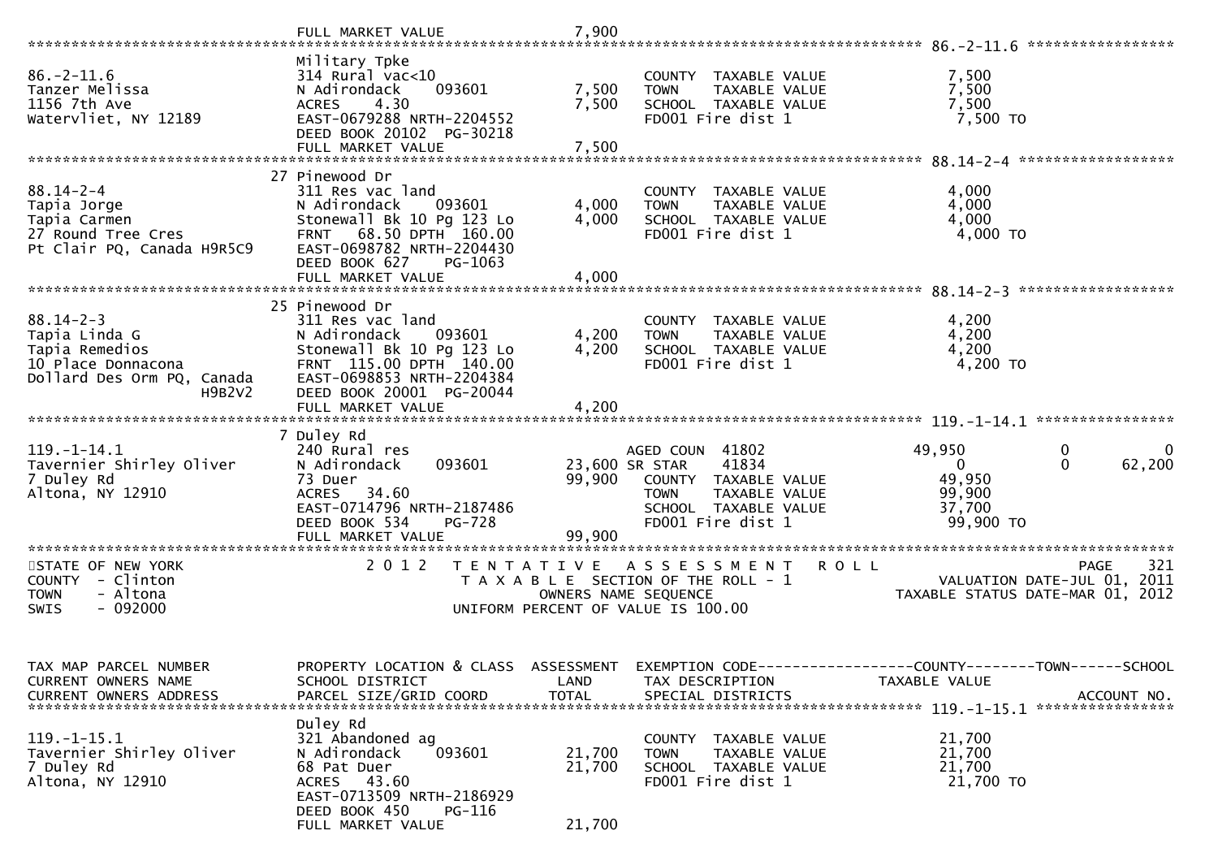```
                                  FULL MARKET VALUE               7,900
******************************************************************************************************* 86.-2-11.6 *****************
                                  Military Tpke
86.-2-11.6                        314 Rural vac<10                          COUNTY  TAXABLE VALUE              7,500
Tanzer Melissa                    N Adirondack    093601          7,500    TOWN    TAXABLE VALUE              7,500
1156 7th Ave                      ACRES    4.30                   7,500    SCHOOL  TAXABLE VALUE              7,500
Watervliet, NY 12189              EAST-0679288 NRTH-2204552                 FD001 Fire dist 1                   7,500 TO
                                  DEED BOOK 20102  PG-30218
                                  FULL MARKET VALUE               7,500
******************************************************************************************************* 88.14-2-4 ******************
                                  27 Pinewood Dr
88.14-2-4                         311 Res vac land                          COUNTY  TAXABLE VALUE              4,000
Tapia Jorge                       N Adirondack    093601          4,000    TOWN    TAXABLE VALUE              4,000
Tapia Carmen                      Stonewall Bk 10 Pg 123 Lo       4,000    SCHOOL  TAXABLE VALUE              4,000
27 Round Tree Cres                FRNT   68.50 DPTH  160.00                 FD001 Fire dist 1                   4,000 TO
Pt Clair PQ, Canada H9R5C9        EAST-0698782 NRTH-2204430
                                  DEED BOOK 627    PG-1063
                                  FULL MARKET VALUE               4,000
******************************************************************************************************* 88.14-2-3 ******************
                                  25 Pinewood Dr
88.14-2-3                         311 Res vac land                          COUNTY  TAXABLE VALUE              4,200
Tapia Linda G                     N Adirondack    093601          4,200    TOWN    TAXABLE VALUE              4,200
Tapia Remedios                    Stonewall Bk 10 Pg 123 Lo       4,200    SCHOOL  TAXABLE VALUE              4,200
10 Place Donnacona                FRNT  115.00 DPTH  140.00                 FD001 Fire dist 1                   4,200 TO
Dollard Des Orm PQ, Canada        EAST-0698853 NRTH-2204384
                   H9B2V2         DEED BOOK 20001  PG-20044
                                  FULL MARKET VALUE               4,200
******************************************************************************************************* 119.-1-14.1 ****************
                                  7 Duley Rd
119.-1-14.1                       240 Rural res                             AGED COUN  41802              49,950          0          0
Tavernier Shirley Oliver          N Adirondack    093601         23,600 SR STAR    41834                   0          0     62,200
7 Duley Rd                        73 Duer                        99,900    COUNTY  TAXABLE VALUE             49,950
Altona, NY 12910                  ACRES   34.60                             TOWN    TAXABLE VALUE             99,900
                                  EAST-0714796 NRTH-2187486                 SCHOOL  TAXABLE VALUE             37,700
                                  DEED BOOK 534    PG-728                   FD001 Fire dist 1                  99,900 TO
                                  FULL MARKET VALUE              99,900
************************************************************************************************************************************
STATE OF NEW YORK                 2 0 1 2   T E N T A T I V E   A S S E S S M E N T   R O L L                              PAGE   321
COUNTY  - Clinton                           T A X A B L E  SECTION OF THE ROLL - 1                      VALUATION DATE-JUL 01, 2011
TOWN    - Altona                                  OWNERS NAME SEQUENCE                              TAXABLE STATUS DATE-MAR 01, 2012
SWIS    - 092000                            UNIFORM PERCENT OF VALUE IS 100.00


TAX MAP PARCEL NUMBER             PROPERTY LOCATION & CLASS  ASSESSMENT  EXEMPTION CODE------------------COUNTY--------TOWN------SCHOOL
CURRENT OWNERS NAME               SCHOOL DISTRICT               LAND      TAX DESCRIPTION                TAXABLE VALUE
CURRENT OWNERS ADDRESS            PARCEL SIZE/GRID COORD        TOTAL     SPECIAL DISTRICTS                                   ACCOUNT NO.
******************************************************************************************************* 119.-1-15.1 ****************
                                  Duley Rd
119.-1-15.1                       321 Abandoned ag                          COUNTY  TAXABLE VALUE             21,700
Tavernier Shirley Oliver          N Adirondack    093601         21,700    TOWN    TAXABLE VALUE             21,700
7 Duley Rd                        68 Pat Duer                    21,700    SCHOOL  TAXABLE VALUE             21,700
Altona, NY 12910                  ACRES   43.60                             FD001 Fire dist 1                  21,700 TO
                                  EAST-0713509 NRTH-2186929
                                  DEED BOOK 450    PG-116
                                  FULL MARKET VALUE              21,700
```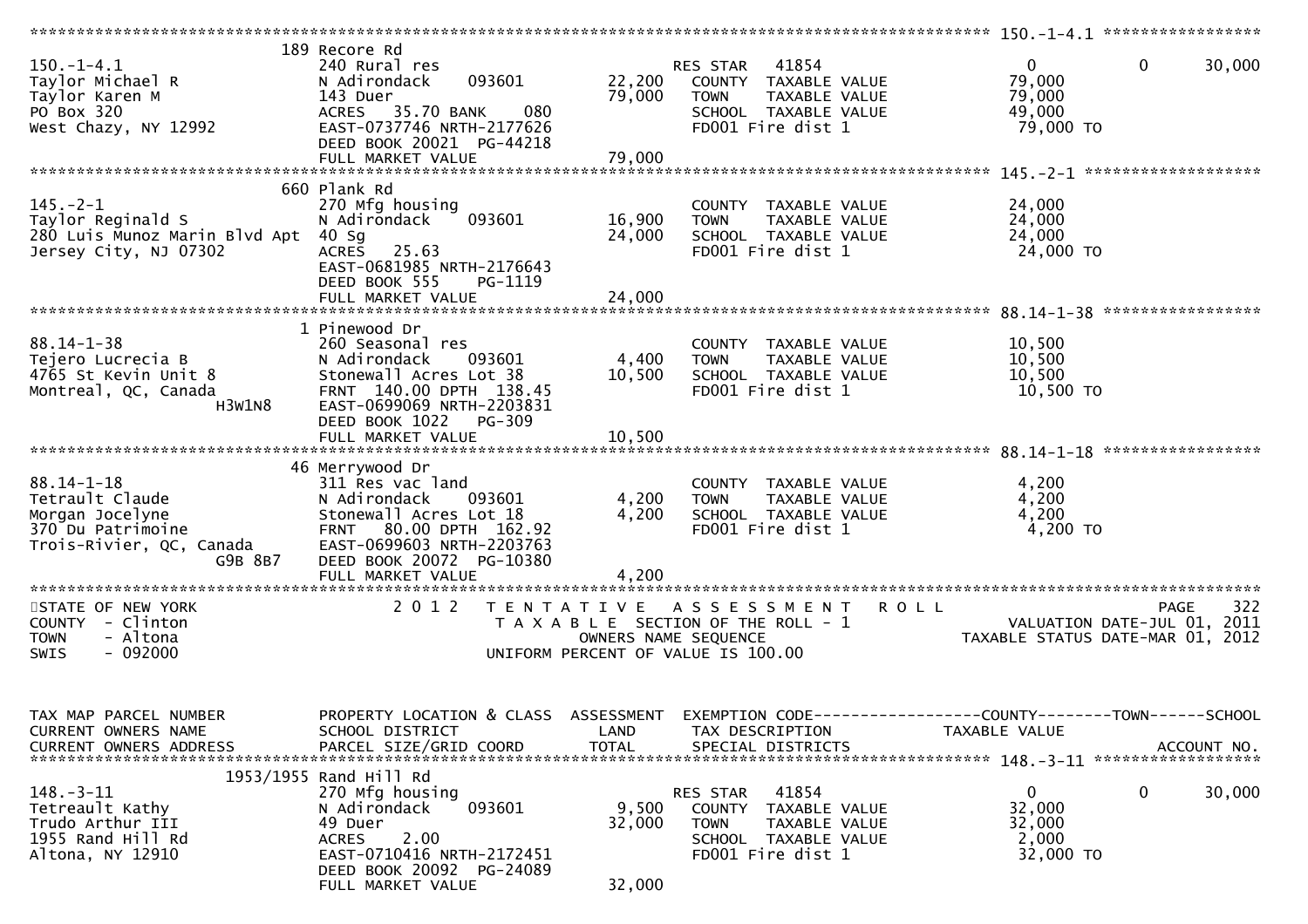```
******************************************************************************************************* 150.-1-4.1 *****************
              189 Recore Rd
150.-1-4.1                     240 Rural res                         RES STAR   41854                0             0        30,000
Taylor Michael R               N Adirondack     093601       22,200   COUNTY  TAXABLE VALUE            79,000
Taylor Karen M                 143 Duer                      79,000   TOWN    TAXABLE VALUE            79,000
PO Box 320                     ACRES   35.70 BANK     080             SCHOOL  TAXABLE VALUE            49,000
West Chazy, NY 12992           EAST-0737746 NRTH-2177626              FD001 Fire dist 1                79,000 TO
                               DEED BOOK 20021  PG-44218
                               FULL MARKET VALUE             79,000
******************************************************************************************************* 145.-2-1 *******************
              660 Plank Rd
145.-2-1                       270 Mfg housing                        COUNTY  TAXABLE VALUE            24,000
Taylor Reginald S              N Adirondack     093601       16,900   TOWN    TAXABLE VALUE            24,000
280 Luis Munoz Marin Blvd Apt  40 Sg                         24,000   SCHOOL  TAXABLE VALUE            24,000
Jersey City, NJ 07302          ACRES   25.63                          FD001 Fire dist 1                24,000 TO
                               EAST-0681985 NRTH-2176643
                               DEED BOOK 555    PG-1119
                               FULL MARKET VALUE             24,000
******************************************************************************************************* 88.14-1-38 *****************
              1 Pinewood Dr
88.14-1-38                     260 Seasonal res                       COUNTY  TAXABLE VALUE            10,500
Tejero Lucrecia B              N Adirondack     093601        4,400   TOWN    TAXABLE VALUE            10,500
4765 St Kevin Unit 8           Stonewall Acres Lot 38        10,500   SCHOOL  TAXABLE VALUE            10,500
Montreal, QC, Canada           FRNT 140.00 DPTH 138.45                FD001 Fire dist 1                10,500 TO
                     H3W1N8    EAST-0699069 NRTH-2203831
                               DEED BOOK 1022   PG-309
                               FULL MARKET VALUE             10,500
******************************************************************************************************* 88.14-1-18 *****************
              46 Merrywood Dr
88.14-1-18                     311 Res vac land                       COUNTY  TAXABLE VALUE             4,200
Tetrault Claude                N Adirondack     093601        4,200   TOWN    TAXABLE VALUE             4,200
Morgan Jocelyne                Stonewall Acres Lot 18         4,200   SCHOOL  TAXABLE VALUE             4,200
370 Du Patrimoine              FRNT  80.00 DPTH 162.92                FD001 Fire dist 1                 4,200 TO
Trois-Rivier, QC, Canada       EAST-0699603 NRTH-2203763
                     G9B 8B7   DEED BOOK 20072  PG-10380
                               FULL MARKET VALUE              4,200
************************************************************************************************************************************
STATE OF NEW YORK                  2 0 1 2   T E N T A T I V E   A S S E S S M E N T   R O L L                      PAGE    322
COUNTY  - Clinton                            T A X A B L E  SECTION OF THE ROLL - 1                  VALUATION DATE-JUL 01, 2011
TOWN    - Altona                                      OWNERS NAME SEQUENCE                         TAXABLE STATUS DATE-MAR 01, 2012
SWIS    - 092000                                UNIFORM PERCENT OF VALUE IS 100.00


TAX MAP PARCEL NUMBER          PROPERTY LOCATION & CLASS  ASSESSMENT  EXEMPTION CODE------------------COUNTY--------TOWN------SCHOOL
CURRENT OWNERS NAME            SCHOOL DISTRICT               LAND     TAX DESCRIPTION              TAXABLE VALUE
CURRENT OWNERS ADDRESS         PARCEL SIZE/GRID COORD        TOTAL    SPECIAL DISTRICTS                                  ACCOUNT NO.
******************************************************************************************************* 148.-3-11 ******************
          1953/1955 Rand Hill Rd
148.-3-11                      270 Mfg housing                        RES STAR   41854                0             0        30,000
Tetreault Kathy                N Adirondack     093601        9,500   COUNTY  TAXABLE VALUE            32,000
Trudo Arthur III               49 Duer                       32,000   TOWN    TAXABLE VALUE            32,000
1955 Rand Hill Rd              ACRES    2.00                          SCHOOL  TAXABLE VALUE             2,000
Altona, NY 12910               EAST-0710416 NRTH-2172451              FD001 Fire dist 1                32,000 TO
                               DEED BOOK 20092  PG-24089
                               FULL MARKET VALUE             32,000
```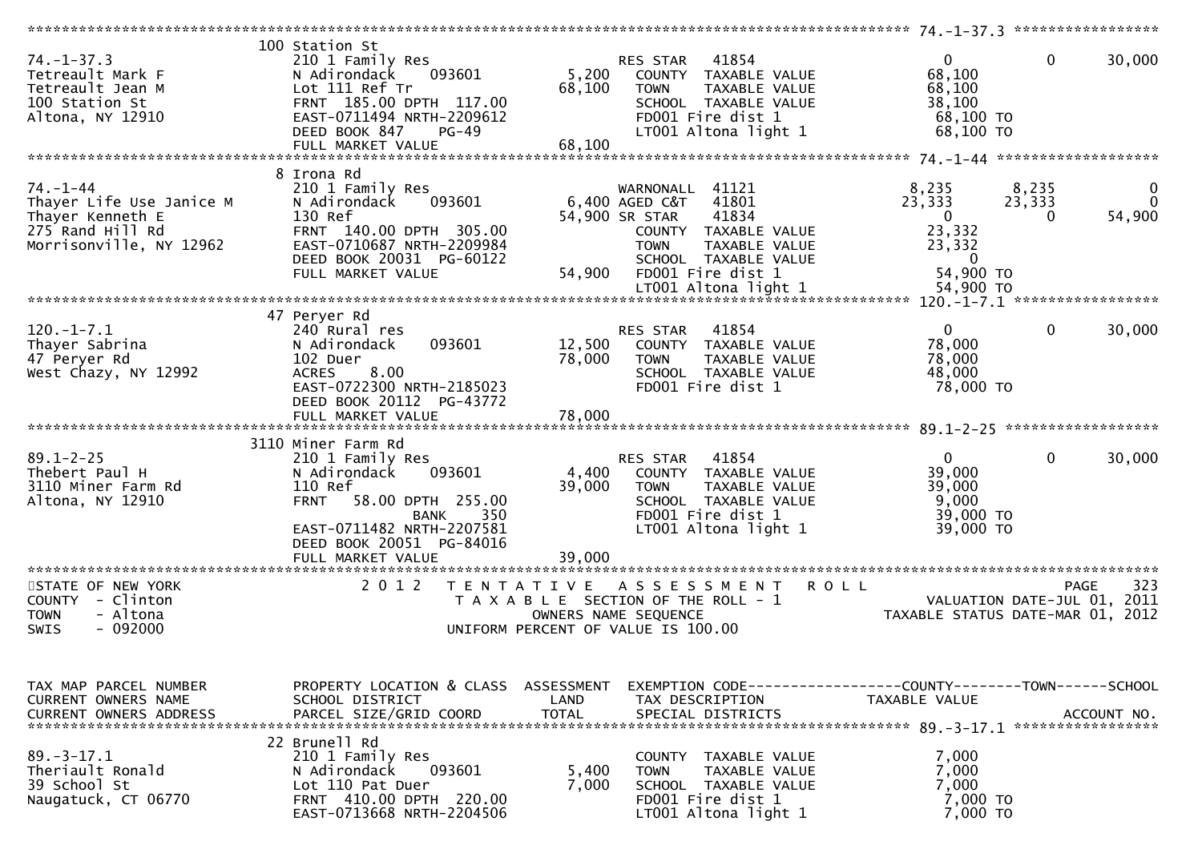```
******************************************************************************************************* 74.-1-37.3 *****************
                    100 Station St
74.-1-37.3          210 1 Family Res                  RES STAR   41854              0          0     30,000
Tetreault Mark F    N Adirondack    093601      5,200   COUNTY  TAXABLE VALUE         68,100
Tetreault Jean M    Lot 111 Ref Tr             68,100   TOWN    TAXABLE VALUE         68,100
100 Station St      FRNT 185.00 DPTH 117.00           SCHOOL  TAXABLE VALUE         38,100
Altona, NY 12910    EAST-0711494 NRTH-2209612          FD001 Fire dist 1             68,100 TO
                    DEED BOOK 847    PG-49             LT001 Altona light 1          68,100 TO
                    FULL MARKET VALUE          68,100
******************************************************************************************************* 74.-1-44 *******************
                    8 Irona Rd
74.-1-44            210 1 Family Res                  WARNONALL  41121          8,235      8,235          0
Thayer Life Use Janice M  N Adirondack  093601   6,400 AGED C&T   41801         23,333     23,333          0
Thayer Kenneth E    130 Ref                    54,900 SR STAR    41834              0          0     54,900
275 Rand Hill Rd    FRNT 140.00 DPTH 305.00           COUNTY  TAXABLE VALUE         23,332
Morrisonville, NY 12962  EAST-0710687 NRTH-2209984     TOWN    TAXABLE VALUE         23,332
                    DEED BOOK 20031  PG-60122         SCHOOL  TAXABLE VALUE              0
                    FULL MARKET VALUE          54,900  FD001 Fire dist 1             54,900 TO
                                                       LT001 Altona light 1          54,900 TO
******************************************************************************************************* 120.-1-7.1 *****************
                    47 Peryer Rd
120.-1-7.1          240 Rural res                     RES STAR   41854              0          0     30,000
Thayer Sabrina      N Adirondack    093601     12,500   COUNTY  TAXABLE VALUE         78,000
47 Peryer Rd        102 Duer                   78,000   TOWN    TAXABLE VALUE         78,000
West Chazy, NY 12992  ACRES    8.00                   SCHOOL  TAXABLE VALUE         48,000
                    EAST-0722300 NRTH-2185023          FD001 Fire dist 1             78,000 TO
                    DEED BOOK 20112  PG-43772
                    FULL MARKET VALUE          78,000
******************************************************************************************************* 89.1-2-25 ******************
                    3110 Miner Farm Rd
89.1-2-25           210 1 Family Res                  RES STAR   41854              0          0     30,000
Thebert Paul H      N Adirondack    093601      4,400   COUNTY  TAXABLE VALUE         39,000
3110 Miner Farm Rd  110 Ref                    39,000   TOWN    TAXABLE VALUE         39,000
Altona, NY 12910    FRNT  58.00 DPTH 255.00           SCHOOL  TAXABLE VALUE          9,000
                               BANK    350            FD001 Fire dist 1             39,000 TO
                    EAST-0711482 NRTH-2207581          LT001 Altona light 1          39,000 TO
                    DEED BOOK 20051  PG-84016
                    FULL MARKET VALUE          39,000
************************************************************************************************************************************
STATE OF NEW YORK            2 0 1 2   T E N T A T I V E   A S S E S S M E N T   R O L L                            PAGE    323
COUNTY  - Clinton                     T A X A B L E  SECTION OF THE ROLL - 1                  VALUATION DATE-JUL 01, 2011
TOWN    - Altona                            OWNERS NAME SEQUENCE                          TAXABLE STATUS DATE-MAR 01, 2012
SWIS    - 092000                      UNIFORM PERCENT OF VALUE IS 100.00


TAX MAP PARCEL NUMBER    PROPERTY LOCATION & CLASS  ASSESSMENT  EXEMPTION CODE------------------COUNTY--------TOWN------SCHOOL
CURRENT OWNERS NAME      SCHOOL DISTRICT              LAND      TAX DESCRIPTION              TAXABLE VALUE
CURRENT OWNERS ADDRESS   PARCEL SIZE/GRID COORD      TOTAL      SPECIAL DISTRICTS                                    ACCOUNT NO.
******************************************************************************************************* 89.-3-17.1 *****************
                    22 Brunell Rd
89.-3-17.1          210 1 Family Res                    COUNTY  TAXABLE VALUE          7,000
Theriault Ronald    N Adirondack    093601      5,400   TOWN    TAXABLE VALUE          7,000
39 School St        Lot 110 Pat Duer            7,000   SCHOOL  TAXABLE VALUE          7,000
Naugatuck, CT 06770  FRNT 410.00 DPTH 220.00            FD001 Fire dist 1              7,000 TO
                    EAST-0713668 NRTH-2204506           LT001 Altona light 1           7,000 TO
```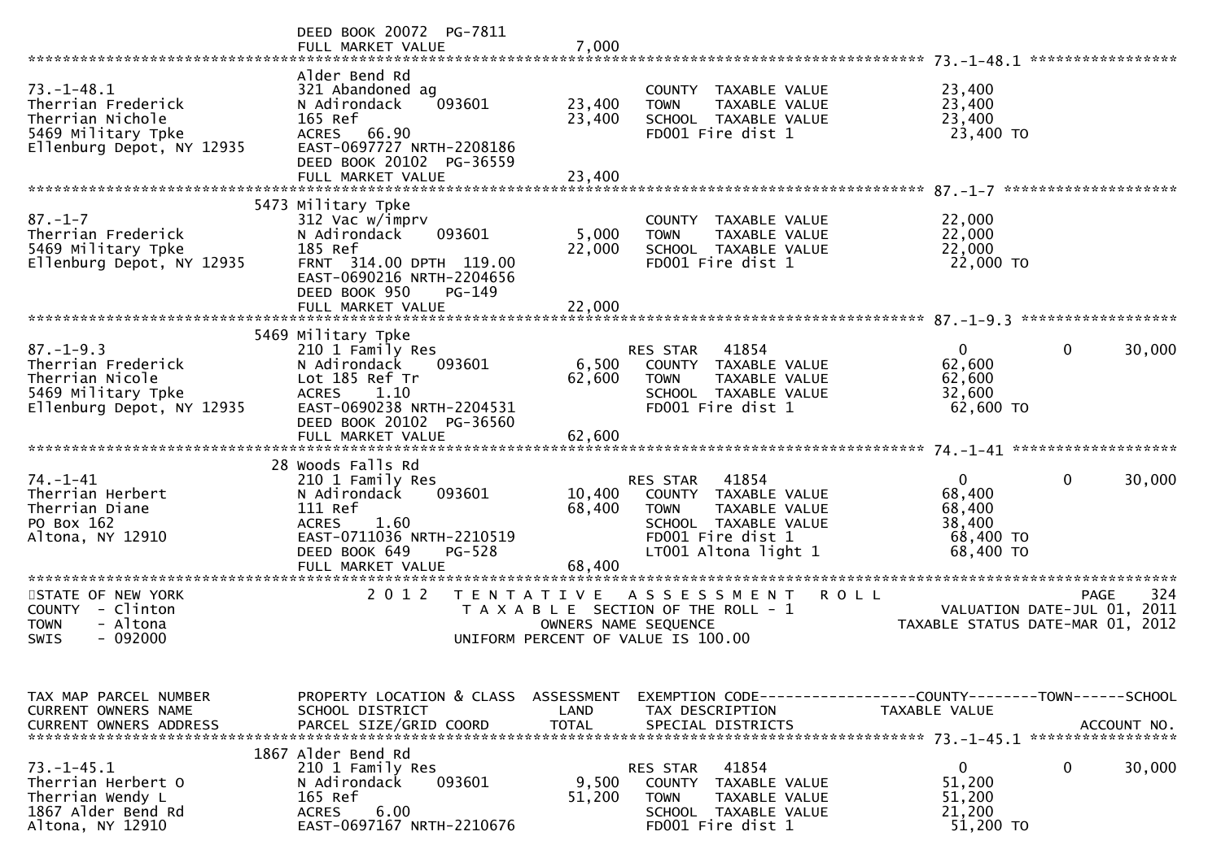DEED BOOK 20072 PG-7811
FULL MARKET VALUE 7,000

******************************************************************************************************* 73.-1-48.1 *****************

| TAX MAP PARCEL NUMBER / CURRENT OWNERS NAME / CURRENT OWNERS ADDRESS | PROPERTY LOCATION & CLASS / SCHOOL DISTRICT / PARCEL SIZE/GRID COORD | LAND / TOTAL | EXEMPTION CODE / TAX DESCRIPTION / SPECIAL DISTRICTS | COUNTY TAXABLE VALUE | TOWN | SCHOOL |
|---|---|---|---|---|---|---|
| 73.-1-48.1 | Alder Bend Rd | | | | | |
| Therrian Frederick | 321 Abandoned ag | | COUNTY TAXABLE VALUE | 23,400 | | |
| Therrian Nichole | N Adirondack 093601 | 23,400 | TOWN TAXABLE VALUE | 23,400 | | |
| 5469 Military Tpke | 165 Ref | 23,400 | SCHOOL TAXABLE VALUE | 23,400 | | |
| Ellenburg Depot, NY 12935 | ACRES 66.90 | | FD001 Fire dist 1 | 23,400 TO | | |
| | EAST-0697727 NRTH-2208186 | | | | | |
| | DEED BOOK 20102 PG-36559 | | | | | |
| | FULL MARKET VALUE | 23,400 | | | | |
| 87.-1-7 | 5473 Military Tpke | | | | | |
| Therrian Frederick | 312 Vac w/imprv | | COUNTY TAXABLE VALUE | 22,000 | | |
| 5469 Military Tpke | N Adirondack 093601 | 5,000 | TOWN TAXABLE VALUE | 22,000 | | |
| Ellenburg Depot, NY 12935 | 185 Ref | 22,000 | SCHOOL TAXABLE VALUE | 22,000 | | |
| | FRNT 314.00 DPTH 119.00 | | FD001 Fire dist 1 | 22,000 TO | | |
| | EAST-0690216 NRTH-2204656 | | | | | |
| | DEED BOOK 950 PG-149 | | | | | |
| | FULL MARKET VALUE | 22,000 | | | | |
| 87.-1-9.3 | 5469 Military Tpke | | | | | |
| | 210 1 Family Res | | RES STAR 41854 | 0 | 0 | 30,000 |
| Therrian Frederick | N Adirondack 093601 | 6,500 | COUNTY TAXABLE VALUE | 62,600 | | |
| Therrian Nicole | Lot 185 Ref Tr | 62,600 | TOWN TAXABLE VALUE | 62,600 | | |
| 5469 Military Tpke | ACRES 1.10 | | SCHOOL TAXABLE VALUE | 32,600 | | |
| Ellenburg Depot, NY 12935 | EAST-0690238 NRTH-2204531 | | FD001 Fire dist 1 | 62,600 TO | | |
| | DEED BOOK 20102 PG-36560 | | | | | |
| | FULL MARKET VALUE | 62,600 | | | | |
| 74.-1-41 | 28 Woods Falls Rd | | | | | |
| | 210 1 Family Res | | RES STAR 41854 | 0 | 0 | 30,000 |
| Therrian Herbert | N Adirondack 093601 | 10,400 | COUNTY TAXABLE VALUE | 68,400 | | |
| Therrian Diane | 111 Ref | 68,400 | TOWN TAXABLE VALUE | 68,400 | | |
| PO Box 162 | ACRES 1.60 | | SCHOOL TAXABLE VALUE | 38,400 | | |
| Altona, NY 12910 | EAST-0711036 NRTH-2210519 | | FD001 Fire dist 1 | 68,400 TO | | |
| | DEED BOOK 649 PG-528 | | LT001 Altona light 1 | 68,400 TO | | |
| | FULL MARKET VALUE | 68,400 | | | | |

STATE OF NEW YORK — 2012 TENTATIVE ASSESSMENT ROLL — PAGE 324
COUNTY - Clinton — TAXABLE SECTION OF THE ROLL - 1 — VALUATION DATE-JUL 01, 2011
TOWN - Altona — OWNERS NAME SEQUENCE — TAXABLE STATUS DATE-MAR 01, 2012
SWIS - 092000 — UNIFORM PERCENT OF VALUE IS 100.00

| TAX MAP PARCEL NUMBER / CURRENT OWNERS NAME / CURRENT OWNERS ADDRESS | PROPERTY LOCATION & CLASS / SCHOOL DISTRICT / PARCEL SIZE/GRID COORD | ASSESSMENT LAND / TOTAL | EXEMPTION CODE / TAX DESCRIPTION / SPECIAL DISTRICTS | COUNTY TAXABLE VALUE | TOWN | SCHOOL / ACCOUNT NO. |
|---|---|---|---|---|---|---|
| 73.-1-45.1 | 1867 Alder Bend Rd | | | | | |
| | 210 1 Family Res | | RES STAR 41854 | 0 | 0 | 30,000 |
| Therrian Herbert O | N Adirondack 093601 | 9,500 | COUNTY TAXABLE VALUE | 51,200 | | |
| Therrian Wendy L | 165 Ref | 51,200 | TOWN TAXABLE VALUE | 51,200 | | |
| 1867 Alder Bend Rd | ACRES 6.00 | | SCHOOL TAXABLE VALUE | 21,200 | | |
| Altona, NY 12910 | EAST-0697167 NRTH-2210676 | | FD001 Fire dist 1 | 51,200 TO | | |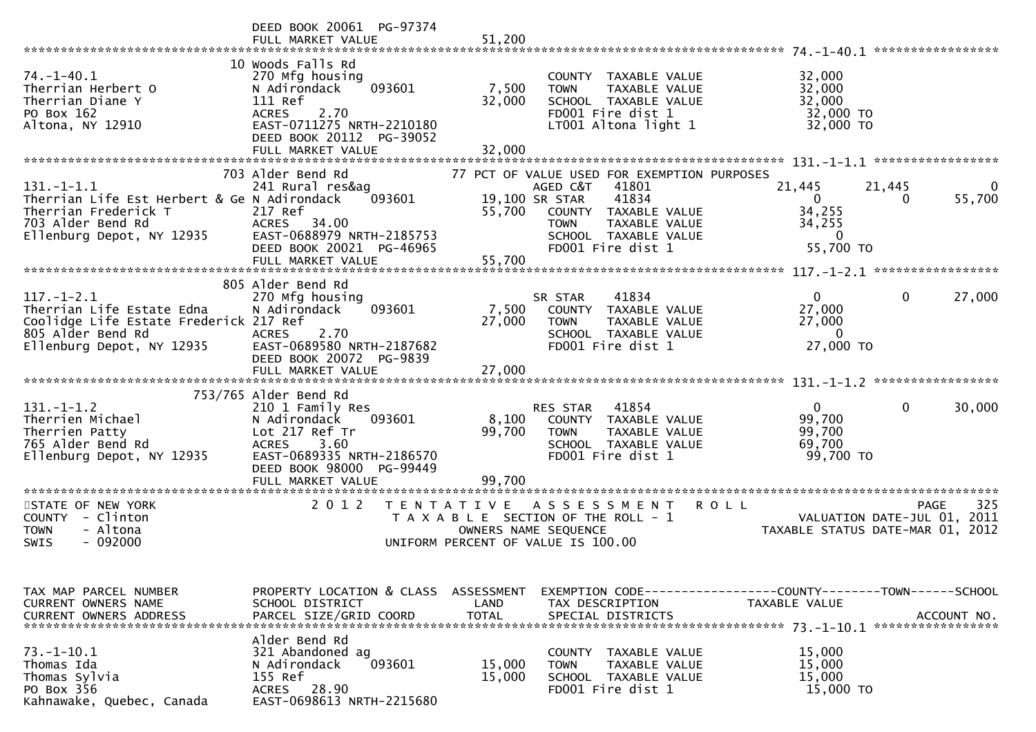```
                              DEED BOOK 20061  PG-97374
                              FULL MARKET VALUE              51,200
******************************************************************************************************* 74.-1-40.1 *****************
                              10 Woods Falls Rd
74.-1-40.1                    270 Mfg housing                          COUNTY  TAXABLE VALUE              32,000
Therrian Herbert O            N Adirondack    093601       7,500      TOWN    TAXABLE VALUE              32,000
Therrian Diane Y              111 Ref                     32,000      SCHOOL  TAXABLE VALUE              32,000
PO Box 162                    ACRES    2.70                           FD001 Fire dist 1                   32,000 TO
Altona, NY 12910              EAST-0711275 NRTH-2210180               LT001 Altona light 1                32,000 TO
                              DEED BOOK 20112  PG-39052
                              FULL MARKET VALUE              32,000
******************************************************************************************************* 131.-1-1.1 *****************
                              703 Alder Bend Rd               77 PCT OF VALUE USED FOR EXEMPTION PURPOSES
131.-1-1.1                    241 Rural res&ag                        AGED C&T    41801              21,445      21,445           0
Therrian Life Est Herbert & Ge N Adirondack    093601      19,100 SR STAR     41834                   0           0      55,700
Therrian Frederick T          217 Ref                     55,700      COUNTY  TAXABLE VALUE              34,255
703 Alder Bend Rd             ACRES   34.00                           TOWN    TAXABLE VALUE              34,255
Ellenburg Depot, NY 12935     EAST-0688979 NRTH-2185753               SCHOOL  TAXABLE VALUE                   0
                              DEED BOOK 20021  PG-46965               FD001 Fire dist 1                   55,700 TO
                              FULL MARKET VALUE              55,700
******************************************************************************************************* 117.-1-2.1 *****************
                              805 Alder Bend Rd
117.-1-2.1                    270 Mfg housing                         SR STAR     41834                   0           0      27,000
Therrian Life Estate Edna     N Adirondack    093601       7,500      COUNTY  TAXABLE VALUE              27,000
Coolidge Life Estate Frederick 217 Ref                    27,000      TOWN    TAXABLE VALUE              27,000
805 Alder Bend Rd             ACRES    2.70                           SCHOOL  TAXABLE VALUE                   0
Ellenburg Depot, NY 12935     EAST-0689580 NRTH-2187682               FD001 Fire dist 1                   27,000 TO
                              DEED BOOK 20072  PG-9839
                              FULL MARKET VALUE              27,000
******************************************************************************************************* 131.-1-1.2 *****************
                              753/765 Alder Bend Rd
131.-1-1.2                    210 1 Family Res                        RES STAR    41854                   0           0      30,000
Therrien Michael              N Adirondack    093601       8,100      COUNTY  TAXABLE VALUE              99,700
Therrien Patty                Lot 217 Ref Tr              99,700      TOWN    TAXABLE VALUE              99,700
765 Alder Bend Rd             ACRES    3.60                           SCHOOL  TAXABLE VALUE              69,700
Ellenburg Depot, NY 12935     EAST-0689335 NRTH-2186570               FD001 Fire dist 1                   99,700 TO
                              DEED BOOK 98000  PG-99449
                              FULL MARKET VALUE              99,700
*******************************************************************************************************************************************
STATE OF NEW YORK                 2 0 1 2   T E N T A T I V E   A S S E S S M E N T   R O L L                            PAGE    325
COUNTY  - Clinton                           T A X A B L E  SECTION OF THE ROLL - 1                        VALUATION DATE-JUL 01, 2011
TOWN    - Altona                                    OWNERS NAME SEQUENCE                              TAXABLE STATUS DATE-MAR 01, 2012
SWIS    - 092000                            UNIFORM PERCENT OF VALUE IS 100.00


TAX MAP PARCEL NUMBER         PROPERTY LOCATION & CLASS  ASSESSMENT  EXEMPTION CODE------------------COUNTY--------TOWN------SCHOOL
CURRENT OWNERS NAME           SCHOOL DISTRICT               LAND     TAX DESCRIPTION              TAXABLE VALUE
CURRENT OWNERS ADDRESS        PARCEL SIZE/GRID COORD       TOTAL     SPECIAL DISTRICTS                                   ACCOUNT NO.
******************************************************************************************************* 73.-1-10.1 *****************
                              Alder Bend Rd
73.-1-10.1                    321 Abandoned ag                        COUNTY  TAXABLE VALUE              15,000
Thomas Ida                    N Adirondack    093601      15,000      TOWN    TAXABLE VALUE              15,000
Thomas Sylvia                 155 Ref                     15,000      SCHOOL  TAXABLE VALUE              15,000
PO Box 356                    ACRES   28.90                           FD001 Fire dist 1                   15,000 TO
Kahnawake, Quebec, Canada     EAST-0698613 NRTH-2215680
```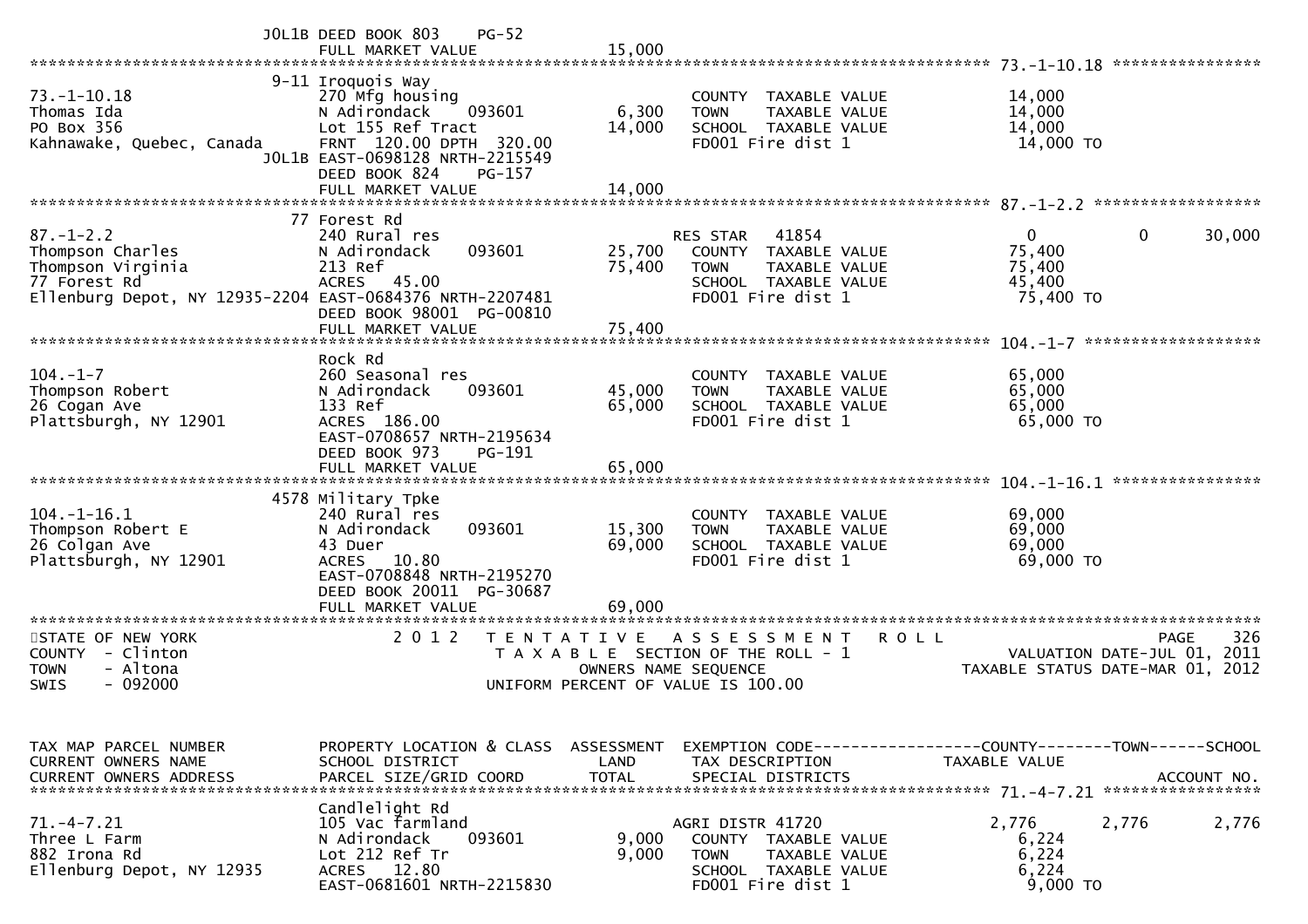```
                      J0L1B DEED BOOK 803    PG-52
                            FULL MARKET VALUE              15,000
******************************************************************************************************* 73.-1-10.18 ****************
                          9-11 Iroquois Way
73.-1-10.18                 270 Mfg housing                          COUNTY  TAXABLE VALUE            14,000
Thomas Ida                  N Adirondack     093601       6,300      TOWN    TAXABLE VALUE            14,000
PO Box 356                  Lot 155 Ref Tract            14,000      SCHOOL  TAXABLE VALUE            14,000
Kahnawake, Quebec, Canada   FRNT 120.00 DPTH 320.00                  FD001 Fire dist 1                  14,000 TO
                      J0L1B EAST-0698128 NRTH-2215549
                            DEED BOOK 824     PG-157
                            FULL MARKET VALUE              14,000
******************************************************************************************************* 87.-1-2.2 ******************
                          77 Forest Rd
87.-1-2.2                   240 Rural res                            RES STAR   41854                      0          0      30,000
Thompson Charles            N Adirondack     093601      25,700      COUNTY  TAXABLE VALUE            75,400
Thompson Virginia           213 Ref                      75,400      TOWN    TAXABLE VALUE            75,400
77 Forest Rd                ACRES  45.00                             SCHOOL  TAXABLE VALUE            45,400
Ellenburg Depot, NY 12935-2204 EAST-0684376 NRTH-2207481             FD001 Fire dist 1                  75,400 TO
                            DEED BOOK 98001  PG-00810
                            FULL MARKET VALUE              75,400
******************************************************************************************************* 104.-1-7 *******************
                            Rock Rd
104.-1-7                    260 Seasonal res                         COUNTY  TAXABLE VALUE            65,000
Thompson Robert             N Adirondack     093601      45,000      TOWN    TAXABLE VALUE            65,000
26 Cogan Ave                133 Ref                      65,000      SCHOOL  TAXABLE VALUE            65,000
Plattsburgh, NY 12901       ACRES 186.00                             FD001 Fire dist 1                  65,000 TO
                            EAST-0708657 NRTH-2195634
                            DEED BOOK 973     PG-191
                            FULL MARKET VALUE              65,000
******************************************************************************************************* 104.-1-16.1 ****************
                          4578 Military Tpke
104.-1-16.1                 240 Rural res                            COUNTY  TAXABLE VALUE            69,000
Thompson Robert E           N Adirondack     093601      15,300      TOWN    TAXABLE VALUE            69,000
26 Colgan Ave               43 Duer                      69,000      SCHOOL  TAXABLE VALUE            69,000
Plattsburgh, NY 12901       ACRES  10.80                             FD001 Fire dist 1                  69,000 TO
                            EAST-0708848 NRTH-2195270
                            DEED BOOK 20011  PG-30687
                            FULL MARKET VALUE              69,000
************************************************************************************************************************************
STATE OF NEW YORK               2 0 1 2   T E N T A T I V E   A S S E S S M E N T   R O L L                        PAGE    326
COUNTY  - Clinton                          T A X A B L E  SECTION OF THE ROLL - 1                 VALUATION DATE-JUL 01, 2011
TOWN    - Altona                                    OWNERS NAME SEQUENCE                       TAXABLE STATUS DATE-MAR 01, 2012
SWIS    - 092000                              UNIFORM PERCENT OF VALUE IS 100.00


TAX MAP PARCEL NUMBER       PROPERTY LOCATION & CLASS  ASSESSMENT  EXEMPTION CODE------------------COUNTY--------TOWN------SCHOOL
CURRENT OWNERS NAME         SCHOOL DISTRICT               LAND      TAX DESCRIPTION             TAXABLE VALUE
CURRENT OWNERS ADDRESS      PARCEL SIZE/GRID COORD       TOTAL      SPECIAL DISTRICTS                                  ACCOUNT NO.
******************************************************************************************************* 71.-4-7.21 *****************
                            Candlelight Rd
71.-4-7.21                  105 Vac farmland                         AGRI DISTR 41720               2,776      2,776       2,776
Three L Farm                N Adirondack     093601       9,000      COUNTY  TAXABLE VALUE             6,224
882 Irona Rd                Lot 212 Ref Tr                9,000      TOWN    TAXABLE VALUE             6,224
Ellenburg Depot, NY 12935   ACRES  12.80                             SCHOOL  TAXABLE VALUE             6,224
                            EAST-0681601 NRTH-2215830                FD001 Fire dist 1                   9,000 TO
```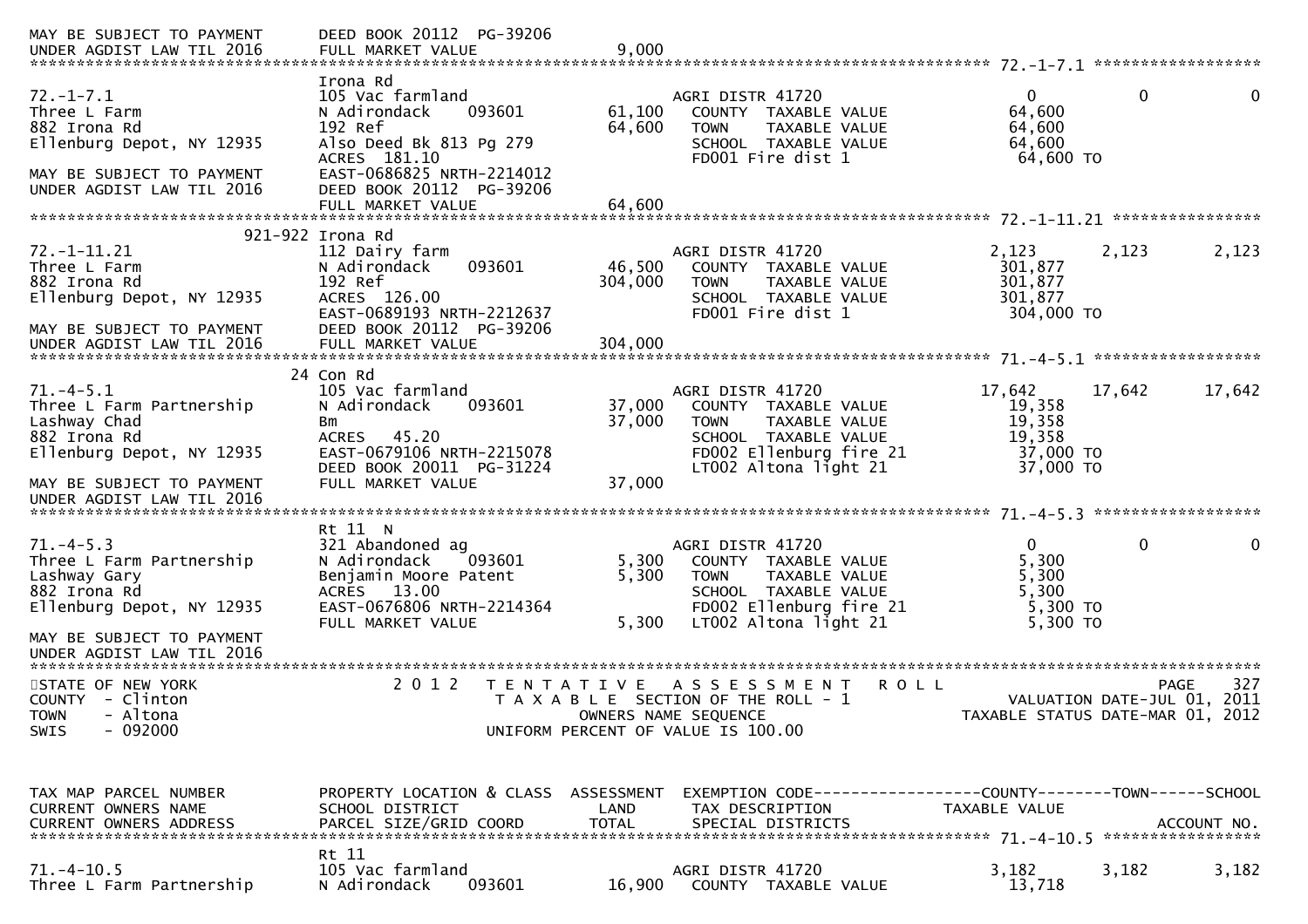```
MAY BE SUBJECT TO PAYMENT      DEED BOOK 20112  PG-39206
UNDER AGDIST LAW TIL 2016      FULL MARKET VALUE              9,000
******************************************************************************************************* 72.-1-7.1 ******************
                               Irona Rd
72.-1-7.1                      105 Vac farmland                    AGRI DISTR 41720                  0          0          0
Three L Farm                   N Adirondack     093601     61,100   COUNTY  TAXABLE VALUE           64,600
882 Irona Rd                   192 Ref                     64,600   TOWN    TAXABLE VALUE           64,600
Ellenburg Depot, NY 12935      Also Deed Bk 813 Pg 279              SCHOOL  TAXABLE VALUE           64,600
                               ACRES 181.10                         FD001 Fire dist 1                64,600 TO
MAY BE SUBJECT TO PAYMENT      EAST-0686825 NRTH-2214012
UNDER AGDIST LAW TIL 2016      DEED BOOK 20112  PG-39206
                               FULL MARKET VALUE              64,600
******************************************************************************************************* 72.-1-11.21 ****************
                       921-922 Irona Rd
72.-1-11.21                    112 Dairy farm                      AGRI DISTR 41720              2,123      2,123      2,123
Three L Farm                   N Adirondack     093601     46,500   COUNTY  TAXABLE VALUE          301,877
882 Irona Rd                   192 Ref                    304,000   TOWN    TAXABLE VALUE          301,877
Ellenburg Depot, NY 12935      ACRES 126.00                         SCHOOL  TAXABLE VALUE          301,877
                               EAST-0689193 NRTH-2212637            FD001 Fire dist 1               304,000 TO
MAY BE SUBJECT TO PAYMENT      DEED BOOK 20112  PG-39206
UNDER AGDIST LAW TIL 2016      FULL MARKET VALUE             304,000
******************************************************************************************************* 71.-4-5.1 ******************
                               24 Con Rd
71.-4-5.1                      105 Vac farmland                    AGRI DISTR 41720             17,642     17,642     17,642
Three L Farm Partnership       N Adirondack     093601     37,000   COUNTY  TAXABLE VALUE           19,358
Lashway Chad                   Bm                          37,000   TOWN    TAXABLE VALUE           19,358
882 Irona Rd                   ACRES  45.20                         SCHOOL  TAXABLE VALUE           19,358
Ellenburg Depot, NY 12935      EAST-0679106 NRTH-2215078            FD002 Ellenburg fire 21          37,000 TO
                               DEED BOOK 20011  PG-31224            LT002 Altona light 21            37,000 TO
MAY BE SUBJECT TO PAYMENT      FULL MARKET VALUE              37,000
UNDER AGDIST LAW TIL 2016
******************************************************************************************************* 71.-4-5.3 ******************
                               Rt 11  N
71.-4-5.3                      321 Abandoned ag                    AGRI DISTR 41720                  0          0          0
Three L Farm Partnership       N Adirondack     093601      5,300   COUNTY  TAXABLE VALUE            5,300
Lashway Gary                   Benjamin Moore Patent        5,300   TOWN    TAXABLE VALUE            5,300
882 Irona Rd                   ACRES  13.00                         SCHOOL  TAXABLE VALUE            5,300
Ellenburg Depot, NY 12935      EAST-0676806 NRTH-2214364            FD002 Ellenburg fire 21           5,300 TO
                               FULL MARKET VALUE               5,300 LT002 Altona light 21            5,300 TO
MAY BE SUBJECT TO PAYMENT
UNDER AGDIST LAW TIL 2016
************************************************************************************************************************************
STATE OF NEW YORK                 2 0 1 2   T E N T A T I V E   A S S E S S M E N T   R O L L                         PAGE    327
COUNTY  - Clinton                          T A X A B L E  SECTION OF THE ROLL - 1                     VALUATION DATE-JUL 01, 2011
TOWN    - Altona                                  OWNERS NAME SEQUENCE                            TAXABLE STATUS DATE-MAR 01, 2012
SWIS    - 092000                          UNIFORM PERCENT OF VALUE IS 100.00


TAX MAP PARCEL NUMBER          PROPERTY LOCATION & CLASS  ASSESSMENT  EXEMPTION CODE------------------COUNTY--------TOWN------SCHOOL
CURRENT OWNERS NAME            SCHOOL DISTRICT               LAND      TAX DESCRIPTION              TAXABLE VALUE
CURRENT OWNERS ADDRESS         PARCEL SIZE/GRID COORD       TOTAL      SPECIAL DISTRICTS                                 ACCOUNT NO.
******************************************************************************************************* 71.-4-10.5 *****************
                               Rt 11
71.-4-10.5                     105 Vac farmland                    AGRI DISTR 41720              3,182      3,182      3,182
Three L Farm Partnership       N Adirondack     093601     16,900   COUNTY  TAXABLE VALUE           13,718
```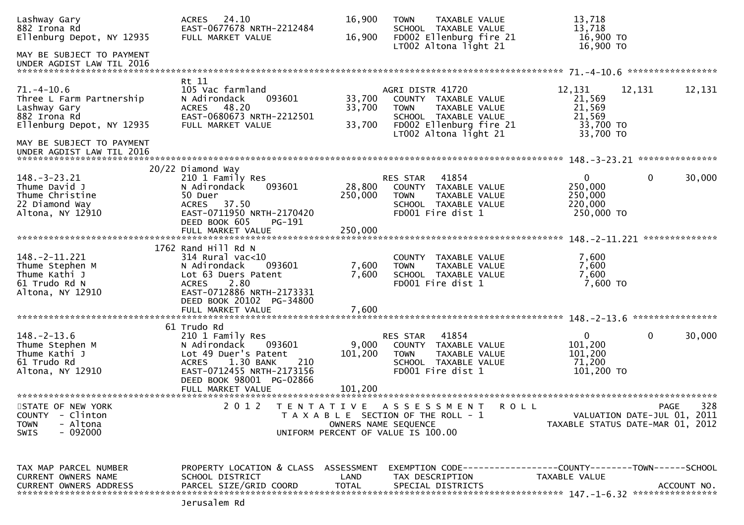```
Lashway Gary                  ACRES   24.10                   16,900   TOWN    TAXABLE VALUE             13,718
882 Irona Rd                  EAST-0677678 NRTH-2212484                SCHOOL  TAXABLE VALUE             13,718
Ellenburg Depot, NY 12935     FULL MARKET VALUE               16,900   FD002 Ellenburg fire 21           16,900 TO
                                                                       LT002 Altona light 21             16,900 TO
MAY BE SUBJECT TO PAYMENT
UNDER AGDIST LAW TIL 2016
******************************************************************************************************* 71.-4-10.6 *****************
                              Rt 11
71.-4-10.6                    105 Vac farmland                         AGRI DISTR 41720              12,131      12,131      12,131
Three L Farm Partnership      N Adirondack     093601         33,700   COUNTY  TAXABLE VALUE             21,569
Lashway Gary                  ACRES   48.20                   33,700   TOWN    TAXABLE VALUE             21,569
882 Irona Rd                  EAST-0680673 NRTH-2212501                SCHOOL  TAXABLE VALUE             21,569
Ellenburg Depot, NY 12935     FULL MARKET VALUE               33,700   FD002 Ellenburg fire 21           33,700 TO
                                                                       LT002 Altona light 21             33,700 TO
MAY BE SUBJECT TO PAYMENT
UNDER AGDIST LAW TIL 2016
******************************************************************************************************* 148.-3-23.21 ***************
                              20/22 Diamond Way
148.-3-23.21                  210 1 Family Res                         RES STAR   41854                   0           0      30,000
Thume David J                 N Adirondack     093601         28,800   COUNTY  TAXABLE VALUE            250,000
Thume Christine               50 Duer                        250,000   TOWN    TAXABLE VALUE            250,000
22 Diamond Way                ACRES   37.50                            SCHOOL  TAXABLE VALUE            220,000
Altona, NY 12910              EAST-0711950 NRTH-2170420                FD001 Fire dist 1                250,000 TO
                              DEED BOOK 605     PG-191
                              FULL MARKET VALUE              250,000
******************************************************************************************************* 148.-2-11.221 **************
                              1762 Rand Hill Rd N
148.-2-11.221                 314 Rural vac<10                         COUNTY  TAXABLE VALUE              7,600
Thume Stephen M               N Adirondack     093601          7,600   TOWN    TAXABLE VALUE              7,600
Thume Kathi J                 Lot 63 Duers Patent              7,600   SCHOOL  TAXABLE VALUE              7,600
61 Trudo Rd N                 ACRES    2.80                            FD001 Fire dist 1                  7,600 TO
Altona, NY 12910              EAST-0712886 NRTH-2173331
                              DEED BOOK 20102  PG-34800
                              FULL MARKET VALUE                7,600
******************************************************************************************************* 148.-2-13.6 ****************
                              61 Trudo Rd
148.-2-13.6                   210 1 Family Res                         RES STAR   41854                   0           0      30,000
Thume Stephen M               N Adirondack     093601          9,000   COUNTY  TAXABLE VALUE            101,200
Thume Kathi J                 Lot 49 Duer's Patent           101,200   TOWN    TAXABLE VALUE            101,200
61 Trudo Rd                   ACRES    1.30 BANK     210               SCHOOL  TAXABLE VALUE             71,200
Altona, NY 12910              EAST-0712455 NRTH-2173156                FD001 Fire dist 1                101,200 TO
                              DEED BOOK 98001  PG-02866
                              FULL MARKET VALUE              101,200
************************************************************************************************************************************
STATE OF NEW YORK                2 0 1 2   T E N T A T I V E   A S S E S S M E N T   R O L L                              PAGE    328
COUNTY  - Clinton                      T A X A B L E  SECTION OF THE ROLL - 1                          VALUATION DATE-JUL 01, 2011
TOWN    - Altona                               OWNERS NAME SEQUENCE                               TAXABLE STATUS DATE-MAR 01, 2012
SWIS    - 092000                       UNIFORM PERCENT OF VALUE IS 100.00


TAX MAP PARCEL NUMBER         PROPERTY LOCATION & CLASS  ASSESSMENT  EXEMPTION CODE------------------COUNTY--------TOWN------SCHOOL
CURRENT OWNERS NAME           SCHOOL DISTRICT               LAND      TAX DESCRIPTION            TAXABLE VALUE
CURRENT OWNERS ADDRESS        PARCEL SIZE/GRID COORD        TOTAL     SPECIAL DISTRICTS                                  ACCOUNT NO.
******************************************************************************************************* 147.-1-6.32 ****************
                              Jerusalem Rd
```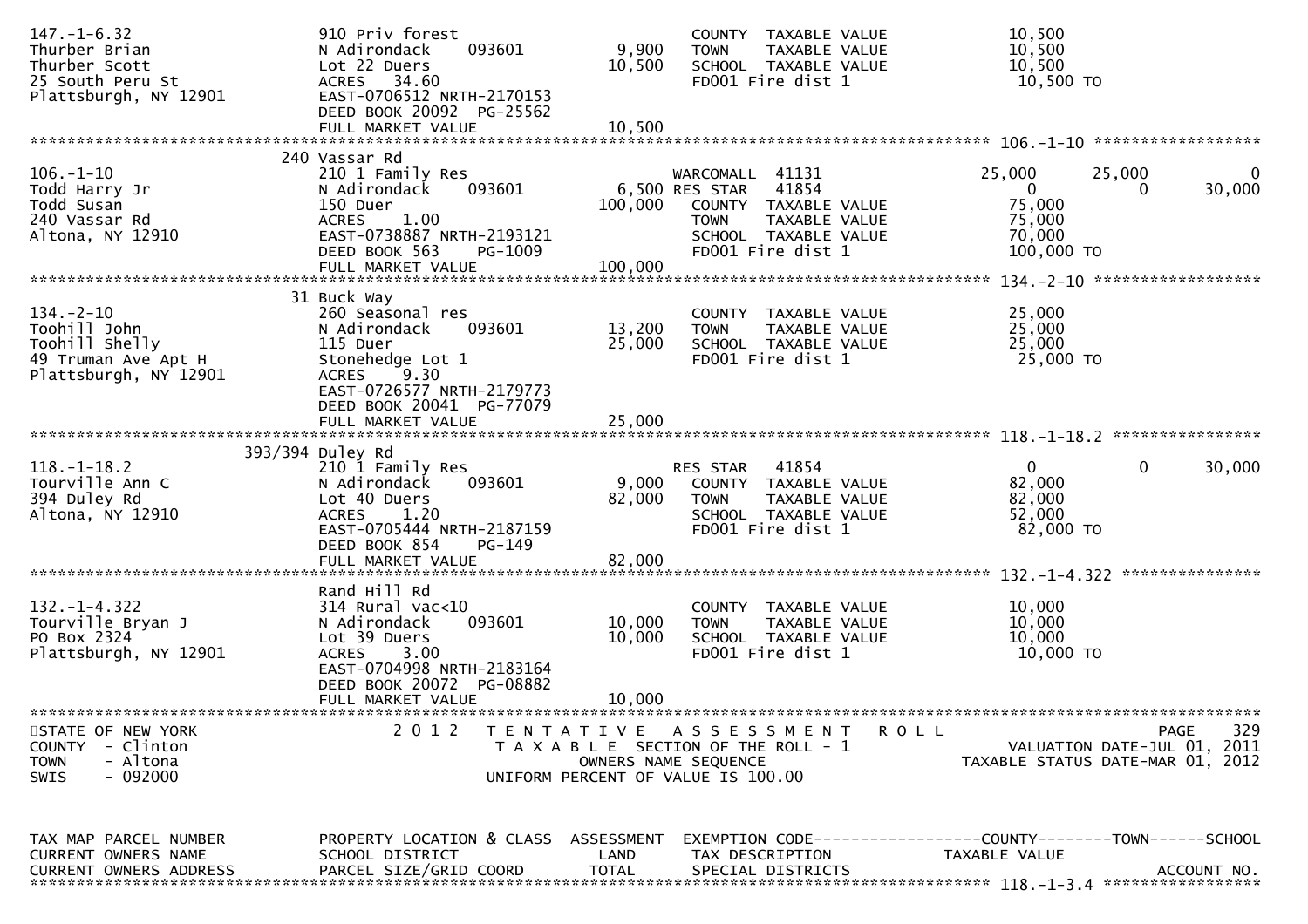```
147.-1-6.32                    910 Priv forest                         COUNTY  TAXABLE VALUE             10,500
Thurber Brian                  N Adirondack     093601       9,900     TOWN    TAXABLE VALUE             10,500
Thurber Scott                  Lot 22 Duers                 10,500     SCHOOL  TAXABLE VALUE             10,500
25 South Peru St               ACRES   34.60                           FD001 Fire dist 1                 10,500 TO
Plattsburgh, NY 12901          EAST-0706512 NRTH-2170153
                               DEED BOOK 20092  PG-25562
                               FULL MARKET VALUE            10,500
******************************************************************************************************* 106.-1-10 *****************
                               240 Vassar Rd
106.-1-10                      210 1 Family Res                        WARCOMALL  41131                  25,000       25,000           0
Todd Harry Jr                  N Adirondack     093601       6,500 RES STAR   41854                       0            0      30,000
Todd Susan                     150 Duer                    100,000     COUNTY  TAXABLE VALUE             75,000
240 Vassar Rd                  ACRES    1.00                           TOWN    TAXABLE VALUE             75,000
Altona, NY 12910               EAST-0738887 NRTH-2193121               SCHOOL  TAXABLE VALUE             70,000
                               DEED BOOK 563    PG-1009                FD001 Fire dist 1                100,000 TO
                               FULL MARKET VALUE           100,000
******************************************************************************************************* 134.-2-10 *****************
                               31 Buck Way
134.-2-10                      260 Seasonal res                        COUNTY  TAXABLE VALUE             25,000
Toohill John                   N Adirondack     093601      13,200     TOWN    TAXABLE VALUE             25,000
Toohill Shelly                 115 Duer                     25,000     SCHOOL  TAXABLE VALUE             25,000
49 Truman Ave Apt H            Stonehedge Lot 1                        FD001 Fire dist 1                 25,000 TO
Plattsburgh, NY 12901          ACRES    9.30
                               EAST-0726577 NRTH-2179773
                               DEED BOOK 20041  PG-77079
                               FULL MARKET VALUE            25,000
******************************************************************************************************* 118.-1-18.2 ***************
                               393/394 Duley Rd
118.-1-18.2                    210 1 Family Res                        RES STAR   41854                       0            0      30,000
Tourville Ann C                N Adirondack     093601       9,000     COUNTY  TAXABLE VALUE             82,000
394 Duley Rd                   Lot 40 Duers                 82,000     TOWN    TAXABLE VALUE             82,000
Altona, NY 12910               ACRES    1.20                           SCHOOL  TAXABLE VALUE             52,000
                               EAST-0705444 NRTH-2187159               FD001 Fire dist 1                 82,000 TO
                               DEED BOOK 854    PG-149
                               FULL MARKET VALUE            82,000
******************************************************************************************************* 132.-1-4.322 **************
                               Rand Hill Rd
132.-1-4.322                   314 Rural vac<10                        COUNTY  TAXABLE VALUE             10,000
Tourville Bryan J              N Adirondack     093601      10,000     TOWN    TAXABLE VALUE             10,000
PO Box 2324                    Lot 39 Duers                 10,000     SCHOOL  TAXABLE VALUE             10,000
Plattsburgh, NY 12901          ACRES    3.00                           FD001 Fire dist 1                 10,000 TO
                               EAST-0704998 NRTH-2183164
                               DEED BOOK 20072  PG-08882
                               FULL MARKET VALUE            10,000
************************************************************************************************************************************
STATE OF NEW YORK                  2 0 1 2   T E N T A T I V E   A S S E S S M E N T   R O L L                            PAGE    329
COUNTY  - Clinton                        T A X A B L E  SECTION OF THE ROLL - 1                         VALUATION DATE-JUL 01, 2011
TOWN    - Altona                              OWNERS NAME SEQUENCE                               TAXABLE STATUS DATE-MAR 01, 2012
SWIS    - 092000                        UNIFORM PERCENT OF VALUE IS 100.00


TAX MAP PARCEL NUMBER          PROPERTY LOCATION & CLASS  ASSESSMENT  EXEMPTION CODE------------------COUNTY--------TOWN------SCHOOL
CURRENT OWNERS NAME            SCHOOL DISTRICT              LAND      TAX DESCRIPTION                  TAXABLE VALUE
CURRENT OWNERS ADDRESS         PARCEL SIZE/GRID COORD       TOTAL     SPECIAL DISTRICTS                                  ACCOUNT NO.
******************************************************************************************************* 118.-1-3.4 ****************
```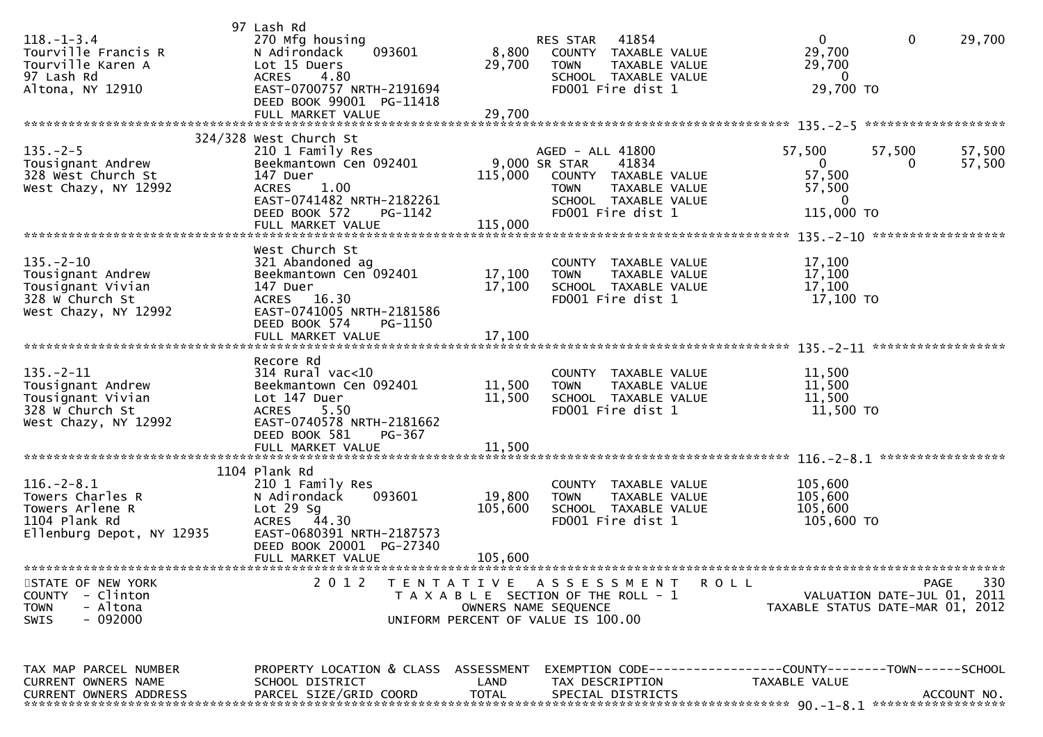| TAX MAP PARCEL NUMBER<br>CURRENT OWNERS NAME<br>CURRENT OWNERS ADDRESS | PROPERTY LOCATION & CLASS<br>SCHOOL DISTRICT<br>PARCEL SIZE/GRID COORD | ASSESSMENT<br>LAND<br>TOTAL | EXEMPTION CODE<br>TAX DESCRIPTION<br>SPECIAL DISTRICTS | COUNTY<br>TAXABLE VALUE | TOWN | SCHOOL<br>ACCOUNT NO. |
|---|---|---|---|---|---|---|
| 118.-1-3.4 | 97 Lash Rd | | | | | |
| | 270 Mfg housing | | RES STAR 41854 | 0 | 0 | 29,700 |
| Tourville Francis R | N Adirondack 093601 | 8,800 | COUNTY TAXABLE VALUE | 29,700 | | |
| Tourville Karen A | Lot 15 Duers | 29,700 | TOWN TAXABLE VALUE | 29,700 | | |
| 97 Lash Rd | ACRES 4.80 | | SCHOOL TAXABLE VALUE | 0 | | |
| Altona, NY 12910 | EAST-0700757 NRTH-2191694 | | FD001 Fire dist 1 | 29,700 TO | | |
| | DEED BOOK 99001 PG-11418 | | | | | |
| | FULL MARKET VALUE | 29,700 | | | | |
| 135.-2-5 | 324/328 West Church St | | | | | |
| | 210 1 Family Res | | AGED - ALL 41800 | 57,500 | 57,500 | 57,500 |
| Tousignant Andrew | Beekmantown Cen 092401 | 9,000 | SR STAR 41834 | 0 | 0 | 57,500 |
| 328 West Church St | 147 Duer | 115,000 | COUNTY TAXABLE VALUE | 57,500 | | |
| West Chazy, NY 12992 | ACRES 1.00 | | TOWN TAXABLE VALUE | 57,500 | | |
| | EAST-0741482 NRTH-2182261 | | SCHOOL TAXABLE VALUE | 0 | | |
| | DEED BOOK 572 PG-1142 | | FD001 Fire dist 1 | 115,000 TO | | |
| | FULL MARKET VALUE | 115,000 | | | | |
| 135.-2-10 | West Church St | | | | | |
| | 321 Abandoned ag | | COUNTY TAXABLE VALUE | 17,100 | | |
| Tousignant Andrew | Beekmantown Cen 092401 | 17,100 | TOWN TAXABLE VALUE | 17,100 | | |
| Tousignant Vivian | 147 Duer | 17,100 | SCHOOL TAXABLE VALUE | 17,100 | | |
| 328 W Church St | ACRES 16.30 | | FD001 Fire dist 1 | 17,100 TO | | |
| West Chazy, NY 12992 | EAST-0741005 NRTH-2181586 | | | | | |
| | DEED BOOK 574 PG-1150 | | | | | |
| | FULL MARKET VALUE | 17,100 | | | | |
| 135.-2-11 | Recore Rd | | | | | |
| | 314 Rural vac<10 | | COUNTY TAXABLE VALUE | 11,500 | | |
| Tousignant Andrew | Beekmantown Cen 092401 | 11,500 | TOWN TAXABLE VALUE | 11,500 | | |
| Tousignant Vivian | Lot 147 Duer | 11,500 | SCHOOL TAXABLE VALUE | 11,500 | | |
| 328 W Church St | ACRES 5.50 | | FD001 Fire dist 1 | 11,500 TO | | |
| West Chazy, NY 12992 | EAST-0740578 NRTH-2181662 | | | | | |
| | DEED BOOK 581 PG-367 | | | | | |
| | FULL MARKET VALUE | 11,500 | | | | |
| 116.-2-8.1 | 1104 Plank Rd | | | | | |
| | 210 1 Family Res | | COUNTY TAXABLE VALUE | 105,600 | | |
| Towers Charles R | N Adirondack 093601 | 19,800 | TOWN TAXABLE VALUE | 105,600 | | |
| Towers Arlene R | Lot 29 Sg | 105,600 | SCHOOL TAXABLE VALUE | 105,600 | | |
| 1104 Plank Rd | ACRES 44.30 | | FD001 Fire dist 1 | 105,600 TO | | |
| Ellenburg Depot, NY 12935 | EAST-0680391 NRTH-2187573 | | | | | |
| | DEED BOOK 20001 PG-27340 | | | | | |
| | FULL MARKET VALUE | 105,600 | | | | |

STATE OF NEW YORK
COUNTY - Clinton
TOWN - Altona
SWIS - 092000

2012 TENTATIVE ASSESSMENT ROLL
TAXABLE SECTION OF THE ROLL - 1
OWNERS NAME SEQUENCE
UNIFORM PERCENT OF VALUE IS 100.00

PAGE 330
VALUATION DATE-JUL 01, 2011
TAXABLE STATUS DATE-MAR 01, 2012

| TAX MAP PARCEL NUMBER<br>CURRENT OWNERS NAME<br>CURRENT OWNERS ADDRESS | PROPERTY LOCATION & CLASS<br>SCHOOL DISTRICT<br>PARCEL SIZE/GRID COORD | ASSESSMENT<br>LAND<br>TOTAL | EXEMPTION CODE<br>TAX DESCRIPTION<br>SPECIAL DISTRICTS | COUNTY<br>TAXABLE VALUE | TOWN | SCHOOL<br>ACCOUNT NO. |
|---|---|---|---|---|---|---|
| 90.-1-8.1 | | | | | | |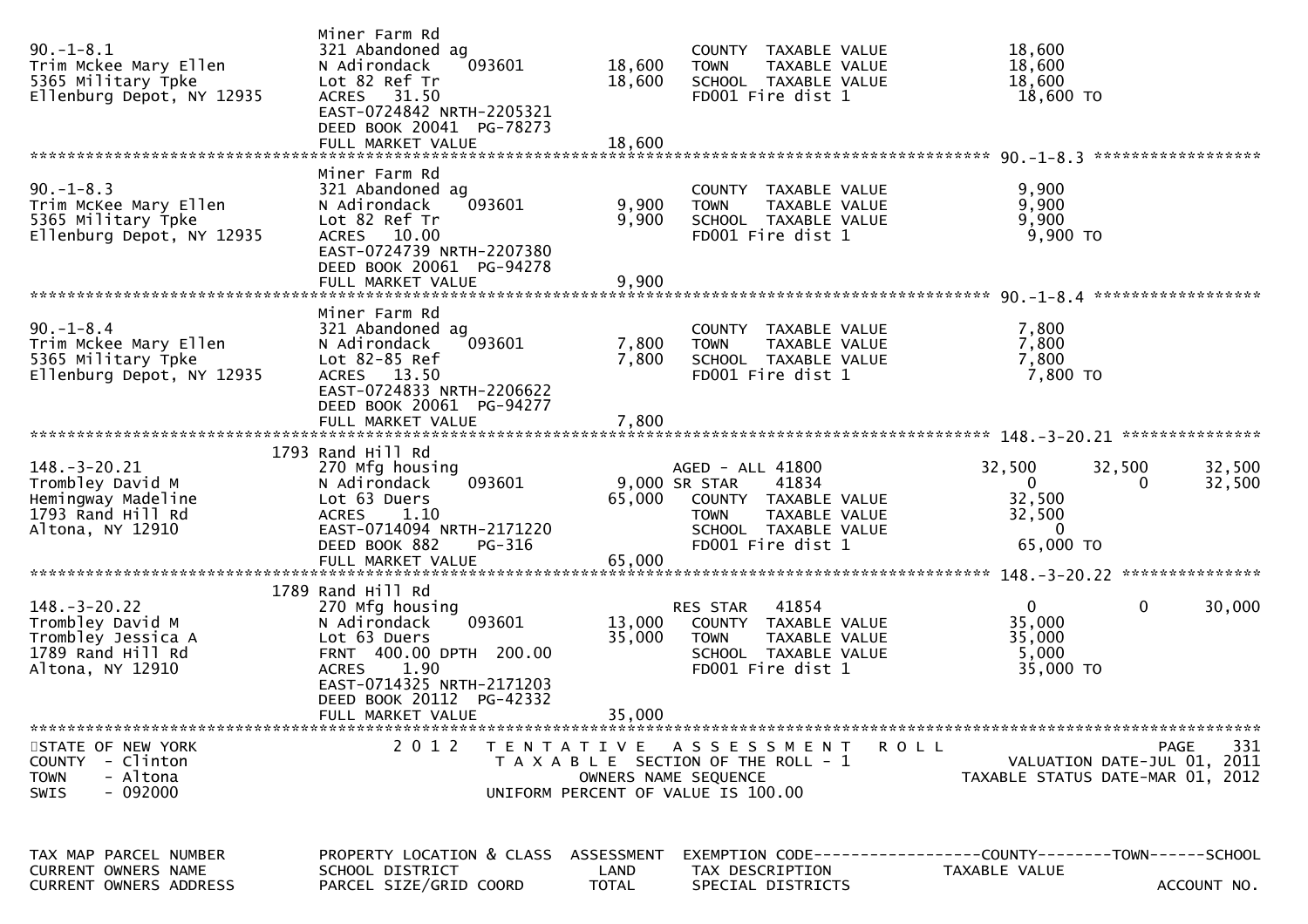```
                              Miner Farm Rd
90.-1-8.1                     321 Abandoned ag                        COUNTY  TAXABLE VALUE              18,600
Trim Mckee Mary Ellen         N Adirondack    093601       18,600     TOWN    TAXABLE VALUE              18,600
5365 Military Tpke            Lot 82 Ref Tr                18,600     SCHOOL  TAXABLE VALUE              18,600
Ellenburg Depot, NY 12935     ACRES   31.50                           FD001 Fire dist 1                  18,600 TO
                              EAST-0724842 NRTH-2205321
                              DEED BOOK 20041  PG-78273
                              FULL MARKET VALUE            18,600
******************************************************************************************************* 90.-1-8.3 ******************
                              Miner Farm Rd
90.-1-8.3                     321 Abandoned ag                        COUNTY  TAXABLE VALUE               9,900
Trim McKee Mary Ellen         N Adirondack    093601        9,900     TOWN    TAXABLE VALUE               9,900
5365 Military Tpke            Lot 82 Ref Tr                 9,900     SCHOOL  TAXABLE VALUE               9,900
Ellenburg Depot, NY 12935     ACRES   10.00                           FD001 Fire dist 1                   9,900 TO
                              EAST-0724739 NRTH-2207380
                              DEED BOOK 20061  PG-94278
                              FULL MARKET VALUE             9,900
******************************************************************************************************* 90.-1-8.4 ******************
                              Miner Farm Rd
90.-1-8.4                     321 Abandoned ag                        COUNTY  TAXABLE VALUE               7,800
Trim Mckee Mary Ellen         N Adirondack    093601        7,800     TOWN    TAXABLE VALUE               7,800
5365 Military Tpke            Lot 82-85 Ref                 7,800     SCHOOL  TAXABLE VALUE               7,800
Ellenburg Depot, NY 12935     ACRES   13.50                           FD001 Fire dist 1                   7,800 TO
                              EAST-0724833 NRTH-2206622
                              DEED BOOK 20061  PG-94277
                              FULL MARKET VALUE             7,800
******************************************************************************************************* 148.-3-20.21 ***************
                         1793 Rand Hill Rd
148.-3-20.21                  270 Mfg housing                         AGED - ALL 41800              32,500        32,500        32,500
Trombley David M              N Adirondack    093601        9,000 SR STAR      41834                 0             0        32,500
Hemingway Madeline            Lot 63 Duers                 65,000     COUNTY  TAXABLE VALUE              32,500
1793 Rand Hill Rd             ACRES    1.10                           TOWN    TAXABLE VALUE              32,500
Altona, NY 12910              EAST-0714094 NRTH-2171220               SCHOOL  TAXABLE VALUE                   0
                              DEED BOOK 882    PG-316                 FD001 Fire dist 1                  65,000 TO
                              FULL MARKET VALUE            65,000
******************************************************************************************************* 148.-3-20.22 ***************
                         1789 Rand Hill Rd
148.-3-20.22                  270 Mfg housing                         RES STAR   41854                   0             0        30,000
Trombley David M              N Adirondack    093601       13,000     COUNTY  TAXABLE VALUE              35,000
Trombley Jessica A            Lot 63 Duers                 35,000     TOWN    TAXABLE VALUE              35,000
1789 Rand Hill Rd             FRNT 400.00 DPTH 200.00                 SCHOOL  TAXABLE VALUE               5,000
Altona, NY 12910              ACRES    1.90                           FD001 Fire dist 1                  35,000 TO
                              EAST-0714325 NRTH-2171203
                              DEED BOOK 20112  PG-42332
                              FULL MARKET VALUE            35,000
************************************************************************************************************************************
STATE OF NEW YORK                 2 0 1 2   T E N T A T I V E   A S S E S S M E N T   R O L L                              PAGE    331
COUNTY  - Clinton                            T A X A B L E  SECTION OF THE ROLL - 1                    VALUATION DATE-JUL 01, 2011
TOWN    - Altona                                 OWNERS NAME SEQUENCE                              TAXABLE STATUS DATE-MAR 01, 2012
SWIS    - 092000                          UNIFORM PERCENT OF VALUE IS 100.00


TAX MAP PARCEL NUMBER         PROPERTY LOCATION & CLASS  ASSESSMENT  EXEMPTION CODE------------------COUNTY--------TOWN------SCHOOL
CURRENT OWNERS NAME           SCHOOL DISTRICT               LAND      TAX DESCRIPTION            TAXABLE VALUE
CURRENT OWNERS ADDRESS        PARCEL SIZE/GRID COORD       TOTAL      SPECIAL DISTRICTS                                     ACCOUNT NO.
```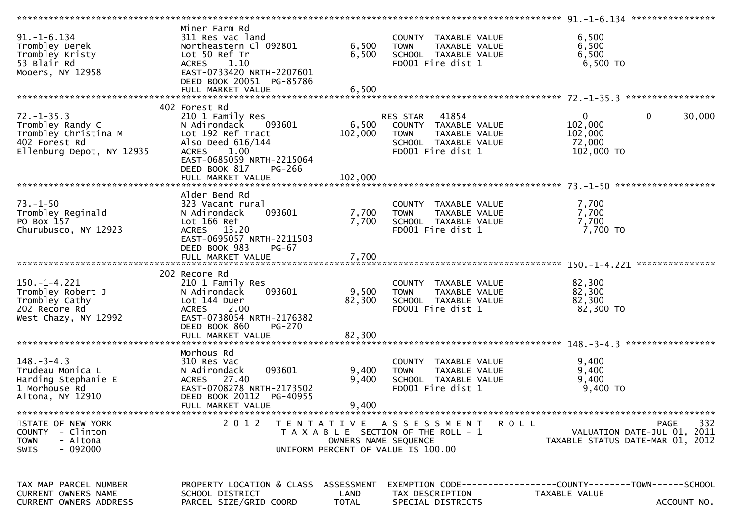```
******************************************************************************************************* 91.-1-6.134 ****************
                               Miner Farm Rd
91.-1-6.134                    311 Res vac land                     COUNTY  TAXABLE VALUE            6,500
Trombley Derek                 Northeastern Cl 092801      6,500    TOWN    TAXABLE VALUE            6,500
Trombley Kristy                Lot 50 Ref Tr               6,500    SCHOOL  TAXABLE VALUE            6,500
53 Blair Rd                    ACRES    1.10                        FD001 Fire dist 1                 6,500 TO
Mooers, NY 12958               EAST-0733420 NRTH-2207601
                               DEED BOOK 20051 PG-85786
                               FULL MARKET VALUE           6,500
******************************************************************************************************* 72.-1-35.3 *****************
                               402 Forest Rd
72.-1-35.3                     210 1 Family Res                     RES STAR   41854                  0           0       30,000
Trombley Randy C               N Adirondack    093601      6,500    COUNTY  TAXABLE VALUE          102,000
Trombley Christina M           Lot 192 Ref Tract         102,000    TOWN    TAXABLE VALUE          102,000
402 Forest Rd                  Also Deed 616/144                    SCHOOL  TAXABLE VALUE           72,000
Ellenburg Depot, NY 12935      ACRES    1.00                        FD001 Fire dist 1               102,000 TO
                               EAST-0685059 NRTH-2215064
                               DEED BOOK 817    PG-266
                               FULL MARKET VALUE         102,000
******************************************************************************************************* 73.-1-50 *******************
                               Alder Bend Rd
73.-1-50                       323 Vacant rural                     COUNTY  TAXABLE VALUE            7,700
Trombley Reginald              N Adirondack    093601      7,700    TOWN    TAXABLE VALUE            7,700
PO Box 157                     Lot 166 Ref                 7,700    SCHOOL  TAXABLE VALUE            7,700
Churubusco, NY 12923           ACRES   13.20                        FD001 Fire dist 1                 7,700 TO
                               EAST-0695057 NRTH-2211503
                               DEED BOOK 983    PG-67
                               FULL MARKET VALUE           7,700
******************************************************************************************************* 150.-1-4.221 ***************
                               202 Recore Rd
150.-1-4.221                   210 1 Family Res                     COUNTY  TAXABLE VALUE           82,300
Trombley Robert J              N Adirondack    093601      9,500    TOWN    TAXABLE VALUE           82,300
Trombley Cathy                 Lot 144 Duer               82,300    SCHOOL  TAXABLE VALUE           82,300
202 Recore Rd                  ACRES    2.00                        FD001 Fire dist 1                82,300 TO
West Chazy, NY 12992           EAST-0738054 NRTH-2176382
                               DEED BOOK 860    PG-270
                               FULL MARKET VALUE          82,300
******************************************************************************************************* 148.-3-4.3 *****************
                               Morhous Rd
148.-3-4.3                     310 Res Vac                          COUNTY  TAXABLE VALUE            9,400
Trudeau Monica L               N Adirondack    093601      9,400    TOWN    TAXABLE VALUE            9,400
Harding Stephanie E            ACRES   27.40               9,400    SCHOOL  TAXABLE VALUE            9,400
1 Morhouse Rd                  EAST-0708278 NRTH-2173502            FD001 Fire dist 1                 9,400 TO
Altona, NY 12910               DEED BOOK 20112 PG-40955
                               FULL MARKET VALUE           9,400
************************************************************************************************************************************
STATE OF NEW YORK                2 0 1 2   T E N T A T I V E   A S S E S S M E N T   R O L L                           PAGE   332
COUNTY  - Clinton                         T A X A B L E  SECTION OF THE ROLL - 1                   VALUATION DATE-JUL 01, 2011
TOWN    - Altona                               OWNERS NAME SEQUENCE                            TAXABLE STATUS DATE-MAR 01, 2012
SWIS    - 092000                         UNIFORM PERCENT OF VALUE IS 100.00


TAX MAP PARCEL NUMBER          PROPERTY LOCATION & CLASS  ASSESSMENT  EXEMPTION CODE------------------COUNTY--------TOWN------SCHOOL
CURRENT OWNERS NAME            SCHOOL DISTRICT               LAND     TAX DESCRIPTION            TAXABLE VALUE
CURRENT OWNERS ADDRESS         PARCEL SIZE/GRID COORD       TOTAL     SPECIAL DISTRICTS                                  ACCOUNT NO.
```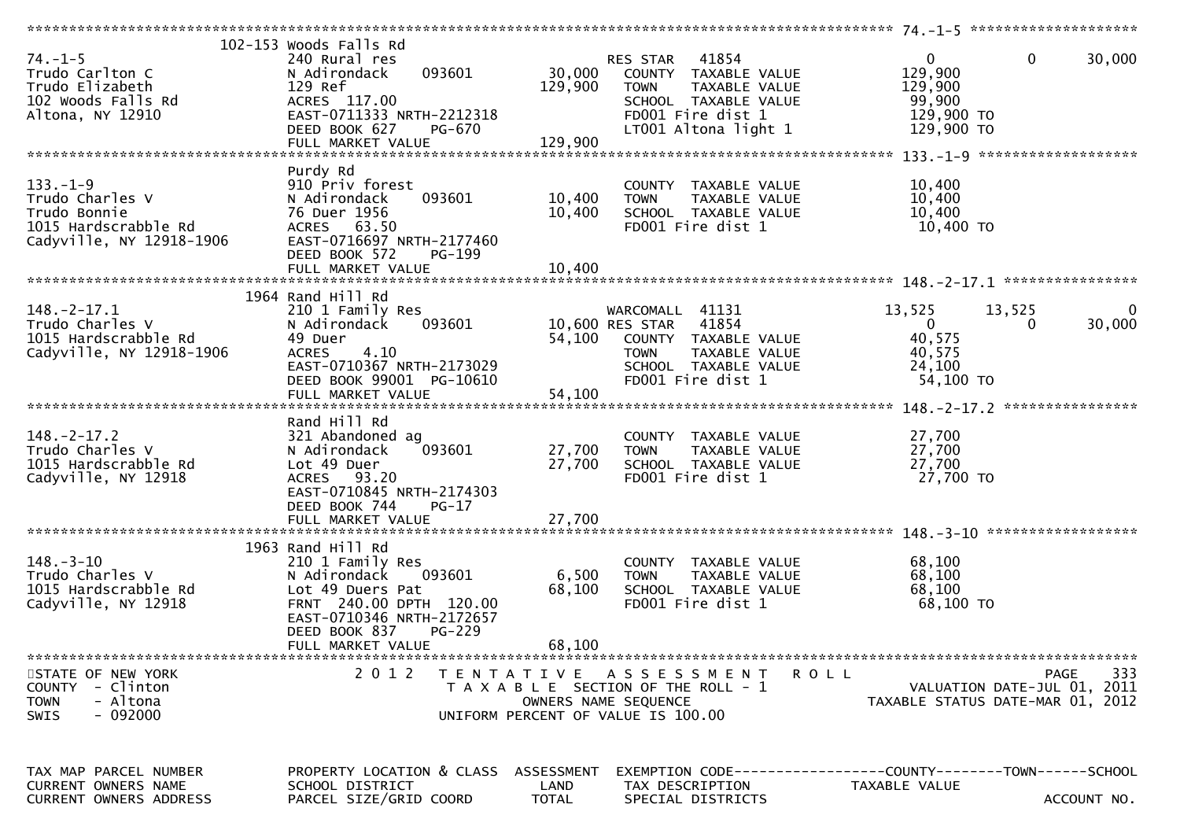```
******************************************************************************************************* 74.-1-5 ********************
                    102-153 Woods Falls Rd
74.-1-5                          240 Rural res                         RES STAR   41854                  0           0       30,000
Trudo Carlton C                  N Adirondack      093601       30,000    COUNTY  TAXABLE VALUE           129,900
Trudo Elizabeth                  129 Ref                       129,900    TOWN    TAXABLE VALUE           129,900
102 Woods Falls Rd               ACRES  117.00                            SCHOOL  TAXABLE VALUE            99,900
Altona, NY 12910                 EAST-0711333 NRTH-2212318                FD001 Fire dist 1               129,900 TO
                                 DEED BOOK 627    PG-670                  LT001 Altona light 1            129,900 TO
                                 FULL MARKET VALUE             129,900
******************************************************************************************************* 133.-1-9 *******************
                                 Purdy Rd
133.-1-9                         910 Priv forest                          COUNTY  TAXABLE VALUE            10,400
Trudo Charles V                  N Adirondack      093601       10,400    TOWN    TAXABLE VALUE            10,400
Trudo Bonnie                     76 Duer 1956                   10,400    SCHOOL  TAXABLE VALUE            10,400
1015 Hardscrabble Rd             ACRES   63.50                            FD001 Fire dist 1                10,400 TO
Cadyville, NY 12918-1906         EAST-0716697 NRTH-2177460
                                 DEED BOOK 572    PG-199
                                 FULL MARKET VALUE              10,400
******************************************************************************************************* 148.-2-17.1 ****************
                    1964 Rand Hill Rd
148.-2-17.1                      210 1 Family Res                      WARCOMALL  41131             13,525      13,525            0
Trudo Charles V                  N Adirondack      093601       10,600 RES STAR   41854                  0           0       30,000
1015 Hardscrabble Rd             49 Duer                        54,100    COUNTY  TAXABLE VALUE            40,575
Cadyville, NY 12918-1906         ACRES    4.10                            TOWN    TAXABLE VALUE            40,575
                                 EAST-0710367 NRTH-2173029                SCHOOL  TAXABLE VALUE            24,100
                                 DEED BOOK 99001 PG-10610                 FD001 Fire dist 1                54,100 TO
                                 FULL MARKET VALUE              54,100
******************************************************************************************************* 148.-2-17.2 ****************
                                 Rand Hill Rd
148.-2-17.2                      321 Abandoned ag                         COUNTY  TAXABLE VALUE            27,700
Trudo Charles V                  N Adirondack      093601       27,700    TOWN    TAXABLE VALUE            27,700
1015 Hardscrabble Rd             Lot 49 Duer                    27,700    SCHOOL  TAXABLE VALUE            27,700
Cadyville, NY 12918              ACRES   93.20                            FD001 Fire dist 1                27,700 TO
                                 EAST-0710845 NRTH-2174303
                                 DEED BOOK 744    PG-17
                                 FULL MARKET VALUE              27,700
******************************************************************************************************* 148.-3-10 ******************
                    1963 Rand Hill Rd
148.-3-10                        210 1 Family Res                         COUNTY  TAXABLE VALUE            68,100
Trudo Charles V                  N Adirondack      093601        6,500    TOWN    TAXABLE VALUE            68,100
1015 Hardscrabble Rd             Lot 49 Duers Pat               68,100    SCHOOL  TAXABLE VALUE            68,100
Cadyville, NY 12918              FRNT 240.00 DPTH 120.00                  FD001 Fire dist 1                68,100 TO
                                 EAST-0710346 NRTH-2172657
                                 DEED BOOK 837    PG-229
                                 FULL MARKET VALUE              68,100
************************************************************************************************************************************
STATE OF NEW YORK                    2 0 1 2   T E N T A T I V E   A S S E S S M E N T   R O L L                          PAGE    333
COUNTY  - Clinton                          T A X A B L E  SECTION OF THE ROLL - 1                    VALUATION DATE-JUL 01, 2011
TOWN    - Altona                                  OWNERS NAME SEQUENCE                            TAXABLE STATUS DATE-MAR 01, 2012
SWIS    - 092000                          UNIFORM PERCENT OF VALUE IS 100.00


TAX MAP PARCEL NUMBER            PROPERTY LOCATION & CLASS  ASSESSMENT  EXEMPTION CODE------------------COUNTY--------TOWN------SCHOOL
CURRENT OWNERS NAME              SCHOOL DISTRICT               LAND      TAX DESCRIPTION            TAXABLE VALUE
CURRENT OWNERS ADDRESS           PARCEL SIZE/GRID COORD        TOTAL     SPECIAL DISTRICTS                                ACCOUNT NO.
```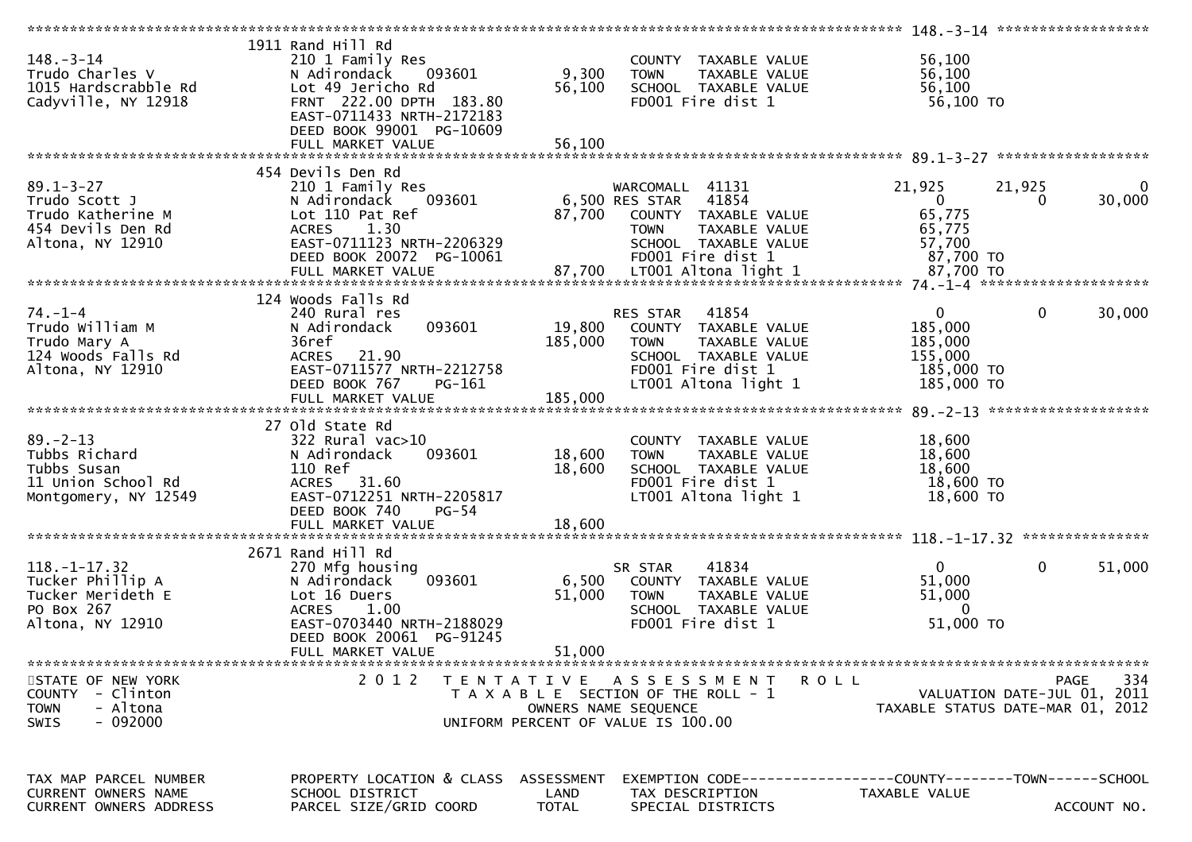STATE OF NEW YORK — 2 0 1 2 TENTATIVE ASSESSMENT ROLL
COUNTY - Clinton — TAXABLE SECTION OF THE ROLL - 1 — VALUATION DATE-JUL 01, 2011
TOWN - Altona — OWNERS NAME SEQUENCE — TAXABLE STATUS DATE-MAR 01, 2012
SWIS - 092000 — UNIFORM PERCENT OF VALUE IS 100.00

| TAX MAP PARCEL NUMBER / CURRENT OWNERS NAME / CURRENT OWNERS ADDRESS | PROPERTY LOCATION & CLASS / SCHOOL DISTRICT / PARCEL SIZE/GRID COORD | ASSESSMENT LAND / TOTAL | EXEMPTION CODE / TAX DESCRIPTION / SPECIAL DISTRICTS | COUNTY | TOWN | SCHOOL |
|---|---|---|---|---|---|---|
| **148.-3-14** | 1911 Rand Hill Rd | | | | | |
| 148.-3-14 | 210 1 Family Res | | COUNTY TAXABLE VALUE | 56,100 | | |
| Trudo Charles V | N Adirondack 093601 | 9,300 | TOWN TAXABLE VALUE | 56,100 | | |
| 1015 Hardscrabble Rd | Lot 49 Jericho Rd | 56,100 | SCHOOL TAXABLE VALUE | 56,100 | | |
| Cadyville, NY 12918 | FRNT 222.00 DPTH 183.80 | | FD001 Fire dist 1 | 56,100 TO | | |
| | EAST-0711433 NRTH-2172183 | | | | | |
| | DEED BOOK 99001 PG-10609 | | | | | |
| | FULL MARKET VALUE | 56,100 | | | | |
| **89.1-3-27** | 454 Devils Den Rd | | | | | |
| 89.1-3-27 | 210 1 Family Res | | WARCOMALL 41131 | 21,925 | 21,925 | 0 |
| Trudo Scott J | N Adirondack 093601 | 6,500 | RES STAR 41854 | 0 | 0 | 30,000 |
| Trudo Katherine M | Lot 110 Pat Ref | 87,700 | COUNTY TAXABLE VALUE | 65,775 | | |
| 454 Devils Den Rd | ACRES 1.30 | | TOWN TAXABLE VALUE | 65,775 | | |
| Altona, NY 12910 | EAST-0711123 NRTH-2206329 | | SCHOOL TAXABLE VALUE | 57,700 | | |
| | DEED BOOK 20072 PG-10061 | | FD001 Fire dist 1 | 87,700 TO | | |
| | FULL MARKET VALUE | 87,700 | LT001 Altona light 1 | 87,700 TO | | |
| **74.-1-4** | 124 Woods Falls Rd | | | | | |
| 74.-1-4 | 240 Rural res | | RES STAR 41854 | 0 | 0 | 30,000 |
| Trudo William M | N Adirondack 093601 | 19,800 | COUNTY TAXABLE VALUE | 185,000 | | |
| Trudo Mary A | 36ref | 185,000 | TOWN TAXABLE VALUE | 185,000 | | |
| 124 Woods Falls Rd | ACRES 21.90 | | SCHOOL TAXABLE VALUE | 155,000 | | |
| Altona, NY 12910 | EAST-0711577 NRTH-2212758 | | FD001 Fire dist 1 | 185,000 TO | | |
| | DEED BOOK 767 PG-161 | | LT001 Altona light 1 | 185,000 TO | | |
| | FULL MARKET VALUE | 185,000 | | | | |
| **89.-2-13** | 27 Old State Rd | | | | | |
| 89.-2-13 | 322 Rural vac>10 | | COUNTY TAXABLE VALUE | 18,600 | | |
| Tubbs Richard | N Adirondack 093601 | 18,600 | TOWN TAXABLE VALUE | 18,600 | | |
| Tubbs Susan | 110 Ref | 18,600 | SCHOOL TAXABLE VALUE | 18,600 | | |
| 11 Union School Rd | ACRES 31.60 | | FD001 Fire dist 1 | 18,600 TO | | |
| Montgomery, NY 12549 | EAST-0712251 NRTH-2205817 | | LT001 Altona light 1 | 18,600 TO | | |
| | DEED BOOK 740 PG-54 | | | | | |
| | FULL MARKET VALUE | 18,600 | | | | |
| **118.-1-17.32** | 2671 Rand Hill Rd | | | | | |
| 118.-1-17.32 | 270 Mfg housing | | SR STAR 41834 | 0 | 0 | 51,000 |
| Tucker Phillip A | N Adirondack 093601 | 6,500 | COUNTY TAXABLE VALUE | 51,000 | | |
| Tucker Merideth E | Lot 16 Duers | 51,000 | TOWN TAXABLE VALUE | 51,000 | | |
| PO Box 267 | ACRES 1.00 | | SCHOOL TAXABLE VALUE | 0 | | |
| Altona, NY 12910 | EAST-0703440 NRTH-2188029 | | FD001 Fire dist 1 | 51,000 TO | | |
| | DEED BOOK 20061 PG-91245 | | | | | |
| | FULL MARKET VALUE | 51,000 | | | | |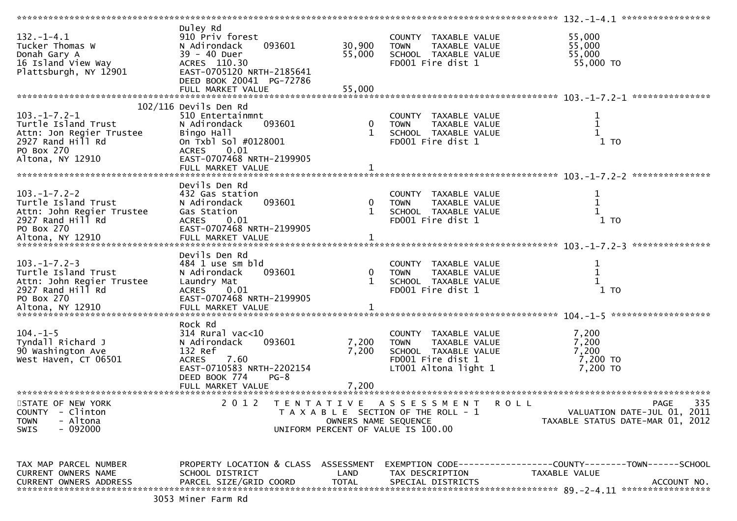```
******************************************************************************************************* 132.-1-4.1 *****************
                               Duley Rd
132.-1-4.1                     910 Priv forest                        COUNTY  TAXABLE VALUE            55,000
Tucker Thomas W                N Adirondack    093601      30,900     TOWN    TAXABLE VALUE            55,000
Donah Gary A                   39 - 40 Duer                55,000     SCHOOL  TAXABLE VALUE            55,000
16 Island View Way             ACRES  110.30                          FD001 Fire dist 1                 55,000 TO
Plattsburgh, NY 12901          EAST-0705120 NRTH-2185641
                               DEED BOOK 20041  PG-72786
                               FULL MARKET VALUE           55,000
******************************************************************************************************* 103.-1-7.2-1 ***************
                          102/116 Devils Den Rd
103.-1-7.2-1                   510 Entertainmnt                       COUNTY  TAXABLE VALUE                 1
Turtle Island Trust            N Adirondack    093601           0     TOWN    TAXABLE VALUE                 1
Attn: Jon Regier Trustee       Bingo Hall                       1     SCHOOL  TAXABLE VALUE                 1
2927 Rand Hill Rd              On Txbl Sol #0128001                   FD001 Fire dist 1                     1 TO
PO Box 270                     ACRES    0.01
Altona, NY 12910               EAST-0707468 NRTH-2199905
                               FULL MARKET VALUE                1
******************************************************************************************************* 103.-1-7.2-2 ***************
                               Devils Den Rd
103.-1-7.2-2                   432 Gas station                        COUNTY  TAXABLE VALUE                 1
Turtle Island Trust            N Adirondack    093601           0     TOWN    TAXABLE VALUE                 1
Attn: John Regier Trustee      Gas Station                      1     SCHOOL  TAXABLE VALUE                 1
2927 Rand Hill Rd              ACRES    0.01                          FD001 Fire dist 1                     1 TO
PO Box 270                     EAST-0707468 NRTH-2199905
Altona, NY 12910               FULL MARKET VALUE                1
******************************************************************************************************* 103.-1-7.2-3 ***************
                               Devils Den Rd
103.-1-7.2-3                   484 1 use sm bld                       COUNTY  TAXABLE VALUE                 1
Turtle Island Trust            N Adirondack    093601           0     TOWN    TAXABLE VALUE                 1
Attn: John Regier Trustee      Laundry Mat                      1     SCHOOL  TAXABLE VALUE                 1
2927 Rand Hill Rd              ACRES    0.01                          FD001 Fire dist 1                     1 TO
PO Box 270                     EAST-0707468 NRTH-2199905
Altona, NY 12910               FULL MARKET VALUE                1
******************************************************************************************************* 104.-1-5 *******************
                               Rock Rd
104.-1-5                       314 Rural vac<10                       COUNTY  TAXABLE VALUE             7,200
Tyndall Richard J              N Adirondack    093601       7,200     TOWN    TAXABLE VALUE             7,200
90 Washington Ave              132 Ref                      7,200     SCHOOL  TAXABLE VALUE             7,200
West Haven, CT 06501           ACRES    7.60                          FD001 Fire dist 1                  7,200 TO
                               EAST-0710583 NRTH-2202154              LT001 Altona light 1               7,200 TO
                               DEED BOOK 774    PG-8
                               FULL MARKET VALUE            7,200
************************************************************************************************************************************
STATE OF NEW YORK                 2 0 1 2   T E N T A T I V E   A S S E S S M E N T   R O L L                               PAGE   335
COUNTY  - Clinton                            T A X A B L E  SECTION OF THE ROLL - 1                     VALUATION DATE-JUL 01, 2011
TOWN    - Altona                                    OWNERS NAME SEQUENCE                             TAXABLE STATUS DATE-MAR 01, 2012
SWIS    - 092000                              UNIFORM PERCENT OF VALUE IS 100.00


TAX MAP PARCEL NUMBER          PROPERTY LOCATION & CLASS  ASSESSMENT  EXEMPTION CODE------------------COUNTY--------TOWN------SCHOOL
CURRENT OWNERS NAME            SCHOOL DISTRICT               LAND      TAX DESCRIPTION            TAXABLE VALUE
CURRENT OWNERS ADDRESS         PARCEL SIZE/GRID COORD        TOTAL     SPECIAL DISTRICTS                                 ACCOUNT NO.
******************************************************************************************************* 89.-2-4.11 *****************
                          3053 Miner Farm Rd
```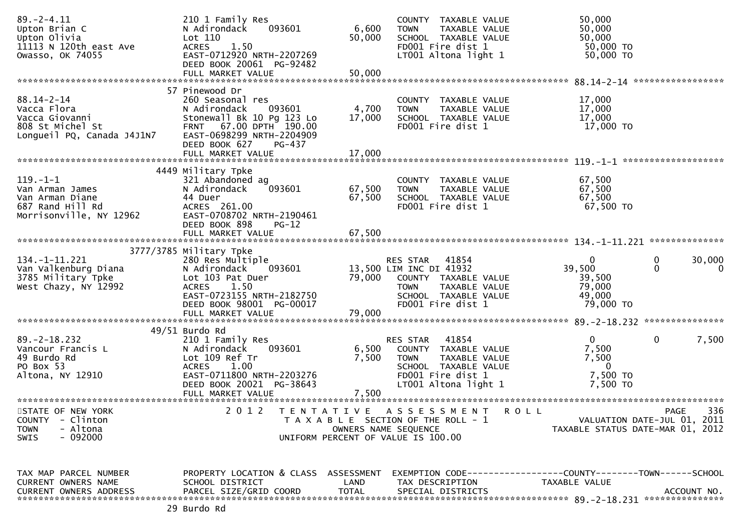```
89.-2-4.11                    210 1 Family Res                     COUNTY  TAXABLE VALUE          50,000
Upton Brian C                 N Adirondack    093601      6,600    TOWN    TAXABLE VALUE          50,000
Upton Olivia                  Lot 110                    50,000    SCHOOL  TAXABLE VALUE          50,000
11113 N 120th east Ave        ACRES    1.50                        FD001 Fire dist 1               50,000 TO
Owasso, OK 74055              EAST-0712920 NRTH-2207269            LT001 Altona light 1            50,000 TO
                              DEED BOOK 20061 PG-92482
                              FULL MARKET VALUE          50,000
******************************************************************************************************* 88.14-2-14 *****************
                           57 Pinewood Dr
88.14-2-14                    260 Seasonal res                     COUNTY  TAXABLE VALUE          17,000
Vacca Flora                   N Adirondack    093601      4,700    TOWN    TAXABLE VALUE          17,000
Vacca Giovanni                Stonewall Bk 10 Pg 123 Lo  17,000    SCHOOL  TAXABLE VALUE          17,000
808 St Michel St              FRNT   67.00 DPTH 190.00             FD001 Fire dist 1               17,000 TO
Longueil PQ, Canada J4J1N7    EAST-0698299 NRTH-2204909
                              DEED BOOK 627     PG-437
                              FULL MARKET VALUE          17,000
******************************************************************************************************* 119.-1-1 *******************
                         4449 Military Tpke
119.-1-1                      321 Abandoned ag                     COUNTY  TAXABLE VALUE          67,500
Van Arman James               N Adirondack    093601     67,500    TOWN    TAXABLE VALUE          67,500
Van Arman Diane               44 Duer                    67,500    SCHOOL  TAXABLE VALUE          67,500
687 Rand Hill Rd              ACRES  261.00                        FD001 Fire dist 1               67,500 TO
Morrisonville, NY 12962       EAST-0708702 NRTH-2190461
                              DEED BOOK 898     PG-12
                              FULL MARKET VALUE          67,500
******************************************************************************************************* 134.-1-11.221 **************
                    3777/3785 Military Tpke
134.-1-11.221                 280 Res Multiple                     RES STAR   41854                   0            0       30,000
Van Valkenburg Diana          N Adirondack    093601     13,500 LIM INC DI 41932              39,500            0            0
3785 Military Tpke            Lot 103 Pat Duer           79,000    COUNTY  TAXABLE VALUE          39,500
West Chazy, NY 12992          ACRES    1.50                        TOWN    TAXABLE VALUE          79,000
                              EAST-0723155 NRTH-2182750            SCHOOL  TAXABLE VALUE          49,000
                              DEED BOOK 98001 PG-00017             FD001 Fire dist 1               79,000 TO
                              FULL MARKET VALUE          79,000
******************************************************************************************************* 89.-2-18.232 ***************
                        49/51 Burdo Rd
89.-2-18.232                  210 1 Family Res                     RES STAR   41854                   0            0        7,500
Vancour Francis L             N Adirondack    093601      6,500    COUNTY  TAXABLE VALUE           7,500
49 Burdo Rd                   Lot 109 Ref Tr              7,500    TOWN    TAXABLE VALUE           7,500
PO Box 53                     ACRES    1.00                        SCHOOL  TAXABLE VALUE               0
Altona, NY 12910              EAST-0711800 NRTH-2203276            FD001 Fire dist 1                7,500 TO
                              DEED BOOK 20021 PG-38643             LT001 Altona light 1             7,500 TO
                              FULL MARKET VALUE           7,500
*************************************************************************************************************************************
STATE OF NEW YORK                 2 0 1 2   T E N T A T I V E   A S S E S S M E N T   R O L L                            PAGE   336
COUNTY  - Clinton                           T A X A B L E  SECTION OF THE ROLL - 1                    VALUATION DATE-JUL 01, 2011
TOWN    - Altona                                   OWNERS NAME SEQUENCE                          TAXABLE STATUS DATE-MAR 01, 2012
SWIS    - 092000                            UNIFORM PERCENT OF VALUE IS 100.00


TAX MAP PARCEL NUMBER         PROPERTY LOCATION & CLASS  ASSESSMENT  EXEMPTION CODE------------------COUNTY--------TOWN------SCHOOL
CURRENT OWNERS NAME           SCHOOL DISTRICT               LAND      TAX DESCRIPTION              TAXABLE VALUE
CURRENT OWNERS ADDRESS        PARCEL SIZE/GRID COORD        TOTAL     SPECIAL DISTRICTS                                  ACCOUNT NO.
******************************************************************************************************* 89.-2-18.231 ***************
                           29 Burdo Rd
```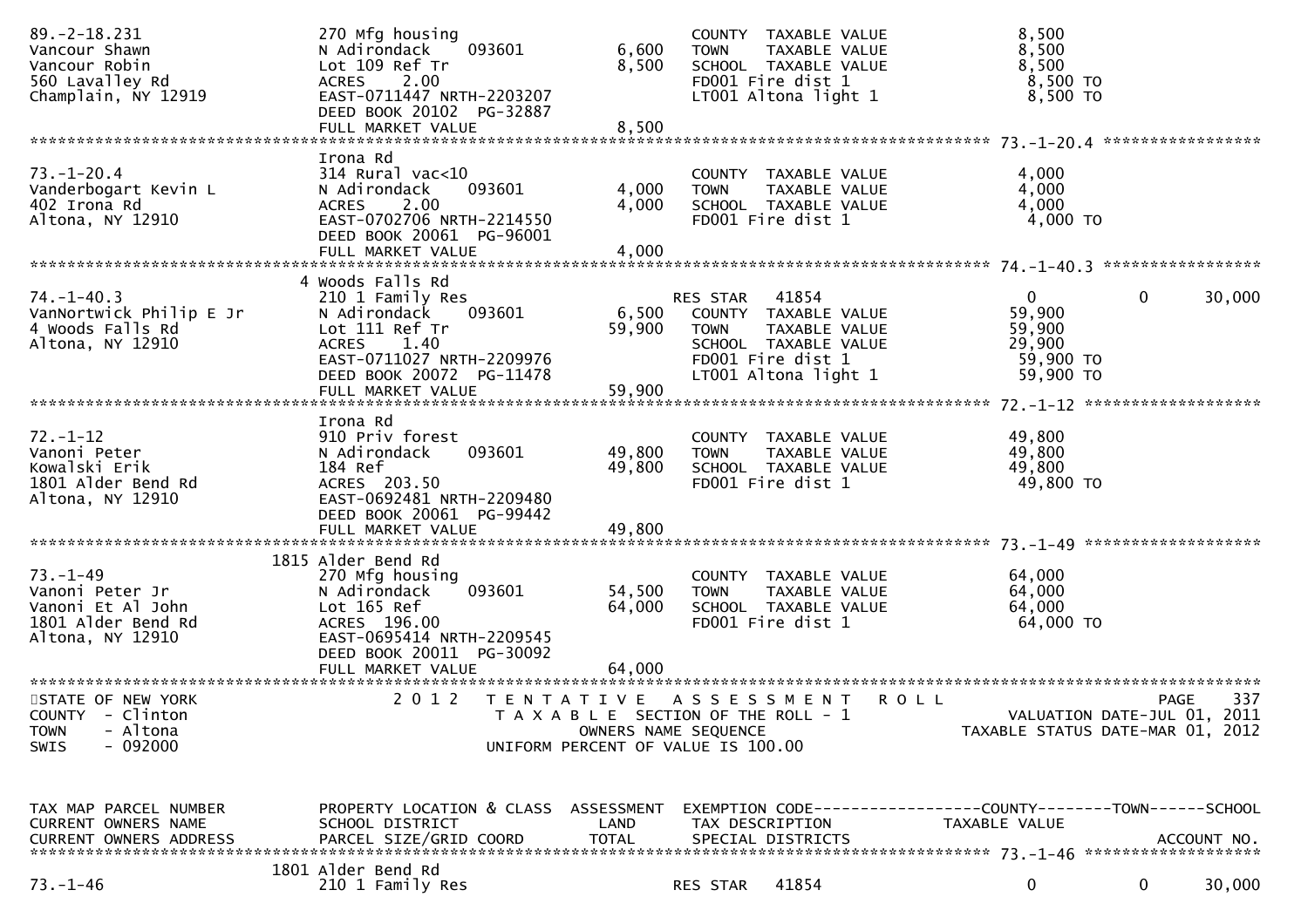```
89.-2-18.231                    270 Mfg housing                          COUNTY  TAXABLE VALUE           8,500
Vancour Shawn                   N Adirondack    093601        6,600      TOWN    TAXABLE VALUE           8,500
Vancour Robin                   Lot 109 Ref Tr                8,500      SCHOOL  TAXABLE VALUE           8,500
560 Lavalley Rd                 ACRES    2.00                            FD001 Fire dist 1                8,500 TO
Champlain, NY 12919             EAST-0711447 NRTH-2203207                LT001 Altona light 1             8,500 TO
                                DEED BOOK 20102  PG-32887
                                FULL MARKET VALUE             8,500
******************************************************************************************************* 73.-1-20.4 *****************
                                Irona Rd
73.-1-20.4                      314 Rural vac<10                         COUNTY  TAXABLE VALUE           4,000
Vanderbogart Kevin L            N Adirondack    093601        4,000      TOWN    TAXABLE VALUE           4,000
402 Irona Rd                    ACRES    2.00                 4,000      SCHOOL  TAXABLE VALUE           4,000
Altona, NY 12910                EAST-0702706 NRTH-2214550                FD001 Fire dist 1                4,000 TO
                                DEED BOOK 20061  PG-96001
                                FULL MARKET VALUE             4,000
******************************************************************************************************* 74.-1-40.3 *****************
                              4 Woods Falls Rd
74.-1-40.3                      210 1 Family Res                         RES STAR    41854                0            0        30,000
VanNortwick Philip E Jr         N Adirondack    093601        6,500      COUNTY  TAXABLE VALUE          59,900
4 Woods Falls Rd                Lot 111 Ref Tr               59,900      TOWN    TAXABLE VALUE          59,900
Altona, NY 12910                ACRES    1.40                            SCHOOL  TAXABLE VALUE          29,900
                                EAST-0711027 NRTH-2209976                FD001 Fire dist 1               59,900 TO
                                DEED BOOK 20072  PG-11478                LT001 Altona light 1            59,900 TO
                                FULL MARKET VALUE            59,900
******************************************************************************************************* 72.-1-12 *******************
                                Irona Rd
72.-1-12                        910 Priv forest                          COUNTY  TAXABLE VALUE          49,800
Vanoni Peter                    N Adirondack    093601       49,800      TOWN    TAXABLE VALUE          49,800
Kowalski Erik                   184 Ref                      49,800      SCHOOL  TAXABLE VALUE          49,800
1801 Alder Bend Rd              ACRES  203.50                            FD001 Fire dist 1               49,800 TO
Altona, NY 12910                EAST-0692481 NRTH-2209480
                                DEED BOOK 20061  PG-99442
                                FULL MARKET VALUE            49,800
******************************************************************************************************* 73.-1-49 *******************
                             1815 Alder Bend Rd
73.-1-49                        270 Mfg housing                          COUNTY  TAXABLE VALUE          64,000
Vanoni Peter Jr                 N Adirondack    093601       54,500      TOWN    TAXABLE VALUE          64,000
Vanoni Et Al John               Lot 165 Ref                  64,000      SCHOOL  TAXABLE VALUE          64,000
1801 Alder Bend Rd              ACRES  196.00                            FD001 Fire dist 1               64,000 TO
Altona, NY 12910                EAST-0695414 NRTH-2209545
                                DEED BOOK 20011  PG-30092
                                FULL MARKET VALUE            64,000
************************************************************************************************************************************
STATE OF NEW YORK                 2 0 1 2   T E N T A T I V E   A S S E S S M E N T   R O L L                          PAGE   337
COUNTY  - Clinton                           T A X A B L E  SECTION OF THE ROLL - 1                     VALUATION DATE-JUL 01, 2011
TOWN    - Altona                                    OWNERS NAME SEQUENCE                            TAXABLE STATUS DATE-MAR 01, 2012
SWIS    - 092000                               UNIFORM PERCENT OF VALUE IS 100.00


TAX MAP PARCEL NUMBER           PROPERTY LOCATION & CLASS  ASSESSMENT  EXEMPTION CODE------------------COUNTY--------TOWN------SCHOOL
CURRENT OWNERS NAME             SCHOOL DISTRICT               LAND      TAX DESCRIPTION            TAXABLE VALUE
CURRENT OWNERS ADDRESS          PARCEL SIZE/GRID COORD       TOTAL      SPECIAL DISTRICTS                                  ACCOUNT NO.
******************************************************************************************************* 73.-1-46 *******************
                             1801 Alder Bend Rd
73.-1-46                        210 1 Family Res                         RES STAR    41854                0            0        30,000
```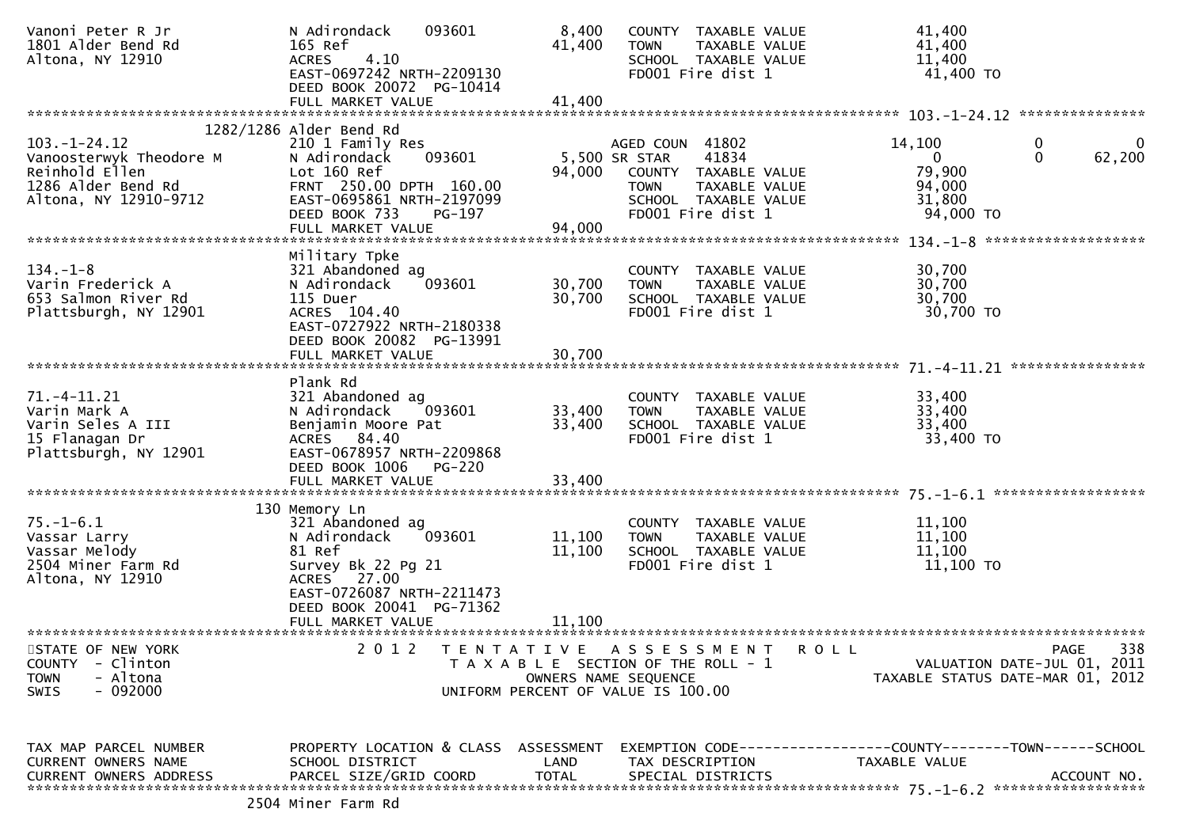```
Vanoni Peter R Jr              N Adirondack      093601          8,400    COUNTY  TAXABLE VALUE              41,400
1801 Alder Bend Rd             165 Ref                          41,400    TOWN    TAXABLE VALUE              41,400
Altona, NY 12910               ACRES     4.10                             SCHOOL  TAXABLE VALUE              11,400
                               EAST-0697242 NRTH-2209130                  FD001 Fire dist 1                   41,400 TO
                               DEED BOOK 20072  PG-10414
                               FULL MARKET VALUE                41,400
******************************************************************************************************* 103.-1-24.12 ***************
                     1282/1286 Alder Bend Rd
103.-1-24.12                   210 1 Family Res                          AGED COUN  41802               14,100          0             0
Vanoosterwyk Theodore M        N Adirondack      093601          5,500 SR STAR     41834                    0          0        62,200
Reinhold Ellen                 Lot 160 Ref                      94,000    COUNTY  TAXABLE VALUE              79,900
1286 Alder Bend Rd             FRNT  250.00 DPTH  160.00                  TOWN    TAXABLE VALUE              94,000
Altona, NY 12910-9712          EAST-0695861 NRTH-2197099                  SCHOOL  TAXABLE VALUE              31,800
                               DEED BOOK 733     PG-197                   FD001 Fire dist 1                   94,000 TO
                               FULL MARKET VALUE                94,000
******************************************************************************************************* 134.-1-8 *******************
                               Military Tpke
134.-1-8                       321 Abandoned ag                           COUNTY  TAXABLE VALUE              30,700
Varin Frederick A              N Adirondack      093601         30,700    TOWN    TAXABLE VALUE              30,700
653 Salmon River Rd            115 Duer                         30,700    SCHOOL  TAXABLE VALUE              30,700
Plattsburgh, NY 12901          ACRES  104.40                              FD001 Fire dist 1                   30,700 TO
                               EAST-0727922 NRTH-2180338
                               DEED BOOK 20082  PG-13991
                               FULL MARKET VALUE                30,700
******************************************************************************************************* 71.-4-11.21 ****************
                               Plank Rd
71.-4-11.21                    321 Abandoned ag                           COUNTY  TAXABLE VALUE              33,400
Varin Mark A                   N Adirondack      093601         33,400    TOWN    TAXABLE VALUE              33,400
Varin Seles A III              Benjamin Moore Pat               33,400    SCHOOL  TAXABLE VALUE              33,400
15 Flanagan Dr                 ACRES   84.40                              FD001 Fire dist 1                   33,400 TO
Plattsburgh, NY 12901          EAST-0678957 NRTH-2209868
                               DEED BOOK 1006    PG-220
                               FULL MARKET VALUE                33,400
******************************************************************************************************* 75.-1-6.1 ******************
                           130 Memory Ln
75.-1-6.1                      321 Abandoned ag                           COUNTY  TAXABLE VALUE              11,100
Vassar Larry                   N Adirondack      093601         11,100    TOWN    TAXABLE VALUE              11,100
Vassar Melody                  81 Ref                           11,100    SCHOOL  TAXABLE VALUE              11,100
2504 Miner Farm Rd             Survey Bk 22 Pg 21                         FD001 Fire dist 1                   11,100 TO
Altona, NY 12910               ACRES   27.00
                               EAST-0726087 NRTH-2211473
                               DEED BOOK 20041  PG-71362
                               FULL MARKET VALUE                11,100
************************************************************************************************************************************
STATE OF NEW YORK                  2 0 1 2   T E N T A T I V E   A S S E S S M E N T   R O L L                          PAGE    338
COUNTY  - Clinton                            T A X A B L E  SECTION OF THE ROLL - 1                      VALUATION DATE-JUL 01, 2011
TOWN    - Altona                                     OWNERS NAME SEQUENCE                            TAXABLE STATUS DATE-MAR 01, 2012
SWIS    - 092000                              UNIFORM PERCENT OF VALUE IS 100.00


TAX MAP PARCEL NUMBER          PROPERTY LOCATION & CLASS  ASSESSMENT  EXEMPTION CODE------------------COUNTY--------TOWN------SCHOOL
CURRENT OWNERS NAME            SCHOOL DISTRICT               LAND      TAX DESCRIPTION             TAXABLE VALUE
CURRENT OWNERS ADDRESS         PARCEL SIZE/GRID COORD        TOTAL     SPECIAL DISTRICTS                                  ACCOUNT NO.
******************************************************************************************************* 75.-1-6.2 ******************
                           2504 Miner Farm Rd
```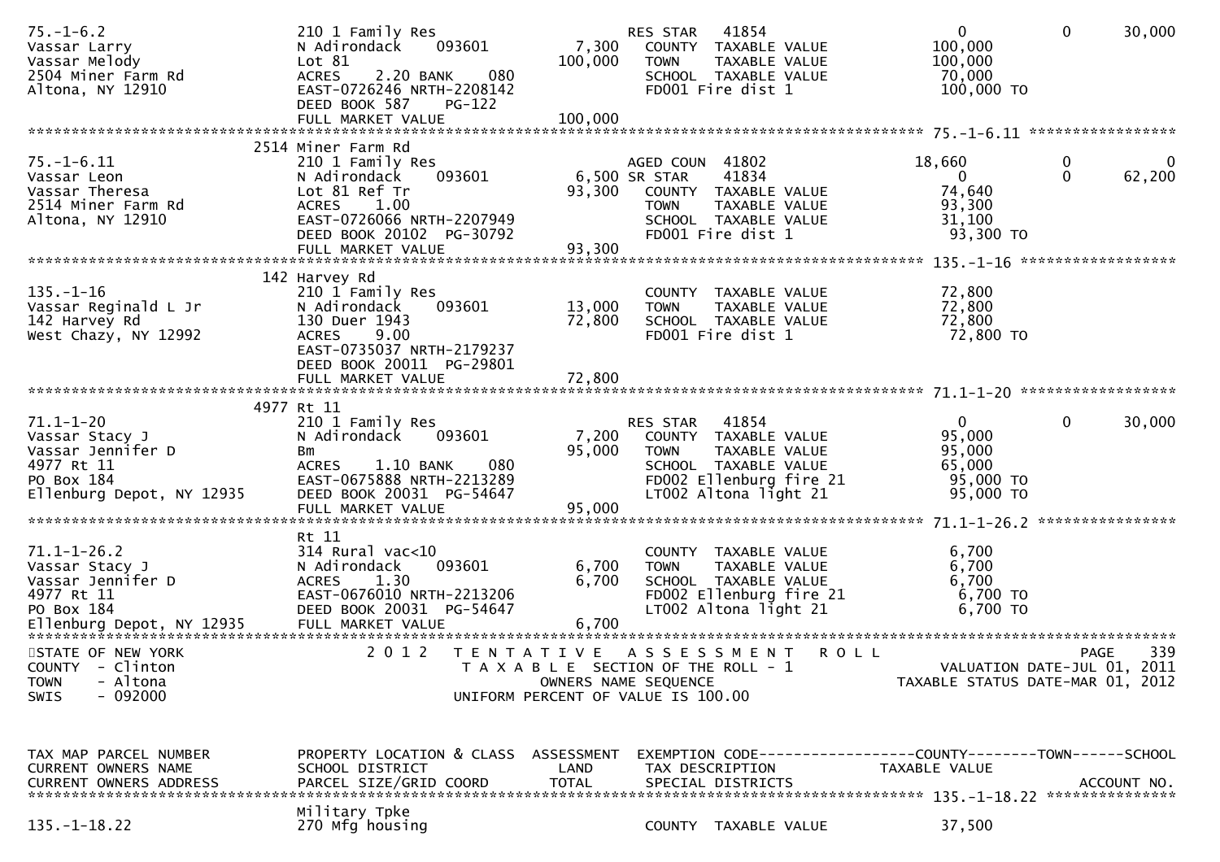```
75.-1-6.2                    210 1 Family Res                   RES STAR   41854                  0            0      30,000
Vassar Larry                 N Adirondack    093601      7,300   COUNTY  TAXABLE VALUE         100,000
Vassar Melody                Lot 81                    100,000   TOWN    TAXABLE VALUE         100,000
2504 Miner Farm Rd           ACRES    2.20 BANK    080           SCHOOL  TAXABLE VALUE          70,000
Altona, NY 12910             EAST-0726246 NRTH-2208142           FD001 Fire dist 1              100,000 TO
                             DEED BOOK 587    PG-122
                             FULL MARKET VALUE         100,000
******************************************************************************************************* 75.-1-6.11 *****************
                      2514 Miner Farm Rd
75.-1-6.11                   210 1 Family Res                   AGED COUN  41802              18,660            0           0
Vassar Leon                  N Adirondack    093601      6,500 SR STAR    41834                   0            0      62,200
Vassar Theresa               Lot 81 Ref Tr              93,300   COUNTY  TAXABLE VALUE          74,640
2514 Miner Farm Rd           ACRES    1.00                       TOWN    TAXABLE VALUE          93,300
Altona, NY 12910             EAST-0726066 NRTH-2207949           SCHOOL  TAXABLE VALUE          31,100
                             DEED BOOK 20102 PG-30792            FD001 Fire dist 1               93,300 TO
                             FULL MARKET VALUE          93,300
******************************************************************************************************* 135.-1-16 ******************
                       142 Harvey Rd
135.-1-16                    210 1 Family Res                    COUNTY  TAXABLE VALUE          72,800
Vassar Reginald L Jr         N Adirondack    093601     13,000   TOWN    TAXABLE VALUE          72,800
142 Harvey Rd                130 Duer 1943              72,800   SCHOOL  TAXABLE VALUE          72,800
West Chazy, NY 12992         ACRES    9.00                       FD001 Fire dist 1               72,800 TO
                             EAST-0735037 NRTH-2179237
                             DEED BOOK 20011 PG-29801
                             FULL MARKET VALUE          72,800
******************************************************************************************************* 71.1-1-20 ******************
                      4977 Rt 11
71.1-1-20                    210 1 Family Res                   RES STAR   41854                  0            0      30,000
Vassar Stacy J               N Adirondack    093601      7,200   COUNTY  TAXABLE VALUE          95,000
Vassar Jennifer D            Bm                         95,000   TOWN    TAXABLE VALUE          95,000
4977 Rt 11                   ACRES    1.10 BANK    080           SCHOOL  TAXABLE VALUE          65,000
PO Box 184                   EAST-0675888 NRTH-2213289           FD002 Ellenburg fire 21         95,000 TO
Ellenburg Depot, NY 12935    DEED BOOK 20031 PG-54647            LT002 Altona light 21           95,000 TO
                             FULL MARKET VALUE          95,000
******************************************************************************************************* 71.1-1-26.2 ****************
                             Rt 11
71.1-1-26.2                  314 Rural vac<10                    COUNTY  TAXABLE VALUE           6,700
Vassar Stacy J               N Adirondack    093601      6,700   TOWN    TAXABLE VALUE           6,700
Vassar Jennifer D            ACRES    1.30               6,700   SCHOOL  TAXABLE VALUE           6,700
4977 Rt 11                   EAST-0676010 NRTH-2213206           FD002 Ellenburg fire 21          6,700 TO
PO Box 184                   DEED BOOK 20031 PG-54647            LT002 Altona light 21            6,700 TO
Ellenburg Depot, NY 12935    FULL MARKET VALUE           6,700
************************************************************************************************************************************
STATE OF NEW YORK                 2 0 1 2   T E N T A T I V E   A S S E S S M E N T   R O L L                          PAGE    339
COUNTY  - Clinton                          T A X A B L E  SECTION OF THE ROLL - 1                  VALUATION DATE-JUL 01, 2011
TOWN    - Altona                                  OWNERS NAME SEQUENCE                       TAXABLE STATUS DATE-MAR 01, 2012
SWIS    - 092000                           UNIFORM PERCENT OF VALUE IS 100.00


TAX MAP PARCEL NUMBER        PROPERTY LOCATION & CLASS  ASSESSMENT  EXEMPTION CODE------------------COUNTY--------TOWN------SCHOOL
CURRENT OWNERS NAME          SCHOOL DISTRICT               LAND      TAX DESCRIPTION            TAXABLE VALUE
CURRENT OWNERS ADDRESS       PARCEL SIZE/GRID COORD       TOTAL      SPECIAL DISTRICTS                                  ACCOUNT NO.
******************************************************************************************************* 135.-1-18.22 ***************
                             Military Tpke
135.-1-18.22                 270 Mfg housing                     COUNTY  TAXABLE VALUE          37,500
```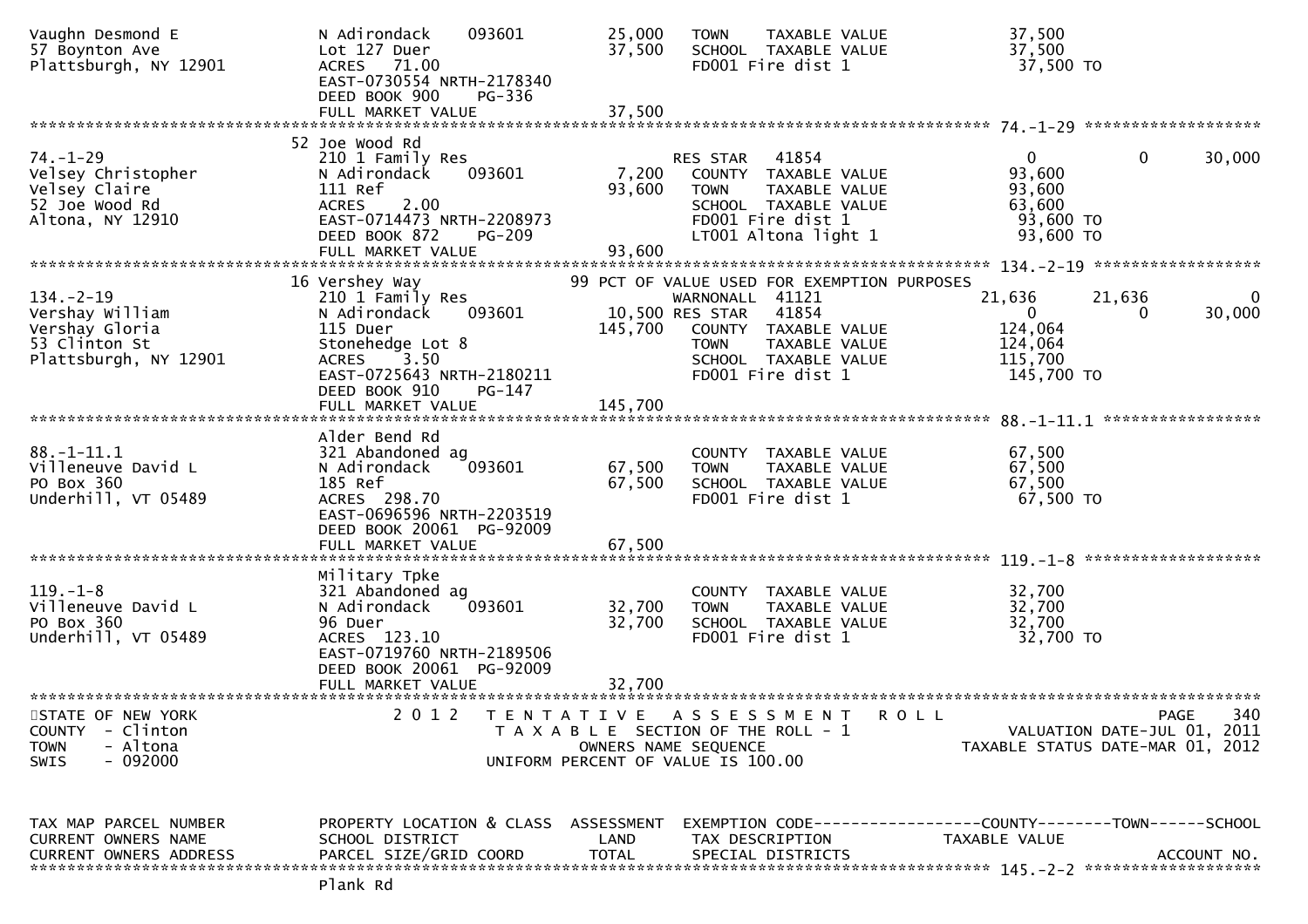```
Vaughn Desmond E                  N Adirondack     093601          25,000   TOWN    TAXABLE VALUE             37,500
57 Boynton Ave                    Lot 127 Duer                     37,500   SCHOOL  TAXABLE VALUE             37,500
Plattsburgh, NY 12901             ACRES   71.00                             FD001 Fire dist 1                  37,500 TO
                                  EAST-0730554 NRTH-2178340
                                  DEED BOOK 900     PG-336
                                  FULL MARKET VALUE                37,500
******************************************************************************************************* 74.-1-29 ******************
                                  52 Joe Wood Rd
74.-1-29                          210 1 Family Res                          RES STAR    41854                  0          0     30,000
Velsey Christopher                N Adirondack     093601           7,200   COUNTY  TAXABLE VALUE             93,600
Velsey Claire                     111 Ref                          93,600   TOWN    TAXABLE VALUE             93,600
52 Joe Wood Rd                    ACRES    2.00                             SCHOOL  TAXABLE VALUE             63,600
Altona, NY 12910                  EAST-0714473 NRTH-2208973                 FD001 Fire dist 1                  93,600 TO
                                  DEED BOOK 872     PG-209                  LT001 Altona light 1               93,600 TO
                                  FULL MARKET VALUE                93,600
******************************************************************************************************* 134.-2-19 *****************
                                  16 Vershey Way                   99 PCT OF VALUE USED FOR EXEMPTION PURPOSES
134.-2-19                         210 1 Family Res                          WARNONALL  41121              21,636     21,636          0
Vershay William                   N Adirondack     093601          10,500 RES STAR    41854                  0          0     30,000
Vershay Gloria                    115 Duer                        145,700   COUNTY  TAXABLE VALUE            124,064
53 Clinton St                     Stonehedge Lot 8                          TOWN    TAXABLE VALUE            124,064
Plattsburgh, NY 12901             ACRES    3.50                             SCHOOL  TAXABLE VALUE            115,700
                                  EAST-0725643 NRTH-2180211                 FD001 Fire dist 1                 145,700 TO
                                  DEED BOOK 910     PG-147
                                  FULL MARKET VALUE               145,700
******************************************************************************************************* 88.-1-11.1 ****************
                                  Alder Bend Rd
88.-1-11.1                        321 Abandoned ag                          COUNTY  TAXABLE VALUE             67,500
Villeneuve David L                N Adirondack     093601          67,500   TOWN    TAXABLE VALUE             67,500
PO Box 360                        185 Ref                          67,500   SCHOOL  TAXABLE VALUE             67,500
Underhill, VT 05489               ACRES  298.70                             FD001 Fire dist 1                  67,500 TO
                                  EAST-0696596 NRTH-2203519
                                  DEED BOOK 20061 PG-92009
                                  FULL MARKET VALUE                67,500
******************************************************************************************************* 119.-1-8 ******************
                                  Military Tpke
119.-1-8                          321 Abandoned ag                          COUNTY  TAXABLE VALUE             32,700
Villeneuve David L                N Adirondack     093601          32,700   TOWN    TAXABLE VALUE             32,700
PO Box 360                        96 Duer                          32,700   SCHOOL  TAXABLE VALUE             32,700
Underhill, VT 05489               ACRES  123.10                             FD001 Fire dist 1                  32,700 TO
                                  EAST-0719760 NRTH-2189506
                                  DEED BOOK 20061 PG-92009
                                  FULL MARKET VALUE                32,700
************************************************************************************************************************************
STATE OF NEW YORK                  2 0 1 2   T E N T A T I V E   A S S E S S M E N T   R O L L                          PAGE    340
COUNTY  - Clinton                          T A X A B L E  SECTION OF THE ROLL - 1                  VALUATION DATE-JUL 01, 2011
TOWN    - Altona                              OWNERS NAME SEQUENCE                              TAXABLE STATUS DATE-MAR 01, 2012
SWIS    - 092000                       UNIFORM PERCENT OF VALUE IS 100.00


TAX MAP PARCEL NUMBER             PROPERTY LOCATION & CLASS  ASSESSMENT  EXEMPTION CODE-----------------COUNTY--------TOWN------SCHOOL
CURRENT OWNERS NAME               SCHOOL DISTRICT               LAND      TAX DESCRIPTION            TAXABLE VALUE
CURRENT OWNERS ADDRESS            PARCEL SIZE/GRID COORD        TOTAL     SPECIAL DISTRICTS                                 ACCOUNT NO.
******************************************************************************************************* 145.-2-2 ******************
                                  Plank Rd
```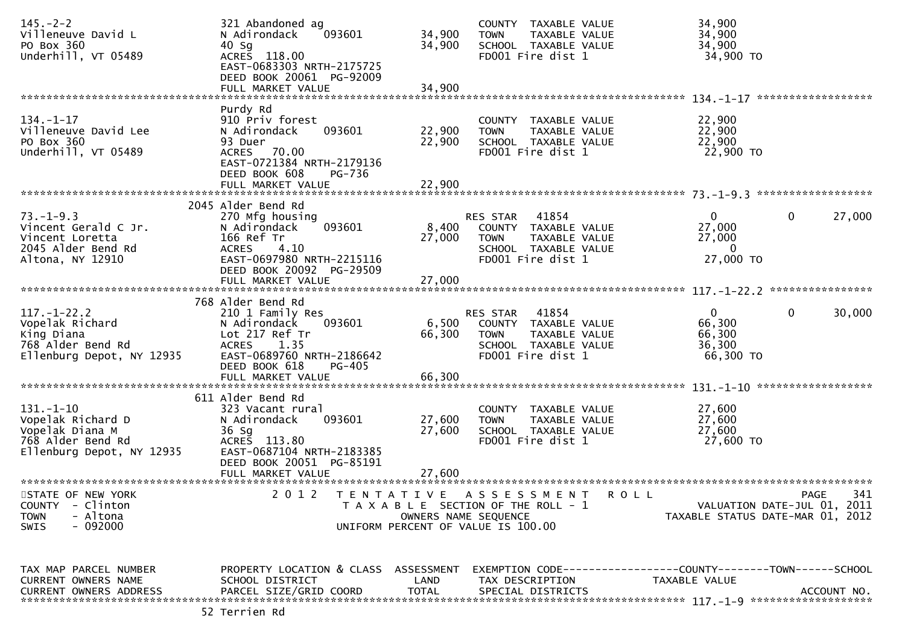```
145.-2-2                       321 Abandoned ag                        COUNTY  TAXABLE VALUE            34,900
Villeneuve David L             N Adirondack    093601      34,900      TOWN    TAXABLE VALUE            34,900
PO Box 360                     40 Sg                       34,900      SCHOOL  TAXABLE VALUE            34,900
Underhill, VT 05489            ACRES  118.00                           FD001 Fire dist 1                 34,900 TO
                               EAST-0683303 NRTH-2175725
                               DEED BOOK 20061  PG-92009
                               FULL MARKET VALUE           34,900
******************************************************************************************************* 134.-1-17 ******************
                               Purdy Rd
134.-1-17                      910 Priv forest                         COUNTY  TAXABLE VALUE            22,900
Villeneuve David Lee           N Adirondack    093601      22,900      TOWN    TAXABLE VALUE            22,900
PO Box 360                     93 Duer                     22,900      SCHOOL  TAXABLE VALUE            22,900
Underhill, VT 05489            ACRES   70.00                           FD001 Fire dist 1                 22,900 TO
                               EAST-0721384 NRTH-2179136
                               DEED BOOK 608    PG-736
                               FULL MARKET VALUE           22,900
******************************************************************************************************* 73.-1-9.3 ******************
                          2045 Alder Bend Rd
73.-1-9.3                      270 Mfg housing                          RES STAR   41854                  0            0       27,000
Vincent Gerald C Jr.           N Adirondack    093601       8,400      COUNTY  TAXABLE VALUE            27,000
Vincent Loretta                166 Ref Tr                  27,000      TOWN    TAXABLE VALUE            27,000
2045 Alder Bend Rd             ACRES    4.10                           SCHOOL  TAXABLE VALUE                 0
Altona, NY 12910               EAST-0697980 NRTH-2215116               FD001 Fire dist 1                 27,000 TO
                               DEED BOOK 20092  PG-29509
                               FULL MARKET VALUE           27,000
******************************************************************************************************* 117.-1-22.2 ****************
                           768 Alder Bend Rd
117.-1-22.2                    210 1 Family Res                         RES STAR   41854                  0            0       30,000
Vopelak Richard                N Adirondack    093601       6,500      COUNTY  TAXABLE VALUE            66,300
King Diana                     Lot 217 Ref Tr              66,300      TOWN    TAXABLE VALUE            66,300
768 Alder Bend Rd              ACRES    1.35                           SCHOOL  TAXABLE VALUE            36,300
Ellenburg Depot, NY 12935      EAST-0689760 NRTH-2186642               FD001 Fire dist 1                 66,300 TO
                               DEED BOOK 618    PG-405
                               FULL MARKET VALUE           66,300
******************************************************************************************************* 131.-1-10 ******************
                           611 Alder Bend Rd
131.-1-10                      323 Vacant rural                        COUNTY  TAXABLE VALUE            27,600
Vopelak Richard D              N Adirondack    093601      27,600      TOWN    TAXABLE VALUE            27,600
Vopelak Diana M                36 Sg                       27,600      SCHOOL  TAXABLE VALUE            27,600
768 Alder Bend Rd              ACRES  113.80                           FD001 Fire dist 1                 27,600 TO
Ellenburg Depot, NY 12935      EAST-0687104 NRTH-2183385
                               DEED BOOK 20051  PG-85191
                               FULL MARKET VALUE           27,600
************************************************************************************************************************************
STATE OF NEW YORK                2 0 1 2   T E N T A T I V E   A S S E S S M E N T   R O L L                              PAGE   341
COUNTY  - Clinton                        T A X A B L E  SECTION OF THE ROLL - 1                      VALUATION DATE-JUL 01, 2011
TOWN    - Altona                                  OWNERS NAME SEQUENCE                          TAXABLE STATUS DATE-MAR 01, 2012
SWIS    - 092000                          UNIFORM PERCENT OF VALUE IS 100.00


TAX MAP PARCEL NUMBER          PROPERTY LOCATION & CLASS  ASSESSMENT  EXEMPTION CODE------------------COUNTY--------TOWN------SCHOOL
CURRENT OWNERS NAME            SCHOOL DISTRICT               LAND      TAX DESCRIPTION             TAXABLE VALUE
CURRENT OWNERS ADDRESS         PARCEL SIZE/GRID COORD       TOTAL      SPECIAL DISTRICTS                                  ACCOUNT NO.
******************************************************************************************************* 117.-1-9 *******************
                            52 Terrien Rd
```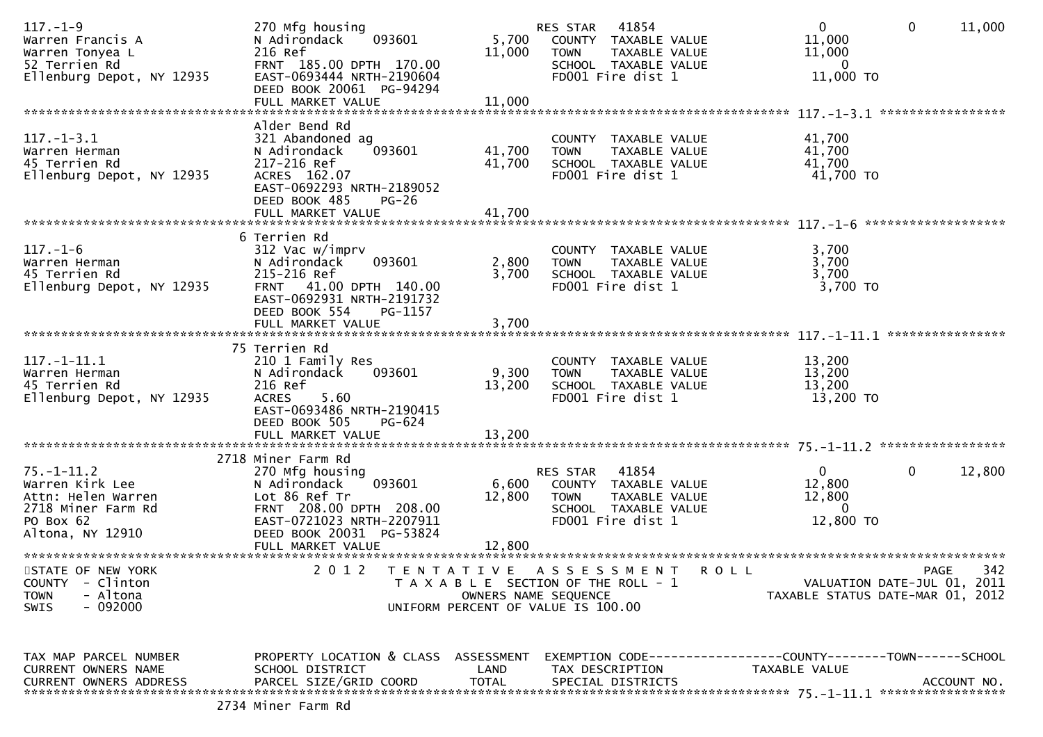```
117.-1-9                       270 Mfg housing                        RES STAR   41854                    0            0        11,000
Warren Francis A               N Adirondack    093601         5,700   COUNTY  TAXABLE VALUE          11,000
Warren Tonyea L                216 Ref                       11,000   TOWN    TAXABLE VALUE          11,000
52 Terrien Rd                  FRNT  185.00 DPTH  170.00              SCHOOL  TAXABLE VALUE               0
Ellenburg Depot, NY 12935      EAST-0693444 NRTH-2190604              FD001 Fire dist 1              11,000 TO
                               DEED BOOK 20061  PG-94294
                               FULL MARKET VALUE             11,000
******************************************************************************************************* 117.-1-3.1 *****************
                               Alder Bend Rd
117.-1-3.1                     321 Abandoned ag                       COUNTY  TAXABLE VALUE          41,700
Warren Herman                  N Adirondack    093601        41,700   TOWN    TAXABLE VALUE          41,700
45 Terrien Rd                  217-216 Ref                   41,700   SCHOOL  TAXABLE VALUE          41,700
Ellenburg Depot, NY 12935      ACRES  162.07                          FD001 Fire dist 1              41,700 TO
                               EAST-0692293 NRTH-2189052
                               DEED BOOK 485     PG-26
                               FULL MARKET VALUE             41,700
******************************************************************************************************* 117.-1-6 *******************
                             6 Terrien Rd
117.-1-6                       312 Vac w/imprv                        COUNTY  TAXABLE VALUE           3,700
Warren Herman                  N Adirondack    093601         2,800   TOWN    TAXABLE VALUE           3,700
45 Terrien Rd                  215-216 Ref                    3,700   SCHOOL  TAXABLE VALUE           3,700
Ellenburg Depot, NY 12935      FRNT   41.00 DPTH  140.00              FD001 Fire dist 1               3,700 TO
                               EAST-0692931 NRTH-2191732
                               DEED BOOK 554     PG-1157
                               FULL MARKET VALUE              3,700
******************************************************************************************************* 117.-1-11.1 ****************
                            75 Terrien Rd
117.-1-11.1                    210 1 Family Res                       COUNTY  TAXABLE VALUE          13,200
Warren Herman                  N Adirondack    093601         9,300   TOWN    TAXABLE VALUE          13,200
45 Terrien Rd                  216 Ref                       13,200   SCHOOL  TAXABLE VALUE          13,200
Ellenburg Depot, NY 12935      ACRES    5.60                          FD001 Fire dist 1              13,200 TO
                               EAST-0693486 NRTH-2190415
                               DEED BOOK 505     PG-624
                               FULL MARKET VALUE             13,200
******************************************************************************************************* 75.-1-11.2 *****************
                          2718 Miner Farm Rd
75.-1-11.2                     270 Mfg housing                        RES STAR   41854                    0            0        12,800
Warren Kirk Lee                N Adirondack    093601         6,600   COUNTY  TAXABLE VALUE          12,800
Attn: Helen Warren             Lot 86 Ref Tr                 12,800   TOWN    TAXABLE VALUE          12,800
2718 Miner Farm Rd             FRNT  208.00 DPTH  208.00              SCHOOL  TAXABLE VALUE               0
PO Box 62                      EAST-0721023 NRTH-2207911              FD001 Fire dist 1              12,800 TO
Altona, NY 12910               DEED BOOK 20031  PG-53824
                               FULL MARKET VALUE             12,800
***********************************************************************************************************************************
STATE OF NEW YORK                 2 0 1 2   T E N T A T I V E   A S S E S S M E N T   R O L L                           PAGE    342
COUNTY  - Clinton                          T A X A B L E  SECTION OF THE ROLL - 1                       VALUATION DATE-JUL 01, 2011
TOWN    - Altona                                 OWNERS NAME SEQUENCE                                TAXABLE STATUS DATE-MAR 01, 2012
SWIS    - 092000                        UNIFORM PERCENT OF VALUE IS 100.00


TAX MAP PARCEL NUMBER          PROPERTY LOCATION & CLASS  ASSESSMENT  EXEMPTION CODE------------------COUNTY--------TOWN------SCHOOL
CURRENT OWNERS NAME            SCHOOL DISTRICT               LAND     TAX DESCRIPTION              TAXABLE VALUE
CURRENT OWNERS ADDRESS         PARCEL SIZE/GRID COORD       TOTAL     SPECIAL DISTRICTS                                  ACCOUNT NO.
******************************************************************************************************* 75.-1-11.1 *****************
                          2734 Miner Farm Rd
```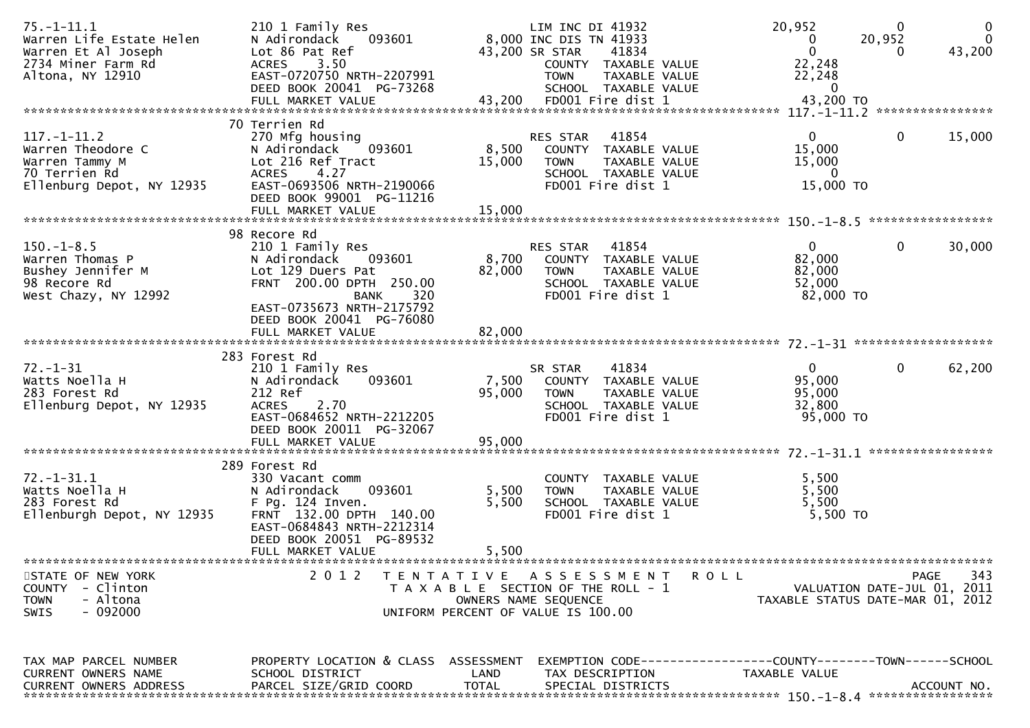```
75.-1-11.1                     210 1 Family Res                    LIM INC DI 41932                    20,952           0             0
Warren Life Estate Helen       N Adirondack     093601        8,000 INC DIS TN 41933                        0      20,952             0
Warren Et Al Joseph            Lot 86 Pat Ref                43,200 SR STAR     41834                        0           0        43,200
2734 Miner Farm Rd             ACRES     3.50                       COUNTY  TAXABLE VALUE              22,248
Altona, NY 12910               EAST-0720750 NRTH-2207991            TOWN    TAXABLE VALUE              22,248
                               DEED BOOK 20041  PG-73268            SCHOOL  TAXABLE VALUE                   0
                               FULL MARKET VALUE             43,200  FD001 Fire dist 1                 43,200 TO
******************************************************************************************************* 117.-1-11.2 ****************
                               70 Terrien Rd
117.-1-11.2                    270 Mfg housing                      RES STAR    41854                        0           0        15,000
Warren Theodore C              N Adirondack     093601        8,500  COUNTY  TAXABLE VALUE              15,000
Warren Tammy M                 Lot 216 Ref Tract             15,000  TOWN    TAXABLE VALUE              15,000
70 Terrien Rd                  ACRES     4.27                        SCHOOL  TAXABLE VALUE                   0
Ellenburg Depot, NY 12935      EAST-0693506 NRTH-2190066             FD001 Fire dist 1                 15,000 TO
                               DEED BOOK 99001  PG-11216
                               FULL MARKET VALUE             15,000
******************************************************************************************************* 150.-1-8.5 *****************
                               98 Recore Rd
150.-1-8.5                     210 1 Family Res                     RES STAR    41854                        0           0        30,000
Warren Thomas P                N Adirondack     093601        8,700  COUNTY  TAXABLE VALUE              82,000
Bushey Jennifer M              Lot 129 Duers Pat             82,000  TOWN    TAXABLE VALUE              82,000
98 Recore Rd                   FRNT  200.00 DPTH  250.00             SCHOOL  TAXABLE VALUE              52,000
West Chazy, NY 12992                            BANK    320          FD001 Fire dist 1                 82,000 TO
                               EAST-0735673 NRTH-2175792
                               DEED BOOK 20041  PG-76080
                               FULL MARKET VALUE             82,000
******************************************************************************************************* 72.-1-31 *******************
                               283 Forest Rd
72.-1-31                       210 1 Family Res                     SR STAR     41834                        0           0        62,200
Watts Noella H                 N Adirondack     093601        7,500  COUNTY  TAXABLE VALUE              95,000
283 Forest Rd                  212 Ref                       95,000  TOWN    TAXABLE VALUE              95,000
Ellenburg Depot, NY 12935      ACRES     2.70                        SCHOOL  TAXABLE VALUE              32,800
                               EAST-0684652 NRTH-2212205             FD001 Fire dist 1                 95,000 TO
                               DEED BOOK 20011  PG-32067
                               FULL MARKET VALUE             95,000
******************************************************************************************************* 72.-1-31.1 *****************
                               289 Forest Rd
72.-1-31.1                     330 Vacant comm                       COUNTY  TAXABLE VALUE               5,500
Watts Noella H                 N Adirondack     093601        5,500  TOWN    TAXABLE VALUE               5,500
283 Forest Rd                  F Pg. 124 Inven.               5,500  SCHOOL  TAXABLE VALUE               5,500
Ellenburgh Depot, NY 12935     FRNT  132.00 DPTH  140.00             FD001 Fire dist 1                  5,500 TO
                               EAST-0684843 NRTH-2212314
                               DEED BOOK 20051  PG-89532
                               FULL MARKET VALUE              5,500
************************************************************************************************************************************
STATE OF NEW YORK              2 0 1 2   T E N T A T I V E   A S S E S S M E N T   R O L L                             PAGE    343
COUNTY  - Clinton                  T A X A B L E  SECTION OF THE ROLL - 1                          VALUATION DATE-JUL 01, 2011
TOWN    - Altona                           OWNERS NAME SEQUENCE                             TAXABLE STATUS DATE-MAR 01, 2012
SWIS    - 092000                  UNIFORM PERCENT OF VALUE IS 100.00


TAX MAP PARCEL NUMBER          PROPERTY LOCATION & CLASS  ASSESSMENT  EXEMPTION CODE------------------COUNTY--------TOWN------SCHOOL
CURRENT OWNERS NAME            SCHOOL DISTRICT               LAND      TAX DESCRIPTION            TAXABLE VALUE
CURRENT OWNERS ADDRESS         PARCEL SIZE/GRID COORD        TOTAL     SPECIAL DISTRICTS                                 ACCOUNT NO.
******************************************************************************************************* 150.-1-8.4 *****************
```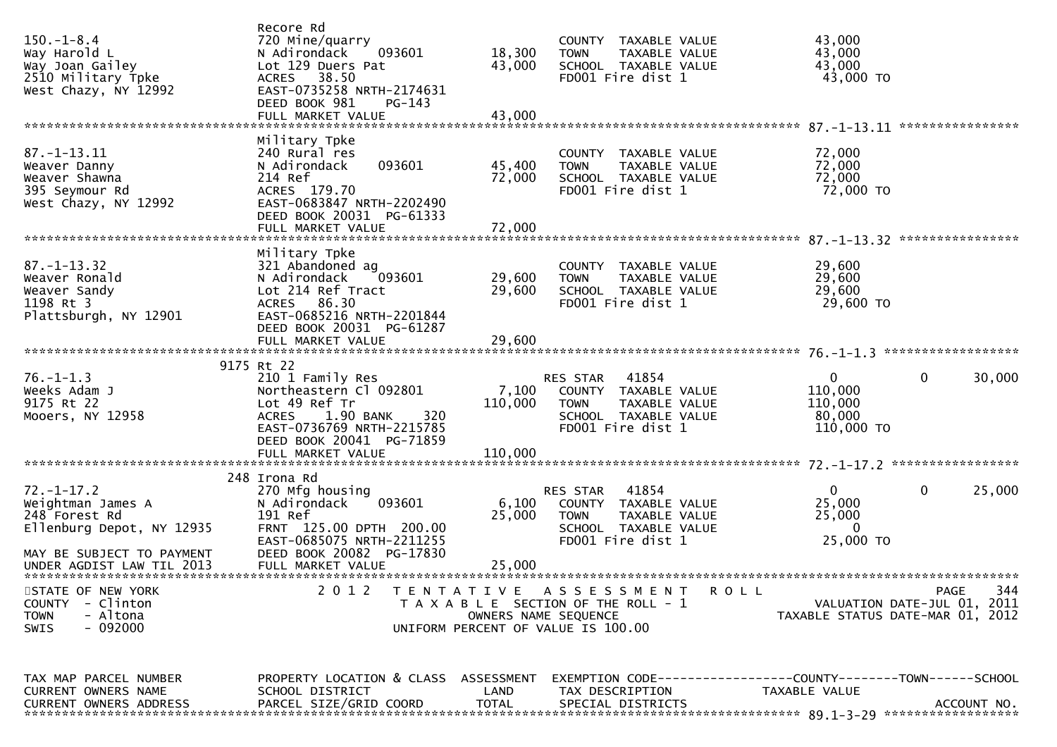```
150.-1-8.4                   Recore Rd
                             720 Mine/quarry                         COUNTY  TAXABLE VALUE             43,000
Way Harold L                 N Adirondack    093601     18,300   TOWN    TAXABLE VALUE             43,000
Way Joan Gailey              Lot 129 Duers Pat          43,000   SCHOOL  TAXABLE VALUE             43,000
2510 Military Tpke           ACRES  38.50                         FD001 Fire dist 1                 43,000 TO
West Chazy, NY 12992         EAST-0735258 NRTH-2174631
                             DEED BOOK 981    PG-143
                             FULL MARKET VALUE          43,000
******************************************************************************************************* 87.-1-13.11 ****************
                             Military Tpke
87.-1-13.11                  240 Rural res                           COUNTY  TAXABLE VALUE             72,000
Weaver Danny                 N Adirondack    093601     45,400   TOWN    TAXABLE VALUE             72,000
Weaver Shawna                214 Ref                    72,000   SCHOOL  TAXABLE VALUE             72,000
395 Seymour Rd               ACRES 179.70                         FD001 Fire dist 1                 72,000 TO
West Chazy, NY 12992         EAST-0683847 NRTH-2202490
                             DEED BOOK 20031 PG-61333
                             FULL MARKET VALUE          72,000
******************************************************************************************************* 87.-1-13.32 ****************
                             Military Tpke
87.-1-13.32                  321 Abandoned ag                        COUNTY  TAXABLE VALUE             29,600
Weaver Ronald                N Adirondack    093601     29,600   TOWN    TAXABLE VALUE             29,600
Weaver Sandy                 Lot 214 Ref Tract          29,600   SCHOOL  TAXABLE VALUE             29,600
1198 Rt 3                    ACRES  86.30                         FD001 Fire dist 1                 29,600 TO
Plattsburgh, NY 12901        EAST-0685216 NRTH-2201844
                             DEED BOOK 20031 PG-61287
                             FULL MARKET VALUE          29,600
******************************************************************************************************* 76.-1-1.3 ******************
                       9175 Rt 22
76.-1-1.3                    210 1 Family Res                    RES STAR    41854                  0            0        30,000
Weeks Adam J                 Northeastern Cl 092801      7,100   COUNTY  TAXABLE VALUE            110,000
9175 Rt 22                   Lot 49 Ref Tr             110,000   TOWN    TAXABLE VALUE            110,000
Mooers, NY 12958             ACRES   1.90 BANK    320             SCHOOL  TAXABLE VALUE             80,000
                             EAST-0736769 NRTH-2215785            FD001 Fire dist 1                110,000 TO
                             DEED BOOK 20041 PG-71859
                             FULL MARKET VALUE         110,000
******************************************************************************************************* 72.-1-17.2 *****************
                       248 Irona Rd
72.-1-17.2                   270 Mfg housing                     RES STAR    41854                  0            0        25,000
Weightman James A            N Adirondack    093601      6,100   COUNTY  TAXABLE VALUE             25,000
248 Forest Rd                191 Ref                    25,000   TOWN    TAXABLE VALUE             25,000
Ellenburg Depot, NY 12935    FRNT 125.00 DPTH 200.00              SCHOOL  TAXABLE VALUE                  0
                             EAST-0685075 NRTH-2211255            FD001 Fire dist 1                 25,000 TO
MAY BE SUBJECT TO PAYMENT    DEED BOOK 20082 PG-17830
UNDER AGDIST LAW TIL 2013    FULL MARKET VALUE          25,000
************************************************************************************************************************************
STATE OF NEW YORK              2 0 1 2   T E N T A T I V E   A S S E S S M E N T   R O L L                              PAGE   344
COUNTY  - Clinton                        T A X A B L E  SECTION OF THE ROLL - 1                          VALUATION DATE-JUL 01, 2011
TOWN    - Altona                                OWNERS NAME SEQUENCE                                 TAXABLE STATUS DATE-MAR 01, 2012
SWIS    - 092000                         UNIFORM PERCENT OF VALUE IS 100.00


TAX MAP PARCEL NUMBER          PROPERTY LOCATION & CLASS  ASSESSMENT  EXEMPTION CODE------------------COUNTY--------TOWN------SCHOOL
CURRENT OWNERS NAME            SCHOOL DISTRICT              LAND      TAX DESCRIPTION              TAXABLE VALUE
CURRENT OWNERS ADDRESS         PARCEL SIZE/GRID COORD       TOTAL     SPECIAL DISTRICTS                                  ACCOUNT NO.
******************************************************************************************************* 89.1-3-29 ******************
```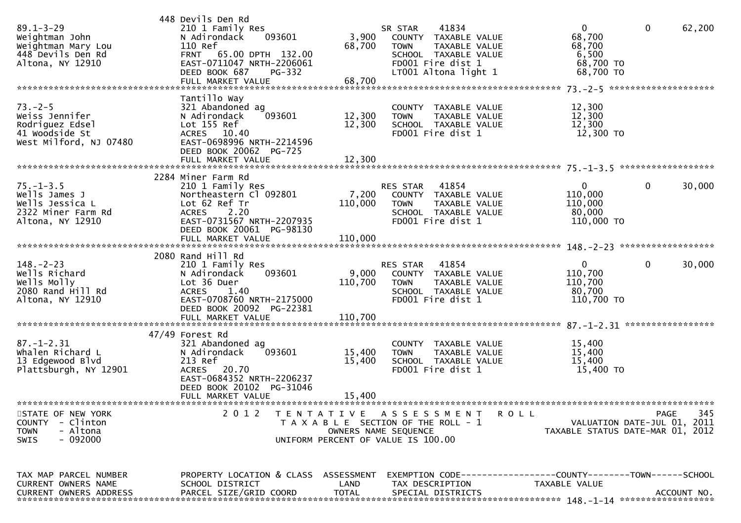| TAX MAP PARCEL NUMBER<br>CURRENT OWNERS NAME<br>CURRENT OWNERS ADDRESS | PROPERTY LOCATION & CLASS<br>SCHOOL DISTRICT<br>PARCEL SIZE/GRID COORD | ASSESSMENT<br>LAND<br>TOTAL | EXEMPTION CODE<br>TAX DESCRIPTION<br>SPECIAL DISTRICTS | COUNTY<br>TAXABLE VALUE | TOWN | SCHOOL<br>ACCOUNT NO. |
|---|---|---|---|---|---|---|
| | 448 Devils Den Rd | | | | | |
| 89.1-3-29 | 210 1 Family Res | | SR STAR 41834 | 0 | 0 | 62,200 |
| Weightman John | N Adirondack 093601 | 3,900 | COUNTY TAXABLE VALUE | 68,700 | | |
| Weightman Mary Lou | 110 Ref | 68,700 | TOWN TAXABLE VALUE | 68,700 | | |
| 448 Devils Den Rd | FRNT 65.00 DPTH 132.00 | | SCHOOL TAXABLE VALUE | 6,500 | | |
| Altona, NY 12910 | EAST-0711047 NRTH-2206061 | | FD001 Fire dist 1 | 68,700 TO | | |
| | DEED BOOK 687 PG-332 | | LT001 Altona light 1 | 68,700 TO | | |
| | FULL MARKET VALUE | 68,700 | | | | |
| 73.-2-5 | Tantillo Way | | | | | |
| 73.-2-5 | 321 Abandoned ag | | COUNTY TAXABLE VALUE | 12,300 | | |
| Weiss Jennifer | N Adirondack 093601 | 12,300 | TOWN TAXABLE VALUE | 12,300 | | |
| Rodriguez Edsel | Lot 155 Ref | 12,300 | SCHOOL TAXABLE VALUE | 12,300 | | |
| 41 Woodside St | ACRES 10.40 | | FD001 Fire dist 1 | 12,300 TO | | |
| West Milford, NJ 07480 | EAST-0698996 NRTH-2214596 | | | | | |
| | DEED BOOK 20062 PG-725 | | | | | |
| | FULL MARKET VALUE | 12,300 | | | | |
| 75.-1-3.5 | 2284 Miner Farm Rd | | | | | |
| 75.-1-3.5 | 210 1 Family Res | | RES STAR 41854 | 0 | 0 | 30,000 |
| Wells James J | Northeastern Cl 092801 | 7,200 | COUNTY TAXABLE VALUE | 110,000 | | |
| Wells Jessica L | Lot 62 Ref Tr | 110,000 | TOWN TAXABLE VALUE | 110,000 | | |
| 2322 Miner Farm Rd | ACRES 2.20 | | SCHOOL TAXABLE VALUE | 80,000 | | |
| Altona, NY 12910 | EAST-0731567 NRTH-2207935 | | FD001 Fire dist 1 | 110,000 TO | | |
| | DEED BOOK 20061 PG-98130 | | | | | |
| | FULL MARKET VALUE | 110,000 | | | | |
| 148.-2-23 | 2080 Rand Hill Rd | | | | | |
| 148.-2-23 | 210 1 Family Res | | RES STAR 41854 | 0 | 0 | 30,000 |
| Wells Richard | N Adirondack 093601 | 9,000 | COUNTY TAXABLE VALUE | 110,700 | | |
| Wells Molly | Lot 36 Duer | 110,700 | TOWN TAXABLE VALUE | 110,700 | | |
| 2080 Rand Hill Rd | ACRES 1.40 | | SCHOOL TAXABLE VALUE | 80,700 | | |
| Altona, NY 12910 | EAST-0708760 NRTH-2175000 | | FD001 Fire dist 1 | 110,700 TO | | |
| | DEED BOOK 20092 PG-22381 | | | | | |
| | FULL MARKET VALUE | 110,700 | | | | |
| 87.-1-2.31 | 47/49 Forest Rd | | | | | |
| 87.-1-2.31 | 321 Abandoned ag | | COUNTY TAXABLE VALUE | 15,400 | | |
| Whalen Richard L | N Adirondack 093601 | 15,400 | TOWN TAXABLE VALUE | 15,400 | | |
| 13 Edgewood Blvd | 213 Ref | 15,400 | SCHOOL TAXABLE VALUE | 15,400 | | |
| Plattsburgh, NY 12901 | ACRES 20.70 | | FD001 Fire dist 1 | 15,400 TO | | |
| | EAST-0684352 NRTH-2206237 | | | | | |
| | DEED BOOK 20102 PG-31046 | | | | | |
| | FULL MARKET VALUE | 15,400 | | | | |

STATE OF NEW YORK
COUNTY - Clinton
TOWN - Altona
SWIS - 092000

2012 TENTATIVE ASSESSMENT ROLL
TAXABLE SECTION OF THE ROLL - 1
OWNERS NAME SEQUENCE
UNIFORM PERCENT OF VALUE IS 100.00

VALUATION DATE-JUL 01, 2011
TAXABLE STATUS DATE-MAR 01, 2012

| TAX MAP PARCEL NUMBER<br>CURRENT OWNERS NAME<br>CURRENT OWNERS ADDRESS | PROPERTY LOCATION & CLASS<br>SCHOOL DISTRICT<br>PARCEL SIZE/GRID COORD | ASSESSMENT<br>LAND<br>TOTAL | EXEMPTION CODE<br>TAX DESCRIPTION<br>SPECIAL DISTRICTS | COUNTY<br>TAXABLE VALUE | TOWN | SCHOOL<br>ACCOUNT NO. |
|---|---|---|---|---|---|---|
| 148.-1-14 | | | | | | |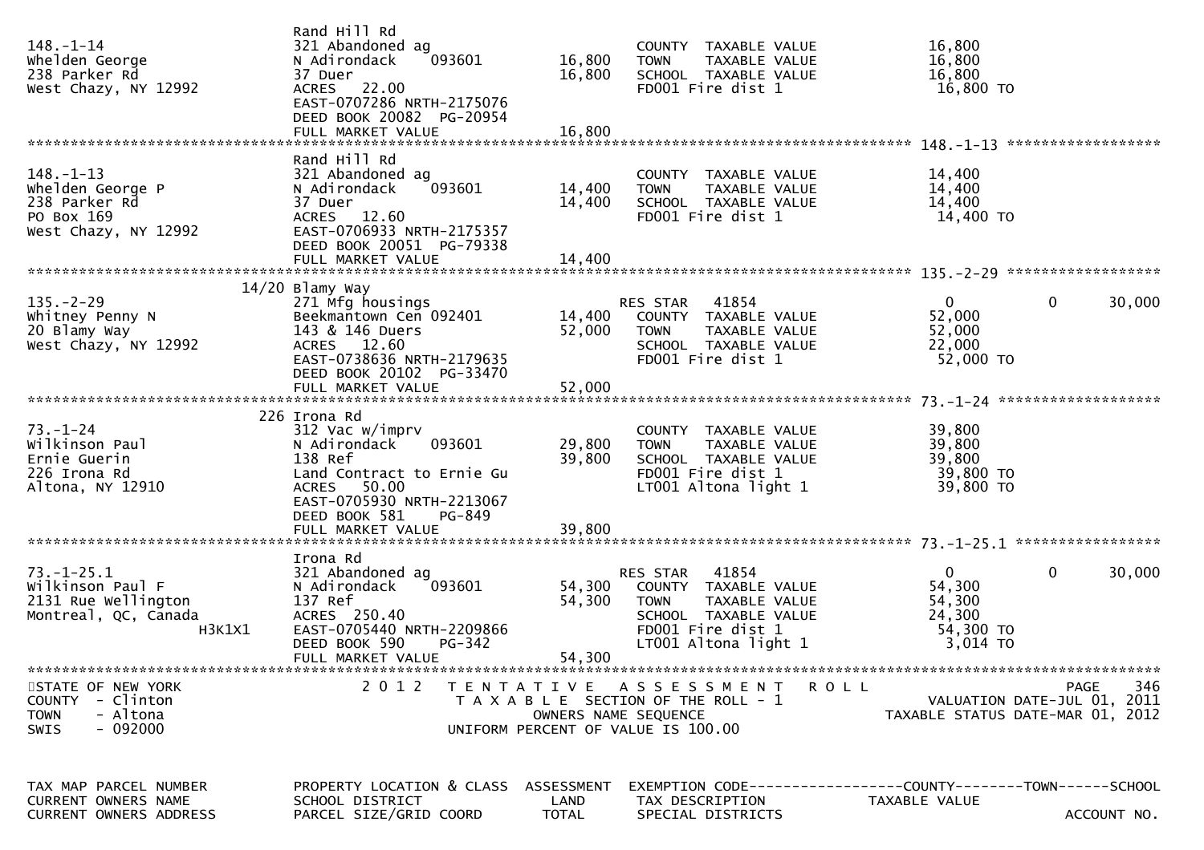| TAX MAP PARCEL NUMBER<br>CURRENT OWNERS NAME<br>CURRENT OWNERS ADDRESS | PROPERTY LOCATION & CLASS<br>SCHOOL DISTRICT<br>PARCEL SIZE/GRID COORD | ASSESSMENT<br>LAND<br>TOTAL | EXEMPTION CODE<br>TAX DESCRIPTION<br>SPECIAL DISTRICTS | COUNTY<br>TAXABLE VALUE | TOWN | SCHOOL<br>ACCOUNT NO. |
|---|---|---|---|---|---|---|
| 148.-1-14<br>Whelden George<br>238 Parker Rd<br>West Chazy, NY 12992 | Rand Hill Rd<br>321 Abandoned ag<br>N Adirondack 093601<br>37 Duer<br>ACRES 22.00<br>EAST-0707286 NRTH-2175076<br>DEED BOOK 20082 PG-20954<br>FULL MARKET VALUE | 16,800<br>16,800<br>16,800 | COUNTY TAXABLE VALUE<br>TOWN TAXABLE VALUE<br>SCHOOL TAXABLE VALUE<br>FD001 Fire dist 1 | 16,800<br>16,800<br>16,800<br>16,800 TO | | |
| 148.-1-13<br>Whelden George P<br>238 Parker Rd<br>PO Box 169<br>West Chazy, NY 12992 | Rand Hill Rd<br>321 Abandoned ag<br>N Adirondack 093601<br>37 Duer<br>ACRES 12.60<br>EAST-0706933 NRTH-2175357<br>DEED BOOK 20051 PG-79338<br>FULL MARKET VALUE | 14,400<br>14,400<br>14,400 | COUNTY TAXABLE VALUE<br>TOWN TAXABLE VALUE<br>SCHOOL TAXABLE VALUE<br>FD001 Fire dist 1 | 14,400<br>14,400<br>14,400<br>14,400 TO | | |
| 135.-2-29<br>Whitney Penny N<br>20 Blamy Way<br>West Chazy, NY 12992 | 14/20 Blamy Way<br>271 Mfg housings<br>Beekmantown Cen 092401<br>143 & 146 Duers<br>ACRES 12.60<br>EAST-0738636 NRTH-2179635<br>DEED BOOK 20102 PG-33470<br>FULL MARKET VALUE | 14,400<br>52,000<br>52,000 | RES STAR 41854<br>COUNTY TAXABLE VALUE<br>TOWN TAXABLE VALUE<br>SCHOOL TAXABLE VALUE<br>FD001 Fire dist 1 | 0<br>52,000<br>52,000<br>22,000<br>52,000 TO | 0 | 30,000 |
| 73.-1-24<br>Wilkinson Paul<br>Ernie Guerin<br>226 Irona Rd<br>Altona, NY 12910 | 226 Irona Rd<br>312 Vac w/imprv<br>N Adirondack 093601<br>138 Ref<br>Land Contract to Ernie Gu<br>ACRES 50.00<br>EAST-0705930 NRTH-2213067<br>DEED BOOK 581 PG-849<br>FULL MARKET VALUE | 29,800<br>39,800<br>39,800 | COUNTY TAXABLE VALUE<br>TOWN TAXABLE VALUE<br>SCHOOL TAXABLE VALUE<br>FD001 Fire dist 1<br>LT001 Altona light 1 | 39,800<br>39,800<br>39,800<br>39,800 TO<br>39,800 TO | | |
| 73.-1-25.1<br>Wilkinson Paul F<br>2131 Rue Wellington<br>Montreal, QC, Canada<br>H3K1X1 | Irona Rd<br>321 Abandoned ag<br>N Adirondack 093601<br>137 Ref<br>ACRES 250.40<br>EAST-0705440 NRTH-2209866<br>DEED BOOK 590 PG-342<br>FULL MARKET VALUE | 54,300<br>54,300<br>54,300 | RES STAR 41854<br>COUNTY TAXABLE VALUE<br>TOWN TAXABLE VALUE<br>SCHOOL TAXABLE VALUE<br>FD001 Fire dist 1<br>LT001 Altona light 1 | 0<br>54,300<br>54,300<br>24,300<br>54,300 TO<br>3,014 TO | 0 | 30,000 |

STATE OF NEW YORK
COUNTY - Clinton
TOWN - Altona
SWIS - 092000

2012 TENTATIVE ASSESSMENT ROLL
TAXABLE SECTION OF THE ROLL - 1
OWNERS NAME SEQUENCE
UNIFORM PERCENT OF VALUE IS 100.00

VALUATION DATE-JUL 01, 2011
TAXABLE STATUS DATE-MAR 01, 2012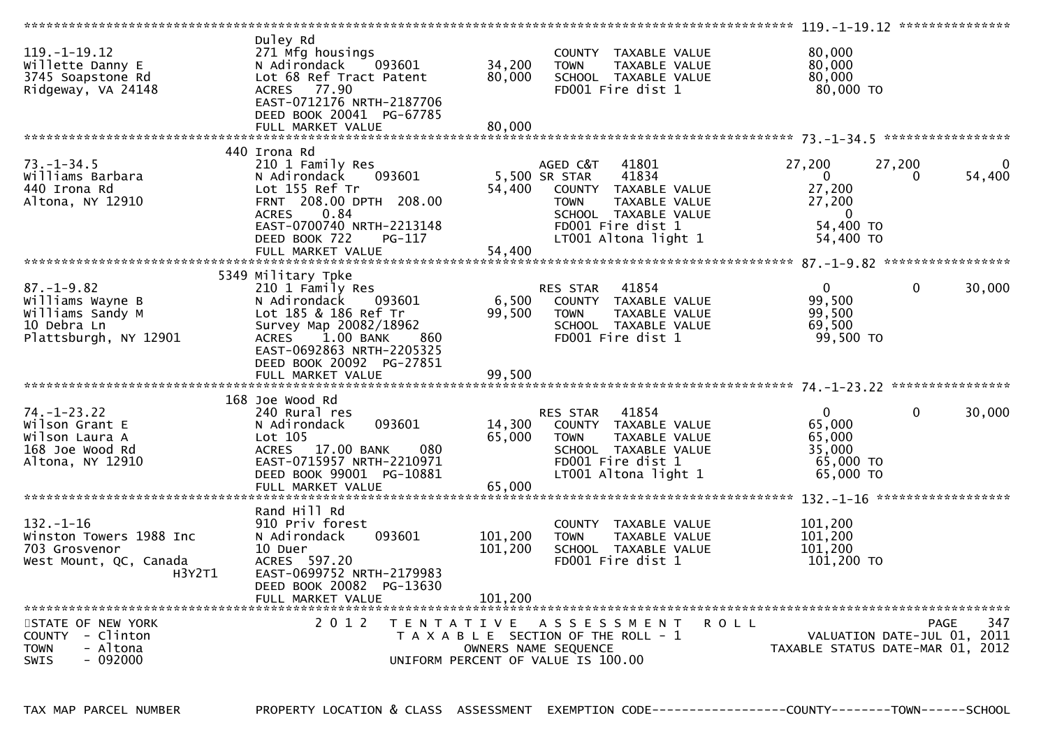```
******************************************************************************************************* 119.-1-19.12 ***************
                                Duley Rd
119.-1-19.12                    271 Mfg housings                     COUNTY  TAXABLE VALUE            80,000
Willette Danny E                N Adirondack    093601      34,200   TOWN    TAXABLE VALUE            80,000
3745 Soapstone Rd               Lot 68 Ref Tract Patent     80,000   SCHOOL  TAXABLE VALUE            80,000
Ridgeway, VA 24148              ACRES  77.90                         FD001 Fire dist 1                 80,000 TO
                                EAST-0712176 NRTH-2187706
                                DEED BOOK 20041 PG-67785
                                FULL MARKET VALUE           80,000
******************************************************************************************************* 73.-1-34.5 *****************
                            440 Irona Rd
73.-1-34.5                      210 1 Family Res                     AGED C&T   41801            27,200      27,200           0
Williams Barbara                N Adirondack    093601       5,500 SR STAR     41834                 0           0      54,400
440 Irona Rd                    Lot 155 Ref Tr              54,400   COUNTY  TAXABLE VALUE            27,200
Altona, NY 12910                FRNT 208.00 DPTH 208.00              TOWN    TAXABLE VALUE            27,200
                                ACRES   0.84                         SCHOOL  TAXABLE VALUE                 0
                                EAST-0700740 NRTH-2213148            FD001 Fire dist 1                 54,400 TO
                                DEED BOOK 722    PG-117              LT001 Altona light 1              54,400 TO
                                FULL MARKET VALUE           54,400
******************************************************************************************************* 87.-1-9.82 *****************
                           5349 Military Tpke
87.-1-9.82                      210 1 Family Res                     RES STAR   41854                 0           0      30,000
Williams Wayne B                N Adirondack    093601       6,500   COUNTY  TAXABLE VALUE            99,500
Williams Sandy M                Lot 185 & 186 Ref Tr        99,500   TOWN    TAXABLE VALUE            99,500
10 Debra Ln                     Survey Map 20082/18962               SCHOOL  TAXABLE VALUE            69,500
Plattsburgh, NY 12901           ACRES   1.00 BANK    860             FD001 Fire dist 1                 99,500 TO
                                EAST-0692863 NRTH-2205325
                                DEED BOOK 20092 PG-27851
                                FULL MARKET VALUE           99,500
******************************************************************************************************* 74.-1-23.22 ****************
                            168 Joe Wood Rd
74.-1-23.22                     240 Rural res                        RES STAR   41854                 0           0      30,000
Wilson Grant E                  N Adirondack    093601      14,300   COUNTY  TAXABLE VALUE            65,000
Wilson Laura A                  Lot 105                     65,000   TOWN    TAXABLE VALUE            65,000
168 Joe Wood Rd                 ACRES  17.00 BANK    080             SCHOOL  TAXABLE VALUE            35,000
Altona, NY 12910                EAST-0715957 NRTH-2210971            FD001 Fire dist 1                 65,000 TO
                                DEED BOOK 99001 PG-10881             LT001 Altona light 1              65,000 TO
                                FULL MARKET VALUE           65,000
******************************************************************************************************* 132.-1-16 ******************
                                Rand Hill Rd
132.-1-16                       910 Priv forest                      COUNTY  TAXABLE VALUE           101,200
Winston Towers 1988 Inc         N Adirondack    093601     101,200   TOWN    TAXABLE VALUE           101,200
703 Grosvenor                   10 Duer                    101,200   SCHOOL  TAXABLE VALUE           101,200
West Mount, QC, Canada          ACRES 597.20                         FD001 Fire dist 1                101,200 TO
                     H3Y2T1     EAST-0699752 NRTH-2179983
                                DEED BOOK 20082 PG-13630
                                FULL MARKET VALUE          101,200
************************************************************************************************************************************
STATE OF NEW YORK                2 0 1 2   T E N T A T I V E   A S S E S S M E N T   R O L L                              PAGE   347
COUNTY  - Clinton                         T A X A B L E  SECTION OF THE ROLL - 1                         VALUATION DATE-JUL 01, 2011
TOWN    - Altona                                  OWNERS NAME SEQUENCE                             TAXABLE STATUS DATE-MAR 01, 2012
SWIS    - 092000                          UNIFORM PERCENT OF VALUE IS 100.00


TAX MAP PARCEL NUMBER          PROPERTY LOCATION & CLASS  ASSESSMENT  EXEMPTION CODE------------------COUNTY--------TOWN------SCHOOL
```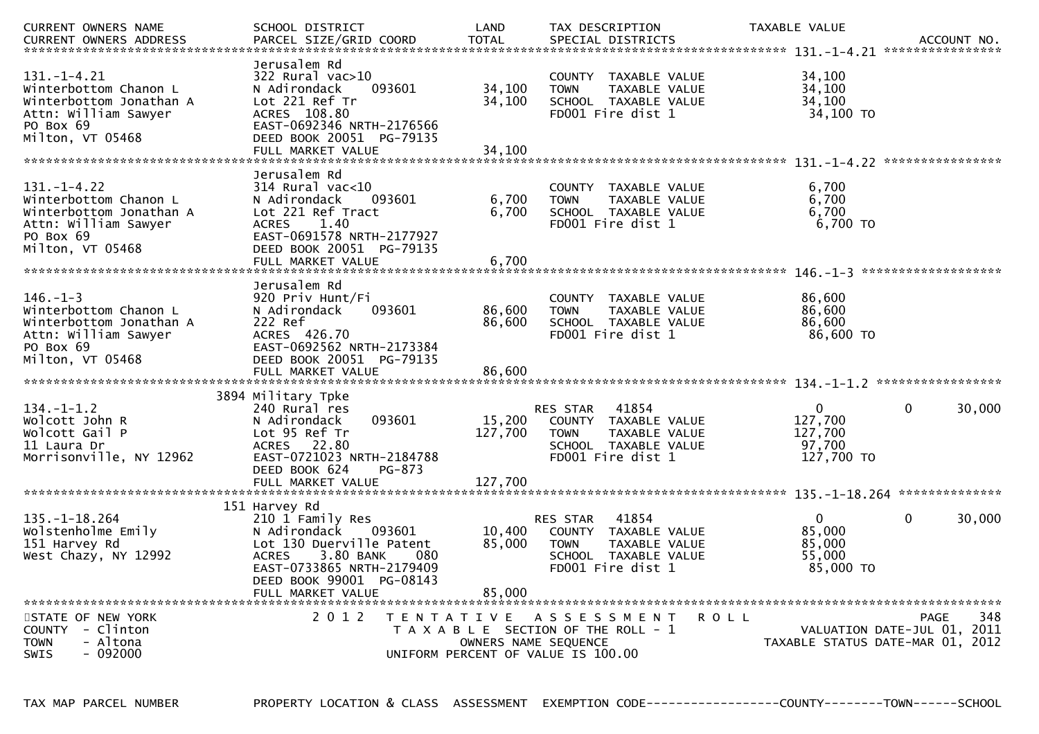| CURRENT OWNERS NAME<br>CURRENT OWNERS ADDRESS | SCHOOL DISTRICT<br>PARCEL SIZE/GRID COORD | LAND<br>TOTAL | TAX DESCRIPTION<br>SPECIAL DISTRICTS | TAXABLE VALUE | | ACCOUNT NO. |
|---|---|---|---|---|---|---|
| **131.-1-4.21** | | | | | | |
| | Jerusalem Rd | | | | | |
| 131.-1-4.21 | 322 Rural vac>10 | | COUNTY TAXABLE VALUE | 34,100 | | |
| Winterbottom Chanon L | N Adirondack 093601 | 34,100 | TOWN TAXABLE VALUE | 34,100 | | |
| Winterbottom Jonathan A | Lot 221 Ref Tr | 34,100 | SCHOOL TAXABLE VALUE | 34,100 | | |
| Attn: William Sawyer | ACRES 108.80 | | FD001 Fire dist 1 | 34,100 TO | | |
| PO Box 69 | EAST-0692346 NRTH-2176566 | | | | | |
| Milton, VT 05468 | DEED BOOK 20051 PG-79135 | | | | | |
| | FULL MARKET VALUE | 34,100 | | | | |
| **131.-1-4.22** | | | | | | |
| | Jerusalem Rd | | | | | |
| 131.-1-4.22 | 314 Rural vac<10 | | COUNTY TAXABLE VALUE | 6,700 | | |
| Winterbottom Chanon L | N Adirondack 093601 | 6,700 | TOWN TAXABLE VALUE | 6,700 | | |
| Winterbottom Jonathan A | Lot 221 Ref Tract | 6,700 | SCHOOL TAXABLE VALUE | 6,700 | | |
| Attn: William Sawyer | ACRES 1.40 | | FD001 Fire dist 1 | 6,700 TO | | |
| PO Box 69 | EAST-0691578 NRTH-2177927 | | | | | |
| Milton, VT 05468 | DEED BOOK 20051 PG-79135 | | | | | |
| | FULL MARKET VALUE | 6,700 | | | | |
| **146.-1-3** | | | | | | |
| | Jerusalem Rd | | | | | |
| 146.-1-3 | 920 Priv Hunt/Fi | | COUNTY TAXABLE VALUE | 86,600 | | |
| Winterbottom Chanon L | N Adirondack 093601 | 86,600 | TOWN TAXABLE VALUE | 86,600 | | |
| Winterbottom Jonathan A | 222 Ref | 86,600 | SCHOOL TAXABLE VALUE | 86,600 | | |
| Attn: William Sawyer | ACRES 426.70 | | FD001 Fire dist 1 | 86,600 TO | | |
| PO Box 69 | EAST-0692562 NRTH-2173384 | | | | | |
| Milton, VT 05468 | DEED BOOK 20051 PG-79135 | | | | | |
| | FULL MARKET VALUE | 86,600 | | | | |
| **134.-1-1.2** | | | | | | |
| | 3894 Military Tpke | | | | | |
| 134.-1-1.2 | 240 Rural res | | RES STAR 41854 | 0 | 0 | 30,000 |
| Wolcott John R | N Adirondack 093601 | 15,200 | COUNTY TAXABLE VALUE | 127,700 | | |
| Wolcott Gail P | Lot 95 Ref Tr | 127,700 | TOWN TAXABLE VALUE | 127,700 | | |
| 11 Laura Dr | ACRES 22.80 | | SCHOOL TAXABLE VALUE | 97,700 | | |
| Morrisonville, NY 12962 | EAST-0721023 NRTH-2184788 | | FD001 Fire dist 1 | 127,700 TO | | |
| | DEED BOOK 624 PG-873 | | | | | |
| | FULL MARKET VALUE | 127,700 | | | | |
| **135.-1-18.264** | | | | | | |
| | 151 Harvey Rd | | | | | |
| 135.-1-18.264 | 210 1 Family Res | | RES STAR 41854 | 0 | 0 | 30,000 |
| Wolstenholme Emily | N Adirondack 093601 | 10,400 | COUNTY TAXABLE VALUE | 85,000 | | |
| 151 Harvey Rd | Lot 130 Duerville Patent | 85,000 | TOWN TAXABLE VALUE | 85,000 | | |
| West Chazy, NY 12992 | ACRES 3.80 BANK 080 | | SCHOOL TAXABLE VALUE | 55,000 | | |
| | EAST-0733865 NRTH-2179409 | | FD001 Fire dist 1 | 85,000 TO | | |
| | DEED BOOK 99001 PG-08143 | | | | | |
| | FULL MARKET VALUE | 85,000 | | | | |

STATE OF NEW YORK
COUNTY - Clinton
TOWN - Altona
SWIS - 092000

2012 TENTATIVE ASSESSMENT ROLL
TAXABLE SECTION OF THE ROLL - 1
OWNERS NAME SEQUENCE
UNIFORM PERCENT OF VALUE IS 100.00

PAGE 348
VALUATION DATE-JUL 01, 2011
TAXABLE STATUS DATE-MAR 01, 2012

TAX MAP PARCEL NUMBER PROPERTY LOCATION & CLASS ASSESSMENT EXEMPTION CODE------------------COUNTY--------TOWN------SCHOOL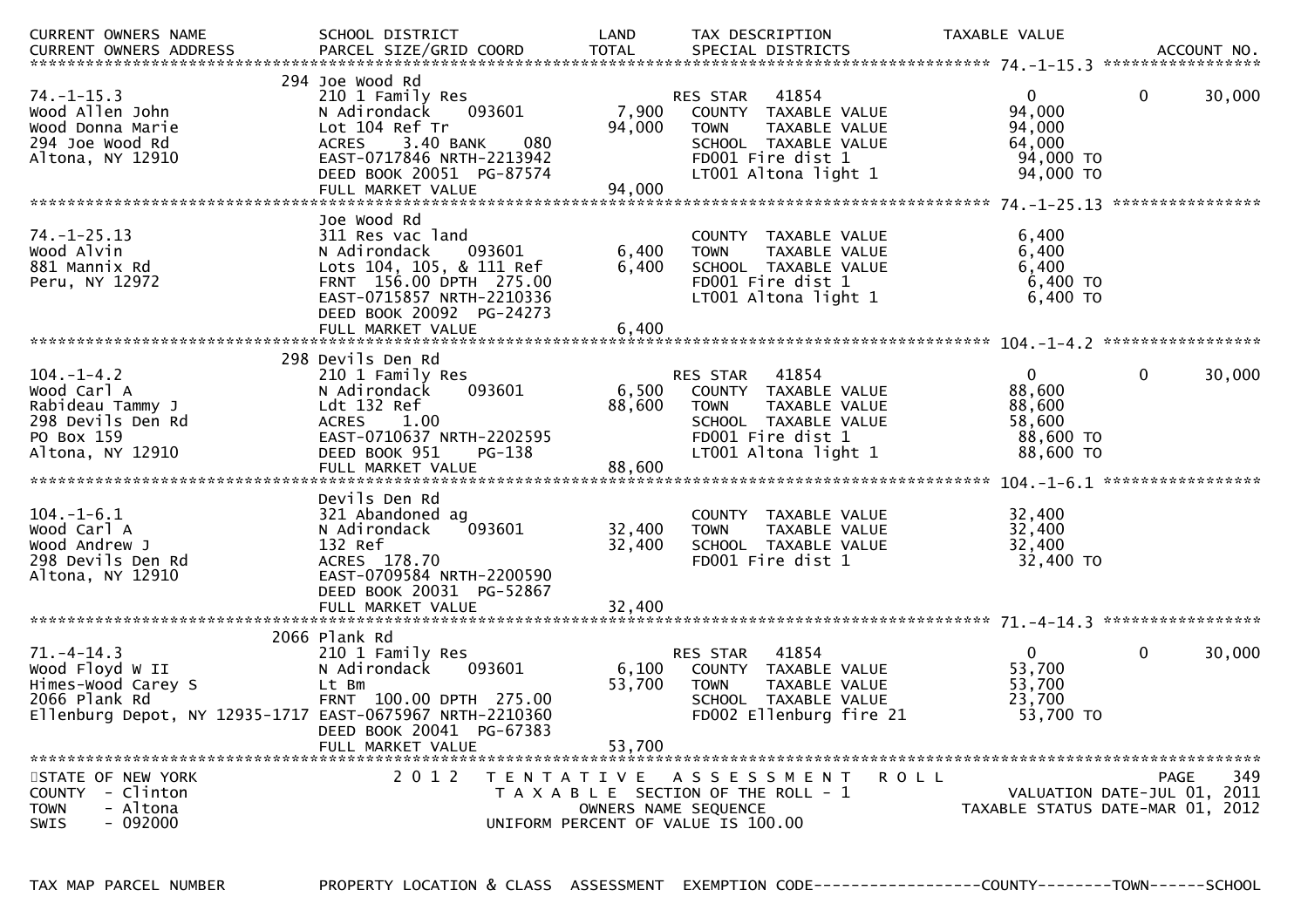| CURRENT OWNERS NAME<br>CURRENT OWNERS ADDRESS | SCHOOL DISTRICT<br>PARCEL SIZE/GRID COORD | LAND<br>TOTAL | TAX DESCRIPTION<br>SPECIAL DISTRICTS | TAXABLE VALUE | | ACCOUNT NO. |
|---|---|---|---|---|---|---|
| **74.-1-15.3** | | | | | | |
| | 294 Joe Wood Rd | | | | | |
| 74.-1-15.3 | 210 1 Family Res | | RES STAR 41854 | 0 | 0 | 30,000 |
| Wood Allen John | N Adirondack 093601 | 7,900 | COUNTY TAXABLE VALUE | 94,000 | | |
| Wood Donna Marie | Lot 104 Ref Tr | 94,000 | TOWN TAXABLE VALUE | 94,000 | | |
| 294 Joe Wood Rd | ACRES 3.40 BANK 080 | | SCHOOL TAXABLE VALUE | 64,000 | | |
| Altona, NY 12910 | EAST-0717846 NRTH-2213942 | | FD001 Fire dist 1 | 94,000 TO | | |
| | DEED BOOK 20051 PG-87574 | | LT001 Altona light 1 | 94,000 TO | | |
| | FULL MARKET VALUE | 94,000 | | | | |
| **74.-1-25.13** | | | | | | |
| | Joe Wood Rd | | | | | |
| 74.-1-25.13 | 311 Res vac land | | COUNTY TAXABLE VALUE | 6,400 | | |
| Wood Alvin | N Adirondack 093601 | 6,400 | TOWN TAXABLE VALUE | 6,400 | | |
| 881 Mannix Rd | Lots 104, 105, & 111 Ref | 6,400 | SCHOOL TAXABLE VALUE | 6,400 | | |
| Peru, NY 12972 | FRNT 156.00 DPTH 275.00 | | FD001 Fire dist 1 | 6,400 TO | | |
| | EAST-0715857 NRTH-2210336 | | LT001 Altona light 1 | 6,400 TO | | |
| | DEED BOOK 20092 PG-24273 | | | | | |
| | FULL MARKET VALUE | 6,400 | | | | |
| **104.-1-4.2** | | | | | | |
| | 298 Devils Den Rd | | | | | |
| 104.-1-4.2 | 210 1 Family Res | | RES STAR 41854 | 0 | 0 | 30,000 |
| Wood Carl A | N Adirondack 093601 | 6,500 | COUNTY TAXABLE VALUE | 88,600 | | |
| Rabideau Tammy J | Ldt 132 Ref | 88,600 | TOWN TAXABLE VALUE | 88,600 | | |
| 298 Devils Den Rd | ACRES 1.00 | | SCHOOL TAXABLE VALUE | 58,600 | | |
| PO Box 159 | EAST-0710637 NRTH-2202595 | | FD001 Fire dist 1 | 88,600 TO | | |
| Altona, NY 12910 | DEED BOOK 951 PG-138 | | LT001 Altona light 1 | 88,600 TO | | |
| | FULL MARKET VALUE | 88,600 | | | | |
| **104.-1-6.1** | | | | | | |
| | Devils Den Rd | | | | | |
| 104.-1-6.1 | 321 Abandoned ag | | COUNTY TAXABLE VALUE | 32,400 | | |
| Wood Carl A | N Adirondack 093601 | 32,400 | TOWN TAXABLE VALUE | 32,400 | | |
| Wood Andrew J | 132 Ref | 32,400 | SCHOOL TAXABLE VALUE | 32,400 | | |
| 298 Devils Den Rd | ACRES 178.70 | | FD001 Fire dist 1 | 32,400 TO | | |
| Altona, NY 12910 | EAST-0709584 NRTH-2200590 | | | | | |
| | DEED BOOK 20031 PG-52867 | | | | | |
| | FULL MARKET VALUE | 32,400 | | | | |
| **71.-4-14.3** | | | | | | |
| | 2066 Plank Rd | | | | | |
| 71.-4-14.3 | 210 1 Family Res | | RES STAR 41854 | 0 | 0 | 30,000 |
| Wood Floyd W II | N Adirondack 093601 | 6,100 | COUNTY TAXABLE VALUE | 53,700 | | |
| Himes-Wood Carey S | Lt Bm | 53,700 | TOWN TAXABLE VALUE | 53,700 | | |
| 2066 Plank Rd | FRNT 100.00 DPTH 275.00 | | SCHOOL TAXABLE VALUE | 23,700 | | |
| Ellenburg Depot, NY 12935-1717 | EAST-0675967 NRTH-2210360 | | FD002 Ellenburg fire 21 | 53,700 TO | | |
| | DEED BOOK 20041 PG-67383 | | | | | |
| | FULL MARKET VALUE | 53,700 | | | | |

STATE OF NEW YORK
COUNTY - Clinton
TOWN - Altona
SWIS - 092000

2012 TENTATIVE ASSESSMENT ROLL
TAXABLE SECTION OF THE ROLL - 1
OWNERS NAME SEQUENCE
UNIFORM PERCENT OF VALUE IS 100.00

VALUATION DATE-JUL 01, 2011
TAXABLE STATUS DATE-MAR 01, 2012

TAX MAP PARCEL NUMBER PROPERTY LOCATION & CLASS ASSESSMENT EXEMPTION CODE------------------COUNTY--------TOWN------SCHOOL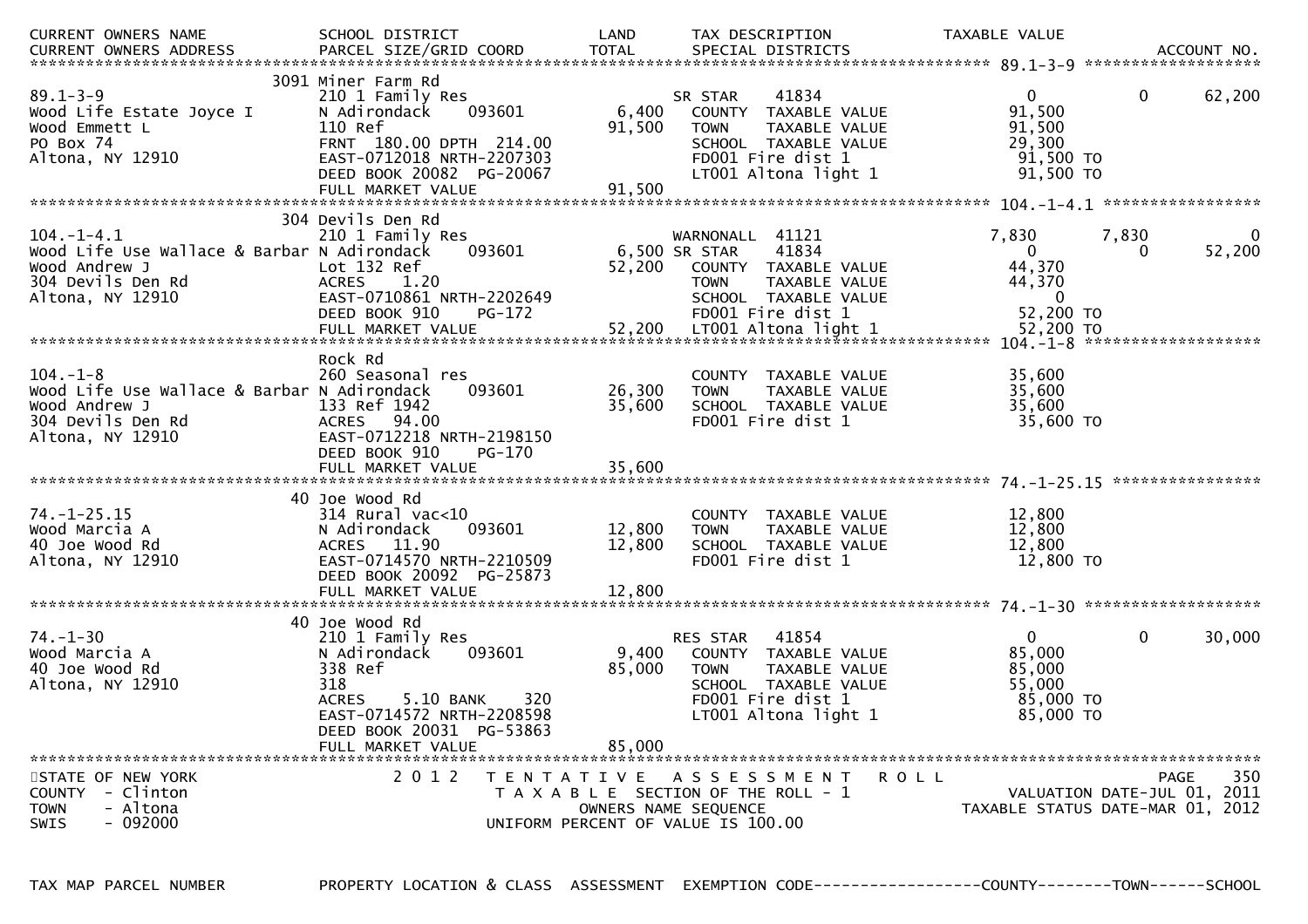| CURRENT OWNERS NAME<br>CURRENT OWNERS ADDRESS | SCHOOL DISTRICT<br>PARCEL SIZE/GRID COORD | LAND<br>TOTAL | TAX DESCRIPTION<br>SPECIAL DISTRICTS | TAXABLE VALUE | | ACCOUNT NO. |
|---|---|---|---|---|---|---|
| **89.1-3-9** | 3091 Miner Farm Rd | | | | | |
| 89.1-3-9 | 210 1 Family Res | | SR STAR 41834 | 0 | 0 | 62,200 |
| Wood Life Estate Joyce I | N Adirondack 093601 | 6,400 | COUNTY TAXABLE VALUE | 91,500 | | |
| Wood Emmett L | 110 Ref | 91,500 | TOWN TAXABLE VALUE | 91,500 | | |
| PO Box 74 | FRNT 180.00 DPTH 214.00 | | SCHOOL TAXABLE VALUE | 29,300 | | |
| Altona, NY 12910 | EAST-0712018 NRTH-2207303 | | FD001 Fire dist 1 | 91,500 TO | | |
| | DEED BOOK 20082 PG-20067 | | LT001 Altona light 1 | 91,500 TO | | |
| | FULL MARKET VALUE | 91,500 | | | | |
| **104.-1-4.1** | 304 Devils Den Rd | | | | | |
| 104.-1-4.1 | 210 1 Family Res | | WARNONALL 41121 | 7,830 | 7,830 | 0 |
| Wood Life Use Wallace & Barbar | N Adirondack 093601 | 6,500 | SR STAR 41834 | 0 | 0 | 52,200 |
| Wood Andrew J | Lot 132 Ref | 52,200 | COUNTY TAXABLE VALUE | 44,370 | | |
| 304 Devils Den Rd | ACRES 1.20 | | TOWN TAXABLE VALUE | 44,370 | | |
| Altona, NY 12910 | EAST-0710861 NRTH-2202649 | | SCHOOL TAXABLE VALUE | 0 | | |
| | DEED BOOK 910 PG-172 | | FD001 Fire dist 1 | 52,200 TO | | |
| | FULL MARKET VALUE | 52,200 | LT001 Altona light 1 | 52,200 TO | | |
| **104.-1-8** | Rock Rd | | | | | |
| 104.-1-8 | 260 Seasonal res | | COUNTY TAXABLE VALUE | 35,600 | | |
| Wood Life Use Wallace & Barbar | N Adirondack 093601 | 26,300 | TOWN TAXABLE VALUE | 35,600 | | |
| Wood Andrew J | 133 Ref 1942 | 35,600 | SCHOOL TAXABLE VALUE | 35,600 | | |
| 304 Devils Den Rd | ACRES 94.00 | | FD001 Fire dist 1 | 35,600 TO | | |
| Altona, NY 12910 | EAST-0712218 NRTH-2198150 | | | | | |
| | DEED BOOK 910 PG-170 | | | | | |
| | FULL MARKET VALUE | 35,600 | | | | |
| **74.-1-25.15** | 40 Joe Wood Rd | | | | | |
| 74.-1-25.15 | 314 Rural vac<10 | | COUNTY TAXABLE VALUE | 12,800 | | |
| Wood Marcia A | N Adirondack 093601 | 12,800 | TOWN TAXABLE VALUE | 12,800 | | |
| 40 Joe Wood Rd | ACRES 11.90 | 12,800 | SCHOOL TAXABLE VALUE | 12,800 | | |
| Altona, NY 12910 | EAST-0714570 NRTH-2210509 | | FD001 Fire dist 1 | 12,800 TO | | |
| | DEED BOOK 20092 PG-25873 | | | | | |
| | FULL MARKET VALUE | 12,800 | | | | |
| **74.-1-30** | 40 Joe Wood Rd | | | | | |
| 74.-1-30 | 210 1 Family Res | | RES STAR 41854 | 0 | 0 | 30,000 |
| Wood Marcia A | N Adirondack 093601 | 9,400 | COUNTY TAXABLE VALUE | 85,000 | | |
| 40 Joe Wood Rd | 338 Ref | 85,000 | TOWN TAXABLE VALUE | 85,000 | | |
| Altona, NY 12910 | 318 | | SCHOOL TAXABLE VALUE | 55,000 | | |
| | ACRES 5.10 BANK 320 | | FD001 Fire dist 1 | 85,000 TO | | |
| | EAST-0714572 NRTH-2208598 | | LT001 Altona light 1 | 85,000 TO | | |
| | DEED BOOK 20031 PG-53863 | | | | | |
| | FULL MARKET VALUE | 85,000 | | | | |

STATE OF NEW YORK
COUNTY - Clinton
TOWN - Altona
SWIS - 092000

2012 TENTATIVE ASSESSMENT ROLL
TAXABLE SECTION OF THE ROLL - 1
OWNERS NAME SEQUENCE
UNIFORM PERCENT OF VALUE IS 100.00

VALUATION DATE-JUL 01, 2011
TAXABLE STATUS DATE-MAR 01, 2012

TAX MAP PARCEL NUMBER | PROPERTY LOCATION & CLASS | ASSESSMENT | EXEMPTION CODE------------------COUNTY--------TOWN------SCHOOL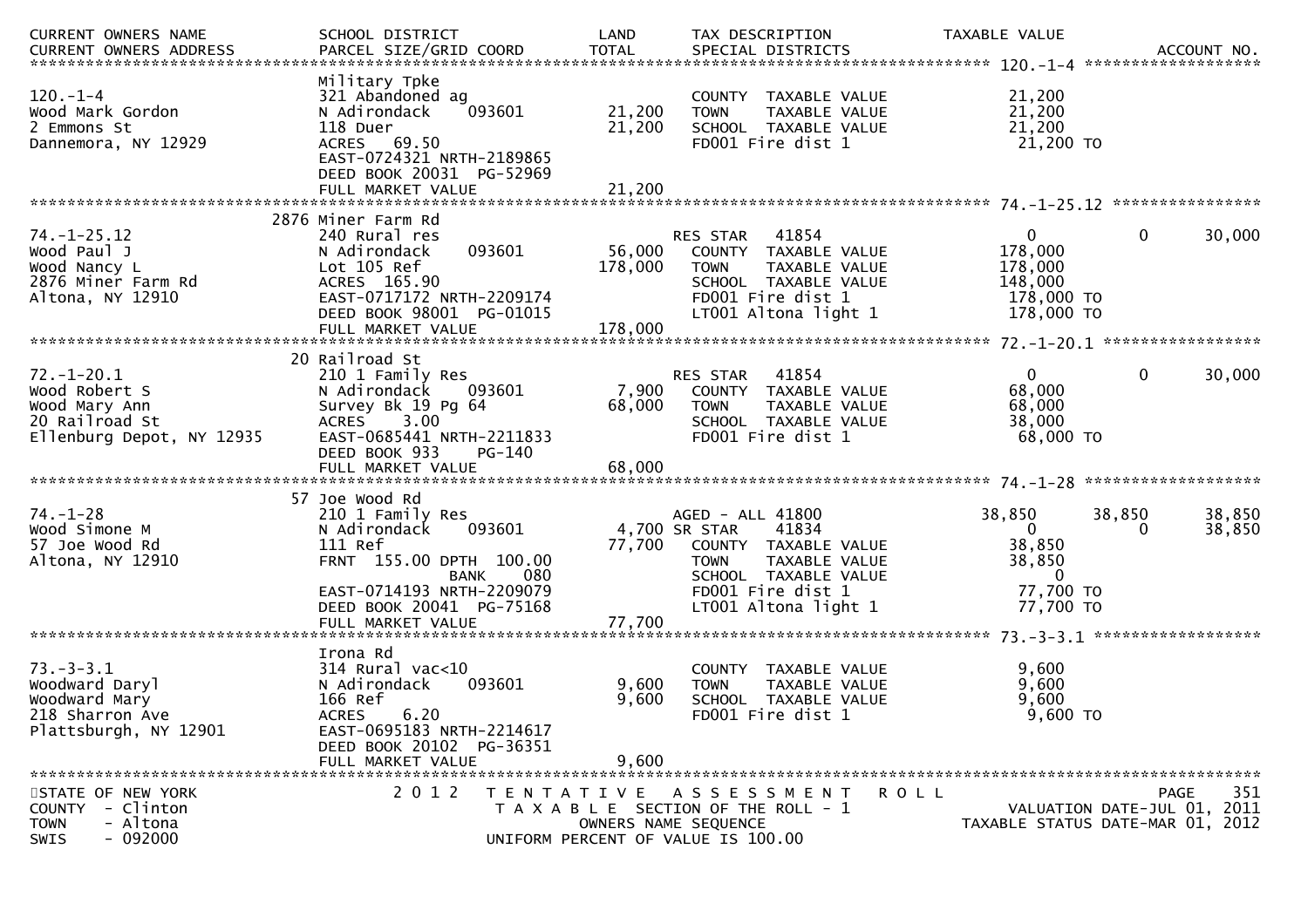| CURRENT OWNERS NAME<br>CURRENT OWNERS ADDRESS | SCHOOL DISTRICT<br>PARCEL SIZE/GRID COORD | LAND<br>TOTAL | TAX DESCRIPTION<br>SPECIAL DISTRICTS | TAXABLE VALUE | | ACCOUNT NO. |
|---|---|---|---|---|---|---|
| **120.-1-4** | | | | | | |
| | Military Tpke | | | | | |
| 120.-1-4 | 321 Abandoned ag | | COUNTY TAXABLE VALUE | 21,200 | | |
| Wood Mark Gordon | N Adirondack 093601 | 21,200 | TOWN TAXABLE VALUE | 21,200 | | |
| 2 Emmons St | 118 Duer | 21,200 | SCHOOL TAXABLE VALUE | 21,200 | | |
| Dannemora, NY 12929 | ACRES 69.50 | | FD001 Fire dist 1 | 21,200 TO | | |
| | EAST-0724321 NRTH-2189865 | | | | | |
| | DEED BOOK 20031 PG-52969 | | | | | |
| | FULL MARKET VALUE | 21,200 | | | | |
| **74.-1-25.12** | | | | | | |
| | 2876 Miner Farm Rd | | | | | |
| 74.-1-25.12 | 240 Rural res | | RES STAR 41854 | 0 | 0 | 30,000 |
| Wood Paul J | N Adirondack 093601 | 56,000 | COUNTY TAXABLE VALUE | 178,000 | | |
| Wood Nancy L | Lot 105 Ref | 178,000 | TOWN TAXABLE VALUE | 178,000 | | |
| 2876 Miner Farm Rd | ACRES 165.90 | | SCHOOL TAXABLE VALUE | 148,000 | | |
| Altona, NY 12910 | EAST-0717172 NRTH-2209174 | | FD001 Fire dist 1 | 178,000 TO | | |
| | DEED BOOK 98001 PG-01015 | | LT001 Altona light 1 | 178,000 TO | | |
| | FULL MARKET VALUE | 178,000 | | | | |
| **72.-1-20.1** | | | | | | |
| | 20 Railroad St | | | | | |
| 72.-1-20.1 | 210 1 Family Res | | RES STAR 41854 | 0 | 0 | 30,000 |
| Wood Robert S | N Adirondack 093601 | 7,900 | COUNTY TAXABLE VALUE | 68,000 | | |
| Wood Mary Ann | Survey Bk 19 Pg 64 | 68,000 | TOWN TAXABLE VALUE | 68,000 | | |
| 20 Railroad St | ACRES 3.00 | | SCHOOL TAXABLE VALUE | 38,000 | | |
| Ellenburg Depot, NY 12935 | EAST-0685441 NRTH-2211833 | | FD001 Fire dist 1 | 68,000 TO | | |
| | DEED BOOK 933 PG-140 | | | | | |
| | FULL MARKET VALUE | 68,000 | | | | |
| **74.-1-28** | | | | | | |
| | 57 Joe Wood Rd | | | | | |
| 74.-1-28 | 210 1 Family Res | | AGED - ALL 41800 | 38,850 | 38,850 | 38,850 |
| Wood Simone M | N Adirondack 093601 | 4,700 | SR STAR 41834 | 0 | 0 | 38,850 |
| 57 Joe Wood Rd | 111 Ref | 77,700 | COUNTY TAXABLE VALUE | 38,850 | | |
| Altona, NY 12910 | FRNT 155.00 DPTH 100.00 | | TOWN TAXABLE VALUE | 38,850 | | |
| | BANK 080 | | SCHOOL TAXABLE VALUE | 0 | | |
| | EAST-0714193 NRTH-2209079 | | FD001 Fire dist 1 | 77,700 TO | | |
| | DEED BOOK 20041 PG-75168 | | LT001 Altona light 1 | 77,700 TO | | |
| | FULL MARKET VALUE | 77,700 | | | | |
| **73.-3-3.1** | | | | | | |
| | Irona Rd | | | | | |
| 73.-3-3.1 | 314 Rural vac<10 | | COUNTY TAXABLE VALUE | 9,600 | | |
| Woodward Daryl | N Adirondack 093601 | 9,600 | TOWN TAXABLE VALUE | 9,600 | | |
| Woodward Mary | 166 Ref | 9,600 | SCHOOL TAXABLE VALUE | 9,600 | | |
| 218 Sharron Ave | ACRES 6.20 | | FD001 Fire dist 1 | 9,600 TO | | |
| Plattsburgh, NY 12901 | EAST-0695183 NRTH-2214617 | | | | | |
| | DEED BOOK 20102 PG-36351 | | | | | |
| | FULL MARKET VALUE | 9,600 | | | | |

STATE OF NEW YORK
COUNTY - Clinton
TOWN - Altona
SWIS - 092000

2012 TENTATIVE ASSESSMENT ROLL
TAXABLE SECTION OF THE ROLL - 1
OWNERS NAME SEQUENCE
UNIFORM PERCENT OF VALUE IS 100.00

VALUATION DATE-JUL 01, 2011
TAXABLE STATUS DATE-MAR 01, 2012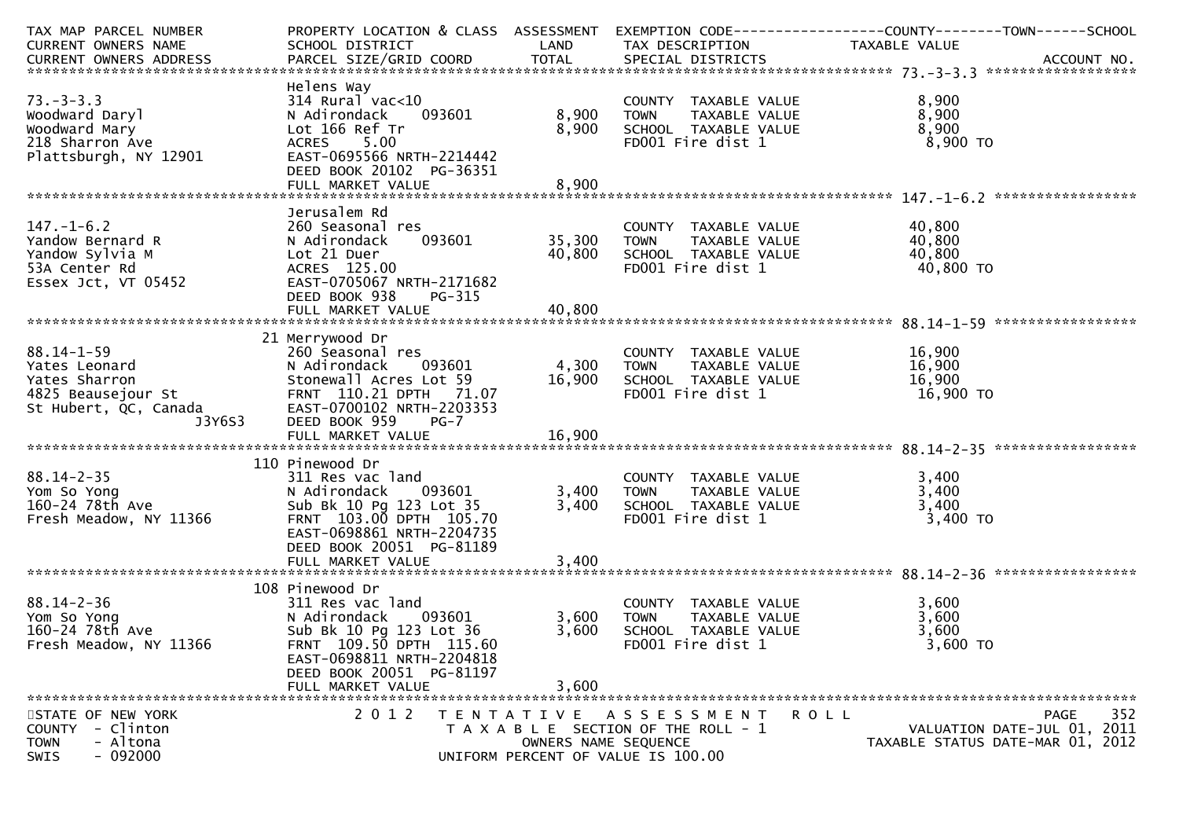| TAX MAP PARCEL NUMBER<br>CURRENT OWNERS NAME<br>CURRENT OWNERS ADDRESS | PROPERTY LOCATION & CLASS<br>SCHOOL DISTRICT<br>PARCEL SIZE/GRID COORD | ASSESSMENT<br>LAND<br>TOTAL | EXEMPTION CODE------COUNTY-----TOWN-----SCHOOL<br>TAX DESCRIPTION<br>SPECIAL DISTRICTS | TAXABLE VALUE<br>ACCOUNT NO. |
|---|---|---|---|---|
| **73.-3-3.3** | Helens Way | | | |
| 73.-3-3.3 | 314 Rural vac<10 | | COUNTY TAXABLE VALUE | 8,900 |
| Woodward Daryl | N Adirondack 093601 | 8,900 | TOWN TAXABLE VALUE | 8,900 |
| Woodward Mary | Lot 166 Ref Tr | 8,900 | SCHOOL TAXABLE VALUE | 8,900 |
| 218 Sharron Ave | ACRES 5.00 | | FD001 Fire dist 1 | 8,900 TO |
| Plattsburgh, NY 12901 | EAST-0695566 NRTH-2214442 | | | |
| | DEED BOOK 20102 PG-36351 | | | |
| | FULL MARKET VALUE | 8,900 | | |
| **147.-1-6.2** | Jerusalem Rd | | | |
| 147.-1-6.2 | 260 Seasonal res | | COUNTY TAXABLE VALUE | 40,800 |
| Yandow Bernard R | N Adirondack 093601 | 35,300 | TOWN TAXABLE VALUE | 40,800 |
| Yandow Sylvia M | Lot 21 Duer | 40,800 | SCHOOL TAXABLE VALUE | 40,800 |
| 53A Center Rd | ACRES 125.00 | | FD001 Fire dist 1 | 40,800 TO |
| Essex Jct, VT 05452 | EAST-0705067 NRTH-2171682 | | | |
| | DEED BOOK 938 PG-315 | | | |
| | FULL MARKET VALUE | 40,800 | | |
| **88.14-1-59** | 21 Merrywood Dr | | | |
| 88.14-1-59 | 260 Seasonal res | | COUNTY TAXABLE VALUE | 16,900 |
| Yates Leonard | N Adirondack 093601 | 4,300 | TOWN TAXABLE VALUE | 16,900 |
| Yates Sharron | Stonewall Acres Lot 59 | 16,900 | SCHOOL TAXABLE VALUE | 16,900 |
| 4825 Beausejour St | FRNT 110.21 DPTH 71.07 | | FD001 Fire dist 1 | 16,900 TO |
| St Hubert, QC, Canada | EAST-0700102 NRTH-2203353 | | | |
| J3Y6S3 | DEED BOOK 959 PG-7 | | | |
| | FULL MARKET VALUE | 16,900 | | |
| **88.14-2-35** | 110 Pinewood Dr | | | |
| 88.14-2-35 | 311 Res vac land | | COUNTY TAXABLE VALUE | 3,400 |
| Yom So Yong | N Adirondack 093601 | 3,400 | TOWN TAXABLE VALUE | 3,400 |
| 160-24 78th Ave | Sub Bk 10 Pg 123 Lot 35 | 3,400 | SCHOOL TAXABLE VALUE | 3,400 |
| Fresh Meadow, NY 11366 | FRNT 103.00 DPTH 105.70 | | FD001 Fire dist 1 | 3,400 TO |
| | EAST-0698861 NRTH-2204735 | | | |
| | DEED BOOK 20051 PG-81189 | | | |
| | FULL MARKET VALUE | 3,400 | | |
| **88.14-2-36** | 108 Pinewood Dr | | | |
| 88.14-2-36 | 311 Res vac land | | COUNTY TAXABLE VALUE | 3,600 |
| Yom So Yong | N Adirondack 093601 | 3,600 | TOWN TAXABLE VALUE | 3,600 |
| 160-24 78th Ave | Sub Bk 10 Pg 123 Lot 36 | 3,600 | SCHOOL TAXABLE VALUE | 3,600 |
| Fresh Meadow, NY 11366 | FRNT 109.50 DPTH 115.60 | | FD001 Fire dist 1 | 3,600 TO |
| | EAST-0698811 NRTH-2204818 | | | |
| | DEED BOOK 20051 PG-81197 | | | |
| | FULL MARKET VALUE | 3,600 | | |

STATE OF NEW YORK
COUNTY - Clinton
TOWN - Altona
SWIS - 092000

2012 TENTATIVE ASSESSMENT ROLL
TAXABLE SECTION OF THE ROLL - 1
OWNERS NAME SEQUENCE
UNIFORM PERCENT OF VALUE IS 100.00

VALUATION DATE-JUL 01, 2011
TAXABLE STATUS DATE-MAR 01, 2012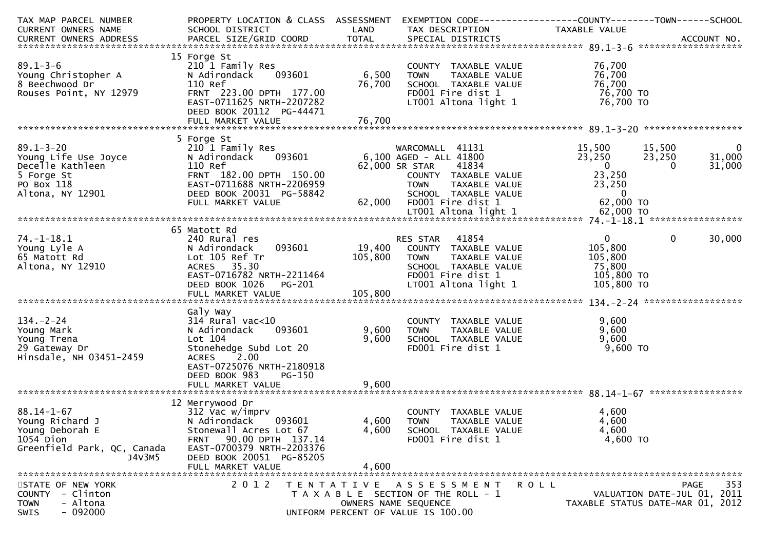| TAX MAP PARCEL NUMBER<br>CURRENT OWNERS NAME<br>CURRENT OWNERS ADDRESS | PROPERTY LOCATION & CLASS<br>SCHOOL DISTRICT<br>PARCEL SIZE/GRID COORD | ASSESSMENT<br>LAND<br>TOTAL | EXEMPTION CODE<br>TAX DESCRIPTION<br>SPECIAL DISTRICTS | COUNTY<br>TAXABLE VALUE | TOWN | SCHOOL<br>ACCOUNT NO. |
|---|---|---|---|---|---|---|
| **89.1-3-6** | 15 Forge St | | | | | |
| 89.1-3-6 | 210 1 Family Res | | COUNTY TAXABLE VALUE | 76,700 | | |
| Young Christopher A | N Adirondack 093601 | 6,500 | TOWN TAXABLE VALUE | 76,700 | | |
| 8 Beechwood Dr | 110 Ref | 76,700 | SCHOOL TAXABLE VALUE | 76,700 | | |
| Rouses Point, NY 12979 | FRNT 223.00 DPTH 177.00 | | FD001 Fire dist 1 | 76,700 TO | | |
| | EAST-0711625 NRTH-2207282 | | LT001 Altona light 1 | 76,700 TO | | |
| | DEED BOOK 20112 PG-44471 | | | | | |
| | FULL MARKET VALUE | 76,700 | | | | |
| **89.1-3-20** | 5 Forge St | | | | | |
| 89.1-3-20 | 210 1 Family Res | | WARCOMALL 41131 | 15,500 | 15,500 | 0 |
| Young Life Use Joyce | N Adirondack 093601 | 6,100 | AGED - ALL 41800 | 23,250 | 23,250 | 31,000 |
| Decelle Kathleen | 110 Ref | 62,000 | SR STAR 41834 | 0 | 0 | 31,000 |
| 5 Forge St | FRNT 182.00 DPTH 150.00 | | COUNTY TAXABLE VALUE | 23,250 | | |
| PO Box 118 | EAST-0711688 NRTH-2206959 | | TOWN TAXABLE VALUE | 23,250 | | |
| Altona, NY 12901 | DEED BOOK 20031 PG-58842 | | SCHOOL TAXABLE VALUE | 0 | | |
| | FULL MARKET VALUE | 62,000 | FD001 Fire dist 1 | 62,000 TO | | |
| | | | LT001 Altona light 1 | 62,000 TO | | |
| **74.-1-18.1** | 65 Matott Rd | | | | | |
| 74.-1-18.1 | 240 Rural res | | RES STAR 41854 | 0 | 0 | 30,000 |
| Young Lyle A | N Adirondack 093601 | 19,400 | COUNTY TAXABLE VALUE | 105,800 | | |
| 65 Matott Rd | Lot 105 Ref Tr | 105,800 | TOWN TAXABLE VALUE | 105,800 | | |
| Altona, NY 12910 | ACRES 35.30 | | SCHOOL TAXABLE VALUE | 75,800 | | |
| | EAST-0716782 NRTH-2211464 | | FD001 Fire dist 1 | 105,800 TO | | |
| | DEED BOOK 1026 PG-201 | | LT001 Altona light 1 | 105,800 TO | | |
| | FULL MARKET VALUE | 105,800 | | | | |
| **134.-2-24** | Galy Way | | | | | |
| 134.-2-24 | 314 Rural vac<10 | | COUNTY TAXABLE VALUE | 9,600 | | |
| Young Mark | N Adirondack 093601 | 9,600 | TOWN TAXABLE VALUE | 9,600 | | |
| Young Trena | Lot 104 | 9,600 | SCHOOL TAXABLE VALUE | 9,600 | | |
| 29 Gateway Dr | Stonehedge Subd Lot 20 | | FD001 Fire dist 1 | 9,600 TO | | |
| Hinsdale, NH 03451-2459 | ACRES 2.00 | | | | | |
| | EAST-0725076 NRTH-2180918 | | | | | |
| | DEED BOOK 983 PG-150 | | | | | |
| | FULL MARKET VALUE | 9,600 | | | | |
| **88.14-1-67** | 12 Merrywood Dr | | | | | |
| 88.14-1-67 | 312 Vac w/imprv | | COUNTY TAXABLE VALUE | 4,600 | | |
| Young Richard J | N Adirondack 093601 | 4,600 | TOWN TAXABLE VALUE | 4,600 | | |
| Young Deborah E | Stonewall Acres Lot 67 | 4,600 | SCHOOL TAXABLE VALUE | 4,600 | | |
| 1054 Dion | FRNT 90.00 DPTH 137.14 | | FD001 Fire dist 1 | 4,600 TO | | |
| Greenfield Park, QC, Canada J4V3M5 | EAST-0700379 NRTH-2203376 | | | | | |
| | DEED BOOK 20051 PG-85205 | | | | | |
| | FULL MARKET VALUE | 4,600 | | | | |

STATE OF NEW YORK
COUNTY - Clinton
TOWN - Altona
SWIS - 092000

2012 TENTATIVE ASSESSMENT ROLL
TAXABLE SECTION OF THE ROLL - 1
OWNERS NAME SEQUENCE
UNIFORM PERCENT OF VALUE IS 100.00

VALUATION DATE-JUL 01, 2011
TAXABLE STATUS DATE-MAR 01, 2012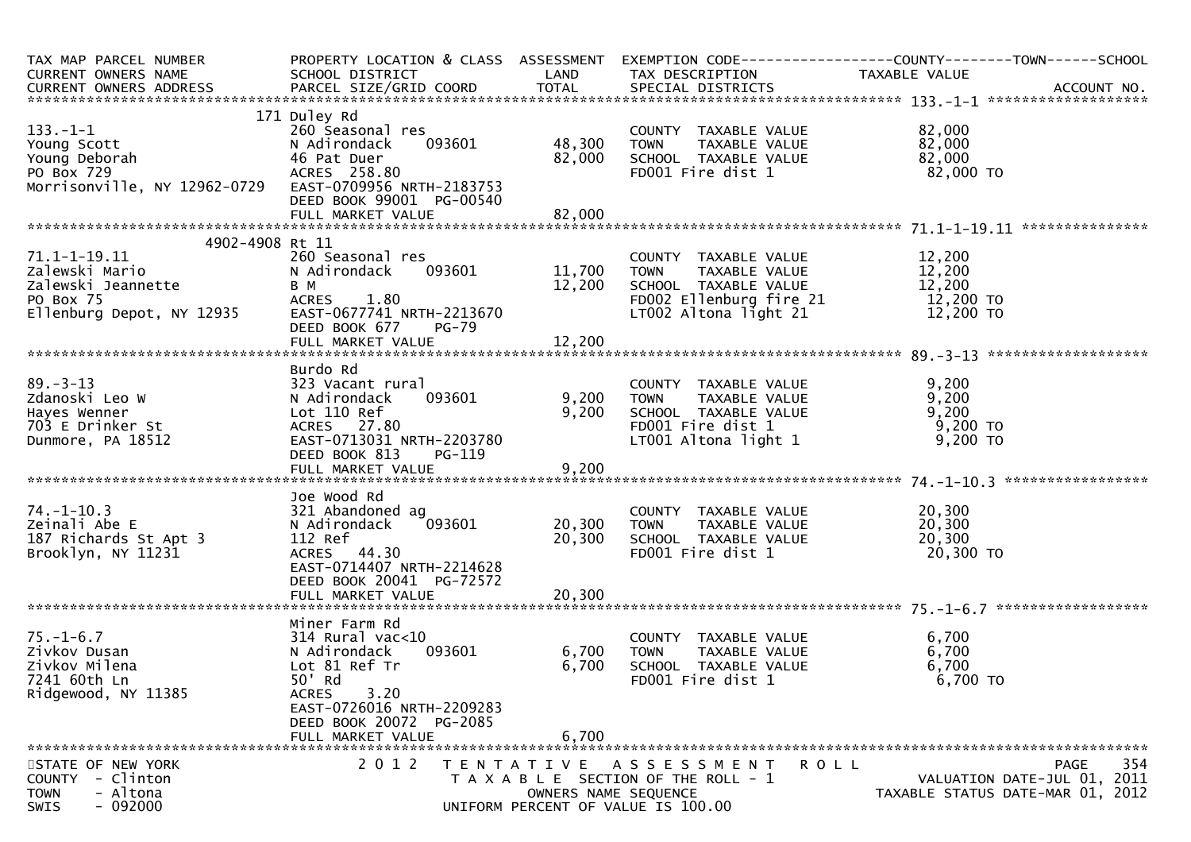| TAX MAP PARCEL NUMBER<br>CURRENT OWNERS NAME<br>CURRENT OWNERS ADDRESS | PROPERTY LOCATION & CLASS<br>SCHOOL DISTRICT<br>PARCEL SIZE/GRID COORD | ASSESSMENT<br>LAND<br>TOTAL | EXEMPTION CODE<br>TAX DESCRIPTION<br>SPECIAL DISTRICTS | COUNTY--------TOWN------SCHOOL<br>TAXABLE VALUE | ACCOUNT NO. |
|---|---|---|---|---|---|
| **133.-1-1** | | | | | |
| 133.-1-1 | 171 Duley Rd<br>260 Seasonal res | | COUNTY TAXABLE VALUE | 82,000 | |
| Young Scott | N Adirondack 093601 | 48,300 | TOWN TAXABLE VALUE | 82,000 | |
| Young Deborah | 46 Pat Duer | 82,000 | SCHOOL TAXABLE VALUE | 82,000 | |
| PO Box 729 | ACRES 258.80 | | FD001 Fire dist 1 | 82,000 TO | |
| Morrisonville, NY 12962-0729 | EAST-0709956 NRTH-2183753<br>DEED BOOK 99001 PG-00540<br>FULL MARKET VALUE | 82,000 | | | |
| **71.1-1-19.11** | | | | | |
| 71.1-1-19.11 | 4902-4908 Rt 11<br>260 Seasonal res | | COUNTY TAXABLE VALUE | 12,200 | |
| Zalewski Mario | N Adirondack 093601 | 11,700 | TOWN TAXABLE VALUE | 12,200 | |
| Zalewski Jeannette | B M | 12,200 | SCHOOL TAXABLE VALUE | 12,200 | |
| PO Box 75 | ACRES 1.80 | | FD002 Ellenburg fire 21 | 12,200 TO | |
| Ellenburg Depot, NY 12935 | EAST-0677741 NRTH-2213670<br>DEED BOOK 677 PG-79<br>FULL MARKET VALUE | 12,200 | LT002 Altona light 21 | 12,200 TO | |
| **89.-3-13** | | | | | |
| 89.-3-13 | Burdo Rd<br>323 Vacant rural | | COUNTY TAXABLE VALUE | 9,200 | |
| Zdanoski Leo W | N Adirondack 093601 | 9,200 | TOWN TAXABLE VALUE | 9,200 | |
| Hayes Wenner | Lot 110 Ref | 9,200 | SCHOOL TAXABLE VALUE | 9,200 | |
| 703 E Drinker St | ACRES 27.80 | | FD001 Fire dist 1 | 9,200 TO | |
| Dunmore, PA 18512 | EAST-0713031 NRTH-2203780<br>DEED BOOK 813 PG-119<br>FULL MARKET VALUE | 9,200 | LT001 Altona light 1 | 9,200 TO | |
| **74.-1-10.3** | | | | | |
| 74.-1-10.3 | Joe Wood Rd<br>321 Abandoned ag | | COUNTY TAXABLE VALUE | 20,300 | |
| Zeinali Abe E | N Adirondack 093601 | 20,300 | TOWN TAXABLE VALUE | 20,300 | |
| 187 Richards St Apt 3 | 112 Ref | 20,300 | SCHOOL TAXABLE VALUE | 20,300 | |
| Brooklyn, NY 11231 | ACRES 44.30<br>EAST-0714407 NRTH-2214628<br>DEED BOOK 20041 PG-72572<br>FULL MARKET VALUE | 20,300 | FD001 Fire dist 1 | 20,300 TO | |
| **75.-1-6.7** | | | | | |
| 75.-1-6.7 | Miner Farm Rd<br>314 Rural vac<10 | | COUNTY TAXABLE VALUE | 6,700 | |
| Zivkov Dusan | N Adirondack 093601 | 6,700 | TOWN TAXABLE VALUE | 6,700 | |
| Zivkov Milena | Lot 81 Ref Tr | 6,700 | SCHOOL TAXABLE VALUE | 6,700 | |
| 7241 60th Ln | 50' Rd | | FD001 Fire dist 1 | 6,700 TO | |
| Ridgewood, NY 11385 | ACRES 3.20<br>EAST-0726016 NRTH-2209283<br>DEED BOOK 20072 PG-2085<br>FULL MARKET VALUE | 6,700 | | | |

STATE OF NEW YORK
COUNTY - Clinton
TOWN - Altona
SWIS - 092000

2012 TENTATIVE ASSESSMENT ROLL
TAXABLE SECTION OF THE ROLL - 1
OWNERS NAME SEQUENCE
UNIFORM PERCENT OF VALUE IS 100.00

VALUATION DATE-JUL 01, 2011
TAXABLE STATUS DATE-MAR 01, 2012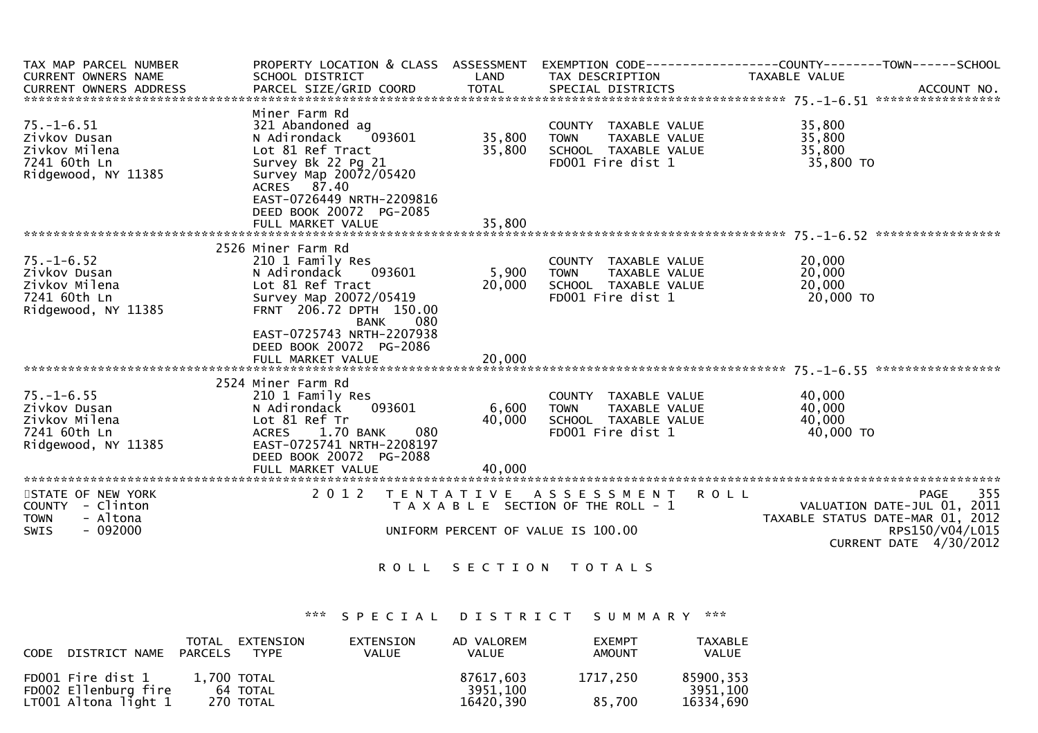| TAX MAP PARCEL NUMBER<br>CURRENT OWNERS NAME<br>CURRENT OWNERS ADDRESS | PROPERTY LOCATION & CLASS<br>SCHOOL DISTRICT<br>PARCEL SIZE/GRID COORD | ASSESSMENT<br>LAND<br>TOTAL | EXEMPTION CODE------------------COUNTY--------TOWN------SCHOOL<br>TAX DESCRIPTION<br>SPECIAL DISTRICTS | TAXABLE VALUE<br><br>ACCOUNT NO. |
|---|---|---|---|---|
| ******* 75.-1-6.51 ******* | | | | |
| | Miner Farm Rd | | | |
| 75.-1-6.51 | 321 Abandoned ag | | COUNTY TAXABLE VALUE | 35,800 |
| Zivkov Dusan | N Adirondack 093601 | 35,800 | TOWN TAXABLE VALUE | 35,800 |
| Zivkov Milena | Lot 81 Ref Tract | 35,800 | SCHOOL TAXABLE VALUE | 35,800 |
| 7241 60th Ln | Survey Bk 22 Pg 21 | | FD001 Fire dist 1 | 35,800 TO |
| Ridgewood, NY 11385 | Survey Map 20072/05420 | | | |
| | ACRES 87.40 | | | |
| | EAST-0726449 NRTH-2209816 | | | |
| | DEED BOOK 20072 PG-2085 | | | |
| | FULL MARKET VALUE | 35,800 | | |
| ******* 75.-1-6.52 ******* | | | | |
| | 2526 Miner Farm Rd | | | |
| 75.-1-6.52 | 210 1 Family Res | | COUNTY TAXABLE VALUE | 20,000 |
| Zivkov Dusan | N Adirondack 093601 | 5,900 | TOWN TAXABLE VALUE | 20,000 |
| Zivkov Milena | Lot 81 Ref Tract | 20,000 | SCHOOL TAXABLE VALUE | 20,000 |
| 7241 60th Ln | Survey Map 20072/05419 | | FD001 Fire dist 1 | 20,000 TO |
| Ridgewood, NY 11385 | FRNT 206.72 DPTH 150.00 | | | |
| | BANK 080 | | | |
| | EAST-0725743 NRTH-2207938 | | | |
| | DEED BOOK 20072 PG-2086 | | | |
| | FULL MARKET VALUE | 20,000 | | |
| ******* 75.-1-6.55 ******* | | | | |
| | 2524 Miner Farm Rd | | | |
| 75.-1-6.55 | 210 1 Family Res | | COUNTY TAXABLE VALUE | 40,000 |
| Zivkov Dusan | N Adirondack 093601 | 6,600 | TOWN TAXABLE VALUE | 40,000 |
| Zivkov Milena | Lot 81 Ref Tr | 40,000 | SCHOOL TAXABLE VALUE | 40,000 |
| 7241 60th Ln | ACRES 1.70 BANK 080 | | FD001 Fire dist 1 | 40,000 TO |
| Ridgewood, NY 11385 | EAST-0725741 NRTH-2208197 | | | |
| | DEED BOOK 20072 PG-2088 | | | |
| | FULL MARKET VALUE | 40,000 | | |

STATE OF NEW YORK
COUNTY - Clinton
TOWN - Altona
SWIS - 092000

2 0 1 2 T E N T A T I V E A S S E S S M E N T R O L L
T A X A B L E SECTION OF THE ROLL - 1
UNIFORM PERCENT OF VALUE IS 100.00

PAGE 355
VALUATION DATE-JUL 01, 2011
TAXABLE STATUS DATE-MAR 01, 2012
RPS150/V04/L015
CURRENT DATE 4/30/2012

## R O L L S E C T I O N T O T A L S

### *** S P E C I A L D I S T R I C T S U M M A R Y ***

| CODE DISTRICT NAME | TOTAL PARCELS | EXTENSION TYPE | EXTENSION VALUE | AD VALOREM VALUE | EXEMPT AMOUNT | TAXABLE VALUE |
|---|---|---|---|---|---|---|
| FD001 Fire dist 1 | 1,700 | TOTAL | | 87617,603 | 1717,250 | 85900,353 |
| FD002 Ellenburg fire | 64 | TOTAL | | 3951,100 | | 3951,100 |
| LT001 Altona light 1 | 270 | TOTAL | | 16420,390 | 85,700 | 16334,690 |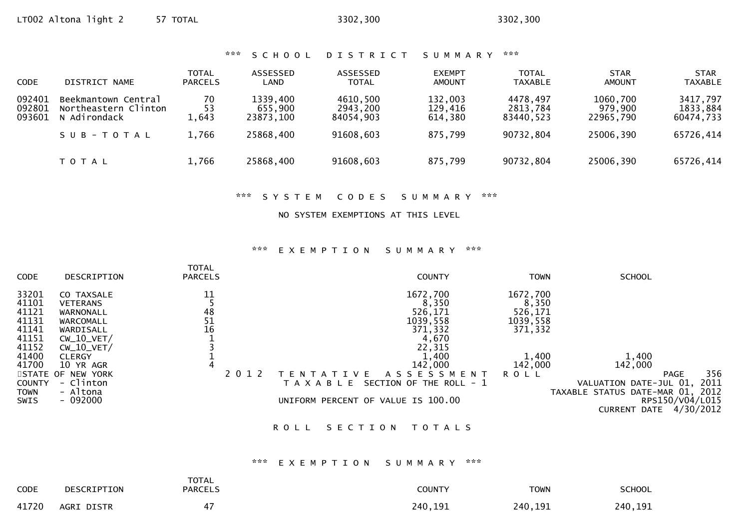LT002 Altona light 2 57 TOTAL 3302,300 3302,300

### *** SCHOOL DISTRICT SUMMARY ***

| CODE | DISTRICT NAME | TOTAL PARCELS | ASSESSED LAND | ASSESSED TOTAL | EXEMPT AMOUNT | TOTAL TAXABLE | STAR AMOUNT | STAR TAXABLE |
|---|---|---|---|---|---|---|---|---|
| 092401 | Beekmantown Central | 70 | 1339,400 | 4610,500 | 132,003 | 4478,497 | 1060,700 | 3417,797 |
| 092801 | Northeastern Clinton | 53 | 655,900 | 2943,200 | 129,416 | 2813,784 | 979,900 | 1833,884 |
| 093601 | N Adirondack | 1,643 | 23873,100 | 84054,903 | 614,380 | 83440,523 | 22965,790 | 60474,733 |
| | SUB-TOTAL | 1,766 | 25868,400 | 91608,603 | 875,799 | 90732,804 | 25006,390 | 65726,414 |
| | TOTAL | 1,766 | 25868,400 | 91608,603 | 875,799 | 90732,804 | 25006,390 | 65726,414 |

### *** SYSTEM CODES SUMMARY ***

NO SYSTEM EXEMPTIONS AT THIS LEVEL

### *** EXEMPTION SUMMARY ***

| CODE | DESCRIPTION | TOTAL PARCELS | COUNTY | TOWN | SCHOOL |
|---|---|---|---|---|---|
| 33201 | CO TAXSALE | 11 | 1672,700 | 1672,700 | |
| 41101 | VETERANS | 5 | 8,350 | 8,350 | |
| 41121 | WARNONALL | 48 | 526,171 | 526,171 | |
| 41131 | WARCOMALL | 51 | 1039,558 | 1039,558 | |
| 41141 | WARDISALL | 16 | 371,332 | 371,332 | |
| 41151 | CW_10_VET/ | 1 | 4,670 | | |
| 41152 | CW_10_VET/ | 3 | 22,315 | | |
| 41400 | CLERGY | 1 | 1,400 | 1,400 | 1,400 |
| 41700 | 10 YR AGR | 4 | 142,000 | 142,000 | 142,000 |

STATE OF NEW YORK
COUNTY - Clinton
TOWN - Altona
SWIS - 092000

2012 TENTATIVE ASSESSMENT ROLL
TAXABLE SECTION OF THE ROLL - 1

UNIFORM PERCENT OF VALUE IS 100.00

PAGE 356
VALUATION DATE-JUL 01, 2011
TAXABLE STATUS DATE-MAR 01, 2012
RPS150/V04/L015
CURRENT DATE 4/30/2012

## ROLL SECTION TOTALS

### *** EXEMPTION SUMMARY ***

| CODE | DESCRIPTION | TOTAL PARCELS | COUNTY | TOWN | SCHOOL |
|---|---|---|---|---|---|
| 41720 | AGRI DISTR | 47 | 240,191 | 240,191 | 240,191 |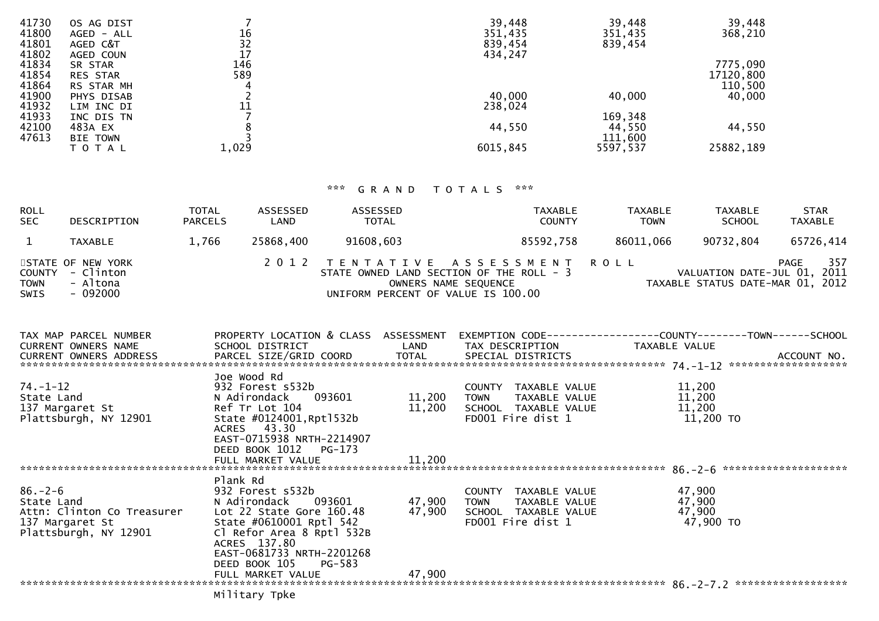| CODE | DESCRIPTION | TOTAL PARCELS | COUNTY | TOWN | SCHOOL |
|---|---|---|---|---|---|
| 41730 | OS AG DIST | 7 | 39,448 | 39,448 | 39,448 |
| 41800 | AGED - ALL | 16 | 351,435 | 351,435 | 368,210 |
| 41801 | AGED C&T | 32 | 839,454 | 839,454 | |
| 41802 | AGED COUN | 17 | 434,247 | | |
| 41834 | SR STAR | 146 | | | 7775,090 |
| 41854 | RES STAR | 589 | | | 17120,800 |
| 41864 | RS STAR MH | 4 | | | 110,500 |
| 41900 | PHYS DISAB | 2 | 40,000 | 40,000 | 40,000 |
| 41932 | LIM INC DI | 11 | 238,024 | | |
| 41933 | INC DIS TN | 7 | | 169,348 | |
| 42100 | 483A EX | 8 | 44,550 | 44,550 | 44,550 |
| 47613 | BIE TOWN | 3 | | 111,600 | |
| | T O T A L | 1,029 | 6015,845 | 5597,537 | 25882,189 |

*** G R A N D   T O T A L S ***

| ROLL SEC | DESCRIPTION | TOTAL PARCELS | ASSESSED LAND | ASSESSED TOTAL | TAXABLE COUNTY | TAXABLE TOWN | TAXABLE SCHOOL | STAR TAXABLE |
|---|---|---|---|---|---|---|---|---|
| 1 | TAXABLE | 1,766 | 25868,400 | 91608,603 | 85592,758 | 86011,066 | 90732,804 | 65726,414 |

STATE OF NEW YORK  
COUNTY - Clinton  
TOWN - Altona  
SWIS - 092000

2 0 1 2   T E N T A T I V E   A S S E S S M E N T   R O L L  
STATE OWNED LAND SECTION OF THE ROLL - 3  
OWNERS NAME SEQUENCE  
UNIFORM PERCENT OF VALUE IS 100.00

PAGE 357  
VALUATION DATE-JUL 01, 2011  
TAXABLE STATUS DATE-MAR 01, 2012

| TAX MAP PARCEL NUMBER / CURRENT OWNERS NAME / CURRENT OWNERS ADDRESS | PROPERTY LOCATION & CLASS / SCHOOL DISTRICT / PARCEL SIZE/GRID COORD | ASSESSMENT LAND / TOTAL | EXEMPTION CODE / TAX DESCRIPTION / SPECIAL DISTRICTS | TAXABLE VALUE (COUNTY / TOWN / SCHOOL) | ACCOUNT NO. |
|---|---|---|---|---|---|
| **74.-1-12** | | | | | |
| 74.-1-12 | Joe Wood Rd | | | | |
| State Land | 932 Forest s532b | | COUNTY TAXABLE VALUE | 11,200 | |
| 137 Margaret St | N Adirondack 093601 | 11,200 | TOWN TAXABLE VALUE | 11,200 | |
| Plattsburgh, NY 12901 | Ref Tr Lot 104 | 11,200 | SCHOOL TAXABLE VALUE | 11,200 | |
| | State #0124001,Rptl532b | | FD001 Fire dist 1 | 11,200 TO | |
| | ACRES 43.30 | | | | |
| | EAST-0715938 NRTH-2214907 | | | | |
| | DEED BOOK 1012 PG-173 | | | | |
| | FULL MARKET VALUE | 11,200 | | | |
| **86.-2-6** | | | | | |
| 86.-2-6 | Plank Rd | | | | |
| State Land | 932 Forest s532b | | COUNTY TAXABLE VALUE | 47,900 | |
| Attn: Clinton Co Treasurer | N Adirondack 093601 | 47,900 | TOWN TAXABLE VALUE | 47,900 | |
| 137 Margaret St | Lot 22 State Gore 160.48 | 47,900 | SCHOOL TAXABLE VALUE | 47,900 | |
| Plattsburgh, NY 12901 | State #0610001 Rptl 542 | | FD001 Fire dist 1 | 47,900 TO | |
| | Cl Refor Area 8 Rptl 532B | | | | |
| | ACRES 137.80 | | | | |
| | EAST-0681733 NRTH-2201268 | | | | |
| | DEED BOOK 105 PG-583 | | | | |
| | FULL MARKET VALUE | 47,900 | | | |
| **86.-2-7.2** | | | | | |
| | Military Tpke | | | | |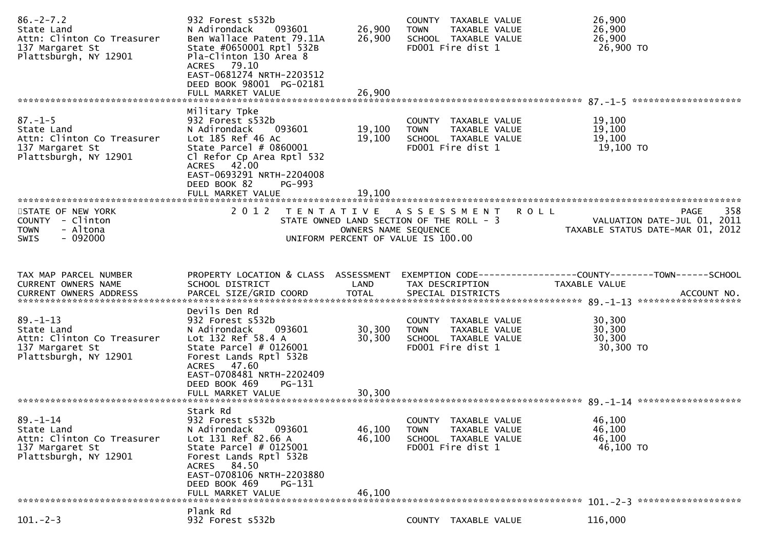| TAX MAP PARCEL NUMBER / CURRENT OWNERS NAME / CURRENT OWNERS ADDRESS | PROPERTY LOCATION & CLASS / SCHOOL DISTRICT / PARCEL SIZE/GRID COORD | ASSESSMENT LAND | ASSESSMENT TOTAL | EXEMPTION CODE / TAX DESCRIPTION / SPECIAL DISTRICTS | TAXABLE VALUE (COUNTY / TOWN / SCHOOL) | ACCOUNT NO. |
|---|---|---|---|---|---|---|
| 86.-2-7.2<br>State Land<br>Attn: Clinton Co Treasurer<br>137 Margaret St<br>Plattsburgh, NY 12901 | 932 Forest s532b<br>N Adirondack 093601<br>Ben Wallace Patent 79.11A<br>State #0650001 Rptl 532B<br>Pla-Clinton 130 Area 8<br>ACRES 79.10<br>EAST-0681274 NRTH-2203512<br>DEED BOOK 98001 PG-02181<br>FULL MARKET VALUE 26,900 | 26,900 | 26,900 | COUNTY TAXABLE VALUE<br>TOWN TAXABLE VALUE<br>SCHOOL TAXABLE VALUE<br>FD001 Fire dist 1 | 26,900<br>26,900<br>26,900<br>26,900 TO | |
| 87.-1-5<br>State Land<br>Attn: Clinton Co Treasurer<br>137 Margaret St<br>Plattsburgh, NY 12901 | Military Tpke<br>932 Forest s532b<br>N Adirondack 093601<br>Lot 185 Ref 46 Ac<br>State Parcel # 0860001<br>Cl Refor Cp Area Rptl 532<br>ACRES 42.00<br>EAST-0693291 NRTH-2204008<br>DEED BOOK 82 PG-993<br>FULL MARKET VALUE 19,100 | 19,100 | 19,100 | COUNTY TAXABLE VALUE<br>TOWN TAXABLE VALUE<br>SCHOOL TAXABLE VALUE<br>FD001 Fire dist 1 | 19,100<br>19,100<br>19,100<br>19,100 TO | |

STATE OF NEW YORK
COUNTY - Clinton
TOWN - Altona
SWIS - 092000

2012 TENTATIVE ASSESSMENT ROLL
STATE OWNED LAND SECTION OF THE ROLL - 3
OWNERS NAME SEQUENCE
UNIFORM PERCENT OF VALUE IS 100.00

PAGE 358
VALUATION DATE-JUL 01, 2011
TAXABLE STATUS DATE-MAR 01, 2012

| TAX MAP PARCEL NUMBER / CURRENT OWNERS NAME / CURRENT OWNERS ADDRESS | PROPERTY LOCATION & CLASS / SCHOOL DISTRICT / PARCEL SIZE/GRID COORD | ASSESSMENT LAND | ASSESSMENT TOTAL | EXEMPTION CODE / TAX DESCRIPTION / SPECIAL DISTRICTS | TAXABLE VALUE (COUNTY / TOWN / SCHOOL) | ACCOUNT NO. |
|---|---|---|---|---|---|---|
| 89.-1-13<br>State Land<br>Attn: Clinton Co Treasurer<br>137 Margaret St<br>Plattsburgh, NY 12901 | Devils Den Rd<br>932 Forest s532b<br>N Adirondack 093601<br>Lot 132 Ref 58.4 A<br>State Parcel # 0126001<br>Forest Lands Rptl 532B<br>ACRES 47.60<br>EAST-0708481 NRTH-2202409<br>DEED BOOK 469 PG-131<br>FULL MARKET VALUE 30,300 | 30,300 | 30,300 | COUNTY TAXABLE VALUE<br>TOWN TAXABLE VALUE<br>SCHOOL TAXABLE VALUE<br>FD001 Fire dist 1 | 30,300<br>30,300<br>30,300<br>30,300 TO | |
| 89.-1-14<br>State Land<br>Attn: Clinton Co Treasurer<br>137 Margaret St<br>Plattsburgh, NY 12901 | Stark Rd<br>932 Forest s532b<br>N Adirondack 093601<br>Lot 131 Ref 82.66 A<br>State Parcel # 0125001<br>Forest Lands Rptl 532B<br>ACRES 84.50<br>EAST-0708106 NRTH-2203880<br>DEED BOOK 469 PG-131<br>FULL MARKET VALUE 46,100 | 46,100 | 46,100 | COUNTY TAXABLE VALUE<br>TOWN TAXABLE VALUE<br>SCHOOL TAXABLE VALUE<br>FD001 Fire dist 1 | 46,100<br>46,100<br>46,100<br>46,100 TO | |
| 101.-2-3 | Plank Rd<br>932 Forest s532b | | | COUNTY TAXABLE VALUE | 116,000 | |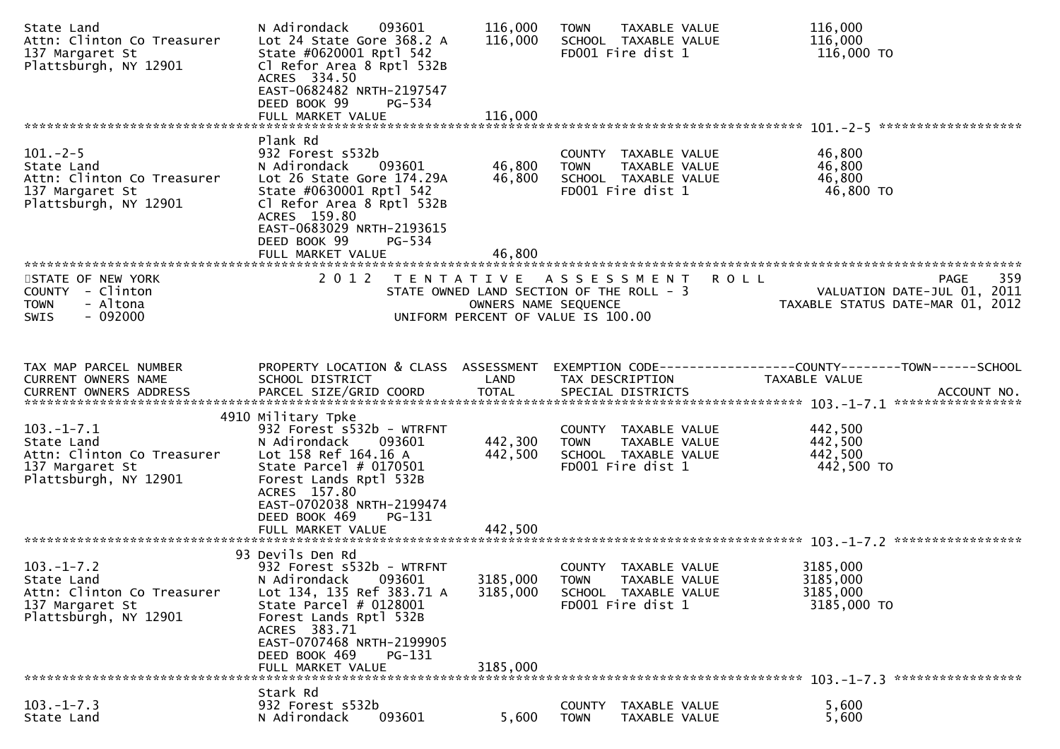```
State Land                    N Adirondack    093601        116,000   TOWN    TAXABLE VALUE              116,000
Attn: Clinton Co Treasurer    Lot 24 State Gore 368.2 A     116,000   SCHOOL  TAXABLE VALUE              116,000
137 Margaret St               State #0620001 Rptl 542                 FD001 Fire dist 1                   116,000 TO
Plattsburgh, NY 12901         Cl Refor Area 8 Rptl 532B
                              ACRES  334.50
                              EAST-0682482 NRTH-2197547
                              DEED BOOK 99      PG-534
                              FULL MARKET VALUE             116,000
******************************************************************************************************* 101.-2-5 *******************
                              Plank Rd
101.-2-5                      932 Forest s532b                        COUNTY  TAXABLE VALUE               46,800
State Land                    N Adirondack    093601         46,800   TOWN    TAXABLE VALUE               46,800
Attn: Clinton Co Treasurer    Lot 26 State Gore 174.29A      46,800   SCHOOL  TAXABLE VALUE               46,800
137 Margaret St               State #0630001 Rptl 542                 FD001 Fire dist 1                    46,800 TO
Plattsburgh, NY 12901         Cl Refor Area 8 Rptl 532B
                              ACRES  159.80
                              EAST-0683029 NRTH-2193615
                              DEED BOOK 99      PG-534
                              FULL MARKET VALUE              46,800
************************************************************************************************************************************
STATE OF NEW YORK                2 0 1 2   T E N T A T I V E   A S S E S S M E N T   R O L L                              PAGE   359
COUNTY  - Clinton                     STATE OWNED LAND SECTION OF THE ROLL - 3                          VALUATION DATE-JUL 01, 2011
TOWN    - Altona                                OWNERS NAME SEQUENCE                                 TAXABLE STATUS DATE-MAR 01, 2012
SWIS    - 092000                          UNIFORM PERCENT OF VALUE IS 100.00


TAX MAP PARCEL NUMBER         PROPERTY LOCATION & CLASS  ASSESSMENT  EXEMPTION CODE------------------COUNTY--------TOWN------SCHOOL
CURRENT OWNERS NAME           SCHOOL DISTRICT               LAND      TAX DESCRIPTION            TAXABLE VALUE
CURRENT OWNERS ADDRESS        PARCEL SIZE/GRID COORD        TOTAL     SPECIAL DISTRICTS                                    ACCOUNT NO.
******************************************************************************************************* 103.-1-7.1 *****************
                         4910 Military Tpke
103.-1-7.1                    932 Forest s532b - WTRFNT               COUNTY  TAXABLE VALUE              442,500
State Land                    N Adirondack    093601        442,300   TOWN    TAXABLE VALUE              442,500
Attn: Clinton Co Treasurer    Lot 158 Ref 164.16 A          442,500   SCHOOL  TAXABLE VALUE              442,500
137 Margaret St               State Parcel # 0170501                  FD001 Fire dist 1                   442,500 TO
Plattsburgh, NY 12901         Forest Lands Rptl 532B
                              ACRES  157.80
                              EAST-0702038 NRTH-2199474
                              DEED BOOK 469     PG-131
                              FULL MARKET VALUE             442,500
******************************************************************************************************* 103.-1-7.2 *****************
                           93 Devils Den Rd
103.-1-7.2                    932 Forest s532b - WTRFNT               COUNTY  TAXABLE VALUE             3185,000
State Land                    N Adirondack    093601       3185,000   TOWN    TAXABLE VALUE             3185,000
Attn: Clinton Co Treasurer    Lot 134, 135 Ref 383.71 A    3185,000   SCHOOL  TAXABLE VALUE             3185,000
137 Margaret St               State Parcel # 0128001                  FD001 Fire dist 1                  3185,000 TO
Plattsburgh, NY 12901         Forest Lands Rptl 532B
                              ACRES  383.71
                              EAST-0707468 NRTH-2199905
                              DEED BOOK 469     PG-131
                              FULL MARKET VALUE            3185,000
******************************************************************************************************* 103.-1-7.3 *****************
                              Stark Rd
103.-1-7.3                    932 Forest s532b                        COUNTY  TAXABLE VALUE                5,600
State Land                    N Adirondack    093601          5,600   TOWN    TAXABLE VALUE                5,600
```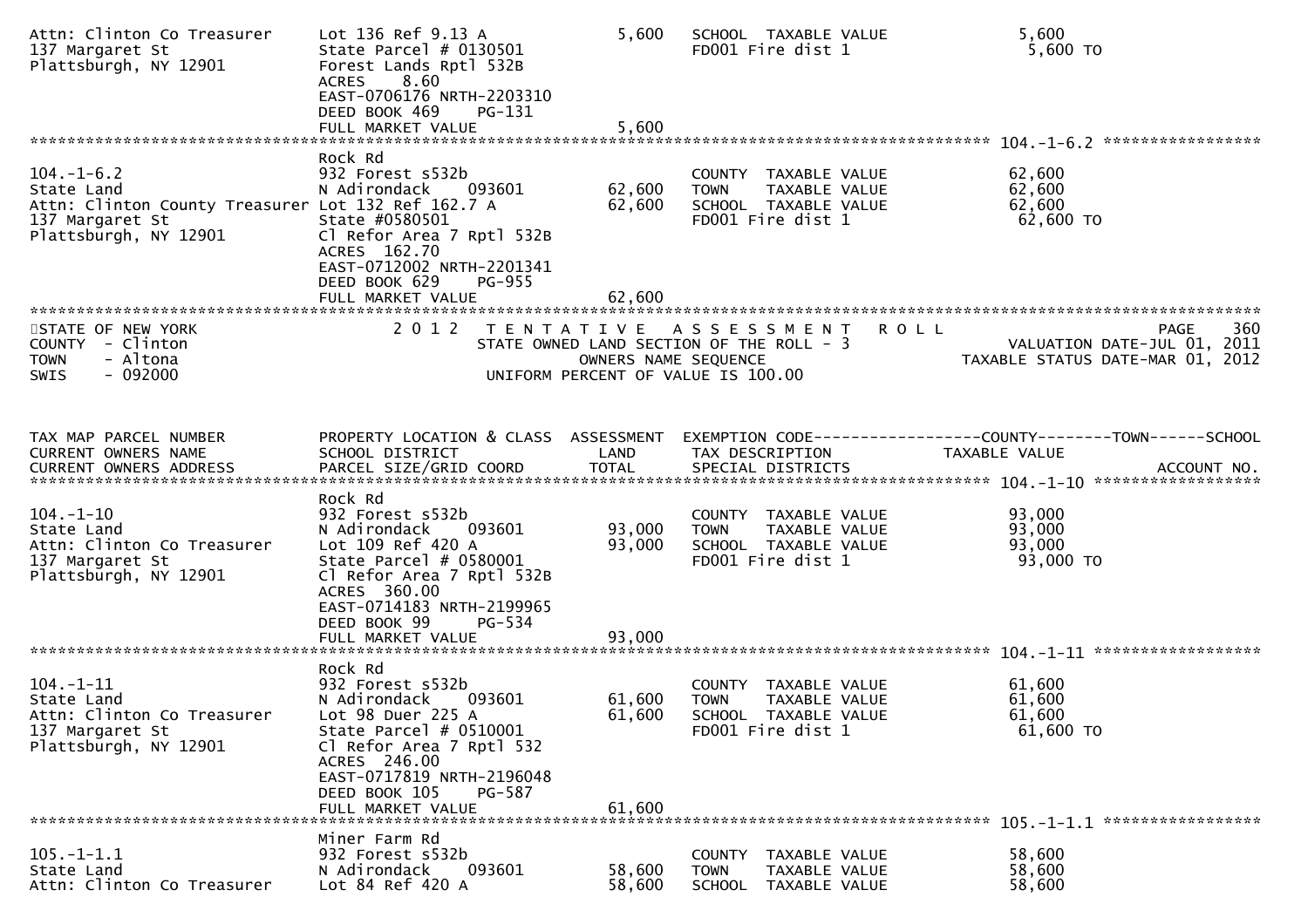| TAX MAP PARCEL NUMBER / CURRENT OWNERS NAME / CURRENT OWNERS ADDRESS | PROPERTY LOCATION & CLASS / SCHOOL DISTRICT / PARCEL SIZE/GRID COORD | ASSESSMENT LAND / TOTAL | EXEMPTION CODE / TAX DESCRIPTION / SPECIAL DISTRICTS | COUNTY / TOWN / SCHOOL TAXABLE VALUE | ACCOUNT NO. |
|---|---|---|---|---|---|
| Attn: Clinton Co Treasurer<br>137 Margaret St<br>Plattsburgh, NY 12901 | Lot 136 Ref 9.13 A<br>State Parcel # 0130501<br>Forest Lands Rptl 532B<br>ACRES 8.60<br>EAST-0706176 NRTH-2203310<br>DEED BOOK 469 PG-131<br>FULL MARKET VALUE | 5,600<br><br><br><br><br><br>5,600 | SCHOOL TAXABLE VALUE<br>FD001 Fire dist 1 | 5,600<br>5,600 TO | |
| **104.-1-6.2** | | | | | |
| 104.-1-6.2<br>State Land<br>Attn: Clinton County Treasurer<br>137 Margaret St<br>Plattsburgh, NY 12901 | Rock Rd<br>932 Forest s532b<br>N Adirondack 093601<br>Lot 132 Ref 162.7 A<br>State #0580501<br>Cl Refor Area 7 Rptl 532B<br>ACRES 162.70<br>EAST-0712002 NRTH-2201341<br>DEED BOOK 629 PG-955<br>FULL MARKET VALUE | <br><br>62,600<br>62,600<br><br><br><br><br><br>62,600 | COUNTY TAXABLE VALUE<br>TOWN TAXABLE VALUE<br>SCHOOL TAXABLE VALUE<br>FD001 Fire dist 1 | 62,600<br>62,600<br>62,600<br>62,600 TO | |

STATE OF NEW YORK
COUNTY - Clinton
TOWN - Altona
SWIS - 092000

2012 TENTATIVE ASSESSMENT ROLL
STATE OWNED LAND SECTION OF THE ROLL - 3
OWNERS NAME SEQUENCE
UNIFORM PERCENT OF VALUE IS 100.00

VALUATION DATE-JUL 01, 2011
TAXABLE STATUS DATE-MAR 01, 2012

| TAX MAP PARCEL NUMBER / CURRENT OWNERS NAME / CURRENT OWNERS ADDRESS | PROPERTY LOCATION & CLASS / SCHOOL DISTRICT / PARCEL SIZE/GRID COORD | ASSESSMENT LAND / TOTAL | EXEMPTION CODE / TAX DESCRIPTION / SPECIAL DISTRICTS | COUNTY / TOWN / SCHOOL TAXABLE VALUE | ACCOUNT NO. |
|---|---|---|---|---|---|
| **104.-1-10** | | | | | |
| 104.-1-10<br>State Land<br>Attn: Clinton Co Treasurer<br>137 Margaret St<br>Plattsburgh, NY 12901 | Rock Rd<br>932 Forest s532b<br>N Adirondack 093601<br>Lot 109 Ref 420 A<br>State Parcel # 0580001<br>Cl Refor Area 7 Rptl 532B<br>ACRES 360.00<br>EAST-0714183 NRTH-2199965<br>DEED BOOK 99 PG-534<br>FULL MARKET VALUE | <br><br>93,000<br>93,000<br><br><br><br><br><br>93,000 | COUNTY TAXABLE VALUE<br>TOWN TAXABLE VALUE<br>SCHOOL TAXABLE VALUE<br>FD001 Fire dist 1 | 93,000<br>93,000<br>93,000<br>93,000 TO | |
| **104.-1-11** | | | | | |
| 104.-1-11<br>State Land<br>Attn: Clinton Co Treasurer<br>137 Margaret St<br>Plattsburgh, NY 12901 | Rock Rd<br>932 Forest s532b<br>N Adirondack 093601<br>Lot 98 Duer 225 A<br>State Parcel # 0510001<br>Cl Refor Area 7 Rptl 532<br>ACRES 246.00<br>EAST-0717819 NRTH-2196048<br>DEED BOOK 105 PG-587<br>FULL MARKET VALUE | <br><br>61,600<br>61,600<br><br><br><br><br><br>61,600 | COUNTY TAXABLE VALUE<br>TOWN TAXABLE VALUE<br>SCHOOL TAXABLE VALUE<br>FD001 Fire dist 1 | 61,600<br>61,600<br>61,600<br>61,600 TO | |
| **105.-1-1.1** | | | | | |
| 105.-1-1.1<br>State Land<br>Attn: Clinton Co Treasurer | Miner Farm Rd<br>932 Forest s532b<br>N Adirondack 093601<br>Lot 84 Ref 420 A | <br><br>58,600<br>58,600 | COUNTY TAXABLE VALUE<br>TOWN TAXABLE VALUE<br>SCHOOL TAXABLE VALUE | 58,600<br>58,600<br>58,600 | |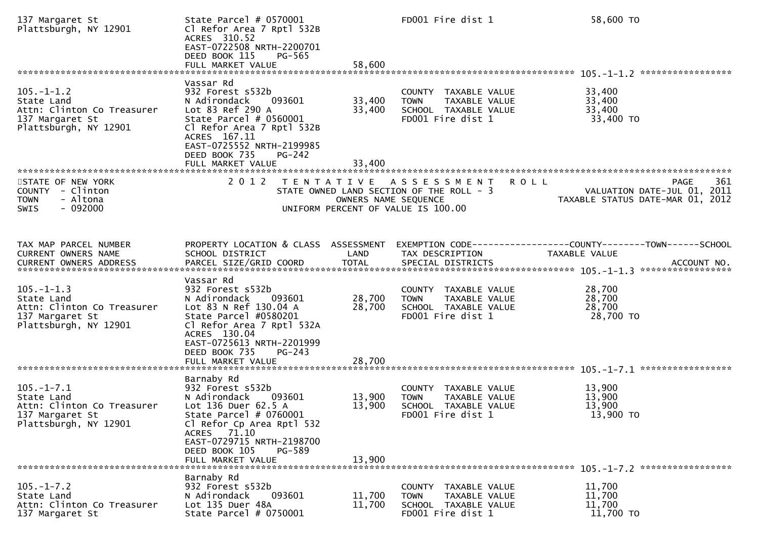| TAX MAP PARCEL NUMBER<br>CURRENT OWNERS NAME<br>CURRENT OWNERS ADDRESS | PROPERTY LOCATION & CLASS<br>SCHOOL DISTRICT<br>PARCEL SIZE/GRID COORD | ASSESSMENT<br>LAND<br>TOTAL | EXEMPTION CODE<br>TAX DESCRIPTION<br>SPECIAL DISTRICTS | COUNTY / TOWN / SCHOOL<br>TAXABLE VALUE<br>ACCOUNT NO. |
|---|---|---|---|---|
| 137 Margaret St<br>Plattsburgh, NY 12901 | State Parcel # 0570001<br>Cl Refor Area 7 Rptl 532B<br>ACRES 310.52<br>EAST-0722508 NRTH-2200701<br>DEED BOOK 115 PG-565<br>FULL MARKET VALUE | <br><br><br><br><br>58,600 | FD001 Fire dist 1 | 58,600 TO |
| **105.-1-1.2** | | | | |
| 105.-1-1.2<br>State Land<br>Attn: Clinton Co Treasurer<br>137 Margaret St<br>Plattsburgh, NY 12901 | Vassar Rd<br>932 Forest s532b<br>N Adirondack 093601<br>Lot 83 Ref 290 A<br>State Parcel # 0560001<br>Cl Refor Area 7 Rptl 532B<br>ACRES 167.11<br>EAST-0725552 NRTH-2199985<br>DEED BOOK 735 PG-242<br>FULL MARKET VALUE | <br><br>33,400<br>33,400<br><br><br><br><br><br>33,400 | COUNTY TAXABLE VALUE<br>TOWN TAXABLE VALUE<br>SCHOOL TAXABLE VALUE<br>FD001 Fire dist 1 | 33,400<br>33,400<br>33,400<br>33,400 TO |

STATE OF NEW YORK
COUNTY - Clinton
TOWN - Altona
SWIS - 092000

2012 TENTATIVE ASSESSMENT ROLL
STATE OWNED LAND SECTION OF THE ROLL - 3
OWNERS NAME SEQUENCE
UNIFORM PERCENT OF VALUE IS 100.00

PAGE 361
VALUATION DATE-JUL 01, 2011
TAXABLE STATUS DATE-MAR 01, 2012

| TAX MAP PARCEL NUMBER<br>CURRENT OWNERS NAME<br>CURRENT OWNERS ADDRESS | PROPERTY LOCATION & CLASS<br>SCHOOL DISTRICT<br>PARCEL SIZE/GRID COORD | ASSESSMENT<br>LAND<br>TOTAL | EXEMPTION CODE<br>TAX DESCRIPTION<br>SPECIAL DISTRICTS | COUNTY / TOWN / SCHOOL<br>TAXABLE VALUE<br>ACCOUNT NO. |
|---|---|---|---|---|
| **105.-1-1.3** | | | | |
| 105.-1-1.3<br>State Land<br>Attn: Clinton Co Treasurer<br>137 Margaret St<br>Plattsburgh, NY 12901 | Vassar Rd<br>932 Forest s532b<br>N Adirondack 093601<br>Lot 83 N Ref 130.04 A<br>State Parcel #0580201<br>Cl Refor Area 7 Rptl 532A<br>ACRES 130.04<br>EAST-0725613 NRTH-2201999<br>DEED BOOK 735 PG-243<br>FULL MARKET VALUE | <br><br>28,700<br>28,700<br><br><br><br><br><br>28,700 | COUNTY TAXABLE VALUE<br>TOWN TAXABLE VALUE<br>SCHOOL TAXABLE VALUE<br>FD001 Fire dist 1 | 28,700<br>28,700<br>28,700<br>28,700 TO |
| **105.-1-7.1** | | | | |
| 105.-1-7.1<br>State Land<br>Attn: Clinton Co Treasurer<br>137 Margaret St<br>Plattsburgh, NY 12901 | Barnaby Rd<br>932 Forest s532b<br>N Adirondack 093601<br>Lot 136 Duer 62.5 A<br>State Parcel # 0760001<br>Cl Refor Cp Area Rptl 532<br>ACRES 71.10<br>EAST-0729715 NRTH-2198700<br>DEED BOOK 105 PG-589<br>FULL MARKET VALUE | <br><br>13,900<br>13,900<br><br><br><br><br><br>13,900 | COUNTY TAXABLE VALUE<br>TOWN TAXABLE VALUE<br>SCHOOL TAXABLE VALUE<br>FD001 Fire dist 1 | 13,900<br>13,900<br>13,900<br>13,900 TO |
| **105.-1-7.2** | | | | |
| 105.-1-7.2<br>State Land<br>Attn: Clinton Co Treasurer<br>137 Margaret St | Barnaby Rd<br>932 Forest s532b<br>N Adirondack 093601<br>Lot 135 Duer 48A<br>State Parcel # 0750001 | <br><br>11,700<br>11,700 | COUNTY TAXABLE VALUE<br>TOWN TAXABLE VALUE<br>SCHOOL TAXABLE VALUE<br>FD001 Fire dist 1 | 11,700<br>11,700<br>11,700<br>11,700 TO |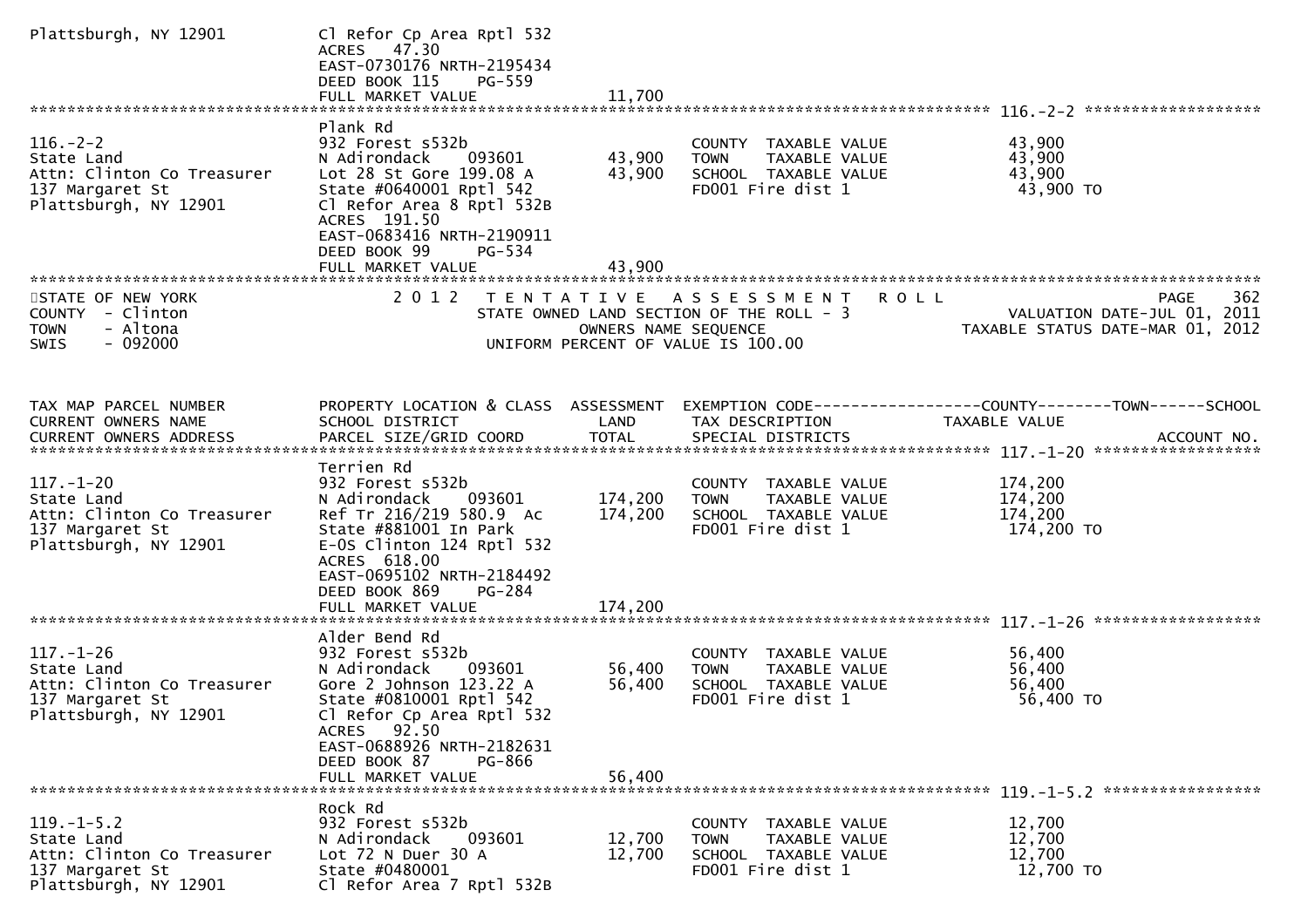```
Plattsburgh, NY 12901          Cl Refor Cp Area Rptl 532
                               ACRES  47.30
                               EAST-0730176 NRTH-2195434
                               DEED BOOK 115    PG-559
                               FULL MARKET VALUE           11,700
******************************************************************************************************* 116.-2-2 ******************
                               Plank Rd
116.-2-2                       932 Forest s532b                     COUNTY  TAXABLE VALUE            43,900
State Land                     N Adirondack     093601     43,900   TOWN    TAXABLE VALUE            43,900
Attn: Clinton Co Treasurer     Lot 28 St Gore 199.08 A     43,900   SCHOOL  TAXABLE VALUE            43,900
137 Margaret St                State #0640001 Rptl 542              FD001 Fire dist 1                 43,900 TO
Plattsburgh, NY 12901          Cl Refor Area 8 Rptl 532B
                               ACRES 191.50
                               EAST-0683416 NRTH-2190911
                               DEED BOOK 99     PG-534
                               FULL MARKET VALUE           43,900
*******************************************************************************************************************************
STATE OF NEW YORK               2 0 1 2   T E N T A T I V E   A S S E S S M E N T   R O L L                          PAGE   362
COUNTY  - Clinton                    STATE OWNED LAND SECTION OF THE ROLL - 3                      VALUATION DATE-JUL 01, 2011
TOWN    - Altona                               OWNERS NAME SEQUENCE                            TAXABLE STATUS DATE-MAR 01, 2012
SWIS    - 092000                       UNIFORM PERCENT OF VALUE IS 100.00


TAX MAP PARCEL NUMBER          PROPERTY LOCATION & CLASS  ASSESSMENT  EXEMPTION CODE------------------COUNTY--------TOWN------SCHOOL
CURRENT OWNERS NAME            SCHOOL DISTRICT               LAND     TAX DESCRIPTION            TAXABLE VALUE
CURRENT OWNERS ADDRESS         PARCEL SIZE/GRID COORD        TOTAL    SPECIAL DISTRICTS                                  ACCOUNT NO.
******************************************************************************************************* 117.-1-20 *****************
                               Terrien Rd
117.-1-20                      932 Forest s532b                     COUNTY  TAXABLE VALUE           174,200
State Land                     N Adirondack     093601    174,200   TOWN    TAXABLE VALUE           174,200
Attn: Clinton Co Treasurer     Ref Tr 216/219 580.9  Ac   174,200   SCHOOL  TAXABLE VALUE           174,200
137 Margaret St                State #881001 In Park                FD001 Fire dist 1                174,200 TO
Plattsburgh, NY 12901          E-OS Clinton 124 Rptl 532
                               ACRES 618.00
                               EAST-0695102 NRTH-2184492
                               DEED BOOK 869    PG-284
                               FULL MARKET VALUE          174,200
******************************************************************************************************* 117.-1-26 *****************
                               Alder Bend Rd
117.-1-26                      932 Forest s532b                     COUNTY  TAXABLE VALUE            56,400
State Land                     N Adirondack     093601     56,400   TOWN    TAXABLE VALUE            56,400
Attn: Clinton Co Treasurer     Gore 2 Johnson 123.22 A     56,400   SCHOOL  TAXABLE VALUE            56,400
137 Margaret St                State #0810001 Rptl 542              FD001 Fire dist 1                 56,400 TO
Plattsburgh, NY 12901          Cl Refor Cp Area Rptl 532
                               ACRES  92.50
                               EAST-0688926 NRTH-2182631
                               DEED BOOK 87     PG-866
                               FULL MARKET VALUE           56,400
******************************************************************************************************* 119.-1-5.2 ****************
                               Rock Rd
119.-1-5.2                     932 Forest s532b                     COUNTY  TAXABLE VALUE            12,700
State Land                     N Adirondack     093601     12,700   TOWN    TAXABLE VALUE            12,700
Attn: Clinton Co Treasurer     Lot 72 N Duer 30 A          12,700   SCHOOL  TAXABLE VALUE            12,700
137 Margaret St                State #0480001                       FD001 Fire dist 1                 12,700 TO
Plattsburgh, NY 12901          Cl Refor Area 7 Rptl 532B
```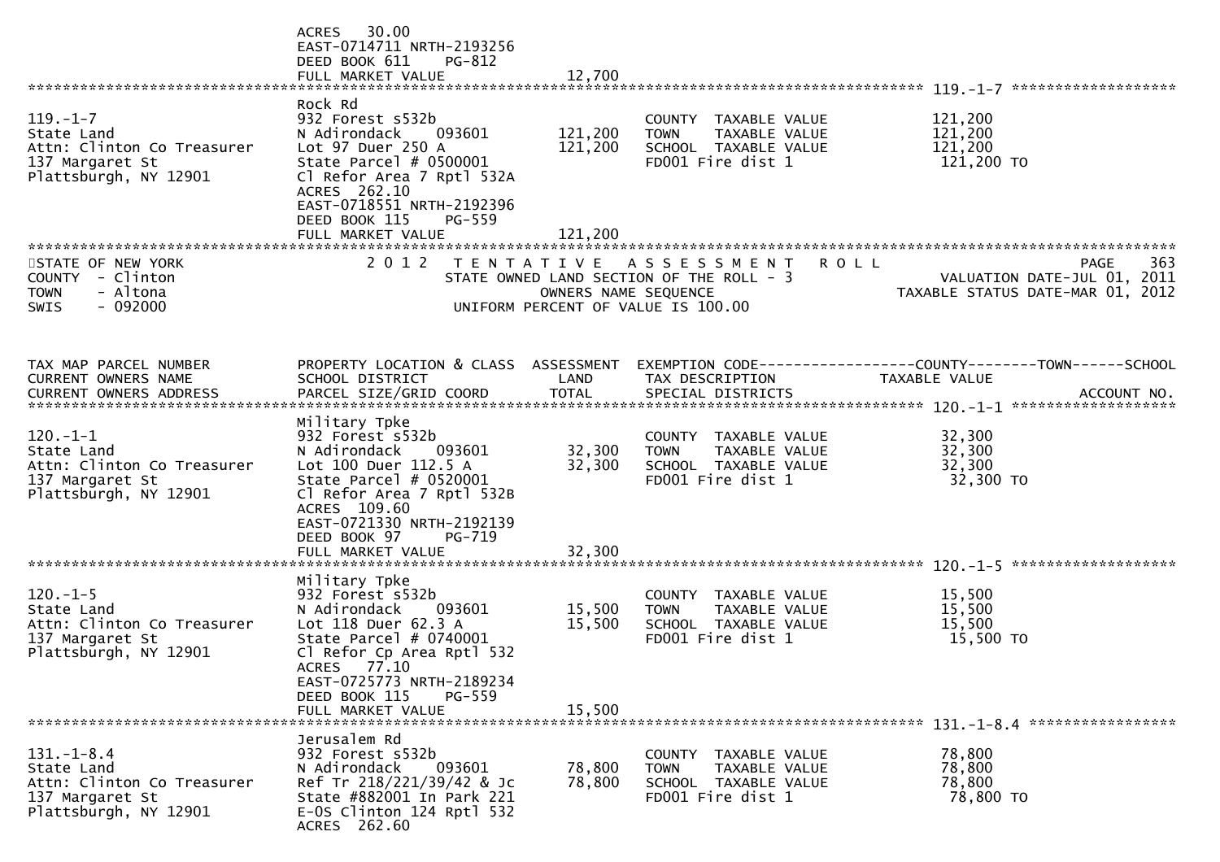ACRES 30.00
EAST-0714711 NRTH-2193256
DEED BOOK 611 PG-812
FULL MARKET VALUE 12,700

**119.-1-7**

| | | | | |
|---|---|---|---|---|
| 119.-1-7 | Rock Rd | | | |
| State Land | 932 Forest s532b | | COUNTY TAXABLE VALUE | 121,200 |
| Attn: Clinton Co Treasurer | N Adirondack 093601 | 121,200 | TOWN TAXABLE VALUE | 121,200 |
| 137 Margaret St | Lot 97 Duer 250 A | 121,200 | SCHOOL TAXABLE VALUE | 121,200 |
| Plattsburgh, NY 12901 | State Parcel # 0500001 | | FD001 Fire dist 1 | 121,200 TO |
| | Cl Refor Area 7 Rptl 532A | | | |
| | ACRES 262.10 | | | |
| | EAST-0718551 NRTH-2192396 | | | |
| | DEED BOOK 115 PG-559 | | | |
| | FULL MARKET VALUE | 121,200 | | |

STATE OF NEW YORK
COUNTY - Clinton
TOWN - Altona
SWIS - 092000

2 0 1 2 TENTATIVE ASSESSMENT ROLL
STATE OWNED LAND SECTION OF THE ROLL - 3
OWNERS NAME SEQUENCE
UNIFORM PERCENT OF VALUE IS 100.00

PAGE 363
VALUATION DATE-JUL 01, 2011
TAXABLE STATUS DATE-MAR 01, 2012

| TAX MAP PARCEL NUMBER / CURRENT OWNERS NAME / CURRENT OWNERS ADDRESS | PROPERTY LOCATION & CLASS / SCHOOL DISTRICT / PARCEL SIZE/GRID COORD | ASSESSMENT LAND / TOTAL | EXEMPTION CODE / TAX DESCRIPTION / SPECIAL DISTRICTS | COUNTY--------TOWN------SCHOOL TAXABLE VALUE | ACCOUNT NO. |
|---|---|---|---|---|---|
| **120.-1-1** | Military Tpke | | | | |
| 120.-1-1 | 932 Forest s532b | | COUNTY TAXABLE VALUE | 32,300 | |
| State Land | N Adirondack 093601 | 32,300 | TOWN TAXABLE VALUE | 32,300 | |
| Attn: Clinton Co Treasurer | Lot 100 Duer 112.5 A | 32,300 | SCHOOL TAXABLE VALUE | 32,300 | |
| 137 Margaret St | State Parcel # 0520001 | | FD001 Fire dist 1 | 32,300 TO | |
| Plattsburgh, NY 12901 | Cl Refor Area 7 Rptl 532B | | | | |
| | ACRES 109.60 | | | | |
| | EAST-0721330 NRTH-2192139 | | | | |
| | DEED BOOK 97 PG-719 | | | | |
| | FULL MARKET VALUE | 32,300 | | | |
| **120.-1-5** | Military Tpke | | | | |
| 120.-1-5 | 932 Forest s532b | | COUNTY TAXABLE VALUE | 15,500 | |
| State Land | N Adirondack 093601 | 15,500 | TOWN TAXABLE VALUE | 15,500 | |
| Attn: Clinton Co Treasurer | Lot 118 Duer 62.3 A | 15,500 | SCHOOL TAXABLE VALUE | 15,500 | |
| 137 Margaret St | State Parcel # 0740001 | | FD001 Fire dist 1 | 15,500 TO | |
| Plattsburgh, NY 12901 | Cl Refor Cp Area Rptl 532 | | | | |
| | ACRES 77.10 | | | | |
| | EAST-0725773 NRTH-2189234 | | | | |
| | DEED BOOK 115 PG-559 | | | | |
| | FULL MARKET VALUE | 15,500 | | | |
| **131.-1-8.4** | Jerusalem Rd | | | | |
| 131.-1-8.4 | 932 Forest s532b | | COUNTY TAXABLE VALUE | 78,800 | |
| State Land | N Adirondack 093601 | 78,800 | TOWN TAXABLE VALUE | 78,800 | |
| Attn: Clinton Co Treasurer | Ref Tr 218/221/39/42 & Jc | 78,800 | SCHOOL TAXABLE VALUE | 78,800 | |
| 137 Margaret St | State #882001 In Park 221 | | FD001 Fire dist 1 | 78,800 TO | |
| Plattsburgh, NY 12901 | E-OS Clinton 124 Rptl 532 | | | | |
| | ACRES 262.60 | | | | |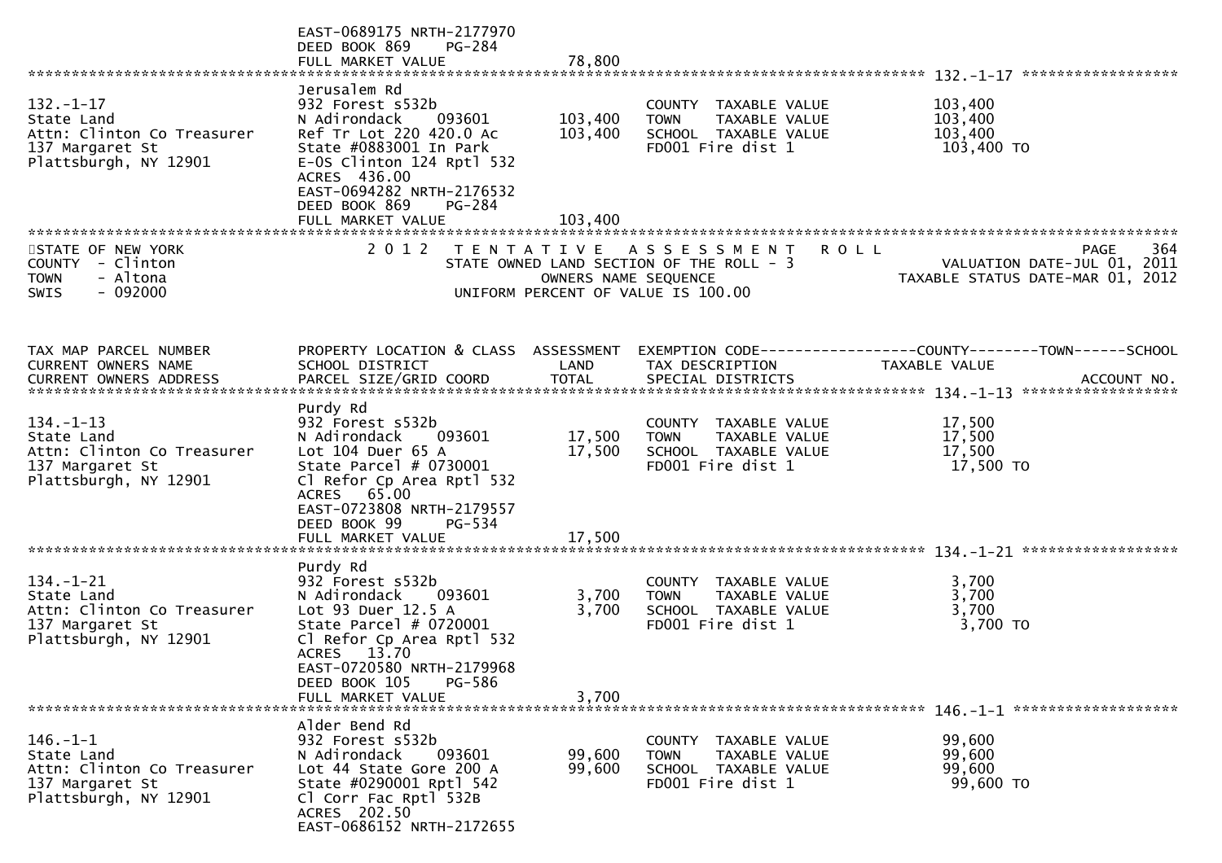```
                                EAST-0689175 NRTH-2177970
                                DEED BOOK 869     PG-284
                                FULL MARKET VALUE              78,800
******************************************************************************************************* 132.-1-17 *****************
                                Jerusalem Rd
132.-1-17                       932 Forest s532b                         COUNTY  TAXABLE VALUE            103,400
State Land                      N Adirondack    093601      103,400      TOWN    TAXABLE VALUE            103,400
Attn: Clinton Co Treasurer      Ref Tr Lot 220 420.0 Ac     103,400      SCHOOL  TAXABLE VALUE            103,400
137 Margaret St                 State #0883001 In Park                   FD001 Fire dist 1                 103,400 TO
Plattsburgh, NY 12901           E-OS Clinton 124 Rptl 532
                                ACRES  436.00
                                EAST-0694282 NRTH-2176532
                                DEED BOOK 869     PG-284
                                FULL MARKET VALUE             103,400
*************************************************************************************************************************************
STATE OF NEW YORK                2 0 1 2   T E N T A T I V E   A S S E S S M E N T   R O L L                        PAGE    364
COUNTY  - Clinton                         STATE OWNED LAND SECTION OF THE ROLL - 3                   VALUATION DATE-JUL 01, 2011
TOWN    - Altona                                  OWNERS NAME SEQUENCE                          TAXABLE STATUS DATE-MAR 01, 2012
SWIS    - 092000                              UNIFORM PERCENT OF VALUE IS 100.00


TAX MAP PARCEL NUMBER           PROPERTY LOCATION & CLASS  ASSESSMENT  EXEMPTION CODE------------------COUNTY--------TOWN------SCHOOL
CURRENT OWNERS NAME             SCHOOL DISTRICT               LAND      TAX DESCRIPTION              TAXABLE VALUE
CURRENT OWNERS ADDRESS          PARCEL SIZE/GRID COORD        TOTAL     SPECIAL DISTRICTS                                 ACCOUNT NO.
******************************************************************************************************* 134.-1-13 *****************
                                Purdy Rd
134.-1-13                       932 Forest s532b                         COUNTY  TAXABLE VALUE             17,500
State Land                      N Adirondack    093601       17,500      TOWN    TAXABLE VALUE             17,500
Attn: Clinton Co Treasurer      Lot 104 Duer 65 A            17,500      SCHOOL  TAXABLE VALUE             17,500
137 Margaret St                 State Parcel # 0730001                   FD001 Fire dist 1                  17,500 TO
Plattsburgh, NY 12901           Cl Refor Cp Area Rptl 532
                                ACRES   65.00
                                EAST-0723808 NRTH-2179557
                                DEED BOOK 99      PG-534
                                FULL MARKET VALUE              17,500
******************************************************************************************************* 134.-1-21 *****************
                                Purdy Rd
134.-1-21                       932 Forest s532b                         COUNTY  TAXABLE VALUE              3,700
State Land                      N Adirondack    093601        3,700      TOWN    TAXABLE VALUE              3,700
Attn: Clinton Co Treasurer      Lot 93 Duer 12.5 A            3,700      SCHOOL  TAXABLE VALUE              3,700
137 Margaret St                 State Parcel # 0720001                   FD001 Fire dist 1                   3,700 TO
Plattsburgh, NY 12901           Cl Refor Cp Area Rptl 532
                                ACRES   13.70
                                EAST-0720580 NRTH-2179968
                                DEED BOOK 105     PG-586
                                FULL MARKET VALUE               3,700
******************************************************************************************************* 146.-1-1 ******************
                                Alder Bend Rd
146.-1-1                        932 Forest s532b                         COUNTY  TAXABLE VALUE             99,600
State Land                      N Adirondack    093601       99,600      TOWN    TAXABLE VALUE             99,600
Attn: Clinton Co Treasurer      Lot 44 State Gore 200 A      99,600      SCHOOL  TAXABLE VALUE             99,600
137 Margaret St                 State #0290001 Rptl 542                  FD001 Fire dist 1                  99,600 TO
Plattsburgh, NY 12901           Cl Corr Fac Rptl 532B
                                ACRES  202.50
                                EAST-0686152 NRTH-2172655
```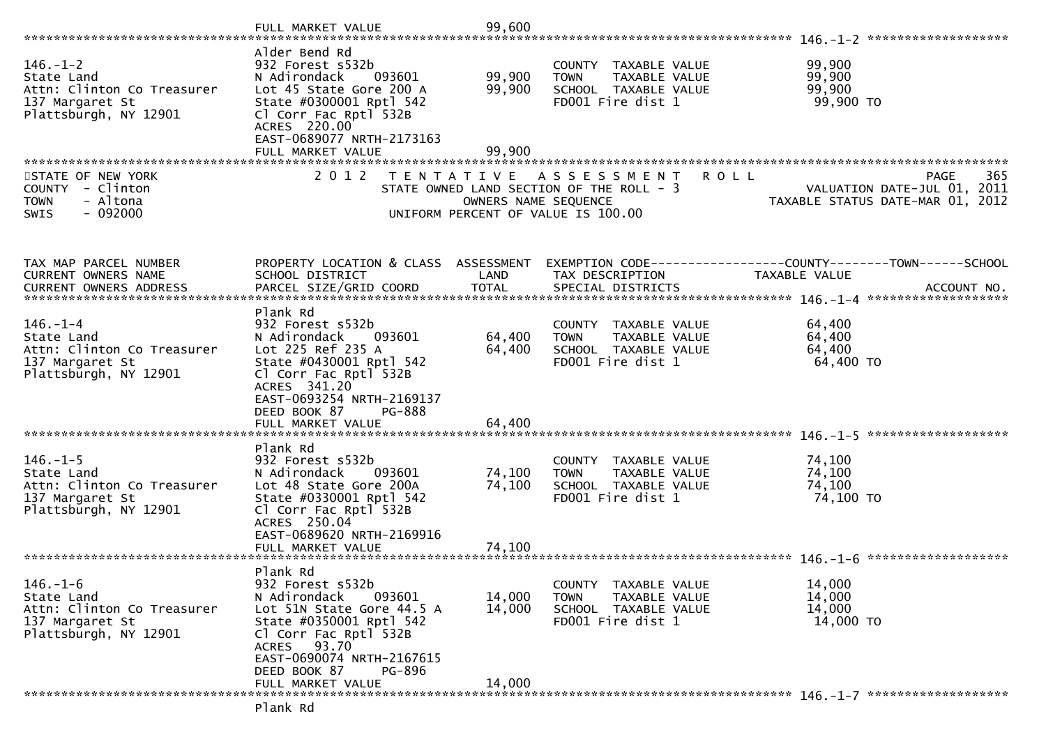FULL MARKET VALUE 99,600

**146.-1-2**

| | | | | |
|---|---|---|---|---|
| 146.-1-2 | Alder Bend Rd | | | |
| State Land | 932 Forest s532b | | COUNTY TAXABLE VALUE | 99,900 |
| Attn: Clinton Co Treasurer | N Adirondack 093601 | 99,900 | TOWN TAXABLE VALUE | 99,900 |
| 137 Margaret St | Lot 45 State Gore 200 A | 99,900 | SCHOOL TAXABLE VALUE | 99,900 |
| Plattsburgh, NY 12901 | State #0300001 Rptl 542 | | FD001 Fire dist 1 | 99,900 TO |
| | Cl Corr Fac Rptl 532B | | | |
| | ACRES 220.00 | | | |
| | EAST-0689077 NRTH-2173163 | | | |
| | FULL MARKET VALUE | 99,900 | | |

STATE OF NEW YORK
COUNTY - Clinton
TOWN - Altona
SWIS - 092000

2 0 1 2 T E N T A T I V E A S S E S S M E N T R O L L
STATE OWNED LAND SECTION OF THE ROLL - 3
OWNERS NAME SEQUENCE
UNIFORM PERCENT OF VALUE IS 100.00

PAGE 365
VALUATION DATE-JUL 01, 2011
TAXABLE STATUS DATE-MAR 01, 2012

| TAX MAP PARCEL NUMBER / CURRENT OWNERS NAME / CURRENT OWNERS ADDRESS | PROPERTY LOCATION & CLASS / SCHOOL DISTRICT / PARCEL SIZE/GRID COORD | ASSESSMENT LAND / TOTAL | EXEMPTION CODE / TAX DESCRIPTION / SPECIAL DISTRICTS | COUNTY--------TOWN------SCHOOL TAXABLE VALUE | ACCOUNT NO. |
|---|---|---|---|---|---|
| **146.-1-4** | | | | | |
| 146.-1-4 | Plank Rd | | | | |
| State Land | 932 Forest s532b | | COUNTY TAXABLE VALUE | 64,400 | |
| Attn: Clinton Co Treasurer | N Adirondack 093601 | 64,400 | TOWN TAXABLE VALUE | 64,400 | |
| 137 Margaret St | Lot 225 Ref 235 A | 64,400 | SCHOOL TAXABLE VALUE | 64,400 | |
| Plattsburgh, NY 12901 | State #0430001 Rptl 542 | | FD001 Fire dist 1 | 64,400 TO | |
| | Cl Corr Fac Rptl 532B | | | | |
| | ACRES 341.20 | | | | |
| | EAST-0693254 NRTH-2169137 | | | | |
| | DEED BOOK 87 PG-888 | | | | |
| | FULL MARKET VALUE | 64,400 | | | |
| **146.-1-5** | | | | | |
| 146.-1-5 | Plank Rd | | | | |
| State Land | 932 Forest s532b | | COUNTY TAXABLE VALUE | 74,100 | |
| Attn: Clinton Co Treasurer | N Adirondack 093601 | 74,100 | TOWN TAXABLE VALUE | 74,100 | |
| 137 Margaret St | Lot 48 State Gore 200A | 74,100 | SCHOOL TAXABLE VALUE | 74,100 | |
| Plattsburgh, NY 12901 | State #0330001 Rptl 542 | | FD001 Fire dist 1 | 74,100 TO | |
| | Cl Corr Fac Rptl 532B | | | | |
| | ACRES 250.04 | | | | |
| | EAST-0689620 NRTH-2169916 | | | | |
| | FULL MARKET VALUE | 74,100 | | | |
| **146.-1-6** | | | | | |
| 146.-1-6 | Plank Rd | | | | |
| State Land | 932 Forest s532b | | COUNTY TAXABLE VALUE | 14,000 | |
| Attn: Clinton Co Treasurer | N Adirondack 093601 | 14,000 | TOWN TAXABLE VALUE | 14,000 | |
| 137 Margaret St | Lot 51N State Gore 44.5 A | 14,000 | SCHOOL TAXABLE VALUE | 14,000 | |
| Plattsburgh, NY 12901 | State #0350001 Rptl 542 | | FD001 Fire dist 1 | 14,000 TO | |
| | Cl Corr Fac Rptl 532B | | | | |
| | ACRES 93.70 | | | | |
| | EAST-0690074 NRTH-2167615 | | | | |
| | DEED BOOK 87 PG-896 | | | | |
| | FULL MARKET VALUE | 14,000 | | | |
| **146.-1-7** | | | | | |
| | Plank Rd | | | | |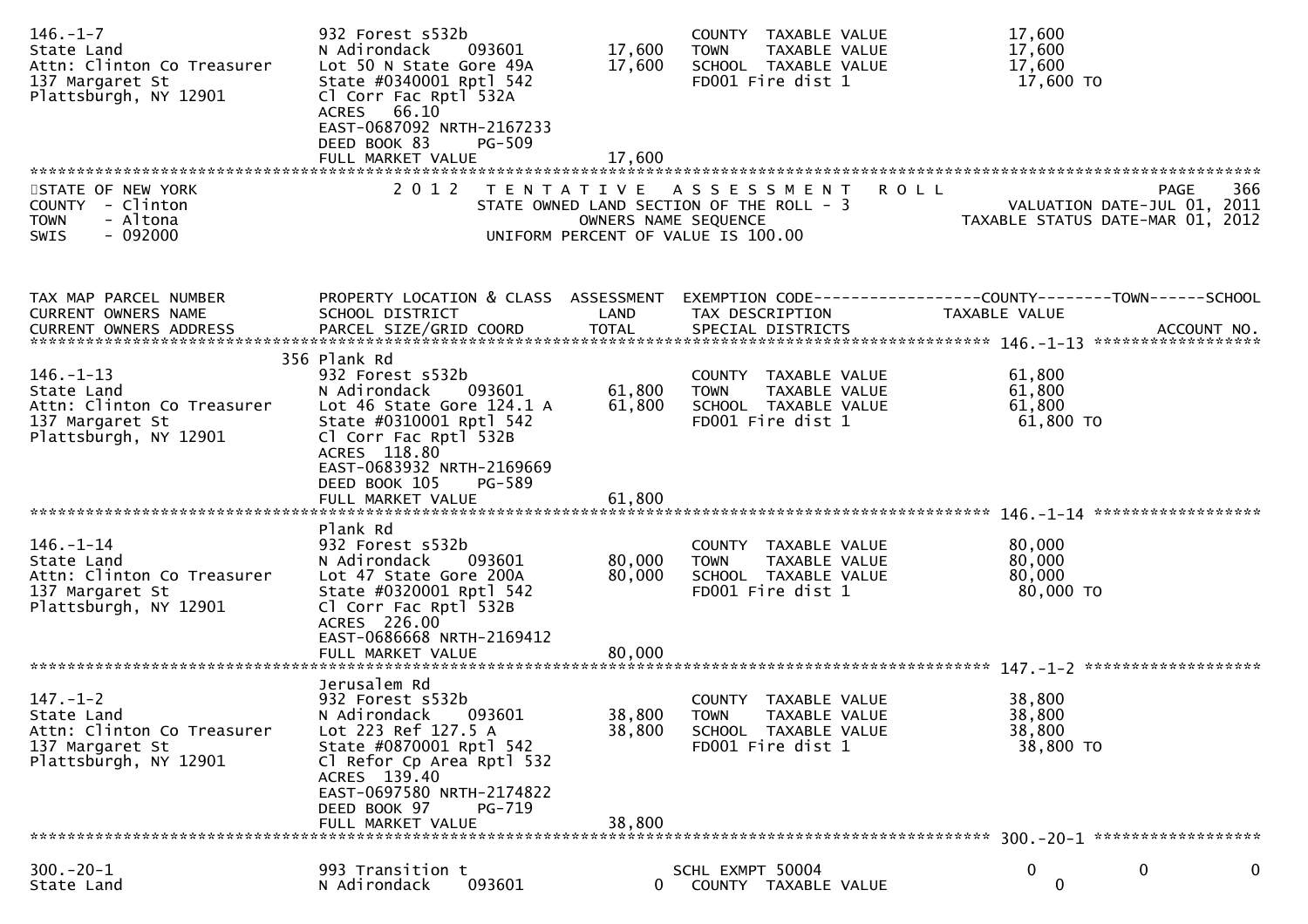```
146.-1-7                     932 Forest s532b                         COUNTY  TAXABLE VALUE             17,600
State Land                   N Adirondack     093601       17,600     TOWN    TAXABLE VALUE             17,600
Attn: Clinton Co Treasurer   Lot 50 N State Gore 49A       17,600     SCHOOL  TAXABLE VALUE             17,600
137 Margaret St              State #0340001 Rptl 542                  FD001 Fire dist 1                  17,600 TO
Plattsburgh, NY 12901        Cl Corr Fac Rptl 532A
                             ACRES   66.10
                             EAST-0687092 NRTH-2167233
                             DEED BOOK 83      PG-509
                             FULL MARKET VALUE             17,600
```

STATE OF NEW YORK — 2012 TENTATIVE ASSESSMENT ROLL — PAGE 366
COUNTY - Clinton — STATE OWNED LAND SECTION OF THE ROLL - 3 — VALUATION DATE-JUL 01, 2011
TOWN - Altona — OWNERS NAME SEQUENCE — TAXABLE STATUS DATE-MAR 01, 2012
SWIS - 092000 — UNIFORM PERCENT OF VALUE IS 100.00

```
TAX MAP PARCEL NUMBER        PROPERTY LOCATION & CLASS  ASSESSMENT  EXEMPTION CODE-----------------COUNTY--------TOWN------SCHOOL
CURRENT OWNERS NAME          SCHOOL DISTRICT               LAND      TAX DESCRIPTION                 TAXABLE VALUE
CURRENT OWNERS ADDRESS       PARCEL SIZE/GRID COORD        TOTAL     SPECIAL DISTRICTS                                    ACCOUNT NO.
****************************************************************************************************** 146.-1-13 ****************
                             356 Plank Rd
146.-1-13                    932 Forest s532b                         COUNTY  TAXABLE VALUE             61,800
State Land                   N Adirondack     093601       61,800     TOWN    TAXABLE VALUE             61,800
Attn: Clinton Co Treasurer   Lot 46 State Gore 124.1 A     61,800     SCHOOL  TAXABLE VALUE             61,800
137 Margaret St              State #0310001 Rptl 542                  FD001 Fire dist 1                  61,800 TO
Plattsburgh, NY 12901        Cl Corr Fac Rptl 532B
                             ACRES  118.80
                             EAST-0683932 NRTH-2169669
                             DEED BOOK 105     PG-589
                             FULL MARKET VALUE             61,800
****************************************************************************************************** 146.-1-14 ****************
                             Plank Rd
146.-1-14                    932 Forest s532b                         COUNTY  TAXABLE VALUE             80,000
State Land                   N Adirondack     093601       80,000     TOWN    TAXABLE VALUE             80,000
Attn: Clinton Co Treasurer   Lot 47 State Gore 200A        80,000     SCHOOL  TAXABLE VALUE             80,000
137 Margaret St              State #0320001 Rptl 542                  FD001 Fire dist 1                  80,000 TO
Plattsburgh, NY 12901        Cl Corr Fac Rptl 532B
                             ACRES  226.00
                             EAST-0686668 NRTH-2169412
                             FULL MARKET VALUE             80,000
****************************************************************************************************** 147.-1-2 *****************
                             Jerusalem Rd
147.-1-2                     932 Forest s532b                         COUNTY  TAXABLE VALUE             38,800
State Land                   N Adirondack     093601       38,800     TOWN    TAXABLE VALUE             38,800
Attn: Clinton Co Treasurer   Lot 223 Ref 127.5 A           38,800     SCHOOL  TAXABLE VALUE             38,800
137 Margaret St              State #0870001 Rptl 542                  FD001 Fire dist 1                  38,800 TO
Plattsburgh, NY 12901        Cl Refor Cp Area Rptl 532
                             ACRES  139.40
                             EAST-0697580 NRTH-2174822
                             DEED BOOK 97      PG-719
                             FULL MARKET VALUE             38,800
****************************************************************************************************** 300.-20-1 ****************

300.-20-1                    993 Transition t                         SCHL EXMPT 50004                      0            0           0
State Land                   N Adirondack     093601            0     COUNTY  TAXABLE VALUE                 0
```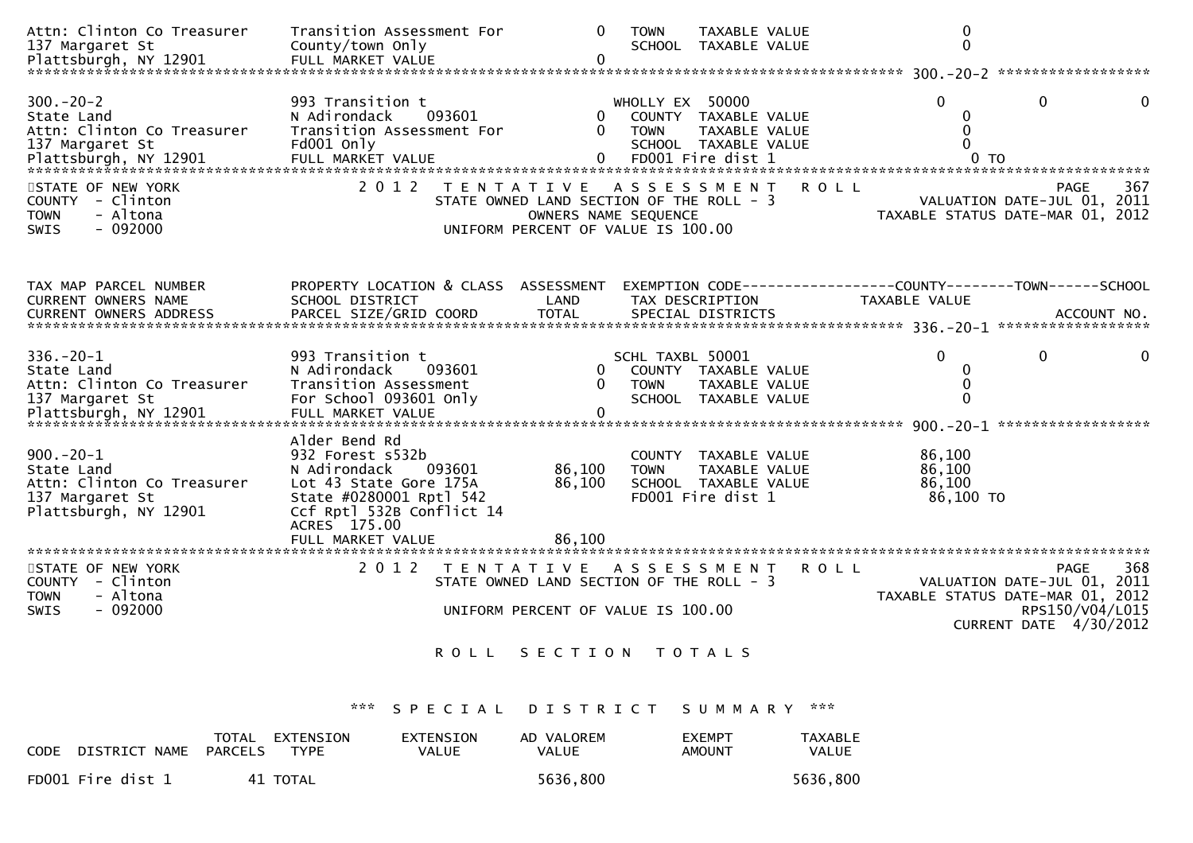```
Attn: Clinton Co Treasurer    Transition Assessment For          0   TOWN    TAXABLE VALUE                    0
137 Margaret St               County/town Only                       SCHOOL  TAXABLE VALUE                    0
Plattsburgh, NY 12901         FULL MARKET VALUE                  0
******************************************************************************************** 300.-20-2 *****************
300.-20-2                     993 Transition t                      WHOLLY EX  50000                0          0          0
State Land                    N Adirondack    093601         0   COUNTY  TAXABLE VALUE                    0
Attn: Clinton Co Treasurer    Transition Assessment For      0   TOWN    TAXABLE VALUE                    0
137 Margaret St               Fd001 Only                             SCHOOL  TAXABLE VALUE                    0
Plattsburgh, NY 12901         FULL MARKET VALUE              0   FD001 Fire dist 1                        0 TO
******************************************************************************************************************************
STATE OF NEW YORK                 2 0 1 2   T E N T A T I V E   A S S E S S M E N T   R O L L              PAGE    367
COUNTY  - Clinton                       STATE OWNED LAND SECTION OF THE ROLL - 3          VALUATION DATE-JUL 01, 2011
TOWN    - Altona                              OWNERS NAME SEQUENCE                     TAXABLE STATUS DATE-MAR 01, 2012
SWIS    - 092000                        UNIFORM PERCENT OF VALUE IS 100.00

TAX MAP PARCEL NUMBER         PROPERTY LOCATION & CLASS  ASSESSMENT  EXEMPTION CODE------------------COUNTY--------TOWN------SCHOOL
CURRENT OWNERS NAME           SCHOOL DISTRICT               LAND      TAX DESCRIPTION            TAXABLE VALUE
CURRENT OWNERS ADDRESS        PARCEL SIZE/GRID COORD        TOTAL     SPECIAL DISTRICTS                                ACCOUNT NO.
******************************************************************************************** 336.-20-1 *****************
336.-20-1                     993 Transition t                      SCHL TAXBL 50001                0          0          0
State Land                    N Adirondack    093601         0   COUNTY  TAXABLE VALUE                    0
Attn: Clinton Co Treasurer    Transition Assessment          0   TOWN    TAXABLE VALUE                    0
137 Margaret St               For School 093601 Only                 SCHOOL  TAXABLE VALUE                    0
Plattsburgh, NY 12901         FULL MARKET VALUE              0
******************************************************************************************** 900.-20-1 *****************
                              Alder Bend Rd
900.-20-1                     932 Forest s532b                       COUNTY  TAXABLE VALUE               86,100
State Land                    N Adirondack    093601    86,100   TOWN    TAXABLE VALUE               86,100
Attn: Clinton Co Treasurer    Lot 43 State Gore 175A    86,100   SCHOOL  TAXABLE VALUE               86,100
137 Margaret St               State #0280001 Rptl 542                FD001 Fire dist 1                   86,100 TO
Plattsburgh, NY 12901         Ccf Rptl 532B Conflict 14
                              ACRES 175.00
                              FULL MARKET VALUE         86,100
******************************************************************************************************************************
STATE OF NEW YORK                 2 0 1 2   T E N T A T I V E   A S S E S S M E N T   R O L L              PAGE    368
COUNTY  - Clinton                       STATE OWNED LAND SECTION OF THE ROLL - 3          VALUATION DATE-JUL 01, 2011
TOWN    - Altona                                                                       TAXABLE STATUS DATE-MAR 01, 2012
SWIS    - 092000                        UNIFORM PERCENT OF VALUE IS 100.00                         RPS150/V04/L015
                                                                                               CURRENT DATE  4/30/2012
```

R O L L   S E C T I O N   T O T A L S

*** S P E C I A L   D I S T R I C T   S U M M A R Y ***

| CODE DISTRICT NAME | TOTAL PARCELS | EXTENSION TYPE | EXTENSION VALUE | AD VALOREM VALUE | EXEMPT AMOUNT | TAXABLE VALUE |
|---|---|---|---|---|---|---|
| FD001 Fire dist 1 | 41 | TOTAL | | 5636,800 | | 5636,800 |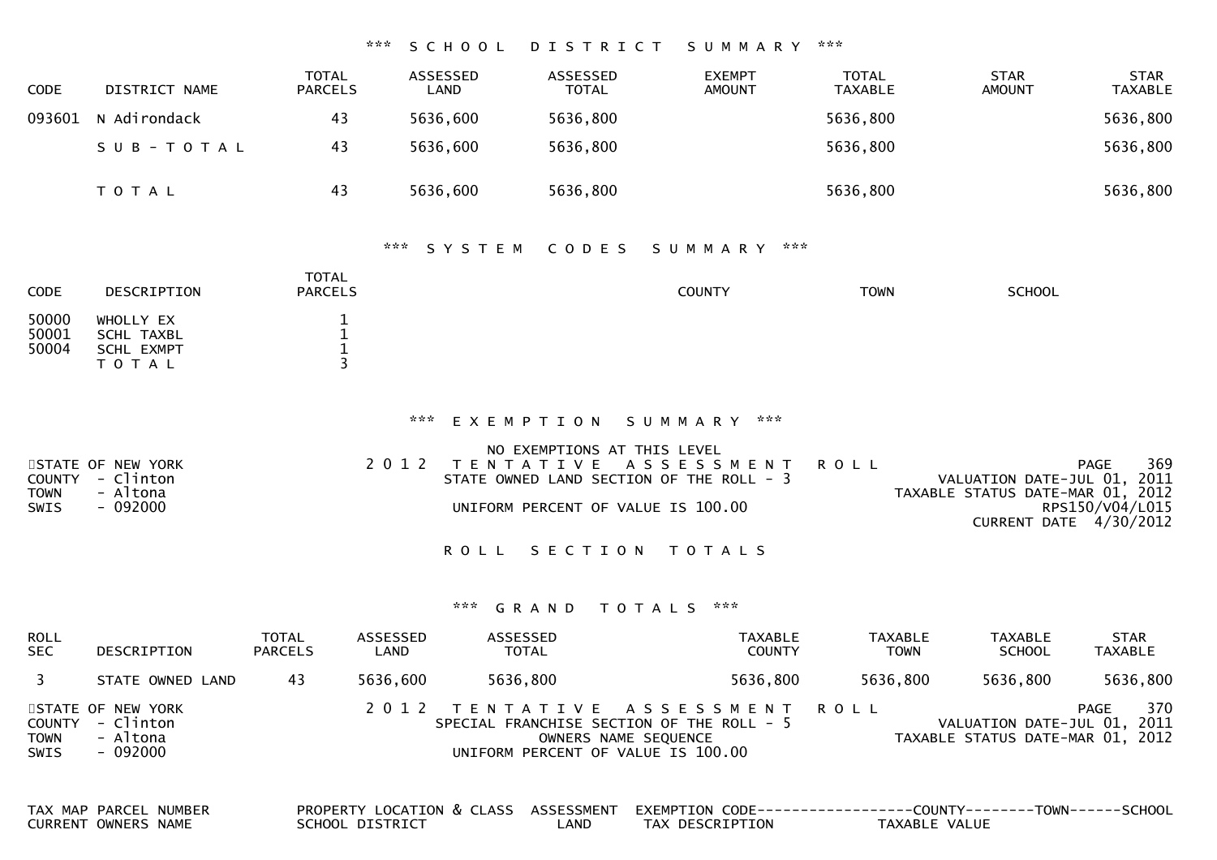### *** SCHOOL DISTRICT SUMMARY ***

| CODE | DISTRICT NAME | TOTAL PARCELS | ASSESSED LAND | ASSESSED TOTAL | EXEMPT AMOUNT | TOTAL TAXABLE | STAR AMOUNT | STAR TAXABLE |
|---|---|---|---|---|---|---|---|---|
| 093601 | N Adirondack | 43 | 5636,600 | 5636,800 | | 5636,800 | | 5636,800 |
| | SUB-TOTAL | 43 | 5636,600 | 5636,800 | | 5636,800 | | 5636,800 |
| | TOTAL | 43 | 5636,600 | 5636,800 | | 5636,800 | | 5636,800 |

### *** SYSTEM CODES SUMMARY ***

| CODE | DESCRIPTION | TOTAL PARCELS | COUNTY | TOWN | SCHOOL |
|---|---|---|---|---|---|
| 50000 | WHOLLY EX | 1 | | | |
| 50001 | SCHL TAXBL | 1 | | | |
| 50004 | SCHL EXMPT | 1 | | | |
| | TOTAL | 3 | | | |

### *** EXEMPTION SUMMARY ***

NO EXEMPTIONS AT THIS LEVEL

STATE OF NEW YORK
COUNTY - Clinton
TOWN - Altona
SWIS - 092000

2012 TENTATIVE ASSESSMENT ROLL
STATE OWNED LAND SECTION OF THE ROLL - 3
UNIFORM PERCENT OF VALUE IS 100.00

PAGE 369
VALUATION DATE-JUL 01, 2011
TAXABLE STATUS DATE-MAR 01, 2012
RPS150/V04/L015
CURRENT DATE 4/30/2012

### ROLL SECTION TOTALS

### *** GRAND TOTALS ***

| ROLL SEC | DESCRIPTION | TOTAL PARCELS | ASSESSED LAND | ASSESSED TOTAL | TAXABLE COUNTY | TAXABLE TOWN | TAXABLE SCHOOL | STAR TAXABLE |
|---|---|---|---|---|---|---|---|---|
| 3 | STATE OWNED LAND | 43 | 5636,600 | 5636,800 | 5636,800 | 5636,800 | 5636,800 | 5636,800 |

STATE OF NEW YORK
COUNTY - Clinton
TOWN - Altona
SWIS - 092000

2012 TENTATIVE ASSESSMENT ROLL
SPECIAL FRANCHISE SECTION OF THE ROLL - 5
OWNERS NAME SEQUENCE
UNIFORM PERCENT OF VALUE IS 100.00

PAGE 370
VALUATION DATE-JUL 01, 2011
TAXABLE STATUS DATE-MAR 01, 2012

| TAX MAP PARCEL NUMBER / CURRENT OWNERS NAME | PROPERTY LOCATION & CLASS / SCHOOL DISTRICT | ASSESSMENT / LAND | EXEMPTION CODE / TAX DESCRIPTION | COUNTY / TAXABLE VALUE | TOWN | SCHOOL |
|---|---|---|---|---|---|---|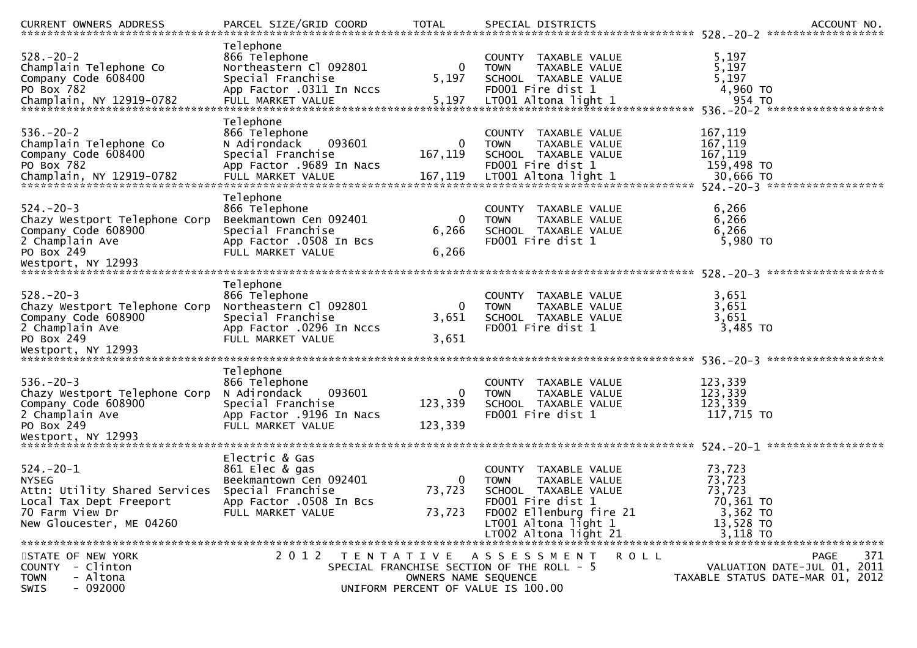| CURRENT OWNERS ADDRESS | PARCEL SIZE/GRID COORD | TOTAL | SPECIAL DISTRICTS | | ACCOUNT NO. |
|---|---|---|---|---|---|
| 528.-20-2 | Telephone | | | | 528.-20-2 |
| 528.-20-2 | 866 Telephone | | COUNTY TAXABLE VALUE | 5,197 | |
| Champlain Telephone Co | Northeastern Cl 092801 | 0 | TOWN TAXABLE VALUE | 5,197 | |
| Company Code 608400 | Special Franchise | 5,197 | SCHOOL TAXABLE VALUE | 5,197 | |
| PO Box 782 | App Factor .0311 In Nccs | | FD001 Fire dist 1 | 4,960 TO | |
| Champlain, NY 12919-0782 | FULL MARKET VALUE | 5,197 | LT001 Altona light 1 | 954 TO | |
| 536.-20-2 | Telephone | | | | 536.-20-2 |
| 536.-20-2 | 866 Telephone | | COUNTY TAXABLE VALUE | 167,119 | |
| Champlain Telephone Co | N Adirondack 093601 | 0 | TOWN TAXABLE VALUE | 167,119 | |
| Company Code 608400 | Special Franchise | 167,119 | SCHOOL TAXABLE VALUE | 167,119 | |
| PO Box 782 | App Factor .9689 In Nacs | | FD001 Fire dist 1 | 159,498 TO | |
| Champlain, NY 12919-0782 | FULL MARKET VALUE | 167,119 | LT001 Altona light 1 | 30,666 TO | |
| 524.-20-3 | Telephone | | | | 524.-20-3 |
| 524.-20-3 | 866 Telephone | | COUNTY TAXABLE VALUE | 6,266 | |
| Chazy Westport Telephone Corp | Beekmantown Cen 092401 | 0 | TOWN TAXABLE VALUE | 6,266 | |
| Company Code 608900 | Special Franchise | 6,266 | SCHOOL TAXABLE VALUE | 6,266 | |
| 2 Champlain Ave | App Factor .0508 In Bcs | | FD001 Fire dist 1 | 5,980 TO | |
| PO Box 249 | FULL MARKET VALUE | 6,266 | | | |
| Westport, NY 12993 | | | | | |
| 528.-20-3 | Telephone | | | | 528.-20-3 |
| 528.-20-3 | 866 Telephone | | COUNTY TAXABLE VALUE | 3,651 | |
| Chazy Westport Telephone Corp | Northeastern Cl 092801 | 0 | TOWN TAXABLE VALUE | 3,651 | |
| Company Code 608900 | Special Franchise | 3,651 | SCHOOL TAXABLE VALUE | 3,651 | |
| 2 Champlain Ave | App Factor .0296 In Nccs | | FD001 Fire dist 1 | 3,485 TO | |
| PO Box 249 | FULL MARKET VALUE | 3,651 | | | |
| Westport, NY 12993 | | | | | |
| 536.-20-3 | Telephone | | | | 536.-20-3 |
| 536.-20-3 | 866 Telephone | | COUNTY TAXABLE VALUE | 123,339 | |
| Chazy Westport Telephone Corp | N Adirondack 093601 | 0 | TOWN TAXABLE VALUE | 123,339 | |
| Company Code 608900 | Special Franchise | 123,339 | SCHOOL TAXABLE VALUE | 123,339 | |
| 2 Champlain Ave | App Factor .9196 In Nacs | | FD001 Fire dist 1 | 117,715 TO | |
| PO Box 249 | FULL MARKET VALUE | 123,339 | | | |
| Westport, NY 12993 | | | | | |
| 524.-20-1 | Electric & Gas | | | | 524.-20-1 |
| 524.-20-1 | 861 Elec & gas | | COUNTY TAXABLE VALUE | 73,723 | |
| NYSEG | Beekmantown Cen 092401 | 0 | TOWN TAXABLE VALUE | 73,723 | |
| Attn: Utility Shared Services | Special Franchise | 73,723 | SCHOOL TAXABLE VALUE | 73,723 | |
| Local Tax Dept Freeport | App Factor .0508 In Bcs | | FD001 Fire dist 1 | 70,361 TO | |
| 70 Farm View Dr | FULL MARKET VALUE | 73,723 | FD002 Ellenburg fire 21 | 3,362 TO | |
| New Gloucester, ME 04260 | | | LT001 Altona light 1 | 13,528 TO | |
| | | | LT002 Altona light 21 | 3,118 TO | |

STATE OF NEW YORK — 2012 TENTATIVE ASSESSMENT ROLL — PAGE 371
COUNTY - Clinton — SPECIAL FRANCHISE SECTION OF THE ROLL - 5 — VALUATION DATE-JUL 01, 2011
TOWN - Altona — OWNERS NAME SEQUENCE — TAXABLE STATUS DATE-MAR 01, 2012
SWIS - 092000 — UNIFORM PERCENT OF VALUE IS 100.00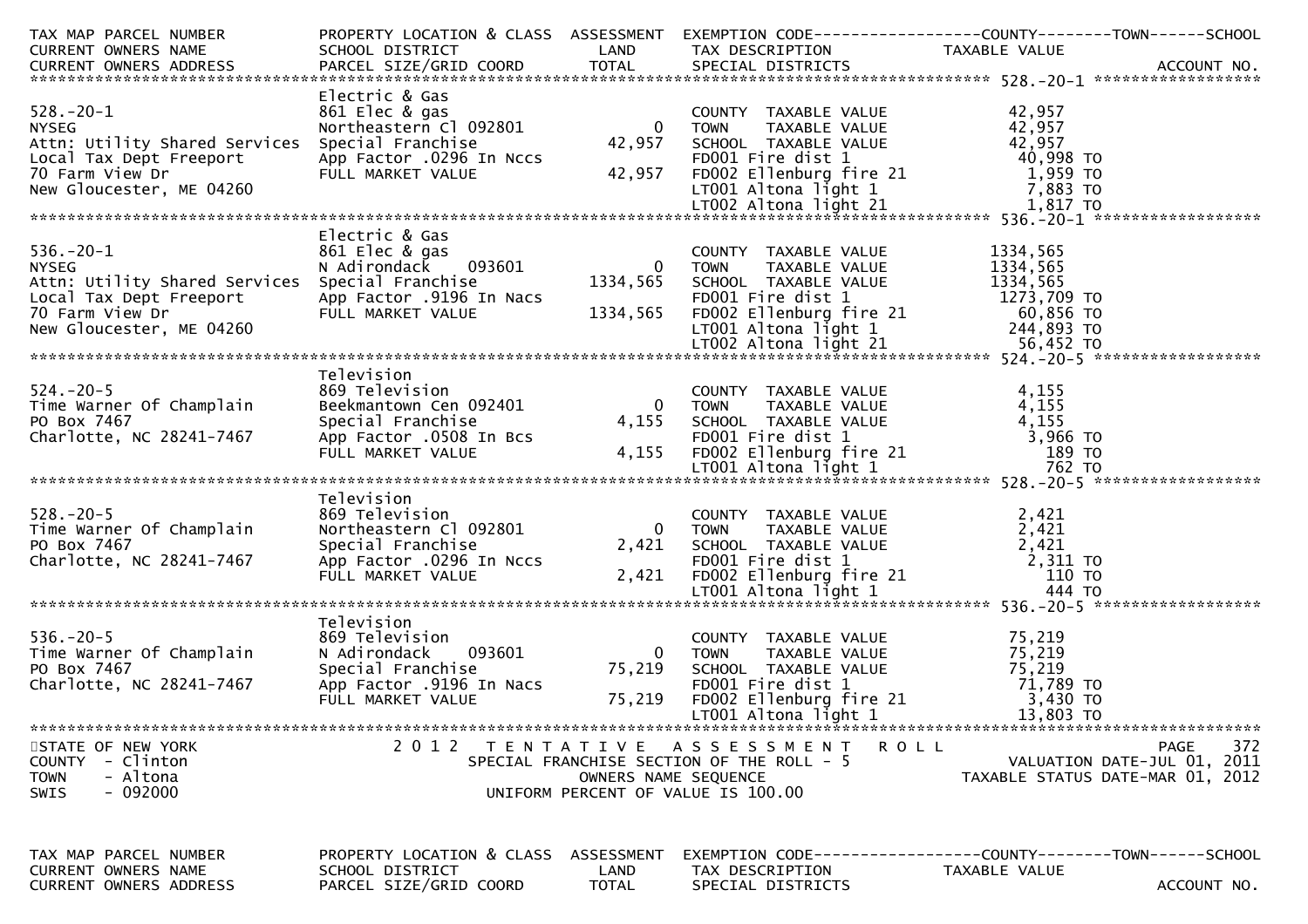2012 TENTATIVE ASSESSMENT ROLL
SPECIAL FRANCHISE SECTION OF THE ROLL - 5
OWNERS NAME SEQUENCE
UNIFORM PERCENT OF VALUE IS 100.00

STATE OF NEW YORK
COUNTY - Clinton
TOWN - Altona
SWIS - 092000

VALUATION DATE-JUL 01, 2011
TAXABLE STATUS DATE-MAR 01, 2012

| TAX MAP PARCEL NUMBER / CURRENT OWNERS NAME / CURRENT OWNERS ADDRESS | PROPERTY LOCATION & CLASS / SCHOOL DISTRICT / PARCEL SIZE/GRID COORD | ASSESSMENT LAND / TOTAL | EXEMPTION CODE / TAX DESCRIPTION / SPECIAL DISTRICTS | TAXABLE VALUE (COUNTY / TOWN / SCHOOL) | ACCOUNT NO. |
|---|---|---|---|---|---|
| **528.-20-1** | Electric & Gas | | | | |
| 528.-20-1 | 861 Elec & gas | | COUNTY TAXABLE VALUE | 42,957 | |
| NYSEG | Northeastern Cl 092801 | 0 | TOWN TAXABLE VALUE | 42,957 | |
| Attn: Utility Shared Services | Special Franchise | 42,957 | SCHOOL TAXABLE VALUE | 42,957 | |
| Local Tax Dept Freeport | App Factor .0296 In Nccs | | FD001 Fire dist 1 | 40,998 TO | |
| 70 Farm View Dr | FULL MARKET VALUE | 42,957 | FD002 Ellenburg fire 21 | 1,959 TO | |
| New Gloucester, ME 04260 | | | LT001 Altona light 1 | 7,883 TO | |
| | | | LT002 Altona light 21 | 1,817 TO | |
| **536.-20-1** | Electric & Gas | | | | |
| 536.-20-1 | 861 Elec & gas | | COUNTY TAXABLE VALUE | 1334,565 | |
| NYSEG | N Adirondack 093601 | 0 | TOWN TAXABLE VALUE | 1334,565 | |
| Attn: Utility Shared Services | Special Franchise | 1334,565 | SCHOOL TAXABLE VALUE | 1334,565 | |
| Local Tax Dept Freeport | App Factor .9196 In Nacs | | FD001 Fire dist 1 | 1273,709 TO | |
| 70 Farm View Dr | FULL MARKET VALUE | 1334,565 | FD002 Ellenburg fire 21 | 60,856 TO | |
| New Gloucester, ME 04260 | | | LT001 Altona light 1 | 244,893 TO | |
| | | | LT002 Altona light 21 | 56,452 TO | |
| **524.-20-5** | Television | | | | |
| 524.-20-5 | 869 Television | | COUNTY TAXABLE VALUE | 4,155 | |
| Time Warner Of Champlain | Beekmantown Cen 092401 | 0 | TOWN TAXABLE VALUE | 4,155 | |
| PO Box 7467 | Special Franchise | 4,155 | SCHOOL TAXABLE VALUE | 4,155 | |
| Charlotte, NC 28241-7467 | App Factor .0508 In Bcs | | FD001 Fire dist 1 | 3,966 TO | |
| | FULL MARKET VALUE | 4,155 | FD002 Ellenburg fire 21 | 189 TO | |
| | | | LT001 Altona light 1 | 762 TO | |
| **528.-20-5** | Television | | | | |
| 528.-20-5 | 869 Television | | COUNTY TAXABLE VALUE | 2,421 | |
| Time Warner Of Champlain | Northeastern Cl 092801 | 0 | TOWN TAXABLE VALUE | 2,421 | |
| PO Box 7467 | Special Franchise | 2,421 | SCHOOL TAXABLE VALUE | 2,421 | |
| Charlotte, NC 28241-7467 | App Factor .0296 In Nccs | | FD001 Fire dist 1 | 2,311 TO | |
| | FULL MARKET VALUE | 2,421 | FD002 Ellenburg fire 21 | 110 TO | |
| | | | LT001 Altona light 1 | 444 TO | |
| **536.-20-5** | Television | | | | |
| 536.-20-5 | 869 Television | | COUNTY TAXABLE VALUE | 75,219 | |
| Time Warner Of Champlain | N Adirondack 093601 | 0 | TOWN TAXABLE VALUE | 75,219 | |
| PO Box 7467 | Special Franchise | 75,219 | SCHOOL TAXABLE VALUE | 75,219 | |
| Charlotte, NC 28241-7467 | App Factor .9196 In Nacs | | FD001 Fire dist 1 | 71,789 TO | |
| | FULL MARKET VALUE | 75,219 | FD002 Ellenburg fire 21 | 3,430 TO | |
| | | | LT001 Altona light 1 | 13,803 TO | |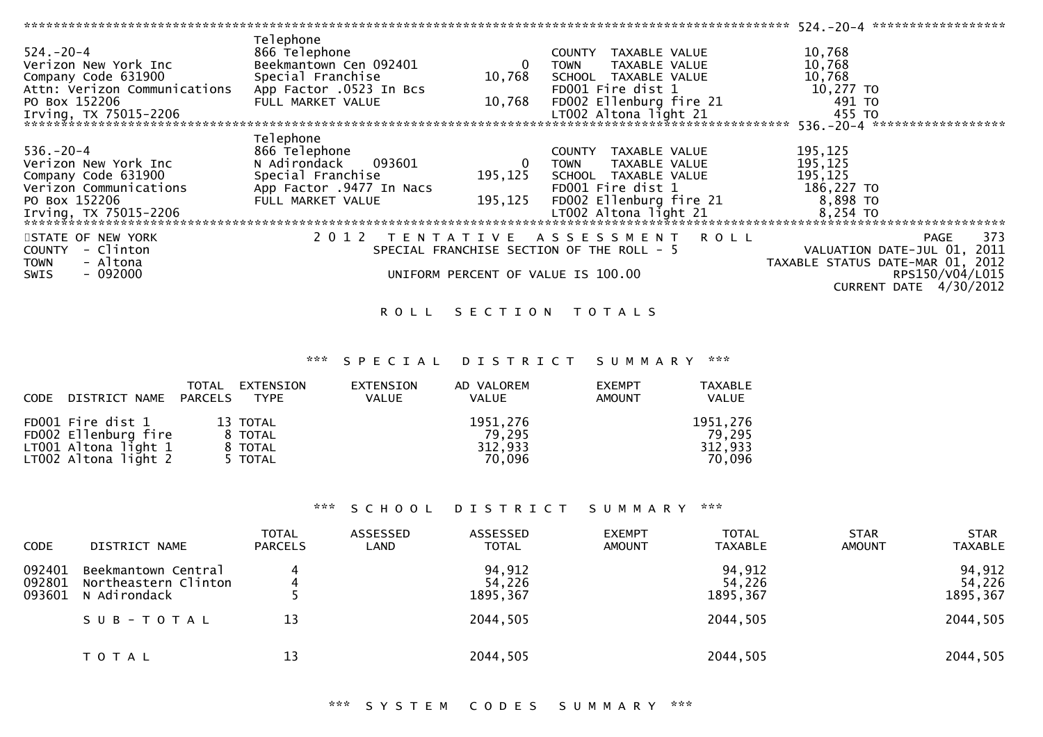****************************************************************************************************** 524.-20-4 ******************

| | | | | |
|---|---|---|---|---|
| 524.-20-4 | Telephone | | | |
| Verizon New York Inc | 866 Telephone | | COUNTY TAXABLE VALUE | 10,768 |
| Company Code 631900 | Beekmantown Cen 092401 | 0 | TOWN TAXABLE VALUE | 10,768 |
| Attn: Verizon Communications | Special Franchise | 10,768 | SCHOOL TAXABLE VALUE | 10,768 |
| PO Box 152206 | App Factor .0523 In Bcs | | FD001 Fire dist 1 | 10,277 TO |
| Irving, TX 75015-2206 | FULL MARKET VALUE | 10,768 | FD002 Ellenburg fire 21 | 491 TO |
| | | | LT002 Altona light 21 | 455 TO |

****************************************************************************************************** 536.-20-4 ******************

| | | | | |
|---|---|---|---|---|
| 536.-20-4 | Telephone | | | |
| Verizon New York Inc | 866 Telephone | | COUNTY TAXABLE VALUE | 195,125 |
| Company Code 631900 | N Adirondack 093601 | 0 | TOWN TAXABLE VALUE | 195,125 |
| Verizon Communications | Special Franchise | 195,125 | SCHOOL TAXABLE VALUE | 195,125 |
| PO Box 152206 | App Factor .9477 In Nacs | | FD001 Fire dist 1 | 186,227 TO |
| Irving, TX 75015-2206 | FULL MARKET VALUE | 195,125 | FD002 Ellenburg fire 21 | 8,898 TO |
| | | | LT002 Altona light 21 | 8,254 TO |

******************************************************************************************************************************

STATE OF NEW YORK | 2012 TENTATIVE ASSESSMENT ROLL
COUNTY - Clinton | SPECIAL FRANCHISE SECTION OF THE ROLL - 5 | VALUATION DATE-JUL 01, 2011
TOWN - Altona | TAXABLE STATUS DATE-MAR 01, 2012
SWIS - 092000 | UNIFORM PERCENT OF VALUE IS 100.00 | RPS150/V04/L015
CURRENT DATE 4/30/2012

## ROLL SECTION TOTALS

### *** SPECIAL DISTRICT SUMMARY ***

| CODE DISTRICT NAME | TOTAL PARCELS | EXTENSION TYPE | EXTENSION VALUE | AD VALOREM VALUE | EXEMPT AMOUNT | TAXABLE VALUE |
|---|---|---|---|---|---|---|
| FD001 Fire dist 1 | 13 | TOTAL | | 1951,276 | | 1951,276 |
| FD002 Ellenburg fire | 8 | TOTAL | | 79,295 | | 79,295 |
| LT001 Altona light 1 | 8 | TOTAL | | 312,933 | | 312,933 |
| LT002 Altona light 2 | 5 | TOTAL | | 70,096 | | 70,096 |

### *** SCHOOL DISTRICT SUMMARY ***

| CODE | DISTRICT NAME | TOTAL PARCELS | ASSESSED LAND | ASSESSED TOTAL | EXEMPT AMOUNT | TOTAL TAXABLE | STAR AMOUNT | STAR TAXABLE |
|---|---|---|---|---|---|---|---|---|
| 092401 | Beekmantown Central | 4 | | 94,912 | | 94,912 | | 94,912 |
| 092801 | Northeastern Clinton | 4 | | 54,226 | | 54,226 | | 54,226 |
| 093601 | N Adirondack | 5 | | 1895,367 | | 1895,367 | | 1895,367 |
| | SUB-TOTAL | 13 | | 2044,505 | | 2044,505 | | 2044,505 |
| | TOTAL | 13 | | 2044,505 | | 2044,505 | | 2044,505 |

### *** SYSTEM CODES SUMMARY ***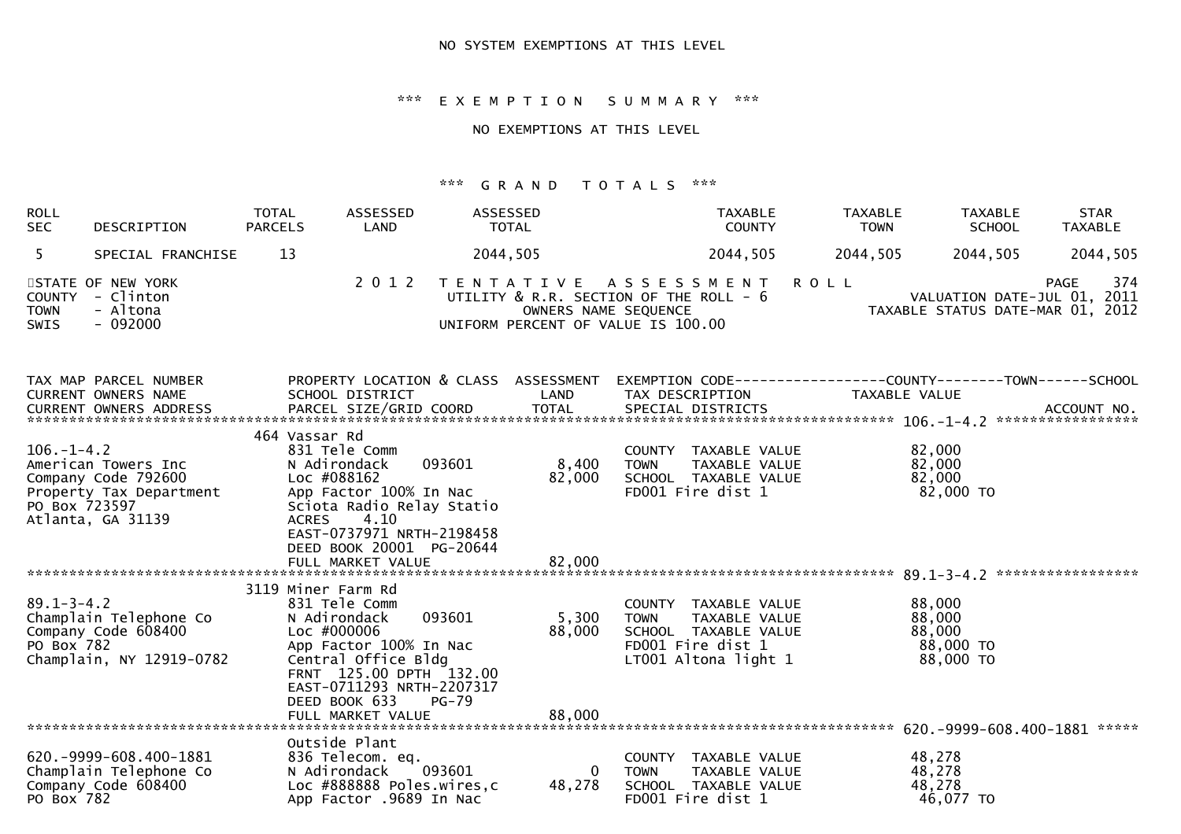NO SYSTEM EXEMPTIONS AT THIS LEVEL

### *** E X E M P T I O N   S U M M A R Y ***

NO EXEMPTIONS AT THIS LEVEL

### *** G R A N D   T O T A L S ***

| ROLL SEC | DESCRIPTION | TOTAL PARCELS | ASSESSED LAND | ASSESSED TOTAL | TAXABLE COUNTY | TAXABLE TOWN | TAXABLE SCHOOL | STAR TAXABLE |
|---|---|---|---|---|---|---|---|---|
| 5 | SPECIAL FRANCHISE | 13 | | 2044,505 | 2044,505 | 2044,505 | 2044,505 | 2044,505 |

STATE OF NEW YORK
COUNTY - Clinton
TOWN - Altona
SWIS - 092000

2 0 1 2 T E N T A T I V E A S S E S S M E N T R O L L
UTILITY & R.R. SECTION OF THE ROLL - 6
OWNERS NAME SEQUENCE
UNIFORM PERCENT OF VALUE IS 100.00

VALUATION DATE-JUL 01, 2011
TAXABLE STATUS DATE-MAR 01, 2012

| TAX MAP PARCEL NUMBER / CURRENT OWNERS NAME / CURRENT OWNERS ADDRESS | PROPERTY LOCATION & CLASS / SCHOOL DISTRICT / PARCEL SIZE/GRID COORD | ASSESSMENT LAND / TOTAL | EXEMPTION CODE / TAX DESCRIPTION / SPECIAL DISTRICTS | TAXABLE VALUE (COUNTY / TOWN / SCHOOL) | ACCOUNT NO. |
|---|---|---|---|---|---|
| **106.-1-4.2** | 464 Vassar Rd | | | | |
| 106.-1-4.2 | 831 Tele Comm | | COUNTY TAXABLE VALUE | 82,000 | |
| American Towers Inc | N Adirondack 093601 | 8,400 | TOWN TAXABLE VALUE | 82,000 | |
| Company Code 792600 | Loc #088162 | 82,000 | SCHOOL TAXABLE VALUE | 82,000 | |
| Property Tax Department | App Factor 100% In Nac | | FD001 Fire dist 1 | 82,000 TO | |
| PO Box 723597 | Sciota Radio Relay Statio | | | | |
| Atlanta, GA 31139 | ACRES 4.10 | | | | |
| | EAST-0737971 NRTH-2198458 | | | | |
| | DEED BOOK 20001 PG-20644 | | | | |
| | FULL MARKET VALUE | 82,000 | | | |
| **89.1-3-4.2** | 3119 Miner Farm Rd | | | | |
| 89.1-3-4.2 | 831 Tele Comm | | COUNTY TAXABLE VALUE | 88,000 | |
| Champlain Telephone Co | N Adirondack 093601 | 5,300 | TOWN TAXABLE VALUE | 88,000 | |
| Company Code 608400 | Loc #000006 | 88,000 | SCHOOL TAXABLE VALUE | 88,000 | |
| PO Box 782 | App Factor 100% In Nac | | FD001 Fire dist 1 | 88,000 TO | |
| Champlain, NY 12919-0782 | Central Office Bldg | | LT001 Altona light 1 | 88,000 TO | |
| | FRNT 125.00 DPTH 132.00 | | | | |
| | EAST-0711293 NRTH-2207317 | | | | |
| | DEED BOOK 633 PG-79 | | | | |
| | FULL MARKET VALUE | 88,000 | | | |
| **620.-9999-608.400-1881** | Outside Plant | | | | |
| 620.-9999-608.400-1881 | 836 Telecom. eq. | | COUNTY TAXABLE VALUE | 48,278 | |
| Champlain Telephone Co | N Adirondack 093601 | 0 | TOWN TAXABLE VALUE | 48,278 | |
| Company Code 608400 | Loc #888888 Poles.wires,c | 48,278 | SCHOOL TAXABLE VALUE | 48,278 | |
| PO Box 782 | App Factor .9689 In Nac | | FD001 Fire dist 1 | 46,077 TO | |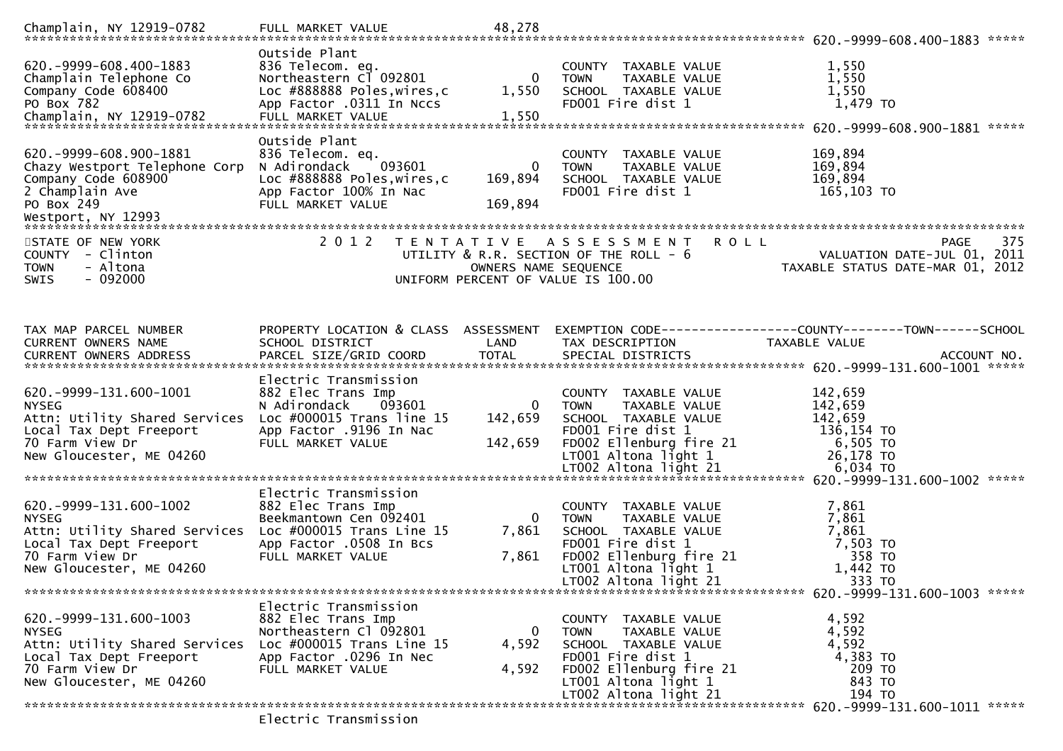```
Champlain, NY 12919-0782      FULL MARKET VALUE              48,278
******************************************************************************************************* 620.-9999-608.400-1883 *****
                              Outside Plant
620.-9999-608.400-1883        836 Telecom. eq.                         COUNTY  TAXABLE VALUE             1,550
Champlain Telephone Co        Northeastern Cl 092801          0        TOWN    TAXABLE VALUE             1,550
Company Code 608400           Loc #888888 Poles,wires,c   1,550        SCHOOL  TAXABLE VALUE             1,550
PO Box 782                    App Factor .0311 In Nccs                 FD001 Fire dist 1                  1,479 TO
Champlain, NY 12919-0782      FULL MARKET VALUE               1,550
******************************************************************************************************* 620.-9999-608.900-1881 *****
                              Outside Plant
620.-9999-608.900-1881        836 Telecom. eq.                         COUNTY  TAXABLE VALUE           169,894
Chazy Westport Telephone Corp N Adirondack    093601          0        TOWN    TAXABLE VALUE           169,894
Company Code 608900           Loc #888888 Poles,wires,c 169,894        SCHOOL  TAXABLE VALUE           169,894
2 Champlain Ave               App Factor 100% In Nac                   FD001 Fire dist 1                165,103 TO
PO Box 249                    FULL MARKET VALUE             169,894
Westport, NY 12993
*************************************************************************************************************************************
STATE OF NEW YORK                 2 0 1 2   T E N T A T I V E   A S S E S S M E N T   R O L L                          PAGE    375
COUNTY  - Clinton                          UTILITY & R.R. SECTION OF THE ROLL - 6                   VALUATION DATE-JUL 01, 2011
TOWN    - Altona                                    OWNERS NAME SEQUENCE                        TAXABLE STATUS DATE-MAR 01, 2012
SWIS    - 092000                              UNIFORM PERCENT OF VALUE IS 100.00


TAX MAP PARCEL NUMBER          PROPERTY LOCATION & CLASS  ASSESSMENT  EXEMPTION CODE------------------COUNTY--------TOWN------SCHOOL
CURRENT OWNERS NAME            SCHOOL DISTRICT               LAND      TAX DESCRIPTION              TAXABLE VALUE
CURRENT OWNERS ADDRESS         PARCEL SIZE/GRID COORD        TOTAL     SPECIAL DISTRICTS                                  ACCOUNT NO.
******************************************************************************************************* 620.-9999-131.600-1001 *****
                              Electric Transmission
620.-9999-131.600-1001        882 Elec Trans Imp                       COUNTY  TAXABLE VALUE           142,659
NYSEG                         N Adirondack    093601          0        TOWN    TAXABLE VALUE           142,659
Attn: Utility Shared Services Loc #000015 Trans line 15   142,659      SCHOOL  TAXABLE VALUE           142,659
Local Tax Dept Freeport       App Factor .9196 In Nac                  FD001 Fire dist 1                136,154 TO
70 Farm View Dr               FULL MARKET VALUE             142,659    FD002 Ellenburg fire 21            6,505 TO
New Gloucester, ME 04260                                               LT001 Altona light 1              26,178 TO
                                                                       LT002 Altona light 21              6,034 TO
******************************************************************************************************* 620.-9999-131.600-1002 *****
                              Electric Transmission
620.-9999-131.600-1002        882 Elec Trans Imp                       COUNTY  TAXABLE VALUE             7,861
NYSEG                         Beekmantown Cen 092401          0        TOWN    TAXABLE VALUE             7,861
Attn: Utility Shared Services Loc #000015 Trans Line 15     7,861      SCHOOL  TAXABLE VALUE             7,861
Local Tax Dept Freeport       App Factor .0508 In Bcs                  FD001 Fire dist 1                  7,503 TO
70 Farm View Dr               FULL MARKET VALUE               7,861    FD002 Ellenburg fire 21              358 TO
New Gloucester, ME 04260                                               LT001 Altona light 1               1,442 TO
                                                                       LT002 Altona light 21                333 TO
******************************************************************************************************* 620.-9999-131.600-1003 *****
                              Electric Transmission
620.-9999-131.600-1003        882 Elec Trans Imp                       COUNTY  TAXABLE VALUE             4,592
NYSEG                         Northeastern Cl 092801          0        TOWN    TAXABLE VALUE             4,592
Attn: Utility Shared Services Loc #000015 Trans Line 15     4,592      SCHOOL  TAXABLE VALUE             4,592
Local Tax Dept Freeport       App Factor .0296 In Nec                  FD001 Fire dist 1                  4,383 TO
70 Farm View Dr               FULL MARKET VALUE               4,592    FD002 Ellenburg fire 21              209 TO
New Gloucester, ME 04260                                               LT001 Altona light 1                 843 TO
                                                                       LT002 Altona light 21                194 TO
******************************************************************************************************* 620.-9999-131.600-1011 *****
                              Electric Transmission
```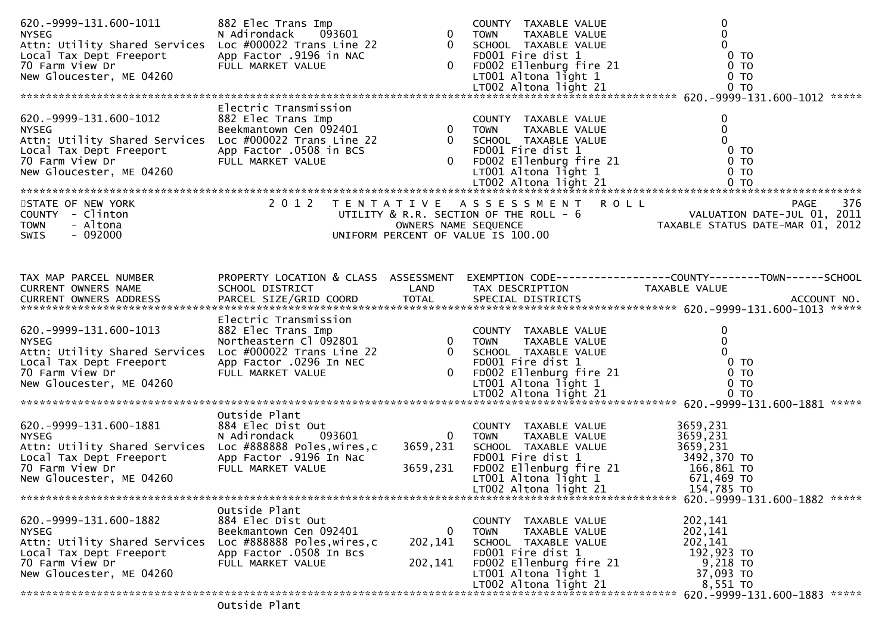```
620.-9999-131.600-1011         882 Elec Trans Imp                      COUNTY  TAXABLE VALUE                 0
NYSEG                          N Adirondack    093601          0       TOWN    TAXABLE VALUE                 0
Attn: Utility Shared Services  Loc #000022 Trans Line 22       0       SCHOOL  TAXABLE VALUE                 0
Local Tax Dept Freeport        App Factor .9196 in NAC                 FD001 Fire dist 1                      0 TO
70 Farm View Dr                FULL MARKET VALUE               0       FD002 Ellenburg fire 21                0 TO
New Gloucester, ME 04260                                               LT001 Altona light 1                   0 TO
                                                                       LT002 Altona light 21                  0 TO
******************************************************************************************************* 620.-9999-131.600-1012 *****
                               Electric Transmission
620.-9999-131.600-1012         882 Elec Trans Imp                      COUNTY  TAXABLE VALUE                 0
NYSEG                          Beekmantown Cen 092401          0       TOWN    TAXABLE VALUE                 0
Attn: Utility Shared Services  Loc #000022 Trans Line 22       0       SCHOOL  TAXABLE VALUE                 0
Local Tax Dept Freeport        App Factor .0508 in BCS                 FD001 Fire dist 1                      0 TO
70 Farm View Dr                FULL MARKET VALUE               0       FD002 Ellenburg fire 21                0 TO
New Gloucester, ME 04260                                               LT001 Altona light 1                   0 TO
                                                                       LT002 Altona light 21                  0 TO
************************************************************************************************************************************
STATE OF NEW YORK                  2 0 1 2   T E N T A T I V E   A S S E S S M E N T   R O L L                          PAGE    376
COUNTY  - Clinton                          UTILITY & R.R. SECTION OF THE ROLL - 6                   VALUATION DATE-JUL 01, 2011
TOWN    - Altona                                   OWNERS NAME SEQUENCE                            TAXABLE STATUS DATE-MAR 01, 2012
SWIS    - 092000                            UNIFORM PERCENT OF VALUE IS 100.00


TAX MAP PARCEL NUMBER          PROPERTY LOCATION & CLASS  ASSESSMENT  EXEMPTION CODE-----------------COUNTY--------TOWN------SCHOOL
CURRENT OWNERS NAME            SCHOOL DISTRICT               LAND      TAX DESCRIPTION            TAXABLE VALUE
CURRENT OWNERS ADDRESS         PARCEL SIZE/GRID COORD        TOTAL     SPECIAL DISTRICTS                                 ACCOUNT NO.
******************************************************************************************************* 620.-9999-131.600-1013 *****
                               Electric Transmission
620.-9999-131.600-1013         882 Elec Trans Imp                      COUNTY  TAXABLE VALUE                 0
NYSEG                          Northeastern Cl 092801          0       TOWN    TAXABLE VALUE                 0
Attn: Utility Shared Services  Loc #000022 Trans Line 22       0       SCHOOL  TAXABLE VALUE                 0
Local Tax Dept Freeport        App Factor .0296 In NEC                 FD001 Fire dist 1                      0 TO
70 Farm View Dr                FULL MARKET VALUE               0       FD002 Ellenburg fire 21                0 TO
New Gloucester, ME 04260                                               LT001 Altona light 1                   0 TO
                                                                       LT002 Altona light 21                  0 TO
******************************************************************************************************* 620.-9999-131.600-1881 *****
                               Outside Plant
620.-9999-131.600-1881         884 Elec Dist Out                       COUNTY  TAXABLE VALUE          3659,231
NYSEG                          N Adirondack    093601          0       TOWN    TAXABLE VALUE          3659,231
Attn: Utility Shared Services  Loc #888888 Poles,wires,c   3659,231    SCHOOL  TAXABLE VALUE          3659,231
Local Tax Dept Freeport        App Factor .9196 In Nac                 FD001 Fire dist 1               3492,370 TO
70 Farm View Dr                FULL MARKET VALUE           3659,231    FD002 Ellenburg fire 21          166,861 TO
New Gloucester, ME 04260                                               LT001 Altona light 1             671,469 TO
                                                                       LT002 Altona light 21            154,785 TO
******************************************************************************************************* 620.-9999-131.600-1882 *****
                               Outside Plant
620.-9999-131.600-1882         884 Elec Dist Out                       COUNTY  TAXABLE VALUE           202,141
NYSEG                          Beekmantown Cen 092401          0       TOWN    TAXABLE VALUE           202,141
Attn: Utility Shared Services  Loc #888888 Poles,wires,c    202,141    SCHOOL  TAXABLE VALUE           202,141
Local Tax Dept Freeport        App Factor .0508 In Bcs                 FD001 Fire dist 1                192,923 TO
70 Farm View Dr                FULL MARKET VALUE            202,141    FD002 Ellenburg fire 21            9,218 TO
New Gloucester, ME 04260                                               LT001 Altona light 1              37,093 TO
                                                                       LT002 Altona light 21              8,551 TO
******************************************************************************************************* 620.-9999-131.600-1883 *****
                               Outside Plant
```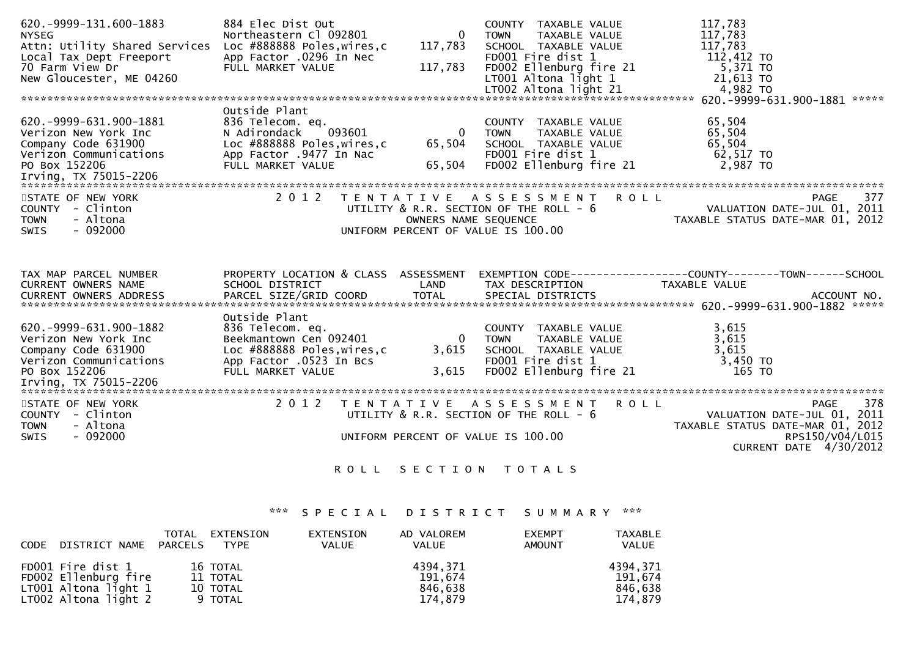```
620.-9999-131.600-1883         884 Elec Dist Out                   COUNTY  TAXABLE VALUE          117,783
NYSEG                          Northeastern Cl 092801         0    TOWN    TAXABLE VALUE          117,783
Attn: Utility Shared Services  Loc #888888 Poles,wires,c 117,783   SCHOOL  TAXABLE VALUE          117,783
Local Tax Dept Freeport        App Factor .0296 In Nec             FD001 Fire dist 1               112,412 TO
70 Farm View Dr                FULL MARKET VALUE         117,783   FD002 Ellenburg fire 21           5,371 TO
New Gloucester, ME 04260                                           LT001 Altona light 1             21,613 TO
                                                                   LT002 Altona light 21             4,982 TO
******************************************************************************************************* 620.-9999-631.900-1881 *****
                               Outside Plant
620.-9999-631.900-1881         836 Telecom. eq.                    COUNTY  TAXABLE VALUE           65,504
Verizon New York Inc           N Adirondack    093601         0    TOWN    TAXABLE VALUE           65,504
Company Code 631900            Loc #888888 Poles,wires,c  65,504   SCHOOL  TAXABLE VALUE           65,504
Verizon Communications         App Factor .9477 In Nac             FD001 Fire dist 1                62,517 TO
PO Box 152206                  FULL MARKET VALUE          65,504   FD002 Ellenburg fire 21           2,987 TO
Irving, TX 75015-2206
************************************************************************************************************************************
STATE OF NEW YORK                    2 0 1 2   T E N T A T I V E   A S S E S S M E N T   R O L L                          PAGE  377
COUNTY  - Clinton                              UTILITY & R.R. SECTION OF THE ROLL - 6                  VALUATION DATE-JUL 01, 2011
TOWN    - Altona                                     OWNERS NAME SEQUENCE                          TAXABLE STATUS DATE-MAR 01, 2012
SWIS    - 092000                               UNIFORM PERCENT OF VALUE IS 100.00


TAX MAP PARCEL NUMBER          PROPERTY LOCATION & CLASS  ASSESSMENT  EXEMPTION CODE------------------COUNTY--------TOWN------SCHOOL
CURRENT OWNERS NAME            SCHOOL DISTRICT               LAND      TAX DESCRIPTION            TAXABLE VALUE
CURRENT OWNERS ADDRESS         PARCEL SIZE/GRID COORD        TOTAL     SPECIAL DISTRICTS                                 ACCOUNT NO.
******************************************************************************************************* 620.-9999-631.900-1882 *****
                               Outside Plant
620.-9999-631.900-1882         836 Telecom. eq.                    COUNTY  TAXABLE VALUE            3,615
Verizon New York Inc           Beekmantown Cen 092401         0    TOWN    TAXABLE VALUE            3,615
Company Code 631900            Loc #888888 Poles,wires,c   3,615   SCHOOL  TAXABLE VALUE            3,615
Verizon Communications         App Factor .0523 In Bcs             FD001 Fire dist 1                 3,450 TO
PO Box 152206                  FULL MARKET VALUE           3,615   FD002 Ellenburg fire 21             165 TO
Irving, TX 75015-2206
************************************************************************************************************************************
STATE OF NEW YORK                    2 0 1 2   T E N T A T I V E   A S S E S S M E N T   R O L L                          PAGE  378
COUNTY  - Clinton                              UTILITY & R.R. SECTION OF THE ROLL - 6                  VALUATION DATE-JUL 01, 2011
TOWN    - Altona                                                                                   TAXABLE STATUS DATE-MAR 01, 2012
SWIS    - 092000                               UNIFORM PERCENT OF VALUE IS 100.00                                   RPS150/V04/L015
                                                                                                            CURRENT DATE  4/30/2012

                                            R O L L   S E C T I O N   T O T A L S


                                  ***  S P E C I A L   D I S T R I C T   S U M M A R Y  ***
```

| CODE DISTRICT NAME | TOTAL PARCELS | EXTENSION TYPE | EXTENSION VALUE | AD VALOREM VALUE | EXEMPT AMOUNT | TAXABLE VALUE |
|---|---|---|---|---|---|---|
| FD001 Fire dist 1 | 16 | TOTAL | | 4394,371 | | 4394,371 |
| FD002 Ellenburg fire | 11 | TOTAL | | 191,674 | | 191,674 |
| LT001 Altona light 1 | 10 | TOTAL | | 846,638 | | 846,638 |
| LT002 Altona light 2 | 9 | TOTAL | | 174,879 | | 174,879 |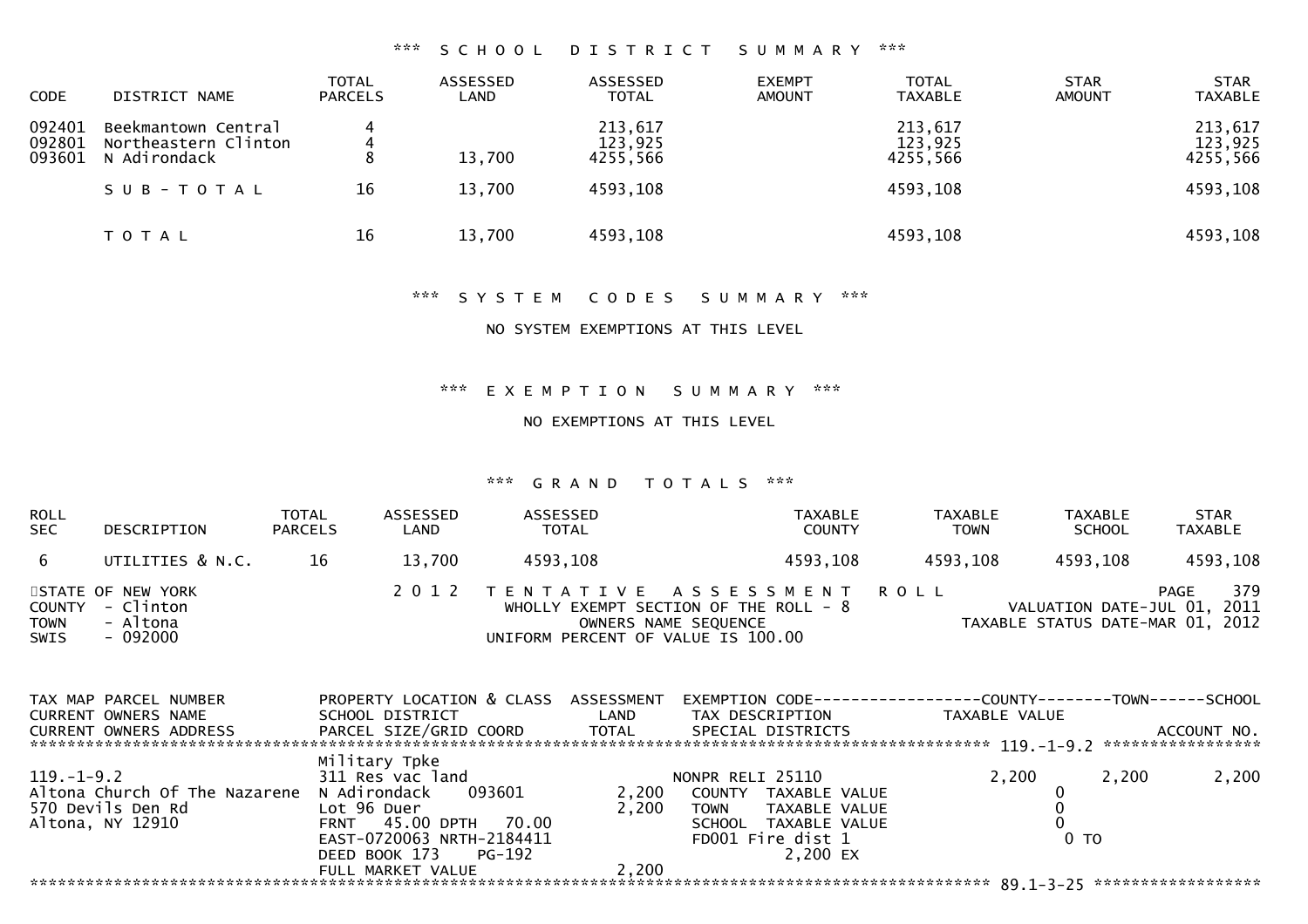### *** SCHOOL DISTRICT SUMMARY ***

| CODE | DISTRICT NAME | TOTAL PARCELS | ASSESSED LAND | ASSESSED TOTAL | EXEMPT AMOUNT | TOTAL TAXABLE | STAR AMOUNT | STAR TAXABLE |
|---|---|---|---|---|---|---|---|---|
| 092401 | Beekmantown Central | 4 | | 213,617 | | 213,617 | | 213,617 |
| 092801 | Northeastern Clinton | 4 | | 123,925 | | 123,925 | | 123,925 |
| 093601 | N Adirondack | 8 | 13,700 | 4255,566 | | 4255,566 | | 4255,566 |
| | SUB-TOTAL | 16 | 13,700 | 4593,108 | | 4593,108 | | 4593,108 |
| | TOTAL | 16 | 13,700 | 4593,108 | | 4593,108 | | 4593,108 |

### *** SYSTEM CODES SUMMARY ***

NO SYSTEM EXEMPTIONS AT THIS LEVEL

### *** EXEMPTION SUMMARY ***

NO EXEMPTIONS AT THIS LEVEL

### *** GRAND TOTALS ***

| ROLL SEC | DESCRIPTION | TOTAL PARCELS | ASSESSED LAND | ASSESSED TOTAL | TAXABLE COUNTY | TAXABLE TOWN | TAXABLE SCHOOL | STAR TAXABLE |
|---|---|---|---|---|---|---|---|---|
| 6 | UTILITIES & N.C. | 16 | 13,700 | 4593,108 | 4593,108 | 4593,108 | 4593,108 | 4593,108 |

STATE OF NEW YORK
COUNTY - Clinton
TOWN - Altona
SWIS - 092000

2012 TENTATIVE ASSESSMENT ROLL
WHOLLY EXEMPT SECTION OF THE ROLL - 8
OWNERS NAME SEQUENCE
UNIFORM PERCENT OF VALUE IS 100.00

PAGE 379
VALUATION DATE-JUL 01, 2011
TAXABLE STATUS DATE-MAR 01, 2012

```
TAX MAP PARCEL NUMBER          PROPERTY LOCATION & CLASS  ASSESSMENT  EXEMPTION CODE------------------COUNTY--------TOWN------SCHOOL
CURRENT OWNERS NAME            SCHOOL DISTRICT               LAND      TAX DESCRIPTION            TAXABLE VALUE
CURRENT OWNERS ADDRESS         PARCEL SIZE/GRID COORD        TOTAL     SPECIAL DISTRICTS                                    ACCOUNT NO.
******************************************************************************************************* 119.-1-9.2 ******************
                               Military Tpke
119.-1-9.2                     311 Res vac land                        NONPR RELI 25110               2,200        2,200        2,200
Altona Church Of The Nazarene  N Adirondack     093601        2,200      COUNTY  TAXABLE VALUE            0
570 Devils Den Rd              Lot 96 Duer                    2,200      TOWN    TAXABLE VALUE            0
Altona, NY 12910               FRNT  45.00 DPTH  70.00                   SCHOOL  TAXABLE VALUE            0
                               EAST-0720063 NRTH-2184411                 FD001 Fire dist 1                  0 TO
                               DEED BOOK 173    PG-192                             2,200 EX
                               FULL MARKET VALUE              2,200
******************************************************************************************************* 89.1-3-25 *******************
```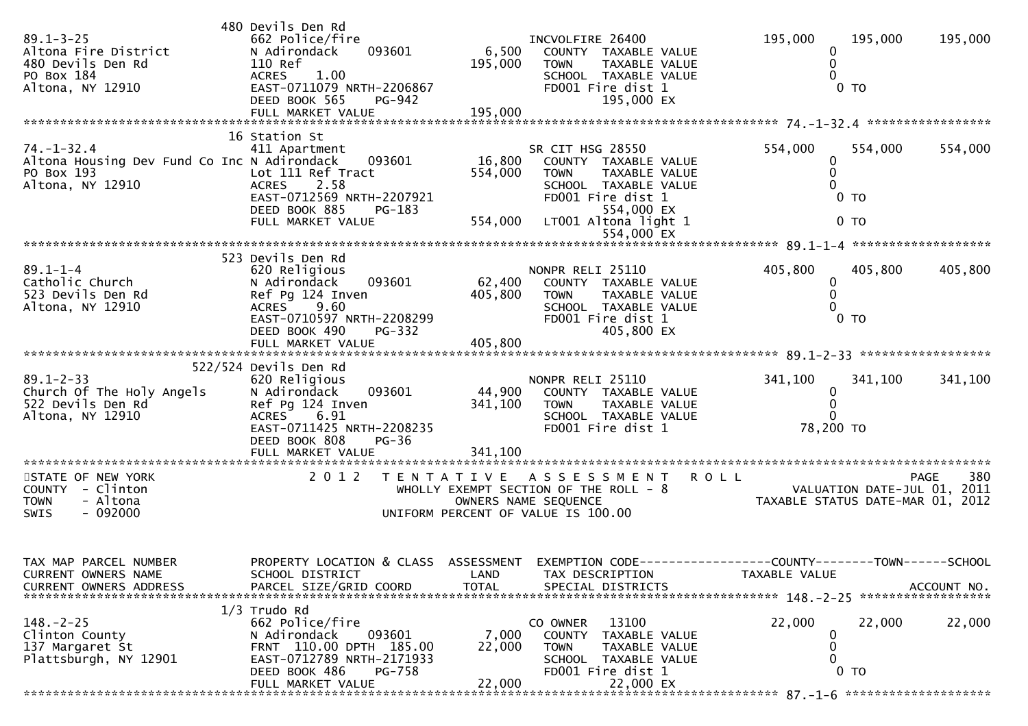```
                             480 Devils Den Rd
89.1-3-25                    662 Police/fire                       INCVOLFIRE 26400               195,000     195,000     195,000
Altona Fire District         N Adirondack      093601        6,500   COUNTY  TAXABLE VALUE              0
480 Devils Den Rd            110 Ref                       195,000   TOWN    TAXABLE VALUE              0
PO Box 184                   ACRES     1.00                          SCHOOL  TAXABLE VALUE              0
Altona, NY 12910             EAST-0711079 NRTH-2206867               FD001 Fire dist 1                   0 TO
                             DEED BOOK 565     PG-942                        195,000 EX
                             FULL MARKET VALUE             195,000
******************************************************************************************************* 74.-1-32.4 *****************
                             16 Station St
74.-1-32.4                   411 Apartment                         SR CIT HSG 28550               554,000     554,000     554,000
Altona Housing Dev Fund Co Inc N Adirondack    093601       16,800   COUNTY  TAXABLE VALUE              0
PO Box 193                   Lot 111 Ref Tract             554,000   TOWN    TAXABLE VALUE              0
Altona, NY 12910             ACRES     2.58                          SCHOOL  TAXABLE VALUE              0
                             EAST-0712569 NRTH-2207921               FD001 Fire dist 1                   0 TO
                             DEED BOOK 885     PG-183                        554,000 EX
                             FULL MARKET VALUE             554,000   LT001 Altona light 1                0 TO
                                                                             554,000 EX
******************************************************************************************************* 89.1-1-4 ******************
                             523 Devils Den Rd
89.1-1-4                     620 Religious                         NONPR RELI 25110               405,800     405,800     405,800
Catholic Church              N Adirondack      093601       62,400   COUNTY  TAXABLE VALUE              0
523 Devils Den Rd            Ref Pg 124 Inven              405,800   TOWN    TAXABLE VALUE              0
Altona, NY 12910             ACRES     9.60                          SCHOOL  TAXABLE VALUE              0
                             EAST-0710597 NRTH-2208299               FD001 Fire dist 1                   0 TO
                             DEED BOOK 490     PG-332                        405,800 EX
                             FULL MARKET VALUE             405,800
******************************************************************************************************* 89.1-2-33 *****************
                             522/524 Devils Den Rd
89.1-2-33                    620 Religious                         NONPR RELI 25110               341,100     341,100     341,100
Church Of The Holy Angels    N Adirondack      093601       44,900   COUNTY  TAXABLE VALUE              0
522 Devils Den Rd            Ref Pg 124 Inven              341,100   TOWN    TAXABLE VALUE              0
Altona, NY 12910             ACRES     6.91                          SCHOOL  TAXABLE VALUE              0
                             EAST-0711425 NRTH-2208235               FD001 Fire dist 1              78,200 TO
                             DEED BOOK 808     PG-36
                             FULL MARKET VALUE             341,100
************************************************************************************************************************************
STATE OF NEW YORK                 2 0 1 2   T E N T A T I V E   A S S E S S M E N T   R O L L                          PAGE   380
COUNTY  - Clinton                           WHOLLY EXEMPT SECTION OF THE ROLL - 8                    VALUATION DATE-JUL 01, 2011
TOWN    - Altona                                   OWNERS NAME SEQUENCE                       TAXABLE STATUS DATE-MAR 01, 2012
SWIS    - 092000                              UNIFORM PERCENT OF VALUE IS 100.00


TAX MAP PARCEL NUMBER        PROPERTY LOCATION & CLASS  ASSESSMENT  EXEMPTION CODE------------------COUNTY--------TOWN------SCHOOL
CURRENT OWNERS NAME          SCHOOL DISTRICT               LAND      TAX DESCRIPTION              TAXABLE VALUE
CURRENT OWNERS ADDRESS       PARCEL SIZE/GRID COORD        TOTAL     SPECIAL DISTRICTS                                  ACCOUNT NO.
******************************************************************************************************* 148.-2-25 *****************
                             1/3 Trudo Rd
148.-2-25                    662 Police/fire                       CO OWNER    13100               22,000      22,000      22,000
Clinton County               N Adirondack      093601        7,000   COUNTY  TAXABLE VALUE              0
137 Margaret St              FRNT 110.00 DPTH 185.00        22,000   TOWN    TAXABLE VALUE              0
Plattsburgh, NY 12901        EAST-0712789 NRTH-2171933               SCHOOL  TAXABLE VALUE              0
                             DEED BOOK 486     PG-758                FD001 Fire dist 1                   0 TO
                             FULL MARKET VALUE              22,000           22,000 EX
******************************************************************************************************* 87.-1-6 *******************
```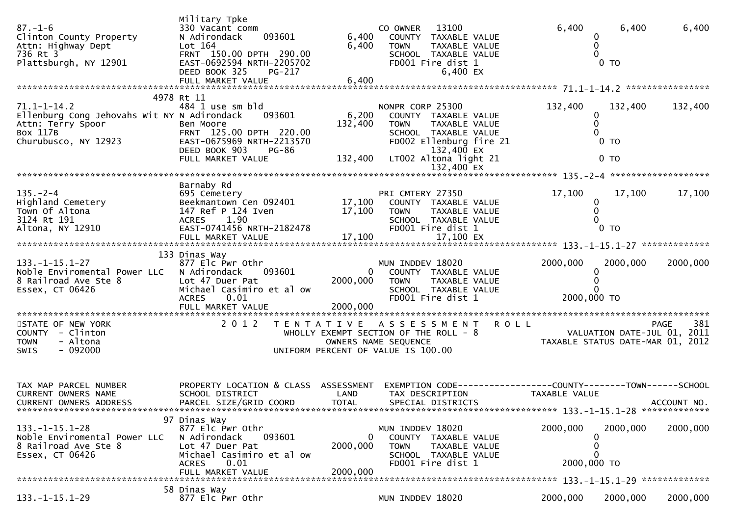```
                               Military Tpke
87.-1-6                        330 Vacant comm                    CO OWNER   13100              6,400      6,400      6,400
Clinton County Property        N Adirondack     093601     6,400   COUNTY  TAXABLE VALUE                 0
Attn: Highway Dept             Lot 164                     6,400   TOWN    TAXABLE VALUE                 0
736 Rt 3                       FRNT 150.00 DPTH 290.00             SCHOOL  TAXABLE VALUE                 0
Plattsburgh, NY 12901          EAST-0692594 NRTH-2205702           FD001 Fire dist 1                     0 TO
                               DEED BOOK 325    PG-217                      6,400 EX
                               FULL MARKET VALUE           6,400
******************************************************************************************************* 71.1-1-14.2 ****************
                         4978 Rt 11
71.1-1-14.2                    484 1 use sm bld                   NONPR CORP 25300            132,400    132,400    132,400
Ellenburg Cong Jehovahs Wit NY N Adirondack     093601     6,200   COUNTY  TAXABLE VALUE                 0
Attn: Terry Spoor              Ben Moore                 132,400   TOWN    TAXABLE VALUE                 0
Box 117B                       FRNT 125.00 DPTH 220.00             SCHOOL  TAXABLE VALUE                 0
Churubusco, NY 12923           EAST-0675969 NRTH-2213570           FD002 Ellenburg fire 21               0 TO
                               DEED BOOK 903    PG-86                     132,400 EX
                               FULL MARKET VALUE         132,400   LT002 Altona light 21                 0 TO
                                                                          132,400 EX
******************************************************************************************************* 135.-2-4 *******************
                               Barnaby Rd
135.-2-4                       695 Cemetery                       PRI CMTERY 27350             17,100     17,100     17,100
Highland Cemetery              Beekmantown Cen 092401     17,100   COUNTY  TAXABLE VALUE                 0
Town Of Altona                 147 Ref P 124 Iven         17,100   TOWN    TAXABLE VALUE                 0
3124 Rt 191                    ACRES    1.90                       SCHOOL  TAXABLE VALUE                 0
Altona, NY 12910               EAST-0741456 NRTH-2182478           FD001 Fire dist 1                     0 TO
                               FULL MARKET VALUE          17,100            17,100 EX
******************************************************************************************************* 133.-1-15.1-27 *************
                          133 Dinas Way
133.-1-15.1-27                 877 Elc Pwr Othr                   MUN INDDEV 18020           2000,000   2000,000   2000,000
Noble Enviromental Power LLC   N Adirondack     093601         0   COUNTY  TAXABLE VALUE                 0
8 Railroad Ave Ste 8           Lot 47 Duer Pat          2000,000   TOWN    TAXABLE VALUE                 0
Essex, CT 06426                Michael Casimiro et al ow           SCHOOL  TAXABLE VALUE                 0
                               ACRES    0.01                       FD001 Fire dist 1             2000,000 TO
                               FULL MARKET VALUE        2000,000
************************************************************************************************************************************
STATE OF NEW YORK                     2 0 1 2   T E N T A T I V E   A S S E S S M E N T   R O L L                          PAGE   381
COUNTY  - Clinton                            WHOLLY EXEMPT SECTION OF THE ROLL - 8                   VALUATION DATE-JUL 01, 2011
TOWN    - Altona                                    OWNERS NAME SEQUENCE                        TAXABLE STATUS DATE-MAR 01, 2012
SWIS    - 092000                            UNIFORM PERCENT OF VALUE IS 100.00


TAX MAP PARCEL NUMBER          PROPERTY LOCATION & CLASS  ASSESSMENT  EXEMPTION CODE------------------COUNTY--------TOWN------SCHOOL
CURRENT OWNERS NAME            SCHOOL DISTRICT               LAND     TAX DESCRIPTION            TAXABLE VALUE
CURRENT OWNERS ADDRESS         PARCEL SIZE/GRID COORD        TOTAL    SPECIAL DISTRICTS                                  ACCOUNT NO.
******************************************************************************************************* 133.-1-15.1-28 *************
                           97 Dinas Way
133.-1-15.1-28                 877 Elc Pwr Othr                   MUN INDDEV 18020           2000,000   2000,000   2000,000
Noble Enviromental Power LLC   N Adirondack     093601         0   COUNTY  TAXABLE VALUE                 0
8 Railroad Ave Ste 8           Lot 47 Duer Pat          2000,000   TOWN    TAXABLE VALUE                 0
Essex, CT 06426                Michael Casimiro et al ow           SCHOOL  TAXABLE VALUE                 0
                               ACRES    0.01                       FD001 Fire dist 1             2000,000 TO
                               FULL MARKET VALUE        2000,000
******************************************************************************************************* 133.-1-15.1-29 *************
                           58 Dinas Way
133.-1-15.1-29                 877 Elc Pwr Othr                   MUN INDDEV 18020           2000,000   2000,000   2000,000
```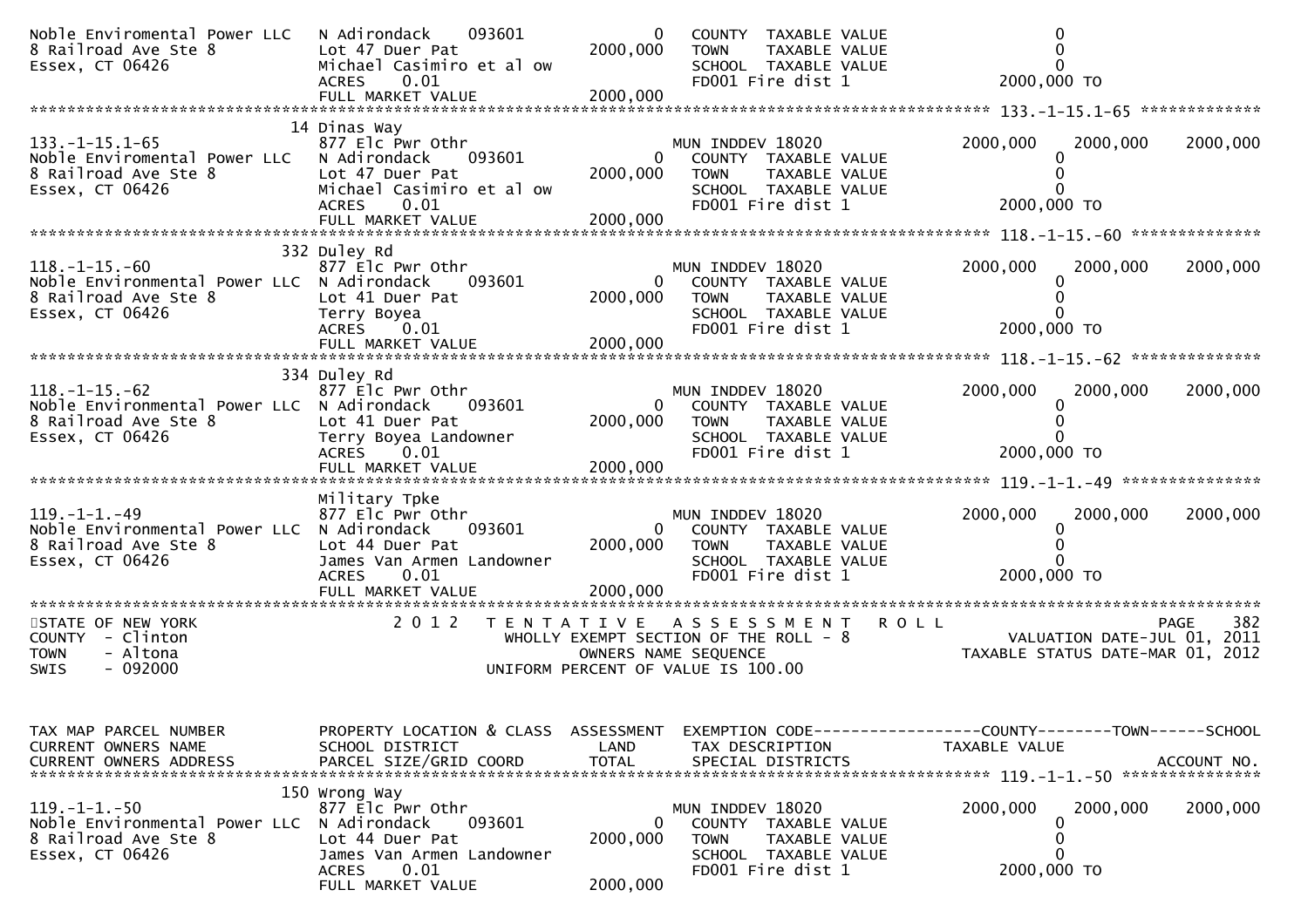```
Noble Enviromental Power LLC   N Adirondack     093601            0   COUNTY  TAXABLE VALUE                    0
8 Railroad Ave Ste 8           Lot 47 Duer Pat              2000,000   TOWN    TAXABLE VALUE                    0
Essex, CT 06426                Michael Casimiro et al ow                SCHOOL  TAXABLE VALUE                    0
                               ACRES     0.01                           FD001 Fire dist 1                 2000,000 TO
                               FULL MARKET VALUE            2000,000
******************************************************************************************************* 133.-1-15.1-65 *************
                            14 Dinas Way
133.-1-15.1-65                 877 Elc Pwr Othr                         MUN INDDEV 18020              2000,000    2000,000    2000,000
Noble Enviromental Power LLC   N Adirondack     093601            0   COUNTY  TAXABLE VALUE                    0
8 Railroad Ave Ste 8           Lot 47 Duer Pat              2000,000   TOWN    TAXABLE VALUE                    0
Essex, CT 06426                Michael Casimiro et al ow                SCHOOL  TAXABLE VALUE                    0
                               ACRES     0.01                           FD001 Fire dist 1                 2000,000 TO
                               FULL MARKET VALUE            2000,000
******************************************************************************************************* 118.-1-15.-60 **************
                           332 Duley Rd
118.-1-15.-60                  877 Elc Pwr Othr                         MUN INDDEV 18020              2000,000    2000,000    2000,000
Noble Environmental Power LLC  N Adirondack     093601            0   COUNTY  TAXABLE VALUE                    0
8 Railroad Ave Ste 8           Lot 41 Duer Pat              2000,000   TOWN    TAXABLE VALUE                    0
Essex, CT 06426                Terry Boyea                              SCHOOL  TAXABLE VALUE                    0
                               ACRES     0.01                           FD001 Fire dist 1                 2000,000 TO
                               FULL MARKET VALUE            2000,000
******************************************************************************************************* 118.-1-15.-62 **************
                           334 Duley Rd
118.-1-15.-62                  877 Elc Pwr Othr                         MUN INDDEV 18020              2000,000    2000,000    2000,000
Noble Environmental Power LLC  N Adirondack     093601            0   COUNTY  TAXABLE VALUE                    0
8 Railroad Ave Ste 8           Lot 41 Duer Pat              2000,000   TOWN    TAXABLE VALUE                    0
Essex, CT 06426                Terry Boyea Landowner                    SCHOOL  TAXABLE VALUE                    0
                               ACRES     0.01                           FD001 Fire dist 1                 2000,000 TO
                               FULL MARKET VALUE            2000,000
******************************************************************************************************* 119.-1-1.-49 ***************
                               Military Tpke
119.-1-1.-49                   877 Elc Pwr Othr                         MUN INDDEV 18020              2000,000    2000,000    2000,000
Noble Environmental Power LLC  N Adirondack     093601            0   COUNTY  TAXABLE VALUE                    0
8 Railroad Ave Ste 8           Lot 44 Duer Pat              2000,000   TOWN    TAXABLE VALUE                    0
Essex, CT 06426                James Van Armen Landowner                SCHOOL  TAXABLE VALUE                    0
                               ACRES     0.01                           FD001 Fire dist 1                 2000,000 TO
                               FULL MARKET VALUE            2000,000
************************************************************************************************************************************
STATE OF NEW YORK                 2 0 1 2   T E N T A T I V E   A S S E S S M E N T   R O L L                               PAGE   382
COUNTY  - Clinton                         WHOLLY EXEMPT SECTION OF THE ROLL - 8                       VALUATION DATE-JUL 01, 2011
TOWN    - Altona                                  OWNERS NAME SEQUENCE                             TAXABLE STATUS DATE-MAR 01, 2012
SWIS    - 092000                         UNIFORM PERCENT OF VALUE IS 100.00


TAX MAP PARCEL NUMBER          PROPERTY LOCATION & CLASS  ASSESSMENT  EXEMPTION CODE------------------COUNTY--------TOWN------SCHOOL
CURRENT OWNERS NAME            SCHOOL DISTRICT               LAND      TAX DESCRIPTION            TAXABLE VALUE
CURRENT OWNERS ADDRESS         PARCEL SIZE/GRID COORD       TOTAL      SPECIAL DISTRICTS                                   ACCOUNT NO.
******************************************************************************************************* 119.-1-1.-50 ***************
                           150 Wrong Way
119.-1-1.-50                   877 Elc Pwr Othr                         MUN INDDEV 18020              2000,000    2000,000    2000,000
Noble Environmental Power LLC  N Adirondack     093601            0   COUNTY  TAXABLE VALUE                    0
8 Railroad Ave Ste 8           Lot 44 Duer Pat              2000,000   TOWN    TAXABLE VALUE                    0
Essex, CT 06426                James Van Armen Landowner                SCHOOL  TAXABLE VALUE                    0
                               ACRES     0.01                           FD001 Fire dist 1                 2000,000 TO
                               FULL MARKET VALUE            2000,000
```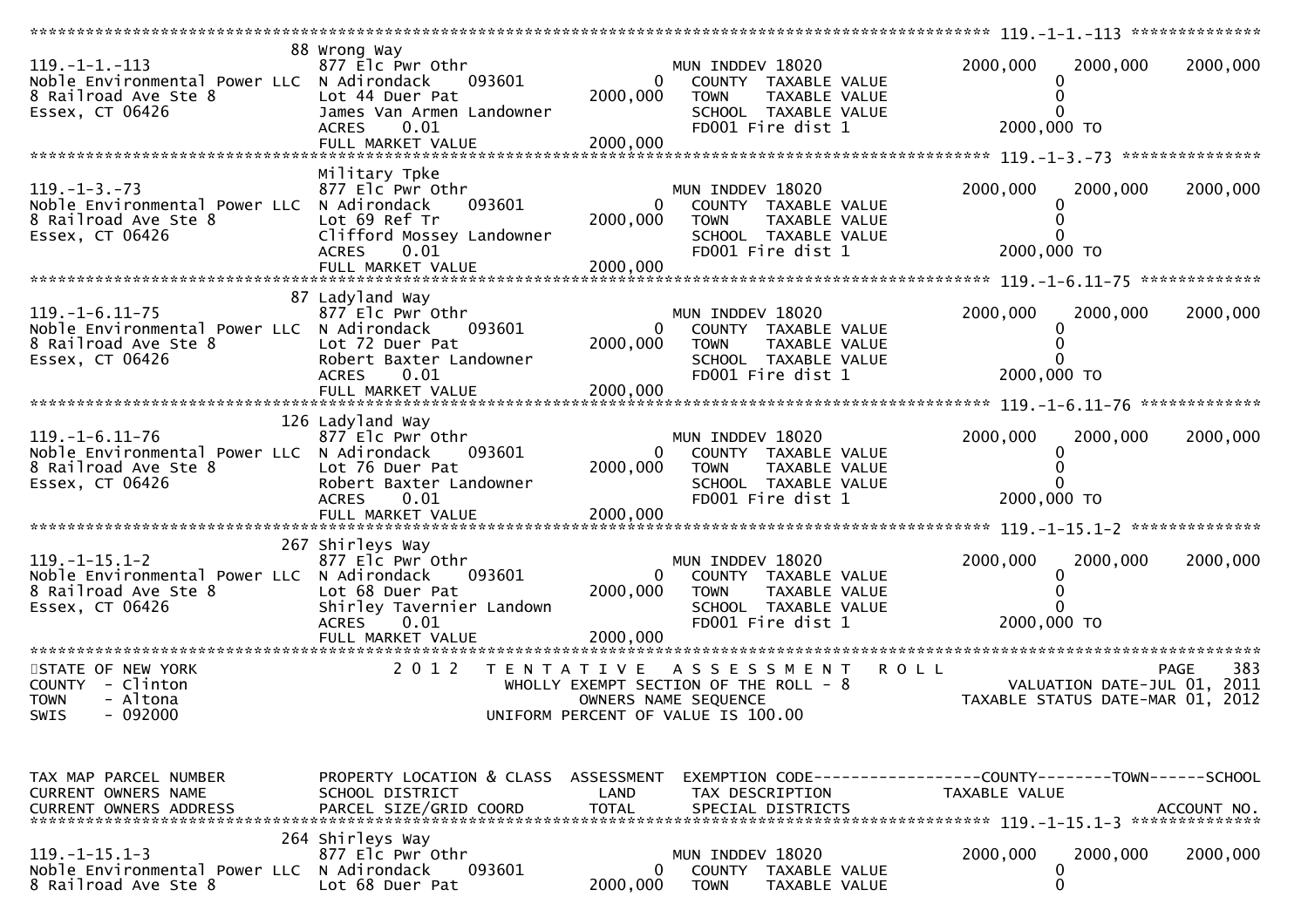```
******************************************************************************************************* 119.-1-1.-113 ***************
                               88 Wrong Way
119.-1-1.-113                  877 Elc Pwr Othr                        MUN INDDEV 18020                 2000,000    2000,000    2000,000
Noble Environmental Power LLC  N Adirondack      093601            0    COUNTY  TAXABLE VALUE                  0
8 Railroad Ave Ste 8           Lot 44 Duer Pat                2000,000    TOWN    TAXABLE VALUE                  0
Essex, CT 06426                James Van Armen Landowner                SCHOOL  TAXABLE VALUE                  0
                               ACRES     0.01                           FD001 Fire dist 1                2000,000 TO
                               FULL MARKET VALUE              2000,000
******************************************************************************************************* 119.-1-3.-73 ****************
                               Military Tpke
119.-1-3.-73                   877 Elc Pwr Othr                        MUN INDDEV 18020                 2000,000    2000,000    2000,000
Noble Environmental Power LLC  N Adirondack      093601            0    COUNTY  TAXABLE VALUE                  0
8 Railroad Ave Ste 8           Lot 69 Ref Tr                  2000,000    TOWN    TAXABLE VALUE                  0
Essex, CT 06426                Clifford Mossey Landowner                SCHOOL  TAXABLE VALUE                  0
                               ACRES     0.01                           FD001 Fire dist 1                2000,000 TO
                               FULL MARKET VALUE              2000,000
******************************************************************************************************* 119.-1-6.11-75 *************
                               87 Ladyland Way
119.-1-6.11-75                 877 Elc Pwr Othr                        MUN INDDEV 18020                 2000,000    2000,000    2000,000
Noble Environmental Power LLC  N Adirondack      093601            0    COUNTY  TAXABLE VALUE                  0
8 Railroad Ave Ste 8           Lot 72 Duer Pat                2000,000    TOWN    TAXABLE VALUE                  0
Essex, CT 06426                Robert Baxter Landowner                  SCHOOL  TAXABLE VALUE                  0
                               ACRES     0.01                           FD001 Fire dist 1                2000,000 TO
                               FULL MARKET VALUE              2000,000
******************************************************************************************************* 119.-1-6.11-76 *************
                               126 Ladyland Way
119.-1-6.11-76                 877 Elc Pwr Othr                        MUN INDDEV 18020                 2000,000    2000,000    2000,000
Noble Environmental Power LLC  N Adirondack      093601            0    COUNTY  TAXABLE VALUE                  0
8 Railroad Ave Ste 8           Lot 76 Duer Pat                2000,000    TOWN    TAXABLE VALUE                  0
Essex, CT 06426                Robert Baxter Landowner                  SCHOOL  TAXABLE VALUE                  0
                               ACRES     0.01                           FD001 Fire dist 1                2000,000 TO
                               FULL MARKET VALUE              2000,000
******************************************************************************************************* 119.-1-15.1-2 **************
                               267 Shirleys Way
119.-1-15.1-2                  877 Elc Pwr Othr                        MUN INDDEV 18020                 2000,000    2000,000    2000,000
Noble Environmental Power LLC  N Adirondack      093601            0    COUNTY  TAXABLE VALUE                  0
8 Railroad Ave Ste 8           Lot 68 Duer Pat                2000,000    TOWN    TAXABLE VALUE                  0
Essex, CT 06426                Shirley Tavernier Landown                SCHOOL  TAXABLE VALUE                  0
                               ACRES     0.01                           FD001 Fire dist 1                2000,000 TO
                               FULL MARKET VALUE              2000,000
************************************************************************************************************************************
STATE OF NEW YORK                  2 0 1 2   T E N T A T I V E   A S S E S S M E N T   R O L L                          PAGE   383
COUNTY  - Clinton                          WHOLLY EXEMPT SECTION OF THE ROLL - 8                      VALUATION DATE-JUL 01, 2011
TOWN    - Altona                                   OWNERS NAME SEQUENCE                          TAXABLE STATUS DATE-MAR 01, 2012
SWIS    - 092000                           UNIFORM PERCENT OF VALUE IS 100.00



TAX MAP PARCEL NUMBER          PROPERTY LOCATION & CLASS  ASSESSMENT  EXEMPTION CODE------------------COUNTY--------TOWN------SCHOOL
CURRENT OWNERS NAME            SCHOOL DISTRICT               LAND      TAX DESCRIPTION              TAXABLE VALUE
CURRENT OWNERS ADDRESS         PARCEL SIZE/GRID COORD        TOTAL     SPECIAL DISTRICTS                                  ACCOUNT NO.
******************************************************************************************************* 119.-1-15.1-3 **************
                               264 Shirleys Way
119.-1-15.1-3                  877 Elc Pwr Othr                        MUN INDDEV 18020                 2000,000    2000,000    2000,000
Noble Environmental Power LLC  N Adirondack      093601            0    COUNTY  TAXABLE VALUE                  0
8 Railroad Ave Ste 8           Lot 68 Duer Pat                2000,000    TOWN    TAXABLE VALUE                  0
```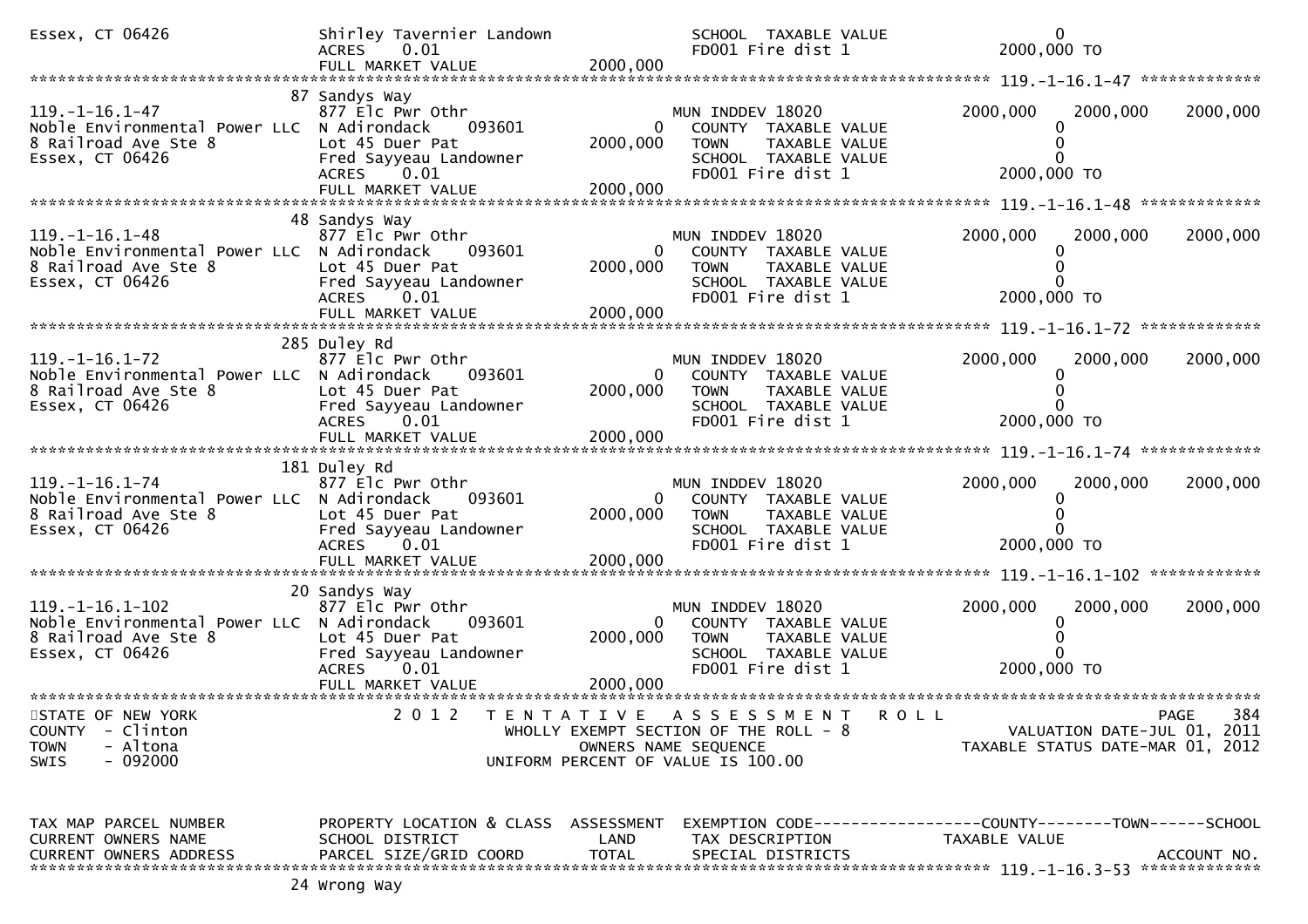```
Essex, CT 06426              Shirley Tavernier Landown                SCHOOL  TAXABLE VALUE                 0
                             ACRES     0.01                           FD001 Fire dist 1                2000,000 TO
                             FULL MARKET VALUE            2000,000
******************************************************************************************************* 119.-1-16.1-47 *************
                            87 Sandys Way
119.-1-16.1-47               877 Elc Pwr Othr                         MUN INDDEV 18020              2000,000     2000,000     2000,000
Noble Environmental Power LLC  N Adirondack    093601          0     COUNTY  TAXABLE VALUE                 0
8 Railroad Ave Ste 8         Lot 45 Duer Pat                2000,000  TOWN    TAXABLE VALUE                 0
Essex, CT 06426              Fred Sayyeau Landowner                   SCHOOL  TAXABLE VALUE                 0
                             ACRES     0.01                           FD001 Fire dist 1                2000,000 TO
                             FULL MARKET VALUE            2000,000
******************************************************************************************************* 119.-1-16.1-48 *************
                            48 Sandys Way
119.-1-16.1-48               877 Elc Pwr Othr                         MUN INDDEV 18020              2000,000     2000,000     2000,000
Noble Environmental Power LLC  N Adirondack    093601          0     COUNTY  TAXABLE VALUE                 0
8 Railroad Ave Ste 8         Lot 45 Duer Pat                2000,000  TOWN    TAXABLE VALUE                 0
Essex, CT 06426              Fred Sayyeau Landowner                   SCHOOL  TAXABLE VALUE                 0
                             ACRES     0.01                           FD001 Fire dist 1                2000,000 TO
                             FULL MARKET VALUE            2000,000
******************************************************************************************************* 119.-1-16.1-72 *************
                            285 Duley Rd
119.-1-16.1-72               877 Elc Pwr Othr                         MUN INDDEV 18020              2000,000     2000,000     2000,000
Noble Environmental Power LLC  N Adirondack    093601          0     COUNTY  TAXABLE VALUE                 0
8 Railroad Ave Ste 8         Lot 45 Duer Pat                2000,000  TOWN    TAXABLE VALUE                 0
Essex, CT 06426              Fred Sayyeau Landowner                   SCHOOL  TAXABLE VALUE                 0
                             ACRES     0.01                           FD001 Fire dist 1                2000,000 TO
                             FULL MARKET VALUE            2000,000
******************************************************************************************************* 119.-1-16.1-74 *************
                            181 Duley Rd
119.-1-16.1-74               877 Elc Pwr Othr                         MUN INDDEV 18020              2000,000     2000,000     2000,000
Noble Environmental Power LLC  N Adirondack    093601          0     COUNTY  TAXABLE VALUE                 0
8 Railroad Ave Ste 8         Lot 45 Duer Pat                2000,000  TOWN    TAXABLE VALUE                 0
Essex, CT 06426              Fred Sayyeau Landowner                   SCHOOL  TAXABLE VALUE                 0
                             ACRES     0.01                           FD001 Fire dist 1                2000,000 TO
                             FULL MARKET VALUE            2000,000
******************************************************************************************************* 119.-1-16.1-102 ************
                            20 Sandys Way
119.-1-16.1-102              877 Elc Pwr Othr                         MUN INDDEV 18020              2000,000     2000,000     2000,000
Noble Environmental Power LLC  N Adirondack    093601          0     COUNTY  TAXABLE VALUE                 0
8 Railroad Ave Ste 8         Lot 45 Duer Pat                2000,000  TOWN    TAXABLE VALUE                 0
Essex, CT 06426              Fred Sayyeau Landowner                   SCHOOL  TAXABLE VALUE                 0
                             ACRES     0.01                           FD001 Fire dist 1                2000,000 TO
                             FULL MARKET VALUE            2000,000
************************************************************************************************************************************
STATE OF NEW YORK                 2 0 1 2   T E N T A T I V E   A S S E S S M E N T   R O L L                          PAGE   384
COUNTY  - Clinton                          WHOLLY EXEMPT SECTION OF THE ROLL - 8                     VALUATION DATE-JUL 01, 2011
TOWN    - Altona                                  OWNERS NAME SEQUENCE                         TAXABLE STATUS DATE-MAR 01, 2012
SWIS    - 092000                          UNIFORM PERCENT OF VALUE IS 100.00


TAX MAP PARCEL NUMBER        PROPERTY LOCATION & CLASS  ASSESSMENT  EXEMPTION CODE------------------COUNTY--------TOWN------SCHOOL
CURRENT OWNERS NAME          SCHOOL DISTRICT              LAND      TAX DESCRIPTION             TAXABLE VALUE
CURRENT OWNERS ADDRESS       PARCEL SIZE/GRID COORD      TOTAL      SPECIAL DISTRICTS                                    ACCOUNT NO.
******************************************************************************************************* 119.-1-16.3-53 *************
                            24 Wrong Way
```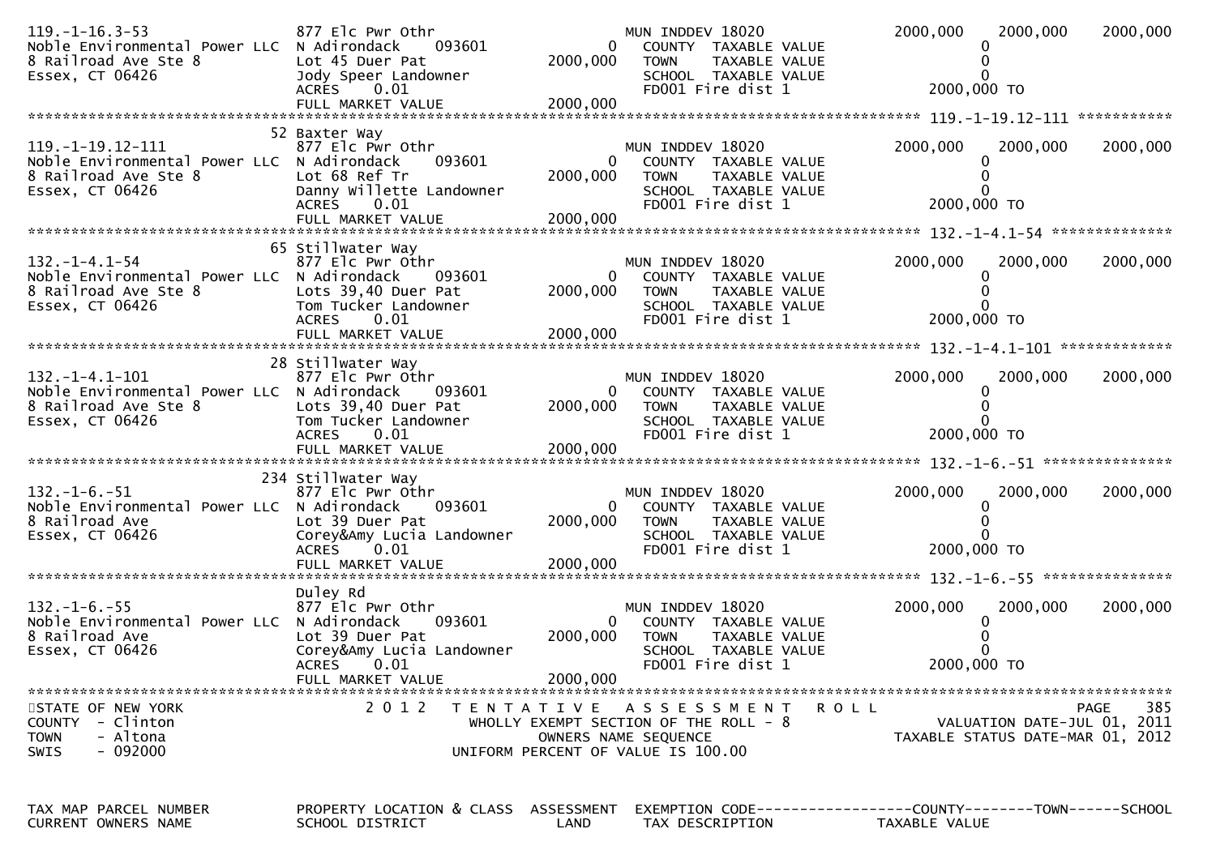```
119.-1-16.3-53              877 Elc Pwr Othr                         MUN INDDEV 18020           2000,000   2000,000    2000,000
Noble Environmental Power LLC  N Adirondack     093601        0   COUNTY  TAXABLE VALUE               0
8 Railroad Ave Ste 8        Lot 45 Duer Pat                2000,000   TOWN    TAXABLE VALUE               0
Essex, CT 06426             Jody Speer Landowner                      SCHOOL  TAXABLE VALUE               0
                            ACRES    0.01                             FD001 Fire dist 1              2000,000 TO
                            FULL MARKET VALUE              2000,000
******************************************************************************************************* 119.-1-19.12-111 ***********
                            52 Baxter Way
119.-1-19.12-111            877 Elc Pwr Othr                         MUN INDDEV 18020           2000,000   2000,000    2000,000
Noble Environmental Power LLC  N Adirondack     093601        0   COUNTY  TAXABLE VALUE               0
8 Railroad Ave Ste 8        Lot 68 Ref Tr                  2000,000   TOWN    TAXABLE VALUE               0
Essex, CT 06426             Danny Willette Landowner                  SCHOOL  TAXABLE VALUE               0
                            ACRES    0.01                             FD001 Fire dist 1              2000,000 TO
                            FULL MARKET VALUE              2000,000
******************************************************************************************************* 132.-1-4.1-54 **************
                            65 Stillwater Way
132.-1-4.1-54               877 Elc Pwr Othr                         MUN INDDEV 18020           2000,000   2000,000    2000,000
Noble Environmental Power LLC  N Adirondack     093601        0   COUNTY  TAXABLE VALUE               0
8 Railroad Ave Ste 8        Lots 39,40 Duer Pat            2000,000   TOWN    TAXABLE VALUE               0
Essex, CT 06426             Tom Tucker Landowner                      SCHOOL  TAXABLE VALUE               0
                            ACRES    0.01                             FD001 Fire dist 1              2000,000 TO
                            FULL MARKET VALUE              2000,000
******************************************************************************************************* 132.-1-4.1-101 *************
                            28 Stillwater Way
132.-1-4.1-101              877 Elc Pwr Othr                         MUN INDDEV 18020           2000,000   2000,000    2000,000
Noble Environmental Power LLC  N Adirondack     093601        0   COUNTY  TAXABLE VALUE               0
8 Railroad Ave Ste 8        Lots 39,40 Duer Pat            2000,000   TOWN    TAXABLE VALUE               0
Essex, CT 06426             Tom Tucker Landowner                      SCHOOL  TAXABLE VALUE               0
                            ACRES    0.01                             FD001 Fire dist 1              2000,000 TO
                            FULL MARKET VALUE              2000,000
******************************************************************************************************* 132.-1-6.-51 ***************
                            234 Stillwater Way
132.-1-6.-51                877 Elc Pwr Othr                         MUN INDDEV 18020           2000,000   2000,000    2000,000
Noble Environmental Power LLC  N Adirondack     093601        0   COUNTY  TAXABLE VALUE               0
8 Railroad Ave              Lot 39 Duer Pat                2000,000   TOWN    TAXABLE VALUE               0
Essex, CT 06426             Corey&Amy Lucia Landowner                 SCHOOL  TAXABLE VALUE               0
                            ACRES    0.01                             FD001 Fire dist 1              2000,000 TO
                            FULL MARKET VALUE              2000,000
******************************************************************************************************* 132.-1-6.-55 ***************
                            Duley Rd
132.-1-6.-55                877 Elc Pwr Othr                         MUN INDDEV 18020           2000,000   2000,000    2000,000
Noble Environmental Power LLC  N Adirondack     093601        0   COUNTY  TAXABLE VALUE               0
8 Railroad Ave              Lot 39 Duer Pat                2000,000   TOWN    TAXABLE VALUE               0
Essex, CT 06426             Corey&Amy Lucia Landowner                 SCHOOL  TAXABLE VALUE               0
                            ACRES    0.01                             FD001 Fire dist 1              2000,000 TO
                            FULL MARKET VALUE              2000,000
************************************************************************************************************************************
STATE OF NEW YORK                2 0 1 2   T E N T A T I V E   A S S E S S M E N T   R O L L                         PAGE     385
COUNTY  - Clinton                          WHOLLY EXEMPT SECTION OF THE ROLL - 8                  VALUATION DATE-JUL 01, 2011
TOWN    - Altona                                  OWNERS NAME SEQUENCE                        TAXABLE STATUS DATE-MAR 01, 2012
SWIS    - 092000                             UNIFORM PERCENT OF VALUE IS 100.00


TAX MAP PARCEL NUMBER       PROPERTY LOCATION & CLASS  ASSESSMENT  EXEMPTION CODE------------------COUNTY--------TOWN------SCHOOL
CURRENT OWNERS NAME         SCHOOL DISTRICT               LAND      TAX DESCRIPTION              TAXABLE VALUE
```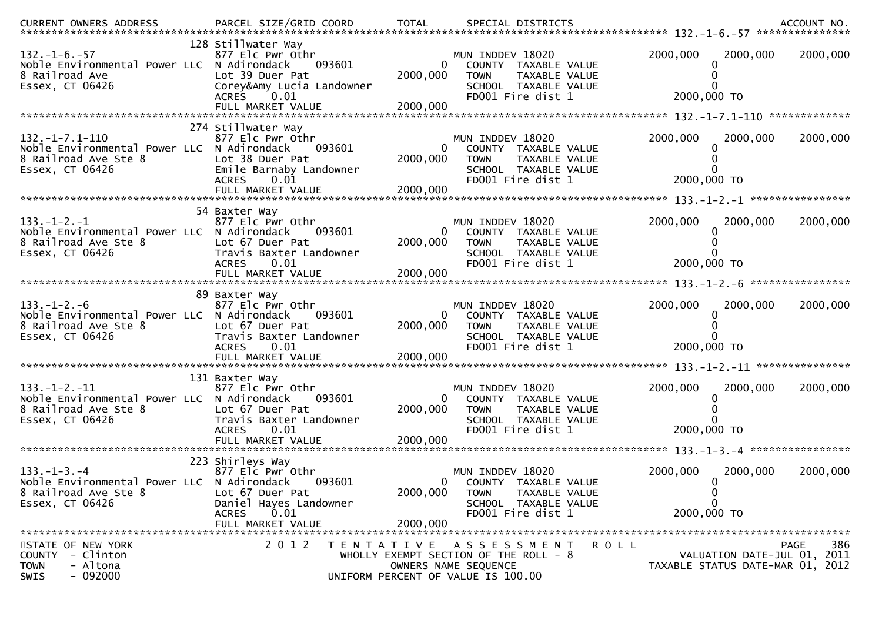| CURRENT OWNERS ADDRESS | PARCEL SIZE/GRID COORD | TOTAL | SPECIAL DISTRICTS | | | ACCOUNT NO. |
|---|---|---|---|---|---|---|
| **132.-1-6.-57** | | | | | | |
| | 128 Stillwater Way | | | | | |
| 132.-1-6.-57 | 877 Elc Pwr Othr | | MUN INDDEV 18020 | 2000,000 | 2000,000 | 2000,000 |
| Noble Environmental Power LLC | N Adirondack 093601 | 0 | COUNTY TAXABLE VALUE | 0 | | |
| 8 Railroad Ave | Lot 39 Duer Pat | 2000,000 | TOWN TAXABLE VALUE | 0 | | |
| Essex, CT 06426 | Corey&Amy Lucia Landowner | | SCHOOL TAXABLE VALUE | 0 | | |
| | ACRES 0.01 | | FD001 Fire dist 1 | 2000,000 TO | | |
| | FULL MARKET VALUE | 2000,000 | | | | |
| **132.-1-7.1-110** | | | | | | |
| | 274 Stillwater Way | | | | | |
| 132.-1-7.1-110 | 877 Elc Pwr Othr | | MUN INDDEV 18020 | 2000,000 | 2000,000 | 2000,000 |
| Noble Environmental Power LLC | N Adirondack 093601 | 0 | COUNTY TAXABLE VALUE | 0 | | |
| 8 Railroad Ave Ste 8 | Lot 38 Duer Pat | 2000,000 | TOWN TAXABLE VALUE | 0 | | |
| Essex, CT 06426 | Emile Barnaby Landowner | | SCHOOL TAXABLE VALUE | 0 | | |
| | ACRES 0.01 | | FD001 Fire dist 1 | 2000,000 TO | | |
| | FULL MARKET VALUE | 2000,000 | | | | |
| **133.-1-2.-1** | | | | | | |
| | 54 Baxter Way | | | | | |
| 133.-1-2.-1 | 877 Elc Pwr Othr | | MUN INDDEV 18020 | 2000,000 | 2000,000 | 2000,000 |
| Noble Environmental Power LLC | N Adirondack 093601 | 0 | COUNTY TAXABLE VALUE | 0 | | |
| 8 Railroad Ave Ste 8 | Lot 67 Duer Pat | 2000,000 | TOWN TAXABLE VALUE | 0 | | |
| Essex, CT 06426 | Travis Baxter Landowner | | SCHOOL TAXABLE VALUE | 0 | | |
| | ACRES 0.01 | | FD001 Fire dist 1 | 2000,000 TO | | |
| | FULL MARKET VALUE | 2000,000 | | | | |
| **133.-1-2.-6** | | | | | | |
| | 89 Baxter Way | | | | | |
| 133.-1-2.-6 | 877 Elc Pwr Othr | | MUN INDDEV 18020 | 2000,000 | 2000,000 | 2000,000 |
| Noble Environmental Power LLC | N Adirondack 093601 | 0 | COUNTY TAXABLE VALUE | 0 | | |
| 8 Railroad Ave Ste 8 | Lot 67 Duer Pat | 2000,000 | TOWN TAXABLE VALUE | 0 | | |
| Essex, CT 06426 | Travis Baxter Landowner | | SCHOOL TAXABLE VALUE | 0 | | |
| | ACRES 0.01 | | FD001 Fire dist 1 | 2000,000 TO | | |
| | FULL MARKET VALUE | 2000,000 | | | | |
| **133.-1-2.-11** | | | | | | |
| | 131 Baxter Way | | | | | |
| 133.-1-2.-11 | 877 Elc Pwr Othr | | MUN INDDEV 18020 | 2000,000 | 2000,000 | 2000,000 |
| Noble Environmental Power LLC | N Adirondack 093601 | 0 | COUNTY TAXABLE VALUE | 0 | | |
| 8 Railroad Ave Ste 8 | Lot 67 Duer Pat | 2000,000 | TOWN TAXABLE VALUE | 0 | | |
| Essex, CT 06426 | Travis Baxter Landowner | | SCHOOL TAXABLE VALUE | 0 | | |
| | ACRES 0.01 | | FD001 Fire dist 1 | 2000,000 TO | | |
| | FULL MARKET VALUE | 2000,000 | | | | |
| **133.-1-3.-4** | | | | | | |
| | 223 Shirleys Way | | | | | |
| 133.-1-3.-4 | 877 Elc Pwr Othr | | MUN INDDEV 18020 | 2000,000 | 2000,000 | 2000,000 |
| Noble Environmental Power LLC | N Adirondack 093601 | 0 | COUNTY TAXABLE VALUE | 0 | | |
| 8 Railroad Ave Ste 8 | Lot 67 Duer Pat | 2000,000 | TOWN TAXABLE VALUE | 0 | | |
| Essex, CT 06426 | Daniel Hayes Landowner | | SCHOOL TAXABLE VALUE | 0 | | |
| | ACRES 0.01 | | FD001 Fire dist 1 | 2000,000 TO | | |
| | FULL MARKET VALUE | 2000,000 | | | | |

STATE OF NEW YORK
COUNTY - Clinton
TOWN - Altona
SWIS - 092000

2012 TENTATIVE ASSESSMENT ROLL
WHOLLY EXEMPT SECTION OF THE ROLL - 8
OWNERS NAME SEQUENCE
UNIFORM PERCENT OF VALUE IS 100.00

VALUATION DATE-JUL 01, 2011
TAXABLE STATUS DATE-MAR 01, 2012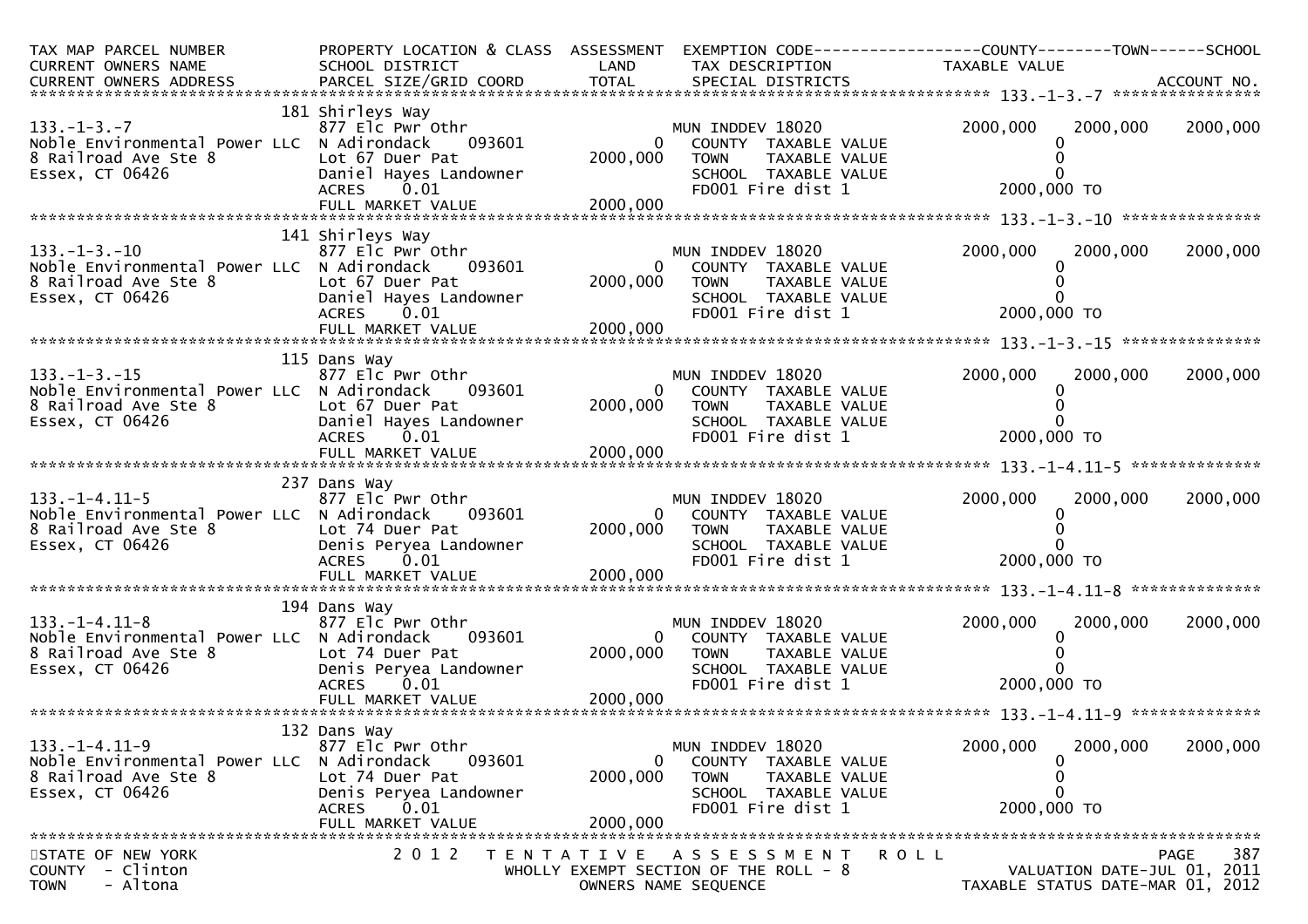| TAX MAP PARCEL NUMBER<br>CURRENT OWNERS NAME<br>CURRENT OWNERS ADDRESS | PROPERTY LOCATION & CLASS<br>SCHOOL DISTRICT<br>PARCEL SIZE/GRID COORD | ASSESSMENT<br>LAND<br>TOTAL | EXEMPTION CODE<br>TAX DESCRIPTION<br>SPECIAL DISTRICTS | COUNTY<br>TAXABLE VALUE | TOWN | SCHOOL<br>ACCOUNT NO. |
|---|---|---|---|---|---|---|
| **133.-1-3.-7** | 181 Shirleys Way | | | | | |
| 133.-1-3.-7 | 877 Elc Pwr Othr | | MUN INDDEV 18020 | 2000,000 | 2000,000 | 2000,000 |
| Noble Environmental Power LLC | N Adirondack 093601 | 0 | COUNTY TAXABLE VALUE | 0 | | |
| 8 Railroad Ave Ste 8 | Lot 67 Duer Pat | 2000,000 | TOWN TAXABLE VALUE | 0 | | |
| Essex, CT 06426 | Daniel Hayes Landowner | | SCHOOL TAXABLE VALUE | 0 | | |
| | ACRES 0.01 | | FD001 Fire dist 1 | 2000,000 TO | | |
| | FULL MARKET VALUE | 2000,000 | | | | |
| **133.-1-3.-10** | 141 Shirleys Way | | | | | |
| 133.-1-3.-10 | 877 Elc Pwr Othr | | MUN INDDEV 18020 | 2000,000 | 2000,000 | 2000,000 |
| Noble Environmental Power LLC | N Adirondack 093601 | 0 | COUNTY TAXABLE VALUE | 0 | | |
| 8 Railroad Ave Ste 8 | Lot 67 Duer Pat | 2000,000 | TOWN TAXABLE VALUE | 0 | | |
| Essex, CT 06426 | Daniel Hayes Landowner | | SCHOOL TAXABLE VALUE | 0 | | |
| | ACRES 0.01 | | FD001 Fire dist 1 | 2000,000 TO | | |
| | FULL MARKET VALUE | 2000,000 | | | | |
| **133.-1-3.-15** | 115 Dans Way | | | | | |
| 133.-1-3.-15 | 877 Elc Pwr Othr | | MUN INDDEV 18020 | 2000,000 | 2000,000 | 2000,000 |
| Noble Environmental Power LLC | N Adirondack 093601 | 0 | COUNTY TAXABLE VALUE | 0 | | |
| 8 Railroad Ave Ste 8 | Lot 67 Duer Pat | 2000,000 | TOWN TAXABLE VALUE | 0 | | |
| Essex, CT 06426 | Daniel Hayes Landowner | | SCHOOL TAXABLE VALUE | 0 | | |
| | ACRES 0.01 | | FD001 Fire dist 1 | 2000,000 TO | | |
| | FULL MARKET VALUE | 2000,000 | | | | |
| **133.-1-4.11-5** | 237 Dans Way | | | | | |
| 133.-1-4.11-5 | 877 Elc Pwr Othr | | MUN INDDEV 18020 | 2000,000 | 2000,000 | 2000,000 |
| Noble Environmental Power LLC | N Adirondack 093601 | 0 | COUNTY TAXABLE VALUE | 0 | | |
| 8 Railroad Ave Ste 8 | Lot 74 Duer Pat | 2000,000 | TOWN TAXABLE VALUE | 0 | | |
| Essex, CT 06426 | Denis Peryea Landowner | | SCHOOL TAXABLE VALUE | 0 | | |
| | ACRES 0.01 | | FD001 Fire dist 1 | 2000,000 TO | | |
| | FULL MARKET VALUE | 2000,000 | | | | |
| **133.-1-4.11-8** | 194 Dans Way | | | | | |
| 133.-1-4.11-8 | 877 Elc Pwr Othr | | MUN INDDEV 18020 | 2000,000 | 2000,000 | 2000,000 |
| Noble Environmental Power LLC | N Adirondack 093601 | 0 | COUNTY TAXABLE VALUE | 0 | | |
| 8 Railroad Ave Ste 8 | Lot 74 Duer Pat | 2000,000 | TOWN TAXABLE VALUE | 0 | | |
| Essex, CT 06426 | Denis Peryea Landowner | | SCHOOL TAXABLE VALUE | 0 | | |
| | ACRES 0.01 | | FD001 Fire dist 1 | 2000,000 TO | | |
| | FULL MARKET VALUE | 2000,000 | | | | |
| **133.-1-4.11-9** | 132 Dans Way | | | | | |
| 133.-1-4.11-9 | 877 Elc Pwr Othr | | MUN INDDEV 18020 | 2000,000 | 2000,000 | 2000,000 |
| Noble Environmental Power LLC | N Adirondack 093601 | 0 | COUNTY TAXABLE VALUE | 0 | | |
| 8 Railroad Ave Ste 8 | Lot 74 Duer Pat | 2000,000 | TOWN TAXABLE VALUE | 0 | | |
| Essex, CT 06426 | Denis Peryea Landowner | | SCHOOL TAXABLE VALUE | 0 | | |
| | ACRES 0.01 | | FD001 Fire dist 1 | 2000,000 TO | | |
| | FULL MARKET VALUE | 2000,000 | | | | |

STATE OF NEW YORK
COUNTY - Clinton
TOWN - Altona

2 0 1 2 TENTATIVE ASSESSMENT ROLL
WHOLLY EXEMPT SECTION OF THE ROLL - 8
OWNERS NAME SEQUENCE

VALUATION DATE-JUL 01, 2011
TAXABLE STATUS DATE-MAR 01, 2012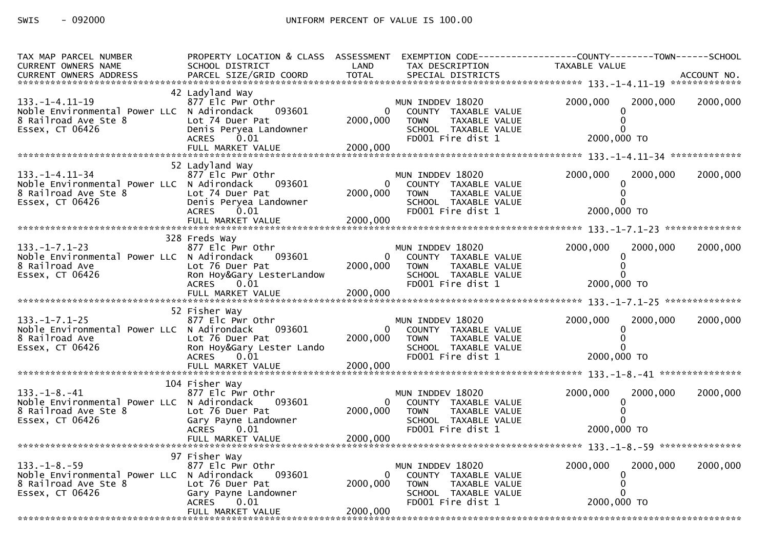SWIS - 092000 UNIFORM PERCENT OF VALUE IS 100.00

| TAX MAP PARCEL NUMBER / CURRENT OWNERS NAME / CURRENT OWNERS ADDRESS | PROPERTY LOCATION & CLASS / SCHOOL DISTRICT / PARCEL SIZE/GRID COORD | ASSESSMENT LAND / TOTAL | EXEMPTION CODE / TAX DESCRIPTION / SPECIAL DISTRICTS | COUNTY TAXABLE VALUE | TOWN | SCHOOL | ACCOUNT NO. |
|---|---|---|---|---|---|---|---|
| **133.-1-4.11-19** | 42 Ladyland Way | | | | | | |
| 133.-1-4.11-19 | 877 Elc Pwr Othr | | MUN INDDEV 18020 | 2000,000 | 2000,000 | 2000,000 | |
| Noble Environmental Power LLC | N Adirondack 093601 | 0 | COUNTY TAXABLE VALUE | 0 | | | |
| 8 Railroad Ave Ste 8 | Lot 74 Duer Pat | 2000,000 | TOWN TAXABLE VALUE | 0 | | | |
| Essex, CT 06426 | Denis Peryea Landowner | | SCHOOL TAXABLE VALUE | 0 | | | |
| | ACRES 0.01 | | FD001 Fire dist 1 | 2000,000 TO | | | |
| | FULL MARKET VALUE | 2000,000 | | | | | |
| **133.-1-4.11-34** | 52 Ladyland Way | | | | | | |
| 133.-1-4.11-34 | 877 Elc Pwr Othr | | MUN INDDEV 18020 | 2000,000 | 2000,000 | 2000,000 | |
| Noble Environmental Power LLC | N Adirondack 093601 | 0 | COUNTY TAXABLE VALUE | 0 | | | |
| 8 Railroad Ave Ste 8 | Lot 74 Duer Pat | 2000,000 | TOWN TAXABLE VALUE | 0 | | | |
| Essex, CT 06426 | Denis Peryea Landowner | | SCHOOL TAXABLE VALUE | 0 | | | |
| | ACRES 0.01 | | FD001 Fire dist 1 | 2000,000 TO | | | |
| | FULL MARKET VALUE | 2000,000 | | | | | |
| **133.-1-7.1-23** | 328 Freds Way | | | | | | |
| 133.-1-7.1-23 | 877 Elc Pwr Othr | | MUN INDDEV 18020 | 2000,000 | 2000,000 | 2000,000 | |
| Noble Environmental Power LLC | N Adirondack 093601 | 0 | COUNTY TAXABLE VALUE | 0 | | | |
| 8 Railroad Ave | Lot 76 Duer Pat | 2000,000 | TOWN TAXABLE VALUE | 0 | | | |
| Essex, CT 06426 | Ron Hoy&Gary LesterLandow | | SCHOOL TAXABLE VALUE | 0 | | | |
| | ACRES 0.01 | | FD001 Fire dist 1 | 2000,000 TO | | | |
| | FULL MARKET VALUE | 2000,000 | | | | | |
| **133.-1-7.1-25** | 52 Fisher Way | | | | | | |
| 133.-1-7.1-25 | 877 Elc Pwr Othr | | MUN INDDEV 18020 | 2000,000 | 2000,000 | 2000,000 | |
| Noble Environmental Power LLC | N Adirondack 093601 | 0 | COUNTY TAXABLE VALUE | 0 | | | |
| 8 Railroad Ave | Lot 76 Duer Pat | 2000,000 | TOWN TAXABLE VALUE | 0 | | | |
| Essex, CT 06426 | Ron Hoy&Gary Lester Lando | | SCHOOL TAXABLE VALUE | 0 | | | |
| | ACRES 0.01 | | FD001 Fire dist 1 | 2000,000 TO | | | |
| | FULL MARKET VALUE | 2000,000 | | | | | |
| **133.-1-8.-41** | 104 Fisher Way | | | | | | |
| 133.-1-8.-41 | 877 Elc Pwr Othr | | MUN INDDEV 18020 | 2000,000 | 2000,000 | 2000,000 | |
| Noble Environmental Power LLC | N Adirondack 093601 | 0 | COUNTY TAXABLE VALUE | 0 | | | |
| 8 Railroad Ave Ste 8 | Lot 76 Duer Pat | 2000,000 | TOWN TAXABLE VALUE | 0 | | | |
| Essex, CT 06426 | Gary Payne Landowner | | SCHOOL TAXABLE VALUE | 0 | | | |
| | ACRES 0.01 | | FD001 Fire dist 1 | 2000,000 TO | | | |
| | FULL MARKET VALUE | 2000,000 | | | | | |
| **133.-1-8.-59** | 97 Fisher Way | | | | | | |
| 133.-1-8.-59 | 877 Elc Pwr Othr | | MUN INDDEV 18020 | 2000,000 | 2000,000 | 2000,000 | |
| Noble Environmental Power LLC | N Adirondack 093601 | 0 | COUNTY TAXABLE VALUE | 0 | | | |
| 8 Railroad Ave Ste 8 | Lot 76 Duer Pat | 2000,000 | TOWN TAXABLE VALUE | 0 | | | |
| Essex, CT 06426 | Gary Payne Landowner | | SCHOOL TAXABLE VALUE | 0 | | | |
| | ACRES 0.01 | | FD001 Fire dist 1 | 2000,000 TO | | | |
| | FULL MARKET VALUE | 2000,000 | | | | | |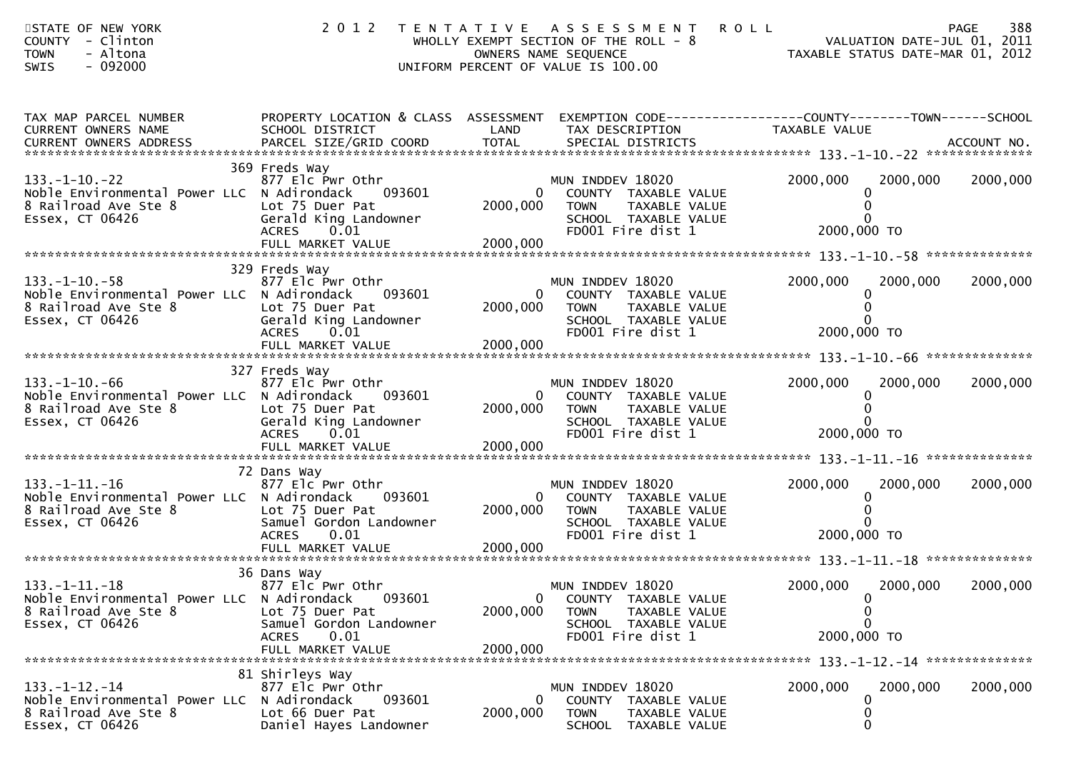STATE OF NEW YORK
COUNTY - Clinton
TOWN - Altona
SWIS - 092000

# 2012 TENTATIVE ASSESSMENT ROLL

WHOLLY EXEMPT SECTION OF THE ROLL - 8
OWNERS NAME SEQUENCE
UNIFORM PERCENT OF VALUE IS 100.00

VALUATION DATE-JUL 01, 2011
TAXABLE STATUS DATE-MAR 01, 2012

| TAX MAP PARCEL NUMBER / CURRENT OWNERS NAME / CURRENT OWNERS ADDRESS | PROPERTY LOCATION & CLASS / SCHOOL DISTRICT / PARCEL SIZE/GRID COORD | ASSESSMENT LAND / TOTAL | EXEMPTION CODE / TAX DESCRIPTION / SPECIAL DISTRICTS | COUNTY TAXABLE VALUE | TOWN | SCHOOL |
|---|---|---|---|---|---|---|
| 133.-1-10.-22 | 369 Freds Way | | | | | |
| | 877 Elc Pwr Othr | | MUN INDDEV 18020 | 2000,000 | 2000,000 | 2000,000 |
| Noble Environmental Power LLC | N Adirondack 093601 | 0 | COUNTY TAXABLE VALUE | 0 | | |
| 8 Railroad Ave Ste 8 | Lot 75 Duer Pat | 2000,000 | TOWN TAXABLE VALUE | 0 | | |
| Essex, CT 06426 | Gerald King Landowner | | SCHOOL TAXABLE VALUE | 0 | | |
| | ACRES 0.01 | | FD001 Fire dist 1 | 2000,000 TO | | |
| | FULL MARKET VALUE | 2000,000 | | | | |
| 133.-1-10.-58 | 329 Freds Way | | | | | |
| | 877 Elc Pwr Othr | | MUN INDDEV 18020 | 2000,000 | 2000,000 | 2000,000 |
| Noble Environmental Power LLC | N Adirondack 093601 | 0 | COUNTY TAXABLE VALUE | 0 | | |
| 8 Railroad Ave Ste 8 | Lot 75 Duer Pat | 2000,000 | TOWN TAXABLE VALUE | 0 | | |
| Essex, CT 06426 | Gerald King Landowner | | SCHOOL TAXABLE VALUE | 0 | | |
| | ACRES 0.01 | | FD001 Fire dist 1 | 2000,000 TO | | |
| | FULL MARKET VALUE | 2000,000 | | | | |
| 133.-1-10.-66 | 327 Freds Way | | | | | |
| | 877 Elc Pwr Othr | | MUN INDDEV 18020 | 2000,000 | 2000,000 | 2000,000 |
| Noble Environmental Power LLC | N Adirondack 093601 | 0 | COUNTY TAXABLE VALUE | 0 | | |
| 8 Railroad Ave Ste 8 | Lot 75 Duer Pat | 2000,000 | TOWN TAXABLE VALUE | 0 | | |
| Essex, CT 06426 | Gerald King Landowner | | SCHOOL TAXABLE VALUE | 0 | | |
| | ACRES 0.01 | | FD001 Fire dist 1 | 2000,000 TO | | |
| | FULL MARKET VALUE | 2000,000 | | | | |
| 133.-1-11.-16 | 72 Dans Way | | | | | |
| | 877 Elc Pwr Othr | | MUN INDDEV 18020 | 2000,000 | 2000,000 | 2000,000 |
| Noble Environmental Power LLC | N Adirondack 093601 | 0 | COUNTY TAXABLE VALUE | 0 | | |
| 8 Railroad Ave Ste 8 | Lot 75 Duer Pat | 2000,000 | TOWN TAXABLE VALUE | 0 | | |
| Essex, CT 06426 | Samuel Gordon Landowner | | SCHOOL TAXABLE VALUE | 0 | | |
| | ACRES 0.01 | | FD001 Fire dist 1 | 2000,000 TO | | |
| | FULL MARKET VALUE | 2000,000 | | | | |
| 133.-1-11.-18 | 36 Dans Way | | | | | |
| | 877 Elc Pwr Othr | | MUN INDDEV 18020 | 2000,000 | 2000,000 | 2000,000 |
| Noble Environmental Power LLC | N Adirondack 093601 | 0 | COUNTY TAXABLE VALUE | 0 | | |
| 8 Railroad Ave Ste 8 | Lot 75 Duer Pat | 2000,000 | TOWN TAXABLE VALUE | 0 | | |
| Essex, CT 06426 | Samuel Gordon Landowner | | SCHOOL TAXABLE VALUE | 0 | | |
| | ACRES 0.01 | | FD001 Fire dist 1 | 2000,000 TO | | |
| | FULL MARKET VALUE | 2000,000 | | | | |
| 133.-1-12.-14 | 81 Shirleys Way | | | | | |
| | 877 Elc Pwr Othr | | MUN INDDEV 18020 | 2000,000 | 2000,000 | 2000,000 |
| Noble Environmental Power LLC | N Adirondack 093601 | 0 | COUNTY TAXABLE VALUE | 0 | | |
| 8 Railroad Ave Ste 8 | Lot 66 Duer Pat | 2000,000 | TOWN TAXABLE VALUE | 0 | | |
| Essex, CT 06426 | Daniel Hayes Landowner | | SCHOOL TAXABLE VALUE | 0 | | |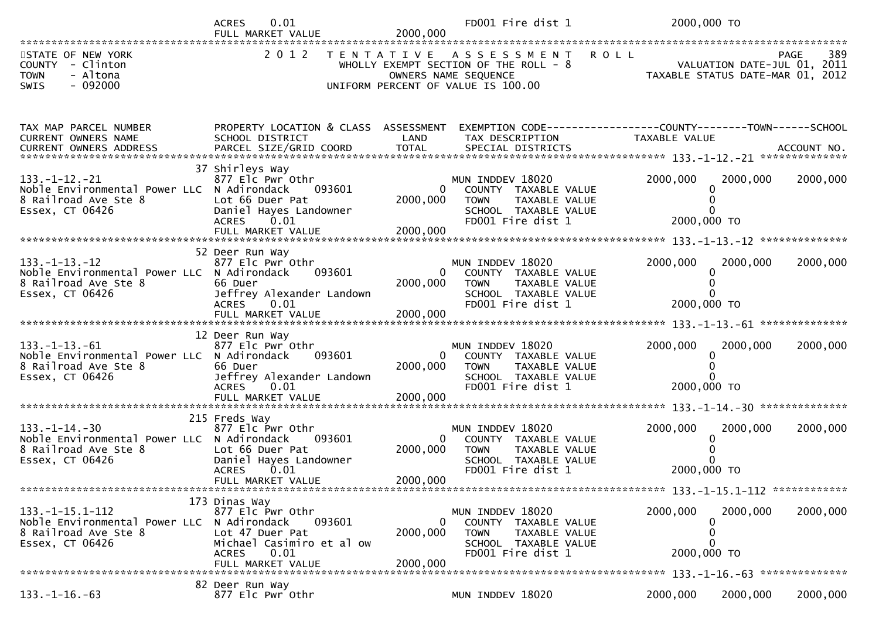| | ACRES 0.01 | | FD001 Fire dist 1 | 2000,000 TO | | |
|---|---|---|---|---|---|---|
| | FULL MARKET VALUE | 2000,000 | | | | |

STATE OF NEW YORK
COUNTY - Clinton
TOWN - Altona
SWIS - 092000

2012 TENTATIVE ASSESSMENT ROLL
WHOLLY EXEMPT SECTION OF THE ROLL - 8
OWNERS NAME SEQUENCE
UNIFORM PERCENT OF VALUE IS 100.00

VALUATION DATE-JUL 01, 2011
TAXABLE STATUS DATE-MAR 01, 2012

| TAX MAP PARCEL NUMBER / CURRENT OWNERS NAME / CURRENT OWNERS ADDRESS | PROPERTY LOCATION & CLASS / SCHOOL DISTRICT / PARCEL SIZE/GRID COORD | ASSESSMENT LAND / TOTAL | EXEMPTION CODE / TAX DESCRIPTION / SPECIAL DISTRICTS | COUNTY TAXABLE VALUE | TOWN | SCHOOL / ACCOUNT NO. |
|---|---|---|---|---|---|---|
| **133.-1-12.-21** | 37 Shirleys Way | | | | | |
| 133.-1-12.-21 | 877 Elc Pwr Othr | | MUN INDDEV 18020 | 2000,000 | 2000,000 | 2000,000 |
| Noble Environmental Power LLC | N Adirondack 093601 | 0 | COUNTY TAXABLE VALUE | 0 | | |
| 8 Railroad Ave Ste 8 | Lot 66 Duer Pat | 2000,000 | TOWN TAXABLE VALUE | 0 | | |
| Essex, CT 06426 | Daniel Hayes Landowner | | SCHOOL TAXABLE VALUE | 0 | | |
| | ACRES 0.01 | | FD001 Fire dist 1 | 2000,000 TO | | |
| | FULL MARKET VALUE | 2000,000 | | | | |
| **133.-1-13.-12** | 52 Deer Run Way | | | | | |
| 133.-1-13.-12 | 877 Elc Pwr Othr | | MUN INDDEV 18020 | 2000,000 | 2000,000 | 2000,000 |
| Noble Environmental Power LLC | N Adirondack 093601 | 0 | COUNTY TAXABLE VALUE | 0 | | |
| 8 Railroad Ave Ste 8 | 66 Duer | 2000,000 | TOWN TAXABLE VALUE | 0 | | |
| Essex, CT 06426 | Jeffrey Alexander Landown | | SCHOOL TAXABLE VALUE | 0 | | |
| | ACRES 0.01 | | FD001 Fire dist 1 | 2000,000 TO | | |
| | FULL MARKET VALUE | 2000,000 | | | | |
| **133.-1-13.-61** | 12 Deer Run Way | | | | | |
| 133.-1-13.-61 | 877 Elc Pwr Othr | | MUN INDDEV 18020 | 2000,000 | 2000,000 | 2000,000 |
| Noble Environmental Power LLC | N Adirondack 093601 | 0 | COUNTY TAXABLE VALUE | 0 | | |
| 8 Railroad Ave Ste 8 | 66 Duer | 2000,000 | TOWN TAXABLE VALUE | 0 | | |
| Essex, CT 06426 | Jeffrey Alexander Landown | | SCHOOL TAXABLE VALUE | 0 | | |
| | ACRES 0.01 | | FD001 Fire dist 1 | 2000,000 TO | | |
| | FULL MARKET VALUE | 2000,000 | | | | |
| **133.-1-14.-30** | 215 Freds Way | | | | | |
| 133.-1-14.-30 | 877 Elc Pwr Othr | | MUN INDDEV 18020 | 2000,000 | 2000,000 | 2000,000 |
| Noble Environmental Power LLC | N Adirondack 093601 | 0 | COUNTY TAXABLE VALUE | 0 | | |
| 8 Railroad Ave Ste 8 | Lot 66 Duer Pat | 2000,000 | TOWN TAXABLE VALUE | 0 | | |
| Essex, CT 06426 | Daniel Hayes Landowner | | SCHOOL TAXABLE VALUE | 0 | | |
| | ACRES 0.01 | | FD001 Fire dist 1 | 2000,000 TO | | |
| | FULL MARKET VALUE | 2000,000 | | | | |
| **133.-1-15.1-112** | 173 Dinas Way | | | | | |
| 133.-1-15.1-112 | 877 Elc Pwr Othr | | MUN INDDEV 18020 | 2000,000 | 2000,000 | 2000,000 |
| Noble Environmental Power LLC | N Adirondack 093601 | 0 | COUNTY TAXABLE VALUE | 0 | | |
| 8 Railroad Ave Ste 8 | Lot 47 Duer Pat | 2000,000 | TOWN TAXABLE VALUE | 0 | | |
| Essex, CT 06426 | Michael Casimiro et al ow | | SCHOOL TAXABLE VALUE | 0 | | |
| | ACRES 0.01 | | FD001 Fire dist 1 | 2000,000 TO | | |
| | FULL MARKET VALUE | 2000,000 | | | | |
| **133.-1-16.-63** | 82 Deer Run Way | | | | | |
| 133.-1-16.-63 | 877 Elc Pwr Othr | | MUN INDDEV 18020 | 2000,000 | 2000,000 | 2000,000 |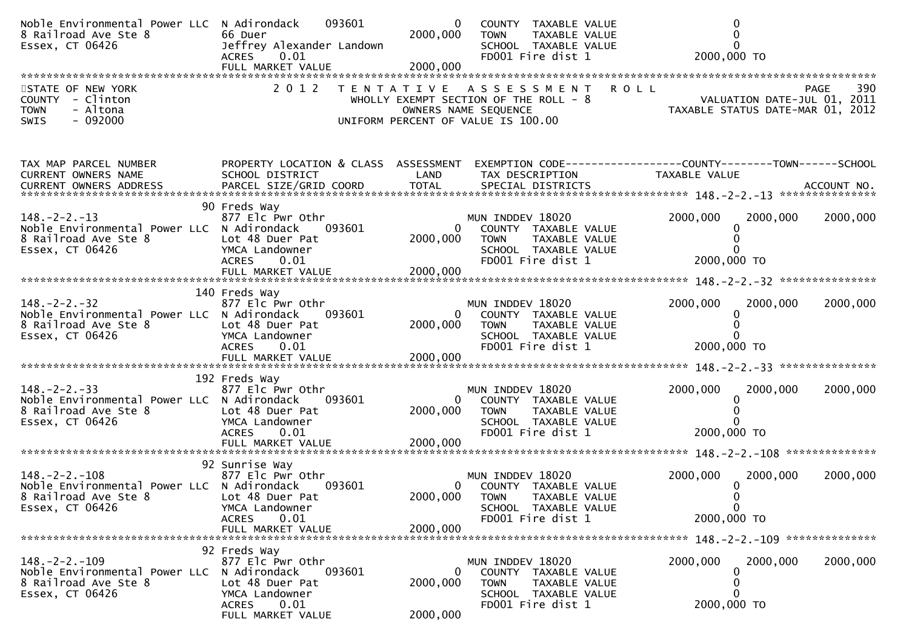```
Noble Environmental Power LLC  N Adirondack     093601          0    COUNTY  TAXABLE VALUE                    0
8 Railroad Ave Ste 8           66 Duer                    2000,000    TOWN    TAXABLE VALUE                    0
Essex, CT 06426                Jeffrey Alexander Landown               SCHOOL  TAXABLE VALUE                    0
                               ACRES    0.01                           FD001 Fire dist 1                2000,000 TO
                               FULL MARKET VALUE          2000,000
******************************************************************************************************************************
STATE OF NEW YORK                2 0 1 2   T E N T A T I V E   A S S E S S M E N T   R O L L                          PAGE   390
COUNTY  - Clinton                          WHOLLY EXEMPT SECTION OF THE ROLL - 8                  VALUATION DATE-JUL 01, 2011
TOWN    - Altona                                  OWNERS NAME SEQUENCE                         TAXABLE STATUS DATE-MAR 01, 2012
SWIS    - 092000                           UNIFORM PERCENT OF VALUE IS 100.00


TAX MAP PARCEL NUMBER          PROPERTY LOCATION & CLASS  ASSESSMENT  EXEMPTION CODE------------------COUNTY--------TOWN------SCHOOL
CURRENT OWNERS NAME            SCHOOL DISTRICT               LAND      TAX DESCRIPTION              TAXABLE VALUE
CURRENT OWNERS ADDRESS         PARCEL SIZE/GRID COORD        TOTAL     SPECIAL DISTRICTS                                  ACCOUNT NO.
******************************************************************************************************* 148.-2-2.-13 ***************
                           90 Freds Way
148.-2-2.-13                   877 Elc Pwr Othr                        MUN INDDEV 18020                 2000,000   2000,000   2000,000
Noble Environmental Power LLC  N Adirondack     093601          0    COUNTY  TAXABLE VALUE                    0
8 Railroad Ave Ste 8           Lot 48 Duer Pat            2000,000    TOWN    TAXABLE VALUE                    0
Essex, CT 06426                YMCA Landowner                          SCHOOL  TAXABLE VALUE                    0
                               ACRES    0.01                           FD001 Fire dist 1                2000,000 TO
                               FULL MARKET VALUE          2000,000
******************************************************************************************************* 148.-2-2.-32 ***************
                          140 Freds Way
148.-2-2.-32                   877 Elc Pwr Othr                        MUN INDDEV 18020                 2000,000   2000,000   2000,000
Noble Environmental Power LLC  N Adirondack     093601          0    COUNTY  TAXABLE VALUE                    0
8 Railroad Ave Ste 8           Lot 48 Duer Pat            2000,000    TOWN    TAXABLE VALUE                    0
Essex, CT 06426                YMCA Landowner                          SCHOOL  TAXABLE VALUE                    0
                               ACRES    0.01                           FD001 Fire dist 1                2000,000 TO
                               FULL MARKET VALUE          2000,000
******************************************************************************************************* 148.-2-2.-33 ***************
                          192 Freds Way
148.-2-2.-33                   877 Elc Pwr Othr                        MUN INDDEV 18020                 2000,000   2000,000   2000,000
Noble Environmental Power LLC  N Adirondack     093601          0    COUNTY  TAXABLE VALUE                    0
8 Railroad Ave Ste 8           Lot 48 Duer Pat            2000,000    TOWN    TAXABLE VALUE                    0
Essex, CT 06426                YMCA Landowner                          SCHOOL  TAXABLE VALUE                    0
                               ACRES    0.01                           FD001 Fire dist 1                2000,000 TO
                               FULL MARKET VALUE          2000,000
******************************************************************************************************* 148.-2-2.-108 **************
                           92 Sunrise Way
148.-2-2.-108                  877 Elc Pwr Othr                        MUN INDDEV 18020                 2000,000   2000,000   2000,000
Noble Environmental Power LLC  N Adirondack     093601          0    COUNTY  TAXABLE VALUE                    0
8 Railroad Ave Ste 8           Lot 48 Duer Pat            2000,000    TOWN    TAXABLE VALUE                    0
Essex, CT 06426                YMCA Landowner                          SCHOOL  TAXABLE VALUE                    0
                               ACRES    0.01                           FD001 Fire dist 1                2000,000 TO
                               FULL MARKET VALUE          2000,000
******************************************************************************************************* 148.-2-2.-109 **************
                           92 Freds Way
148.-2-2.-109                  877 Elc Pwr Othr                        MUN INDDEV 18020                 2000,000   2000,000   2000,000
Noble Environmental Power LLC  N Adirondack     093601          0    COUNTY  TAXABLE VALUE                    0
8 Railroad Ave Ste 8           Lot 48 Duer Pat            2000,000    TOWN    TAXABLE VALUE                    0
Essex, CT 06426                YMCA Landowner                          SCHOOL  TAXABLE VALUE                    0
                               ACRES    0.01                           FD001 Fire dist 1                2000,000 TO
                               FULL MARKET VALUE          2000,000
```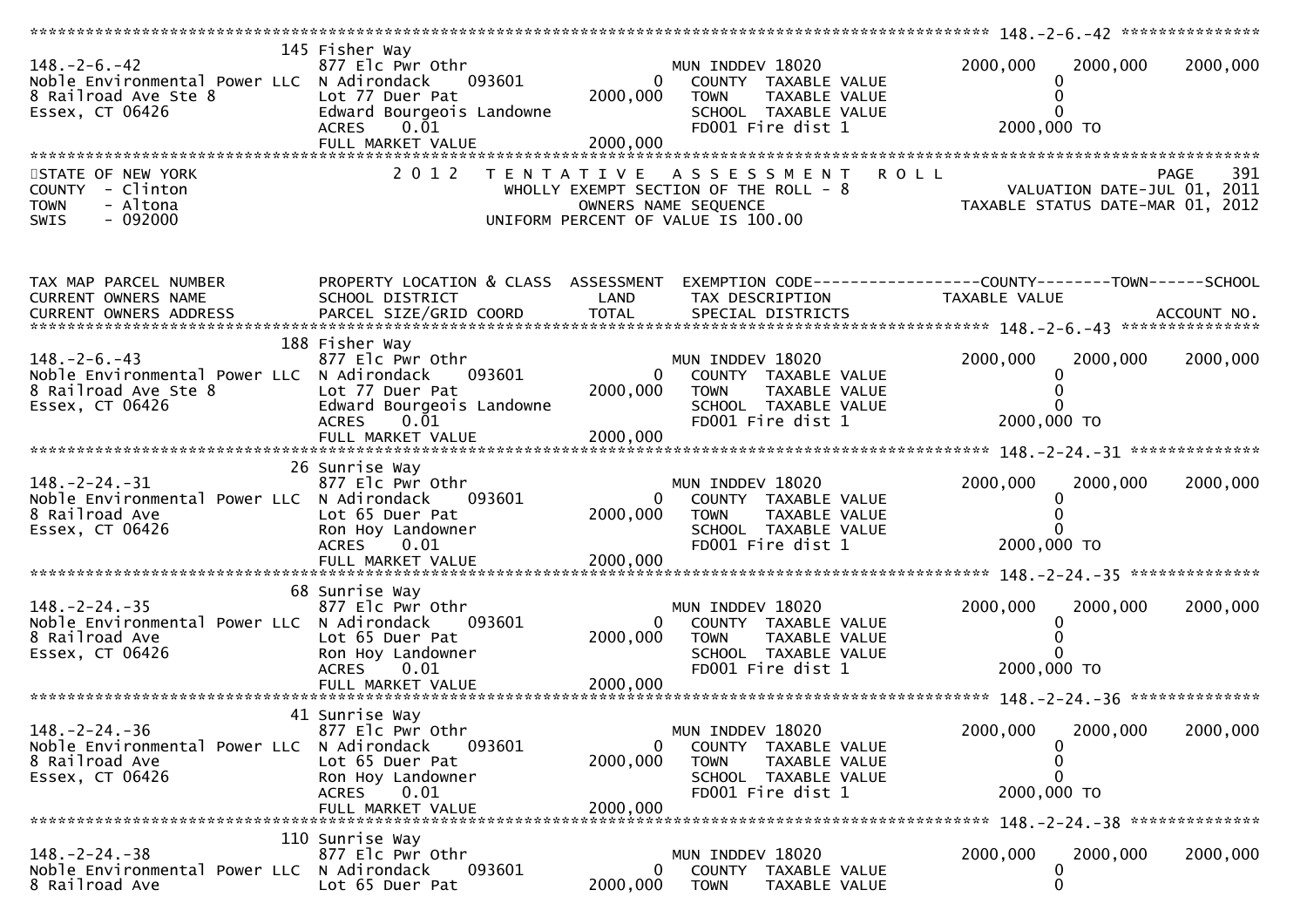```
******************************************************************************************************* 148.-2-6.-42 ***************
                         145 Fisher Way
148.-2-6.-42                 877 Elc Pwr Othr                         MUN INDDEV 18020             2000,000    2000,000    2000,000
Noble Environmental Power LLC  N Adirondack      093601          0    COUNTY  TAXABLE VALUE                 0
8 Railroad Ave Ste 8         Lot 77 Duer Pat               2000,000    TOWN    TAXABLE VALUE                 0
Essex, CT 06426              Edward Bourgeois Landowne                SCHOOL  TAXABLE VALUE                 0
                             ACRES     0.01                           FD001 Fire dist 1             2000,000 TO
                             FULL MARKET VALUE             2000,000
************************************************************************************************************************************
STATE OF NEW YORK                 2 0 1 2   T E N T A T I V E   A S S E S S M E N T   R O L L                              PAGE   391
COUNTY  - Clinton                          WHOLLY EXEMPT SECTION OF THE ROLL - 8                       VALUATION DATE-JUL 01, 2011
TOWN    - Altona                                  OWNERS NAME SEQUENCE                            TAXABLE STATUS DATE-MAR 01, 2012
SWIS    - 092000                           UNIFORM PERCENT OF VALUE IS 100.00


TAX MAP PARCEL NUMBER         PROPERTY LOCATION & CLASS  ASSESSMENT  EXEMPTION CODE-----------------COUNTY--------TOWN------SCHOOL
CURRENT OWNERS NAME           SCHOOL DISTRICT               LAND      TAX DESCRIPTION              TAXABLE VALUE
CURRENT OWNERS ADDRESS        PARCEL SIZE/GRID COORD        TOTAL     SPECIAL DISTRICTS                                    ACCOUNT NO.
******************************************************************************************************* 148.-2-6.-43 ***************
                         188 Fisher Way
148.-2-6.-43                 877 Elc Pwr Othr                         MUN INDDEV 18020             2000,000    2000,000    2000,000
Noble Environmental Power LLC  N Adirondack      093601          0    COUNTY  TAXABLE VALUE                 0
8 Railroad Ave Ste 8         Lot 77 Duer Pat               2000,000    TOWN    TAXABLE VALUE                 0
Essex, CT 06426              Edward Bourgeois Landowne                SCHOOL  TAXABLE VALUE                 0
                             ACRES     0.01                           FD001 Fire dist 1             2000,000 TO
                             FULL MARKET VALUE             2000,000
******************************************************************************************************* 148.-2-24.-31 **************
                          26 Sunrise Way
148.-2-24.-31                877 Elc Pwr Othr                         MUN INDDEV 18020             2000,000    2000,000    2000,000
Noble Environmental Power LLC  N Adirondack      093601          0    COUNTY  TAXABLE VALUE                 0
8 Railroad Ave               Lot 65 Duer Pat               2000,000    TOWN    TAXABLE VALUE                 0
Essex, CT 06426              Ron Hoy Landowner                        SCHOOL  TAXABLE VALUE                 0
                             ACRES     0.01                           FD001 Fire dist 1             2000,000 TO
                             FULL MARKET VALUE             2000,000
******************************************************************************************************* 148.-2-24.-35 **************
                          68 Sunrise Way
148.-2-24.-35                877 Elc Pwr Othr                         MUN INDDEV 18020             2000,000    2000,000    2000,000
Noble Environmental Power LLC  N Adirondack      093601          0    COUNTY  TAXABLE VALUE                 0
8 Railroad Ave               Lot 65 Duer Pat               2000,000    TOWN    TAXABLE VALUE                 0
Essex, CT 06426              Ron Hoy Landowner                        SCHOOL  TAXABLE VALUE                 0
                             ACRES     0.01                           FD001 Fire dist 1             2000,000 TO
                             FULL MARKET VALUE             2000,000
******************************************************************************************************* 148.-2-24.-36 **************
                          41 Sunrise Way
148.-2-24.-36                877 Elc Pwr Othr                         MUN INDDEV 18020             2000,000    2000,000    2000,000
Noble Environmental Power LLC  N Adirondack      093601          0    COUNTY  TAXABLE VALUE                 0
8 Railroad Ave               Lot 65 Duer Pat               2000,000    TOWN    TAXABLE VALUE                 0
Essex, CT 06426              Ron Hoy Landowner                        SCHOOL  TAXABLE VALUE                 0
                             ACRES     0.01                           FD001 Fire dist 1             2000,000 TO
                             FULL MARKET VALUE             2000,000
******************************************************************************************************* 148.-2-24.-38 **************
                         110 Sunrise Way
148.-2-24.-38                877 Elc Pwr Othr                         MUN INDDEV 18020             2000,000    2000,000    2000,000
Noble Environmental Power LLC  N Adirondack      093601          0    COUNTY  TAXABLE VALUE                 0
8 Railroad Ave               Lot 65 Duer Pat               2000,000    TOWN    TAXABLE VALUE                 0
```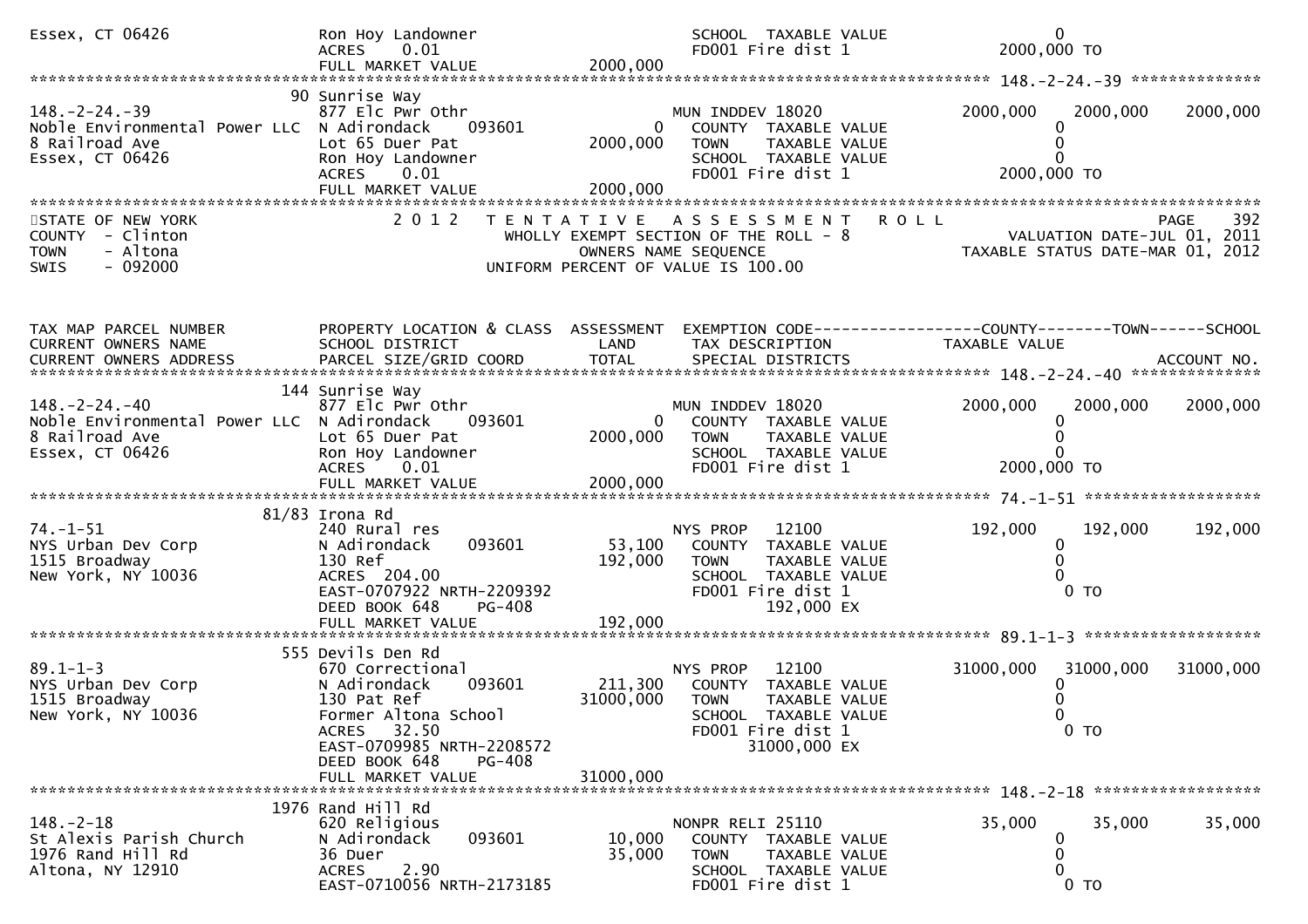```
Essex, CT 06426              Ron Hoy Landowner                        SCHOOL  TAXABLE VALUE                   0
                             ACRES    0.01                            FD001 Fire dist 1                 2000,000 TO
                             FULL MARKET VALUE          2000,000
******************************************************************************************************* 148.-2-24.-39 **************
                          90 Sunrise Way
148.-2-24.-39                877 Elc Pwr Othr                         MUN INDDEV 18020                 2000,000    2000,000    2000,000
Noble Environmental Power LLC  N Adirondack     093601         0       COUNTY  TAXABLE VALUE                   0
8 Railroad Ave               Lot 65 Duer Pat            2000,000       TOWN    TAXABLE VALUE                   0
Essex, CT 06426              Ron Hoy Landowner                        SCHOOL  TAXABLE VALUE                   0
                             ACRES    0.01                            FD001 Fire dist 1                 2000,000 TO
                             FULL MARKET VALUE          2000,000
************************************************************************************************************************************
STATE OF NEW YORK                 2 0 1 2   T E N T A T I V E   A S S E S S M E N T   R O L L                           PAGE    392
COUNTY  - Clinton                             WHOLLY EXEMPT SECTION OF THE ROLL - 8                        VALUATION DATE-JUL 01, 2011
TOWN    - Altona                                    OWNERS NAME SEQUENCE                              TAXABLE STATUS DATE-MAR 01, 2012
SWIS    - 092000                             UNIFORM PERCENT OF VALUE IS 100.00


TAX MAP PARCEL NUMBER        PROPERTY LOCATION & CLASS  ASSESSMENT  EXEMPTION CODE------------------COUNTY--------TOWN------SCHOOL
CURRENT OWNERS NAME          SCHOOL DISTRICT               LAND      TAX DESCRIPTION                 TAXABLE VALUE
CURRENT OWNERS ADDRESS       PARCEL SIZE/GRID COORD        TOTAL     SPECIAL DISTRICTS                                    ACCOUNT NO.
******************************************************************************************************* 148.-2-24.-40 **************
                         144 Sunrise Way
148.-2-24.-40                877 Elc Pwr Othr                         MUN INDDEV 18020                 2000,000    2000,000    2000,000
Noble Environmental Power LLC  N Adirondack     093601         0       COUNTY  TAXABLE VALUE                   0
8 Railroad Ave               Lot 65 Duer Pat            2000,000       TOWN    TAXABLE VALUE                   0
Essex, CT 06426              Ron Hoy Landowner                        SCHOOL  TAXABLE VALUE                   0
                             ACRES    0.01                            FD001 Fire dist 1                 2000,000 TO
                             FULL MARKET VALUE          2000,000
******************************************************************************************************* 74.-1-51 *******************
                       81/83 Irona Rd
74.-1-51                     240 Rural res                            NYS PROP    12100                  192,000     192,000     192,000
NYS Urban Dev Corp           N Adirondack     093601      53,100       COUNTY  TAXABLE VALUE                   0
1515 Broadway                130 Ref                     192,000       TOWN    TAXABLE VALUE                   0
New York, NY 10036           ACRES  204.00                            SCHOOL  TAXABLE VALUE                   0
                             EAST-0707922 NRTH-2209392                FD001 Fire dist 1                       0 TO
                             DEED BOOK 648     PG-408                       192,000 EX
                             FULL MARKET VALUE           192,000
******************************************************************************************************* 89.1-1-3 *******************
                         555 Devils Den Rd
89.1-1-3                     670 Correctional                         NYS PROP    12100                31000,000   31000,000   31000,000
NYS Urban Dev Corp           N Adirondack     093601     211,300       COUNTY  TAXABLE VALUE                   0
1515 Broadway                130 Pat Ref               31000,000       TOWN    TAXABLE VALUE                   0
New York, NY 10036           Former Altona School                     SCHOOL  TAXABLE VALUE                   0
                             ACRES   32.50                            FD001 Fire dist 1                       0 TO
                             EAST-0709985 NRTH-2208572                     31000,000 EX
                             DEED BOOK 648     PG-408
                             FULL MARKET VALUE         31000,000
******************************************************************************************************* 148.-2-18 ******************
                        1976 Rand Hill Rd
148.-2-18                    620 Religious                            NONPR RELI 25110                    35,000      35,000      35,000
St Alexis Parish Church      N Adirondack     093601      10,000       COUNTY  TAXABLE VALUE                   0
1976 Rand Hill Rd            36 Duer                      35,000       TOWN    TAXABLE VALUE                   0
Altona, NY 12910             ACRES    2.90                            SCHOOL  TAXABLE VALUE                   0
                             EAST-0710056 NRTH-2173185                FD001 Fire dist 1                       0 TO
```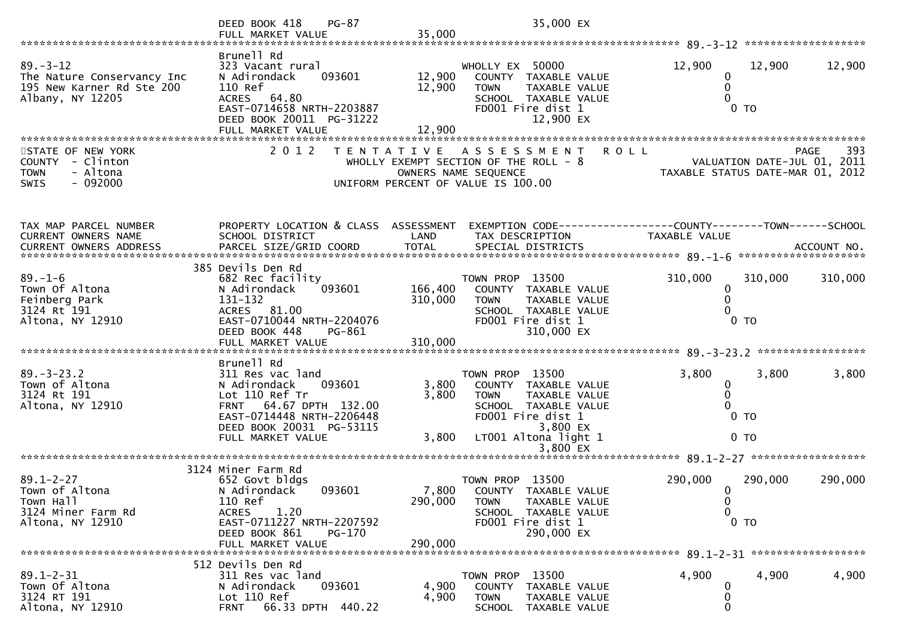```
                               DEED BOOK 418    PG-87                                35,000 EX
                               FULL MARKET VALUE                 35,000
******************************************************************************************************* 89.-3-12 ******************
                               Brunell Rd
89.-3-12                       323 Vacant rural                        WHOLLY EX  50000                12,900      12,900      12,900
The Nature Conservancy Inc     N Adirondack      093601       12,900   COUNTY  TAXABLE VALUE                  0
195 New Karner Rd Ste 200      110 Ref                        12,900   TOWN    TAXABLE VALUE                  0
Albany, NY 12205               ACRES   64.80                           SCHOOL  TAXABLE VALUE                  0
                               EAST-0714658 NRTH-2203887               FD001 Fire dist 1                       0 TO
                               DEED BOOK 20011  PG-31222                         12,900 EX
                               FULL MARKET VALUE                 12,900
*******************************************************************************************************************************
STATE OF NEW YORK                2 0 1 2   T E N T A T I V E   A S S E S S M E N T   R O L L                             PAGE   393
COUNTY  - Clinton                          WHOLLY EXEMPT SECTION OF THE ROLL - 8                    VALUATION DATE-JUL 01, 2011
TOWN    - Altona                                  OWNERS NAME SEQUENCE                            TAXABLE STATUS DATE-MAR 01, 2012
SWIS    - 092000                           UNIFORM PERCENT OF VALUE IS 100.00


TAX MAP PARCEL NUMBER          PROPERTY LOCATION & CLASS  ASSESSMENT  EXEMPTION CODE------------------COUNTY--------TOWN------SCHOOL
CURRENT OWNERS NAME            SCHOOL DISTRICT               LAND      TAX DESCRIPTION                 TAXABLE VALUE
CURRENT OWNERS ADDRESS         PARCEL SIZE/GRID COORD        TOTAL     SPECIAL DISTRICTS                                   ACCOUNT NO.
******************************************************************************************************* 89.-1-6 ********************
                           385 Devils Den Rd
89.-1-6                        682 Rec facility                        TOWN PROP  13500               310,000     310,000     310,000
Town Of Altona                 N Adirondack      093601      166,400   COUNTY  TAXABLE VALUE                  0
Feinberg Park                  131-132                       310,000   TOWN    TAXABLE VALUE                  0
3124 Rt 191                    ACRES   81.00                           SCHOOL  TAXABLE VALUE                  0
Altona, NY 12910               EAST-0710044 NRTH-2204076               FD001 Fire dist 1                       0 TO
                               DEED BOOK 448    PG-861                           310,000 EX
                               FULL MARKET VALUE                310,000
******************************************************************************************************* 89.-3-23.2 *****************
                               Brunell Rd
89.-3-23.2                     311 Res vac land                        TOWN PROP  13500                 3,800       3,800       3,800
Town of Altona                 N Adirondack      093601        3,800   COUNTY  TAXABLE VALUE                  0
3124 Rt 191                    Lot 110 Ref Tr                  3,800   TOWN    TAXABLE VALUE                  0
Altona, NY 12910               FRNT   64.67 DPTH  132.00               SCHOOL  TAXABLE VALUE                  0
                               EAST-0714448 NRTH-2206448               FD001 Fire dist 1                       0 TO
                               DEED BOOK 20031  PG-53115                          3,800 EX
                               FULL MARKET VALUE                  3,800  LT001 Altona light 1                   0 TO
                                                                                  3,800 EX
******************************************************************************************************* 89.1-2-27 ******************
                          3124 Miner Farm Rd
89.1-2-27                      652 Govt bldgs                          TOWN PROP  13500               290,000     290,000     290,000
Town of Altona                 N Adirondack      093601        7,800   COUNTY  TAXABLE VALUE                  0
Town Hall                      110 Ref                       290,000   TOWN    TAXABLE VALUE                  0
3124 Miner Farm Rd             ACRES    1.20                           SCHOOL  TAXABLE VALUE                  0
Altona, NY 12910               EAST-0711227 NRTH-2207592               FD001 Fire dist 1                       0 TO
                               DEED BOOK 861    PG-170                           290,000 EX
                               FULL MARKET VALUE                290,000
******************************************************************************************************* 89.1-2-31 ******************
                           512 Devils Den Rd
89.1-2-31                      311 Res vac land                        TOWN PROP  13500                 4,900       4,900       4,900
Town Of Altona                 N Adirondack      093601        4,900   COUNTY  TAXABLE VALUE                  0
3124 RT 191                    Lot 110 Ref                     4,900   TOWN    TAXABLE VALUE                  0
Altona, NY 12910               FRNT   66.33 DPTH  440.22               SCHOOL  TAXABLE VALUE                  0
```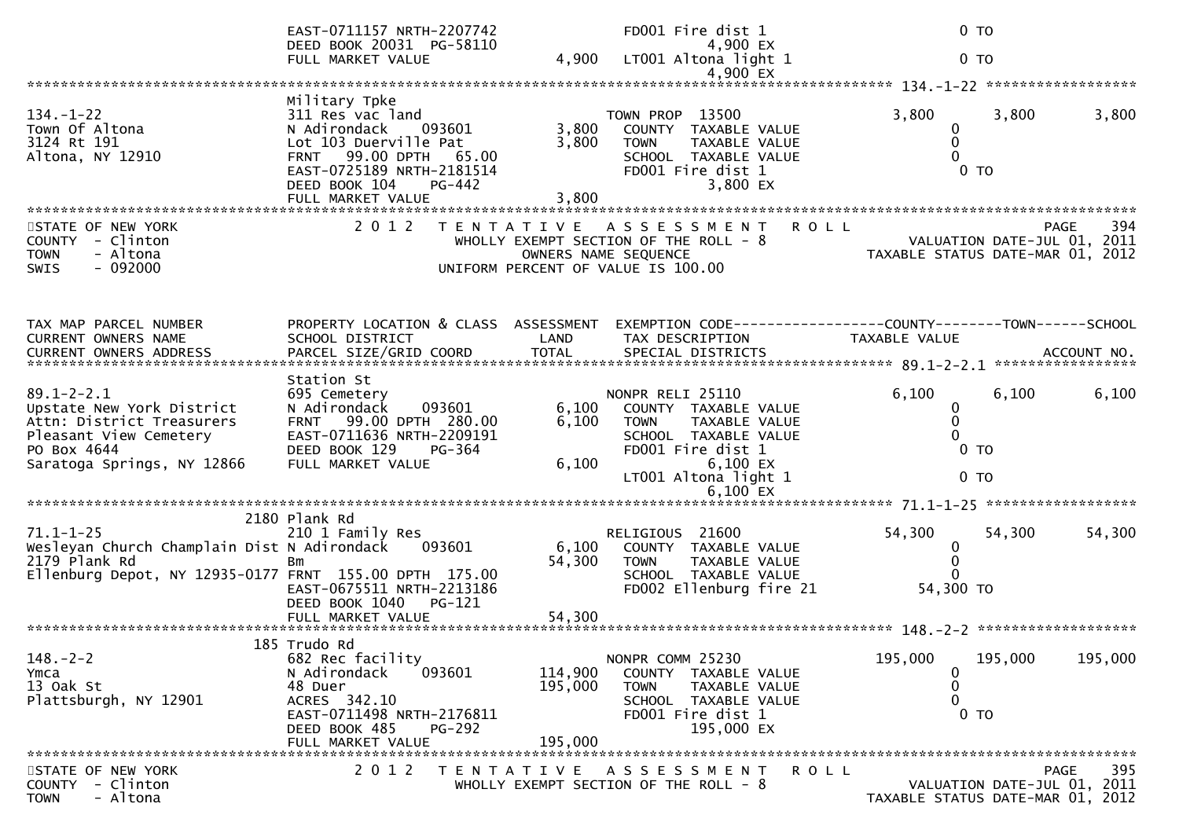```
                              EAST-0711157 NRTH-2207742              FD001 Fire dist 1                               0 TO
                              DEED BOOK 20031  PG-58110                   4,900 EX
                              FULL MARKET VALUE               4,900  LT001 Altona light 1                            0 TO
                                                                          4,900 EX
******************************************************************************************************* 134.-1-22 ******************
                              Military Tpke
134.-1-22                     311 Res vac land                       TOWN PROP  13500                3,800       3,800       3,800
Town Of Altona                N Adirondack     093601        3,800    COUNTY  TAXABLE VALUE                  0
3124 Rt 191                   Lot 103 Duerville Pat          3,800    TOWN    TAXABLE VALUE                  0
Altona, NY 12910              FRNT   99.00 DPTH   65.00               SCHOOL  TAXABLE VALUE                  0
                              EAST-0725189 NRTH-2181514              FD001 Fire dist 1                       0 TO
                              DEED BOOK 104    PG-442                     3,800 EX
                              FULL MARKET VALUE               3,800
************************************************************************************************************************************
STATE OF NEW YORK                 2 0 1 2   T E N T A T I V E   A S S E S S M E N T   R O L L                            PAGE   394
COUNTY  - Clinton                         WHOLLY EXEMPT SECTION OF THE ROLL - 8                      VALUATION DATE-JUL 01, 2011
TOWN    - Altona                                  OWNERS NAME SEQUENCE                          TAXABLE STATUS DATE-MAR 01, 2012
SWIS    - 092000                          UNIFORM PERCENT OF VALUE IS 100.00


TAX MAP PARCEL NUMBER          PROPERTY LOCATION & CLASS  ASSESSMENT  EXEMPTION CODE------------------COUNTY--------TOWN------SCHOOL
CURRENT OWNERS NAME            SCHOOL DISTRICT               LAND      TAX DESCRIPTION               TAXABLE VALUE
CURRENT OWNERS ADDRESS         PARCEL SIZE/GRID COORD        TOTAL     SPECIAL DISTRICTS                                 ACCOUNT NO.
******************************************************************************************************* 89.1-2-2.1 *****************
                              Station St
89.1-2-2.1                    695 Cemetery                           NONPR RELI 25110                6,100       6,100       6,100
Upstate New York District     N Adirondack     093601        6,100    COUNTY  TAXABLE VALUE                  0
Attn: District Treasurers     FRNT   99.00 DPTH  280.00      6,100    TOWN    TAXABLE VALUE                  0
Pleasant View Cemetery        EAST-0711636 NRTH-2209191               SCHOOL  TAXABLE VALUE                  0
PO Box 4644                   DEED BOOK 129    PG-364                FD001 Fire dist 1                       0 TO
Saratoga Springs, NY 12866    FULL MARKET VALUE               6,100       6,100 EX
                                                                     LT001 Altona light 1                    0 TO
                                                                          6,100 EX
******************************************************************************************************* 71.1-1-25 ******************
                         2180 Plank Rd
71.1-1-25                     210 1 Family Res                       RELIGIOUS  21600               54,300      54,300      54,300
Wesleyan Church Champlain Dist N Adirondack     093601        6,100    COUNTY  TAXABLE VALUE                  0
2179 Plank Rd                 Bm                            54,300    TOWN    TAXABLE VALUE                  0
Ellenburg Depot, NY 12935-0177 FRNT  155.00 DPTH  175.00               SCHOOL  TAXABLE VALUE                  0
                              EAST-0675511 NRTH-2213186              FD002 Ellenburg fire 21            54,300 TO
                              DEED BOOK 1040   PG-121
                              FULL MARKET VALUE              54,300
******************************************************************************************************* 148.-2-2 *******************
                          185 Trudo Rd
148.-2-2                      682 Rec facility                       NONPR COMM 25230              195,000     195,000     195,000
Ymca                          N Adirondack     093601      114,900    COUNTY  TAXABLE VALUE                  0
13 Oak St                     48 Duer                      195,000    TOWN    TAXABLE VALUE                  0
Plattsburgh, NY 12901         ACRES  342.10                           SCHOOL  TAXABLE VALUE                  0
                              EAST-0711498 NRTH-2176811              FD001 Fire dist 1                       0 TO
                              DEED BOOK 485    PG-292                   195,000 EX
                              FULL MARKET VALUE             195,000
************************************************************************************************************************************
STATE OF NEW YORK                 2 0 1 2   T E N T A T I V E   A S S E S S M E N T   R O L L                            PAGE   395
COUNTY  - Clinton                         WHOLLY EXEMPT SECTION OF THE ROLL - 8                      VALUATION DATE-JUL 01, 2011
TOWN    - Altona                                                                                TAXABLE STATUS DATE-MAR 01, 2012
```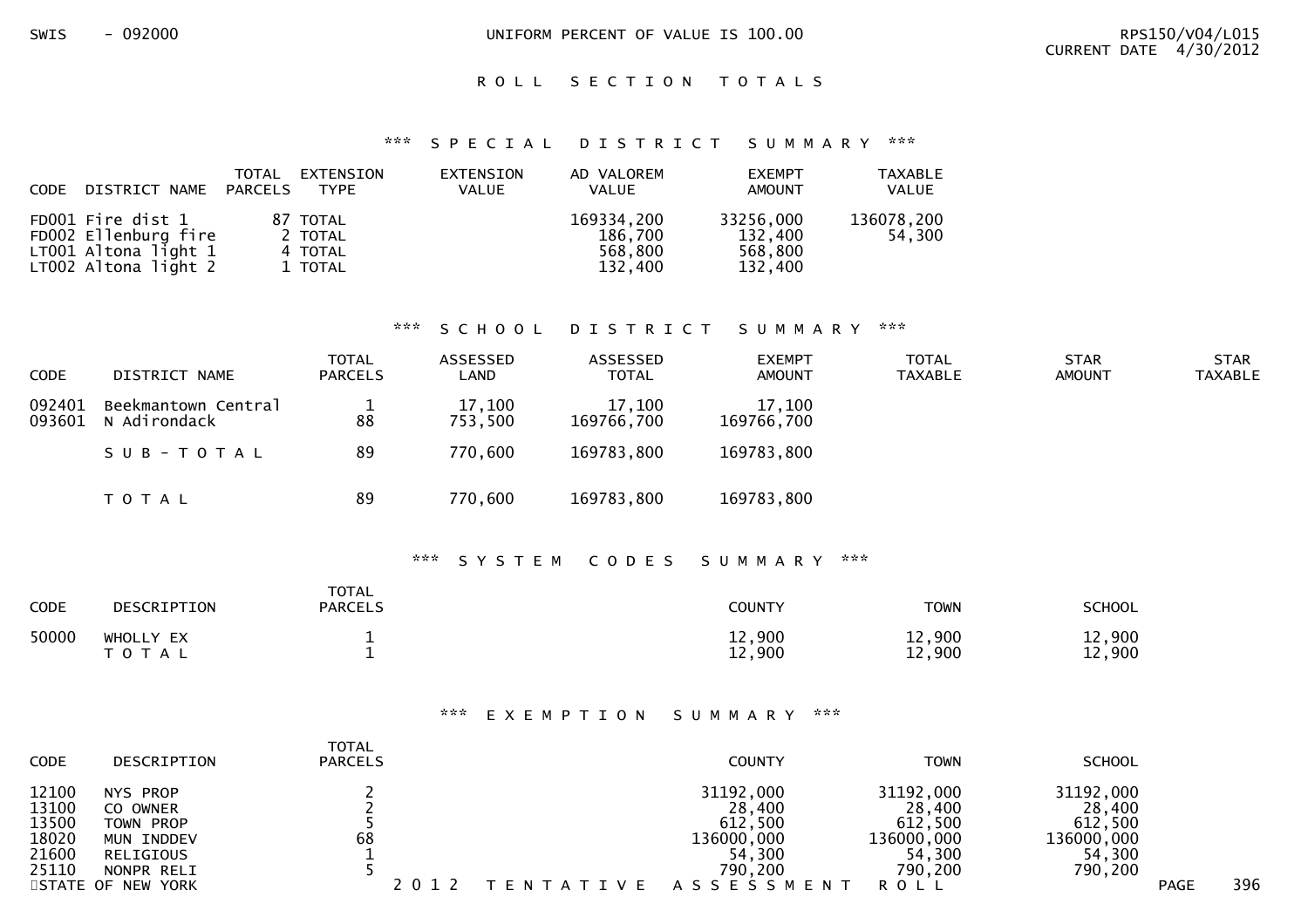SWIS - 092000 UNIFORM PERCENT OF VALUE IS 100.00

RPS150/V04/L015
CURRENT DATE 4/30/2012

# ROLL SECTION TOTALS

## *** SPECIAL DISTRICT SUMMARY ***

| CODE | DISTRICT NAME | TOTAL PARCELS | EXTENSION TYPE | EXTENSION VALUE | AD VALOREM VALUE | EXEMPT AMOUNT | TAXABLE VALUE |
|---|---|---|---|---|---|---|---|
| FD001 | Fire dist 1 | 87 | TOTAL | | 169334,200 | 33256,000 | 136078,200 |
| FD002 | Ellenburg fire | 2 | TOTAL | | 186,700 | 132,400 | 54,300 |
| LT001 | Altona light 1 | 4 | TOTAL | | 568,800 | 568,800 | |
| LT002 | Altona light 2 | 1 | TOTAL | | 132,400 | 132,400 | |

## *** SCHOOL DISTRICT SUMMARY ***

| CODE | DISTRICT NAME | TOTAL PARCELS | ASSESSED LAND | ASSESSED TOTAL | EXEMPT AMOUNT | TOTAL TAXABLE | STAR AMOUNT | STAR TAXABLE |
|---|---|---|---|---|---|---|---|---|
| 092401 | Beekmantown Central | 1 | 17,100 | 17,100 | 17,100 | | | |
| 093601 | N Adirondack | 88 | 753,500 | 169766,700 | 169766,700 | | | |
| | SUB-TOTAL | 89 | 770,600 | 169783,800 | 169783,800 | | | |
| | TOTAL | 89 | 770,600 | 169783,800 | 169783,800 | | | |

## *** SYSTEM CODES SUMMARY ***

| CODE | DESCRIPTION | TOTAL PARCELS | COUNTY | TOWN | SCHOOL |
|---|---|---|---|---|---|
| 50000 | WHOLLY EX | 1 | 12,900 | 12,900 | 12,900 |
| | TOTAL | 1 | 12,900 | 12,900 | 12,900 |

## *** EXEMPTION SUMMARY ***

| CODE | DESCRIPTION | TOTAL PARCELS | COUNTY | TOWN | SCHOOL |
|---|---|---|---|---|---|
| 12100 | NYS PROP | 2 | 31192,000 | 31192,000 | 31192,000 |
| 13100 | CO OWNER | 2 | 28,400 | 28,400 | 28,400 |
| 13500 | TOWN PROP | 5 | 612,500 | 612,500 | 612,500 |
| 18020 | MUN INDDEV | 68 | 136000,000 | 136000,000 | 136000,000 |
| 21600 | RELIGIOUS | 1 | 54,300 | 54,300 | 54,300 |
| 25110 | NONPR RELI | 5 | 790,200 | 790,200 | 790,200 |

STATE OF NEW YORK 2012 TENTATIVE ASSESSMENT ROLL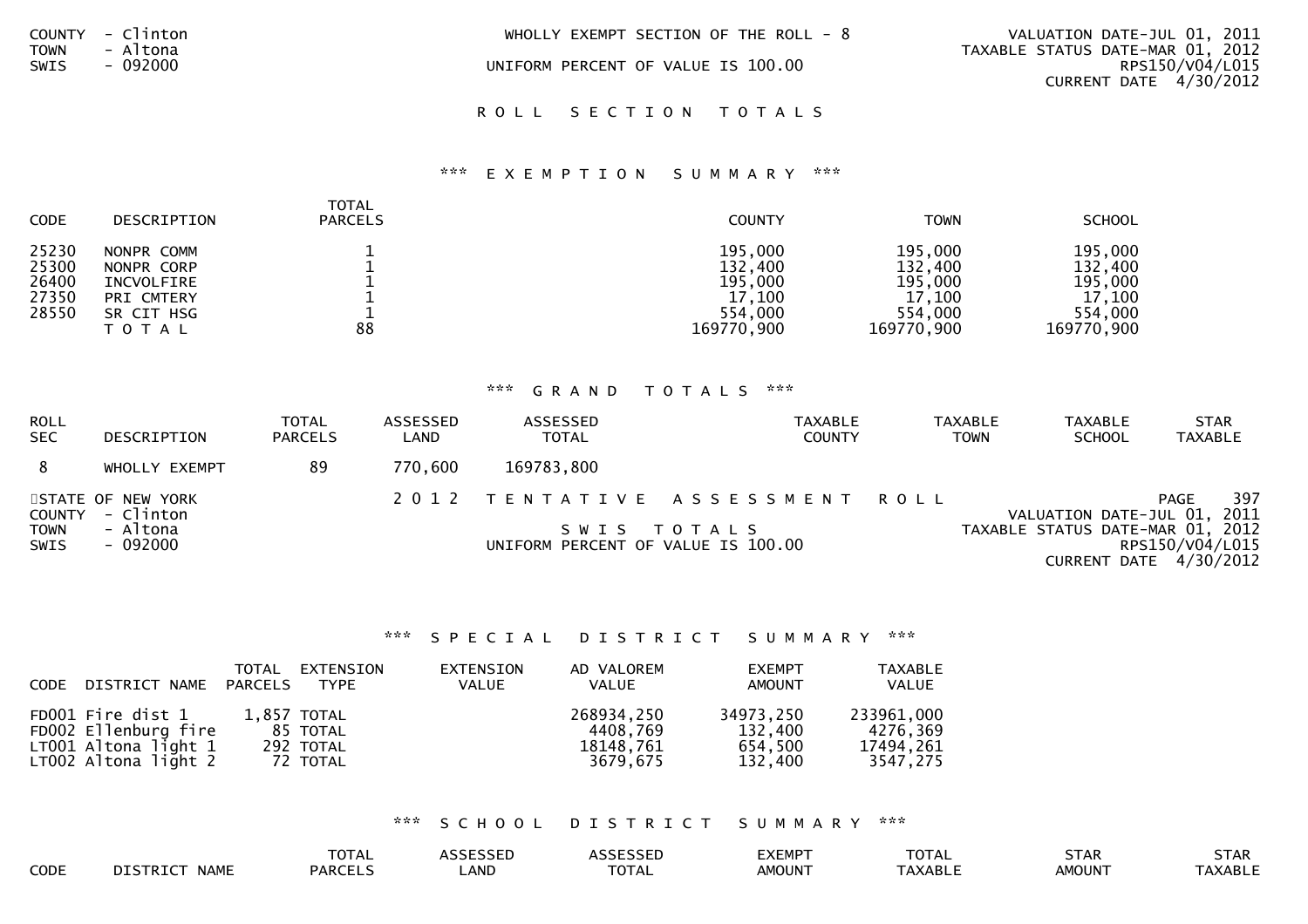COUNTY - Clinton
TOWN - Altona
SWIS - 092000

WHOLLY EXEMPT SECTION OF THE ROLL - 8

UNIFORM PERCENT OF VALUE IS 100.00

VALUATION DATE-JUL 01, 2011
TAXABLE STATUS DATE-MAR 01, 2012
RPS150/V04/L015
CURRENT DATE 4/30/2012

## R O L L   S E C T I O N   T O T A L S

### *** E X E M P T I O N   S U M M A R Y ***

| CODE | DESCRIPTION | TOTAL PARCELS | COUNTY | TOWN | SCHOOL |
|---|---|---|---|---|---|
| 25230 | NONPR COMM | 1 | 195,000 | 195,000 | 195,000 |
| 25300 | NONPR CORP | 1 | 132,400 | 132,400 | 132,400 |
| 26400 | INCVOLFIRE | 1 | 195,000 | 195,000 | 195,000 |
| 27350 | PRI CMTERY | 1 | 17,100 | 17,100 | 17,100 |
| 28550 | SR CIT HSG | 1 | 554,000 | 554,000 | 554,000 |
| | T O T A L | 88 | 169770,900 | 169770,900 | 169770,900 |

### *** G R A N D   T O T A L S ***

| ROLL SEC | DESCRIPTION | TOTAL PARCELS | ASSESSED LAND | ASSESSED TOTAL | TAXABLE COUNTY | TAXABLE TOWN | TAXABLE SCHOOL | STAR TAXABLE |
|---|---|---|---|---|---|---|---|---|
| 8 | WHOLLY EXEMPT | 89 | 770,600 | 169783,800 | | | | |

STATE OF NEW YORK
COUNTY - Clinton
TOWN - Altona
SWIS - 092000

2 0 1 2   T E N T A T I V E   A S S E S S M E N T   R O L L

S W I S   T O T A L S

UNIFORM PERCENT OF VALUE IS 100.00

PAGE 397
VALUATION DATE-JUL 01, 2011
TAXABLE STATUS DATE-MAR 01, 2012
RPS150/V04/L015
CURRENT DATE 4/30/2012

### *** S P E C I A L   D I S T R I C T   S U M M A R Y ***

| CODE | DISTRICT NAME | TOTAL PARCELS | EXTENSION TYPE | EXTENSION VALUE | AD VALOREM VALUE | EXEMPT AMOUNT | TAXABLE VALUE |
|---|---|---|---|---|---|---|---|
| FD001 | Fire dist 1 | 1,857 | TOTAL | | 268934,250 | 34973,250 | 233961,000 |
| FD002 | Ellenburg fire | 85 | TOTAL | | 4408,769 | 132,400 | 4276,369 |
| LT001 | Altona light 1 | 292 | TOTAL | | 18148,761 | 654,500 | 17494,261 |
| LT002 | Altona light 2 | 72 | TOTAL | | 3679,675 | 132,400 | 3547,275 |

### *** S C H O O L   D I S T R I C T   S U M M A R Y ***

| CODE | DISTRICT NAME | TOTAL PARCELS | ASSESSED LAND | ASSESSED TOTAL | EXEMPT AMOUNT | TOTAL TAXABLE | STAR AMOUNT | STAR TAXABLE |
|---|---|---|---|---|---|---|---|---|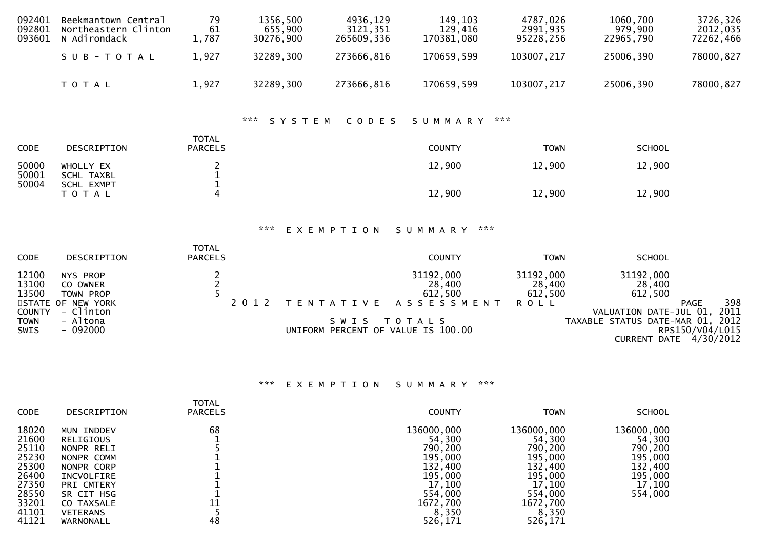| | | | | | | | | |
|---|---|---|---|---|---|---|---|---|
| 092401 | Beekmantown Central | 79 | 1356,500 | 4936,129 | 149,103 | 4787,026 | 1060,700 | 3726,326 |
| 092801 | Northeastern Clinton | 61 | 655,900 | 3121,351 | 129,416 | 2991,935 | 979,900 | 2012,035 |
| 093601 | N Adirondack | 1,787 | 30276,900 | 265609,336 | 170381,080 | 95228,256 | 22965,790 | 72262,466 |
| | S U B - T O T A L | 1,927 | 32289,300 | 273666,816 | 170659,599 | 103007,217 | 25006,390 | 78000,827 |
| | T O T A L | 1,927 | 32289,300 | 273666,816 | 170659,599 | 103007,217 | 25006,390 | 78000,827 |

### *** S Y S T E M C O D E S S U M M A R Y ***

| CODE | DESCRIPTION | TOTAL PARCELS | COUNTY | TOWN | SCHOOL |
|---|---|---|---|---|---|
| 50000 | WHOLLY EX | 2 | 12,900 | 12,900 | 12,900 |
| 50001 | SCHL TAXBL | 1 | | | |
| 50004 | SCHL EXMPT | 1 | | | |
| | T O T A L | 4 | 12,900 | 12,900 | 12,900 |

### *** E X E M P T I O N S U M M A R Y ***

| CODE | DESCRIPTION | TOTAL PARCELS | COUNTY | TOWN | SCHOOL |
|---|---|---|---|---|---|
| 12100 | NYS PROP | 2 | 31192,000 | 31192,000 | 31192,000 |
| 13100 | CO OWNER | 2 | 28,400 | 28,400 | 28,400 |
| 13500 | TOWN PROP | 5 | 612,500 | 612,500 | 612,500 |

STATE OF NEW YORK
COUNTY - Clinton
TOWN - Altona
SWIS - 092000

2 0 1 2 T E N T A T I V E A S S E S S M E N T R O L L

S W I S T O T A L S

UNIFORM PERCENT OF VALUE IS 100.00

VALUATION DATE-JUL 01, 2011
TAXABLE STATUS DATE-MAR 01, 2012
RPS150/V04/L015
CURRENT DATE 4/30/2012

### *** E X E M P T I O N S U M M A R Y ***

| CODE | DESCRIPTION | TOTAL PARCELS | COUNTY | TOWN | SCHOOL |
|---|---|---|---|---|---|
| 18020 | MUN INDDEV | 68 | 136000,000 | 136000,000 | 136000,000 |
| 21600 | RELIGIOUS | 1 | 54,300 | 54,300 | 54,300 |
| 25110 | NONPR RELI | 5 | 790,200 | 790,200 | 790,200 |
| 25230 | NONPR COMM | 1 | 195,000 | 195,000 | 195,000 |
| 25300 | NONPR CORP | 1 | 132,400 | 132,400 | 132,400 |
| 26400 | INCVOLFIRE | 1 | 195,000 | 195,000 | 195,000 |
| 27350 | PRI CMTERY | 1 | 17,100 | 17,100 | 17,100 |
| 28550 | SR CIT HSG | 1 | 554,000 | 554,000 | 554,000 |
| 33201 | CO TAXSALE | 11 | 1672,700 | 1672,700 | |
| 41101 | VETERANS | 5 | 8,350 | 8,350 | |
| 41121 | WARNONALL | 48 | 526,171 | 526,171 | |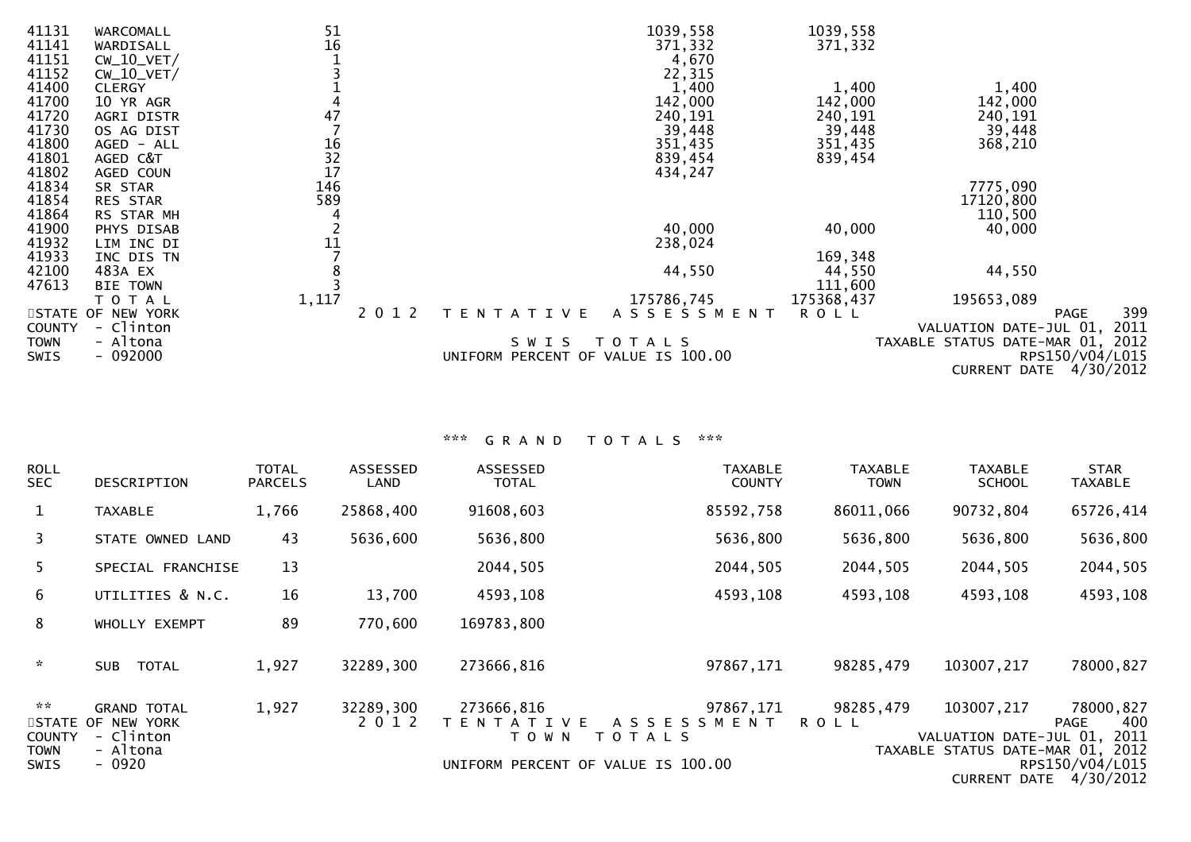| CODE | DESCRIPTION | TOTAL PARCELS | COUNTY | TOWN | SCHOOL |
|---|---|---|---|---|---|
| 41131 | WARCOMALL | 51 | 1039,558 | 1039,558 | |
| 41141 | WARDISALL | 16 | 371,332 | 371,332 | |
| 41151 | CW_10_VET/ | 1 | 4,670 | | |
| 41152 | CW_10_VET/ | 3 | 22,315 | | |
| 41400 | CLERGY | 1 | 1,400 | 1,400 | 1,400 |
| 41700 | 10 YR AGR | 4 | 142,000 | 142,000 | 142,000 |
| 41720 | AGRI DISTR | 47 | 240,191 | 240,191 | 240,191 |
| 41730 | OS AG DIST | 7 | 39,448 | 39,448 | 39,448 |
| 41800 | AGED - ALL | 16 | 351,435 | 351,435 | 368,210 |
| 41801 | AGED C&T | 32 | 839,454 | 839,454 | |
| 41802 | AGED COUN | 17 | 434,247 | | |
| 41834 | SR STAR | 146 | | | 7775,090 |
| 41854 | RES STAR | 589 | | | 17120,800 |
| 41864 | RS STAR MH | 4 | | | 110,500 |
| 41900 | PHYS DISAB | 2 | 40,000 | 40,000 | 40,000 |
| 41932 | LIM INC DI | 11 | 238,024 | | |
| 41933 | INC DIS TN | 7 | | 169,348 | |
| 42100 | 483A EX | 8 | 44,550 | 44,550 | 44,550 |
| 47613 | BIE TOWN | 3 | | 111,600 | |
| | T O T A L | 1,117 | 175786,745 | 175368,437 | 195653,089 |

STATE OF NEW YORK — 2 0 1 2 T E N T A T I V E A S S E S S M E N T R O L L
COUNTY - Clinton
TOWN - Altona
SWIS - 092000

S W I S T O T A L S

UNIFORM PERCENT OF VALUE IS 100.00

VALUATION DATE-JUL 01, 2011
TAXABLE STATUS DATE-MAR 01, 2012
RPS150/V04/L015
CURRENT DATE 4/30/2012

## *** G R A N D T O T A L S ***

| ROLL SEC | DESCRIPTION | TOTAL PARCELS | ASSESSED LAND | ASSESSED TOTAL | TAXABLE COUNTY | TAXABLE TOWN | TAXABLE SCHOOL | STAR TAXABLE |
|---|---|---|---|---|---|---|---|---|
| 1 | TAXABLE | 1,766 | 25868,400 | 91608,603 | 85592,758 | 86011,066 | 90732,804 | 65726,414 |
| 3 | STATE OWNED LAND | 43 | 5636,600 | 5636,800 | 5636,800 | 5636,800 | 5636,800 | 5636,800 |
| 5 | SPECIAL FRANCHISE | 13 | | 2044,505 | 2044,505 | 2044,505 | 2044,505 | 2044,505 |
| 6 | UTILITIES & N.C. | 16 | 13,700 | 4593,108 | 4593,108 | 4593,108 | 4593,108 | 4593,108 |
| 8 | WHOLLY EXEMPT | 89 | 770,600 | 169783,800 | | | | |
| * | SUB TOTAL | 1,927 | 32289,300 | 273666,816 | 97867,171 | 98285,479 | 103007,217 | 78000,827 |
| ** | GRAND TOTAL | 1,927 | 32289,300 | 273666,816 | 97867,171 | 98285,479 | 103007,217 | 78000,827 |

STATE OF NEW YORK — 2 0 1 2 T E N T A T I V E A S S E S S M E N T R O L L
COUNTY - Clinton
TOWN - Altona
SWIS - 0920

T O W N T O T A L S

UNIFORM PERCENT OF VALUE IS 100.00

VALUATION DATE-JUL 01, 2011
TAXABLE STATUS DATE-MAR 01, 2012
RPS150/V04/L015
CURRENT DATE 4/30/2012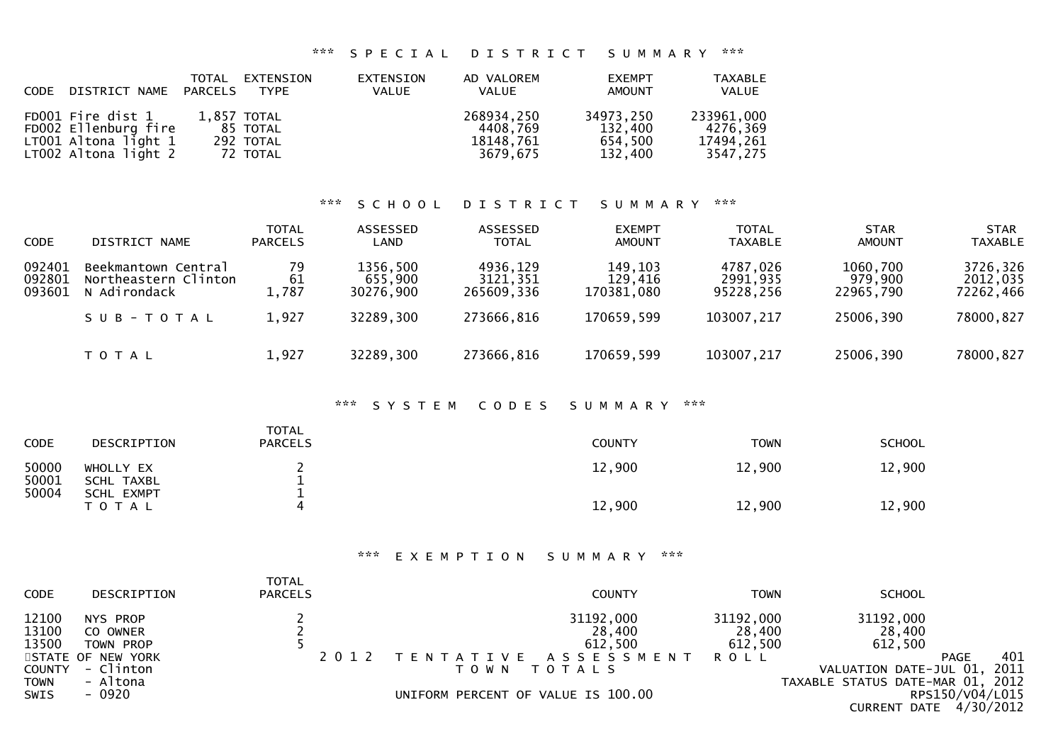## *** SPECIAL DISTRICT SUMMARY ***

| CODE | DISTRICT NAME | TOTAL PARCELS | EXTENSION TYPE | EXTENSION VALUE | AD VALOREM VALUE | EXEMPT AMOUNT | TAXABLE VALUE |
|---|---|---|---|---|---|---|---|
| FD001 | Fire dist 1 | 1,857 | TOTAL | | 268934,250 | 34973,250 | 233961,000 |
| FD002 | Ellenburg fire | 85 | TOTAL | | 4408,769 | 132,400 | 4276,369 |
| LT001 | Altona light 1 | 292 | TOTAL | | 18148,761 | 654,500 | 17494,261 |
| LT002 | Altona light 2 | 72 | TOTAL | | 3679,675 | 132,400 | 3547,275 |

## *** SCHOOL DISTRICT SUMMARY ***

| CODE | DISTRICT NAME | TOTAL PARCELS | ASSESSED LAND | ASSESSED TOTAL | EXEMPT AMOUNT | TOTAL TAXABLE | STAR AMOUNT | STAR TAXABLE |
|---|---|---|---|---|---|---|---|---|
| 092401 | Beekmantown Central | 79 | 1356,500 | 4936,129 | 149,103 | 4787,026 | 1060,700 | 3726,326 |
| 092801 | Northeastern Clinton | 61 | 655,900 | 3121,351 | 129,416 | 2991,935 | 979,900 | 2012,035 |
| 093601 | N Adirondack | 1,787 | 30276,900 | 265609,336 | 170381,080 | 95228,256 | 22965,790 | 72262,466 |
| | SUB-TOTAL | 1,927 | 32289,300 | 273666,816 | 170659,599 | 103007,217 | 25006,390 | 78000,827 |
| | TOTAL | 1,927 | 32289,300 | 273666,816 | 170659,599 | 103007,217 | 25006,390 | 78000,827 |

## *** SYSTEM CODES SUMMARY ***

| CODE | DESCRIPTION | TOTAL PARCELS | COUNTY | TOWN | SCHOOL |
|---|---|---|---|---|---|
| 50000 | WHOLLY EX | 2 | 12,900 | 12,900 | 12,900 |
| 50001 | SCHL TAXBL | 1 | | | |
| 50004 | SCHL EXMPT | 1 | | | |
| | TOTAL | 4 | 12,900 | 12,900 | 12,900 |

## *** EXEMPTION SUMMARY ***

| CODE | DESCRIPTION | TOTAL PARCELS | COUNTY | TOWN | SCHOOL |
|---|---|---|---|---|---|
| 12100 | NYS PROP | 2 | 31192,000 | 31192,000 | 31192,000 |
| 13100 | CO OWNER | 2 | 28,400 | 28,400 | 28,400 |
| 13500 | TOWN PROP | 5 | 612,500 | 612,500 | 612,500 |

STATE OF NEW YORK
COUNTY - Clinton
TOWN - Altona
SWIS - 0920

2012 TENTATIVE ASSESSMENT ROLL
TOWN TOTALS
UNIFORM PERCENT OF VALUE IS 100.00

VALUATION DATE-JUL 01, 2011
TAXABLE STATUS DATE-MAR 01, 2012
RPS150/V04/L015
CURRENT DATE 4/30/2012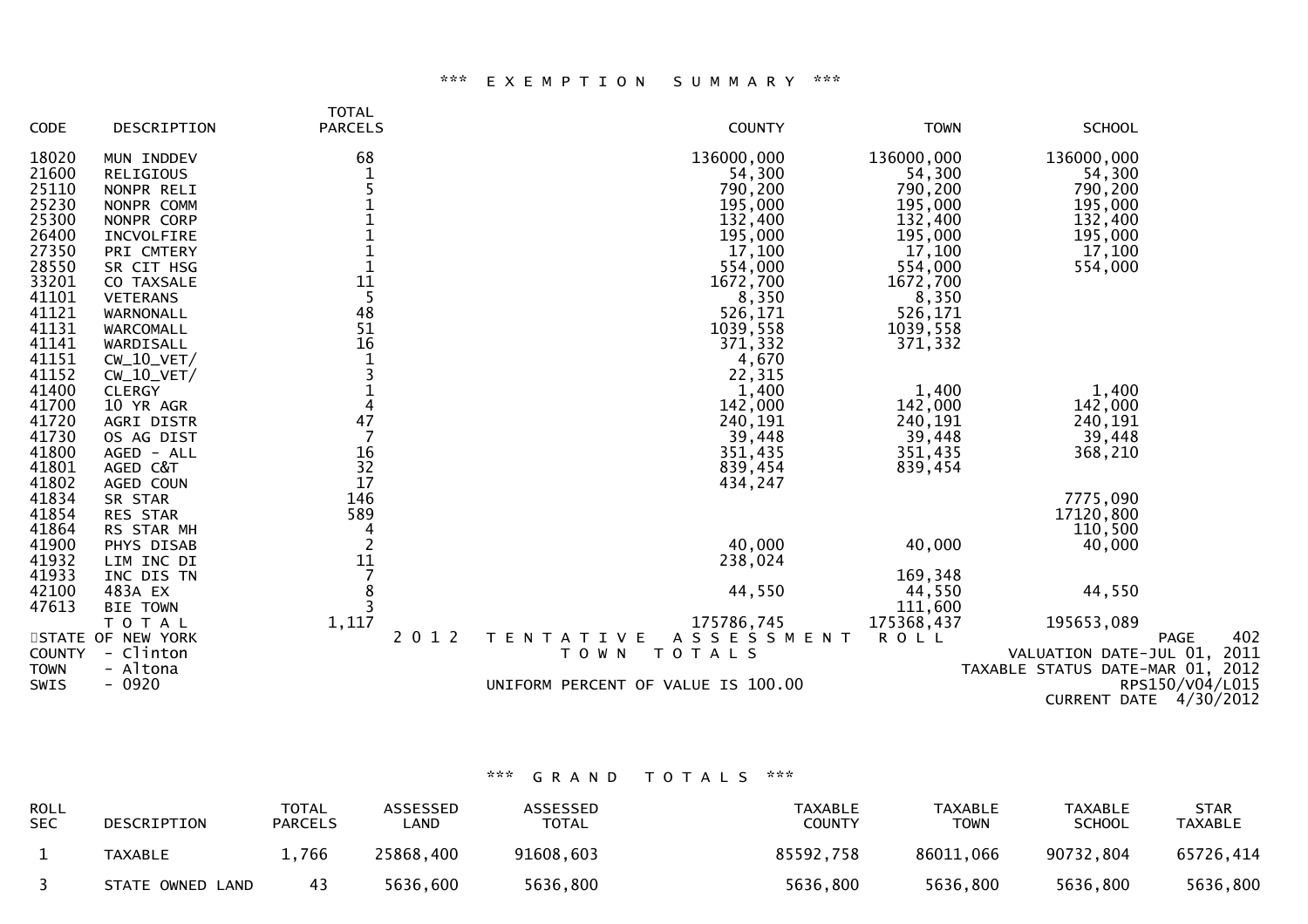### *** EXEMPTION SUMMARY ***

| CODE | DESCRIPTION | TOTAL PARCELS | COUNTY | TOWN | SCHOOL |
|---|---|---|---|---|---|
| 18020 | MUN INDDEV | 68 | 136000,000 | 136000,000 | 136000,000 |
| 21600 | RELIGIOUS | 1 | 54,300 | 54,300 | 54,300 |
| 25110 | NONPR RELI | 5 | 790,200 | 790,200 | 790,200 |
| 25230 | NONPR COMM | 1 | 195,000 | 195,000 | 195,000 |
| 25300 | NONPR CORP | 1 | 132,400 | 132,400 | 132,400 |
| 26400 | INCVOLFIRE | 1 | 195,000 | 195,000 | 195,000 |
| 27350 | PRI CMTERY | 1 | 17,100 | 17,100 | 17,100 |
| 28550 | SR CIT HSG | 1 | 554,000 | 554,000 | 554,000 |
| 33201 | CO TAXSALE | 11 | 1672,700 | 1672,700 | |
| 41101 | VETERANS | 5 | 8,350 | 8,350 | |
| 41121 | WARNONALL | 48 | 526,171 | 526,171 | |
| 41131 | WARCOMALL | 51 | 1039,558 | 1039,558 | |
| 41141 | WARDISALL | 16 | 371,332 | 371,332 | |
| 41151 | CW_10_VET/ | 1 | 4,670 | | |
| 41152 | CW_10_VET/ | 3 | 22,315 | | |
| 41400 | CLERGY | 1 | 1,400 | 1,400 | 1,400 |
| 41700 | 10 YR AGR | 4 | 142,000 | 142,000 | 142,000 |
| 41720 | AGRI DISTR | 47 | 240,191 | 240,191 | 240,191 |
| 41730 | OS AG DIST | 7 | 39,448 | 39,448 | 39,448 |
| 41800 | AGED - ALL | 16 | 351,435 | 351,435 | 368,210 |
| 41801 | AGED C&T | 32 | 839,454 | 839,454 | |
| 41802 | AGED COUN | 17 | 434,247 | | |
| 41834 | SR STAR | 146 | | | 7775,090 |
| 41854 | RES STAR | 589 | | | 17120,800 |
| 41864 | RS STAR MH | 4 | | | 110,500 |
| 41900 | PHYS DISAB | 2 | 40,000 | 40,000 | 40,000 |
| 41932 | LIM INC DI | 11 | 238,024 | | |
| 41933 | INC DIS TN | 7 | | 169,348 | |
| 42100 | 483A EX | 8 | 44,550 | 44,550 | 44,550 |
| 47613 | BIE TOWN | 3 | | 111,600 | |
| | TOTAL | 1,117 | 175786,745 | 175368,437 | 195653,089 |

STATE OF NEW YORK — 2012 TENTATIVE ASSESSMENT ROLL — PAGE 402
COUNTY - Clinton — TOWN TOTALS — VALUATION DATE-JUL 01, 2011
TOWN - Altona — TAXABLE STATUS DATE-MAR 01, 2012
SWIS - 0920 — UNIFORM PERCENT OF VALUE IS 100.00 — RPS150/V04/L015
CURRENT DATE 4/30/2012

### *** GRAND TOTALS ***

| ROLL SEC | DESCRIPTION | TOTAL PARCELS | ASSESSED LAND | ASSESSED TOTAL | TAXABLE COUNTY | TAXABLE TOWN | TAXABLE SCHOOL | STAR TAXABLE |
|---|---|---|---|---|---|---|---|---|
| 1 | TAXABLE | 1,766 | 25868,400 | 91608,603 | 85592,758 | 86011,066 | 90732,804 | 65726,414 |
| 3 | STATE OWNED LAND | 43 | 5636,600 | 5636,800 | 5636,800 | 5636,800 | 5636,800 | 5636,800 |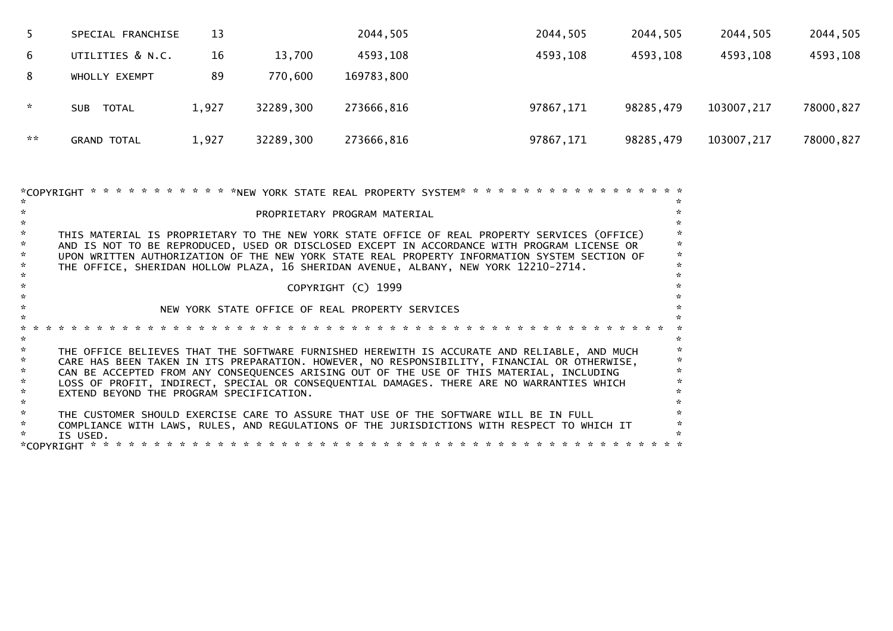| | | | | | | | | | |
|---|---|---|---|---|---|---|---|---|---|
| 5 | SPECIAL FRANCHISE | 13 | | 2044,505 | | 2044,505 | 2044,505 | 2044,505 | 2044,505 |
| 6 | UTILITIES & N.C. | 16 | 13,700 | 4593,108 | | 4593,108 | 4593,108 | 4593,108 | 4593,108 |
| 8 | WHOLLY EXEMPT | 89 | 770,600 | 169783,800 | | | | | |
| * | SUB TOTAL | 1,927 | 32289,300 | 273666,816 | | 97867,171 | 98285,479 | 103007,217 | 78000,827 |
| ** | GRAND TOTAL | 1,927 | 32289,300 | 273666,816 | | 97867,171 | 98285,479 | 103007,217 | 78000,827 |

*COPYRIGHT * * * * * * * * * * * *NEW YORK STATE REAL PROPERTY SYSTEM* * * * * * * * * * * * * * * * * *

PROPRIETARY PROGRAM MATERIAL

THIS MATERIAL IS PROPRIETARY TO THE NEW YORK STATE OFFICE OF REAL PROPERTY SERVICES (OFFICE) AND IS NOT TO BE REPRODUCED, USED OR DISCLOSED EXCEPT IN ACCORDANCE WITH PROGRAM LICENSE OR UPON WRITTEN AUTHORIZATION OF THE NEW YORK STATE REAL PROPERTY INFORMATION SYSTEM SECTION OF THE OFFICE, SHERIDAN HOLLOW PLAZA, 16 SHERIDAN AVENUE, ALBANY, NEW YORK 12210-2714.

COPYRIGHT (C) 1999

NEW YORK STATE OFFICE OF REAL PROPERTY SERVICES

THE OFFICE BELIEVES THAT THE SOFTWARE FURNISHED HEREWITH IS ACCURATE AND RELIABLE, AND MUCH CARE HAS BEEN TAKEN IN ITS PREPARATION. HOWEVER, NO RESPONSIBILITY, FINANCIAL OR OTHERWISE, CAN BE ACCEPTED FROM ANY CONSEQUENCES ARISING OUT OF THE USE OF THIS MATERIAL, INCLUDING LOSS OF PROFIT, INDIRECT, SPECIAL OR CONSEQUENTIAL DAMAGES. THERE ARE NO WARRANTIES WHICH EXTEND BEYOND THE PROGRAM SPECIFICATION.

THE CUSTOMER SHOULD EXERCISE CARE TO ASSURE THAT USE OF THE SOFTWARE WILL BE IN FULL COMPLIANCE WITH LAWS, RULES, AND REGULATIONS OF THE JURISDICTIONS WITH RESPECT TO WHICH IT IS USED.

*COPYRIGHT * * * * * * * * * * * * * * * * * * * * * * * * * * * * * * * * * * * * * * * * * * * * *